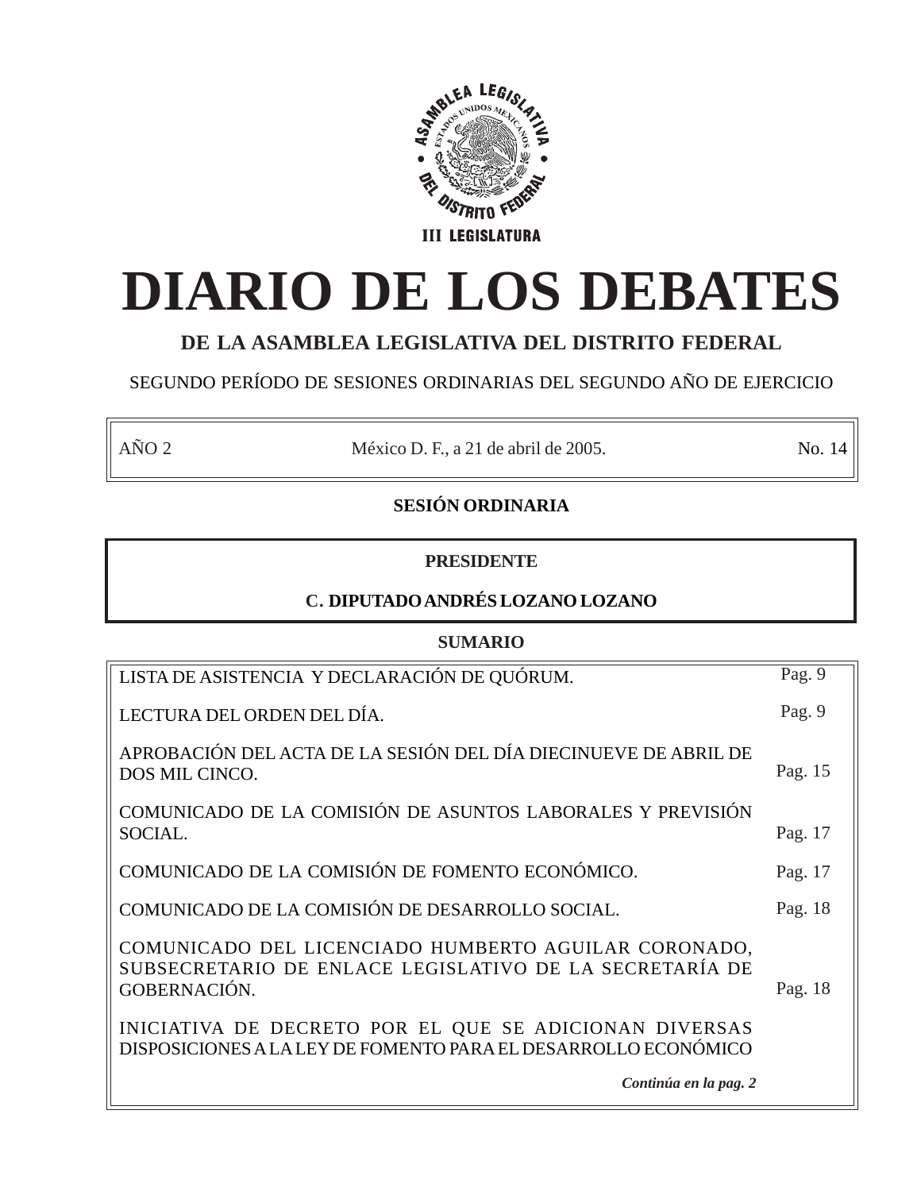ASAMBLEA LEGISLATIVA DEL DISTRITO FEDERAL

III LEGISLATURA

# DIARIO DE LOS DEBATES

## DE LA ASAMBLEA LEGISLATIVA DEL DISTRITO FEDERAL

SEGUNDO PERÍODO DE SESIONES ORDINARIAS DEL SEGUNDO AÑO DE EJERCICIO

| AÑO 2 | México D. F., a 21 de abril de 2005. | No. 14 |
|---|---|---|

**SESIÓN ORDINARIA**

**PRESIDENTE**

**C. DIPUTADO ANDRÉS LOZANO LOZANO**

**SUMARIO**

| | |
|---|---|
| LISTA DE ASISTENCIA Y DECLARACIÓN DE QUÓRUM. | Pag. 9 |
| LECTURA DEL ORDEN DEL DÍA. | Pag. 9 |
| APROBACIÓN DEL ACTA DE LA SESIÓN DEL DÍA DIECINUEVE DE ABRIL DE DOS MIL CINCO. | Pag. 15 |
| COMUNICADO DE LA COMISIÓN DE ASUNTOS LABORALES Y PREVISIÓN SOCIAL. | Pag. 17 |
| COMUNICADO DE LA COMISIÓN DE FOMENTO ECONÓMICO. | Pag. 17 |
| COMUNICADO DE LA COMISIÓN DE DESARROLLO SOCIAL. | Pag. 18 |
| COMUNICADO DEL LICENCIADO HUMBERTO AGUILAR CORONADO, SUBSECRETARIO DE ENLACE LEGISLATIVO DE LA SECRETARÍA DE GOBERNACIÓN. | Pag. 18 |
| INICIATIVA DE DECRETO POR EL QUE SE ADICIONAN DIVERSAS DISPOSICIONES A LA LEY DE FOMENTO PARA EL DESARROLLO ECONÓMICO | |

***Continúa en la pag. 2***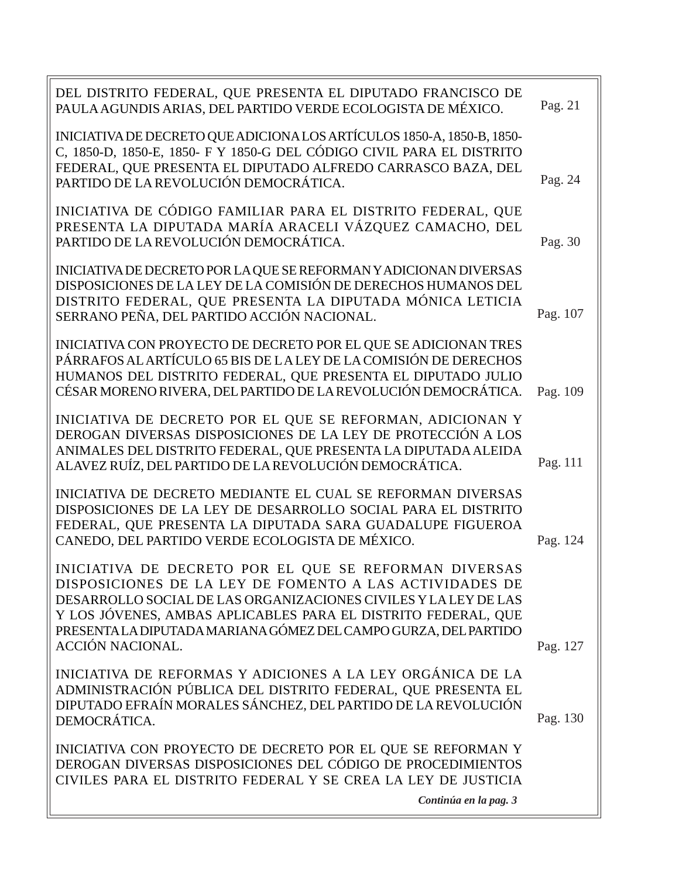DEL DISTRITO FEDERAL, QUE PRESENTA EL DIPUTADO FRANCISCO DE PAULA AGUNDIS ARIAS, DEL PARTIDO VERDE ECOLOGISTA DE MÉXICO. Pag. 21

INICIATIVA DE DECRETO QUE ADICIONA LOS ARTÍCULOS 1850-A, 1850-B, 1850-C, 1850-D, 1850-E, 1850- F Y 1850-G DEL CÓDIGO CIVIL PARA EL DISTRITO FEDERAL, QUE PRESENTA EL DIPUTADO ALFREDO CARRASCO BAZA, DEL PARTIDO DE LA REVOLUCIÓN DEMOCRÁTICA. Pag. 24

INICIATIVA DE CÓDIGO FAMILIAR PARA EL DISTRITO FEDERAL, QUE PRESENTA LA DIPUTADA MARÍA ARACELI VÁZQUEZ CAMACHO, DEL PARTIDO DE LA REVOLUCIÓN DEMOCRÁTICA. Pag. 30

INICIATIVA DE DECRETO POR LA QUE SE REFORMAN Y ADICIONAN DIVERSAS DISPOSICIONES DE LA LEY DE LA COMISIÓN DE DERECHOS HUMANOS DEL DISTRITO FEDERAL, QUE PRESENTA LA DIPUTADA MÓNICA LETICIA SERRANO PEÑA, DEL PARTIDO ACCIÓN NACIONAL. Pag. 107

INICIATIVA CON PROYECTO DE DECRETO POR EL QUE SE ADICIONAN TRES PÁRRAFOS AL ARTÍCULO 65 BIS DE L A LEY DE LA COMISIÓN DE DERECHOS HUMANOS DEL DISTRITO FEDERAL, QUE PRESENTA EL DIPUTADO JULIO CÉSAR MORENO RIVERA, DEL PARTIDO DE LA REVOLUCIÓN DEMOCRÁTICA. Pag. 109

INICIATIVA DE DECRETO POR EL QUE SE REFORMAN, ADICIONAN Y DEROGAN DIVERSAS DISPOSICIONES DE LA LEY DE PROTECCIÓN A LOS ANIMALES DEL DISTRITO FEDERAL, QUE PRESENTA LA DIPUTADA ALEIDA ALAVEZ RUÍZ, DEL PARTIDO DE LA REVOLUCIÓN DEMOCRÁTICA. Pag. 111

INICIATIVA DE DECRETO MEDIANTE EL CUAL SE REFORMAN DIVERSAS DISPOSICIONES DE LA LEY DE DESARROLLO SOCIAL PARA EL DISTRITO FEDERAL, QUE PRESENTA LA DIPUTADA SARA GUADALUPE FIGUEROA CANEDO, DEL PARTIDO VERDE ECOLOGISTA DE MÉXICO. Pag. 124

INICIATIVA DE DECRETO POR EL QUE SE REFORMAN DIVERSAS DISPOSICIONES DE LA LEY DE FOMENTO A LAS ACTIVIDADES DE DESARROLLO SOCIAL DE LAS ORGANIZACIONES CIVILES Y LA LEY DE LAS Y LOS JÓVENES, AMBAS APLICABLES PARA EL DISTRITO FEDERAL, QUE PRESENTA LA DIPUTADA MARIANA GÓMEZ DEL CAMPO GURZA, DEL PARTIDO ACCIÓN NACIONAL. Pag. 127

INICIATIVA DE REFORMAS Y ADICIONES A LA LEY ORGÁNICA DE LA ADMINISTRACIÓN PÚBLICA DEL DISTRITO FEDERAL, QUE PRESENTA EL DIPUTADO EFRAÍN MORALES SÁNCHEZ, DEL PARTIDO DE LA REVOLUCIÓN DEMOCRÁTICA. Pag. 130

INICIATIVA CON PROYECTO DE DECRETO POR EL QUE SE REFORMAN Y DEROGAN DIVERSAS DISPOSICIONES DEL CÓDIGO DE PROCEDIMIENTOS CIVILES PARA EL DISTRITO FEDERAL Y SE CREA LA LEY DE JUSTICIA

***Continúa en la pag. 3***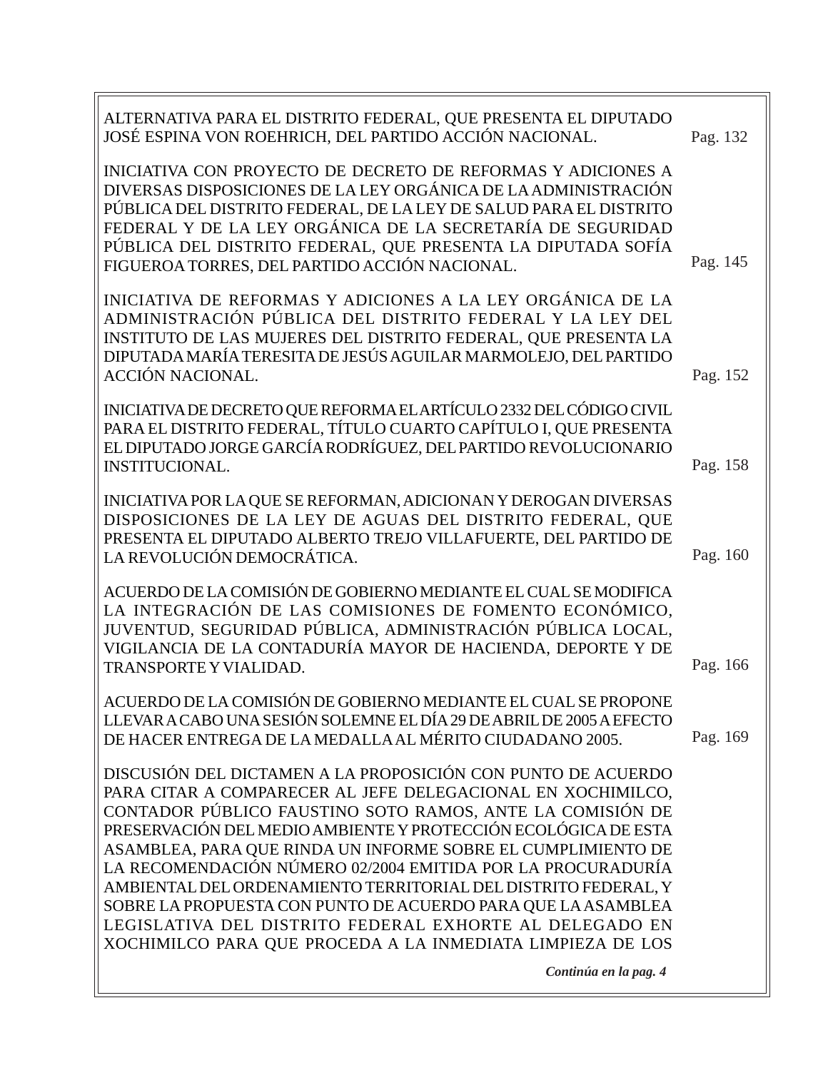ALTERNATIVA PARA EL DISTRITO FEDERAL, QUE PRESENTA EL DIPUTADO JOSÉ ESPINA VON ROEHRICH, DEL PARTIDO ACCIÓN NACIONAL. Pag. 132

INICIATIVA CON PROYECTO DE DECRETO DE REFORMAS Y ADICIONES A DIVERSAS DISPOSICIONES DE LA LEY ORGÁNICA DE LA ADMINISTRACIÓN PÚBLICA DEL DISTRITO FEDERAL, DE LA LEY DE SALUD PARA EL DISTRITO FEDERAL Y DE LA LEY ORGÁNICA DE LA SECRETARÍA DE SEGURIDAD PÚBLICA DEL DISTRITO FEDERAL, QUE PRESENTA LA DIPUTADA SOFÍA FIGUEROA TORRES, DEL PARTIDO ACCIÓN NACIONAL. Pag. 145

INICIATIVA DE REFORMAS Y ADICIONES A LA LEY ORGÁNICA DE LA ADMINISTRACIÓN PÚBLICA DEL DISTRITO FEDERAL Y LA LEY DEL INSTITUTO DE LAS MUJERES DEL DISTRITO FEDERAL, QUE PRESENTA LA DIPUTADA MARÍA TERESITA DE JESÚS AGUILAR MARMOLEJO, DEL PARTIDO ACCIÓN NACIONAL. Pag. 152

INICIATIVA DE DECRETO QUE REFORMA EL ARTÍCULO 2332 DEL CÓDIGO CIVIL PARA EL DISTRITO FEDERAL, TÍTULO CUARTO CAPÍTULO I, QUE PRESENTA EL DIPUTADO JORGE GARCÍA RODRÍGUEZ, DEL PARTIDO REVOLUCIONARIO INSTITUCIONAL. Pag. 158

INICIATIVA POR LA QUE SE REFORMAN, ADICIONAN Y DEROGAN DIVERSAS DISPOSICIONES DE LA LEY DE AGUAS DEL DISTRITO FEDERAL, QUE PRESENTA EL DIPUTADO ALBERTO TREJO VILLAFUERTE, DEL PARTIDO DE LA REVOLUCIÓN DEMOCRÁTICA. Pag. 160

ACUERDO DE LA COMISIÓN DE GOBIERNO MEDIANTE EL CUAL SE MODIFICA LA INTEGRACIÓN DE LAS COMISIONES DE FOMENTO ECONÓMICO, JUVENTUD, SEGURIDAD PÚBLICA, ADMINISTRACIÓN PÚBLICA LOCAL, VIGILANCIA DE LA CONTADURÍA MAYOR DE HACIENDA, DEPORTE Y DE TRANSPORTE Y VIALIDAD. Pag. 166

ACUERDO DE LA COMISIÓN DE GOBIERNO MEDIANTE EL CUAL SE PROPONE LLEVAR A CABO UNA SESIÓN SOLEMNE EL DÍA 29 DE ABRIL DE 2005 A EFECTO DE HACER ENTREGA DE LA MEDALLA AL MÉRITO CIUDADANO 2005. Pag. 169

DISCUSIÓN DEL DICTAMEN A LA PROPOSICIÓN CON PUNTO DE ACUERDO PARA CITAR A COMPARECER AL JEFE DELEGACIONAL EN XOCHIMILCO, CONTADOR PÚBLICO FAUSTINO SOTO RAMOS, ANTE LA COMISIÓN DE PRESERVACIÓN DEL MEDIO AMBIENTE Y PROTECCIÓN ECOLÓGICA DE ESTA ASAMBLEA, PARA QUE RINDA UN INFORME SOBRE EL CUMPLIMIENTO DE LA RECOMENDACIÓN NÚMERO 02/2004 EMITIDA POR LA PROCURADURÍA AMBIENTAL DEL ORDENAMIENTO TERRITORIAL DEL DISTRITO FEDERAL, Y SOBRE LA PROPUESTA CON PUNTO DE ACUERDO PARA QUE LA ASAMBLEA LEGISLATIVA DEL DISTRITO FEDERAL EXHORTE AL DELEGADO EN XOCHIMILCO PARA QUE PROCEDA A LA INMEDIATA LIMPIEZA DE LOS

***Continúa en la pag. 4***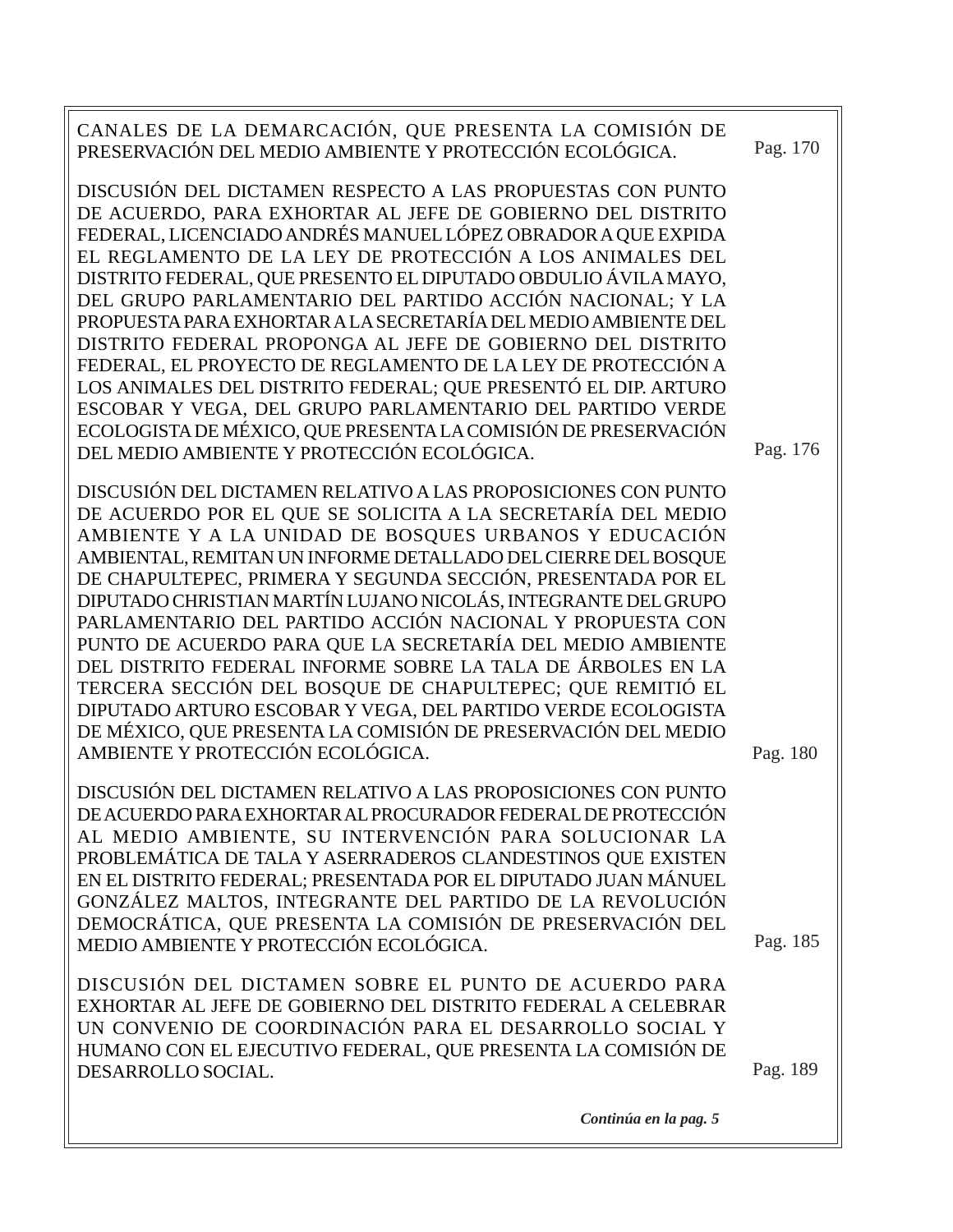CANALES DE LA DEMARCACIÓN, QUE PRESENTA LA COMISIÓN DE PRESERVACIÓN DEL MEDIO AMBIENTE Y PROTECCIÓN ECOLÓGICA. Pag. 170

DISCUSIÓN DEL DICTAMEN RESPECTO A LAS PROPUESTAS CON PUNTO DE ACUERDO, PARA EXHORTAR AL JEFE DE GOBIERNO DEL DISTRITO FEDERAL, LICENCIADO ANDRÉS MANUEL LÓPEZ OBRADOR A QUE EXPIDA EL REGLAMENTO DE LA LEY DE PROTECCIÓN A LOS ANIMALES DEL DISTRITO FEDERAL, QUE PRESENTO EL DIPUTADO OBDULIO ÁVILA MAYO, DEL GRUPO PARLAMENTARIO DEL PARTIDO ACCIÓN NACIONAL; Y LA PROPUESTA PARA EXHORTAR A LA SECRETARÍA DEL MEDIO AMBIENTE DEL DISTRITO FEDERAL PROPONGA AL JEFE DE GOBIERNO DEL DISTRITO FEDERAL, EL PROYECTO DE REGLAMENTO DE LA LEY DE PROTECCIÓN A LOS ANIMALES DEL DISTRITO FEDERAL; QUE PRESENTÓ EL DIP. ARTURO ESCOBAR Y VEGA, DEL GRUPO PARLAMENTARIO DEL PARTIDO VERDE ECOLOGISTA DE MÉXICO, QUE PRESENTA LA COMISIÓN DE PRESERVACIÓN DEL MEDIO AMBIENTE Y PROTECCIÓN ECOLÓGICA. Pag. 176

DISCUSIÓN DEL DICTAMEN RELATIVO A LAS PROPOSICIONES CON PUNTO DE ACUERDO POR EL QUE SE SOLICITA A LA SECRETARÍA DEL MEDIO AMBIENTE Y A LA UNIDAD DE BOSQUES URBANOS Y EDUCACIÓN AMBIENTAL, REMITAN UN INFORME DETALLADO DEL CIERRE DEL BOSQUE DE CHAPULTEPEC, PRIMERA Y SEGUNDA SECCIÓN, PRESENTADA POR EL DIPUTADO CHRISTIAN MARTÍN LUJANO NICOLÁS, INTEGRANTE DEL GRUPO PARLAMENTARIO DEL PARTIDO ACCIÓN NACIONAL Y PROPUESTA CON PUNTO DE ACUERDO PARA QUE LA SECRETARÍA DEL MEDIO AMBIENTE DEL DISTRITO FEDERAL INFORME SOBRE LA TALA DE ÁRBOLES EN LA TERCERA SECCIÓN DEL BOSQUE DE CHAPULTEPEC; QUE REMITIÓ EL DIPUTADO ARTURO ESCOBAR Y VEGA, DEL PARTIDO VERDE ECOLOGISTA DE MÉXICO, QUE PRESENTA LA COMISIÓN DE PRESERVACIÓN DEL MEDIO AMBIENTE Y PROTECCIÓN ECOLÓGICA. Pag. 180

DISCUSIÓN DEL DICTAMEN RELATIVO A LAS PROPOSICIONES CON PUNTO DE ACUERDO PARA EXHORTAR AL PROCURADOR FEDERAL DE PROTECCIÓN AL MEDIO AMBIENTE, SU INTERVENCIÓN PARA SOLUCIONAR LA PROBLEMÁTICA DE TALA Y ASERRADEROS CLANDESTINOS QUE EXISTEN EN EL DISTRITO FEDERAL; PRESENTADA POR EL DIPUTADO JUAN MÁNUEL GONZÁLEZ MALTOS, INTEGRANTE DEL PARTIDO DE LA REVOLUCIÓN DEMOCRÁTICA, QUE PRESENTA LA COMISIÓN DE PRESERVACIÓN DEL MEDIO AMBIENTE Y PROTECCIÓN ECOLÓGICA. Pag. 185

DISCUSIÓN DEL DICTAMEN SOBRE EL PUNTO DE ACUERDO PARA EXHORTAR AL JEFE DE GOBIERNO DEL DISTRITO FEDERAL A CELEBRAR UN CONVENIO DE COORDINACIÓN PARA EL DESARROLLO SOCIAL Y HUMANO CON EL EJECUTIVO FEDERAL, QUE PRESENTA LA COMISIÓN DE DESARROLLO SOCIAL. Pag. 189

***Continúa en la pag. 5***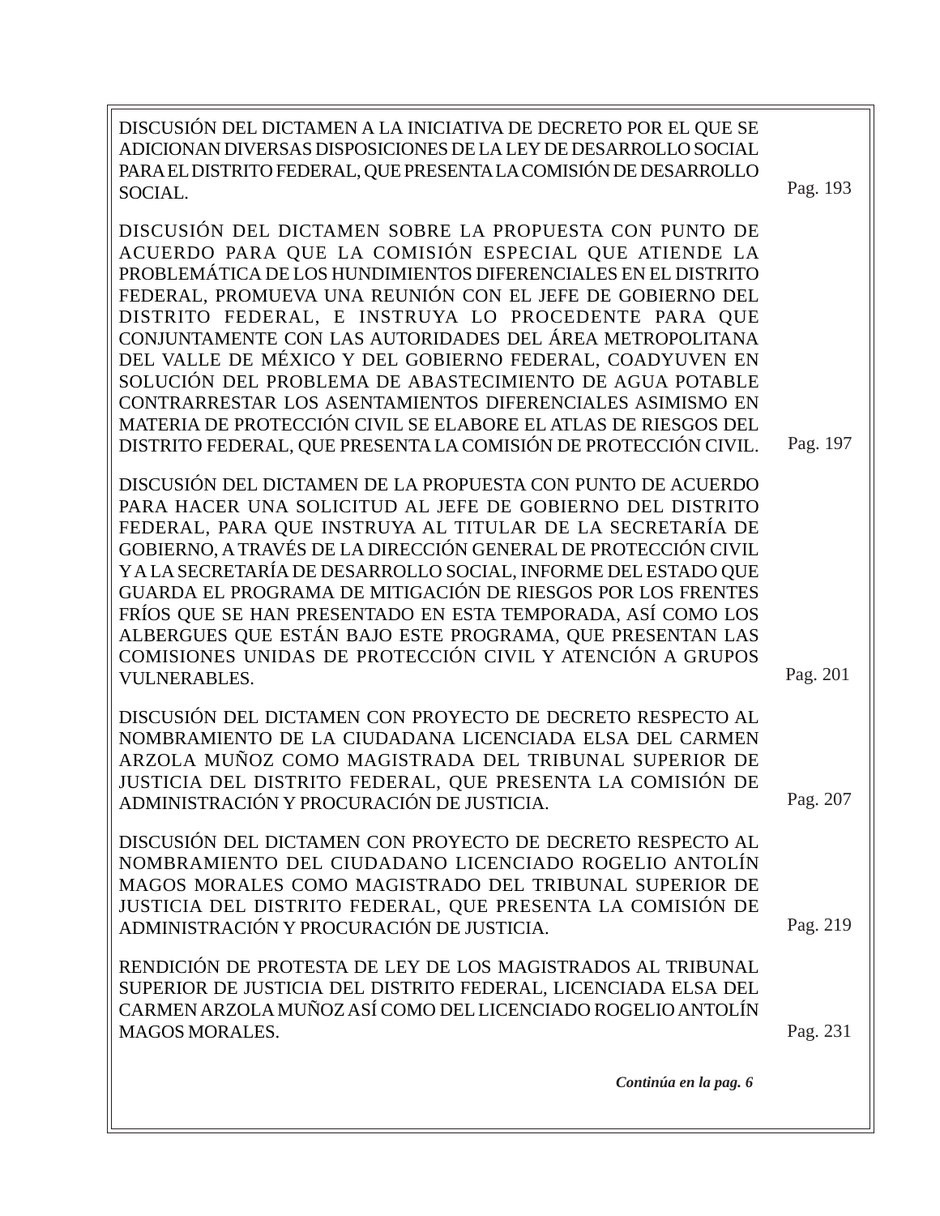| | |
|---|---|
| DISCUSIÓN DEL DICTAMEN A LA INICIATIVA DE DECRETO POR EL QUE SE ADICIONAN DIVERSAS DISPOSICIONES DE LA LEY DE DESARROLLO SOCIAL PARA EL DISTRITO FEDERAL, QUE PRESENTA LA COMISIÓN DE DESARROLLO SOCIAL. | Pag. 193 |
| DISCUSIÓN DEL DICTAMEN SOBRE LA PROPUESTA CON PUNTO DE ACUERDO PARA QUE LA COMISIÓN ESPECIAL QUE ATIENDE LA PROBLEMÁTICA DE LOS HUNDIMIENTOS DIFERENCIALES EN EL DISTRITO FEDERAL, PROMUEVA UNA REUNIÓN CON EL JEFE DE GOBIERNO DEL DISTRITO FEDERAL, E INSTRUYA LO PROCEDENTE PARA QUE CONJUNTAMENTE CON LAS AUTORIDADES DEL ÁREA METROPOLITANA DEL VALLE DE MÉXICO Y DEL GOBIERNO FEDERAL, COADYUVEN EN SOLUCIÓN DEL PROBLEMA DE ABASTECIMIENTO DE AGUA POTABLE CONTRARRESTAR LOS ASENTAMIENTOS DIFERENCIALES ASIMISMO EN MATERIA DE PROTECCIÓN CIVIL SE ELABORE EL ATLAS DE RIESGOS DEL DISTRITO FEDERAL, QUE PRESENTA LA COMISIÓN DE PROTECCIÓN CIVIL. | Pag. 197 |
| DISCUSIÓN DEL DICTAMEN DE LA PROPUESTA CON PUNTO DE ACUERDO PARA HACER UNA SOLICITUD AL JEFE DE GOBIERNO DEL DISTRITO FEDERAL, PARA QUE INSTRUYA AL TITULAR DE LA SECRETARÍA DE GOBIERNO, A TRAVÉS DE LA DIRECCIÓN GENERAL DE PROTECCIÓN CIVIL Y A LA SECRETARÍA DE DESARROLLO SOCIAL, INFORME DEL ESTADO QUE GUARDA EL PROGRAMA DE MITIGACIÓN DE RIESGOS POR LOS FRENTES FRÍOS QUE SE HAN PRESENTADO EN ESTA TEMPORADA, ASÍ COMO LOS ALBERGUES QUE ESTÁN BAJO ESTE PROGRAMA, QUE PRESENTAN LAS COMISIONES UNIDAS DE PROTECCIÓN CIVIL Y ATENCIÓN A GRUPOS VULNERABLES. | Pag. 201 |
| DISCUSIÓN DEL DICTAMEN CON PROYECTO DE DECRETO RESPECTO AL NOMBRAMIENTO DE LA CIUDADANA LICENCIADA ELSA DEL CARMEN ARZOLA MUÑOZ COMO MAGISTRADA DEL TRIBUNAL SUPERIOR DE JUSTICIA DEL DISTRITO FEDERAL, QUE PRESENTA LA COMISIÓN DE ADMINISTRACIÓN Y PROCURACIÓN DE JUSTICIA. | Pag. 207 |
| DISCUSIÓN DEL DICTAMEN CON PROYECTO DE DECRETO RESPECTO AL NOMBRAMIENTO DEL CIUDADANO LICENCIADO ROGELIO ANTOLÍN MAGOS MORALES COMO MAGISTRADO DEL TRIBUNAL SUPERIOR DE JUSTICIA DEL DISTRITO FEDERAL, QUE PRESENTA LA COMISIÓN DE ADMINISTRACIÓN Y PROCURACIÓN DE JUSTICIA. | Pag. 219 |
| RENDICIÓN DE PROTESTA DE LEY DE LOS MAGISTRADOS AL TRIBUNAL SUPERIOR DE JUSTICIA DEL DISTRITO FEDERAL, LICENCIADA ELSA DEL CARMEN ARZOLA MUÑOZ ASÍ COMO DEL LICENCIADO ROGELIO ANTOLÍN MAGOS MORALES. | Pag. 231 |

***Continúa en la pag. 6***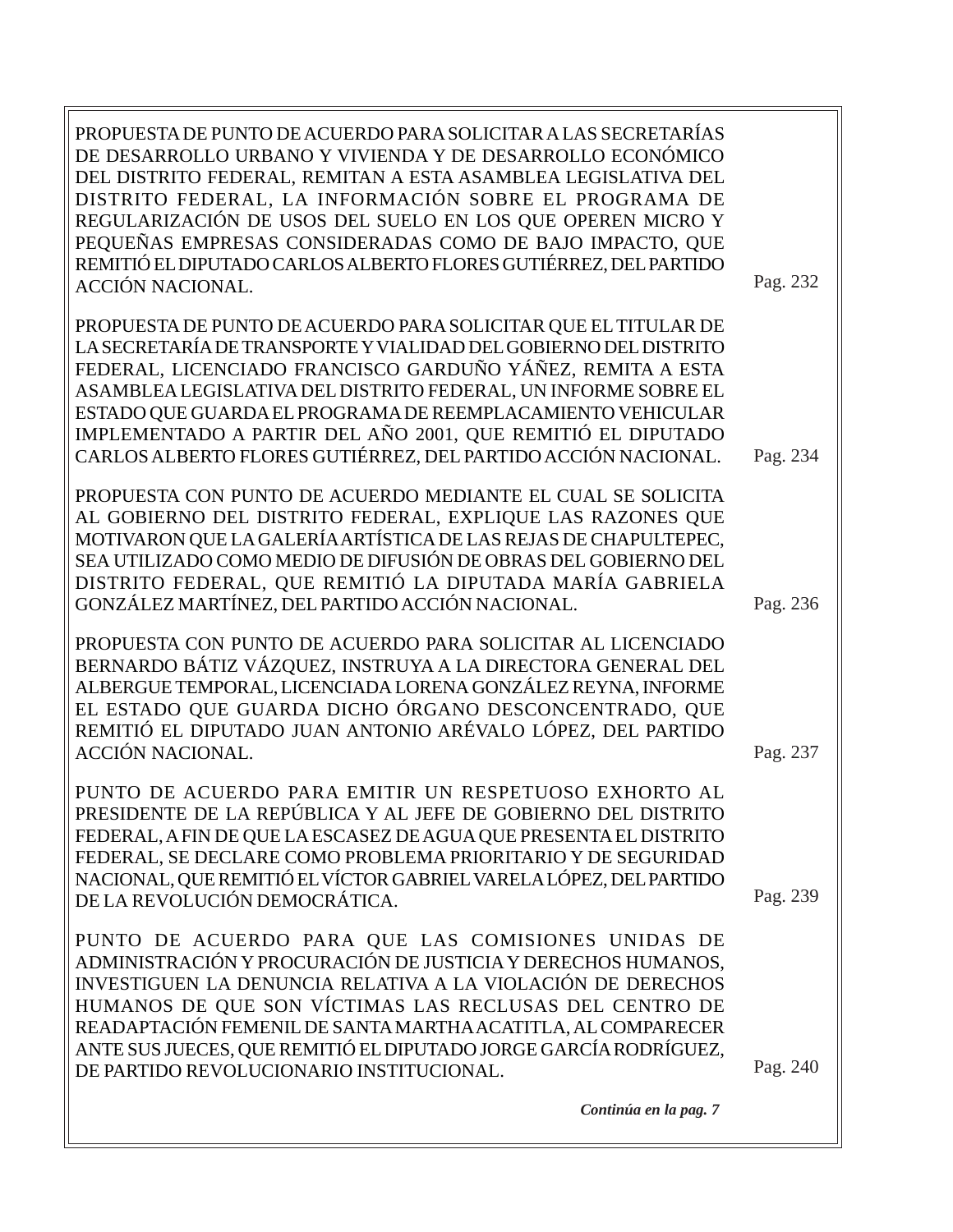| | |
|---|---|
| PROPUESTA DE PUNTO DE ACUERDO PARA SOLICITAR A LAS SECRETARÍAS DE DESARROLLO URBANO Y VIVIENDA Y DE DESARROLLO ECONÓMICO DEL DISTRITO FEDERAL, REMITAN A ESTA ASAMBLEA LEGISLATIVA DEL DISTRITO FEDERAL, LA INFORMACIÓN SOBRE EL PROGRAMA DE REGULARIZACIÓN DE USOS DEL SUELO EN LOS QUE OPEREN MICRO Y PEQUEÑAS EMPRESAS CONSIDERADAS COMO DE BAJO IMPACTO, QUE REMITIÓ EL DIPUTADO CARLOS ALBERTO FLORES GUTIÉRREZ, DEL PARTIDO ACCIÓN NACIONAL. | Pag. 232 |
| PROPUESTA DE PUNTO DE ACUERDO PARA SOLICITAR QUE EL TITULAR DE LA SECRETARÍA DE TRANSPORTE Y VIALIDAD DEL GOBIERNO DEL DISTRITO FEDERAL, LICENCIADO FRANCISCO GARDUÑO YÁÑEZ, REMITA A ESTA ASAMBLEA LEGISLATIVA DEL DISTRITO FEDERAL, UN INFORME SOBRE EL ESTADO QUE GUARDA EL PROGRAMA DE REEMPLACAMIENTO VEHICULAR IMPLEMENTADO A PARTIR DEL AÑO 2001, QUE REMITIÓ EL DIPUTADO CARLOS ALBERTO FLORES GUTIÉRREZ, DEL PARTIDO ACCIÓN NACIONAL. | Pag. 234 |
| PROPUESTA CON PUNTO DE ACUERDO MEDIANTE EL CUAL SE SOLICITA AL GOBIERNO DEL DISTRITO FEDERAL, EXPLIQUE LAS RAZONES QUE MOTIVARON QUE LA GALERÍA ARTÍSTICA DE LAS REJAS DE CHAPULTEPEC, SEA UTILIZADO COMO MEDIO DE DIFUSIÓN DE OBRAS DEL GOBIERNO DEL DISTRITO FEDERAL, QUE REMITIÓ LA DIPUTADA MARÍA GABRIELA GONZÁLEZ MARTÍNEZ, DEL PARTIDO ACCIÓN NACIONAL. | Pag. 236 |
| PROPUESTA CON PUNTO DE ACUERDO PARA SOLICITAR AL LICENCIADO BERNARDO BÁTIZ VÁZQUEZ, INSTRUYA A LA DIRECTORA GENERAL DEL ALBERGUE TEMPORAL, LICENCIADA LORENA GONZÁLEZ REYNA, INFORME EL ESTADO QUE GUARDA DICHO ÓRGANO DESCONCENTRADO, QUE REMITIÓ EL DIPUTADO JUAN ANTONIO ARÉVALO LÓPEZ, DEL PARTIDO ACCIÓN NACIONAL. | Pag. 237 |
| PUNTO DE ACUERDO PARA EMITIR UN RESPETUOSO EXHORTO AL PRESIDENTE DE LA REPÚBLICA Y AL JEFE DE GOBIERNO DEL DISTRITO FEDERAL, A FIN DE QUE LA ESCASEZ DE AGUA QUE PRESENTA EL DISTRITO FEDERAL, SE DECLARE COMO PROBLEMA PRIORITARIO Y DE SEGURIDAD NACIONAL, QUE REMITIÓ EL VÍCTOR GABRIEL VARELA LÓPEZ, DEL PARTIDO DE LA REVOLUCIÓN DEMOCRÁTICA. | Pag. 239 |
| PUNTO DE ACUERDO PARA QUE LAS COMISIONES UNIDAS DE ADMINISTRACIÓN Y PROCURACIÓN DE JUSTICIA Y DERECHOS HUMANOS, INVESTIGUEN LA DENUNCIA RELATIVA A LA VIOLACIÓN DE DERECHOS HUMANOS DE QUE SON VÍCTIMAS LAS RECLUSAS DEL CENTRO DE READAPTACIÓN FEMENIL DE SANTA MARTHA ACATITLA, AL COMPARECER ANTE SUS JUECES, QUE REMITIÓ EL DIPUTADO JORGE GARCÍA RODRÍGUEZ, DE PARTIDO REVOLUCIONARIO INSTITUCIONAL. | Pag. 240 |

***Continúa en la pag. 7***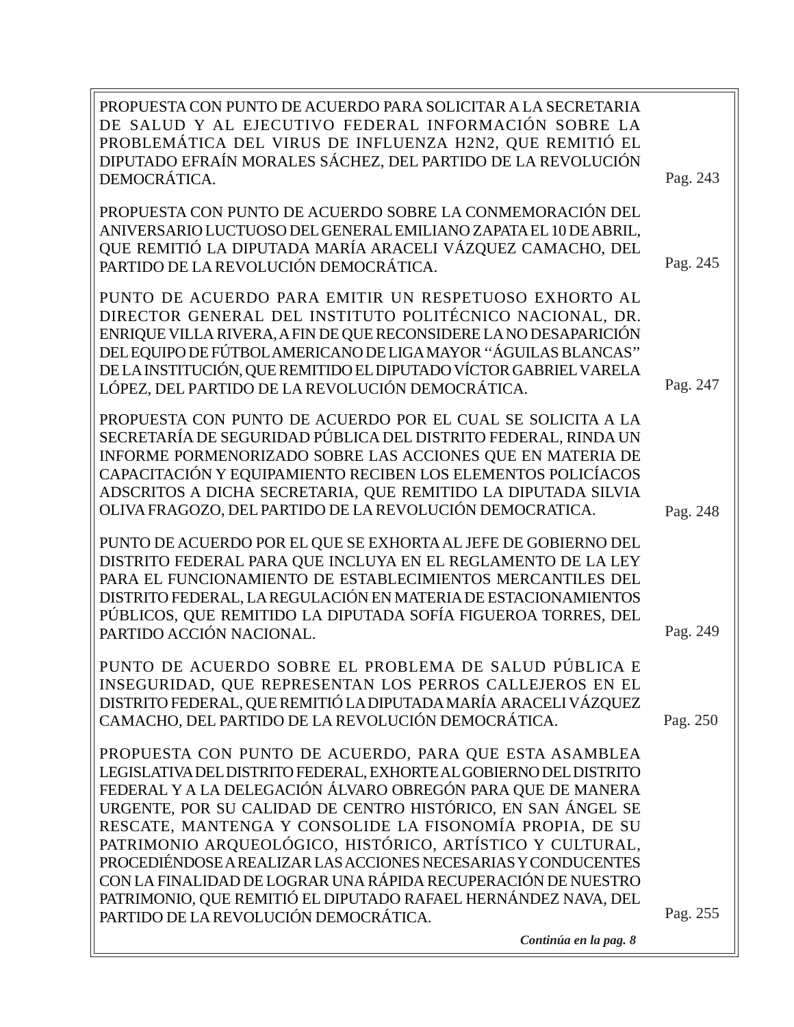PROPUESTA CON PUNTO DE ACUERDO PARA SOLICITAR A LA SECRETARIA DE SALUD Y AL EJECUTIVO FEDERAL INFORMACIÓN SOBRE LA PROBLEMÁTICA DEL VIRUS DE INFLUENZA H2N2, QUE REMITIÓ EL DIPUTADO EFRAÍN MORALES SÁCHEZ, DEL PARTIDO DE LA REVOLUCIÓN DEMOCRÁTICA. Pag. 243

PROPUESTA CON PUNTO DE ACUERDO SOBRE LA CONMEMORACIÓN DEL ANIVERSARIO LUCTUOSO DEL GENERAL EMILIANO ZAPATA EL 10 DE ABRIL, QUE REMITIÓ LA DIPUTADA MARÍA ARACELI VÁZQUEZ CAMACHO, DEL PARTIDO DE LA REVOLUCIÓN DEMOCRÁTICA. Pag. 245

PUNTO DE ACUERDO PARA EMITIR UN RESPETUOSO EXHORTO AL DIRECTOR GENERAL DEL INSTITUTO POLITÉCNICO NACIONAL, DR. ENRIQUE VILLA RIVERA, A FIN DE QUE RECONSIDERE LA NO DESAPARICIÓN DEL EQUIPO DE FÚTBOL AMERICANO DE LIGA MAYOR "ÁGUILAS BLANCAS" DE LA INSTITUCIÓN, QUE REMITIDO EL DIPUTADO VÍCTOR GABRIEL VARELA LÓPEZ, DEL PARTIDO DE LA REVOLUCIÓN DEMOCRÁTICA. Pag. 247

PROPUESTA CON PUNTO DE ACUERDO POR EL CUAL SE SOLICITA A LA SECRETARÍA DE SEGURIDAD PÚBLICA DEL DISTRITO FEDERAL, RINDA UN INFORME PORMENORIZADO SOBRE LAS ACCIONES QUE EN MATERIA DE CAPACITACIÓN Y EQUIPAMIENTO RECIBEN LOS ELEMENTOS POLICÍACOS ADSCRITOS A DICHA SECRETARIA, QUE REMITIDO LA DIPUTADA SILVIA OLIVA FRAGOZO, DEL PARTIDO DE LA REVOLUCIÓN DEMOCRATICA. Pag. 248

PUNTO DE ACUERDO POR EL QUE SE EXHORTA AL JEFE DE GOBIERNO DEL DISTRITO FEDERAL PARA QUE INCLUYA EN EL REGLAMENTO DE LA LEY PARA EL FUNCIONAMIENTO DE ESTABLECIMIENTOS MERCANTILES DEL DISTRITO FEDERAL, LA REGULACIÓN EN MATERIA DE ESTACIONAMIENTOS PÚBLICOS, QUE REMITIDO LA DIPUTADA SOFÍA FIGUEROA TORRES, DEL PARTIDO ACCIÓN NACIONAL. Pag. 249

PUNTO DE ACUERDO SOBRE EL PROBLEMA DE SALUD PÚBLICA E INSEGURIDAD, QUE REPRESENTAN LOS PERROS CALLEJEROS EN EL DISTRITO FEDERAL, QUE REMITIÓ LA DIPUTADA MARÍA ARACELI VÁZQUEZ CAMACHO, DEL PARTIDO DE LA REVOLUCIÓN DEMOCRÁTICA. Pag. 250

PROPUESTA CON PUNTO DE ACUERDO, PARA QUE ESTA ASAMBLEA LEGISLATIVA DEL DISTRITO FEDERAL, EXHORTE AL GOBIERNO DEL DISTRITO FEDERAL Y A LA DELEGACIÓN ÁLVARO OBREGÓN PARA QUE DE MANERA URGENTE, POR SU CALIDAD DE CENTRO HISTÓRICO, EN SAN ÁNGEL SE RESCATE, MANTENGA Y CONSOLIDE LA FISONOMÍA PROPIA, DE SU PATRIMONIO ARQUEOLÓGICO, HISTÓRICO, ARTÍSTICO Y CULTURAL, PROCEDIÉNDOSE A REALIZAR LAS ACCIONES NECESARIAS Y CONDUCENTES CON LA FINALIDAD DE LOGRAR UNA RÁPIDA RECUPERACIÓN DE NUESTRO PATRIMONIO, QUE REMITIÓ EL DIPUTADO RAFAEL HERNÁNDEZ NAVA, DEL PARTIDO DE LA REVOLUCIÓN DEMOCRÁTICA. Pag. 255

***Continúa en la pag. 8***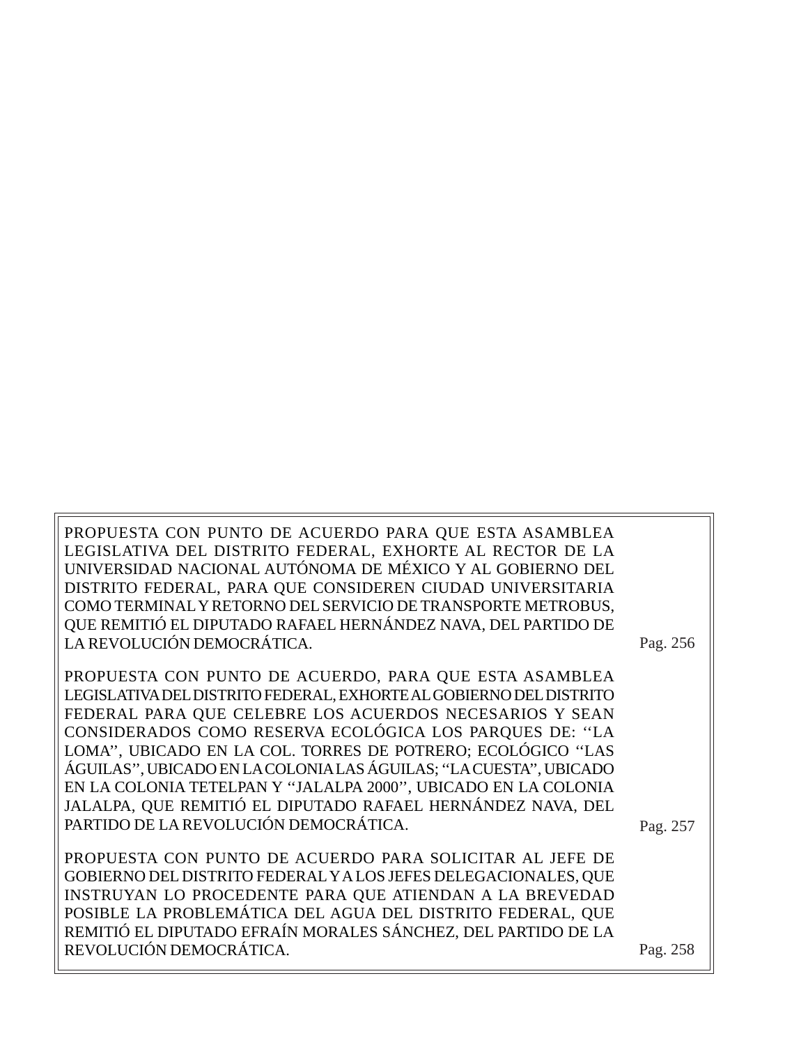| | |
|---|---|
| PROPUESTA CON PUNTO DE ACUERDO PARA QUE ESTA ASAMBLEA LEGISLATIVA DEL DISTRITO FEDERAL, EXHORTE AL RECTOR DE LA UNIVERSIDAD NACIONAL AUTÓNOMA DE MÉXICO Y AL GOBIERNO DEL DISTRITO FEDERAL, PARA QUE CONSIDEREN CIUDAD UNIVERSITARIA COMO TERMINAL Y RETORNO DEL SERVICIO DE TRANSPORTE METROBUS, QUE REMITIÓ EL DIPUTADO RAFAEL HERNÁNDEZ NAVA, DEL PARTIDO DE LA REVOLUCIÓN DEMOCRÁTICA. | Pag. 256 |
| PROPUESTA CON PUNTO DE ACUERDO, PARA QUE ESTA ASAMBLEA LEGISLATIVA DEL DISTRITO FEDERAL, EXHORTE AL GOBIERNO DEL DISTRITO FEDERAL PARA QUE CELEBRE LOS ACUERDOS NECESARIOS Y SEAN CONSIDERADOS COMO RESERVA ECOLÓGICA LOS PARQUES DE: ''LA LOMA'', UBICADO EN LA COL. TORRES DE POTRERO; ECOLÓGICO ''LAS ÁGUILAS'', UBICADO EN LA COLONIA LAS ÁGUILAS; ''LA CUESTA'', UBICADO EN LA COLONIA TETELPAN Y ''JALALPA 2000'', UBICADO EN LA COLONIA JALALPA, QUE REMITIÓ EL DIPUTADO RAFAEL HERNÁNDEZ NAVA, DEL PARTIDO DE LA REVOLUCIÓN DEMOCRÁTICA. | Pag. 257 |
| PROPUESTA CON PUNTO DE ACUERDO PARA SOLICITAR AL JEFE DE GOBIERNO DEL DISTRITO FEDERAL Y A LOS JEFES DELEGACIONALES, QUE INSTRUYAN LO PROCEDENTE PARA QUE ATIENDAN A LA BREVEDAD POSIBLE LA PROBLEMÁTICA DEL AGUA DEL DISTRITO FEDERAL, QUE REMITIÓ EL DIPUTADO EFRAÍN MORALES SÁNCHEZ, DEL PARTIDO DE LA REVOLUCIÓN DEMOCRÁTICA. | Pag. 258 |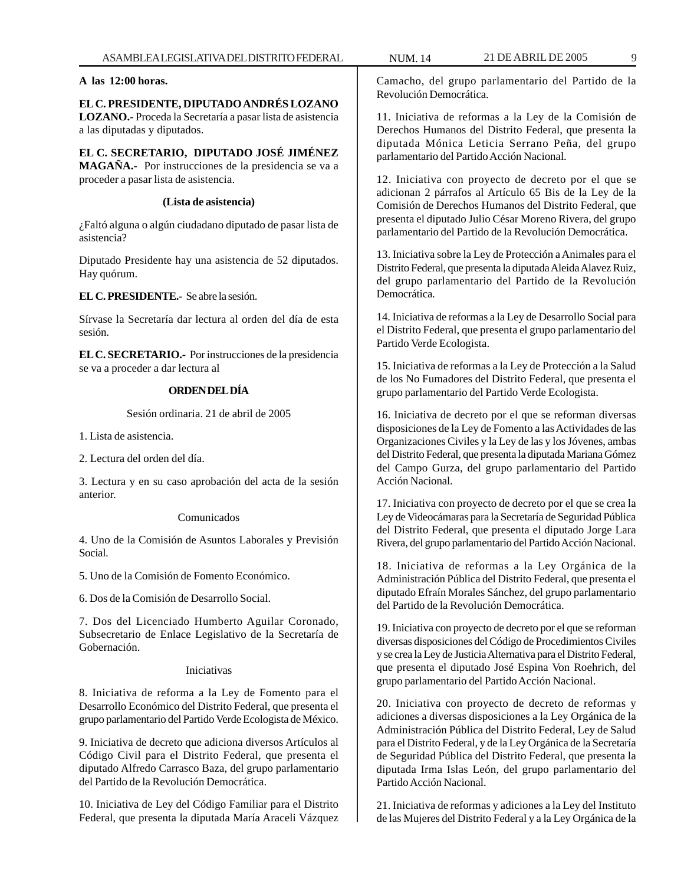**A las 12:00 horas.**

**EL C. PRESIDENTE, DIPUTADO ANDRÉS LOZANO LOZANO.-** Proceda la Secretaría a pasar lista de asistencia a las diputadas y diputados.

**EL C. SECRETARIO, DIPUTADO JOSÉ JIMÉNEZ MAGAÑA.-** Por instrucciones de la presidencia se va a proceder a pasar lista de asistencia.

**(Lista de asistencia)**

¿Faltó alguna o algún ciudadano diputado de pasar lista de asistencia?

Diputado Presidente hay una asistencia de 52 diputados. Hay quórum.

**EL C. PRESIDENTE.-** Se abre la sesión.

Sírvase la Secretaría dar lectura al orden del día de esta sesión.

**EL C. SECRETARIO.-** Por instrucciones de la presidencia se va a proceder a dar lectura al

**ORDEN DEL DÍA**

Sesión ordinaria. 21 de abril de 2005

1. Lista de asistencia.

2. Lectura del orden del día.

3. Lectura y en su caso aprobación del acta de la sesión anterior.

Comunicados

4. Uno de la Comisión de Asuntos Laborales y Previsión Social.

5. Uno de la Comisión de Fomento Económico.

6. Dos de la Comisión de Desarrollo Social.

7. Dos del Licenciado Humberto Aguilar Coronado, Subsecretario de Enlace Legislativo de la Secretaría de Gobernación.

Iniciativas

8. Iniciativa de reforma a la Ley de Fomento para el Desarrollo Económico del Distrito Federal, que presenta el grupo parlamentario del Partido Verde Ecologista de México.

9. Iniciativa de decreto que adiciona diversos Artículos al Código Civil para el Distrito Federal, que presenta el diputado Alfredo Carrasco Baza, del grupo parlamentario del Partido de la Revolución Democrática.

10. Iniciativa de Ley del Código Familiar para el Distrito Federal, que presenta la diputada María Araceli Vázquez Camacho, del grupo parlamentario del Partido de la Revolución Democrática.

11. Iniciativa de reformas a la Ley de la Comisión de Derechos Humanos del Distrito Federal, que presenta la diputada Mónica Leticia Serrano Peña, del grupo parlamentario del Partido Acción Nacional.

12. Iniciativa con proyecto de decreto por el que se adicionan 2 párrafos al Artículo 65 Bis de la Ley de la Comisión de Derechos Humanos del Distrito Federal, que presenta el diputado Julio César Moreno Rivera, del grupo parlamentario del Partido de la Revolución Democrática.

13. Iniciativa sobre la Ley de Protección a Animales para el Distrito Federal, que presenta la diputada Aleida Alavez Ruiz, del grupo parlamentario del Partido de la Revolución Democrática.

14. Iniciativa de reformas a la Ley de Desarrollo Social para el Distrito Federal, que presenta el grupo parlamentario del Partido Verde Ecologista.

15. Iniciativa de reformas a la Ley de Protección a la Salud de los No Fumadores del Distrito Federal, que presenta el grupo parlamentario del Partido Verde Ecologista.

16. Iniciativa de decreto por el que se reforman diversas disposiciones de la Ley de Fomento a las Actividades de las Organizaciones Civiles y la Ley de las y los Jóvenes, ambas del Distrito Federal, que presenta la diputada Mariana Gómez del Campo Gurza, del grupo parlamentario del Partido Acción Nacional.

17. Iniciativa con proyecto de decreto por el que se crea la Ley de Videocámaras para la Secretaría de Seguridad Pública del Distrito Federal, que presenta el diputado Jorge Lara Rivera, del grupo parlamentario del Partido Acción Nacional.

18. Iniciativa de reformas a la Ley Orgánica de la Administración Pública del Distrito Federal, que presenta el diputado Efraín Morales Sánchez, del grupo parlamentario del Partido de la Revolución Democrática.

19. Iniciativa con proyecto de decreto por el que se reforman diversas disposiciones del Código de Procedimientos Civiles y se crea la Ley de Justicia Alternativa para el Distrito Federal, que presenta el diputado José Espina Von Roehrich, del grupo parlamentario del Partido Acción Nacional.

20. Iniciativa con proyecto de decreto de reformas y adiciones a diversas disposiciones a la Ley Orgánica de la Administración Pública del Distrito Federal, Ley de Salud para el Distrito Federal, y de la Ley Orgánica de la Secretaría de Seguridad Pública del Distrito Federal, que presenta la diputada Irma Islas León, del grupo parlamentario del Partido Acción Nacional.

21. Iniciativa de reformas y adiciones a la Ley del Instituto de las Mujeres del Distrito Federal y a la Ley Orgánica de la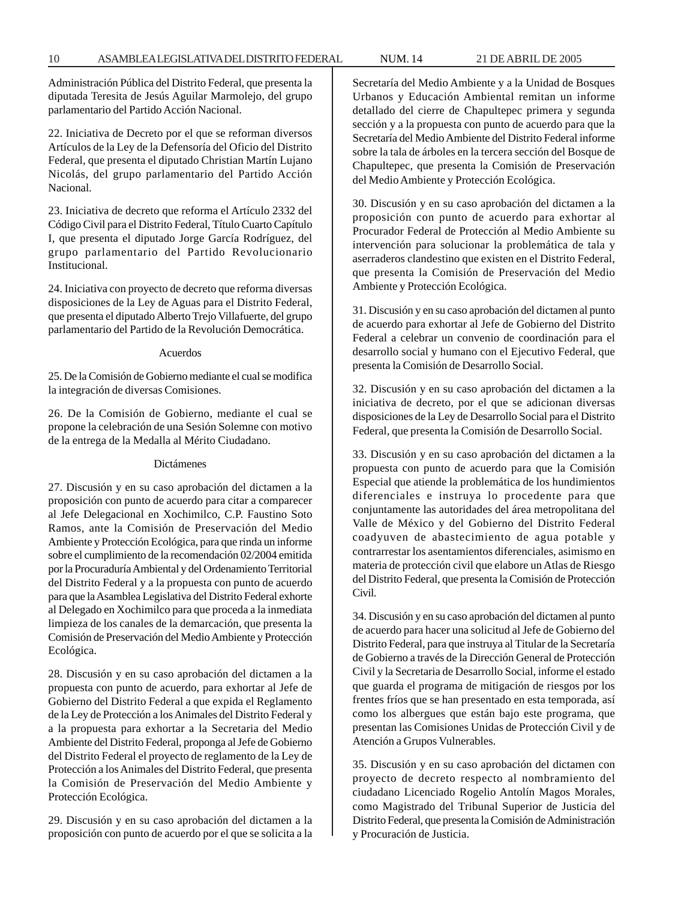Administración Pública del Distrito Federal, que presenta la diputada Teresita de Jesús Aguilar Marmolejo, del grupo parlamentario del Partido Acción Nacional.

22. Iniciativa de Decreto por el que se reforman diversos Artículos de la Ley de la Defensoría del Oficio del Distrito Federal, que presenta el diputado Christian Martín Lujano Nicolás, del grupo parlamentario del Partido Acción Nacional.

23. Iniciativa de decreto que reforma el Artículo 2332 del Código Civil para el Distrito Federal, Título Cuarto Capítulo I, que presenta el diputado Jorge García Rodríguez, del grupo parlamentario del Partido Revolucionario Institucional.

24. Iniciativa con proyecto de decreto que reforma diversas disposiciones de la Ley de Aguas para el Distrito Federal, que presenta el diputado Alberto Trejo Villafuerte, del grupo parlamentario del Partido de la Revolución Democrática.

Acuerdos

25. De la Comisión de Gobierno mediante el cual se modifica la integración de diversas Comisiones.

26. De la Comisión de Gobierno, mediante el cual se propone la celebración de una Sesión Solemne con motivo de la entrega de la Medalla al Mérito Ciudadano.

Dictámenes

27. Discusión y en su caso aprobación del dictamen a la proposición con punto de acuerdo para citar a comparecer al Jefe Delegacional en Xochimilco, C.P. Faustino Soto Ramos, ante la Comisión de Preservación del Medio Ambiente y Protección Ecológica, para que rinda un informe sobre el cumplimiento de la recomendación 02/2004 emitida por la Procuraduría Ambiental y del Ordenamiento Territorial del Distrito Federal y a la propuesta con punto de acuerdo para que la Asamblea Legislativa del Distrito Federal exhorte al Delegado en Xochimilco para que proceda a la inmediata limpieza de los canales de la demarcación, que presenta la Comisión de Preservación del Medio Ambiente y Protección Ecológica.

28. Discusión y en su caso aprobación del dictamen a la propuesta con punto de acuerdo, para exhortar al Jefe de Gobierno del Distrito Federal a que expida el Reglamento de la Ley de Protección a los Animales del Distrito Federal y a la propuesta para exhortar a la Secretaria del Medio Ambiente del Distrito Federal, proponga al Jefe de Gobierno del Distrito Federal el proyecto de reglamento de la Ley de Protección a los Animales del Distrito Federal, que presenta la Comisión de Preservación del Medio Ambiente y Protección Ecológica.

29. Discusión y en su caso aprobación del dictamen a la proposición con punto de acuerdo por el que se solicita a la Secretaría del Medio Ambiente y a la Unidad de Bosques Urbanos y Educación Ambiental remitan un informe detallado del cierre de Chapultepec primera y segunda sección y a la propuesta con punto de acuerdo para que la Secretaría del Medio Ambiente del Distrito Federal informe sobre la tala de árboles en la tercera sección del Bosque de Chapultepec, que presenta la Comisión de Preservación del Medio Ambiente y Protección Ecológica.

30. Discusión y en su caso aprobación del dictamen a la proposición con punto de acuerdo para exhortar al Procurador Federal de Protección al Medio Ambiente su intervención para solucionar la problemática de tala y aserraderos clandestino que existen en el Distrito Federal, que presenta la Comisión de Preservación del Medio Ambiente y Protección Ecológica.

31. Discusión y en su caso aprobación del dictamen al punto de acuerdo para exhortar al Jefe de Gobierno del Distrito Federal a celebrar un convenio de coordinación para el desarrollo social y humano con el Ejecutivo Federal, que presenta la Comisión de Desarrollo Social.

32. Discusión y en su caso aprobación del dictamen a la iniciativa de decreto, por el que se adicionan diversas disposiciones de la Ley de Desarrollo Social para el Distrito Federal, que presenta la Comisión de Desarrollo Social.

33. Discusión y en su caso aprobación del dictamen a la propuesta con punto de acuerdo para que la Comisión Especial que atiende la problemática de los hundimientos diferenciales e instruya lo procedente para que conjuntamente las autoridades del área metropolitana del Valle de México y del Gobierno del Distrito Federal coadyuven de abastecimiento de agua potable y contrarrestar los asentamientos diferenciales, asimismo en materia de protección civil que elabore un Atlas de Riesgo del Distrito Federal, que presenta la Comisión de Protección Civil.

34. Discusión y en su caso aprobación del dictamen al punto de acuerdo para hacer una solicitud al Jefe de Gobierno del Distrito Federal, para que instruya al Titular de la Secretaría de Gobierno a través de la Dirección General de Protección Civil y la Secretaria de Desarrollo Social, informe el estado que guarda el programa de mitigación de riesgos por los frentes fríos que se han presentado en esta temporada, así como los albergues que están bajo este programa, que presentan las Comisiones Unidas de Protección Civil y de Atención a Grupos Vulnerables.

35. Discusión y en su caso aprobación del dictamen con proyecto de decreto respecto al nombramiento del ciudadano Licenciado Rogelio Antolín Magos Morales, como Magistrado del Tribunal Superior de Justicia del Distrito Federal, que presenta la Comisión de Administración y Procuración de Justicia.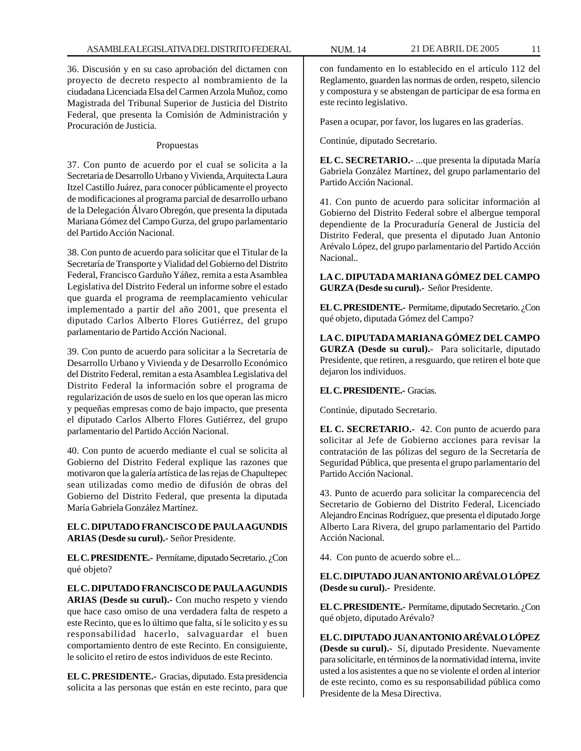36. Discusión y en su caso aprobación del dictamen con proyecto de decreto respecto al nombramiento de la ciudadana Licenciada Elsa del Carmen Arzola Muñoz, como Magistrada del Tribunal Superior de Justicia del Distrito Federal, que presenta la Comisión de Administración y Procuración de Justicia.

Propuestas

37. Con punto de acuerdo por el cual se solicita a la Secretaria de Desarrollo Urbano y Vivienda, Arquitecta Laura Itzel Castillo Juárez, para conocer públicamente el proyecto de modificaciones al programa parcial de desarrollo urbano de la Delegación Álvaro Obregón, que presenta la diputada Mariana Gómez del Campo Gurza, del grupo parlamentario del Partido Acción Nacional.

38. Con punto de acuerdo para solicitar que el Titular de la Secretaría de Transporte y Vialidad del Gobierno del Distrito Federal, Francisco Garduño Yáñez, remita a esta Asamblea Legislativa del Distrito Federal un informe sobre el estado que guarda el programa de reemplacamiento vehicular implementado a partir del año 2001, que presenta el diputado Carlos Alberto Flores Gutiérrez, del grupo parlamentario de Partido Acción Nacional.

39. Con punto de acuerdo para solicitar a la Secretaría de Desarrollo Urbano y Vivienda y de Desarrollo Económico del Distrito Federal, remitan a esta Asamblea Legislativa del Distrito Federal la información sobre el programa de regularización de usos de suelo en los que operan las micro y pequeñas empresas como de bajo impacto, que presenta el diputado Carlos Alberto Flores Gutiérrez, del grupo parlamentario del Partido Acción Nacional.

40. Con punto de acuerdo mediante el cual se solicita al Gobierno del Distrito Federal explique las razones que motivaron que la galería artística de las rejas de Chapultepec sean utilizadas como medio de difusión de obras del Gobierno del Distrito Federal, que presenta la diputada María Gabriela González Martínez.

**EL C. DIPUTADO FRANCISCO DE PAULA AGUNDIS ARIAS (Desde su curul).-** Señor Presidente.

**EL C. PRESIDENTE.-** Permítame, diputado Secretario. ¿Con qué objeto?

**EL C. DIPUTADO FRANCISCO DE PAULA AGUNDIS ARIAS (Desde su curul).-** Con mucho respeto y viendo que hace caso omiso de una verdadera falta de respeto a este Recinto, que es lo último que falta, sí le solicito y es su responsabilidad hacerlo, salvaguardar el buen comportamiento dentro de este Recinto. En consiguiente, le solicito el retiro de estos individuos de este Recinto.

**EL C. PRESIDENTE.-** Gracias, diputado. Esta presidencia solicita a las personas que están en este recinto, para que con fundamento en lo establecido en el artículo 112 del Reglamento, guarden las normas de orden, respeto, silencio y compostura y se abstengan de participar de esa forma en este recinto legislativo.

Pasen a ocupar, por favor, los lugares en las graderías.

Continúe, diputado Secretario.

**EL C. SECRETARIO.-** ...que presenta la diputada María Gabriela González Martínez, del grupo parlamentario del Partido Acción Nacional.

41. Con punto de acuerdo para solicitar información al Gobierno del Distrito Federal sobre el albergue temporal dependiente de la Procuraduría General de Justicia del Distrito Federal, que presenta el diputado Juan Antonio Arévalo López, del grupo parlamentario del Partido Acción Nacional..

**LA C. DIPUTADA MARIANA GÓMEZ DEL CAMPO GURZA (Desde su curul).-** Señor Presidente.

**EL C. PRESIDENTE.-** Permítame, diputado Secretario. ¿Con qué objeto, diputada Gómez del Campo?

**LA C. DIPUTADA MARIANA GÓMEZ DEL CAMPO GURZA (Desde su curul).-** Para solicitarle, diputado Presidente, que retiren, a resguardo, que retiren el bote que dejaron los individuos.

**EL C. PRESIDENTE.-** Gracias.

Continúe, diputado Secretario.

**EL C. SECRETARIO.-** 42. Con punto de acuerdo para solicitar al Jefe de Gobierno acciones para revisar la contratación de las pólizas del seguro de la Secretaría de Seguridad Pública, que presenta el grupo parlamentario del Partido Acción Nacional.

43. Punto de acuerdo para solicitar la comparecencia del Secretario de Gobierno del Distrito Federal, Licenciado Alejandro Encinas Rodríguez, que presenta el diputado Jorge Alberto Lara Rivera, del grupo parlamentario del Partido Acción Nacional.

44. Con punto de acuerdo sobre el...

**EL C. DIPUTADO JUAN ANTONIO ARÉVALO LÓPEZ (Desde su curul).-** Presidente.

**EL C. PRESIDENTE.-** Permítame, diputado Secretario. ¿Con qué objeto, diputado Arévalo?

**EL C. DIPUTADO JUAN ANTONIO ARÉVALO LÓPEZ (Desde su curul).-** Sí, diputado Presidente. Nuevamente para solicitarle, en términos de la normatividad interna, invite usted a los asistentes a que no se violente el orden al interior de este recinto, como es su responsabilidad pública como Presidente de la Mesa Directiva.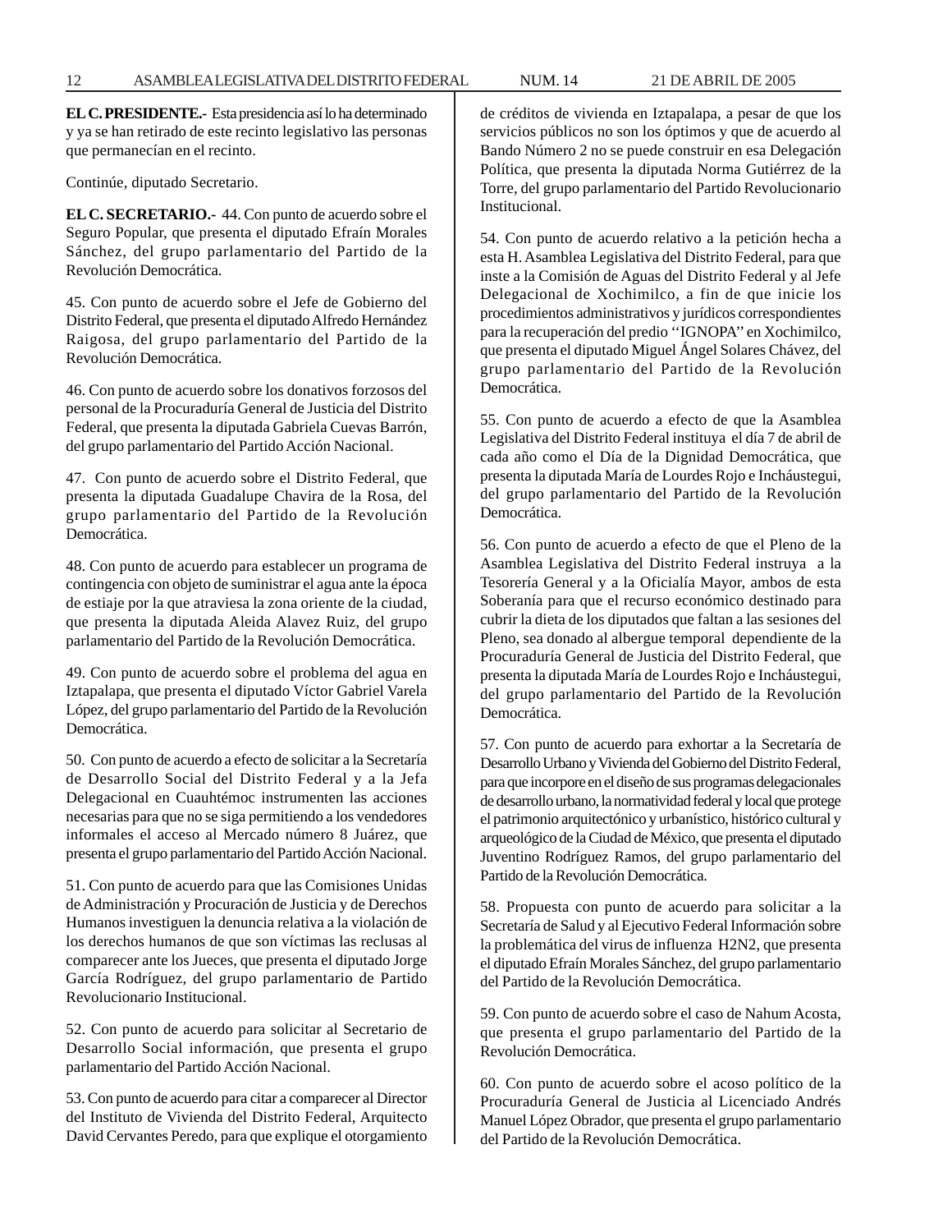**EL C. PRESIDENTE.-** Esta presidencia así lo ha determinado y ya se han retirado de este recinto legislativo las personas que permanecían en el recinto.

Continúe, diputado Secretario.

**EL C. SECRETARIO.-** 44. Con punto de acuerdo sobre el Seguro Popular, que presenta el diputado Efraín Morales Sánchez, del grupo parlamentario del Partido de la Revolución Democrática.

45. Con punto de acuerdo sobre el Jefe de Gobierno del Distrito Federal, que presenta el diputado Alfredo Hernández Raigosa, del grupo parlamentario del Partido de la Revolución Democrática.

46. Con punto de acuerdo sobre los donativos forzosos del personal de la Procuraduría General de Justicia del Distrito Federal, que presenta la diputada Gabriela Cuevas Barrón, del grupo parlamentario del Partido Acción Nacional.

47. Con punto de acuerdo sobre el Distrito Federal, que presenta la diputada Guadalupe Chavira de la Rosa, del grupo parlamentario del Partido de la Revolución Democrática.

48. Con punto de acuerdo para establecer un programa de contingencia con objeto de suministrar el agua ante la época de estiaje por la que atraviesa la zona oriente de la ciudad, que presenta la diputada Aleida Alavez Ruiz, del grupo parlamentario del Partido de la Revolución Democrática.

49. Con punto de acuerdo sobre el problema del agua en Iztapalapa, que presenta el diputado Víctor Gabriel Varela López, del grupo parlamentario del Partido de la Revolución Democrática.

50. Con punto de acuerdo a efecto de solicitar a la Secretaría de Desarrollo Social del Distrito Federal y a la Jefa Delegacional en Cuauhtémoc instrumenten las acciones necesarias para que no se siga permitiendo a los vendedores informales el acceso al Mercado número 8 Juárez, que presenta el grupo parlamentario del Partido Acción Nacional.

51. Con punto de acuerdo para que las Comisiones Unidas de Administración y Procuración de Justicia y de Derechos Humanos investiguen la denuncia relativa a la violación de los derechos humanos de que son víctimas las reclusas al comparecer ante los Jueces, que presenta el diputado Jorge García Rodríguez, del grupo parlamentario de Partido Revolucionario Institucional.

52. Con punto de acuerdo para solicitar al Secretario de Desarrollo Social información, que presenta el grupo parlamentario del Partido Acción Nacional.

53. Con punto de acuerdo para citar a comparecer al Director del Instituto de Vivienda del Distrito Federal, Arquitecto David Cervantes Peredo, para que explique el otorgamiento de créditos de vivienda en Iztapalapa, a pesar de que los servicios públicos no son los óptimos y que de acuerdo al Bando Número 2 no se puede construir en esa Delegación Política, que presenta la diputada Norma Gutiérrez de la Torre, del grupo parlamentario del Partido Revolucionario Institucional.

54. Con punto de acuerdo relativo a la petición hecha a esta H. Asamblea Legislativa del Distrito Federal, para que inste a la Comisión de Aguas del Distrito Federal y al Jefe Delegacional de Xochimilco, a fin de que inicie los procedimientos administrativos y jurídicos correspondientes para la recuperación del predio ''IGNOPA'' en Xochimilco, que presenta el diputado Miguel Ángel Solares Chávez, del grupo parlamentario del Partido de la Revolución Democrática.

55. Con punto de acuerdo a efecto de que la Asamblea Legislativa del Distrito Federal instituya el día 7 de abril de cada año como el Día de la Dignidad Democrática, que presenta la diputada María de Lourdes Rojo e Incháustegui, del grupo parlamentario del Partido de la Revolución Democrática.

56. Con punto de acuerdo a efecto de que el Pleno de la Asamblea Legislativa del Distrito Federal instruya a la Tesorería General y a la Oficialía Mayor, ambos de esta Soberanía para que el recurso económico destinado para cubrir la dieta de los diputados que faltan a las sesiones del Pleno, sea donado al albergue temporal dependiente de la Procuraduría General de Justicia del Distrito Federal, que presenta la diputada María de Lourdes Rojo e Incháustegui, del grupo parlamentario del Partido de la Revolución Democrática.

57. Con punto de acuerdo para exhortar a la Secretaría de Desarrollo Urbano y Vivienda del Gobierno del Distrito Federal, para que incorpore en el diseño de sus programas delegacionales de desarrollo urbano, la normatividad federal y local que protege el patrimonio arquitectónico y urbanístico, histórico cultural y arqueológico de la Ciudad de México, que presenta el diputado Juventino Rodríguez Ramos, del grupo parlamentario del Partido de la Revolución Democrática.

58. Propuesta con punto de acuerdo para solicitar a la Secretaría de Salud y al Ejecutivo Federal Información sobre la problemática del virus de influenza H2N2, que presenta el diputado Efraín Morales Sánchez, del grupo parlamentario del Partido de la Revolución Democrática.

59. Con punto de acuerdo sobre el caso de Nahum Acosta, que presenta el grupo parlamentario del Partido de la Revolución Democrática.

60. Con punto de acuerdo sobre el acoso político de la Procuraduría General de Justicia al Licenciado Andrés Manuel López Obrador, que presenta el grupo parlamentario del Partido de la Revolución Democrática.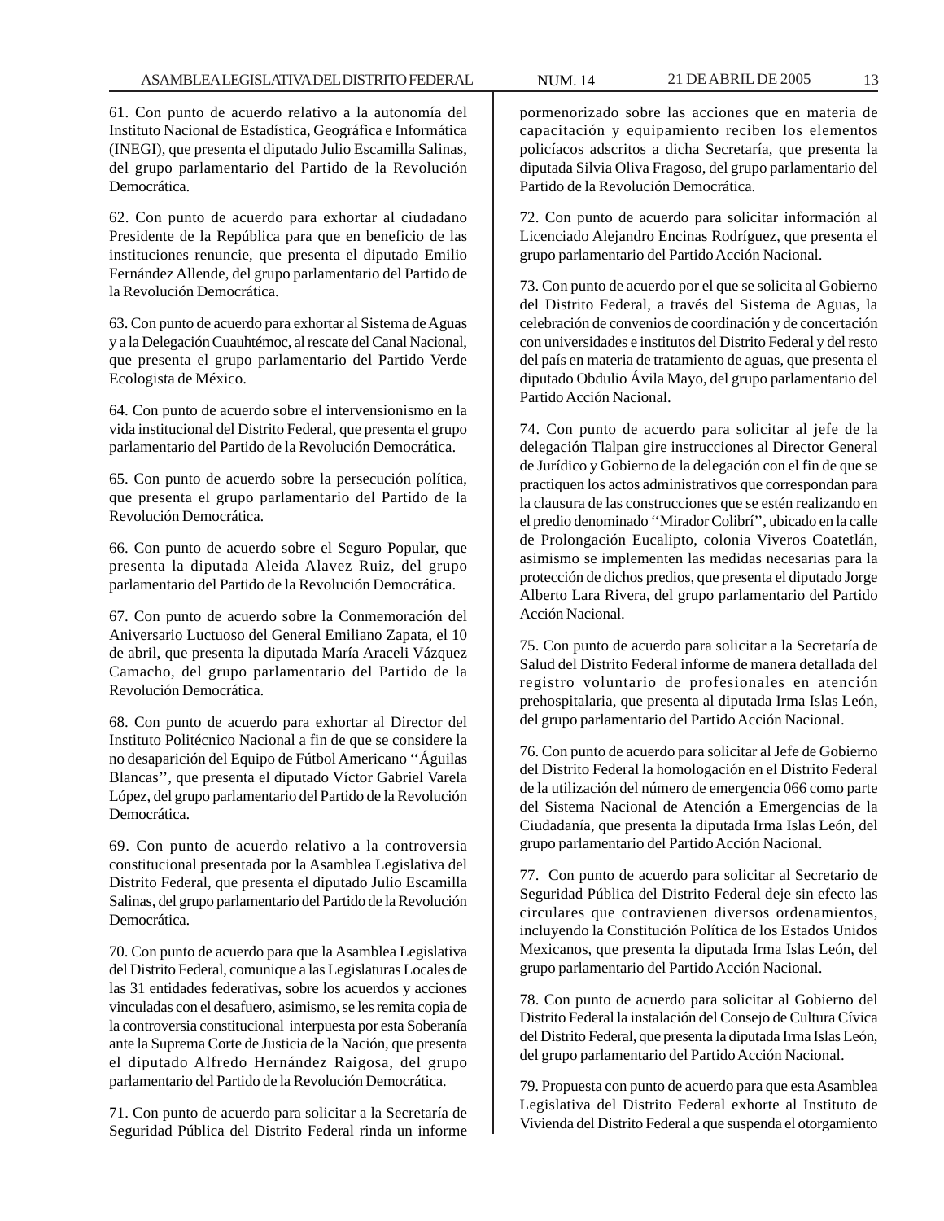61. Con punto de acuerdo relativo a la autonomía del Instituto Nacional de Estadística, Geográfica e Informática (INEGI), que presenta el diputado Julio Escamilla Salinas, del grupo parlamentario del Partido de la Revolución Democrática.

62. Con punto de acuerdo para exhortar al ciudadano Presidente de la República para que en beneficio de las instituciones renuncie, que presenta el diputado Emilio Fernández Allende, del grupo parlamentario del Partido de la Revolución Democrática.

63. Con punto de acuerdo para exhortar al Sistema de Aguas y a la Delegación Cuauhtémoc, al rescate del Canal Nacional, que presenta el grupo parlamentario del Partido Verde Ecologista de México.

64. Con punto de acuerdo sobre el intervensionismo en la vida institucional del Distrito Federal, que presenta el grupo parlamentario del Partido de la Revolución Democrática.

65. Con punto de acuerdo sobre la persecución política, que presenta el grupo parlamentario del Partido de la Revolución Democrática.

66. Con punto de acuerdo sobre el Seguro Popular, que presenta la diputada Aleida Alavez Ruiz, del grupo parlamentario del Partido de la Revolución Democrática.

67. Con punto de acuerdo sobre la Conmemoración del Aniversario Luctuoso del General Emiliano Zapata, el 10 de abril, que presenta la diputada María Araceli Vázquez Camacho, del grupo parlamentario del Partido de la Revolución Democrática.

68. Con punto de acuerdo para exhortar al Director del Instituto Politécnico Nacional a fin de que se considere la no desaparición del Equipo de Fútbol Americano ''Águilas Blancas'', que presenta el diputado Víctor Gabriel Varela López, del grupo parlamentario del Partido de la Revolución Democrática.

69. Con punto de acuerdo relativo a la controversia constitucional presentada por la Asamblea Legislativa del Distrito Federal, que presenta el diputado Julio Escamilla Salinas, del grupo parlamentario del Partido de la Revolución Democrática.

70. Con punto de acuerdo para que la Asamblea Legislativa del Distrito Federal, comunique a las Legislaturas Locales de las 31 entidades federativas, sobre los acuerdos y acciones vinculadas con el desafuero, asimismo, se les remita copia de la controversia constitucional interpuesta por esta Soberanía ante la Suprema Corte de Justicia de la Nación, que presenta el diputado Alfredo Hernández Raigosa, del grupo parlamentario del Partido de la Revolución Democrática.

71. Con punto de acuerdo para solicitar a la Secretaría de Seguridad Pública del Distrito Federal rinda un informe pormenorizado sobre las acciones que en materia de capacitación y equipamiento reciben los elementos policíacos adscritos a dicha Secretaría, que presenta la diputada Silvia Oliva Fragoso, del grupo parlamentario del Partido de la Revolución Democrática.

72. Con punto de acuerdo para solicitar información al Licenciado Alejandro Encinas Rodríguez, que presenta el grupo parlamentario del Partido Acción Nacional.

73. Con punto de acuerdo por el que se solicita al Gobierno del Distrito Federal, a través del Sistema de Aguas, la celebración de convenios de coordinación y de concertación con universidades e institutos del Distrito Federal y del resto del país en materia de tratamiento de aguas, que presenta el diputado Obdulio Ávila Mayo, del grupo parlamentario del Partido Acción Nacional.

74. Con punto de acuerdo para solicitar al jefe de la delegación Tlalpan gire instrucciones al Director General de Jurídico y Gobierno de la delegación con el fin de que se practiquen los actos administrativos que correspondan para la clausura de las construcciones que se estén realizando en el predio denominado ''Mirador Colibrí'', ubicado en la calle de Prolongación Eucalipto, colonia Viveros Coatetlán, asimismo se implementen las medidas necesarias para la protección de dichos predios, que presenta el diputado Jorge Alberto Lara Rivera, del grupo parlamentario del Partido Acción Nacional.

75. Con punto de acuerdo para solicitar a la Secretaría de Salud del Distrito Federal informe de manera detallada del registro voluntario de profesionales en atención prehospitalaria, que presenta al diputada Irma Islas León, del grupo parlamentario del Partido Acción Nacional.

76. Con punto de acuerdo para solicitar al Jefe de Gobierno del Distrito Federal la homologación en el Distrito Federal de la utilización del número de emergencia 066 como parte del Sistema Nacional de Atención a Emergencias de la Ciudadanía, que presenta la diputada Irma Islas León, del grupo parlamentario del Partido Acción Nacional.

77. Con punto de acuerdo para solicitar al Secretario de Seguridad Pública del Distrito Federal deje sin efecto las circulares que contravienen diversos ordenamientos, incluyendo la Constitución Política de los Estados Unidos Mexicanos, que presenta la diputada Irma Islas León, del grupo parlamentario del Partido Acción Nacional.

78. Con punto de acuerdo para solicitar al Gobierno del Distrito Federal la instalación del Consejo de Cultura Cívica del Distrito Federal, que presenta la diputada Irma Islas León, del grupo parlamentario del Partido Acción Nacional.

79. Propuesta con punto de acuerdo para que esta Asamblea Legislativa del Distrito Federal exhorte al Instituto de Vivienda del Distrito Federal a que suspenda el otorgamiento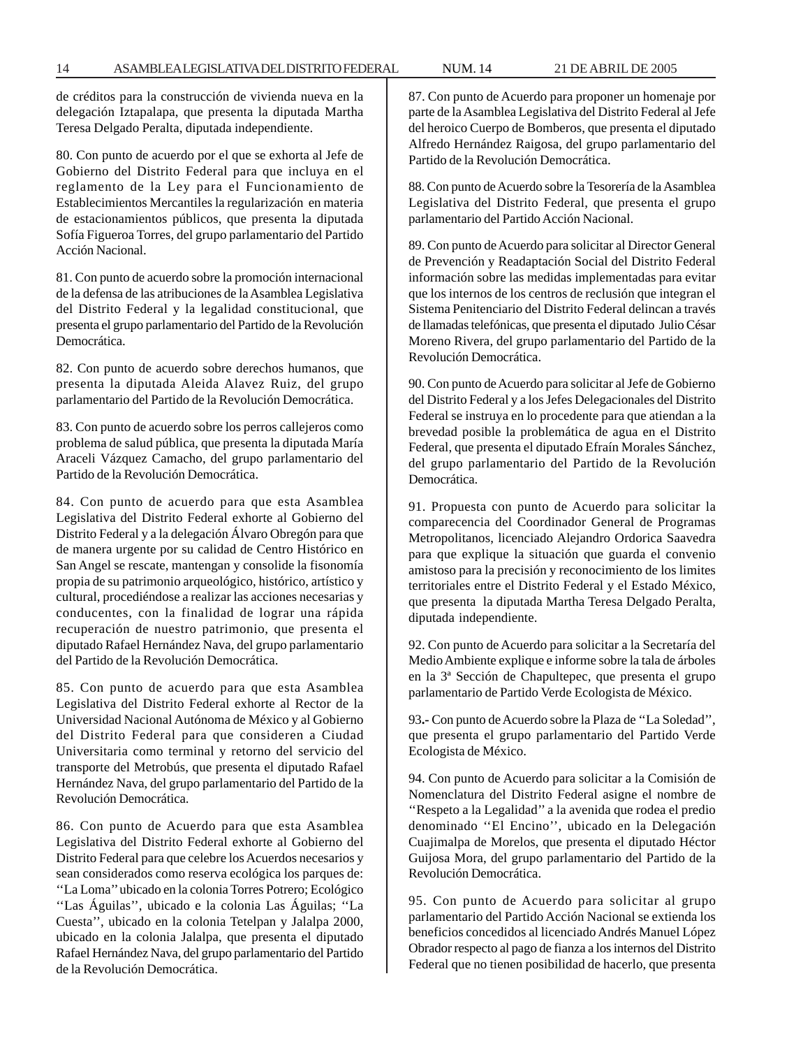de créditos para la construcción de vivienda nueva en la delegación Iztapalapa, que presenta la diputada Martha Teresa Delgado Peralta, diputada independiente.

80. Con punto de acuerdo por el que se exhorta al Jefe de Gobierno del Distrito Federal para que incluya en el reglamento de la Ley para el Funcionamiento de Establecimientos Mercantiles la regularización en materia de estacionamientos públicos, que presenta la diputada Sofía Figueroa Torres, del grupo parlamentario del Partido Acción Nacional.

81. Con punto de acuerdo sobre la promoción internacional de la defensa de las atribuciones de la Asamblea Legislativa del Distrito Federal y la legalidad constitucional, que presenta el grupo parlamentario del Partido de la Revolución Democrática.

82. Con punto de acuerdo sobre derechos humanos, que presenta la diputada Aleida Alavez Ruiz, del grupo parlamentario del Partido de la Revolución Democrática.

83. Con punto de acuerdo sobre los perros callejeros como problema de salud pública, que presenta la diputada María Araceli Vázquez Camacho, del grupo parlamentario del Partido de la Revolución Democrática.

84. Con punto de acuerdo para que esta Asamblea Legislativa del Distrito Federal exhorte al Gobierno del Distrito Federal y a la delegación Álvaro Obregón para que de manera urgente por su calidad de Centro Histórico en San Angel se rescate, mantengan y consolide la fisonomía propia de su patrimonio arqueológico, histórico, artístico y cultural, procediéndose a realizar las acciones necesarias y conducentes, con la finalidad de lograr una rápida recuperación de nuestro patrimonio, que presenta el diputado Rafael Hernández Nava, del grupo parlamentario del Partido de la Revolución Democrática.

85. Con punto de acuerdo para que esta Asamblea Legislativa del Distrito Federal exhorte al Rector de la Universidad Nacional Autónoma de México y al Gobierno del Distrito Federal para que consideren a Ciudad Universitaria como terminal y retorno del servicio del transporte del Metrobús, que presenta el diputado Rafael Hernández Nava, del grupo parlamentario del Partido de la Revolución Democrática.

86. Con punto de Acuerdo para que esta Asamblea Legislativa del Distrito Federal exhorte al Gobierno del Distrito Federal para que celebre los Acuerdos necesarios y sean considerados como reserva ecológica los parques de: ''La Loma'' ubicado en la colonia Torres Potrero; Ecológico ''Las Águilas'', ubicado e la colonia Las Águilas; ''La Cuesta'', ubicado en la colonia Tetelpan y Jalalpa 2000, ubicado en la colonia Jalalpa, que presenta el diputado Rafael Hernández Nava, del grupo parlamentario del Partido de la Revolución Democrática.

87. Con punto de Acuerdo para proponer un homenaje por parte de la Asamblea Legislativa del Distrito Federal al Jefe del heroico Cuerpo de Bomberos, que presenta el diputado Alfredo Hernández Raigosa, del grupo parlamentario del Partido de la Revolución Democrática.

88. Con punto de Acuerdo sobre la Tesorería de la Asamblea Legislativa del Distrito Federal, que presenta el grupo parlamentario del Partido Acción Nacional.

89. Con punto de Acuerdo para solicitar al Director General de Prevención y Readaptación Social del Distrito Federal información sobre las medidas implementadas para evitar que los internos de los centros de reclusión que integran el Sistema Penitenciario del Distrito Federal delincan a través de llamadas telefónicas, que presenta el diputado Julio César Moreno Rivera, del grupo parlamentario del Partido de la Revolución Democrática.

90. Con punto de Acuerdo para solicitar al Jefe de Gobierno del Distrito Federal y a los Jefes Delegacionales del Distrito Federal se instruya en lo procedente para que atiendan a la brevedad posible la problemática de agua en el Distrito Federal, que presenta el diputado Efraín Morales Sánchez, del grupo parlamentario del Partido de la Revolución Democrática.

91. Propuesta con punto de Acuerdo para solicitar la comparecencia del Coordinador General de Programas Metropolitanos, licenciado Alejandro Ordorica Saavedra para que explique la situación que guarda el convenio amistoso para la precisión y reconocimiento de los limites territoriales entre el Distrito Federal y el Estado México, que presenta la diputada Martha Teresa Delgado Peralta, diputada independiente.

92. Con punto de Acuerdo para solicitar a la Secretaría del Medio Ambiente explique e informe sobre la tala de árboles en la 3ª Sección de Chapultepec, que presenta el grupo parlamentario de Partido Verde Ecologista de México.

93.- Con punto de Acuerdo sobre la Plaza de ''La Soledad'', que presenta el grupo parlamentario del Partido Verde Ecologista de México.

94. Con punto de Acuerdo para solicitar a la Comisión de Nomenclatura del Distrito Federal asigne el nombre de ''Respeto a la Legalidad'' a la avenida que rodea el predio denominado ''El Encino'', ubicado en la Delegación Cuajimalpa de Morelos, que presenta el diputado Héctor Guijosa Mora, del grupo parlamentario del Partido de la Revolución Democrática.

95. Con punto de Acuerdo para solicitar al grupo parlamentario del Partido Acción Nacional se extienda los beneficios concedidos al licenciado Andrés Manuel López Obrador respecto al pago de fianza a los internos del Distrito Federal que no tienen posibilidad de hacerlo, que presenta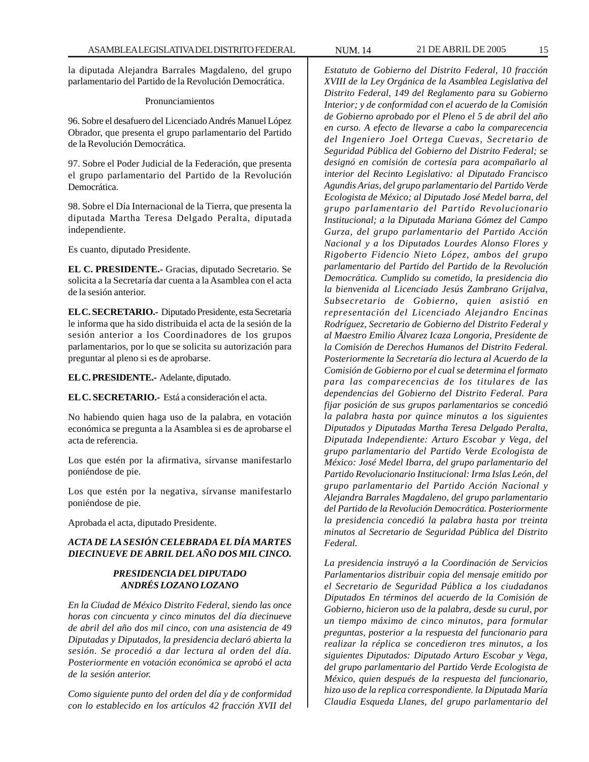la diputada Alejandra Barrales Magdaleno, del grupo parlamentario del Partido de la Revolución Democrática.

Pronunciamientos

96. Sobre el desafuero del Licenciado Andrés Manuel López Obrador, que presenta el grupo parlamentario del Partido de la Revolución Democrática.

97. Sobre el Poder Judicial de la Federación, que presenta el grupo parlamentario del Partido de la Revolución Democrática.

98. Sobre el Día Internacional de la Tierra, que presenta la diputada Martha Teresa Delgado Peralta, diputada independiente.

Es cuanto, diputado Presidente.

**EL C. PRESIDENTE.-** Gracias, diputado Secretario. Se solicita a la Secretaría dar cuenta a la Asamblea con el acta de la sesión anterior.

**EL C. SECRETARIO.-** Diputado Presidente, esta Secretaría le informa que ha sido distribuida el acta de la sesión de la sesión anterior a los Coordinadores de los grupos parlamentarios, por lo que se solicita su autorización para preguntar al pleno si es de aprobarse.

**EL C. PRESIDENTE.-** Adelante, diputado.

**EL C. SECRETARIO.-** Está a consideración el acta.

No habiendo quien haga uso de la palabra, en votación económica se pregunta a la Asamblea si es de aprobarse el acta de referencia.

Los que estén por la afirmativa, sírvanse manifestarlo poniéndose de pie.

Los que estén por la negativa, sírvanse manifestarlo poniéndose de pie.

Aprobada el acta, diputado Presidente.

***ACTA DE LA SESIÓN CELEBRADA EL DÍA MARTES DIECINUEVE DE ABRIL DEL AÑO DOS MIL CINCO.***

***PRESIDENCIA DEL DIPUTADO ANDRÉS LOZANO LOZANO***

*En la Ciudad de México Distrito Federal, siendo las once horas con cincuenta y cinco minutos del día diecinueve de abril del año dos mil cinco, con una asistencia de 49 Diputadas y Diputados, la presidencia declaró abierta la sesión. Se procedió a dar lectura al orden del día. Posteriormente en votación económica se aprobó el acta de la sesión anterior.*

*Como siguiente punto del orden del día y de conformidad con lo establecido en los artículos 42 fracción XVII del Estatuto de Gobierno del Distrito Federal, 10 fracción XVIII de la Ley Orgánica de la Asamblea Legislativa del Distrito Federal, 149 del Reglamento para su Gobierno Interior; y de conformidad con el acuerdo de la Comisión de Gobierno aprobado por el Pleno el 5 de abril del año en curso. A efecto de llevarse a cabo la comparecencia del Ingeniero Joel Ortega Cuevas, Secretario de Seguridad Pública del Gobierno del Distrito Federal; se designó en comisión de cortesía para acompañarlo al interior del Recinto Legislativo: al Diputado Francisco Agundis Arias, del grupo parlamentario del Partido Verde Ecologista de México; al Diputado José Medel barra, del grupo parlamentario del Partido Revolucionario Institucional; a la Diputada Mariana Gómez del Campo Gurza, del grupo parlamentario del Partido Acción Nacional y a los Diputados Lourdes Alonso Flores y Rigoberto Fidencio Nieto López, ambos del grupo parlamentario del Partido del Partido de la Revolución Democrática. Cumplido su cometido, la presidencia dio la bienvenida al Licenciado Jesús Zambrano Grijalva, Subsecretario de Gobierno, quien asistió en representación del Licenciado Alejandro Encinas Rodríguez, Secretario de Gobierno del Distrito Federal y al Maestro Emilio Álvarez Icaza Longoria, Presidente de la Comisión de Derechos Humanos del Distrito Federal. Posteriormente la Secretaría dio lectura al Acuerdo de la Comisión de Gobierno por el cual se determina el formato para las comparecencias de los titulares de las dependencias del Gobierno del Distrito Federal. Para fijar posición de sus grupos parlamentarios se concedió la palabra hasta por quince minutos a los siguientes Diputados y Diputadas Martha Teresa Delgado Peralta, Diputada Independiente: Arturo Escobar y Vega, del grupo parlamentario del Partido Verde Ecologista de México: José Medel Ibarra, del grupo parlamentario del Partido Revolucionario Institucional: Irma Islas León, del grupo parlamentario del Partido Acción Nacional y Alejandra Barrales Magdaleno, del grupo parlamentario del Partido de la Revolución Democrática. Posteriormente la presidencia concedió la palabra hasta por treinta minutos al Secretario de Seguridad Pública del Distrito Federal.*

*La presidencia instruyó a la Coordinación de Servicios Parlamentarios distribuir copia del mensaje emitido por el Secretario de Seguridad Pública a los ciudadanos Diputados En términos del acuerdo de la Comisión de Gobierno, hicieron uso de la palabra, desde su curul, por un tiempo máximo de cinco minutos, para formular preguntas, posterior a la respuesta del funcionario para realizar la réplica se concedieron tres minutos, a los siguientes Diputados: Diputado Arturo Escobar y Vega, del grupo parlamentario del Partido Verde Ecologista de México, quien después de la respuesta del funcionario, hizo uso de la replica correspondiente. la Diputada María Claudia Esqueda Llanes, del grupo parlamentario del*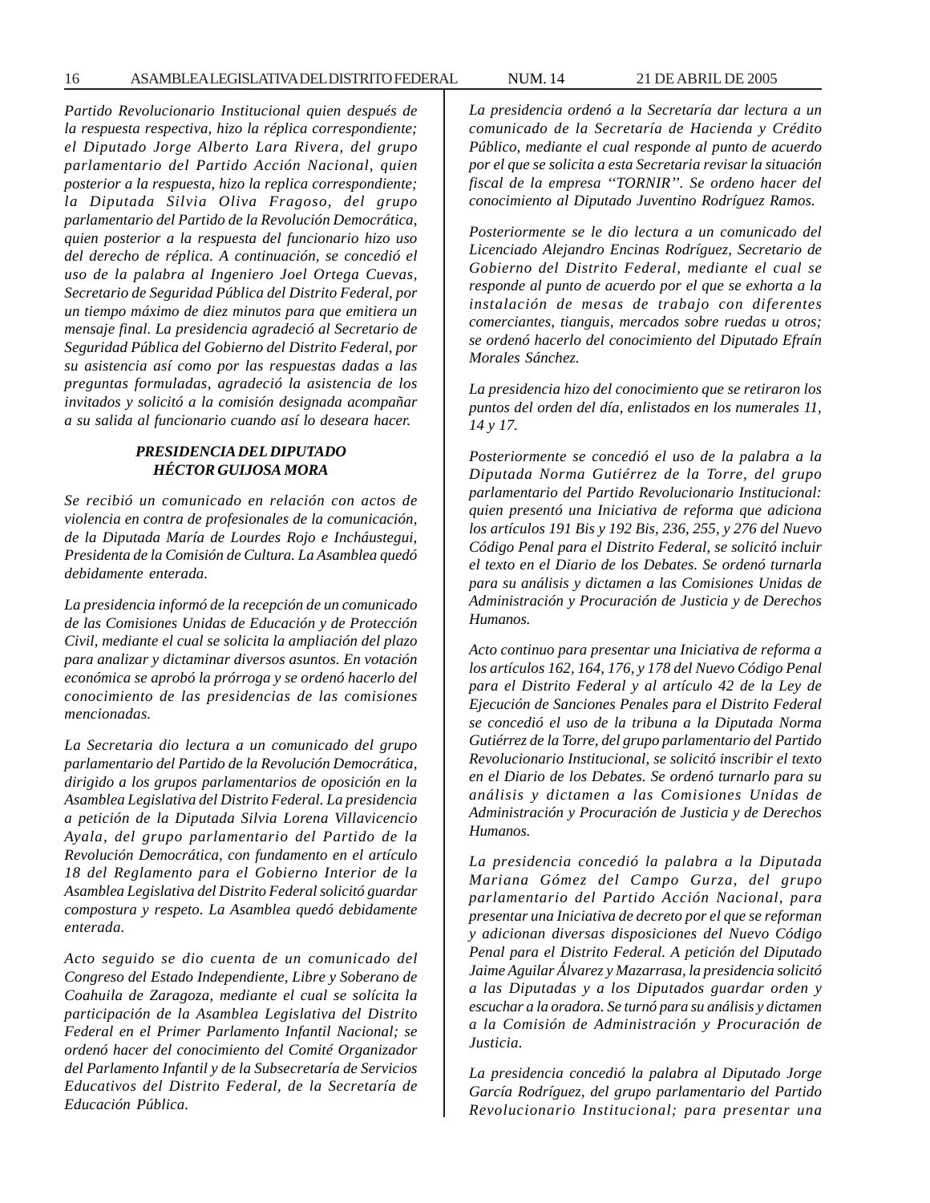*Partido Revolucionario Institucional quien después de la respuesta respectiva, hizo la réplica correspondiente; el Diputado Jorge Alberto Lara Rivera, del grupo parlamentario del Partido Acción Nacional, quien posterior a la respuesta, hizo la replica correspondiente; la Diputada Silvia Oliva Fragoso, del grupo parlamentario del Partido de la Revolución Democrática, quien posterior a la respuesta del funcionario hizo uso del derecho de réplica. A continuación, se concedió el uso de la palabra al Ingeniero Joel Ortega Cuevas, Secretario de Seguridad Pública del Distrito Federal, por un tiempo máximo de diez minutos para que emitiera un mensaje final. La presidencia agradeció al Secretario de Seguridad Pública del Gobierno del Distrito Federal, por su asistencia así como por las respuestas dadas a las preguntas formuladas, agradeció la asistencia de los invitados y solicitó a la comisión designada acompañar a su salida al funcionario cuando así lo deseara hacer.*

***PRESIDENCIA DEL DIPUTADO HÉCTOR GUIJOSA MORA***

*Se recibió un comunicado en relación con actos de violencia en contra de profesionales de la comunicación, de la Diputada María de Lourdes Rojo e Incháustegui, Presidenta de la Comisión de Cultura. La Asamblea quedó debidamente enterada.*

*La presidencia informó de la recepción de un comunicado de las Comisiones Unidas de Educación y de Protección Civil, mediante el cual se solicita la ampliación del plazo para analizar y dictaminar diversos asuntos. En votación económica se aprobó la prórroga y se ordenó hacerlo del conocimiento de las presidencias de las comisiones mencionadas.*

*La Secretaria dio lectura a un comunicado del grupo parlamentario del Partido de la Revolución Democrática, dirigido a los grupos parlamentarios de oposición en la Asamblea Legislativa del Distrito Federal. La presidencia a petición de la Diputada Silvia Lorena Villavicencio Ayala, del grupo parlamentario del Partido de la Revolución Democrática, con fundamento en el artículo 18 del Reglamento para el Gobierno Interior de la Asamblea Legislativa del Distrito Federal solicitó guardar compostura y respeto. La Asamblea quedó debidamente enterada.*

*Acto seguido se dio cuenta de un comunicado del Congreso del Estado Independiente, Libre y Soberano de Coahuila de Zaragoza, mediante el cual se solícita la participación de la Asamblea Legislativa del Distrito Federal en el Primer Parlamento Infantil Nacional; se ordenó hacer del conocimiento del Comité Organizador del Parlamento Infantil y de la Subsecretaría de Servicios Educativos del Distrito Federal, de la Secretaría de Educación Pública.*

*La presidencia ordenó a la Secretaría dar lectura a un comunicado de la Secretaría de Hacienda y Crédito Público, mediante el cual responde al punto de acuerdo por el que se solicita a esta Secretaria revisar la situación fiscal de la empresa ''TORNIR''. Se ordeno hacer del conocimiento al Diputado Juventino Rodríguez Ramos.*

*Posteriormente se le dio lectura a un comunicado del Licenciado Alejandro Encinas Rodríguez, Secretario de Gobierno del Distrito Federal, mediante el cual se responde al punto de acuerdo por el que se exhorta a la instalación de mesas de trabajo con diferentes comerciantes, tianguis, mercados sobre ruedas u otros; se ordenó hacerlo del conocimiento del Diputado Efraín Morales Sánchez.*

*La presidencia hizo del conocimiento que se retiraron los puntos del orden del día, enlistados en los numerales 11, 14 y 17.*

*Posteriormente se concedió el uso de la palabra a la Diputada Norma Gutiérrez de la Torre, del grupo parlamentario del Partido Revolucionario Institucional: quien presentó una Iniciativa de reforma que adiciona los artículos 191 Bis y 192 Bis, 236, 255, y 276 del Nuevo Código Penal para el Distrito Federal, se solicitó incluir el texto en el Diario de los Debates. Se ordenó turnarla para su análisis y dictamen a las Comisiones Unidas de Administración y Procuración de Justicia y de Derechos Humanos.*

*Acto continuo para presentar una Iniciativa de reforma a los artículos 162, 164, 176, y 178 del Nuevo Código Penal para el Distrito Federal y al artículo 42 de la Ley de Ejecución de Sanciones Penales para el Distrito Federal se concedió el uso de la tribuna a la Diputada Norma Gutiérrez de la Torre, del grupo parlamentario del Partido Revolucionario Institucional, se solicitó inscribir el texto en el Diario de los Debates. Se ordenó turnarlo para su análisis y dictamen a las Comisiones Unidas de Administración y Procuración de Justicia y de Derechos Humanos.*

*La presidencia concedió la palabra a la Diputada Mariana Gómez del Campo Gurza, del grupo parlamentario del Partido Acción Nacional, para presentar una Iniciativa de decreto por el que se reforman y adicionan diversas disposiciones del Nuevo Código Penal para el Distrito Federal. A petición del Diputado Jaime Aguilar Álvarez y Mazarrasa, la presidencia solicitó a las Diputadas y a los Diputados guardar orden y escuchar a la oradora. Se turnó para su análisis y dictamen a la Comisión de Administración y Procuración de Justicia.*

*La presidencia concedió la palabra al Diputado Jorge García Rodríguez, del grupo parlamentario del Partido Revolucionario Institucional; para presentar una*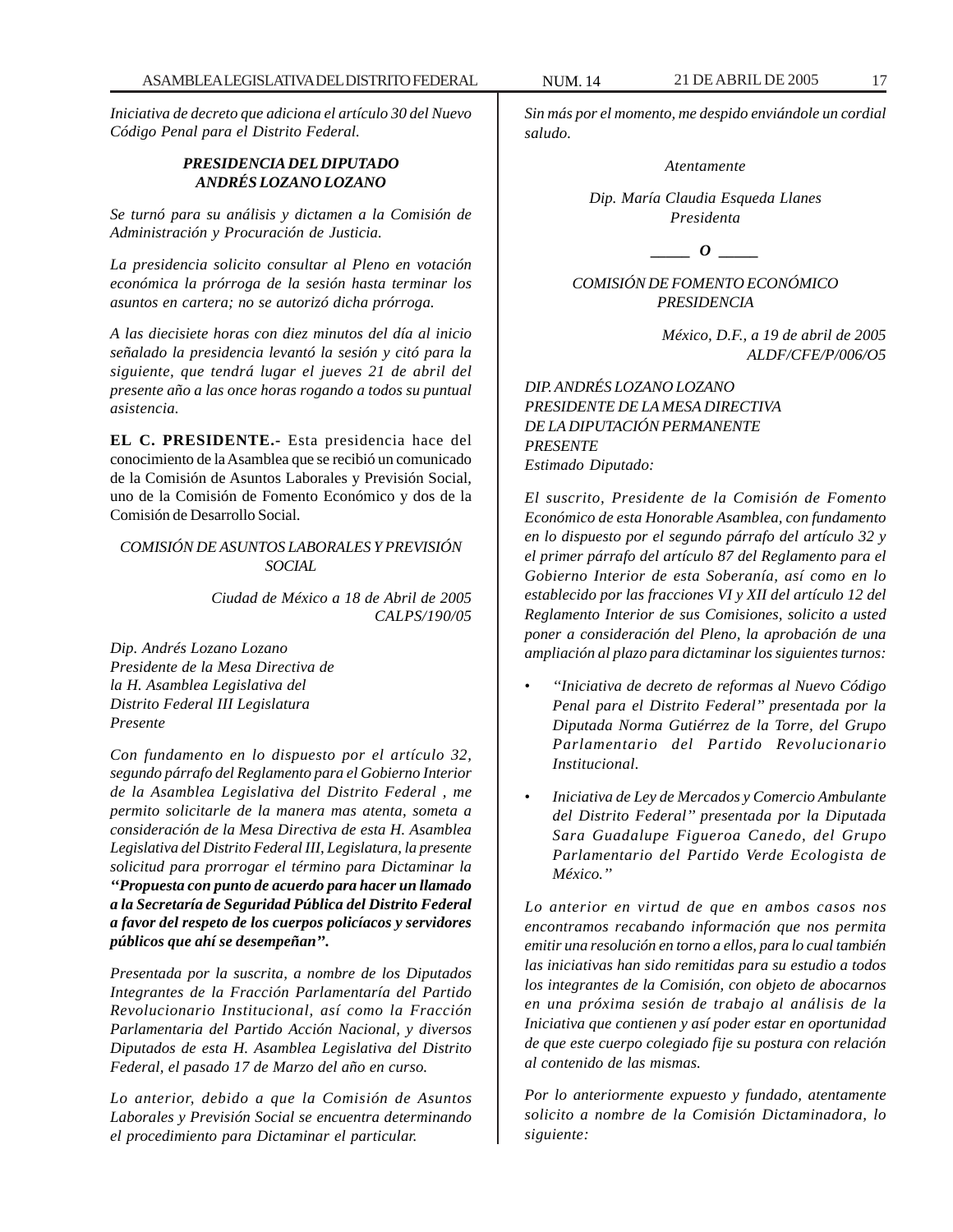*Iniciativa de decreto que adiciona el artículo 30 del Nuevo Código Penal para el Distrito Federal.*

***PRESIDENCIA DEL DIPUTADO ANDRÉS LOZANO LOZANO***

*Se turnó para su análisis y dictamen a la Comisión de Administración y Procuración de Justicia.*

*La presidencia solicito consultar al Pleno en votación económica la prórroga de la sesión hasta terminar los asuntos en cartera; no se autorizó dicha prórroga.*

*A las diecisiete horas con diez minutos del día al inicio señalado la presidencia levantó la sesión y citó para la siguiente, que tendrá lugar el jueves 21 de abril del presente año a las once horas rogando a todos su puntual asistencia.*

**EL C. PRESIDENTE.-** Esta presidencia hace del conocimiento de la Asamblea que se recibió un comunicado de la Comisión de Asuntos Laborales y Previsión Social, uno de la Comisión de Fomento Económico y dos de la Comisión de Desarrollo Social.

*COMISIÓN DE ASUNTOS LABORALES Y PREVISIÓN SOCIAL*

*Ciudad de México a 18 de Abril de 2005*
*CALPS/190/05*

*Dip. Andrés Lozano Lozano*
*Presidente de la Mesa Directiva de*
*la H. Asamblea Legislativa del*
*Distrito Federal III Legislatura*
*Presente*

*Con fundamento en lo dispuesto por el artículo 32, segundo párrafo del Reglamento para el Gobierno Interior de la Asamblea Legislativa del Distrito Federal , me permito solicitarle de la manera mas atenta, someta a consideración de la Mesa Directiva de esta H. Asamblea Legislativa del Distrito Federal III, Legislatura, la presente solicitud para prorrogar el término para Dictaminar la* ***''Propuesta con punto de acuerdo para hacer un llamado a la Secretaría de Seguridad Pública del Distrito Federal a favor del respeto de los cuerpos policíacos y servidores públicos que ahí se desempeñan''.***

*Presentada por la suscrita, a nombre de los Diputados Integrantes de la Fracción Parlamentaría del Partido Revolucionario Institucional, así como la Fracción Parlamentaria del Partido Acción Nacional, y diversos Diputados de esta H. Asamblea Legislativa del Distrito Federal, el pasado 17 de Marzo del año en curso.*

*Lo anterior, debido a que la Comisión de Asuntos Laborales y Previsión Social se encuentra determinando el procedimiento para Dictaminar el particular.*

*Sin más por el momento, me despido enviándole un cordial saludo.*

*Atentamente*

*Dip. María Claudia Esqueda Llanes*
*Presidenta*

***\_\_\_\_\_ O \_\_\_\_\_***

*COMISIÓN DE FOMENTO ECONÓMICO*
*PRESIDENCIA*

*México, D.F., a 19 de abril de 2005*
*ALDF/CFE/P/006/O5*

*DIP. ANDRÉS LOZANO LOZANO*
*PRESIDENTE DE LA MESA DIRECTIVA*
*DE LA DIPUTACIÓN PERMANENTE*
*PRESENTE*
*Estimado Diputado:*

*El suscrito, Presidente de la Comisión de Fomento Económico de esta Honorable Asamblea, con fundamento en lo dispuesto por el segundo párrafo del artículo 32 y el primer párrafo del artículo 87 del Reglamento para el Gobierno Interior de esta Soberanía, así como en lo establecido por las fracciones VI y XII del artículo 12 del Reglamento Interior de sus Comisiones, solicito a usted poner a consideración del Pleno, la aprobación de una ampliación al plazo para dictaminar los siguientes turnos:*

- *''Iniciativa de decreto de reformas al Nuevo Código Penal para el Distrito Federal'' presentada por la Diputada Norma Gutiérrez de la Torre, del Grupo Parlamentario del Partido Revolucionario Institucional.*
- *Iniciativa de Ley de Mercados y Comercio Ambulante del Distrito Federal'' presentada por la Diputada Sara Guadalupe Figueroa Canedo, del Grupo Parlamentario del Partido Verde Ecologista de México.''*

*Lo anterior en virtud de que en ambos casos nos encontramos recabando información que nos permita emitir una resolución en torno a ellos, para lo cual también las iniciativas han sido remitidas para su estudio a todos los integrantes de la Comisión, con objeto de abocarnos en una próxima sesión de trabajo al análisis de la Iniciativa que contienen y así poder estar en oportunidad de que este cuerpo colegiado fije su postura con relación al contenido de las mismas.*

*Por lo anteriormente expuesto y fundado, atentamente solicito a nombre de la Comisión Dictaminadora, lo siguiente:*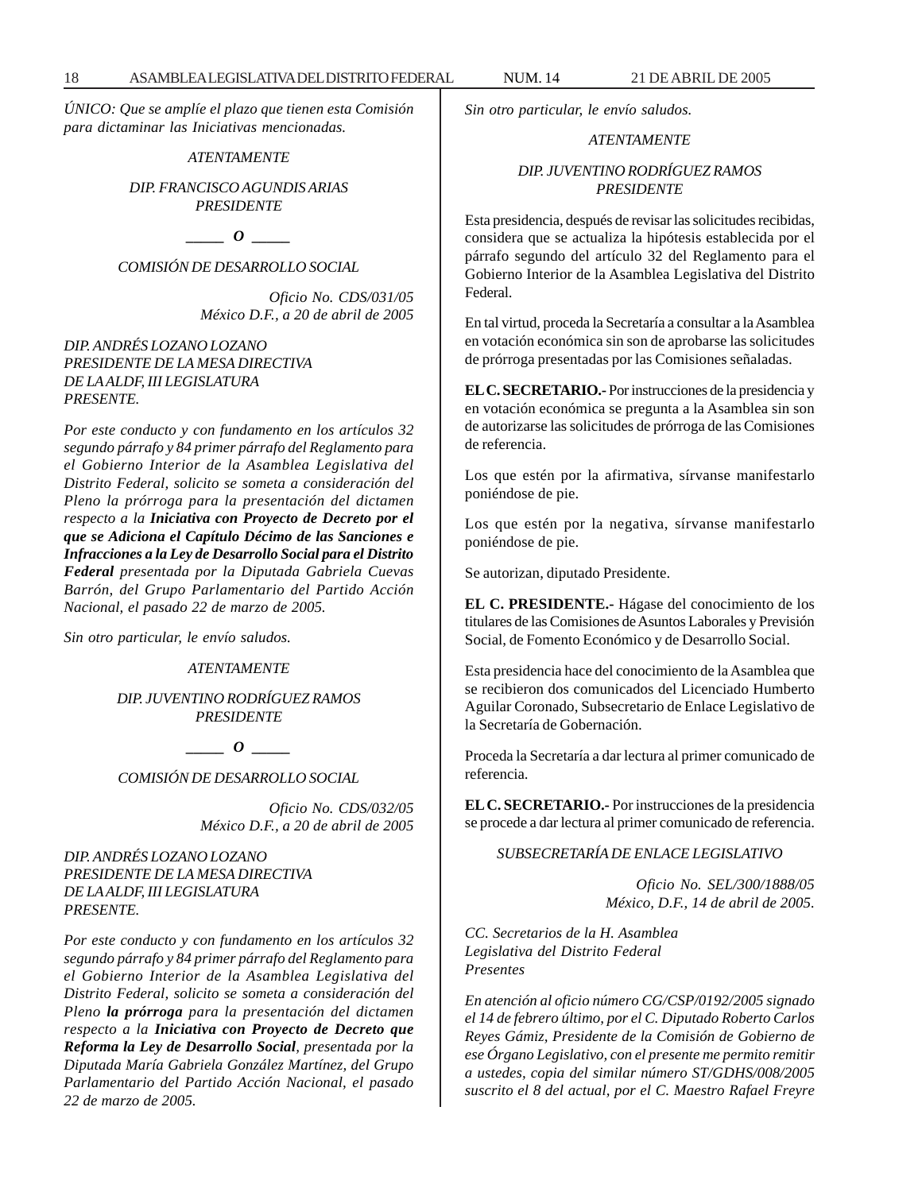*ÚNICO: Que se amplíe el plazo que tienen esta Comisión para dictaminar las Iniciativas mencionadas.*

*ATENTAMENTE*

*DIP. FRANCISCO AGUNDIS ARIAS*
*PRESIDENTE*

*_____ O _____*

*COMISIÓN DE DESARROLLO SOCIAL*

*Oficio No. CDS/031/05*
*México D.F., a 20 de abril de 2005*

*DIP. ANDRÉS LOZANO LOZANO*
*PRESIDENTE DE LA MESA DIRECTIVA*
*DE LA ALDF, III LEGISLATURA*
*PRESENTE.*

*Por este conducto y con fundamento en los artículos 32 segundo párrafo y 84 primer párrafo del Reglamento para el Gobierno Interior de la Asamblea Legislativa del Distrito Federal, solicito se someta a consideración del Pleno la prórroga para la presentación del dictamen respecto a la* ***Iniciativa con Proyecto de Decreto por el que se Adiciona el Capítulo Décimo de las Sanciones e Infracciones a la Ley de Desarrollo Social para el Distrito Federal*** *presentada por la Diputada Gabriela Cuevas Barrón, del Grupo Parlamentario del Partido Acción Nacional, el pasado 22 de marzo de 2005.*

*Sin otro particular, le envío saludos.*

*ATENTAMENTE*

*DIP. JUVENTINO RODRÍGUEZ RAMOS*
*PRESIDENTE*

*_____ O _____*

*COMISIÓN DE DESARROLLO SOCIAL*

*Oficio No. CDS/032/05*
*México D.F., a 20 de abril de 2005*

*DIP. ANDRÉS LOZANO LOZANO*
*PRESIDENTE DE LA MESA DIRECTIVA*
*DE LA ALDF, III LEGISLATURA*
*PRESENTE.*

*Por este conducto y con fundamento en los artículos 32 segundo párrafo y 84 primer párrafo del Reglamento para el Gobierno Interior de la Asamblea Legislativa del Distrito Federal, solicito se someta a consideración del Pleno* ***la prórroga*** *para la presentación del dictamen respecto a la* ***Iniciativa con Proyecto de Decreto que Reforma la Ley de Desarrollo Social****, presentada por la Diputada María Gabriela González Martínez, del Grupo Parlamentario del Partido Acción Nacional, el pasado 22 de marzo de 2005.*

*Sin otro particular, le envío saludos.*

*ATENTAMENTE*

*DIP. JUVENTINO RODRÍGUEZ RAMOS*
*PRESIDENTE*

Esta presidencia, después de revisar las solicitudes recibidas, considera que se actualiza la hipótesis establecida por el párrafo segundo del artículo 32 del Reglamento para el Gobierno Interior de la Asamblea Legislativa del Distrito Federal.

En tal virtud, proceda la Secretaría a consultar a la Asamblea en votación económica sin son de aprobarse las solicitudes de prórroga presentadas por las Comisiones señaladas.

**EL C. SECRETARIO.-** Por instrucciones de la presidencia y en votación económica se pregunta a la Asamblea sin son de autorizarse las solicitudes de prórroga de las Comisiones de referencia.

Los que estén por la afirmativa, sírvanse manifestarlo poniéndose de pie.

Los que estén por la negativa, sírvanse manifestarlo poniéndose de pie.

Se autorizan, diputado Presidente.

**EL C. PRESIDENTE.-** Hágase del conocimiento de los titulares de las Comisiones de Asuntos Laborales y Previsión Social, de Fomento Económico y de Desarrollo Social.

Esta presidencia hace del conocimiento de la Asamblea que se recibieron dos comunicados del Licenciado Humberto Aguilar Coronado, Subsecretario de Enlace Legislativo de la Secretaría de Gobernación.

Proceda la Secretaría a dar lectura al primer comunicado de referencia.

**EL C. SECRETARIO.-** Por instrucciones de la presidencia se procede a dar lectura al primer comunicado de referencia.

*SUBSECRETARÍA DE ENLACE LEGISLATIVO*

*Oficio No. SEL/300/1888/05*
*México, D.F., 14 de abril de 2005.*

*CC. Secretarios de la H. Asamblea*
*Legislativa del Distrito Federal*
*Presentes*

*En atención al oficio número CG/CSP/0192/2005 signado el 14 de febrero último, por el C. Diputado Roberto Carlos Reyes Gámiz, Presidente de la Comisión de Gobierno de ese Órgano Legislativo, con el presente me permito remitir a ustedes, copia del similar número ST/GDHS/008/2005 suscrito el 8 del actual, por el C. Maestro Rafael Freyre*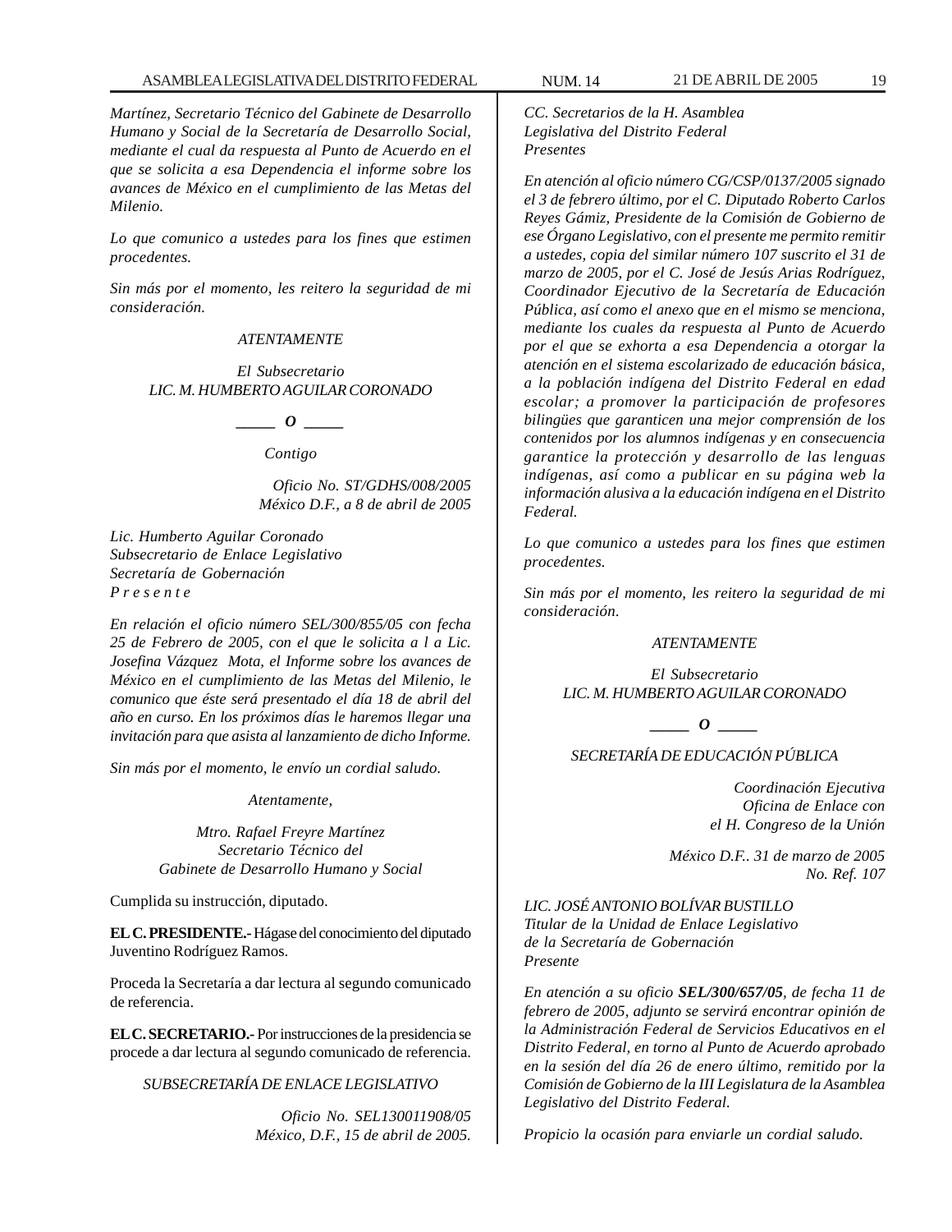*Martínez, Secretario Técnico del Gabinete de Desarrollo Humano y Social de la Secretaría de Desarrollo Social, mediante el cual da respuesta al Punto de Acuerdo en el que se solicita a esa Dependencia el informe sobre los avances de México en el cumplimiento de las Metas del Milenio.*

*Lo que comunico a ustedes para los fines que estimen procedentes.*

*Sin más por el momento, les reitero la seguridad de mi consideración.*

*ATENTAMENTE*

*El Subsecretario*
*LIC. M. HUMBERTO AGUILAR CORONADO*

*_____ O _____*

*Contigo*

*Oficio No. ST/GDHS/008/2005*
*México D.F., a 8 de abril de 2005*

*Lic. Humberto Aguilar Coronado*
*Subsecretario de Enlace Legislativo*
*Secretaría de Gobernación*
*P r e s e n t e*

*En relación el oficio número SEL/300/855/05 con fecha 25 de Febrero de 2005, con el que le solicita a l a Lic. Josefina Vázquez Mota, el Informe sobre los avances de México en el cumplimiento de las Metas del Milenio, le comunico que éste será presentado el día 18 de abril del año en curso. En los próximos días le haremos llegar una invitación para que asista al lanzamiento de dicho Informe.*

*Sin más por el momento, le envío un cordial saludo.*

*Atentamente,*

*Mtro. Rafael Freyre Martínez*
*Secretario Técnico del*
*Gabinete de Desarrollo Humano y Social*

Cumplida su instrucción, diputado.

**EL C. PRESIDENTE.-** Hágase del conocimiento del diputado Juventino Rodríguez Ramos.

Proceda la Secretaría a dar lectura al segundo comunicado de referencia.

**EL C. SECRETARIO.-** Por instrucciones de la presidencia se procede a dar lectura al segundo comunicado de referencia.

*SUBSECRETARÍA DE ENLACE LEGISLATIVO*

*Oficio No. SEL130011908/05*
*México, D.F., 15 de abril de 2005.*

*CC. Secretarios de la H. Asamblea*
*Legislativa del Distrito Federal*
*Presentes*

*En atención al oficio número CG/CSP/0137/2005 signado el 3 de febrero último, por el C. Diputado Roberto Carlos Reyes Gámiz, Presidente de la Comisión de Gobierno de ese Órgano Legislativo, con el presente me permito remitir a ustedes, copia del similar número 107 suscrito el 31 de marzo de 2005, por el C. José de Jesús Arias Rodríguez, Coordinador Ejecutivo de la Secretaría de Educación Pública, así como el anexo que en el mismo se menciona, mediante los cuales da respuesta al Punto de Acuerdo por el que se exhorta a esa Dependencia a otorgar la atención en el sistema escolarizado de educación básica, a la población indígena del Distrito Federal en edad escolar; a promover la participación de profesores bilingües que garanticen una mejor comprensión de los contenidos por los alumnos indígenas y en consecuencia garantice la protección y desarrollo de las lenguas indígenas, así como a publicar en su página web la información alusiva a la educación indígena en el Distrito Federal.*

*Lo que comunico a ustedes para los fines que estimen procedentes.*

*Sin más por el momento, les reitero la seguridad de mi consideración.*

*ATENTAMENTE*

*El Subsecretario*
*LIC. M. HUMBERTO AGUILAR CORONADO*

*_____ O _____*

*SECRETARÍA DE EDUCACIÓN PÚBLICA*

*Coordinación Ejecutiva*
*Oficina de Enlace con*
*el H. Congreso de la Unión*

*México D.F.. 31 de marzo de 2005*
*No. Ref. 107*

*LIC. JOSÉ ANTONIO BOLÍVAR BUSTILLO*
*Titular de la Unidad de Enlace Legislativo*
*de la Secretaría de Gobernación*
*Presente*

*En atención a su oficio **SEL/300/657/05**, de fecha 11 de febrero de 2005, adjunto se servirá encontrar opinión de la Administración Federal de Servicios Educativos en el Distrito Federal, en torno al Punto de Acuerdo aprobado en la sesión del día 26 de enero último, remitido por la Comisión de Gobierno de la III Legislatura de la Asamblea Legislativo del Distrito Federal.*

*Propicio la ocasión para enviarle un cordial saludo.*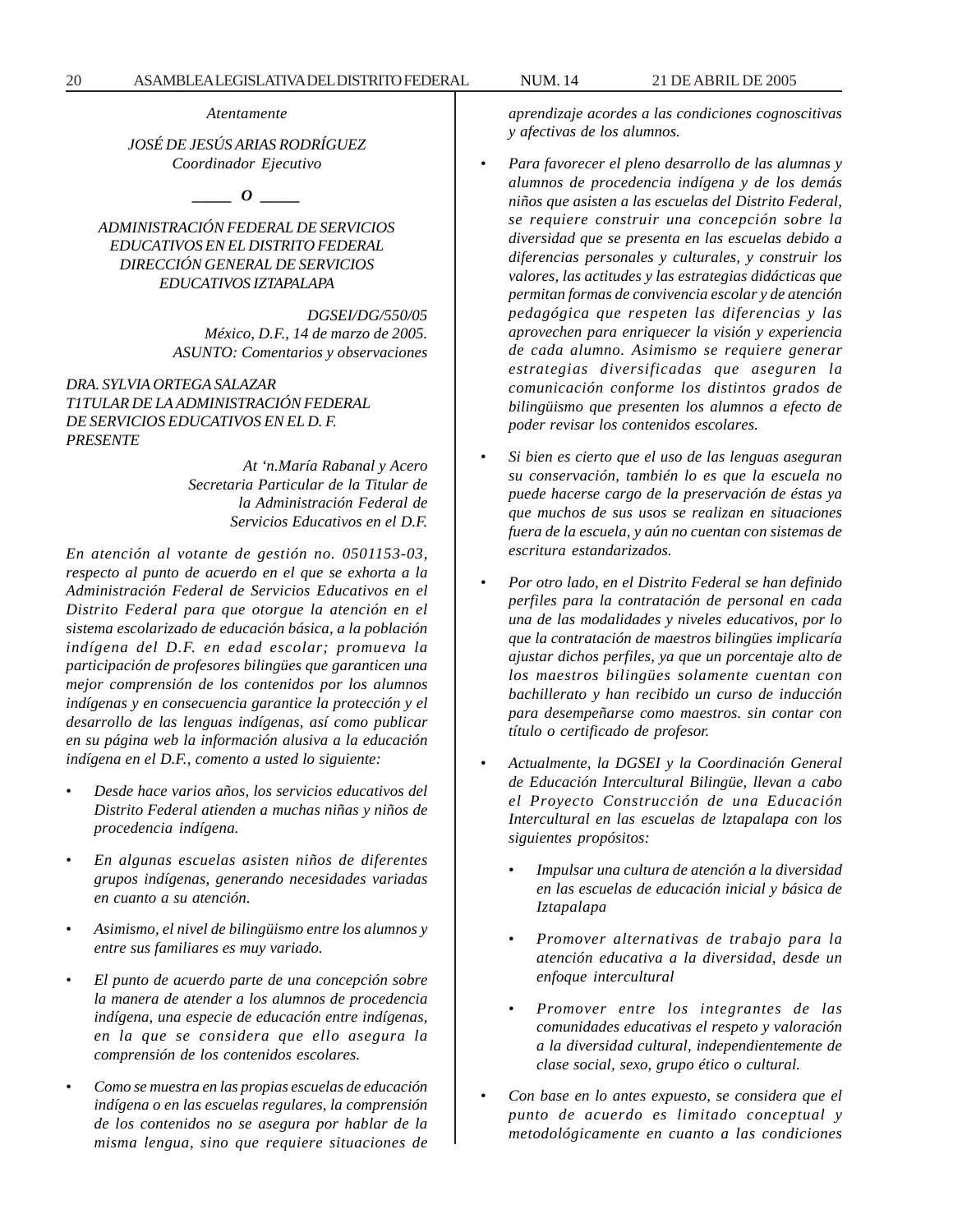*Atentamente*

*JOSÉ DE JESÚS ARIAS RODRÍGUEZ*
*Coordinador Ejecutivo*

*_____ O _____*

*ADMINISTRACIÓN FEDERAL DE SERVICIOS EDUCATIVOS EN EL DISTRITO FEDERAL*
*DIRECCIÓN GENERAL DE SERVICIOS EDUCATIVOS IZTAPALAPA*

*DGSEI/DG/550/05*
*México, D.F., 14 de marzo de 2005.*
*ASUNTO: Comentarios y observaciones*

*DRA. SYLVIA ORTEGA SALAZAR*
*T1TULAR DE LA ADMINISTRACIÓN FEDERAL DE SERVICIOS EDUCATIVOS EN EL D. F.*
*PRESENTE*

*At 'n.María Rabanal y Acero*
*Secretaria Particular de la Titular de la Administración Federal de Servicios Educativos en el D.F.*

*En atención al votante de gestión no. 0501153-03, respecto al punto de acuerdo en el que se exhorta a la Administración Federal de Servicios Educativos en el Distrito Federal para que otorgue la atención en el sistema escolarizado de educación básica, a la población indígena del D.F. en edad escolar; promueva la participación de profesores bilingües que garanticen una mejor comprensión de los contenidos por los alumnos indígenas y en consecuencia garantice la protección y el desarrollo de las lenguas indígenas, así como publicar en su página web la información alusiva a la educación indígena en el D.F., comento a usted lo siguiente:*

- *Desde hace varios años, los servicios educativos del Distrito Federal atienden a muchas niñas y niños de procedencia indígena.*
- *En algunas escuelas asisten niños de diferentes grupos indígenas, generando necesidades variadas en cuanto a su atención.*
- *Asimismo, el nivel de bilingüismo entre los alumnos y entre sus familiares es muy variado.*
- *El punto de acuerdo parte de una concepción sobre la manera de atender a los alumnos de procedencia indígena, una especie de educación entre indígenas, en la que se considera que ello asegura la comprensión de los contenidos escolares.*
- *Como se muestra en las propias escuelas de educación indígena o en las escuelas regulares, la comprensión de los contenidos no se asegura por hablar de la misma lengua, sino que requiere situaciones de aprendizaje acordes a las condiciones cognoscitivas y afectivas de los alumnos.*
- *Para favorecer el pleno desarrollo de las alumnas y alumnos de procedencia indígena y de los demás niños que asisten a las escuelas del Distrito Federal, se requiere construir una concepción sobre la diversidad que se presenta en las escuelas debido a diferencias personales y culturales, y construir los valores, las actitudes y las estrategias didácticas que permitan formas de convivencia escolar y de atención pedagógica que respeten las diferencias y las aprovechen para enriquecer la visión y experiencia de cada alumno. Asimismo se requiere generar estrategias diversificadas que aseguren la comunicación conforme los distintos grados de bilingüismo que presenten los alumnos a efecto de poder revisar los contenidos escolares.*
- *Si bien es cierto que el uso de las lenguas aseguran su conservación, también lo es que la escuela no puede hacerse cargo de la preservación de éstas ya que muchos de sus usos se realizan en situaciones fuera de la escuela, y aún no cuentan con sistemas de escritura estandarizados.*
- *Por otro lado, en el Distrito Federal se han definido perfiles para la contratación de personal en cada una de las modalidades y niveles educativos, por lo que la contratación de maestros bilingües implicaría ajustar dichos perfiles, ya que un porcentaje alto de los maestros bilingües solamente cuentan con bachillerato y han recibido un curso de inducción para desempeñarse como maestros. sin contar con título o certificado de profesor.*
- *Actualmente, la DGSEI y la Coordinación General de Educación Intercultural Bilingüe, llevan a cabo el Proyecto Construcción de una Educación Intercultural en las escuelas de lztapalapa con los siguientes propósitos:*
  - *Impulsar una cultura de atención a la diversidad en las escuelas de educación inicial y básica de Iztapalapa*
  - *Promover alternativas de trabajo para la atención educativa a la diversidad, desde un enfoque intercultural*
  - *Promover entre los integrantes de las comunidades educativas el respeto y valoración a la diversidad cultural, independientemente de clase social, sexo, grupo ético o cultural.*
- *Con base en lo antes expuesto, se considera que el punto de acuerdo es limitado conceptual y metodológicamente en cuanto a las condiciones*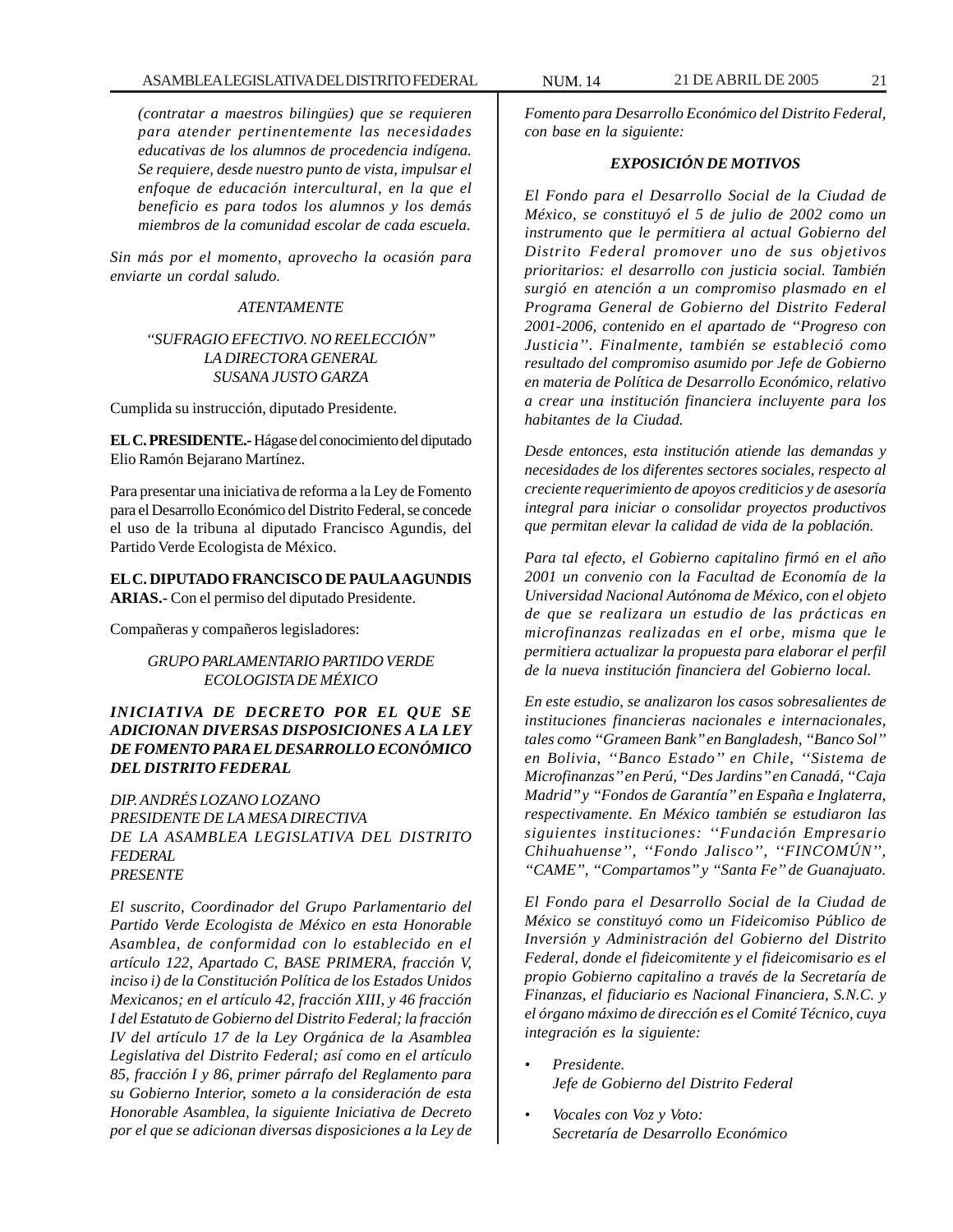*(contratar a maestros bilingües) que se requieren para atender pertinentemente las necesidades educativas de los alumnos de procedencia indígena. Se requiere, desde nuestro punto de vista, impulsar el enfoque de educación intercultural, en la que el beneficio es para todos los alumnos y los demás miembros de la comunidad escolar de cada escuela.*

*Sin más por el momento, aprovecho la ocasión para enviarte un cordal saludo.*

*ATENTAMENTE*

*"SUFRAGIO EFECTIVO. NO REELECCIÓN"*
*LA DIRECTORA GENERAL*
*SUSANA JUSTO GARZA*

Cumplida su instrucción, diputado Presidente.

**EL C. PRESIDENTE.-** Hágase del conocimiento del diputado Elio Ramón Bejarano Martínez.

Para presentar una iniciativa de reforma a la Ley de Fomento para el Desarrollo Económico del Distrito Federal, se concede el uso de la tribuna al diputado Francisco Agundis, del Partido Verde Ecologista de México.

**EL C. DIPUTADO FRANCISCO DE PAULA AGUNDIS ARIAS.-** Con el permiso del diputado Presidente.

Compañeras y compañeros legisladores:

*GRUPO PARLAMENTARIO PARTIDO VERDE ECOLOGISTA DE MÉXICO*

***INICIATIVA DE DECRETO POR EL QUE SE ADICIONAN DIVERSAS DISPOSICIONES A LA LEY DE FOMENTO PARA EL DESARROLLO ECONÓMICO DEL DISTRITO FEDERAL***

*DIP. ANDRÉS LOZANO LOZANO*
*PRESIDENTE DE LA MESA DIRECTIVA*
*DE LA ASAMBLEA LEGISLATIVA DEL DISTRITO FEDERAL*
*PRESENTE*

*El suscrito, Coordinador del Grupo Parlamentario del Partido Verde Ecologista de México en esta Honorable Asamblea, de conformidad con lo establecido en el artículo 122, Apartado C, BASE PRIMERA, fracción V, inciso i) de la Constitución Política de los Estados Unidos Mexicanos; en el artículo 42, fracción XIII, y 46 fracción I del Estatuto de Gobierno del Distrito Federal; la fracción IV del artículo 17 de la Ley Orgánica de la Asamblea Legislativa del Distrito Federal; así como en el artículo 85, fracción I y 86, primer párrafo del Reglamento para su Gobierno Interior, someto a la consideración de esta Honorable Asamblea, la siguiente Iniciativa de Decreto por el que se adicionan diversas disposiciones a la Ley de Fomento para Desarrollo Económico del Distrito Federal, con base en la siguiente:*

***EXPOSICIÓN DE MOTIVOS***

*El Fondo para el Desarrollo Social de la Ciudad de México, se constituyó el 5 de julio de 2002 como un instrumento que le permitiera al actual Gobierno del Distrito Federal promover uno de sus objetivos prioritarios: el desarrollo con justicia social. También surgió en atención a un compromiso plasmado en el Programa General de Gobierno del Distrito Federal 2001-2006, contenido en el apartado de "Progreso con Justicia". Finalmente, también se estableció como resultado del compromiso asumido por Jefe de Gobierno en materia de Política de Desarrollo Económico, relativo a crear una institución financiera incluyente para los habitantes de la Ciudad.*

*Desde entonces, esta institución atiende las demandas y necesidades de los diferentes sectores sociales, respecto al creciente requerimiento de apoyos crediticios y de asesoría integral para iniciar o consolidar proyectos productivos que permitan elevar la calidad de vida de la población.*

*Para tal efecto, el Gobierno capitalino firmó en el año 2001 un convenio con la Facultad de Economía de la Universidad Nacional Autónoma de México, con el objeto de que se realizara un estudio de las prácticas en microfinanzas realizadas en el orbe, misma que le permitiera actualizar la propuesta para elaborar el perfil de la nueva institución financiera del Gobierno local.*

*En este estudio, se analizaron los casos sobresalientes de instituciones financieras nacionales e internacionales, tales como "Grameen Bank" en Bangladesh, "Banco Sol" en Bolivia, ''Banco Estado'' en Chile, ''Sistema de Microfinanzas'' en Perú, "Des Jardins" en Canadá, "Caja Madrid" y "Fondos de Garantía" en España e Inglaterra, respectivamente. En México también se estudiaron las siguientes instituciones: ''Fundación Empresario Chihuahuense'', ''Fondo Jalisco'', ''FINCOMÚN'', "CAME", "Compartamos" y "Santa Fe" de Guanajuato.*

*El Fondo para el Desarrollo Social de la Ciudad de México se constituyó como un Fideicomiso Público de Inversión y Administración del Gobierno del Distrito Federal, donde el fideicomitente y el fideicomisario es el propio Gobierno capitalino a través de la Secretaría de Finanzas, el fiduciario es Nacional Financiera, S.N.C. y el órgano máximo de dirección es el Comité Técnico, cuya integración es la siguiente:*

- *Presidente.*
  *Jefe de Gobierno del Distrito Federal*
- *Vocales con Voz y Voto:*
  *Secretaría de Desarrollo Económico*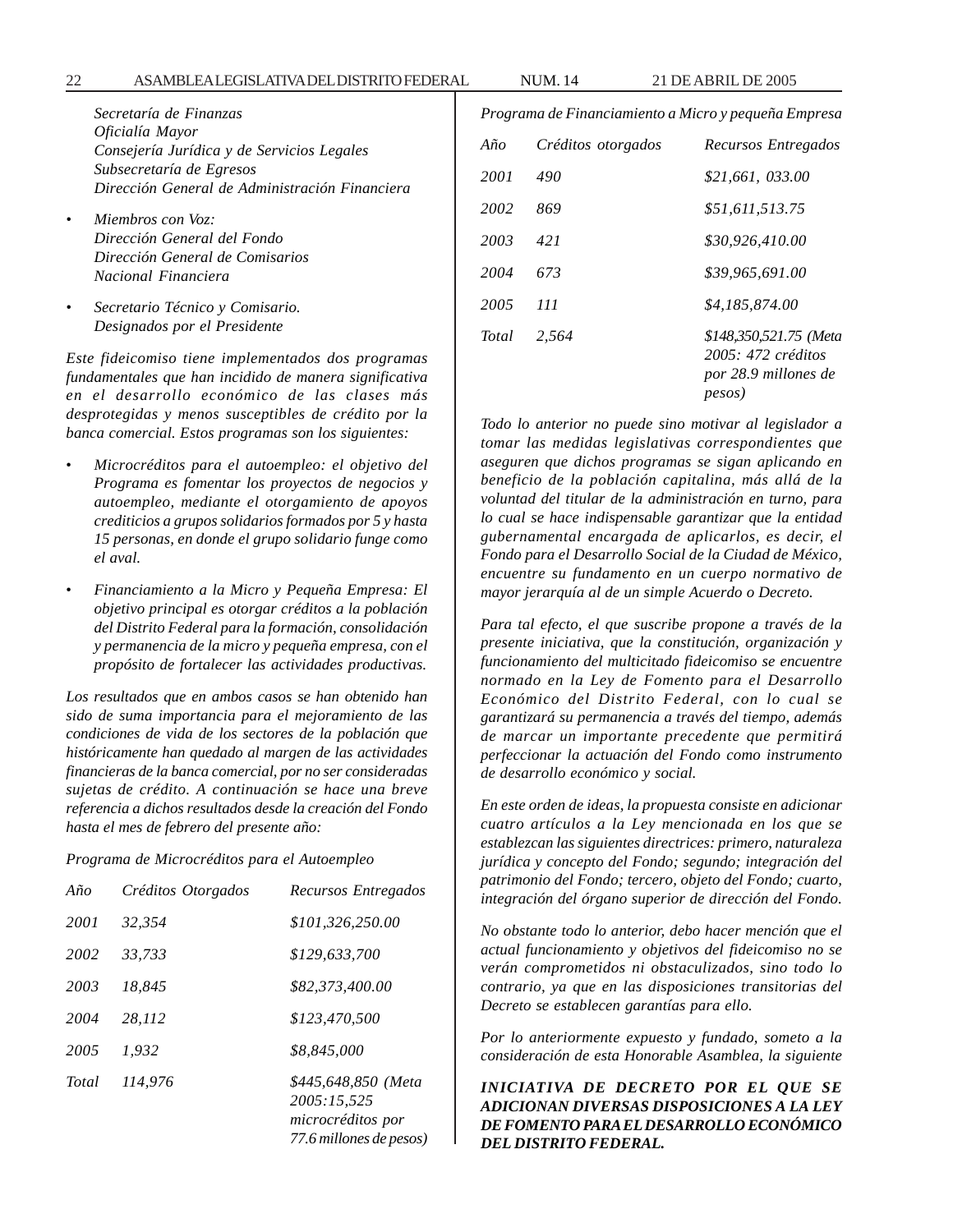*Secretaría de Finanzas*
*Oficialía Mayor*
*Consejería Jurídica y de Servicios Legales*
*Subsecretaría de Egresos*
*Dirección General de Administración Financiera*

- *Miembros con Voz:*
  *Dirección General del Fondo*
  *Dirección General de Comisarios*
  *Nacional Financiera*

- *Secretario Técnico y Comisario.*
  *Designados por el Presidente*

*Este fideicomiso tiene implementados dos programas fundamentales que han incidido de manera significativa en el desarrollo económico de las clases más desprotegidas y menos susceptibles de crédito por la banca comercial. Estos programas son los siguientes:*

- *Microcréditos para el autoempleo: el objetivo del Programa es fomentar los proyectos de negocios y autoempleo, mediante el otorgamiento de apoyos crediticios a grupos solidarios formados por 5 y hasta 15 personas, en donde el grupo solidario funge como el aval.*

- *Financiamiento a la Micro y Pequeña Empresa: El objetivo principal es otorgar créditos a la población del Distrito Federal para la formación, consolidación y permanencia de la micro y pequeña empresa, con el propósito de fortalecer las actividades productivas.*

*Los resultados que en ambos casos se han obtenido han sido de suma importancia para el mejoramiento de las condiciones de vida de los sectores de la población que históricamente han quedado al margen de las actividades financieras de la banca comercial, por no ser consideradas sujetas de crédito. A continuación se hace una breve referencia a dichos resultados desde la creación del Fondo hasta el mes de febrero del presente año:*

*Programa de Microcréditos para el Autoempleo*

| *Año* | *Créditos Otorgados* | *Recursos Entregados* |
|---|---|---|
| *2001* | *32,354* | *$101,326,250.00* |
| *2002* | *33,733* | *$129,633,700* |
| *2003* | *18,845* | *$82,373,400.00* |
| *2004* | *28,112* | *$123,470,500* |
| *2005* | *1,932* | *$8,845,000* |
| *Total* | *114,976* | *$445,648,850 (Meta 2005:15,525 microcréditos por 77.6 millones de pesos)* |

*Programa de Financiamiento a Micro y pequeña Empresa*

| *Año* | *Créditos otorgados* | *Recursos Entregados* |
|---|---|---|
| *2001* | *490* | *$21,661, 033.00* |
| *2002* | *869* | *$51,611,513.75* |
| *2003* | *421* | *$30,926,410.00* |
| *2004* | *673* | *$39,965,691.00* |
| *2005* | *111* | *$4,185,874.00* |
| *Total* | *2,564* | *$148,350,521.75 (Meta 2005: 472 créditos por 28.9 millones de pesos)* |

*Todo lo anterior no puede sino motivar al legislador a tomar las medidas legislativas correspondientes que aseguren que dichos programas se sigan aplicando en beneficio de la población capitalina, más allá de la voluntad del titular de la administración en turno, para lo cual se hace indispensable garantizar que la entidad gubernamental encargada de aplicarlos, es decir, el Fondo para el Desarrollo Social de la Ciudad de México, encuentre su fundamento en un cuerpo normativo de mayor jerarquía al de un simple Acuerdo o Decreto.*

*Para tal efecto, el que suscribe propone a través de la presente iniciativa, que la constitución, organización y funcionamiento del multicitado fideicomiso se encuentre normado en la Ley de Fomento para el Desarrollo Económico del Distrito Federal, con lo cual se garantizará su permanencia a través del tiempo, además de marcar un importante precedente que permitirá perfeccionar la actuación del Fondo como instrumento de desarrollo económico y social.*

*En este orden de ideas, la propuesta consiste en adicionar cuatro artículos a la Ley mencionada en los que se establezcan las siguientes directrices: primero, naturaleza jurídica y concepto del Fondo; segundo; integración del patrimonio del Fondo; tercero, objeto del Fondo; cuarto, integración del órgano superior de dirección del Fondo.*

*No obstante todo lo anterior, debo hacer mención que el actual funcionamiento y objetivos del fideicomiso no se verán comprometidos ni obstaculizados, sino todo lo contrario, ya que en las disposiciones transitorias del Decreto se establecen garantías para ello.*

*Por lo anteriormente expuesto y fundado, someto a la consideración de esta Honorable Asamblea, la siguiente*

***INICIATIVA DE DECRETO POR EL QUE SE ADICIONAN DIVERSAS DISPOSICIONES A LA LEY DE FOMENTO PARA EL DESARROLLO ECONÓMICO DEL DISTRITO FEDERAL.***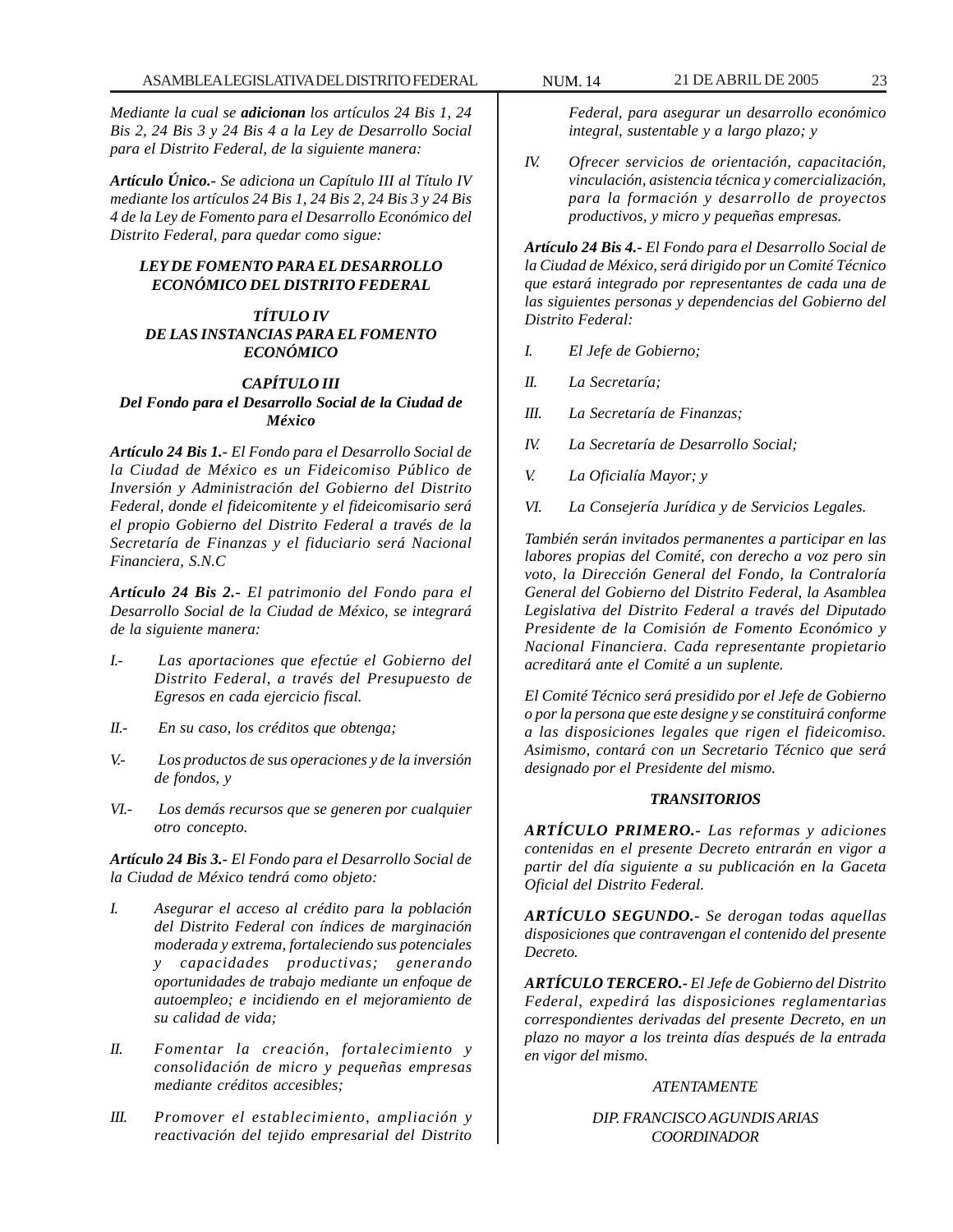*Mediante la cual se **adicionan** los artículos 24 Bis 1, 24 Bis 2, 24 Bis 3 y 24 Bis 4 a la Ley de Desarrollo Social para el Distrito Federal, de la siguiente manera:*

***Artículo Único.-** Se adiciona un Capítulo III al Título IV mediante los artículos 24 Bis 1, 24 Bis 2, 24 Bis 3 y 24 Bis 4 de la Ley de Fomento para el Desarrollo Económico del Distrito Federal, para quedar como sigue:*

***LEY DE FOMENTO PARA EL DESARROLLO ECONÓMICO DEL DISTRITO FEDERAL***

***TÍTULO IV***
***DE LAS INSTANCIAS PARA EL FOMENTO ECONÓMICO***

***CAPÍTULO III***
***Del Fondo para el Desarrollo Social de la Ciudad de México***

***Artículo 24 Bis 1.-** El Fondo para el Desarrollo Social de la Ciudad de México es un Fideicomiso Público de Inversión y Administración del Gobierno del Distrito Federal, donde el fideicomitente y el fideicomisario será el propio Gobierno del Distrito Federal a través de la Secretaría de Finanzas y el fiduciario será Nacional Financiera, S.N.C*

***Artículo 24 Bis 2.-** El patrimonio del Fondo para el Desarrollo Social de la Ciudad de México, se integrará de la siguiente manera:*

*I.- Las aportaciones que efectúe el Gobierno del Distrito Federal, a través del Presupuesto de Egresos en cada ejercicio fiscal.*

*II.- En su caso, los créditos que obtenga;*

*V.- Los productos de sus operaciones y de la inversión de fondos, y*

*VI.- Los demás recursos que se generen por cualquier otro concepto.*

***Artículo 24 Bis 3.-** El Fondo para el Desarrollo Social de la Ciudad de México tendrá como objeto:*

*I. Asegurar el acceso al crédito para la población del Distrito Federal con índices de marginación moderada y extrema, fortaleciendo sus potenciales y capacidades productivas; generando oportunidades de trabajo mediante un enfoque de autoempleo; e incidiendo en el mejoramiento de su calidad de vida;*

*II. Fomentar la creación, fortalecimiento y consolidación de micro y pequeñas empresas mediante créditos accesibles;*

*III. Promover el establecimiento, ampliación y reactivación del tejido empresarial del Distrito Federal, para asegurar un desarrollo económico integral, sustentable y a largo plazo; y*

*IV. Ofrecer servicios de orientación, capacitación, vinculación, asistencia técnica y comercialización, para la formación y desarrollo de proyectos productivos, y micro y pequeñas empresas.*

***Artículo 24 Bis 4.-** El Fondo para el Desarrollo Social de la Ciudad de México, será dirigido por un Comité Técnico que estará integrado por representantes de cada una de las siguientes personas y dependencias del Gobierno del Distrito Federal:*

*I. El Jefe de Gobierno;*

*II. La Secretaría;*

*III. La Secretaría de Finanzas;*

*IV. La Secretaría de Desarrollo Social;*

*V. La Oficialía Mayor; y*

*VI. La Consejería Jurídica y de Servicios Legales.*

*También serán invitados permanentes a participar en las labores propias del Comité, con derecho a voz pero sin voto, la Dirección General del Fondo, la Contraloría General del Gobierno del Distrito Federal, la Asamblea Legislativa del Distrito Federal a través del Diputado Presidente de la Comisión de Fomento Económico y Nacional Financiera. Cada representante propietario acreditará ante el Comité a un suplente.*

*El Comité Técnico será presidido por el Jefe de Gobierno o por la persona que este designe y se constituirá conforme a las disposiciones legales que rigen el fideicomiso. Asimismo, contará con un Secretario Técnico que será designado por el Presidente del mismo.*

***TRANSITORIOS***

***ARTÍCULO PRIMERO.-** Las reformas y adiciones contenidas en el presente Decreto entrarán en vigor a partir del día siguiente a su publicación en la Gaceta Oficial del Distrito Federal.*

***ARTÍCULO SEGUNDO.-** Se derogan todas aquellas disposiciones que contravengan el contenido del presente Decreto.*

***ARTÍCULO TERCERO.-** El Jefe de Gobierno del Distrito Federal, expedirá las disposiciones reglamentarias correspondientes derivadas del presente Decreto, en un plazo no mayor a los treinta días después de la entrada en vigor del mismo.*

*ATENTAMENTE*

*DIP. FRANCISCO AGUNDIS ARIAS*
*COORDINADOR*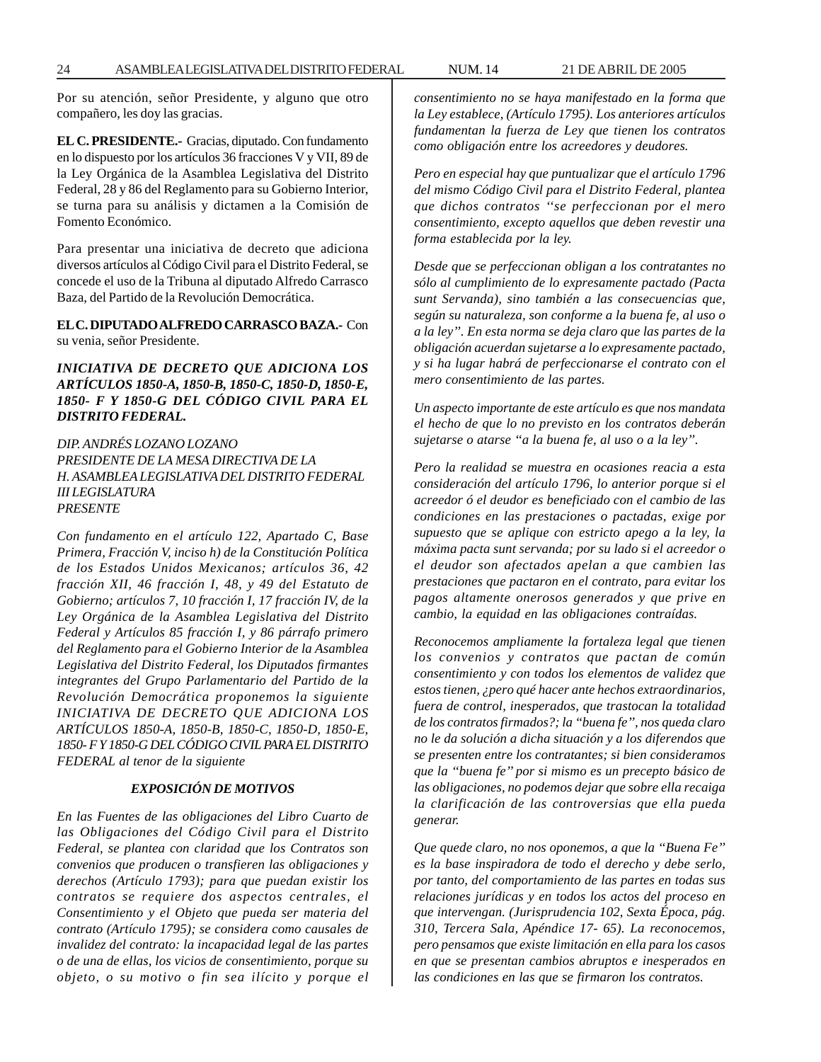Por su atención, señor Presidente, y alguno que otro compañero, les doy las gracias.

**EL C. PRESIDENTE.-** Gracias, diputado. Con fundamento en lo dispuesto por los artículos 36 fracciones V y VII, 89 de la Ley Orgánica de la Asamblea Legislativa del Distrito Federal, 28 y 86 del Reglamento para su Gobierno Interior, se turna para su análisis y dictamen a la Comisión de Fomento Económico.

Para presentar una iniciativa de decreto que adiciona diversos artículos al Código Civil para el Distrito Federal, se concede el uso de la Tribuna al diputado Alfredo Carrasco Baza, del Partido de la Revolución Democrática.

**EL C. DIPUTADO ALFREDO CARRASCO BAZA.-** Con su venia, señor Presidente.

***INICIATIVA DE DECRETO QUE ADICIONA LOS ARTÍCULOS 1850-A, 1850-B, 1850-C, 1850-D, 1850-E, 1850- F Y 1850-G DEL CÓDIGO CIVIL PARA EL DISTRITO FEDERAL.***

*DIP. ANDRÉS LOZANO LOZANO*
*PRESIDENTE DE LA MESA DIRECTIVA DE LA*
*H. ASAMBLEA LEGISLATIVA DEL DISTRITO FEDERAL*
*III LEGISLATURA*
*PRESENTE*

*Con fundamento en el artículo 122, Apartado C, Base Primera, Fracción V, inciso h) de la Constitución Política de los Estados Unidos Mexicanos; artículos 36, 42 fracción XII, 46 fracción I, 48, y 49 del Estatuto de Gobierno; artículos 7, 10 fracción I, 17 fracción IV, de la Ley Orgánica de la Asamblea Legislativa del Distrito Federal y Artículos 85 fracción I, y 86 párrafo primero del Reglamento para el Gobierno Interior de la Asamblea Legislativa del Distrito Federal, los Diputados firmantes integrantes del Grupo Parlamentario del Partido de la Revolución Democrática proponemos la siguiente INICIATIVA DE DECRETO QUE ADICIONA LOS ARTÍCULOS 1850-A, 1850-B, 1850-C, 1850-D, 1850-E, 1850- F Y 1850-G DEL CÓDIGO CIVIL PARA EL DISTRITO FEDERAL al tenor de la siguiente*

***EXPOSICIÓN DE MOTIVOS***

*En las Fuentes de las obligaciones del Libro Cuarto de las Obligaciones del Código Civil para el Distrito Federal, se plantea con claridad que los Contratos son convenios que producen o transfieren las obligaciones y derechos (Artículo 1793); para que puedan existir los contratos se requiere dos aspectos centrales, el Consentimiento y el Objeto que pueda ser materia del contrato (Artículo 1795); se considera como causales de invalidez del contrato: la incapacidad legal de las partes o de una de ellas, los vicios de consentimiento, porque su objeto, o su motivo o fin sea ilícito y porque el consentimiento no se haya manifestado en la forma que la Ley establece, (Artículo 1795). Los anteriores artículos fundamentan la fuerza de Ley que tienen los contratos como obligación entre los acreedores y deudores.*

*Pero en especial hay que puntualizar que el artículo 1796 del mismo Código Civil para el Distrito Federal, plantea que dichos contratos ''se perfeccionan por el mero consentimiento, excepto aquellos que deben revestir una forma establecida por la ley.*

*Desde que se perfeccionan obligan a los contratantes no sólo al cumplimiento de lo expresamente pactado (Pacta sunt Servanda), sino también a las consecuencias que, según su naturaleza, son conforme a la buena fe, al uso o a la ley". En esta norma se deja claro que las partes de la obligación acuerdan sujetarse a lo expresamente pactado, y si ha lugar habrá de perfeccionarse el contrato con el mero consentimiento de las partes.*

*Un aspecto importante de este artículo es que nos mandata el hecho de que lo no previsto en los contratos deberán sujetarse o atarse "a la buena fe, al uso o a la ley".*

*Pero la realidad se muestra en ocasiones reacia a esta consideración del artículo 1796, lo anterior porque si el acreedor ó el deudor es beneficiado con el cambio de las condiciones en las prestaciones o pactadas, exige por supuesto que se aplique con estricto apego a la ley, la máxima pacta sunt servanda; por su lado si el acreedor o el deudor son afectados apelan a que cambien las prestaciones que pactaron en el contrato, para evitar los pagos altamente onerosos generados y que prive en cambio, la equidad en las obligaciones contraídas.*

*Reconocemos ampliamente la fortaleza legal que tienen los convenios y contratos que pactan de común consentimiento y con todos los elementos de validez que estos tienen, ¿pero qué hacer ante hechos extraordinarios, fuera de control, inesperados, que trastocan la totalidad de los contratos firmados?; la "buena fe", nos queda claro no le da solución a dicha situación y a los diferendos que se presenten entre los contratantes; si bien consideramos que la "buena fe" por si mismo es un precepto básico de las obligaciones, no podemos dejar que sobre ella recaiga la clarificación de las controversias que ella pueda generar.*

*Que quede claro, no nos oponemos, a que la "Buena Fe" es la base inspiradora de todo el derecho y debe serlo, por tanto, del comportamiento de las partes en todas sus relaciones jurídicas y en todos los actos del proceso en que intervengan. (Jurisprudencia 102, Sexta Época, pág. 310, Tercera Sala, Apéndice 17- 65). La reconocemos, pero pensamos que existe limitación en ella para los casos en que se presentan cambios abruptos e inesperados en las condiciones en las que se firmaron los contratos.*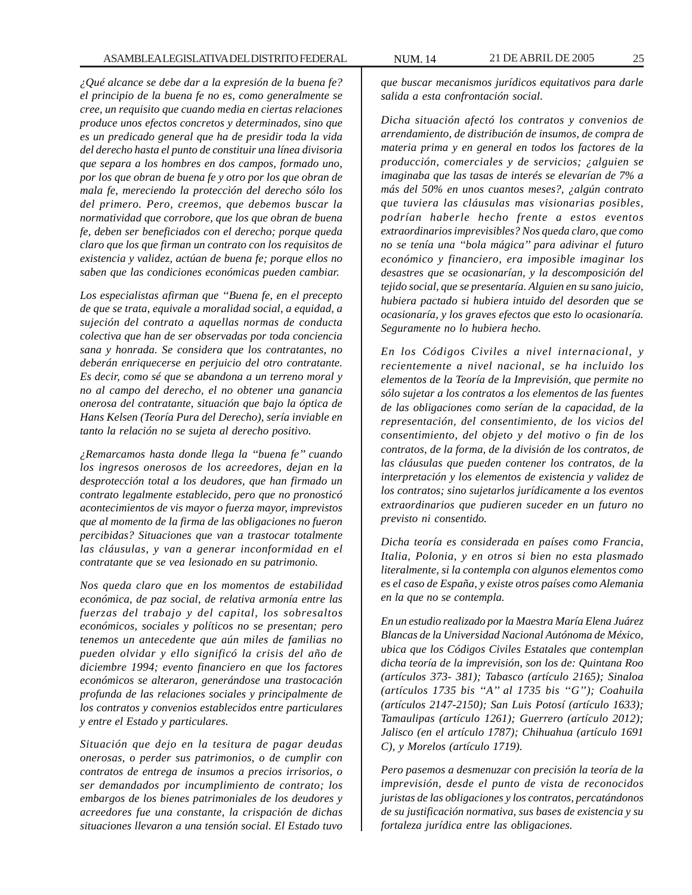*¿Qué alcance se debe dar a la expresión de la buena fe? el principio de la buena fe no es, como generalmente se cree, un requisito que cuando media en ciertas relaciones produce unos efectos concretos y determinados, sino que es un predicado general que ha de presidir toda la vida del derecho hasta el punto de constituir una línea divisoria que separa a los hombres en dos campos, formado uno, por los que obran de buena fe y otro por los que obran de mala fe, mereciendo la protección del derecho sólo los del primero. Pero, creemos, que debemos buscar la normatividad que corrobore, que los que obran de buena fe, deben ser beneficiados con el derecho; porque queda claro que los que firman un contrato con los requisitos de existencia y validez, actúan de buena fe; porque ellos no saben que las condiciones económicas pueden cambiar.*

*Los especialistas afirman que "Buena fe, en el precepto de que se trata, equivale a moralidad social, a equidad, a sujeción del contrato a aquellas normas de conducta colectiva que han de ser observadas por toda conciencia sana y honrada. Se considera que los contratantes, no deberán enriquecerse en perjuicio del otro contratante. Es decir, como sé que se abandona a un terreno moral y no al campo del derecho, el no obtener una ganancia onerosa del contratante, situación que bajo la óptica de Hans Kelsen (Teoría Pura del Derecho), sería inviable en tanto la relación no se sujeta al derecho positivo.*

*¿Remarcamos hasta donde llega la "buena fe" cuando los ingresos onerosos de los acreedores, dejan en la desprotección total a los deudores, que han firmado un contrato legalmente establecido, pero que no pronosticó acontecimientos de vis mayor o fuerza mayor, imprevistos que al momento de la firma de las obligaciones no fueron percibidas? Situaciones que van a trastocar totalmente las cláusulas, y van a generar inconformidad en el contratante que se vea lesionado en su patrimonio.*

*Nos queda claro que en los momentos de estabilidad económica, de paz social, de relativa armonía entre las fuerzas del trabajo y del capital, los sobresaltos económicos, sociales y políticos no se presentan; pero tenemos un antecedente que aún miles de familias no pueden olvidar y ello significó la crisis del año de diciembre 1994; evento financiero en que los factores económicos se alteraron, generándose una trastocación profunda de las relaciones sociales y principalmente de los contratos y convenios establecidos entre particulares y entre el Estado y particulares.*

*Situación que dejo en la tesitura de pagar deudas onerosas, o perder sus patrimonios, o de cumplir con contratos de entrega de insumos a precios irrisorios, o ser demandados por incumplimiento de contrato; los embargos de los bienes patrimoniales de los deudores y acreedores fue una constante, la crispación de dichas situaciones llevaron a una tensión social. El Estado tuvo que buscar mecanismos jurídicos equitativos para darle salida a esta confrontación social.*

*Dicha situación afectó los contratos y convenios de arrendamiento, de distribución de insumos, de compra de materia prima y en general en todos los factores de la producción, comerciales y de servicios; ¿alguien se imaginaba que las tasas de interés se elevarían de 7% a más del 50% en unos cuantos meses?, ¿algún contrato que tuviera las cláusulas mas visionarias posibles, podrían haberle hecho frente a estos eventos extraordinarios imprevisibles? Nos queda claro, que como no se tenía una "bola mágica" para adivinar el futuro económico y financiero, era imposible imaginar los desastres que se ocasionarían, y la descomposición del tejido social, que se presentaría. Alguien en su sano juicio, hubiera pactado si hubiera intuido del desorden que se ocasionaría, y los graves efectos que esto lo ocasionaría. Seguramente no lo hubiera hecho.*

*En los Códigos Civiles a nivel internacional, y recientemente a nivel nacional, se ha incluido los elementos de la Teoría de la Imprevisión, que permite no sólo sujetar a los contratos a los elementos de las fuentes de las obligaciones como serían de la capacidad, de la representación, del consentimiento, de los vicios del consentimiento, del objeto y del motivo o fin de los contratos, de la forma, de la división de los contratos, de las cláusulas que pueden contener los contratos, de la interpretación y los elementos de existencia y validez de los contratos; sino sujetarlos jurídicamente a los eventos extraordinarios que pudieren suceder en un futuro no previsto ni consentido.*

*Dicha teoría es considerada en países como Francia, Italia, Polonia, y en otros si bien no esta plasmado literalmente, si la contempla con algunos elementos como es el caso de España, y existe otros países como Alemania en la que no se contempla.*

*En un estudio realizado por la Maestra María Elena Juárez Blancas de la Universidad Nacional Autónoma de México, ubica que los Códigos Civiles Estatales que contemplan dicha teoría de la imprevisión, son los de: Quintana Roo (artículos 373- 381); Tabasco (artículo 2165); Sinaloa (artículos 1735 bis "A" al 1735 bis "G"); Coahuila (artículos 2147-2150); San Luis Potosí (artículo 1633); Tamaulipas (artículo 1261); Guerrero (artículo 2012); Jalisco (en el artículo 1787); Chihuahua (artículo 1691 C), y Morelos (artículo 1719).*

*Pero pasemos a desmenuzar con precisión la teoría de la imprevisión, desde el punto de vista de reconocidos juristas de las obligaciones y los contratos, percatándonos de su justificación normativa, sus bases de existencia y su fortaleza jurídica entre las obligaciones.*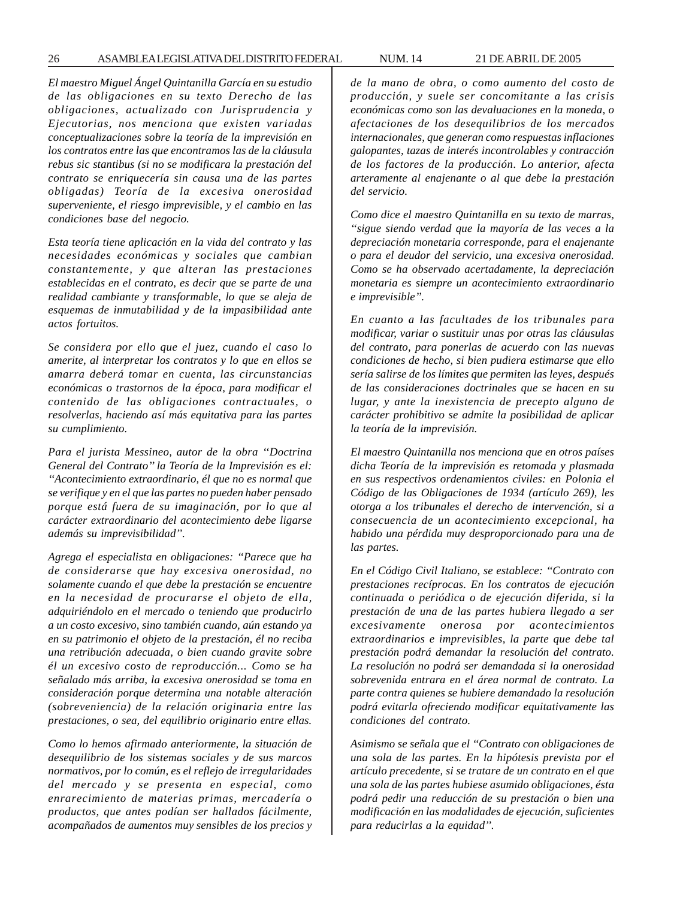*El maestro Miguel Ángel Quintanilla García en su estudio de las obligaciones en su texto Derecho de las obligaciones, actualizado con Jurisprudencia y Ejecutorias, nos menciona que existen variadas conceptualizaciones sobre la teoría de la imprevisión en los contratos entre las que encontramos las de la cláusula rebus sic stantibus (si no se modificara la prestación del contrato se enriquecería sin causa una de las partes obligadas) Teoría de la excesiva onerosidad superveniente, el riesgo imprevisible, y el cambio en las condiciones base del negocio.*

*Esta teoría tiene aplicación en la vida del contrato y las necesidades económicas y sociales que cambian constantemente, y que alteran las prestaciones establecidas en el contrato, es decir que se parte de una realidad cambiante y transformable, lo que se aleja de esquemas de inmutabilidad y de la impasibilidad ante actos fortuitos.*

*Se considera por ello que el juez, cuando el caso lo amerite, al interpretar los contratos y lo que en ellos se amarra deberá tomar en cuenta, las circunstancias económicas o trastornos de la época, para modificar el contenido de las obligaciones contractuales, o resolverlas, haciendo así más equitativa para las partes su cumplimiento.*

*Para el jurista Messineo, autor de la obra ''Doctrina General del Contrato'' la Teoría de la Imprevisión es el: "Acontecimiento extraordinario, él que no es normal que se verifique y en el que las partes no pueden haber pensado porque está fuera de su imaginación, por lo que al carácter extraordinario del acontecimiento debe ligarse además su imprevisibilidad".*

*Agrega el especialista en obligaciones: "Parece que ha de considerarse que hay excesiva onerosidad, no solamente cuando el que debe la prestación se encuentre en la necesidad de procurarse el objeto de ella, adquiriéndolo en el mercado o teniendo que producirlo a un costo excesivo, sino también cuando, aún estando ya en su patrimonio el objeto de la prestación, él no reciba una retribución adecuada, o bien cuando gravite sobre él un excesivo costo de reproducción... Como se ha señalado más arriba, la excesiva onerosidad se toma en consideración porque determina una notable alteración (sobreveniencia) de la relación originaria entre las prestaciones, o sea, del equilibrio originario entre ellas.*

*Como lo hemos afirmado anteriormente, la situación de desequilibrio de los sistemas sociales y de sus marcos normativos, por lo común, es el reflejo de irregularidades del mercado y se presenta en especial, como enrarecimiento de materias primas, mercadería o productos, que antes podían ser hallados fácilmente, acompañados de aumentos muy sensibles de los precios y de la mano de obra, o como aumento del costo de producción, y suele ser concomitante a las crisis económicas como son las devaluaciones en la moneda, o afectaciones de los desequilibrios de los mercados internacionales, que generan como respuestas inflaciones galopantes, tazas de interés incontrolables y contracción de los factores de la producción. Lo anterior, afecta arteramente al enajenante o al que debe la prestación del servicio.*

*Como dice el maestro Quintanilla en su texto de marras, "sigue siendo verdad que la mayoría de las veces a la depreciación monetaria corresponde, para el enajenante o para el deudor del servicio, una excesiva onerosidad. Como se ha observado acertadamente, la depreciación monetaria es siempre un acontecimiento extraordinario e imprevisible".*

*En cuanto a las facultades de los tribunales para modificar, variar o sustituir unas por otras las cláusulas del contrato, para ponerlas de acuerdo con las nuevas condiciones de hecho, si bien pudiera estimarse que ello sería salirse de los límites que permiten las leyes, después de las consideraciones doctrinales que se hacen en su lugar, y ante la inexistencia de precepto alguno de carácter prohibitivo se admite la posibilidad de aplicar la teoría de la imprevisión.*

*El maestro Quintanilla nos menciona que en otros países dicha Teoría de la imprevisión es retomada y plasmada en sus respectivos ordenamientos civiles: en Polonia el Código de las Obligaciones de 1934 (artículo 269), les otorga a los tribunales el derecho de intervención, si a consecuencia de un acontecimiento excepcional, ha habido una pérdida muy desproporcionado para una de las partes.*

*En el Código Civil Italiano, se establece: "Contrato con prestaciones recíprocas. En los contratos de ejecución continuada o periódica o de ejecución diferida, si la prestación de una de las partes hubiera llegado a ser excesivamente onerosa por acontecimientos extraordinarios e imprevisibles, la parte que debe tal prestación podrá demandar la resolución del contrato. La resolución no podrá ser demandada si la onerosidad sobrevenida entrara en el área normal de contrato. La parte contra quienes se hubiere demandado la resolución podrá evitarla ofreciendo modificar equitativamente las condiciones del contrato.*

*Asimismo se señala que el "Contrato con obligaciones de una sola de las partes. En la hipótesis prevista por el artículo precedente, si se tratare de un contrato en el que una sola de las partes hubiese asumido obligaciones, ésta podrá pedir una reducción de su prestación o bien una modificación en las modalidades de ejecución, suficientes para reducirlas a la equidad''.*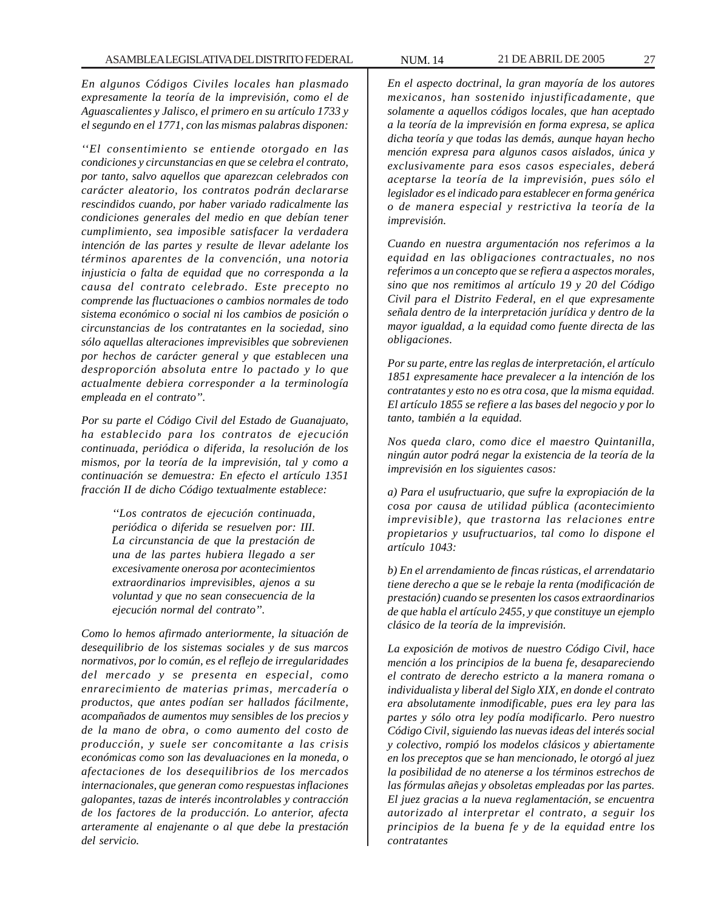*En algunos Códigos Civiles locales han plasmado expresamente la teoría de la imprevisión, como el de Aguascalientes y Jalisco, el primero en su artículo 1733 y el segundo en el 1771, con las mismas palabras disponen:*

*‘‘El consentimiento se entiende otorgado en las condiciones y circunstancias en que se celebra el contrato, por tanto, salvo aquellos que aparezcan celebrados con carácter aleatorio, los contratos podrán declararse rescindidos cuando, por haber variado radicalmente las condiciones generales del medio en que debían tener cumplimiento, sea imposible satisfacer la verdadera intención de las partes y resulte de llevar adelante los términos aparentes de la convención, una notoria injusticia o falta de equidad que no corresponda a la causa del contrato celebrado. Este precepto no comprende las fluctuaciones o cambios normales de todo sistema económico o social ni los cambios de posición o circunstancias de los contratantes en la sociedad, sino sólo aquellas alteraciones imprevisibles que sobrevienen por hechos de carácter general y que establecen una desproporción absoluta entre lo pactado y lo que actualmente debiera corresponder a la terminología empleada en el contrato”.*

*Por su parte el Código Civil del Estado de Guanajuato, ha establecido para los contratos de ejecución continuada, periódica o diferida, la resolución de los mismos, por la teoría de la imprevisión, tal y como a continuación se demuestra: En efecto el artículo 1351 fracción II de dicho Código textualmente establece:*

> *‘‘Los contratos de ejecución continuada, periódica o diferida se resuelven por: III. La circunstancia de que la prestación de una de las partes hubiera llegado a ser excesivamente onerosa por acontecimientos extraordinarios imprevisibles, ajenos a su voluntad y que no sean consecuencia de la ejecución normal del contrato”.*

*Como lo hemos afirmado anteriormente, la situación de desequilibrio de los sistemas sociales y de sus marcos normativos, por lo común, es el reflejo de irregularidades del mercado y se presenta en especial, como enrarecimiento de materias primas, mercadería o productos, que antes podían ser hallados fácilmente, acompañados de aumentos muy sensibles de los precios y de la mano de obra, o como aumento del costo de producción, y suele ser concomitante a las crisis económicas como son las devaluaciones en la moneda, o afectaciones de los desequilibrios de los mercados internacionales, que generan como respuestas inflaciones galopantes, tazas de interés incontrolables y contracción de los factores de la producción. Lo anterior, afecta arteramente al enajenante o al que debe la prestación del servicio.*

*En el aspecto doctrinal, la gran mayoría de los autores mexicanos, han sostenido injustificadamente, que solamente a aquellos códigos locales, que han aceptado a la teoría de la imprevisión en forma expresa, se aplica dicha teoría y que todas las demás, aunque hayan hecho mención expresa para algunos casos aislados, única y exclusivamente para esos casos especiales, deberá aceptarse la teoría de la imprevisión, pues sólo el legislador es el indicado para establecer en forma genérica o de manera especial y restrictiva la teoría de la imprevisión.*

*Cuando en nuestra argumentación nos referimos a la equidad en las obligaciones contractuales, no nos referimos a un concepto que se refiera a aspectos morales, sino que nos remitimos al artículo 19 y 20 del Código Civil para el Distrito Federal, en el que expresamente señala dentro de la interpretación jurídica y dentro de la mayor igualdad, a la equidad como fuente directa de las obligaciones.*

*Por su parte, entre las reglas de interpretación, el artículo 1851 expresamente hace prevalecer a la intención de los contratantes y esto no es otra cosa, que la misma equidad. El artículo 1855 se refiere a las bases del negocio y por lo tanto, también a la equidad.*

*Nos queda claro, como dice el maestro Quintanilla, ningún autor podrá negar la existencia de la teoría de la imprevisión en los siguientes casos:*

*a) Para el usufructuario, que sufre la expropiación de la cosa por causa de utilidad pública (acontecimiento imprevisible), que trastorna las relaciones entre propietarios y usufructuarios, tal como lo dispone el artículo 1043:*

*b) En el arrendamiento de fincas rústicas, el arrendatario tiene derecho a que se le rebaje la renta (modificación de prestación) cuando se presenten los casos extraordinarios de que habla el artículo 2455, y que constituye un ejemplo clásico de la teoría de la imprevisión.*

*La exposición de motivos de nuestro Código Civil, hace mención a los principios de la buena fe, desapareciendo el contrato de derecho estricto a la manera romana o individualista y liberal del Siglo XIX, en donde el contrato era absolutamente inmodificable, pues era ley para las partes y sólo otra ley podía modificarlo. Pero nuestro Código Civil, siguiendo las nuevas ideas del interés social y colectivo, rompió los modelos clásicos y abiertamente en los preceptos que se han mencionado, le otorgó al juez la posibilidad de no atenerse a los términos estrechos de las fórmulas añejas y obsoletas empleadas por las partes. El juez gracias a la nueva reglamentación, se encuentra autorizado al interpretar el contrato, a seguir los principios de la buena fe y de la equidad entre los contratantes*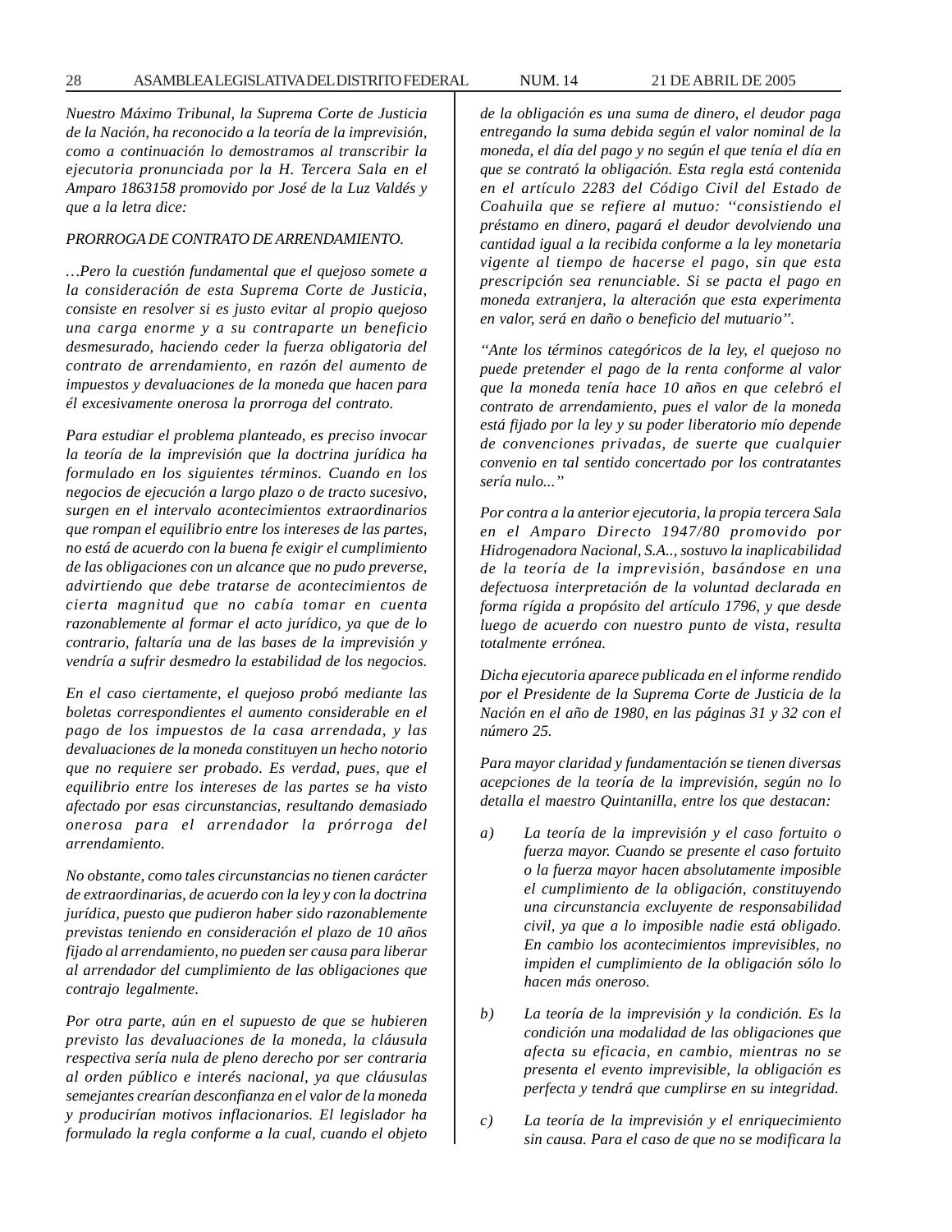*Nuestro Máximo Tribunal, la Suprema Corte de Justicia de la Nación, ha reconocido a la teoría de la imprevisión, como a continuación lo demostramos al transcribir la ejecutoria pronunciada por la H. Tercera Sala en el Amparo 1863158 promovido por José de la Luz Valdés y que a la letra dice:*

*PRORROGA DE CONTRATO DE ARRENDAMIENTO.*

*…Pero la cuestión fundamental que el quejoso somete a la consideración de esta Suprema Corte de Justicia, consiste en resolver si es justo evitar al propio quejoso una carga enorme y a su contraparte un beneficio desmesurado, haciendo ceder la fuerza obligatoria del contrato de arrendamiento, en razón del aumento de impuestos y devaluaciones de la moneda que hacen para él excesivamente onerosa la prorroga del contrato.*

*Para estudiar el problema planteado, es preciso invocar la teoría de la imprevisión que la doctrina jurídica ha formulado en los siguientes términos. Cuando en los negocios de ejecución a largo plazo o de tracto sucesivo, surgen en el intervalo acontecimientos extraordinarios que rompan el equilibrio entre los intereses de las partes, no está de acuerdo con la buena fe exigir el cumplimiento de las obligaciones con un alcance que no pudo preverse, advirtiendo que debe tratarse de acontecimientos de cierta magnitud que no cabía tomar en cuenta razonablemente al formar el acto jurídico, ya que de lo contrario, faltaría una de las bases de la imprevisión y vendría a sufrir desmedro la estabilidad de los negocios.*

*En el caso ciertamente, el quejoso probó mediante las boletas correspondientes el aumento considerable en el pago de los impuestos de la casa arrendada, y las devaluaciones de la moneda constituyen un hecho notorio que no requiere ser probado. Es verdad, pues, que el equilibrio entre los intereses de las partes se ha visto afectado por esas circunstancias, resultando demasiado onerosa para el arrendador la prórroga del arrendamiento.*

*No obstante, como tales circunstancias no tienen carácter de extraordinarias, de acuerdo con la ley y con la doctrina jurídica, puesto que pudieron haber sido razonablemente previstas teniendo en consideración el plazo de 10 años fijado al arrendamiento, no pueden ser causa para liberar al arrendador del cumplimiento de las obligaciones que contrajo legalmente.*

*Por otra parte, aún en el supuesto de que se hubieren previsto las devaluaciones de la moneda, la cláusula respectiva sería nula de pleno derecho por ser contraria al orden público e interés nacional, ya que cláusulas semejantes crearían desconfianza en el valor de la moneda y producirían motivos inflacionarios. El legislador ha formulado la regla conforme a la cual, cuando el objeto de la obligación es una suma de dinero, el deudor paga entregando la suma debida según el valor nominal de la moneda, el día del pago y no según el que tenía el día en que se contrató la obligación. Esta regla está contenida en el artículo 2283 del Código Civil del Estado de Coahuila que se refiere al mutuo: ''consistiendo el préstamo en dinero, pagará el deudor devolviendo una cantidad igual a la recibida conforme a la ley monetaria vigente al tiempo de hacerse el pago, sin que esta prescripción sea renunciable. Si se pacta el pago en moneda extranjera, la alteración que esta experimenta en valor, será en daño o beneficio del mutuario''.*

*''Ante los términos categóricos de la ley, el quejoso no puede pretender el pago de la renta conforme al valor que la moneda tenía hace 10 años en que celebró el contrato de arrendamiento, pues el valor de la moneda está fijado por la ley y su poder liberatorio mío depende de convenciones privadas, de suerte que cualquier convenio en tal sentido concertado por los contratantes sería nulo...''*

*Por contra a la anterior ejecutoria, la propia tercera Sala en el Amparo Directo 1947/80 promovido por Hidrogenadora Nacional, S.A.., sostuvo la inaplicabilidad de la teoría de la imprevisión, basándose en una defectuosa interpretación de la voluntad declarada en forma rígida a propósito del artículo 1796, y que desde luego de acuerdo con nuestro punto de vista, resulta totalmente errónea.*

*Dicha ejecutoria aparece publicada en el informe rendido por el Presidente de la Suprema Corte de Justicia de la Nación en el año de 1980, en las páginas 31 y 32 con el número 25.*

*Para mayor claridad y fundamentación se tienen diversas acepciones de la teoría de la imprevisión, según no lo detalla el maestro Quintanilla, entre los que destacan:*

*a) La teoría de la imprevisión y el caso fortuito o fuerza mayor. Cuando se presente el caso fortuito o la fuerza mayor hacen absolutamente imposible el cumplimiento de la obligación, constituyendo una circunstancia excluyente de responsabilidad civil, ya que a lo imposible nadie está obligado. En cambio los acontecimientos imprevisibles, no impiden el cumplimiento de la obligación sólo lo hacen más oneroso.*

*b) La teoría de la imprevisión y la condición. Es la condición una modalidad de las obligaciones que afecta su eficacia, en cambio, mientras no se presenta el evento imprevisible, la obligación es perfecta y tendrá que cumplirse en su integridad.*

*c) La teoría de la imprevisión y el enriquecimiento sin causa. Para el caso de que no se modificara la*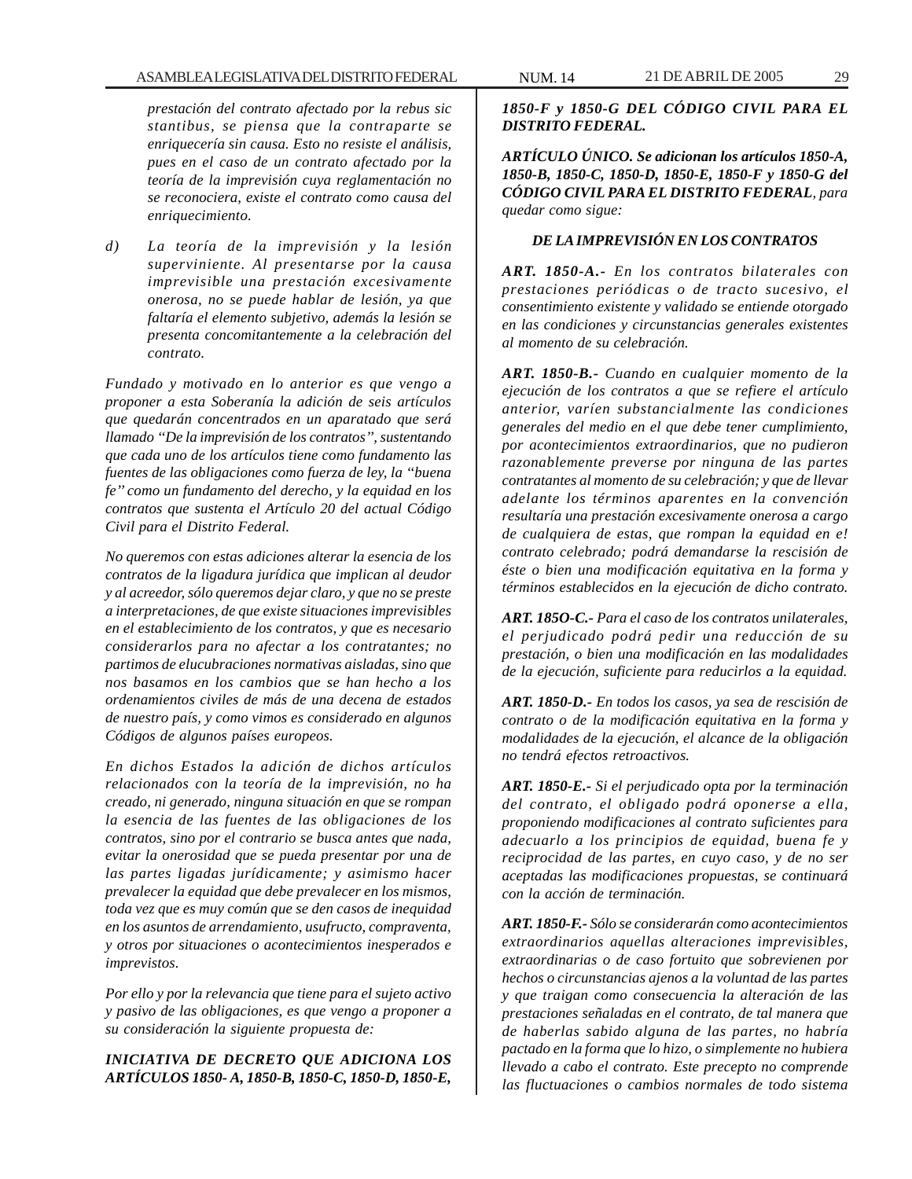*prestación del contrato afectado por la rebus sic stantibus, se piensa que la contraparte se enriquecería sin causa. Esto no resiste el análisis, pues en el caso de un contrato afectado por la teoría de la imprevisión cuya reglamentación no se reconociera, existe el contrato como causa del enriquecimiento.*

*d) La teoría de la imprevisión y la lesión superviniente. Al presentarse por la causa imprevisible una prestación excesivamente onerosa, no se puede hablar de lesión, ya que faltaría el elemento subjetivo, además la lesión se presenta concomitantemente a la celebración del contrato.*

*Fundado y motivado en lo anterior es que vengo a proponer a esta Soberanía la adición de seis artículos que quedarán concentrados en un aparatado que será llamado "De la imprevisión de los contratos", sustentando que cada uno de los artículos tiene como fundamento las fuentes de las obligaciones como fuerza de ley, la "buena fe" como un fundamento del derecho, y la equidad en los contratos que sustenta el Artículo 20 del actual Código Civil para el Distrito Federal.*

*No queremos con estas adiciones alterar la esencia de los contratos de la ligadura jurídica que implican al deudor y al acreedor, sólo queremos dejar claro, y que no se preste a interpretaciones, de que existe situaciones imprevisibles en el establecimiento de los contratos, y que es necesario considerarlos para no afectar a los contratantes; no partimos de elucubraciones normativas aisladas, sino que nos basamos en los cambios que se han hecho a los ordenamientos civiles de más de una decena de estados de nuestro país, y como vimos es considerado en algunos Códigos de algunos países europeos.*

*En dichos Estados la adición de dichos artículos relacionados con la teoría de la imprevisión, no ha creado, ni generado, ninguna situación en que se rompan la esencia de las fuentes de las obligaciones de los contratos, sino por el contrario se busca antes que nada, evitar la onerosidad que se pueda presentar por una de las partes ligadas jurídicamente; y asimismo hacer prevalecer la equidad que debe prevalecer en los mismos, toda vez que es muy común que se den casos de inequidad en los asuntos de arrendamiento, usufructo, compraventa, y otros por situaciones o acontecimientos inesperados e imprevistos.*

*Por ello y por la relevancia que tiene para el sujeto activo y pasivo de las obligaciones, es que vengo a proponer a su consideración la siguiente propuesta de:*

***INICIATIVA DE DECRETO QUE ADICIONA LOS ARTÍCULOS 1850- A, 1850-B, 1850-C, 1850-D, 1850-E, 1850-F y 1850-G DEL CÓDIGO CIVIL PARA EL DISTRITO FEDERAL.***

***ARTÍCULO ÚNICO. Se adicionan los artículos 1850-A, 1850-B, 1850-C, 1850-D, 1850-E, 1850-F y 1850-G del CÓDIGO CIVIL PARA EL DISTRITO FEDERAL**, para quedar como sigue:*

### *DE LA IMPREVISIÓN EN LOS CONTRATOS*

***ART. 1850-A.-** En los contratos bilaterales con prestaciones periódicas o de tracto sucesivo, el consentimiento existente y validado se entiende otorgado en las condiciones y circunstancias generales existentes al momento de su celebración.*

***ART. 1850-B.-** Cuando en cualquier momento de la ejecución de los contratos a que se refiere el artículo anterior, varíen substancialmente las condiciones generales del medio en el que debe tener cumplimiento, por acontecimientos extraordinarios, que no pudieron razonablemente preverse por ninguna de las partes contratantes al momento de su celebración; y que de llevar adelante los términos aparentes en la convención resultaría una prestación excesivamente onerosa a cargo de cualquiera de estas, que rompan la equidad en e! contrato celebrado; podrá demandarse la rescisión de éste o bien una modificación equitativa en la forma y términos establecidos en la ejecución de dicho contrato.*

***ART. 185O-C.-** Para el caso de los contratos unilaterales, el perjudicado podrá pedir una reducción de su prestación, o bien una modificación en las modalidades de la ejecución, suficiente para reducirlos a la equidad.*

***ART. 1850-D.-** En todos los casos, ya sea de rescisión de contrato o de la modificación equitativa en la forma y modalidades de la ejecución, el alcance de la obligación no tendrá efectos retroactivos.*

***ART. 1850-E.-** Si el perjudicado opta por la terminación del contrato, el obligado podrá oponerse a ella, proponiendo modificaciones al contrato suficientes para adecuarlo a los principios de equidad, buena fe y reciprocidad de las partes, en cuyo caso, y de no ser aceptadas las modificaciones propuestas, se continuará con la acción de terminación.*

***ART. 1850-F.-** Sólo se considerarán como acontecimientos extraordinarios aquellas alteraciones imprevisibles, extraordinarias o de caso fortuito que sobrevienen por hechos o circunstancias ajenos a la voluntad de las partes y que traigan como consecuencia la alteración de las prestaciones señaladas en el contrato, de tal manera que de haberlas sabido alguna de las partes, no habría pactado en la forma que lo hizo, o simplemente no hubiera llevado a cabo el contrato. Este precepto no comprende las fluctuaciones o cambios normales de todo sistema*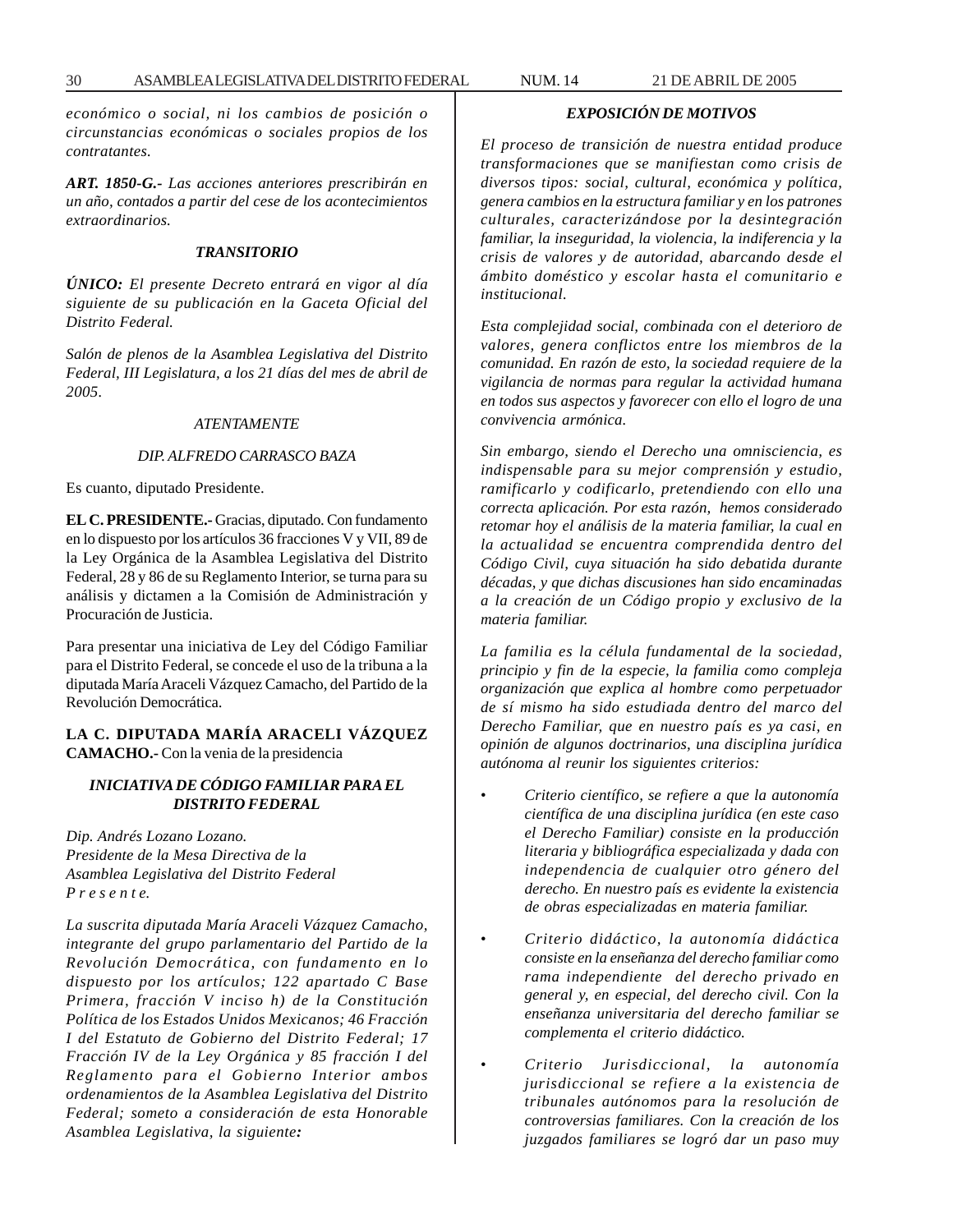*económico o social, ni los cambios de posición o circunstancias económicas o sociales propios de los contratantes.*

***ART. 1850-G.-*** *Las acciones anteriores prescribirán en un año, contados a partir del cese de los acontecimientos extraordinarios.*

### *TRANSITORIO*

***ÚNICO:*** *El presente Decreto entrará en vigor al día siguiente de su publicación en la Gaceta Oficial del Distrito Federal.*

*Salón de plenos de la Asamblea Legislativa del Distrito Federal, III Legislatura, a los 21 días del mes de abril de 2005.*

*ATENTAMENTE*

*DIP. ALFREDO CARRASCO BAZA*

Es cuanto, diputado Presidente.

**EL C. PRESIDENTE.-** Gracias, diputado. Con fundamento en lo dispuesto por los artículos 36 fracciones V y VII, 89 de la Ley Orgánica de la Asamblea Legislativa del Distrito Federal, 28 y 86 de su Reglamento Interior, se turna para su análisis y dictamen a la Comisión de Administración y Procuración de Justicia.

Para presentar una iniciativa de Ley del Código Familiar para el Distrito Federal, se concede el uso de la tribuna a la diputada María Araceli Vázquez Camacho, del Partido de la Revolución Democrática.

**LA C. DIPUTADA MARÍA ARACELI VÁZQUEZ CAMACHO.-** Con la venia de la presidencia

### *INICIATIVA DE CÓDIGO FAMILIAR PARA EL DISTRITO FEDERAL*

*Dip. Andrés Lozano Lozano.*
*Presidente de la Mesa Directiva de la*
*Asamblea Legislativa del Distrito Federal*
*P r e s e n t e.*

*La suscrita diputada María Araceli Vázquez Camacho, integrante del grupo parlamentario del Partido de la Revolución Democrática, con fundamento en lo dispuesto por los artículos; 122 apartado C Base Primera, fracción V inciso h) de la Constitución Política de los Estados Unidos Mexicanos; 46 Fracción I del Estatuto de Gobierno del Distrito Federal; 17 Fracción IV de la Ley Orgánica y 85 fracción I del Reglamento para el Gobierno Interior ambos ordenamientos de la Asamblea Legislativa del Distrito Federal; someto a consideración de esta Honorable Asamblea Legislativa, la siguiente**:***

### *EXPOSICIÓN DE MOTIVOS*

*El proceso de transición de nuestra entidad produce transformaciones que se manifiestan como crisis de diversos tipos: social, cultural, económica y política, genera cambios en la estructura familiar y en los patrones culturales, caracterizándose por la desintegración familiar, la inseguridad, la violencia, la indiferencia y la crisis de valores y de autoridad, abarcando desde el ámbito doméstico y escolar hasta el comunitario e institucional.*

*Esta complejidad social, combinada con el deterioro de valores, genera conflictos entre los miembros de la comunidad. En razón de esto, la sociedad requiere de la vigilancia de normas para regular la actividad humana en todos sus aspectos y favorecer con ello el logro de una convivencia armónica.*

*Sin embargo, siendo el Derecho una omnisciencia, es indispensable para su mejor comprensión y estudio, ramificarlo y codificarlo, pretendiendo con ello una correcta aplicación. Por esta razón, hemos considerado retomar hoy el análisis de la materia familiar, la cual en la actualidad se encuentra comprendida dentro del Código Civil, cuya situación ha sido debatida durante décadas, y que dichas discusiones han sido encaminadas a la creación de un Código propio y exclusivo de la materia familiar.*

*La familia es la célula fundamental de la sociedad, principio y fin de la especie, la familia como compleja organización que explica al hombre como perpetuador de sí mismo ha sido estudiada dentro del marco del Derecho Familiar, que en nuestro país es ya casi, en opinión de algunos doctrinarios, una disciplina jurídica autónoma al reunir los siguientes criterios:*

- *Criterio científico, se refiere a que la autonomía científica de una disciplina jurídica (en este caso el Derecho Familiar) consiste en la producción literaria y bibliográfica especializada y dada con independencia de cualquier otro género del derecho. En nuestro país es evidente la existencia de obras especializadas en materia familiar.*

- *Criterio didáctico, la autonomía didáctica consiste en la enseñanza del derecho familiar como rama independiente del derecho privado en general y, en especial, del derecho civil. Con la enseñanza universitaria del derecho familiar se complementa el criterio didáctico.*

- *Criterio Jurisdiccional, la autonomía jurisdiccional se refiere a la existencia de tribunales autónomos para la resolución de controversias familiares. Con la creación de los juzgados familiares se logró dar un paso muy*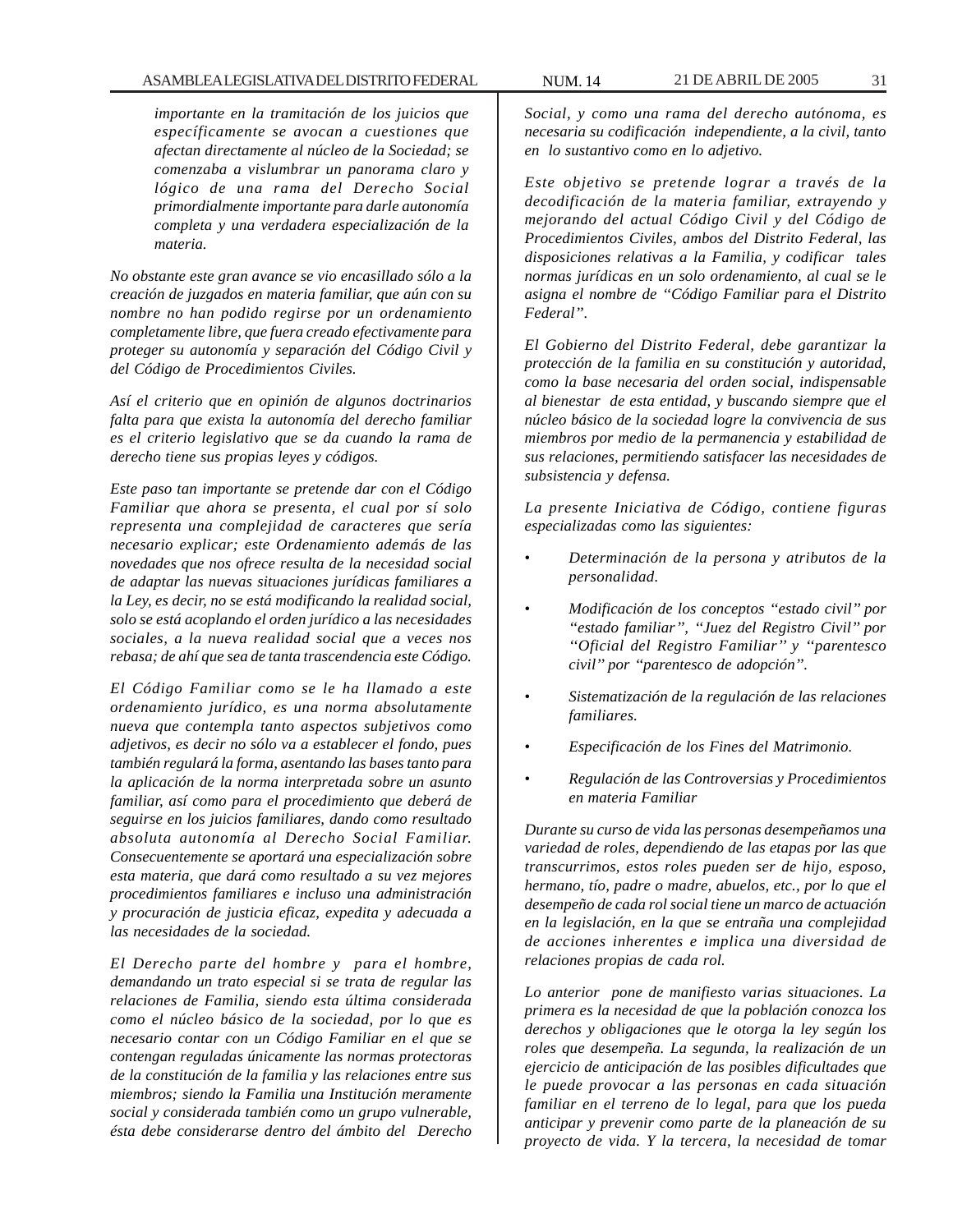*importante en la tramitación de los juicios que específicamente se avocan a cuestiones que afectan directamente al núcleo de la Sociedad; se comenzaba a vislumbrar un panorama claro y lógico de una rama del Derecho Social primordialmente importante para darle autonomía completa y una verdadera especialización de la materia.*

*No obstante este gran avance se vio encasillado sólo a la creación de juzgados en materia familiar, que aún con su nombre no han podido regirse por un ordenamiento completamente libre, que fuera creado efectivamente para proteger su autonomía y separación del Código Civil y del Código de Procedimientos Civiles.*

*Así el criterio que en opinión de algunos doctrinarios falta para que exista la autonomía del derecho familiar es el criterio legislativo que se da cuando la rama de derecho tiene sus propias leyes y códigos.*

*Este paso tan importante se pretende dar con el Código Familiar que ahora se presenta, el cual por sí solo representa una complejidad de caracteres que sería necesario explicar; este Ordenamiento además de las novedades que nos ofrece resulta de la necesidad social de adaptar las nuevas situaciones jurídicas familiares a la Ley, es decir, no se está modificando la realidad social, solo se está acoplando el orden jurídico a las necesidades sociales, a la nueva realidad social que a veces nos rebasa; de ahí que sea de tanta trascendencia este Código.*

*El Código Familiar como se le ha llamado a este ordenamiento jurídico, es una norma absolutamente nueva que contempla tanto aspectos subjetivos como adjetivos, es decir no sólo va a establecer el fondo, pues también regulará la forma, asentando las bases tanto para la aplicación de la norma interpretada sobre un asunto familiar, así como para el procedimiento que deberá de seguirse en los juicios familiares, dando como resultado absoluta autonomía al Derecho Social Familiar. Consecuentemente se aportará una especialización sobre esta materia, que dará como resultado a su vez mejores procedimientos familiares e incluso una administración y procuración de justicia eficaz, expedita y adecuada a las necesidades de la sociedad.*

*El Derecho parte del hombre y para el hombre, demandando un trato especial si se trata de regular las relaciones de Familia, siendo esta última considerada como el núcleo básico de la sociedad, por lo que es necesario contar con un Código Familiar en el que se contengan reguladas únicamente las normas protectoras de la constitución de la familia y las relaciones entre sus miembros; siendo la Familia una Institución meramente social y considerada también como un grupo vulnerable, ésta debe considerarse dentro del ámbito del Derecho Social, y como una rama del derecho autónoma, es necesaria su codificación independiente, a la civil, tanto en lo sustantivo como en lo adjetivo.*

*Este objetivo se pretende lograr a través de la decodificación de la materia familiar, extrayendo y mejorando del actual Código Civil y del Código de Procedimientos Civiles, ambos del Distrito Federal, las disposiciones relativas a la Familia, y codificar tales normas jurídicas en un solo ordenamiento, al cual se le asigna el nombre de "Código Familiar para el Distrito Federal".*

*El Gobierno del Distrito Federal, debe garantizar la protección de la familia en su constitución y autoridad, como la base necesaria del orden social, indispensable al bienestar de esta entidad, y buscando siempre que el núcleo básico de la sociedad logre la convivencia de sus miembros por medio de la permanencia y estabilidad de sus relaciones, permitiendo satisfacer las necesidades de subsistencia y defensa.*

*La presente Iniciativa de Código, contiene figuras especializadas como las siguientes:*

- *Determinación de la persona y atributos de la personalidad.*
- *Modificación de los conceptos "estado civil" por "estado familiar", "Juez del Registro Civil" por "Oficial del Registro Familiar" y "parentesco civil" por "parentesco de adopción".*
- *Sistematización de la regulación de las relaciones familiares.*
- *Especificación de los Fines del Matrimonio.*
- *Regulación de las Controversias y Procedimientos en materia Familiar*

*Durante su curso de vida las personas desempeñamos una variedad de roles, dependiendo de las etapas por las que transcurrimos, estos roles pueden ser de hijo, esposo, hermano, tío, padre o madre, abuelos, etc., por lo que el desempeño de cada rol social tiene un marco de actuación en la legislación, en la que se entraña una complejidad de acciones inherentes e implica una diversidad de relaciones propias de cada rol.*

*Lo anterior pone de manifiesto varias situaciones. La primera es la necesidad de que la población conozca los derechos y obligaciones que le otorga la ley según los roles que desempeña. La segunda, la realización de un ejercicio de anticipación de las posibles dificultades que le puede provocar a las personas en cada situación familiar en el terreno de lo legal, para que los pueda anticipar y prevenir como parte de la planeación de su proyecto de vida. Y la tercera, la necesidad de tomar*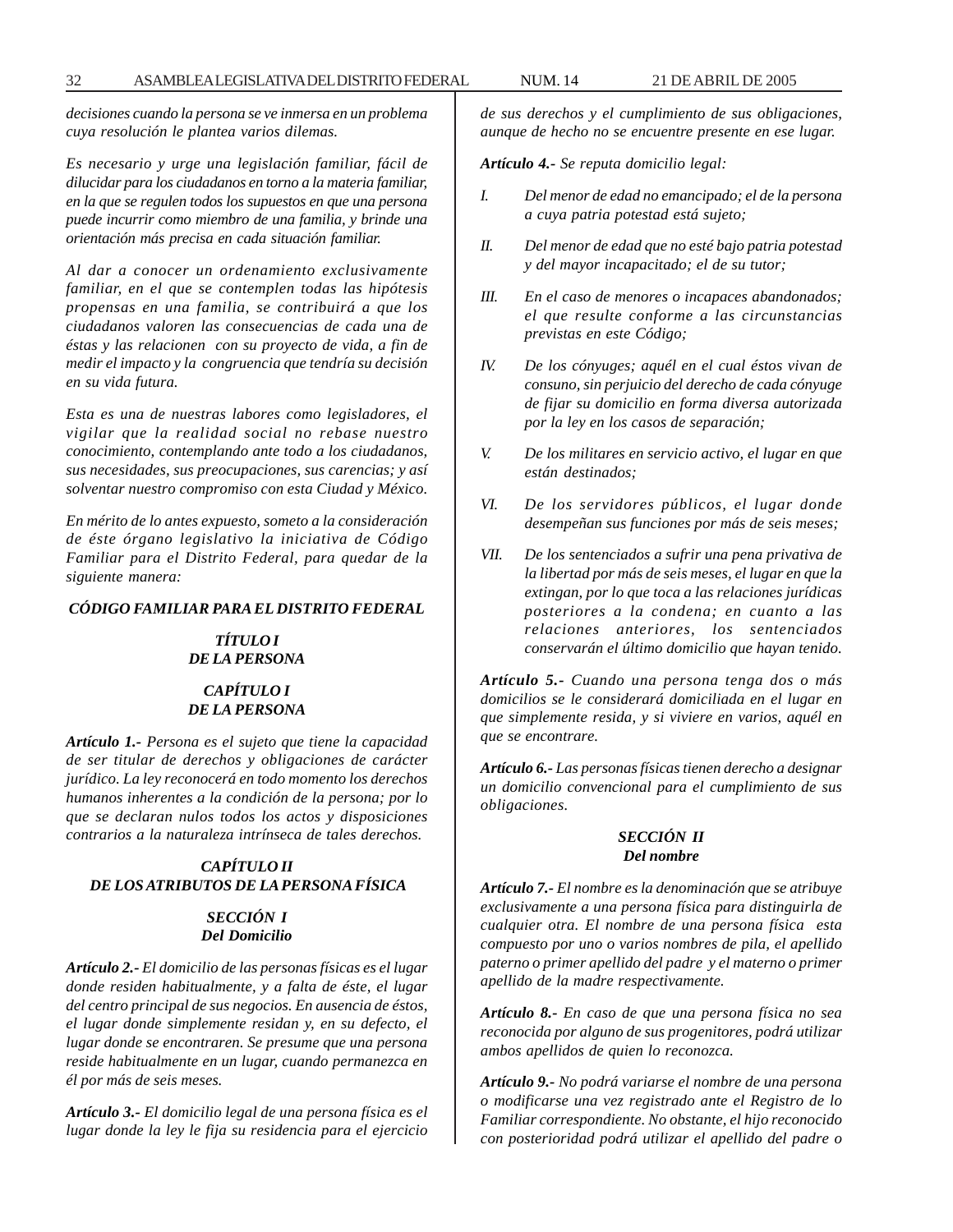*decisiones cuando la persona se ve inmersa en un problema cuya resolución le plantea varios dilemas.*

*Es necesario y urge una legislación familiar, fácil de dilucidar para los ciudadanos en torno a la materia familiar, en la que se regulen todos los supuestos en que una persona puede incurrir como miembro de una familia, y brinde una orientación más precisa en cada situación familiar.*

*Al dar a conocer un ordenamiento exclusivamente familiar, en el que se contemplen todas las hipótesis propensas en una familia, se contribuirá a que los ciudadanos valoren las consecuencias de cada una de éstas y las relacionen con su proyecto de vida, a fin de medir el impacto y la congruencia que tendría su decisión en su vida futura.*

*Esta es una de nuestras labores como legisladores, el vigilar que la realidad social no rebase nuestro conocimiento, contemplando ante todo a los ciudadanos, sus necesidades, sus preocupaciones, sus carencias; y así solventar nuestro compromiso con esta Ciudad y México.*

*En mérito de lo antes expuesto, someto a la consideración de éste órgano legislativo la iniciativa de Código Familiar para el Distrito Federal, para quedar de la siguiente manera:*

# *CÓDIGO FAMILIAR PARA EL DISTRITO FEDERAL*

## *TÍTULO I*
## *DE LA PERSONA*

### *CAPÍTULO I*
### *DE LA PERSONA*

***Artículo 1.-*** *Persona es el sujeto que tiene la capacidad de ser titular de derechos y obligaciones de carácter jurídico. La ley reconocerá en todo momento los derechos humanos inherentes a la condición de la persona; por lo que se declaran nulos todos los actos y disposiciones contrarios a la naturaleza intrínseca de tales derechos.*

### *CAPÍTULO II*
### *DE LOS ATRIBUTOS DE LA PERSONA FÍSICA*

#### *SECCIÓN I*
#### *Del Domicilio*

***Artículo 2.-*** *El domicilio de las personas físicas es el lugar donde residen habitualmente, y a falta de éste, el lugar del centro principal de sus negocios. En ausencia de éstos, el lugar donde simplemente residan y, en su defecto, el lugar donde se encontraren. Se presume que una persona reside habitualmente en un lugar, cuando permanezca en él por más de seis meses.*

***Artículo 3.-*** *El domicilio legal de una persona física es el lugar donde la ley le fija su residencia para el ejercicio de sus derechos y el cumplimiento de sus obligaciones, aunque de hecho no se encuentre presente en ese lugar.*

***Artículo 4.-*** *Se reputa domicilio legal:*

*I. Del menor de edad no emancipado; el de la persona a cuya patria potestad está sujeto;*

*II. Del menor de edad que no esté bajo patria potestad y del mayor incapacitado; el de su tutor;*

*III. En el caso de menores o incapaces abandonados; el que resulte conforme a las circunstancias previstas en este Código;*

*IV. De los cónyuges; aquél en el cual éstos vivan de consuno, sin perjuicio del derecho de cada cónyuge de fijar su domicilio en forma diversa autorizada por la ley en los casos de separación;*

*V. De los militares en servicio activo, el lugar en que están destinados;*

*VI. De los servidores públicos, el lugar donde desempeñan sus funciones por más de seis meses;*

*VII. De los sentenciados a sufrir una pena privativa de la libertad por más de seis meses, el lugar en que la extingan, por lo que toca a las relaciones jurídicas posteriores a la condena; en cuanto a las relaciones anteriores, los sentenciados conservarán el último domicilio que hayan tenido.*

***Artículo 5.-*** *Cuando una persona tenga dos o más domicilios se le considerará domiciliada en el lugar en que simplemente resida, y si viviere en varios, aquél en que se encontrare.*

***Artículo 6.-*** *Las personas físicas tienen derecho a designar un domicilio convencional para el cumplimiento de sus obligaciones.*

#### *SECCIÓN II*
#### *Del nombre*

***Artículo 7.-*** *El nombre es la denominación que se atribuye exclusivamente a una persona física para distinguirla de cualquier otra. El nombre de una persona física esta compuesto por uno o varios nombres de pila, el apellido paterno o primer apellido del padre y el materno o primer apellido de la madre respectivamente.*

***Artículo 8.-*** *En caso de que una persona física no sea reconocida por alguno de sus progenitores, podrá utilizar ambos apellidos de quien lo reconozca.*

***Artículo 9.-*** *No podrá variarse el nombre de una persona o modificarse una vez registrado ante el Registro de lo Familiar correspondiente. No obstante, el hijo reconocido con posterioridad podrá utilizar el apellido del padre o*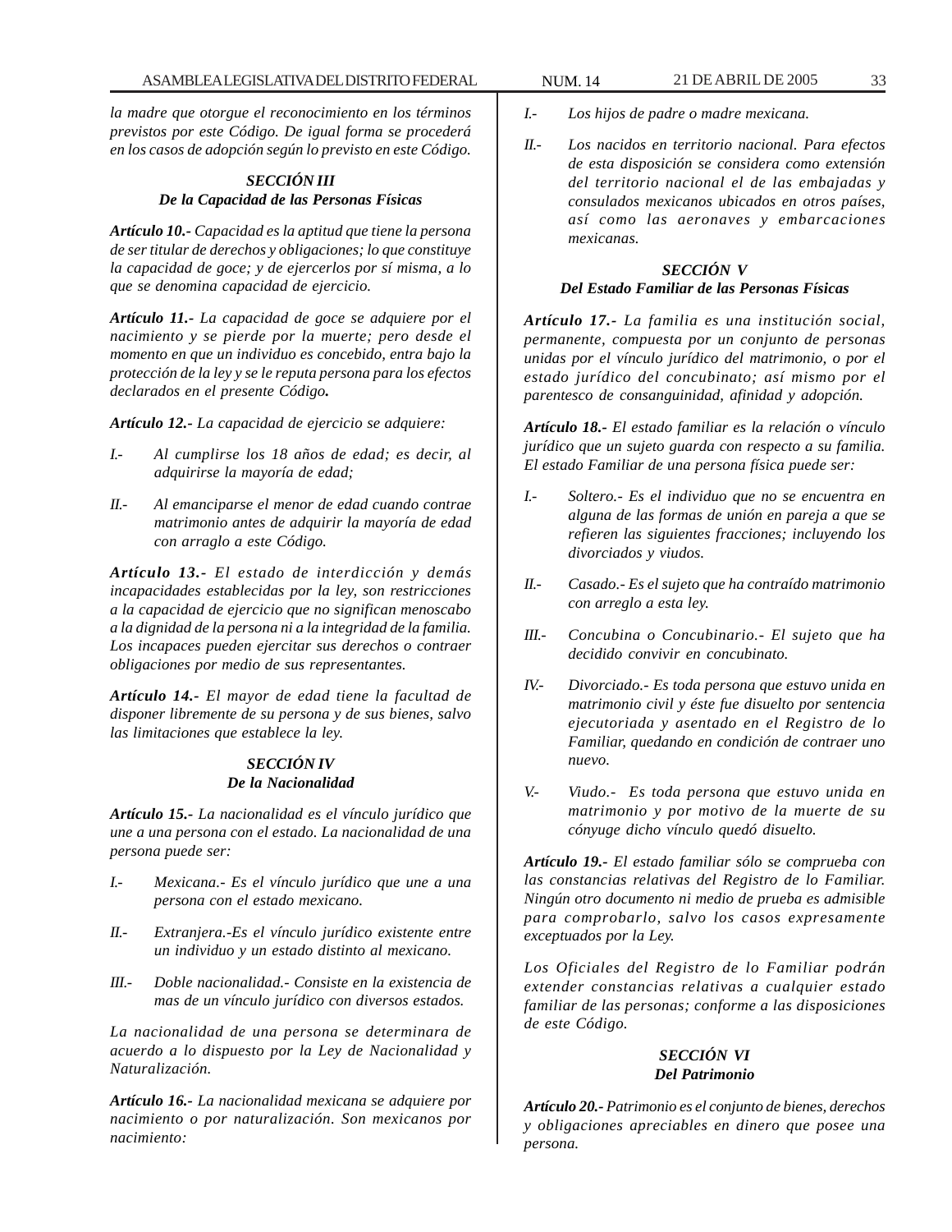*la madre que otorgue el reconocimiento en los términos previstos por este Código. De igual forma se procederá en los casos de adopción según lo previsto en este Código.*

### *SECCIÓN III*
### *De la Capacidad de las Personas Físicas*

***Artículo 10.-*** *Capacidad es la aptitud que tiene la persona de ser titular de derechos y obligaciones; lo que constituye la capacidad de goce; y de ejercerlos por sí misma, a lo que se denomina capacidad de ejercicio.*

***Artículo 11.-*** *La capacidad de goce se adquiere por el nacimiento y se pierde por la muerte; pero desde el momento en que un individuo es concebido, entra bajo la protección de la ley y se le reputa persona para los efectos declarados en el presente Código.*

***Artículo 12.-*** *La capacidad de ejercicio se adquiere:*

*I.- Al cumplirse los 18 años de edad; es decir, al adquirirse la mayoría de edad;*

*II.- Al emanciparse el menor de edad cuando contrae matrimonio antes de adquirir la mayoría de edad con arreglo a este Código.*

***Artículo 13.-*** *El estado de interdicción y demás incapacidades establecidas por la ley, son restricciones a la capacidad de ejercicio que no significan menoscabo a la dignidad de la persona ni a la integridad de la familia. Los incapaces pueden ejercitar sus derechos o contraer obligaciones por medio de sus representantes.*

***Artículo 14.-*** *El mayor de edad tiene la facultad de disponer libremente de su persona y de sus bienes, salvo las limitaciones que establece la ley.*

### *SECCIÓN IV*
### *De la Nacionalidad*

***Artículo 15.-*** *La nacionalidad es el vínculo jurídico que une a una persona con el estado. La nacionalidad de una persona puede ser:*

*I.- Mexicana.- Es el vínculo jurídico que une a una persona con el estado mexicano.*

*II.- Extranjera.-Es el vínculo jurídico existente entre un individuo y un estado distinto al mexicano.*

*III.- Doble nacionalidad.- Consiste en la existencia de mas de un vínculo jurídico con diversos estados.*

*La nacionalidad de una persona se determinara de acuerdo a lo dispuesto por la Ley de Nacionalidad y Naturalización.*

***Artículo 16.-*** *La nacionalidad mexicana se adquiere por nacimiento o por naturalización. Son mexicanos por nacimiento:*

*I.- Los hijos de padre o madre mexicana.*

*II.- Los nacidos en territorio nacional. Para efectos de esta disposición se considera como extensión del territorio nacional el de las embajadas y consulados mexicanos ubicados en otros países, así como las aeronaves y embarcaciones mexicanas.*

### *SECCIÓN V*
### *Del Estado Familiar de las Personas Físicas*

***Artículo 17.-*** *La familia es una institución social, permanente, compuesta por un conjunto de personas unidas por el vínculo jurídico del matrimonio, o por el estado jurídico del concubinato; así mismo por el parentesco de consanguinidad, afinidad y adopción.*

***Artículo 18.-*** *El estado familiar es la relación o vínculo jurídico que un sujeto guarda con respecto a su familia. El estado Familiar de una persona física puede ser:*

*I.- Soltero.- Es el individuo que no se encuentra en alguna de las formas de unión en pareja a que se refieren las siguientes fracciones; incluyendo los divorciados y viudos.*

*II.- Casado.- Es el sujeto que ha contraído matrimonio con arreglo a esta ley.*

*III.- Concubina o Concubinario.- El sujeto que ha decidido convivir en concubinato.*

*IV.- Divorciado.- Es toda persona que estuvo unida en matrimonio civil y éste fue disuelto por sentencia ejecutoriada y asentado en el Registro de lo Familiar, quedando en condición de contraer uno nuevo.*

*V.- Viudo.- Es toda persona que estuvo unida en matrimonio y por motivo de la muerte de su cónyuge dicho vínculo quedó disuelto.*

***Artículo 19.-*** *El estado familiar sólo se comprueba con las constancias relativas del Registro de lo Familiar. Ningún otro documento ni medio de prueba es admisible para comprobarlo, salvo los casos expresamente exceptuados por la Ley.*

*Los Oficiales del Registro de lo Familiar podrán extender constancias relativas a cualquier estado familiar de las personas; conforme a las disposiciones de este Código.*

### *SECCIÓN VI*
### *Del Patrimonio*

***Artículo 20.-*** *Patrimonio es el conjunto de bienes, derechos y obligaciones apreciables en dinero que posee una persona.*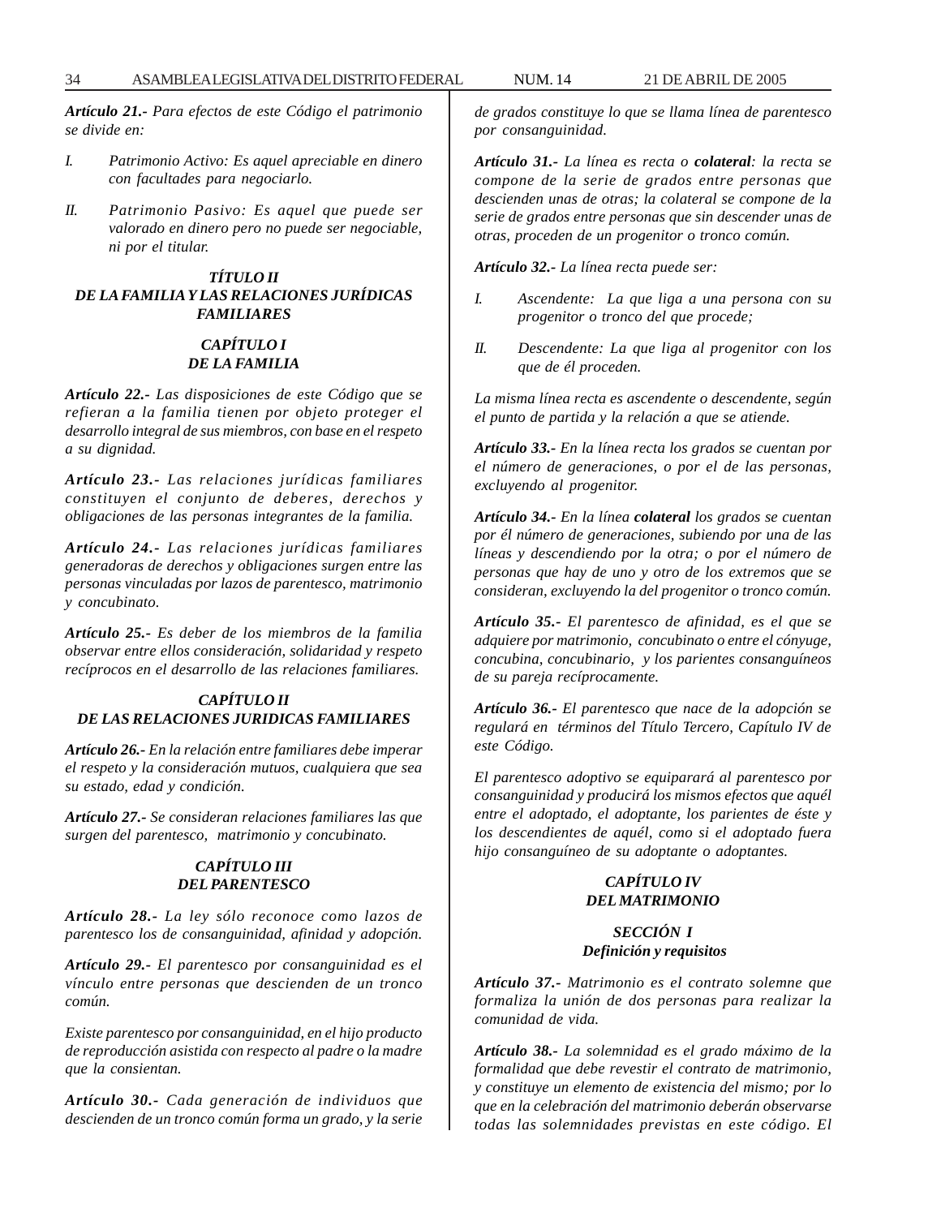***Artículo 21.-*** *Para efectos de este Código el patrimonio se divide en:*

*I. Patrimonio Activo: Es aquel apreciable en dinero con facultades para negociarlo.*

*II. Patrimonio Pasivo: Es aquel que puede ser valorado en dinero pero no puede ser negociable, ni por el titular.*

## *TÍTULO II*
## *DE LA FAMILIA Y LAS RELACIONES JURÍDICAS FAMILIARES*

### *CAPÍTULO I*
### *DE LA FAMILIA*

***Artículo 22.-*** *Las disposiciones de este Código que se refieran a la familia tienen por objeto proteger el desarrollo integral de sus miembros, con base en el respeto a su dignidad.*

***Artículo 23.-*** *Las relaciones jurídicas familiares constituyen el conjunto de deberes, derechos y obligaciones de las personas integrantes de la familia.*

***Artículo 24.-*** *Las relaciones jurídicas familiares generadoras de derechos y obligaciones surgen entre las personas vinculadas por lazos de parentesco, matrimonio y concubinato.*

***Artículo 25.-*** *Es deber de los miembros de la familia observar entre ellos consideración, solidaridad y respeto recíprocos en el desarrollo de las relaciones familiares.*

### *CAPÍTULO II*
### *DE LAS RELACIONES JURIDICAS FAMILIARES*

***Artículo 26.-*** *En la relación entre familiares debe imperar el respeto y la consideración mutuos, cualquiera que sea su estado, edad y condición.*

***Artículo 27.-*** *Se consideran relaciones familiares las que surgen del parentesco, matrimonio y concubinato.*

### *CAPÍTULO III*
### *DEL PARENTESCO*

***Artículo 28.-*** *La ley sólo reconoce como lazos de parentesco los de consanguinidad, afinidad y adopción.*

***Artículo 29.-*** *El parentesco por consanguinidad es el vínculo entre personas que descienden de un tronco común.*

*Existe parentesco por consanguinidad, en el hijo producto de reproducción asistida con respecto al padre o la madre que la consientan.*

***Artículo 30.-*** *Cada generación de individuos que descienden de un tronco común forma un grado, y la serie de grados constituye lo que se llama línea de parentesco por consanguinidad.*

***Artículo 31.-*** *La línea es recta o **colateral**: la recta se compone de la serie de grados entre personas que descienden unas de otras; la colateral se compone de la serie de grados entre personas que sin descender unas de otras, proceden de un progenitor o tronco común.*

***Artículo 32.-*** *La línea recta puede ser:*

*I. Ascendente: La que liga a una persona con su progenitor o tronco del que procede;*

*II. Descendente: La que liga al progenitor con los que de él proceden.*

*La misma línea recta es ascendente o descendente, según el punto de partida y la relación a que se atiende.*

***Artículo 33.-*** *En la línea recta los grados se cuentan por el número de generaciones, o por el de las personas, excluyendo al progenitor.*

***Artículo 34.-*** *En la línea **colateral** los grados se cuentan por él número de generaciones, subiendo por una de las líneas y descendiendo por la otra; o por el número de personas que hay de uno y otro de los extremos que se consideran, excluyendo la del progenitor o tronco común.*

***Artículo 35.-*** *El parentesco de afinidad, es el que se adquiere por matrimonio, concubinato o entre el cónyuge, concubina, concubinario, y los parientes consanguíneos de su pareja recíprocamente.*

***Artículo 36.-*** *El parentesco que nace de la adopción se regulará en términos del Título Tercero, Capítulo IV de este Código.*

*El parentesco adoptivo se equiparará al parentesco por consanguinidad y producirá los mismos efectos que aquél entre el adoptado, el adoptante, los parientes de éste y los descendientes de aquél, como si el adoptado fuera hijo consanguíneo de su adoptante o adoptantes.*

### *CAPÍTULO IV*
### *DEL MATRIMONIO*

#### *SECCIÓN I*
#### *Definición y requisitos*

***Artículo 37.-*** *Matrimonio es el contrato solemne que formaliza la unión de dos personas para realizar la comunidad de vida.*

***Artículo 38.-*** *La solemnidad es el grado máximo de la formalidad que debe revestir el contrato de matrimonio, y constituye un elemento de existencia del mismo; por lo que en la celebración del matrimonio deberán observarse todas las solemnidades previstas en este código. El*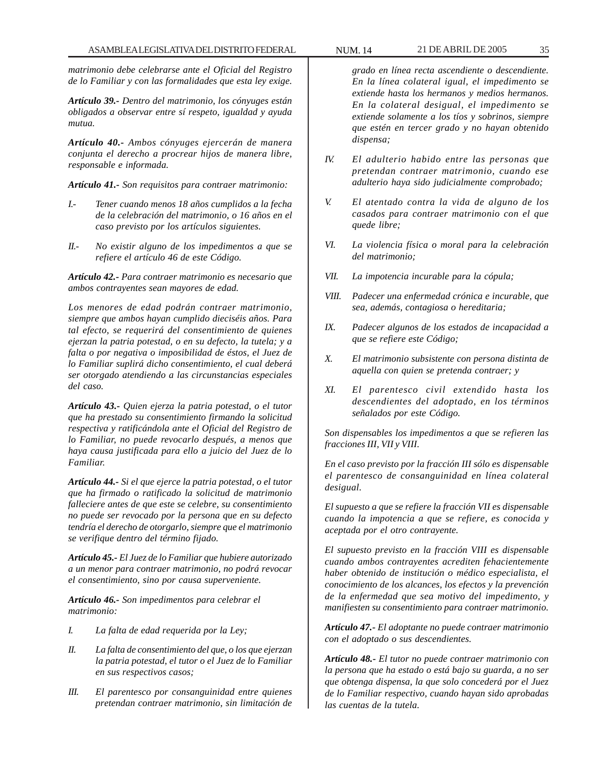*matrimonio debe celebrarse ante el Oficial del Registro de lo Familiar y con las formalidades que esta ley exige.*

***Artículo 39.-*** *Dentro del matrimonio, los cónyuges están obligados a observar entre sí respeto, igualdad y ayuda mutua.*

***Artículo 40.-*** *Ambos cónyuges ejercerán de manera conjunta el derecho a procrear hijos de manera libre, responsable e informada.*

***Artículo 41.-*** *Son requisitos para contraer matrimonio:*

*I.-* *Tener cuando menos 18 años cumplidos a la fecha de la celebración del matrimonio, o 16 años en el caso previsto por los artículos siguientes.*

*II.-* *No existir alguno de los impedimentos a que se refiere el artículo 46 de este Código.*

***Artículo 42.-*** *Para contraer matrimonio es necesario que ambos contrayentes sean mayores de edad.*

*Los menores de edad podrán contraer matrimonio, siempre que ambos hayan cumplido dieciséis años. Para tal efecto, se requerirá del consentimiento de quienes ejerzan la patria potestad, o en su defecto, la tutela; y a falta o por negativa o imposibilidad de éstos, el Juez de lo Familiar suplirá dicho consentimiento, el cual deberá ser otorgado atendiendo a las circunstancias especiales del caso.*

***Artículo 43.-*** *Quien ejerza la patria potestad, o el tutor que ha prestado su consentimiento firmando la solicitud respectiva y ratificándola ante el Oficial del Registro de lo Familiar, no puede revocarlo después, a menos que haya causa justificada para ello a juicio del Juez de lo Familiar.*

***Artículo 44.-*** *Si el que ejerce la patria potestad, o el tutor que ha firmado o ratificado la solicitud de matrimonio falleciere antes de que este se celebre, su consentimiento no puede ser revocado por la persona que en su defecto tendría el derecho de otorgarlo, siempre que el matrimonio se verifique dentro del término fijado.*

***Artículo 45.-*** *El Juez de lo Familiar que hubiere autorizado a un menor para contraer matrimonio, no podrá revocar el consentimiento, sino por causa superveniente.*

***Artículo 46.-*** *Son impedimentos para celebrar el matrimonio:*

*I.* *La falta de edad requerida por la Ley;*

*II.* *La falta de consentimiento del que, o los que ejerzan la patria potestad, el tutor o el Juez de lo Familiar en sus respectivos casos;*

*III.* *El parentesco por consanguinidad entre quienes pretendan contraer matrimonio, sin limitación de grado en línea recta ascendiente o descendiente. En la línea colateral igual, el impedimento se extiende hasta los hermanos y medios hermanos. En la colateral desigual, el impedimento se extiende solamente a los tíos y sobrinos, siempre que estén en tercer grado y no hayan obtenido dispensa;*

*IV.* *El adulterio habido entre las personas que pretendan contraer matrimonio, cuando ese adulterio haya sido judicialmente comprobado;*

*V.* *El atentado contra la vida de alguno de los casados para contraer matrimonio con el que quede libre;*

*VI.* *La violencia física o moral para la celebración del matrimonio;*

*VII.* *La impotencia incurable para la cópula;*

*VIII.* *Padecer una enfermedad crónica e incurable, que sea, además, contagiosa o hereditaria;*

*IX.* *Padecer algunos de los estados de incapacidad a que se refiere este Código;*

*X.* *El matrimonio subsistente con persona distinta de aquella con quien se pretenda contraer; y*

*XI.* *El parentesco civil extendido hasta los descendientes del adoptado, en los términos señalados por este Código.*

*Son dispensables los impedimentos a que se refieren las fracciones III, VII y VIII.*

*En el caso previsto por la fracción III sólo es dispensable el parentesco de consanguinidad en línea colateral desigual.*

*El supuesto a que se refiere la fracción VII es dispensable cuando la impotencia a que se refiere, es conocida y aceptada por el otro contrayente.*

*El supuesto previsto en la fracción VIII es dispensable cuando ambos contrayentes acrediten fehacientemente haber obtenido de institución o médico especialista, el conocimiento de los alcances, los efectos y la prevención de la enfermedad que sea motivo del impedimento, y manifiesten su consentimiento para contraer matrimonio.*

***Artículo 47.-*** *El adoptante no puede contraer matrimonio con el adoptado o sus descendientes.*

***Artículo 48.-*** *El tutor no puede contraer matrimonio con la persona que ha estado o está bajo su guarda, a no ser que obtenga dispensa, la que solo concederá por el Juez de lo Familiar respectivo, cuando hayan sido aprobadas las cuentas de la tutela.*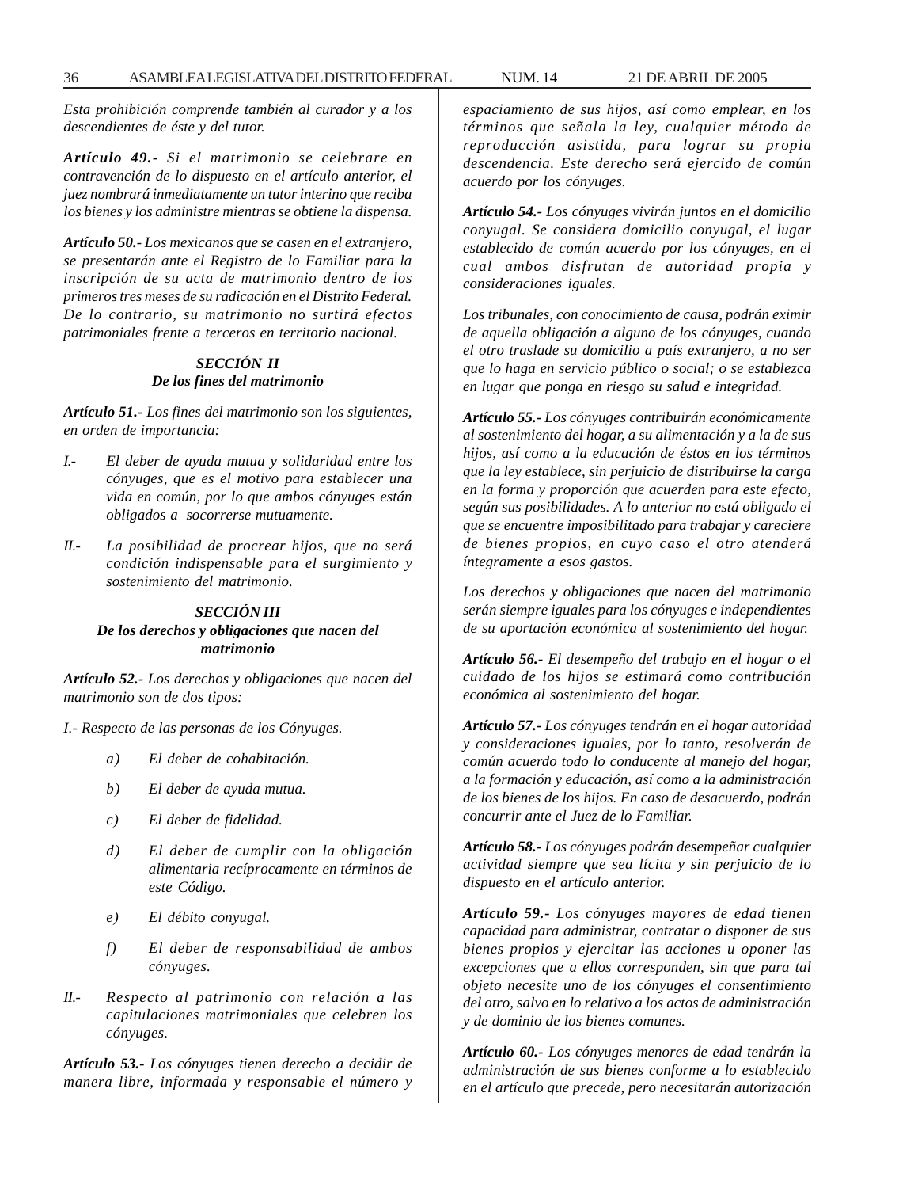*Esta prohibición comprende también al curador y a los descendientes de éste y del tutor.*

***Artículo 49.-*** *Si el matrimonio se celebrare en contravención de lo dispuesto en el artículo anterior, el juez nombrará inmediatamente un tutor interino que reciba los bienes y los administre mientras se obtiene la dispensa.*

***Artículo 50.-*** *Los mexicanos que se casen en el extranjero, se presentarán ante el Registro de lo Familiar para la inscripción de su acta de matrimonio dentro de los primeros tres meses de su radicación en el Distrito Federal. De lo contrario, su matrimonio no surtirá efectos patrimoniales frente a terceros en territorio nacional.*

### *SECCIÓN II*
### *De los fines del matrimonio*

***Artículo 51.-*** *Los fines del matrimonio son los siguientes, en orden de importancia:*

*I.-* *El deber de ayuda mutua y solidaridad entre los cónyuges, que es el motivo para establecer una vida en común, por lo que ambos cónyuges están obligados a socorrerse mutuamente.*

*II.-* *La posibilidad de procrear hijos, que no será condición indispensable para el surgimiento y sostenimiento del matrimonio.*

### *SECCIÓN III*
### *De los derechos y obligaciones que nacen del matrimonio*

***Artículo 52.-*** *Los derechos y obligaciones que nacen del matrimonio son de dos tipos:*

*I.- Respecto de las personas de los Cónyuges.*

*a)* *El deber de cohabitación.*

*b)* *El deber de ayuda mutua.*

*c)* *El deber de fidelidad.*

*d)* *El deber de cumplir con la obligación alimentaria recíprocamente en términos de este Código.*

*e)* *El débito conyugal.*

*f)* *El deber de responsabilidad de ambos cónyuges.*

*II.-* *Respecto al patrimonio con relación a las capitulaciones matrimoniales que celebren los cónyuges.*

***Artículo 53.-*** *Los cónyuges tienen derecho a decidir de manera libre, informada y responsable el número y espaciamiento de sus hijos, así como emplear, en los términos que señala la ley, cualquier método de reproducción asistida, para lograr su propia descendencia. Este derecho será ejercido de común acuerdo por los cónyuges.*

***Artículo 54.-*** *Los cónyuges vivirán juntos en el domicilio conyugal. Se considera domicilio conyugal, el lugar establecido de común acuerdo por los cónyuges, en el cual ambos disfrutan de autoridad propia y consideraciones iguales.*

*Los tribunales, con conocimiento de causa, podrán eximir de aquella obligación a alguno de los cónyuges, cuando el otro traslade su domicilio a país extranjero, a no ser que lo haga en servicio público o social; o se establezca en lugar que ponga en riesgo su salud e integridad.*

***Artículo 55.-*** *Los cónyuges contribuirán económicamente al sostenimiento del hogar, a su alimentación y a la de sus hijos, así como a la educación de éstos en los términos que la ley establece, sin perjuicio de distribuirse la carga en la forma y proporción que acuerden para este efecto, según sus posibilidades. A lo anterior no está obligado el que se encuentre imposibilitado para trabajar y careciere de bienes propios, en cuyo caso el otro atenderá íntegramente a esos gastos.*

*Los derechos y obligaciones que nacen del matrimonio serán siempre iguales para los cónyuges e independientes de su aportación económica al sostenimiento del hogar.*

***Artículo 56.-*** *El desempeño del trabajo en el hogar o el cuidado de los hijos se estimará como contribución económica al sostenimiento del hogar.*

***Artículo 57.-*** *Los cónyuges tendrán en el hogar autoridad y consideraciones iguales, por lo tanto, resolverán de común acuerdo todo lo conducente al manejo del hogar, a la formación y educación, así como a la administración de los bienes de los hijos. En caso de desacuerdo, podrán concurrir ante el Juez de lo Familiar.*

***Artículo 58.-*** *Los cónyuges podrán desempeñar cualquier actividad siempre que sea lícita y sin perjuicio de lo dispuesto en el artículo anterior.*

***Artículo 59.-*** *Los cónyuges mayores de edad tienen capacidad para administrar, contratar o disponer de sus bienes propios y ejercitar las acciones u oponer las excepciones que a ellos corresponden, sin que para tal objeto necesite uno de los cónyuges el consentimiento del otro, salvo en lo relativo a los actos de administración y de dominio de los bienes comunes.*

***Artículo 60.-*** *Los cónyuges menores de edad tendrán la administración de sus bienes conforme a lo establecido en el artículo que precede, pero necesitarán autorización*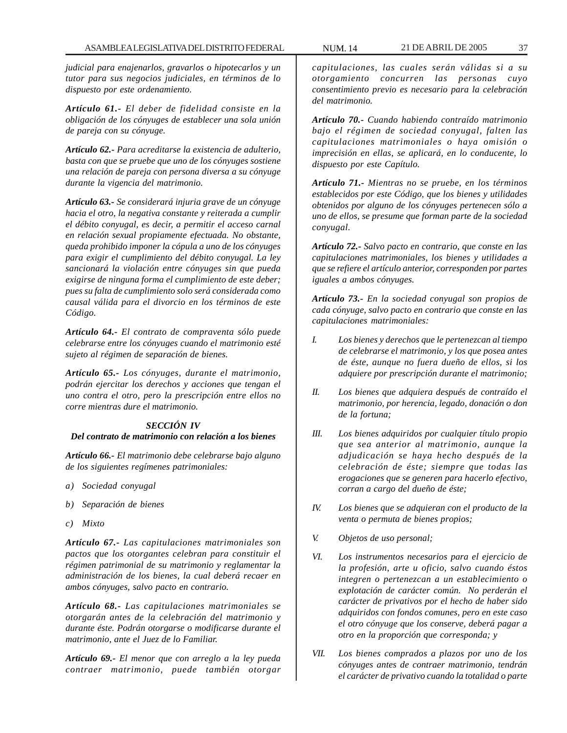*judicial para enajenarlos, gravarlos o hipotecarlos y un tutor para sus negocios judiciales, en términos de lo dispuesto por este ordenamiento.*

***Artículo 61.-** El deber de fidelidad consiste en la obligación de los cónyuges de establecer una sola unión de pareja con su cónyuge.*

***Artículo 62.-** Para acreditarse la existencia de adulterio, basta con que se pruebe que uno de los cónyuges sostiene una relación de pareja con persona diversa a su cónyuge durante la vigencia del matrimonio.*

***Artículo 63.-** Se considerará injuria grave de un cónyuge hacia el otro, la negativa constante y reiterada a cumplir el débito conyugal, es decir, a permitir el acceso carnal en relación sexual propiamente efectuada. No obstante, queda prohibido imponer la cópula a uno de los cónyuges para exigir el cumplimiento del débito conyugal. La ley sancionará la violación entre cónyuges sin que pueda exigirse de ninguna forma el cumplimiento de este deber; pues su falta de cumplimiento solo será considerada como causal válida para el divorcio en los términos de este Código.*

***Artículo 64.-** El contrato de compraventa sólo puede celebrarse entre los cónyuges cuando el matrimonio esté sujeto al régimen de separación de bienes.*

***Artículo 65.-** Los cónyuges, durante el matrimonio, podrán ejercitar los derechos y acciones que tengan el uno contra el otro, pero la prescripción entre ellos no corre mientras dure el matrimonio.*

***SECCIÓN IV***

***Del contrato de matrimonio con relación a los bienes***

***Artículo 66.-** El matrimonio debe celebrarse bajo alguno de los siguientes regímenes patrimoniales:*

*a) Sociedad conyugal*

*b) Separación de bienes*

*c) Mixto*

***Artículo 67.-** Las capitulaciones matrimoniales son pactos que los otorgantes celebran para constituir el régimen patrimonial de su matrimonio y reglamentar la administración de los bienes, la cual deberá recaer en ambos cónyuges, salvo pacto en contrario.*

***Artículo 68.-** Las capitulaciones matrimoniales se otorgarán antes de la celebración del matrimonio y durante éste. Podrán otorgarse o modificarse durante el matrimonio, ante el Juez de lo Familiar.*

***Artículo 69.-** El menor que con arreglo a la ley pueda contraer matrimonio, puede también otorgar capitulaciones, las cuales serán válidas si a su otorgamiento concurren las personas cuyo consentimiento previo es necesario para la celebración del matrimonio.*

***Artículo 70.-** Cuando habiendo contraído matrimonio bajo el régimen de sociedad conyugal, falten las capitulaciones matrimoniales o haya omisión o imprecisión en ellas, se aplicará, en lo conducente, lo dispuesto por este Capítulo.*

***Artículo 71.-** Mientras no se pruebe, en los términos establecidos por este Código, que los bienes y utilidades obtenidos por alguno de los cónyuges pertenecen sólo a uno de ellos, se presume que forman parte de la sociedad conyugal.*

***Artículo 72.-** Salvo pacto en contrario, que conste en las capitulaciones matrimoniales, los bienes y utilidades a que se refiere el artículo anterior, corresponden por partes iguales a ambos cónyuges.*

***Artículo 73.-** En la sociedad conyugal son propios de cada cónyuge, salvo pacto en contrario que conste en las capitulaciones matrimoniales:*

*I. Los bienes y derechos que le pertenezcan al tiempo de celebrarse el matrimonio, y los que posea antes de éste, aunque no fuera dueño de ellos, si los adquiere por prescripción durante el matrimonio;*

*II. Los bienes que adquiera después de contraído el matrimonio, por herencia, legado, donación o don de la fortuna;*

*III. Los bienes adquiridos por cualquier título propio que sea anterior al matrimonio, aunque la adjudicación se haya hecho después de la celebración de éste; siempre que todas las erogaciones que se generen para hacerlo efectivo, corran a cargo del dueño de éste;*

*IV. Los bienes que se adquieran con el producto de la venta o permuta de bienes propios;*

*V. Objetos de uso personal;*

*VI. Los instrumentos necesarios para el ejercicio de la profesión, arte u oficio, salvo cuando éstos integren o pertenezcan a un establecimiento o explotación de carácter común. No perderán el carácter de privativos por el hecho de haber sido adquiridos con fondos comunes, pero en este caso el otro cónyuge que los conserve, deberá pagar a otro en la proporción que corresponda; y*

*VII. Los bienes comprados a plazos por uno de los cónyuges antes de contraer matrimonio, tendrán el carácter de privativo cuando la totalidad o parte*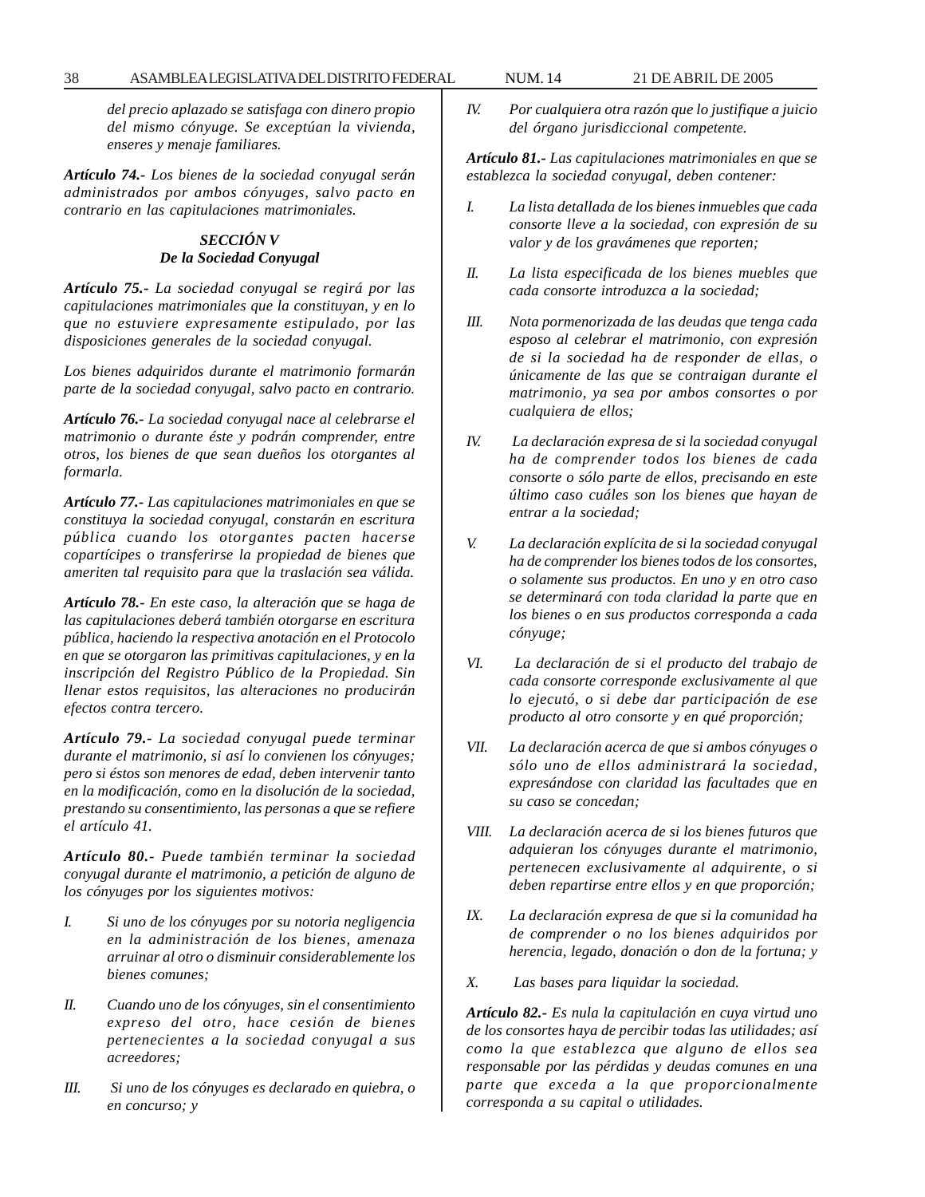*del precio aplazado se satisfaga con dinero propio del mismo cónyuge. Se exceptúan la vivienda, enseres y menaje familiares.*

***Artículo 74.-*** *Los bienes de la sociedad conyugal serán administrados por ambos cónyuges, salvo pacto en contrario en las capitulaciones matrimoniales.*

### *SECCIÓN V*
### *De la Sociedad Conyugal*

***Artículo 75.-*** *La sociedad conyugal se regirá por las capitulaciones matrimoniales que la constituyan, y en lo que no estuviere expresamente estipulado, por las disposiciones generales de la sociedad conyugal.*

*Los bienes adquiridos durante el matrimonio formarán parte de la sociedad conyugal, salvo pacto en contrario.*

***Artículo 76.-*** *La sociedad conyugal nace al celebrarse el matrimonio o durante éste y podrán comprender, entre otros, los bienes de que sean dueños los otorgantes al formarla.*

***Artículo 77.-*** *Las capitulaciones matrimoniales en que se constituya la sociedad conyugal, constarán en escritura pública cuando los otorgantes pacten hacerse copartícipes o transferirse la propiedad de bienes que ameriten tal requisito para que la traslación sea válida.*

***Artículo 78.-*** *En este caso, la alteración que se haga de las capitulaciones deberá también otorgarse en escritura pública, haciendo la respectiva anotación en el Protocolo en que se otorgaron las primitivas capitulaciones, y en la inscripción del Registro Público de la Propiedad. Sin llenar estos requisitos, las alteraciones no producirán efectos contra tercero.*

***Artículo 79.-*** *La sociedad conyugal puede terminar durante el matrimonio, si así lo convienen los cónyuges; pero si éstos son menores de edad, deben intervenir tanto en la modificación, como en la disolución de la sociedad, prestando su consentimiento, las personas a que se refiere el artículo 41.*

***Artículo 80.-*** *Puede también terminar la sociedad conyugal durante el matrimonio, a petición de alguno de los cónyuges por los siguientes motivos:*

*I. Si uno de los cónyuges por su notoria negligencia en la administración de los bienes, amenaza arruinar al otro o disminuir considerablemente los bienes comunes;*

*II. Cuando uno de los cónyuges, sin el consentimiento expreso del otro, hace cesión de bienes pertenecientes a la sociedad conyugal a sus acreedores;*

*III. Si uno de los cónyuges es declarado en quiebra, o en concurso; y*

*IV. Por cualquiera otra razón que lo justifique a juicio del órgano jurisdiccional competente.*

***Artículo 81.-*** *Las capitulaciones matrimoniales en que se establezca la sociedad conyugal, deben contener:*

*I. La lista detallada de los bienes inmuebles que cada consorte lleve a la sociedad, con expresión de su valor y de los gravámenes que reporten;*

*II. La lista especificada de los bienes muebles que cada consorte introduzca a la sociedad;*

*III. Nota pormenorizada de las deudas que tenga cada esposo al celebrar el matrimonio, con expresión de si la sociedad ha de responder de ellas, o únicamente de las que se contraigan durante el matrimonio, ya sea por ambos consortes o por cualquiera de ellos;*

*IV. La declaración expresa de si la sociedad conyugal ha de comprender todos los bienes de cada consorte o sólo parte de ellos, precisando en este último caso cuáles son los bienes que hayan de entrar a la sociedad;*

*V. La declaración explícita de si la sociedad conyugal ha de comprender los bienes todos de los consortes, o solamente sus productos. En uno y en otro caso se determinará con toda claridad la parte que en los bienes o en sus productos corresponda a cada cónyuge;*

*VI. La declaración de si el producto del trabajo de cada consorte corresponde exclusivamente al que lo ejecutó, o si debe dar participación de ese producto al otro consorte y en qué proporción;*

*VII. La declaración acerca de que si ambos cónyuges o sólo uno de ellos administrará la sociedad, expresándose con claridad las facultades que en su caso se concedan;*

*VIII. La declaración acerca de si los bienes futuros que adquieran los cónyuges durante el matrimonio, pertenecen exclusivamente al adquirente, o si deben repartirse entre ellos y en que proporción;*

*IX. La declaración expresa de que si la comunidad ha de comprender o no los bienes adquiridos por herencia, legado, donación o don de la fortuna; y*

*X. Las bases para liquidar la sociedad.*

***Artículo 82.-*** *Es nula la capitulación en cuya virtud uno de los consortes haya de percibir todas las utilidades; así como la que establezca que alguno de ellos sea responsable por las pérdidas y deudas comunes en una parte que exceda a la que proporcionalmente corresponda a su capital o utilidades.*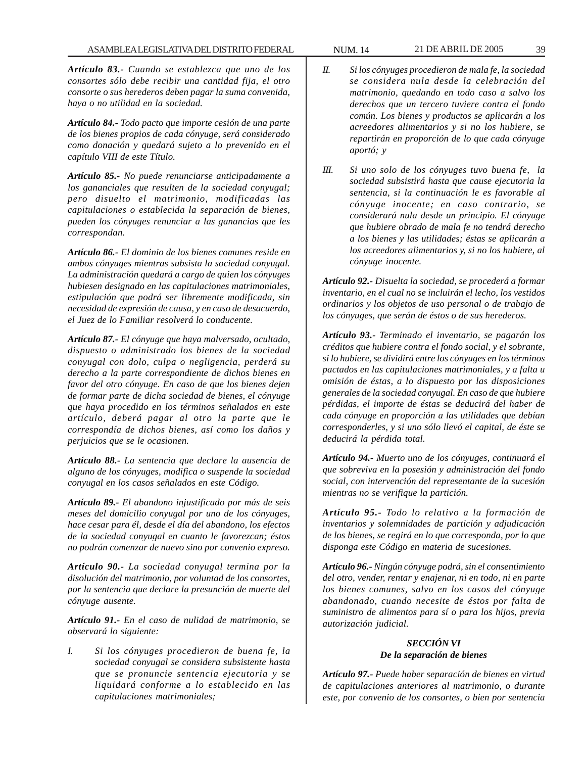***Artículo 83.-*** *Cuando se establezca que uno de los consortes sólo debe recibir una cantidad fija, el otro consorte o sus herederos deben pagar la suma convenida, haya o no utilidad en la sociedad.*

***Artículo 84.-*** *Todo pacto que importe cesión de una parte de los bienes propios de cada cónyuge, será considerado como donación y quedará sujeto a lo prevenido en el capítulo VIII de este Título.*

***Artículo 85.-*** *No puede renunciarse anticipadamente a los gananciales que resulten de la sociedad conyugal; pero disuelto el matrimonio, modificadas las capitulaciones o establecida la separación de bienes, pueden los cónyuges renunciar a las ganancias que les correspondan.*

***Artículo 86.-*** *El dominio de los bienes comunes reside en ambos cónyuges mientras subsista la sociedad conyugal. La administración quedará a cargo de quien los cónyuges hubiesen designado en las capitulaciones matrimoniales, estipulación que podrá ser libremente modificada, sin necesidad de expresión de causa, y en caso de desacuerdo, el Juez de lo Familiar resolverá lo conducente.*

***Artículo 87.-*** *El cónyuge que haya malversado, ocultado, dispuesto o administrado los bienes de la sociedad conyugal con dolo, culpa o negligencia, perderá su derecho a la parte correspondiente de dichos bienes en favor del otro cónyuge. En caso de que los bienes dejen de formar parte de dicha sociedad de bienes, el cónyuge que haya procedido en los términos señalados en este artículo, deberá pagar al otro la parte que le correspondía de dichos bienes, así como los daños y perjuicios que se le ocasionen.*

***Artículo 88.-*** *La sentencia que declare la ausencia de alguno de los cónyuges, modifica o suspende la sociedad conyugal en los casos señalados en este Código.*

***Artículo 89.-*** *El abandono injustificado por más de seis meses del domicilio conyugal por uno de los cónyuges, hace cesar para él, desde el día del abandono, los efectos de la sociedad conyugal en cuanto le favorezcan; éstos no podrán comenzar de nuevo sino por convenio expreso.*

***Artículo 90.-*** *La sociedad conyugal termina por la disolución del matrimonio, por voluntad de los consortes, por la sentencia que declare la presunción de muerte del cónyuge ausente.*

***Artículo 91.-*** *En el caso de nulidad de matrimonio, se observará lo siguiente:*

*I. Si los cónyuges procedieron de buena fe, la sociedad conyugal se considera subsistente hasta que se pronuncie sentencia ejecutoria y se liquidará conforme a lo establecido en las capitulaciones matrimoniales;*

*II. Si los cónyuges procedieron de mala fe, la sociedad se considera nula desde la celebración del matrimonio, quedando en todo caso a salvo los derechos que un tercero tuviere contra el fondo común. Los bienes y productos se aplicarán a los acreedores alimentarios y si no los hubiere, se repartirán en proporción de lo que cada cónyuge aportó; y*

*III. Si uno solo de los cónyuges tuvo buena fe, la sociedad subsistirá hasta que cause ejecutoria la sentencia, si la continuación le es favorable al cónyuge inocente; en caso contrario, se considerará nula desde un principio. El cónyuge que hubiere obrado de mala fe no tendrá derecho a los bienes y las utilidades; éstas se aplicarán a los acreedores alimentarios y, si no los hubiere, al cónyuge inocente.*

***Artículo 92.-*** *Disuelta la sociedad, se procederá a formar inventario, en el cual no se incluirán el lecho, los vestidos ordinarios y los objetos de uso personal o de trabajo de los cónyuges, que serán de éstos o de sus herederos.*

***Artículo 93.-*** *Terminado el inventario, se pagarán los créditos que hubiere contra el fondo social, y el sobrante, si lo hubiere, se dividirá entre los cónyuges en los términos pactados en las capitulaciones matrimoniales, y a falta u omisión de éstas, a lo dispuesto por las disposiciones generales de la sociedad conyugal. En caso de que hubiere pérdidas, el importe de éstas se deducirá del haber de cada cónyuge en proporción a las utilidades que debían corresponderles, y si uno sólo llevó el capital, de éste se deducirá la pérdida total.*

***Artículo 94.-*** *Muerto uno de los cónyuges, continuará el que sobreviva en la posesión y administración del fondo social, con intervención del representante de la sucesión mientras no se verifique la partición.*

***Artículo 95.-*** *Todo lo relativo a la formación de inventarios y solemnidades de partición y adjudicación de los bienes, se regirá en lo que corresponda, por lo que disponga este Código en materia de sucesiones.*

***Artículo 96.-*** *Ningún cónyuge podrá, sin el consentimiento del otro, vender, rentar y enajenar, ni en todo, ni en parte los bienes comunes, salvo en los casos del cónyuge abandonado, cuando necesite de éstos por falta de suministro de alimentos para sí o para los hijos, previa autorización judicial.*

### *SECCIÓN VI*
### *De la separación de bienes*

***Artículo 97.-*** *Puede haber separación de bienes en virtud de capitulaciones anteriores al matrimonio, o durante este, por convenio de los consortes, o bien por sentencia*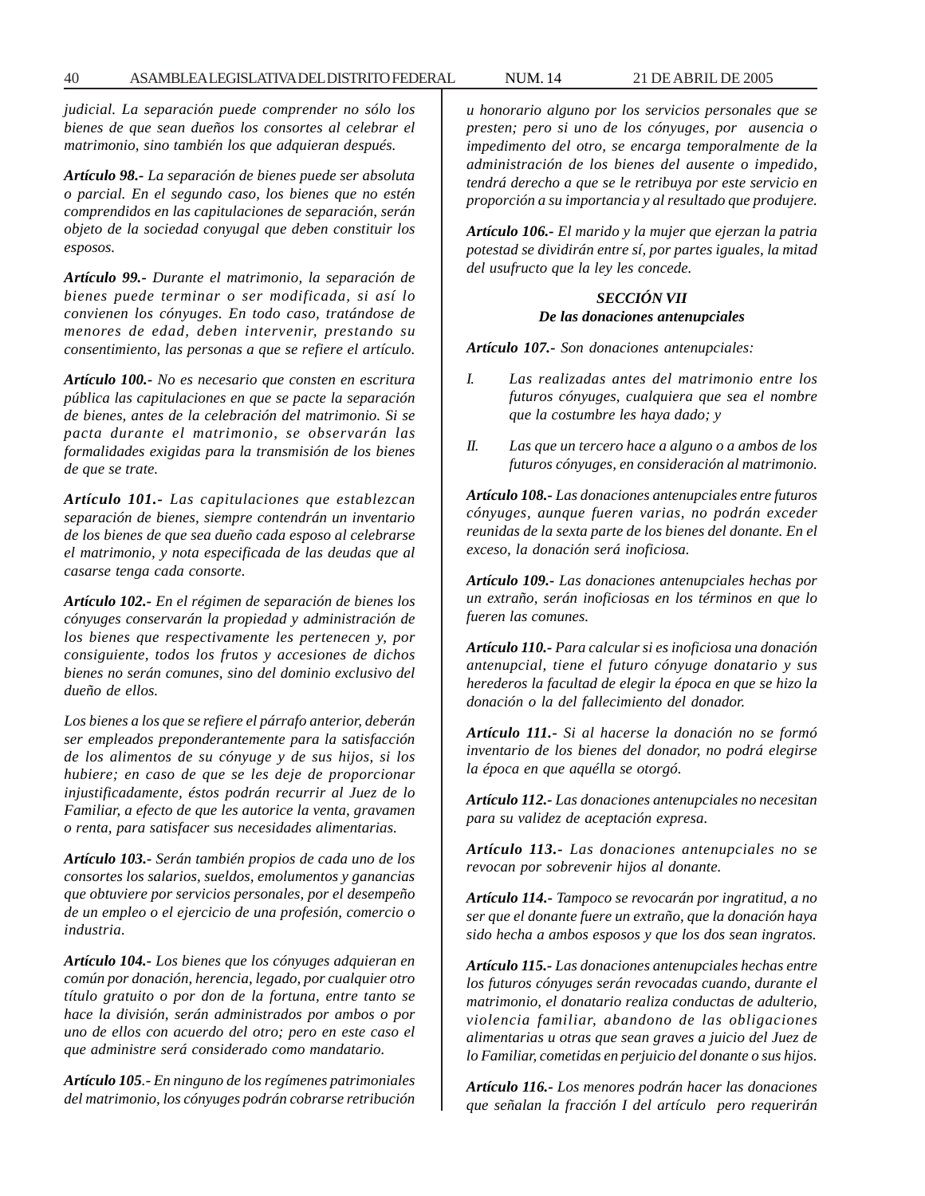*judicial. La separación puede comprender no sólo los bienes de que sean dueños los consortes al celebrar el matrimonio, sino también los que adquieran después.*

***Artículo 98.-*** *La separación de bienes puede ser absoluta o parcial. En el segundo caso, los bienes que no estén comprendidos en las capitulaciones de separación, serán objeto de la sociedad conyugal que deben constituir los esposos.*

***Artículo 99.-*** *Durante el matrimonio, la separación de bienes puede terminar o ser modificada, si así lo convienen los cónyuges. En todo caso, tratándose de menores de edad, deben intervenir, prestando su consentimiento, las personas a que se refiere el artículo.*

***Artículo 100.-*** *No es necesario que consten en escritura pública las capitulaciones en que se pacte la separación de bienes, antes de la celebración del matrimonio. Si se pacta durante el matrimonio, se observarán las formalidades exigidas para la transmisión de los bienes de que se trate.*

***Artículo 101.-*** *Las capitulaciones que establezcan separación de bienes, siempre contendrán un inventario de los bienes de que sea dueño cada esposo al celebrarse el matrimonio, y nota especificada de las deudas que al casarse tenga cada consorte.*

***Artículo 102.-*** *En el régimen de separación de bienes los cónyuges conservarán la propiedad y administración de los bienes que respectivamente les pertenecen y, por consiguiente, todos los frutos y accesiones de dichos bienes no serán comunes, sino del dominio exclusivo del dueño de ellos.*

*Los bienes a los que se refiere el párrafo anterior, deberán ser empleados preponderantemente para la satisfacción de los alimentos de su cónyuge y de sus hijos, si los hubiere; en caso de que se les deje de proporcionar injustificadamente, éstos podrán recurrir al Juez de lo Familiar, a efecto de que les autorice la venta, gravamen o renta, para satisfacer sus necesidades alimentarias.*

***Artículo 103.-*** *Serán también propios de cada uno de los consortes los salarios, sueldos, emolumentos y ganancias que obtuviere por servicios personales, por el desempeño de un empleo o el ejercicio de una profesión, comercio o industria.*

***Artículo 104.-*** *Los bienes que los cónyuges adquieran en común por donación, herencia, legado, por cualquier otro título gratuito o por don de la fortuna, entre tanto se hace la división, serán administrados por ambos o por uno de ellos con acuerdo del otro; pero en este caso el que administre será considerado como mandatario.*

***Artículo 105.-*** *En ninguno de los regímenes patrimoniales del matrimonio, los cónyuges podrán cobrarse retribución u honorario alguno por los servicios personales que se presten; pero si uno de los cónyuges, por ausencia o impedimento del otro, se encarga temporalmente de la administración de los bienes del ausente o impedido, tendrá derecho a que se le retribuya por este servicio en proporción a su importancia y al resultado que produjere.*

***Artículo 106.-*** *El marido y la mujer que ejerzan la patria potestad se dividirán entre sí, por partes iguales, la mitad del usufructo que la ley les concede.*

### *SECCIÓN VII*
### *De las donaciones antenupciales*

***Artículo 107.-*** *Son donaciones antenupciales:*

*I. Las realizadas antes del matrimonio entre los futuros cónyuges, cualquiera que sea el nombre que la costumbre les haya dado; y*

*II. Las que un tercero hace a alguno o a ambos de los futuros cónyuges, en consideración al matrimonio.*

***Artículo 108.-*** *Las donaciones antenupciales entre futuros cónyuges, aunque fueren varias, no podrán exceder reunidas de la sexta parte de los bienes del donante. En el exceso, la donación será inoficiosa.*

***Artículo 109.-*** *Las donaciones antenupciales hechas por un extraño, serán inoficiosas en los términos en que lo fueren las comunes.*

***Artículo 110.-*** *Para calcular si es inoficiosa una donación antenupcial, tiene el futuro cónyuge donatario y sus herederos la facultad de elegir la época en que se hizo la donación o la del fallecimiento del donador.*

***Artículo 111.-*** *Si al hacerse la donación no se formó inventario de los bienes del donador, no podrá elegirse la época en que aquélla se otorgó.*

***Artículo 112.-*** *Las donaciones antenupciales no necesitan para su validez de aceptación expresa.*

***Artículo 113.-*** *Las donaciones antenupciales no se revocan por sobrevenir hijos al donante.*

***Artículo 114.-*** *Tampoco se revocarán por ingratitud, a no ser que el donante fuere un extraño, que la donación haya sido hecha a ambos esposos y que los dos sean ingratos.*

***Artículo 115.-*** *Las donaciones antenupciales hechas entre los futuros cónyuges serán revocadas cuando, durante el matrimonio, el donatario realiza conductas de adulterio, violencia familiar, abandono de las obligaciones alimentarias u otras que sean graves a juicio del Juez de lo Familiar, cometidas en perjuicio del donante o sus hijos.*

***Artículo 116.-*** *Los menores podrán hacer las donaciones que señalan la fracción I del artículo pero requerirán*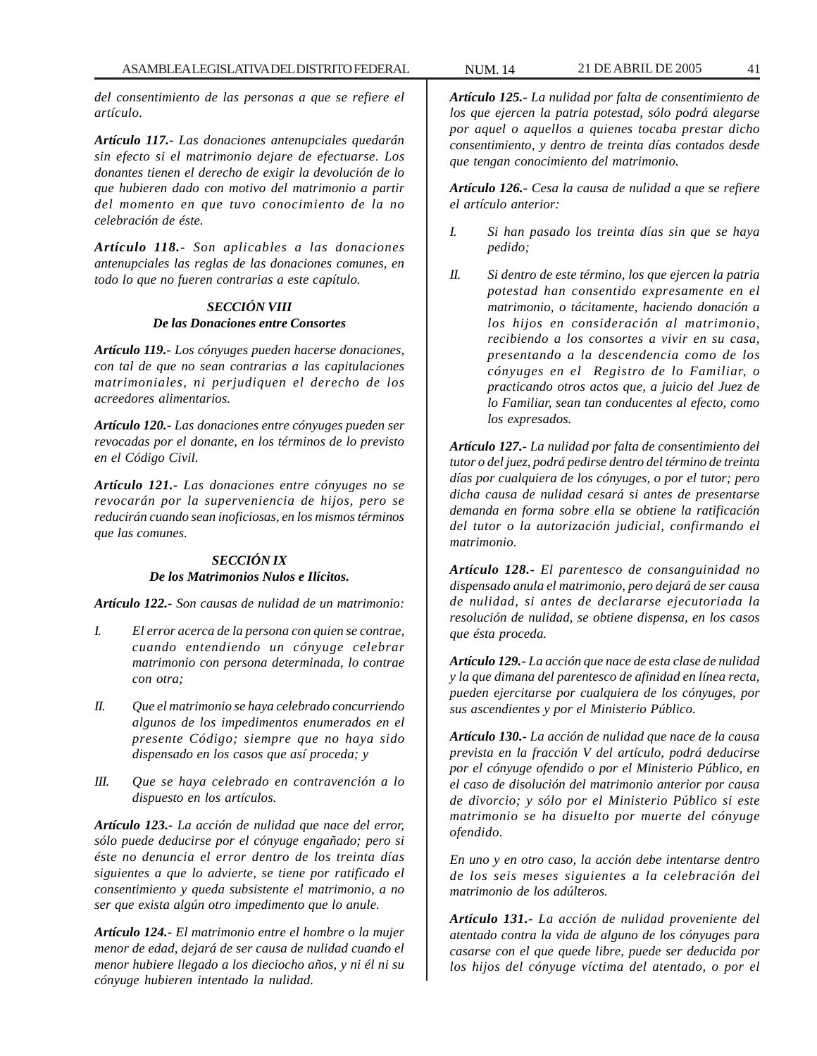*del consentimiento de las personas a que se refiere el artículo.*

***Artículo 117.-*** *Las donaciones antenupciales quedarán sin efecto si el matrimonio dejare de efectuarse. Los donantes tienen el derecho de exigir la devolución de lo que hubieren dado con motivo del matrimonio a partir del momento en que tuvo conocimiento de la no celebración de éste.*

***Artículo 118.-*** *Son aplicables a las donaciones antenupciales las reglas de las donaciones comunes, en todo lo que no fueren contrarias a este capítulo.*

### *SECCIÓN VIII*
### *De las Donaciones entre Consortes*

***Artículo 119.-*** *Los cónyuges pueden hacerse donaciones, con tal de que no sean contrarias a las capitulaciones matrimoniales, ni perjudiquen el derecho de los acreedores alimentarios.*

***Artículo 120.-*** *Las donaciones entre cónyuges pueden ser revocadas por el donante, en los términos de lo previsto en el Código Civil.*

***Artículo 121.-*** *Las donaciones entre cónyuges no se revocarán por la superveniencia de hijos, pero se reducirán cuando sean inoficiosas, en los mismos términos que las comunes.*

### *SECCIÓN IX*
### *De los Matrimonios Nulos e Ilícitos.*

***Artículo 122.-*** *Son causas de nulidad de un matrimonio:*

*I. El error acerca de la persona con quien se contrae, cuando entendiendo un cónyuge celebrar matrimonio con persona determinada, lo contrae con otra;*

*II. Que el matrimonio se haya celebrado concurriendo algunos de los impedimentos enumerados en el presente Código; siempre que no haya sido dispensado en los casos que así proceda; y*

*III. Que se haya celebrado en contravención a lo dispuesto en los artículos.*

***Artículo 123.-*** *La acción de nulidad que nace del error, sólo puede deducirse por el cónyuge engañado; pero si éste no denuncia el error dentro de los treinta días siguientes a que lo advierte, se tiene por ratificado el consentimiento y queda subsistente el matrimonio, a no ser que exista algún otro impedimento que lo anule.*

***Artículo 124.-*** *El matrimonio entre el hombre o la mujer menor de edad, dejará de ser causa de nulidad cuando el menor hubiere llegado a los dieciocho años, y ni él ni su cónyuge hubieren intentado la nulidad.*

***Artículo 125.-*** *La nulidad por falta de consentimiento de los que ejercen la patria potestad, sólo podrá alegarse por aquel o aquellos a quienes tocaba prestar dicho consentimiento, y dentro de treinta días contados desde que tengan conocimiento del matrimonio.*

***Artículo 126.-*** *Cesa la causa de nulidad a que se refiere el artículo anterior:*

*I. Si han pasado los treinta días sin que se haya pedido;*

*II. Si dentro de este término, los que ejercen la patria potestad han consentido expresamente en el matrimonio, o tácitamente, haciendo donación a los hijos en consideración al matrimonio, recibiendo a los consortes a vivir en su casa, presentando a la descendencia como de los cónyuges en el Registro de lo Familiar, o practicando otros actos que, a juicio del Juez de lo Familiar, sean tan conducentes al efecto, como los expresados.*

***Artículo 127.-*** *La nulidad por falta de consentimiento del tutor o del juez, podrá pedirse dentro del término de treinta días por cualquiera de los cónyuges, o por el tutor; pero dicha causa de nulidad cesará si antes de presentarse demanda en forma sobre ella se obtiene la ratificación del tutor o la autorización judicial, confirmando el matrimonio.*

***Artículo 128.-*** *El parentesco de consanguinidad no dispensado anula el matrimonio, pero dejará de ser causa de nulidad, si antes de declararse ejecutoriada la resolución de nulidad, se obtiene dispensa, en los casos que ésta proceda.*

***Artículo 129.-*** *La acción que nace de esta clase de nulidad y la que dimana del parentesco de afinidad en línea recta, pueden ejercitarse por cualquiera de los cónyuges, por sus ascendientes y por el Ministerio Público.*

***Artículo 130.-*** *La acción de nulidad que nace de la causa prevista en la fracción V del artículo, podrá deducirse por el cónyuge ofendido o por el Ministerio Público, en el caso de disolución del matrimonio anterior por causa de divorcio; y sólo por el Ministerio Público si este matrimonio se ha disuelto por muerte del cónyuge ofendido.*

*En uno y en otro caso, la acción debe intentarse dentro de los seis meses siguientes a la celebración del matrimonio de los adúlteros.*

***Artículo 131.-*** *La acción de nulidad proveniente del atentado contra la vida de alguno de los cónyuges para casarse con el que quede libre, puede ser deducida por los hijos del cónyuge víctima del atentado, o por el*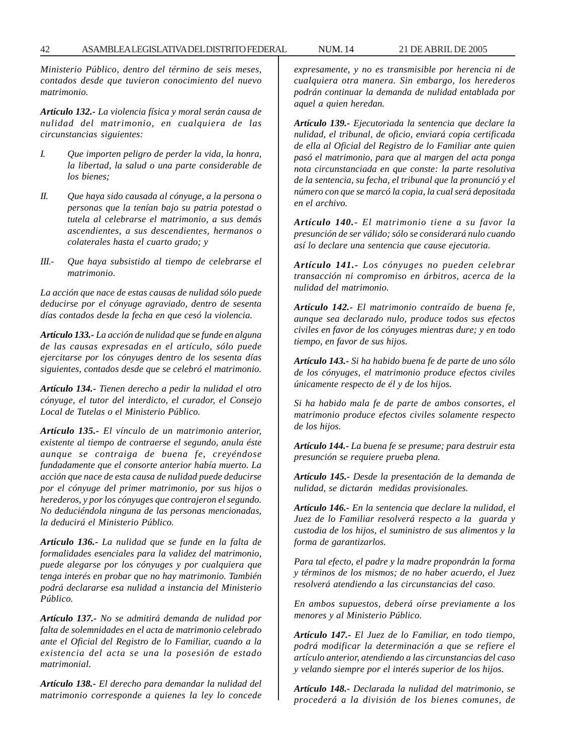*Ministerio Público, dentro del término de seis meses, contados desde que tuvieron conocimiento del nuevo matrimonio.*

***Artículo 132.-** La violencia física y moral serán causa de nulidad del matrimonio, en cualquiera de las circunstancias siguientes:*

*I. Que importen peligro de perder la vida, la honra, la libertad, la salud o una parte considerable de los bienes;*

*II. Que haya sido causada al cónyuge, a la persona o personas que la tenían bajo su patria potestad o tutela al celebrarse el matrimonio, a sus demás ascendientes, a sus descendientes, hermanos o colaterales hasta el cuarto grado; y*

*III.- Que haya subsistido al tiempo de celebrarse el matrimonio.*

*La acción que nace de estas causas de nulidad sólo puede deducirse por el cónyuge agraviado, dentro de sesenta días contados desde la fecha en que cesó la violencia.*

***Artículo 133.-** La acción de nulidad que se funde en alguna de las causas expresadas en el artículo, sólo puede ejercitarse por los cónyuges dentro de los sesenta días siguientes, contados desde que se celebró el matrimonio.*

***Artículo 134.-** Tienen derecho a pedir la nulidad el otro cónyuge, el tutor del interdicto, el curador, el Consejo Local de Tutelas o el Ministerio Público.*

***Artículo 135.-** El vínculo de un matrimonio anterior, existente al tiempo de contraerse el segundo, anula éste aunque se contraiga de buena fe, creyéndose fundadamente que el consorte anterior había muerto. La acción que nace de esta causa de nulidad puede deducirse por el cónyuge del primer matrimonio, por sus hijos o herederos, y por los cónyuges que contrajeron el segundo. No deduciéndola ninguna de las personas mencionadas, la deducirá el Ministerio Público.*

***Artículo 136.-** La nulidad que se funde en la falta de formalidades esenciales para la validez del matrimonio, puede alegarse por los cónyuges y por cualquiera que tenga interés en probar que no hay matrimonio. También podrá declararse esa nulidad a instancia del Ministerio Público.*

***Artículo 137.-** No se admitirá demanda de nulidad por falta de solemnidades en el acta de matrimonio celebrado ante el Oficial del Registro de lo Familiar, cuando a la existencia del acta se una la posesión de estado matrimonial.*

***Artículo 138.-** El derecho para demandar la nulidad del matrimonio corresponde a quienes la ley lo concede expresamente, y no es transmisible por herencia ni de cualquiera otra manera. Sin embargo, los herederos podrán continuar la demanda de nulidad entablada por aquel a quien heredan.*

***Artículo 139.-** Ejecutoriada la sentencia que declare la nulidad, el tribunal, de oficio, enviará copia certificada de ella al Oficial del Registro de lo Familiar ante quien pasó el matrimonio, para que al margen del acta ponga nota circunstanciada en que conste: la parte resolutiva de la sentencia, su fecha, el tribunal que la pronunció y el número con que se marcó la copia, la cual será depositada en el archivo.*

***Artículo 140.-** El matrimonio tiene a su favor la presunción de ser válido; sólo se considerará nulo cuando así lo declare una sentencia que cause ejecutoria.*

***Artículo 141.-** Los cónyuges no pueden celebrar transacción ni compromiso en árbitros, acerca de la nulidad del matrimonio.*

***Artículo 142.-** El matrimonio contraído de buena fe, aunque sea declarado nulo, produce todos sus efectos civiles en favor de los cónyuges mientras dure; y en todo tiempo, en favor de sus hijos.*

***Artículo 143.-** Si ha habido buena fe de parte de uno sólo de los cónyuges, el matrimonio produce efectos civiles únicamente respecto de él y de los hijos.*

*Si ha habido mala fe de parte de ambos consortes, el matrimonio produce efectos civiles solamente respecto de los hijos.*

***Artículo 144.-** La buena fe se presume; para destruir esta presunción se requiere prueba plena.*

***Artículo 145.-** Desde la presentación de la demanda de nulidad, se dictarán medidas provisionales.*

***Artículo 146.-** En la sentencia que declare la nulidad, el Juez de lo Familiar resolverá respecto a la guarda y custodia de los hijos, el suministro de sus alimentos y la forma de garantizarlos.*

*Para tal efecto, el padre y la madre propondrán la forma y términos de los mismos; de no haber acuerdo, el Juez resolverá atendiendo a las circunstancias del caso.*

*En ambos supuestos, deberá oírse previamente a los menores y al Ministerio Público.*

***Artículo 147.-** El Juez de lo Familiar, en todo tiempo, podrá modificar la determinación a que se refiere el artículo anterior, atendiendo a las circunstancias del caso y velando siempre por el interés superior de los hijos.*

***Artículo 148.-** Declarada la nulidad del matrimonio, se procederá a la división de los bienes comunes, de*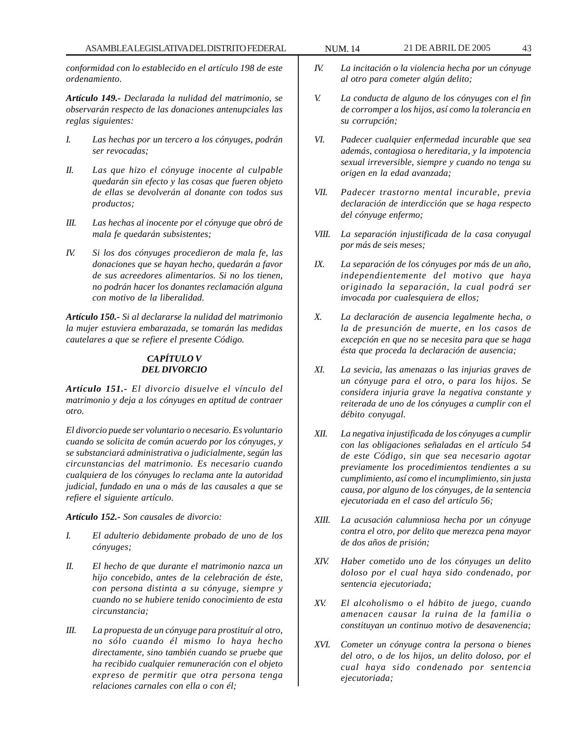*conformidad con lo establecido en el artículo 198 de este ordenamiento.*

***Artículo 149.-*** *Declarada la nulidad del matrimonio, se observarán respecto de las donaciones antenupciales las reglas siguientes:*

*I. Las hechas por un tercero a los cónyuges, podrán ser revocadas;*

*II. Las que hizo el cónyuge inocente al culpable quedarán sin efecto y las cosas que fueren objeto de ellas se devolverán al donante con todos sus productos;*

*III. Las hechas al inocente por el cónyuge que obró de mala fe quedarán subsistentes;*

*IV. Si los dos cónyuges procedieron de mala fe, las donaciones que se hayan hecho, quedarán a favor de sus acreedores alimentarios. Si no los tienen, no podrán hacer los donantes reclamación alguna con motivo de la liberalidad.*

***Artículo 150.-*** *Si al declararse la nulidad del matrimonio la mujer estuviera embarazada, se tomarán las medidas cautelares a que se refiere el presente Código.*

### *CAPÍTULO V*
### *DEL DIVORCIO*

***Artículo 151.-*** *El divorcio disuelve el vínculo del matrimonio y deja a los cónyuges en aptitud de contraer otro.*

*El divorcio puede ser voluntario o necesario. Es voluntario cuando se solicita de común acuerdo por los cónyuges, y se substanciará administrativa o judicialmente, según las circunstancias del matrimonio. Es necesario cuando cualquiera de los cónyuges lo reclama ante la autoridad judicial, fundado en una o más de las causales a que se refiere el siguiente artículo.*

***Artículo 152.-*** *Son causales de divorcio:*

*I. El adulterio debidamente probado de uno de los cónyuges;*

*II. El hecho de que durante el matrimonio nazca un hijo concebido, antes de la celebración de éste, con persona distinta a su cónyuge, siempre y cuando no se hubiere tenido conocimiento de esta circunstancia;*

*III. La propuesta de un cónyuge para prostituír al otro, no sólo cuando él mismo lo haya hecho directamente, sino también cuando se pruebe que ha recibido cualquier remuneración con el objeto expreso de permitir que otra persona tenga relaciones carnales con ella o con él;*

*IV. La incitación o la violencia hecha por un cónyuge al otro para cometer algún delito;*

*V. La conducta de alguno de los cónyuges con el fin de corromper a los hijos, así como la tolerancia en su corrupción;*

*VI. Padecer cualquier enfermedad incurable que sea además, contagiosa o hereditaria, y la impotencia sexual irreversible, siempre y cuando no tenga su origen en la edad avanzada;*

*VII. Padecer trastorno mental incurable, previa declaración de interdicción que se haga respecto del cónyuge enfermo;*

*VIII. La separación injustificada de la casa conyugal por más de seis meses;*

*IX. La separación de los cónyuges por más de un año, independientemente del motivo que haya originado la separación, la cual podrá ser invocada por cualesquiera de ellos;*

*X. La declaración de ausencia legalmente hecha, o la de presunción de muerte, en los casos de excepción en que no se necesita para que se haga ésta que proceda la declaración de ausencia;*

*XI. La sevicia, las amenazas o las injurias graves de un cónyuge para el otro, o para los hijos. Se considera injuria grave la negativa constante y reiterada de uno de los cónyuges a cumplir con el débito conyugal.*

*XII. La negativa injustificada de los cónyuges a cumplir con las obligaciones señaladas en el artículo 54 de este Código, sin que sea necesario agotar previamente los procedimientos tendientes a su cumplimiento, así como el incumplimiento, sin justa causa, por alguno de los cónyuges, de la sentencia ejecutoriada en el caso del artículo 56;*

*XIII. La acusación calumniosa hecha por un cónyuge contra el otro, por delito que merezca pena mayor de dos años de prisión;*

*XIV. Haber cometido uno de los cónyuges un delito doloso por el cual haya sido condenado, por sentencia ejecutoriada;*

*XV. El alcoholismo o el hábito de juego, cuando amenacen causar la ruina de la familia o constituyan un continuo motivo de desavenencia;*

*XVI. Cometer un cónyuge contra la persona o bienes del otro, o de los hijos, un delito doloso, por el cual haya sido condenado por sentencia ejecutoriada;*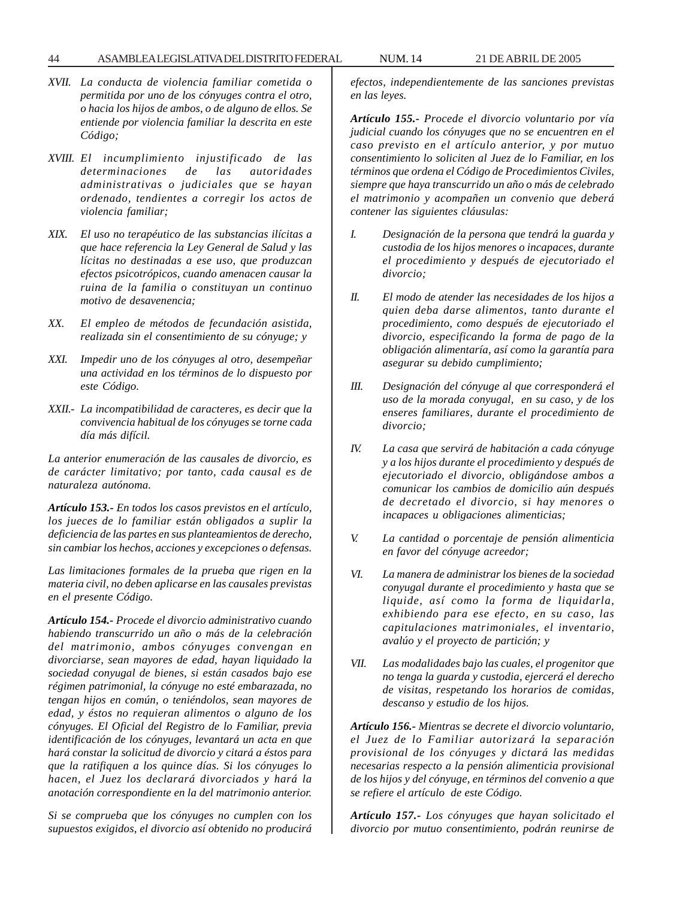*XVII. La conducta de violencia familiar cometida o permitida por uno de los cónyuges contra el otro, o hacia los hijos de ambos, o de alguno de ellos. Se entiende por violencia familiar la descrita en este Código;*

*XVIII. El incumplimiento injustificado de las determinaciones administrativas o judiciales que se hayan ordenado, tendientes a corregir los actos de violencia familiar;*

*XIX. El uso no terapéutico de las substancias ilícitas a que hace referencia la Ley General de Salud y las lícitas no destinadas a ese uso, que produzcan efectos psicotrópicos, cuando amenacen causar la ruina de la familia o constituyan un continuo motivo de desavenencia;*

*XX. El empleo de métodos de fecundación asistida, realizada sin el consentimiento de su cónyuge; y*

*XXI. Impedir uno de los cónyuges al otro, desempeñar una actividad en los términos de lo dispuesto por este Código.*

*XXII.- La incompatibilidad de caracteres, es decir que la convivencia habitual de los cónyuges se torne cada día más difícil.*

*La anterior enumeración de las causales de divorcio, es de carácter limitativo; por tanto, cada causal es de naturaleza autónoma.*

***Artículo 153.-*** *En todos los casos previstos en el artículo, los jueces de lo familiar están obligados a suplir la deficiencia de las partes en sus planteamientos de derecho, sin cambiar los hechos, acciones y excepciones o defensas.*

*Las limitaciones formales de la prueba que rigen en la materia civil, no deben aplicarse en las causales previstas en el presente Código.*

***Artículo 154.-*** *Procede el divorcio administrativo cuando habiendo transcurrido un año o más de la celebración del matrimonio, ambos cónyuges convengan en divorciarse, sean mayores de edad, hayan liquidado la sociedad conyugal de bienes, si están casados bajo ese régimen patrimonial, la cónyuge no esté embarazada, no tengan hijos en común, o teniéndolos, sean mayores de edad, y éstos no requieran alimentos o alguno de los cónyuges. El Oficial del Registro de lo Familiar, previa identificación de los cónyuges, levantará un acta en que hará constar la solicitud de divorcio y citará a éstos para que la ratifiquen a los quince días. Si los cónyuges lo hacen, el Juez los declarará divorciados y hará la anotación correspondiente en la del matrimonio anterior.*

*Si se comprueba que los cónyuges no cumplen con los supuestos exigidos, el divorcio así obtenido no producirá efectos, independientemente de las sanciones previstas en las leyes.*

***Artículo 155.-*** *Procede el divorcio voluntario por vía judicial cuando los cónyuges que no se encuentren en el caso previsto en el artículo anterior, y por mutuo consentimiento lo soliciten al Juez de lo Familiar, en los términos que ordena el Código de Procedimientos Civiles, siempre que haya transcurrido un año o más de celebrado el matrimonio y acompañen un convenio que deberá contener las siguientes cláusulas:*

*I. Designación de la persona que tendrá la guarda y custodia de los hijos menores o incapaces, durante el procedimiento y después de ejecutoriado el divorcio;*

*II. El modo de atender las necesidades de los hijos a quien deba darse alimentos, tanto durante el procedimiento, como después de ejecutoriado el divorcio, especificando la forma de pago de la obligación alimentaría, así como la garantía para asegurar su debido cumplimiento;*

*III. Designación del cónyuge al que corresponderá el uso de la morada conyugal, en su caso, y de los enseres familiares, durante el procedimiento de divorcio;*

*IV. La casa que servirá de habitación a cada cónyuge y a los hijos durante el procedimiento y después de ejecutoriado el divorcio, obligándose ambos a comunicar los cambios de domicilio aún después de decretado el divorcio, si hay menores o incapaces u obligaciones alimenticias;*

*V. La cantidad o porcentaje de pensión alimenticia en favor del cónyuge acreedor;*

*VI. La manera de administrar los bienes de la sociedad conyugal durante el procedimiento y hasta que se liquide, así como la forma de liquidarla, exhibiendo para ese efecto, en su caso, las capitulaciones matrimoniales, el inventario, avalúo y el proyecto de partición; y*

*VII. Las modalidades bajo las cuales, el progenitor que no tenga la guarda y custodia, ejercerá el derecho de visitas, respetando los horarios de comidas, descanso y estudio de los hijos.*

***Artículo 156.-*** *Mientras se decrete el divorcio voluntario, el Juez de lo Familiar autorizará la separación provisional de los cónyuges y dictará las medidas necesarias respecto a la pensión alimenticia provisional de los hijos y del cónyuge, en términos del convenio a que se refiere el artículo de este Código.*

***Artículo 157.-*** *Los cónyuges que hayan solicitado el divorcio por mutuo consentimiento, podrán reunirse de*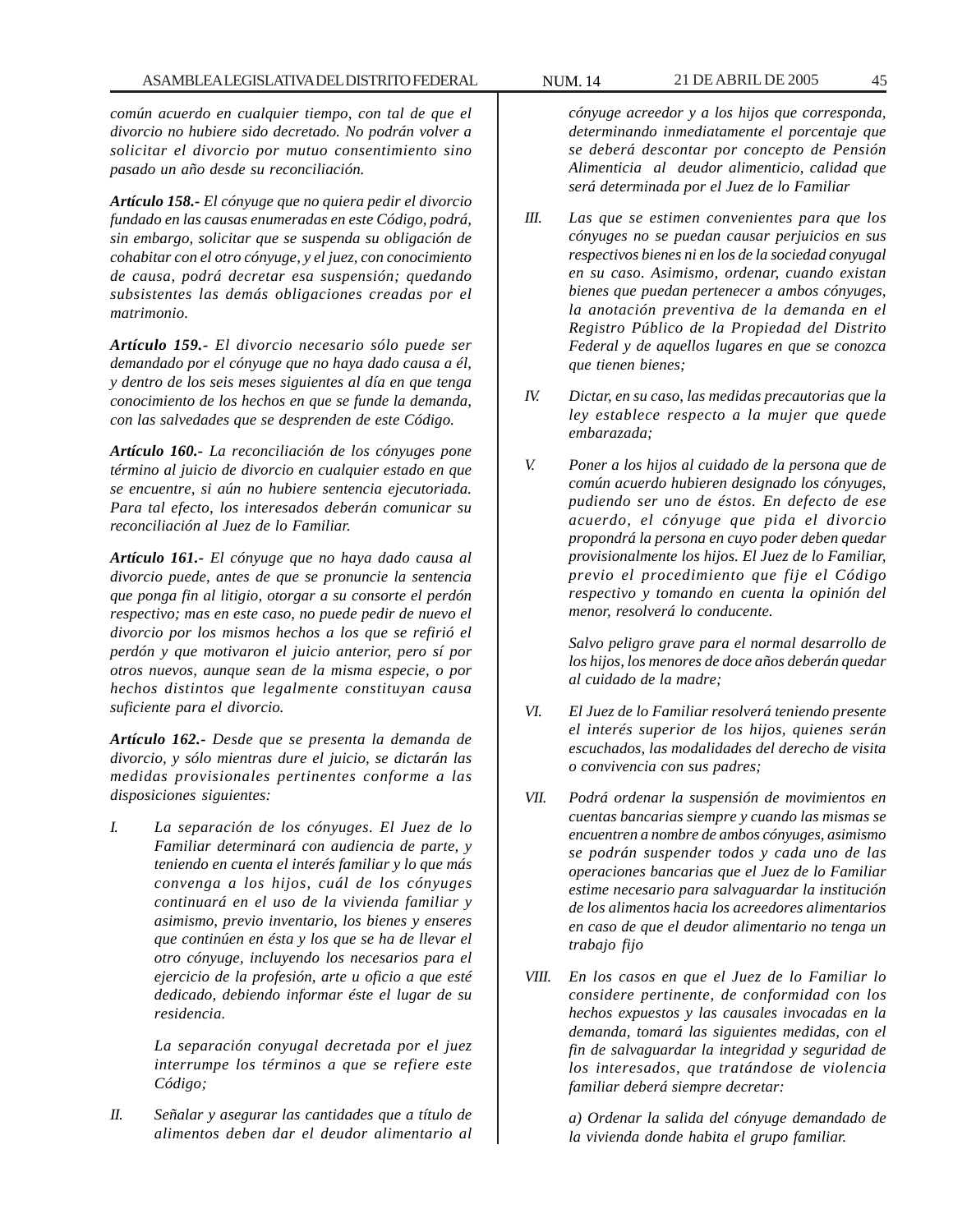*común acuerdo en cualquier tiempo, con tal de que el divorcio no hubiere sido decretado. No podrán volver a solicitar el divorcio por mutuo consentimiento sino pasado un año desde su reconciliación.*

***Artículo 158.-*** *El cónyuge que no quiera pedir el divorcio fundado en las causas enumeradas en este Código, podrá, sin embargo, solicitar que se suspenda su obligación de cohabitar con el otro cónyuge, y el juez, con conocimiento de causa, podrá decretar esa suspensión; quedando subsistentes las demás obligaciones creadas por el matrimonio.*

***Artículo 159.-*** *El divorcio necesario sólo puede ser demandado por el cónyuge que no haya dado causa a él, y dentro de los seis meses siguientes al día en que tenga conocimiento de los hechos en que se funde la demanda, con las salvedades que se desprenden de este Código.*

***Artículo 160.-*** *La reconciliación de los cónyuges pone término al juicio de divorcio en cualquier estado en que se encuentre, si aún no hubiere sentencia ejecutoriada. Para tal efecto, los interesados deberán comunicar su reconciliación al Juez de lo Familiar.*

***Artículo 161.-*** *El cónyuge que no haya dado causa al divorcio puede, antes de que se pronuncie la sentencia que ponga fin al litigio, otorgar a su consorte el perdón respectivo; mas en este caso, no puede pedir de nuevo el divorcio por los mismos hechos a los que se refirió el perdón y que motivaron el juicio anterior, pero sí por otros nuevos, aunque sean de la misma especie, o por hechos distintos que legalmente constituyan causa suficiente para el divorcio.*

***Artículo 162.-*** *Desde que se presenta la demanda de divorcio, y sólo mientras dure el juicio, se dictarán las medidas provisionales pertinentes conforme a las disposiciones siguientes:*

*I. La separación de los cónyuges. El Juez de lo Familiar determinará con audiencia de parte, y teniendo en cuenta el interés familiar y lo que más convenga a los hijos, cuál de los cónyuges continuará en el uso de la vivienda familiar y asimismo, previo inventario, los bienes y enseres que continúen en ésta y los que se ha de llevar el otro cónyuge, incluyendo los necesarios para el ejercicio de la profesión, arte u oficio a que esté dedicado, debiendo informar éste el lugar de su residencia.*

*La separación conyugal decretada por el juez interrumpe los términos a que se refiere este Código;*

*II. Señalar y asegurar las cantidades que a título de alimentos deben dar el deudor alimentario al cónyuge acreedor y a los hijos que corresponda, determinando inmediatamente el porcentaje que se deberá descontar por concepto de Pensión Alimenticia al deudor alimenticio, calidad que será determinada por el Juez de lo Familiar*

*III. Las que se estimen convenientes para que los cónyuges no se puedan causar perjuicios en sus respectivos bienes ni en los de la sociedad conyugal en su caso. Asimismo, ordenar, cuando existan bienes que puedan pertenecer a ambos cónyuges, la anotación preventiva de la demanda en el Registro Público de la Propiedad del Distrito Federal y de aquellos lugares en que se conozca que tienen bienes;*

*IV. Dictar, en su caso, las medidas precautorias que la ley establece respecto a la mujer que quede embarazada;*

*V. Poner a los hijos al cuidado de la persona que de común acuerdo hubieren designado los cónyuges, pudiendo ser uno de éstos. En defecto de ese acuerdo, el cónyuge que pida el divorcio propondrá la persona en cuyo poder deben quedar provisionalmente los hijos. El Juez de lo Familiar, previo el procedimiento que fije el Código respectivo y tomando en cuenta la opinión del menor, resolverá lo conducente.*

*Salvo peligro grave para el normal desarrollo de los hijos, los menores de doce años deberán quedar al cuidado de la madre;*

*VI. El Juez de lo Familiar resolverá teniendo presente el interés superior de los hijos, quienes serán escuchados, las modalidades del derecho de visita o convivencia con sus padres;*

*VII. Podrá ordenar la suspensión de movimientos en cuentas bancarias siempre y cuando las mismas se encuentren a nombre de ambos cónyuges, asimismo se podrán suspender todos y cada uno de las operaciones bancarias que el Juez de lo Familiar estime necesario para salvaguardar la institución de los alimentos hacia los acreedores alimentarios en caso de que el deudor alimentario no tenga un trabajo fijo*

*VIII. En los casos en que el Juez de lo Familiar lo considere pertinente, de conformidad con los hechos expuestos y las causales invocadas en la demanda, tomará las siguientes medidas, con el fin de salvaguardar la integridad y seguridad de los interesados, que tratándose de violencia familiar deberá siempre decretar:*

*a) Ordenar la salida del cónyuge demandado de la vivienda donde habita el grupo familiar.*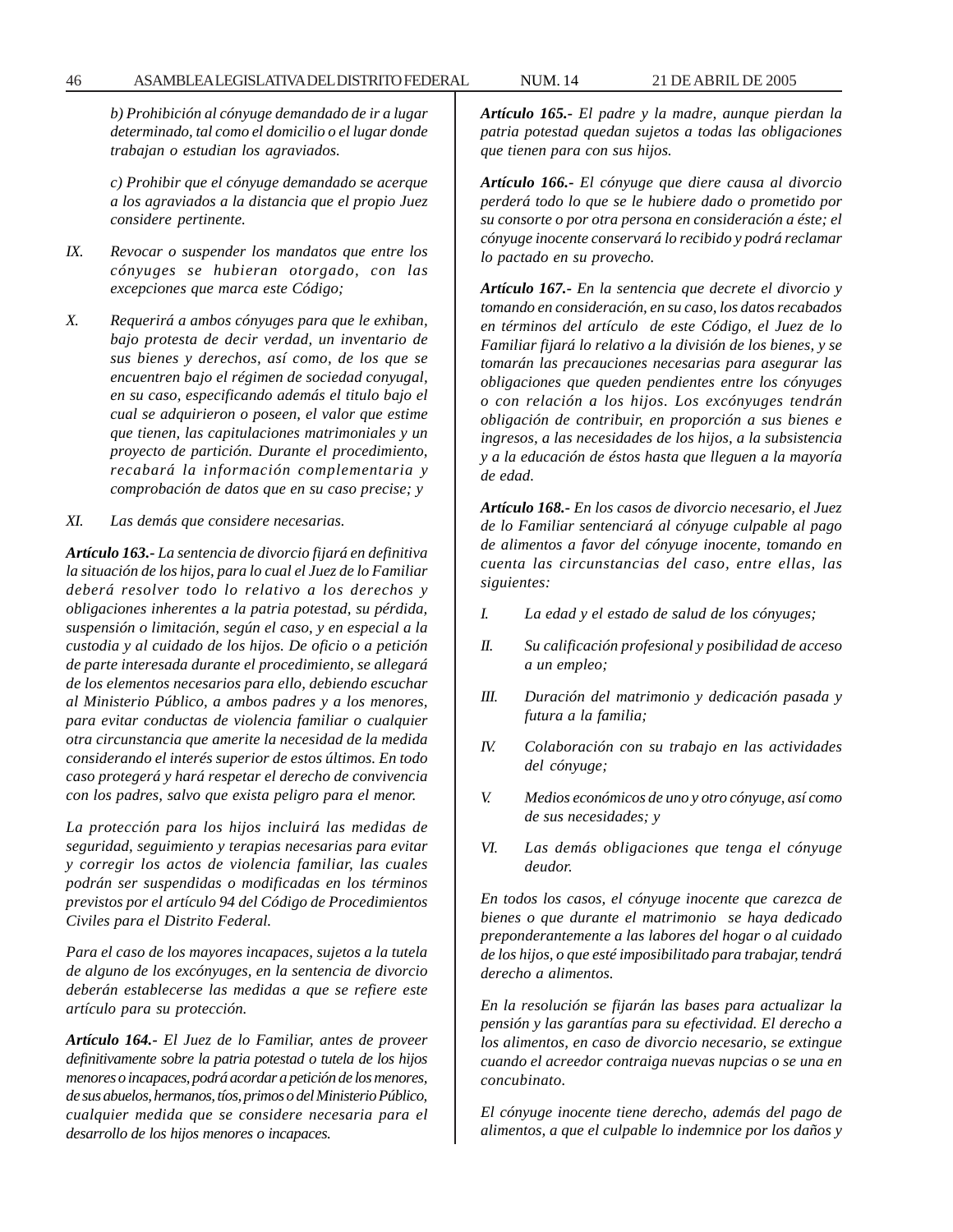*b) Prohibición al cónyuge demandado de ir a lugar determinado, tal como el domicilio o el lugar donde trabajan o estudian los agraviados.*

*c) Prohibir que el cónyuge demandado se acerque a los agraviados a la distancia que el propio Juez considere pertinente.*

*IX. Revocar o suspender los mandatos que entre los cónyuges se hubieran otorgado, con las excepciones que marca este Código;*

*X. Requerirá a ambos cónyuges para que le exhiban, bajo protesta de decir verdad, un inventario de sus bienes y derechos, así como, de los que se encuentren bajo el régimen de sociedad conyugal, en su caso, especificando además el titulo bajo el cual se adquirieron o poseen, el valor que estime que tienen, las capitulaciones matrimoniales y un proyecto de partición. Durante el procedimiento, recabará la información complementaria y comprobación de datos que en su caso precise; y*

*XI. Las demás que considere necesarias.*

***Artículo 163.-** La sentencia de divorcio fijará en definitiva la situación de los hijos, para lo cual el Juez de lo Familiar deberá resolver todo lo relativo a los derechos y obligaciones inherentes a la patria potestad, su pérdida, suspensión o limitación, según el caso, y en especial a la custodia y al cuidado de los hijos. De oficio o a petición de parte interesada durante el procedimiento, se allegará de los elementos necesarios para ello, debiendo escuchar al Ministerio Público, a ambos padres y a los menores, para evitar conductas de violencia familiar o cualquier otra circunstancia que amerite la necesidad de la medida considerando el interés superior de estos últimos. En todo caso protegerá y hará respetar el derecho de convivencia con los padres, salvo que exista peligro para el menor.*

*La protección para los hijos incluirá las medidas de seguridad, seguimiento y terapias necesarias para evitar y corregir los actos de violencia familiar, las cuales podrán ser suspendidas o modificadas en los términos previstos por el artículo 94 del Código de Procedimientos Civiles para el Distrito Federal.*

*Para el caso de los mayores incapaces, sujetos a la tutela de alguno de los excónyuges, en la sentencia de divorcio deberán establecerse las medidas a que se refiere este artículo para su protección.*

***Artículo 164.-** El Juez de lo Familiar, antes de proveer definitivamente sobre la patria potestad o tutela de los hijos menores o incapaces, podrá acordar a petición de los menores, de sus abuelos, hermanos, tíos, primos o del Ministerio Público, cualquier medida que se considere necesaria para el desarrollo de los hijos menores o incapaces.*

***Artículo 165.-** El padre y la madre, aunque pierdan la patria potestad quedan sujetos a todas las obligaciones que tienen para con sus hijos.*

***Artículo 166.-** El cónyuge que diere causa al divorcio perderá todo lo que se le hubiere dado o prometido por su consorte o por otra persona en consideración a éste; el cónyuge inocente conservará lo recibido y podrá reclamar lo pactado en su provecho.*

***Artículo 167.-** En la sentencia que decrete el divorcio y tomando en consideración, en su caso, los datos recabados en términos del artículo de este Código, el Juez de lo Familiar fijará lo relativo a la división de los bienes, y se tomarán las precauciones necesarias para asegurar las obligaciones que queden pendientes entre los cónyuges o con relación a los hijos. Los excónyuges tendrán obligación de contribuir, en proporción a sus bienes e ingresos, a las necesidades de los hijos, a la subsistencia y a la educación de éstos hasta que lleguen a la mayoría de edad.*

***Artículo 168.-** En los casos de divorcio necesario, el Juez de lo Familiar sentenciará al cónyuge culpable al pago de alimentos a favor del cónyuge inocente, tomando en cuenta las circunstancias del caso, entre ellas, las siguientes:*

*I. La edad y el estado de salud de los cónyuges;*

*II. Su calificación profesional y posibilidad de acceso a un empleo;*

*III. Duración del matrimonio y dedicación pasada y futura a la familia;*

*IV. Colaboración con su trabajo en las actividades del cónyuge;*

*V. Medios económicos de uno y otro cónyuge, así como de sus necesidades; y*

*VI. Las demás obligaciones que tenga el cónyuge deudor.*

*En todos los casos, el cónyuge inocente que carezca de bienes o que durante el matrimonio se haya dedicado preponderantemente a las labores del hogar o al cuidado de los hijos, o que esté imposibilitado para trabajar, tendrá derecho a alimentos.*

*En la resolución se fijarán las bases para actualizar la pensión y las garantías para su efectividad. El derecho a los alimentos, en caso de divorcio necesario, se extingue cuando el acreedor contraiga nuevas nupcias o se una en concubinato.*

*El cónyuge inocente tiene derecho, además del pago de alimentos, a que el culpable lo indemnice por los daños y*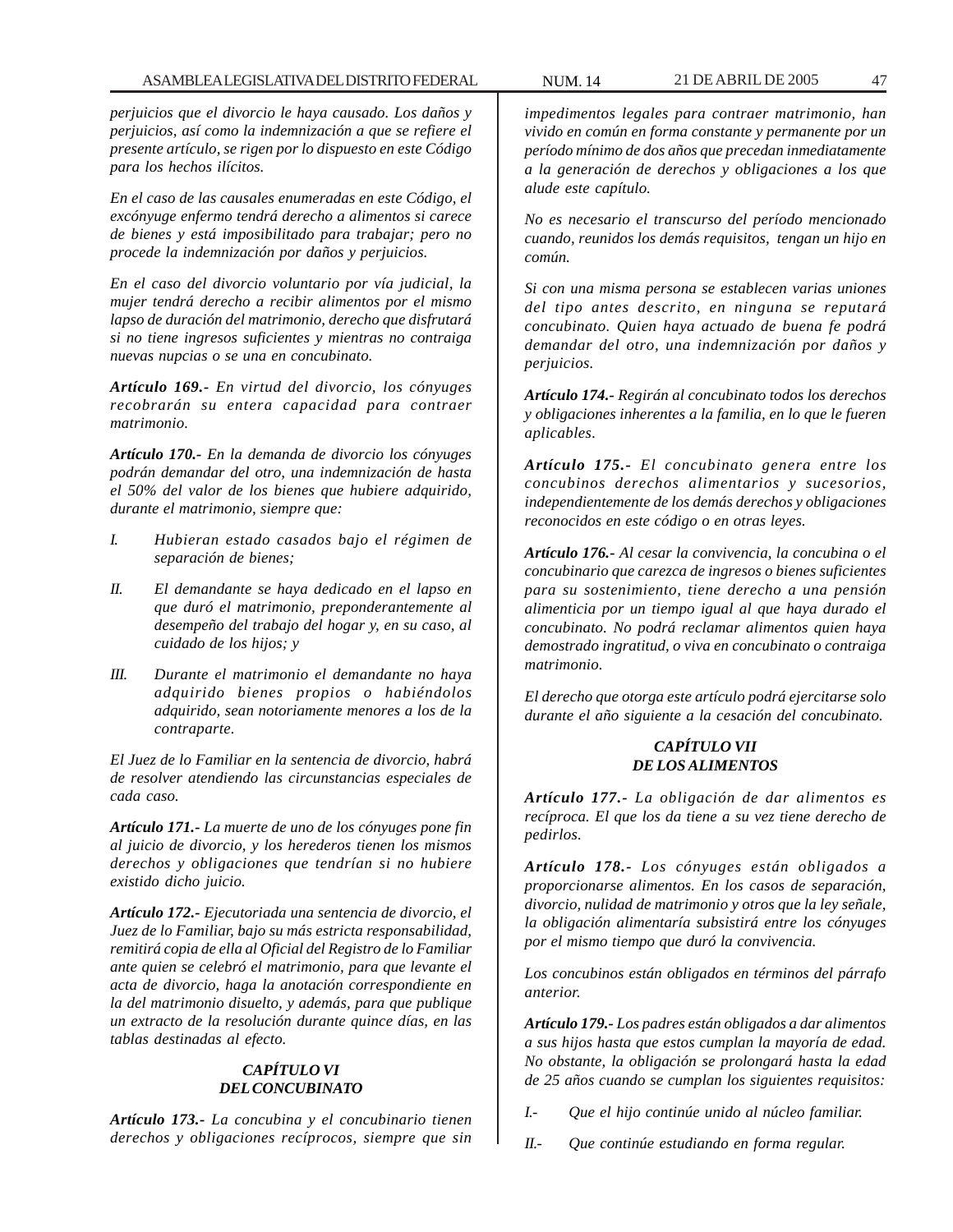*perjuicios que el divorcio le haya causado. Los daños y perjuicios, así como la indemnización a que se refiere el presente artículo, se rigen por lo dispuesto en este Código para los hechos ilícitos.*

*En el caso de las causales enumeradas en este Código, el excónyuge enfermo tendrá derecho a alimentos si carece de bienes y está imposibilitado para trabajar; pero no procede la indemnización por daños y perjuicios.*

*En el caso del divorcio voluntario por vía judicial, la mujer tendrá derecho a recibir alimentos por el mismo lapso de duración del matrimonio, derecho que disfrutará si no tiene ingresos suficientes y mientras no contraiga nuevas nupcias o se una en concubinato.*

***Artículo 169.-*** *En virtud del divorcio, los cónyuges recobrarán su entera capacidad para contraer matrimonio.*

***Artículo 170.-*** *En la demanda de divorcio los cónyuges podrán demandar del otro, una indemnización de hasta el 50% del valor de los bienes que hubiere adquirido, durante el matrimonio, siempre que:*

*I. Hubieran estado casados bajo el régimen de separación de bienes;*

*II. El demandante se haya dedicado en el lapso en que duró el matrimonio, preponderantemente al desempeño del trabajo del hogar y, en su caso, al cuidado de los hijos; y*

*III. Durante el matrimonio el demandante no haya adquirido bienes propios o habiéndolos adquirido, sean notoriamente menores a los de la contraparte.*

*El Juez de lo Familiar en la sentencia de divorcio, habrá de resolver atendiendo las circunstancias especiales de cada caso.*

***Artículo 171.-*** *La muerte de uno de los cónyuges pone fin al juicio de divorcio, y los herederos tienen los mismos derechos y obligaciones que tendrían si no hubiere existido dicho juicio.*

***Artículo 172.-*** *Ejecutoriada una sentencia de divorcio, el Juez de lo Familiar, bajo su más estricta responsabilidad, remitirá copia de ella al Oficial del Registro de lo Familiar ante quien se celebró el matrimonio, para que levante el acta de divorcio, haga la anotación correspondiente en la del matrimonio disuelto, y además, para que publique un extracto de la resolución durante quince días, en las tablas destinadas al efecto.*

### *CAPÍTULO VI DEL CONCUBINATO*

***Artículo 173.-*** *La concubina y el concubinario tienen derechos y obligaciones recíprocos, siempre que sin impedimentos legales para contraer matrimonio, han vivido en común en forma constante y permanente por un período mínimo de dos años que precedan inmediatamente a la generación de derechos y obligaciones a los que alude este capítulo.*

*No es necesario el transcurso del período mencionado cuando, reunidos los demás requisitos, tengan un hijo en común.*

*Si con una misma persona se establecen varias uniones del tipo antes descrito, en ninguna se reputará concubinato. Quien haya actuado de buena fe podrá demandar del otro, una indemnización por daños y perjuicios.*

***Artículo 174.-*** *Regirán al concubinato todos los derechos y obligaciones inherentes a la familia, en lo que le fueren aplicables.*

***Artículo 175.-*** *El concubinato genera entre los concubinos derechos alimentarios y sucesorios, independientemente de los demás derechos y obligaciones reconocidos en este código o en otras leyes.*

***Artículo 176.-*** *Al cesar la convivencia, la concubina o el concubinario que carezca de ingresos o bienes suficientes para su sostenimiento, tiene derecho a una pensión alimenticia por un tiempo igual al que haya durado el concubinato. No podrá reclamar alimentos quien haya demostrado ingratitud, o viva en concubinato o contraiga matrimonio.*

*El derecho que otorga este artículo podrá ejercitarse solo durante el año siguiente a la cesación del concubinato.*

### *CAPÍTULO VII DE LOS ALIMENTOS*

***Artículo 177.-*** *La obligación de dar alimentos es recíproca. El que los da tiene a su vez tiene derecho de pedirlos.*

***Artículo 178.-*** *Los cónyuges están obligados a proporcionarse alimentos. En los casos de separación, divorcio, nulidad de matrimonio y otros que la ley señale, la obligación alimentaría subsistirá entre los cónyuges por el mismo tiempo que duró la convivencia.*

*Los concubinos están obligados en términos del párrafo anterior.*

***Artículo 179.-*** *Los padres están obligados a dar alimentos a sus hijos hasta que estos cumplan la mayoría de edad. No obstante, la obligación se prolongará hasta la edad de 25 años cuando se cumplan los siguientes requisitos:*

*I.- Que el hijo continúe unido al núcleo familiar.*

*II.- Que continúe estudiando en forma regular.*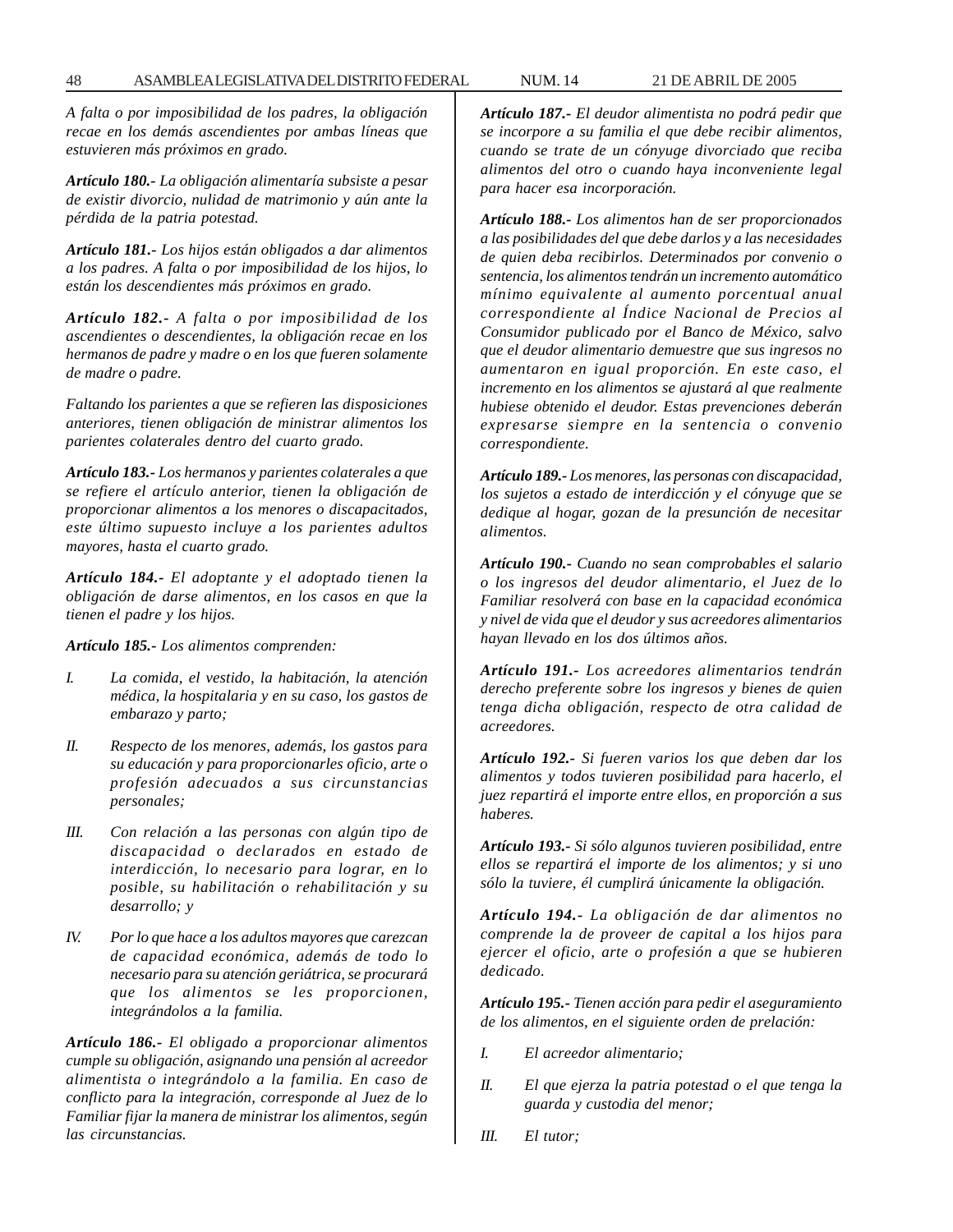*A falta o por imposibilidad de los padres, la obligación recae en los demás ascendientes por ambas líneas que estuvieren más próximos en grado.*

***Artículo 180.-** La obligación alimentaría subsiste a pesar de existir divorcio, nulidad de matrimonio y aún ante la pérdida de la patria potestad.*

***Artículo 181.-** Los hijos están obligados a dar alimentos a los padres. A falta o por imposibilidad de los hijos, lo están los descendientes más próximos en grado.*

***Artículo 182.-** A falta o por imposibilidad de los ascendientes o descendientes, la obligación recae en los hermanos de padre y madre o en los que fueren solamente de madre o padre.*

*Faltando los parientes a que se refieren las disposiciones anteriores, tienen obligación de ministrar alimentos los parientes colaterales dentro del cuarto grado.*

***Artículo 183.-** Los hermanos y parientes colaterales a que se refiere el artículo anterior, tienen la obligación de proporcionar alimentos a los menores o discapacitados, este último supuesto incluye a los parientes adultos mayores, hasta el cuarto grado.*

***Artículo 184.-** El adoptante y el adoptado tienen la obligación de darse alimentos, en los casos en que la tienen el padre y los hijos.*

***Artículo 185.-** Los alimentos comprenden:*

*I. La comida, el vestido, la habitación, la atención médica, la hospitalaria y en su caso, los gastos de embarazo y parto;*

*II. Respecto de los menores, además, los gastos para su educación y para proporcionarles oficio, arte o profesión adecuados a sus circunstancias personales;*

*III. Con relación a las personas con algún tipo de discapacidad o declarados en estado de interdicción, lo necesario para lograr, en lo posible, su habilitación o rehabilitación y su desarrollo; y*

*IV. Por lo que hace a los adultos mayores que carezcan de capacidad económica, además de todo lo necesario para su atención geriátrica, se procurará que los alimentos se les proporcionen, integrándolos a la familia.*

***Artículo 186.-** El obligado a proporcionar alimentos cumple su obligación, asignando una pensión al acreedor alimentista o integrándolo a la familia. En caso de conflicto para la integración, corresponde al Juez de lo Familiar fijar la manera de ministrar los alimentos, según las circunstancias.*

***Artículo 187.-** El deudor alimentista no podrá pedir que se incorpore a su familia el que debe recibir alimentos, cuando se trate de un cónyuge divorciado que reciba alimentos del otro o cuando haya inconveniente legal para hacer esa incorporación.*

***Artículo 188.-** Los alimentos han de ser proporcionados a las posibilidades del que debe darlos y a las necesidades de quien deba recibirlos. Determinados por convenio o sentencia, los alimentos tendrán un incremento automático mínimo equivalente al aumento porcentual anual correspondiente al Índice Nacional de Precios al Consumidor publicado por el Banco de México, salvo que el deudor alimentario demuestre que sus ingresos no aumentaron en igual proporción. En este caso, el incremento en los alimentos se ajustará al que realmente hubiese obtenido el deudor. Estas prevenciones deberán expresarse siempre en la sentencia o convenio correspondiente.*

***Artículo 189.-** Los menores, las personas con discapacidad, los sujetos a estado de interdicción y el cónyuge que se dedique al hogar, gozan de la presunción de necesitar alimentos.*

***Artículo 190.-** Cuando no sean comprobables el salario o los ingresos del deudor alimentario, el Juez de lo Familiar resolverá con base en la capacidad económica y nivel de vida que el deudor y sus acreedores alimentarios hayan llevado en los dos últimos años.*

***Artículo 191.-** Los acreedores alimentarios tendrán derecho preferente sobre los ingresos y bienes de quien tenga dicha obligación, respecto de otra calidad de acreedores.*

***Artículo 192.-** Si fueren varios los que deben dar los alimentos y todos tuvieren posibilidad para hacerlo, el juez repartirá el importe entre ellos, en proporción a sus haberes.*

***Artículo 193.-** Si sólo algunos tuvieren posibilidad, entre ellos se repartirá el importe de los alimentos; y si uno sólo la tuviere, él cumplirá únicamente la obligación.*

***Artículo 194.-** La obligación de dar alimentos no comprende la de proveer de capital a los hijos para ejercer el oficio, arte o profesión a que se hubieren dedicado.*

***Artículo 195.-** Tienen acción para pedir el aseguramiento de los alimentos, en el siguiente orden de prelación:*

*I. El acreedor alimentario;*

*II. El que ejerza la patria potestad o el que tenga la guarda y custodia del menor;*

*III. El tutor;*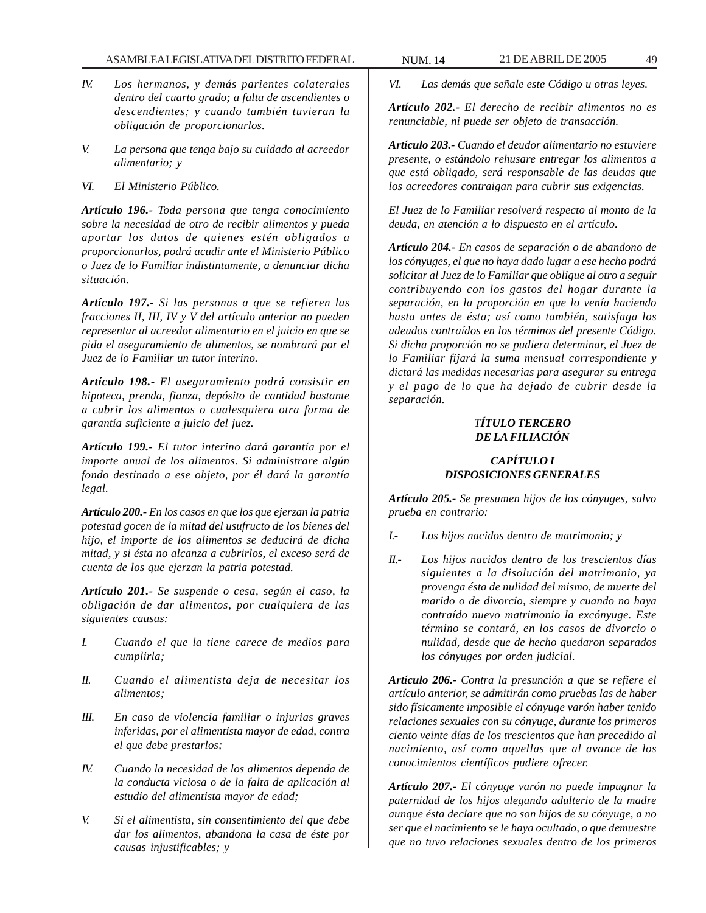*IV. Los hermanos, y demás parientes colaterales dentro del cuarto grado; a falta de ascendientes o descendientes; y cuando también tuvieran la obligación de proporcionarlos.*

*V. La persona que tenga bajo su cuidado al acreedor alimentario; y*

*VI. El Ministerio Público.*

***Artículo 196.-*** *Toda persona que tenga conocimiento sobre la necesidad de otro de recibir alimentos y pueda aportar los datos de quienes estén obligados a proporcionarlos, podrá acudir ante el Ministerio Público o Juez de lo Familiar indistintamente, a denunciar dicha situación.*

***Artículo 197.-*** *Si las personas a que se refieren las fracciones II, III, IV y V del artículo anterior no pueden representar al acreedor alimentario en el juicio en que se pida el aseguramiento de alimentos, se nombrará por el Juez de lo Familiar un tutor interino.*

***Artículo 198.-*** *El aseguramiento podrá consistir en hipoteca, prenda, fianza, depósito de cantidad bastante a cubrir los alimentos o cualesquiera otra forma de garantía suficiente a juicio del juez.*

***Artículo 199.-*** *El tutor interino dará garantía por el importe anual de los alimentos. Si administrare algún fondo destinado a ese objeto, por él dará la garantía legal.*

***Artículo 200.-*** *En los casos en que los que ejerzan la patria potestad gocen de la mitad del usufructo de los bienes del hijo, el importe de los alimentos se deducirá de dicha mitad, y si ésta no alcanza a cubrirlos, el exceso será de cuenta de los que ejerzan la patria potestad.*

***Artículo 201.-*** *Se suspende o cesa, según el caso, la obligación de dar alimentos, por cualquiera de las siguientes causas:*

*I. Cuando el que la tiene carece de medios para cumplirla;*

*II. Cuando el alimentista deja de necesitar los alimentos;*

*III. En caso de violencia familiar o injurias graves inferidas, por el alimentista mayor de edad, contra el que debe prestarlos;*

*IV. Cuando la necesidad de los alimentos dependa de la conducta viciosa o de la falta de aplicación al estudio del alimentista mayor de edad;*

*V. Si el alimentista, sin consentimiento del que debe dar los alimentos, abandona la casa de éste por causas injustificables; y*

*VI. Las demás que señale este Código u otras leyes.*

***Artículo 202.-*** *El derecho de recibir alimentos no es renunciable, ni puede ser objeto de transacción.*

***Artículo 203.-*** *Cuando el deudor alimentario no estuviere presente, o estándolo rehusare entregar los alimentos a que está obligado, será responsable de las deudas que los acreedores contraigan para cubrir sus exigencias.*

*El Juez de lo Familiar resolverá respecto al monto de la deuda, en atención a lo dispuesto en el artículo.*

***Artículo 204.-*** *En casos de separación o de abandono de los cónyuges, el que no haya dado lugar a ese hecho podrá solicitar al Juez de lo Familiar que obligue al otro a seguir contribuyendo con los gastos del hogar durante la separación, en la proporción en que lo venía haciendo hasta antes de ésta; así como también, satisfaga los adeudos contraídos en los términos del presente Código. Si dicha proporción no se pudiera determinar, el Juez de lo Familiar fijará la suma mensual correspondiente y dictará las medidas necesarias para asegurar su entrega y el pago de lo que ha dejado de cubrir desde la separación.*

## *TÍTULO TERCERO DE LA FILIACIÓN*

### *CAPÍTULO I DISPOSICIONES GENERALES*

***Artículo 205.-*** *Se presumen hijos de los cónyuges, salvo prueba en contrario:*

*I.- Los hijos nacidos dentro de matrimonio; y*

*II.- Los hijos nacidos dentro de los trescientos días siguientes a la disolución del matrimonio, ya provenga ésta de nulidad del mismo, de muerte del marido o de divorcio, siempre y cuando no haya contraído nuevo matrimonio la excónyuge. Este término se contará, en los casos de divorcio o nulidad, desde que de hecho quedaron separados los cónyuges por orden judicial.*

***Artículo 206.-*** *Contra la presunción a que se refiere el artículo anterior, se admitirán como pruebas las de haber sido físicamente imposible el cónyuge varón haber tenido relaciones sexuales con su cónyuge, durante los primeros ciento veinte días de los trescientos que han precedido al nacimiento, así como aquellas que al avance de los conocimientos científicos pudiere ofrecer.*

***Artículo 207.-*** *El cónyuge varón no puede impugnar la paternidad de los hijos alegando adulterio de la madre aunque ésta declare que no son hijos de su cónyuge, a no ser que el nacimiento se le haya ocultado, o que demuestre que no tuvo relaciones sexuales dentro de los primeros*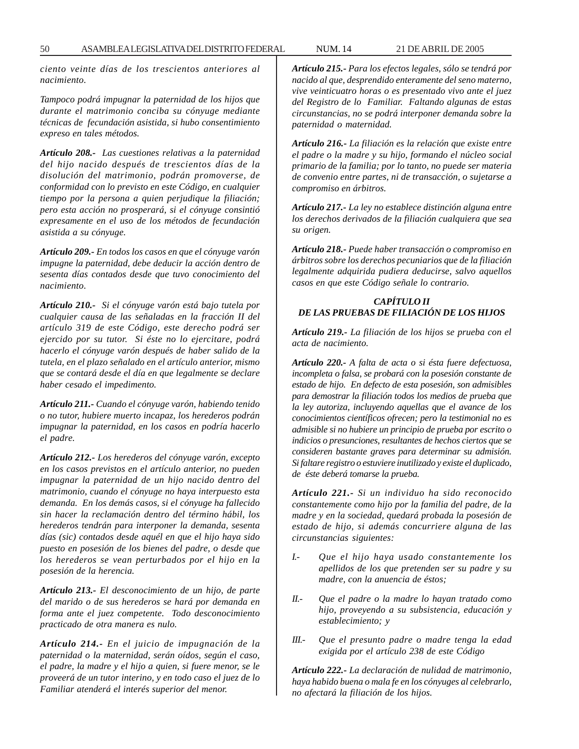*ciento veinte días de los trescientos anteriores al nacimiento.*

*Tampoco podrá impugnar la paternidad de los hijos que durante el matrimonio conciba su cónyuge mediante técnicas de fecundación asistida, si hubo consentimiento expreso en tales métodos.*

***Artículo 208.-*** *Las cuestiones relativas a la paternidad del hijo nacido después de trescientos días de la disolución del matrimonio, podrán promoverse, de conformidad con lo previsto en este Código, en cualquier tiempo por la persona a quien perjudique la filiación; pero esta acción no prosperará, si el cónyuge consintió expresamente en el uso de los métodos de fecundación asistida a su cónyuge.*

***Artículo 209.-*** *En todos los casos en que el cónyuge varón impugne la paternidad, debe deducir la acción dentro de sesenta días contados desde que tuvo conocimiento del nacimiento.*

***Artículo 210.-*** *Si el cónyuge varón está bajo tutela por cualquier causa de las señaladas en la fracción II del artículo 319 de este Código, este derecho podrá ser ejercido por su tutor. Si éste no lo ejercitare, podrá hacerlo el cónyuge varón después de haber salido de la tutela, en el plazo señalado en el artículo anterior, mismo que se contará desde el día en que legalmente se declare haber cesado el impedimento.*

***Artículo 211.-*** *Cuando el cónyuge varón, habiendo tenido o no tutor, hubiere muerto incapaz, los herederos podrán impugnar la paternidad, en los casos en podría hacerlo el padre.*

***Artículo 212.-*** *Los herederos del cónyuge varón, excepto en los casos previstos en el artículo anterior, no pueden impugnar la paternidad de un hijo nacido dentro del matrimonio, cuando el cónyuge no haya interpuesto esta demanda. En los demás casos, si el cónyuge ha fallecido sin hacer la reclamación dentro del término hábil, los herederos tendrán para interponer la demanda, sesenta días (sic) contados desde aquél en que el hijo haya sido puesto en posesión de los bienes del padre, o desde que los herederos se vean perturbados por el hijo en la posesión de la herencia.*

***Artículo 213.-*** *El desconocimiento de un hijo, de parte del marido o de sus herederos se hará por demanda en forma ante el juez competente. Todo desconocimiento practicado de otra manera es nulo.*

***Artículo 214.-*** *En el juicio de impugnación de la paternidad o la maternidad, serán oídos, según el caso, el padre, la madre y el hijo a quien, si fuere menor, se le proveerá de un tutor interino, y en todo caso el juez de lo Familiar atenderá el interés superior del menor.*

***Artículo 215.-*** *Para los efectos legales, sólo se tendrá por nacido al que, desprendido enteramente del seno materno, vive veinticuatro horas o es presentado vivo ante el juez del Registro de lo Familiar. Faltando algunas de estas circunstancias, no se podrá interponer demanda sobre la paternidad o maternidad.*

***Artículo 216.-*** *La filiación es la relación que existe entre el padre o la madre y su hijo, formando el núcleo social primario de la familia; por lo tanto, no puede ser materia de convenio entre partes, ni de transacción, o sujetarse a compromiso en árbitros.*

***Artículo 217.-*** *La ley no establece distinción alguna entre los derechos derivados de la filiación cualquiera que sea su origen.*

***Artículo 218.-*** *Puede haber transacción o compromiso en árbitros sobre los derechos pecuniarios que de la filiación legalmente adquirida pudiera deducirse, salvo aquellos casos en que este Código señale lo contrario.*

### *CAPÍTULO II*
### *DE LAS PRUEBAS DE FILIACIÓN DE LOS HIJOS*

***Artículo 219.-*** *La filiación de los hijos se prueba con el acta de nacimiento.*

***Artículo 220.-*** *A falta de acta o si ésta fuere defectuosa, incompleta o falsa, se probará con la posesión constante de estado de hijo. En defecto de esta posesión, son admisibles para demostrar la filiación todos los medios de prueba que la ley autoriza, incluyendo aquellas que el avance de los conocimientos científicos ofrecen; pero la testimonial no es admisible si no hubiere un principio de prueba por escrito o indicios o presunciones, resultantes de hechos ciertos que se consideren bastante graves para determinar su admisión. Si faltare registro o estuviere inutilizado y existe el duplicado, de éste deberá tomarse la prueba.*

***Artículo 221.-*** *Si un individuo ha sido reconocido constantemente como hijo por la familia del padre, de la madre y en la sociedad, quedará probada la posesión de estado de hijo, si además concurriere alguna de las circunstancias siguientes:*

*I.-* *Que el hijo haya usado constantemente los apellidos de los que pretenden ser su padre y su madre, con la anuencia de éstos;*

*II.-* *Que el padre o la madre lo hayan tratado como hijo, proveyendo a su subsistencia, educación y establecimiento; y*

*III.-* *Que el presunto padre o madre tenga la edad exigida por el artículo 238 de este Código*

***Artículo 222.-*** *La declaración de nulidad de matrimonio, haya habido buena o mala fe en los cónyuges al celebrarlo, no afectará la filiación de los hijos.*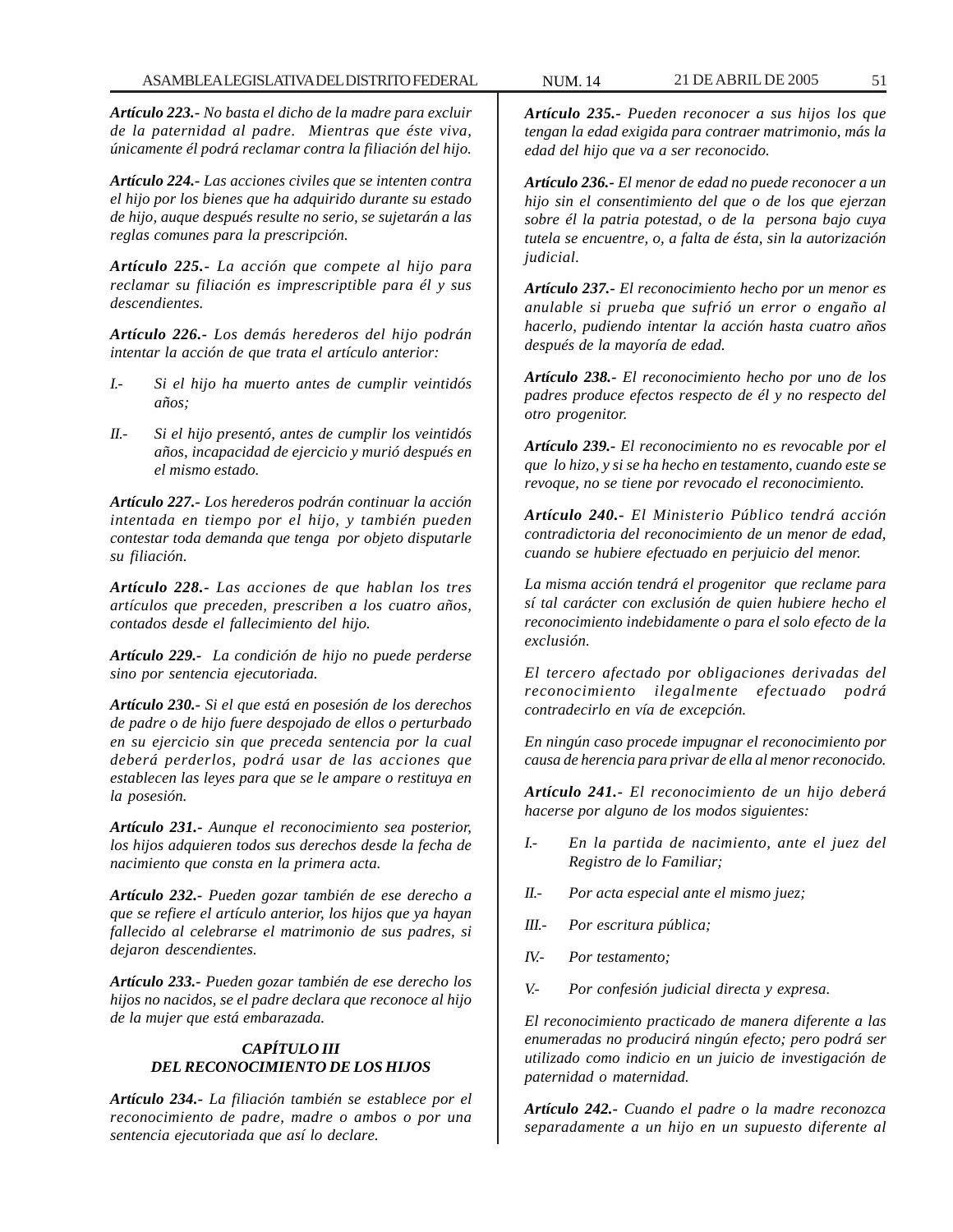***Artículo 223.-*** *No basta el dicho de la madre para excluir de la paternidad al padre. Mientras que éste viva, únicamente él podrá reclamar contra la filiación del hijo.*

***Artículo 224.-*** *Las acciones civiles que se intenten contra el hijo por los bienes que ha adquirido durante su estado de hijo, auque después resulte no serio, se sujetarán a las reglas comunes para la prescripción.*

***Artículo 225.-*** *La acción que compete al hijo para reclamar su filiación es imprescriptible para él y sus descendientes.*

***Artículo 226.-*** *Los demás herederos del hijo podrán intentar la acción de que trata el artículo anterior:*

*I.- Si el hijo ha muerto antes de cumplir veintidós años;*

*II.- Si el hijo presentó, antes de cumplir los veintidós años, incapacidad de ejercicio y murió después en el mismo estado.*

***Artículo 227.-*** *Los herederos podrán continuar la acción intentada en tiempo por el hijo, y también pueden contestar toda demanda que tenga por objeto disputarle su filiación.*

***Artículo 228.-*** *Las acciones de que hablan los tres artículos que preceden, prescriben a los cuatro años, contados desde el fallecimiento del hijo.*

***Artículo 229.-*** *La condición de hijo no puede perderse sino por sentencia ejecutoriada.*

***Artículo 230.-*** *Si el que está en posesión de los derechos de padre o de hijo fuere despojado de ellos o perturbado en su ejercicio sin que preceda sentencia por la cual deberá perderlos, podrá usar de las acciones que establecen las leyes para que se le ampare o restituya en la posesión.*

***Artículo 231.-*** *Aunque el reconocimiento sea posterior, los hijos adquieren todos sus derechos desde la fecha de nacimiento que consta en la primera acta.*

***Artículo 232.-*** *Pueden gozar también de ese derecho a que se refiere el artículo anterior, los hijos que ya hayan fallecido al celebrarse el matrimonio de sus padres, si dejaron descendientes.*

***Artículo 233.-*** *Pueden gozar también de ese derecho los hijos no nacidos, se el padre declara que reconoce al hijo de la mujer que está embarazada.*

### *CAPÍTULO III*
### *DEL RECONOCIMIENTO DE LOS HIJOS*

***Artículo 234.-*** *La filiación también se establece por el reconocimiento de padre, madre o ambos o por una sentencia ejecutoriada que así lo declare.*

***Artículo 235.-*** *Pueden reconocer a sus hijos los que tengan la edad exigida para contraer matrimonio, más la edad del hijo que va a ser reconocido.*

***Artículo 236.-*** *El menor de edad no puede reconocer a un hijo sin el consentimiento del que o de los que ejerzan sobre él la patria potestad, o de la persona bajo cuya tutela se encuentre, o, a falta de ésta, sin la autorización judicial.*

***Artículo 237.-*** *El reconocimiento hecho por un menor es anulable si prueba que sufrió un error o engaño al hacerlo, pudiendo intentar la acción hasta cuatro años después de la mayoría de edad.*

***Artículo 238.-*** *El reconocimiento hecho por uno de los padres produce efectos respecto de él y no respecto del otro progenitor.*

***Artículo 239.-*** *El reconocimiento no es revocable por el que lo hizo, y si se ha hecho en testamento, cuando este se revoque, no se tiene por revocado el reconocimiento.*

***Artículo 240.-*** *El Ministerio Público tendrá acción contradictoria del reconocimiento de un menor de edad, cuando se hubiere efectuado en perjuicio del menor.*

*La misma acción tendrá el progenitor que reclame para sí tal carácter con exclusión de quien hubiere hecho el reconocimiento indebidamente o para el solo efecto de la exclusión.*

*El tercero afectado por obligaciones derivadas del reconocimiento ilegalmente efectuado podrá contradecirlo en vía de excepción.*

*En ningún caso procede impugnar el reconocimiento por causa de herencia para privar de ella al menor reconocido.*

***Artículo 241.-*** *El reconocimiento de un hijo deberá hacerse por alguno de los modos siguientes:*

*I.- En la partida de nacimiento, ante el juez del Registro de lo Familiar;*

*II.- Por acta especial ante el mismo juez;*

*III.- Por escritura pública;*

*IV.- Por testamento;*

*V.- Por confesión judicial directa y expresa.*

*El reconocimiento practicado de manera diferente a las enumeradas no producirá ningún efecto; pero podrá ser utilizado como indicio en un juicio de investigación de paternidad o maternidad.*

***Artículo 242.-*** *Cuando el padre o la madre reconozca separadamente a un hijo en un supuesto diferente al*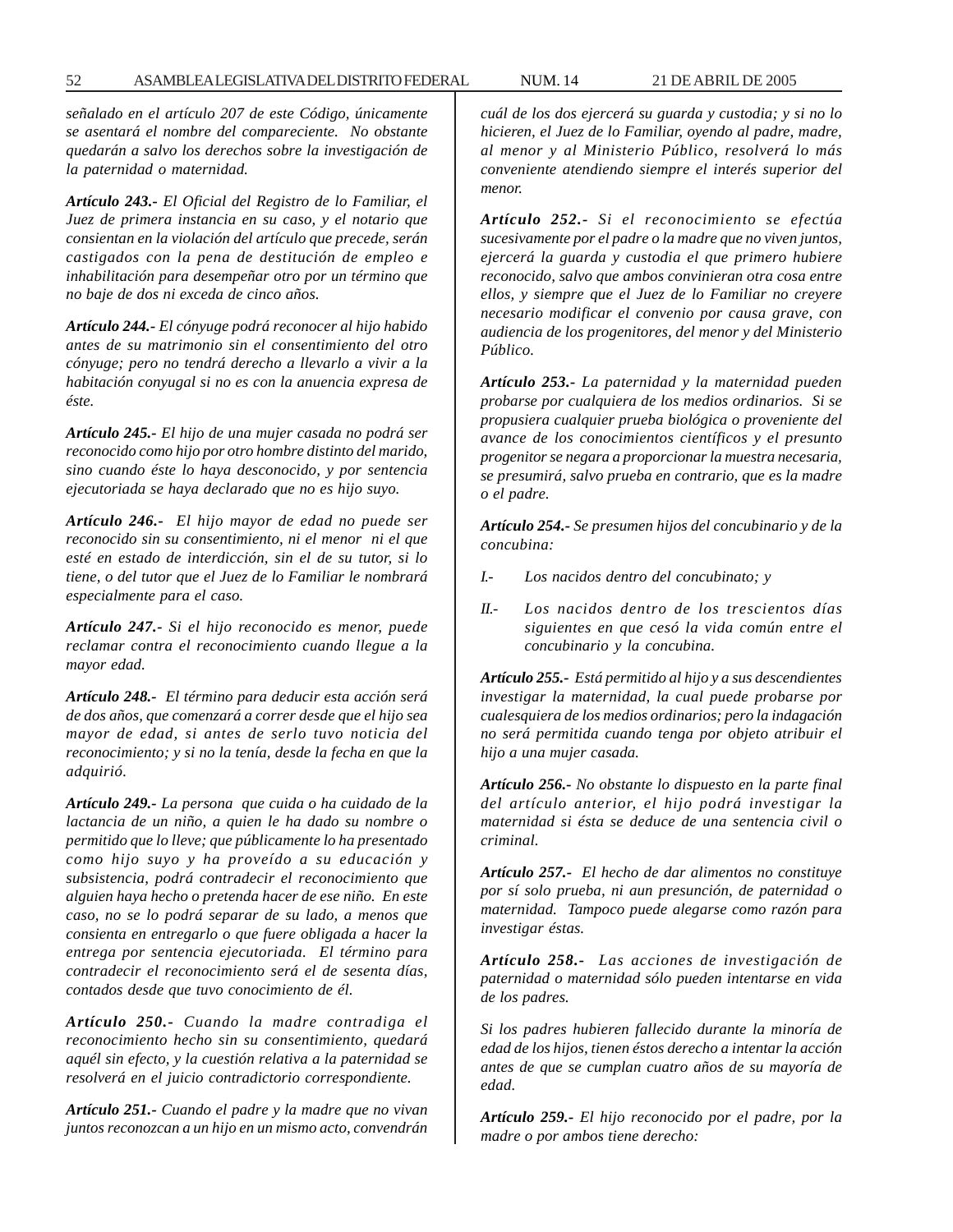*señalado en el artículo 207 de este Código, únicamente se asentará el nombre del compareciente. No obstante quedarán a salvo los derechos sobre la investigación de la paternidad o maternidad.*

***Artículo 243.-** El Oficial del Registro de lo Familiar, el Juez de primera instancia en su caso, y el notario que consientan en la violación del artículo que precede, serán castigados con la pena de destitución de empleo e inhabilitación para desempeñar otro por un término que no baje de dos ni exceda de cinco años.*

***Artículo 244.-** El cónyuge podrá reconocer al hijo habido antes de su matrimonio sin el consentimiento del otro cónyuge; pero no tendrá derecho a llevarlo a vivir a la habitación conyugal si no es con la anuencia expresa de éste.*

***Artículo 245.-** El hijo de una mujer casada no podrá ser reconocido como hijo por otro hombre distinto del marido, sino cuando éste lo haya desconocido, y por sentencia ejecutoriada se haya declarado que no es hijo suyo.*

***Artículo 246.-** El hijo mayor de edad no puede ser reconocido sin su consentimiento, ni el menor ni el que esté en estado de interdicción, sin el de su tutor, si lo tiene, o del tutor que el Juez de lo Familiar le nombrará especialmente para el caso.*

***Artículo 247.-** Si el hijo reconocido es menor, puede reclamar contra el reconocimiento cuando llegue a la mayor edad.*

***Artículo 248.-** El término para deducir esta acción será de dos años, que comenzará a correr desde que el hijo sea mayor de edad, si antes de serlo tuvo noticia del reconocimiento; y si no la tenía, desde la fecha en que la adquirió.*

***Artículo 249.-** La persona que cuida o ha cuidado de la lactancia de un niño, a quien le ha dado su nombre o permitido que lo lleve; que públicamente lo ha presentado como hijo suyo y ha proveído a su educación y subsistencia, podrá contradecir el reconocimiento que alguien haya hecho o pretenda hacer de ese niño. En este caso, no se le podrá separar de su lado, a menos que consienta en entregarlo o que fuere obligada a hacer la entrega por sentencia ejecutoriada. El término para contradecir el reconocimiento será el de sesenta días, contados desde que tuvo conocimiento de él.*

***Artículo 250.-** Cuando la madre contradiga el reconocimiento hecho sin su consentimiento, quedará aquél sin efecto, y la cuestión relativa a la paternidad se resolverá en el juicio contradictorio correspondiente.*

***Artículo 251.-** Cuando el padre y la madre que no vivan juntos reconozcan a un hijo en un mismo acto, convendrán cuál de los dos ejercerá su guarda y custodia; y si no lo hicieren, el Juez de lo Familiar, oyendo al padre, madre, al menor y al Ministerio Público, resolverá lo más conveniente atendiendo siempre el interés superior del menor.*

***Artículo 252.-** Si el reconocimiento se efectúa sucesivamente por el padre o la madre que no viven juntos, ejercerá la guarda y custodia el que primero hubiere reconocido, salvo que ambos convinieran otra cosa entre ellos, y siempre que el Juez de lo Familiar no creyere necesario modificar el convenio por causa grave, con audiencia de los progenitores, del menor y del Ministerio Público.*

***Artículo 253.-** La paternidad y la maternidad pueden probarse por cualquiera de los medios ordinarios. Si se propusiera cualquier prueba biológica o proveniente del avance de los conocimientos científicos y el presunto progenitor se negara a proporcionar la muestra necesaria, se presumirá, salvo prueba en contrario, que es la madre o el padre.*

***Artículo 254.-** Se presumen hijos del concubinario y de la concubina:*

*I.- Los nacidos dentro del concubinato; y*

*II.- Los nacidos dentro de los trescientos días siguientes en que cesó la vida común entre el concubinario y la concubina.*

***Artículo 255.-** Está permitido al hijo y a sus descendientes investigar la maternidad, la cual puede probarse por cualesquiera de los medios ordinarios; pero la indagación no será permitida cuando tenga por objeto atribuir el hijo a una mujer casada.*

***Artículo 256.-** No obstante lo dispuesto en la parte final del artículo anterior, el hijo podrá investigar la maternidad si ésta se deduce de una sentencia civil o criminal.*

***Artículo 257.-** El hecho de dar alimentos no constituye por sí solo prueba, ni aun presunción, de paternidad o maternidad. Tampoco puede alegarse como razón para investigar éstas.*

***Artículo 258.-** Las acciones de investigación de paternidad o maternidad sólo pueden intentarse en vida de los padres.*

*Si los padres hubieren fallecido durante la minoría de edad de los hijos, tienen éstos derecho a intentar la acción antes de que se cumplan cuatro años de su mayoría de edad.*

***Artículo 259.-** El hijo reconocido por el padre, por la madre o por ambos tiene derecho:*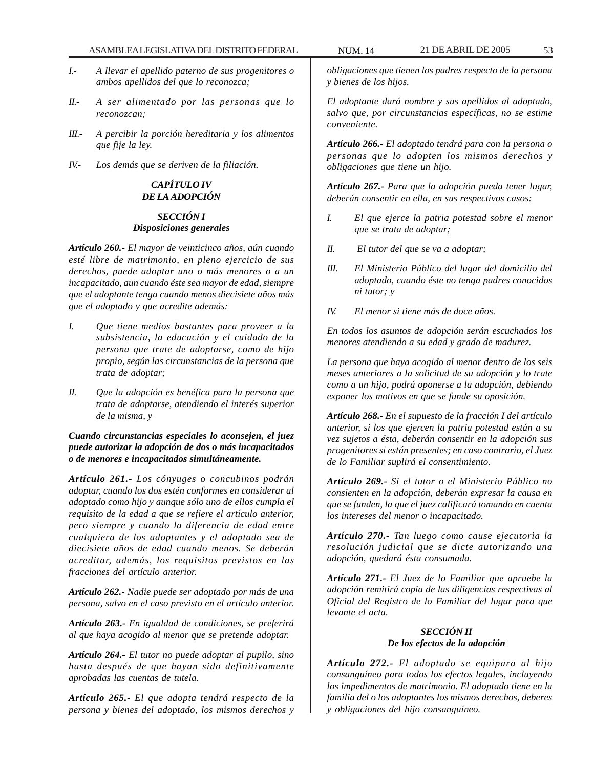*I.- A llevar el apellido paterno de sus progenitores o ambos apellidos del que lo reconozca;*

*II.- A ser alimentado por las personas que lo reconozcan;*

*III.- A percibir la porción hereditaria y los alimentos que fije la ley.*

*IV.- Los demás que se deriven de la filiación.*

### *CAPÍTULO IV*
### *DE LA ADOPCIÓN*

#### *SECCIÓN I*
#### *Disposiciones generales*

***Artículo 260.-*** *El mayor de veinticinco años, aún cuando esté libre de matrimonio, en pleno ejercicio de sus derechos, puede adoptar uno o más menores o a un incapacitado, aun cuando éste sea mayor de edad, siempre que el adoptante tenga cuando menos diecisiete años más que el adoptado y que acredite además:*

*I. Que tiene medios bastantes para proveer a la subsistencia, la educación y el cuidado de la persona que trate de adoptarse, como de hijo propio, según las circunstancias de la persona que trata de adoptar;*

*II. Que la adopción es benéfica para la persona que trata de adoptarse, atendiendo el interés superior de la misma, y*

***Cuando circunstancias especiales lo aconsejen, el juez puede autorizar la adopción de dos o más incapacitados o de menores e incapacitados simultáneamente.***

***Artículo 261.-*** *Los cónyuges o concubinos podrán adoptar, cuando los dos estén conformes en considerar al adoptado como hijo y aunque sólo uno de ellos cumpla el requisito de la edad a que se refiere el artículo anterior, pero siempre y cuando la diferencia de edad entre cualquiera de los adoptantes y el adoptado sea de diecisiete años de edad cuando menos. Se deberán acreditar, además, los requisitos previstos en las fracciones del artículo anterior.*

***Artículo 262.-*** *Nadie puede ser adoptado por más de una persona, salvo en el caso previsto en el artículo anterior.*

***Artículo 263.-*** *En igualdad de condiciones, se preferirá al que haya acogido al menor que se pretende adoptar.*

***Artículo 264.-*** *El tutor no puede adoptar al pupilo, sino hasta después de que hayan sido definitivamente aprobadas las cuentas de tutela.*

***Artículo 265.-*** *El que adopta tendrá respecto de la persona y bienes del adoptado, los mismos derechos y obligaciones que tienen los padres respecto de la persona y bienes de los hijos.*

*El adoptante dará nombre y sus apellidos al adoptado, salvo que, por circunstancias específicas, no se estime conveniente.*

***Artículo 266.-*** *El adoptado tendrá para con la persona o personas que lo adopten los mismos derechos y obligaciones que tiene un hijo.*

***Artículo 267.-*** *Para que la adopción pueda tener lugar, deberán consentir en ella, en sus respectivos casos:*

*I. El que ejerce la patria potestad sobre el menor que se trata de adoptar;*

*II. El tutor del que se va a adoptar;*

*III. El Ministerio Público del lugar del domicilio del adoptado, cuando éste no tenga padres conocidos ni tutor; y*

*IV. El menor si tiene más de doce años.*

*En todos los asuntos de adopción serán escuchados los menores atendiendo a su edad y grado de madurez.*

*La persona que haya acogido al menor dentro de los seis meses anteriores a la solicitud de su adopción y lo trate como a un hijo, podrá oponerse a la adopción, debiendo exponer los motivos en que se funde su oposición.*

***Artículo 268.-*** *En el supuesto de la fracción I del artículo anterior, si los que ejercen la patria potestad están a su vez sujetos a ésta, deberán consentir en la adopción sus progenitores si están presentes; en caso contrario, el Juez de lo Familiar suplirá el consentimiento.*

***Artículo 269.-*** *Si el tutor o el Ministerio Público no consienten en la adopción, deberán expresar la causa en que se funden, la que el juez calificará tomando en cuenta los intereses del menor o incapacitado.*

***Artículo 270.-*** *Tan luego como cause ejecutoria la resolución judicial que se dicte autorizando una adopción, quedará ésta consumada.*

***Artículo 271.-*** *El Juez de lo Familiar que apruebe la adopción remitirá copia de las diligencias respectivas al Oficial del Registro de lo Familiar del lugar para que levante el acta.*

#### *SECCIÓN II*
#### *De los efectos de la adopción*

***Artículo 272.-*** *El adoptado se equipara al hijo consanguíneo para todos los efectos legales, incluyendo los impedimentos de matrimonio. El adoptado tiene en la familia del o los adoptantes los mismos derechos, deberes y obligaciones del hijo consanguíneo.*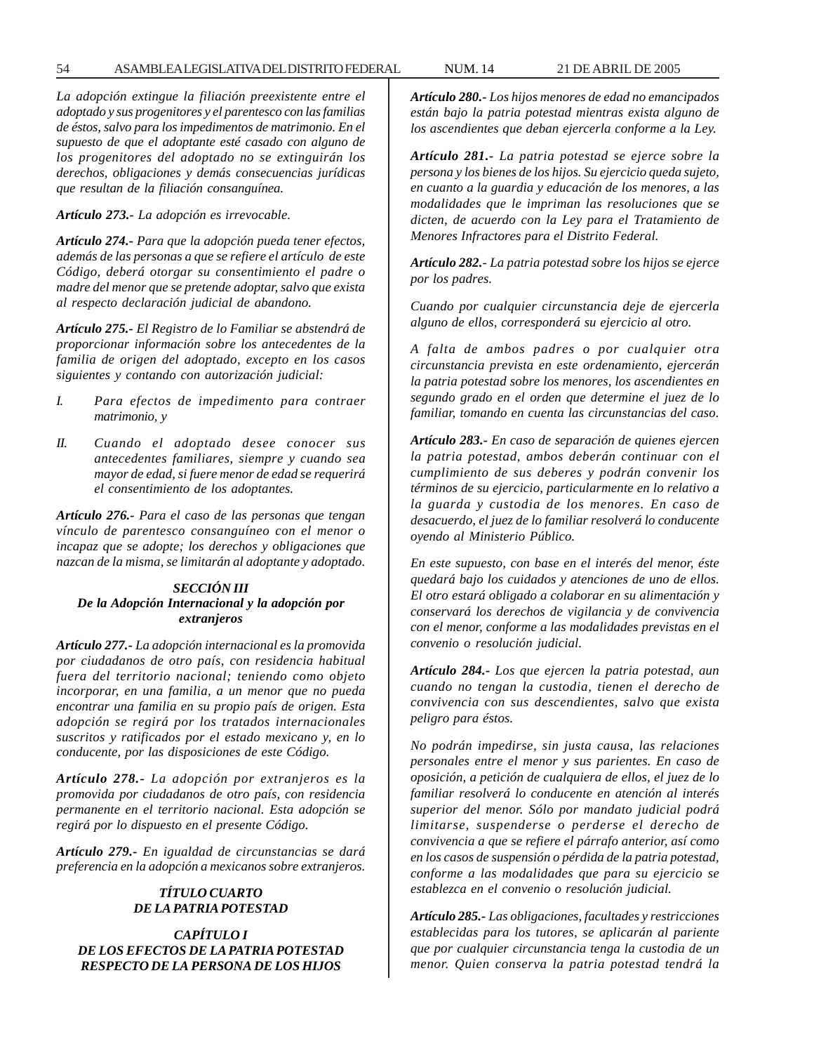*La adopción extingue la filiación preexistente entre el adoptado y sus progenitores y el parentesco con las familias de éstos, salvo para los impedimentos de matrimonio. En el supuesto de que el adoptante esté casado con alguno de los progenitores del adoptado no se extinguirán los derechos, obligaciones y demás consecuencias jurídicas que resultan de la filiación consanguínea.*

***Artículo 273.-*** *La adopción es irrevocable.*

***Artículo 274.-*** *Para que la adopción pueda tener efectos, además de las personas a que se refiere el artículo de este Código, deberá otorgar su consentimiento el padre o madre del menor que se pretende adoptar, salvo que exista al respecto declaración judicial de abandono.*

***Artículo 275.-*** *El Registro de lo Familiar se abstendrá de proporcionar información sobre los antecedentes de la familia de origen del adoptado, excepto en los casos siguientes y contando con autorización judicial:*

*I. Para efectos de impedimento para contraer matrimonio, y*

*II. Cuando el adoptado desee conocer sus antecedentes familiares, siempre y cuando sea mayor de edad, si fuere menor de edad se requerirá el consentimiento de los adoptantes.*

***Artículo 276.-*** *Para el caso de las personas que tengan vínculo de parentesco consanguíneo con el menor o incapaz que se adopte; los derechos y obligaciones que nazcan de la misma, se limitarán al adoptante y adoptado.*

### *SECCIÓN III*
### *De la Adopción Internacional y la adopción por extranjeros*

***Artículo 277.-*** *La adopción internacional es la promovida por ciudadanos de otro país, con residencia habitual fuera del territorio nacional; teniendo como objeto incorporar, en una familia, a un menor que no pueda encontrar una familia en su propio país de origen. Esta adopción se regirá por los tratados internacionales suscritos y ratificados por el estado mexicano y, en lo conducente, por las disposiciones de este Código.*

***Artículo 278.-*** *La adopción por extranjeros es la promovida por ciudadanos de otro país, con residencia permanente en el territorio nacional. Esta adopción se regirá por lo dispuesto en el presente Código.*

***Artículo 279.-*** *En igualdad de circunstancias se dará preferencia en la adopción a mexicanos sobre extranjeros.*

## *TÍTULO CUARTO*
## *DE LA PATRIA POTESTAD*

### *CAPÍTULO I*
### *DE LOS EFECTOS DE LA PATRIA POTESTAD RESPECTO DE LA PERSONA DE LOS HIJOS*

***Artículo 280.-*** *Los hijos menores de edad no emancipados están bajo la patria potestad mientras exista alguno de los ascendientes que deban ejercerla conforme a la Ley.*

***Artículo 281.-*** *La patria potestad se ejerce sobre la persona y los bienes de los hijos. Su ejercicio queda sujeto, en cuanto a la guardia y educación de los menores, a las modalidades que le impriman las resoluciones que se dicten, de acuerdo con la Ley para el Tratamiento de Menores Infractores para el Distrito Federal.*

***Artículo 282.-*** *La patria potestad sobre los hijos se ejerce por los padres.*

*Cuando por cualquier circunstancia deje de ejercerla alguno de ellos, corresponderá su ejercicio al otro.*

*A falta de ambos padres o por cualquier otra circunstancia prevista en este ordenamiento, ejercerán la patria potestad sobre los menores, los ascendientes en segundo grado en el orden que determine el juez de lo familiar, tomando en cuenta las circunstancias del caso.*

***Artículo 283.-*** *En caso de separación de quienes ejercen la patria potestad, ambos deberán continuar con el cumplimiento de sus deberes y podrán convenir los términos de su ejercicio, particularmente en lo relativo a la guarda y custodia de los menores. En caso de desacuerdo, el juez de lo familiar resolverá lo conducente oyendo al Ministerio Público.*

*En este supuesto, con base en el interés del menor, éste quedará bajo los cuidados y atenciones de uno de ellos. El otro estará obligado a colaborar en su alimentación y conservará los derechos de vigilancia y de convivencia con el menor, conforme a las modalidades previstas en el convenio o resolución judicial.*

***Artículo 284.-*** *Los que ejercen la patria potestad, aun cuando no tengan la custodia, tienen el derecho de convivencia con sus descendientes, salvo que exista peligro para éstos.*

*No podrán impedirse, sin justa causa, las relaciones personales entre el menor y sus parientes. En caso de oposición, a petición de cualquiera de ellos, el juez de lo familiar resolverá lo conducente en atención al interés superior del menor. Sólo por mandato judicial podrá limitarse, suspenderse o perderse el derecho de convivencia a que se refiere el párrafo anterior, así como en los casos de suspensión o pérdida de la patria potestad, conforme a las modalidades que para su ejercicio se establezca en el convenio o resolución judicial.*

***Artículo 285.-*** *Las obligaciones, facultades y restricciones establecidas para los tutores, se aplicarán al pariente que por cualquier circunstancia tenga la custodia de un menor. Quien conserva la patria potestad tendrá la*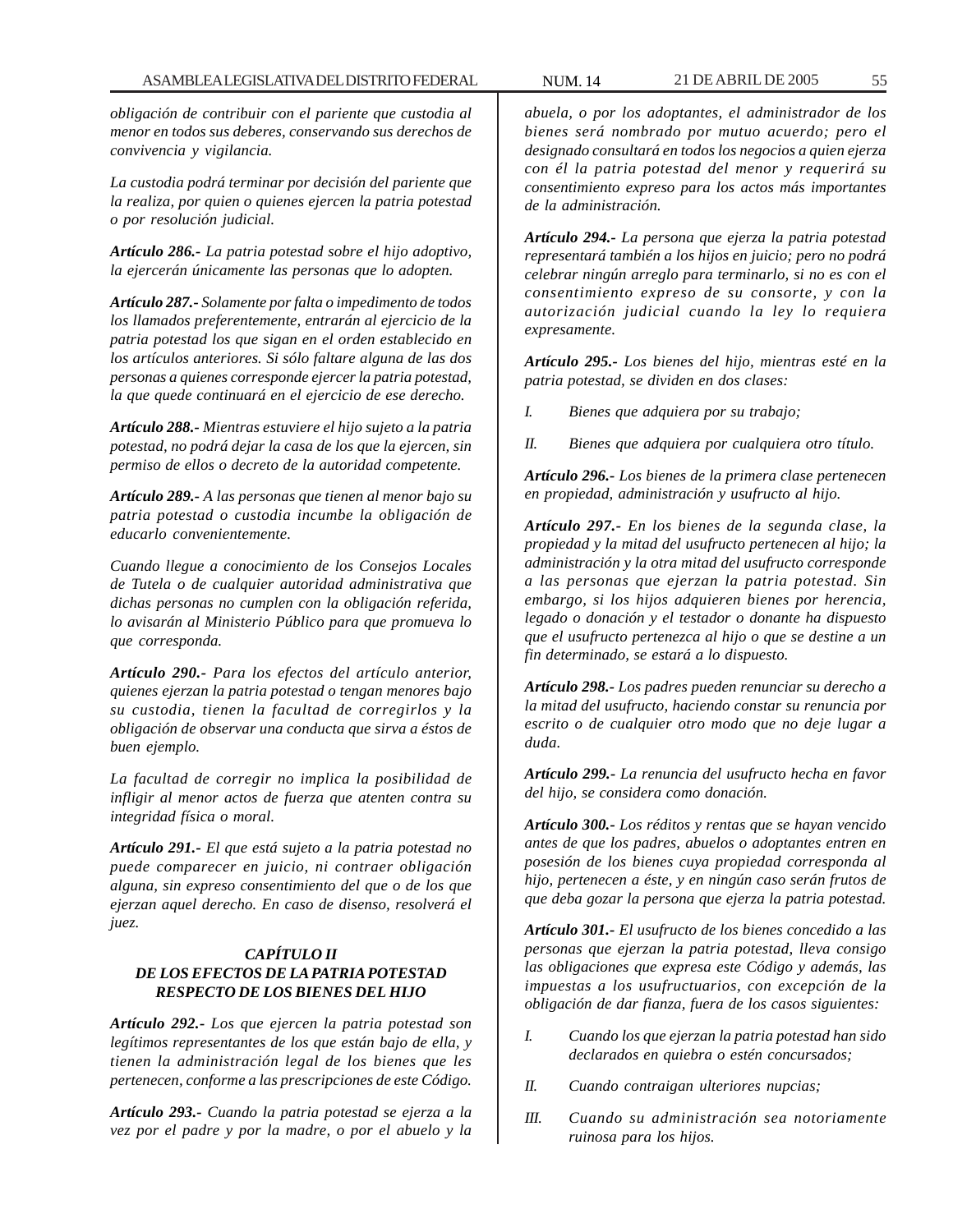*obligación de contribuir con el pariente que custodia al menor en todos sus deberes, conservando sus derechos de convivencia y vigilancia.*

*La custodia podrá terminar por decisión del pariente que la realiza, por quien o quienes ejercen la patria potestad o por resolución judicial.*

***Artículo 286.-** La patria potestad sobre el hijo adoptivo, la ejercerán únicamente las personas que lo adopten.*

***Artículo 287.-** Solamente por falta o impedimento de todos los llamados preferentemente, entrarán al ejercicio de la patria potestad los que sigan en el orden establecido en los artículos anteriores. Si sólo faltare alguna de las dos personas a quienes corresponde ejercer la patria potestad, la que quede continuará en el ejercicio de ese derecho.*

***Artículo 288.-** Mientras estuviere el hijo sujeto a la patria potestad, no podrá dejar la casa de los que la ejercen, sin permiso de ellos o decreto de la autoridad competente.*

***Artículo 289.-** A las personas que tienen al menor bajo su patria potestad o custodia incumbe la obligación de educarlo convenientemente.*

*Cuando llegue a conocimiento de los Consejos Locales de Tutela o de cualquier autoridad administrativa que dichas personas no cumplen con la obligación referida, lo avisarán al Ministerio Público para que promueva lo que corresponda.*

***Artículo 290.-** Para los efectos del artículo anterior, quienes ejerzan la patria potestad o tengan menores bajo su custodia, tienen la facultad de corregirlos y la obligación de observar una conducta que sirva a éstos de buen ejemplo.*

*La facultad de corregir no implica la posibilidad de infligir al menor actos de fuerza que atenten contra su integridad física o moral.*

***Artículo 291.-** El que está sujeto a la patria potestad no puede comparecer en juicio, ni contraer obligación alguna, sin expreso consentimiento del que o de los que ejerzan aquel derecho. En caso de disenso, resolverá el juez.*

### *CAPÍTULO II*
### *DE LOS EFECTOS DE LA PATRIA POTESTAD RESPECTO DE LOS BIENES DEL HIJO*

***Artículo 292.-** Los que ejercen la patria potestad son legítimos representantes de los que están bajo de ella, y tienen la administración legal de los bienes que les pertenecen, conforme a las prescripciones de este Código.*

***Artículo 293.-** Cuando la patria potestad se ejerza a la vez por el padre y por la madre, o por el abuelo y la abuela, o por los adoptantes, el administrador de los bienes será nombrado por mutuo acuerdo; pero el designado consultará en todos los negocios a quien ejerza con él la patria potestad del menor y requerirá su consentimiento expreso para los actos más importantes de la administración.*

***Artículo 294.-** La persona que ejerza la patria potestad representará también a los hijos en juicio; pero no podrá celebrar ningún arreglo para terminarlo, si no es con el consentimiento expreso de su consorte, y con la autorización judicial cuando la ley lo requiera expresamente.*

***Artículo 295.-** Los bienes del hijo, mientras esté en la patria potestad, se dividen en dos clases:*

*I. Bienes que adquiera por su trabajo;*

*II. Bienes que adquiera por cualquiera otro título.*

***Artículo 296.-** Los bienes de la primera clase pertenecen en propiedad, administración y usufructo al hijo.*

***Artículo 297.-** En los bienes de la segunda clase, la propiedad y la mitad del usufructo pertenecen al hijo; la administración y la otra mitad del usufructo corresponde a las personas que ejerzan la patria potestad. Sin embargo, si los hijos adquieren bienes por herencia, legado o donación y el testador o donante ha dispuesto que el usufructo pertenezca al hijo o que se destine a un fin determinado, se estará a lo dispuesto.*

***Artículo 298.-** Los padres pueden renunciar su derecho a la mitad del usufructo, haciendo constar su renuncia por escrito o de cualquier otro modo que no deje lugar a duda.*

***Artículo 299.-** La renuncia del usufructo hecha en favor del hijo, se considera como donación.*

***Artículo 300.-** Los réditos y rentas que se hayan vencido antes de que los padres, abuelos o adoptantes entren en posesión de los bienes cuya propiedad corresponda al hijo, pertenecen a éste, y en ningún caso serán frutos de que deba gozar la persona que ejerza la patria potestad.*

***Artículo 301.-** El usufructo de los bienes concedido a las personas que ejerzan la patria potestad, lleva consigo las obligaciones que expresa este Código y además, las impuestas a los usufructuarios, con excepción de la obligación de dar fianza, fuera de los casos siguientes:*

*I. Cuando los que ejerzan la patria potestad han sido declarados en quiebra o estén concursados;*

*II. Cuando contraigan ulteriores nupcias;*

*III. Cuando su administración sea notoriamente ruinosa para los hijos.*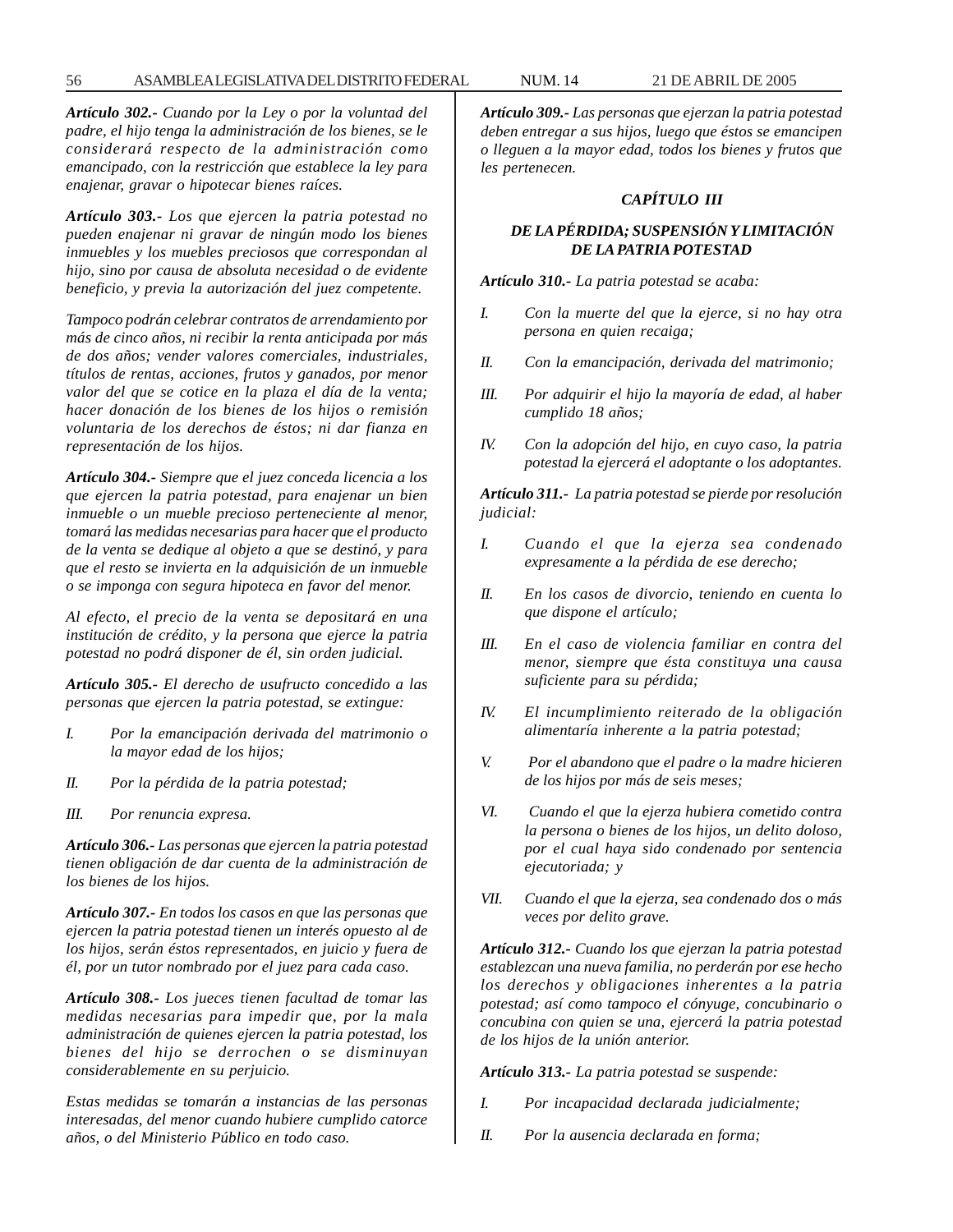***Artículo 302.-*** *Cuando por la Ley o por la voluntad del padre, el hijo tenga la administración de los bienes, se le considerará respecto de la administración como emancipado, con la restricción que establece la ley para enajenar, gravar o hipotecar bienes raíces.*

***Artículo 303.-*** *Los que ejercen la patria potestad no pueden enajenar ni gravar de ningún modo los bienes inmuebles y los muebles preciosos que correspondan al hijo, sino por causa de absoluta necesidad o de evidente beneficio, y previa la autorización del juez competente.*

*Tampoco podrán celebrar contratos de arrendamiento por más de cinco años, ni recibir la renta anticipada por más de dos años; vender valores comerciales, industriales, títulos de rentas, acciones, frutos y ganados, por menor valor del que se cotice en la plaza el día de la venta; hacer donación de los bienes de los hijos o remisión voluntaria de los derechos de éstos; ni dar fianza en representación de los hijos.*

***Artículo 304.-*** *Siempre que el juez conceda licencia a los que ejercen la patria potestad, para enajenar un bien inmueble o un mueble precioso perteneciente al menor, tomará las medidas necesarias para hacer que el producto de la venta se dedique al objeto a que se destinó, y para que el resto se invierta en la adquisición de un inmueble o se imponga con segura hipoteca en favor del menor.*

*Al efecto, el precio de la venta se depositará en una institución de crédito, y la persona que ejerce la patria potestad no podrá disponer de él, sin orden judicial.*

***Artículo 305.-*** *El derecho de usufructo concedido a las personas que ejercen la patria potestad, se extingue:*

*I. Por la emancipación derivada del matrimonio o la mayor edad de los hijos;*

*II. Por la pérdida de la patria potestad;*

*III. Por renuncia expresa.*

***Artículo 306.-*** *Las personas que ejercen la patria potestad tienen obligación de dar cuenta de la administración de los bienes de los hijos.*

***Artículo 307.-*** *En todos los casos en que las personas que ejercen la patria potestad tienen un interés opuesto al de los hijos, serán éstos representados, en juicio y fuera de él, por un tutor nombrado por el juez para cada caso.*

***Artículo 308.-*** *Los jueces tienen facultad de tomar las medidas necesarias para impedir que, por la mala administración de quienes ejercen la patria potestad, los bienes del hijo se derrochen o se disminuyan considerablemente en su perjuicio.*

*Estas medidas se tomarán a instancias de las personas interesadas, del menor cuando hubiere cumplido catorce años, o del Ministerio Público en todo caso.*

***Artículo 309.-*** *Las personas que ejerzan la patria potestad deben entregar a sus hijos, luego que éstos se emancipen o lleguen a la mayor edad, todos los bienes y frutos que les pertenecen.*

***CAPÍTULO III***

***DE LA PÉRDIDA; SUSPENSIÓN Y LIMITACIÓN DE LA PATRIA POTESTAD***

***Artículo 310.-*** *La patria potestad se acaba:*

*I. Con la muerte del que la ejerce, si no hay otra persona en quien recaiga;*

*II. Con la emancipación, derivada del matrimonio;*

*III. Por adquirir el hijo la mayoría de edad, al haber cumplido 18 años;*

*IV. Con la adopción del hijo, en cuyo caso, la patria potestad la ejercerá el adoptante o los adoptantes.*

***Artículo 311.-*** *La patria potestad se pierde por resolución judicial:*

*I. Cuando el que la ejerza sea condenado expresamente a la pérdida de ese derecho;*

*II. En los casos de divorcio, teniendo en cuenta lo que dispone el artículo;*

*III. En el caso de violencia familiar en contra del menor, siempre que ésta constituya una causa suficiente para su pérdida;*

*IV. El incumplimiento reiterado de la obligación alimentaría inherente a la patria potestad;*

*V. Por el abandono que el padre o la madre hicieren de los hijos por más de seis meses;*

*VI. Cuando el que la ejerza hubiera cometido contra la persona o bienes de los hijos, un delito doloso, por el cual haya sido condenado por sentencia ejecutoriada; y*

*VII. Cuando el que la ejerza, sea condenado dos o más veces por delito grave.*

***Artículo 312.-*** *Cuando los que ejerzan la patria potestad establezcan una nueva familia, no perderán por ese hecho los derechos y obligaciones inherentes a la patria potestad; así como tampoco el cónyuge, concubinario o concubina con quien se una, ejercerá la patria potestad de los hijos de la unión anterior.*

***Artículo 313.-*** *La patria potestad se suspende:*

*I. Por incapacidad declarada judicialmente;*

*II. Por la ausencia declarada en forma;*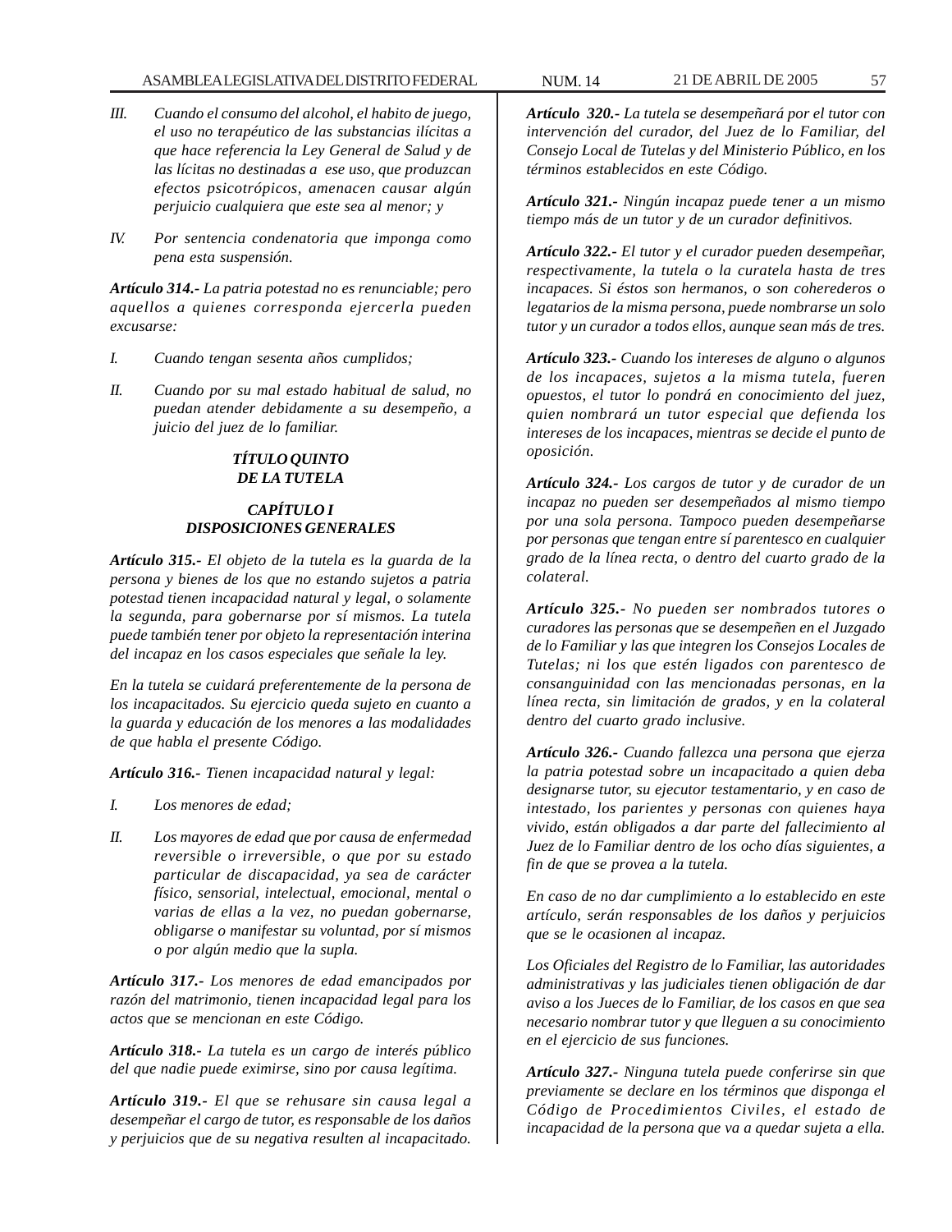III. *Cuando el consumo del alcohol, el habito de juego, el uso no terapéutico de las substancias ilícitas a que hace referencia la Ley General de Salud y de las lícitas no destinadas a ese uso, que produzcan efectos psicotrópicos, amenacen causar algún perjuicio cualquiera que este sea al menor; y*

IV. *Por sentencia condenatoria que imponga como pena esta suspensión.*

***Artículo 314.-*** *La patria potestad no es renunciable; pero aquellos a quienes corresponda ejercerla pueden excusarse:*

I. *Cuando tengan sesenta años cumplidos;*

II. *Cuando por su mal estado habitual de salud, no puedan atender debidamente a su desempeño, a juicio del juez de lo familiar.*

## *TÍTULO QUINTO DE LA TUTELA*

### *CAPÍTULO I DISPOSICIONES GENERALES*

***Artículo 315.-*** *El objeto de la tutela es la guarda de la persona y bienes de los que no estando sujetos a patria potestad tienen incapacidad natural y legal, o solamente la segunda, para gobernarse por sí mismos. La tutela puede también tener por objeto la representación interina del incapaz en los casos especiales que señale la ley.*

*En la tutela se cuidará preferentemente de la persona de los incapacitados. Su ejercicio queda sujeto en cuanto a la guarda y educación de los menores a las modalidades de que habla el presente Código.*

***Artículo 316.-*** *Tienen incapacidad natural y legal:*

I. *Los menores de edad;*

II. *Los mayores de edad que por causa de enfermedad reversible o irreversible, o que por su estado particular de discapacidad, ya sea de carácter físico, sensorial, intelectual, emocional, mental o varias de ellas a la vez, no puedan gobernarse, obligarse o manifestar su voluntad, por sí mismos o por algún medio que la supla.*

***Artículo 317.-*** *Los menores de edad emancipados por razón del matrimonio, tienen incapacidad legal para los actos que se mencionan en este Código.*

***Artículo 318.-*** *La tutela es un cargo de interés público del que nadie puede eximirse, sino por causa legítima.*

***Artículo 319.-*** *El que se rehusare sin causa legal a desempeñar el cargo de tutor, es responsable de los daños y perjuicios que de su negativa resulten al incapacitado.*

***Artículo 320.-*** *La tutela se desempeñará por el tutor con intervención del curador, del Juez de lo Familiar, del Consejo Local de Tutelas y del Ministerio Público, en los términos establecidos en este Código.*

***Artículo 321.-*** *Ningún incapaz puede tener a un mismo tiempo más de un tutor y de un curador definitivos.*

***Artículo 322.-*** *El tutor y el curador pueden desempeñar, respectivamente, la tutela o la curatela hasta de tres incapaces. Si éstos son hermanos, o son coherederos o legatarios de la misma persona, puede nombrarse un solo tutor y un curador a todos ellos, aunque sean más de tres.*

***Artículo 323.-*** *Cuando los intereses de alguno o algunos de los incapaces, sujetos a la misma tutela, fueren opuestos, el tutor lo pondrá en conocimiento del juez, quien nombrará un tutor especial que defienda los intereses de los incapaces, mientras se decide el punto de oposición.*

***Artículo 324.-*** *Los cargos de tutor y de curador de un incapaz no pueden ser desempeñados al mismo tiempo por una sola persona. Tampoco pueden desempeñarse por personas que tengan entre sí parentesco en cualquier grado de la línea recta, o dentro del cuarto grado de la colateral.*

***Artículo 325.-*** *No pueden ser nombrados tutores o curadores las personas que se desempeñen en el Juzgado de lo Familiar y las que integren los Consejos Locales de Tutelas; ni los que estén ligados con parentesco de consanguinidad con las mencionadas personas, en la línea recta, sin limitación de grados, y en la colateral dentro del cuarto grado inclusive.*

***Artículo 326.-*** *Cuando fallezca una persona que ejerza la patria potestad sobre un incapacitado a quien deba designarse tutor, su ejecutor testamentario, y en caso de intestado, los parientes y personas con quienes haya vivido, están obligados a dar parte del fallecimiento al Juez de lo Familiar dentro de los ocho días siguientes, a fin de que se provea a la tutela.*

*En caso de no dar cumplimiento a lo establecido en este artículo, serán responsables de los daños y perjuicios que se le ocasionen al incapaz.*

*Los Oficiales del Registro de lo Familiar, las autoridades administrativas y las judiciales tienen obligación de dar aviso a los Jueces de lo Familiar, de los casos en que sea necesario nombrar tutor y que lleguen a su conocimiento en el ejercicio de sus funciones.*

***Artículo 327.-*** *Ninguna tutela puede conferirse sin que previamente se declare en los términos que disponga el Código de Procedimientos Civiles, el estado de incapacidad de la persona que va a quedar sujeta a ella.*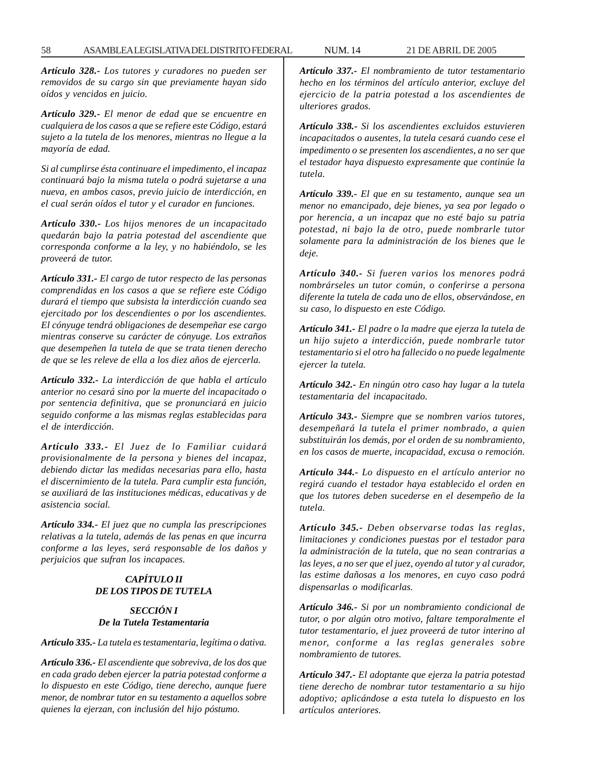***Artículo 328.-*** *Los tutores y curadores no pueden ser removidos de su cargo sin que previamente hayan sido oídos y vencidos en juicio.*

***Artículo 329.-*** *El menor de edad que se encuentre en cualquiera de los casos a que se refiere este Código, estará sujeto a la tutela de los menores, mientras no llegue a la mayoría de edad.*

*Si al cumplirse ésta continuare el impedimento, el incapaz continuará bajo la misma tutela o podrá sujetarse a una nueva, en ambos casos, previo juicio de interdicción, en el cual serán oídos el tutor y el curador en funciones.*

***Artículo 330.-*** *Los hijos menores de un incapacitado quedarán bajo la patria potestad del ascendiente que corresponda conforme a la ley, y no habiéndolo, se les proveerá de tutor.*

***Artículo 331.-*** *El cargo de tutor respecto de las personas comprendidas en los casos a que se refiere este Código durará el tiempo que subsista la interdicción cuando sea ejercitado por los descendientes o por los ascendientes. El cónyuge tendrá obligaciones de desempeñar ese cargo mientras conserve su carácter de cónyuge. Los extraños que desempeñen la tutela de que se trata tienen derecho de que se les releve de ella a los diez años de ejercerla.*

***Artículo 332.-*** *La interdicción de que habla el artículo anterior no cesará sino por la muerte del incapacitado o por sentencia definitiva, que se pronunciará en juicio seguido conforme a las mismas reglas establecidas para el de interdicción.*

***Artículo 333.-*** *El Juez de lo Familiar cuidará provisionalmente de la persona y bienes del incapaz, debiendo dictar las medidas necesarias para ello, hasta el discernimiento de la tutela. Para cumplir esta función, se auxiliará de las instituciones médicas, educativas y de asistencia social.*

***Artículo 334.-*** *El juez que no cumpla las prescripciones relativas a la tutela, además de las penas en que incurra conforme a las leyes, será responsable de los daños y perjuicios que sufran los incapaces.*

## ***CAPÍTULO II DE LOS TIPOS DE TUTELA***

### ***SECCIÓN I De la Tutela Testamentaria***

***Artículo 335.-*** *La tutela es testamentaria, legítima o dativa.*

***Artículo 336.-*** *El ascendiente que sobreviva, de los dos que en cada grado deben ejercer la patria potestad conforme a lo dispuesto en este Código, tiene derecho, aunque fuere menor, de nombrar tutor en su testamento a aquellos sobre quienes la ejerzan, con inclusión del hijo póstumo.*

***Artículo 337.-*** *El nombramiento de tutor testamentario hecho en los términos del artículo anterior, excluye del ejercicio de la patria potestad a los ascendientes de ulteriores grados.*

***Artículo 338.-*** *Si los ascendientes excluidos estuvieren incapacitados o ausentes, la tutela cesará cuando cese el impedimento o se presenten los ascendientes, a no ser que el testador haya dispuesto expresamente que continúe la tutela.*

***Artículo 339.-*** *El que en su testamento, aunque sea un menor no emancipado, deje bienes, ya sea por legado o por herencia, a un incapaz que no esté bajo su patria potestad, ni bajo la de otro, puede nombrarle tutor solamente para la administración de los bienes que le deje.*

***Artículo 340.-*** *Si fueren varios los menores podrá nombrárseles un tutor común, o conferirse a persona diferente la tutela de cada uno de ellos, observándose, en su caso, lo dispuesto en este Código.*

***Artículo 341.-*** *El padre o la madre que ejerza la tutela de un hijo sujeto a interdicción, puede nombrarle tutor testamentario si el otro ha fallecido o no puede legalmente ejercer la tutela.*

***Artículo 342.-*** *En ningún otro caso hay lugar a la tutela testamentaria del incapacitado.*

***Artículo 343.-*** *Siempre que se nombren varios tutores, desempeñará la tutela el primer nombrado, a quien substituirán los demás, por el orden de su nombramiento, en los casos de muerte, incapacidad, excusa o remoción.*

***Artículo 344.-*** *Lo dispuesto en el artículo anterior no regirá cuando el testador haya establecido el orden en que los tutores deben sucederse en el desempeño de la tutela.*

***Artículo 345.-*** *Deben observarse todas las reglas, limitaciones y condiciones puestas por el testador para la administración de la tutela, que no sean contrarias a las leyes, a no ser que el juez, oyendo al tutor y al curador, las estime dañosas a los menores, en cuyo caso podrá dispensarlas o modificarlas.*

***Artículo 346.-*** *Si por un nombramiento condicional de tutor, o por algún otro motivo, faltare temporalmente el tutor testamentario, el juez proveerá de tutor interino al menor, conforme a las reglas generales sobre nombramiento de tutores.*

***Artículo 347.-*** *El adoptante que ejerza la patria potestad tiene derecho de nombrar tutor testamentario a su hijo adoptivo; aplicándose a esta tutela lo dispuesto en los artículos anteriores.*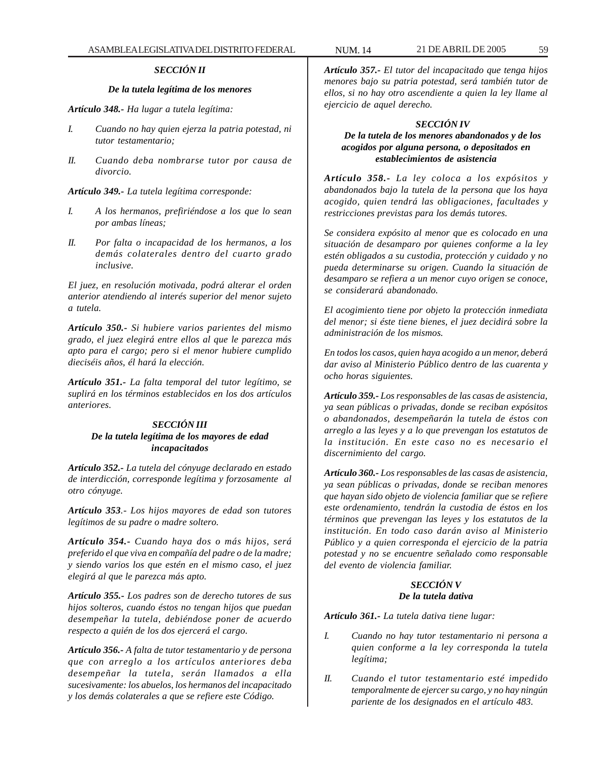### *SECCIÓN II*

### *De la tutela legítima de los menores*

***Artículo 348.-*** *Ha lugar a tutela legítima:*

*I. Cuando no hay quien ejerza la patria potestad, ni tutor testamentario;*

*II. Cuando deba nombrarse tutor por causa de divorcio.*

***Artículo 349.-*** *La tutela legítima corresponde:*

*I. A los hermanos, prefiriéndose a los que lo sean por ambas líneas;*

*II. Por falta o incapacidad de los hermanos, a los demás colaterales dentro del cuarto grado inclusive.*

*El juez, en resolución motivada, podrá alterar el orden anterior atendiendo al interés superior del menor sujeto a tutela.*

***Artículo 350.-*** *Si hubiere varios parientes del mismo grado, el juez elegirá entre ellos al que le parezca más apto para el cargo; pero si el menor hubiere cumplido dieciséis años, él hará la elección.*

***Artículo 351.-*** *La falta temporal del tutor legítimo, se suplirá en los términos establecidos en los dos artículos anteriores.*

### *SECCIÓN III*
### *De la tutela legítima de los mayores de edad incapacitados*

***Artículo 352.-*** *La tutela del cónyuge declarado en estado de interdicción, corresponde legítima y forzosamente al otro cónyuge.*

***Artículo 353***.- *Los hijos mayores de edad son tutores legítimos de su padre o madre soltero.*

***Artículo 354.-*** *Cuando haya dos o más hijos, será preferido el que viva en compañía del padre o de la madre; y siendo varios los que estén en el mismo caso, el juez elegirá al que le parezca más apto.*

***Artículo 355.-*** *Los padres son de derecho tutores de sus hijos solteros, cuando éstos no tengan hijos que puedan desempeñar la tutela, debiéndose poner de acuerdo respecto a quién de los dos ejercerá el cargo.*

***Artículo 356.-*** *A falta de tutor testamentario y de persona que con arreglo a los artículos anteriores deba desempeñar la tutela, serán llamados a ella sucesivamente: los abuelos, los hermanos del incapacitado y los demás colaterales a que se refiere este Código.*

***Artículo 357.-*** *El tutor del incapacitado que tenga hijos menores bajo su patria potestad, será también tutor de ellos, si no hay otro ascendiente a quien la ley llame al ejercicio de aquel derecho.*

### *SECCIÓN IV*
### *De la tutela de los menores abandonados y de los acogidos por alguna persona, o depositados en establecimientos de asistencia*

***Artículo 358.-*** *La ley coloca a los expósitos y abandonados bajo la tutela de la persona que los haya acogido, quien tendrá las obligaciones, facultades y restricciones previstas para los demás tutores.*

*Se considera expósito al menor que es colocado en una situación de desamparo por quienes conforme a la ley estén obligados a su custodia, protección y cuidado y no pueda determinarse su origen. Cuando la situación de desamparo se refiera a un menor cuyo origen se conoce, se considerará abandonado.*

*El acogimiento tiene por objeto la protección inmediata del menor; si éste tiene bienes, el juez decidirá sobre la administración de los mismos.*

*En todos los casos, quien haya acogido a un menor, deberá dar aviso al Ministerio Público dentro de las cuarenta y ocho horas siguientes.*

***Artículo 359.-*** *Los responsables de las casas de asistencia, ya sean públicas o privadas, donde se reciban expósitos o abandonados, desempeñarán la tutela de éstos con arreglo a las leyes y a lo que prevengan los estatutos de la institución. En este caso no es necesario el discernimiento del cargo.*

***Artículo 360.-*** *Los responsables de las casas de asistencia, ya sean públicas o privadas, donde se reciban menores que hayan sido objeto de violencia familiar que se refiere este ordenamiento, tendrán la custodia de éstos en los términos que prevengan las leyes y los estatutos de la institución. En todo caso darán aviso al Ministerio Público y a quien corresponda el ejercicio de la patria potestad y no se encuentre señalado como responsable del evento de violencia familiar.*

### *SECCIÓN V*
### *De la tutela dativa*

***Artículo 361.-*** *La tutela dativa tiene lugar:*

*I. Cuando no hay tutor testamentario ni persona a quien conforme a la ley corresponda la tutela legítima;*

*II. Cuando el tutor testamentario esté impedido temporalmente de ejercer su cargo, y no hay ningún pariente de los designados en el artículo 483.*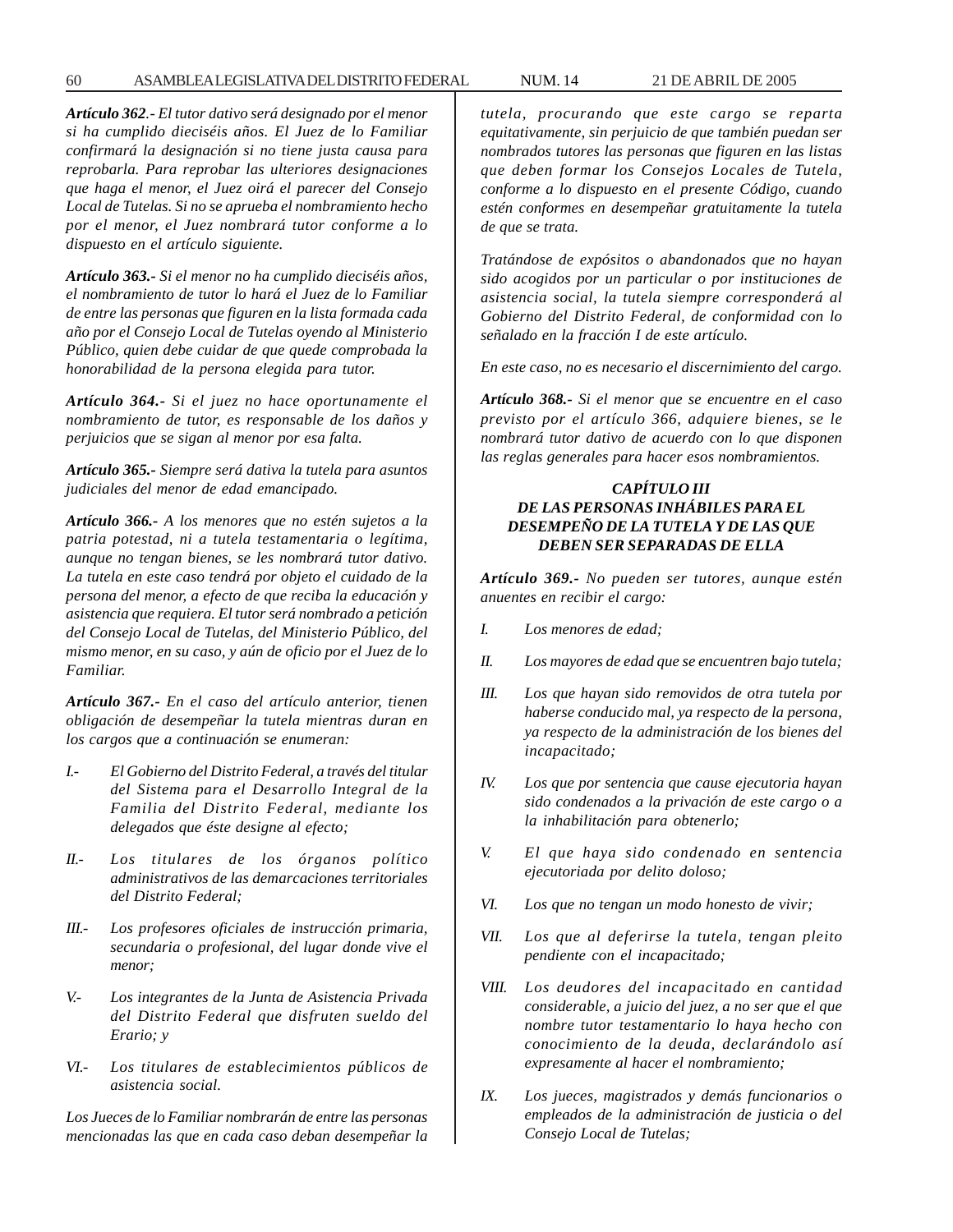***Artículo 362**.- El tutor dativo será designado por el menor si ha cumplido dieciséis años. El Juez de lo Familiar confirmará la designación si no tiene justa causa para reprobarla. Para reprobar las ulteriores designaciones que haga el menor, el Juez oirá el parecer del Consejo Local de Tutelas. Si no se aprueba el nombramiento hecho por el menor, el Juez nombrará tutor conforme a lo dispuesto en el artículo siguiente.*

***Artículo 363.-** Si el menor no ha cumplido dieciséis años, el nombramiento de tutor lo hará el Juez de lo Familiar de entre las personas que figuren en la lista formada cada año por el Consejo Local de Tutelas oyendo al Ministerio Público, quien debe cuidar de que quede comprobada la honorabilidad de la persona elegida para tutor.*

***Artículo 364.-** Si el juez no hace oportunamente el nombramiento de tutor, es responsable de los daños y perjuicios que se sigan al menor por esa falta.*

***Artículo 365.-** Siempre será dativa la tutela para asuntos judiciales del menor de edad emancipado.*

***Artículo 366.-** A los menores que no estén sujetos a la patria potestad, ni a tutela testamentaria o legítima, aunque no tengan bienes, se les nombrará tutor dativo. La tutela en este caso tendrá por objeto el cuidado de la persona del menor, a efecto de que reciba la educación y asistencia que requiera. El tutor será nombrado a petición del Consejo Local de Tutelas, del Ministerio Público, del mismo menor, en su caso, y aún de oficio por el Juez de lo Familiar.*

***Artículo 367.-** En el caso del artículo anterior, tienen obligación de desempeñar la tutela mientras duran en los cargos que a continuación se enumeran:*

*I.- El Gobierno del Distrito Federal, a través del titular del Sistema para el Desarrollo Integral de la Familia del Distrito Federal, mediante los delegados que éste designe al efecto;*

*II.- Los titulares de los órganos político administrativos de las demarcaciones territoriales del Distrito Federal;*

*III.- Los profesores oficiales de instrucción primaria, secundaria o profesional, del lugar donde vive el menor;*

*V.- Los integrantes de la Junta de Asistencia Privada del Distrito Federal que disfruten sueldo del Erario; y*

*VI.- Los titulares de establecimientos públicos de asistencia social.*

*Los Jueces de lo Familiar nombrarán de entre las personas mencionadas las que en cada caso deban desempeñar la tutela, procurando que este cargo se reparta equitativamente, sin perjuicio de que también puedan ser nombrados tutores las personas que figuren en las listas que deben formar los Consejos Locales de Tutela, conforme a lo dispuesto en el presente Código, cuando estén conformes en desempeñar gratuitamente la tutela de que se trata.*

*Tratándose de expósitos o abandonados que no hayan sido acogidos por un particular o por instituciones de asistencia social, la tutela siempre corresponderá al Gobierno del Distrito Federal, de conformidad con lo señalado en la fracción I de este artículo.*

*En este caso, no es necesario el discernimiento del cargo.*

***Artículo 368.-** Si el menor que se encuentre en el caso previsto por el artículo 366, adquiere bienes, se le nombrará tutor dativo de acuerdo con lo que disponen las reglas generales para hacer esos nombramientos.*

### *CAPÍTULO III*
### *DE LAS PERSONAS INHÁBILES PARA EL DESEMPEÑO DE LA TUTELA Y DE LAS QUE DEBEN SER SEPARADAS DE ELLA*

***Artículo 369.-** No pueden ser tutores, aunque estén anuentes en recibir el cargo:*

*I. Los menores de edad;*

*II. Los mayores de edad que se encuentren bajo tutela;*

*III. Los que hayan sido removidos de otra tutela por haberse conducido mal, ya respecto de la persona, ya respecto de la administración de los bienes del incapacitado;*

*IV. Los que por sentencia que cause ejecutoria hayan sido condenados a la privación de este cargo o a la inhabilitación para obtenerlo;*

*V. El que haya sido condenado en sentencia ejecutoriada por delito doloso;*

*VI. Los que no tengan un modo honesto de vivir;*

*VII. Los que al deferirse la tutela, tengan pleito pendiente con el incapacitado;*

*VIII. Los deudores del incapacitado en cantidad considerable, a juicio del juez, a no ser que el que nombre tutor testamentario lo haya hecho con conocimiento de la deuda, declarándolo así expresamente al hacer el nombramiento;*

*IX. Los jueces, magistrados y demás funcionarios o empleados de la administración de justicia o del Consejo Local de Tutelas;*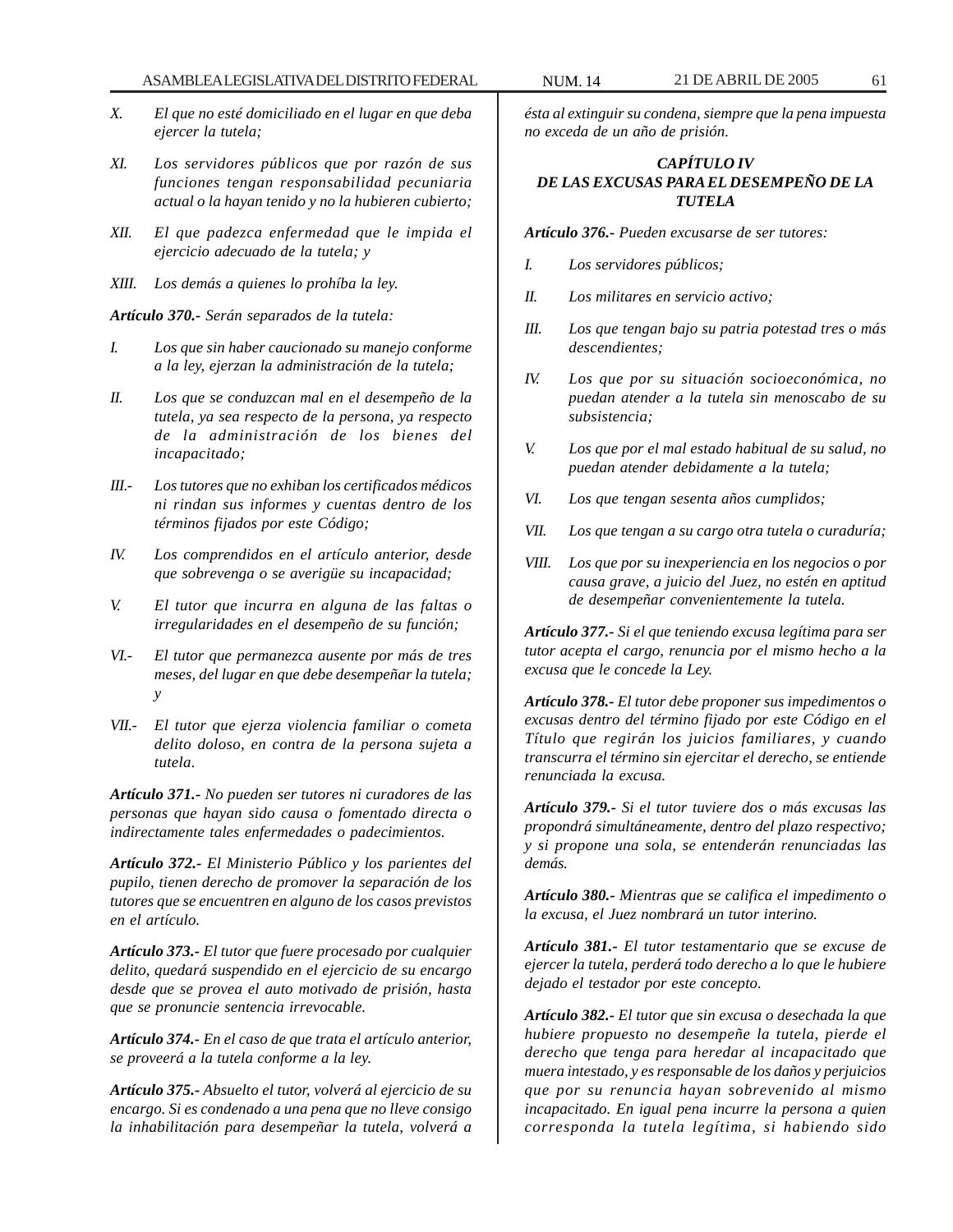*X.* *El que no esté domiciliado en el lugar en que deba ejercer la tutela;*

*XI.* *Los servidores públicos que por razón de sus funciones tengan responsabilidad pecuniaria actual o la hayan tenido y no la hubieren cubierto;*

*XII.* *El que padezca enfermedad que le impida el ejercicio adecuado de la tutela; y*

*XIII.* *Los demás a quienes lo prohíba la ley.*

***Artículo 370.-*** *Serán separados de la tutela:*

*I.* *Los que sin haber caucionado su manejo conforme a la ley, ejerzan la administración de la tutela;*

*II.* *Los que se conduzcan mal en el desempeño de la tutela, ya sea respecto de la persona, ya respecto de la administración de los bienes del incapacitado;*

*III.-* *Los tutores que no exhiban los certificados médicos ni rindan sus informes y cuentas dentro de los términos fijados por este Código;*

*IV.* *Los comprendidos en el artículo anterior, desde que sobrevenga o se averigüe su incapacidad;*

*V.* *El tutor que incurra en alguna de las faltas o irregularidades en el desempeño de su función;*

*VI.-* *El tutor que permanezca ausente por más de tres meses, del lugar en que debe desempeñar la tutela; y*

*VII.-* *El tutor que ejerza violencia familiar o cometa delito doloso, en contra de la persona sujeta a tutela.*

***Artículo 371.-*** *No pueden ser tutores ni curadores de las personas que hayan sido causa o fomentado directa o indirectamente tales enfermedades o padecimientos.*

***Artículo 372.-*** *El Ministerio Público y los parientes del pupilo, tienen derecho de promover la separación de los tutores que se encuentren en alguno de los casos previstos en el artículo.*

***Artículo 373.-*** *El tutor que fuere procesado por cualquier delito, quedará suspendido en el ejercicio de su encargo desde que se provea el auto motivado de prisión, hasta que se pronuncie sentencia irrevocable.*

***Artículo 374.-*** *En el caso de que trata el artículo anterior, se proveerá a la tutela conforme a la ley.*

***Artículo 375.-*** *Absuelto el tutor, volverá al ejercicio de su encargo. Si es condenado a una pena que no lleve consigo la inhabilitación para desempeñar la tutela, volverá a ésta al extinguir su condena, siempre que la pena impuesta no exceda de un año de prisión.*

### *CAPÍTULO IV*
### *DE LAS EXCUSAS PARA EL DESEMPEÑO DE LA TUTELA*

***Artículo 376.-*** *Pueden excusarse de ser tutores:*

*I.* *Los servidores públicos;*

*II.* *Los militares en servicio activo;*

*III.* *Los que tengan bajo su patria potestad tres o más descendientes;*

*IV.* *Los que por su situación socioeconómica, no puedan atender a la tutela sin menoscabo de su subsistencia;*

*V.* *Los que por el mal estado habitual de su salud, no puedan atender debidamente a la tutela;*

*VI.* *Los que tengan sesenta años cumplidos;*

*VII.* *Los que tengan a su cargo otra tutela o curaduría;*

*VIII.* *Los que por su inexperiencia en los negocios o por causa grave, a juicio del Juez, no estén en aptitud de desempeñar convenientemente la tutela.*

***Artículo 377.-*** *Si el que teniendo excusa legítima para ser tutor acepta el cargo, renuncia por el mismo hecho a la excusa que le concede la Ley.*

***Artículo 378.-*** *El tutor debe proponer sus impedimentos o excusas dentro del término fijado por este Código en el Título que regirán los juicios familiares, y cuando transcurra el término sin ejercitar el derecho, se entiende renunciada la excusa.*

***Artículo 379.-*** *Si el tutor tuviere dos o más excusas las propondrá simultáneamente, dentro del plazo respectivo; y si propone una sola, se entenderán renunciadas las demás.*

***Artículo 380.-*** *Mientras que se califica el impedimento o la excusa, el Juez nombrará un tutor interino.*

***Artículo 381.-*** *El tutor testamentario que se excuse de ejercer la tutela, perderá todo derecho a lo que le hubiere dejado el testador por este concepto.*

***Artículo 382.-*** *El tutor que sin excusa o desechada la que hubiere propuesto no desempeñe la tutela, pierde el derecho que tenga para heredar al incapacitado que muera intestado, y es responsable de los daños y perjuicios que por su renuncia hayan sobrevenido al mismo incapacitado. En igual pena incurre la persona a quien corresponda la tutela legítima, si habiendo sido*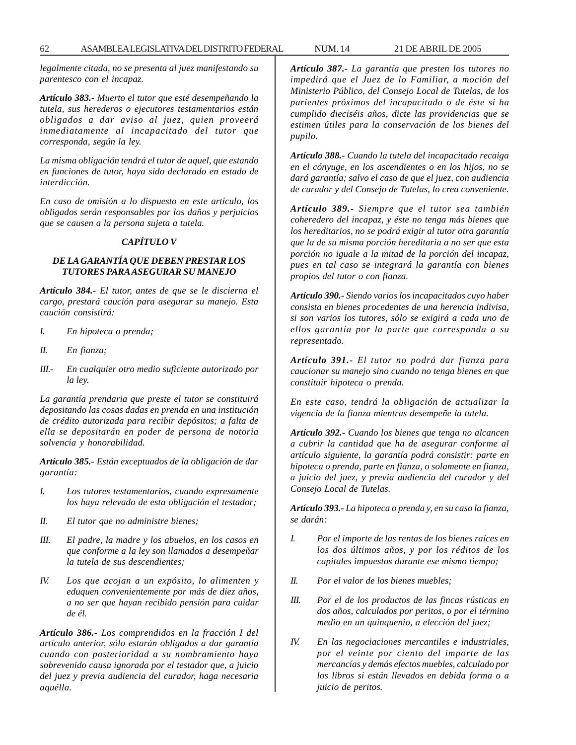*legalmente citada, no se presenta al juez manifestando su parentesco con el incapaz.*

***Artículo 383.-** Muerto el tutor que esté desempeñando la tutela, sus herederos o ejecutores testamentarios están obligados a dar aviso al juez, quien proveerá inmediatamente al incapacitado del tutor que corresponda, según la ley.*

*La misma obligación tendrá el tutor de aquel, que estando en funciones de tutor, haya sido declarado en estado de interdicción.*

*En caso de omisión a lo dispuesto en este artículo, los obligados serán responsables por los daños y perjuicios que se causen a la persona sujeta a tutela.*

### *CAPÍTULO V*

### *DE LA GARANTÍA QUE DEBEN PRESTAR LOS TUTORES PARA ASEGURAR SU MANEJO*

***Artículo 384.-** El tutor, antes de que se le discierna el cargo, prestará caución para asegurar su manejo. Esta caución consistirá:*

*I. En hipoteca o prenda;*

*II. En fianza;*

*III.- En cualquier otro medio suficiente autorizado por la ley.*

*La garantía prendaria que preste el tutor se constituirá depositando las cosas dadas en prenda en una institución de crédito autorizada para recibir depósitos; a falta de ella se depositarán en poder de persona de notoria solvencia y honorabilidad.*

***Artículo 385.-** Están exceptuados de la obligación de dar garantía:*

*I. Los tutores testamentarios, cuando expresamente los haya relevado de esta obligación el testador;*

*II. El tutor que no administre bienes;*

*III. El padre, la madre y los abuelos, en los casos en que conforme a la ley son llamados a desempeñar la tutela de sus descendientes;*

*IV. Los que acojan a un expósito, lo alimenten y eduquen convenientemente por más de diez años, a no ser que hayan recibido pensión para cuidar de él.*

***Artículo 386.-** Los comprendidos en la fracción I del artículo anterior, sólo estarán obligados a dar garantía cuando con posterioridad a su nombramiento haya sobrevenido causa ignorada por el testador que, a juicio del juez y previa audiencia del curador, haga necesaria aquélla.*

***Artículo 387.-** La garantía que presten los tutores no impedirá que el Juez de lo Familiar, a moción del Ministerio Público, del Consejo Local de Tutelas, de los parientes próximos del incapacitado o de éste si ha cumplido dieciséis años, dicte las providencias que se estimen útiles para la conservación de los bienes del pupilo.*

***Artículo 388.-** Cuando la tutela del incapacitado recaiga en el cónyuge, en los ascendientes o en los hijos, no se dará garantía; salvo el caso de que el juez, con audiencia de curador y del Consejo de Tutelas, lo crea conveniente.*

***Artículo 389.-** Siempre que el tutor sea también coheredero del incapaz, y éste no tenga más bienes que los hereditarios, no se podrá exigir al tutor otra garantía que la de su misma porción hereditaria a no ser que esta porción no iguale a la mitad de la porción del incapaz, pues en tal caso se integrará la garantía con bienes propios del tutor o con fianza.*

***Artículo 390.-** Siendo varios los incapacitados cuyo haber consista en bienes procedentes de una herencia indivisa, si son varios los tutores, sólo se exigirá a cada uno de ellos garantía por la parte que corresponda a su representado.*

***Artículo 391.-** El tutor no podrá dar fianza para caucionar su manejo sino cuando no tenga bienes en que constituir hipoteca o prenda.*

*En este caso, tendrá la obligación de actualizar la vigencia de la fianza mientras desempeñe la tutela.*

***Artículo 392.-** Cuando los bienes que tenga no alcancen a cubrir la cantidad que ha de asegurar conforme al artículo siguiente, la garantía podrá consistir: parte en hipoteca o prenda, parte en fianza, o solamente en fianza, a juicio del juez, y previa audiencia del curador y del Consejo Local de Tutelas.*

***Artículo 393.-** La hipoteca o prenda y, en su caso la fianza, se darán:*

*I. Por el importe de las rentas de los bienes raíces en los dos últimos años, y por los réditos de los capitales impuestos durante ese mismo tiempo;*

*II. Por el valor de los bienes muebles;*

*III. Por el de los productos de las fincas rústicas en dos años, calculados por peritos, o por el término medio en un quinquenio, a elección del juez;*

*IV. En las negociaciones mercantiles e industriales, por el veinte por ciento del importe de las mercancías y demás efectos muebles, calculado por los libros si están llevados en debida forma o a juicio de peritos.*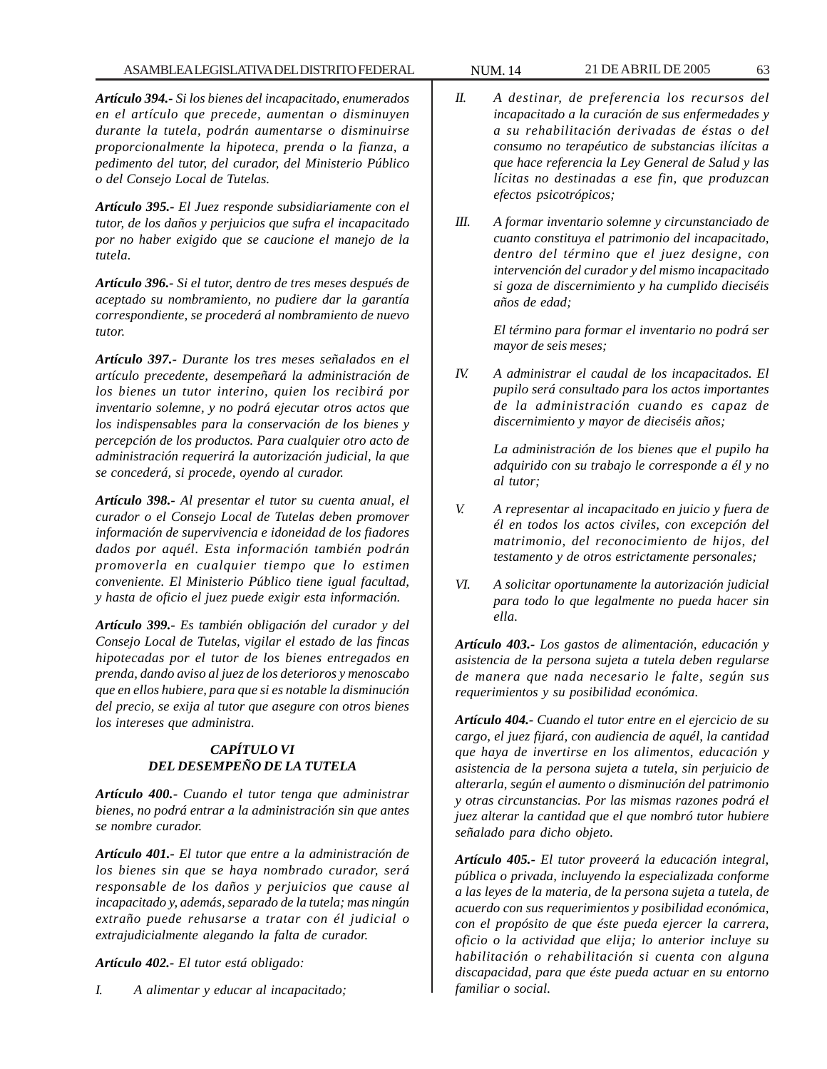***Artículo 394.-** Si los bienes del incapacitado, enumerados en el artículo que precede, aumentan o disminuyen durante la tutela, podrán aumentarse o disminuirse proporcionalmente la hipoteca, prenda o la fianza, a pedimento del tutor, del curador, del Ministerio Público o del Consejo Local de Tutelas.*

***Artículo 395.-** El Juez responde subsidiariamente con el tutor, de los daños y perjuicios que sufra el incapacitado por no haber exigido que se caucione el manejo de la tutela.*

***Artículo 396.-** Si el tutor, dentro de tres meses después de aceptado su nombramiento, no pudiere dar la garantía correspondiente, se procederá al nombramiento de nuevo tutor.*

***Artículo 397.-** Durante los tres meses señalados en el artículo precedente, desempeñará la administración de los bienes un tutor interino, quien los recibirá por inventario solemne, y no podrá ejecutar otros actos que los indispensables para la conservación de los bienes y percepción de los productos. Para cualquier otro acto de administración requerirá la autorización judicial, la que se concederá, si procede, oyendo al curador.*

***Artículo 398.-** Al presentar el tutor su cuenta anual, el curador o el Consejo Local de Tutelas deben promover información de supervivencia e idoneidad de los fiadores dados por aquél. Esta información también podrán promoverla en cualquier tiempo que lo estimen conveniente. El Ministerio Público tiene igual facultad, y hasta de oficio el juez puede exigir esta información.*

***Artículo 399.-** Es también obligación del curador y del Consejo Local de Tutelas, vigilar el estado de las fincas hipotecadas por el tutor de los bienes entregados en prenda, dando aviso al juez de los deterioros y menoscabo que en ellos hubiere, para que si es notable la disminución del precio, se exija al tutor que asegure con otros bienes los intereses que administra.*

***CAPÍTULO VI***
***DEL DESEMPEÑO DE LA TUTELA***

***Artículo 400.-** Cuando el tutor tenga que administrar bienes, no podrá entrar a la administración sin que antes se nombre curador.*

***Artículo 401.-** El tutor que entre a la administración de los bienes sin que se haya nombrado curador, será responsable de los daños y perjuicios que cause al incapacitado y, además, separado de la tutela; mas ningún extraño puede rehusarse a tratar con él judicial o extrajudicialmente alegando la falta de curador.*

***Artículo 402.-** El tutor está obligado:*

*I. A alimentar y educar al incapacitado;*

*II. A destinar, de preferencia los recursos del incapacitado a la curación de sus enfermedades y a su rehabilitación derivadas de éstas o del consumo no terapéutico de substancias ilícitas a que hace referencia la Ley General de Salud y las lícitas no destinadas a ese fin, que produzcan efectos psicotrópicos;*

*III. A formar inventario solemne y circunstanciado de cuanto constituya el patrimonio del incapacitado, dentro del término que el juez designe, con intervención del curador y del mismo incapacitado si goza de discernimiento y ha cumplido dieciséis años de edad;*

*El término para formar el inventario no podrá ser mayor de seis meses;*

*IV. A administrar el caudal de los incapacitados. El pupilo será consultado para los actos importantes de la administración cuando es capaz de discernimiento y mayor de dieciséis años;*

*La administración de los bienes que el pupilo ha adquirido con su trabajo le corresponde a él y no al tutor;*

*V. A representar al incapacitado en juicio y fuera de él en todos los actos civiles, con excepción del matrimonio, del reconocimiento de hijos, del testamento y de otros estrictamente personales;*

*VI. A solicitar oportunamente la autorización judicial para todo lo que legalmente no pueda hacer sin ella.*

***Artículo 403.-** Los gastos de alimentación, educación y asistencia de la persona sujeta a tutela deben regularse de manera que nada necesario le falte, según sus requerimientos y su posibilidad económica.*

***Artículo 404.-** Cuando el tutor entre en el ejercicio de su cargo, el juez fijará, con audiencia de aquél, la cantidad que haya de invertirse en los alimentos, educación y asistencia de la persona sujeta a tutela, sin perjuicio de alterarla, según el aumento o disminución del patrimonio y otras circunstancias. Por las mismas razones podrá el juez alterar la cantidad que el que nombró tutor hubiere señalado para dicho objeto.*

***Artículo 405.-** El tutor proveerá la educación integral, pública o privada, incluyendo la especializada conforme a las leyes de la materia, de la persona sujeta a tutela, de acuerdo con sus requerimientos y posibilidad económica, con el propósito de que éste pueda ejercer la carrera, oficio o la actividad que elija; lo anterior incluye su habilitación o rehabilitación si cuenta con alguna discapacidad, para que éste pueda actuar en su entorno familiar o social.*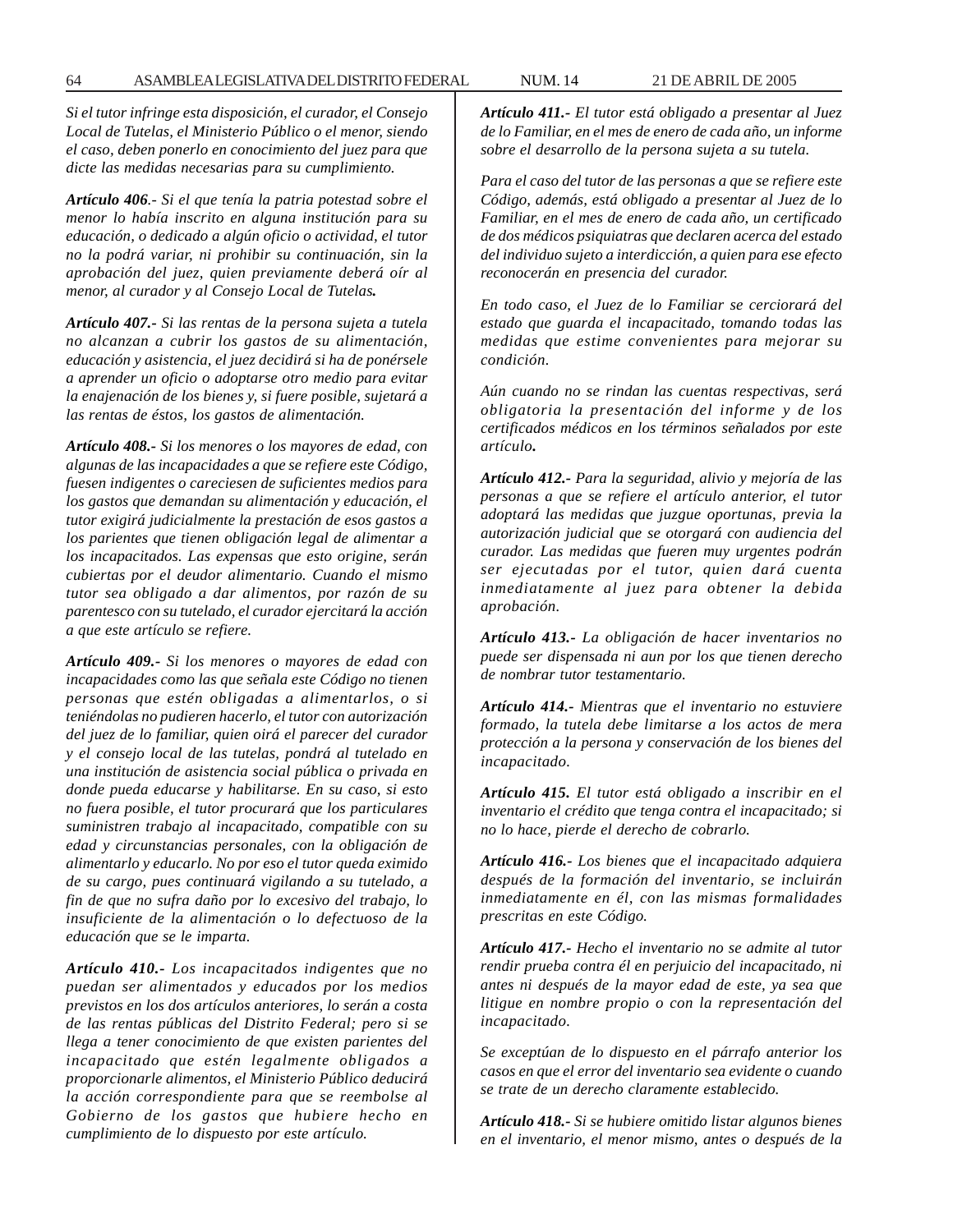*Si el tutor infringe esta disposición, el curador, el Consejo Local de Tutelas, el Ministerio Público o el menor, siendo el caso, deben ponerlo en conocimiento del juez para que dicte las medidas necesarias para su cumplimiento.*

***Artículo 406***.- *Si el que tenía la patria potestad sobre el menor lo había inscrito en alguna institución para su educación, o dedicado a algún oficio o actividad, el tutor no la podrá variar, ni prohibir su continuación, sin la aprobación del juez, quien previamente deberá oír al menor, al curador y al Consejo Local de Tutelas.*

***Artículo 407.-*** *Si las rentas de la persona sujeta a tutela no alcanzan a cubrir los gastos de su alimentación, educación y asistencia, el juez decidirá si ha de ponérsele a aprender un oficio o adoptarse otro medio para evitar la enajenación de los bienes y, si fuere posible, sujetará a las rentas de éstos, los gastos de alimentación.*

***Artículo 408.-*** *Si los menores o los mayores de edad, con algunas de las incapacidades a que se refiere este Código, fuesen indigentes o careciesen de suficientes medios para los gastos que demandan su alimentación y educación, el tutor exigirá judicialmente la prestación de esos gastos a los parientes que tienen obligación legal de alimentar a los incapacitados. Las expensas que esto origine, serán cubiertas por el deudor alimentario. Cuando el mismo tutor sea obligado a dar alimentos, por razón de su parentesco con su tutelado, el curador ejercitará la acción a que este artículo se refiere.*

***Artículo 409.-*** *Si los menores o mayores de edad con incapacidades como las que señala este Código no tienen personas que estén obligadas a alimentarlos, o si teniéndolas no pudieren hacerlo, el tutor con autorización del juez de lo familiar, quien oirá el parecer del curador y el consejo local de las tutelas, pondrá al tutelado en una institución de asistencia social pública o privada en donde pueda educarse y habilitarse. En su caso, si esto no fuera posible, el tutor procurará que los particulares suministren trabajo al incapacitado, compatible con su edad y circunstancias personales, con la obligación de alimentarlo y educarlo. No por eso el tutor queda eximido de su cargo, pues continuará vigilando a su tutelado, a fin de que no sufra daño por lo excesivo del trabajo, lo insuficiente de la alimentación o lo defectuoso de la educación que se le imparta.*

***Artículo 410.-*** *Los incapacitados indigentes que no puedan ser alimentados y educados por los medios previstos en los dos artículos anteriores, lo serán a costa de las rentas públicas del Distrito Federal; pero si se llega a tener conocimiento de que existen parientes del incapacitado que estén legalmente obligados a proporcionarle alimentos, el Ministerio Público deducirá la acción correspondiente para que se reembolse al Gobierno de los gastos que hubiere hecho en cumplimiento de lo dispuesto por este artículo.*

***Artículo 411.-*** *El tutor está obligado a presentar al Juez de lo Familiar, en el mes de enero de cada año, un informe sobre el desarrollo de la persona sujeta a su tutela.*

*Para el caso del tutor de las personas a que se refiere este Código, además, está obligado a presentar al Juez de lo Familiar, en el mes de enero de cada año, un certificado de dos médicos psiquiatras que declaren acerca del estado del individuo sujeto a interdicción, a quien para ese efecto reconocerán en presencia del curador.*

*En todo caso, el Juez de lo Familiar se cerciorará del estado que guarda el incapacitado, tomando todas las medidas que estime convenientes para mejorar su condición.*

*Aún cuando no se rindan las cuentas respectivas, será obligatoria la presentación del informe y de los certificados médicos en los términos señalados por este artículo.*

***Artículo 412.-*** *Para la seguridad, alivio y mejoría de las personas a que se refiere el artículo anterior, el tutor adoptará las medidas que juzgue oportunas, previa la autorización judicial que se otorgará con audiencia del curador. Las medidas que fueren muy urgentes podrán ser ejecutadas por el tutor, quien dará cuenta inmediatamente al juez para obtener la debida aprobación.*

***Artículo 413.-*** *La obligación de hacer inventarios no puede ser dispensada ni aun por los que tienen derecho de nombrar tutor testamentario.*

***Artículo 414.-*** *Mientras que el inventario no estuviere formado, la tutela debe limitarse a los actos de mera protección a la persona y conservación de los bienes del incapacitado.*

***Artículo 415.*** *El tutor está obligado a inscribir en el inventario el crédito que tenga contra el incapacitado; si no lo hace, pierde el derecho de cobrarlo.*

***Artículo 416.-*** *Los bienes que el incapacitado adquiera después de la formación del inventario, se incluirán inmediatamente en él, con las mismas formalidades prescritas en este Código.*

***Artículo 417.-*** *Hecho el inventario no se admite al tutor rendir prueba contra él en perjuicio del incapacitado, ni antes ni después de la mayor edad de este, ya sea que litigue en nombre propio o con la representación del incapacitado.*

*Se exceptúan de lo dispuesto en el párrafo anterior los casos en que el error del inventario sea evidente o cuando se trate de un derecho claramente establecido.*

***Artículo 418.-*** *Si se hubiere omitido listar algunos bienes en el inventario, el menor mismo, antes o después de la*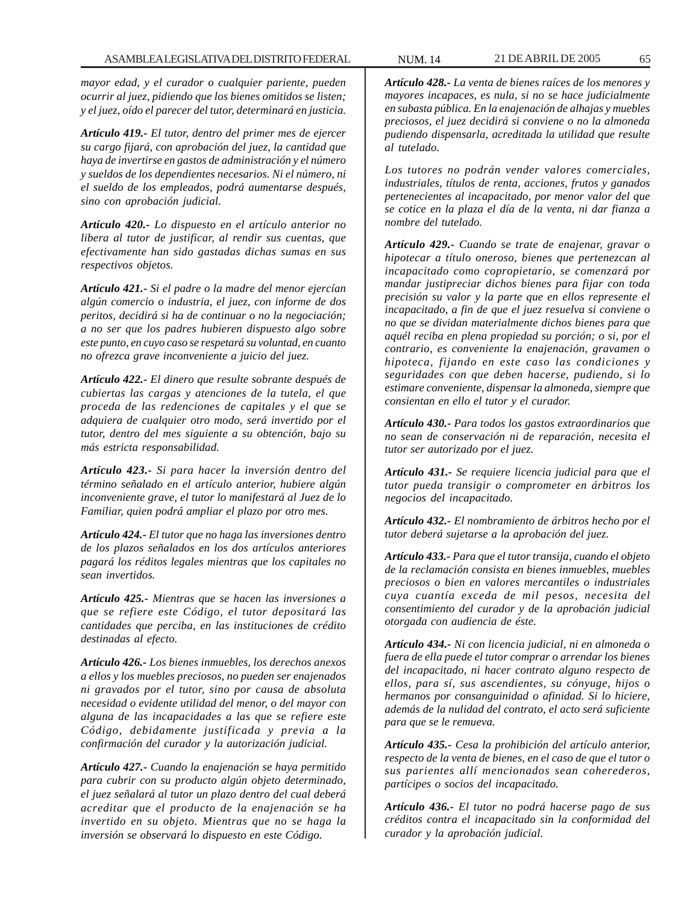*mayor edad, y el curador o cualquier pariente, pueden ocurrir al juez, pidiendo que los bienes omitidos se listen; y el juez, oído el parecer del tutor, determinará en justicia.*

***Artículo 419.-*** *El tutor, dentro del primer mes de ejercer su cargo fijará, con aprobación del juez, la cantidad que haya de invertirse en gastos de administración y el número y sueldos de los dependientes necesarios. Ni el número, ni el sueldo de los empleados, podrá aumentarse después, sino con aprobación judicial.*

***Artículo 420.-*** *Lo dispuesto en el artículo anterior no libera al tutor de justificar, al rendir sus cuentas, que efectivamente han sido gastadas dichas sumas en sus respectivos objetos.*

***Artículo 421.-*** *Si el padre o la madre del menor ejercían algún comercio o industria, el juez, con informe de dos peritos, decidirá si ha de continuar o no la negociación; a no ser que los padres hubieren dispuesto algo sobre este punto, en cuyo caso se respetará su voluntad, en cuanto no ofrezca grave inconveniente a juicio del juez.*

***Artículo 422.-*** *El dinero que resulte sobrante después de cubiertas las cargas y atenciones de la tutela, el que proceda de las redenciones de capitales y el que se adquiera de cualquier otro modo, será invertido por el tutor, dentro del mes siguiente a su obtención, bajo su más estricta responsabilidad.*

***Artículo 423.-*** *Si para hacer la inversión dentro del término señalado en el artículo anterior, hubiere algún inconveniente grave, el tutor lo manifestará al Juez de lo Familiar, quien podrá ampliar el plazo por otro mes.*

***Artículo 424.-*** *El tutor que no haga las inversiones dentro de los plazos señalados en los dos artículos anteriores pagará los réditos legales mientras que los capitales no sean invertidos.*

***Artículo 425.-*** *Mientras que se hacen las inversiones a que se refiere este Código, el tutor depositará las cantidades que perciba, en las instituciones de crédito destinadas al efecto.*

***Artículo 426.-*** *Los bienes inmuebles, los derechos anexos a ellos y los muebles preciosos, no pueden ser enajenados ni gravados por el tutor, sino por causa de absoluta necesidad o evidente utilidad del menor, o del mayor con alguna de las incapacidades a las que se refiere este Código, debidamente justificada y previa a la confirmación del curador y la autorización judicial.*

***Artículo 427.-*** *Cuando la enajenación se haya permitido para cubrir con su producto algún objeto determinado, el juez señalará al tutor un plazo dentro del cual deberá acreditar que el producto de la enajenación se ha invertido en su objeto. Mientras que no se haga la inversión se observará lo dispuesto en este Código.*

***Artículo 428.-*** *La venta de bienes raíces de los menores y mayores incapaces, es nula, si no se hace judicialmente en subasta pública. En la enajenación de alhajas y muebles preciosos, el juez decidirá si conviene o no la almoneda pudiendo dispensarla, acreditada la utilidad que resulte al tutelado.*

*Los tutores no podrán vender valores comerciales, industriales, títulos de renta, acciones, frutos y ganados pertenecientes al incapacitado, por menor valor del que se cotice en la plaza el día de la venta, ni dar fianza a nombre del tutelado.*

***Artículo 429.-*** *Cuando se trate de enajenar, gravar o hipotecar a título oneroso, bienes que pertenezcan al incapacitado como copropietario, se comenzará por mandar justipreciar dichos bienes para fijar con toda precisión su valor y la parte que en ellos represente el incapacitado, a fin de que el juez resuelva si conviene o no que se dividan materialmente dichos bienes para que aquél reciba en plena propiedad su porción; o si, por el contrario, es conveniente la enajenación, gravamen o hipoteca, fijando en este caso las condiciones y seguridades con que deben hacerse, pudiendo, si lo estimare conveniente, dispensar la almoneda, siempre que consientan en ello el tutor y el curador.*

***Artículo 430.-*** *Para todos los gastos extraordinarios que no sean de conservación ni de reparación, necesita el tutor ser autorizado por el juez.*

***Artículo 431.-*** *Se requiere licencia judicial para que el tutor pueda transigir o comprometer en árbitros los negocios del incapacitado.*

***Artículo 432.-*** *El nombramiento de árbitros hecho por el tutor deberá sujetarse a la aprobación del juez.*

***Artículo 433.-*** *Para que el tutor transija, cuando el objeto de la reclamación consista en bienes inmuebles, muebles preciosos o bien en valores mercantiles o industriales cuya cuantía exceda de mil pesos, necesita del consentimiento del curador y de la aprobación judicial otorgada con audiencia de éste.*

***Artículo 434.-*** *Ni con licencia judicial, ni en almoneda o fuera de ella puede el tutor comprar o arrendar los bienes del incapacitado, ni hacer contrato alguno respecto de ellos, para sí, sus ascendientes, su cónyuge, hijos o hermanos por consanguinidad o afinidad. Si lo hiciere, además de la nulidad del contrato, el acto será suficiente para que se le remueva.*

***Artículo 435.-*** *Cesa la prohibición del artículo anterior, respecto de la venta de bienes, en el caso de que el tutor o sus parientes allí mencionados sean coherederos, partícipes o socios del incapacitado.*

***Artículo 436.-*** *El tutor no podrá hacerse pago de sus créditos contra el incapacitado sin la conformidad del curador y la aprobación judicial.*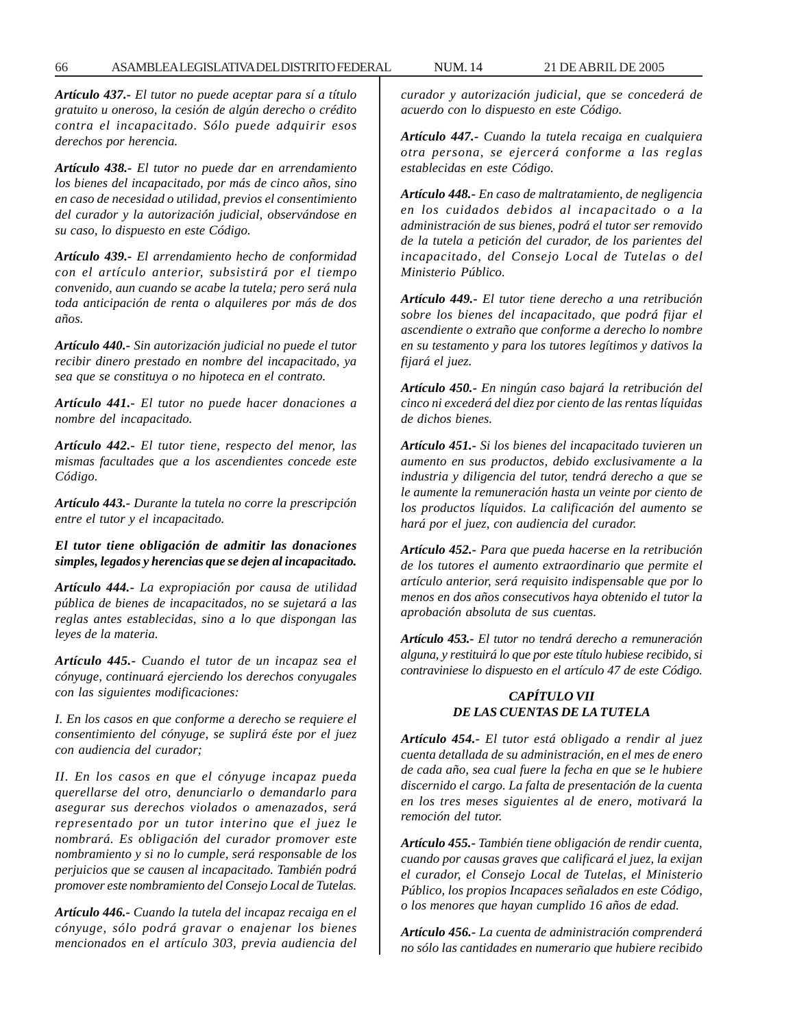***Artículo 437.-*** *El tutor no puede aceptar para sí a título gratuito u oneroso, la cesión de algún derecho o crédito contra el incapacitado. Sólo puede adquirir esos derechos por herencia.*

***Artículo 438.-*** *El tutor no puede dar en arrendamiento los bienes del incapacitado, por más de cinco años, sino en caso de necesidad o utilidad, previos el consentimiento del curador y la autorización judicial, observándose en su caso, lo dispuesto en este Código.*

***Artículo 439.-*** *El arrendamiento hecho de conformidad con el artículo anterior, subsistirá por el tiempo convenido, aun cuando se acabe la tutela; pero será nula toda anticipación de renta o alquileres por más de dos años.*

***Artículo 440.-*** *Sin autorización judicial no puede el tutor recibir dinero prestado en nombre del incapacitado, ya sea que se constituya o no hipoteca en el contrato.*

***Artículo 441.-*** *El tutor no puede hacer donaciones a nombre del incapacitado.*

***Artículo 442.-*** *El tutor tiene, respecto del menor, las mismas facultades que a los ascendientes concede este Código.*

***Artículo 443.-*** *Durante la tutela no corre la prescripción entre el tutor y el incapacitado.*

***El tutor tiene obligación de admitir las donaciones simples, legados y herencias que se dejen al incapacitado.***

***Artículo 444.-*** *La expropiación por causa de utilidad pública de bienes de incapacitados, no se sujetará a las reglas antes establecidas, sino a lo que dispongan las leyes de la materia.*

***Artículo 445.-*** *Cuando el tutor de un incapaz sea el cónyuge, continuará ejerciendo los derechos conyugales con las siguientes modificaciones:*

*I. En los casos en que conforme a derecho se requiere el consentimiento del cónyuge, se suplirá éste por el juez con audiencia del curador;*

*II. En los casos en que el cónyuge incapaz pueda querellarse del otro, denunciarlo o demandarlo para asegurar sus derechos violados o amenazados, será representado por un tutor interino que el juez le nombrará. Es obligación del curador promover este nombramiento y si no lo cumple, será responsable de los perjuicios que se causen al incapacitado. También podrá promover este nombramiento del Consejo Local de Tutelas.*

***Artículo 446.-*** *Cuando la tutela del incapaz recaiga en el cónyuge, sólo podrá gravar o enajenar los bienes mencionados en el artículo 303, previa audiencia del curador y autorización judicial, que se concederá de acuerdo con lo dispuesto en este Código.*

***Artículo 447.-*** *Cuando la tutela recaiga en cualquiera otra persona, se ejercerá conforme a las reglas establecidas en este Código.*

***Artículo 448.-*** *En caso de maltratamiento, de negligencia en los cuidados debidos al incapacitado o a la administración de sus bienes, podrá el tutor ser removido de la tutela a petición del curador, de los parientes del incapacitado, del Consejo Local de Tutelas o del Ministerio Público.*

***Artículo 449.-*** *El tutor tiene derecho a una retribución sobre los bienes del incapacitado, que podrá fijar el ascendiente o extraño que conforme a derecho lo nombre en su testamento y para los tutores legítimos y dativos la fijará el juez.*

***Artículo 450.-*** *En ningún caso bajará la retribución del cinco ni excederá del diez por ciento de las rentas líquidas de dichos bienes.*

***Artículo 451.-*** *Si los bienes del incapacitado tuvieren un aumento en sus productos, debido exclusivamente a la industria y diligencia del tutor, tendrá derecho a que se le aumente la remuneración hasta un veinte por ciento de los productos líquidos. La calificación del aumento se hará por el juez, con audiencia del curador.*

***Artículo 452.-*** *Para que pueda hacerse en la retribución de los tutores el aumento extraordinario que permite el artículo anterior, será requisito indispensable que por lo menos en dos años consecutivos haya obtenido el tutor la aprobación absoluta de sus cuentas.*

***Artículo 453.-*** *El tutor no tendrá derecho a remuneración alguna, y restituirá lo que por este título hubiese recibido, si contraviniese lo dispuesto en el artículo 47 de este Código.*

### *CAPÍTULO VII*
### *DE LAS CUENTAS DE LA TUTELA*

***Artículo 454.-*** *El tutor está obligado a rendir al juez cuenta detallada de su administración, en el mes de enero de cada año, sea cual fuere la fecha en que se le hubiere discernido el cargo. La falta de presentación de la cuenta en los tres meses siguientes al de enero, motivará la remoción del tutor.*

***Artículo 455.-*** *También tiene obligación de rendir cuenta, cuando por causas graves que calificará el juez, la exijan el curador, el Consejo Local de Tutelas, el Ministerio Público, los propios Incapaces señalados en este Código, o los menores que hayan cumplido 16 años de edad.*

***Artículo 456.-*** *La cuenta de administración comprenderá no sólo las cantidades en numerario que hubiere recibido*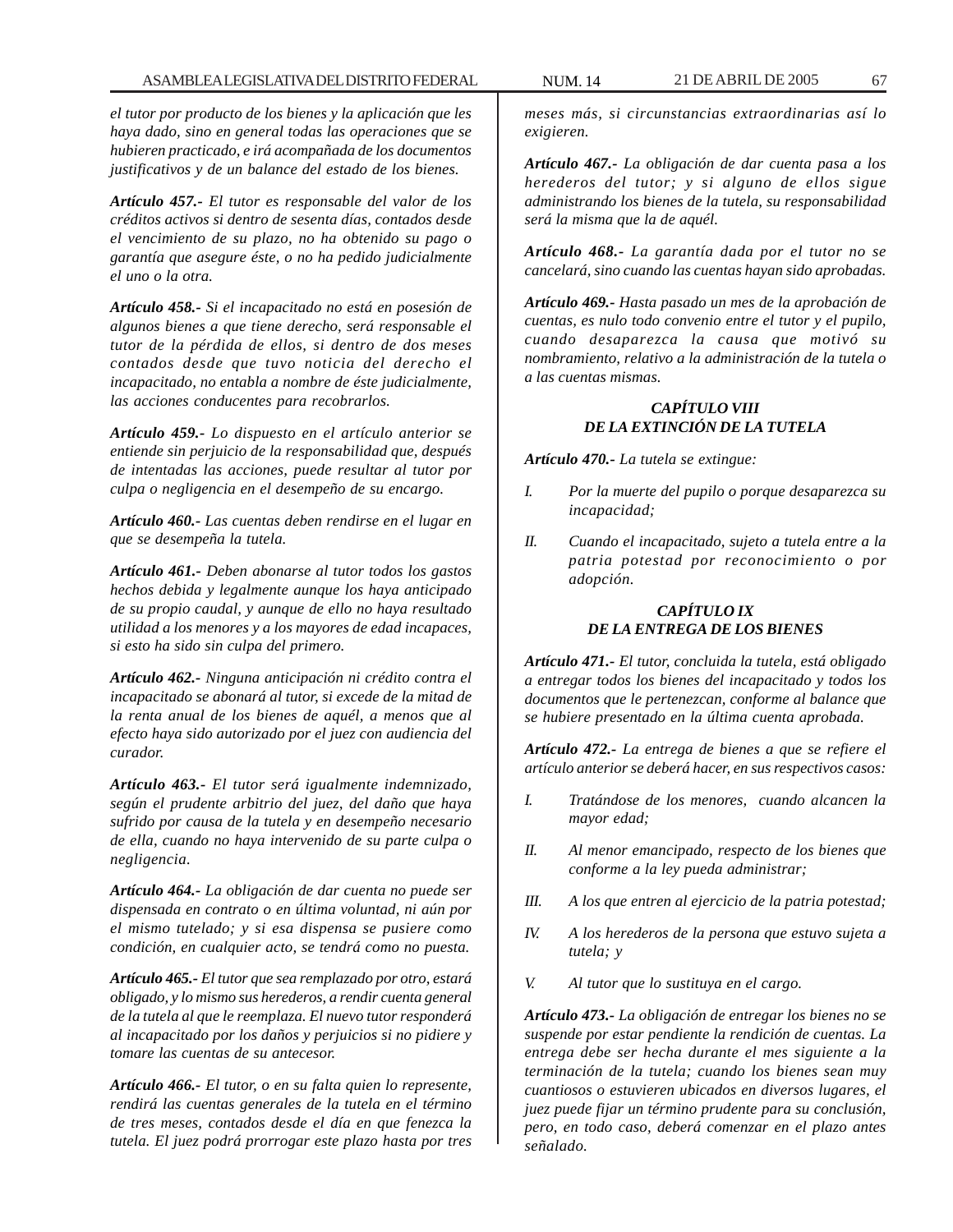*el tutor por producto de los bienes y la aplicación que les haya dado, sino en general todas las operaciones que se hubieren practicado, e irá acompañada de los documentos justificativos y de un balance del estado de los bienes.*

***Artículo 457.-*** *El tutor es responsable del valor de los créditos activos si dentro de sesenta días, contados desde el vencimiento de su plazo, no ha obtenido su pago o garantía que asegure éste, o no ha pedido judicialmente el uno o la otra.*

***Artículo 458.-*** *Si el incapacitado no está en posesión de algunos bienes a que tiene derecho, será responsable el tutor de la pérdida de ellos, si dentro de dos meses contados desde que tuvo noticia del derecho el incapacitado, no entabla a nombre de éste judicialmente, las acciones conducentes para recobrarlos.*

***Artículo 459.-*** *Lo dispuesto en el artículo anterior se entiende sin perjuicio de la responsabilidad que, después de intentadas las acciones, puede resultar al tutor por culpa o negligencia en el desempeño de su encargo.*

***Artículo 460.-*** *Las cuentas deben rendirse en el lugar en que se desempeña la tutela.*

***Artículo 461.-*** *Deben abonarse al tutor todos los gastos hechos debida y legalmente aunque los haya anticipado de su propio caudal, y aunque de ello no haya resultado utilidad a los menores y a los mayores de edad incapaces, si esto ha sido sin culpa del primero.*

***Artículo 462.-*** *Ninguna anticipación ni crédito contra el incapacitado se abonará al tutor, si excede de la mitad de la renta anual de los bienes de aquél, a menos que al efecto haya sido autorizado por el juez con audiencia del curador.*

***Artículo 463.-*** *El tutor será igualmente indemnizado, según el prudente arbitrio del juez, del daño que haya sufrido por causa de la tutela y en desempeño necesario de ella, cuando no haya intervenido de su parte culpa o negligencia.*

***Artículo 464.-*** *La obligación de dar cuenta no puede ser dispensada en contrato o en última voluntad, ni aún por el mismo tutelado; y si esa dispensa se pusiere como condición, en cualquier acto, se tendrá como no puesta.*

***Artículo 465.-*** *El tutor que sea remplazado por otro, estará obligado, y lo mismo sus herederos, a rendir cuenta general de la tutela al que le reemplaza. El nuevo tutor responderá al incapacitado por los daños y perjuicios si no pidiere y tomare las cuentas de su antecesor.*

***Artículo 466.-*** *El tutor, o en su falta quien lo represente, rendirá las cuentas generales de la tutela en el término de tres meses, contados desde el día en que fenezca la tutela. El juez podrá prorrogar este plazo hasta por tres meses más, si circunstancias extraordinarias así lo exigieren.*

***Artículo 467.-*** *La obligación de dar cuenta pasa a los herederos del tutor; y si alguno de ellos sigue administrando los bienes de la tutela, su responsabilidad será la misma que la de aquél.*

***Artículo 468.-*** *La garantía dada por el tutor no se cancelará, sino cuando las cuentas hayan sido aprobadas.*

***Artículo 469.-*** *Hasta pasado un mes de la aprobación de cuentas, es nulo todo convenio entre el tutor y el pupilo, cuando desaparezca la causa que motivó su nombramiento, relativo a la administración de la tutela o a las cuentas mismas.*

### *CAPÍTULO VIII*
### *DE LA EXTINCIÓN DE LA TUTELA*

***Artículo 470.-*** *La tutela se extingue:*

*I. Por la muerte del pupilo o porque desaparezca su incapacidad;*

*II. Cuando el incapacitado, sujeto a tutela entre a la patria potestad por reconocimiento o por adopción.*

### *CAPÍTULO IX*
### *DE LA ENTREGA DE LOS BIENES*

***Artículo 471.-*** *El tutor, concluida la tutela, está obligado a entregar todos los bienes del incapacitado y todos los documentos que le pertenezcan, conforme al balance que se hubiere presentado en la última cuenta aprobada.*

***Artículo 472.-*** *La entrega de bienes a que se refiere el artículo anterior se deberá hacer, en sus respectivos casos:*

*I. Tratándose de los menores, cuando alcancen la mayor edad;*

*II. Al menor emancipado, respecto de los bienes que conforme a la ley pueda administrar;*

*III. A los que entren al ejercicio de la patria potestad;*

*IV. A los herederos de la persona que estuvo sujeta a tutela; y*

*V. Al tutor que lo sustituya en el cargo.*

***Artículo 473.-*** *La obligación de entregar los bienes no se suspende por estar pendiente la rendición de cuentas. La entrega debe ser hecha durante el mes siguiente a la terminación de la tutela; cuando los bienes sean muy cuantiosos o estuvieren ubicados en diversos lugares, el juez puede fijar un término prudente para su conclusión, pero, en todo caso, deberá comenzar en el plazo antes señalado.*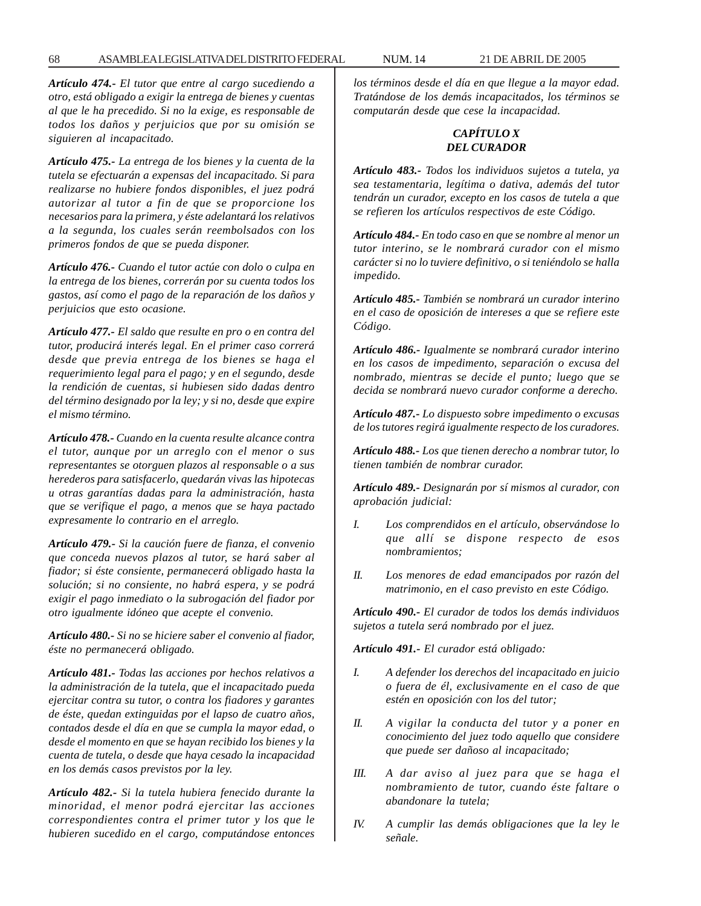***Artículo 474.-*** *El tutor que entre al cargo sucediendo a otro, está obligado a exigir la entrega de bienes y cuentas al que le ha precedido. Si no la exige, es responsable de todos los daños y perjuicios que por su omisión se siguieren al incapacitado.*

***Artículo 475.-*** *La entrega de los bienes y la cuenta de la tutela se efectuarán a expensas del incapacitado. Si para realizarse no hubiere fondos disponibles, el juez podrá autorizar al tutor a fin de que se proporcione los necesarios para la primera, y éste adelantará los relativos a la segunda, los cuales serán reembolsados con los primeros fondos de que se pueda disponer.*

***Artículo 476.-*** *Cuando el tutor actúe con dolo o culpa en la entrega de los bienes, correrán por su cuenta todos los gastos, así como el pago de la reparación de los daños y perjuicios que esto ocasione.*

***Artículo 477.-*** *El saldo que resulte en pro o en contra del tutor, producirá interés legal. En el primer caso correrá desde que previa entrega de los bienes se haga el requerimiento legal para el pago; y en el segundo, desde la rendición de cuentas, si hubiesen sido dadas dentro del término designado por la ley; y si no, desde que expire el mismo término.*

***Artículo 478.-*** *Cuando en la cuenta resulte alcance contra el tutor, aunque por un arreglo con el menor o sus representantes se otorguen plazos al responsable o a sus herederos para satisfacerlo, quedarán vivas las hipotecas u otras garantías dadas para la administración, hasta que se verifique el pago, a menos que se haya pactado expresamente lo contrario en el arreglo.*

***Artículo 479.-*** *Si la caución fuere de fianza, el convenio que conceda nuevos plazos al tutor, se hará saber al fiador; si éste consiente, permanecerá obligado hasta la solución; si no consiente, no habrá espera, y se podrá exigir el pago inmediato o la subrogación del fiador por otro igualmente idóneo que acepte el convenio.*

***Artículo 480.-*** *Si no se hiciere saber el convenio al fiador, éste no permanecerá obligado.*

***Artículo 481.-*** *Todas las acciones por hechos relativos a la administración de la tutela, que el incapacitado pueda ejercitar contra su tutor, o contra los fiadores y garantes de éste, quedan extinguidas por el lapso de cuatro años, contados desde el día en que se cumpla la mayor edad, o desde el momento en que se hayan recibido los bienes y la cuenta de tutela, o desde que haya cesado la incapacidad en los demás casos previstos por la ley.*

***Artículo 482.-*** *Si la tutela hubiera fenecido durante la minoridad, el menor podrá ejercitar las acciones correspondientes contra el primer tutor y los que le hubieren sucedido en el cargo, computándose entonces los términos desde el día en que llegue a la mayor edad. Tratándose de los demás incapacitados, los términos se computarán desde que cese la incapacidad.*

### *CAPÍTULO X*
### *DEL CURADOR*

***Artículo 483.-*** *Todos los individuos sujetos a tutela, ya sea testamentaria, legítima o dativa, además del tutor tendrán un curador, excepto en los casos de tutela a que se refieren los artículos respectivos de este Código.*

***Artículo 484.-*** *En todo caso en que se nombre al menor un tutor interino, se le nombrará curador con el mismo carácter si no lo tuviere definitivo, o si teniéndolo se halla impedido.*

***Artículo 485.-*** *También se nombrará un curador interino en el caso de oposición de intereses a que se refiere este Código.*

***Artículo 486.-*** *Igualmente se nombrará curador interino en los casos de impedimento, separación o excusa del nombrado, mientras se decide el punto; luego que se decida se nombrará nuevo curador conforme a derecho.*

***Artículo 487.-*** *Lo dispuesto sobre impedimento o excusas de los tutores regirá igualmente respecto de los curadores.*

***Artículo 488.-*** *Los que tienen derecho a nombrar tutor, lo tienen también de nombrar curador.*

***Artículo 489.-*** *Designarán por sí mismos al curador, con aprobación judicial:*

*I. Los comprendidos en el artículo, observándose lo que allí se dispone respecto de esos nombramientos;*

*II. Los menores de edad emancipados por razón del matrimonio, en el caso previsto en este Código.*

***Artículo 490.-*** *El curador de todos los demás individuos sujetos a tutela será nombrado por el juez.*

***Artículo 491.-*** *El curador está obligado:*

*I. A defender los derechos del incapacitado en juicio o fuera de él, exclusivamente en el caso de que estén en oposición con los del tutor;*

*II. A vigilar la conducta del tutor y a poner en conocimiento del juez todo aquello que considere que puede ser dañoso al incapacitado;*

*III. A dar aviso al juez para que se haga el nombramiento de tutor, cuando éste faltare o abandonare la tutela;*

*IV. A cumplir las demás obligaciones que la ley le señale.*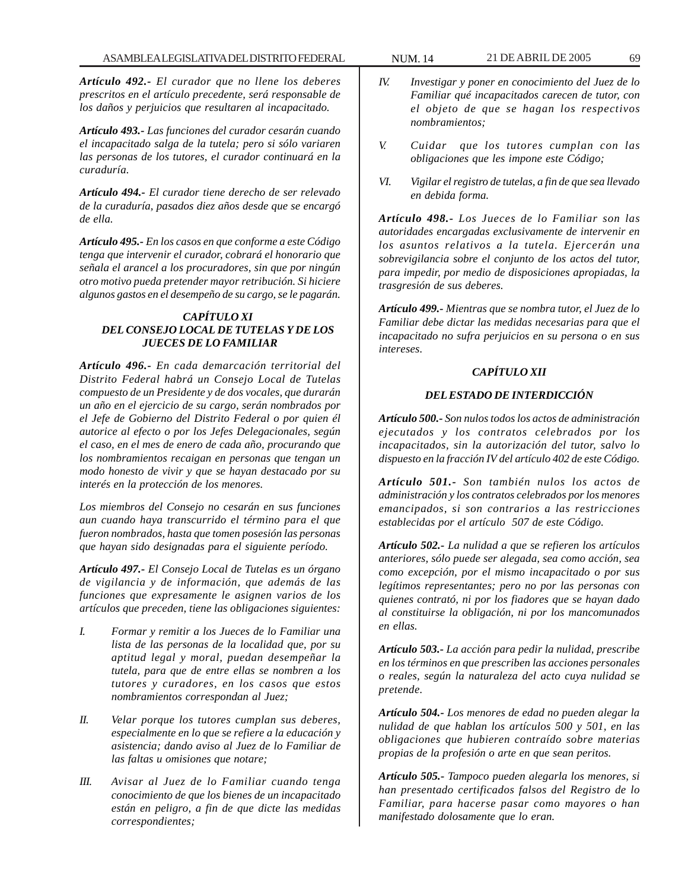***Artículo 492.-*** *El curador que no llene los deberes prescritos en el artículo precedente, será responsable de los daños y perjuicios que resultaren al incapacitado.*

***Artículo 493.-*** *Las funciones del curador cesarán cuando el incapacitado salga de la tutela; pero si sólo variaren las personas de los tutores, el curador continuará en la curaduría.*

***Artículo 494.-*** *El curador tiene derecho de ser relevado de la curaduría, pasados diez años desde que se encargó de ella.*

***Artículo 495.-*** *En los casos en que conforme a este Código tenga que intervenir el curador, cobrará el honorario que señala el arancel a los procuradores, sin que por ningún otro motivo pueda pretender mayor retribución. Si hiciere algunos gastos en el desempeño de su cargo, se le pagarán.*

### *CAPÍTULO XI*
### *DEL CONSEJO LOCAL DE TUTELAS Y DE LOS JUECES DE LO FAMILIAR*

***Artículo 496.-*** *En cada demarcación territorial del Distrito Federal habrá un Consejo Local de Tutelas compuesto de un Presidente y de dos vocales, que durarán un año en el ejercicio de su cargo, serán nombrados por el Jefe de Gobierno del Distrito Federal o por quien él autorice al efecto o por los Jefes Delegacionales, según el caso, en el mes de enero de cada año, procurando que los nombramientos recaigan en personas que tengan un modo honesto de vivir y que se hayan destacado por su interés en la protección de los menores.*

*Los miembros del Consejo no cesarán en sus funciones aun cuando haya transcurrido el término para el que fueron nombrados, hasta que tomen posesión las personas que hayan sido designadas para el siguiente período.*

***Artículo 497.-*** *El Consejo Local de Tutelas es un órgano de vigilancia y de información, que además de las funciones que expresamente le asignen varios de los artículos que preceden, tiene las obligaciones siguientes:*

*I. Formar y remitir a los Jueces de lo Familiar una lista de las personas de la localidad que, por su aptitud legal y moral, puedan desempeñar la tutela, para que de entre ellas se nombren a los tutores y curadores, en los casos que estos nombramientos correspondan al Juez;*

*II. Velar porque los tutores cumplan sus deberes, especialmente en lo que se refiere a la educación y asistencia; dando aviso al Juez de lo Familiar de las faltas u omisiones que notare;*

*III. Avisar al Juez de lo Familiar cuando tenga conocimiento de que los bienes de un incapacitado están en peligro, a fin de que dicte las medidas correspondientes;*

*IV. Investigar y poner en conocimiento del Juez de lo Familiar qué incapacitados carecen de tutor, con el objeto de que se hagan los respectivos nombramientos;*

*V. Cuidar que los tutores cumplan con las obligaciones que les impone este Código;*

*VI. Vigilar el registro de tutelas, a fin de que sea llevado en debida forma.*

***Artículo 498.-*** *Los Jueces de lo Familiar son las autoridades encargadas exclusivamente de intervenir en los asuntos relativos a la tutela. Ejercerán una sobrevigilancia sobre el conjunto de los actos del tutor, para impedir, por medio de disposiciones apropiadas, la trasgresión de sus deberes.*

***Artículo 499.-*** *Mientras que se nombra tutor, el Juez de lo Familiar debe dictar las medidas necesarias para que el incapacitado no sufra perjuicios en su persona o en sus intereses.*

### *CAPÍTULO XII*

### *DEL ESTADO DE INTERDICCIÓN*

***Artículo 500.-*** *Son nulos todos los actos de administración ejecutados y los contratos celebrados por los incapacitados, sin la autorización del tutor, salvo lo dispuesto en la fracción IV del artículo 402 de este Código.*

***Artículo 501.-*** *Son también nulos los actos de administración y los contratos celebrados por los menores emancipados, si son contrarios a las restricciones establecidas por el artículo 507 de este Código.*

***Artículo 502.-*** *La nulidad a que se refieren los artículos anteriores, sólo puede ser alegada, sea como acción, sea como excepción, por el mismo incapacitado o por sus legítimos representantes; pero no por las personas con quienes contrató, ni por los fiadores que se hayan dado al constituirse la obligación, ni por los mancomunados en ellas.*

***Artículo 503.-*** *La acción para pedir la nulidad, prescribe en los términos en que prescriben las acciones personales o reales, según la naturaleza del acto cuya nulidad se pretende.*

***Artículo 504.-*** *Los menores de edad no pueden alegar la nulidad de que hablan los artículos 500 y 501, en las obligaciones que hubieren contraído sobre materias propias de la profesión o arte en que sean peritos.*

***Artículo 505.-*** *Tampoco pueden alegarla los menores, si han presentado certificados falsos del Registro de lo Familiar, para hacerse pasar como mayores o han manifestado dolosamente que lo eran.*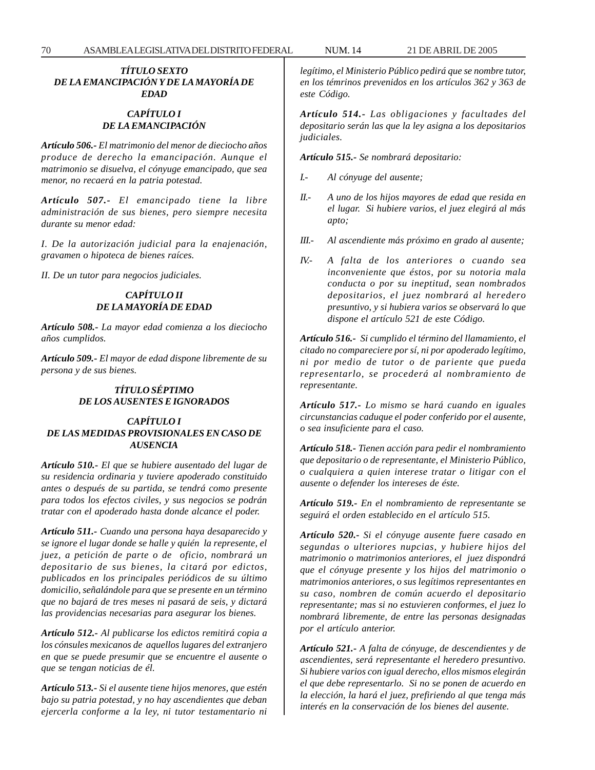***TÍTULO SEXTO***
***DE LA EMANCIPACIÓN Y DE LA MAYORÍA DE EDAD***

***CAPÍTULO I***
***DE LA EMANCIPACIÓN***

***Artículo 506.-*** *El matrimonio del menor de dieciocho años produce de derecho la emancipación. Aunque el matrimonio se disuelva, el cónyuge emancipado, que sea menor, no recaerá en la patria potestad.*

***Artículo 507.-*** *El emancipado tiene la libre administración de sus bienes, pero siempre necesita durante su menor edad:*

*I. De la autorización judicial para la enajenación, gravamen o hipoteca de bienes raíces.*

*II. De un tutor para negocios judiciales.*

***CAPÍTULO II***
***DE LA MAYORÍA DE EDAD***

***Artículo 508.-*** *La mayor edad comienza a los dieciocho años cumplidos.*

***Artículo 509.-*** *El mayor de edad dispone libremente de su persona y de sus bienes.*

***TÍTULO SÉPTIMO***
***DE LOS AUSENTES E IGNORADOS***

***CAPÍTULO I***
***DE LAS MEDIDAS PROVISIONALES EN CASO DE AUSENCIA***

***Artículo 510.-*** *El que se hubiere ausentado del lugar de su residencia ordinaria y tuviere apoderado constituido antes o después de su partida, se tendrá como presente para todos los efectos civiles, y sus negocios se podrán tratar con el apoderado hasta donde alcance el poder.*

***Artículo 511.-*** *Cuando una persona haya desaparecido y se ignore el lugar donde se halle y quién la represente, el juez, a petición de parte o de oficio, nombrará un depositario de sus bienes, la citará por edictos, publicados en los principales periódicos de su último domicilio, señalándole para que se presente en un término que no bajará de tres meses ni pasará de seis, y dictará las providencias necesarias para asegurar los bienes.*

***Artículo 512.-*** *Al publicarse los edictos remitirá copia a los cónsules mexicanos de aquellos lugares del extranjero en que se puede presumir que se encuentre el ausente o que se tengan noticias de él.*

***Artículo 513.-*** *Si el ausente tiene hijos menores, que estén bajo su patria potestad, y no hay ascendientes que deban ejercerla conforme a la ley, ni tutor testamentario ni legítimo, el Ministerio Público pedirá que se nombre tutor, en los témrinos prevenidos en los artículos 362 y 363 de este Código.*

***Artículo 514.-*** *Las obligaciones y facultades del depositario serán las que la ley asigna a los depositarios judiciales.*

***Artículo 515.-*** *Se nombrará depositario:*

*I.- Al cónyuge del ausente;*

*II.- A uno de los hijos mayores de edad que resida en el lugar. Si hubiere varios, el juez elegirá al más apto;*

*III.- Al ascendiente más próximo en grado al ausente;*

*IV.- A falta de los anteriores o cuando sea inconveniente que éstos, por su notoria mala conducta o por su ineptitud, sean nombrados depositarios, el juez nombrará al heredero presuntivo, y si hubiera varios se observará lo que dispone el artículo 521 de este Código.*

***Artículo 516.-*** *Si cumplido el término del llamamiento, el citado no compareciere por sí, ni por apoderado legítimo, ni por medio de tutor o de pariente que pueda representarlo, se procederá al nombramiento de representante.*

***Artículo 517.-*** *Lo mismo se hará cuando en iguales circunstancias caduque el poder conferido por el ausente, o sea insuficiente para el caso.*

***Artículo 518.-*** *Tienen acción para pedir el nombramiento que depositario o de representante, el Ministerio Público, o cualquiera a quien interese tratar o litigar con el ausente o defender los intereses de éste.*

***Artículo 519.-*** *En el nombramiento de representante se seguirá el orden establecido en el artículo 515.*

***Artículo 520.-*** *Si el cónyuge ausente fuere casado en segundas o ulteriores nupcias, y hubiere hijos del matrimonio o matrimonios anteriores, el juez dispondrá que el cónyuge presente y los hijos del matrimonio o matrimonios anteriores, o sus legítimos representantes en su caso, nombren de común acuerdo el depositario representante; mas si no estuvieren conformes, el juez lo nombrará libremente, de entre las personas designadas por el artículo anterior.*

***Artículo 521.-*** *A falta de cónyuge, de descendientes y de ascendientes, será representante el heredero presuntivo. Si hubiere varios con igual derecho, ellos mismos elegirán el que debe representarlo. Si no se ponen de acuerdo en la elección, la hará el juez, prefiriendo al que tenga más interés en la conservación de los bienes del ausente.*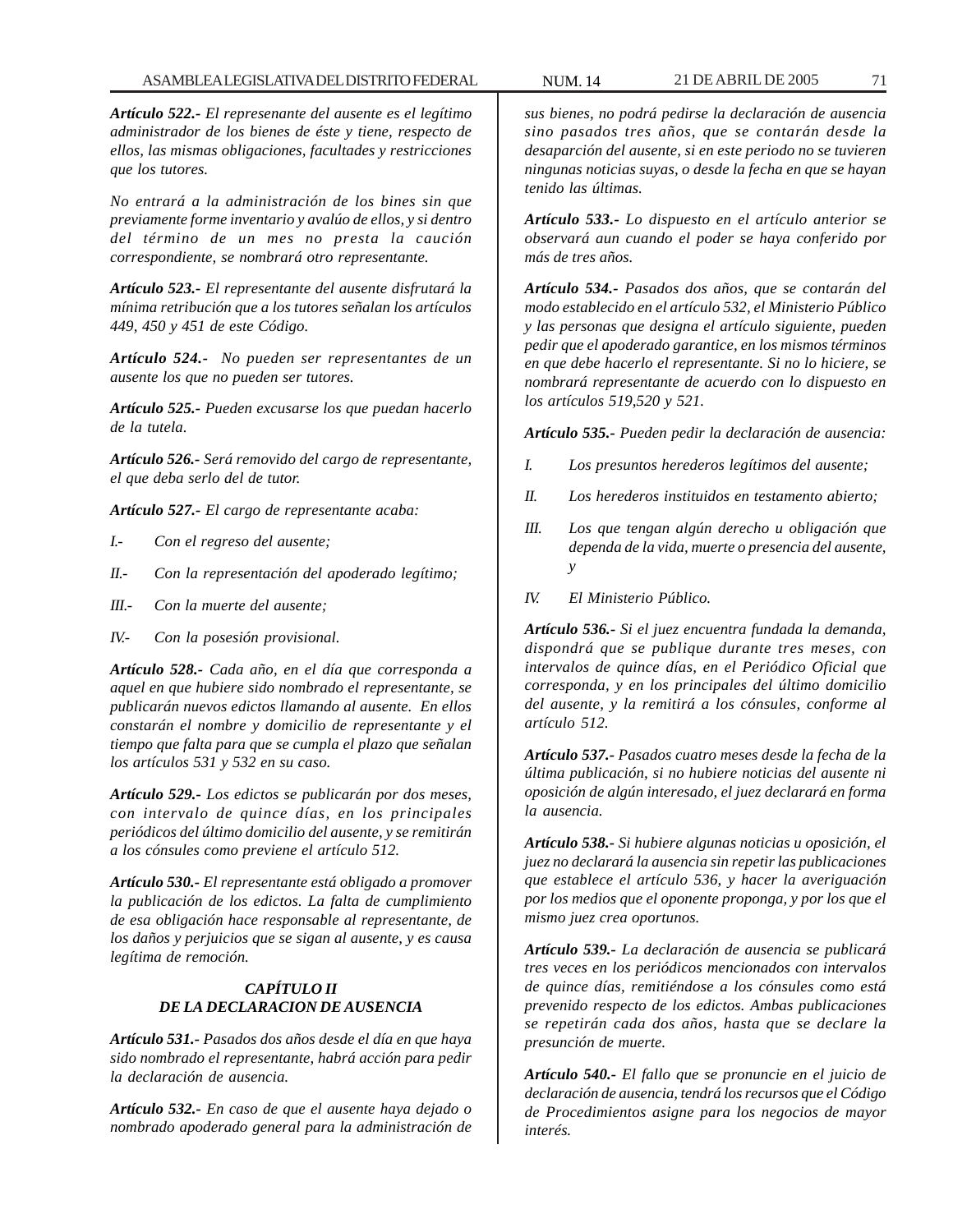***Artículo 522.-*** *El represenante del ausente es el legítimo administrador de los bienes de éste y tiene, respecto de ellos, las mismas obligaciones, facultades y restricciones que los tutores.*

*No entrará a la administración de los bines sin que previamente forme inventario y avalúo de ellos, y si dentro del término de un mes no presta la caución correspondiente, se nombrará otro representante.*

***Artículo 523.-*** *El representante del ausente disfrutará la mínima retribución que a los tutores señalan los artículos 449, 450 y 451 de este Código.*

***Artículo 524.-*** *No pueden ser representantes de un ausente los que no pueden ser tutores.*

***Artículo 525.-*** *Pueden excusarse los que puedan hacerlo de la tutela.*

***Artículo 526.-*** *Será removido del cargo de representante, el que deba serlo del de tutor.*

***Artículo 527.-*** *El cargo de representante acaba:*

*I.- Con el regreso del ausente;*

*II.- Con la representación del apoderado legítimo;*

*III.- Con la muerte del ausente;*

*IV.- Con la posesión provisional.*

***Artículo 528.-*** *Cada año, en el día que corresponda a aquel en que hubiere sido nombrado el representante, se publicarán nuevos edictos llamando al ausente. En ellos constarán el nombre y domicilio de representante y el tiempo que falta para que se cumpla el plazo que señalan los artículos 531 y 532 en su caso.*

***Artículo 529.-*** *Los edictos se publicarán por dos meses, con intervalo de quince días, en los principales periódicos del último domicilio del ausente, y se remitirán a los cónsules como previene el artículo 512.*

***Artículo 530.-*** *El representante está obligado a promover la publicación de los edictos. La falta de cumplimiento de esa obligación hace responsable al representante, de los daños y perjuicios que se sigan al ausente, y es causa legítima de remoción.*

### *CAPÍTULO II*
### *DE LA DECLARACION DE AUSENCIA*

***Artículo 531.-*** *Pasados dos años desde el día en que haya sido nombrado el representante, habrá acción para pedir la declaración de ausencia.*

***Artículo 532.-*** *En caso de que el ausente haya dejado o nombrado apoderado general para la administración de sus bienes, no podrá pedirse la declaración de ausencia sino pasados tres años, que se contarán desde la desaparción del ausente, si en este periodo no se tuvieren ningunas noticias suyas, o desde la fecha en que se hayan tenido las últimas.*

***Artículo 533.-*** *Lo dispuesto en el artículo anterior se observará aun cuando el poder se haya conferido por más de tres años.*

***Artículo 534.-*** *Pasados dos años, que se contarán del modo establecido en el artículo 532, el Ministerio Público y las personas que designa el artículo siguiente, pueden pedir que el apoderado garantice, en los mismos términos en que debe hacerlo el representante. Si no lo hiciere, se nombrará representante de acuerdo con lo dispuesto en los artículos 519,520 y 521.*

***Artículo 535.-*** *Pueden pedir la declaración de ausencia:*

*I. Los presuntos herederos legítimos del ausente;*

*II. Los herederos instituidos en testamento abierto;*

*III. Los que tengan algún derecho u obligación que dependa de la vida, muerte o presencia del ausente, y*

*IV. El Ministerio Público.*

***Artículo 536.-*** *Si el juez encuentra fundada la demanda, dispondrá que se publique durante tres meses, con intervalos de quince días, en el Periódico Oficial que corresponda, y en los principales del último domicilio del ausente, y la remitirá a los cónsules, conforme al artículo 512.*

***Artículo 537.-*** *Pasados cuatro meses desde la fecha de la última publicación, si no hubiere noticias del ausente ni oposición de algún interesado, el juez declarará en forma la ausencia.*

***Artículo 538.-*** *Si hubiere algunas noticias u oposición, el juez no declarará la ausencia sin repetir las publicaciones que establece el artículo 536, y hacer la averiguación por los medios que el oponente proponga, y por los que el mismo juez crea oportunos.*

***Artículo 539.-*** *La declaración de ausencia se publicará tres veces en los periódicos mencionados con intervalos de quince días, remitiéndose a los cónsules como está prevenido respecto de los edictos. Ambas publicaciones se repetirán cada dos años, hasta que se declare la presunción de muerte.*

***Artículo 540.-*** *El fallo que se pronuncie en el juicio de declaración de ausencia, tendrá los recursos que el Código de Procedimientos asigne para los negocios de mayor interés.*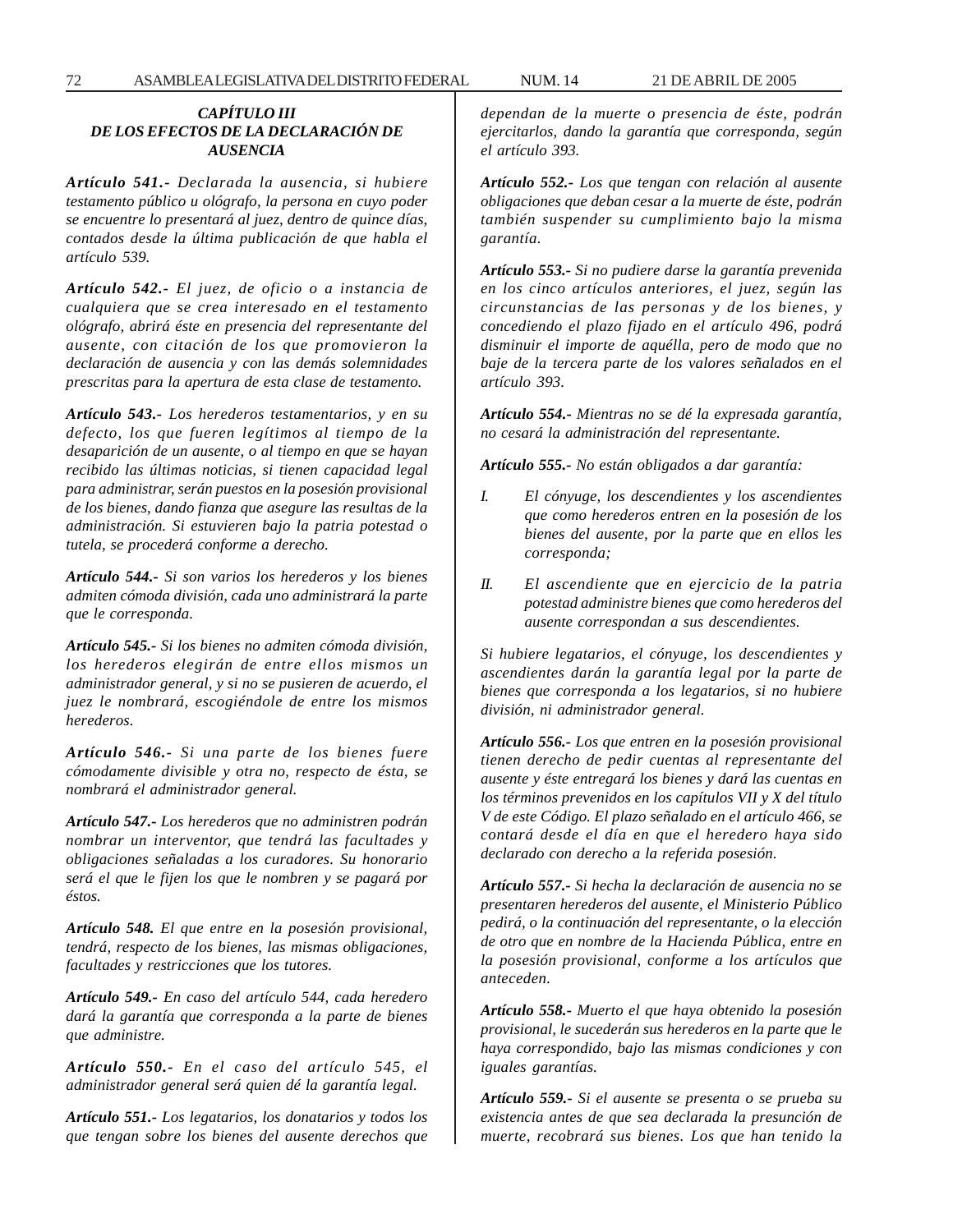### *CAPÍTULO III DE LOS EFECTOS DE LA DECLARACIÓN DE AUSENCIA*

***Artículo 541.-*** *Declarada la ausencia, si hubiere testamento público u ológrafo, la persona en cuyo poder se encuentre lo presentará al juez, dentro de quince días, contados desde la última publicación de que habla el artículo 539.*

***Artículo 542.-*** *El juez, de oficio o a instancia de cualquiera que se crea interesado en el testamento ológrafo, abrirá éste en presencia del representante del ausente, con citación de los que promovieron la declaración de ausencia y con las demás solemnidades prescritas para la apertura de esta clase de testamento.*

***Artículo 543.-*** *Los herederos testamentarios, y en su defecto, los que fueren legítimos al tiempo de la desaparición de un ausente, o al tiempo en que se hayan recibido las últimas noticias, si tienen capacidad legal para administrar, serán puestos en la posesión provisional de los bienes, dando fianza que asegure las resultas de la administración. Si estuvieren bajo la patria potestad o tutela, se procederá conforme a derecho.*

***Artículo 544.-*** *Si son varios los herederos y los bienes admiten cómoda división, cada uno administrará la parte que le corresponda.*

***Artículo 545.-*** *Si los bienes no admiten cómoda división, los herederos elegirán de entre ellos mismos un administrador general, y si no se pusieren de acuerdo, el juez le nombrará, escogiéndole de entre los mismos herederos.*

***Artículo 546.-*** *Si una parte de los bienes fuere cómodamente divisible y otra no, respecto de ésta, se nombrará el administrador general.*

***Artículo 547.-*** *Los herederos que no administren podrán nombrar un interventor, que tendrá las facultades y obligaciones señaladas a los curadores. Su honorario será el que le fijen los que le nombren y se pagará por éstos.*

***Artículo 548.*** *El que entre en la posesión provisional, tendrá, respecto de los bienes, las mismas obligaciones, facultades y restricciones que los tutores.*

***Artículo 549.-*** *En caso del artículo 544, cada heredero dará la garantía que corresponda a la parte de bienes que administre.*

***Artículo 550.-*** *En el caso del artículo 545, el administrador general será quien dé la garantía legal.*

***Artículo 551.-*** *Los legatarios, los donatarios y todos los que tengan sobre los bienes del ausente derechos que dependan de la muerte o presencia de éste, podrán ejercitarlos, dando la garantía que corresponda, según el artículo 393.*

***Artículo 552.-*** *Los que tengan con relación al ausente obligaciones que deban cesar a la muerte de éste, podrán también suspender su cumplimiento bajo la misma garantía.*

***Artículo 553.-*** *Si no pudiere darse la garantía prevenida en los cinco artículos anteriores, el juez, según las circunstancias de las personas y de los bienes, y concediendo el plazo fijado en el artículo 496, podrá disminuir el importe de aquélla, pero de modo que no baje de la tercera parte de los valores señalados en el artículo 393.*

***Artículo 554.-*** *Mientras no se dé la expresada garantía, no cesará la administración del representante.*

***Artículo 555.-*** *No están obligados a dar garantía:*

*I. El cónyuge, los descendientes y los ascendientes que como herederos entren en la posesión de los bienes del ausente, por la parte que en ellos les corresponda;*

*II. El ascendiente que en ejercicio de la patria potestad administre bienes que como herederos del ausente correspondan a sus descendientes.*

*Si hubiere legatarios, el cónyuge, los descendientes y ascendientes darán la garantía legal por la parte de bienes que corresponda a los legatarios, si no hubiere división, ni administrador general.*

***Artículo 556.-*** *Los que entren en la posesión provisional tienen derecho de pedir cuentas al representante del ausente y éste entregará los bienes y dará las cuentas en los términos prevenidos en los capítulos VII y X del título V de este Código. El plazo señalado en el artículo 466, se contará desde el día en que el heredero haya sido declarado con derecho a la referida posesión.*

***Artículo 557.-*** *Si hecha la declaración de ausencia no se presentaren herederos del ausente, el Ministerio Público pedirá, o la continuación del representante, o la elección de otro que en nombre de la Hacienda Pública, entre en la posesión provisional, conforme a los artículos que anteceden.*

***Artículo 558.-*** *Muerto el que haya obtenido la posesión provisional, le sucederán sus herederos en la parte que le haya correspondido, bajo las mismas condiciones y con iguales garantías.*

***Artículo 559.-*** *Si el ausente se presenta o se prueba su existencia antes de que sea declarada la presunción de muerte, recobrará sus bienes. Los que han tenido la*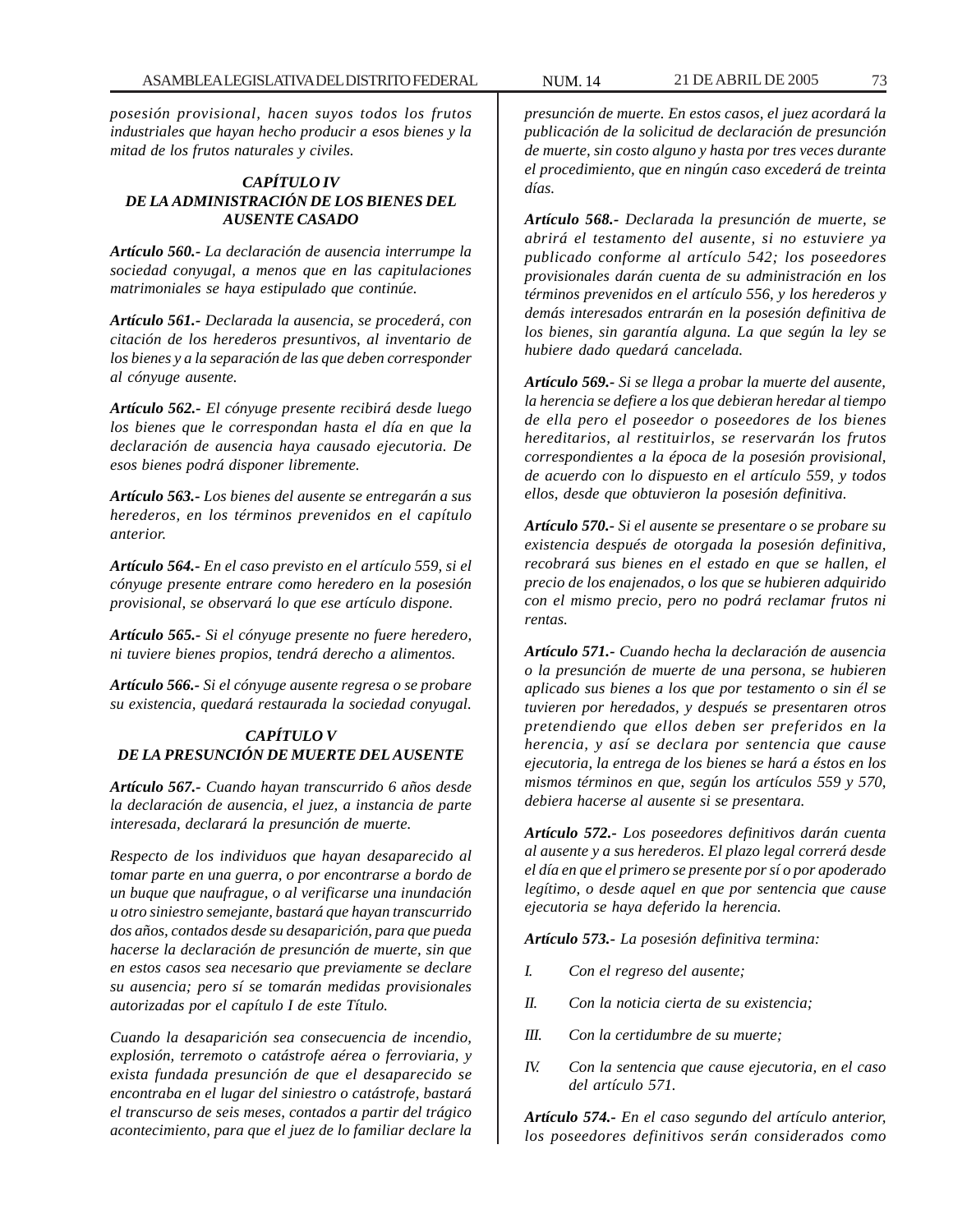*posesión provisional, hacen suyos todos los frutos industriales que hayan hecho producir a esos bienes y la mitad de los frutos naturales y civiles.*

### *CAPÍTULO IV*
### *DE LA ADMINISTRACIÓN DE LOS BIENES DEL AUSENTE CASADO*

***Artículo 560.-** La declaración de ausencia interrumpe la sociedad conyugal, a menos que en las capitulaciones matrimoniales se haya estipulado que continúe.*

***Artículo 561.-** Declarada la ausencia, se procederá, con citación de los herederos presuntivos, al inventario de los bienes y a la separación de las que deben corresponder al cónyuge ausente.*

***Artículo 562.-** El cónyuge presente recibirá desde luego los bienes que le correspondan hasta el día en que la declaración de ausencia haya causado ejecutoria. De esos bienes podrá disponer libremente.*

***Artículo 563.-** Los bienes del ausente se entregarán a sus herederos, en los términos prevenidos en el capítulo anterior.*

***Artículo 564.-** En el caso previsto en el artículo 559, si el cónyuge presente entrare como heredero en la posesión provisional, se observará lo que ese artículo dispone.*

***Artículo 565.-** Si el cónyuge presente no fuere heredero, ni tuviere bienes propios, tendrá derecho a alimentos.*

***Artículo 566.-** Si el cónyuge ausente regresa o se probare su existencia, quedará restaurada la sociedad conyugal.*

### *CAPÍTULO V*
### *DE LA PRESUNCIÓN DE MUERTE DEL AUSENTE*

***Artículo 567.-** Cuando hayan transcurrido 6 años desde la declaración de ausencia, el juez, a instancia de parte interesada, declarará la presunción de muerte.*

*Respecto de los individuos que hayan desaparecido al tomar parte en una guerra, o por encontrarse a bordo de un buque que naufrague, o al verificarse una inundación u otro siniestro semejante, bastará que hayan transcurrido dos años, contados desde su desaparición, para que pueda hacerse la declaración de presunción de muerte, sin que en estos casos sea necesario que previamente se declare su ausencia; pero sí se tomarán medidas provisionales autorizadas por el capítulo I de este Título.*

*Cuando la desaparición sea consecuencia de incendio, explosión, terremoto o catástrofe aérea o ferroviaria, y exista fundada presunción de que el desaparecido se encontraba en el lugar del siniestro o catástrofe, bastará el transcurso de seis meses, contados a partir del trágico acontecimiento, para que el juez de lo familiar declare la presunción de muerte. En estos casos, el juez acordará la publicación de la solicitud de declaración de presunción de muerte, sin costo alguno y hasta por tres veces durante el procedimiento, que en ningún caso excederá de treinta días.*

***Artículo 568.-** Declarada la presunción de muerte, se abrirá el testamento del ausente, si no estuviere ya publicado conforme al artículo 542; los poseedores provisionales darán cuenta de su administración en los términos prevenidos en el artículo 556, y los herederos y demás interesados entrarán en la posesión definitiva de los bienes, sin garantía alguna. La que según la ley se hubiere dado quedará cancelada.*

***Artículo 569.-** Si se llega a probar la muerte del ausente, la herencia se defiere a los que debieran heredar al tiempo de ella pero el poseedor o poseedores de los bienes hereditarios, al restituirlos, se reservarán los frutos correspondientes a la época de la posesión provisional, de acuerdo con lo dispuesto en el artículo 559, y todos ellos, desde que obtuvieron la posesión definitiva.*

***Artículo 570.-** Si el ausente se presentare o se probare su existencia después de otorgada la posesión definitiva, recobrará sus bienes en el estado en que se hallen, el precio de los enajenados, o los que se hubieren adquirido con el mismo precio, pero no podrá reclamar frutos ni rentas.*

***Artículo 571.-** Cuando hecha la declaración de ausencia o la presunción de muerte de una persona, se hubieren aplicado sus bienes a los que por testamento o sin él se tuvieren por heredados, y después se presentaren otros pretendiendo que ellos deben ser preferidos en la herencia, y así se declara por sentencia que cause ejecutoria, la entrega de los bienes se hará a éstos en los mismos términos en que, según los artículos 559 y 570, debiera hacerse al ausente si se presentara.*

***Artículo 572.-** Los poseedores definitivos darán cuenta al ausente y a sus herederos. El plazo legal correrá desde el día en que el primero se presente por sí o por apoderado legítimo, o desde aquel en que por sentencia que cause ejecutoria se haya deferido la herencia.*

***Artículo 573.-** La posesión definitiva termina:*

*I. Con el regreso del ausente;*

*II. Con la noticia cierta de su existencia;*

*III. Con la certidumbre de su muerte;*

*IV. Con la sentencia que cause ejecutoria, en el caso del artículo 571.*

***Artículo 574.-** En el caso segundo del artículo anterior, los poseedores definitivos serán considerados como*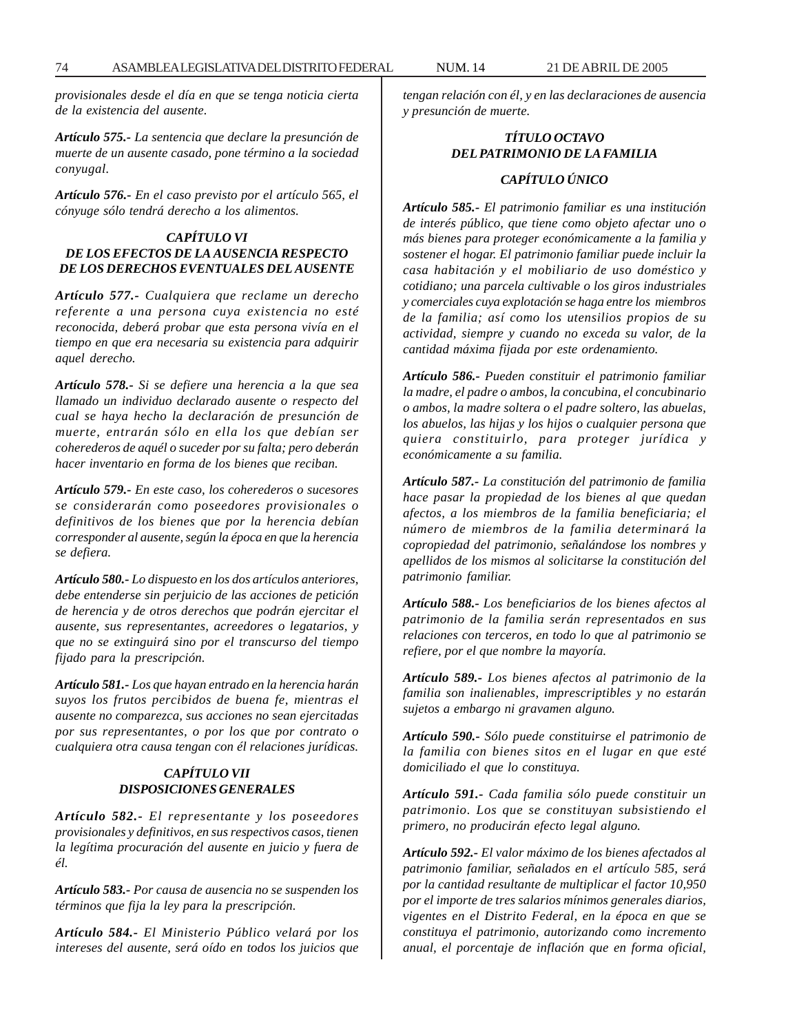*provisionales desde el día en que se tenga noticia cierta de la existencia del ausente.*

***Artículo 575.-*** *La sentencia que declare la presunción de muerte de un ausente casado, pone término a la sociedad conyugal.*

***Artículo 576.-*** *En el caso previsto por el artículo 565, el cónyuge sólo tendrá derecho a los alimentos.*

### *CAPÍTULO VI*
### *DE LOS EFECTOS DE LA AUSENCIA RESPECTO DE LOS DERECHOS EVENTUALES DEL AUSENTE*

***Artículo 577.-*** *Cualquiera que reclame un derecho referente a una persona cuya existencia no esté reconocida, deberá probar que esta persona vivía en el tiempo en que era necesaria su existencia para adquirir aquel derecho.*

***Artículo 578.-*** *Si se defiere una herencia a la que sea llamado un individuo declarado ausente o respecto del cual se haya hecho la declaración de presunción de muerte, entrarán sólo en ella los que debían ser coherederos de aquél o suceder por su falta; pero deberán hacer inventario en forma de los bienes que reciban.*

***Artículo 579.-*** *En este caso, los coherederos o sucesores se considerarán como poseedores provisionales o definitivos de los bienes que por la herencia debían corresponder al ausente, según la época en que la herencia se defiera.*

***Artículo 580.-*** *Lo dispuesto en los dos artículos anteriores, debe entenderse sin perjuicio de las acciones de petición de herencia y de otros derechos que podrán ejercitar el ausente, sus representantes, acreedores o legatarios, y que no se extinguirá sino por el transcurso del tiempo fijado para la prescripción.*

***Artículo 581.-*** *Los que hayan entrado en la herencia harán suyos los frutos percibidos de buena fe, mientras el ausente no comparezca, sus acciones no sean ejercitadas por sus representantes, o por los que por contrato o cualquiera otra causa tengan con él relaciones jurídicas.*

### *CAPÍTULO VII*
### *DISPOSICIONES GENERALES*

***Artículo 582.-*** *El representante y los poseedores provisionales y definitivos, en sus respectivos casos, tienen la legítima procuración del ausente en juicio y fuera de él.*

***Artículo 583.-*** *Por causa de ausencia no se suspenden los términos que fija la ley para la prescripción.*

***Artículo 584.-*** *El Ministerio Público velará por los intereses del ausente, será oído en todos los juicios que tengan relación con él, y en las declaraciones de ausencia y presunción de muerte.*

## *TÍTULO OCTAVO*
## *DEL PATRIMONIO DE LA FAMILIA*

### *CAPÍTULO ÚNICO*

***Artículo 585.-*** *El patrimonio familiar es una institución de interés público, que tiene como objeto afectar uno o más bienes para proteger económicamente a la familia y sostener el hogar. El patrimonio familiar puede incluir la casa habitación y el mobiliario de uso doméstico y cotidiano; una parcela cultivable o los giros industriales y comerciales cuya explotación se haga entre los miembros de la familia; así como los utensilios propios de su actividad, siempre y cuando no exceda su valor, de la cantidad máxima fijada por este ordenamiento.*

***Artículo 586.-*** *Pueden constituir el patrimonio familiar la madre, el padre o ambos, la concubina, el concubinario o ambos, la madre soltera o el padre soltero, las abuelas, los abuelos, las hijas y los hijos o cualquier persona que quiera constituirlo, para proteger jurídica y económicamente a su familia.*

***Artículo 587.-*** *La constitución del patrimonio de familia hace pasar la propiedad de los bienes al que quedan afectos, a los miembros de la familia beneficiaria; el número de miembros de la familia determinará la copropiedad del patrimonio, señalándose los nombres y apellidos de los mismos al solicitarse la constitución del patrimonio familiar.*

***Artículo 588.-*** *Los beneficiarios de los bienes afectos al patrimonio de la familia serán representados en sus relaciones con terceros, en todo lo que al patrimonio se refiere, por el que nombre la mayoría.*

***Artículo 589.-*** *Los bienes afectos al patrimonio de la familia son inalienables, imprescriptibles y no estarán sujetos a embargo ni gravamen alguno.*

***Artículo 590.-*** *Sólo puede constituirse el patrimonio de la familia con bienes sitos en el lugar en que esté domiciliado el que lo constituya.*

***Artículo 591.-*** *Cada familia sólo puede constituir un patrimonio. Los que se constituyan subsistiendo el primero, no producirán efecto legal alguno.*

***Artículo 592.-*** *El valor máximo de los bienes afectados al patrimonio familiar, señalados en el artículo 585, será por la cantidad resultante de multiplicar el factor 10,950 por el importe de tres salarios mínimos generales diarios, vigentes en el Distrito Federal, en la época en que se constituya el patrimonio, autorizando como incremento anual, el porcentaje de inflación que en forma oficial,*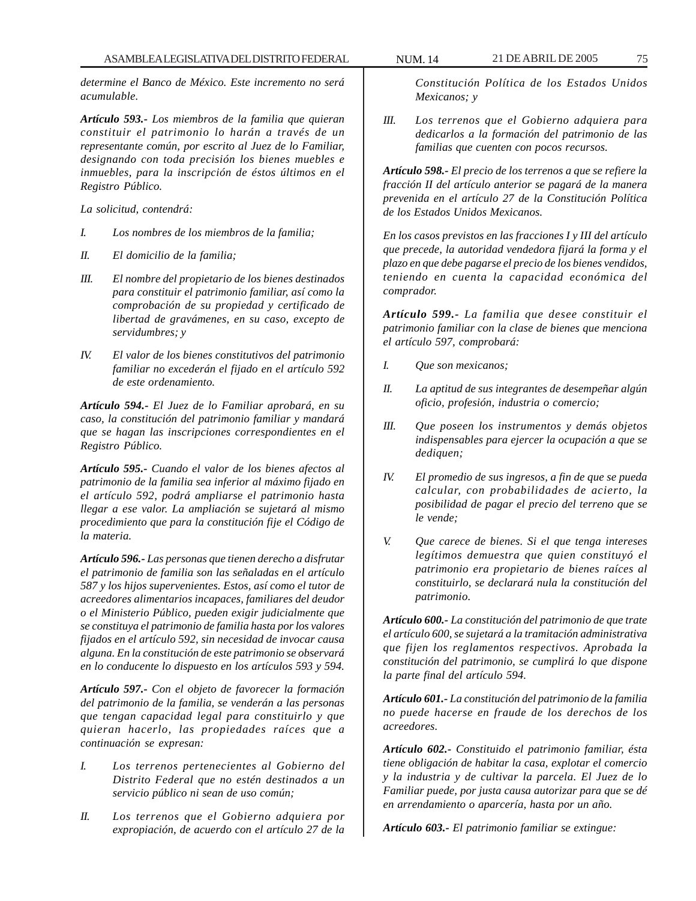*determine el Banco de México. Este incremento no será acumulable.*

***Artículo 593.-*** *Los miembros de la familia que quieran constituir el patrimonio lo harán a través de un representante común, por escrito al Juez de lo Familiar, designando con toda precisión los bienes muebles e inmuebles, para la inscripción de éstos últimos en el Registro Público.*

*La solicitud, contendrá:*

*I. Los nombres de los miembros de la familia;*

*II. El domicilio de la familia;*

*III. El nombre del propietario de los bienes destinados para constituir el patrimonio familiar, así como la comprobación de su propiedad y certificado de libertad de gravámenes, en su caso, excepto de servidumbres; y*

*IV. El valor de los bienes constitutivos del patrimonio familiar no excederán el fijado en el artículo 592 de este ordenamiento.*

***Artículo 594.-*** *El Juez de lo Familiar aprobará, en su caso, la constitución del patrimonio familiar y mandará que se hagan las inscripciones correspondientes en el Registro Público.*

***Artículo 595.-*** *Cuando el valor de los bienes afectos al patrimonio de la familia sea inferior al máximo fijado en el artículo 592, podrá ampliarse el patrimonio hasta llegar a ese valor. La ampliación se sujetará al mismo procedimiento que para la constitución fije el Código de la materia.*

***Artículo 596.-*** *Las personas que tienen derecho a disfrutar el patrimonio de familia son las señaladas en el artículo 587 y los hijos supervenientes. Estos, así como el tutor de acreedores alimentarios incapaces, familiares del deudor o el Ministerio Público, pueden exigir judicialmente que se constituya el patrimonio de familia hasta por los valores fijados en el artículo 592, sin necesidad de invocar causa alguna. En la constitución de este patrimonio se observará en lo conducente lo dispuesto en los artículos 593 y 594.*

***Artículo 597.-*** *Con el objeto de favorecer la formación del patrimonio de la familia, se venderán a las personas que tengan capacidad legal para constituirlo y que quieran hacerlo, las propiedades raíces que a continuación se expresan:*

*I. Los terrenos pertenecientes al Gobierno del Distrito Federal que no estén destinados a un servicio público ni sean de uso común;*

*II. Los terrenos que el Gobierno adquiera por expropiación, de acuerdo con el artículo 27 de la Constitución Política de los Estados Unidos Mexicanos; y*

*III. Los terrenos que el Gobierno adquiera para dedicarlos a la formación del patrimonio de las familias que cuenten con pocos recursos.*

***Artículo 598.-*** *El precio de los terrenos a que se refiere la fracción II del artículo anterior se pagará de la manera prevenida en el artículo 27 de la Constitución Política de los Estados Unidos Mexicanos.*

*En los casos previstos en las fracciones I y III del artículo que precede, la autoridad vendedora fijará la forma y el plazo en que debe pagarse el precio de los bienes vendidos, teniendo en cuenta la capacidad económica del comprador.*

***Artículo 599.-*** *La familia que desee constituir el patrimonio familiar con la clase de bienes que menciona el artículo 597, comprobará:*

*I. Que son mexicanos;*

*II. La aptitud de sus integrantes de desempeñar algún oficio, profesión, industria o comercio;*

*III. Que poseen los instrumentos y demás objetos indispensables para ejercer la ocupación a que se dediquen;*

*IV. El promedio de sus ingresos, a fin de que se pueda calcular, con probabilidades de acierto, la posibilidad de pagar el precio del terreno que se le vende;*

*V. Que carece de bienes. Si el que tenga intereses legítimos demuestra que quien constituyó el patrimonio era propietario de bienes raíces al constituirlo, se declarará nula la constitución del patrimonio.*

***Artículo 600.-*** *La constitución del patrimonio de que trate el artículo 600, se sujetará a la tramitación administrativa que fijen los reglamentos respectivos. Aprobada la constitución del patrimonio, se cumplirá lo que dispone la parte final del artículo 594.*

***Artículo 601.-*** *La constitución del patrimonio de la familia no puede hacerse en fraude de los derechos de los acreedores.*

***Artículo 602.-*** *Constituido el patrimonio familiar, ésta tiene obligación de habitar la casa, explotar el comercio y la industria y de cultivar la parcela. El Juez de lo Familiar puede, por justa causa autorizar para que se dé en arrendamiento o aparcería, hasta por un año.*

***Artículo 603.-*** *El patrimonio familiar se extingue:*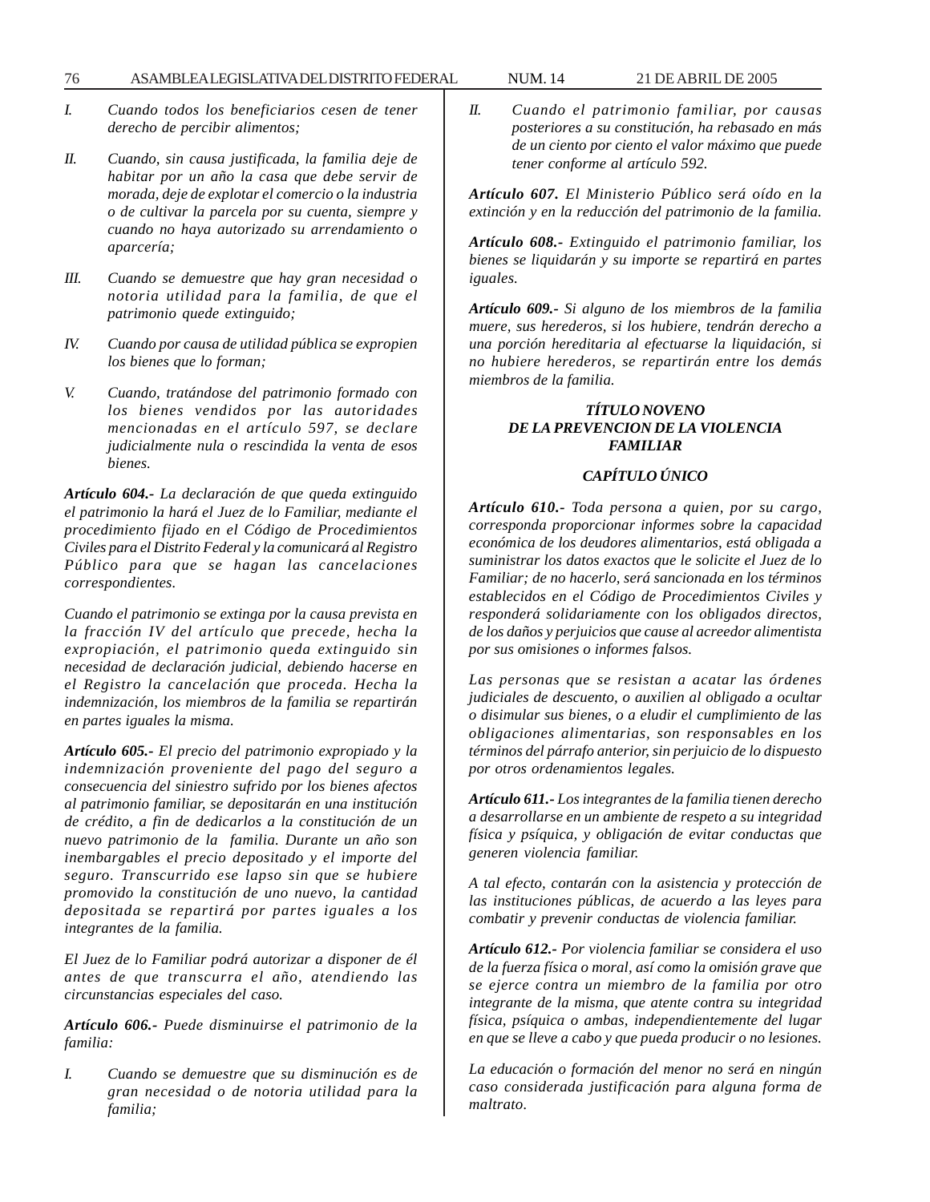*I. Cuando todos los beneficiarios cesen de tener derecho de percibir alimentos;*

*II. Cuando, sin causa justificada, la familia deje de habitar por un año la casa que debe servir de morada, deje de explotar el comercio o la industria o de cultivar la parcela por su cuenta, siempre y cuando no haya autorizado su arrendamiento o aparcería;*

*III. Cuando se demuestre que hay gran necesidad o notoria utilidad para la familia, de que el patrimonio quede extinguido;*

*IV. Cuando por causa de utilidad pública se expropien los bienes que lo forman;*

*V. Cuando, tratándose del patrimonio formado con los bienes vendidos por las autoridades mencionadas en el artículo 597, se declare judicialmente nula o rescindida la venta de esos bienes.*

***Artículo 604.-*** *La declaración de que queda extinguido el patrimonio la hará el Juez de lo Familiar, mediante el procedimiento fijado en el Código de Procedimientos Civiles para el Distrito Federal y la comunicará al Registro Público para que se hagan las cancelaciones correspondientes.*

*Cuando el patrimonio se extinga por la causa prevista en la fracción IV del artículo que precede, hecha la expropiación, el patrimonio queda extinguido sin necesidad de declaración judicial, debiendo hacerse en el Registro la cancelación que proceda. Hecha la indemnización, los miembros de la familia se repartirán en partes iguales la misma.*

***Artículo 605.-*** *El precio del patrimonio expropiado y la indemnización proveniente del pago del seguro a consecuencia del siniestro sufrido por los bienes afectos al patrimonio familiar, se depositarán en una institución de crédito, a fin de dedicarlos a la constitución de un nuevo patrimonio de la familia. Durante un año son inembargables el precio depositado y el importe del seguro. Transcurrido ese lapso sin que se hubiere promovido la constitución de uno nuevo, la cantidad depositada se repartirá por partes iguales a los integrantes de la familia.*

*El Juez de lo Familiar podrá autorizar a disponer de él antes de que transcurra el año, atendiendo las circunstancias especiales del caso.*

***Artículo 606.-*** *Puede disminuirse el patrimonio de la familia:*

*I. Cuando se demuestre que su disminución es de gran necesidad o de notoria utilidad para la familia;*

*II. Cuando el patrimonio familiar, por causas posteriores a su constitución, ha rebasado en más de un ciento por ciento el valor máximo que puede tener conforme al artículo 592.*

***Artículo 607.*** *El Ministerio Público será oído en la extinción y en la reducción del patrimonio de la familia.*

***Artículo 608.-*** *Extinguido el patrimonio familiar, los bienes se liquidarán y su importe se repartirá en partes iguales.*

***Artículo 609.-*** *Si alguno de los miembros de la familia muere, sus herederos, si los hubiere, tendrán derecho a una porción hereditaria al efectuarse la liquidación, si no hubiere herederos, se repartirán entre los demás miembros de la familia.*

### *TÍTULO NOVENO DE LA PREVENCION DE LA VIOLENCIA FAMILIAR*

### *CAPÍTULO ÚNICO*

***Artículo 610.-*** *Toda persona a quien, por su cargo, corresponda proporcionar informes sobre la capacidad económica de los deudores alimentarios, está obligada a suministrar los datos exactos que le solicite el Juez de lo Familiar; de no hacerlo, será sancionada en los términos establecidos en el Código de Procedimientos Civiles y responderá solidariamente con los obligados directos, de los daños y perjuicios que cause al acreedor alimentista por sus omisiones o informes falsos.*

*Las personas que se resistan a acatar las órdenes judiciales de descuento, o auxilien al obligado a ocultar o disimular sus bienes, o a eludir el cumplimiento de las obligaciones alimentarias, son responsables en los términos del párrafo anterior, sin perjuicio de lo dispuesto por otros ordenamientos legales.*

***Artículo 611.-*** *Los integrantes de la familia tienen derecho a desarrollarse en un ambiente de respeto a su integridad física y psíquica, y obligación de evitar conductas que generen violencia familiar.*

*A tal efecto, contarán con la asistencia y protección de las instituciones públicas, de acuerdo a las leyes para combatir y prevenir conductas de violencia familiar.*

***Artículo 612.-*** *Por violencia familiar se considera el uso de la fuerza física o moral, así como la omisión grave que se ejerce contra un miembro de la familia por otro integrante de la misma, que atente contra su integridad física, psíquica o ambas, independientemente del lugar en que se lleve a cabo y que pueda producir o no lesiones.*

*La educación o formación del menor no será en ningún caso considerada justificación para alguna forma de maltrato.*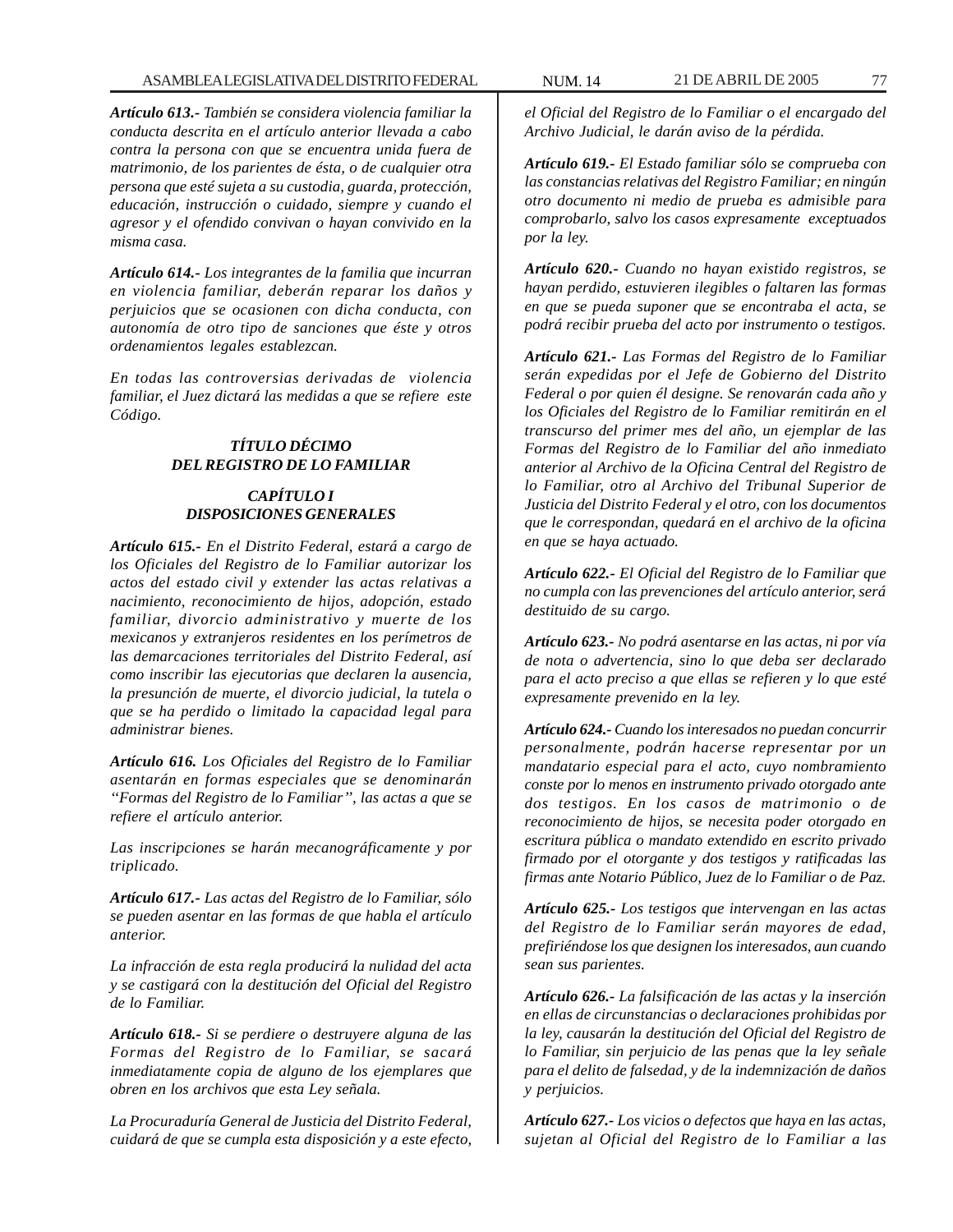***Artículo 613.-*** *También se considera violencia familiar la conducta descrita en el artículo anterior llevada a cabo contra la persona con que se encuentra unida fuera de matrimonio, de los parientes de ésta, o de cualquier otra persona que esté sujeta a su custodia, guarda, protección, educación, instrucción o cuidado, siempre y cuando el agresor y el ofendido convivan o hayan convivido en la misma casa.*

***Artículo 614.-*** *Los integrantes de la familia que incurran en violencia familiar, deberán reparar los daños y perjuicios que se ocasionen con dicha conducta, con autonomía de otro tipo de sanciones que éste y otros ordenamientos legales establezcan.*

*En todas las controversias derivadas de violencia familiar, el Juez dictará las medidas a que se refiere este Código.*

### *TÍTULO DÉCIMO*
### *DEL REGISTRO DE LO FAMILIAR*

#### *CAPÍTULO I*
#### *DISPOSICIONES GENERALES*

***Artículo 615.-*** *En el Distrito Federal, estará a cargo de los Oficiales del Registro de lo Familiar autorizar los actos del estado civil y extender las actas relativas a nacimiento, reconocimiento de hijos, adopción, estado familiar, divorcio administrativo y muerte de los mexicanos y extranjeros residentes en los perímetros de las demarcaciones territoriales del Distrito Federal, así como inscribir las ejecutorias que declaren la ausencia, la presunción de muerte, el divorcio judicial, la tutela o que se ha perdido o limitado la capacidad legal para administrar bienes.*

***Artículo 616.*** *Los Oficiales del Registro de lo Familiar asentarán en formas especiales que se denominarán "Formas del Registro de lo Familiar", las actas a que se refiere el artículo anterior.*

*Las inscripciones se harán mecanográficamente y por triplicado.*

***Artículo 617.-*** *Las actas del Registro de lo Familiar, sólo se pueden asentar en las formas de que habla el artículo anterior.*

*La infracción de esta regla producirá la nulidad del acta y se castigará con la destitución del Oficial del Registro de lo Familiar.*

***Artículo 618.-*** *Si se perdiere o destruyere alguna de las Formas del Registro de lo Familiar, se sacará inmediatamente copia de alguno de los ejemplares que obren en los archivos que esta Ley señala.*

*La Procuraduría General de Justicia del Distrito Federal, cuidará de que se cumpla esta disposición y a este efecto, el Oficial del Registro de lo Familiar o el encargado del Archivo Judicial, le darán aviso de la pérdida.*

***Artículo 619.-*** *El Estado familiar sólo se comprueba con las constancias relativas del Registro Familiar; en ningún otro documento ni medio de prueba es admisible para comprobarlo, salvo los casos expresamente exceptuados por la ley.*

***Artículo 620.-*** *Cuando no hayan existido registros, se hayan perdido, estuvieren ilegibles o faltaren las formas en que se pueda suponer que se encontraba el acta, se podrá recibir prueba del acto por instrumento o testigos.*

***Artículo 621.-*** *Las Formas del Registro de lo Familiar serán expedidas por el Jefe de Gobierno del Distrito Federal o por quien él designe. Se renovarán cada año y los Oficiales del Registro de lo Familiar remitirán en el transcurso del primer mes del año, un ejemplar de las Formas del Registro de lo Familiar del año inmediato anterior al Archivo de la Oficina Central del Registro de lo Familiar, otro al Archivo del Tribunal Superior de Justicia del Distrito Federal y el otro, con los documentos que le correspondan, quedará en el archivo de la oficina en que se haya actuado.*

***Artículo 622.-*** *El Oficial del Registro de lo Familiar que no cumpla con las prevenciones del artículo anterior, será destituido de su cargo.*

***Artículo 623.-*** *No podrá asentarse en las actas, ni por vía de nota o advertencia, sino lo que deba ser declarado para el acto preciso a que ellas se refieren y lo que esté expresamente prevenido en la ley.*

***Artículo 624.-*** *Cuando los interesados no puedan concurrir personalmente, podrán hacerse representar por un mandatario especial para el acto, cuyo nombramiento conste por lo menos en instrumento privado otorgado ante dos testigos. En los casos de matrimonio o de reconocimiento de hijos, se necesita poder otorgado en escritura pública o mandato extendido en escrito privado firmado por el otorgante y dos testigos y ratificadas las firmas ante Notario Público, Juez de lo Familiar o de Paz.*

***Artículo 625.-*** *Los testigos que intervengan en las actas del Registro de lo Familiar serán mayores de edad, prefiriéndose los que designen los interesados, aun cuando sean sus parientes.*

***Artículo 626.-*** *La falsificación de las actas y la inserción en ellas de circunstancias o declaraciones prohibidas por la ley, causarán la destitución del Oficial del Registro de lo Familiar, sin perjuicio de las penas que la ley señale para el delito de falsedad, y de la indemnización de daños y perjuicios.*

***Artículo 627.-*** *Los vicios o defectos que haya en las actas, sujetan al Oficial del Registro de lo Familiar a las*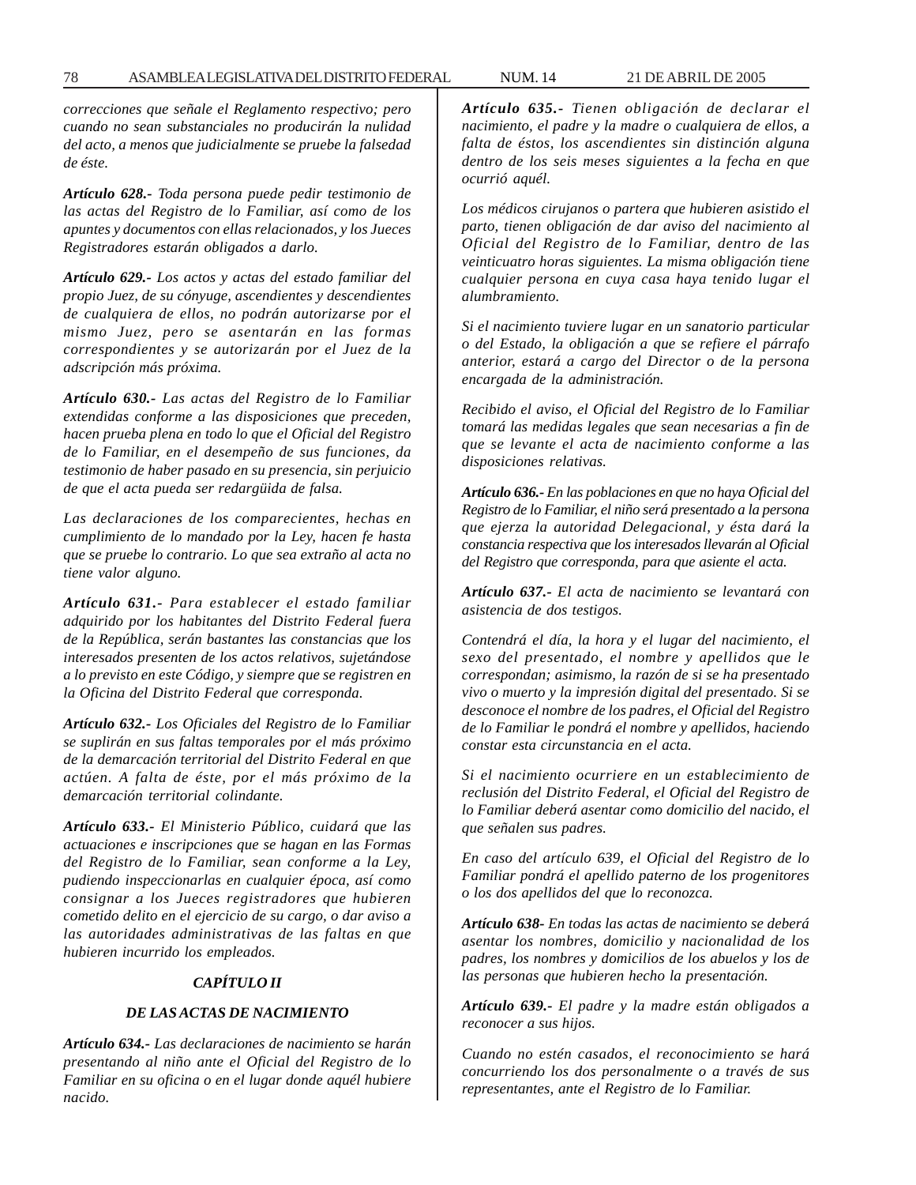*correcciones que señale el Reglamento respectivo; pero cuando no sean substanciales no producirán la nulidad del acto, a menos que judicialmente se pruebe la falsedad de éste.*

***Artículo 628.-** Toda persona puede pedir testimonio de las actas del Registro de lo Familiar, así como de los apuntes y documentos con ellas relacionados, y los Jueces Registradores estarán obligados a darlo.*

***Artículo 629.-** Los actos y actas del estado familiar del propio Juez, de su cónyuge, ascendientes y descendientes de cualquiera de ellos, no podrán autorizarse por el mismo Juez, pero se asentarán en las formas correspondientes y se autorizarán por el Juez de la adscripción más próxima.*

***Artículo 630.-** Las actas del Registro de lo Familiar extendidas conforme a las disposiciones que preceden, hacen prueba plena en todo lo que el Oficial del Registro de lo Familiar, en el desempeño de sus funciones, da testimonio de haber pasado en su presencia, sin perjuicio de que el acta pueda ser redargüida de falsa.*

*Las declaraciones de los comparecientes, hechas en cumplimiento de lo mandado por la Ley, hacen fe hasta que se pruebe lo contrario. Lo que sea extraño al acta no tiene valor alguno.*

***Artículo 631.-** Para establecer el estado familiar adquirido por los habitantes del Distrito Federal fuera de la República, serán bastantes las constancias que los interesados presenten de los actos relativos, sujetándose a lo previsto en este Código, y siempre que se registren en la Oficina del Distrito Federal que corresponda.*

***Artículo 632.-** Los Oficiales del Registro de lo Familiar se suplirán en sus faltas temporales por el más próximo de la demarcación territorial del Distrito Federal en que actúen. A falta de éste, por el más próximo de la demarcación territorial colindante.*

***Artículo 633.-** El Ministerio Público, cuidará que las actuaciones e inscripciones que se hagan en las Formas del Registro de lo Familiar, sean conforme a la Ley, pudiendo inspeccionarlas en cualquier época, así como consignar a los Jueces registradores que hubieren cometido delito en el ejercicio de su cargo, o dar aviso a las autoridades administrativas de las faltas en que hubieren incurrido los empleados.*

### *CAPÍTULO II*

### *DE LAS ACTAS DE NACIMIENTO*

***Artículo 634.-** Las declaraciones de nacimiento se harán presentando al niño ante el Oficial del Registro de lo Familiar en su oficina o en el lugar donde aquél hubiere nacido.*

***Artículo 635.-** Tienen obligación de declarar el nacimiento, el padre y la madre o cualquiera de ellos, a falta de éstos, los ascendientes sin distinción alguna dentro de los seis meses siguientes a la fecha en que ocurrió aquél.*

*Los médicos cirujanos o partera que hubieren asistido el parto, tienen obligación de dar aviso del nacimiento al Oficial del Registro de lo Familiar, dentro de las veinticuatro horas siguientes. La misma obligación tiene cualquier persona en cuya casa haya tenido lugar el alumbramiento.*

*Si el nacimiento tuviere lugar en un sanatorio particular o del Estado, la obligación a que se refiere el párrafo anterior, estará a cargo del Director o de la persona encargada de la administración.*

*Recibido el aviso, el Oficial del Registro de lo Familiar tomará las medidas legales que sean necesarias a fin de que se levante el acta de nacimiento conforme a las disposiciones relativas.*

***Artículo 636.-** En las poblaciones en que no haya Oficial del Registro de lo Familiar, el niño será presentado a la persona que ejerza la autoridad Delegacional, y ésta dará la constancia respectiva que los interesados llevarán al Oficial del Registro que corresponda, para que asiente el acta.*

***Artículo 637.-** El acta de nacimiento se levantará con asistencia de dos testigos.*

*Contendrá el día, la hora y el lugar del nacimiento, el sexo del presentado, el nombre y apellidos que le correspondan; asimismo, la razón de si se ha presentado vivo o muerto y la impresión digital del presentado. Si se desconoce el nombre de los padres, el Oficial del Registro de lo Familiar le pondrá el nombre y apellidos, haciendo constar esta circunstancia en el acta.*

*Si el nacimiento ocurriere en un establecimiento de reclusión del Distrito Federal, el Oficial del Registro de lo Familiar deberá asentar como domicilio del nacido, el que señalen sus padres.*

*En caso del artículo 639, el Oficial del Registro de lo Familiar pondrá el apellido paterno de los progenitores o los dos apellidos del que lo reconozca.*

***Artículo 638-** En todas las actas de nacimiento se deberá asentar los nombres, domicilio y nacionalidad de los padres, los nombres y domicilios de los abuelos y los de las personas que hubieren hecho la presentación.*

***Artículo 639.-** El padre y la madre están obligados a reconocer a sus hijos.*

*Cuando no estén casados, el reconocimiento se hará concurriendo los dos personalmente o a través de sus representantes, ante el Registro de lo Familiar.*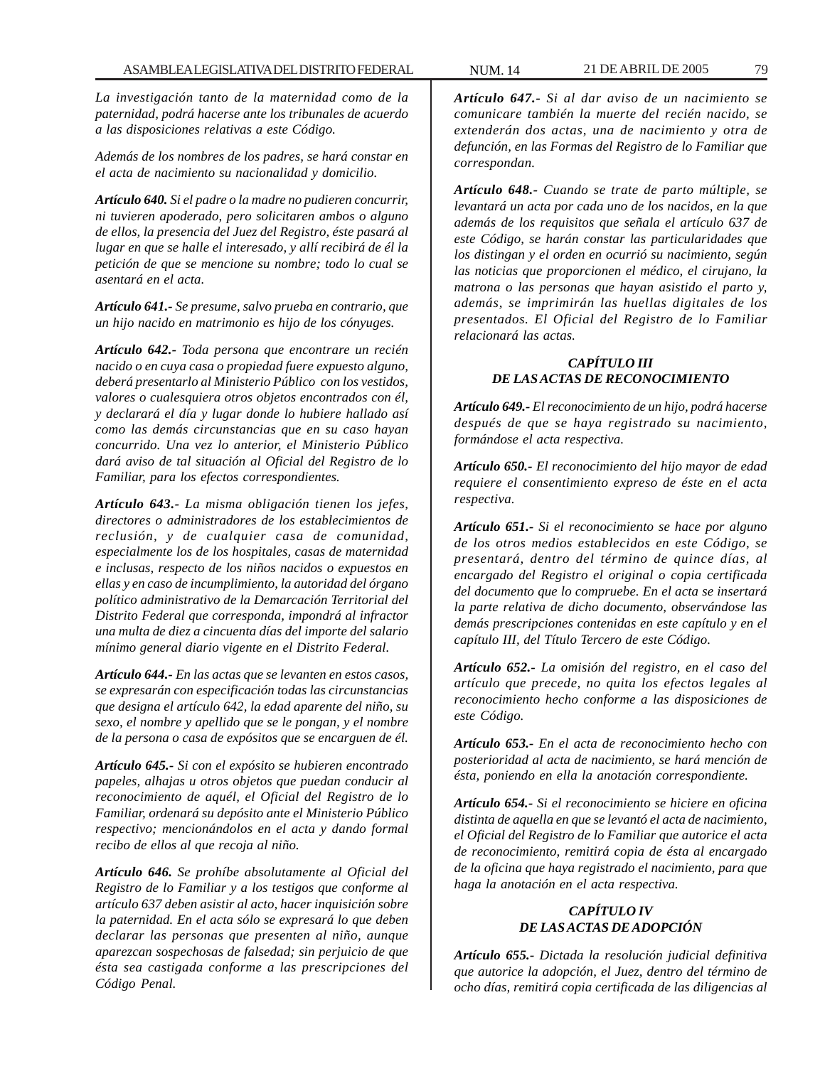*La investigación tanto de la maternidad como de la paternidad, podrá hacerse ante los tribunales de acuerdo a las disposiciones relativas a este Código.*

*Además de los nombres de los padres, se hará constar en el acta de nacimiento su nacionalidad y domicilio.*

***Artículo 640.*** *Si el padre o la madre no pudieren concurrir, ni tuvieren apoderado, pero solicitaren ambos o alguno de ellos, la presencia del Juez del Registro, éste pasará al lugar en que se halle el interesado, y allí recibirá de él la petición de que se mencione su nombre; todo lo cual se asentará en el acta.*

***Artículo 641.-*** *Se presume, salvo prueba en contrario, que un hijo nacido en matrimonio es hijo de los cónyuges.*

***Artículo 642.-*** *Toda persona que encontrare un recién nacido o en cuya casa o propiedad fuere expuesto alguno, deberá presentarlo al Ministerio Público con los vestidos, valores o cualesquiera otros objetos encontrados con él, y declarará el día y lugar donde lo hubiere hallado así como las demás circunstancias que en su caso hayan concurrido. Una vez lo anterior, el Ministerio Público dará aviso de tal situación al Oficial del Registro de lo Familiar, para los efectos correspondientes.*

***Artículo 643.-*** *La misma obligación tienen los jefes, directores o administradores de los establecimientos de reclusión, y de cualquier casa de comunidad, especialmente los de los hospitales, casas de maternidad e inclusas, respecto de los niños nacidos o expuestos en ellas y en caso de incumplimiento, la autoridad del órgano político administrativo de la Demarcación Territorial del Distrito Federal que corresponda, impondrá al infractor una multa de diez a cincuenta días del importe del salario mínimo general diario vigente en el Distrito Federal.*

***Artículo 644.-*** *En las actas que se levanten en estos casos, se expresarán con especificación todas las circunstancias que designa el artículo 642, la edad aparente del niño, su sexo, el nombre y apellido que se le pongan, y el nombre de la persona o casa de expósitos que se encarguen de él.*

***Artículo 645.-*** *Si con el expósito se hubieren encontrado papeles, alhajas u otros objetos que puedan conducir al reconocimiento de aquél, el Oficial del Registro de lo Familiar, ordenará su depósito ante el Ministerio Público respectivo; mencionándolos en el acta y dando formal recibo de ellos al que recoja al niño.*

***Artículo 646.*** *Se prohíbe absolutamente al Oficial del Registro de lo Familiar y a los testigos que conforme al artículo 637 deben asistir al acto, hacer inquisición sobre la paternidad. En el acta sólo se expresará lo que deben declarar las personas que presenten al niño, aunque aparezcan sospechosas de falsedad; sin perjuicio de que ésta sea castigada conforme a las prescripciones del Código Penal.*

***Artículo 647.-*** *Si al dar aviso de un nacimiento se comunicare también la muerte del recién nacido, se extenderán dos actas, una de nacimiento y otra de defunción, en las Formas del Registro de lo Familiar que correspondan.*

***Artículo 648.-*** *Cuando se trate de parto múltiple, se levantará un acta por cada uno de los nacidos, en la que además de los requisitos que señala el artículo 637 de este Código, se harán constar las particularidades que los distingan y el orden en ocurrió su nacimiento, según las noticias que proporcionen el médico, el cirujano, la matrona o las personas que hayan asistido el parto y, además, se imprimirán las huellas digitales de los presentados. El Oficial del Registro de lo Familiar relacionará las actas.*

### *CAPÍTULO III*
### *DE LAS ACTAS DE RECONOCIMIENTO*

***Artículo 649.-*** *El reconocimiento de un hijo, podrá hacerse después de que se haya registrado su nacimiento, formándose el acta respectiva.*

***Artículo 650.-*** *El reconocimiento del hijo mayor de edad requiere el consentimiento expreso de éste en el acta respectiva.*

***Artículo 651.-*** *Si el reconocimiento se hace por alguno de los otros medios establecidos en este Código, se presentará, dentro del término de quince días, al encargado del Registro el original o copia certificada del documento que lo compruebe. En el acta se insertará la parte relativa de dicho documento, observándose las demás prescripciones contenidas en este capítulo y en el capítulo III, del Título Tercero de este Código.*

***Artículo 652.-*** *La omisión del registro, en el caso del artículo que precede, no quita los efectos legales al reconocimiento hecho conforme a las disposiciones de este Código.*

***Artículo 653.-*** *En el acta de reconocimiento hecho con posterioridad al acta de nacimiento, se hará mención de ésta, poniendo en ella la anotación correspondiente.*

***Artículo 654.-*** *Si el reconocimiento se hiciere en oficina distinta de aquella en que se levantó el acta de nacimiento, el Oficial del Registro de lo Familiar que autorice el acta de reconocimiento, remitirá copia de ésta al encargado de la oficina que haya registrado el nacimiento, para que haga la anotación en el acta respectiva.*

### *CAPÍTULO IV*
### *DE LAS ACTAS DE ADOPCIÓN*

***Artículo 655.-*** *Dictada la resolución judicial definitiva que autorice la adopción, el Juez, dentro del término de ocho días, remitirá copia certificada de las diligencias al*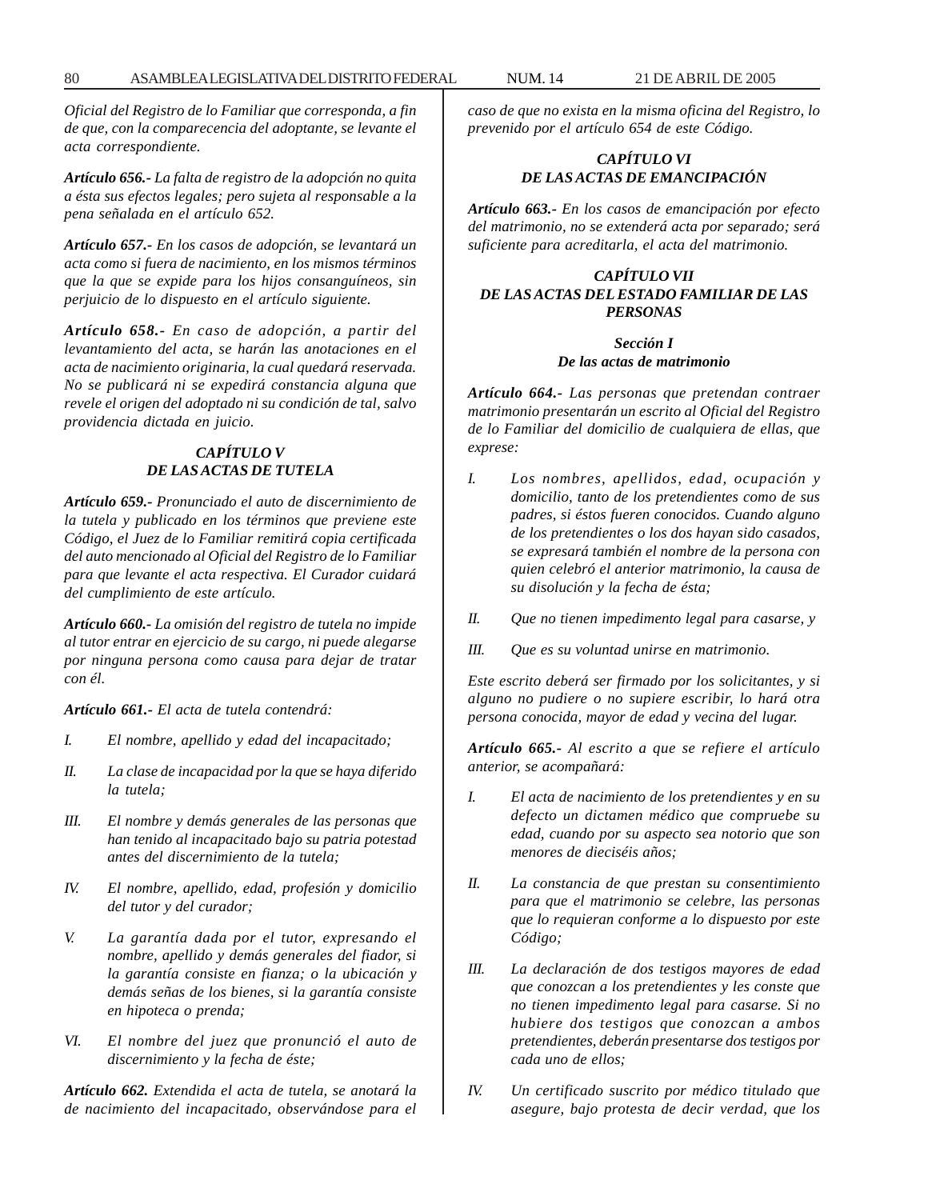*Oficial del Registro de lo Familiar que corresponda, a fin de que, con la comparecencia del adoptante, se levante el acta correspondiente.*

***Artículo 656.-*** *La falta de registro de la adopción no quita a ésta sus efectos legales; pero sujeta al responsable a la pena señalada en el artículo 652.*

***Artículo 657.-*** *En los casos de adopción, se levantará un acta como si fuera de nacimiento, en los mismos términos que la que se expide para los hijos consanguíneos, sin perjuicio de lo dispuesto en el artículo siguiente.*

***Artículo 658.-*** *En caso de adopción, a partir del levantamiento del acta, se harán las anotaciones en el acta de nacimiento originaria, la cual quedará reservada. No se publicará ni se expedirá constancia alguna que revele el origen del adoptado ni su condición de tal, salvo providencia dictada en juicio.*

### *CAPÍTULO V*
### *DE LAS ACTAS DE TUTELA*

***Artículo 659.-*** *Pronunciado el auto de discernimiento de la tutela y publicado en los términos que previene este Código, el Juez de lo Familiar remitirá copia certificada del auto mencionado al Oficial del Registro de lo Familiar para que levante el acta respectiva. El Curador cuidará del cumplimiento de este artículo.*

***Artículo 660.-*** *La omisión del registro de tutela no impide al tutor entrar en ejercicio de su cargo, ni puede alegarse por ninguna persona como causa para dejar de tratar con él.*

***Artículo 661.-*** *El acta de tutela contendrá:*

*I. El nombre, apellido y edad del incapacitado;*

*II. La clase de incapacidad por la que se haya diferido la tutela;*

*III. El nombre y demás generales de las personas que han tenido al incapacitado bajo su patria potestad antes del discernimiento de la tutela;*

*IV. El nombre, apellido, edad, profesión y domicilio del tutor y del curador;*

*V. La garantía dada por el tutor, expresando el nombre, apellido y demás generales del fiador, si la garantía consiste en fianza; o la ubicación y demás señas de los bienes, si la garantía consiste en hipoteca o prenda;*

*VI. El nombre del juez que pronunció el auto de discernimiento y la fecha de éste;*

***Artículo 662.*** *Extendida el acta de tutela, se anotará la de nacimiento del incapacitado, observándose para el caso de que no exista en la misma oficina del Registro, lo prevenido por el artículo 654 de este Código.*

### *CAPÍTULO VI*
### *DE LAS ACTAS DE EMANCIPACIÓN*

***Artículo 663.-*** *En los casos de emancipación por efecto del matrimonio, no se extenderá acta por separado; será suficiente para acreditarla, el acta del matrimonio.*

### *CAPÍTULO VII*
### *DE LAS ACTAS DEL ESTADO FAMILIAR DE LAS PERSONAS*

#### *Sección I*
#### *De las actas de matrimonio*

***Artículo 664.-*** *Las personas que pretendan contraer matrimonio presentarán un escrito al Oficial del Registro de lo Familiar del domicilio de cualquiera de ellas, que exprese:*

*I. Los nombres, apellidos, edad, ocupación y domicilio, tanto de los pretendientes como de sus padres, si éstos fueren conocidos. Cuando alguno de los pretendientes o los dos hayan sido casados, se expresará también el nombre de la persona con quien celebró el anterior matrimonio, la causa de su disolución y la fecha de ésta;*

*II. Que no tienen impedimento legal para casarse, y*

*III. Que es su voluntad unirse en matrimonio.*

*Este escrito deberá ser firmado por los solicitantes, y si alguno no pudiere o no supiere escribir, lo hará otra persona conocida, mayor de edad y vecina del lugar.*

***Artículo 665.-*** *Al escrito a que se refiere el artículo anterior, se acompañará:*

*I. El acta de nacimiento de los pretendientes y en su defecto un dictamen médico que compruebe su edad, cuando por su aspecto sea notorio que son menores de dieciséis años;*

*II. La constancia de que prestan su consentimiento para que el matrimonio se celebre, las personas que lo requieran conforme a lo dispuesto por este Código;*

*III. La declaración de dos testigos mayores de edad que conozcan a los pretendientes y les conste que no tienen impedimento legal para casarse. Si no hubiere dos testigos que conozcan a ambos pretendientes, deberán presentarse dos testigos por cada uno de ellos;*

*IV. Un certificado suscrito por médico titulado que asegure, bajo protesta de decir verdad, que los*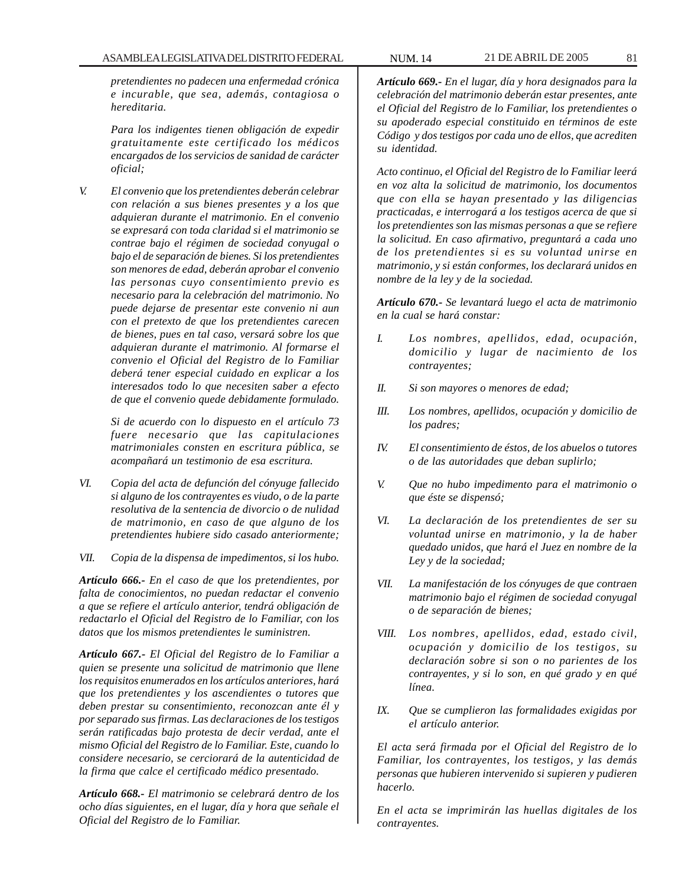*pretendientes no padecen una enfermedad crónica e incurable, que sea, además, contagiosa o hereditaria.*

*Para los indigentes tienen obligación de expedir gratuitamente este certificado los médicos encargados de los servicios de sanidad de carácter oficial;*

V. *El convenio que los pretendientes deberán celebrar con relación a sus bienes presentes y a los que adquieran durante el matrimonio. En el convenio se expresará con toda claridad si el matrimonio se contrae bajo el régimen de sociedad conyugal o bajo el de separación de bienes. Si los pretendientes son menores de edad, deberán aprobar el convenio las personas cuyo consentimiento previo es necesario para la celebración del matrimonio. No puede dejarse de presentar este convenio ni aun con el pretexto de que los pretendientes carecen de bienes, pues en tal caso, versará sobre los que adquieran durante el matrimonio. Al formarse el convenio el Oficial del Registro de lo Familiar deberá tener especial cuidado en explicar a los interesados todo lo que necesiten saber a efecto de que el convenio quede debidamente formulado.*

*Si de acuerdo con lo dispuesto en el artículo 73 fuere necesario que las capitulaciones matrimoniales consten en escritura pública, se acompañará un testimonio de esa escritura.*

VI. *Copia del acta de defunción del cónyuge fallecido si alguno de los contrayentes es viudo, o de la parte resolutiva de la sentencia de divorcio o de nulidad de matrimonio, en caso de que alguno de los pretendientes hubiere sido casado anteriormente;*

VII. *Copia de la dispensa de impedimentos, si los hubo.*

***Artículo 666.-*** *En el caso de que los pretendientes, por falta de conocimientos, no puedan redactar el convenio a que se refiere el artículo anterior, tendrá obligación de redactarlo el Oficial del Registro de lo Familiar, con los datos que los mismos pretendientes le suministren.*

***Artículo 667.-*** *El Oficial del Registro de lo Familiar a quien se presente una solicitud de matrimonio que llene los requisitos enumerados en los artículos anteriores, hará que los pretendientes y los ascendientes o tutores que deben prestar su consentimiento, reconozcan ante él y por separado sus firmas. Las declaraciones de los testigos serán ratificadas bajo protesta de decir verdad, ante el mismo Oficial del Registro de lo Familiar. Este, cuando lo considere necesario, se cerciorará de la autenticidad de la firma que calce el certificado médico presentado.*

***Artículo 668.-*** *El matrimonio se celebrará dentro de los ocho días siguientes, en el lugar, día y hora que señale el Oficial del Registro de lo Familiar.*

***Artículo 669.-*** *En el lugar, día y hora designados para la celebración del matrimonio deberán estar presentes, ante el Oficial del Registro de lo Familiar, los pretendientes o su apoderado especial constituido en términos de este Código y dos testigos por cada uno de ellos, que acrediten su identidad.*

*Acto continuo, el Oficial del Registro de lo Familiar leerá en voz alta la solicitud de matrimonio, los documentos que con ella se hayan presentado y las diligencias practicadas, e interrogará a los testigos acerca de que si los pretendientes son las mismas personas a que se refiere la solicitud. En caso afirmativo, preguntará a cada uno de los pretendientes si es su voluntad unirse en matrimonio, y si están conformes, los declarará unidos en nombre de la ley y de la sociedad.*

***Artículo 670.-*** *Se levantará luego el acta de matrimonio en la cual se hará constar:*

I. *Los nombres, apellidos, edad, ocupación, domicilio y lugar de nacimiento de los contrayentes;*

II. *Si son mayores o menores de edad;*

III. *Los nombres, apellidos, ocupación y domicilio de los padres;*

IV. *El consentimiento de éstos, de los abuelos o tutores o de las autoridades que deban suplirlo;*

V. *Que no hubo impedimento para el matrimonio o que éste se dispensó;*

VI. *La declaración de los pretendientes de ser su voluntad unirse en matrimonio, y la de haber quedado unidos, que hará el Juez en nombre de la Ley y de la sociedad;*

VII. *La manifestación de los cónyuges de que contraen matrimonio bajo el régimen de sociedad conyugal o de separación de bienes;*

VIII. *Los nombres, apellidos, edad, estado civil, ocupación y domicilio de los testigos, su declaración sobre si son o no parientes de los contrayentes, y si lo son, en qué grado y en qué línea.*

IX. *Que se cumplieron las formalidades exigidas por el artículo anterior.*

*El acta será firmada por el Oficial del Registro de lo Familiar, los contrayentes, los testigos, y las demás personas que hubieren intervenido si supieren y pudieren hacerlo.*

*En el acta se imprimirán las huellas digitales de los contrayentes.*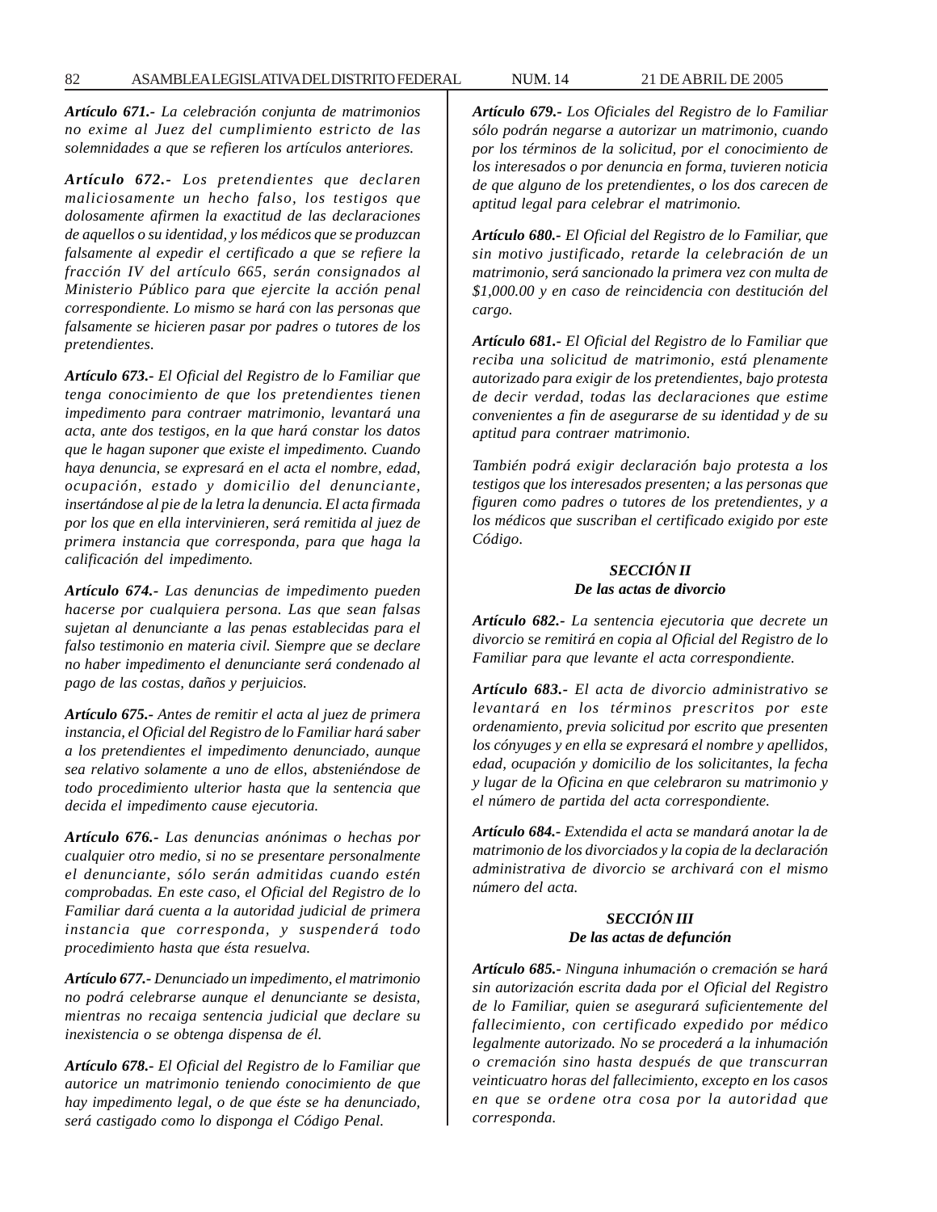***Artículo 671.-** La celebración conjunta de matrimonios no exime al Juez del cumplimiento estricto de las solemnidades a que se refieren los artículos anteriores.*

***Artículo 672.-** Los pretendientes que declaren maliciosamente un hecho falso, los testigos que dolosamente afirmen la exactitud de las declaraciones de aquellos o su identidad, y los médicos que se produzcan falsamente al expedir el certificado a que se refiere la fracción IV del artículo 665, serán consignados al Ministerio Público para que ejercite la acción penal correspondiente. Lo mismo se hará con las personas que falsamente se hicieren pasar por padres o tutores de los pretendientes.*

***Artículo 673.-** El Oficial del Registro de lo Familiar que tenga conocimiento de que los pretendientes tienen impedimento para contraer matrimonio, levantará una acta, ante dos testigos, en la que hará constar los datos que le hagan suponer que existe el impedimento. Cuando haya denuncia, se expresará en el acta el nombre, edad, ocupación, estado y domicilio del denunciante, insertándose al pie de la letra la denuncia. El acta firmada por los que en ella intervinieren, será remitida al juez de primera instancia que corresponda, para que haga la calificación del impedimento.*

***Artículo 674.-** Las denuncias de impedimento pueden hacerse por cualquiera persona. Las que sean falsas sujetan al denunciante a las penas establecidas para el falso testimonio en materia civil. Siempre que se declare no haber impedimento el denunciante será condenado al pago de las costas, daños y perjuicios.*

***Artículo 675.-** Antes de remitir el acta al juez de primera instancia, el Oficial del Registro de lo Familiar hará saber a los pretendientes el impedimento denunciado, aunque sea relativo solamente a uno de ellos, absteniéndose de todo procedimiento ulterior hasta que la sentencia que decida el impedimento cause ejecutoria.*

***Artículo 676.-** Las denuncias anónimas o hechas por cualquier otro medio, si no se presentare personalmente el denunciante, sólo serán admitidas cuando estén comprobadas. En este caso, el Oficial del Registro de lo Familiar dará cuenta a la autoridad judicial de primera instancia que corresponda, y suspenderá todo procedimiento hasta que ésta resuelva.*

***Artículo 677.-** Denunciado un impedimento, el matrimonio no podrá celebrarse aunque el denunciante se desista, mientras no recaiga sentencia judicial que declare su inexistencia o se obtenga dispensa de él.*

***Artículo 678.-** El Oficial del Registro de lo Familiar que autorice un matrimonio teniendo conocimiento de que hay impedimento legal, o de que éste se ha denunciado, será castigado como lo disponga el Código Penal.*

***Artículo 679.-** Los Oficiales del Registro de lo Familiar sólo podrán negarse a autorizar un matrimonio, cuando por los términos de la solicitud, por el conocimiento de los interesados o por denuncia en forma, tuvieren noticia de que alguno de los pretendientes, o los dos carecen de aptitud legal para celebrar el matrimonio.*

***Artículo 680.-** El Oficial del Registro de lo Familiar, que sin motivo justificado, retarde la celebración de un matrimonio, será sancionado la primera vez con multa de $1,000.00 y en caso de reincidencia con destitución del cargo.*

***Artículo 681.-** El Oficial del Registro de lo Familiar que reciba una solicitud de matrimonio, está plenamente autorizado para exigir de los pretendientes, bajo protesta de decir verdad, todas las declaraciones que estime convenientes a fin de asegurarse de su identidad y de su aptitud para contraer matrimonio.*

*También podrá exigir declaración bajo protesta a los testigos que los interesados presenten; a las personas que figuren como padres o tutores de los pretendientes, y a los médicos que suscriban el certificado exigido por este Código.*

### *SECCIÓN II*
### *De las actas de divorcio*

***Artículo 682.-** La sentencia ejecutoria que decrete un divorcio se remitirá en copia al Oficial del Registro de lo Familiar para que levante el acta correspondiente.*

***Artículo 683.-** El acta de divorcio administrativo se levantará en los términos prescritos por este ordenamiento, previa solicitud por escrito que presenten los cónyuges y en ella se expresará el nombre y apellidos, edad, ocupación y domicilio de los solicitantes, la fecha y lugar de la Oficina en que celebraron su matrimonio y el número de partida del acta correspondiente.*

***Artículo 684.-** Extendida el acta se mandará anotar la de matrimonio de los divorciados y la copia de la declaración administrativa de divorcio se archivará con el mismo número del acta.*

### *SECCIÓN III*
### *De las actas de defunción*

***Artículo 685.-** Ninguna inhumación o cremación se hará sin autorización escrita dada por el Oficial del Registro de lo Familiar, quien se asegurará suficientemente del fallecimiento, con certificado expedido por médico legalmente autorizado. No se procederá a la inhumación o cremación sino hasta después de que transcurran veinticuatro horas del fallecimiento, excepto en los casos en que se ordene otra cosa por la autoridad que corresponda.*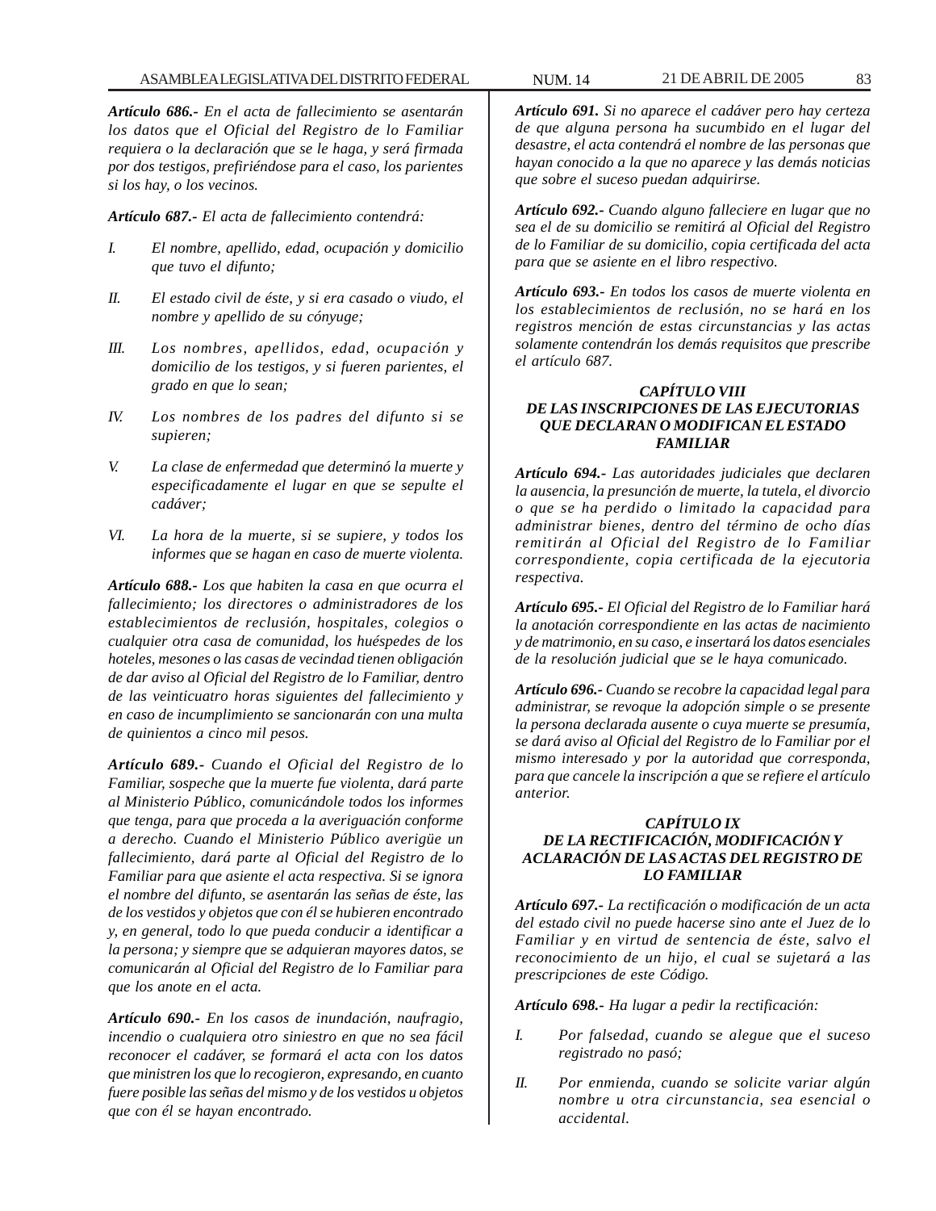***Artículo 686.-*** *En el acta de fallecimiento se asentarán los datos que el Oficial del Registro de lo Familiar requiera o la declaración que se le haga, y será firmada por dos testigos, prefiriéndose para el caso, los parientes si los hay, o los vecinos.*

***Artículo 687.-*** *El acta de fallecimiento contendrá:*

*I. El nombre, apellido, edad, ocupación y domicilio que tuvo el difunto;*

*II. El estado civil de éste, y si era casado o viudo, el nombre y apellido de su cónyuge;*

*III. Los nombres, apellidos, edad, ocupación y domicilio de los testigos, y si fueren parientes, el grado en que lo sean;*

*IV. Los nombres de los padres del difunto si se supieren;*

*V. La clase de enfermedad que determinó la muerte y especificadamente el lugar en que se sepulte el cadáver;*

*VI. La hora de la muerte, si se supiere, y todos los informes que se hagan en caso de muerte violenta.*

***Artículo 688.-*** *Los que habiten la casa en que ocurra el fallecimiento; los directores o administradores de los establecimientos de reclusión, hospitales, colegios o cualquier otra casa de comunidad, los huéspedes de los hoteles, mesones o las casas de vecindad tienen obligación de dar aviso al Oficial del Registro de lo Familiar, dentro de las veinticuatro horas siguientes del fallecimiento y en caso de incumplimiento se sancionarán con una multa de quinientos a cinco mil pesos.*

***Artículo 689.-*** *Cuando el Oficial del Registro de lo Familiar, sospeche que la muerte fue violenta, dará parte al Ministerio Público, comunicándole todos los informes que tenga, para que proceda a la averiguación conforme a derecho. Cuando el Ministerio Público averigüe un fallecimiento, dará parte al Oficial del Registro de lo Familiar para que asiente el acta respectiva. Si se ignora el nombre del difunto, se asentarán las señas de éste, las de los vestidos y objetos que con él se hubieren encontrado y, en general, todo lo que pueda conducir a identificar a la persona; y siempre que se adquieran mayores datos, se comunicarán al Oficial del Registro de lo Familiar para que los anote en el acta.*

***Artículo 690.-*** *En los casos de inundación, naufragio, incendio o cualquiera otro siniestro en que no sea fácil reconocer el cadáver, se formará el acta con los datos que ministren los que lo recogieron, expresando, en cuanto fuere posible las señas del mismo y de los vestidos u objetos que con él se hayan encontrado.*

***Artículo 691.*** *Si no aparece el cadáver pero hay certeza de que alguna persona ha sucumbido en el lugar del desastre, el acta contendrá el nombre de las personas que hayan conocido a la que no aparece y las demás noticias que sobre el suceso puedan adquirirse.*

***Artículo 692.-*** *Cuando alguno falleciere en lugar que no sea el de su domicilio se remitirá al Oficial del Registro de lo Familiar de su domicilio, copia certificada del acta para que se asiente en el libro respectivo.*

***Artículo 693.-*** *En todos los casos de muerte violenta en los establecimientos de reclusión, no se hará en los registros mención de estas circunstancias y las actas solamente contendrán los demás requisitos que prescribe el artículo 687.*

### *CAPÍTULO VIII*
### *DE LAS INSCRIPCIONES DE LAS EJECUTORIAS QUE DECLARAN O MODIFICAN EL ESTADO FAMILIAR*

***Artículo 694.-*** *Las autoridades judiciales que declaren la ausencia, la presunción de muerte, la tutela, el divorcio o que se ha perdido o limitado la capacidad para administrar bienes, dentro del término de ocho días remitirán al Oficial del Registro de lo Familiar correspondiente, copia certificada de la ejecutoria respectiva.*

***Artículo 695.-*** *El Oficial del Registro de lo Familiar hará la anotación correspondiente en las actas de nacimiento y de matrimonio, en su caso, e insertará los datos esenciales de la resolución judicial que se le haya comunicado.*

***Artículo 696.-*** *Cuando se recobre la capacidad legal para administrar, se revoque la adopción simple o se presente la persona declarada ausente o cuya muerte se presumía, se dará aviso al Oficial del Registro de lo Familiar por el mismo interesado y por la autoridad que corresponda, para que cancele la inscripción a que se refiere el artículo anterior.*

### *CAPÍTULO IX*
### *DE LA RECTIFICACIÓN, MODIFICACIÓN Y ACLARACIÓN DE LAS ACTAS DEL REGISTRO DE LO FAMILIAR*

***Artículo 697.-*** *La rectificación o modificación de un acta del estado civil no puede hacerse sino ante el Juez de lo Familiar y en virtud de sentencia de éste, salvo el reconocimiento de un hijo, el cual se sujetará a las prescripciones de este Código.*

***Artículo 698.-*** *Ha lugar a pedir la rectificación:*

*I. Por falsedad, cuando se alegue que el suceso registrado no pasó;*

*II. Por enmienda, cuando se solicite variar algún nombre u otra circunstancia, sea esencial o accidental.*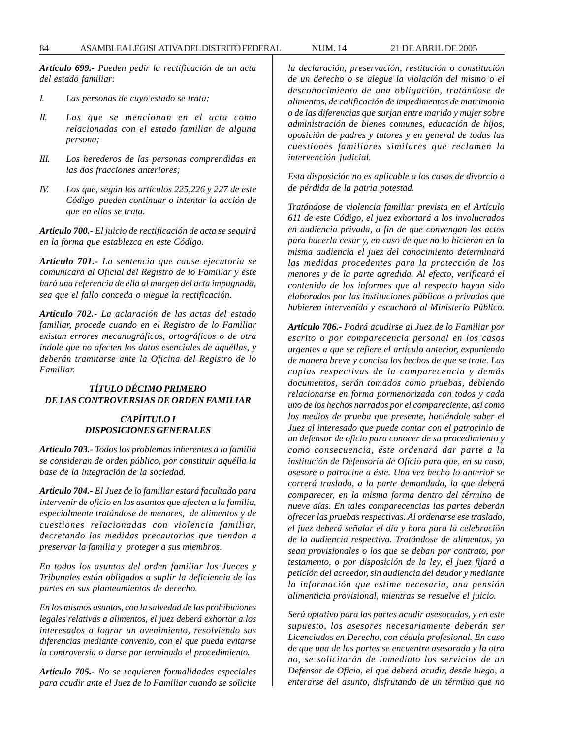***Artículo 699.-*** *Pueden pedir la rectificación de un acta del estado familiar:*

*I. Las personas de cuyo estado se trata;*

*II. Las que se mencionan en el acta como relacionadas con el estado familiar de alguna persona;*

*III. Los herederos de las personas comprendidas en las dos fracciones anteriores;*

*IV. Los que, según los artículos 225,226 y 227 de este Código, pueden continuar o intentar la acción de que en ellos se trata.*

***Artículo 700.-*** *El juicio de rectificación de acta se seguirá en la forma que establezca en este Código.*

***Artículo 701.-*** *La sentencia que cause ejecutoria se comunicará al Oficial del Registro de lo Familiar y éste hará una referencia de ella al margen del acta impugnada, sea que el fallo conceda o niegue la rectificación.*

***Artículo 702.-*** *La aclaración de las actas del estado familiar, procede cuando en el Registro de lo Familiar existan errores mecanográficos, ortográficos o de otra índole que no afecten los datos esenciales de aquéllas, y deberán tramitarse ante la Oficina del Registro de lo Familiar.*

## *TÍTULO DÉCIMO PRIMERO DE LAS CONTROVERSIAS DE ORDEN FAMILIAR*

### *CAPÍITULO I DISPOSICIONES GENERALES*

***Artículo 703.-*** *Todos los problemas inherentes a la familia se consideran de orden público, por constituir aquélla la base de la integración de la sociedad.*

***Artículo 704.-*** *El Juez de lo familiar estará facultado para intervenir de oficio en los asuntos que afecten a la familia, especialmente tratándose de menores, de alimentos y de cuestiones relacionadas con violencia familiar, decretando las medidas precautorias que tiendan a preservar la familia y proteger a sus miembros.*

*En todos los asuntos del orden familiar los Jueces y Tribunales están obligados a suplir la deficiencia de las partes en sus planteamientos de derecho.*

*En los mismos asuntos, con la salvedad de las prohibiciones legales relativas a alimentos, el juez deberá exhortar a los interesados a lograr un avenimiento, resolviendo sus diferencias mediante convenio, con el que pueda evitarse la controversia o darse por terminado el procedimiento.*

***Artículo 705.-*** *No se requieren formalidades especiales para acudir ante el Juez de lo Familiar cuando se solicite la declaración, preservación, restitución o constitución de un derecho o se alegue la violación del mismo o el desconocimiento de una obligación, tratándose de alimentos, de calificación de impedimentos de matrimonio o de las diferencias que surjan entre marido y mujer sobre administración de bienes comunes, educación de hijos, oposición de padres y tutores y en general de todas las cuestiones familiares similares que reclamen la intervención judicial.*

*Esta disposición no es aplicable a los casos de divorcio o de pérdida de la patria potestad.*

*Tratándose de violencia familiar prevista en el Artículo 611 de este Código, el juez exhortará a los involucrados en audiencia privada, a fin de que convengan los actos para hacerla cesar y, en caso de que no lo hicieran en la misma audiencia el juez del conocimiento determinará las medidas procedentes para la protección de los menores y de la parte agredida. Al efecto, verificará el contenido de los informes que al respecto hayan sido elaborados por las instituciones públicas o privadas que hubieren intervenido y escuchará al Ministerio Público.*

***Artículo 706.-*** *Podrá acudirse al Juez de lo Familiar por escrito o por comparecencia personal en los casos urgentes a que se refiere el artículo anterior, exponiendo de manera breve y concisa los hechos de que se trate. Las copias respectivas de la comparecencia y demás documentos, serán tomados como pruebas, debiendo relacionarse en forma pormenorizada con todos y cada uno de los hechos narrados por el compareciente, así como los medios de prueba que presente, haciéndole saber el Juez al interesado que puede contar con el patrocinio de un defensor de oficio para conocer de su procedimiento y como consecuencia, éste ordenará dar parte a la institución de Defensoría de Oficio para que, en su caso, asesore o patrocine a éste. Una vez hecho lo anterior se correrá traslado, a la parte demandada, la que deberá comparecer, en la misma forma dentro del término de nueve días. En tales comparecencias las partes deberán ofrecer las pruebas respectivas. Al ordenarse ese traslado, el juez deberá señalar el día y hora para la celebración de la audiencia respectiva. Tratándose de alimentos, ya sean provisionales o los que se deban por contrato, por testamento, o por disposición de la ley, el juez fijará a petición del acreedor, sin audiencia del deudor y mediante la información que estime necesaria, una pensión alimenticia provisional, mientras se resuelve el juicio.*

*Será optativo para las partes acudir asesoradas, y en este supuesto, los asesores necesariamente deberán ser Licenciados en Derecho, con cédula profesional. En caso de que una de las partes se encuentre asesorada y la otra no, se solicitarán de inmediato los servicios de un Defensor de Oficio, el que deberá acudir, desde luego, a enterarse del asunto, disfrutando de un término que no*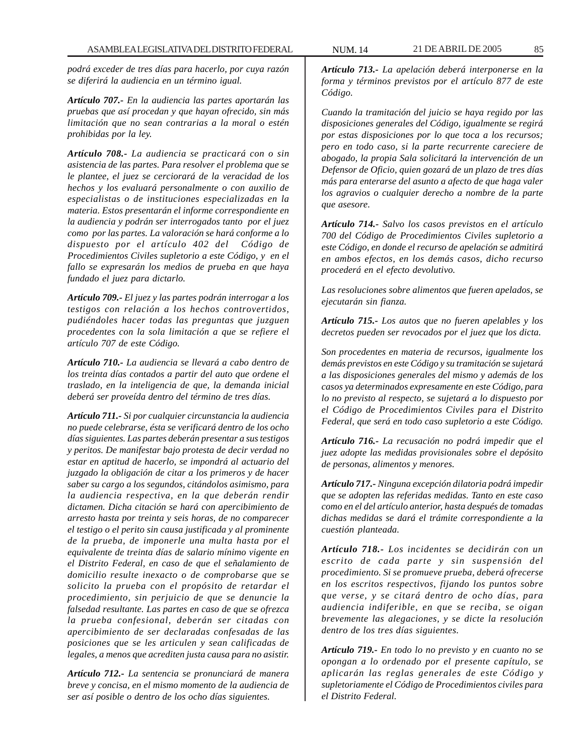*podrá exceder de tres días para hacerlo, por cuya razón se diferirá la audiencia en un término igual.*

***Artículo 707.-*** *En la audiencia las partes aportarán las pruebas que así procedan y que hayan ofrecido, sin más limitación que no sean contrarias a la moral o estén prohibidas por la ley.*

***Artículo 708.-*** *La audiencia se practicará con o sin asistencia de las partes. Para resolver el problema que se le plantee, el juez se cerciorará de la veracidad de los hechos y los evaluará personalmente o con auxilio de especialistas o de instituciones especializadas en la materia. Estos presentarán el informe correspondiente en la audiencia y podrán ser interrogados tanto por el juez como por las partes. La valoración se hará conforme a lo dispuesto por el artículo 402 del Código de Procedimientos Civiles supletorio a este Código, y en el fallo se expresarán los medios de prueba en que haya fundado el juez para dictarlo.*

***Artículo 709.-*** *El juez y las partes podrán interrogar a los testigos con relación a los hechos controvertidos, pudiéndoles hacer todas las preguntas que juzguen procedentes con la sola limitación a que se refiere el artículo 707 de este Código.*

***Artículo 710.-*** *La audiencia se llevará a cabo dentro de los treinta días contados a partir del auto que ordene el traslado, en la inteligencia de que, la demanda inicial deberá ser proveída dentro del término de tres días.*

***Artículo 711.-*** *Si por cualquier circunstancia la audiencia no puede celebrarse, ésta se verificará dentro de los ocho días siguientes. Las partes deberán presentar a sus testigos y peritos. De manifestar bajo protesta de decir verdad no estar en aptitud de hacerlo, se impondrá al actuario del juzgado la obligación de citar a los primeros y de hacer saber su cargo a los segundos, citándolos asimismo, para la audiencia respectiva, en la que deberán rendir dictamen. Dicha citación se hará con apercibimiento de arresto hasta por treinta y seis horas, de no comparecer el testigo o el perito sin causa justificada y al prominente de la prueba, de imponerle una multa hasta por el equivalente de treinta días de salario mínimo vigente en el Distrito Federal, en caso de que el señalamiento de domicilio resulte inexacto o de comprobarse que se solicito la prueba con el propósito de retardar el procedimiento, sin perjuicio de que se denuncie la falsedad resultante. Las partes en caso de que se ofrezca la prueba confesional, deberán ser citadas con apercibimiento de ser declaradas confesadas de las posiciones que se les articulen y sean calificadas de legales, a menos que acrediten justa causa para no asistir.*

***Artículo 712.-*** *La sentencia se pronunciará de manera breve y concisa, en el mismo momento de la audiencia de ser así posible o dentro de los ocho días siguientes.*

***Artículo 713.-*** *La apelación deberá interponerse en la forma y términos previstos por el artículo 877 de este Código.*

*Cuando la tramitación del juicio se haya regido por las disposiciones generales del Código, igualmente se regirá por estas disposiciones por lo que toca a los recursos; pero en todo caso, si la parte recurrente careciere de abogado, la propia Sala solicitará la intervención de un Defensor de Oficio, quien gozará de un plazo de tres días más para enterarse del asunto a afecto de que haga valer los agravios o cualquier derecho a nombre de la parte que asesore.*

***Artículo 714.-*** *Salvo los casos previstos en el artículo 700 del Código de Procedimientos Civiles supletorio a este Código, en donde el recurso de apelación se admitirá en ambos efectos, en los demás casos, dicho recurso procederá en el efecto devolutivo.*

*Las resoluciones sobre alimentos que fueren apelados, se ejecutarán sin fianza.*

***Artículo 715.-*** *Los autos que no fueren apelables y los decretos pueden ser revocados por el juez que los dicta.*

*Son procedentes en materia de recursos, igualmente los demás previstos en este Código y su tramitación se sujetará a las disposiciones generales del mismo y además de los casos ya determinados expresamente en este Código, para lo no previsto al respecto, se sujetará a lo dispuesto por el Código de Procedimientos Civiles para el Distrito Federal, que será en todo caso supletorio a este Código.*

***Artículo 716.-*** *La recusación no podrá impedir que el juez adopte las medidas provisionales sobre el depósito de personas, alimentos y menores.*

***Artículo 717.-*** *Ninguna excepción dilatoria podrá impedir que se adopten las referidas medidas. Tanto en este caso como en el del artículo anterior, hasta después de tomadas dichas medidas se dará el trámite correspondiente a la cuestión planteada.*

***Artículo 718.-*** *Los incidentes se decidirán con un escrito de cada parte y sin suspensión del procedimiento. Si se promueve prueba, deberá ofrecerse en los escritos respectivos, fijando los puntos sobre que verse, y se citará dentro de ocho días, para audiencia indiferible, en que se reciba, se oigan brevemente las alegaciones, y se dicte la resolución dentro de los tres días siguientes.*

***Artículo 719.-*** *En todo lo no previsto y en cuanto no se opongan a lo ordenado por el presente capítulo, se aplicarán las reglas generales de este Código y supletoriamente el Código de Procedimientos civiles para el Distrito Federal.*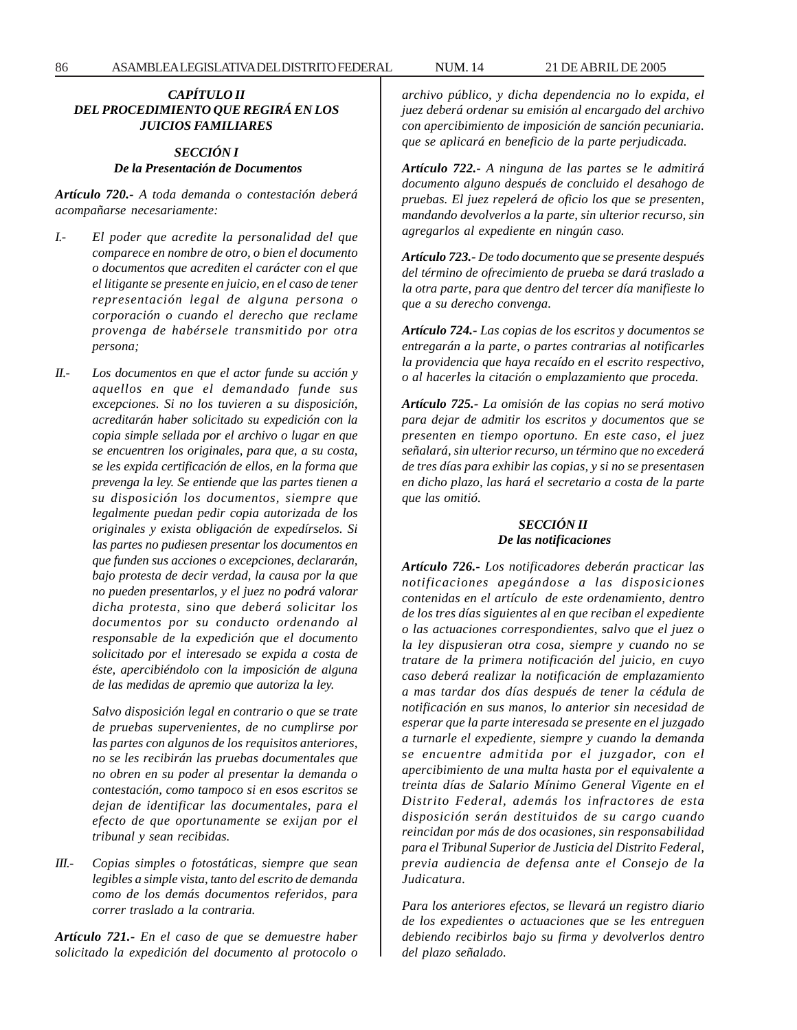### *CAPÍTULO II*
### *DEL PROCEDIMIENTO QUE REGIRÁ EN LOS JUICIOS FAMILIARES*

#### *SECCIÓN I*
#### *De la Presentación de Documentos*

***Artículo 720.-*** *A toda demanda o contestación deberá acompañarse necesariamente:*

*I.- El poder que acredite la personalidad del que comparece en nombre de otro, o bien el documento o documentos que acrediten el carácter con el que el litigante se presente en juicio, en el caso de tener representación legal de alguna persona o corporación o cuando el derecho que reclame provenga de habérsele transmitido por otra persona;*

*II.- Los documentos en que el actor funde su acción y aquellos en que el demandado funde sus excepciones. Si no los tuvieren a su disposición, acreditarán haber solicitado su expedición con la copia simple sellada por el archivo o lugar en que se encuentren los originales, para que, a su costa, se les expida certificación de ellos, en la forma que prevenga la ley. Se entiende que las partes tienen a su disposición los documentos, siempre que legalmente puedan pedir copia autorizada de los originales y exista obligación de expedírselos. Si las partes no pudiesen presentar los documentos en que funden sus acciones o excepciones, declararán, bajo protesta de decir verdad, la causa por la que no pueden presentarlos, y el juez no podrá valorar dicha protesta, sino que deberá solicitar los documentos por su conducto ordenando al responsable de la expedición que el documento solicitado por el interesado se expida a costa de éste, apercibiéndolo con la imposición de alguna de las medidas de apremio que autoriza la ley.*

*Salvo disposición legal en contrario o que se trate de pruebas supervenientes, de no cumplirse por las partes con algunos de los requisitos anteriores, no se les recibirán las pruebas documentales que no obren en su poder al presentar la demanda o contestación, como tampoco si en esos escritos se dejan de identificar las documentales, para el efecto de que oportunamente se exijan por el tribunal y sean recibidas.*

*III.- Copias simples o fotostáticas, siempre que sean legibles a simple vista, tanto del escrito de demanda como de los demás documentos referidos, para correr traslado a la contraria.*

***Artículo 721.-*** *En el caso de que se demuestre haber solicitado la expedición del documento al protocolo o archivo público, y dicha dependencia no lo expida, el juez deberá ordenar su emisión al encargado del archivo con apercibimiento de imposición de sanción pecuniaria. que se aplicará en beneficio de la parte perjudicada.*

***Artículo 722.-*** *A ninguna de las partes se le admitirá documento alguno después de concluido el desahogo de pruebas. El juez repelerá de oficio los que se presenten, mandando devolverlos a la parte, sin ulterior recurso, sin agregarlos al expediente en ningún caso.*

***Artículo 723.-*** *De todo documento que se presente después del término de ofrecimiento de prueba se dará traslado a la otra parte, para que dentro del tercer día manifieste lo que a su derecho convenga.*

***Artículo 724.-*** *Las copias de los escritos y documentos se entregarán a la parte, o partes contrarias al notificarles la providencia que haya recaído en el escrito respectivo, o al hacerles la citación o emplazamiento que proceda.*

***Artículo 725.-*** *La omisión de las copias no será motivo para dejar de admitir los escritos y documentos que se presenten en tiempo oportuno. En este caso, el juez señalará, sin ulterior recurso, un término que no excederá de tres días para exhibir las copias, y si no se presentasen en dicho plazo, las hará el secretario a costa de la parte que las omitió.*

#### *SECCIÓN II*
#### *De las notificaciones*

***Artículo 726.-*** *Los notificadores deberán practicar las notificaciones apegándose a las disposiciones contenidas en el artículo de este ordenamiento, dentro de los tres días siguientes al en que reciban el expediente o las actuaciones correspondientes, salvo que el juez o la ley dispusieran otra cosa, siempre y cuando no se tratare de la primera notificación del juicio, en cuyo caso deberá realizar la notificación de emplazamiento a mas tardar dos días después de tener la cédula de notificación en sus manos, lo anterior sin necesidad de esperar que la parte interesada se presente en el juzgado a turnarle el expediente, siempre y cuando la demanda se encuentre admitida por el juzgador, con el apercibimiento de una multa hasta por el equivalente a treinta días de Salario Mínimo General Vigente en el Distrito Federal, además los infractores de esta disposición serán destituidos de su cargo cuando reincidan por más de dos ocasiones, sin responsabilidad para el Tribunal Superior de Justicia del Distrito Federal, previa audiencia de defensa ante el Consejo de la Judicatura.*

*Para los anteriores efectos, se llevará un registro diario de los expedientes o actuaciones que se les entreguen debiendo recibirlos bajo su firma y devolverlos dentro del plazo señalado.*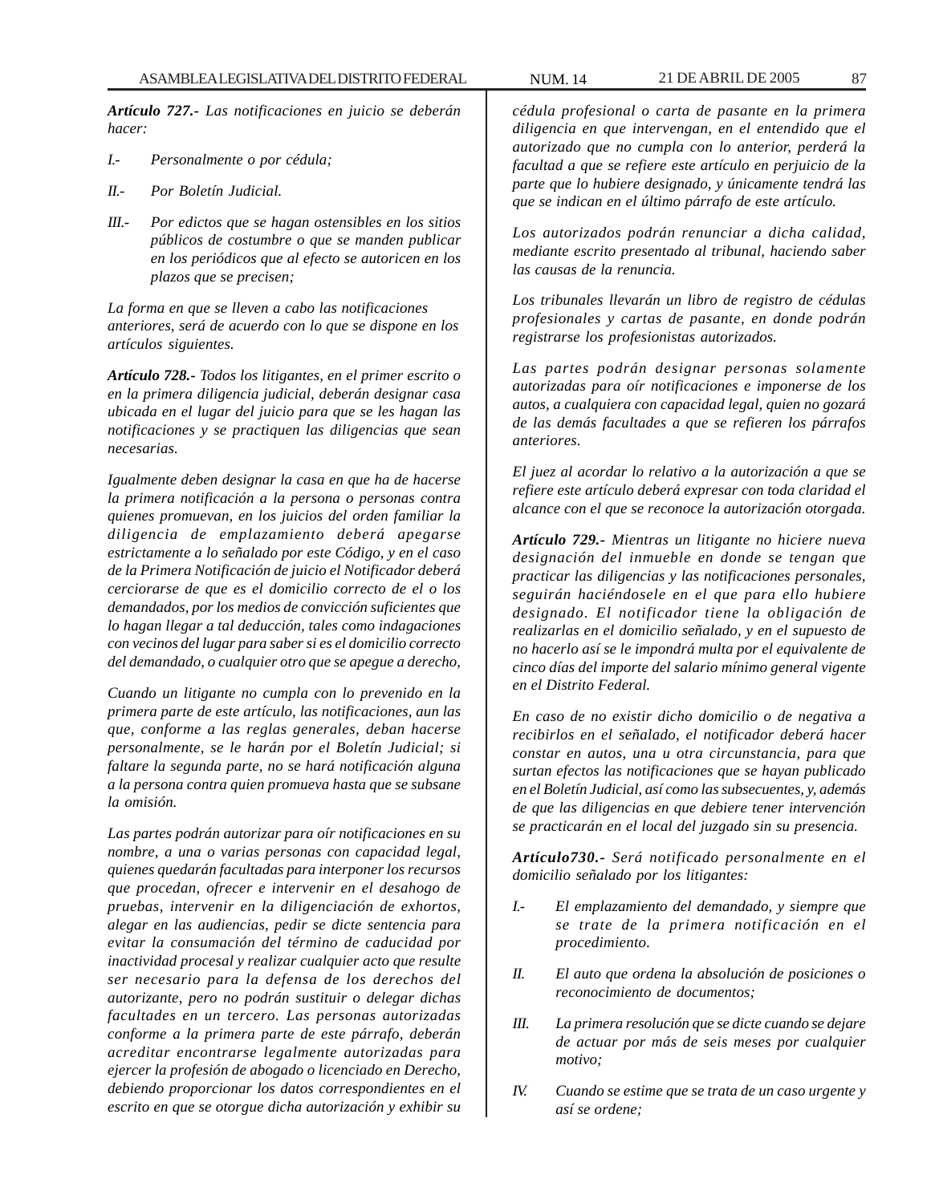***Artículo 727.-*** *Las notificaciones en juicio se deberán hacer:*

*I.-* *Personalmente o por cédula;*

*II.-* *Por Boletín Judicial.*

*III.-* *Por edictos que se hagan ostensibles en los sitios públicos de costumbre o que se manden publicar en los periódicos que al efecto se autoricen en los plazos que se precisen;*

*La forma en que se lleven a cabo las notificaciones anteriores, será de acuerdo con lo que se dispone en los artículos siguientes.*

***Artículo 728.-*** *Todos los litigantes, en el primer escrito o en la primera diligencia judicial, deberán designar casa ubicada en el lugar del juicio para que se les hagan las notificaciones y se practiquen las diligencias que sean necesarias.*

*Igualmente deben designar la casa en que ha de hacerse la primera notificación a la persona o personas contra quienes promuevan, en los juicios del orden familiar la diligencia de emplazamiento deberá apegarse estrictamente a lo señalado por este Código, y en el caso de la Primera Notificación de juicio el Notificador deberá cerciorarse de que es el domicilio correcto de el o los demandados, por los medios de convicción suficientes que lo hagan llegar a tal deducción, tales como indagaciones con vecinos del lugar para saber si es el domicilio correcto del demandado, o cualquier otro que se apegue a derecho,*

*Cuando un litigante no cumpla con lo prevenido en la primera parte de este artículo, las notificaciones, aun las que, conforme a las reglas generales, deban hacerse personalmente, se le harán por el Boletín Judicial; si faltare la segunda parte, no se hará notificación alguna a la persona contra quien promueva hasta que se subsane la omisión.*

*Las partes podrán autorizar para oír notificaciones en su nombre, a una o varias personas con capacidad legal, quienes quedarán facultadas para interponer los recursos que procedan, ofrecer e intervenir en el desahogo de pruebas, intervenir en la diligenciación de exhortos, alegar en las audiencias, pedir se dicte sentencia para evitar la consumación del término de caducidad por inactividad procesal y realizar cualquier acto que resulte ser necesario para la defensa de los derechos del autorizante, pero no podrán sustituir o delegar dichas facultades en un tercero. Las personas autorizadas conforme a la primera parte de este párrafo, deberán acreditar encontrarse legalmente autorizadas para ejercer la profesión de abogado o licenciado en Derecho, debiendo proporcionar los datos correspondientes en el escrito en que se otorgue dicha autorización y exhibir su cédula profesional o carta de pasante en la primera diligencia en que intervengan, en el entendido que el autorizado que no cumpla con lo anterior, perderá la facultad a que se refiere este artículo en perjuicio de la parte que lo hubiere designado, y únicamente tendrá las que se indican en el último párrafo de este artículo.*

*Los autorizados podrán renunciar a dicha calidad, mediante escrito presentado al tribunal, haciendo saber las causas de la renuncia.*

*Los tribunales llevarán un libro de registro de cédulas profesionales y cartas de pasante, en donde podrán registrarse los profesionistas autorizados.*

*Las partes podrán designar personas solamente autorizadas para oír notificaciones e imponerse de los autos, a cualquiera con capacidad legal, quien no gozará de las demás facultades a que se refieren los párrafos anteriores.*

*El juez al acordar lo relativo a la autorización a que se refiere este artículo deberá expresar con toda claridad el alcance con el que se reconoce la autorización otorgada.*

***Artículo 729.-*** *Mientras un litigante no hiciere nueva designación del inmueble en donde se tengan que practicar las diligencias y las notificaciones personales, seguirán haciéndosele en el que para ello hubiere designado. El notificador tiene la obligación de realizarlas en el domicilio señalado, y en el supuesto de no hacerlo así se le impondrá multa por el equivalente de cinco días del importe del salario mínimo general vigente en el Distrito Federal.*

*En caso de no existir dicho domicilio o de negativa a recibirlos en el señalado, el notificador deberá hacer constar en autos, una u otra circunstancia, para que surtan efectos las notificaciones que se hayan publicado en el Boletín Judicial, así como las subsecuentes, y, además de que las diligencias en que debiere tener intervención se practicarán en el local del juzgado sin su presencia.*

***Artículo730.-*** *Será notificado personalmente en el domicilio señalado por los litigantes:*

*I.-* *El emplazamiento del demandado, y siempre que se trate de la primera notificación en el procedimiento.*

*II.* *El auto que ordena la absolución de posiciones o reconocimiento de documentos;*

*III.* *La primera resolución que se dicte cuando se dejare de actuar por más de seis meses por cualquier motivo;*

*IV.* *Cuando se estime que se trata de un caso urgente y así se ordene;*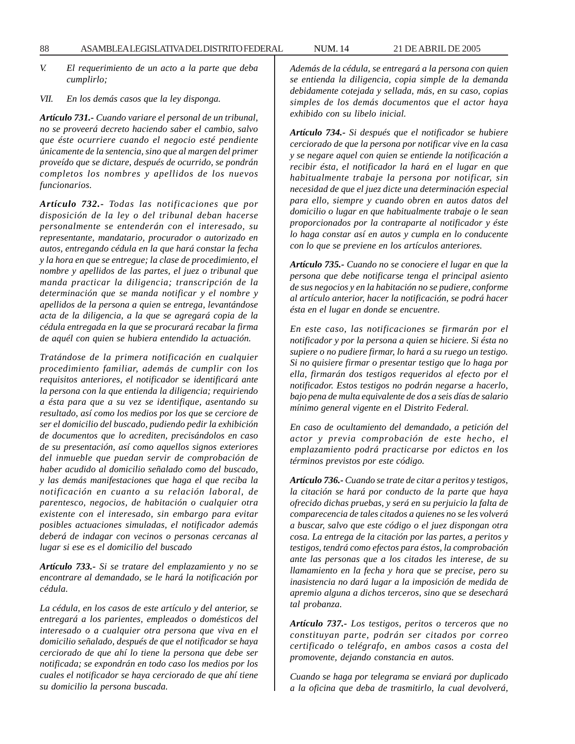*V. El requerimiento de un acto a la parte que deba cumplirlo;*

*VII. En los demás casos que la ley disponga.*

***Artículo 731.-*** *Cuando variare el personal de un tribunal, no se proveerá decreto haciendo saber el cambio, salvo que éste ocurriere cuando el negocio esté pendiente únicamente de la sentencia, sino que al margen del primer proveído que se dictare, después de ocurrido, se pondrán completos los nombres y apellidos de los nuevos funcionarios.*

***Artículo 732.-*** *Todas las notificaciones que por disposición de la ley o del tribunal deban hacerse personalmente se entenderán con el interesado, su representante, mandatario, procurador o autorizado en autos, entregando cédula en la que hará constar la fecha y la hora en que se entregue; la clase de procedimiento, el nombre y apellidos de las partes, el juez o tribunal que manda practicar la diligencia; transcripción de la determinación que se manda notificar y el nombre y apellidos de la persona a quien se entrega, levantándose acta de la diligencia, a la que se agregará copia de la cédula entregada en la que se procurará recabar la firma de aquél con quien se hubiera entendido la actuación.*

*Tratándose de la primera notificación en cualquier procedimiento familiar, además de cumplir con los requisitos anteriores, el notificador se identificará ante la persona con la que entienda la diligencia; requiriendo a ésta para que a su vez se identifique, asentando su resultado, así como los medios por los que se cerciore de ser el domicilio del buscado, pudiendo pedir la exhibición de documentos que lo acrediten, precisándolos en caso de su presentación, así como aquellos signos exteriores del inmueble que puedan servir de comprobación de haber acudido al domicilio señalado como del buscado, y las demás manifestaciones que haga el que reciba la notificación en cuanto a su relación laboral, de parentesco, negocios, de habitación o cualquier otra existente con el interesado, sin embargo para evitar posibles actuaciones simuladas, el notificador además deberá de indagar con vecinos o personas cercanas al lugar si ese es el domicilio del buscado*

***Artículo 733.-*** *Si se tratare del emplazamiento y no se encontrare al demandado, se le hará la notificación por cédula.*

*La cédula, en los casos de este artículo y del anterior, se entregará a los parientes, empleados o domésticos del interesado o a cualquier otra persona que viva en el domicilio señalado, después de que el notificador se haya cerciorado de que ahí lo tiene la persona que debe ser notificada; se expondrán en todo caso los medios por los cuales el notificador se haya cerciorado de que ahí tiene su domicilio la persona buscada.*

*Además de la cédula, se entregará a la persona con quien se entienda la diligencia, copia simple de la demanda debidamente cotejada y sellada, más, en su caso, copias simples de los demás documentos que el actor haya exhibido con su libelo inicial.*

***Artículo 734.-*** *Si después que el notificador se hubiere cerciorado de que la persona por notificar vive en la casa y se negare aquel con quien se entiende la notificación a recibir ésta, el notificador la hará en el lugar en que habitualmente trabaje la persona por notificar, sin necesidad de que el juez dicte una determinación especial para ello, siempre y cuando obren en autos datos del domicilio o lugar en que habitualmente trabaje o le sean proporcionados por la contraparte al notificador y éste lo haga constar así en autos y cumpla en lo conducente con lo que se previene en los artículos anteriores.*

***Artículo 735.-*** *Cuando no se conociere el lugar en que la persona que debe notificarse tenga el principal asiento de sus negocios y en la habitación no se pudiere, conforme al artículo anterior, hacer la notificación, se podrá hacer ésta en el lugar en donde se encuentre.*

*En este caso, las notificaciones se firmarán por el notificador y por la persona a quien se hiciere. Si ésta no supiere o no pudiere firmar, lo hará a su ruego un testigo. Si no quisiere firmar o presentar testigo que lo haga por ella, firmarán dos testigos requeridos al efecto por el notificador. Estos testigos no podrán negarse a hacerlo, bajo pena de multa equivalente de dos a seis días de salario mínimo general vigente en el Distrito Federal.*

*En caso de ocultamiento del demandado, a petición del actor y previa comprobación de este hecho, el emplazamiento podrá practicarse por edictos en los términos previstos por este código.*

***Artículo 736.-*** *Cuando se trate de citar a peritos y testigos, la citación se hará por conducto de la parte que haya ofrecido dichas pruebas, y será en su perjuicio la falta de comparecencia de tales citados a quienes no se les volverá a buscar, salvo que este código o el juez dispongan otra cosa. La entrega de la citación por las partes, a peritos y testigos, tendrá como efectos para éstos, la comprobación ante las personas que a los citados les interese, de su llamamiento en la fecha y hora que se precise, pero su inasistencia no dará lugar a la imposición de medida de apremio alguna a dichos terceros, sino que se desechará tal probanza.*

***Artículo 737.-*** *Los testigos, peritos o terceros que no constituyan parte, podrán ser citados por correo certificado o telégrafo, en ambos casos a costa del promovente, dejando constancia en autos.*

*Cuando se haga por telegrama se enviará por duplicado a la oficina que deba de trasmitirlo, la cual devolverá,*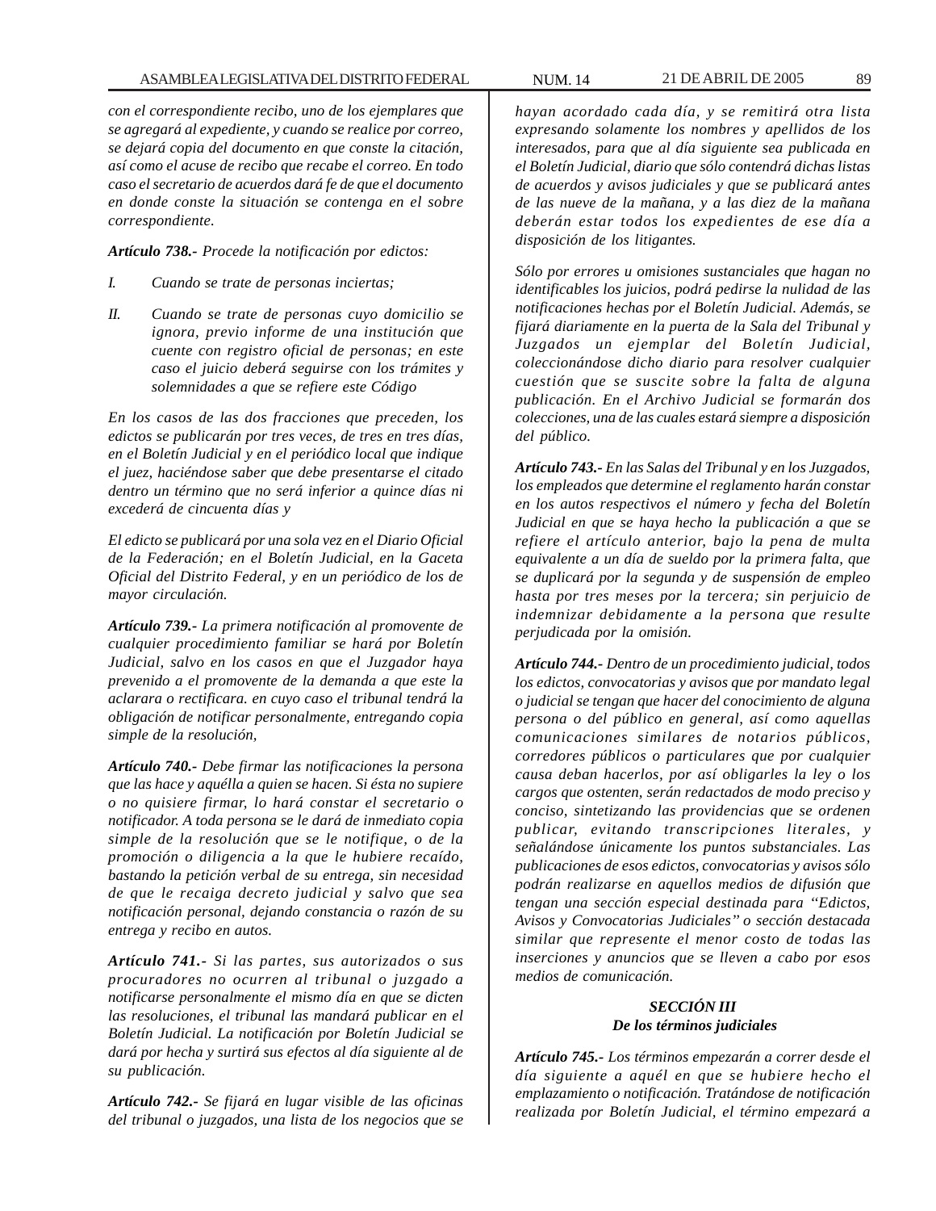*con el correspondiente recibo, uno de los ejemplares que se agregará al expediente, y cuando se realice por correo, se dejará copia del documento en que conste la citación, así como el acuse de recibo que recabe el correo. En todo caso el secretario de acuerdos dará fe de que el documento en donde conste la situación se contenga en el sobre correspondiente.*

***Artículo 738.-*** *Procede la notificación por edictos:*

*I.* *Cuando se trate de personas inciertas;*

*II.* *Cuando se trate de personas cuyo domicilio se ignora, previo informe de una institución que cuente con registro oficial de personas; en este caso el juicio deberá seguirse con los trámites y solemnidades a que se refiere este Código*

*En los casos de las dos fracciones que preceden, los edictos se publicarán por tres veces, de tres en tres días, en el Boletín Judicial y en el periódico local que indique el juez, haciéndose saber que debe presentarse el citado dentro un término que no será inferior a quince días ni excederá de cincuenta días y*

*El edicto se publicará por una sola vez en el Diario Oficial de la Federación; en el Boletín Judicial, en la Gaceta Oficial del Distrito Federal, y en un periódico de los de mayor circulación.*

***Artículo 739.-*** *La primera notificación al promovente de cualquier procedimiento familiar se hará por Boletín Judicial, salvo en los casos en que el Juzgador haya prevenido a el promovente de la demanda a que este la aclarara o rectificara. en cuyo caso el tribunal tendrá la obligación de notificar personalmente, entregando copia simple de la resolución,*

***Artículo 740.-*** *Debe firmar las notificaciones la persona que las hace y aquélla a quien se hacen. Si ésta no supiere o no quisiere firmar, lo hará constar el secretario o notificador. A toda persona se le dará de inmediato copia simple de la resolución que se le notifique, o de la promoción o diligencia a la que le hubiere recaído, bastando la petición verbal de su entrega, sin necesidad de que le recaiga decreto judicial y salvo que sea notificación personal, dejando constancia o razón de su entrega y recibo en autos.*

***Artículo 741.-*** *Si las partes, sus autorizados o sus procuradores no ocurren al tribunal o juzgado a notificarse personalmente el mismo día en que se dicten las resoluciones, el tribunal las mandará publicar en el Boletín Judicial. La notificación por Boletín Judicial se dará por hecha y surtirá sus efectos al día siguiente al de su publicación.*

***Artículo 742.-*** *Se fijará en lugar visible de las oficinas del tribunal o juzgados, una lista de los negocios que se hayan acordado cada día, y se remitirá otra lista expresando solamente los nombres y apellidos de los interesados, para que al día siguiente sea publicada en el Boletín Judicial, diario que sólo contendrá dichas listas de acuerdos y avisos judiciales y que se publicará antes de las nueve de la mañana, y a las diez de la mañana deberán estar todos los expedientes de ese día a disposición de los litigantes.*

*Sólo por errores u omisiones sustanciales que hagan no identificables los juicios, podrá pedirse la nulidad de las notificaciones hechas por el Boletín Judicial. Además, se fijará diariamente en la puerta de la Sala del Tribunal y Juzgados un ejemplar del Boletín Judicial, coleccionándose dicho diario para resolver cualquier cuestión que se suscite sobre la falta de alguna publicación. En el Archivo Judicial se formarán dos colecciones, una de las cuales estará siempre a disposición del público.*

***Artículo 743.-*** *En las Salas del Tribunal y en los Juzgados, los empleados que determine el reglamento harán constar en los autos respectivos el número y fecha del Boletín Judicial en que se haya hecho la publicación a que se refiere el artículo anterior, bajo la pena de multa equivalente a un día de sueldo por la primera falta, que se duplicará por la segunda y de suspensión de empleo hasta por tres meses por la tercera; sin perjuicio de indemnizar debidamente a la persona que resulte perjudicada por la omisión.*

***Artículo 744.-*** *Dentro de un procedimiento judicial, todos los edictos, convocatorias y avisos que por mandato legal o judicial se tengan que hacer del conocimiento de alguna persona o del público en general, así como aquellas comunicaciones similares de notarios públicos, corredores públicos o particulares que por cualquier causa deban hacerlos, por así obligarles la ley o los cargos que ostenten, serán redactados de modo preciso y conciso, sintetizando las providencias que se ordenen publicar, evitando transcripciones literales, y señalándose únicamente los puntos substanciales. Las publicaciones de esos edictos, convocatorias y avisos sólo podrán realizarse en aquellos medios de difusión que tengan una sección especial destinada para "Edictos, Avisos y Convocatorias Judiciales" o sección destacada similar que represente el menor costo de todas las inserciones y anuncios que se lleven a cabo por esos medios de comunicación.*

### *SECCIÓN III*
### *De los términos judiciales*

***Artículo 745.-*** *Los términos empezarán a correr desde el día siguiente a aquél en que se hubiere hecho el emplazamiento o notificación. Tratándose de notificación realizada por Boletín Judicial, el término empezará a*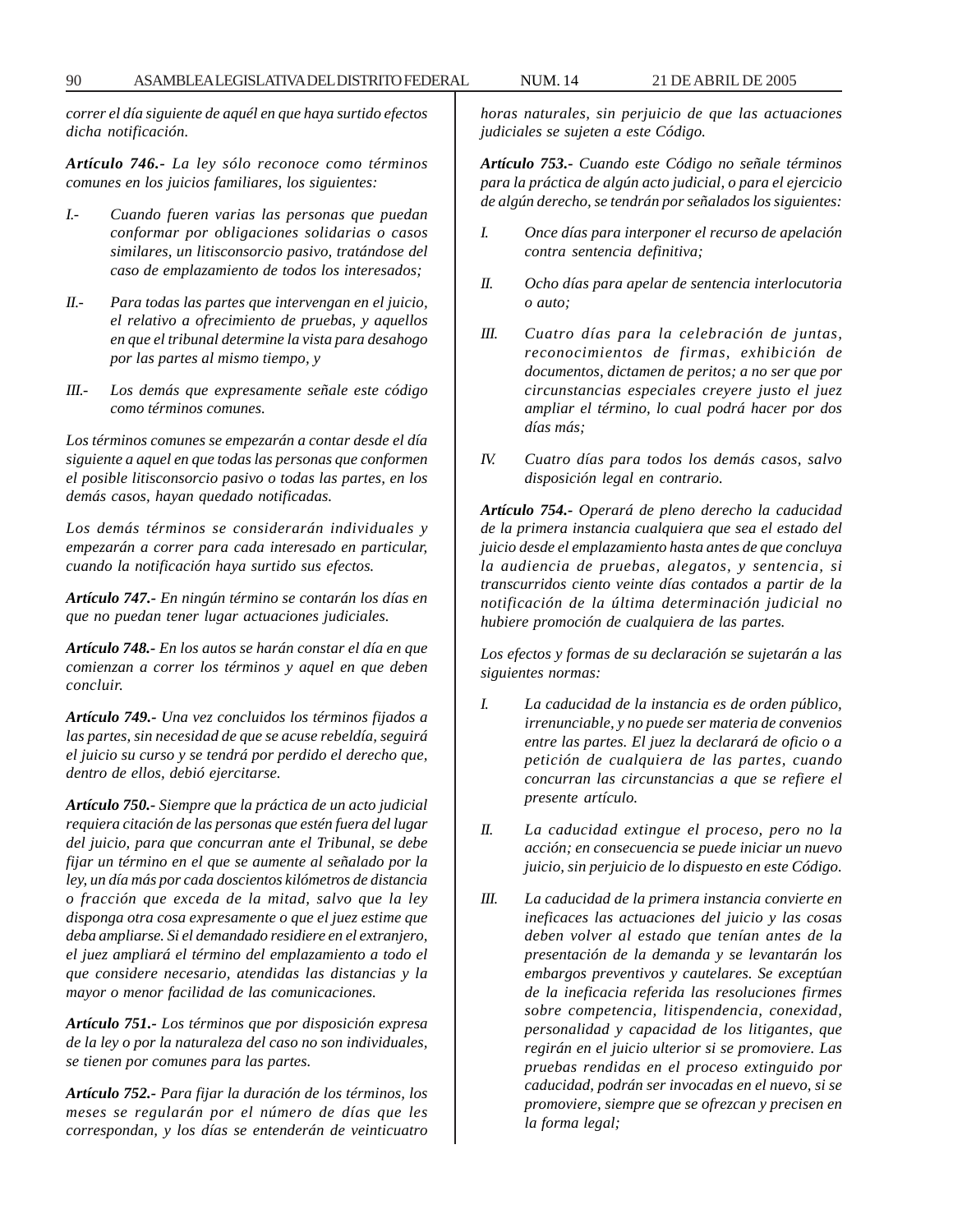*correr el día siguiente de aquél en que haya surtido efectos dicha notificación.*

***Artículo 746.-** La ley sólo reconoce como términos comunes en los juicios familiares, los siguientes:*

*I.- Cuando fueren varias las personas que puedan conformar por obligaciones solidarias o casos similares, un litisconsorcio pasivo, tratándose del caso de emplazamiento de todos los interesados;*

*II.- Para todas las partes que intervengan en el juicio, el relativo a ofrecimiento de pruebas, y aquellos en que el tribunal determine la vista para desahogo por las partes al mismo tiempo, y*

*III.- Los demás que expresamente señale este código como términos comunes.*

*Los términos comunes se empezarán a contar desde el día siguiente a aquel en que todas las personas que conformen el posible litisconsorcio pasivo o todas las partes, en los demás casos, hayan quedado notificadas.*

*Los demás términos se considerarán individuales y empezarán a correr para cada interesado en particular, cuando la notificación haya surtido sus efectos.*

***Artículo 747.-** En ningún término se contarán los días en que no puedan tener lugar actuaciones judiciales.*

***Artículo 748.-** En los autos se harán constar el día en que comienzan a correr los términos y aquel en que deben concluir.*

***Artículo 749.-** Una vez concluidos los términos fijados a las partes, sin necesidad de que se acuse rebeldía, seguirá el juicio su curso y se tendrá por perdido el derecho que, dentro de ellos, debió ejercitarse.*

***Artículo 750.-** Siempre que la práctica de un acto judicial requiera citación de las personas que estén fuera del lugar del juicio, para que concurran ante el Tribunal, se debe fijar un término en el que se aumente al señalado por la ley, un día más por cada doscientos kilómetros de distancia o fracción que exceda de la mitad, salvo que la ley disponga otra cosa expresamente o que el juez estime que deba ampliarse. Si el demandado residiere en el extranjero, el juez ampliará el término del emplazamiento a todo el que considere necesario, atendidas las distancias y la mayor o menor facilidad de las comunicaciones.*

***Artículo 751.-** Los términos que por disposición expresa de la ley o por la naturaleza del caso no son individuales, se tienen por comunes para las partes.*

***Artículo 752.-** Para fijar la duración de los términos, los meses se regularán por el número de días que les correspondan, y los días se entenderán de veinticuatro horas naturales, sin perjuicio de que las actuaciones judiciales se sujeten a este Código.*

***Artículo 753.-** Cuando este Código no señale términos para la práctica de algún acto judicial, o para el ejercicio de algún derecho, se tendrán por señalados los siguientes:*

*I. Once días para interponer el recurso de apelación contra sentencia definitiva;*

*II. Ocho días para apelar de sentencia interlocutoria o auto;*

*III. Cuatro días para la celebración de juntas, reconocimientos de firmas, exhibición de documentos, dictamen de peritos; a no ser que por circunstancias especiales creyere justo el juez ampliar el término, lo cual podrá hacer por dos días más;*

*IV. Cuatro días para todos los demás casos, salvo disposición legal en contrario.*

***Artículo 754.-** Operará de pleno derecho la caducidad de la primera instancia cualquiera que sea el estado del juicio desde el emplazamiento hasta antes de que concluya la audiencia de pruebas, alegatos, y sentencia, si transcurridos ciento veinte días contados a partir de la notificación de la última determinación judicial no hubiere promoción de cualquiera de las partes.*

*Los efectos y formas de su declaración se sujetarán a las siguientes normas:*

*I. La caducidad de la instancia es de orden público, irrenunciable, y no puede ser materia de convenios entre las partes. El juez la declarará de oficio o a petición de cualquiera de las partes, cuando concurran las circunstancias a que se refiere el presente artículo.*

*II. La caducidad extingue el proceso, pero no la acción; en consecuencia se puede iniciar un nuevo juicio, sin perjuicio de lo dispuesto en este Código.*

*III. La caducidad de la primera instancia convierte en ineficaces las actuaciones del juicio y las cosas deben volver al estado que tenían antes de la presentación de la demanda y se levantarán los embargos preventivos y cautelares. Se exceptúan de la ineficacia referida las resoluciones firmes sobre competencia, litispendencia, conexidad, personalidad y capacidad de los litigantes, que regirán en el juicio ulterior si se promoviere. Las pruebas rendidas en el proceso extinguido por caducidad, podrán ser invocadas en el nuevo, si se promoviere, siempre que se ofrezcan y precisen en la forma legal;*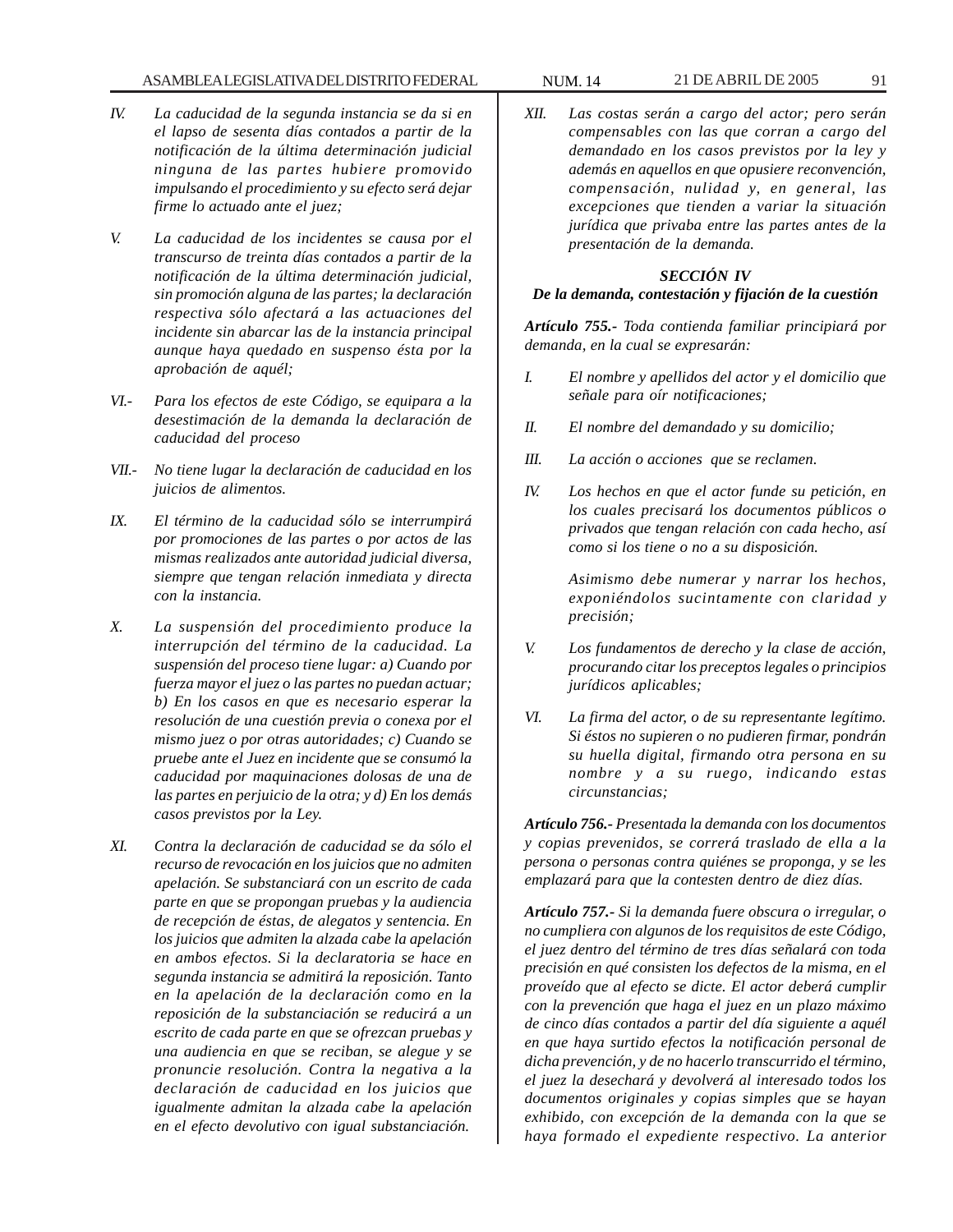*IV. La caducidad de la segunda instancia se da si en el lapso de sesenta días contados a partir de la notificación de la última determinación judicial ninguna de las partes hubiere promovido impulsando el procedimiento y su efecto será dejar firme lo actuado ante el juez;*

*V. La caducidad de los incidentes se causa por el transcurso de treinta días contados a partir de la notificación de la última determinación judicial, sin promoción alguna de las partes; la declaración respectiva sólo afectará a las actuaciones del incidente sin abarcar las de la instancia principal aunque haya quedado en suspenso ésta por la aprobación de aquél;*

*VI.- Para los efectos de este Código, se equipara a la desestimación de la demanda la declaración de caducidad del proceso*

*VII.- No tiene lugar la declaración de caducidad en los juicios de alimentos.*

*IX. El término de la caducidad sólo se interrumpirá por promociones de las partes o por actos de las mismas realizados ante autoridad judicial diversa, siempre que tengan relación inmediata y directa con la instancia.*

*X. La suspensión del procedimiento produce la interrupción del término de la caducidad. La suspensión del proceso tiene lugar: a) Cuando por fuerza mayor el juez o las partes no puedan actuar; b) En los casos en que es necesario esperar la resolución de una cuestión previa o conexa por el mismo juez o por otras autoridades; c) Cuando se pruebe ante el Juez en incidente que se consumó la caducidad por maquinaciones dolosas de una de las partes en perjuicio de la otra; y d) En los demás casos previstos por la Ley.*

*XI. Contra la declaración de caducidad se da sólo el recurso de revocación en los juicios que no admiten apelación. Se substanciará con un escrito de cada parte en que se propongan pruebas y la audiencia de recepción de éstas, de alegatos y sentencia. En los juicios que admiten la alzada cabe la apelación en ambos efectos. Si la declaratoria se hace en segunda instancia se admitirá la reposición. Tanto en la apelación de la declaración como en la reposición de la substanciación se reducirá a un escrito de cada parte en que se ofrezcan pruebas y una audiencia en que se reciban, se alegue y se pronuncie resolución. Contra la negativa a la declaración de caducidad en los juicios que igualmente admitan la alzada cabe la apelación en el efecto devolutivo con igual substanciación.*

*XII. Las costas serán a cargo del actor; pero serán compensables con las que corran a cargo del demandado en los casos previstos por la ley y además en aquellos en que opusiere reconvención, compensación, nulidad y, en general, las excepciones que tienden a variar la situación jurídica que privaba entre las partes antes de la presentación de la demanda.*

***SECCIÓN IV***
***De la demanda, contestación y fijación de la cuestión***

***Artículo 755.-*** *Toda contienda familiar principiará por demanda, en la cual se expresarán:*

*I. El nombre y apellidos del actor y el domicilio que señale para oír notificaciones;*

*II. El nombre del demandado y su domicilio;*

*III. La acción o acciones que se reclamen.*

*IV. Los hechos en que el actor funde su petición, en los cuales precisará los documentos públicos o privados que tengan relación con cada hecho, así como si los tiene o no a su disposición.*

*Asimismo debe numerar y narrar los hechos, exponiéndolos sucintamente con claridad y precisión;*

*V. Los fundamentos de derecho y la clase de acción, procurando citar los preceptos legales o principios jurídicos aplicables;*

*VI. La firma del actor, o de su representante legítimo. Si éstos no supieren o no pudieren firmar, pondrán su huella digital, firmando otra persona en su nombre y a su ruego, indicando estas circunstancias;*

***Artículo 756.-*** *Presentada la demanda con los documentos y copias prevenidos, se correrá traslado de ella a la persona o personas contra quiénes se proponga, y se les emplazará para que la contesten dentro de diez días.*

***Artículo 757.-*** *Si la demanda fuere obscura o irregular, o no cumpliera con algunos de los requisitos de este Código, el juez dentro del término de tres días señalará con toda precisión en qué consisten los defectos de la misma, en el proveído que al efecto se dicte. El actor deberá cumplir con la prevención que haga el juez en un plazo máximo de cinco días contados a partir del día siguiente a aquél en que haya surtido efectos la notificación personal de dicha prevención, y de no hacerlo transcurrido el término, el juez la desechará y devolverá al interesado todos los documentos originales y copias simples que se hayan exhibido, con excepción de la demanda con la que se haya formado el expediente respectivo. La anterior*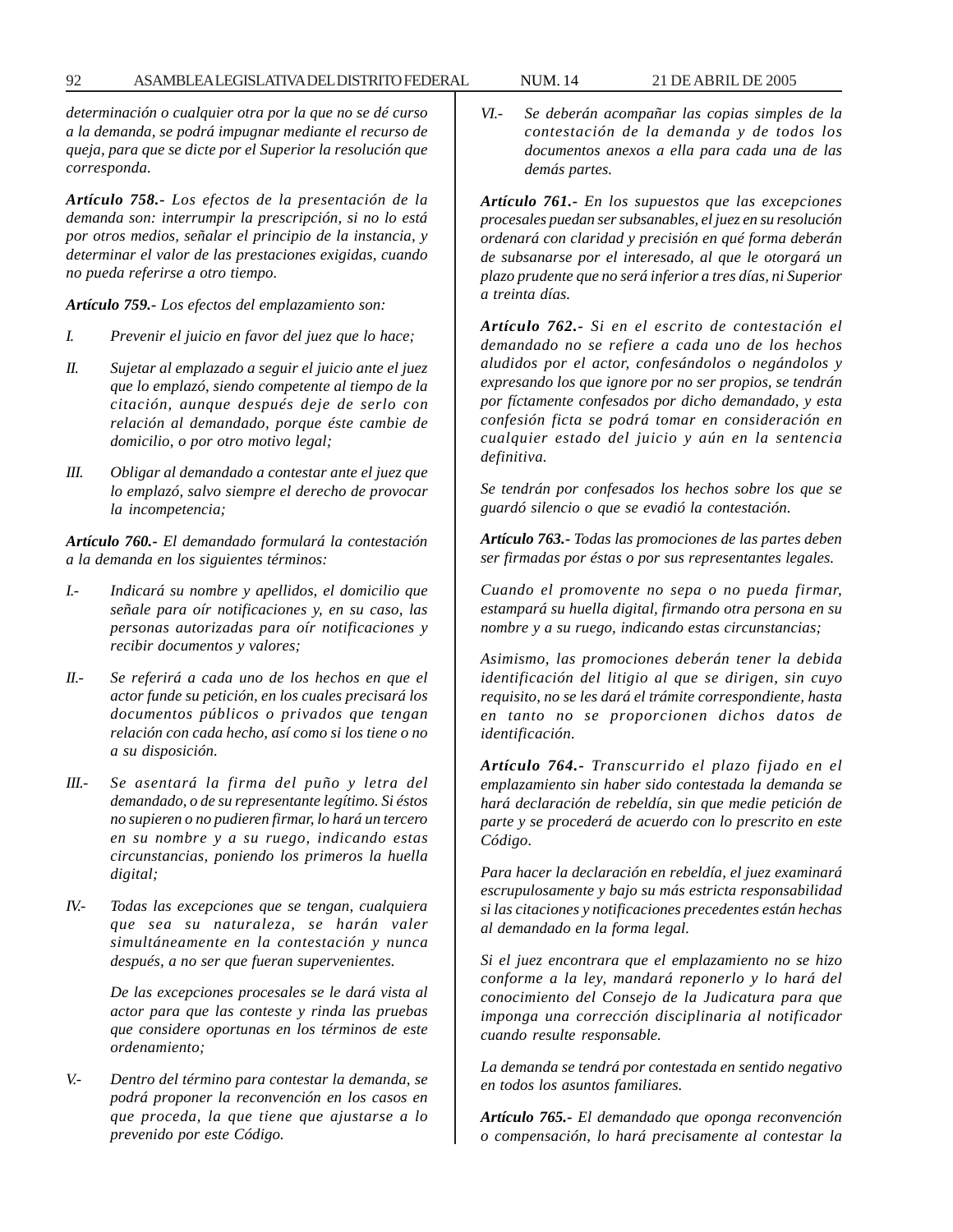*determinación o cualquier otra por la que no se dé curso a la demanda, se podrá impugnar mediante el recurso de queja, para que se dicte por el Superior la resolución que corresponda.*

***Artículo 758.-** Los efectos de la presentación de la demanda son: interrumpir la prescripción, si no lo está por otros medios, señalar el principio de la instancia, y determinar el valor de las prestaciones exigidas, cuando no pueda referirse a otro tiempo.*

***Artículo 759.-** Los efectos del emplazamiento son:*

*I. Prevenir el juicio en favor del juez que lo hace;*

*II. Sujetar al emplazado a seguir el juicio ante el juez que lo emplazó, siendo competente al tiempo de la citación, aunque después deje de serlo con relación al demandado, porque éste cambie de domicilio, o por otro motivo legal;*

*III. Obligar al demandado a contestar ante el juez que lo emplazó, salvo siempre el derecho de provocar la incompetencia;*

***Artículo 760.-** El demandado formulará la contestación a la demanda en los siguientes términos:*

*I.- Indicará su nombre y apellidos, el domicilio que señale para oír notificaciones y, en su caso, las personas autorizadas para oír notificaciones y recibir documentos y valores;*

*II.- Se referirá a cada uno de los hechos en que el actor funde su petición, en los cuales precisará los documentos públicos o privados que tengan relación con cada hecho, así como si los tiene o no a su disposición.*

*III.- Se asentará la firma del puño y letra del demandado, o de su representante legítimo. Si éstos no supieren o no pudieren firmar, lo hará un tercero en su nombre y a su ruego, indicando estas circunstancias, poniendo los primeros la huella digital;*

*IV.- Todas las excepciones que se tengan, cualquiera que sea su naturaleza, se harán valer simultáneamente en la contestación y nunca después, a no ser que fueran supervenientes.*

*De las excepciones procesales se le dará vista al actor para que las conteste y rinda las pruebas que considere oportunas en los términos de este ordenamiento;*

*V.- Dentro del término para contestar la demanda, se podrá proponer la reconvención en los casos en que proceda, la que tiene que ajustarse a lo prevenido por este Código.*

*VI.- Se deberán acompañar las copias simples de la contestación de la demanda y de todos los documentos anexos a ella para cada una de las demás partes.*

***Artículo 761.-** En los supuestos que las excepciones procesales puedan ser subsanables, el juez en su resolución ordenará con claridad y precisión en qué forma deberán de subsanarse por el interesado, al que le otorgará un plazo prudente que no será inferior a tres días, ni Superior a treinta días.*

***Artículo 762.-** Si en el escrito de contestación el demandado no se refiere a cada uno de los hechos aludidos por el actor, confesándolos o negándolos y expresando los que ignore por no ser propios, se tendrán por fíctamente confesados por dicho demandado, y esta confesión ficta se podrá tomar en consideración en cualquier estado del juicio y aún en la sentencia definitiva.*

*Se tendrán por confesados los hechos sobre los que se guardó silencio o que se evadió la contestación.*

***Artículo 763.-** Todas las promociones de las partes deben ser firmadas por éstas o por sus representantes legales.*

*Cuando el promovente no sepa o no pueda firmar, estampará su huella digital, firmando otra persona en su nombre y a su ruego, indicando estas circunstancias;*

*Asimismo, las promociones deberán tener la debida identificación del litigio al que se dirigen, sin cuyo requisito, no se les dará el trámite correspondiente, hasta en tanto no se proporcionen dichos datos de identificación.*

***Artículo 764.-** Transcurrido el plazo fijado en el emplazamiento sin haber sido contestada la demanda se hará declaración de rebeldía, sin que medie petición de parte y se procederá de acuerdo con lo prescrito en este Código.*

*Para hacer la declaración en rebeldía, el juez examinará escrupulosamente y bajo su más estricta responsabilidad si las citaciones y notificaciones precedentes están hechas al demandado en la forma legal.*

*Si el juez encontrara que el emplazamiento no se hizo conforme a la ley, mandará reponerlo y lo hará del conocimiento del Consejo de la Judicatura para que imponga una corrección disciplinaria al notificador cuando resulte responsable.*

*La demanda se tendrá por contestada en sentido negativo en todos los asuntos familiares.*

***Artículo 765.-** El demandado que oponga reconvención o compensación, lo hará precisamente al contestar la*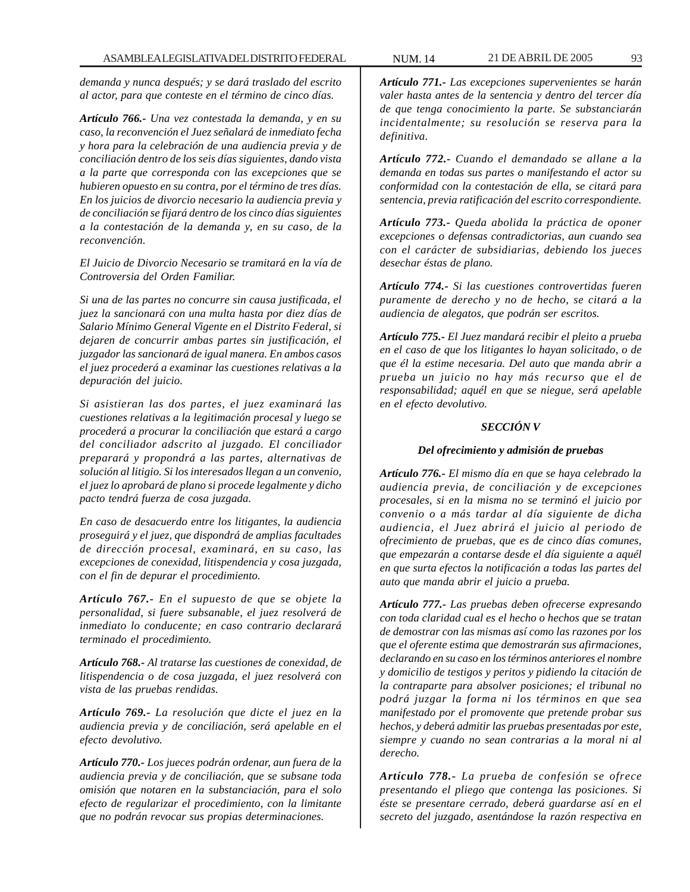*demanda y nunca después; y se dará traslado del escrito al actor, para que conteste en el término de cinco días.*

***Artículo 766.-*** *Una vez contestada la demanda, y en su caso, la reconvención el Juez señalará de inmediato fecha y hora para la celebración de una audiencia previa y de conciliación dentro de los seis días siguientes, dando vista a la parte que corresponda con las excepciones que se hubieren opuesto en su contra, por el término de tres días. En los juicios de divorcio necesario la audiencia previa y de conciliación se fijará dentro de los cinco días siguientes a la contestación de la demanda y, en su caso, de la reconvención.*

*El Juicio de Divorcio Necesario se tramitará en la vía de Controversia del Orden Familiar.*

*Si una de las partes no concurre sin causa justificada, el juez la sancionará con una multa hasta por diez días de Salario Mínimo General Vigente en el Distrito Federal, si dejaren de concurrir ambas partes sin justificación, el juzgador las sancionará de igual manera. En ambos casos el juez procederá a examinar las cuestiones relativas a la depuración del juicio.*

*Si asistieran las dos partes, el juez examinará las cuestiones relativas a la legitimación procesal y luego se procederá a procurar la conciliación que estará a cargo del conciliador adscrito al juzgado. El conciliador preparará y propondrá a las partes, alternativas de solución al litigio. Si los interesados llegan a un convenio, el juez lo aprobará de plano si procede legalmente y dicho pacto tendrá fuerza de cosa juzgada.*

*En caso de desacuerdo entre los litigantes, la audiencia proseguirá y el juez, que dispondrá de amplias facultades de dirección procesal, examinará, en su caso, las excepciones de conexidad, litispendencia y cosa juzgada, con el fin de depurar el procedimiento.*

***Artículo 767.-*** *En el supuesto de que se objete la personalidad, si fuere subsanable, el juez resolverá de inmediato lo conducente; en caso contrario declarará terminado el procedimiento.*

***Artículo 768.-*** *Al tratarse las cuestiones de conexidad, de litispendencia o de cosa juzgada, el juez resolverá con vista de las pruebas rendidas.*

***Artículo 769.-*** *La resolución que dicte el juez en la audiencia previa y de conciliación, será apelable en el efecto devolutivo.*

***Artículo 770.-*** *Los jueces podrán ordenar, aun fuera de la audiencia previa y de conciliación, que se subsane toda omisión que notaren en la substanciación, para el solo efecto de regularizar el procedimiento, con la limitante que no podrán revocar sus propias determinaciones.*

***Artículo 771.-*** *Las excepciones supervenientes se harán valer hasta antes de la sentencia y dentro del tercer día de que tenga conocimiento la parte. Se substanciarán incidentalmente; su resolución se reserva para la definitiva.*

***Artículo 772.-*** *Cuando el demandado se allane a la demanda en todas sus partes o manifestando el actor su conformidad con la contestación de ella, se citará para sentencia, previa ratificación del escrito correspondiente.*

***Artículo 773.-*** *Queda abolida la práctica de oponer excepciones o defensas contradictorias, aun cuando sea con el carácter de subsidiarias, debiendo los jueces desechar éstas de plano.*

***Artículo 774.-*** *Si las cuestiones controvertidas fueren puramente de derecho y no de hecho, se citará a la audiencia de alegatos, que podrán ser escritos.*

***Artículo 775.-*** *El Juez mandará recibir el pleito a prueba en el caso de que los litigantes lo hayan solicitado, o de que él la estime necesaria. Del auto que manda abrir a prueba un juicio no hay más recurso que el de responsabilidad; aquél en que se niegue, será apelable en el efecto devolutivo.*

### *SECCIÓN V*

### *Del ofrecimiento y admisión de pruebas*

***Artículo 776.-*** *El mismo día en que se haya celebrado la audiencia previa, de conciliación y de excepciones procesales, si en la misma no se terminó el juicio por convenio o a más tardar al día siguiente de dicha audiencia, el Juez abrirá el juicio al periodo de ofrecimiento de pruebas, que es de cinco días comunes, que empezarán a contarse desde el día siguiente a aquél en que surta efectos la notificación a todas las partes del auto que manda abrir el juicio a prueba.*

***Artículo 777.-*** *Las pruebas deben ofrecerse expresando con toda claridad cual es el hecho o hechos que se tratan de demostrar con las mismas así como las razones por los que el oferente estima que demostrarán sus afirmaciones, declarando en su caso en los términos anteriores el nombre y domicilio de testigos y peritos y pidiendo la citación de la contraparte para absolver posiciones; el tribunal no podrá juzgar la forma ni los términos en que sea manifestado por el promovente que pretende probar sus hechos, y deberá admitir las pruebas presentadas por este, siempre y cuando no sean contrarias a la moral ni al derecho.*

***Artículo 778.-*** *La prueba de confesión se ofrece presentando el pliego que contenga las posiciones. Si éste se presentare cerrado, deberá guardarse así en el secreto del juzgado, asentándose la razón respectiva en*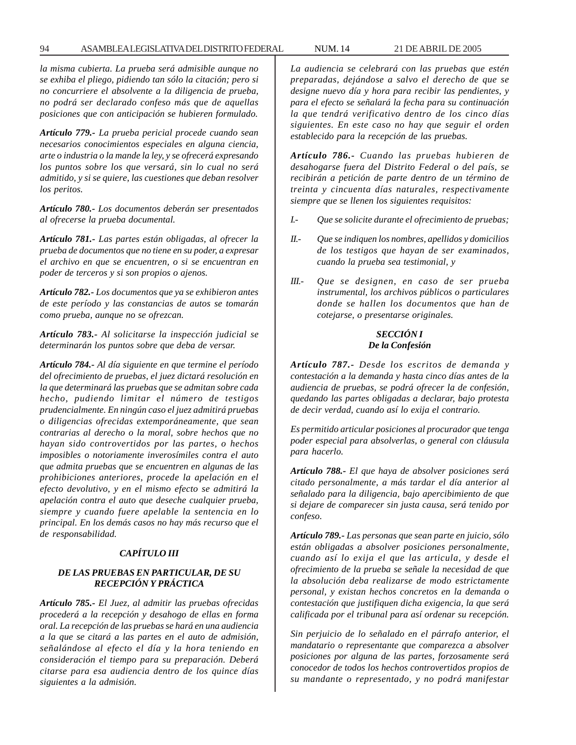*la misma cubierta. La prueba será admisible aunque no se exhiba el pliego, pidiendo tan sólo la citación; pero si no concurriere el absolvente a la diligencia de prueba, no podrá ser declarado confeso más que de aquellas posiciones que con anticipación se hubieren formulado.*

***Artículo 779.-*** *La prueba pericial procede cuando sean necesarios conocimientos especiales en alguna ciencia, arte o industria o la mande la ley, y se ofrecerá expresando los puntos sobre los que versará, sin lo cual no será admitido, y si se quiere, las cuestiones que deban resolver los peritos.*

***Artículo 780.-*** *Los documentos deberán ser presentados al ofrecerse la prueba documental.*

***Artículo 781.-*** *Las partes están obligadas, al ofrecer la prueba de documentos que no tiene en su poder, a expresar el archivo en que se encuentren, o si se encuentran en poder de terceros y si son propios o ajenos.*

***Artículo 782.-*** *Los documentos que ya se exhibieron antes de este período y las constancias de autos se tomarán como prueba, aunque no se ofrezcan.*

***Artículo 783.-*** *Al solicitarse la inspección judicial se determinarán los puntos sobre que deba de versar.*

***Artículo 784.-*** *Al día siguiente en que termine el período del ofrecimiento de pruebas, el juez dictará resolución en la que determinará las pruebas que se admitan sobre cada hecho, pudiendo limitar el número de testigos prudencialmente. En ningún caso el juez admitirá pruebas o diligencias ofrecidas extemporáneamente, que sean contrarias al derecho o la moral, sobre hechos que no hayan sido controvertidos por las partes, o hechos imposibles o notoriamente inverosímiles contra el auto que admita pruebas que se encuentren en algunas de las prohibiciones anteriores, procede la apelación en el efecto devolutivo, y en el mismo efecto se admitirá la apelación contra el auto que deseche cualquier prueba, siempre y cuando fuere apelable la sentencia en lo principal. En los demás casos no hay más recurso que el de responsabilidad.*

### *CAPÍTULO III*

### *DE LAS PRUEBAS EN PARTICULAR, DE SU RECEPCIÓN Y PRÁCTICA*

***Artículo 785.-*** *El Juez, al admitir las pruebas ofrecidas procederá a la recepción y desahogo de ellas en forma oral. La recepción de las pruebas se hará en una audiencia a la que se citará a las partes en el auto de admisión, señalándose al efecto el día y la hora teniendo en consideración el tiempo para su preparación. Deberá citarse para esa audiencia dentro de los quince días siguientes a la admisión.*

*La audiencia se celebrará con las pruebas que estén preparadas, dejándose a salvo el derecho de que se designe nuevo día y hora para recibir las pendientes, y para el efecto se señalará la fecha para su continuación la que tendrá verificativo dentro de los cinco días siguientes. En este caso no hay que seguir el orden establecido para la recepción de las pruebas.*

***Artículo 786.-*** *Cuando las pruebas hubieren de desahogarse fuera del Distrito Federal o del país, se recibirán a petición de parte dentro de un término de treinta y cincuenta días naturales, respectivamente siempre que se llenen los siguientes requisitos:*

*I.-* *Que se solicite durante el ofrecimiento de pruebas;*

*II.-* *Que se indiquen los nombres, apellidos y domicilios de los testigos que hayan de ser examinados, cuando la prueba sea testimonial, y*

*III.-* *Que se designen, en caso de ser prueba instrumental, los archivos públicos o particulares donde se hallen los documentos que han de cotejarse, o presentarse originales.*

### *SECCIÓN I*
### *De la Confesión*

***Artículo 787.-*** *Desde los escritos de demanda y contestación a la demanda y hasta cinco días antes de la audiencia de pruebas, se podrá ofrecer la de confesión, quedando las partes obligadas a declarar, bajo protesta de decir verdad, cuando así lo exija el contrario.*

*Es permitido articular posiciones al procurador que tenga poder especial para absolverlas, o general con cláusula para hacerlo.*

***Artículo 788.-*** *El que haya de absolver posiciones será citado personalmente, a más tardar el día anterior al señalado para la diligencia, bajo apercibimiento de que si dejare de comparecer sin justa causa, será tenido por confeso.*

***Artículo 789.-*** *Las personas que sean parte en juicio, sólo están obligadas a absolver posiciones personalmente, cuando así lo exija el que las articula, y desde el ofrecimiento de la prueba se señale la necesidad de que la absolución deba realizarse de modo estrictamente personal, y existan hechos concretos en la demanda o contestación que justifiquen dicha exigencia, la que será calificada por el tribunal para así ordenar su recepción.*

*Sin perjuicio de lo señalado en el párrafo anterior, el mandatario o representante que comparezca a absolver posiciones por alguna de las partes, forzosamente será conocedor de todos los hechos controvertidos propios de su mandante o representado, y no podrá manifestar*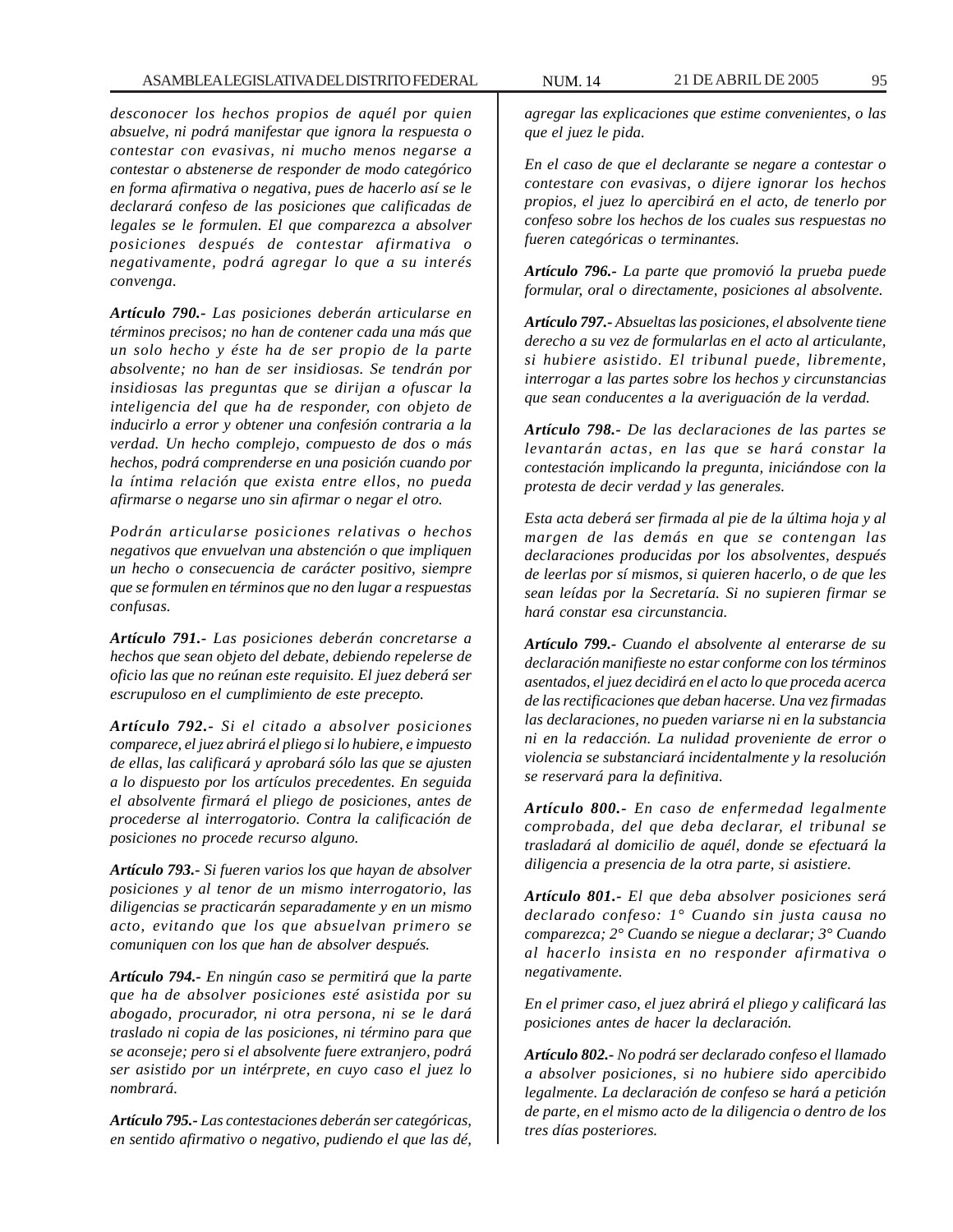*desconocer los hechos propios de aquél por quien absuelve, ni podrá manifestar que ignora la respuesta o contestar con evasivas, ni mucho menos negarse a contestar o abstenerse de responder de modo categórico en forma afirmativa o negativa, pues de hacerlo así se le declarará confeso de las posiciones que calificadas de legales se le formulen. El que comparezca a absolver posiciones después de contestar afirmativa o negativamente, podrá agregar lo que a su interés convenga.*

***Artículo 790.-** Las posiciones deberán articularse en términos precisos; no han de contener cada una más que un solo hecho y éste ha de ser propio de la parte absolvente; no han de ser insidiosas. Se tendrán por insidiosas las preguntas que se dirijan a ofuscar la inteligencia del que ha de responder, con objeto de inducirlo a error y obtener una confesión contraria a la verdad. Un hecho complejo, compuesto de dos o más hechos, podrá comprenderse en una posición cuando por la íntima relación que exista entre ellos, no pueda afirmarse o negarse uno sin afirmar o negar el otro.*

*Podrán articularse posiciones relativas o hechos negativos que envuelvan una abstención o que impliquen un hecho o consecuencia de carácter positivo, siempre que se formulen en términos que no den lugar a respuestas confusas.*

***Artículo 791.-** Las posiciones deberán concretarse a hechos que sean objeto del debate, debiendo repelerse de oficio las que no reúnan este requisito. El juez deberá ser escrupuloso en el cumplimiento de este precepto.*

***Artículo 792.-** Si el citado a absolver posiciones comparece, el juez abrirá el pliego si lo hubiere, e impuesto de ellas, las calificará y aprobará sólo las que se ajusten a lo dispuesto por los artículos precedentes. En seguida el absolvente firmará el pliego de posiciones, antes de procederse al interrogatorio. Contra la calificación de posiciones no procede recurso alguno.*

***Artículo 793.-** Si fueren varios los que hayan de absolver posiciones y al tenor de un mismo interrogatorio, las diligencias se practicarán separadamente y en un mismo acto, evitando que los que absuelvan primero se comuniquen con los que han de absolver después.*

***Artículo 794.-** En ningún caso se permitirá que la parte que ha de absolver posiciones esté asistida por su abogado, procurador, ni otra persona, ni se le dará traslado ni copia de las posiciones, ni término para que se aconseje; pero si el absolvente fuere extranjero, podrá ser asistido por un intérprete, en cuyo caso el juez lo nombrará.*

***Artículo 795.-** Las contestaciones deberán ser categóricas, en sentido afirmativo o negativo, pudiendo el que las dé, agregar las explicaciones que estime convenientes, o las que el juez le pida.*

*En el caso de que el declarante se negare a contestar o contestare con evasivas, o dijere ignorar los hechos propios, el juez lo apercibirá en el acto, de tenerlo por confeso sobre los hechos de los cuales sus respuestas no fueren categóricas o terminantes.*

***Artículo 796.-** La parte que promovió la prueba puede formular, oral o directamente, posiciones al absolvente.*

***Artículo 797.-** Absueltas las posiciones, el absolvente tiene derecho a su vez de formularlas en el acto al articulante, si hubiere asistido. El tribunal puede, libremente, interrogar a las partes sobre los hechos y circunstancias que sean conducentes a la averiguación de la verdad.*

***Artículo 798.-** De las declaraciones de las partes se levantarán actas, en las que se hará constar la contestación implicando la pregunta, iniciándose con la protesta de decir verdad y las generales.*

*Esta acta deberá ser firmada al pie de la última hoja y al margen de las demás en que se contengan las declaraciones producidas por los absolventes, después de leerlas por sí mismos, si quieren hacerlo, o de que les sean leídas por la Secretaría. Si no supieren firmar se hará constar esa circunstancia.*

***Artículo 799.-** Cuando el absolvente al enterarse de su declaración manifieste no estar conforme con los términos asentados, el juez decidirá en el acto lo que proceda acerca de las rectificaciones que deban hacerse. Una vez firmadas las declaraciones, no pueden variarse ni en la substancia ni en la redacción. La nulidad proveniente de error o violencia se substanciará incidentalmente y la resolución se reservará para la definitiva.*

***Artículo 800.-** En caso de enfermedad legalmente comprobada, del que deba declarar, el tribunal se trasladará al domicilio de aquél, donde se efectuará la diligencia a presencia de la otra parte, si asistiere.*

***Artículo 801.-** El que deba absolver posiciones será declarado confeso: 1° Cuando sin justa causa no comparezca; 2° Cuando se niegue a declarar; 3° Cuando al hacerlo insista en no responder afirmativa o negativamente.*

*En el primer caso, el juez abrirá el pliego y calificará las posiciones antes de hacer la declaración.*

***Artículo 802.-** No podrá ser declarado confeso el llamado a absolver posiciones, si no hubiere sido apercibido legalmente. La declaración de confeso se hará a petición de parte, en el mismo acto de la diligencia o dentro de los tres días posteriores.*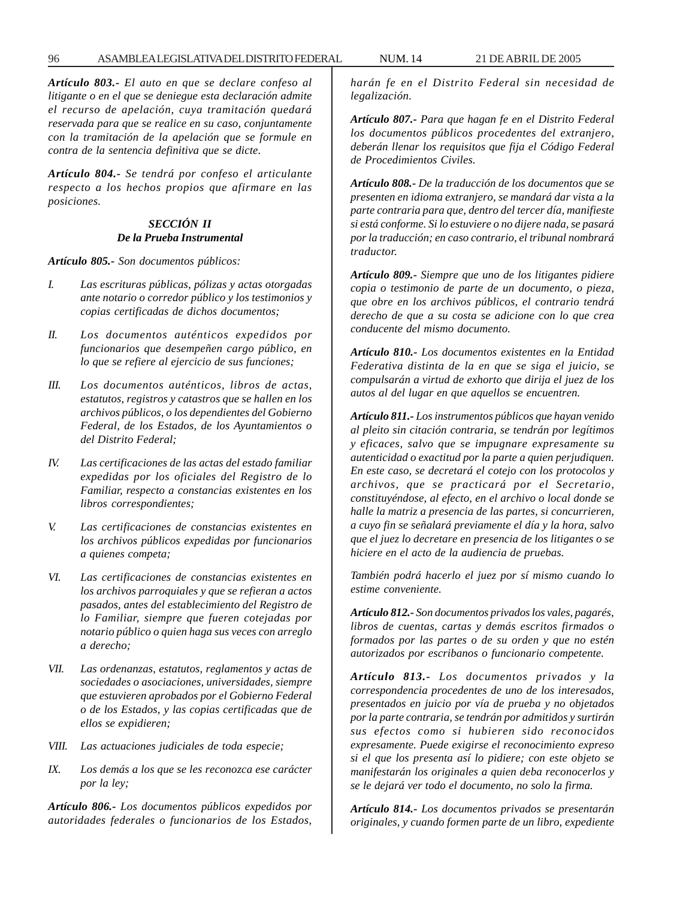***Artículo 803.-*** *El auto en que se declare confeso al litigante o en el que se deniegue esta declaración admite el recurso de apelación, cuya tramitación quedará reservada para que se realice en su caso, conjuntamente con la tramitación de la apelación que se formule en contra de la sentencia definitiva que se dicte.*

***Artículo 804.-*** *Se tendrá por confeso el articulante respecto a los hechos propios que afirmare en las posiciones.*

### *SECCIÓN II*
### *De la Prueba Instrumental*

***Artículo 805.-*** *Son documentos públicos:*

*I. Las escrituras públicas, pólizas y actas otorgadas ante notario o corredor público y los testimonios y copias certificadas de dichos documentos;*

*II. Los documentos auténticos expedidos por funcionarios que desempeñen cargo público, en lo que se refiere al ejercicio de sus funciones;*

*III. Los documentos auténticos, libros de actas, estatutos, registros y catastros que se hallen en los archivos públicos, o los dependientes del Gobierno Federal, de los Estados, de los Ayuntamientos o del Distrito Federal;*

*IV. Las certificaciones de las actas del estado familiar expedidas por los oficiales del Registro de lo Familiar, respecto a constancias existentes en los libros correspondientes;*

*V. Las certificaciones de constancias existentes en los archivos públicos expedidas por funcionarios a quienes competa;*

*VI. Las certificaciones de constancias existentes en los archivos parroquiales y que se refieran a actos pasados, antes del establecimiento del Registro de lo Familiar, siempre que fueren cotejadas por notario público o quien haga sus veces con arreglo a derecho;*

*VII. Las ordenanzas, estatutos, reglamentos y actas de sociedades o asociaciones, universidades, siempre que estuvieren aprobados por el Gobierno Federal o de los Estados, y las copias certificadas que de ellos se expidieren;*

*VIII. Las actuaciones judiciales de toda especie;*

*IX. Los demás a los que se les reconozca ese carácter por la ley;*

***Artículo 806.-*** *Los documentos públicos expedidos por autoridades federales o funcionarios de los Estados, harán fe en el Distrito Federal sin necesidad de legalización.*

***Artículo 807.-*** *Para que hagan fe en el Distrito Federal los documentos públicos procedentes del extranjero, deberán llenar los requisitos que fija el Código Federal de Procedimientos Civiles.*

***Artículo 808.-*** *De la traducción de los documentos que se presenten en idioma extranjero, se mandará dar vista a la parte contraria para que, dentro del tercer día, manifieste si está conforme. Si lo estuviere o no dijere nada, se pasará por la traducción; en caso contrario, el tribunal nombrará traductor.*

***Artículo 809.-*** *Siempre que uno de los litigantes pidiere copia o testimonio de parte de un documento, o pieza, que obre en los archivos públicos, el contrario tendrá derecho de que a su costa se adicione con lo que crea conducente del mismo documento.*

***Artículo 810.-*** *Los documentos existentes en la Entidad Federativa distinta de la en que se siga el juicio, se compulsarán a virtud de exhorto que dirija el juez de los autos al del lugar en que aquellos se encuentren.*

***Artículo 811.-*** *Los instrumentos públicos que hayan venido al pleito sin citación contraria, se tendrán por legítimos y eficaces, salvo que se impugnare expresamente su autenticidad o exactitud por la parte a quien perjudiquen. En este caso, se decretará el cotejo con los protocolos y archivos, que se practicará por el Secretario, constituyéndose, al efecto, en el archivo o local donde se halle la matriz a presencia de las partes, si concurrieren, a cuyo fin se señalará previamente el día y la hora, salvo que el juez lo decretare en presencia de los litigantes o se hiciere en el acto de la audiencia de pruebas.*

*También podrá hacerlo el juez por sí mismo cuando lo estime conveniente.*

***Artículo 812.-*** *Son documentos privados los vales, pagarés, libros de cuentas, cartas y demás escritos firmados o formados por las partes o de su orden y que no estén autorizados por escribanos o funcionario competente.*

***Artículo 813.-*** *Los documentos privados y la correspondencia procedentes de uno de los interesados, presentados en juicio por vía de prueba y no objetados por la parte contraria, se tendrán por admitidos y surtirán sus efectos como si hubieren sido reconocidos expresamente. Puede exigirse el reconocimiento expreso si el que los presenta así lo pidiere; con este objeto se manifestarán los originales a quien deba reconocerlos y se le dejará ver todo el documento, no solo la firma.*

***Artículo 814.-*** *Los documentos privados se presentarán originales, y cuando formen parte de un libro, expediente*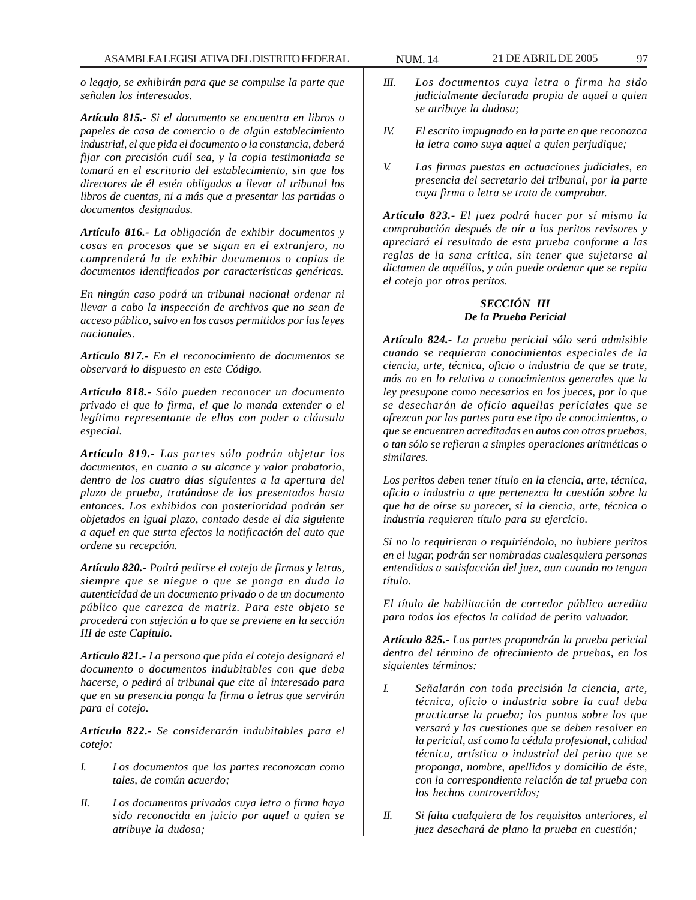*o legajo, se exhibirán para que se compulse la parte que señalen los interesados.*

***Artículo 815.-*** *Si el documento se encuentra en libros o papeles de casa de comercio o de algún establecimiento industrial, el que pida el documento o la constancia, deberá fijar con precisión cuál sea, y la copia testimoniada se tomará en el escritorio del establecimiento, sin que los directores de él estén obligados a llevar al tribunal los libros de cuentas, ni a más que a presentar las partidas o documentos designados.*

***Artículo 816.-*** *La obligación de exhibir documentos y cosas en procesos que se sigan en el extranjero, no comprenderá la de exhibir documentos o copias de documentos identificados por características genéricas.*

*En ningún caso podrá un tribunal nacional ordenar ni llevar a cabo la inspección de archivos que no sean de acceso público, salvo en los casos permitidos por las leyes nacionales.*

***Artículo 817.-*** *En el reconocimiento de documentos se observará lo dispuesto en este Código.*

***Artículo 818.-*** *Sólo pueden reconocer un documento privado el que lo firma, el que lo manda extender o el legítimo representante de ellos con poder o cláusula especial.*

***Artículo 819.-*** *Las partes sólo podrán objetar los documentos, en cuanto a su alcance y valor probatorio, dentro de los cuatro días siguientes a la apertura del plazo de prueba, tratándose de los presentados hasta entonces. Los exhibidos con posterioridad podrán ser objetados en igual plazo, contado desde el día siguiente a aquel en que surta efectos la notificación del auto que ordene su recepción.*

***Artículo 820.-*** *Podrá pedirse el cotejo de firmas y letras, siempre que se niegue o que se ponga en duda la autenticidad de un documento privado o de un documento público que carezca de matriz. Para este objeto se procederá con sujeción a lo que se previene en la sección III de este Capítulo.*

***Artículo 821.-*** *La persona que pida el cotejo designará el documento o documentos indubitables con que deba hacerse, o pedirá al tribunal que cite al interesado para que en su presencia ponga la firma o letras que servirán para el cotejo.*

***Artículo 822.-*** *Se considerarán indubitables para el cotejo:*

*I. Los documentos que las partes reconozcan como tales, de común acuerdo;*

*II. Los documentos privados cuya letra o firma haya sido reconocida en juicio por aquel a quien se atribuye la dudosa;*

*III. Los documentos cuya letra o firma ha sido judicialmente declarada propia de aquel a quien se atribuye la dudosa;*

*IV. El escrito impugnado en la parte en que reconozca la letra como suya aquel a quien perjudique;*

*V. Las firmas puestas en actuaciones judiciales, en presencia del secretario del tribunal, por la parte cuya firma o letra se trata de comprobar.*

***Artículo 823.-*** *El juez podrá hacer por sí mismo la comprobación después de oír a los peritos revisores y apreciará el resultado de esta prueba conforme a las reglas de la sana crítica, sin tener que sujetarse al dictamen de aquéllos, y aún puede ordenar que se repita el cotejo por otros peritos.*

### *SECCIÓN III*
### *De la Prueba Pericial*

***Artículo 824.-*** *La prueba pericial sólo será admisible cuando se requieran conocimientos especiales de la ciencia, arte, técnica, oficio o industria de que se trate, más no en lo relativo a conocimientos generales que la ley presupone como necesarios en los jueces, por lo que se desecharán de oficio aquellas periciales que se ofrezcan por las partes para ese tipo de conocimientos, o que se encuentren acreditadas en autos con otras pruebas, o tan sólo se refieran a simples operaciones aritméticas o similares.*

*Los peritos deben tener título en la ciencia, arte, técnica, oficio o industria a que pertenezca la cuestión sobre la que ha de oírse su parecer, si la ciencia, arte, técnica o industria requieren título para su ejercicio.*

*Si no lo requirieran o requiriéndolo, no hubiere peritos en el lugar, podrán ser nombradas cualesquiera personas entendidas a satisfacción del juez, aun cuando no tengan título.*

*El título de habilitación de corredor público acredita para todos los efectos la calidad de perito valuador.*

***Artículo 825.-*** *Las partes propondrán la prueba pericial dentro del término de ofrecimiento de pruebas, en los siguientes términos:*

*I. Señalarán con toda precisión la ciencia, arte, técnica, oficio o industria sobre la cual deba practicarse la prueba; los puntos sobre los que versará y las cuestiones que se deben resolver en la pericial, así como la cédula profesional, calidad técnica, artística o industrial del perito que se proponga, nombre, apellidos y domicilio de éste, con la correspondiente relación de tal prueba con los hechos controvertidos;*

*II. Si falta cualquiera de los requisitos anteriores, el juez desechará de plano la prueba en cuestión;*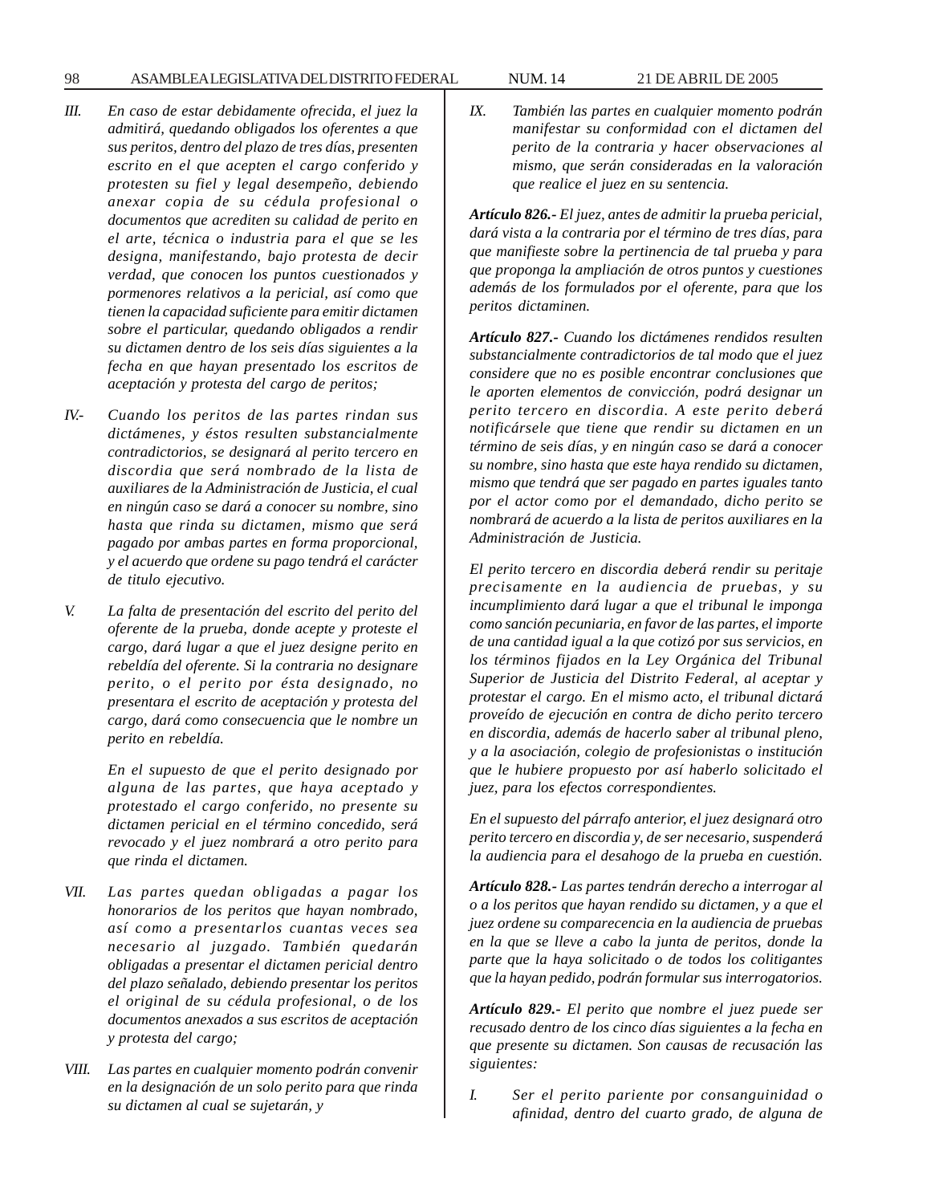*III.* *En caso de estar debidamente ofrecida, el juez la admitirá, quedando obligados los oferentes a que sus peritos, dentro del plazo de tres días, presenten escrito en el que acepten el cargo conferido y protesten su fiel y legal desempeño, debiendo anexar copia de su cédula profesional o documentos que acrediten su calidad de perito en el arte, técnica o industria para el que se les designa, manifestando, bajo protesta de decir verdad, que conocen los puntos cuestionados y pormenores relativos a la pericial, así como que tienen la capacidad suficiente para emitir dictamen sobre el particular, quedando obligados a rendir su dictamen dentro de los seis días siguientes a la fecha en que hayan presentado los escritos de aceptación y protesta del cargo de peritos;*

*IV.-* *Cuando los peritos de las partes rindan sus dictámenes, y éstos resulten substancialmente contradictorios, se designará al perito tercero en discordia que será nombrado de la lista de auxiliares de la Administración de Justicia, el cual en ningún caso se dará a conocer su nombre, sino hasta que rinda su dictamen, mismo que será pagado por ambas partes en forma proporcional, y el acuerdo que ordene su pago tendrá el carácter de titulo ejecutivo.*

*V.* *La falta de presentación del escrito del perito del oferente de la prueba, donde acepte y proteste el cargo, dará lugar a que el juez designe perito en rebeldía del oferente. Si la contraria no designare perito, o el perito por ésta designado, no presentara el escrito de aceptación y protesta del cargo, dará como consecuencia que le nombre un perito en rebeldía.*

*En el supuesto de que el perito designado por alguna de las partes, que haya aceptado y protestado el cargo conferido, no presente su dictamen pericial en el término concedido, será revocado y el juez nombrará a otro perito para que rinda el dictamen.*

*VII.* *Las partes quedan obligadas a pagar los honorarios de los peritos que hayan nombrado, así como a presentarlos cuantas veces sea necesario al juzgado. También quedarán obligadas a presentar el dictamen pericial dentro del plazo señalado, debiendo presentar los peritos el original de su cédula profesional, o de los documentos anexados a sus escritos de aceptación y protesta del cargo;*

*VIII.* *Las partes en cualquier momento podrán convenir en la designación de un solo perito para que rinda su dictamen al cual se sujetarán, y*

*IX.* *También las partes en cualquier momento podrán manifestar su conformidad con el dictamen del perito de la contraria y hacer observaciones al mismo, que serán consideradas en la valoración que realice el juez en su sentencia.*

***Artículo 826.-*** *El juez, antes de admitir la prueba pericial, dará vista a la contraria por el término de tres días, para que manifieste sobre la pertinencia de tal prueba y para que proponga la ampliación de otros puntos y cuestiones además de los formulados por el oferente, para que los peritos dictaminen.*

***Artículo 827.-*** *Cuando los dictámenes rendidos resulten substancialmente contradictorios de tal modo que el juez considere que no es posible encontrar conclusiones que le aporten elementos de convicción, podrá designar un perito tercero en discordia. A este perito deberá notificársele que tiene que rendir su dictamen en un término de seis días, y en ningún caso se dará a conocer su nombre, sino hasta que este haya rendido su dictamen, mismo que tendrá que ser pagado en partes iguales tanto por el actor como por el demandado, dicho perito se nombrará de acuerdo a la lista de peritos auxiliares en la Administración de Justicia.*

*El perito tercero en discordia deberá rendir su peritaje precisamente en la audiencia de pruebas, y su incumplimiento dará lugar a que el tribunal le imponga como sanción pecuniaria, en favor de las partes, el importe de una cantidad igual a la que cotizó por sus servicios, en los términos fijados en la Ley Orgánica del Tribunal Superior de Justicia del Distrito Federal, al aceptar y protestar el cargo. En el mismo acto, el tribunal dictará proveído de ejecución en contra de dicho perito tercero en discordia, además de hacerlo saber al tribunal pleno, y a la asociación, colegio de profesionistas o institución que le hubiere propuesto por así haberlo solicitado el juez, para los efectos correspondientes.*

*En el supuesto del párrafo anterior, el juez designará otro perito tercero en discordia y, de ser necesario, suspenderá la audiencia para el desahogo de la prueba en cuestión.*

***Artículo 828.-*** *Las partes tendrán derecho a interrogar al o a los peritos que hayan rendido su dictamen, y a que el juez ordene su comparecencia en la audiencia de pruebas en la que se lleve a cabo la junta de peritos, donde la parte que la haya solicitado o de todos los colitigantes que la hayan pedido, podrán formular sus interrogatorios.*

***Artículo 829.-*** *El perito que nombre el juez puede ser recusado dentro de los cinco días siguientes a la fecha en que presente su dictamen. Son causas de recusación las siguientes:*

*I.* *Ser el perito pariente por consanguinidad o afinidad, dentro del cuarto grado, de alguna de*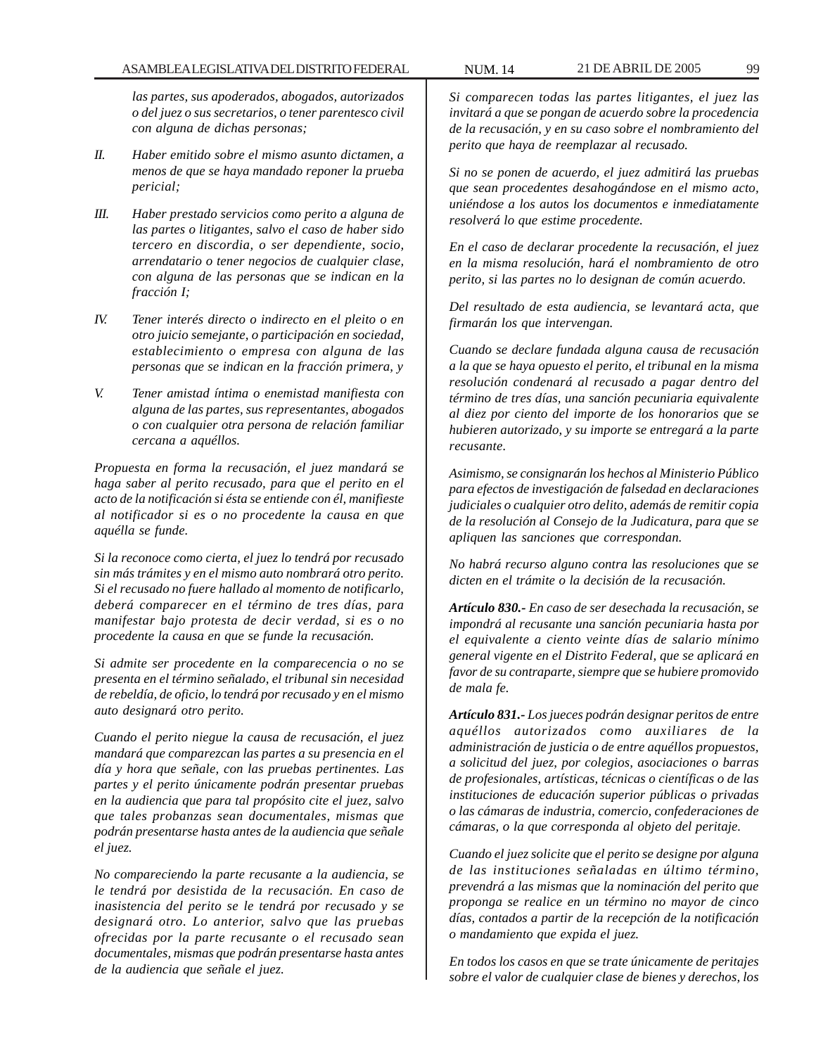*las partes, sus apoderados, abogados, autorizados o del juez o sus secretarios, o tener parentesco civil con alguna de dichas personas;*

*II. Haber emitido sobre el mismo asunto dictamen, a menos de que se haya mandado reponer la prueba pericial;*

*III. Haber prestado servicios como perito a alguna de las partes o litigantes, salvo el caso de haber sido tercero en discordia, o ser dependiente, socio, arrendatario o tener negocios de cualquier clase, con alguna de las personas que se indican en la fracción I;*

*IV. Tener interés directo o indirecto en el pleito o en otro juicio semejante, o participación en sociedad, establecimiento o empresa con alguna de las personas que se indican en la fracción primera, y*

*V. Tener amistad íntima o enemistad manifiesta con alguna de las partes, sus representantes, abogados o con cualquier otra persona de relación familiar cercana a aquéllos.*

*Propuesta en forma la recusación, el juez mandará se haga saber al perito recusado, para que el perito en el acto de la notificación si ésta se entiende con él, manifieste al notificador si es o no procedente la causa en que aquélla se funde.*

*Si la reconoce como cierta, el juez lo tendrá por recusado sin más trámites y en el mismo auto nombrará otro perito. Si el recusado no fuere hallado al momento de notificarlo, deberá comparecer en el término de tres días, para manifestar bajo protesta de decir verdad, si es o no procedente la causa en que se funde la recusación.*

*Si admite ser procedente en la comparecencia o no se presenta en el término señalado, el tribunal sin necesidad de rebeldía, de oficio, lo tendrá por recusado y en el mismo auto designará otro perito.*

*Cuando el perito niegue la causa de recusación, el juez mandará que comparezcan las partes a su presencia en el día y hora que señale, con las pruebas pertinentes. Las partes y el perito únicamente podrán presentar pruebas en la audiencia que para tal propósito cite el juez, salvo que tales probanzas sean documentales, mismas que podrán presentarse hasta antes de la audiencia que señale el juez.*

*No compareciendo la parte recusante a la audiencia, se le tendrá por desistida de la recusación. En caso de inasistencia del perito se le tendrá por recusado y se designará otro. Lo anterior, salvo que las pruebas ofrecidas por la parte recusante o el recusado sean documentales, mismas que podrán presentarse hasta antes de la audiencia que señale el juez.*

*Si comparecen todas las partes litigantes, el juez las invitará a que se pongan de acuerdo sobre la procedencia de la recusación, y en su caso sobre el nombramiento del perito que haya de reemplazar al recusado.*

*Si no se ponen de acuerdo, el juez admitirá las pruebas que sean procedentes desahogándose en el mismo acto, uniéndose a los autos los documentos e inmediatamente resolverá lo que estime procedente.*

*En el caso de declarar procedente la recusación, el juez en la misma resolución, hará el nombramiento de otro perito, si las partes no lo designan de común acuerdo.*

*Del resultado de esta audiencia, se levantará acta, que firmarán los que intervengan.*

*Cuando se declare fundada alguna causa de recusación a la que se haya opuesto el perito, el tribunal en la misma resolución condenará al recusado a pagar dentro del término de tres días, una sanción pecuniaria equivalente al diez por ciento del importe de los honorarios que se hubieren autorizado, y su importe se entregará a la parte recusante.*

*Asimismo, se consignarán los hechos al Ministerio Público para efectos de investigación de falsedad en declaraciones judiciales o cualquier otro delito, además de remitir copia de la resolución al Consejo de la Judicatura, para que se apliquen las sanciones que correspondan.*

*No habrá recurso alguno contra las resoluciones que se dicten en el trámite o la decisión de la recusación.*

***Artículo 830.-** En caso de ser desechada la recusación, se impondrá al recusante una sanción pecuniaria hasta por el equivalente a ciento veinte días de salario mínimo general vigente en el Distrito Federal, que se aplicará en favor de su contraparte, siempre que se hubiere promovido de mala fe.*

***Artículo 831.-** Los jueces podrán designar peritos de entre aquéllos autorizados como auxiliares de la administración de justicia o de entre aquéllos propuestos, a solicitud del juez, por colegios, asociaciones o barras de profesionales, artísticas, técnicas o científicas o de las instituciones de educación superior públicas o privadas o las cámaras de industria, comercio, confederaciones de cámaras, o la que corresponda al objeto del peritaje.*

*Cuando el juez solicite que el perito se designe por alguna de las instituciones señaladas en último término, prevendrá a las mismas que la nominación del perito que proponga se realice en un término no mayor de cinco días, contados a partir de la recepción de la notificación o mandamiento que expida el juez.*

*En todos los casos en que se trate únicamente de peritajes sobre el valor de cualquier clase de bienes y derechos, los*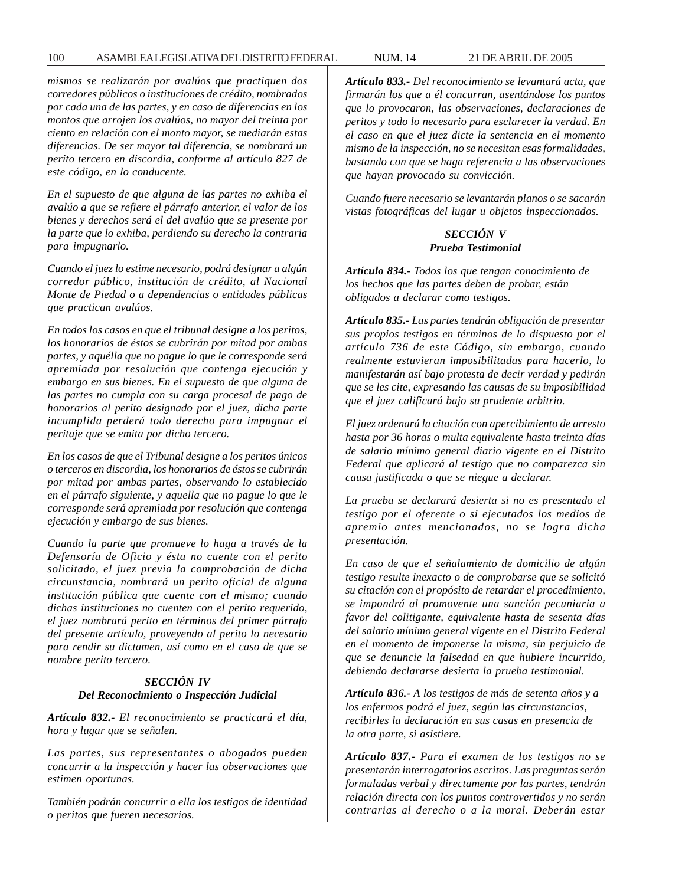*mismos se realizarán por avalúos que practiquen dos corredores públicos o instituciones de crédito, nombrados por cada una de las partes, y en caso de diferencias en los montos que arrojen los avalúos, no mayor del treinta por ciento en relación con el monto mayor, se mediarán estas diferencias. De ser mayor tal diferencia, se nombrará un perito tercero en discordia, conforme al artículo 827 de este código, en lo conducente.*

*En el supuesto de que alguna de las partes no exhiba el avalúo a que se refiere el párrafo anterior, el valor de los bienes y derechos será el del avalúo que se presente por la parte que lo exhiba, perdiendo su derecho la contraria para impugnarlo.*

*Cuando el juez lo estime necesario, podrá designar a algún corredor público, institución de crédito, al Nacional Monte de Piedad o a dependencias o entidades públicas que practican avalúos.*

*En todos los casos en que el tribunal designe a los peritos, los honorarios de éstos se cubrirán por mitad por ambas partes, y aquélla que no pague lo que le corresponde será apremiada por resolución que contenga ejecución y embargo en sus bienes. En el supuesto de que alguna de las partes no cumpla con su carga procesal de pago de honorarios al perito designado por el juez, dicha parte incumplida perderá todo derecho para impugnar el peritaje que se emita por dicho tercero.*

*En los casos de que el Tribunal designe a los peritos únicos o terceros en discordia, los honorarios de éstos se cubrirán por mitad por ambas partes, observando lo establecido en el párrafo siguiente, y aquella que no pague lo que le corresponde será apremiada por resolución que contenga ejecución y embargo de sus bienes.*

*Cuando la parte que promueve lo haga a través de la Defensoría de Oficio y ésta no cuente con el perito solicitado, el juez previa la comprobación de dicha circunstancia, nombrará un perito oficial de alguna institución pública que cuente con el mismo; cuando dichas instituciones no cuenten con el perito requerido, el juez nombrará perito en términos del primer párrafo del presente artículo, proveyendo al perito lo necesario para rendir su dictamen, así como en el caso de que se nombre perito tercero.*

### *SECCIÓN IV*
### *Del Reconocimiento o Inspección Judicial*

***Artículo 832.-*** *El reconocimiento se practicará el día, hora y lugar que se señalen.*

*Las partes, sus representantes o abogados pueden concurrir a la inspección y hacer las observaciones que estimen oportunas.*

*También podrán concurrir a ella los testigos de identidad o peritos que fueren necesarios.*

***Artículo 833.-*** *Del reconocimiento se levantará acta, que firmarán los que a él concurran, asentándose los puntos que lo provocaron, las observaciones, declaraciones de peritos y todo lo necesario para esclarecer la verdad. En el caso en que el juez dicte la sentencia en el momento mismo de la inspección, no se necesitan esas formalidades, bastando con que se haga referencia a las observaciones que hayan provocado su convicción.*

*Cuando fuere necesario se levantarán planos o se sacarán vistas fotográficas del lugar u objetos inspeccionados.*

### *SECCIÓN V*
### *Prueba Testimonial*

***Artículo 834.-*** *Todos los que tengan conocimiento de los hechos que las partes deben de probar, están obligados a declarar como testigos.*

***Artículo 835.-*** *Las partes tendrán obligación de presentar sus propios testigos en términos de lo dispuesto por el artículo 736 de este Código, sin embargo, cuando realmente estuvieran imposibilitadas para hacerlo, lo manifestarán así bajo protesta de decir verdad y pedirán que se les cite, expresando las causas de su imposibilidad que el juez calificará bajo su prudente arbitrio.*

*El juez ordenará la citación con apercibimiento de arresto hasta por 36 horas o multa equivalente hasta treinta días de salario mínimo general diario vigente en el Distrito Federal que aplicará al testigo que no comparezca sin causa justificada o que se niegue a declarar.*

*La prueba se declarará desierta si no es presentado el testigo por el oferente o si ejecutados los medios de apremio antes mencionados, no se logra dicha presentación.*

*En caso de que el señalamiento de domicilio de algún testigo resulte inexacto o de comprobarse que se solicitó su citación con el propósito de retardar el procedimiento, se impondrá al promovente una sanción pecuniaria a favor del colitigante, equivalente hasta de sesenta días del salario mínimo general vigente en el Distrito Federal en el momento de imponerse la misma, sin perjuicio de que se denuncie la falsedad en que hubiere incurrido, debiendo declararse desierta la prueba testimonial.*

***Artículo 836.-*** *A los testigos de más de setenta años y a los enfermos podrá el juez, según las circunstancias, recibirles la declaración en sus casas en presencia de la otra parte, si asistiere.*

***Artículo 837.-*** *Para el examen de los testigos no se presentarán interrogatorios escritos. Las preguntas serán formuladas verbal y directamente por las partes, tendrán relación directa con los puntos controvertidos y no serán contrarias al derecho o a la moral. Deberán estar*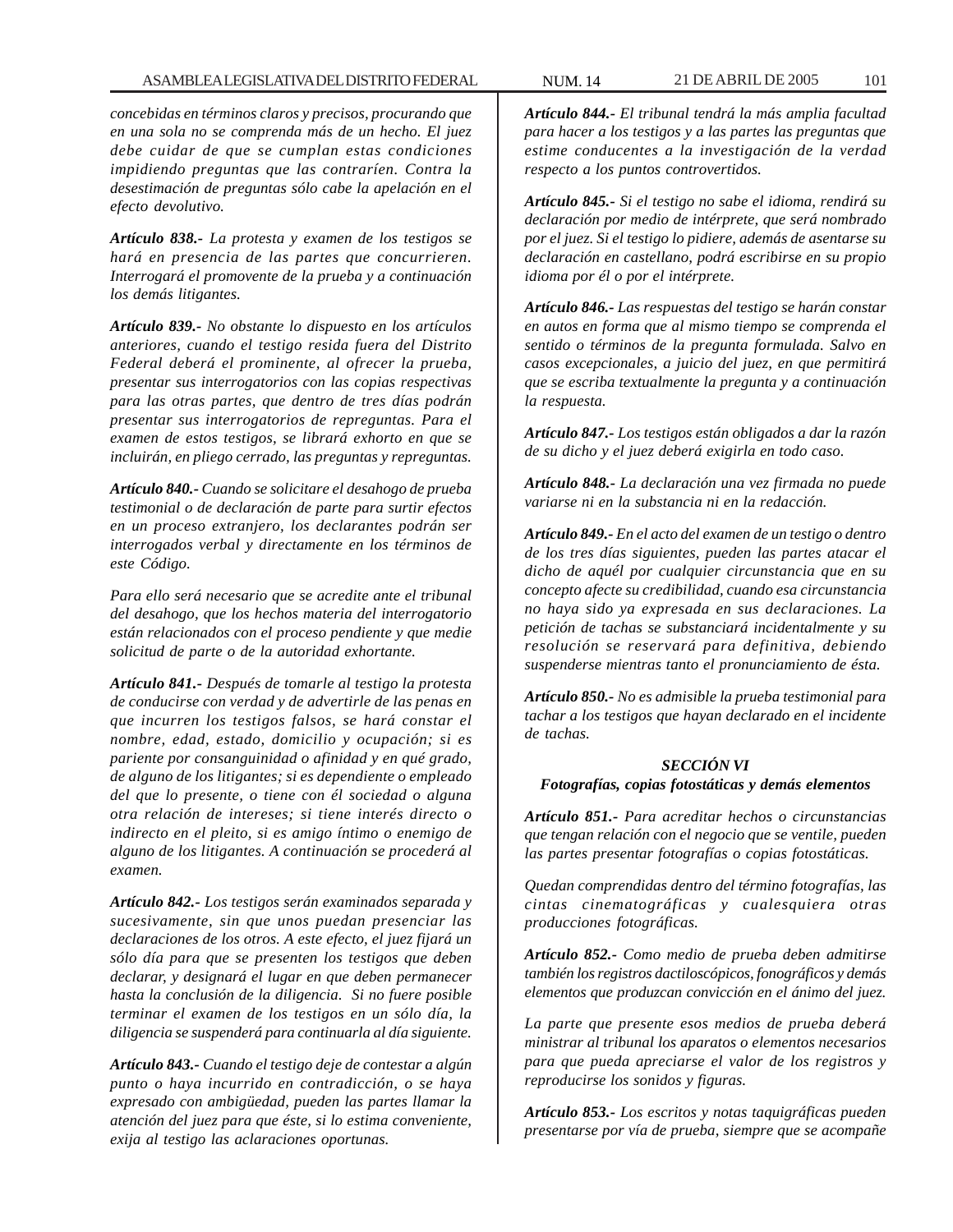*concebidas en términos claros y precisos, procurando que en una sola no se comprenda más de un hecho. El juez debe cuidar de que se cumplan estas condiciones impidiendo preguntas que las contraríen. Contra la desestimación de preguntas sólo cabe la apelación en el efecto devolutivo.*

***Artículo 838.-*** *La protesta y examen de los testigos se hará en presencia de las partes que concurrieren. Interrogará el promovente de la prueba y a continuación los demás litigantes.*

***Artículo 839.-*** *No obstante lo dispuesto en los artículos anteriores, cuando el testigo resida fuera del Distrito Federal deberá el prominente, al ofrecer la prueba, presentar sus interrogatorios con las copias respectivas para las otras partes, que dentro de tres días podrán presentar sus interrogatorios de repreguntas. Para el examen de estos testigos, se librará exhorto en que se incluirán, en pliego cerrado, las preguntas y repreguntas.*

***Artículo 840.-*** *Cuando se solicitare el desahogo de prueba testimonial o de declaración de parte para surtir efectos en un proceso extranjero, los declarantes podrán ser interrogados verbal y directamente en los términos de este Código.*

*Para ello será necesario que se acredite ante el tribunal del desahogo, que los hechos materia del interrogatorio están relacionados con el proceso pendiente y que medie solicitud de parte o de la autoridad exhortante.*

***Artículo 841.-*** *Después de tomarle al testigo la protesta de conducirse con verdad y de advertirle de las penas en que incurren los testigos falsos, se hará constar el nombre, edad, estado, domicilio y ocupación; si es pariente por consanguinidad o afinidad y en qué grado, de alguno de los litigantes; si es dependiente o empleado del que lo presente, o tiene con él sociedad o alguna otra relación de intereses; si tiene interés directo o indirecto en el pleito, si es amigo íntimo o enemigo de alguno de los litigantes. A continuación se procederá al examen.*

***Artículo 842.-*** *Los testigos serán examinados separada y sucesivamente, sin que unos puedan presenciar las declaraciones de los otros. A este efecto, el juez fijará un sólo día para que se presenten los testigos que deben declarar, y designará el lugar en que deben permanecer hasta la conclusión de la diligencia. Si no fuere posible terminar el examen de los testigos en un sólo día, la diligencia se suspenderá para continuarla al día siguiente.*

***Artículo 843.-*** *Cuando el testigo deje de contestar a algún punto o haya incurrido en contradicción, o se haya expresado con ambigüedad, pueden las partes llamar la atención del juez para que éste, si lo estima conveniente, exija al testigo las aclaraciones oportunas.*

***Artículo 844.-*** *El tribunal tendrá la más amplia facultad para hacer a los testigos y a las partes las preguntas que estime conducentes a la investigación de la verdad respecto a los puntos controvertidos.*

***Artículo 845.-*** *Si el testigo no sabe el idioma, rendirá su declaración por medio de intérprete, que será nombrado por el juez. Si el testigo lo pidiere, además de asentarse su declaración en castellano, podrá escribirse en su propio idioma por él o por el intérprete.*

***Artículo 846.-*** *Las respuestas del testigo se harán constar en autos en forma que al mismo tiempo se comprenda el sentido o términos de la pregunta formulada. Salvo en casos excepcionales, a juicio del juez, en que permitirá que se escriba textualmente la pregunta y a continuación la respuesta.*

***Artículo 847.-*** *Los testigos están obligados a dar la razón de su dicho y el juez deberá exigirla en todo caso.*

***Artículo 848.-*** *La declaración una vez firmada no puede variarse ni en la substancia ni en la redacción.*

***Artículo 849.-*** *En el acto del examen de un testigo o dentro de los tres días siguientes, pueden las partes atacar el dicho de aquél por cualquier circunstancia que en su concepto afecte su credibilidad, cuando esa circunstancia no haya sido ya expresada en sus declaraciones. La petición de tachas se substanciará incidentalmente y su resolución se reservará para definitiva, debiendo suspenderse mientras tanto el pronunciamiento de ésta.*

***Artículo 850.-*** *No es admisible la prueba testimonial para tachar a los testigos que hayan declarado en el incidente de tachas.*

***SECCIÓN VI***
***Fotografías, copias fotostáticas y demás elementos***

***Artículo 851.-*** *Para acreditar hechos o circunstancias que tengan relación con el negocio que se ventile, pueden las partes presentar fotografías o copias fotostáticas.*

*Quedan comprendidas dentro del término fotografías, las cintas cinematográficas y cualesquiera otras producciones fotográficas.*

***Artículo 852.-*** *Como medio de prueba deben admitirse también los registros dactiloscópicos, fonográficos y demás elementos que produzcan convicción en el ánimo del juez.*

*La parte que presente esos medios de prueba deberá ministrar al tribunal los aparatos o elementos necesarios para que pueda apreciarse el valor de los registros y reproducirse los sonidos y figuras.*

***Artículo 853.-*** *Los escritos y notas taquigráficas pueden presentarse por vía de prueba, siempre que se acompañe*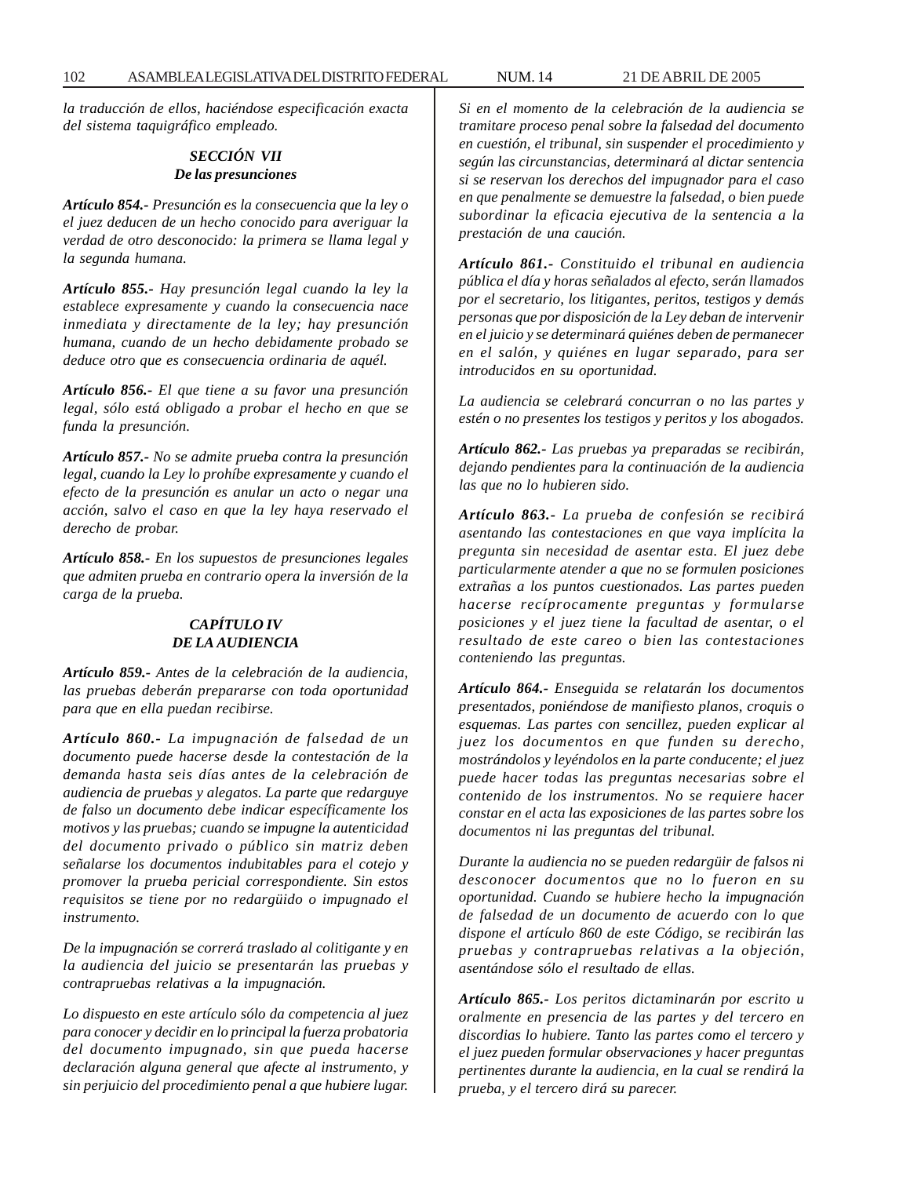*la traducción de ellos, haciéndose especificación exacta del sistema taquigráfico empleado.*

### *SECCIÓN VII*
### *De las presunciones*

***Artículo 854.-*** *Presunción es la consecuencia que la ley o el juez deducen de un hecho conocido para averiguar la verdad de otro desconocido: la primera se llama legal y la segunda humana.*

***Artículo 855.-*** *Hay presunción legal cuando la ley la establece expresamente y cuando la consecuencia nace inmediata y directamente de la ley; hay presunción humana, cuando de un hecho debidamente probado se deduce otro que es consecuencia ordinaria de aquél.*

***Artículo 856.-*** *El que tiene a su favor una presunción legal, sólo está obligado a probar el hecho en que se funda la presunción.*

***Artículo 857.-*** *No se admite prueba contra la presunción legal, cuando la Ley lo prohíbe expresamente y cuando el efecto de la presunción es anular un acto o negar una acción, salvo el caso en que la ley haya reservado el derecho de probar.*

***Artículo 858.-*** *En los supuestos de presunciones legales que admiten prueba en contrario opera la inversión de la carga de la prueba.*

### *CAPÍTULO IV*
### *DE LA AUDIENCIA*

***Artículo 859.-*** *Antes de la celebración de la audiencia, las pruebas deberán prepararse con toda oportunidad para que en ella puedan recibirse.*

***Artículo 860.-*** *La impugnación de falsedad de un documento puede hacerse desde la contestación de la demanda hasta seis días antes de la celebración de audiencia de pruebas y alegatos. La parte que redarguye de falso un documento debe indicar específicamente los motivos y las pruebas; cuando se impugne la autenticidad del documento privado o público sin matriz deben señalarse los documentos indubitables para el cotejo y promover la prueba pericial correspondiente. Sin estos requisitos se tiene por no redargüido o impugnado el instrumento.*

*De la impugnación se correrá traslado al colitigante y en la audiencia del juicio se presentarán las pruebas y contrapruebas relativas a la impugnación.*

*Lo dispuesto en este artículo sólo da competencia al juez para conocer y decidir en lo principal la fuerza probatoria del documento impugnado, sin que pueda hacerse declaración alguna general que afecte al instrumento, y sin perjuicio del procedimiento penal a que hubiere lugar.*

*Si en el momento de la celebración de la audiencia se tramitare proceso penal sobre la falsedad del documento en cuestión, el tribunal, sin suspender el procedimiento y según las circunstancias, determinará al dictar sentencia si se reservan los derechos del impugnador para el caso en que penalmente se demuestre la falsedad, o bien puede subordinar la eficacia ejecutiva de la sentencia a la prestación de una caución.*

***Artículo 861.-*** *Constituido el tribunal en audiencia pública el día y horas señalados al efecto, serán llamados por el secretario, los litigantes, peritos, testigos y demás personas que por disposición de la Ley deban de intervenir en el juicio y se determinará quiénes deben de permanecer en el salón, y quiénes en lugar separado, para ser introducidos en su oportunidad.*

*La audiencia se celebrará concurran o no las partes y estén o no presentes los testigos y peritos y los abogados.*

***Artículo 862.-*** *Las pruebas ya preparadas se recibirán, dejando pendientes para la continuación de la audiencia las que no lo hubieren sido.*

***Artículo 863.-*** *La prueba de confesión se recibirá asentando las contestaciones en que vaya implícita la pregunta sin necesidad de asentar esta. El juez debe particularmente atender a que no se formulen posiciones extrañas a los puntos cuestionados. Las partes pueden hacerse recíprocamente preguntas y formularse posiciones y el juez tiene la facultad de asentar, o el resultado de este careo o bien las contestaciones conteniendo las preguntas.*

***Artículo 864.-*** *Enseguida se relatarán los documentos presentados, poniéndose de manifiesto planos, croquis o esquemas. Las partes con sencillez, pueden explicar al juez los documentos en que funden su derecho, mostrándolos y leyéndolos en la parte conducente; el juez puede hacer todas las preguntas necesarias sobre el contenido de los instrumentos. No se requiere hacer constar en el acta las exposiciones de las partes sobre los documentos ni las preguntas del tribunal.*

*Durante la audiencia no se pueden redargüir de falsos ni desconocer documentos que no lo fueron en su oportunidad. Cuando se hubiere hecho la impugnación de falsedad de un documento de acuerdo con lo que dispone el artículo 860 de este Código, se recibirán las pruebas y contrapruebas relativas a la objeción, asentándose sólo el resultado de ellas.*

***Artículo 865.-*** *Los peritos dictaminarán por escrito u oralmente en presencia de las partes y del tercero en discordias lo hubiere. Tanto las partes como el tercero y el juez pueden formular observaciones y hacer preguntas pertinentes durante la audiencia, en la cual se rendirá la prueba, y el tercero dirá su parecer.*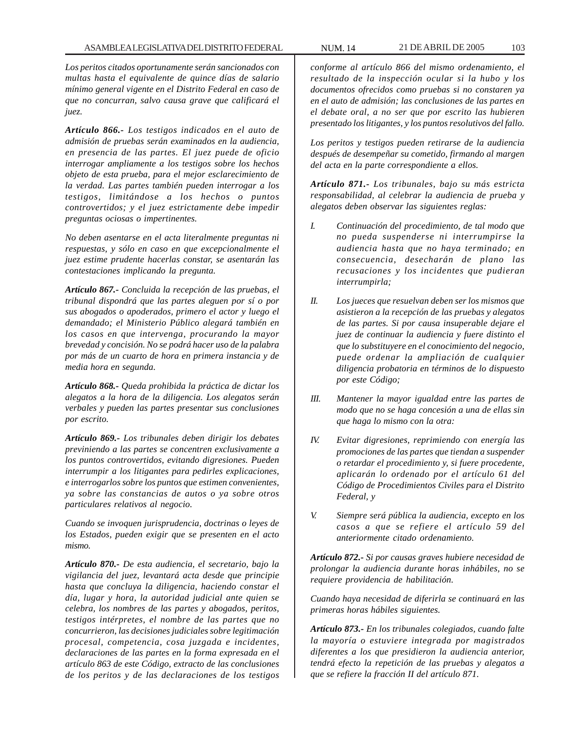*Los peritos citados oportunamente serán sancionados con multas hasta el equivalente de quince días de salario mínimo general vigente en el Distrito Federal en caso de que no concurran, salvo causa grave que calificará el juez.*

***Artículo 866.-*** *Los testigos indicados en el auto de admisión de pruebas serán examinados en la audiencia, en presencia de las partes. El juez puede de oficio interrogar ampliamente a los testigos sobre los hechos objeto de esta prueba, para el mejor esclarecimiento de la verdad. Las partes también pueden interrogar a los testigos, limitándose a los hechos o puntos controvertidos; y el juez estrictamente debe impedir preguntas ociosas o impertinentes.*

*No deben asentarse en el acta literalmente preguntas ni respuestas, y sólo en caso en que excepcionalmente el juez estime prudente hacerlas constar, se asentarán las contestaciones implicando la pregunta.*

***Artículo 867.-*** *Concluida la recepción de las pruebas, el tribunal dispondrá que las partes aleguen por sí o por sus abogados o apoderados, primero el actor y luego el demandado; el Ministerio Público alegará también en los casos en que intervenga, procurando la mayor brevedad y concisión. No se podrá hacer uso de la palabra por más de un cuarto de hora en primera instancia y de media hora en segunda.*

***Artículo 868.-*** *Queda prohibida la práctica de dictar los alegatos a la hora de la diligencia. Los alegatos serán verbales y pueden las partes presentar sus conclusiones por escrito.*

***Artículo 869.-*** *Los tribunales deben dirigir los debates previniendo a las partes se concentren exclusivamente a los puntos controvertidos, evitando digresiones. Pueden interrumpir a los litigantes para pedirles explicaciones, e interrogarlos sobre los puntos que estimen convenientes, ya sobre las constancias de autos o ya sobre otros particulares relativos al negocio.*

*Cuando se invoquen jurisprudencia, doctrinas o leyes de los Estados, pueden exigir que se presenten en el acto mismo.*

***Artículo 870.-*** *De esta audiencia, el secretario, bajo la vigilancia del juez, levantará acta desde que principie hasta que concluya la diligencia, haciendo constar el día, lugar y hora, la autoridad judicial ante quien se celebra, los nombres de las partes y abogados, peritos, testigos intérpretes, el nombre de las partes que no concurrieron, las decisiones judiciales sobre legitimación procesal, competencia, cosa juzgada e incidentes, declaraciones de las partes en la forma expresada en el artículo 863 de este Código, extracto de las conclusiones de los peritos y de las declaraciones de los testigos conforme al artículo 866 del mismo ordenamiento, el resultado de la inspección ocular si la hubo y los documentos ofrecidos como pruebas si no constaren ya en el auto de admisión; las conclusiones de las partes en el debate oral, a no ser que por escrito las hubieren presentado los litigantes, y los puntos resolutivos del fallo.*

*Los peritos y testigos pueden retirarse de la audiencia después de desempeñar su cometido, firmando al margen del acta en la parte correspondiente a ellos.*

***Artículo 871.-*** *Los tribunales, bajo su más estricta responsabilidad, al celebrar la audiencia de prueba y alegatos deben observar las siguientes reglas:*

*I. Continuación del procedimiento, de tal modo que no pueda suspenderse ni interrumpirse la audiencia hasta que no haya terminado; en consecuencia, desecharán de plano las recusaciones y los incidentes que pudieran interrumpirla;*

*II. Los jueces que resuelvan deben ser los mismos que asistieron a la recepción de las pruebas y alegatos de las partes. Si por causa insuperable dejare el juez de continuar la audiencia y fuere distinto el que lo substituyere en el conocimiento del negocio, puede ordenar la ampliación de cualquier diligencia probatoria en términos de lo dispuesto por este Código;*

*III. Mantener la mayor igualdad entre las partes de modo que no se haga concesión a una de ellas sin que haga lo mismo con la otra:*

*IV. Evitar digresiones, reprimiendo con energía las promociones de las partes que tiendan a suspender o retardar el procedimiento y, si fuere procedente, aplicarán lo ordenado por el artículo 61 del Código de Procedimientos Civiles para el Distrito Federal, y*

*V. Siempre será pública la audiencia, excepto en los casos a que se refiere el artículo 59 del anteriormente citado ordenamiento.*

***Artículo 872.-*** *Si por causas graves hubiere necesidad de prolongar la audiencia durante horas inhábiles, no se requiere providencia de habilitación.*

*Cuando haya necesidad de diferirla se continuará en las primeras horas hábiles siguientes.*

***Artículo 873.-*** *En los tribunales colegiados, cuando falte la mayoría o estuviere integrada por magistrados diferentes a los que presidieron la audiencia anterior, tendrá efecto la repetición de las pruebas y alegatos a que se refiere la fracción II del artículo 871.*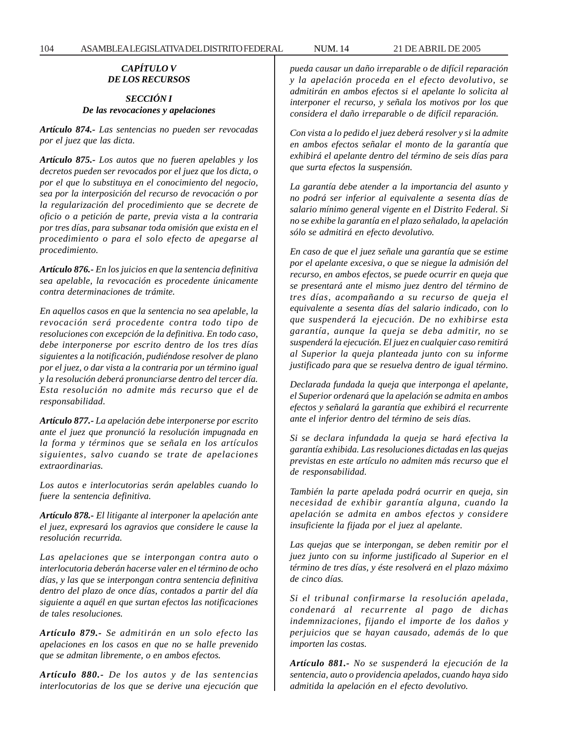### *CAPÍTULO V*
### *DE LOS RECURSOS*

#### *SECCIÓN I*
#### *De las revocaciones y apelaciones*

***Artículo 874.-*** *Las sentencias no pueden ser revocadas por el juez que las dicta.*

***Artículo 875.-*** *Los autos que no fueren apelables y los decretos pueden ser revocados por el juez que los dicta, o por el que lo substituya en el conocimiento del negocio, sea por la interposición del recurso de revocación o por la regularización del procedimiento que se decrete de oficio o a petición de parte, previa vista a la contraria por tres días, para subsanar toda omisión que exista en el procedimiento o para el solo efecto de apegarse al procedimiento.*

***Artículo 876.-*** *En los juicios en que la sentencia definitiva sea apelable, la revocación es procedente únicamente contra determinaciones de trámite.*

*En aquellos casos en que la sentencia no sea apelable, la revocación será procedente contra todo tipo de resoluciones con excepción de la definitiva. En todo caso, debe interponerse por escrito dentro de los tres días siguientes a la notificación, pudiéndose resolver de plano por el juez, o dar vista a la contraria por un término igual y la resolución deberá pronunciarse dentro del tercer día. Esta resolución no admite más recurso que el de responsabilidad.*

***Artículo 877.-*** *La apelación debe interponerse por escrito ante el juez que pronunció la resolución impugnada en la forma y términos que se señala en los artículos siguientes, salvo cuando se trate de apelaciones extraordinarias.*

*Los autos e interlocutorias serán apelables cuando lo fuere la sentencia definitiva.*

***Artículo 878.-*** *El litigante al interponer la apelación ante el juez, expresará los agravios que considere le cause la resolución recurrida.*

*Las apelaciones que se interpongan contra auto o interlocutoria deberán hacerse valer en el término de ocho días, y las que se interpongan contra sentencia definitiva dentro del plazo de once días, contados a partir del día siguiente a aquél en que surtan efectos las notificaciones de tales resoluciones.*

***Artículo 879.-*** *Se admitirán en un solo efecto las apelaciones en los casos en que no se halle prevenido que se admitan libremente, o en ambos efectos.*

***Artículo 880.-*** *De los autos y de las sentencias interlocutorias de los que se derive una ejecución que pueda causar un daño irreparable o de difícil reparación y la apelación proceda en el efecto devolutivo, se admitirán en ambos efectos si el apelante lo solicita al interponer el recurso, y señala los motivos por los que considera el daño irreparable o de difícil reparación.*

*Con vista a lo pedido el juez deberá resolver y si la admite en ambos efectos señalar el monto de la garantía que exhibirá el apelante dentro del término de seis días para que surta efectos la suspensión.*

*La garantía debe atender a la importancia del asunto y no podrá ser inferior al equivalente a sesenta días de salario mínimo general vigente en el Distrito Federal. Si no se exhibe la garantía en el plazo señalado, la apelación sólo se admitirá en efecto devolutivo.*

*En caso de que el juez señale una garantía que se estime por el apelante excesiva, o que se niegue la admisión del recurso, en ambos efectos, se puede ocurrir en queja que se presentará ante el mismo juez dentro del término de tres días, acompañando a su recurso de queja el equivalente a sesenta días del salario indicado, con lo que suspenderá la ejecución. De no exhibirse esta garantía, aunque la queja se deba admitir, no se suspenderá la ejecución. El juez en cualquier caso remitirá al Superior la queja planteada junto con su informe justificado para que se resuelva dentro de igual término.*

*Declarada fundada la queja que interponga el apelante, el Superior ordenará que la apelación se admita en ambos efectos y señalará la garantía que exhibirá el recurrente ante el inferior dentro del término de seis días.*

*Si se declara infundada la queja se hará efectiva la garantía exhibida. Las resoluciones dictadas en las quejas previstas en este artículo no admiten más recurso que el de responsabilidad.*

*También la parte apelada podrá ocurrir en queja, sin necesidad de exhibir garantía alguna, cuando la apelación se admita en ambos efectos y considere insuficiente la fijada por el juez al apelante.*

*Las quejas que se interpongan, se deben remitir por el juez junto con su informe justificado al Superior en el término de tres días, y éste resolverá en el plazo máximo de cinco días.*

*Si el tribunal confirmarse la resolución apelada, condenará al recurrente al pago de dichas indemnizaciones, fijando el importe de los daños y perjuicios que se hayan causado, además de lo que importen las costas.*

***Artículo 881.-*** *No se suspenderá la ejecución de la sentencia, auto o providencia apelados, cuando haya sido admitida la apelación en el efecto devolutivo.*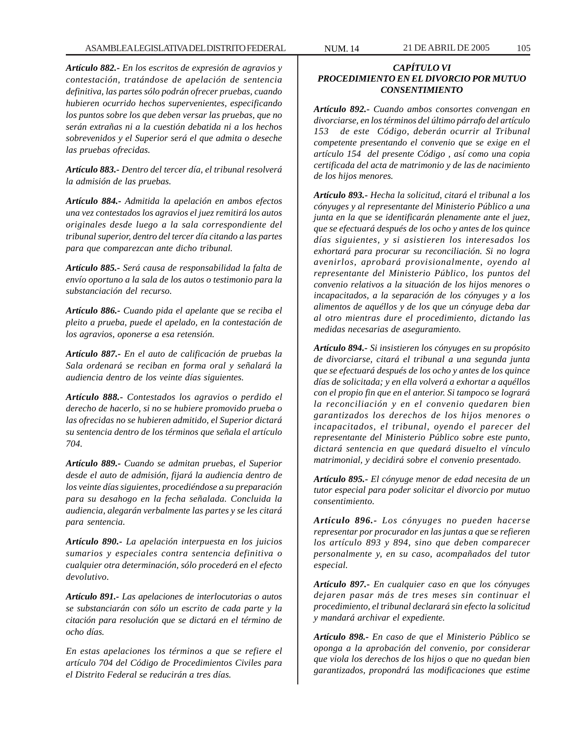***Artículo 882.-*** *En los escritos de expresión de agravios y contestación, tratándose de apelación de sentencia definitiva, las partes sólo podrán ofrecer pruebas, cuando hubieren ocurrido hechos supervenientes, especificando los puntos sobre los que deben versar las pruebas, que no serán extrañas ni a la cuestión debatida ni a los hechos sobrevenidos y el Superior será el que admita o deseche las pruebas ofrecidas.*

***Artículo 883.-*** *Dentro del tercer día, el tribunal resolverá la admisión de las pruebas.*

***Artículo 884.-*** *Admitida la apelación en ambos efectos una vez contestados los agravios el juez remitirá los autos originales desde luego a la sala correspondiente del tribunal superior, dentro del tercer día citando a las partes para que comparezcan ante dicho tribunal.*

***Artículo 885.-*** *Será causa de responsabilidad la falta de envío oportuno a la sala de los autos o testimonio para la substanciación del recurso.*

***Artículo 886.-*** *Cuando pida el apelante que se reciba el pleito a prueba, puede el apelado, en la contestación de los agravios, oponerse a esa retensión.*

***Artículo 887.-*** *En el auto de calificación de pruebas la Sala ordenará se reciban en forma oral y señalará la audiencia dentro de los veinte días siguientes.*

***Artículo 888.-*** *Contestados los agravios o perdido el derecho de hacerlo, si no se hubiere promovido prueba o las ofrecidas no se hubieren admitido, el Superior dictará su sentencia dentro de los términos que señala el artículo 704.*

***Artículo 889.-*** *Cuando se admitan pruebas, el Superior desde el auto de admisión, fijará la audiencia dentro de los veinte días siguientes, procediéndose a su preparación para su desahogo en la fecha señalada. Concluida la audiencia, alegarán verbalmente las partes y se les citará para sentencia.*

***Artículo 890.-*** *La apelación interpuesta en los juicios sumarios y especiales contra sentencia definitiva o cualquier otra determinación, sólo procederá en el efecto devolutivo.*

***Artículo 891.-*** *Las apelaciones de interlocutorias o autos se substanciarán con sólo un escrito de cada parte y la citación para resolución que se dictará en el término de ocho días.*

*En estas apelaciones los términos a que se refiere el artículo 704 del Código de Procedimientos Civiles para el Distrito Federal se reducirán a tres días.*

### *CAPÍTULO VI*
### *PROCEDIMIENTO EN EL DIVORCIO POR MUTUO CONSENTIMIENTO*

***Artículo 892.-*** *Cuando ambos consortes convengan en divorciarse, en los términos del último párrafo del artículo 153 de este Código, deberán ocurrir al Tribunal competente presentando el convenio que se exige en el artículo 154 del presente Código , así como una copia certificada del acta de matrimonio y de las de nacimiento de los hijos menores.*

***Artículo 893.-*** *Hecha la solicitud, citará el tribunal a los cónyuges y al representante del Ministerio Público a una junta en la que se identificarán plenamente ante el juez, que se efectuará después de los ocho y antes de los quince días siguientes, y si asistieren los interesados los exhortará para procurar su reconciliación. Si no logra avenirlos, aprobará provisionalmente, oyendo al representante del Ministerio Público, los puntos del convenio relativos a la situación de los hijos menores o incapacitados, a la separación de los cónyuges y a los alimentos de aquéllos y de los que un cónyuge deba dar al otro mientras dure el procedimiento, dictando las medidas necesarias de aseguramiento.*

***Artículo 894.-*** *Si insistieren los cónyuges en su propósito de divorciarse, citará el tribunal a una segunda junta que se efectuará después de los ocho y antes de los quince días de solicitada; y en ella volverá a exhortar a aquéllos con el propio fin que en el anterior. Si tampoco se lograrà la reconciliación y en el convenio quedaren bien garantizados los derechos de los hijos menores o incapacitados, el tribunal, oyendo el parecer del representante del Ministerio Público sobre este punto, dictará sentencia en que quedará disuelto el vínculo matrimonial, y decidirá sobre el convenio presentado.*

***Artículo 895.-*** *El cónyuge menor de edad necesita de un tutor especial para poder solicitar el divorcio por mutuo consentimiento.*

***Artículo 896.-*** *Los cónyuges no pueden hacerse representar por procurador en las juntas a que se refieren los artículo 893 y 894, sino que deben comparecer personalmente y, en su caso, acompañados del tutor especial.*

***Artículo 897.-*** *En cualquier caso en que los cónyuges dejaren pasar más de tres meses sin continuar el procedimiento, el tribunal declarará sin efecto la solicitud y mandará archivar el expediente.*

***Artículo 898.-*** *En caso de que el Ministerio Público se oponga a la aprobación del convenio, por considerar que viola los derechos de los hijos o que no quedan bien garantizados, propondrá las modificaciones que estime*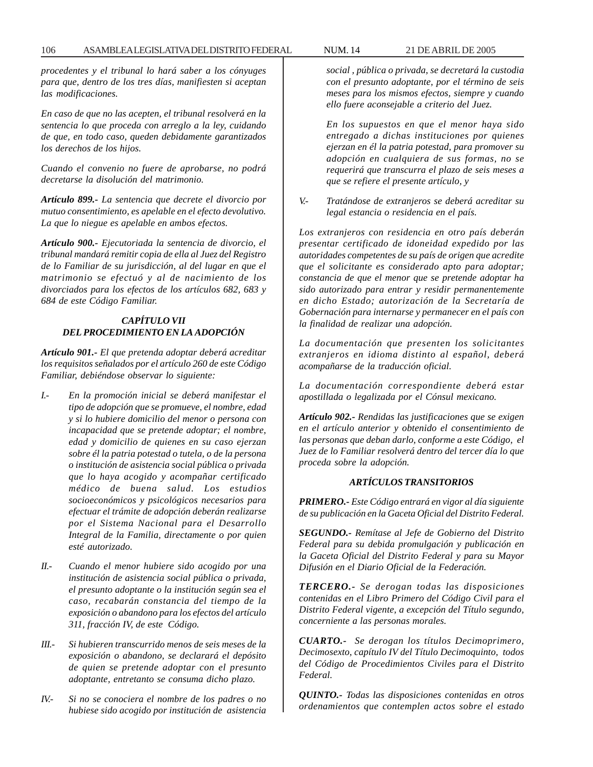*procedentes y el tribunal lo hará saber a los cónyuges para que, dentro de los tres días, manifiesten si aceptan las modificaciones.*

*En caso de que no las acepten, el tribunal resolverá en la sentencia lo que proceda con arreglo a la ley, cuidando de que, en todo caso, queden debidamente garantizados los derechos de los hijos.*

*Cuando el convenio no fuere de aprobarse, no podrá decretarse la disolución del matrimonio.*

***Artículo 899.-*** *La sentencia que decrete el divorcio por mutuo consentimiento, es apelable en el efecto devolutivo. La que lo niegue es apelable en ambos efectos.*

***Artículo 900.-*** *Ejecutoriada la sentencia de divorcio, el tribunal mandará remitir copia de ella al Juez del Registro de lo Familiar de su jurisdicción, al del lugar en que el matrimonio se efectuó y al de nacimiento de los divorciados para los efectos de los artículos 682, 683 y 684 de este Código Familiar.*

### *CAPÍTULO VII*
### *DEL PROCEDIMIENTO EN LA ADOPCIÓN*

***Artículo 901.-*** *El que pretenda adoptar deberá acreditar los requisitos señalados por el artículo 260 de este Código Familiar, debiéndose observar lo siguiente:*

*I.-* *En la promoción inicial se deberá manifestar el tipo de adopción que se promueve, el nombre, edad y si lo hubiere domicilio del menor o persona con incapacidad que se pretende adoptar; el nombre, edad y domicilio de quienes en su caso ejerzan sobre él la patria potestad o tutela, o de la persona o institución de asistencia social pública o privada que lo haya acogido y acompañar certificado médico de buena salud. Los estudios socioeconómicos y psicológicos necesarios para efectuar el trámite de adopción deberán realizarse por el Sistema Nacional para el Desarrollo Integral de la Familia, directamente o por quien esté autorizado.*

*II.-* *Cuando el menor hubiere sido acogido por una institución de asistencia social pública o privada, el presunto adoptante o la institución según sea el caso, recabarán constancia del tiempo de la exposición o abandono para los efectos del artículo 311, fracción IV, de este Código.*

*III.-* *Si hubieren transcurrido menos de seis meses de la exposición o abandono, se declarará el depósito de quien se pretende adoptar con el presunto adoptante, entretanto se consuma dicho plazo.*

*IV.-* *Si no se conociera el nombre de los padres o no hubiese sido acogido por institución de asistencia social , pública o privada, se decretará la custodia con el presunto adoptante, por el término de seis meses para los mismos efectos, siempre y cuando ello fuere aconsejable a criterio del Juez.*

*En los supuestos en que el menor haya sido entregado a dichas instituciones por quienes ejerzan en él la patria potestad, para promover su adopción en cualquiera de sus formas, no se requerirá que transcurra el plazo de seis meses a que se refiere el presente artículo, y*

*V.-* *Tratándose de extranjeros se deberá acreditar su legal estancia o residencia en el país.*

*Los extranjeros con residencia en otro país deberán presentar certificado de idoneidad expedido por las autoridades competentes de su país de origen que acredite que el solicitante es considerado apto para adoptar; constancia de que el menor que se pretende adoptar ha sido autorizado para entrar y residir permanentemente en dicho Estado; autorización de la Secretaría de Gobernación para internarse y permanecer en el país con la finalidad de realizar una adopción.*

*La documentación que presenten los solicitantes extranjeros en idioma distinto al español, deberá acompañarse de la traducción oficial.*

*La documentación correspondiente deberá estar apostillada o legalizada por el Cónsul mexicano.*

***Artículo 902.-*** *Rendidas las justificaciones que se exigen en el artículo anterior y obtenido el consentimiento de las personas que deban darlo, conforme a este Código, el Juez de lo Familiar resolverá dentro del tercer día lo que proceda sobre la adopción.*

### *ARTÍCULOS TRANSITORIOS*

***PRIMERO.-*** *Este Código entrará en vigor al día siguiente de su publicación en la Gaceta Oficial del Distrito Federal.*

***SEGUNDO.-*** *Remítase al Jefe de Gobierno del Distrito Federal para su debida promulgación y publicación en la Gaceta Oficial del Distrito Federal y para su Mayor Difusión en el Diario Oficial de la Federación.*

***TERCERO.-*** *Se derogan todas las disposiciones contenidas en el Libro Primero del Código Civil para el Distrito Federal vigente, a excepción del Título segundo, concerniente a las personas morales.*

***CUARTO.-*** *Se derogan los títulos Decimoprimero, Decimosexto, capítulo IV del Título Decimoquinto, todos del Código de Procedimientos Civiles para el Distrito Federal.*

***QUINTO.-*** *Todas las disposiciones contenidas en otros ordenamientos que contemplen actos sobre el estado*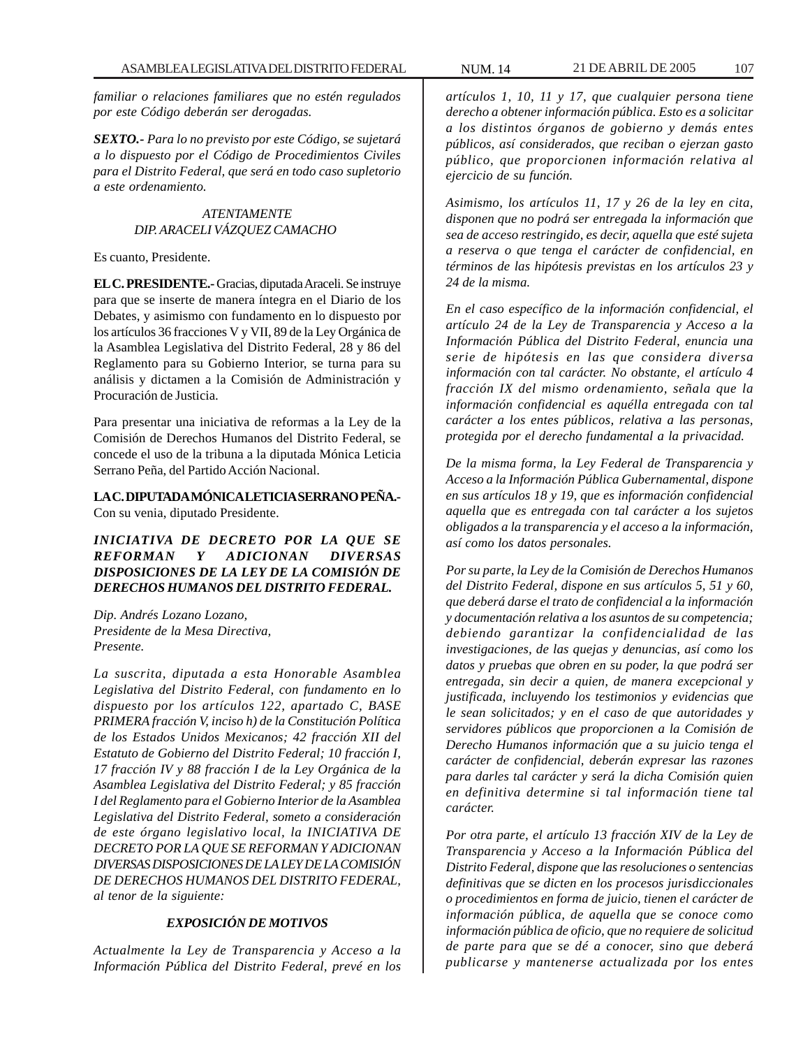*familiar o relaciones familiares que no estén regulados por este Código deberán ser derogadas.*

***SEXTO.-*** *Para lo no previsto por este Código, se sujetará a lo dispuesto por el Código de Procedimientos Civiles para el Distrito Federal, que será en todo caso supletorio a este ordenamiento.*

*ATENTAMENTE*
*DIP. ARACELI VÁZQUEZ CAMACHO*

Es cuanto, Presidente.

**EL C. PRESIDENTE.-** Gracias, diputada Araceli. Se instruye para que se inserte de manera íntegra en el Diario de los Debates, y asimismo con fundamento en lo dispuesto por los artículos 36 fracciones V y VII, 89 de la Ley Orgánica de la Asamblea Legislativa del Distrito Federal, 28 y 86 del Reglamento para su Gobierno Interior, se turna para su análisis y dictamen a la Comisión de Administración y Procuración de Justicia.

Para presentar una iniciativa de reformas a la Ley de la Comisión de Derechos Humanos del Distrito Federal, se concede el uso de la tribuna a la diputada Mónica Leticia Serrano Peña, del Partido Acción Nacional.

**LA C. DIPUTADA MÓNICA LETICIA SERRANO PEÑA.-** Con su venia, diputado Presidente.

***INICIATIVA DE DECRETO POR LA QUE SE REFORMAN Y ADICIONAN DIVERSAS DISPOSICIONES DE LA LEY DE LA COMISIÓN DE DERECHOS HUMANOS DEL DISTRITO FEDERAL.***

*Dip. Andrés Lozano Lozano,*
*Presidente de la Mesa Directiva,*
*Presente.*

*La suscrita, diputada a esta Honorable Asamblea Legislativa del Distrito Federal, con fundamento en lo dispuesto por los artículos 122, apartado C, BASE PRIMERA fracción V, inciso h) de la Constitución Política de los Estados Unidos Mexicanos; 42 fracción XII del Estatuto de Gobierno del Distrito Federal; 10 fracción I, 17 fracción IV y 88 fracción I de la Ley Orgánica de la Asamblea Legislativa del Distrito Federal; y 85 fracción I del Reglamento para el Gobierno Interior de la Asamblea Legislativa del Distrito Federal, someto a consideración de este órgano legislativo local, la INICIATIVA DE DECRETO POR LA QUE SE REFORMAN Y ADICIONAN DIVERSAS DISPOSICIONES DE LA LEY DE LA COMISIÓN DE DERECHOS HUMANOS DEL DISTRITO FEDERAL, al tenor de la siguiente:*

***EXPOSICIÓN DE MOTIVOS***

*Actualmente la Ley de Transparencia y Acceso a la Información Pública del Distrito Federal, prevé en los artículos 1, 10, 11 y 17, que cualquier persona tiene derecho a obtener información pública. Esto es a solicitar a los distintos órganos de gobierno y demás entes públicos, así considerados, que reciban o ejerzan gasto público, que proporcionen información relativa al ejercicio de su función.*

*Asimismo, los artículos 11, 17 y 26 de la ley en cita, disponen que no podrá ser entregada la información que sea de acceso restringido, es decir, aquella que esté sujeta a reserva o que tenga el carácter de confidencial, en términos de las hipótesis previstas en los artículos 23 y 24 de la misma.*

*En el caso específico de la información confidencial, el artículo 24 de la Ley de Transparencia y Acceso a la Información Pública del Distrito Federal, enuncia una serie de hipótesis en las que considera diversa información con tal carácter. No obstante, el artículo 4 fracción IX del mismo ordenamiento, señala que la información confidencial es aquélla entregada con tal carácter a los entes públicos, relativa a las personas, protegida por el derecho fundamental a la privacidad.*

*De la misma forma, la Ley Federal de Transparencia y Acceso a la Información Pública Gubernamental, dispone en sus artículos 18 y 19, que es información confidencial aquella que es entregada con tal carácter a los sujetos obligados a la transparencia y el acceso a la información, así como los datos personales.*

*Por su parte, la Ley de la Comisión de Derechos Humanos del Distrito Federal, dispone en sus artículos 5, 51 y 60, que deberá darse el trato de confidencial a la información y documentación relativa a los asuntos de su competencia; debiendo garantizar la confidencialidad de las investigaciones, de las quejas y denuncias, así como los datos y pruebas que obren en su poder, la que podrá ser entregada, sin decir a quien, de manera excepcional y justificada, incluyendo los testimonios y evidencias que le sean solicitados; y en el caso de que autoridades y servidores públicos que proporcionen a la Comisión de Derecho Humanos información que a su juicio tenga el carácter de confidencial, deberán expresar las razones para darles tal carácter y será la dicha Comisión quien en definitiva determine si tal información tiene tal carácter.*

*Por otra parte, el artículo 13 fracción XIV de la Ley de Transparencia y Acceso a la Información Pública del Distrito Federal, dispone que las resoluciones o sentencias definitivas que se dicten en los procesos jurisdiccionales o procedimientos en forma de juicio, tienen el carácter de información pública, de aquella que se conoce como información pública de oficio, que no requiere de solicitud de parte para que se dé a conocer, sino que deberá publicarse y mantenerse actualizada por los entes*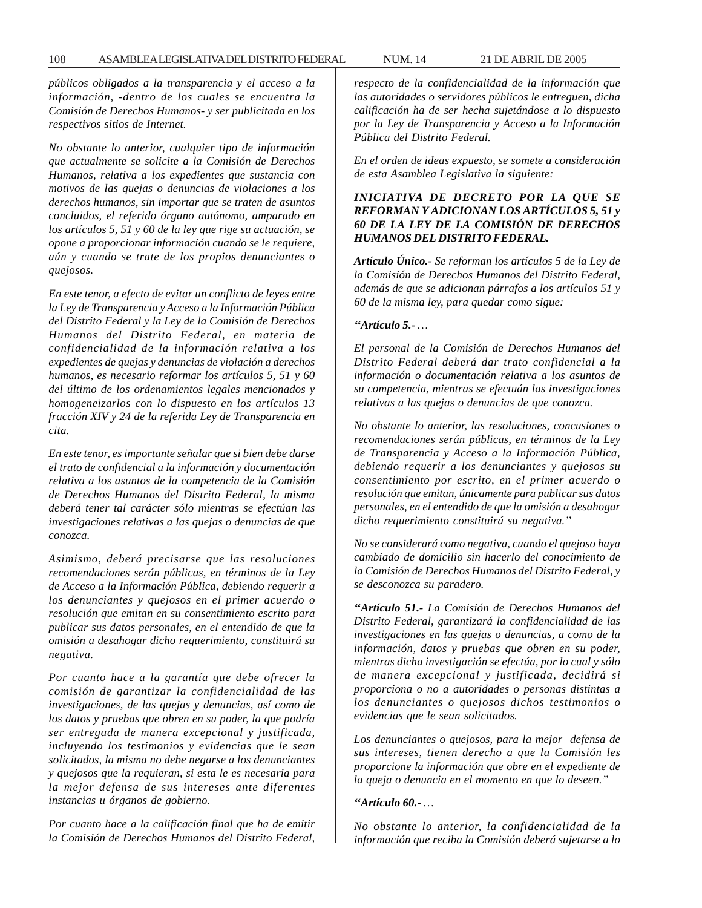*públicos obligados a la transparencia y el acceso a la información, -dentro de los cuales se encuentra la Comisión de Derechos Humanos- y ser publicitada en los respectivos sitios de Internet.*

*No obstante lo anterior, cualquier tipo de información que actualmente se solicite a la Comisión de Derechos Humanos, relativa a los expedientes que sustancia con motivos de las quejas o denuncias de violaciones a los derechos humanos, sin importar que se traten de asuntos concluidos, el referido órgano autónomo, amparado en los artículos 5, 51 y 60 de la ley que rige su actuación, se opone a proporcionar información cuando se le requiere, aún y cuando se trate de los propios denunciantes o quejosos.*

*En este tenor, a efecto de evitar un conflicto de leyes entre la Ley de Transparencia y Acceso a la Información Pública del Distrito Federal y la Ley de la Comisión de Derechos Humanos del Distrito Federal, en materia de confidencialidad de la información relativa a los expedientes de quejas y denuncias de violación a derechos humanos, es necesario reformar los artículos 5, 51 y 60 del último de los ordenamientos legales mencionados y homogeneizarlos con lo dispuesto en los artículos 13 fracción XIV y 24 de la referida Ley de Transparencia en cita.*

*En este tenor, es importante señalar que si bien debe darse el trato de confidencial a la información y documentación relativa a los asuntos de la competencia de la Comisión de Derechos Humanos del Distrito Federal, la misma deberá tener tal carácter sólo mientras se efectúan las investigaciones relativas a las quejas o denuncias de que conozca.*

*Asimismo, deberá precisarse que las resoluciones recomendaciones serán públicas, en términos de la Ley de Acceso a la Información Pública, debiendo requerir a los denunciantes y quejosos en el primer acuerdo o resolución que emitan en su consentimiento escrito para publicar sus datos personales, en el entendido de que la omisión a desahogar dicho requerimiento, constituirá su negativa.*

*Por cuanto hace a la garantía que debe ofrecer la comisión de garantizar la confidencialidad de las investigaciones, de las quejas y denuncias, así como de los datos y pruebas que obren en su poder, la que podría ser entregada de manera excepcional y justificada, incluyendo los testimonios y evidencias que le sean solicitados, la misma no debe negarse a los denunciantes y quejosos que la requieran, si esta le es necesaria para la mejor defensa de sus intereses ante diferentes instancias u órganos de gobierno.*

*Por cuanto hace a la calificación final que ha de emitir la Comisión de Derechos Humanos del Distrito Federal, respecto de la confidencialidad de la información que las autoridades o servidores públicos le entreguen, dicha calificación ha de ser hecha sujetándose a lo dispuesto por la Ley de Transparencia y Acceso a la Información Pública del Distrito Federal.*

*En el orden de ideas expuesto, se somete a consideración de esta Asamblea Legislativa la siguiente:*

***INICIATIVA DE DECRETO POR LA QUE SE REFORMAN Y ADICIONAN LOS ARTÍCULOS 5, 51 y 60 DE LA LEY DE LA COMISIÓN DE DERECHOS HUMANOS DEL DISTRITO FEDERAL.***

***Artículo Único.-** Se reforman los artículos 5 de la Ley de la Comisión de Derechos Humanos del Distrito Federal, además de que se adicionan párrafos a los artículos 51 y 60 de la misma ley, para quedar como sigue:*

***"Artículo 5.-** …*

*El personal de la Comisión de Derechos Humanos del Distrito Federal deberá dar trato confidencial a la información o documentación relativa a los asuntos de su competencia, mientras se efectuán las investigaciones relativas a las quejas o denuncias de que conozca.*

*No obstante lo anterior, las resoluciones, concusiones o recomendaciones serán públicas, en términos de la Ley de Transparencia y Acceso a la Información Pública, debiendo requerir a los denunciantes y quejosos su consentimiento por escrito, en el primer acuerdo o resolución que emitan, únicamente para publicar sus datos personales, en el entendido de que la omisión a desahogar dicho requerimiento constituirá su negativa."*

*No se considerará como negativa, cuando el quejoso haya cambiado de domicilio sin hacerlo del conocimiento de la Comisión de Derechos Humanos del Distrito Federal, y se desconozca su paradero.*

***"Artículo 51.-** La Comisión de Derechos Humanos del Distrito Federal, garantizará la confidencialidad de las investigaciones en las quejas o denuncias, a como de la información, datos y pruebas que obren en su poder, mientras dicha investigación se efectúa, por lo cual y sólo de manera excepcional y justificada, decidirá si proporciona o no a autoridades o personas distintas a los denunciantes o quejosos dichos testimonios o evidencias que le sean solicitados.*

*Los denunciantes o quejosos, para la mejor defensa de sus intereses, tienen derecho a que la Comisión les proporcione la información que obre en el expediente de la queja o denuncia en el momento en que lo deseen."*

***"Artículo 60.-** …*

*No obstante lo anterior, la confidencialidad de la información que reciba la Comisión deberá sujetarse a lo*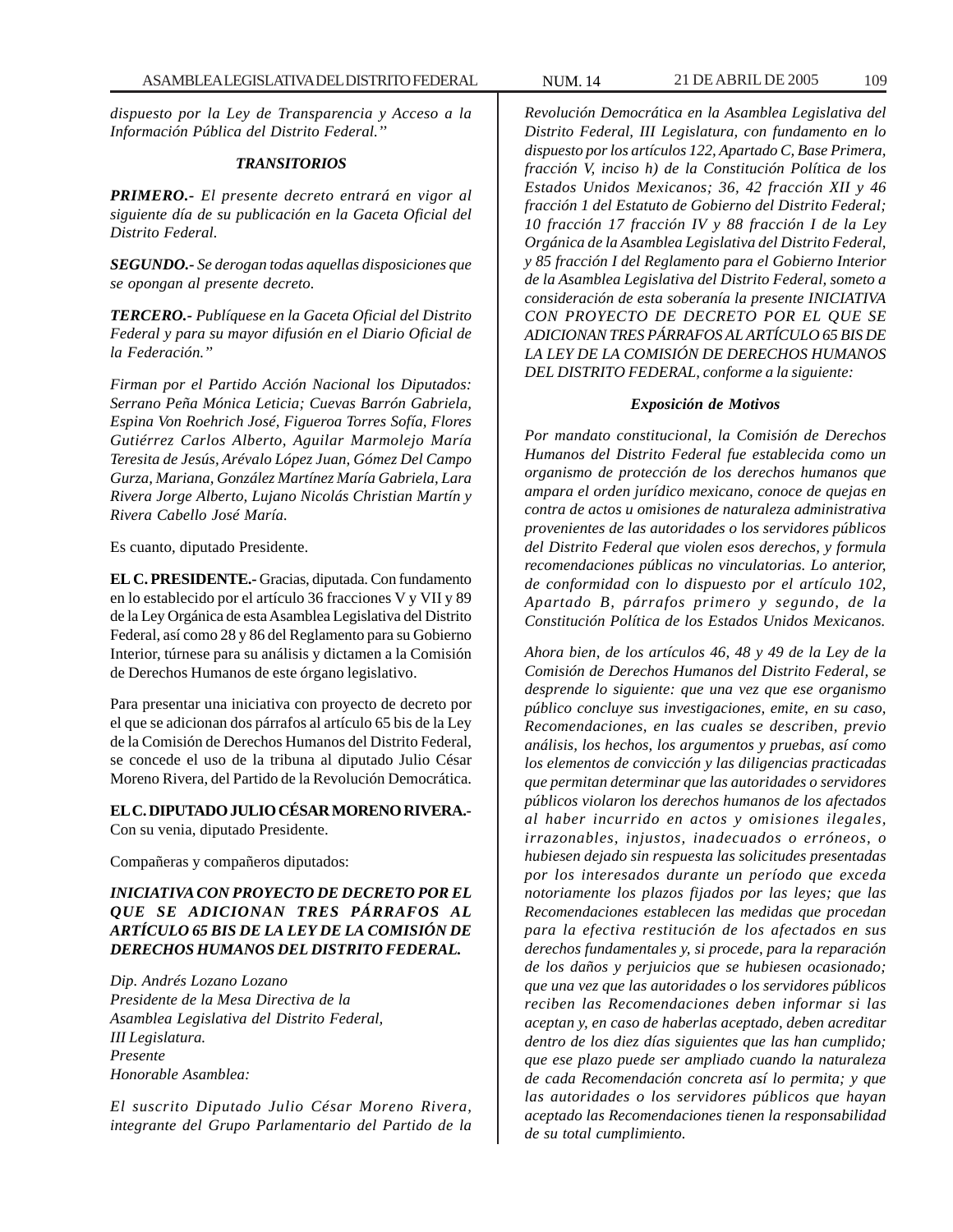*dispuesto por la Ley de Transparencia y Acceso a la Información Pública del Distrito Federal."*

***TRANSITORIOS***

***PRIMERO.-*** *El presente decreto entrará en vigor al siguiente día de su publicación en la Gaceta Oficial del Distrito Federal.*

***SEGUNDO.-*** *Se derogan todas aquellas disposiciones que se opongan al presente decreto.*

***TERCERO.-*** *Publíquese en la Gaceta Oficial del Distrito Federal y para su mayor difusión en el Diario Oficial de la Federación."*

*Firman por el Partido Acción Nacional los Diputados: Serrano Peña Mónica Leticia; Cuevas Barrón Gabriela, Espina Von Roehrich José, Figueroa Torres Sofía, Flores Gutiérrez Carlos Alberto, Aguilar Marmolejo María Teresita de Jesús, Arévalo López Juan, Gómez Del Campo Gurza, Mariana, González Martínez María Gabriela, Lara Rivera Jorge Alberto, Lujano Nicolás Christian Martín y Rivera Cabello José María.*

Es cuanto, diputado Presidente.

**EL C. PRESIDENTE.-** Gracias, diputada. Con fundamento en lo establecido por el artículo 36 fracciones V y VII y 89 de la Ley Orgánica de esta Asamblea Legislativa del Distrito Federal, así como 28 y 86 del Reglamento para su Gobierno Interior, túrnese para su análisis y dictamen a la Comisión de Derechos Humanos de este órgano legislativo.

Para presentar una iniciativa con proyecto de decreto por el que se adicionan dos párrafos al artículo 65 bis de la Ley de la Comisión de Derechos Humanos del Distrito Federal, se concede el uso de la tribuna al diputado Julio César Moreno Rivera, del Partido de la Revolución Democrática.

**EL C. DIPUTADO JULIO CÉSAR MORENO RIVERA.-** Con su venia, diputado Presidente.

Compañeras y compañeros diputados:

***INICIATIVA CON PROYECTO DE DECRETO POR EL QUE SE ADICIONAN TRES PÁRRAFOS AL ARTÍCULO 65 BIS DE LA LEY DE LA COMISIÓN DE DERECHOS HUMANOS DEL DISTRITO FEDERAL.***

*Dip. Andrés Lozano Lozano*
*Presidente de la Mesa Directiva de la*
*Asamblea Legislativa del Distrito Federal,*
*III Legislatura.*
*Presente*
*Honorable Asamblea:*

*El suscrito Diputado Julio César Moreno Rivera, integrante del Grupo Parlamentario del Partido de la Revolución Democrática en la Asamblea Legislativa del Distrito Federal, III Legislatura, con fundamento en lo dispuesto por los artículos 122, Apartado C, Base Primera, fracción V, inciso h) de la Constitución Política de los Estados Unidos Mexicanos; 36, 42 fracción XII y 46 fracción 1 del Estatuto de Gobierno del Distrito Federal; 10 fracción 17 fracción IV y 88 fracción I de la Ley Orgánica de la Asamblea Legislativa del Distrito Federal, y 85 fracción I del Reglamento para el Gobierno Interior de la Asamblea Legislativa del Distrito Federal, someto a consideración de esta soberanía la presente INICIATIVA CON PROYECTO DE DECRETO POR EL QUE SE ADICIONAN TRES PÁRRAFOS AL ARTÍCULO 65 BIS DE LA LEY DE LA COMISIÓN DE DERECHOS HUMANOS DEL DISTRITO FEDERAL, conforme a la siguiente:*

***Exposición de Motivos***

*Por mandato constitucional, la Comisión de Derechos Humanos del Distrito Federal fue establecida como un organismo de protección de los derechos humanos que ampara el orden jurídico mexicano, conoce de quejas en contra de actos u omisiones de naturaleza administrativa provenientes de las autoridades o los servidores públicos del Distrito Federal que violen esos derechos, y formula recomendaciones públicas no vinculatorias. Lo anterior, de conformidad con lo dispuesto por el artículo 102, Apartado B, párrafos primero y segundo, de la Constitución Política de los Estados Unidos Mexicanos.*

*Ahora bien, de los artículos 46, 48 y 49 de la Ley de la Comisión de Derechos Humanos del Distrito Federal, se desprende lo siguiente: que una vez que ese organismo público concluye sus investigaciones, emite, en su caso, Recomendaciones, en las cuales se describen, previo análisis, los hechos, los argumentos y pruebas, así como los elementos de convicción y las diligencias practicadas que permitan determinar que las autoridades o servidores públicos violaron los derechos humanos de los afectados al haber incurrido en actos y omisiones ilegales, irrazonables, injustos, inadecuados o erróneos, o hubiesen dejado sin respuesta las solicitudes presentadas por los interesados durante un período que exceda notoriamente los plazos fijados por las leyes; que las Recomendaciones establecen las medidas que procedan para la efectiva restitución de los afectados en sus derechos fundamentales y, si procede, para la reparación de los daños y perjuicios que se hubiesen ocasionado; que una vez que las autoridades o los servidores públicos reciben las Recomendaciones deben informar si las aceptan y, en caso de haberlas aceptado, deben acreditar dentro de los diez días siguientes que las han cumplido; que ese plazo puede ser ampliado cuando la naturaleza de cada Recomendación concreta así lo permita; y que las autoridades o los servidores públicos que hayan aceptado las Recomendaciones tienen la responsabilidad de su total cumplimiento.*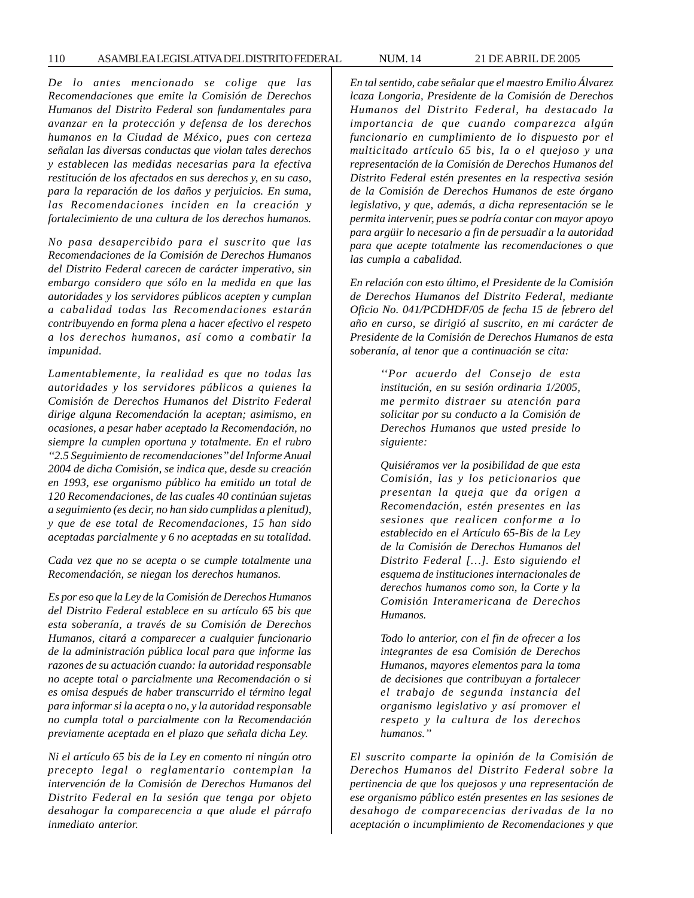*De lo antes mencionado se colige que las Recomendaciones que emite la Comisión de Derechos Humanos del Distrito Federal son fundamentales para avanzar en la protección y defensa de los derechos humanos en la Ciudad de México, pues con certeza señalan las diversas conductas que violan tales derechos y establecen las medidas necesarias para la efectiva restitución de los afectados en sus derechos y, en su caso, para la reparación de los daños y perjuicios. En suma, las Recomendaciones inciden en la creación y fortalecimiento de una cultura de los derechos humanos.*

*No pasa desapercibido para el suscrito que las Recomendaciones de la Comisión de Derechos Humanos del Distrito Federal carecen de carácter imperativo, sin embargo considero que sólo en la medida en que las autoridades y los servidores públicos acepten y cumplan a cabalidad todas las Recomendaciones estarán contribuyendo en forma plena a hacer efectivo el respeto a los derechos humanos, así como a combatir la impunidad.*

*Lamentablemente, la realidad es que no todas las autoridades y los servidores públicos a quienes la Comisión de Derechos Humanos del Distrito Federal dirige alguna Recomendación la aceptan; asimismo, en ocasiones, a pesar haber aceptado la Recomendación, no siempre la cumplen oportuna y totalmente. En el rubro "2.5 Seguimiento de recomendaciones" del Informe Anual 2004 de dicha Comisión, se indica que, desde su creación en 1993, ese organismo público ha emitido un total de 120 Recomendaciones, de las cuales 40 continúan sujetas a seguimiento (es decir, no han sido cumplidas a plenitud), y que de ese total de Recomendaciones, 15 han sido aceptadas parcialmente y 6 no aceptadas en su totalidad.*

*Cada vez que no se acepta o se cumple totalmente una Recomendación, se niegan los derechos humanos.*

*Es por eso que la Ley de la Comisión de Derechos Humanos del Distrito Federal establece en su artículo 65 bis que esta soberanía, a través de su Comisión de Derechos Humanos, citará a comparecer a cualquier funcionario de la administración pública local para que informe las razones de su actuación cuando: la autoridad responsable no acepte total o parcialmente una Recomendación o si es omisa después de haber transcurrido el término legal para informar si la acepta o no, y la autoridad responsable no cumpla total o parcialmente con la Recomendación previamente aceptada en el plazo que señala dicha Ley.*

*Ni el artículo 65 bis de la Ley en comento ni ningún otro precepto legal o reglamentario contemplan la intervención de la Comisión de Derechos Humanos del Distrito Federal en la sesión que tenga por objeto desahogar la comparecencia a que alude el párrafo inmediato anterior.*

*En tal sentido, cabe señalar que el maestro Emilio Álvarez lcaza Longoria, Presidente de la Comisión de Derechos Humanos del Distrito Federal, ha destacado la importancia de que cuando comparezca algún funcionario en cumplimiento de lo dispuesto por el multicitado artículo 65 bis, la o el quejoso y una representación de la Comisión de Derechos Humanos del Distrito Federal estén presentes en la respectiva sesión de la Comisión de Derechos Humanos de este órgano legislativo, y que, además, a dicha representación se le permita intervenir, pues se podría contar con mayor apoyo para argüir lo necesario a fin de persuadir a la autoridad para que acepte totalmente las recomendaciones o que las cumpla a cabalidad.*

*En relación con esto último, el Presidente de la Comisión de Derechos Humanos del Distrito Federal, mediante Oficio No. 041/PCDHDF/05 de fecha 15 de febrero del año en curso, se dirigió al suscrito, en mi carácter de Presidente de la Comisión de Derechos Humanos de esta soberanía, al tenor que a continuación se cita:*

> *''Por acuerdo del Consejo de esta institución, en su sesión ordinaria 1/2005, me permito distraer su atención para solicitar por su conducto a la Comisión de Derechos Humanos que usted preside lo siguiente:*
>
> *Quisiéramos ver la posibilidad de que esta Comisión, las y los peticionarios que presentan la queja que da origen a Recomendación, estén presentes en las sesiones que realicen conforme a lo establecido en el Artículo 65-Bis de la Ley de la Comisión de Derechos Humanos del Distrito Federal […]. Esto siguiendo el esquema de instituciones internacionales de derechos humanos como son, la Corte y la Comisión Interamericana de Derechos Humanos.*
>
> *Todo lo anterior, con el fin de ofrecer a los integrantes de esa Comisión de Derechos Humanos, mayores elementos para la toma de decisiones que contribuyan a fortalecer el trabajo de segunda instancia del organismo legislativo y así promover el respeto y la cultura de los derechos humanos."*

*El suscrito comparte la opinión de la Comisión de Derechos Humanos del Distrito Federal sobre la pertinencia de que los quejosos y una representación de ese organismo público estén presentes en las sesiones de desahogo de comparecencias derivadas de la no aceptación o incumplimiento de Recomendaciones y que*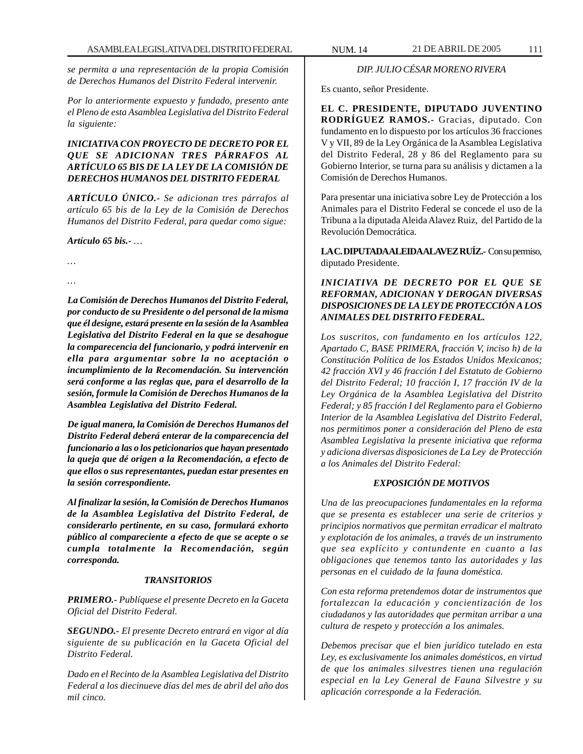*se permita a una representación de la propia Comisión de Derechos Humanos del Distrito Federal intervenir.*

*Por lo anteriormente expuesto y fundado, presento ante el Pleno de esta Asamblea Legislativa del Distrito Federal la siguiente:*

***INICIATIVA CON PROYECTO DE DECRETO POR EL QUE SE ADICIONAN TRES PÁRRAFOS AL ARTÍCULO 65 BIS DE LA LEY DE LA COMISIÓN DE DERECHOS HUMANOS DEL DISTRITO FEDERAL***

***ARTÍCULO ÚNICO.-*** *Se adicionan tres párrafos al artículo 65 bis de la Ley de la Comisión de Derechos Humanos del Distrito Federal, para quedar como sigue:*

***Artículo 65 bis.-*** *…*

*…*

*…*

***La Comisión de Derechos Humanos del Distrito Federal, por conducto de su Presidente o del personal de la misma que él designe, estará presente en la sesión de la Asamblea Legislativa del Distrito Federal en la que se desahogue la comparecencia del funcionario, y podrá intervenir en ella para argumentar sobre la no aceptación o incumplimiento de la Recomendación. Su intervención será conforme a las reglas que, para el desarrollo de la sesión, formule la Comisión de Derechos Humanos de la Asamblea Legislativa del Distrito Federal.***

***De igual manera, la Comisión de Derechos Humanos del Distrito Federal deberá enterar de la comparecencia del funcionario a las o los peticionarios que hayan presentado la queja que dé origen a la Recomendación, a efecto de que ellos o sus representantes, puedan estar presentes en la sesión correspondiente.***

***Al finalizar la sesión, la Comisión de Derechos Humanos de la Asamblea Legislativa del Distrito Federal, de considerarlo pertinente, en su caso, formulará exhorto público al compareciente a efecto de que se acepte o se cumpla totalmente la Recomendación, según corresponda.***

***TRANSITORIOS***

***PRIMERO.-*** *Publíquese el presente Decreto en la Gaceta Oficial del Distrito Federal.*

***SEGUNDO.-*** *El presente Decreto entrará en vigor al día siguiente de su publicación en la Gaceta Oficial del Distrito Federal.*

*Dado en el Recinto de la Asamblea Legislativa del Distrito Federal a los diecinueve días del mes de abril del año dos mil cinco.*

*DIP. JULIO CÉSAR MORENO RIVERA*

Es cuanto, señor Presidente.

**EL C. PRESIDENTE, DIPUTADO JUVENTINO RODRÍGUEZ RAMOS.-** Gracias, diputado. Con fundamento en lo dispuesto por los artículos 36 fracciones V y VII, 89 de la Ley Orgánica de la Asamblea Legislativa del Distrito Federal, 28 y 86 del Reglamento para su Gobierno Interior, se turna para su análisis y dictamen a la Comisión de Derechos Humanos.

Para presentar una iniciativa sobre Ley de Protección a los Animales para el Distrito Federal se concede el uso de la Tribuna a la diputada Aleida Alavez Ruiz, del Partido de la Revolución Democrática.

**LA C. DIPUTADA ALEIDA ALAVEZ RUÍZ.-** Con su permiso, diputado Presidente.

***INICIATIVA DE DECRETO POR EL QUE SE REFORMAN, ADICIONAN Y DEROGAN DIVERSAS DISPOSICIONES DE LA LEY DE PROTECCIÓN A LOS ANIMALES DEL DISTRITO FEDERAL.***

*Los suscritos, con fundamento en los artículos 122, Apartado C, BASE PRIMERA, fracción V, inciso h) de la Constitución Política de los Estados Unidos Mexicanos; 42 fracción XVI y 46 fracción I del Estatuto de Gobierno del Distrito Federal; 10 fracción I, 17 fracción IV de la Ley Orgánica de la Asamblea Legislativa del Distrito Federal; y 85 fracción I del Reglamento para el Gobierno Interior de la Asamblea Legislativa del Distrito Federal, nos permitimos poner a consideración del Pleno de esta Asamblea Legislativa la presente iniciativa que reforma y adiciona diversas disposiciones de La Ley de Protección a los Animales del Distrito Federal:*

***EXPOSICIÓN DE MOTIVOS***

*Una de las preocupaciones fundamentales en la reforma que se presenta es establecer una serie de criterios y principios normativos que permitan erradicar el maltrato y explotación de los animales, a través de un instrumento que sea explícito y contundente en cuanto a las obligaciones que tenemos tanto las autoridades y las personas en el cuidado de la fauna doméstica.*

*Con esta reforma pretendemos dotar de instrumentos que fortalezcan la educación y concientización de los ciudadanos y las autoridades que permitan arribar a una cultura de respeto y protección a los animales.*

*Debemos precisar que el bien jurídico tutelado en esta Ley, es exclusivamente los animales domésticos, en virtud de que los animales silvestres tienen una regulación especial en la Ley General de Fauna Silvestre y su aplicación corresponde a la Federación.*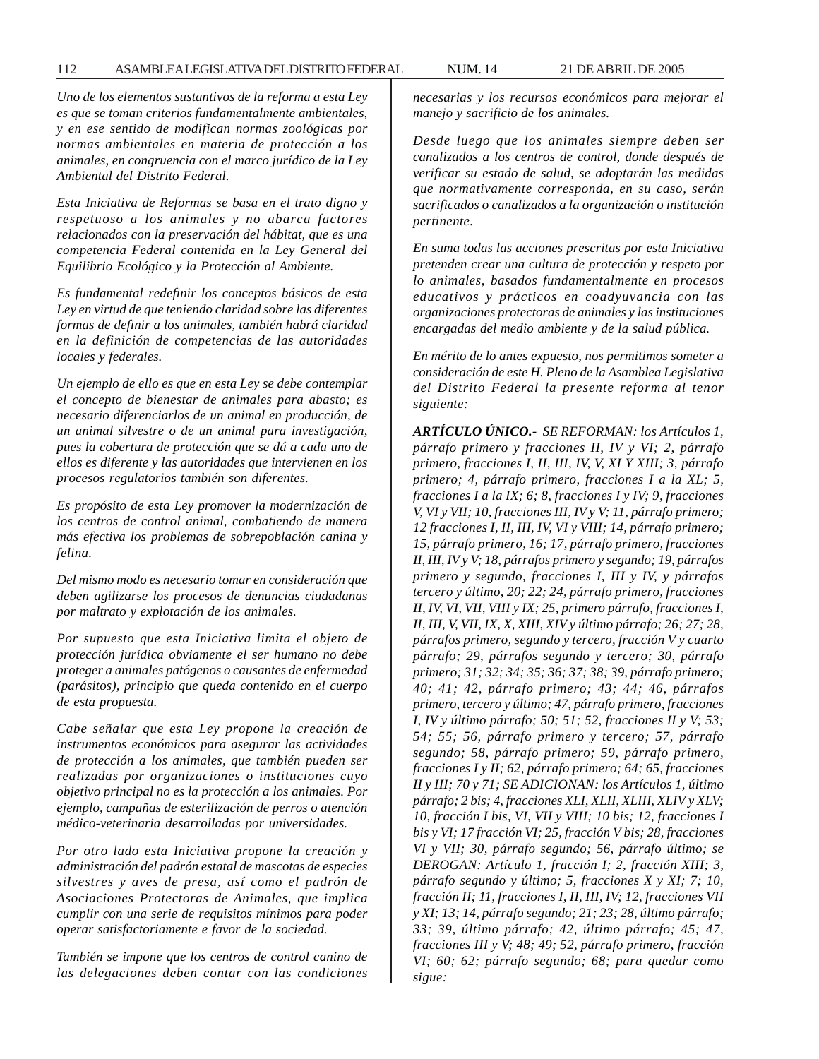*Uno de los elementos sustantivos de la reforma a esta Ley es que se toman criterios fundamentalmente ambientales, y en ese sentido de modifican normas zoológicas por normas ambientales en materia de protección a los animales, en congruencia con el marco jurídico de la Ley Ambiental del Distrito Federal.*

*Esta Iniciativa de Reformas se basa en el trato digno y respetuoso a los animales y no abarca factores relacionados con la preservación del hábitat, que es una competencia Federal contenida en la Ley General del Equilibrio Ecológico y la Protección al Ambiente.*

*Es fundamental redefinir los conceptos básicos de esta Ley en virtud de que teniendo claridad sobre las diferentes formas de definir a los animales, también habrá claridad en la definición de competencias de las autoridades locales y federales.*

*Un ejemplo de ello es que en esta Ley se debe contemplar el concepto de bienestar de animales para abasto; es necesario diferenciarlos de un animal en producción, de un animal silvestre o de un animal para investigación, pues la cobertura de protección que se dá a cada uno de ellos es diferente y las autoridades que intervienen en los procesos regulatorios también son diferentes.*

*Es propósito de esta Ley promover la modernización de los centros de control animal, combatiendo de manera más efectiva los problemas de sobrepoblación canina y felina.*

*Del mismo modo es necesario tomar en consideración que deben agilizarse los procesos de denuncias ciudadanas por maltrato y explotación de los animales.*

*Por supuesto que esta Iniciativa limita el objeto de protección jurídica obviamente el ser humano no debe proteger a animales patógenos o causantes de enfermedad (parásitos), principio que queda contenido en el cuerpo de esta propuesta.*

*Cabe señalar que esta Ley propone la creación de instrumentos económicos para asegurar las actividades de protección a los animales, que también pueden ser realizadas por organizaciones o instituciones cuyo objetivo principal no es la protección a los animales. Por ejemplo, campañas de esterilización de perros o atención médico-veterinaria desarrolladas por universidades.*

*Por otro lado esta Iniciativa propone la creación y administración del padrón estatal de mascotas de especies silvestres y aves de presa, así como el padrón de Asociaciones Protectoras de Animales, que implica cumplir con una serie de requisitos mínimos para poder operar satisfactoriamente e favor de la sociedad.*

*También se impone que los centros de control canino de las delegaciones deben contar con las condiciones necesarias y los recursos económicos para mejorar el manejo y sacrificio de los animales.*

*Desde luego que los animales siempre deben ser canalizados a los centros de control, donde después de verificar su estado de salud, se adoptarán las medidas que normativamente corresponda, en su caso, serán sacrificados o canalizados a la organización o institución pertinente.*

*En suma todas las acciones prescritas por esta Iniciativa pretenden crear una cultura de protección y respeto por lo animales, basados fundamentalmente en procesos educativos y prácticos en coadyuvancia con las organizaciones protectoras de animales y las instituciones encargadas del medio ambiente y de la salud pública.*

*En mérito de lo antes expuesto, nos permitimos someter a consideración de este H. Pleno de la Asamblea Legislativa del Distrito Federal la presente reforma al tenor siguiente:*

***ARTÍCULO ÚNICO.-*** *SE REFORMAN: los Artículos 1, párrafo primero y fracciones II, IV y VI; 2, párrafo primero, fracciones I, II, III, IV, V, XI Y XIII; 3, párrafo primero; 4, párrafo primero, fracciones I a la XL; 5, fracciones I a la IX; 6; 8, fracciones I y IV; 9, fracciones V, VI y VII; 10, fracciones III, IV y V; 11, párrafo primero; 12 fracciones I, II, III, IV, VI y VIII; 14, párrafo primero; 15, párrafo primero, 16; 17, párrafo primero, fracciones II, III, IV y V; 18, párrafos primero y segundo; 19, párrafos primero y segundo, fracciones I, III y IV, y párrafos tercero y último, 20; 22; 24, párrafo primero, fracciones II, IV, VI, VII, VIII y IX; 25, primero párrafo, fracciones I, II, III, V, VII, IX, X, XIII, XIV y último párrafo; 26; 27; 28, párrafos primero, segundo y tercero, fracción V y cuarto párrafo; 29, párrafos segundo y tercero; 30, párrafo primero; 31; 32; 34; 35; 36; 37; 38; 39, párrafo primero; 40; 41; 42, párrafo primero; 43; 44; 46, párrafos primero, tercero y último; 47, párrafo primero, fracciones I, IV y último párrafo; 50; 51; 52, fracciones II y V; 53; 54; 55; 56, párrafo primero y tercero; 57, párrafo segundo; 58, párrafo primero; 59, párrafo primero, fracciones I y II; 62, párrafo primero; 64; 65, fracciones II y III; 70 y 71; SE ADICIONAN: los Artículos 1, último párrafo; 2 bis; 4, fracciones XLI, XLII, XLIII, XLIV y XLV; 10, fracción I bis, VI, VII y VIII; 10 bis; 12, fracciones I bis y VI; 17 fracción VI; 25, fracción V bis; 28, fracciones VI y VII; 30, párrafo segundo; 56, párrafo último; se DEROGAN: Artículo 1, fracción I; 2, fracción XIII; 3, párrafo segundo y último; 5, fracciones X y XI; 7; 10, fracción II; 11, fracciones I, II, III, IV; 12, fracciones VII y XI; 13; 14, párrafo segundo; 21; 23; 28, último párrafo; 33; 39, último párrafo; 42, último párrafo; 45; 47, fracciones III y V; 48; 49; 52, párrafo primero, fracción VI; 60; 62; párrafo segundo; 68; para quedar como sigue:*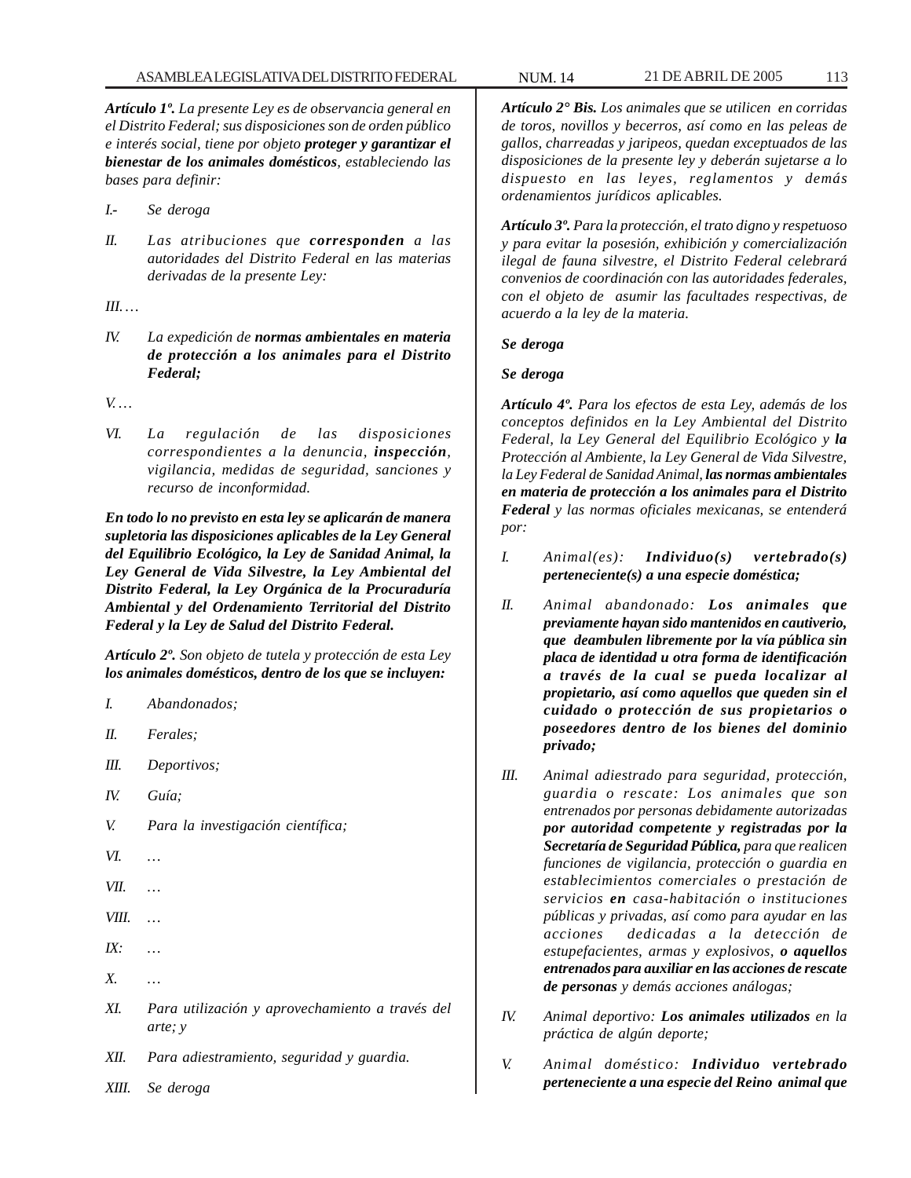*Artículo 1º. La presente Ley es de observancia general en el Distrito Federal; sus disposiciones son de orden público e interés social, tiene por objeto* ***proteger y garantizar el bienestar de los animales domésticos****, estableciendo las bases para definir:*

*I.- Se deroga*

*II. Las atribuciones que* ***corresponden*** *a las autoridades del Distrito Federal en las materias derivadas de la presente Ley:*

*III.…*

*IV. La expedición de* ***normas ambientales en materia de protección a los animales para el Distrito Federal;***

*V.…*

*VI. La regulación de las disposiciones correspondientes a la denuncia,* ***inspección****, vigilancia, medidas de seguridad, sanciones y recurso de inconformidad.*

***En todo lo no previsto en esta ley se aplicarán de manera supletoria las disposiciones aplicables de la Ley General del Equilibrio Ecológico, la Ley de Sanidad Animal, la Ley General de Vida Silvestre, la Ley Ambiental del Distrito Federal, la Ley Orgánica de la Procuraduría Ambiental y del Ordenamiento Territorial del Distrito Federal y la Ley de Salud del Distrito Federal.***

*Artículo 2º. Son objeto de tutela y protección de esta Ley* ***los animales domésticos, dentro de los que se incluyen:***

*I. Abandonados;*

*II. Ferales;*

*III. Deportivos;*

*IV. Guía;*

*V. Para la investigación científica;*

*VI. …*

*VII. …*

*VIII. …*

*IX: …*

*X. …*

*XI. Para utilización y aprovechamiento a través del arte; y*

*XII. Para adiestramiento, seguridad y guardia.*

*XIII. Se deroga*

*Artículo 2° Bis. Los animales que se utilicen en corridas de toros, novillos y becerros, así como en las peleas de gallos, charreadas y jaripeos, quedan exceptuados de las disposiciones de la presente ley y deberán sujetarse a lo dispuesto en las leyes, reglamentos y demás ordenamientos jurídicos aplicables.*

*Artículo 3º. Para la protección, el trato digno y respetuoso y para evitar la posesión, exhibición y comercialización ilegal de fauna silvestre, el Distrito Federal celebrará convenios de coordinación con las autoridades federales, con el objeto de asumir las facultades respectivas, de acuerdo a la ley de la materia.*

***Se deroga***

***Se deroga***

*Artículo 4º. Para los efectos de esta Ley, además de los conceptos definidos en la Ley Ambiental del Distrito Federal, la Ley General del Equilibrio Ecológico y* ***la*** *Protección al Ambiente, la Ley General de Vida Silvestre, la Ley Federal de Sanidad Animal,* ***las normas ambientales en materia de protección a los animales para el Distrito Federal*** *y las normas oficiales mexicanas, se entenderá por:*

*I. Animal(es):* ***Individuo(s) vertebrado(s) perteneciente(s) a una especie doméstica;***

*II. Animal abandonado:* ***Los animales que previamente hayan sido mantenidos en cautiverio, que deambulen libremente por la vía pública sin placa de identidad u otra forma de identificación a través de la cual se pueda localizar al propietario, así como aquellos que queden sin el cuidado o protección de sus propietarios o poseedores dentro de los bienes del dominio privado;***

*III. Animal adiestrado para seguridad, protección, guardia o rescate: Los animales que son entrenados por personas debidamente autorizadas* ***por autoridad competente y registradas por la Secretaría de Seguridad Pública,*** *para que realicen funciones de vigilancia, protección o guardia en establecimientos comerciales o prestación de servicios* ***en*** *casa-habitación o instituciones públicas y privadas, así como para ayudar en las acciones dedicadas a la detección de estupefacientes, armas y explosivos,* ***o aquellos entrenados para auxiliar en las acciones de rescate de personas*** *y demás acciones análogas;*

*IV. Animal deportivo:* ***Los animales utilizados*** *en la práctica de algún deporte;*

*V. Animal doméstico:* ***Individuo vertebrado perteneciente a una especie del Reino animal que***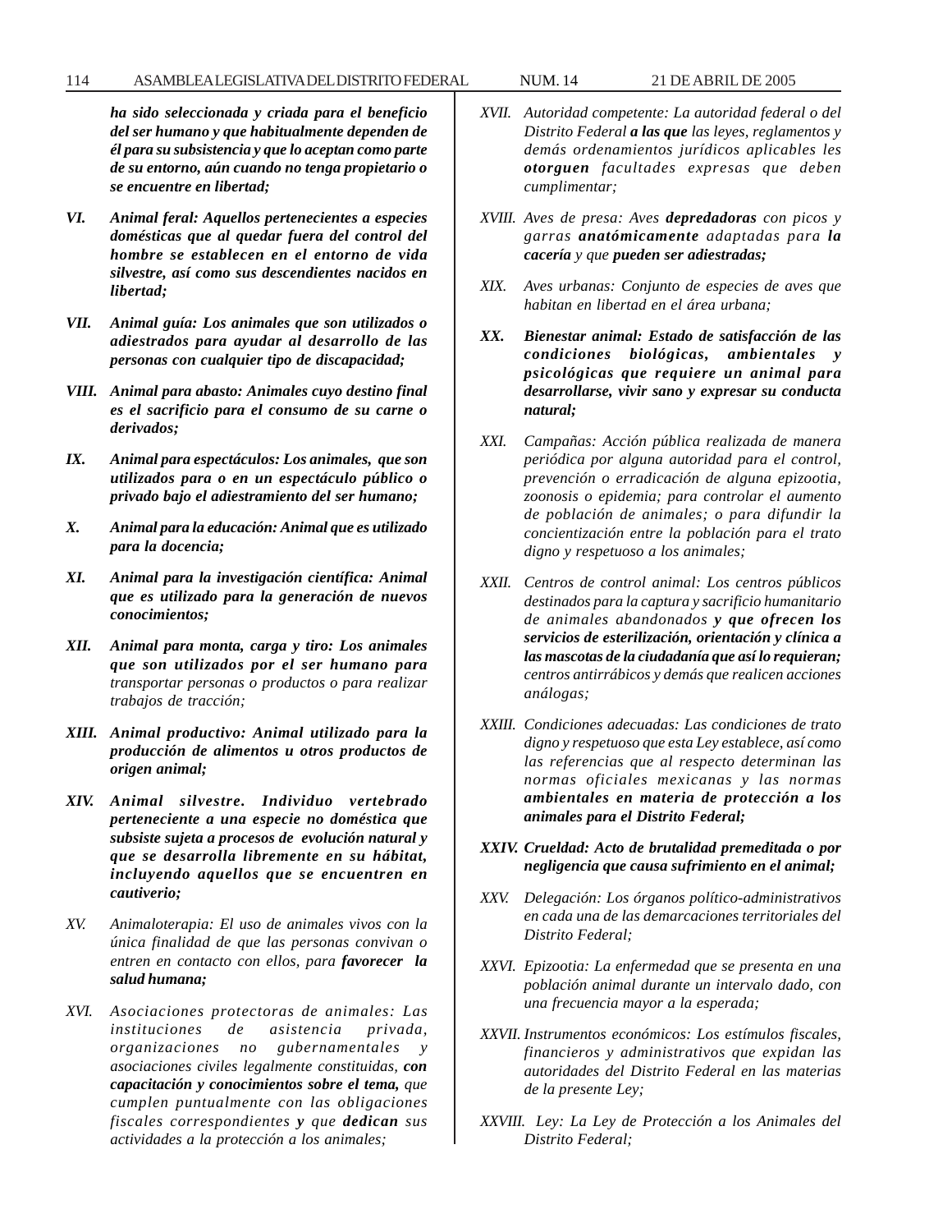***ha sido seleccionada y criada para el beneficio del ser humano y que habitualmente dependen de él para su subsistencia y que lo aceptan como parte de su entorno, aún cuando no tenga propietario o se encuentre en libertad;***

***VI. Animal feral: Aquellos pertenecientes a especies domésticas que al quedar fuera del control del hombre se establecen en el entorno de vida silvestre, así como sus descendientes nacidos en libertad;***

***VII. Animal guía: Los animales que son utilizados o adiestrados para ayudar al desarrollo de las personas con cualquier tipo de discapacidad;***

***VIII. Animal para abasto: Animales cuyo destino final es el sacrificio para el consumo de su carne o derivados;***

***IX. Animal para espectáculos: Los animales, que son utilizados para o en un espectáculo público o privado bajo el adiestramiento del ser humano;***

***X. Animal para la educación: Animal que es utilizado para la docencia;***

***XI. Animal para la investigación científica: Animal que es utilizado para la generación de nuevos conocimientos;***

***XII. Animal para monta, carga y tiro: Los animales que son utilizados por el ser humano para*** *transportar personas o productos o para realizar trabajos de tracción;*

***XIII. Animal productivo: Animal utilizado para la producción de alimentos u otros productos de origen animal;***

***XIV. Animal silvestre. Individuo vertebrado perteneciente a una especie no doméstica que subsiste sujeta a procesos de evolución natural y que se desarrolla libremente en su hábitat, incluyendo aquellos que se encuentren en cautiverio;***

*XV. Animaloterapia: El uso de animales vivos con la única finalidad de que las personas convivan o entren en contacto con ellos, para* ***favorecer la salud humana;***

*XVI. Asociaciones protectoras de animales: Las instituciones de asistencia privada, organizaciones no gubernamentales y asociaciones civiles legalmente constituidas,* ***con capacitación y conocimientos sobre el tema,*** *que cumplen puntualmente con las obligaciones fiscales correspondientes* ***y*** *que* ***dedican*** *sus actividades a la protección a los animales;*

*XVII. Autoridad competente: La autoridad federal o del Distrito Federal* ***a las que*** *las leyes, reglamentos y demás ordenamientos jurídicos aplicables les* ***otorguen*** *facultades expresas que deben cumplimentar;*

*XVIII. Aves de presa: Aves* ***depredadoras*** *con picos y garras* ***anatómicamente*** *adaptadas para* ***la cacería*** *y que* ***pueden ser adiestradas;***

*XIX. Aves urbanas: Conjunto de especies de aves que habitan en libertad en el área urbana;*

***XX. Bienestar animal: Estado de satisfacción de las condiciones biológicas, ambientales y psicológicas que requiere un animal para desarrollarse, vivir sano y expresar su conducta natural;***

*XXI. Campañas: Acción pública realizada de manera periódica por alguna autoridad para el control, prevención o erradicación de alguna epizootia, zoonosis o epidemia; para controlar el aumento de población de animales; o para difundir la concientización entre la población para el trato digno y respetuoso a los animales;*

*XXII. Centros de control animal: Los centros públicos destinados para la captura y sacrificio humanitario de animales abandonados* ***y que ofrecen los servicios de esterilización, orientación y clínica a las mascotas de la ciudadanía que así lo requieran;*** *centros antirrábicos y demás que realicen acciones análogas;*

*XXIII. Condiciones adecuadas: Las condiciones de trato digno y respetuoso que esta Ley establece, así como las referencias que al respecto determinan las normas oficiales mexicanas y las normas* ***ambientales en materia de protección a los animales para el Distrito Federal;***

***XXIV. Crueldad: Acto de brutalidad premeditada o por negligencia que causa sufrimiento en el animal;***

*XXV. Delegación: Los órganos político-administrativos en cada una de las demarcaciones territoriales del Distrito Federal;*

*XXVI. Epizootia: La enfermedad que se presenta en una población animal durante un intervalo dado, con una frecuencia mayor a la esperada;*

*XXVII. Instrumentos económicos: Los estímulos fiscales, financieros y administrativos que expidan las autoridades del Distrito Federal en las materias de la presente Ley;*

*XXVIII. Ley: La Ley de Protección a los Animales del Distrito Federal;*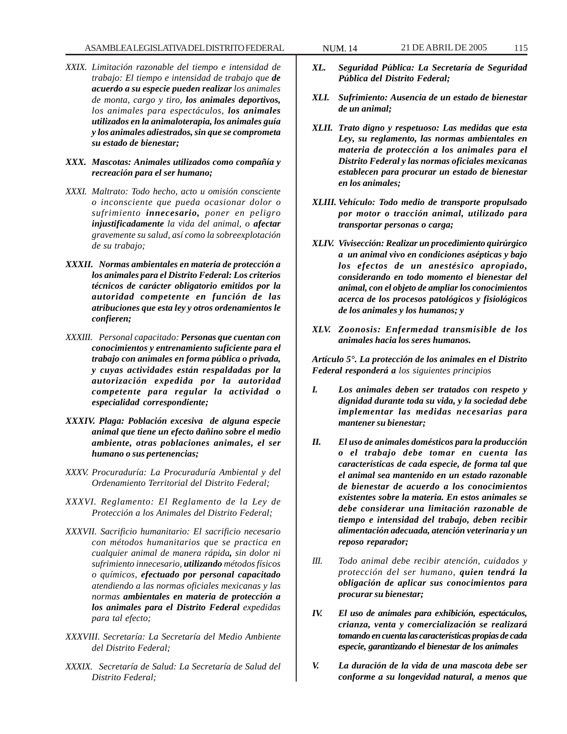*XXIX. Limitación razonable del tiempo e intensidad de trabajo: El tiempo e intensidad de trabajo que* ***de acuerdo a su especie pueden realizar*** *los animales de monta, cargo y tiro,* ***los animales deportivos,*** *los animales para espectáculos,* ***los animales utilizados en la animaloterapia, los animales guía y los animales adiestrados, sin que se comprometa su estado de bienestar;***

***XXX. Mascotas: Animales utilizados como compañía y recreación para el ser humano;***

*XXXI. Maltrato: Todo hecho, acto u omisión consciente o inconsciente que pueda ocasionar dolor o sufrimiento* ***innecesario,*** *poner en peligro* ***injustificadamente*** *la vida del animal, o* ***afectar*** *gravemente su salud, así como la sobreexplotación de su trabajo;*

***XXXII. Normas ambientales en materia de protección a los animales para el Distrito Federal: Los criterios técnicos de carácter obligatorio emitidos por la autoridad competente en función de las atribuciones que esta ley y otros ordenamientos le confieren;***

*XXXIII. Personal capacitado:* ***Personas que cuentan con conocimientos y entrenamiento suficiente para el trabajo con animales en forma pública o privada, y cuyas actividades están respaldadas por la autorización expedida por la autoridad competente para regular la actividad o especialidad correspondiente;***

***XXXIV. Plaga: Población excesiva de alguna especie animal que tiene un efecto dañino sobre el medio ambiente, otras poblaciones animales, el ser humano o sus pertenencias;***

*XXXV. Procuraduría: La Procuraduría Ambiental y del Ordenamiento Territorial del Distrito Federal;*

*XXXVI. Reglamento: El Reglamento de la Ley de Protección a los Animales del Distrito Federal;*

*XXXVII. Sacrificio humanitario: El sacrificio necesario con métodos humanitarios que se practica en cualquier animal de manera rápida****,*** *sin dolor ni sufrimiento innecesario,* ***utilizando*** *métodos físicos o químicos,* ***efectuado por personal capacitado*** *atendiendo a las normas oficiales mexicanas y las normas* ***ambientales en materia de protección a los animales para el Distrito Federal*** *expedidas para tal efecto;*

*XXXVIII. Secretaría: La Secretaría del Medio Ambiente del Distrito Federal;*

*XXXIX. Secretaría de Salud: La Secretaría de Salud del Distrito Federal;*

***XL. Seguridad Pública: La Secretaría de Seguridad Pública del Distrito Federal;***

***XLI. Sufrimiento: Ausencia de un estado de bienestar de un animal;***

***XLII. Trato digno y respetuoso: Las medidas que esta Ley, su reglamento, las normas ambientales en materia de protección a los animales para el Distrito Federal y las normas oficiales mexicanas establecen para procurar un estado de bienestar en los animales;***

***XLIII. Vehículo: Todo medio de transporte propulsado por motor o tracción animal, utilizado para transportar personas o carga;***

***XLIV. Vivisección: Realizar un procedimiento quirúrgico a un animal vivo en condiciones asépticas y bajo los efectos de un anestésico apropiado, considerando en todo momento el bienestar del animal, con el objeto de ampliar los conocimientos acerca de los procesos patológicos y fisiológicos de los animales y los humanos; y***

***XLV. Zoonosis: Enfermedad transmisible de los animales hacia los seres humanos.***

***Artículo 5°. La protección de los animales en el Distrito Federal responderá a*** *los siguientes principios*

***I. Los animales deben ser tratados con respeto y dignidad durante toda su vida, y la sociedad debe implementar las medidas necesarias para mantener su bienestar;***

***II. El uso de animales domésticos para la producción o el trabajo debe tomar en cuenta las características de cada especie, de forma tal que el animal sea mantenido en un estado razonable de bienestar de acuerdo a los conocimientos existentes sobre la materia. En estos animales se debe considerar una limitación razonable de tiempo e intensidad del trabajo, deben recibir alimentación adecuada, atención veterinaria y un reposo reparador;***

*III. Todo animal debe recibir atención, cuidados y protección del ser humano,* ***quien tendrá la obligación de aplicar sus conocimientos para procurar su bienestar;***

***IV. El uso de animales para exhibición, espectáculos, crianza, venta y comercialización se realizará tomando en cuenta las características propias de cada especie, garantizando el bienestar de los animales***

***V. La duración de la vida de una mascota debe ser conforme a su longevidad natural, a menos que***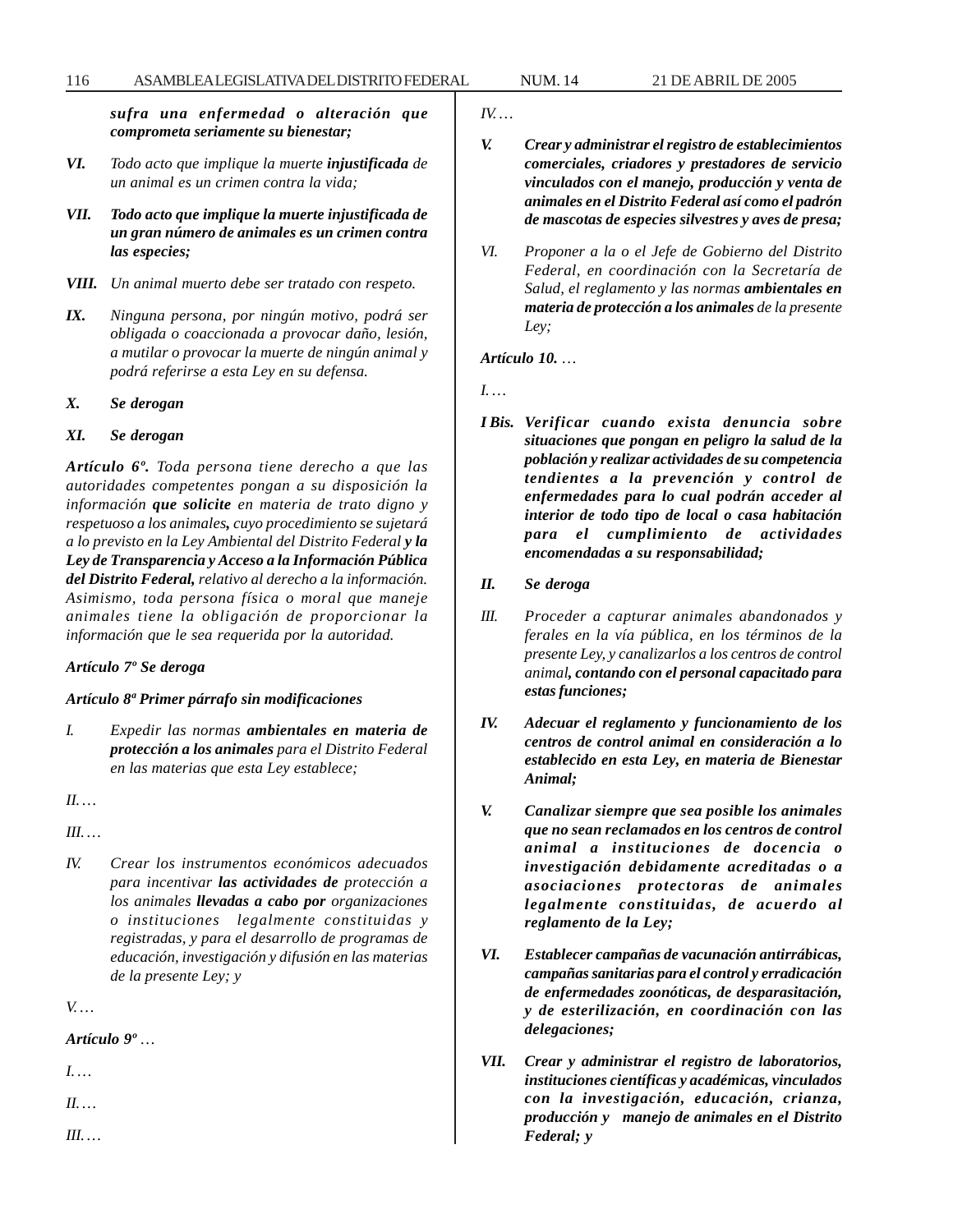***sufra una enfermedad o alteración que comprometa seriamente su bienestar;***

*VI.* *Todo acto que implique la muerte* ***injustificada*** *de un animal es un crimen contra la vida;*

***VII. Todo acto que implique la muerte injustificada de un gran número de animales es un crimen contra las especies;***

*VIII.* *Un animal muerto debe ser tratado con respeto.*

*IX.* *Ninguna persona, por ningún motivo, podrá ser obligada o coaccionada a provocar daño, lesión, a mutilar o provocar la muerte de ningún animal y podrá referirse a esta Ley en su defensa.*

***X. Se derogan***

***XI. Se derogan***

***Artículo 6º.*** *Toda persona tiene derecho a que las autoridades competentes pongan a su disposición la información* ***que solicite*** *en materia de trato digno y respetuoso a los animales****,*** *cuyo procedimiento se sujetará a lo previsto en la Ley Ambiental del Distrito Federal* ***y la Ley de Transparencia y Acceso a la Información Pública del Distrito Federal,*** *relativo al derecho a la información. Asimismo, toda persona física o moral que maneje animales tiene la obligación de proporcionar la información que le sea requerida por la autoridad.*

***Artículo 7º Se deroga***

***Artículo 8ª Primer párrafo sin modificaciones***

*I.* *Expedir las normas* ***ambientales en materia de protección a los animales*** *para el Distrito Federal en las materias que esta Ley establece;*

*II. …*

*III. …*

*IV.* *Crear los instrumentos económicos adecuados para incentivar* ***las actividades de*** *protección a los animales* ***llevadas a cabo por*** *organizaciones o instituciones legalmente constituidas y registradas, y para el desarrollo de programas de educación, investigación y difusión en las materias de la presente Ley; y*

*V. …*

***Artículo 9º*** *…*

*I. …*

*II. …*

*III. …*

*IV. …*

***V. Crear y administrar el registro de establecimientos comerciales, criadores y prestadores de servicio vinculados con el manejo, producción y venta de animales en el Distrito Federal así como el padrón de mascotas de especies silvestres y aves de presa;***

*VI.* *Proponer a la o el Jefe de Gobierno del Distrito Federal, en coordinación con la Secretaría de Salud, el reglamento y las normas* ***ambientales en materia de protección a los animales*** *de la presente Ley;*

***Artículo 10.*** *…*

*I. …*

***I Bis. Verificar cuando exista denuncia sobre situaciones que pongan en peligro la salud de la población y realizar actividades de su competencia tendientes a la prevención y control de enfermedades para lo cual podrán acceder al interior de todo tipo de local o casa habitación para el cumplimiento de actividades encomendadas a su responsabilidad;***

***II. Se deroga***

*III.* *Proceder a capturar animales abandonados y ferales en la vía pública, en los términos de la presente Ley, y canalizarlos a los centros de control animal****, contando con el personal capacitado para estas funciones;***

***IV. Adecuar el reglamento y funcionamiento de los centros de control animal en consideración a lo establecido en esta Ley, en materia de Bienestar Animal;***

***V. Canalizar siempre que sea posible los animales que no sean reclamados en los centros de control animal a instituciones de docencia o investigación debidamente acreditadas o a asociaciones protectoras de animales legalmente constituidas, de acuerdo al reglamento de la Ley;***

***VI. Establecer campañas de vacunación antirrábicas, campañas sanitarias para el control y erradicación de enfermedades zoonóticas, de desparasitación, y de esterilización, en coordinación con las delegaciones;***

***VII. Crear y administrar el registro de laboratorios, instituciones científicas y académicas, vinculados con la investigación, educación, crianza, producción y manejo de animales en el Distrito Federal; y***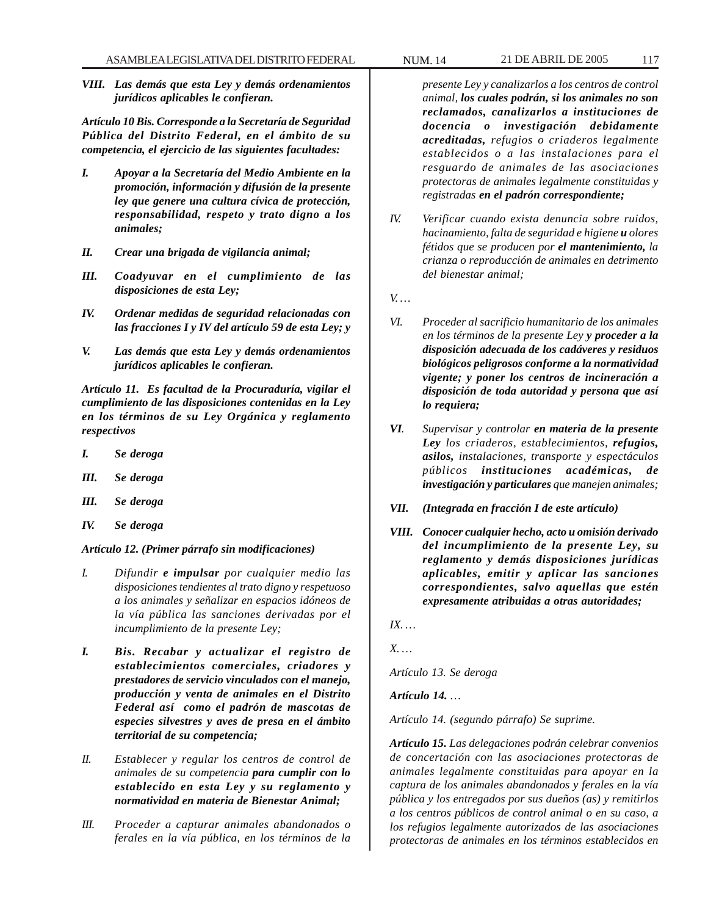***VIII. Las demás que esta Ley y demás ordenamientos jurídicos aplicables le confieran.***

***Artículo 10 Bis. Corresponde a la Secretaría de Seguridad Pública del Distrito Federal, en el ámbito de su competencia, el ejercicio de las siguientes facultades:***

***I. Apoyar a la Secretaría del Medio Ambiente en la promoción, información y difusión de la presente ley que genere una cultura cívica de protección, responsabilidad, respeto y trato digno a los animales;***

***II. Crear una brigada de vigilancia animal;***

***III. Coadyuvar en el cumplimiento de las disposiciones de esta Ley;***

***IV. Ordenar medidas de seguridad relacionadas con las fracciones I y IV del artículo 59 de esta Ley; y***

***V. Las demás que esta Ley y demás ordenamientos jurídicos aplicables le confieran.***

***Artículo 11. Es facultad de la Procuraduría, vigilar el cumplimiento de las disposiciones contenidas en la Ley en los términos de su Ley Orgánica y reglamento respectivos***

***I. Se deroga***

***III. Se deroga***

***III. Se deroga***

***IV. Se deroga***

***Artículo 12. (Primer párrafo sin modificaciones)***

*I. Difundir **e impulsar** por cualquier medio las disposiciones tendientes al trato digno y respetuoso a los animales y señalizar en espacios idóneos de la vía pública las sanciones derivadas por el incumplimiento de la presente Ley;*

***I. Bis. Recabar y actualizar el registro de establecimientos comerciales, criadores y prestadores de servicio vinculados con el manejo, producción y venta de animales en el Distrito Federal así como el padrón de mascotas de especies silvestres y aves de presa en el ámbito territorial de su competencia;***

*II. Establecer y regular los centros de control de animales de su competencia **para cumplir con lo establecido en esta Ley y su reglamento y normatividad en materia de Bienestar Animal;***

*III. Proceder a capturar animales abandonados o ferales en la vía pública, en los términos de la presente Ley y canalizarlos a los centros de control animal, **los cuales podrán, si los animales no son reclamados, canalizarlos a instituciones de docencia o investigación debidamente acreditadas,** refugios o criaderos legalmente establecidos o a las instalaciones para el resguardo de animales de las asociaciones protectoras de animales legalmente constituidas y registradas **en el padrón correspondiente;***

*IV. Verificar cuando exista denuncia sobre ruidos, hacinamiento, falta de seguridad e higiene **u** olores fétidos que se producen por **el mantenimiento,** la crianza o reproducción de animales en detrimento del bienestar animal;*

*V. …*

*VI. Proceder al sacrificio humanitario de los animales en los términos de la presente Ley **y proceder a la disposición adecuada de los cadáveres y residuos biológicos peligrosos conforme a la normatividad vigente; y poner los centros de incineración a disposición de toda autoridad y persona que así lo requiera;***

***VI**. Supervisar y controlar **en materia de la presente Ley** los criaderos, establecimientos, **refugios, asilos,** instalaciones, transporte y espectáculos públicos **instituciones académicas, de investigación y particulares** que manejen animales;*

***VII. (Integrada en fracción I de este artículo)***

***VIII. Conocer cualquier hecho, acto u omisión derivado del incumplimiento de la presente Ley, su reglamento y demás disposiciones jurídicas aplicables, emitir y aplicar las sanciones correspondientes, salvo aquellas que estén expresamente atribuidas a otras autoridades;***

*IX. …*

*X. …*

*Artículo 13. Se deroga*

***Artículo 14.** …*

*Artículo 14. (segundo párrafo) Se suprime.*

***Artículo 15.** Las delegaciones podrán celebrar convenios de concertación con las asociaciones protectoras de animales legalmente constituidas para apoyar en la captura de los animales abandonados y ferales en la vía pública y los entregados por sus dueños (as) y remitirlos a los centros públicos de control animal o en su caso, a los refugios legalmente autorizados de las asociaciones protectoras de animales en los términos establecidos en*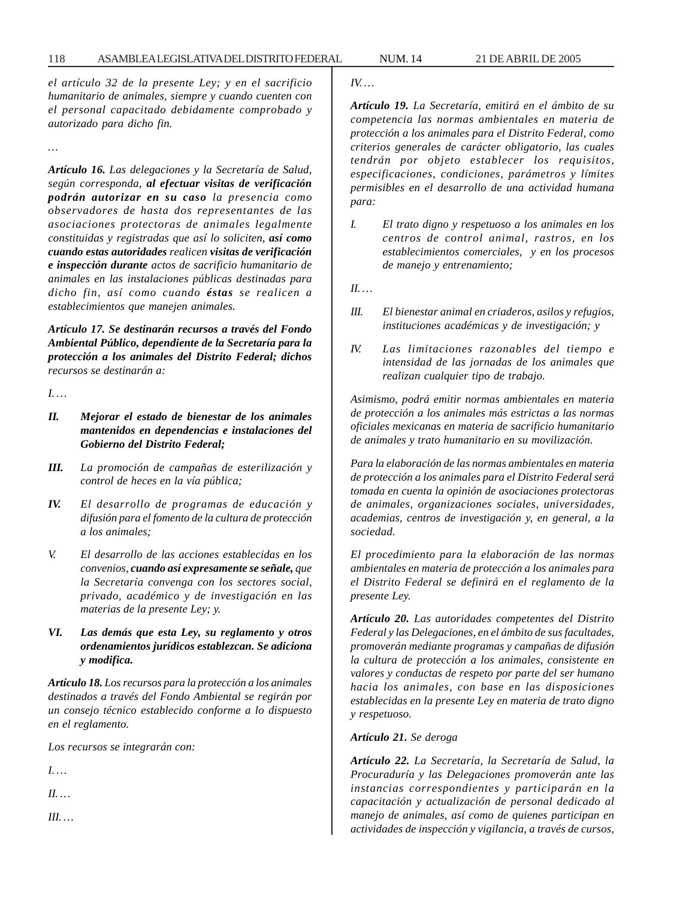*el artículo 32 de la presente Ley; y en el sacrificio humanitario de animales, siempre y cuando cuenten con el personal capacitado debidamente comprobado y autorizado para dicho fin.*

…

***Artículo 16.*** *Las delegaciones y la Secretaría de Salud, según corresponda, **al efectuar visitas de verificación podrán autorizar en su caso** la presencia como observadores de hasta dos representantes de las asociaciones protectoras de animales legalmente constituidas y registradas que así lo soliciten, **así como cuando estas autoridades** realicen **visitas de verificación e inspección durante** actos de sacrificio humanitario de animales en las instalaciones públicas destinadas para dicho fin, así como cuando **éstas** se realicen a establecimientos que manejen animales.*

***Artículo 17. Se destinarán recursos a través del Fondo Ambiental Público, dependiente de la Secretaría para la protección a los animales del Distrito Federal; dichos*** *recursos se destinarán a:*

*I. …*

***II. Mejorar el estado de bienestar de los animales mantenidos en dependencias e instalaciones del Gobierno del Distrito Federal;***

***III.*** *La promoción de campañas de esterilización y control de heces en la vía pública;*

***IV.*** *El desarrollo de programas de educación y difusión para el fomento de la cultura de protección a los animales;*

*V. El desarrollo de las acciones establecidas en los convenios, **cuando así expresamente se señale,** que la Secretaría convenga con los sectores social, privado, académico y de investigación en las materias de la presente Ley; y.*

***VI. Las demás que esta Ley, su reglamento y otros ordenamientos jurídicos establezcan. Se adiciona y modifica.***

***Artículo 18.*** *Los recursos para la protección a los animales destinados a través del Fondo Ambiental se regirán por un consejo técnico establecido conforme a lo dispuesto en el reglamento.*

*Los recursos se integrarán con:*

*I. …*

*II. …*

*III. …*

*IV. …*

***Artículo 19.*** *La Secretaría, emitirá en el ámbito de su competencia las normas ambientales en materia de protección a los animales para el Distrito Federal, como criterios generales de carácter obligatorio, las cuales tendrán por objeto establecer los requisitos, especificaciones, condiciones, parámetros y límites permisibles en el desarrollo de una actividad humana para:*

*I. El trato digno y respetuoso a los animales en los centros de control animal, rastros, en los establecimientos comerciales, y en los procesos de manejo y entrenamiento;*

*II. …*

*III. El bienestar animal en criaderos, asilos y refugios, instituciones académicas y de investigación; y*

*IV. Las limitaciones razonables del tiempo e intensidad de las jornadas de los animales que realizan cualquier tipo de trabajo.*

*Asimismo, podrá emitir normas ambientales en materia de protección a los animales más estrictas a las normas oficiales mexicanas en materia de sacrificio humanitario de animales y trato humanitario en su movilización.*

*Para la elaboración de las normas ambientales en materia de protección a los animales para el Distrito Federal será tomada en cuenta la opinión de asociaciones protectoras de animales, organizaciones sociales, universidades, academias, centros de investigación y, en general, a la sociedad.*

*El procedimiento para la elaboración de las normas ambientales en materia de protección a los animales para el Distrito Federal se definirá en el reglamento de la presente Ley.*

***Artículo 20.*** *Las autoridades competentes del Distrito Federal y las Delegaciones, en el ámbito de sus facultades, promoverán mediante programas y campañas de difusión la cultura de protección a los animales, consistente en valores y conductas de respeto por parte del ser humano hacia los animales, con base en las disposiciones establecidas en la presente Ley en materia de trato digno y respetuoso.*

***Artículo 21.*** *Se deroga*

***Artículo 22.*** *La Secretaría, la Secretaría de Salud, la Procuraduría y las Delegaciones promoverán ante las instancias correspondientes y participarán en la capacitación y actualización de personal dedicado al manejo de animales, así como de quienes participan en actividades de inspección y vigilancia, a través de cursos,*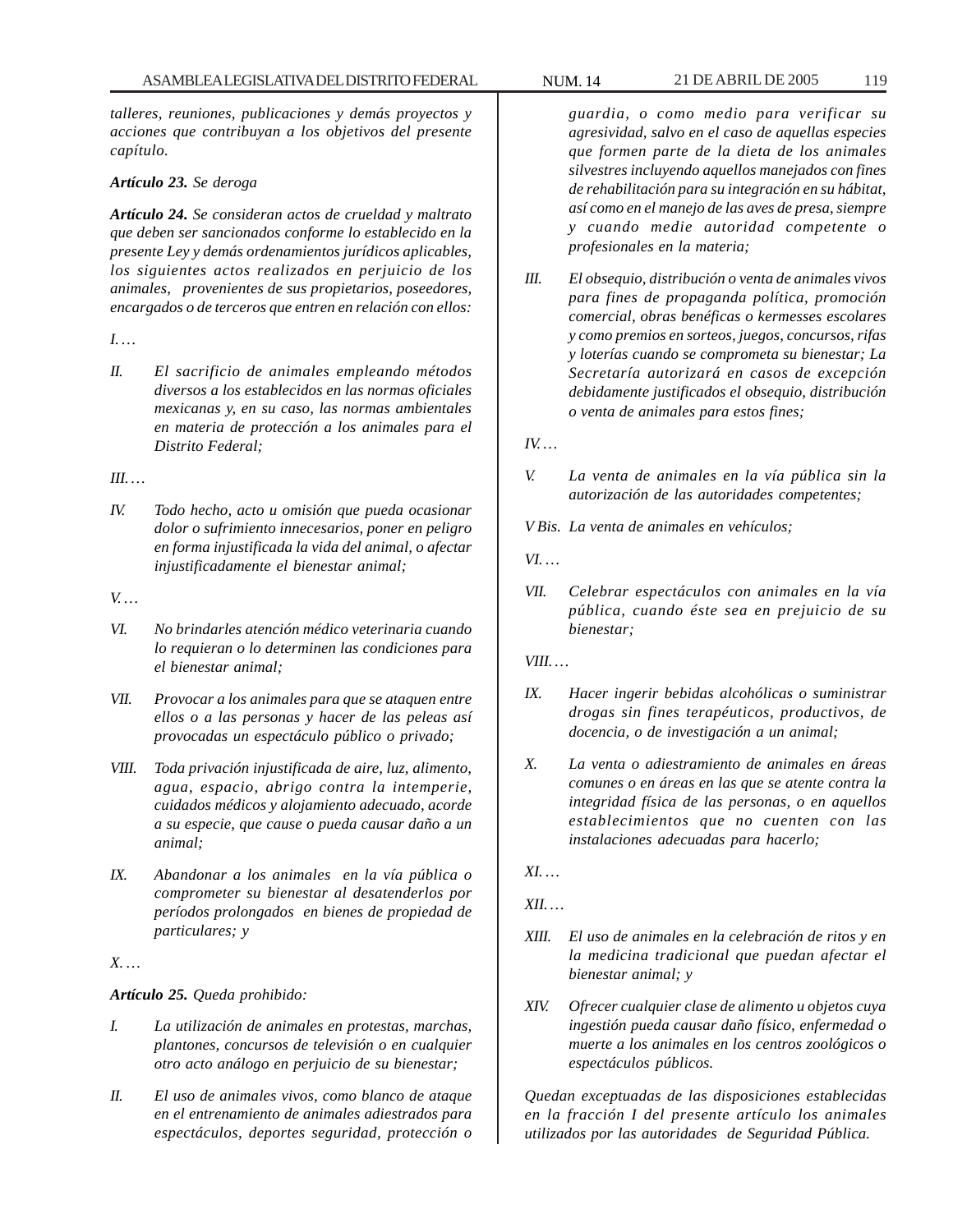*talleres, reuniones, publicaciones y demás proyectos y acciones que contribuyan a los objetivos del presente capítulo.*

***Artículo 23.*** *Se deroga*

***Artículo 24.*** *Se consideran actos de crueldad y maltrato que deben ser sancionados conforme lo establecido en la presente Ley y demás ordenamientos jurídicos aplicables, los siguientes actos realizados en perjuicio de los animales, provenientes de sus propietarios, poseedores, encargados o de terceros que entren en relación con ellos:*

*I. …*

*II. El sacrificio de animales empleando métodos diversos a los establecidos en las normas oficiales mexicanas y, en su caso, las normas ambientales en materia de protección a los animales para el Distrito Federal;*

*III. …*

*IV. Todo hecho, acto u omisión que pueda ocasionar dolor o sufrimiento innecesarios, poner en peligro en forma injustificada la vida del animal, o afectar injustificadamente el bienestar animal;*

*V. …*

*VI. No brindarles atención médico veterinaria cuando lo requieran o lo determinen las condiciones para el bienestar animal;*

*VII. Provocar a los animales para que se ataquen entre ellos o a las personas y hacer de las peleas así provocadas un espectáculo público o privado;*

*VIII. Toda privación injustificada de aire, luz, alimento, agua, espacio, abrigo contra la intemperie, cuidados médicos y alojamiento adecuado, acorde a su especie, que cause o pueda causar daño a un animal;*

*IX. Abandonar a los animales en la vía pública o comprometer su bienestar al desatenderlos por períodos prolongados en bienes de propiedad de particulares; y*

*X. …*

***Artículo 25.*** *Queda prohibido:*

*I. La utilización de animales en protestas, marchas, plantones, concursos de televisión o en cualquier otro acto análogo en perjuicio de su bienestar;*

*II. El uso de animales vivos, como blanco de ataque en el entrenamiento de animales adiestrados para espectáculos, deportes seguridad, protección o guardia, o como medio para verificar su agresividad, salvo en el caso de aquellas especies que formen parte de la dieta de los animales silvestres incluyendo aquellos manejados con fines de rehabilitación para su integración en su hábitat, así como en el manejo de las aves de presa, siempre y cuando medie autoridad competente o profesionales en la materia;*

*III. El obsequio, distribución o venta de animales vivos para fines de propaganda política, promoción comercial, obras benéficas o kermesses escolares y como premios en sorteos, juegos, concursos, rifas y loterías cuando se comprometa su bienestar; La Secretaría autorizará en casos de excepción debidamente justificados el obsequio, distribución o venta de animales para estos fines;*

*IV. …*

*V. La venta de animales en la vía pública sin la autorización de las autoridades competentes;*

*V Bis. La venta de animales en vehículos;*

*VI. …*

*VII. Celebrar espectáculos con animales en la vía pública, cuando éste sea en prejuicio de su bienestar;*

*VIII. …*

*IX. Hacer ingerir bebidas alcohólicas o suministrar drogas sin fines terapéuticos, productivos, de docencia, o de investigación a un animal;*

*X. La venta o adiestramiento de animales en áreas comunes o en áreas en las que se atente contra la integridad física de las personas, o en aquellos establecimientos que no cuenten con las instalaciones adecuadas para hacerlo;*

*XI. …*

*XII. …*

*XIII. El uso de animales en la celebración de ritos y en la medicina tradicional que puedan afectar el bienestar animal; y*

*XIV. Ofrecer cualquier clase de alimento u objetos cuya ingestión pueda causar daño físico, enfermedad o muerte a los animales en los centros zoológicos o espectáculos públicos.*

*Quedan exceptuadas de las disposiciones establecidas en la fracción I del presente artículo los animales utilizados por las autoridades de Seguridad Pública.*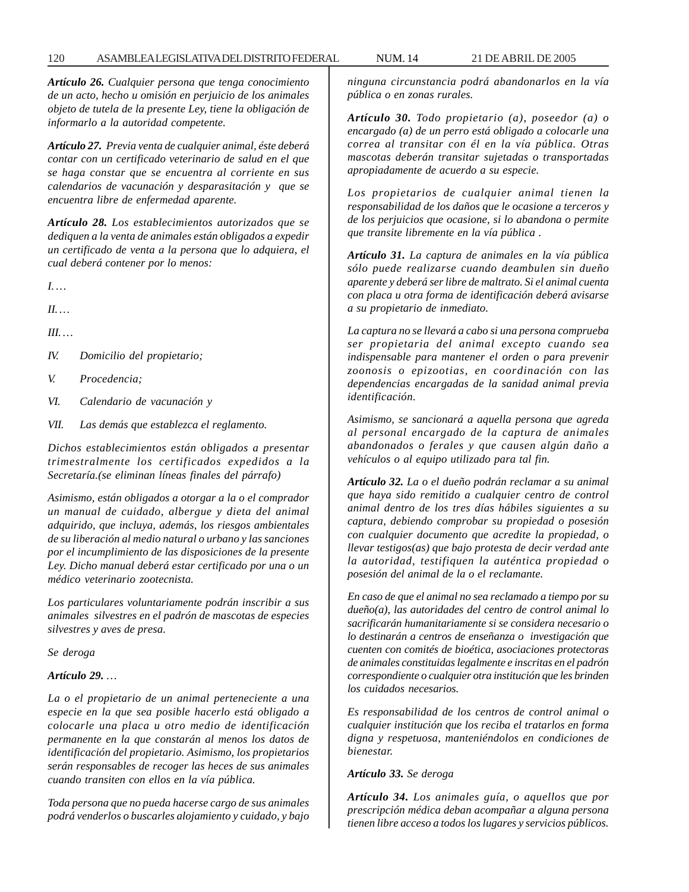*Artículo 26. Cualquier persona que tenga conocimiento de un acto, hecho u omisión en perjuicio de los animales objeto de tutela de la presente Ley, tiene la obligación de informarlo a la autoridad competente.*

*Artículo 27. Previa venta de cualquier animal, éste deberá contar con un certificado veterinario de salud en el que se haga constar que se encuentra al corriente en sus calendarios de vacunación y desparasitación y que se encuentra libre de enfermedad aparente.*

*Artículo 28. Los establecimientos autorizados que se dediquen a la venta de animales están obligados a expedir un certificado de venta a la persona que lo adquiera, el cual deberá contener por lo menos:*

*I. …*

*II. …*

*III. …*

*IV. Domicilio del propietario;*

*V. Procedencia;*

*VI. Calendario de vacunación y*

*VII. Las demás que establezca el reglamento.*

*Dichos establecimientos están obligados a presentar trimestralmente los certificados expedidos a la Secretaría.(se eliminan líneas finales del párrafo)*

*Asimismo, están obligados a otorgar a la o el comprador un manual de cuidado, albergue y dieta del animal adquirido, que incluya, además, los riesgos ambientales de su liberación al medio natural o urbano y las sanciones por el incumplimiento de las disposiciones de la presente Ley. Dicho manual deberá estar certificado por una o un médico veterinario zootecnista.*

*Los particulares voluntariamente podrán inscribir a sus animales silvestres en el padrón de mascotas de especies silvestres y aves de presa.*

*Se deroga*

*Artículo 29. …*

*La o el propietario de un animal perteneciente a una especie en la que sea posible hacerlo está obligado a colocarle una placa u otro medio de identificación permanente en la que constarán al menos los datos de identificación del propietario. Asimismo, los propietarios serán responsables de recoger las heces de sus animales cuando transiten con ellos en la vía pública.*

*Toda persona que no pueda hacerse cargo de sus animales podrá venderlos o buscarles alojamiento y cuidado, y bajo ninguna circunstancia podrá abandonarlos en la vía pública o en zonas rurales.*

*Artículo 30. Todo propietario (a), poseedor (a) o encargado (a) de un perro está obligado a colocarle una correa al transitar con él en la vía pública. Otras mascotas deberán transitar sujetadas o transportadas apropiadamente de acuerdo a su especie.*

*Los propietarios de cualquier animal tienen la responsabilidad de los daños que le ocasione a terceros y de los perjuicios que ocasione, si lo abandona o permite que transite libremente en la vía pública .*

*Artículo 31. La captura de animales en la vía pública sólo puede realizarse cuando deambulen sin dueño aparente y deberá ser libre de maltrato. Si el animal cuenta con placa u otra forma de identificación deberá avisarse a su propietario de inmediato.*

*La captura no se llevará a cabo si una persona comprueba ser propietaria del animal excepto cuando sea indispensable para mantener el orden o para prevenir zoonosis o epizootias, en coordinación con las dependencias encargadas de la sanidad animal previa identificación.*

*Asimismo, se sancionará a aquella persona que agreda al personal encargado de la captura de animales abandonados o ferales y que causen algún daño a vehículos o al equipo utilizado para tal fin.*

*Artículo 32. La o el dueño podrán reclamar a su animal que haya sido remitido a cualquier centro de control animal dentro de los tres días hábiles siguientes a su captura, debiendo comprobar su propiedad o posesión con cualquier documento que acredite la propiedad, o llevar testigos(as) que bajo protesta de decir verdad ante la autoridad, testifiquen la auténtica propiedad o posesión del animal de la o el reclamante.*

*En caso de que el animal no sea reclamado a tiempo por su dueño(a), las autoridades del centro de control animal lo sacrificarán humanitariamente si se considera necesario o lo destinarán a centros de enseñanza o investigación que cuenten con comités de bioética, asociaciones protectoras de animales constituidas legalmente e inscritas en el padrón correspondiente o cualquier otra institución que les brinden los cuidados necesarios.*

*Es responsabilidad de los centros de control animal o cualquier institución que los reciba el tratarlos en forma digna y respetuosa, manteniéndolos en condiciones de bienestar.*

*Artículo 33. Se deroga*

*Artículo 34. Los animales guía, o aquellos que por prescripción médica deban acompañar a alguna persona tienen libre acceso a todos los lugares y servicios públicos.*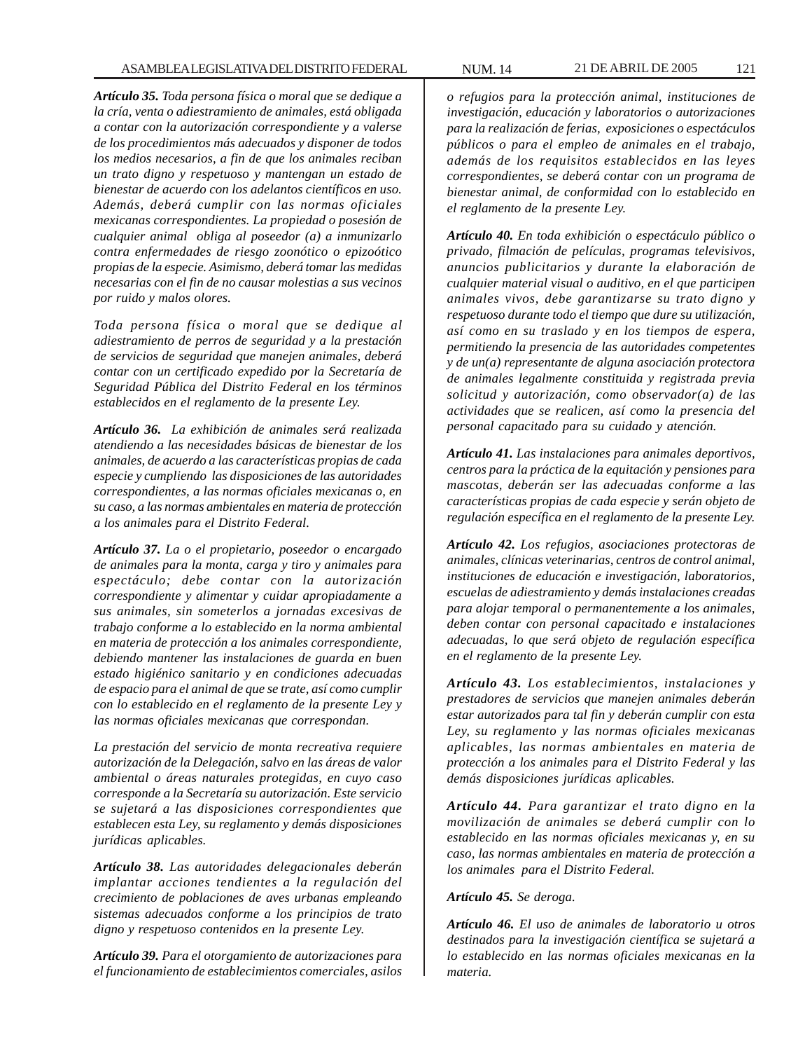***Artículo 35.*** *Toda persona física o moral que se dedique a la cría, venta o adiestramiento de animales, está obligada a contar con la autorización correspondiente y a valerse de los procedimientos más adecuados y disponer de todos los medios necesarios, a fin de que los animales reciban un trato digno y respetuoso y mantengan un estado de bienestar de acuerdo con los adelantos científicos en uso. Además, deberá cumplir con las normas oficiales mexicanas correspondientes. La propiedad o posesión de cualquier animal obliga al poseedor (a) a inmunizarlo contra enfermedades de riesgo zoonótico o epizoótico propias de la especie. Asimismo, deberá tomar las medidas necesarias con el fin de no causar molestias a sus vecinos por ruido y malos olores.*

*Toda persona física o moral que se dedique al adiestramiento de perros de seguridad y a la prestación de servicios de seguridad que manejen animales, deberá contar con un certificado expedido por la Secretaría de Seguridad Pública del Distrito Federal en los términos establecidos en el reglamento de la presente Ley.*

***Artículo 36.*** *La exhibición de animales será realizada atendiendo a las necesidades básicas de bienestar de los animales, de acuerdo a las características propias de cada especie y cumpliendo las disposiciones de las autoridades correspondientes, a las normas oficiales mexicanas o, en su caso, a las normas ambientales en materia de protección a los animales para el Distrito Federal.*

***Artículo 37.*** *La o el propietario, poseedor o encargado de animales para la monta, carga y tiro y animales para espectáculo; debe contar con la autorización correspondiente y alimentar y cuidar apropiadamente a sus animales, sin someterlos a jornadas excesivas de trabajo conforme a lo establecido en la norma ambiental en materia de protección a los animales correspondiente, debiendo mantener las instalaciones de guarda en buen estado higiénico sanitario y en condiciones adecuadas de espacio para el animal de que se trate, así como cumplir con lo establecido en el reglamento de la presente Ley y las normas oficiales mexicanas que correspondan.*

*La prestación del servicio de monta recreativa requiere autorización de la Delegación, salvo en las áreas de valor ambiental o áreas naturales protegidas, en cuyo caso corresponde a la Secretaría su autorización. Este servicio se sujetará a las disposiciones correspondientes que establecen esta Ley, su reglamento y demás disposiciones jurídicas aplicables.*

***Artículo 38.*** *Las autoridades delegacionales deberán implantar acciones tendientes a la regulación del crecimiento de poblaciones de aves urbanas empleando sistemas adecuados conforme a los principios de trato digno y respetuoso contenidos en la presente Ley.*

***Artículo 39.*** *Para el otorgamiento de autorizaciones para el funcionamiento de establecimientos comerciales, asilos o refugios para la protección animal, instituciones de investigación, educación y laboratorios o autorizaciones para la realización de ferias, exposiciones o espectáculos públicos o para el empleo de animales en el trabajo, además de los requisitos establecidos en las leyes correspondientes, se deberá contar con un programa de bienestar animal, de conformidad con lo establecido en el reglamento de la presente Ley.*

***Artículo 40.*** *En toda exhibición o espectáculo público o privado, filmación de películas, programas televisivos, anuncios publicitarios y durante la elaboración de cualquier material visual o auditivo, en el que participen animales vivos, debe garantizarse su trato digno y respetuoso durante todo el tiempo que dure su utilización, así como en su traslado y en los tiempos de espera, permitiendo la presencia de las autoridades competentes y de un(a) representante de alguna asociación protectora de animales legalmente constituida y registrada previa solicitud y autorización, como observador(a) de las actividades que se realicen, así como la presencia del personal capacitado para su cuidado y atención.*

***Artículo 41.*** *Las instalaciones para animales deportivos, centros para la práctica de la equitación y pensiones para mascotas, deberán ser las adecuadas conforme a las características propias de cada especie y serán objeto de regulación específica en el reglamento de la presente Ley.*

***Artículo 42.*** *Los refugios, asociaciones protectoras de animales, clínicas veterinarias, centros de control animal, instituciones de educación e investigación, laboratorios, escuelas de adiestramiento y demás instalaciones creadas para alojar temporal o permanentemente a los animales, deben contar con personal capacitado e instalaciones adecuadas, lo que será objeto de regulación específica en el reglamento de la presente Ley.*

***Artículo 43.*** *Los establecimientos, instalaciones y prestadores de servicios que manejen animales deberán estar autorizados para tal fin y deberán cumplir con esta Ley, su reglamento y las normas oficiales mexicanas aplicables, las normas ambientales en materia de protección a los animales para el Distrito Federal y las demás disposiciones jurídicas aplicables.*

***Artículo 44.*** *Para garantizar el trato digno en la movilización de animales se deberá cumplir con lo establecido en las normas oficiales mexicanas y, en su caso, las normas ambientales en materia de protección a los animales para el Distrito Federal.*

***Artículo 45.*** *Se deroga.*

***Artículo 46.*** *El uso de animales de laboratorio u otros destinados para la investigación científica se sujetará a lo establecido en las normas oficiales mexicanas en la materia.*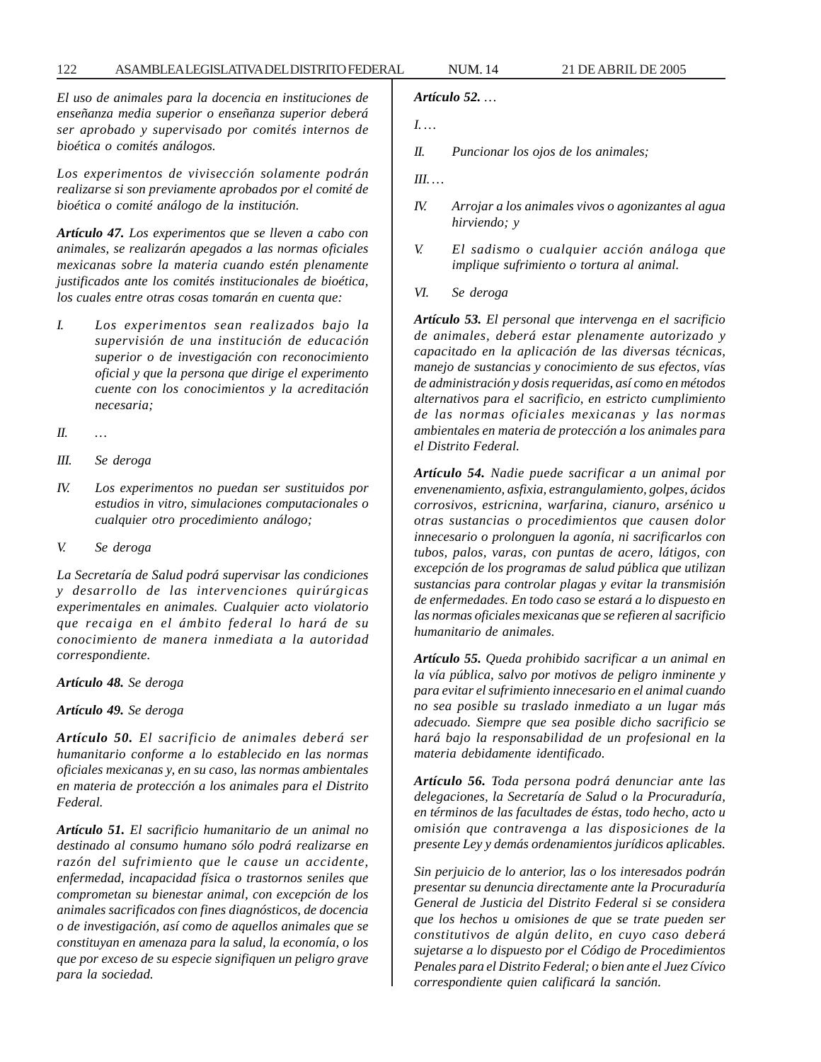*El uso de animales para la docencia en instituciones de enseñanza media superior o enseñanza superior deberá ser aprobado y supervisado por comités internos de bioética o comités análogos.*

*Los experimentos de vivisección solamente podrán realizarse si son previamente aprobados por el comité de bioética o comité análogo de la institución.*

***Artículo 47.*** *Los experimentos que se lleven a cabo con animales, se realizarán apegados a las normas oficiales mexicanas sobre la materia cuando estén plenamente justificados ante los comités institucionales de bioética, los cuales entre otras cosas tomarán en cuenta que:*

*I.* *Los experimentos sean realizados bajo la supervisión de una institución de educación superior o de investigación con reconocimiento oficial y que la persona que dirige el experimento cuente con los conocimientos y la acreditación necesaria;*

*II.* *…*

*III.* *Se deroga*

*IV.* *Los experimentos no puedan ser sustituidos por estudios in vitro, simulaciones computacionales o cualquier otro procedimiento análogo;*

*V.* *Se deroga*

*La Secretaría de Salud podrá supervisar las condiciones y desarrollo de las intervenciones quirúrgicas experimentales en animales. Cualquier acto violatorio que recaiga en el ámbito federal lo hará de su conocimiento de manera inmediata a la autoridad correspondiente.*

***Artículo 48.*** *Se deroga*

***Artículo 49.*** *Se deroga*

***Artículo 50.*** *El sacrificio de animales deberá ser humanitario conforme a lo establecido en las normas oficiales mexicanas y, en su caso, las normas ambientales en materia de protección a los animales para el Distrito Federal.*

***Artículo 51.*** *El sacrificio humanitario de un animal no destinado al consumo humano sólo podrá realizarse en razón del sufrimiento que le cause un accidente, enfermedad, incapacidad física o trastornos seniles que comprometan su bienestar animal, con excepción de los animales sacrificados con fines diagnósticos, de docencia o de investigación, así como de aquellos animales que se constituyan en amenaza para la salud, la economía, o los que por exceso de su especie signifiquen un peligro grave para la sociedad.*

***Artículo 52.*** *…*

*I.…*

*II.* *Puncionar los ojos de los animales;*

*III.…*

*IV.* *Arrojar a los animales vivos o agonizantes al agua hirviendo; y*

*V.* *El sadismo o cualquier acción análoga que implique sufrimiento o tortura al animal.*

*VI.* *Se deroga*

***Artículo 53.*** *El personal que intervenga en el sacrificio de animales, deberá estar plenamente autorizado y capacitado en la aplicación de las diversas técnicas, manejo de sustancias y conocimiento de sus efectos, vías de administración y dosis requeridas, así como en métodos alternativos para el sacrificio, en estricto cumplimiento de las normas oficiales mexicanas y las normas ambientales en materia de protección a los animales para el Distrito Federal.*

***Artículo 54.*** *Nadie puede sacrificar a un animal por envenenamiento, asfixia, estrangulamiento, golpes, ácidos corrosivos, estricnina, warfarina, cianuro, arsénico u otras sustancias o procedimientos que causen dolor innecesario o prolonguen la agonía, ni sacrificarlos con tubos, palos, varas, con puntas de acero, látigos, con excepción de los programas de salud pública que utilizan sustancias para controlar plagas y evitar la transmisión de enfermedades. En todo caso se estará a lo dispuesto en las normas oficiales mexicanas que se refieren al sacrificio humanitario de animales.*

***Artículo 55.*** *Queda prohibido sacrificar a un animal en la vía pública, salvo por motivos de peligro inminente y para evitar el sufrimiento innecesario en el animal cuando no sea posible su traslado inmediato a un lugar más adecuado. Siempre que sea posible dicho sacrificio se hará bajo la responsabilidad de un profesional en la materia debidamente identificado.*

***Artículo 56.*** *Toda persona podrá denunciar ante las delegaciones, la Secretaría de Salud o la Procuraduría, en términos de las facultades de éstas, todo hecho, acto u omisión que contravenga a las disposiciones de la presente Ley y demás ordenamientos jurídicos aplicables.*

*Sin perjuicio de lo anterior, las o los interesados podrán presentar su denuncia directamente ante la Procuraduría General de Justicia del Distrito Federal si se considera que los hechos u omisiones de que se trate pueden ser constitutivos de algún delito, en cuyo caso deberá sujetarse a lo dispuesto por el Código de Procedimientos Penales para el Distrito Federal; o bien ante el Juez Cívico correspondiente quien calificará la sanción.*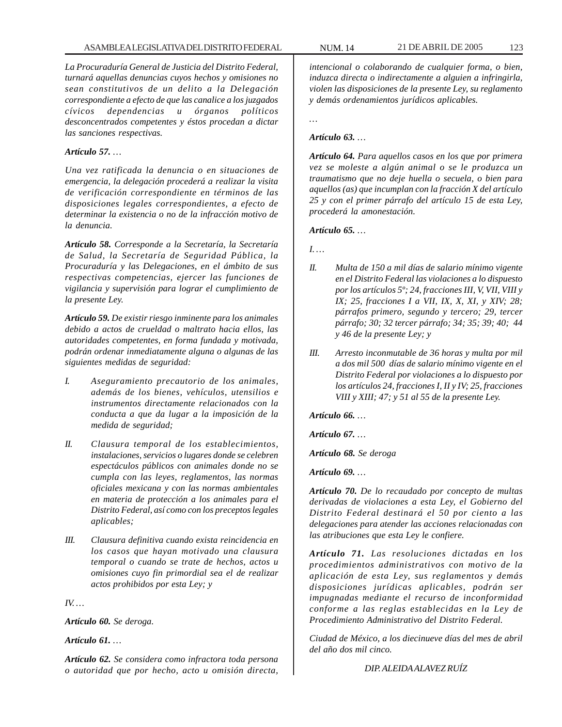*La Procuraduría General de Justicia del Distrito Federal, turnará aquellas denuncias cuyos hechos y omisiones no sean constitutivos de un delito a la Delegación correspondiente a efecto de que las canalice a los juzgados cívicos dependencias u órganos políticos desconcentrados competentes y éstos procedan a dictar las sanciones respectivas.*

***Artículo 57.** …*

*Una vez ratificada la denuncia o en situaciones de emergencia, la delegación procederá a realizar la visita de verificación correspondiente en términos de las disposiciones legales correspondientes, a efecto de determinar la existencia o no de la infracción motivo de la denuncia.*

***Artículo 58.** Corresponde a la Secretaría, la Secretaría de Salud, la Secretaría de Seguridad Pública, la Procuraduría y las Delegaciones, en el ámbito de sus respectivas competencias, ejercer las funciones de vigilancia y supervisión para lograr el cumplimiento de la presente Ley.*

***Artículo 59.** De existir riesgo inminente para los animales debido a actos de crueldad o maltrato hacia ellos, las autoridades competentes, en forma fundada y motivada, podrán ordenar inmediatamente alguna o algunas de las siguientes medidas de seguridad:*

*I. Aseguramiento precautorio de los animales, además de los bienes, vehículos, utensilios e instrumentos directamente relacionados con la conducta a que da lugar a la imposición de la medida de seguridad;*

*II. Clausura temporal de los establecimientos, instalaciones, servicios o lugares donde se celebren espectáculos públicos con animales donde no se cumpla con las leyes, reglamentos, las normas oficiales mexicana y con las normas ambientales en materia de protección a los animales para el Distrito Federal, así como con los preceptos legales aplicables;*

*III. Clausura definitiva cuando exista reincidencia en los casos que hayan motivado una clausura temporal o cuando se trate de hechos, actos u omisiones cuyo fin primordial sea el de realizar actos prohibidos por esta Ley; y*

*IV. …*

***Artículo 60.** Se deroga.*

***Artículo 61.** …*

***Artículo 62.** Se considera como infractora toda persona o autoridad que por hecho, acto u omisión directa, intencional o colaborando de cualquier forma, o bien, induzca directa o indirectamente a alguien a infringirla, violen las disposiciones de la presente Ley, su reglamento y demás ordenamientos jurídicos aplicables.*

*…*

***Artículo 63.** …*

***Artículo 64.** Para aquellos casos en los que por primera vez se moleste a algún animal o se le produzca un traumatismo que no deje huella o secuela, o bien para aquellos (as) que incumplan con la fracción X del artículo 25 y con el primer párrafo del artículo 15 de esta Ley, procederá la amonestación.*

***Artículo 65.** …*

*I. …*

*II. Multa de 150 a mil días de salario mínimo vigente en el Distrito Federal las violaciones a lo dispuesto por los artículos 5º; 24, fracciones III, V, VII, VIII y IX; 25, fracciones I a VII, IX, X, XI, y XIV; 28; párrafos primero, segundo y tercero; 29, tercer párrafo; 30; 32 tercer párrafo; 34; 35; 39; 40; 44 y 46 de la presente Ley; y*

*III. Arresto inconmutable de 36 horas y multa por mil a dos mil 500 días de salario mínimo vigente en el Distrito Federal por violaciones a lo dispuesto por los artículos 24, fracciones I, II y IV; 25, fracciones VIII y XIII; 47; y 51 al 55 de la presente Ley.*

***Artículo 66.** …*

***Artículo 67.** …*

***Artículo 68.** Se deroga*

***Artículo 69.** …*

***Artículo 70.** De lo recaudado por concepto de multas derivadas de violaciones a esta Ley, el Gobierno del Distrito Federal destinará el 50 por ciento a las delegaciones para atender las acciones relacionadas con las atribuciones que esta Ley le confiere.*

***Artículo 71.** Las resoluciones dictadas en los procedimientos administrativos con motivo de la aplicación de esta Ley, sus reglamentos y demás disposiciones jurídicas aplicables, podrán ser impugnadas mediante el recurso de inconformidad conforme a las reglas establecidas en la Ley de Procedimiento Administrativo del Distrito Federal.*

*Ciudad de México, a los diecinueve días del mes de abril del año dos mil cinco.*

*DIP. ALEIDA ALAVEZ RUÍZ*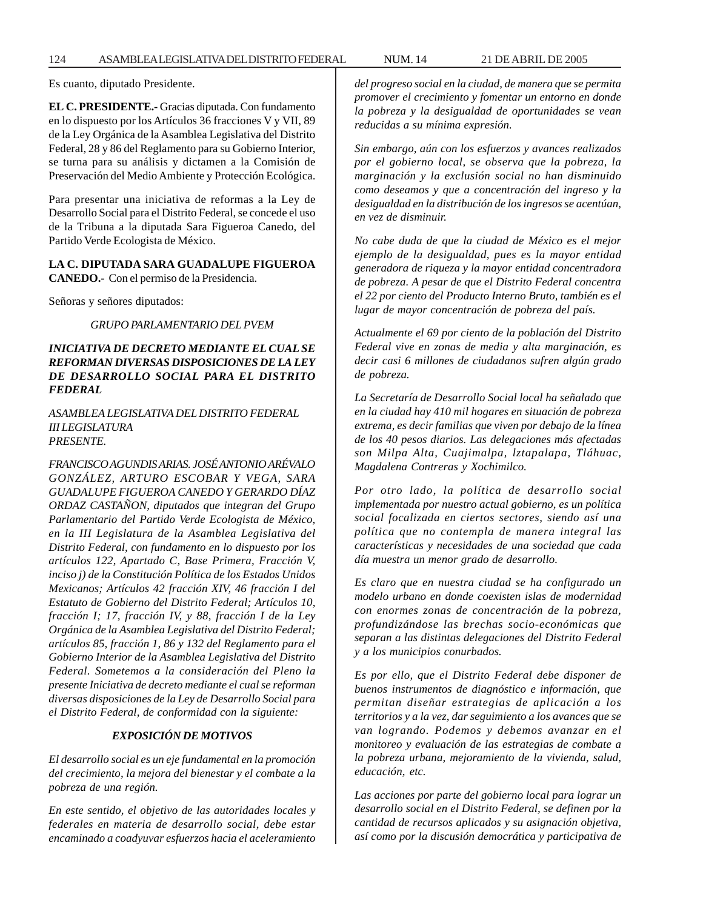Es cuanto, diputado Presidente.

**EL C. PRESIDENTE.-** Gracias diputada. Con fundamento en lo dispuesto por los Artículos 36 fracciones V y VII, 89 de la Ley Orgánica de la Asamblea Legislativa del Distrito Federal, 28 y 86 del Reglamento para su Gobierno Interior, se turna para su análisis y dictamen a la Comisión de Preservación del Medio Ambiente y Protección Ecológica.

Para presentar una iniciativa de reformas a la Ley de Desarrollo Social para el Distrito Federal, se concede el uso de la Tribuna a la diputada Sara Figueroa Canedo, del Partido Verde Ecologista de México.

**LA C. DIPUTADA SARA GUADALUPE FIGUEROA CANEDO.-** Con el permiso de la Presidencia.

Señoras y señores diputados:

*GRUPO PARLAMENTARIO DEL PVEM*

***INICIATIVA DE DECRETO MEDIANTE EL CUAL SE REFORMAN DIVERSAS DISPOSICIONES DE LA LEY DE DESARROLLO SOCIAL PARA EL DISTRITO FEDERAL***

*ASAMBLEA LEGISLATIVA DEL DISTRITO FEDERAL*
*III LEGISLATURA*
*PRESENTE.*

*FRANCISCO AGUNDIS ARIAS. JOSÉ ANTONIO ARÉVALO GONZÁLEZ, ARTURO ESCOBAR Y VEGA, SARA GUADALUPE FIGUEROA CANEDO Y GERARDO DÍAZ ORDAZ CASTAÑON, diputados que integran del Grupo Parlamentario del Partido Verde Ecologista de México, en la III Legislatura de la Asamblea Legislativa del Distrito Federal, con fundamento en lo dispuesto por los artículos 122, Apartado C, Base Primera, Fracción V, inciso j) de la Constitución Política de los Estados Unidos Mexicanos; Artículos 42 fracción XIV, 46 fracción I del Estatuto de Gobierno del Distrito Federal; Artículos 10, fracción I; 17, fracción IV, y 88, fracción I de la Ley Orgánica de la Asamblea Legislativa del Distrito Federal; artículos 85, fracción 1, 86 y 132 del Reglamento para el Gobierno Interior de la Asamblea Legislativa del Distrito Federal. Sometemos a la consideración del Pleno la presente Iniciativa de decreto mediante el cual se reforman diversas disposiciones de la Ley de Desarrollo Social para el Distrito Federal, de conformidad con la siguiente:*

***EXPOSICIÓN DE MOTIVOS***

*El desarrollo social es un eje fundamental en la promoción del crecimiento, la mejora del bienestar y el combate a la pobreza de una región.*

*En este sentido, el objetivo de las autoridades locales y federales en materia de desarrollo social, debe estar encaminado a coadyuvar esfuerzos hacia el aceleramiento del progreso social en la ciudad, de manera que se permita promover el crecimiento y fomentar un entorno en donde la pobreza y la desigualdad de oportunidades se vean reducidas a su mínima expresión.*

*Sin embargo, aún con los esfuerzos y avances realizados por el gobierno local, se observa que la pobreza, la marginación y la exclusión social no han disminuido como deseamos y que a concentración del ingreso y la desigualdad en la distribución de los ingresos se acentúan, en vez de disminuir.*

*No cabe duda de que la ciudad de México es el mejor ejemplo de la desigualdad, pues es la mayor entidad generadora de riqueza y la mayor entidad concentradora de pobreza. A pesar de que el Distrito Federal concentra el 22 por ciento del Producto Interno Bruto, también es el lugar de mayor concentración de pobreza del país.*

*Actualmente el 69 por ciento de la población del Distrito Federal vive en zonas de media y alta marginación, es decir casi 6 millones de ciudadanos sufren algún grado de pobreza.*

*La Secretaría de Desarrollo Social local ha señalado que en la ciudad hay 410 mil hogares en situación de pobreza extrema, es decir familias que viven por debajo de la línea de los 40 pesos diarios. Las delegaciones más afectadas son Milpa Alta, Cuajimalpa, lztapalapa, Tláhuac, Magdalena Contreras y Xochimilco.*

*Por otro lado, la política de desarrollo social implementada por nuestro actual gobierno, es un política social focalizada en ciertos sectores, siendo así una política que no contempla de manera integral las características y necesidades de una sociedad que cada día muestra un menor grado de desarrollo.*

*Es claro que en nuestra ciudad se ha configurado un modelo urbano en donde coexisten islas de modernidad con enormes zonas de concentración de la pobreza, profundizándose las brechas socio-económicas que separan a las distintas delegaciones del Distrito Federal y a los municipios conurbados.*

*Es por ello, que el Distrito Federal debe disponer de buenos instrumentos de diagnóstico e información, que permitan diseñar estrategias de aplicación a los territorios y a la vez, dar seguimiento a los avances que se van logrando. Podemos y debemos avanzar en el monitoreo y evaluación de las estrategias de combate a la pobreza urbana, mejoramiento de la vivienda, salud, educación, etc.*

*Las acciones por parte del gobierno local para lograr un desarrollo social en el Distrito Federal, se definen por la cantidad de recursos aplicados y su asignación objetiva, así como por la discusión democrática y participativa de*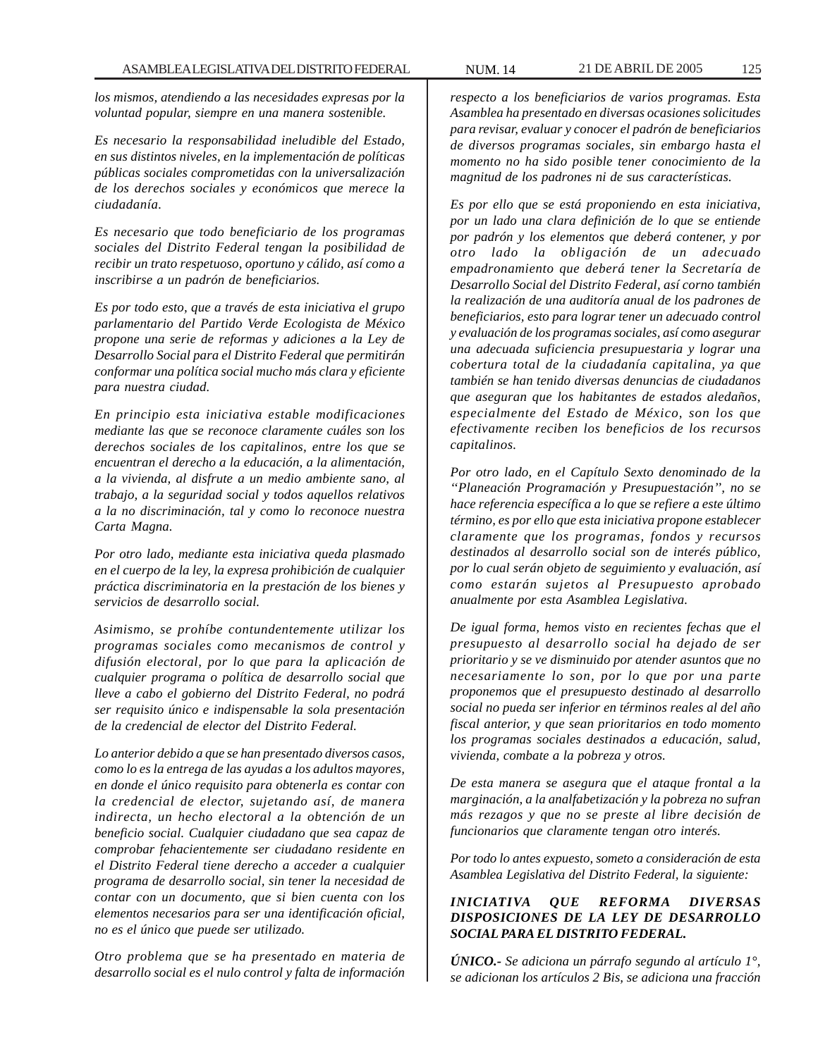*los mismos, atendiendo a las necesidades expresas por la voluntad popular, siempre en una manera sostenible.*

*Es necesario la responsabilidad ineludible del Estado, en sus distintos niveles, en la implementación de políticas públicas sociales comprometidas con la universalización de los derechos sociales y económicos que merece la ciudadanía.*

*Es necesario que todo beneficiario de los programas sociales del Distrito Federal tengan la posibilidad de recibir un trato respetuoso, oportuno y cálido, así como a inscribirse a un padrón de beneficiarios.*

*Es por todo esto, que a través de esta iniciativa el grupo parlamentario del Partido Verde Ecologista de México propone una serie de reformas y adiciones a la Ley de Desarrollo Social para el Distrito Federal que permitirán conformar una política social mucho más clara y eficiente para nuestra ciudad.*

*En principio esta iniciativa estable modificaciones mediante las que se reconoce claramente cuáles son los derechos sociales de los capitalinos, entre los que se encuentran el derecho a la educación, a la alimentación, a la vivienda, al disfrute a un medio ambiente sano, al trabajo, a la seguridad social y todos aquellos relativos a la no discriminación, tal y como lo reconoce nuestra Carta Magna.*

*Por otro lado, mediante esta iniciativa queda plasmado en el cuerpo de la ley, la expresa prohibición de cualquier práctica discriminatoria en la prestación de los bienes y servicios de desarrollo social.*

*Asimismo, se prohíbe contundentemente utilizar los programas sociales como mecanismos de control y difusión electoral, por lo que para la aplicación de cualquier programa o política de desarrollo social que lleve a cabo el gobierno del Distrito Federal, no podrá ser requisito único e indispensable la sola presentación de la credencial de elector del Distrito Federal.*

*Lo anterior debido a que se han presentado diversos casos, como lo es la entrega de las ayudas a los adultos mayores, en donde el único requisito para obtenerla es contar con la credencial de elector, sujetando así, de manera indirecta, un hecho electoral a la obtención de un beneficio social. Cualquier ciudadano que sea capaz de comprobar fehacientemente ser ciudadano residente en el Distrito Federal tiene derecho a acceder a cualquier programa de desarrollo social, sin tener la necesidad de contar con un documento, que si bien cuenta con los elementos necesarios para ser una identificación oficial, no es el único que puede ser utilizado.*

*Otro problema que se ha presentado en materia de desarrollo social es el nulo control y falta de información respecto a los beneficiarios de varios programas. Esta Asamblea ha presentado en diversas ocasiones solicitudes para revisar, evaluar y conocer el padrón de beneficiarios de diversos programas sociales, sin embargo hasta el momento no ha sido posible tener conocimiento de la magnitud de los padrones ni de sus características.*

*Es por ello que se está proponiendo en esta iniciativa, por un lado una clara definición de lo que se entiende por padrón y los elementos que deberá contener, y por otro lado la obligación de un adecuado empadronamiento que deberá tener la Secretaría de Desarrollo Social del Distrito Federal, así corno también la realización de una auditoría anual de los padrones de beneficiarios, esto para lograr tener un adecuado control y evaluación de los programas sociales, así como asegurar una adecuada suficiencia presupuestaria y lograr una cobertura total de la ciudadanía capitalina, ya que también se han tenido diversas denuncias de ciudadanos que aseguran que los habitantes de estados aledaños, especialmente del Estado de México, son los que efectivamente reciben los beneficios de los recursos capitalinos.*

*Por otro lado, en el Capítulo Sexto denominado de la "Planeación Programación y Presupuestación", no se hace referencia específica a lo que se refiere a este último término, es por ello que esta iniciativa propone establecer claramente que los programas, fondos y recursos destinados al desarrollo social son de interés público, por lo cual serán objeto de seguimiento y evaluación, así como estarán sujetos al Presupuesto aprobado anualmente por esta Asamblea Legislativa.*

*De igual forma, hemos visto en recientes fechas que el presupuesto al desarrollo social ha dejado de ser prioritario y se ve disminuido por atender asuntos que no necesariamente lo son, por lo que por una parte proponemos que el presupuesto destinado al desarrollo social no pueda ser inferior en términos reales al del año fiscal anterior, y que sean prioritarios en todo momento los programas sociales destinados a educación, salud, vivienda, combate a la pobreza y otros.*

*De esta manera se asegura que el ataque frontal a la marginación, a la analfabetización y la pobreza no sufran más rezagos y que no se preste al libre decisión de funcionarios que claramente tengan otro interés.*

*Por todo lo antes expuesto, someto a consideración de esta Asamblea Legislativa del Distrito Federal, la siguiente:*

***INICIATIVA QUE REFORMA DIVERSAS DISPOSICIONES DE LA LEY DE DESARROLLO SOCIAL PARA EL DISTRITO FEDERAL.***

***ÚNICO.-*** *Se adiciona un párrafo segundo al artículo 1°, se adicionan los artículos 2 Bis, se adiciona una fracción*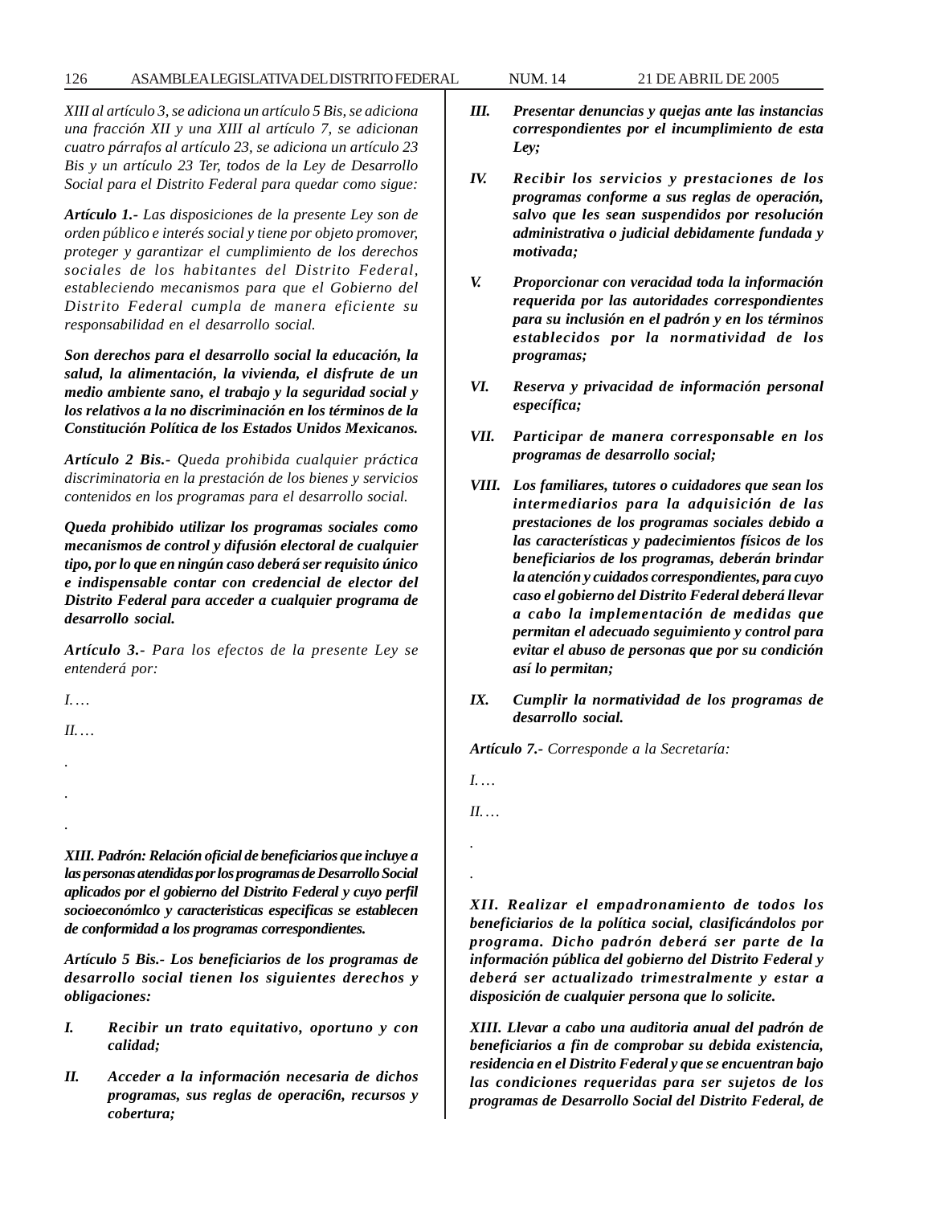*XIII al artículo 3, se adiciona un artículo 5 Bis, se adiciona una fracción XII y una XIII al artículo 7, se adicionan cuatro párrafos al artículo 23, se adiciona un artículo 23 Bis y un artículo 23 Ter, todos de la Ley de Desarrollo Social para el Distrito Federal para quedar como sigue:*

***Artículo 1.-*** *Las disposiciones de la presente Ley son de orden público e interés social y tiene por objeto promover, proteger y garantizar el cumplimiento de los derechos sociales de los habitantes del Distrito Federal, estableciendo mecanismos para que el Gobierno del Distrito Federal cumpla de manera eficiente su responsabilidad en el desarrollo social.*

***Son derechos para el desarrollo social la educación, la salud, la alimentación, la vivienda, el disfrute de un medio ambiente sano, el trabajo y la seguridad social y los relativos a la no discriminación en los términos de la Constitución Política de los Estados Unidos Mexicanos.***

***Artículo 2 Bis.-*** *Queda prohibida cualquier práctica discriminatoria en la prestación de los bienes y servicios contenidos en los programas para el desarrollo social.*

***Queda prohibido utilizar los programas sociales como mecanismos de control y difusión electoral de cualquier tipo, por lo que en ningún caso deberá ser requisito único e indispensable contar con credencial de elector del Distrito Federal para acceder a cualquier programa de desarrollo social.***

***Artículo 3.-*** *Para los efectos de la presente Ley se entenderá por:*

*I. …*

*II. …*

.

.

.

***XIII. Padrón: Relación oficial de beneficiarios que incluye a las personas atendidas por los programas de Desarrollo Social aplicados por el gobierno del Distrito Federal y cuyo perfil socioeconómlco y caracteristicas especificas se establecen de conformidad a los programas correspondientes.***

***Artículo 5 Bis.- Los beneficiarios de los programas de desarrollo social tienen los siguientes derechos y obligaciones:***

***I. Recibir un trato equitativo, oportuno y con calidad;***

***II. Acceder a la información necesaria de dichos programas, sus reglas de operaci6n, recursos y cobertura;***

***III. Presentar denuncias y quejas ante las instancias correspondientes por el incumplimiento de esta Ley;***

***IV. Recibir los servicios y prestaciones de los programas conforme a sus reglas de operación, salvo que les sean suspendidos por resolución administrativa o judicial debidamente fundada y motivada;***

***V. Proporcionar con veracidad toda la información requerida por las autoridades correspondientes para su inclusión en el padrón y en los términos establecidos por la normatividad de los programas;***

***VI. Reserva y privacidad de información personal específica;***

***VII. Participar de manera corresponsable en los programas de desarrollo social;***

***VIII. Los familiares, tutores o cuidadores que sean los intermediarios para la adquisición de las prestaciones de los programas sociales debido a las características y padecimientos físicos de los beneficiarios de los programas, deberán brindar la atención y cuidados correspondientes, para cuyo caso el gobierno del Distrito Federal deberá llevar a cabo la implementación de medidas que permitan el adecuado seguimiento y control para evitar el abuso de personas que por su condición así lo permitan;***

***IX. Cumplir la normatividad de los programas de desarrollo social.***

***Artículo 7.-*** *Corresponde a la Secretaría:*

*I. …*

*II. …*

.

.

***XII. Realizar el empadronamiento de todos los beneficiarios de la política social, clasificándolos por programa. Dicho padrón deberá ser parte de la información pública del gobierno del Distrito Federal y deberá ser actualizado trimestralmente y estar a disposición de cualquier persona que lo solicite.***

***XIII. Llevar a cabo una auditoria anual del padrón de beneficiarios a fin de comprobar su debida existencia, residencia en el Distrito Federal y que se encuentran bajo las condiciones requeridas para ser sujetos de los programas de Desarrollo Social del Distrito Federal, de***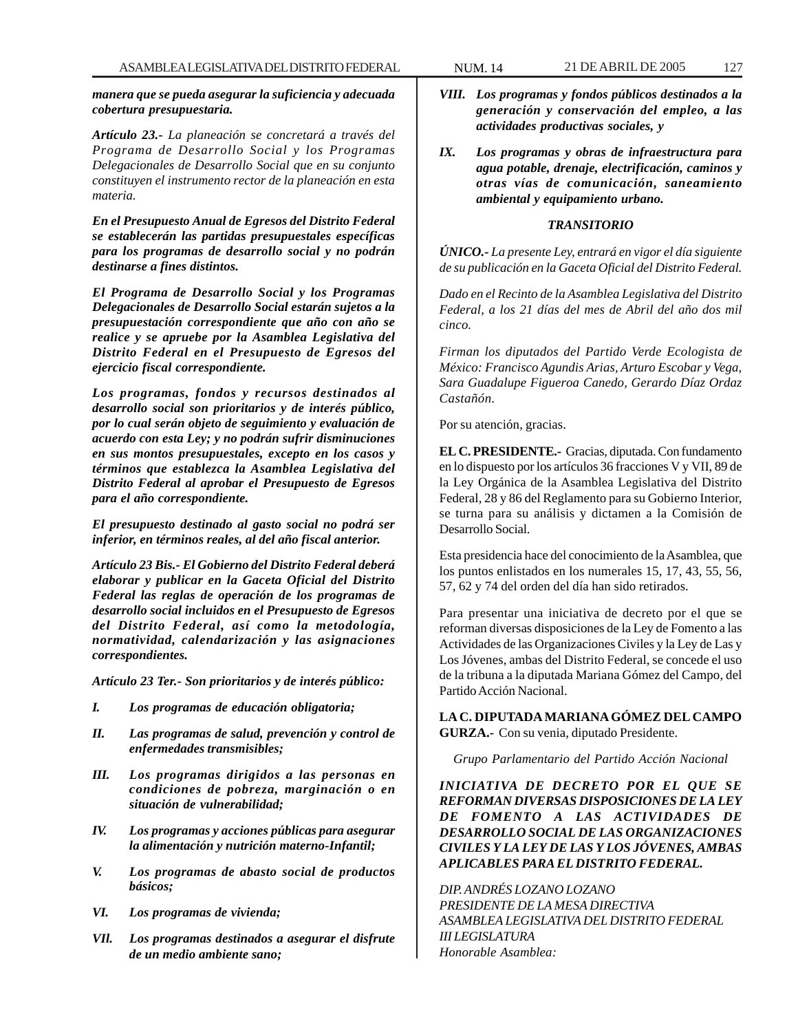***manera que se pueda asegurar la suficiencia y adecuada cobertura presupuestaria.***

***Artículo 23.-*** *La planeación se concretará a través del Programa de Desarrollo Social y los Programas Delegacionales de Desarrollo Social que en su conjunto constituyen el instrumento rector de la planeación en esta materia.*

***En el Presupuesto Anual de Egresos del Distrito Federal se establecerán las partidas presupuestales específicas para los programas de desarrollo social y no podrán destinarse a fines distintos.***

***El Programa de Desarrollo Social y los Programas Delegacionales de Desarrollo Social estarán sujetos a la presupuestación correspondiente que año con año se realice y se apruebe por la Asamblea Legislativa del Distrito Federal en el Presupuesto de Egresos del ejercicio fiscal correspondiente.***

***Los programas, fondos y recursos destinados al desarrollo social son prioritarios y de interés público, por lo cual serán objeto de seguimiento y evaluación de acuerdo con esta Ley; y no podrán sufrir disminuciones en sus montos presupuestales, excepto en los casos y términos que establezca la Asamblea Legislativa del Distrito Federal al aprobar el Presupuesto de Egresos para el año correspondiente.***

***El presupuesto destinado al gasto social no podrá ser inferior, en términos reales, al del año fiscal anterior.***

***Artículo 23 Bis.- El Gobierno del Distrito Federal deberá elaborar y publicar en la Gaceta Oficial del Distrito Federal las reglas de operación de los programas de desarrollo social incluidos en el Presupuesto de Egresos del Distrito Federal, así como la metodología, normatividad, calendarización y las asignaciones correspondientes.***

***Artículo 23 Ter.- Son prioritarios y de interés público:***

***I. Los programas de educación obligatoria;***

***II. Las programas de salud, prevención y control de enfermedades transmisibles;***

***III. Los programas dirigidos a las personas en condiciones de pobreza, marginación o en situación de vulnerabilidad;***

***IV. Los programas y acciones públicas para asegurar la alimentación y nutrición materno-Infantil;***

***V. Los programas de abasto social de productos básicos;***

***VI. Los programas de vivienda;***

***VIl. Los programas destinados a asegurar el disfrute de un medio ambiente sano;***

***VIII. Los programas y fondos públicos destinados a la generación y conservación del empleo, a las actividades productivas sociales, y***

***IX. Los programas y obras de infraestructura para agua potable, drenaje, electrificación, caminos y otras vías de comunicación, saneamiento ambiental y equipamiento urbano.***

***TRANSITORIO***

***ÚNICO.-*** *La presente Ley, entrará en vigor el día siguiente de su publicación en la Gaceta Oficial del Distrito Federal.*

*Dado en el Recinto de la Asamblea Legislativa del Distrito Federal, a los 21 días del mes de Abril del año dos mil cinco.*

*Firman los diputados del Partido Verde Ecologista de México: Francisco Agundis Arias, Arturo Escobar y Vega, Sara Guadalupe Figueroa Canedo, Gerardo Díaz Ordaz Castañón.*

Por su atención, gracias.

**EL C. PRESIDENTE.-** Gracias, diputada. Con fundamento en lo dispuesto por los artículos 36 fracciones V y VII, 89 de la Ley Orgánica de la Asamblea Legislativa del Distrito Federal, 28 y 86 del Reglamento para su Gobierno Interior, se turna para su análisis y dictamen a la Comisión de Desarrollo Social.

Esta presidencia hace del conocimiento de la Asamblea, que los puntos enlistados en los numerales 15, 17, 43, 55, 56, 57, 62 y 74 del orden del día han sido retirados.

Para presentar una iniciativa de decreto por el que se reforman diversas disposiciones de la Ley de Fomento a las Actividades de las Organizaciones Civiles y la Ley de Las y Los Jóvenes, ambas del Distrito Federal, se concede el uso de la tribuna a la diputada Mariana Gómez del Campo, del Partido Acción Nacional.

**LA C. DIPUTADA MARIANA GÓMEZ DEL CAMPO GURZA.-** Con su venia, diputado Presidente.

*Grupo Parlamentario del Partido Acción Nacional*

***INICIATIVA DE DECRETO POR EL QUE SE REFORMAN DIVERSAS DISPOSICIONES DE LA LEY DE FOMENTO A LAS ACTIVIDADES DE DESARROLLO SOCIAL DE LAS ORGANIZACIONES CIVILES Y LA LEY DE LAS Y LOS JÓVENES, AMBAS APLICABLES PARA EL DISTRITO FEDERAL.***

*DIP. ANDRÉS LOZANO LOZANO*
*PRESIDENTE DE LA MESA DIRECTIVA*
*ASAMBLEA LEGISLATIVA DEL DISTRITO FEDERAL*
*III LEGISLATURA*
*Honorable Asamblea:*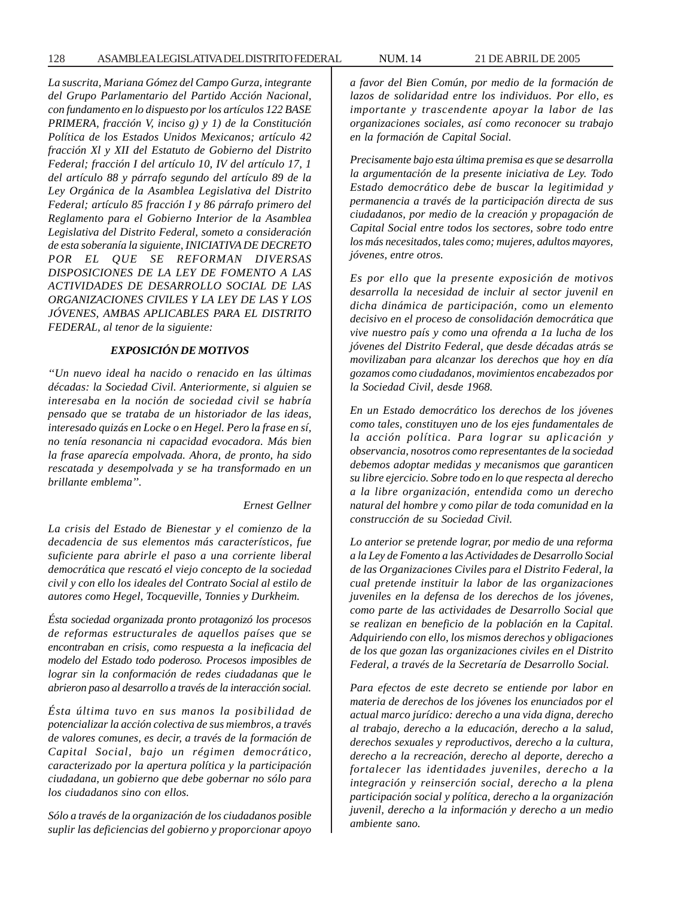*La suscrita, Mariana Gómez del Campo Gurza, integrante del Grupo Parlamentario del Partido Acción Nacional, con fundamento en lo dispuesto por los artículos 122 BASE PRIMERA, fracción V, inciso g) y 1) de la Constitución Política de los Estados Unidos Mexicanos; artículo 42 fracción Xl y XII del Estatuto de Gobierno del Distrito Federal; fracción I del artículo 10, IV del artículo 17, 1 del artículo 88 y párrafo segundo del artículo 89 de la Ley Orgánica de la Asamblea Legislativa del Distrito Federal; artículo 85 fracción I y 86 párrafo primero del Reglamento para el Gobierno Interior de la Asamblea Legislativa del Distrito Federal, someto a consideración de esta soberanía la siguiente, INICIATIVA DE DECRETO POR EL QUE SE REFORMAN DIVERSAS DISPOSICIONES DE LA LEY DE FOMENTO A LAS ACTIVIDADES DE DESARROLLO SOCIAL DE LAS ORGANIZACIONES CIVILES Y LA LEY DE LAS Y LOS JÓVENES, AMBAS APLICABLES PARA EL DISTRITO FEDERAL, al tenor de la siguiente:*

## *EXPOSICIÓN DE MOTIVOS*

*"Un nuevo ideal ha nacido o renacido en las últimas décadas: la Sociedad Civil. Anteriormente, si alguien se interesaba en la noción de sociedad civil se habría pensado que se trataba de un historiador de las ideas, interesado quizás en Locke o en Hegel. Pero la frase en sí, no tenía resonancia ni capacidad evocadora. Más bien la frase aparecía empolvada. Ahora, de pronto, ha sido rescatada y desempolvada y se ha transformado en un brillante emblema".*

*Ernest Gellner*

*La crisis del Estado de Bienestar y el comienzo de la decadencia de sus elementos más característicos, fue suficiente para abrirle el paso a una corriente liberal democrática que rescató el viejo concepto de la sociedad civil y con ello los ideales del Contrato Social al estilo de autores como Hegel, Tocqueville, Tonnies y Durkheim.*

*Ésta sociedad organizada pronto protagonizó los procesos de reformas estructurales de aquellos países que se encontraban en crisis, como respuesta a la ineficacia del modelo del Estado todo poderoso. Procesos imposibles de lograr sin la conformación de redes ciudadanas que le abrieron paso al desarrollo a través de la interacción social.*

*Ésta última tuvo en sus manos la posibilidad de potencializar la acción colectiva de sus miembros, a través de valores comunes, es decir, a través de la formación de Capital Social, bajo un régimen democrático, caracterizado por la apertura política y la participación ciudadana, un gobierno que debe gobernar no sólo para los ciudadanos sino con ellos.*

*Sólo a través de la organización de los ciudadanos posible suplir las deficiencias del gobierno y proporcionar apoyo a favor del Bien Común, por medio de la formación de lazos de solidaridad entre los individuos. Por ello, es importante y trascendente apoyar la labor de las organizaciones sociales, así como reconocer su trabajo en la formación de Capital Social.*

*Precisamente bajo esta última premisa es que se desarrolla la argumentación de la presente iniciativa de Ley. Todo Estado democrático debe de buscar la legitimidad y permanencia a través de la participación directa de sus ciudadanos, por medio de la creación y propagación de Capital Social entre todos los sectores, sobre todo entre los más necesitados, tales como; mujeres, adultos mayores, jóvenes, entre otros.*

*Es por ello que la presente exposición de motivos desarrolla la necesidad de incluir al sector juvenil en dicha dinámica de participación, como un elemento decisivo en el proceso de consolidación democrática que vive nuestro país y como una ofrenda a 1a lucha de los jóvenes del Distrito Federal, que desde décadas atrás se movilizaban para alcanzar los derechos que hoy en día gozamos como ciudadanos, movimientos encabezados por la Sociedad Civil, desde 1968.*

*En un Estado democrático los derechos de los jóvenes como tales, constituyen uno de los ejes fundamentales de la acción política. Para lograr su aplicación y observancia, nosotros como representantes de la sociedad debemos adoptar medidas y mecanismos que garanticen su libre ejercicio. Sobre todo en lo que respecta al derecho a la libre organización, entendida como un derecho natural del hombre y como pilar de toda comunidad en la construcción de su Sociedad Civil.*

*Lo anterior se pretende lograr, por medio de una reforma a la Ley de Fomento a las Actividades de Desarrollo Social de las Organizaciones Civiles para el Distrito Federal, la cual pretende instituir la labor de las organizaciones juveniles en la defensa de los derechos de los jóvenes, como parte de las actividades de Desarrollo Social que se realizan en beneficio de la población en la Capital. Adquiriendo con ello, los mismos derechos y obligaciones de los que gozan las organizaciones civiles en el Distrito Federal, a través de la Secretaría de Desarrollo Social.*

*Para efectos de este decreto se entiende por labor en materia de derechos de los jóvenes los enunciados por el actual marco jurídico: derecho a una vida digna, derecho al trabajo, derecho a la educación, derecho a la salud, derechos sexuales y reproductivos, derecho a la cultura, derecho a la recreación, derecho al deporte, derecho a fortalecer las identidades juveniles, derecho a la integración y reinserción social, derecho a la plena participación social y política, derecho a la organización juvenil, derecho a la información y derecho a un medio ambiente sano.*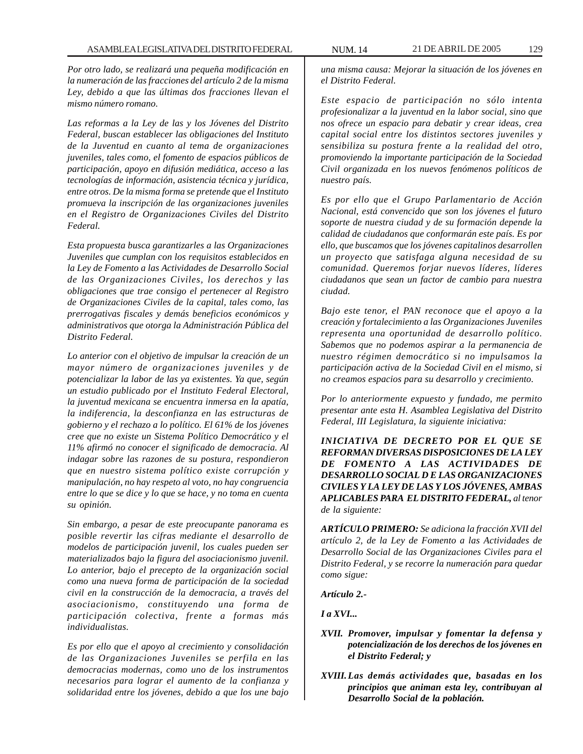*Por otro lado, se realizará una pequeña modificación en la numeración de las fracciones del artículo 2 de la misma Ley, debido a que las últimas dos fracciones llevan el mismo número romano.*

*Las reformas a la Ley de las y los Jóvenes del Distrito Federal, buscan establecer las obligaciones del Instituto de la Juventud en cuanto al tema de organizaciones juveniles, tales como, el fomento de espacios públicos de participación, apoyo en difusión mediática, acceso a las tecnologías de información, asistencia técnica y jurídica, entre otros. De la misma forma se pretende que el Instituto promueva la inscripción de las organizaciones juveniles en el Registro de Organizaciones Civiles del Distrito Federal.*

*Esta propuesta busca garantizarles a las Organizaciones Juveniles que cumplan con los requisitos establecidos en la Ley de Fomento a las Actividades de Desarrollo Social de las Organizaciones Civiles, los derechos y las obligaciones que trae consigo el pertenecer al Registro de Organizaciones Civiles de la capital, tales como, las prerrogativas fiscales y demás beneficios económicos y administrativos que otorga la Administración Pública del Distrito Federal.*

*Lo anterior con el objetivo de impulsar la creación de un mayor número de organizaciones juveniles y de potencializar la labor de las ya existentes. Ya que, según un estudio publicado por el Instituto Federal Electoral, la juventud mexicana se encuentra inmersa en la apatía, la indiferencia, la desconfianza en las estructuras de gobierno y el rechazo a lo político. El 61% de los jóvenes cree que no existe un Sistema Político Democrático y el 11% afirmó no conocer el significado de democracia. Al indagar sobre las razones de su postura, respondieron que en nuestro sistema político existe corrupción y manipulación, no hay respeto al voto, no hay congruencia entre lo que se dice y lo que se hace, y no toma en cuenta su opinión.*

*Sin embargo, a pesar de este preocupante panorama es posible revertir las cifras mediante el desarrollo de modelos de participación juvenil, los cuales pueden ser materializados bajo la figura del asociacionismo juvenil. Lo anterior, bajo el precepto de la organización social como una nueva forma de participación de la sociedad civil en la construcción de la democracia, a través del asociacionismo, constituyendo una forma de participación colectiva, frente a formas más individualistas.*

*Es por ello que el apoyo al crecimiento y consolidación de las Organizaciones Juveniles se perfila en las democracias modernas, como uno de los instrumentos necesarios para lograr el aumento de la confianza y solidaridad entre los jóvenes, debido a que los une bajo una misma causa: Mejorar la situación de los jóvenes en el Distrito Federal.*

*Este espacio de participación no sólo intenta profesionalizar a la juventud en la labor social, sino que nos ofrece un espacio para debatir y crear ideas, crea capital social entre los distintos sectores juveniles y sensibiliza su postura frente a la realidad del otro, promoviendo la importante participación de la Sociedad Civil organizada en los nuevos fenómenos políticos de nuestro país.*

*Es por ello que el Grupo Parlamentario de Acción Nacional, está convencido que son los jóvenes el futuro soporte de nuestra ciudad y de su formación depende la calidad de ciudadanos que conformarán este país. Es por ello, que buscamos que los jóvenes capitalinos desarrollen un proyecto que satisfaga alguna necesidad de su comunidad. Queremos forjar nuevos líderes, líderes ciudadanos que sean un factor de cambio para nuestra ciudad.*

*Bajo este tenor, el PAN reconoce que el apoyo a la creación y fortalecimiento a las Organizaciones Juveniles representa una oportunidad de desarrollo político. Sabemos que no podemos aspirar a la permanencia de nuestro régimen democrático si no impulsamos la participación activa de la Sociedad Civil en el mismo, si no creamos espacios para su desarrollo y crecimiento.*

*Por lo anteriormente expuesto y fundado, me permito presentar ante esta H. Asamblea Legislativa del Distrito Federal, III Legislatura, la siguiente iniciativa:*

***INICIATIVA DE DECRETO POR EL QUE SE REFORMAN DIVERSAS DISPOSICIONES DE LA LEY DE FOMENTO A LAS ACTIVIDADES DE DESARROLLO SOCIAL D E LAS ORGANIZACIONES CIVILES Y LA LEY DE LAS Y LOS JÓVENES, AMBAS APLICABLES PARA EL DISTRITO FEDERAL,** al tenor de la siguiente:*

***ARTÍCULO PRIMERO:** Se adiciona la fracción XVII del artículo 2, de la Ley de Fomento a las Actividades de Desarrollo Social de las Organizaciones Civiles para el Distrito Federal, y se recorre la numeración para quedar como sigue:*

***Artículo 2.-***

***I a XVI...***

***XVII. Promover, impulsar y fomentar la defensa y potencialización de los derechos de los jóvenes en el Distrito Federal; y***

***XVIII. Las demás actividades que, basadas en los principios que animan esta ley, contribuyan al Desarrollo Social de la población.***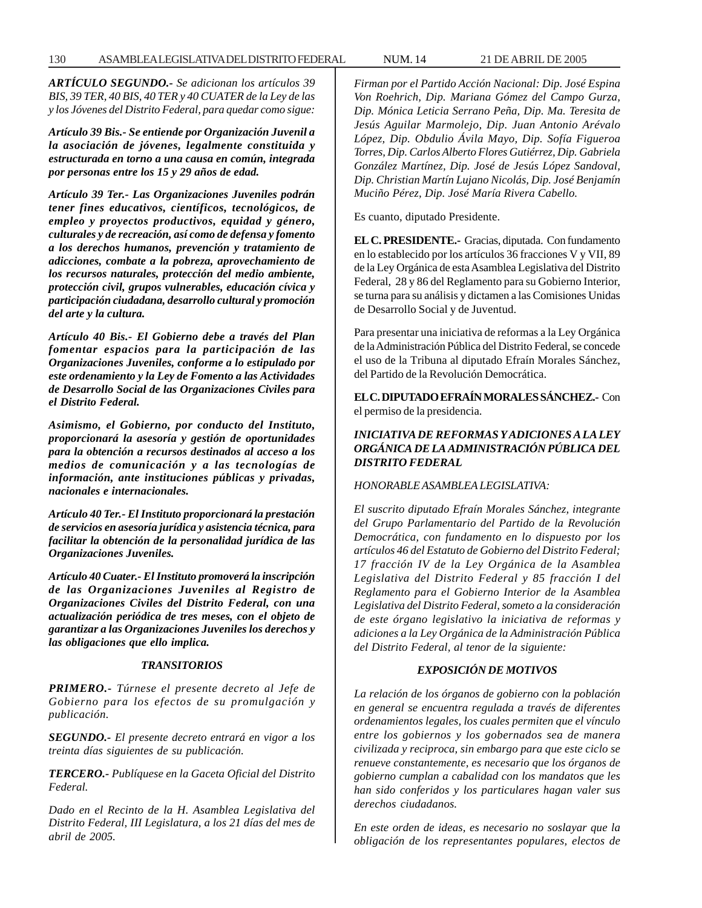***ARTÍCULO SEGUNDO.-*** *Se adicionan los artículos 39 BIS, 39 TER, 40 BIS, 40 TER y 40 CUATER de la Ley de las y los Jóvenes del Distrito Federal, para quedar como sigue:*

***Artículo 39 Bis.- Se entiende por Organización Juvenil a la asociación de jóvenes, legalmente constituida y estructurada en torno a una causa en común, integrada por personas entre los 15 y 29 años de edad.***

***Artículo 39 Ter.- Las Organizaciones Juveniles podrán tener fines educativos, científicos, tecnológicos, de empleo y proyectos productivos, equidad y género, culturales y de recreación, así como de defensa y fomento a los derechos humanos, prevención y tratamiento de adicciones, combate a la pobreza, aprovechamiento de los recursos naturales, protección del medio ambiente, protección civil, grupos vulnerables, educación cívica y participación ciudadana, desarrollo cultural y promoción del arte y la cultura.***

***Artículo 40 Bis.- El Gobierno debe a través del Plan fomentar espacios para la participación de las Organizaciones Juveniles, conforme a lo estipulado por este ordenamiento y la Ley de Fomento a las Actividades de Desarrollo Social de las Organizaciones Civiles para el Distrito Federal.***

***Asimismo, el Gobierno, por conducto del Instituto, proporcionará la asesoría y gestión de oportunidades para la obtención a recursos destinados al acceso a los medios de comunicación y a las tecnologías de información, ante instituciones públicas y privadas, nacionales e internacionales.***

***Artículo 40 Ter.- El Instituto proporcionará la prestación de servicios en asesoría jurídica y asistencia técnica, para facilitar la obtención de la personalidad jurídica de las Organizaciones Juveniles.***

***Artículo 40 Cuater.- El Instituto promoverá la inscripción de las Organizaciones Juveniles al Registro de Organizaciones Civiles del Distrito Federal, con una actualización periódica de tres meses, con el objeto de garantizar a las Organizaciones Juveniles los derechos y las obligaciones que ello implica.***

***TRANSITORIOS***

***PRIMERO.-*** *Túrnese el presente decreto al Jefe de Gobierno para los efectos de su promulgación y publicación.*

***SEGUNDO.-*** *El presente decreto entrará en vigor a los treinta días siguientes de su publicación.*

***TERCERO.-*** *Publíquese en la Gaceta Oficial del Distrito Federal.*

*Dado en el Recinto de la H. Asamblea Legislativa del Distrito Federal, III Legislatura, a los 21 días del mes de abril de 2005.*

*Firman por el Partido Acción Nacional: Dip. José Espina Von Roehrich, Dip. Mariana Gómez del Campo Gurza, Dip. Mónica Leticia Serrano Peña, Dip. Ma. Teresita de Jesús Aguilar Marmolejo, Dip. Juan Antonio Arévalo López, Dip. Obdulio Ávila Mayo, Dip. Sofía Figueroa Torres, Dip. Carlos Alberto Flores Gutiérrez, Dip. Gabriela González Martínez, Dip. José de Jesús López Sandoval, Dip. Christian Martín Lujano Nicolás, Dip. José Benjamín Muciño Pérez, Dip. José María Rivera Cabello.*

Es cuanto, diputado Presidente.

**EL C. PRESIDENTE.-** Gracias, diputada. Con fundamento en lo establecido por los artículos 36 fracciones V y VII, 89 de la Ley Orgánica de esta Asamblea Legislativa del Distrito Federal, 28 y 86 del Reglamento para su Gobierno Interior, se turna para su análisis y dictamen a las Comisiones Unidas de Desarrollo Social y de Juventud.

Para presentar una iniciativa de reformas a la Ley Orgánica de la Administración Pública del Distrito Federal, se concede el uso de la Tribuna al diputado Efraín Morales Sánchez, del Partido de la Revolución Democrática.

**EL C. DIPUTADO EFRAÍN MORALES SÁNCHEZ.-** Con el permiso de la presidencia.

***INICIATIVA DE REFORMAS Y ADICIONES A LA LEY ORGÁNICA DE LA ADMINISTRACIÓN PÚBLICA DEL DISTRITO FEDERAL***

*HONORABLE ASAMBLEA LEGISLATIVA:*

*El suscrito diputado Efraín Morales Sánchez, integrante del Grupo Parlamentario del Partido de la Revolución Democrática, con fundamento en lo dispuesto por los artículos 46 del Estatuto de Gobierno del Distrito Federal; 17 fracción IV de la Ley Orgánica de la Asamblea Legislativa del Distrito Federal y 85 fracción I del Reglamento para el Gobierno Interior de la Asamblea Legislativa del Distrito Federal, someto a la consideración de este órgano legislativo la iniciativa de reformas y adiciones a la Ley Orgánica de la Administración Pública del Distrito Federal, al tenor de la siguiente:*

***EXPOSICIÓN DE MOTIVOS***

*La relación de los órganos de gobierno con la población en general se encuentra regulada a través de diferentes ordenamientos legales, los cuales permiten que el vínculo entre los gobiernos y los gobernados sea de manera civilizada y reciproca, sin embargo para que este ciclo se renueve constantemente, es necesario que los órganos de gobierno cumplan a cabalidad con los mandatos que les han sido conferidos y los particulares hagan valer sus derechos ciudadanos.*

*En este orden de ideas, es necesario no soslayar que la obligación de los representantes populares, electos de*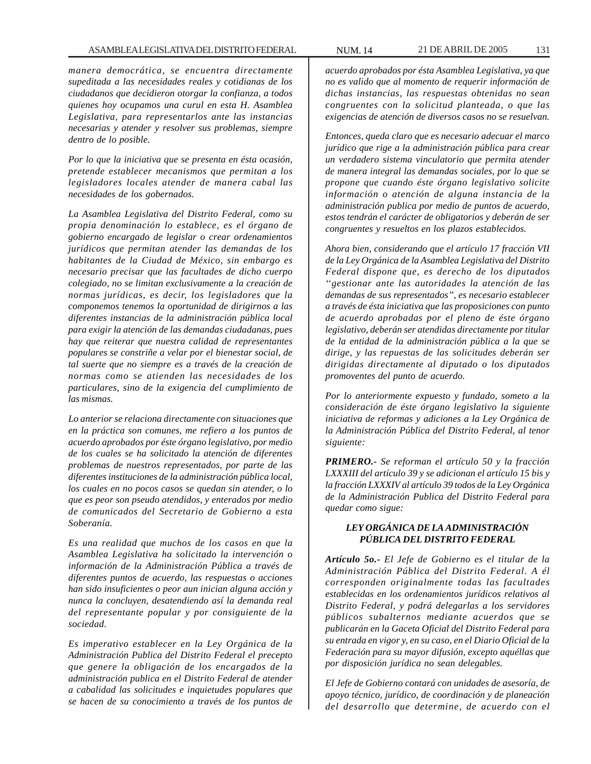*manera democrática, se encuentra directamente supeditada a las necesidades reales y cotidianas de los ciudadanos que decidieron otorgar la confianza, a todos quienes hoy ocupamos una curul en esta H. Asamblea Legislativa, para representarlos ante las instancias necesarias y atender y resolver sus problemas, siempre dentro de lo posible.*

*Por lo que la iniciativa que se presenta en ésta ocasión, pretende establecer mecanismos que permitan a los legisladores locales atender de manera cabal las necesidades de los gobernados.*

*La Asamblea Legislativa del Distrito Federal, como su propia denominación lo establece, es el órgano de gobierno encargado de legislar o crear ordenamientos jurídicos que permitan atender las demandas de los habitantes de la Ciudad de México, sin embargo es necesario precisar que las facultades de dicho cuerpo colegiado, no se limitan exclusivamente a la creación de normas jurídicas, es decir, los legisladores que la componemos tenemos la oportunidad de dirigirnos a las diferentes instancias de la administración pública local para exigir la atención de las demandas ciudadanas, pues hay que reiterar que nuestra calidad de representantes populares se constriñe a velar por el bienestar social, de tal suerte que no siempre es a través de la creación de normas como se atienden las necesidades de los particulares, sino de la exigencia del cumplimiento de las mismas.*

*Lo anterior se relaciona directamente con situaciones que en la práctica son comunes, me refiero a los puntos de acuerdo aprobados por éste órgano legislativo, por medio de los cuales se ha solicitado la atención de diferentes problemas de nuestros representados, por parte de las diferentes instituciones de la administración pública local, los cuales en no pocos casos se quedan sin atender, o lo que es peor son pseudo atendidos, y enterados por medio de comunicados del Secretario de Gobierno a esta Soberanía.*

*Es una realidad que muchos de los casos en que la Asamblea Legislativa ha solicitado la intervención o información de la Administración Pública a través de diferentes puntos de acuerdo, las respuestas o acciones han sido insuficientes o peor aun inician alguna acción y nunca la concluyen, desatendiendo así la demanda real del representante popular y por consiguiente de la sociedad.*

*Es imperativo establecer en la Ley Orgánica de la Administración Publica del Distrito Federal el precepto que genere la obligación de los encargados de la administración publica en el Distrito Federal de atender a cabalidad las solicitudes e inquietudes populares que se hacen de su conocimiento a través de los puntos de acuerdo aprobados por ésta Asamblea Legislativa, ya que no es valido que al momento de requerir información de dichas instancias, las respuestas obtenidas no sean congruentes con la solicitud planteada, o que las exigencias de atención de diversos casos no se resuelvan.*

*Entonces, queda claro que es necesario adecuar el marco jurídico que rige a la administración pública para crear un verdadero sistema vinculatorio que permita atender de manera integral las demandas sociales, por lo que se propone que cuando éste órgano legislativo solicite información o atención de alguna instancia de la administración publica por medio de puntos de acuerdo, estos tendrán el carácter de obligatorios y deberán de ser congruentes y resueltos en los plazos establecidos.*

*Ahora bien, considerando que el artículo 17 fracción VII de la Ley Orgánica de la Asamblea Legislativa del Distrito Federal dispone que, es derecho de los diputados ''gestionar ante las autoridades la atención de las demandas de sus representados'', es necesario establecer a través de ésta iniciativa que las proposiciones con punto de acuerdo aprobadas por el pleno de éste órgano legislativo, deberán ser atendidas directamente por titular de la entidad de la administración pública a la que se dirige, y las repuestas de las solicitudes deberán ser dirigidas directamente al diputado o los diputados promoventes del punto de acuerdo.*

*Por lo anteriormente expuesto y fundado, someto a la consideración de éste órgano legislativo la siguiente iniciativa de reformas y adiciones a la Ley Orgánica de la Administración Pública del Distrito Federal, al tenor siguiente:*

***PRIMERO.-*** *Se reforman el artículo 50 y la fracción LXXXIII del artículo 39 y se adicionan el artículo 15 bis y la fracción LXXXIV al artículo 39 todos de la Ley Orgánica de la Administración Publica del Distrito Federal para quedar como sigue:*

***LEY ORGÁNICA DE LA ADMINISTRACIÓN PÚBLICA DEL DISTRITO FEDERAL***

***Artículo 5o.-*** *El Jefe de Gobierno es el titular de la Administración Pública del Distrito Federal. A él corresponden originalmente todas las facultades establecidas en los ordenamientos jurídicos relativos al Distrito Federal, y podrá delegarlas a los servidores públicos subalternos mediante acuerdos que se publicarán en la Gaceta Oficial del Distrito Federal para su entrada en vigor y, en su caso, en el Diario Oficial de la Federación para su mayor difusión, excepto aquéllas que por disposición jurídica no sean delegables.*

*El Jefe de Gobierno contará con unidades de asesoría, de apoyo técnico, jurídico, de coordinación y de planeación del desarrollo que determine, de acuerdo con el*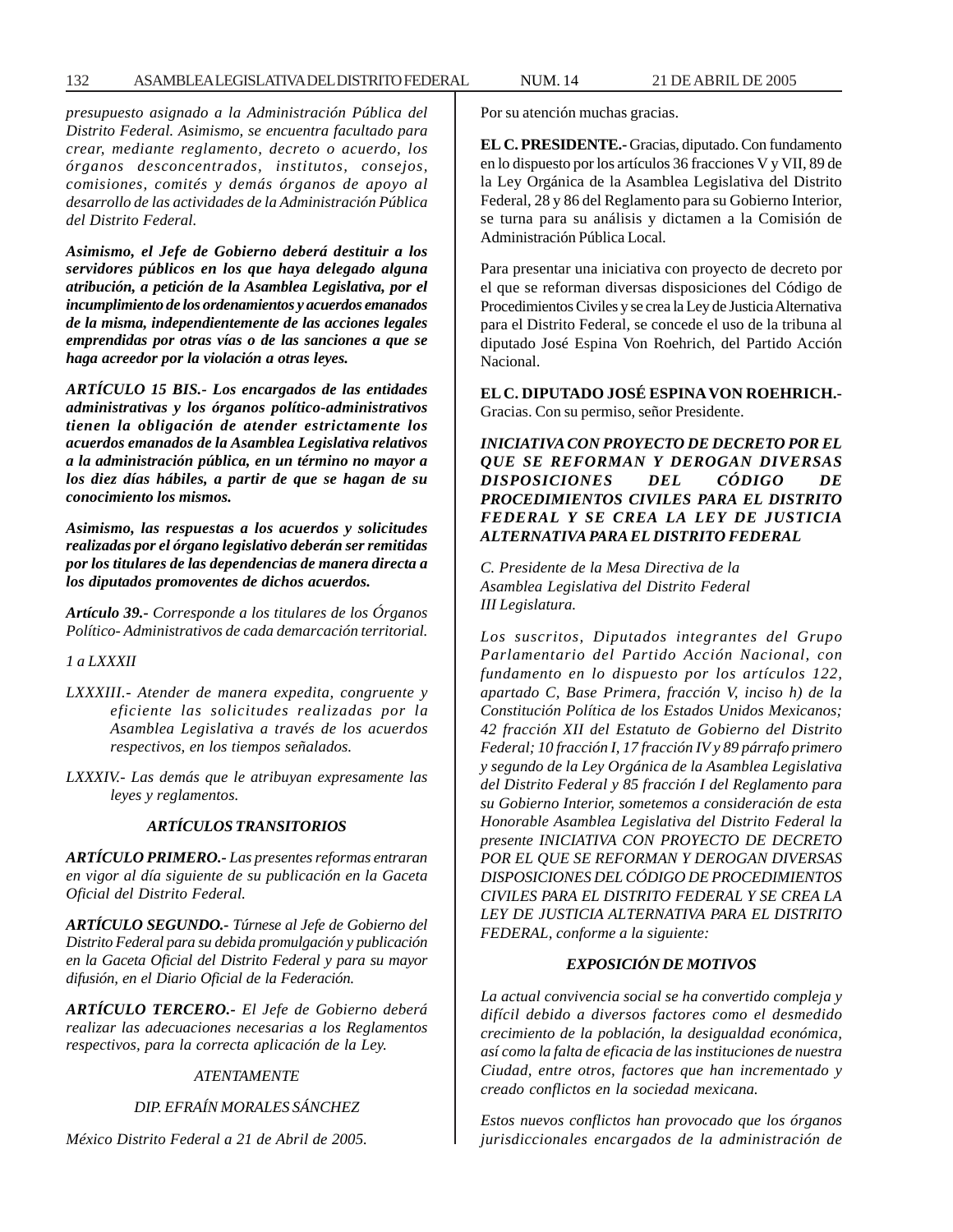*presupuesto asignado a la Administración Pública del Distrito Federal. Asimismo, se encuentra facultado para crear, mediante reglamento, decreto o acuerdo, los órganos desconcentrados, institutos, consejos, comisiones, comités y demás órganos de apoyo al desarrollo de las actividades de la Administración Pública del Distrito Federal.*

***Asimismo, el Jefe de Gobierno deberá destituir a los servidores públicos en los que haya delegado alguna atribución, a petición de la Asamblea Legislativa, por el incumplimiento de los ordenamientos y acuerdos emanados de la misma, independientemente de las acciones legales emprendidas por otras vías o de las sanciones a que se haga acreedor por la violación a otras leyes.***

***ARTÍCULO 15 BIS.- Los encargados de las entidades administrativas y los órganos político-administrativos tienen la obligación de atender estrictamente los acuerdos emanados de la Asamblea Legislativa relativos a la administración pública, en un término no mayor a los diez días hábiles, a partir de que se hagan de su conocimiento los mismos.***

***Asimismo, las respuestas a los acuerdos y solicitudes realizadas por el órgano legislativo deberán ser remitidas por los titulares de las dependencias de manera directa a los diputados promoventes de dichos acuerdos.***

***Artículo 39.-** Corresponde a los titulares de los Órganos Político- Administrativos de cada demarcación territorial.*

*1 a LXXXII*

*LXXXIII.- Atender de manera expedita, congruente y eficiente las solicitudes realizadas por la Asamblea Legislativa a través de los acuerdos respectivos, en los tiempos señalados.*

*LXXXIV.- Las demás que le atribuyan expresamente las leyes y reglamentos.*

***ARTÍCULOS TRANSITORIOS***

***ARTÍCULO PRIMERO.-** Las presentes reformas entraran en vigor al día siguiente de su publicación en la Gaceta Oficial del Distrito Federal.*

***ARTÍCULO SEGUNDO.-** Túrnese al Jefe de Gobierno del Distrito Federal para su debida promulgación y publicación en la Gaceta Oficial del Distrito Federal y para su mayor difusión, en el Diario Oficial de la Federación.*

***ARTÍCULO TERCERO.-** El Jefe de Gobierno deberá realizar las adecuaciones necesarias a los Reglamentos respectivos, para la correcta aplicación de la Ley.*

*ATENTAMENTE*

*DIP. EFRAÍN MORALES SÁNCHEZ*

*México Distrito Federal a 21 de Abril de 2005.*

Por su atención muchas gracias.

**EL C. PRESIDENTE.-** Gracias, diputado. Con fundamento en lo dispuesto por los artículos 36 fracciones V y VII, 89 de la Ley Orgánica de la Asamblea Legislativa del Distrito Federal, 28 y 86 del Reglamento para su Gobierno Interior, se turna para su análisis y dictamen a la Comisión de Administración Pública Local.

Para presentar una iniciativa con proyecto de decreto por el que se reforman diversas disposiciones del Código de Procedimientos Civiles y se crea la Ley de Justicia Alternativa para el Distrito Federal, se concede el uso de la tribuna al diputado José Espina Von Roehrich, del Partido Acción Nacional.

**EL C. DIPUTADO JOSÉ ESPINA VON ROEHRICH.-** Gracias. Con su permiso, señor Presidente.

***INICIATIVA CON PROYECTO DE DECRETO POR EL QUE SE REFORMAN Y DEROGAN DIVERSAS DISPOSICIONES DEL CÓDIGO DE PROCEDIMIENTOS CIVILES PARA EL DISTRITO FEDERAL Y SE CREA LA LEY DE JUSTICIA ALTERNATIVA PARA EL DISTRITO FEDERAL***

*C. Presidente de la Mesa Directiva de la*
*Asamblea Legislativa del Distrito Federal*
*III Legislatura.*

*Los suscritos, Diputados integrantes del Grupo Parlamentario del Partido Acción Nacional, con fundamento en lo dispuesto por los artículos 122, apartado C, Base Primera, fracción V, inciso h) de la Constitución Política de los Estados Unidos Mexicanos; 42 fracción XII del Estatuto de Gobierno del Distrito Federal; 10 fracción I, 17 fracción IV y 89 párrafo primero y segundo de la Ley Orgánica de la Asamblea Legislativa del Distrito Federal y 85 fracción I del Reglamento para su Gobierno Interior, sometemos a consideración de esta Honorable Asamblea Legislativa del Distrito Federal la presente INICIATIVA CON PROYECTO DE DECRETO POR EL QUE SE REFORMAN Y DEROGAN DIVERSAS DISPOSICIONES DEL CÓDIGO DE PROCEDIMIENTOS CIVILES PARA EL DISTRITO FEDERAL Y SE CREA LA LEY DE JUSTICIA ALTERNATIVA PARA EL DISTRITO FEDERAL, conforme a la siguiente:*

***EXPOSICIÓN DE MOTIVOS***

*La actual convivencia social se ha convertido compleja y difícil debido a diversos factores como el desmedido crecimiento de la población, la desigualdad económica, así como la falta de eficacia de las instituciones de nuestra Ciudad, entre otros, factores que han incrementado y creado conflictos en la sociedad mexicana.*

*Estos nuevos conflictos han provocado que los órganos jurisdiccionales encargados de la administración de*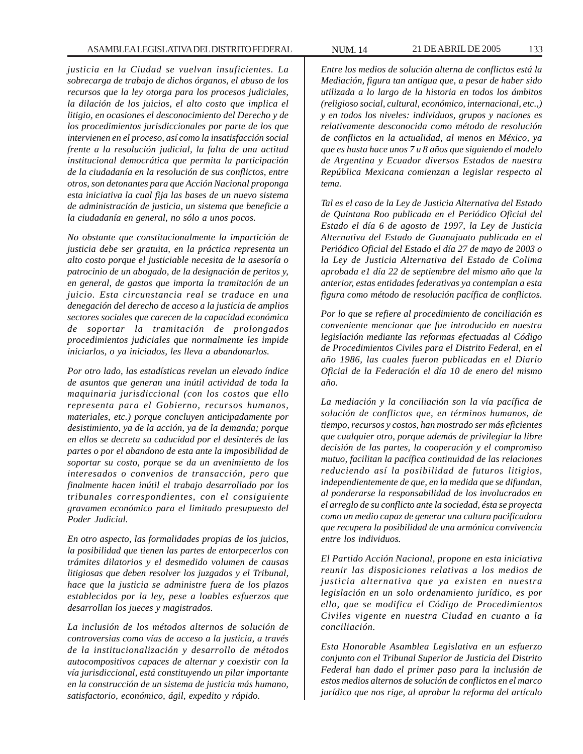*justicia en la Ciudad se vuelvan insuficientes. La sobrecarga de trabajo de dichos órganos, el abuso de los recursos que la ley otorga para los procesos judiciales, la dilación de los juicios, el alto costo que implica el litigio, en ocasiones el desconocimiento del Derecho y de los procedimientos jurisdiccionales por parte de los que intervienen en el proceso, así como la insatisfacción social frente a la resolución judicial, la falta de una actitud institucional democrática que permita la participación de la ciudadanía en la resolución de sus conflictos, entre otros, son detonantes para que Acción Nacional proponga esta iniciativa la cual fija las bases de un nuevo sistema de administración de justicia, un sistema que beneficie a la ciudadanía en general, no sólo a unos pocos.*

*No obstante que constitucionalmente la impartición de justicia debe ser gratuita, en la práctica representa un alto costo porque el justiciable necesita de la asesoría o patrocinio de un abogado, de la designación de peritos y, en general, de gastos que importa la tramitación de un juicio. Esta circunstancia real se traduce en una denegación del derecho de acceso a la justicia de amplios sectores sociales que carecen de la capacidad económica de soportar la tramitación de prolongados procedimientos judiciales que normalmente les impide iniciarlos, o ya iniciados, les lleva a abandonarlos.*

*Por otro lado, las estadísticas revelan un elevado índice de asuntos que generan una inútil actividad de toda la maquinaria jurisdiccional (con los costos que ello representa para el Gobierno, recursos humanos, materiales, etc.) porque concluyen anticipadamente por desistimiento, ya de la acción, ya de la demanda; porque en ellos se decreta su caducidad por el desinterés de las partes o por el abandono de esta ante la imposibilidad de soportar su costo, porque se da un avenimiento de los interesados o convenios de transacción, pero que finalmente hacen inútil el trabajo desarrollado por los tribunales correspondientes, con el consiguiente gravamen económico para el limitado presupuesto del Poder Judicial.*

*En otro aspecto, las formalidades propias de los juicios, la posibilidad que tienen las partes de entorpecerlos con trámites dilatorios y el desmedido volumen de causas litigiosas que deben resolver los juzgados y el Tribunal, hace que la justicia se administre fuera de los plazos establecidos por la ley, pese a loables esfuerzos que desarrollan los jueces y magistrados.*

*La inclusión de los métodos alternos de solución de controversias como vías de acceso a la justicia, a través de la institucionalización y desarrollo de métodos autocompositivos capaces de alternar y coexistir con la vía jurisdiccional, está constituyendo un pilar importante en la construcción de un sistema de justicia más humano, satisfactorio, económico, ágil, expedito y rápido.*

*Entre los medios de solución alterna de conflictos está la Mediación, figura tan antigua que, a pesar de haber sido utilizada a lo largo de la historia en todos los ámbitos (religioso social, cultural, económico, internacional, etc.,) y en todos los niveles: individuos, grupos y naciones es relativamente desconocida como método de resolución de conflictos en la actualidad, al menos en México, ya que es hasta hace unos 7 u 8 años que siguiendo el modelo de Argentina y Ecuador diversos Estados de nuestra República Mexicana comienzan a legislar respecto al tema.*

*Tal es el caso de la Ley de Justicia Alternativa del Estado de Quintana Roo publicada en el Periódico Oficial del Estado el día 6 de agosto de 1997, la Ley de Justicia Alternativa del Estado de Guanajuato publicada en el Periódico Oficial del Estado el día 27 de mayo de 2003 o la Ley de Justicia Alternativa del Estado de Colima aprobada e1 día 22 de septiembre del mismo año que la anterior, estas entidades federativas ya contemplan a esta figura como método de resolución pacífica de conflictos.*

*Por lo que se refiere al procedimiento de conciliación es conveniente mencionar que fue introducido en nuestra legislación mediante las reformas efectuadas al Código de Procedimientos Civiles para el Distrito Federal, en el año 1986, las cuales fueron publicadas en el Diario Oficial de la Federación el día 10 de enero del mismo año.*

*La mediación y la conciliación son la vía pacífica de solución de conflictos que, en términos humanos, de tiempo, recursos y costos, han mostrado ser más eficientes que cualquier otro, porque además de privilegiar la libre decisión de las partes, la cooperación y el compromiso mutuo, facilitan la pacífica continuidad de las relaciones reduciendo así la posibilidad de futuros litigios, independientemente de que, en la medida que se difundan, al ponderarse la responsabilidad de los involucrados en el arreglo de su conflicto ante la sociedad, ésta se proyecta como un medio capaz de generar una cultura pacificadora que recupera la posibilidad de una armónica convivencia entre los individuos.*

*El Partido Acción Nacional, propone en esta iniciativa reunir las disposiciones relativas a los medios de justicia alternativa que ya existen en nuestra legislación en un solo ordenamiento jurídico, es por ello, que se modifica el Código de Procedimientos Civiles vigente en nuestra Ciudad en cuanto a la conciliación.*

*Esta Honorable Asamblea Legislativa en un esfuerzo conjunto con el Tribunal Superior de Justicia del Distrito Federal han dado el primer paso para la inclusión de estos medios alternos de solución de conflictos en el marco jurídico que nos rige, al aprobar la reforma del artículo*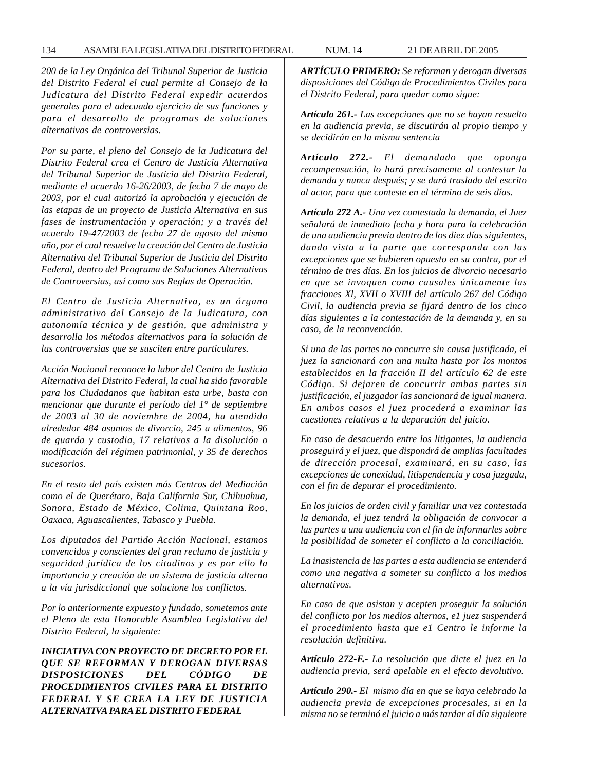*200 de la Ley Orgánica del Tribunal Superior de Justicia del Distrito Federal el cual permite al Consejo de la Judicatura del Distrito Federal expedir acuerdos generales para el adecuado ejercicio de sus funciones y para el desarrollo de programas de soluciones alternativas de controversias.*

*Por su parte, el pleno del Consejo de la Judicatura del Distrito Federal crea el Centro de Justicia Alternativa del Tribunal Superior de Justicia del Distrito Federal, mediante el acuerdo 16-26/2003, de fecha 7 de mayo de 2003, por el cual autorizó la aprobación y ejecución de las etapas de un proyecto de Justicia Alternativa en sus fases de instrumentación y operación; y a través del acuerdo 19-47/2003 de fecha 27 de agosto del mismo año, por el cual resuelve la creación del Centro de Justicia Alternativa del Tribunal Superior de Justicia del Distrito Federal, dentro del Programa de Soluciones Alternativas de Controversias, así como sus Reglas de Operación.*

*El Centro de Justicia Alternativa, es un órgano administrativo del Consejo de la Judicatura, con autonomía técnica y de gestión, que administra y desarrolla los métodos alternativos para la solución de las controversias que se susciten entre particulares.*

*Acción Nacional reconoce la labor del Centro de Justicia Alternativa del Distrito Federal, la cual ha sido favorable para los Ciudadanos que habitan esta urbe, basta con mencionar que durante el período del 1° de septiembre de 2003 al 30 de noviembre de 2004, ha atendido alrededor 484 asuntos de divorcio, 245 a alimentos, 96 de guarda y custodia, 17 relativos a la disolución o modificación del régimen patrimonial, y 35 de derechos sucesorios.*

*En el resto del país existen más Centros del Mediación como el de Querétaro, Baja California Sur, Chihuahua, Sonora, Estado de México, Colima, Quintana Roo, Oaxaca, Aguascalientes, Tabasco y Puebla.*

*Los diputados del Partido Acción Nacional, estamos convencidos y conscientes del gran reclamo de justicia y seguridad jurídica de los citadinos y es por ello la importancia y creación de un sistema de justicia alterno a la vía jurisdiccional que solucione los conflictos.*

*Por lo anteriormente expuesto y fundado, sometemos ante el Pleno de esta Honorable Asamblea Legislativa del Distrito Federal, la siguiente:*

***INICIATIVA CON PROYECTO DE DECRETO POR EL QUE SE REFORMAN Y DEROGAN DIVERSAS DISPOSICIONES DEL CÓDIGO DE PROCEDIMIENTOS CIVILES PARA EL DISTRITO FEDERAL Y SE CREA LA LEY DE JUSTICIA ALTERNATIVA PARA EL DISTRITO FEDERAL***

***ARTÍCULO PRIMERO:** Se reforman y derogan diversas disposiciones del Código de Procedimientos Civiles para el Distrito Federal, para quedar como sigue:*

***Artículo 261.-** Las excepciones que no se hayan resuelto en la audiencia previa, se discutirán al propio tiempo y se decidirán en la misma sentencia*

***Artículo 272.-** El demandado que oponga recompensación, lo hará precisamente al contestar la demanda y nunca después; y se dará traslado del escrito al actor, para que conteste en el término de seis días.*

***Artículo 272 A.-** Una vez contestada la demanda, el Juez señalará de inmediato fecha y hora para la celebración de una audiencia previa dentro de los diez días siguientes, dando vista a la parte que corresponda con las excepciones que se hubieren opuesto en su contra, por el término de tres días. En los juicios de divorcio necesario en que se invoquen como causales únicamente las fracciones Xl, XVII o XVIII del artículo 267 del Código Civil, la audiencia previa se fijará dentro de los cinco días siguientes a la contestación de la demanda y, en su caso, de la reconvención.*

*Si una de las partes no concurre sin causa justificada, el juez la sancionará con una multa hasta por los montos establecidos en la fracción II del artículo 62 de este Código. Si dejaren de concurrir ambas partes sin justificación, el juzgador las sancionará de igual manera. En ambos casos el juez procederá a examinar las cuestiones relativas a la depuración del juicio.*

*En caso de desacuerdo entre los litigantes, la audiencia proseguirá y el juez, que dispondrá de amplias facultades de dirección procesal, examinará, en su caso, las excepciones de conexidad, litispendencia y cosa juzgada, con el fin de depurar el procedimiento.*

*En los juicios de orden civil y familiar una vez contestada la demanda, el juez tendrá la obligación de convocar a las partes a una audiencia con el fin de informarles sobre la posibilidad de someter el conflicto a la conciliación.*

*La inasistencia de las partes a esta audiencia se entenderá como una negativa a someter su conflicto a los medios alternativos.*

*En caso de que asistan y acepten proseguir la solución del conflicto por los medios alternos, e1 juez suspenderá el procedimiento hasta que e1 Centro le informe la resolución definitiva.*

***Artículo 272-F.-** La resolución que dicte el juez en la audiencia previa, será apelable en el efecto devolutivo.*

***Artículo 290.-** El mismo día en que se haya celebrado la audiencia previa de excepciones procesales, si en la misma no se terminó el juicio a más tardar al día siguiente*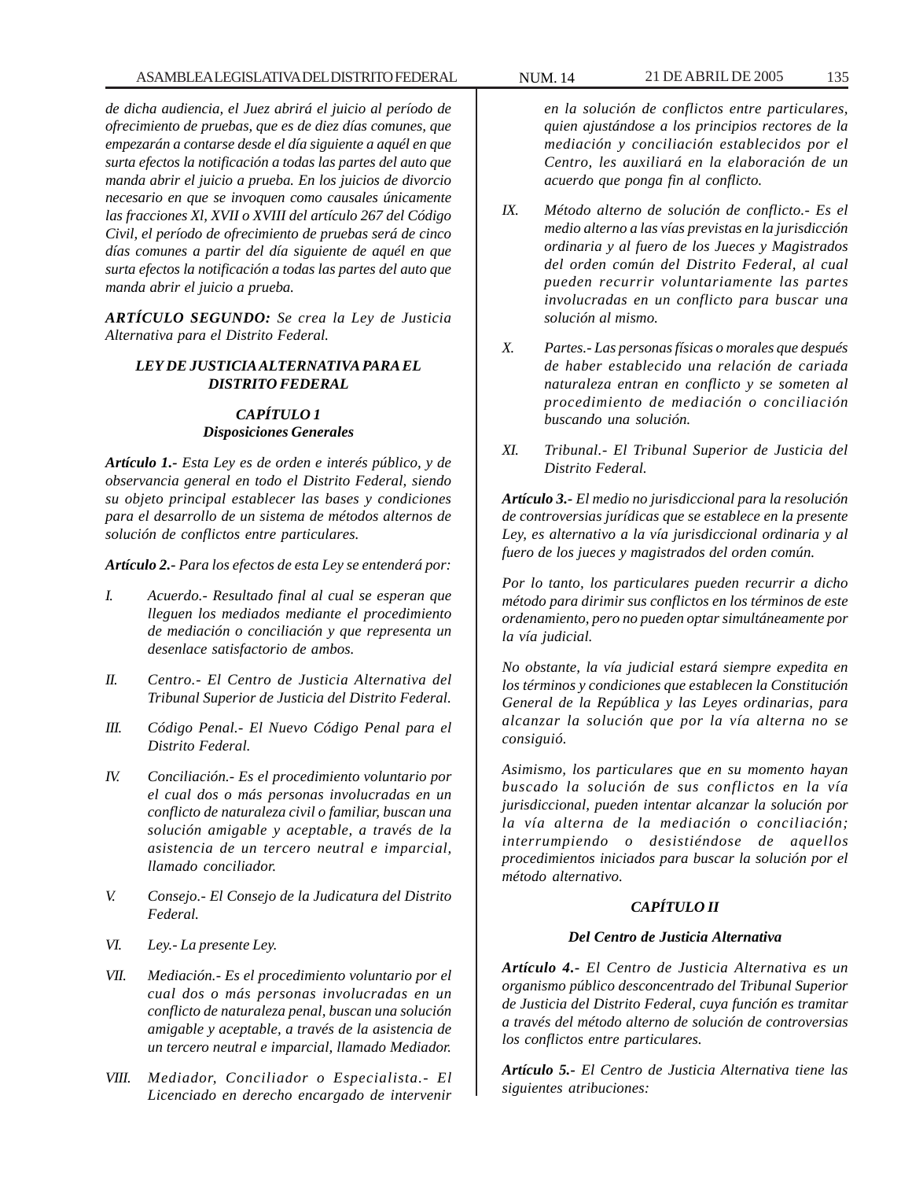*de dicha audiencia, el Juez abrirá el juicio al período de ofrecimiento de pruebas, que es de diez días comunes, que empezarán a contarse desde el día siguiente a aquél en que surta efectos la notificación a todas las partes del auto que manda abrir el juicio a prueba. En los juicios de divorcio necesario en que se invoquen como causales únicamente las fracciones Xl, XVII o XVIII del artículo 267 del Código Civil, el período de ofrecimiento de pruebas será de cinco días comunes a partir del día siguiente de aquél en que surta efectos la notificación a todas las partes del auto que manda abrir el juicio a prueba.*

***ARTÍCULO SEGUNDO:*** *Se crea la Ley de Justicia Alternativa para el Distrito Federal.*

### *LEY DE JUSTICIA ALTERNATIVA PARA EL DISTRITO FEDERAL*

#### *CAPÍTULO 1*
#### *Disposiciones Generales*

***Artículo 1.-*** *Esta Ley es de orden e interés público, y de observancia general en todo el Distrito Federal, siendo su objeto principal establecer las bases y condiciones para el desarrollo de un sistema de métodos alternos de solución de conflictos entre particulares.*

***Artículo 2.-*** *Para los efectos de esta Ley se entenderá por:*

*I. Acuerdo.- Resultado final al cual se esperan que lleguen los mediados mediante el procedimiento de mediación o conciliación y que representa un desenlace satisfactorio de ambos.*

*II. Centro.- El Centro de Justicia Alternativa del Tribunal Superior de Justicia del Distrito Federal.*

*III. Código Penal.- El Nuevo Código Penal para el Distrito Federal.*

*IV. Conciliación.- Es el procedimiento voluntario por el cual dos o más personas involucradas en un conflicto de naturaleza civil o familiar, buscan una solución amigable y aceptable, a través de la asistencia de un tercero neutral e imparcial, llamado conciliador.*

*V. Consejo.- El Consejo de la Judicatura del Distrito Federal.*

*VI. Ley.- La presente Ley.*

*VII. Mediación.- Es el procedimiento voluntario por el cual dos o más personas involucradas en un conflicto de naturaleza penal, buscan una solución amigable y aceptable, a través de la asistencia de un tercero neutral e imparcial, llamado Mediador.*

*VIII. Mediador, Conciliador o Especialista.- El Licenciado en derecho encargado de intervenir en la solución de conflictos entre particulares, quien ajustándose a los principios rectores de la mediación y conciliación establecidos por el Centro, les auxiliará en la elaboración de un acuerdo que ponga fin al conflicto.*

*IX. Método alterno de solución de conflicto.- Es el medio alterno a las vías previstas en la jurisdicción ordinaria y al fuero de los Jueces y Magistrados del orden común del Distrito Federal, al cual pueden recurrir voluntariamente las partes involucradas en un conflicto para buscar una solución al mismo.*

*X. Partes.- Las personas físicas o morales que después de haber establecido una relación de cariada naturaleza entran en conflicto y se someten al procedimiento de mediación o conciliación buscando una solución.*

*XI. Tribunal.- El Tribunal Superior de Justicia del Distrito Federal.*

***Artículo 3.-*** *El medio no jurisdiccional para la resolución de controversias jurídicas que se establece en la presente Ley, es alternativo a la vía jurisdiccional ordinaria y al fuero de los jueces y magistrados del orden común.*

*Por lo tanto, los particulares pueden recurrir a dicho método para dirimir sus conflictos en los términos de este ordenamiento, pero no pueden optar simultáneamente por la vía judicial.*

*No obstante, la vía judicial estará siempre expedita en los términos y condiciones que establecen la Constitución General de la República y las Leyes ordinarias, para alcanzar la solución que por la vía alterna no se consiguió.*

*Asimismo, los particulares que en su momento hayan buscado la solución de sus conflictos en la vía jurisdiccional, pueden intentar alcanzar la solución por la vía alterna de la mediación o conciliación; interrumpiendo o desistiéndose de aquellos procedimientos iniciados para buscar la solución por el método alternativo.*

#### *CAPÍTULO II*

#### *Del Centro de Justicia Alternativa*

***Artículo 4.-*** *El Centro de Justicia Alternativa es un organismo público desconcentrado del Tribunal Superior de Justicia del Distrito Federal, cuya función es tramitar a través del método alterno de solución de controversias los conflictos entre particulares.*

***Artículo 5.-*** *El Centro de Justicia Alternativa tiene las siguientes atribuciones:*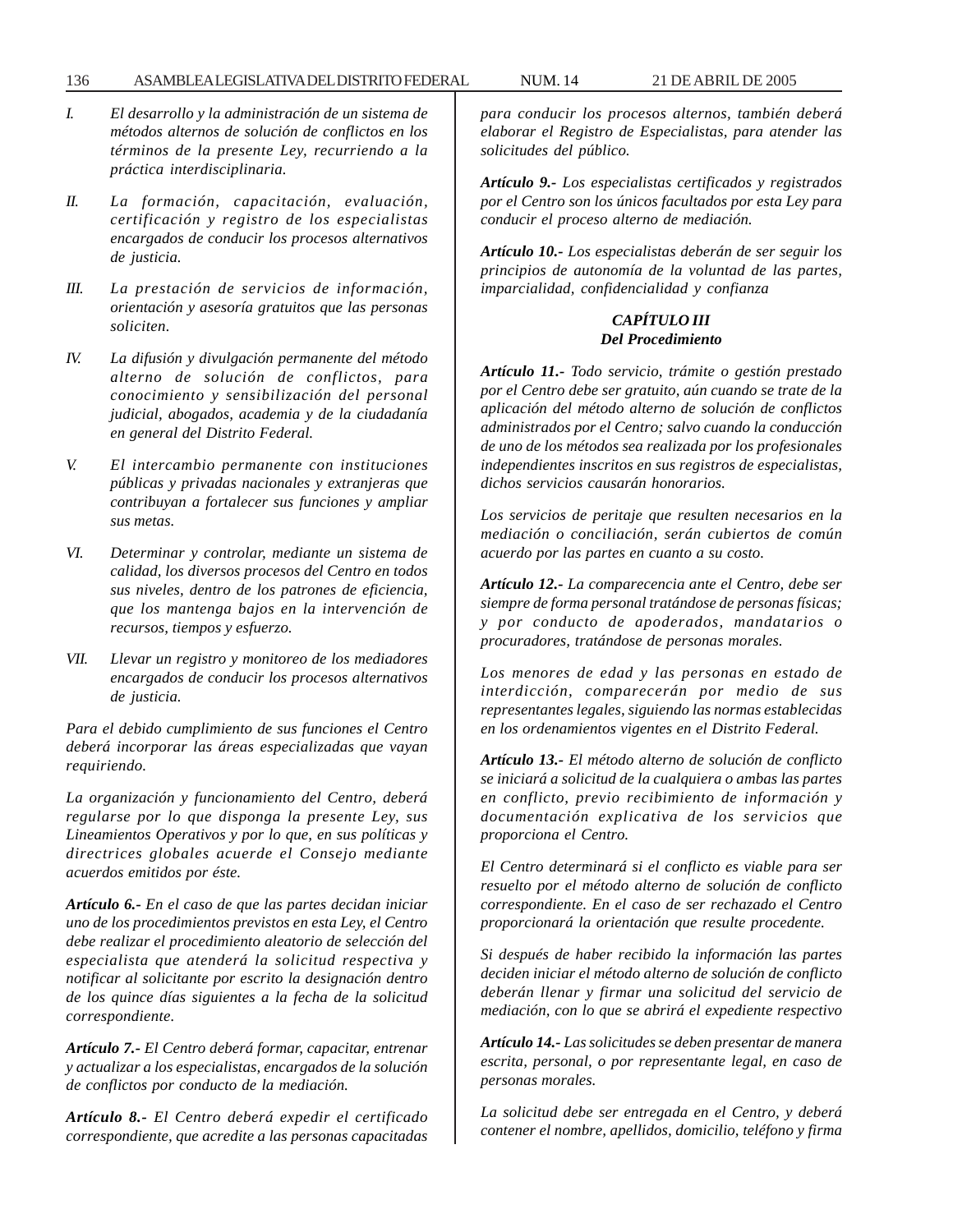*I. El desarrollo y la administración de un sistema de métodos alternos de solución de conflictos en los términos de la presente Ley, recurriendo a la práctica interdisciplinaria.*

*II. La formación, capacitación, evaluación, certificación y registro de los especialistas encargados de conducir los procesos alternativos de justicia.*

*III. La prestación de servicios de información, orientación y asesoría gratuitos que las personas soliciten.*

*IV. La difusión y divulgación permanente del método alterno de solución de conflictos, para conocimiento y sensibilización del personal judicial, abogados, academia y de la ciudadanía en general del Distrito Federal.*

*V. El intercambio permanente con instituciones públicas y privadas nacionales y extranjeras que contribuyan a fortalecer sus funciones y ampliar sus metas.*

*VI. Determinar y controlar, mediante un sistema de calidad, los diversos procesos del Centro en todos sus niveles, dentro de los patrones de eficiencia, que los mantenga bajos en la intervención de recursos, tiempos y esfuerzo.*

*VII. Llevar un registro y monitoreo de los mediadores encargados de conducir los procesos alternativos de justicia.*

*Para el debido cumplimiento de sus funciones el Centro deberá incorporar las áreas especializadas que vayan requiriendo.*

*La organización y funcionamiento del Centro, deberá regularse por lo que disponga la presente Ley, sus Lineamientos Operativos y por lo que, en sus políticas y directrices globales acuerde el Consejo mediante acuerdos emitidos por éste.*

***Artículo 6.-** En el caso de que las partes decidan iniciar uno de los procedimientos previstos en esta Ley, el Centro debe realizar el procedimiento aleatorio de selección del especialista que atenderá la solicitud respectiva y notificar al solicitante por escrito la designación dentro de los quince días siguientes a la fecha de la solicitud correspondiente.*

***Artículo 7.-** El Centro deberá formar, capacitar, entrenar y actualizar a los especialistas, encargados de la solución de conflictos por conducto de la mediación.*

***Artículo 8.-** El Centro deberá expedir el certificado correspondiente, que acredite a las personas capacitadas para conducir los procesos alternos, también deberá elaborar el Registro de Especialistas, para atender las solicitudes del público.*

***Artículo 9.-** Los especialistas certificados y registrados por el Centro son los únicos facultados por esta Ley para conducir el proceso alterno de mediación.*

***Artículo 10.-** Los especialistas deberán de ser seguir los principios de autonomía de la voluntad de las partes, imparcialidad, confidencialidad y confianza*

## *CAPÍTULO III*
### *Del Procedimiento*

***Artículo 11.-** Todo servicio, trámite o gestión prestado por el Centro debe ser gratuito, aún cuando se trate de la aplicación del método alterno de solución de conflictos administrados por el Centro; salvo cuando la conducción de uno de los métodos sea realizada por los profesionales independientes inscritos en sus registros de especialistas, dichos servicios causarán honorarios.*

*Los servicios de peritaje que resulten necesarios en la mediación o conciliación, serán cubiertos de común acuerdo por las partes en cuanto a su costo.*

***Artículo 12.-** La comparecencia ante el Centro, debe ser siempre de forma personal tratándose de personas físicas; y por conducto de apoderados, mandatarios o procuradores, tratándose de personas morales.*

*Los menores de edad y las personas en estado de interdicción, comparecerán por medio de sus representantes legales, siguiendo las normas establecidas en los ordenamientos vigentes en el Distrito Federal.*

***Artículo 13.-** El método alterno de solución de conflicto se iniciará a solicitud de la cualquiera o ambas las partes en conflicto, previo recibimiento de información y documentación explicativa de los servicios que proporciona el Centro.*

*El Centro determinará si el conflicto es viable para ser resuelto por el método alterno de solución de conflicto correspondiente. En el caso de ser rechazado el Centro proporcionará la orientación que resulte procedente.*

*Si después de haber recibido la información las partes deciden iniciar el método alterno de solución de conflicto deberán llenar y firmar una solicitud del servicio de mediación, con lo que se abrirá el expediente respectivo*

***Artículo 14.-** Las solicitudes se deben presentar de manera escrita, personal, o por representante legal, en caso de personas morales.*

*La solicitud debe ser entregada en el Centro, y deberá contener el nombre, apellidos, domicilio, teléfono y firma*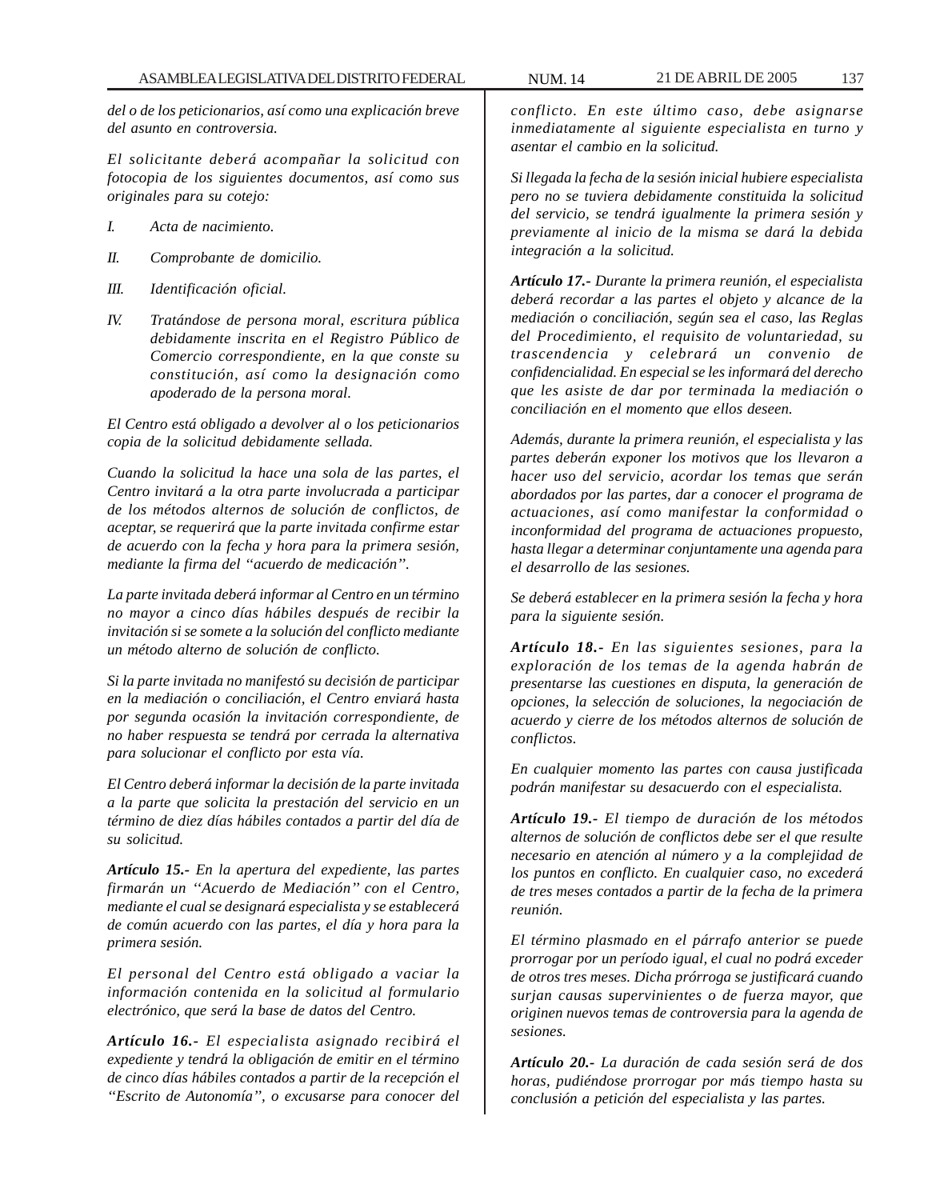*del o de los peticionarios, así como una explicación breve del asunto en controversia.*

*El solicitante deberá acompañar la solicitud con fotocopia de los siguientes documentos, así como sus originales para su cotejo:*

*I. Acta de nacimiento.*

*II. Comprobante de domicilio.*

*III. Identificación oficial.*

*IV. Tratándose de persona moral, escritura pública debidamente inscrita en el Registro Público de Comercio correspondiente, en la que conste su constitución, así como la designación como apoderado de la persona moral.*

*El Centro está obligado a devolver al o los peticionarios copia de la solicitud debidamente sellada.*

*Cuando la solicitud la hace una sola de las partes, el Centro invitará a la otra parte involucrada a participar de los métodos alternos de solución de conflictos, de aceptar, se requerirá que la parte invitada confirme estar de acuerdo con la fecha y hora para la primera sesión, mediante la firma del ''acuerdo de medicación''.*

*La parte invitada deberá informar al Centro en un término no mayor a cinco días hábiles después de recibir la invitación si se somete a la solución del conflicto mediante un método alterno de solución de conflicto.*

*Si la parte invitada no manifestó su decisión de participar en la mediación o conciliación, el Centro enviará hasta por segunda ocasión la invitación correspondiente, de no haber respuesta se tendrá por cerrada la alternativa para solucionar el conflicto por esta vía.*

*El Centro deberá informar la decisión de la parte invitada a la parte que solicita la prestación del servicio en un término de diez días hábiles contados a partir del día de su solicitud.*

***Artículo 15.-** En la apertura del expediente, las partes firmarán un ''Acuerdo de Mediación'' con el Centro, mediante el cual se designará especialista y se establecerá de común acuerdo con las partes, el día y hora para la primera sesión.*

*El personal del Centro está obligado a vaciar la información contenida en la solicitud al formulario electrónico, que será la base de datos del Centro.*

***Artículo 16.-** El especialista asignado recibirá el expediente y tendrá la obligación de emitir en el término de cinco días hábiles contados a partir de la recepción el ''Escrito de Autonomía'', o excusarse para conocer del conflicto. En este último caso, debe asignarse inmediatamente al siguiente especialista en turno y asentar el cambio en la solicitud.*

*Si llegada la fecha de la sesión inicial hubiere especialista pero no se tuviera debidamente constituida la solicitud del servicio, se tendrá igualmente la primera sesión y previamente al inicio de la misma se dará la debida integración a la solicitud.*

***Artículo 17.-** Durante la primera reunión, el especialista deberá recordar a las partes el objeto y alcance de la mediación o conciliación, según sea el caso, las Reglas del Procedimiento, el requisito de voluntariedad, su trascendencia y celebrará un convenio de confidencialidad. En especial se les informará del derecho que les asiste de dar por terminada la mediación o conciliación en el momento que ellos deseen.*

*Además, durante la primera reunión, el especialista y las partes deberán exponer los motivos que los llevaron a hacer uso del servicio, acordar los temas que serán abordados por las partes, dar a conocer el programa de actuaciones, así como manifestar la conformidad o inconformidad del programa de actuaciones propuesto, hasta llegar a determinar conjuntamente una agenda para el desarrollo de las sesiones.*

*Se deberá establecer en la primera sesión la fecha y hora para la siguiente sesión.*

***Artículo 18.-** En las siguientes sesiones, para la exploración de los temas de la agenda habrán de presentarse las cuestiones en disputa, la generación de opciones, la selección de soluciones, la negociación de acuerdo y cierre de los métodos alternos de solución de conflictos.*

*En cualquier momento las partes con causa justificada podrán manifestar su desacuerdo con el especialista.*

***Artículo 19.-** El tiempo de duración de los métodos alternos de solución de conflictos debe ser el que resulte necesario en atención al número y a la complejidad de los puntos en conflicto. En cualquier caso, no excederá de tres meses contados a partir de la fecha de la primera reunión.*

*El término plasmado en el párrafo anterior se puede prorrogar por un período igual, el cual no podrá exceder de otros tres meses. Dicha prórroga se justificará cuando surjan causas supervinientes o de fuerza mayor, que originen nuevos temas de controversia para la agenda de sesiones.*

***Artículo 20.-** La duración de cada sesión será de dos horas, pudiéndose prorrogar por más tiempo hasta su conclusión a petición del especialista y las partes.*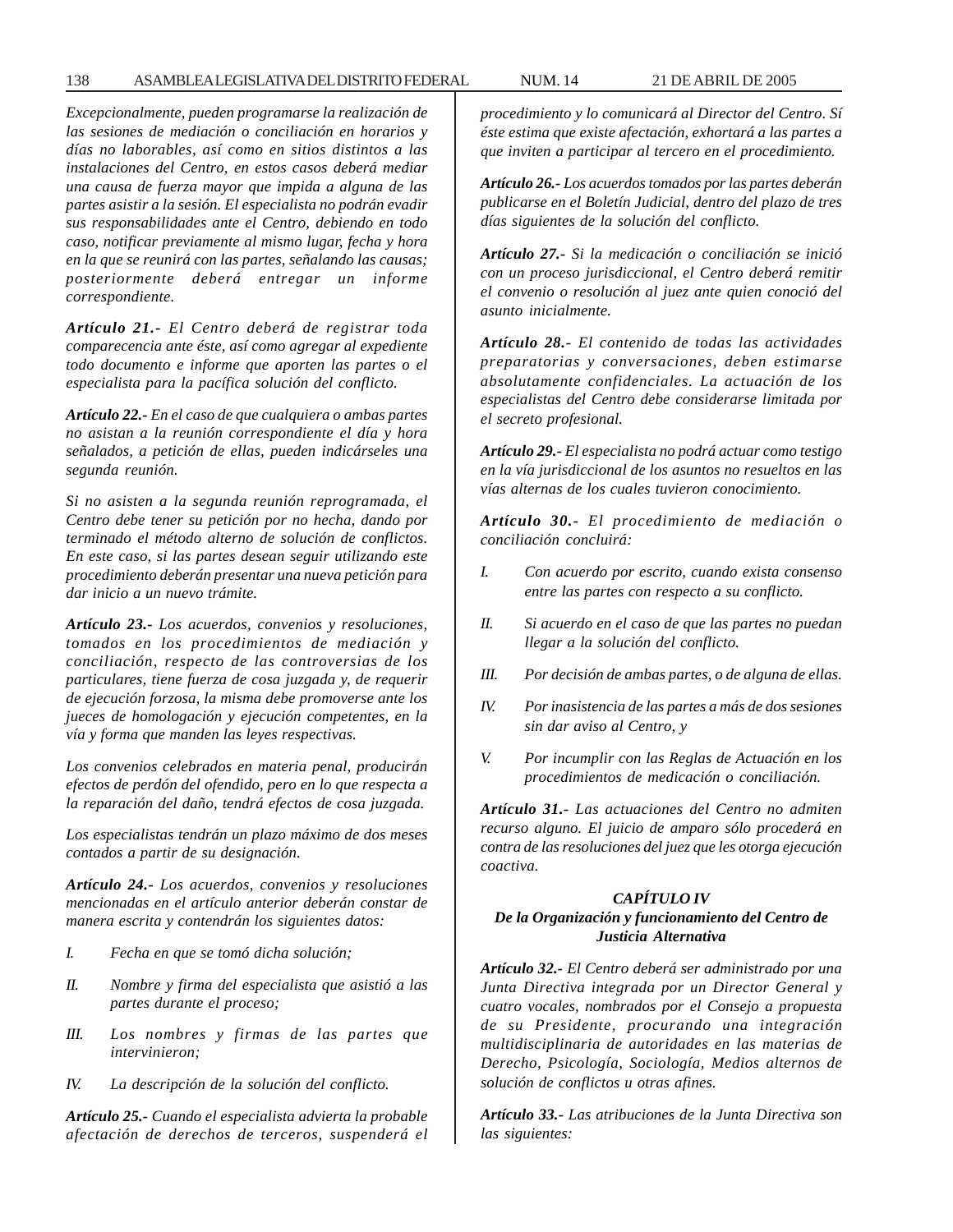*Excepcionalmente, pueden programarse la realización de las sesiones de mediación o conciliación en horarios y días no laborables, así como en sitios distintos a las instalaciones del Centro, en estos casos deberá mediar una causa de fuerza mayor que impida a alguna de las partes asistir a la sesión. El especialista no podrán evadir sus responsabilidades ante el Centro, debiendo en todo caso, notificar previamente al mismo lugar, fecha y hora en la que se reunirá con las partes, señalando las causas; posteriormente deberá entregar un informe correspondiente.*

***Artículo 21.-*** *El Centro deberá de registrar toda comparecencia ante éste, así como agregar al expediente todo documento e informe que aporten las partes o el especialista para la pacífica solución del conflicto.*

***Artículo 22.-*** *En el caso de que cualquiera o ambas partes no asistan a la reunión correspondiente el día y hora señalados, a petición de ellas, pueden indicárseles una segunda reunión.*

*Si no asisten a la segunda reunión reprogramada, el Centro debe tener su petición por no hecha, dando por terminado el método alterno de solución de conflictos. En este caso, si las partes desean seguir utilizando este procedimiento deberán presentar una nueva petición para dar inicio a un nuevo trámite.*

***Artículo 23.-*** *Los acuerdos, convenios y resoluciones, tomados en los procedimientos de mediación y conciliación, respecto de las controversias de los particulares, tiene fuerza de cosa juzgada y, de requerir de ejecución forzosa, la misma debe promoverse ante los jueces de homologación y ejecución competentes, en la vía y forma que manden las leyes respectivas.*

*Los convenios celebrados en materia penal, producirán efectos de perdón del ofendido, pero en lo que respecta a la reparación del daño, tendrá efectos de cosa juzgada.*

*Los especialistas tendrán un plazo máximo de dos meses contados a partir de su designación.*

***Artículo 24.-*** *Los acuerdos, convenios y resoluciones mencionadas en el artículo anterior deberán constar de manera escrita y contendrán los siguientes datos:*

*I. Fecha en que se tomó dicha solución;*

*II. Nombre y firma del especialista que asistió a las partes durante el proceso;*

*III. Los nombres y firmas de las partes que intervinieron;*

*IV. La descripción de la solución del conflicto.*

***Artículo 25.-*** *Cuando el especialista advierta la probable afectación de derechos de terceros, suspenderá el procedimiento y lo comunicará al Director del Centro. Sí éste estima que existe afectación, exhortará a las partes a que inviten a participar al tercero en el procedimiento.*

***Artículo 26.-*** *Los acuerdos tomados por las partes deberán publicarse en el Boletín Judicial, dentro del plazo de tres días siguientes de la solución del conflicto.*

***Artículo 27.-*** *Si la medicación o conciliación se inició con un proceso jurisdiccional, el Centro deberá remitir el convenio o resolución al juez ante quien conoció del asunto inicialmente.*

***Artículo 28.-*** *El contenido de todas las actividades preparatorias y conversaciones, deben estimarse absolutamente confidenciales. La actuación de los especialistas del Centro debe considerarse limitada por el secreto profesional.*

***Artículo 29.-*** *El especialista no podrá actuar como testigo en la vía jurisdiccional de los asuntos no resueltos en las vías alternas de los cuales tuvieron conocimiento.*

***Artículo 30.-*** *El procedimiento de mediación o conciliación concluirá:*

*I. Con acuerdo por escrito, cuando exista consenso entre las partes con respecto a su conflicto.*

*II. Si acuerdo en el caso de que las partes no puedan llegar a la solución del conflicto.*

*III. Por decisión de ambas partes, o de alguna de ellas.*

*IV. Por inasistencia de las partes a más de dos sesiones sin dar aviso al Centro, y*

*V. Por incumplir con las Reglas de Actuación en los procedimientos de medicación o conciliación.*

***Artículo 31.-*** *Las actuaciones del Centro no admiten recurso alguno. El juicio de amparo sólo procederá en contra de las resoluciones del juez que les otorga ejecución coactiva.*

### *CAPÍTULO IV*
### *De la Organización y funcionamiento del Centro de Justicia Alternativa*

***Artículo 32.-*** *El Centro deberá ser administrado por una Junta Directiva integrada por un Director General y cuatro vocales, nombrados por el Consejo a propuesta de su Presidente, procurando una integración multidisciplinaria de autoridades en las materias de Derecho, Psicología, Sociología, Medios alternos de solución de conflictos u otras afines.*

***Artículo 33.-*** *Las atribuciones de la Junta Directiva son las siguientes:*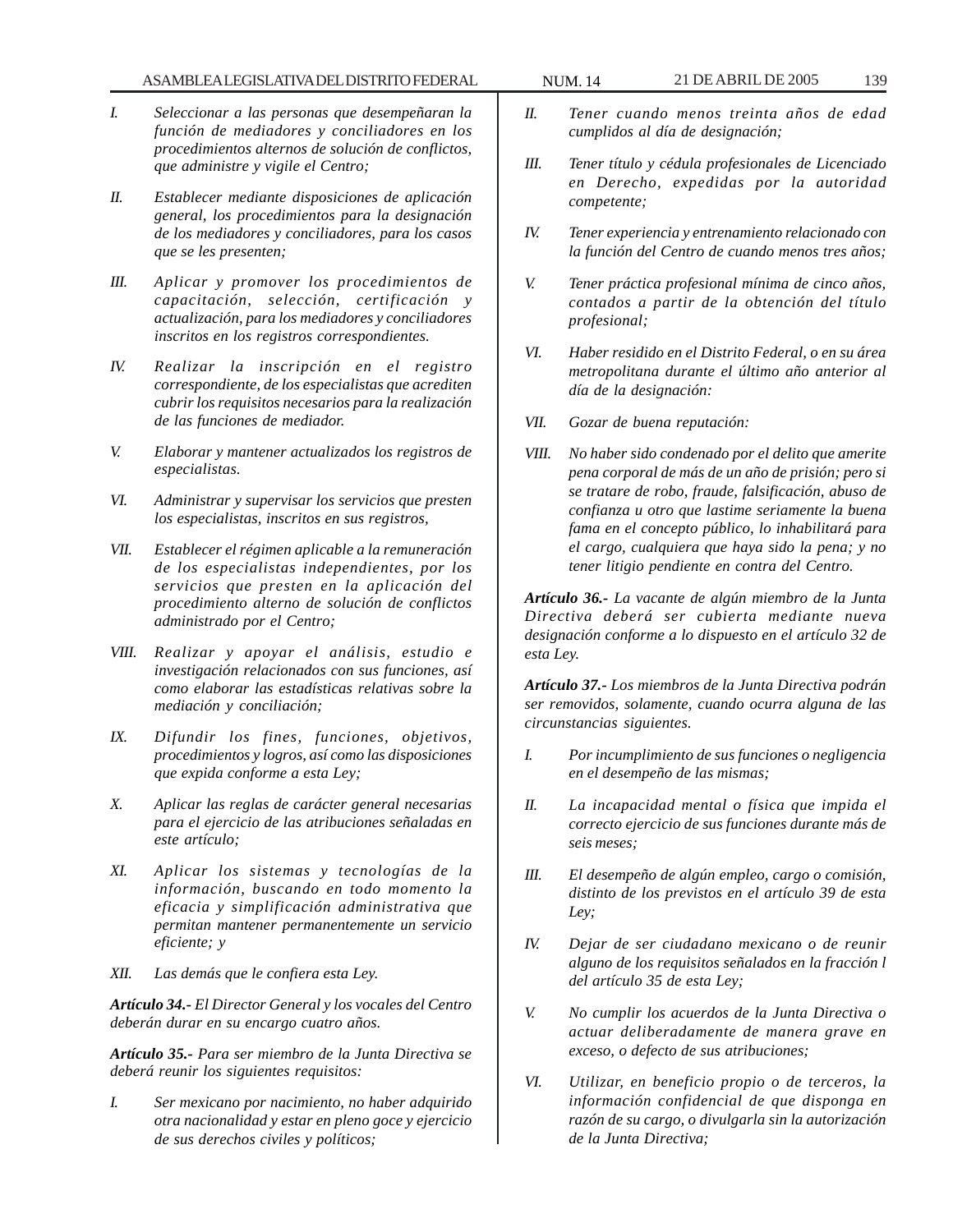I. *Seleccionar a las personas que desempeñaran la función de mediadores y conciliadores en los procedimientos alternos de solución de conflictos, que administre y vigile el Centro;*

II. *Establecer mediante disposiciones de aplicación general, los procedimientos para la designación de los mediadores y conciliadores, para los casos que se les presenten;*

III. *Aplicar y promover los procedimientos de capacitación, selección, certificación y actualización, para los mediadores y conciliadores inscritos en los registros correspondientes.*

IV. *Realizar la inscripción en el registro correspondiente, de los especialistas que acrediten cubrir los requisitos necesarios para la realización de las funciones de mediador.*

V. *Elaborar y mantener actualizados los registros de especialistas.*

VI. *Administrar y supervisar los servicios que presten los especialistas, inscritos en sus registros,*

VII. *Establecer el régimen aplicable a la remuneración de los especialistas independientes, por los servicios que presten en la aplicación del procedimiento alterno de solución de conflictos administrado por el Centro;*

VIII. *Realizar y apoyar el análisis, estudio e investigación relacionados con sus funciones, así como elaborar las estadísticas relativas sobre la mediación y conciliación;*

IX. *Difundir los fines, funciones, objetivos, procedimientos y logros, así como las disposiciones que expida conforme a esta Ley;*

X. *Aplicar las reglas de carácter general necesarias para el ejercicio de las atribuciones señaladas en este artículo;*

XI. *Aplicar los sistemas y tecnologías de la información, buscando en todo momento la eficacia y simplificación administrativa que permitan mantener permanentemente un servicio eficiente; y*

XII. *Las demás que le confiera esta Ley.*

***Artículo 34.-*** *El Director General y los vocales del Centro deberán durar en su encargo cuatro años.*

***Artículo 35.-*** *Para ser miembro de la Junta Directiva se deberá reunir los siguientes requisitos:*

I. *Ser mexicano por nacimiento, no haber adquirido otra nacionalidad y estar en pleno goce y ejercicio de sus derechos civiles y políticos;*

II. *Tener cuando menos treinta años de edad cumplidos al día de designación;*

III. *Tener título y cédula profesionales de Licenciado en Derecho, expedidas por la autoridad competente;*

IV. *Tener experiencia y entrenamiento relacionado con la función del Centro de cuando menos tres años;*

V. *Tener práctica profesional mínima de cinco años, contados a partir de la obtención del título profesional;*

VI. *Haber residido en el Distrito Federal, o en su área metropolitana durante el último año anterior al día de la designación:*

VII. *Gozar de buena reputación:*

VIII. *No haber sido condenado por el delito que amerite pena corporal de más de un año de prisión; pero si se tratare de robo, fraude, falsificación, abuso de confianza u otro que lastime seriamente la buena fama en el concepto público, lo inhabilitará para el cargo, cualquiera que haya sido la pena; y no tener litigio pendiente en contra del Centro.*

***Artículo 36.-*** *La vacante de algún miembro de la Junta Directiva deberá ser cubierta mediante nueva designación conforme a lo dispuesto en el artículo 32 de esta Ley.*

***Artículo 37.-*** *Los miembros de la Junta Directiva podrán ser removidos, solamente, cuando ocurra alguna de las circunstancias siguientes.*

I. *Por incumplimiento de sus funciones o negligencia en el desempeño de las mismas;*

II. *La incapacidad mental o física que impida el correcto ejercicio de sus funciones durante más de seis meses;*

III. *El desempeño de algún empleo, cargo o comisión, distinto de los previstos en el artículo 39 de esta Ley;*

IV. *Dejar de ser ciudadano mexicano o de reunir alguno de los requisitos señalados en la fracción l del artículo 35 de esta Ley;*

V. *No cumplir los acuerdos de la Junta Directiva o actuar deliberadamente de manera grave en exceso, o defecto de sus atribuciones;*

VI. *Utilizar, en beneficio propio o de terceros, la información confidencial de que disponga en razón de su cargo, o divulgarla sin la autorización de la Junta Directiva;*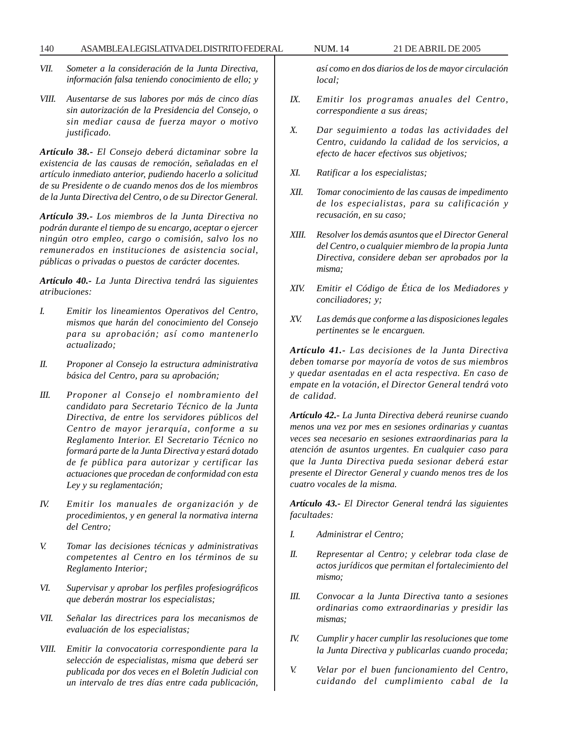*VII. Someter a la consideración de la Junta Directiva, información falsa teniendo conocimiento de ello; y*

*VIII. Ausentarse de sus labores por más de cinco días sin autorización de la Presidencia del Consejo, o sin mediar causa de fuerza mayor o motivo justificado.*

***Artículo 38.-*** *El Consejo deberá dictaminar sobre la existencia de las causas de remoción, señaladas en el artículo inmediato anterior, pudiendo hacerlo a solicitud de su Presidente o de cuando menos dos de los miembros de la Junta Directiva del Centro, o de su Director General.*

***Artículo 39.-*** *Los miembros de la Junta Directiva no podrán durante el tiempo de su encargo, aceptar o ejercer ningún otro empleo, cargo o comisión, salvo los no remunerados en instituciones de asistencia social, públicas o privadas o puestos de carácter docentes.*

***Artículo 40.-*** *La Junta Directiva tendrá las siguientes atribuciones:*

*I. Emitir los lineamientos Operativos del Centro, mismos que harán del conocimiento del Consejo para su aprobación; así como mantenerlo actualizado;*

*II. Proponer al Consejo la estructura administrativa básica del Centro, para su aprobación;*

*III. Proponer al Consejo el nombramiento del candidato para Secretario Técnico de la Junta Directiva, de entre los servidores públicos del Centro de mayor jerarquía, conforme a su Reglamento Interior. El Secretario Técnico no formará parte de la Junta Directiva y estará dotado de fe pública para autorizar y certificar las actuaciones que procedan de conformidad con esta Ley y su reglamentación;*

*IV. Emitir los manuales de organización y de procedimientos, y en general la normativa interna del Centro;*

*V. Tomar las decisiones técnicas y administrativas competentes al Centro en los términos de su Reglamento Interior;*

*VI. Supervisar y aprobar los perfiles profesiográficos que deberán mostrar los especialistas;*

*VII. Señalar las directrices para los mecanismos de evaluación de los especialistas;*

*VIII. Emitir la convocatoria correspondiente para la selección de especialistas, misma que deberá ser publicada por dos veces en el Boletín Judicial con un intervalo de tres días entre cada publicación, así como en dos diarios de los de mayor circulación local;*

*IX. Emitir los programas anuales del Centro, correspondiente a sus áreas;*

*X. Dar seguimiento a todas las actividades del Centro, cuidando la calidad de los servicios, a efecto de hacer efectivos sus objetivos;*

*XI. Ratificar a los especialistas;*

*XII. Tomar conocimiento de las causas de impedimento de los especialistas, para su calificación y recusación, en su caso;*

*XIII. Resolver los demás asuntos que el Director General del Centro, o cualquier miembro de la propia Junta Directiva, considere deban ser aprobados por la misma;*

*XIV. Emitir el Código de Ética de los Mediadores y conciliadores; y;*

*XV. Las demás que conforme a las disposiciones legales pertinentes se le encarguen.*

***Artículo 41.-*** *Las decisiones de la Junta Directiva deben tomarse por mayoría de votos de sus miembros y quedar asentadas en el acta respectiva. En caso de empate en la votación, el Director General tendrá voto de calidad.*

***Artículo 42.-*** *La Junta Directiva deberá reunirse cuando menos una vez por mes en sesiones ordinarias y cuantas veces sea necesario en sesiones extraordinarias para la atención de asuntos urgentes. En cualquier caso para que la Junta Directiva pueda sesionar deberá estar presente el Director General y cuando menos tres de los cuatro vocales de la misma.*

***Artículo 43.-*** *El Director General tendrá las siguientes facultades:*

*I. Administrar el Centro;*

*II. Representar al Centro; y celebrar toda clase de actos jurídicos que permitan el fortalecimiento del mismo;*

*III. Convocar a la Junta Directiva tanto a sesiones ordinarias como extraordinarias y presidir las mismas;*

*IV. Cumplir y hacer cumplir las resoluciones que tome la Junta Directiva y publicarlas cuando proceda;*

*V. Velar por el buen funcionamiento del Centro, cuidando del cumplimiento cabal de la*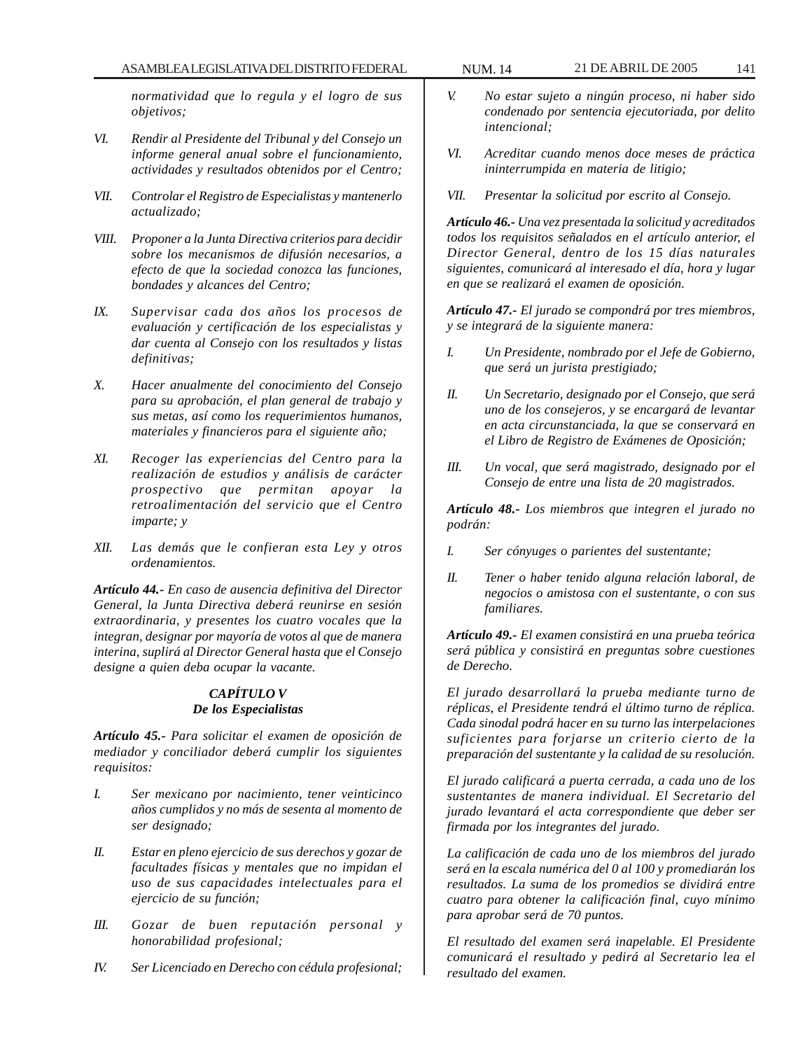*normatividad que lo regula y el logro de sus objetivos;*

*VI. Rendir al Presidente del Tribunal y del Consejo un informe general anual sobre el funcionamiento, actividades y resultados obtenidos por el Centro;*

*VII. Controlar el Registro de Especialistas y mantenerlo actualizado;*

*VIII. Proponer a la Junta Directiva criterios para decidir sobre los mecanismos de difusión necesarios, a efecto de que la sociedad conozca las funciones, bondades y alcances del Centro;*

*IX. Supervisar cada dos años los procesos de evaluación y certificación de los especialistas y dar cuenta al Consejo con los resultados y listas definitivas;*

*X. Hacer anualmente del conocimiento del Consejo para su aprobación, el plan general de trabajo y sus metas, así como los requerimientos humanos, materiales y financieros para el siguiente año;*

*XI. Recoger las experiencias del Centro para la realización de estudios y análisis de carácter prospectivo que permitan apoyar la retroalimentación del servicio que el Centro imparte; y*

*XII. Las demás que le confieran esta Ley y otros ordenamientos.*

***Artículo 44.-*** *En caso de ausencia definitiva del Director General, la Junta Directiva deberá reunirse en sesión extraordinaria, y presentes los cuatro vocales que la integran, designar por mayoría de votos al que de manera interina, suplirá al Director General hasta que el Consejo designe a quien deba ocupar la vacante.*

***CAPÍTULO V***
***De los Especialistas***

***Artículo 45.-*** *Para solicitar el examen de oposición de mediador y conciliador deberá cumplir los siguientes requisitos:*

*I. Ser mexicano por nacimiento, tener veinticinco años cumplidos y no más de sesenta al momento de ser designado;*

*II. Estar en pleno ejercicio de sus derechos y gozar de facultades físicas y mentales que no impidan el uso de sus capacidades intelectuales para el ejercicio de su función;*

*III. Gozar de buen reputación personal y honorabilidad profesional;*

*IV. Ser Licenciado en Derecho con cédula profesional;*

*V. No estar sujeto a ningún proceso, ni haber sido condenado por sentencia ejecutoriada, por delito intencional;*

*VI. Acreditar cuando menos doce meses de práctica ininterrumpida en materia de litigio;*

*VII. Presentar la solicitud por escrito al Consejo.*

***Artículo 46.-*** *Una vez presentada la solicitud y acreditados todos los requisitos señalados en el artículo anterior, el Director General, dentro de los 15 días naturales siguientes, comunicará al interesado el día, hora y lugar en que se realizará el examen de oposición.*

***Artículo 47.-*** *El jurado se compondrá por tres miembros, y se integrará de la siguiente manera:*

*I. Un Presidente, nombrado por el Jefe de Gobierno, que será un jurista prestigiado;*

*II. Un Secretario, designado por el Consejo, que será uno de los consejeros, y se encargará de levantar en acta circunstanciada, la que se conservará en el Libro de Registro de Exámenes de Oposición;*

*III. Un vocal, que será magistrado, designado por el Consejo de entre una lista de 20 magistrados.*

***Artículo 48.-*** *Los miembros que integren el jurado no podrán:*

*I. Ser cónyuges o parientes del sustentante;*

*II. Tener o haber tenido alguna relación laboral, de negocios o amistosa con el sustentante, o con sus familiares.*

***Artículo 49.-*** *El examen consistirá en una prueba teórica será pública y consistirá en preguntas sobre cuestiones de Derecho.*

*El jurado desarrollará la prueba mediante turno de réplicas, el Presidente tendrá el último turno de réplica. Cada sinodal podrá hacer en su turno las interpelaciones suficientes para forjarse un criterio cierto de la preparación del sustentante y la calidad de su resolución.*

*El jurado calificará a puerta cerrada, a cada uno de los sustentantes de manera individual. El Secretario del jurado levantará el acta correspondiente que deber ser firmada por los integrantes del jurado.*

*La calificación de cada uno de los miembros del jurado será en la escala numérica del 0 al 100 y promediarán los resultados. La suma de los promedios se dividirá entre cuatro para obtener la calificación final, cuyo mínimo para aprobar será de 70 puntos.*

*El resultado del examen será inapelable. El Presidente comunicará el resultado y pedirá al Secretario lea el resultado del examen.*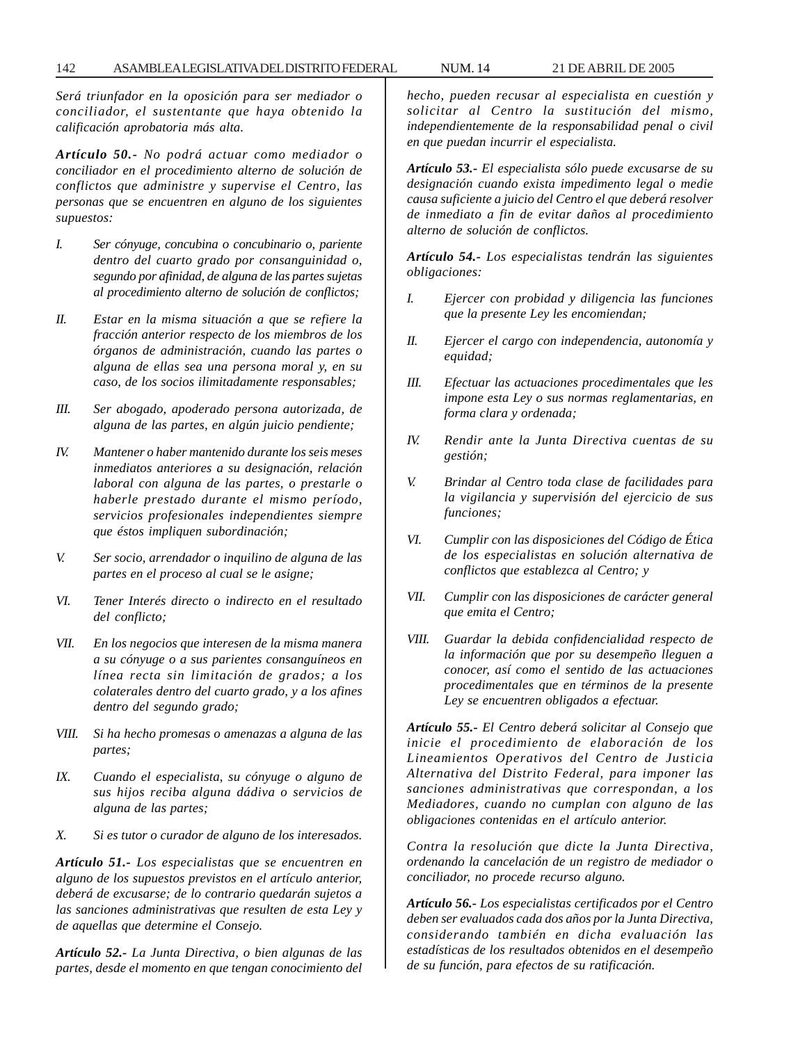*Será triunfador en la oposición para ser mediador o conciliador, el sustentante que haya obtenido la calificación aprobatoria más alta.*

***Artículo 50.-*** *No podrá actuar como mediador o conciliador en el procedimiento alterno de solución de conflictos que administre y supervise el Centro, las personas que se encuentren en alguno de los siguientes supuestos:*

*I. Ser cónyuge, concubina o concubinario o, pariente dentro del cuarto grado por consanguinidad o, segundo por afinidad, de alguna de las partes sujetas al procedimiento alterno de solución de conflictos;*

*II. Estar en la misma situación a que se refiere la fracción anterior respecto de los miembros de los órganos de administración, cuando las partes o alguna de ellas sea una persona moral y, en su caso, de los socios ilimitadamente responsables;*

*III. Ser abogado, apoderado persona autorizada, de alguna de las partes, en algún juicio pendiente;*

*IV. Mantener o haber mantenido durante los seis meses inmediatos anteriores a su designación, relación laboral con alguna de las partes, o prestarle o haberle prestado durante el mismo período, servicios profesionales independientes siempre que éstos impliquen subordinación;*

*V. Ser socio, arrendador o inquilino de alguna de las partes en el proceso al cual se le asigne;*

*VI. Tener Interés directo o indirecto en el resultado del conflicto;*

*VII. En los negocios que interesen de la misma manera a su cónyuge o a sus parientes consanguíneos en línea recta sin limitación de grados; a los colaterales dentro del cuarto grado, y a los afines dentro del segundo grado;*

*VIII. Si ha hecho promesas o amenazas a alguna de las partes;*

*IX. Cuando el especialista, su cónyuge o alguno de sus hijos reciba alguna dádiva o servicios de alguna de las partes;*

*X. Si es tutor o curador de alguno de los interesados.*

***Artículo 51.-*** *Los especialistas que se encuentren en alguno de los supuestos previstos en el artículo anterior, deberá de excusarse; de lo contrario quedarán sujetos a las sanciones administrativas que resulten de esta Ley y de aquellas que determine el Consejo.*

***Artículo 52.-*** *La Junta Directiva, o bien algunas de las partes, desde el momento en que tengan conocimiento del hecho, pueden recusar al especialista en cuestión y solicitar al Centro la sustitución del mismo, independientemente de la responsabilidad penal o civil en que puedan incurrir el especialista.*

***Artículo 53.-*** *El especialista sólo puede excusarse de su designación cuando exista impedimento legal o medie causa suficiente a juicio del Centro el que deberá resolver de inmediato a fin de evitar daños al procedimiento alterno de solución de conflictos.*

***Artículo 54.-*** *Los especialistas tendrán las siguientes obligaciones:*

*I. Ejercer con probidad y diligencia las funciones que la presente Ley les encomiendan;*

*II. Ejercer el cargo con independencia, autonomía y equidad;*

*III. Efectuar las actuaciones procedimentales que les impone esta Ley o sus normas reglamentarias, en forma clara y ordenada;*

*IV. Rendir ante la Junta Directiva cuentas de su gestión;*

*V. Brindar al Centro toda clase de facilidades para la vigilancia y supervisión del ejercicio de sus funciones;*

*VI. Cumplir con las disposiciones del Código de Ética de los especialistas en solución alternativa de conflictos que establezca al Centro; y*

*VII. Cumplir con las disposiciones de carácter general que emita el Centro;*

*VIII. Guardar la debida confidencialidad respecto de la información que por su desempeño lleguen a conocer, así como el sentido de las actuaciones procedimentales que en términos de la presente Ley se encuentren obligados a efectuar.*

***Artículo 55.-*** *El Centro deberá solicitar al Consejo que inicie el procedimiento de elaboración de los Lineamientos Operativos del Centro de Justicia Alternativa del Distrito Federal, para imponer las sanciones administrativas que correspondan, a los Mediadores, cuando no cumplan con alguno de las obligaciones contenidas en el artículo anterior.*

*Contra la resolución que dicte la Junta Directiva, ordenando la cancelación de un registro de mediador o conciliador, no procede recurso alguno.*

***Artículo 56.-*** *Los especialistas certificados por el Centro deben ser evaluados cada dos años por la Junta Directiva, considerando también en dicha evaluación las estadísticas de los resultados obtenidos en el desempeño de su función, para efectos de su ratificación.*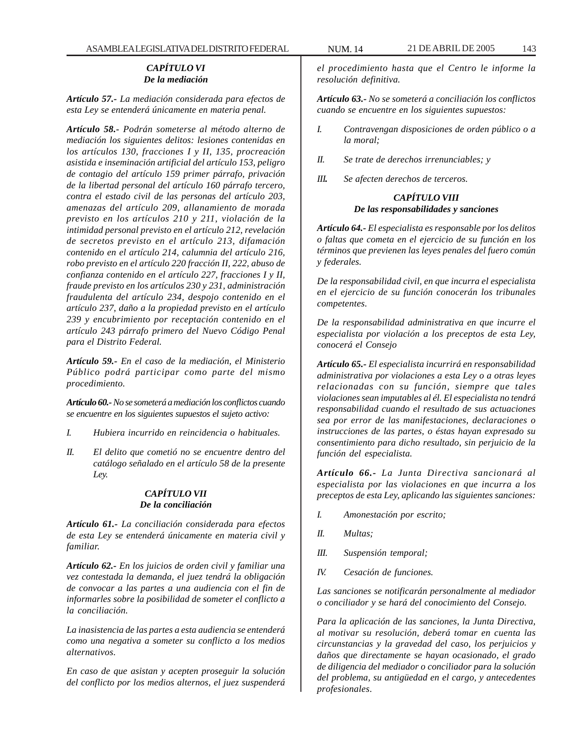### *CAPÍTULO VI*
### *De la mediación*

***Artículo 57.-*** *La mediación considerada para efectos de esta Ley se entenderá únicamente en materia penal.*

***Artículo 58.-*** *Podrán someterse al método alterno de mediación los siguientes delitos: lesiones contenidas en los artículos 130, fracciones I y II, 135, procreación asistida e inseminación artificial del artículo 153, peligro de contagio del artículo 159 primer párrafo, privación de la libertad personal del artículo 160 párrafo tercero, contra el estado civil de las personas del artículo 203, amenazas del artículo 209, allanamiento de morada previsto en los artículos 210 y 211, violación de la intimidad personal previsto en el artículo 212, revelación de secretos previsto en el artículo 213, difamación contenido en el artículo 214, calumnia del artículo 216, robo previsto en el artículo 220 fracción II, 222, abuso de confianza contenido en el artículo 227, fracciones I y II, fraude previsto en los artículos 230 y 231, administración fraudulenta del artículo 234, despojo contenido en el artículo 237, daño a la propiedad previsto en el artículo 239 y encubrimiento por receptación contenido en el artículo 243 párrafo primero del Nuevo Código Penal para el Distrito Federal.*

***Artículo 59.-*** *En el caso de la mediación, el Ministerio Público podrá participar como parte del mismo procedimiento.*

***Artículo 60.-*** *No se someterá a mediación los conflictos cuando se encuentre en los siguientes supuestos el sujeto activo:*

*I. Hubiera incurrido en reincidencia o habituales.*

*II. El delito que cometió no se encuentre dentro del catálogo señalado en el artículo 58 de la presente Ley.*

### *CAPÍTULO VII*
### *De la conciliación*

***Artículo 61.-*** *La conciliación considerada para efectos de esta Ley se entenderá únicamente en materia civil y familiar.*

***Artículo 62.-*** *En los juicios de orden civil y familiar una vez contestada la demanda, el juez tendrá la obligación de convocar a las partes a una audiencia con el fin de informarles sobre la posibilidad de someter el conflicto a la conciliación.*

*La inasistencia de las partes a esta audiencia se entenderá como una negativa a someter su conflicto a los medios alternativos.*

*En caso de que asistan y acepten proseguir la solución del conflicto por los medios alternos, el juez suspenderá el procedimiento hasta que el Centro le informe la resolución definitiva.*

***Artículo 63.-*** *No se someterá a conciliación los conflictos cuando se encuentre en los siguientes supuestos:*

*I. Contravengan disposiciones de orden público o a la moral;*

*II. Se trate de derechos irrenunciables; y*

*III. Se afecten derechos de terceros.*

### *CAPÍTULO VIII*
### *De las responsabilidades y sanciones*

***Artículo 64.-*** *El especialista es responsable por los delitos o faltas que cometa en el ejercicio de su función en los términos que previenen las leyes penales del fuero común y federales.*

*De la responsabilidad civil, en que incurra el especialista en el ejercicio de su función conocerán los tribunales competentes.*

*De la responsabilidad administrativa en que incurre el especialista por violación a los preceptos de esta Ley, conocerá el Consejo*

***Artículo 65.-*** *El especialista incurrirá en responsabilidad administrativa por violaciones a esta Ley o a otras leyes relacionadas con su función, siempre que tales violaciones sean imputables al él. El especialista no tendrá responsabilidad cuando el resultado de sus actuaciones sea por error de las manifestaciones, declaraciones o instrucciones de las partes, o éstas hayan expresado su consentimiento para dicho resultado, sin perjuicio de la función del especialista.*

***Artículo 66.-*** *La Junta Directiva sancionará al especialista por las violaciones en que incurra a los preceptos de esta Ley, aplicando las siguientes sanciones:*

*I. Amonestación por escrito;*

*II. Multas;*

*III. Suspensión temporal;*

*IV. Cesación de funciones.*

*Las sanciones se notificarán personalmente al mediador o conciliador y se hará del conocimiento del Consejo.*

*Para la aplicación de las sanciones, la Junta Directiva, al motivar su resolución, deberá tomar en cuenta las circunstancias y la gravedad del caso, los perjuicios y daños que directamente se hayan ocasionado, el grado de diligencia del mediador o conciliador para la solución del problema, su antigüedad en el cargo, y antecedentes profesionales.*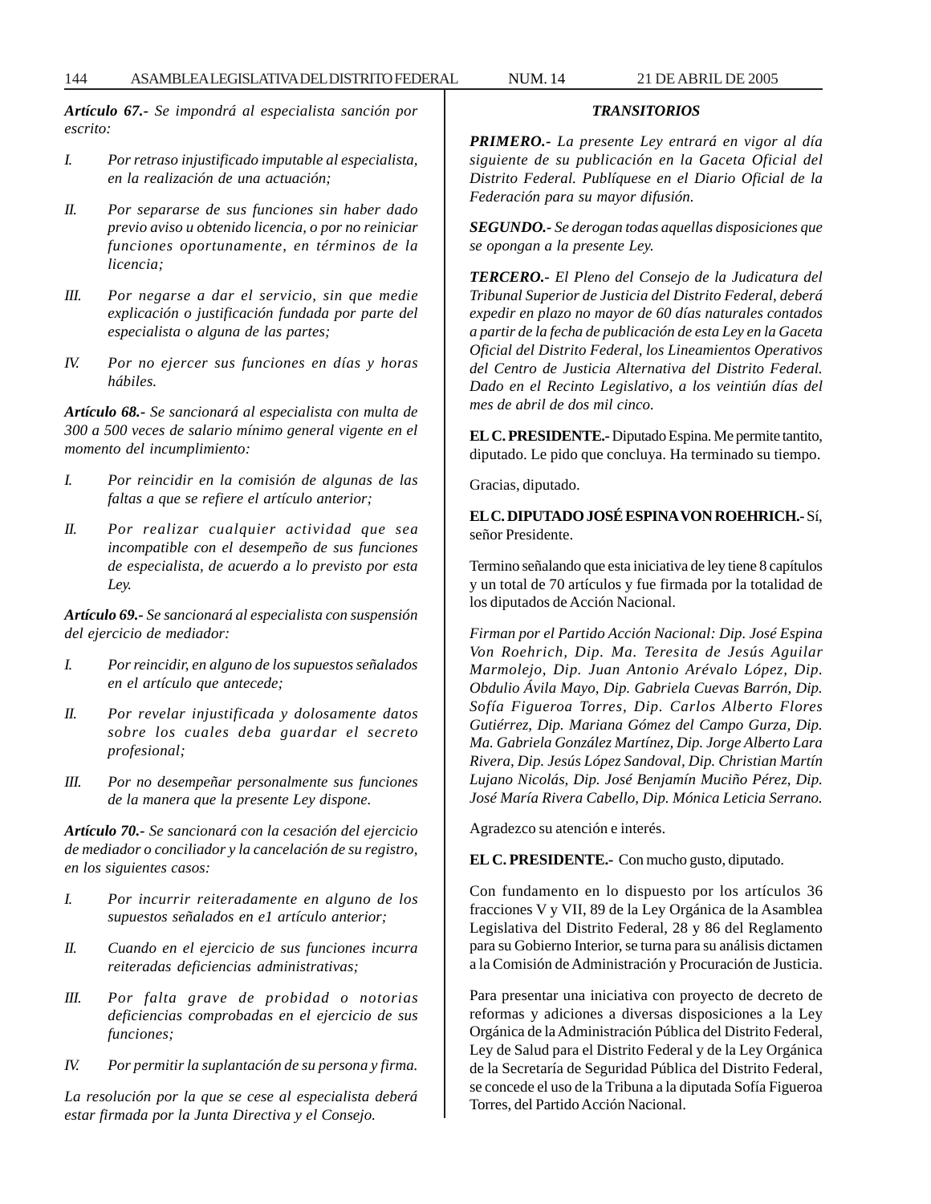*Artículo 67.- Se impondrá al especialista sanción por escrito:*

*I. Por retraso injustificado imputable al especialista, en la realización de una actuación;*

*II. Por separarse de sus funciones sin haber dado previo aviso u obtenido licencia, o por no reiniciar funciones oportunamente, en términos de la licencia;*

*III. Por negarse a dar el servicio, sin que medie explicación o justificación fundada por parte del especialista o alguna de las partes;*

*IV. Por no ejercer sus funciones en días y horas hábiles.*

*Artículo 68.- Se sancionará al especialista con multa de 300 a 500 veces de salario mínimo general vigente en el momento del incumplimiento:*

*I. Por reincidir en la comisión de algunas de las faltas a que se refiere el artículo anterior;*

*II. Por realizar cualquier actividad que sea incompatible con el desempeño de sus funciones de especialista, de acuerdo a lo previsto por esta Ley.*

*Artículo 69.- Se sancionará al especialista con suspensión del ejercicio de mediador:*

*I. Por reincidir, en alguno de los supuestos señalados en el artículo que antecede;*

*II. Por revelar injustificada y dolosamente datos sobre los cuales deba guardar el secreto profesional;*

*III. Por no desempeñar personalmente sus funciones de la manera que la presente Ley dispone.*

*Artículo 70.- Se sancionará con la cesación del ejercicio de mediador o conciliador y la cancelación de su registro, en los siguientes casos:*

*I. Por incurrir reiteradamente en alguno de los supuestos señalados en e1 artículo anterior;*

*II. Cuando en el ejercicio de sus funciones incurra reiteradas deficiencias administrativas;*

*III. Por falta grave de probidad o notorias deficiencias comprobadas en el ejercicio de sus funciones;*

*IV. Por permitir la suplantación de su persona y firma.*

*La resolución por la que se cese al especialista deberá estar firmada por la Junta Directiva y el Consejo.*

***TRANSITORIOS***

***PRIMERO.-*** *La presente Ley entrará en vigor al día siguiente de su publicación en la Gaceta Oficial del Distrito Federal. Publíquese en el Diario Oficial de la Federación para su mayor difusión.*

***SEGUNDO.-*** *Se derogan todas aquellas disposiciones que se opongan a la presente Ley.*

***TERCERO.-*** *El Pleno del Consejo de la Judicatura del Tribunal Superior de Justicia del Distrito Federal, deberá expedir en plazo no mayor de 60 días naturales contados a partir de la fecha de publicación de esta Ley en la Gaceta Oficial del Distrito Federal, los Lineamientos Operativos del Centro de Justicia Alternativa del Distrito Federal. Dado en el Recinto Legislativo, a los veintiún días del mes de abril de dos mil cinco.*

**EL C. PRESIDENTE.-** Diputado Espina. Me permite tantito, diputado. Le pido que concluya. Ha terminado su tiempo.

Gracias, diputado.

**EL C. DIPUTADO JOSÉ ESPINA VON ROEHRICH.-** Sí, señor Presidente.

Termino señalando que esta iniciativa de ley tiene 8 capítulos y un total de 70 artículos y fue firmada por la totalidad de los diputados de Acción Nacional.

*Firman por el Partido Acción Nacional: Dip. José Espina Von Roehrich, Dip. Ma. Teresita de Jesús Aguilar Marmolejo, Dip. Juan Antonio Arévalo López, Dip. Obdulio Ávila Mayo, Dip. Gabriela Cuevas Barrón, Dip. Sofía Figueroa Torres, Dip. Carlos Alberto Flores Gutiérrez, Dip. Mariana Gómez del Campo Gurza, Dip. Ma. Gabriela González Martínez, Dip. Jorge Alberto Lara Rivera, Dip. Jesús López Sandoval, Dip. Christian Martín Lujano Nicolás, Dip. José Benjamín Muciño Pérez, Dip. José María Rivera Cabello, Dip. Mónica Leticia Serrano.*

Agradezco su atención e interés.

**EL C. PRESIDENTE.-** Con mucho gusto, diputado.

Con fundamento en lo dispuesto por los artículos 36 fracciones V y VII, 89 de la Ley Orgánica de la Asamblea Legislativa del Distrito Federal, 28 y 86 del Reglamento para su Gobierno Interior, se turna para su análisis dictamen a la Comisión de Administración y Procuración de Justicia.

Para presentar una iniciativa con proyecto de decreto de reformas y adiciones a diversas disposiciones a la Ley Orgánica de la Administración Pública del Distrito Federal, Ley de Salud para el Distrito Federal y de la Ley Orgánica de la Secretaría de Seguridad Pública del Distrito Federal, se concede el uso de la Tribuna a la diputada Sofía Figueroa Torres, del Partido Acción Nacional.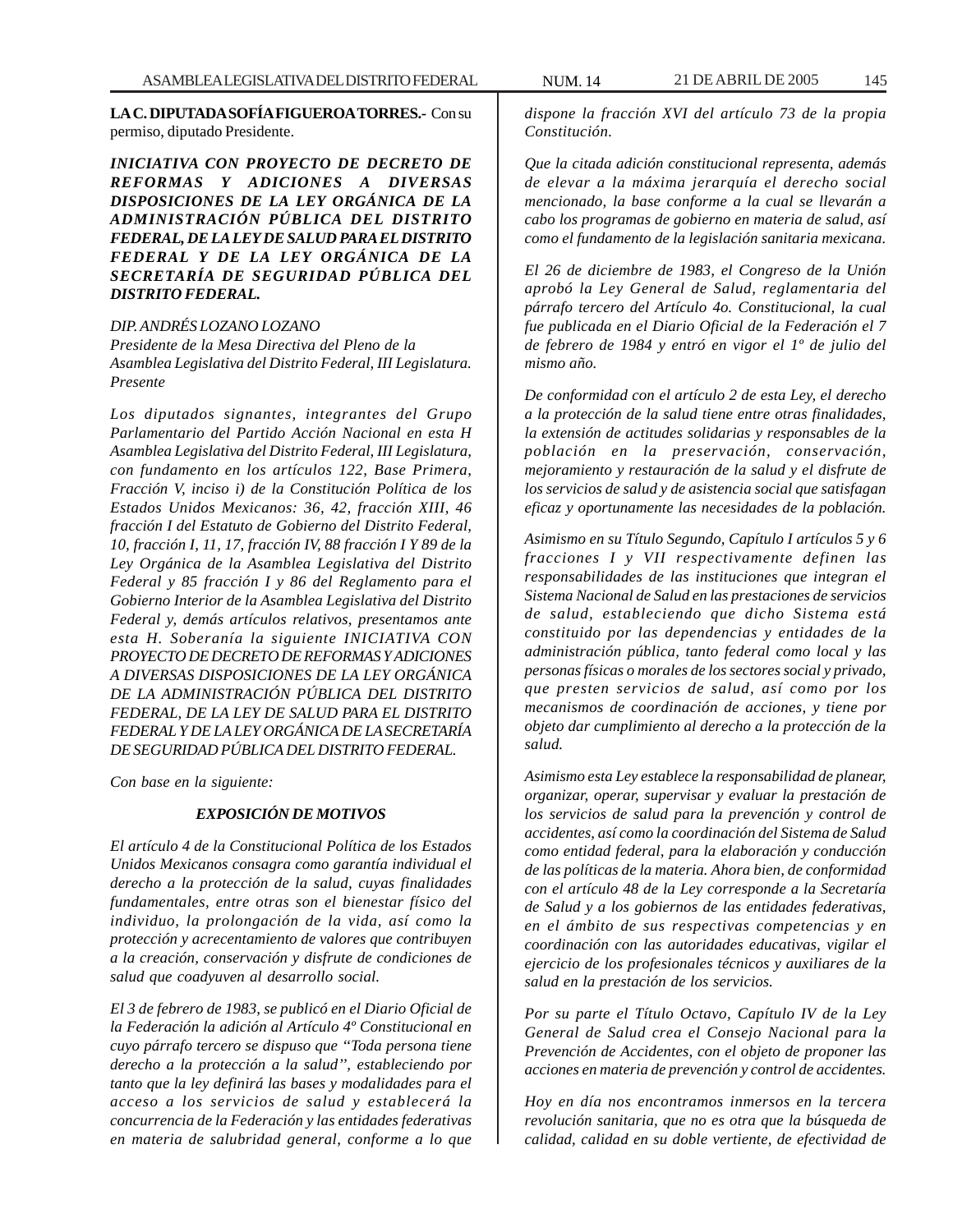**LA C. DIPUTADA SOFÍA FIGUEROA TORRES.-** Con su permiso, diputado Presidente.

***INICIATIVA CON PROYECTO DE DECRETO DE REFORMAS Y ADICIONES A DIVERSAS DISPOSICIONES DE LA LEY ORGÁNICA DE LA ADMINISTRACIÓN PÚBLICA DEL DISTRITO FEDERAL, DE LA LEY DE SALUD PARA EL DISTRITO FEDERAL Y DE LA LEY ORGÁNICA DE LA SECRETARÍA DE SEGURIDAD PÚBLICA DEL DISTRITO FEDERAL.***

*DIP. ANDRÉS LOZANO LOZANO*
*Presidente de la Mesa Directiva del Pleno de la Asamblea Legislativa del Distrito Federal, III Legislatura.*
*Presente*

*Los diputados signantes, integrantes del Grupo Parlamentario del Partido Acción Nacional en esta H Asamblea Legislativa del Distrito Federal, III Legislatura, con fundamento en los artículos 122, Base Primera, Fracción V, inciso i) de la Constitución Política de los Estados Unidos Mexicanos: 36, 42, fracción XIII, 46 fracción I del Estatuto de Gobierno del Distrito Federal, 10, fracción I, 11, 17, fracción IV, 88 fracción I Y 89 de la Ley Orgánica de la Asamblea Legislativa del Distrito Federal y 85 fracción I y 86 del Reglamento para el Gobierno Interior de la Asamblea Legislativa del Distrito Federal y, demás artículos relativos, presentamos ante esta H. Soberanía la siguiente INICIATIVA CON PROYECTO DE DECRETO DE REFORMAS Y ADICIONES A DIVERSAS DISPOSICIONES DE LA LEY ORGÁNICA DE LA ADMINISTRACIÓN PÚBLICA DEL DISTRITO FEDERAL, DE LA LEY DE SALUD PARA EL DISTRITO FEDERAL Y DE LA LEY ORGÁNICA DE LA SECRETARÍA DE SEGURIDAD PÚBLICA DEL DISTRITO FEDERAL.*

*Con base en la siguiente:*

***EXPOSICIÓN DE MOTIVOS***

*El artículo 4 de la Constitucional Política de los Estados Unidos Mexicanos consagra como garantía individual el derecho a la protección de la salud, cuyas finalidades fundamentales, entre otras son el bienestar físico del individuo, la prolongación de la vida, así como la protección y acrecentamiento de valores que contribuyen a la creación, conservación y disfrute de condiciones de salud que coadyuven al desarrollo social.*

*El 3 de febrero de 1983, se publicó en el Diario Oficial de la Federación la adición al Artículo 4º Constitucional en cuyo párrafo tercero se dispuso que "Toda persona tiene derecho a la protección a la salud", estableciendo por tanto que la ley definirá las bases y modalidades para el acceso a los servicios de salud y establecerá la concurrencia de la Federación y las entidades federativas en materia de salubridad general, conforme a lo que dispone la fracción XVI del artículo 73 de la propia Constitución.*

*Que la citada adición constitucional representa, además de elevar a la máxima jerarquía el derecho social mencionado, la base conforme a la cual se llevarán a cabo los programas de gobierno en materia de salud, así como el fundamento de la legislación sanitaria mexicana.*

*El 26 de diciembre de 1983, el Congreso de la Unión aprobó la Ley General de Salud, reglamentaria del párrafo tercero del Artículo 4o. Constitucional, la cual fue publicada en el Diario Oficial de la Federación el 7 de febrero de 1984 y entró en vigor el 1º de julio del mismo año.*

*De conformidad con el artículo 2 de esta Ley, el derecho a la protección de la salud tiene entre otras finalidades, la extensión de actitudes solidarias y responsables de la población en la preservación, conservación, mejoramiento y restauración de la salud y el disfrute de los servicios de salud y de asistencia social que satisfagan eficaz y oportunamente las necesidades de la población.*

*Asimismo en su Título Segundo, Capítulo I artículos 5 y 6 fracciones I y VII respectivamente definen las responsabilidades de las instituciones que integran el Sistema Nacional de Salud en las prestaciones de servicios de salud, estableciendo que dicho Sistema está constituido por las dependencias y entidades de la administración pública, tanto federal como local y las personas físicas o morales de los sectores social y privado, que presten servicios de salud, así como por los mecanismos de coordinación de acciones, y tiene por objeto dar cumplimiento al derecho a la protección de la salud.*

*Asimismo esta Ley establece la responsabilidad de planear, organizar, operar, supervisar y evaluar la prestación de los servicios de salud para la prevención y control de accidentes, así como la coordinación del Sistema de Salud como entidad federal, para la elaboración y conducción de las políticas de la materia. Ahora bien, de conformidad con el artículo 48 de la Ley corresponde a la Secretaría de Salud y a los gobiernos de las entidades federativas, en el ámbito de sus respectivas competencias y en coordinación con las autoridades educativas, vigilar el ejercicio de los profesionales técnicos y auxiliares de la salud en la prestación de los servicios.*

*Por su parte el Título Octavo, Capítulo IV de la Ley General de Salud crea el Consejo Nacional para la Prevención de Accidentes, con el objeto de proponer las acciones en materia de prevención y control de accidentes.*

*Hoy en día nos encontramos inmersos en la tercera revolución sanitaria, que no es otra que la búsqueda de calidad, calidad en su doble vertiente, de efectividad de*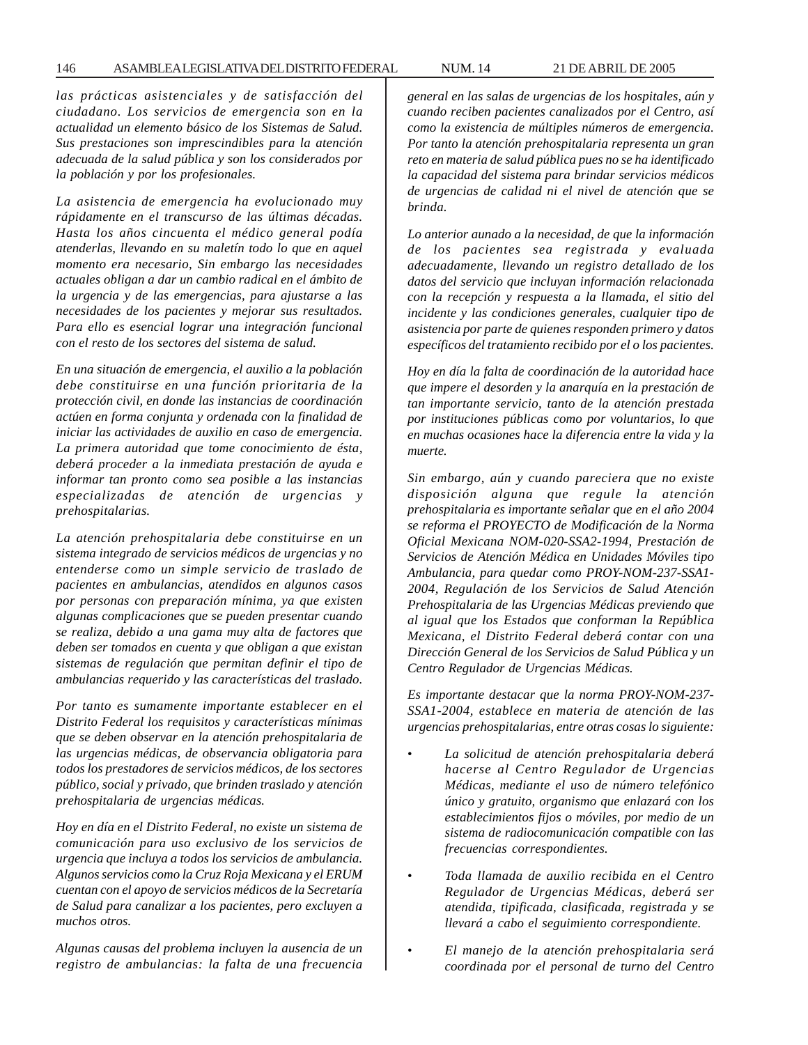*las prácticas asistenciales y de satisfacción del ciudadano. Los servicios de emergencia son en la actualidad un elemento básico de los Sistemas de Salud. Sus prestaciones son imprescindibles para la atención adecuada de la salud pública y son los considerados por la población y por los profesionales.*

*La asistencia de emergencia ha evolucionado muy rápidamente en el transcurso de las últimas décadas. Hasta los años cincuenta el médico general podía atenderlas, llevando en su maletín todo lo que en aquel momento era necesario, Sin embargo las necesidades actuales obligan a dar un cambio radical en el ámbito de la urgencia y de las emergencias, para ajustarse a las necesidades de los pacientes y mejorar sus resultados. Para ello es esencial lograr una integración funcional con el resto de los sectores del sistema de salud.*

*En una situación de emergencia, el auxilio a la población debe constituirse en una función prioritaria de la protección civil, en donde las instancias de coordinación actúen en forma conjunta y ordenada con la finalidad de iniciar las actividades de auxilio en caso de emergencia. La primera autoridad que tome conocimiento de ésta, deberá proceder a la inmediata prestación de ayuda e informar tan pronto como sea posible a las instancias especializadas de atención de urgencias y prehospitalarias.*

*La atención prehospitalaria debe constituirse en un sistema integrado de servicios médicos de urgencias y no entenderse como un simple servicio de traslado de pacientes en ambulancias, atendidos en algunos casos por personas con preparación mínima, ya que existen algunas complicaciones que se pueden presentar cuando se realiza, debido a una gama muy alta de factores que deben ser tomados en cuenta y que obligan a que existan sistemas de regulación que permitan definir el tipo de ambulancias requerido y las características del traslado.*

*Por tanto es sumamente importante establecer en el Distrito Federal los requisitos y características mínimas que se deben observar en la atención prehospitalaria de las urgencias médicas, de observancia obligatoria para todos los prestadores de servicios médicos, de los sectores público, social y privado, que brinden traslado y atención prehospitalaria de urgencias médicas.*

*Hoy en día en el Distrito Federal, no existe un sistema de comunicación para uso exclusivo de los servicios de urgencia que incluya a todos los servicios de ambulancia. Algunos servicios como la Cruz Roja Mexicana y el ERUM cuentan con el apoyo de servicios médicos de la Secretaría de Salud para canalizar a los pacientes, pero excluyen a muchos otros.*

*Algunas causas del problema incluyen la ausencia de un registro de ambulancias: la falta de una frecuencia general en las salas de urgencias de los hospitales, aún y cuando reciben pacientes canalizados por el Centro, así como la existencia de múltiples números de emergencia. Por tanto la atención prehospitalaria representa un gran reto en materia de salud pública pues no se ha identificado la capacidad del sistema para brindar servicios médicos de urgencias de calidad ni el nivel de atención que se brinda.*

*Lo anterior aunado a la necesidad, de que la información de los pacientes sea registrada y evaluada adecuadamente, llevando un registro detallado de los datos del servicio que incluyan información relacionada con la recepción y respuesta a la llamada, el sitio del incidente y las condiciones generales, cualquier tipo de asistencia por parte de quienes responden primero y datos específicos del tratamiento recibido por el o los pacientes.*

*Hoy en día la falta de coordinación de la autoridad hace que impere el desorden y la anarquía en la prestación de tan importante servicio, tanto de la atención prestada por instituciones públicas como por voluntarios, lo que en muchas ocasiones hace la diferencia entre la vida y la muerte.*

*Sin embargo, aún y cuando pareciera que no existe disposición alguna que regule la atención prehospitalaria es importante señalar que en el año 2004 se reforma el PROYECTO de Modificación de la Norma Oficial Mexicana NOM-020-SSA2-1994, Prestación de Servicios de Atención Médica en Unidades Móviles tipo Ambulancia, para quedar como PROY-NOM-237-SSA1-2004, Regulación de los Servicios de Salud Atención Prehospitalaria de las Urgencias Médicas previendo que al igual que los Estados que conforman la República Mexicana, el Distrito Federal deberá contar con una Dirección General de los Servicios de Salud Pública y un Centro Regulador de Urgencias Médicas.*

*Es importante destacar que la norma PROY-NOM-237-SSA1-2004, establece en materia de atención de las urgencias prehospitalarias, entre otras cosas lo siguiente:*

- *La solicitud de atención prehospitalaria deberá hacerse al Centro Regulador de Urgencias Médicas, mediante el uso de número telefónico único y gratuito, organismo que enlazará con los establecimientos fijos o móviles, por medio de un sistema de radiocomunicación compatible con las frecuencias correspondientes.*
- *Toda llamada de auxilio recibida en el Centro Regulador de Urgencias Médicas, deberá ser atendida, tipificada, clasificada, registrada y se llevará a cabo el seguimiento correspondiente.*
- *El manejo de la atención prehospitalaria será coordinada por el personal de turno del Centro*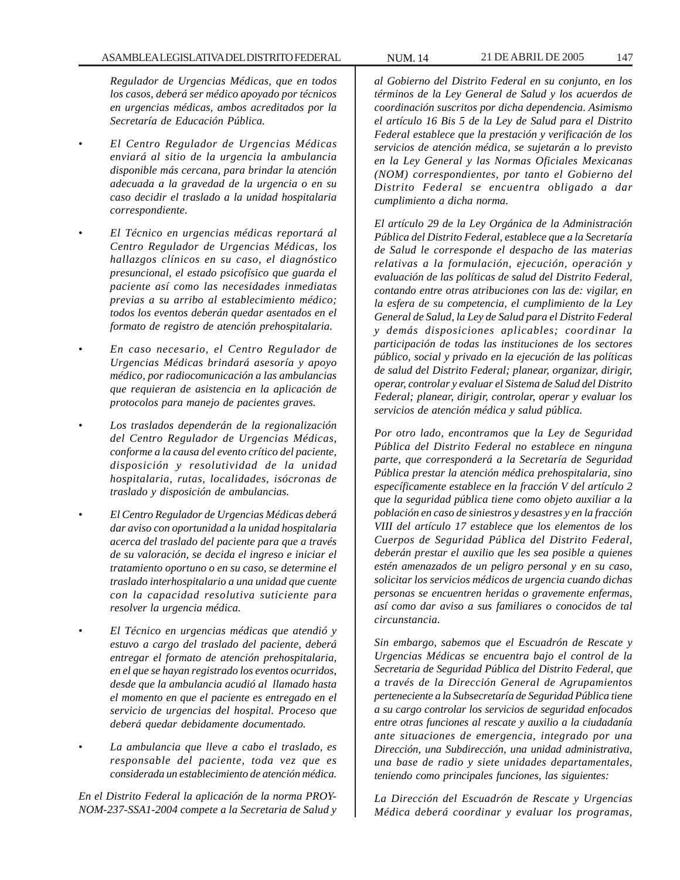*Regulador de Urgencias Médicas, que en todos los casos, deberá ser médico apoyado por técnicos en urgencias médicas, ambos acreditados por la Secretaría de Educación Pública.*

- *El Centro Regulador de Urgencias Médicas enviará al sitio de la urgencia la ambulancia disponible más cercana, para brindar la atención adecuada a la gravedad de la urgencia o en su caso decidir el traslado a la unidad hospitalaria correspondiente.*

- *El Técnico en urgencias médicas reportará al Centro Regulador de Urgencias Médicas, los hallazgos clínicos en su caso, el diagnóstico presuncional, el estado psicofísico que guarda el paciente así como las necesidades inmediatas previas a su arribo al establecimiento médico; todos los eventos deberán quedar asentados en el formato de registro de atención prehospitalaria.*

- *En caso necesario, el Centro Regulador de Urgencias Médicas brindará asesoría y apoyo médico, por radiocomunicación a las ambulancias que requieran de asistencia en la aplicación de protocolos para manejo de pacientes graves.*

- *Los traslados dependerán de la regionalización del Centro Regulador de Urgencias Médicas, conforme a la causa del evento crítico del paciente, disposición y resolutividad de la unidad hospitalaria, rutas, localidades, isócronas de traslado y disposición de ambulancias.*

- *El Centro Regulador de Urgencias Médicas deberá dar aviso con oportunidad a la unidad hospitalaria acerca del traslado del paciente para que a través de su valoración, se decida el ingreso e iniciar el tratamiento oportuno o en su caso, se determine el traslado interhospitalario a una unidad que cuente con la capacidad resolutiva suticiente para resolver la urgencia médica.*

- *El Técnico en urgencias médicas que atendió y estuvo a cargo del traslado del paciente, deberá entregar el formato de atención prehospitalaria, en el que se hayan registrado los eventos ocurridos, desde que la ambulancia acudió al llamado hasta el momento en que el paciente es entregado en el servicio de urgencias del hospital. Proceso que deberá quedar debidamente documentado.*

- *La ambulancia que lleve a cabo el traslado, es responsable del paciente, toda vez que es considerada un establecimiento de atención médica.*

*En el Distrito Federal la aplicación de la norma PROY-NOM-237-SSA1-2004 compete a la Secretaria de Salud y al Gobierno del Distrito Federal en su conjunto, en los términos de la Ley General de Salud y los acuerdos de coordinación suscritos por dicha dependencia. Asimismo el artículo 16 Bis 5 de la Ley de Salud para el Distrito Federal establece que la prestación y verificación de los servicios de atención médica, se sujetarán a lo previsto en la Ley General y las Normas Oficiales Mexicanas (NOM) correspondientes, por tanto el Gobierno del Distrito Federal se encuentra obligado a dar cumplimiento a dicha norma.*

*El artículo 29 de la Ley Orgánica de la Administración Pública del Distrito Federal, establece que a la Secretaría de Salud le corresponde el despacho de las materias relativas a la formulación, ejecución, operación y evaluación de las políticas de salud del Distrito Federal, contando entre otras atribuciones con las de: vigilar, en la esfera de su competencia, el cumplimiento de la Ley General de Salud, la Ley de Salud para el Distrito Federal y demás disposiciones aplicables; coordinar la participación de todas las instituciones de los sectores público, social y privado en la ejecución de las políticas de salud del Distrito Federal; planear, organizar, dirigir, operar, controlar y evaluar el Sistema de Salud del Distrito Federal; planear, dirigir, controlar, operar y evaluar los servicios de atención médica y salud pública.*

*Por otro lado, encontramos que la Ley de Seguridad Pública del Distrito Federal no establece en ninguna parte, que corresponderá a la Secretaría de Seguridad Pública prestar la atención médica prehospitalaria, sino específicamente establece en la fracción V del artículo 2 que la seguridad pública tiene como objeto auxiliar a la población en caso de siniestros y desastres y en la fracción VIII del artículo 17 establece que los elementos de los Cuerpos de Seguridad Pública del Distrito Federal, deberán prestar el auxilio que les sea posible a quienes estén amenazados de un peligro personal y en su caso, solicitar los servicios médicos de urgencia cuando dichas personas se encuentren heridas o gravemente enfermas, así como dar aviso a sus familiares o conocidos de tal circunstancia.*

*Sin embargo, sabemos que el Escuadrón de Rescate y Urgencias Médicas se encuentra bajo el control de la Secretaria de Seguridad Pública del Distrito Federal, que a través de la Dirección General de Agrupamientos perteneciente a la Subsecretaría de Seguridad Pública tiene a su cargo controlar los servicios de seguridad enfocados entre otras funciones al rescate y auxilio a la ciudadanía ante situaciones de emergencia, integrado por una Dirección, una Subdirección, una unidad administrativa, una base de radio y siete unidades departamentales, teniendo como principales funciones, las siguientes:*

*La Dirección del Escuadrón de Rescate y Urgencias Médica deberá coordinar y evaluar los programas,*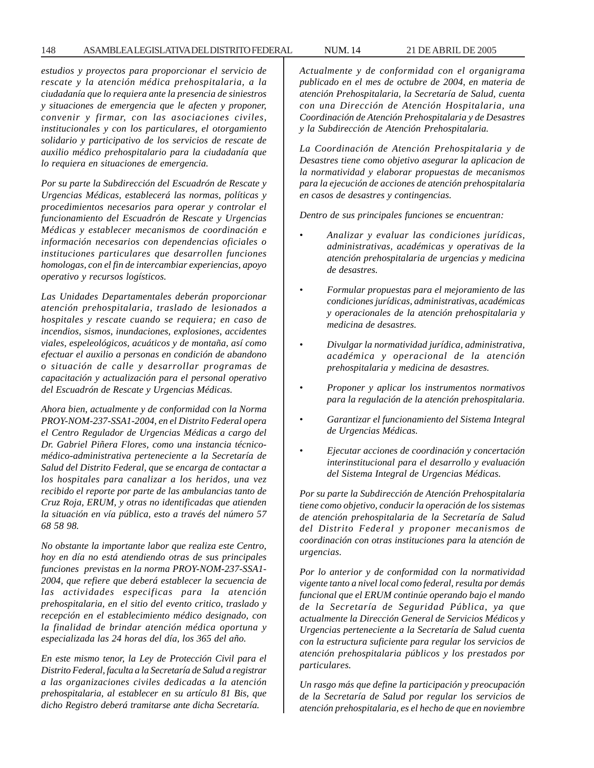*estudios y proyectos para proporcionar el servicio de rescate y la atención médica prehospitalaria, a la ciudadanía que lo requiera ante la presencia de siniestros y situaciones de emergencia que le afecten y proponer, convenir y firmar, con las asociaciones civiles, institucionales y con los particulares, el otorgamiento solidario y participativo de los servicios de rescate de auxilio médico prehospitalario para la ciudadanía que lo requiera en situaciones de emergencia.*

*Por su parte la Subdirección del Escuadrón de Rescate y Urgencias Médicas, establecerá las normas, políticas y procedimientos necesarios para operar y controlar el funcionamiento del Escuadrón de Rescate y Urgencias Médicas y establecer mecanismos de coordinación e información necesarios con dependencias oficiales o instituciones particulares que desarrollen funciones homologas, con el fin de intercambiar experiencias, apoyo operativo y recursos logísticos.*

*Las Unidades Departamentales deberán proporcionar atención prehospitalaria, traslado de lesionados a hospitales y rescate cuando se requiera; en caso de incendios, sismos, inundaciones, explosiones, accidentes viales, espeleológicos, acuáticos y de montaña, así como efectuar el auxilio a personas en condición de abandono o situación de calle y desarrollar programas de capacitación y actualización para el personal operativo del Escuadrón de Rescate y Urgencias Médicas.*

*Ahora bien, actualmente y de conformidad con la Norma PROY-NOM-237-SSA1-2004, en el Distrito Federal opera el Centro Regulador de Urgencias Médicas a cargo del Dr. Gabriel Piñera Flores, como una instancia técnico-médico-administrativa perteneciente a la Secretaría de Salud del Distrito Federal, que se encarga de contactar a los hospitales para canalizar a los heridos, una vez recibido el reporte por parte de las ambulancias tanto de Cruz Roja, ERUM, y otras no identificadas que atienden la situación en vía pública, esto a través del número 57 68 58 98.*

*No obstante la importante labor que realiza este Centro, hoy en día no está atendiendo otras de sus principales funciones previstas en la norma PROY-NOM-237-SSA1-2004, que refiere que deberá establecer la secuencia de las actividades especificas para la atención prehospitalaria, en el sitio del evento critico, traslado y recepción en el establecimiento médico designado, con la finalidad de brindar atención médica oportuna y especializada las 24 horas del día, los 365 del año.*

*En este mismo tenor, la Ley de Protección Civil para el Distrito Federal, faculta a la Secretaría de Salud a registrar a las organizaciones civiles dedicadas a la atención prehospitalaria, al establecer en su artículo 81 Bis, que dicho Registro deberá tramitarse ante dicha Secretaría.*

*Actualmente y de conformidad con el organigrama publicado en el mes de octubre de 2004, en materia de atención Prehospitalaria, la Secretaría de Salud, cuenta con una Dirección de Atención Hospitalaria, una Coordinación de Atención Prehospitalaria y de Desastres y la Subdirección de Atención Prehospitalaria.*

*La Coordinación de Atención Prehospitalaria y de Desastres tiene como objetivo asegurar la aplicacion de la normatividad y elaborar propuestas de mecanismos para la ejecución de acciones de atención prehospitalaria en casos de desastres y contingencias.*

*Dentro de sus principales funciones se encuentran:*

- *Analizar y evaluar las condiciones jurídicas, administrativas, académicas y operativas de la atención prehospitalaria de urgencias y medicina de desastres.*
- *Formular propuestas para el mejoramiento de las condiciones jurídicas, administrativas, académicas y operacionales de la atención prehospitalaria y medicina de desastres.*
- *Divulgar la normatividad jurídica, administrativa, académica y operacional de la atención prehospitalaria y medicina de desastres.*
- *Proponer y aplicar los instrumentos normativos para la regulación de la atención prehospitalaria.*
- *Garantizar el funcionamiento del Sistema Integral de Urgencias Médicas.*
- *Ejecutar acciones de coordinación y concertación interinstitucional para el desarrollo y evaluación del Sistema Integral de Urgencias Médicas.*

*Por su parte la Subdirección de Atención Prehospitalaria tiene como objetivo, conducir la operación de los sistemas de atención prehospitalaria de la Secretaría de Salud del Distrito Federal y proponer mecanismos de coordinación con otras instituciones para la atención de urgencias.*

*Por lo anterior y de conformidad con la normatividad vigente tanto a nivel local como federal, resulta por demás funcional que el ERUM continúe operando bajo el mando de la Secretaría de Seguridad Pública, ya que actualmente la Dirección General de Servicios Médicos y Urgencias perteneciente a la Secretaría de Salud cuenta con la estructura suficiente para regular los servicios de atención prehospitalaria públicos y los prestados por particulares.*

*Un rasgo más que define la participación y preocupación de la Secretaría de Salud por regular los servicios de atención prehospitalaria, es el hecho de que en noviembre*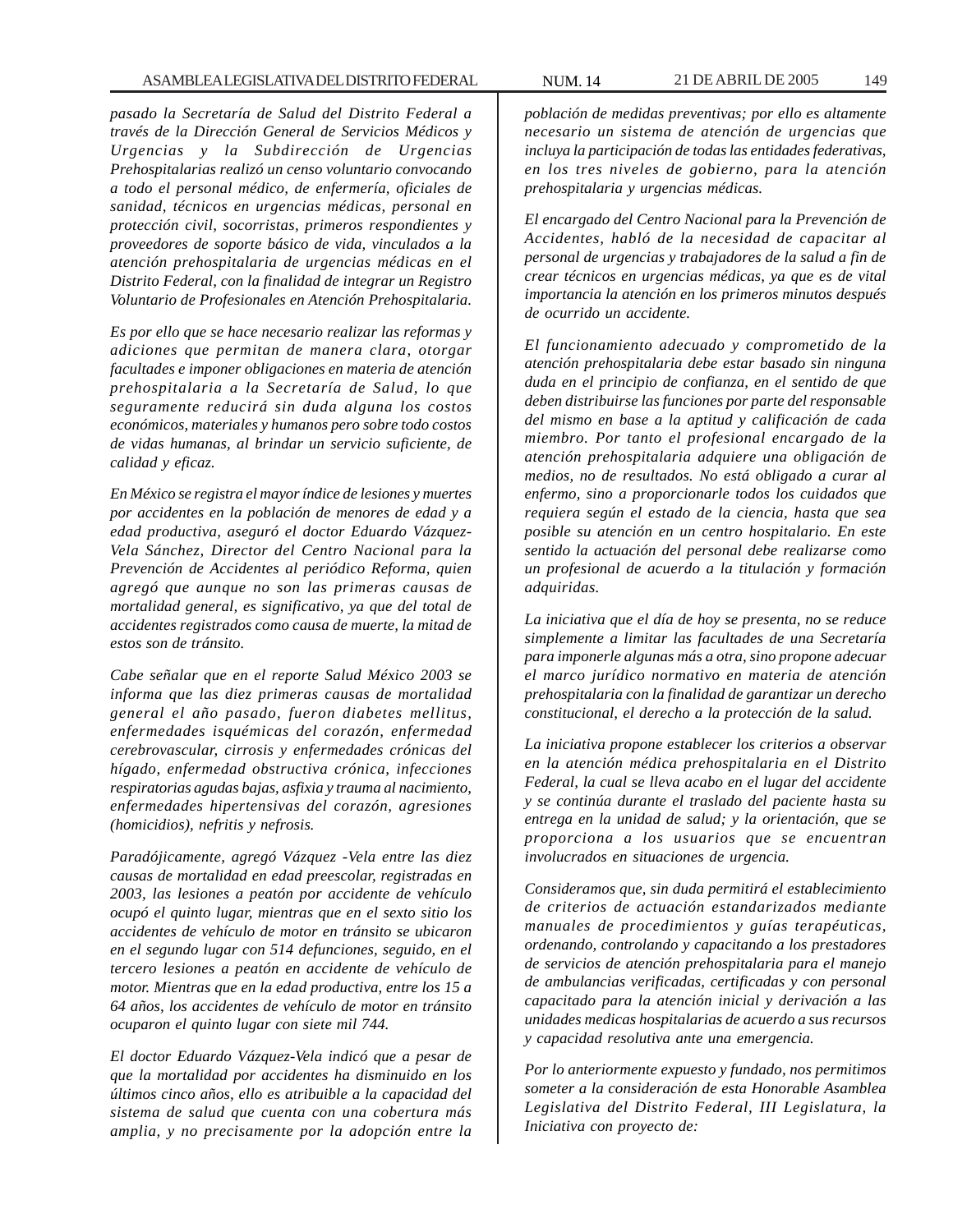*pasado la Secretaría de Salud del Distrito Federal a través de la Dirección General de Servicios Médicos y Urgencias y la Subdirección de Urgencias Prehospitalarias realizó un censo voluntario convocando a todo el personal médico, de enfermería, oficiales de sanidad, técnicos en urgencias médicas, personal en protección civil, socorristas, primeros respondientes y proveedores de soporte básico de vida, vinculados a la atención prehospitalaria de urgencias médicas en el Distrito Federal, con la finalidad de integrar un Registro Voluntario de Profesionales en Atención Prehospitalaria.*

*Es por ello que se hace necesario realizar las reformas y adiciones que permitan de manera clara, otorgar facultades e imponer obligaciones en materia de atención prehospitalaria a la Secretaría de Salud, lo que seguramente reducirá sin duda alguna los costos económicos, materiales y humanos pero sobre todo costos de vidas humanas, al brindar un servicio suficiente, de calidad y eficaz.*

*En México se registra el mayor índice de lesiones y muertes por accidentes en la población de menores de edad y a edad productiva, aseguró el doctor Eduardo Vázquez-Vela Sánchez, Director del Centro Nacional para la Prevención de Accidentes al periódico Reforma, quien agregó que aunque no son las primeras causas de mortalidad general, es significativo, ya que del total de accidentes registrados como causa de muerte, la mitad de estos son de tránsito.*

*Cabe señalar que en el reporte Salud México 2003 se informa que las diez primeras causas de mortalidad general el año pasado, fueron diabetes mellitus, enfermedades isquémicas del corazón, enfermedad cerebrovascular, cirrosis y enfermedades crónicas del hígado, enfermedad obstructiva crónica, infecciones respiratorias agudas bajas, asfixia y trauma al nacimiento, enfermedades hipertensivas del corazón, agresiones (homicidios), nefritis y nefrosis.*

*Paradójicamente, agregó Vázquez -Vela entre las diez causas de mortalidad en edad preescolar, registradas en 2003, las lesiones a peatón por accidente de vehículo ocupó el quinto lugar, mientras que en el sexto sitio los accidentes de vehículo de motor en tránsito se ubicaron en el segundo lugar con 514 defunciones, seguido, en el tercero lesiones a peatón en accidente de vehículo de motor. Mientras que en la edad productiva, entre los 15 a 64 años, los accidentes de vehículo de motor en tránsito ocuparon el quinto lugar con siete mil 744.*

*El doctor Eduardo Vázquez-Vela indicó que a pesar de que la mortalidad por accidentes ha disminuido en los últimos cinco años, ello es atribuible a la capacidad del sistema de salud que cuenta con una cobertura más amplia, y no precisamente por la adopción entre la población de medidas preventivas; por ello es altamente necesario un sistema de atención de urgencias que incluya la participación de todas las entidades federativas, en los tres niveles de gobierno, para la atención prehospitalaria y urgencias médicas.*

*El encargado del Centro Nacional para la Prevención de Accidentes, habló de la necesidad de capacitar al personal de urgencias y trabajadores de la salud a fin de crear técnicos en urgencias médicas, ya que es de vital importancia la atención en los primeros minutos después de ocurrido un accidente.*

*El funcionamiento adecuado y comprometido de la atención prehospitalaria debe estar basado sin ninguna duda en el principio de confianza, en el sentido de que deben distribuirse las funciones por parte del responsable del mismo en base a la aptitud y calificación de cada miembro. Por tanto el profesional encargado de la atención prehospitalaria adquiere una obligación de medios, no de resultados. No está obligado a curar al enfermo, sino a proporcionarle todos los cuidados que requiera según el estado de la ciencia, hasta que sea posible su atención en un centro hospitalario. En este sentido la actuación del personal debe realizarse como un profesional de acuerdo a la titulación y formación adquiridas.*

*La iniciativa que el día de hoy se presenta, no se reduce simplemente a limitar las facultades de una Secretaría para imponerle algunas más a otra, sino propone adecuar el marco jurídico normativo en materia de atención prehospitalaria con la finalidad de garantizar un derecho constitucional, el derecho a la protección de la salud.*

*La iniciativa propone establecer los criterios a observar en la atención médica prehospitalaria en el Distrito Federal, la cual se lleva acabo en el lugar del accidente y se continúa durante el traslado del paciente hasta su entrega en la unidad de salud; y la orientación, que se proporciona a los usuarios que se encuentran involucrados en situaciones de urgencia.*

*Consideramos que, sin duda permitirá el establecimiento de criterios de actuación estandarizados mediante manuales de procedimientos y guías terapéuticas, ordenando, controlando y capacitando a los prestadores de servicios de atención prehospitalaria para el manejo de ambulancias verificadas, certificadas y con personal capacitado para la atención inicial y derivación a las unidades medicas hospitalarias de acuerdo a sus recursos y capacidad resolutiva ante una emergencia.*

*Por lo anteriormente expuesto y fundado, nos permitimos someter a la consideración de esta Honorable Asamblea Legislativa del Distrito Federal, III Legislatura, la Iniciativa con proyecto de:*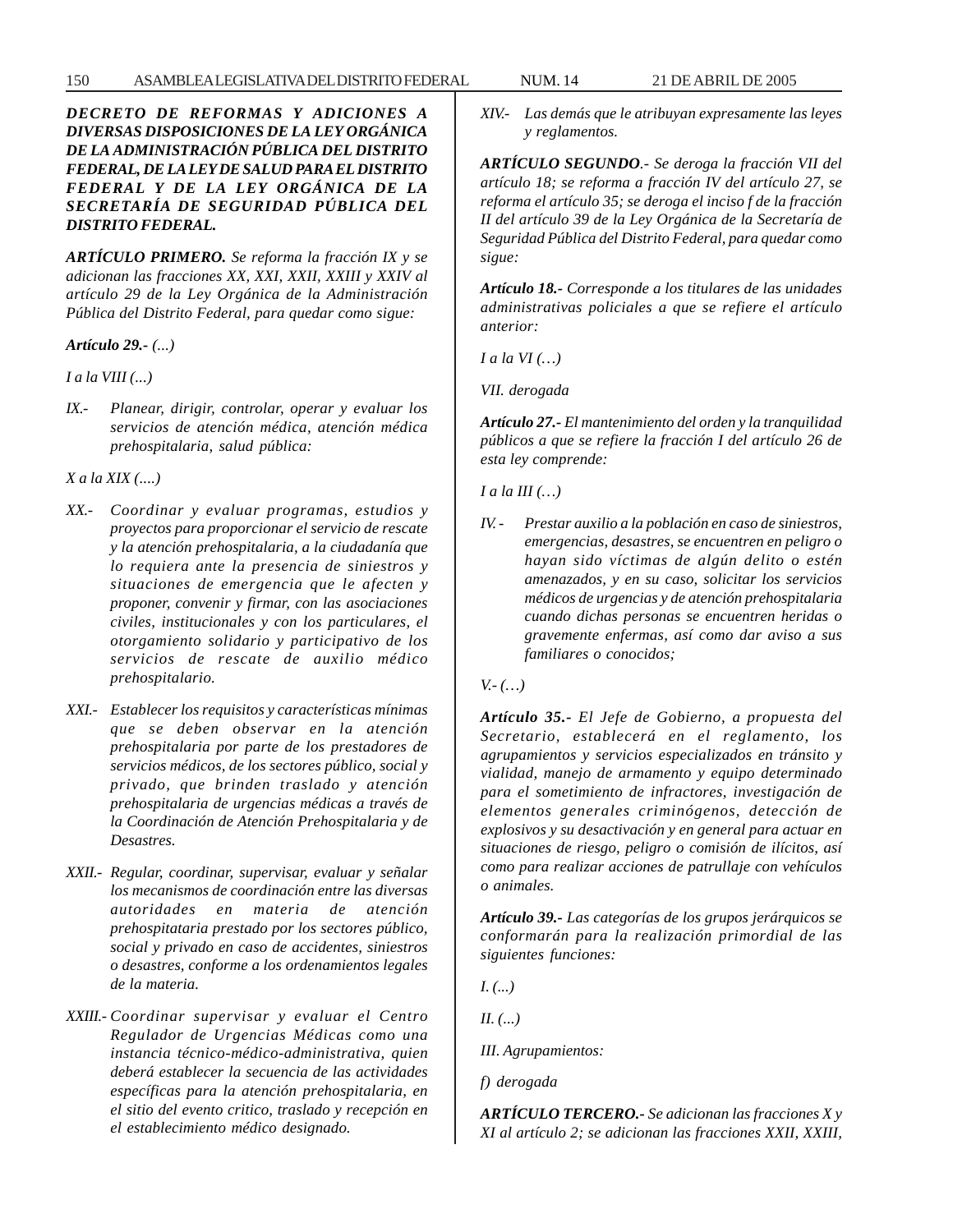***DECRETO DE REFORMAS Y ADICIONES A DIVERSAS DISPOSICIONES DE LA LEY ORGÁNICA DE LA ADMINISTRACIÓN PÚBLICA DEL DISTRITO FEDERAL, DE LA LEY DE SALUD PARA EL DISTRITO FEDERAL Y DE LA LEY ORGÁNICA DE LA SECRETARÍA DE SEGURIDAD PÚBLICA DEL DISTRITO FEDERAL.***

***ARTÍCULO PRIMERO.*** *Se reforma la fracción IX y se adicionan las fracciones XX, XXI, XXII, XXIII y XXIV al artículo 29 de la Ley Orgánica de la Administración Pública del Distrito Federal, para quedar como sigue:*

***Artículo 29.-*** *(...)*

*I a la VIII (...)*

*IX.- Planear, dirigir, controlar, operar y evaluar los servicios de atención médica, atención médica prehospitalaria, salud pública:*

*X a la XIX (....)*

*XX.- Coordinar y evaluar programas, estudios y proyectos para proporcionar el servicio de rescate y la atención prehospitalaria, a la ciudadanía que lo requiera ante la presencia de siniestros y situaciones de emergencia que le afecten y proponer, convenir y firmar, con las asociaciones civiles, institucionales y con los particulares, el otorgamiento solidario y participativo de los servicios de rescate de auxilio médico prehospitalario.*

*XXI.- Establecer los requisitos y características mínimas que se deben observar en la atención prehospitalaria por parte de los prestadores de servicios médicos, de los sectores público, social y privado, que brinden traslado y atención prehospitalaria de urgencias médicas a través de la Coordinación de Atención Prehospitalaria y de Desastres.*

*XXII.- Regular, coordinar, supervisar, evaluar y señalar los mecanismos de coordinación entre las diversas autoridades en materia de atención prehospitataria prestado por los sectores público, social y privado en caso de accidentes, siniestros o desastres, conforme a los ordenamientos legales de la materia.*

*XXIII.- Coordinar supervisar y evaluar el Centro Regulador de Urgencias Médicas como una instancia técnico-médico-administrativa, quien deberá establecer la secuencia de las actividades específicas para la atención prehospitalaria, en el sitio del evento critico, traslado y recepción en el establecimiento médico designado.*

*XIV.- Las demás que le atribuyan expresamente las leyes y reglamentos.*

***ARTÍCULO SEGUNDO****.- Se deroga la fracción VII del artículo 18; se reforma a fracción IV del artículo 27, se reforma el artículo 35; se deroga el inciso f de la fracción II del artículo 39 de la Ley Orgánica de la Secretaría de Seguridad Pública del Distrito Federal, para quedar como sigue:*

***Artículo 18.-*** *Corresponde a los titulares de las unidades administrativas policiales a que se refiere el artículo anterior:*

*I a la VI (…)*

*VII. derogada*

***Artículo 27.-*** *El mantenimiento del orden y la tranquilidad públicos a que se refiere la fracción I del artículo 26 de esta ley comprende:*

*I a la III (…)*

*IV. - Prestar auxilio a la población en caso de siniestros, emergencias, desastres, se encuentren en peligro o hayan sido víctimas de algún delito o estén amenazados, y en su caso, solicitar los servicios médicos de urgencias y de atención prehospitalaria cuando dichas personas se encuentren heridas o gravemente enfermas, así como dar aviso a sus familiares o conocidos;*

*V.- (…)*

***Artículo 35.-*** *El Jefe de Gobierno, a propuesta del Secretario, establecerá en el reglamento, los agrupamientos y servicios especializados en tránsito y vialidad, manejo de armamento y equipo determinado para el sometimiento de infractores, investigación de elementos generales criminógenos, detección de explosivos y su desactivación y en general para actuar en situaciones de riesgo, peligro o comisión de ilícitos, así como para realizar acciones de patrullaje con vehículos o animales.*

***Artículo 39.-*** *Las categorías de los grupos jerárquicos se conformarán para la realización primordial de las siguientes funciones:*

*I. (...)*

*II. (...)*

*III. Agrupamientos:*

*f) derogada*

***ARTÍCULO TERCERO.-*** *Se adicionan las fracciones X y XI al artículo 2; se adicionan las fracciones XXII, XXIII,*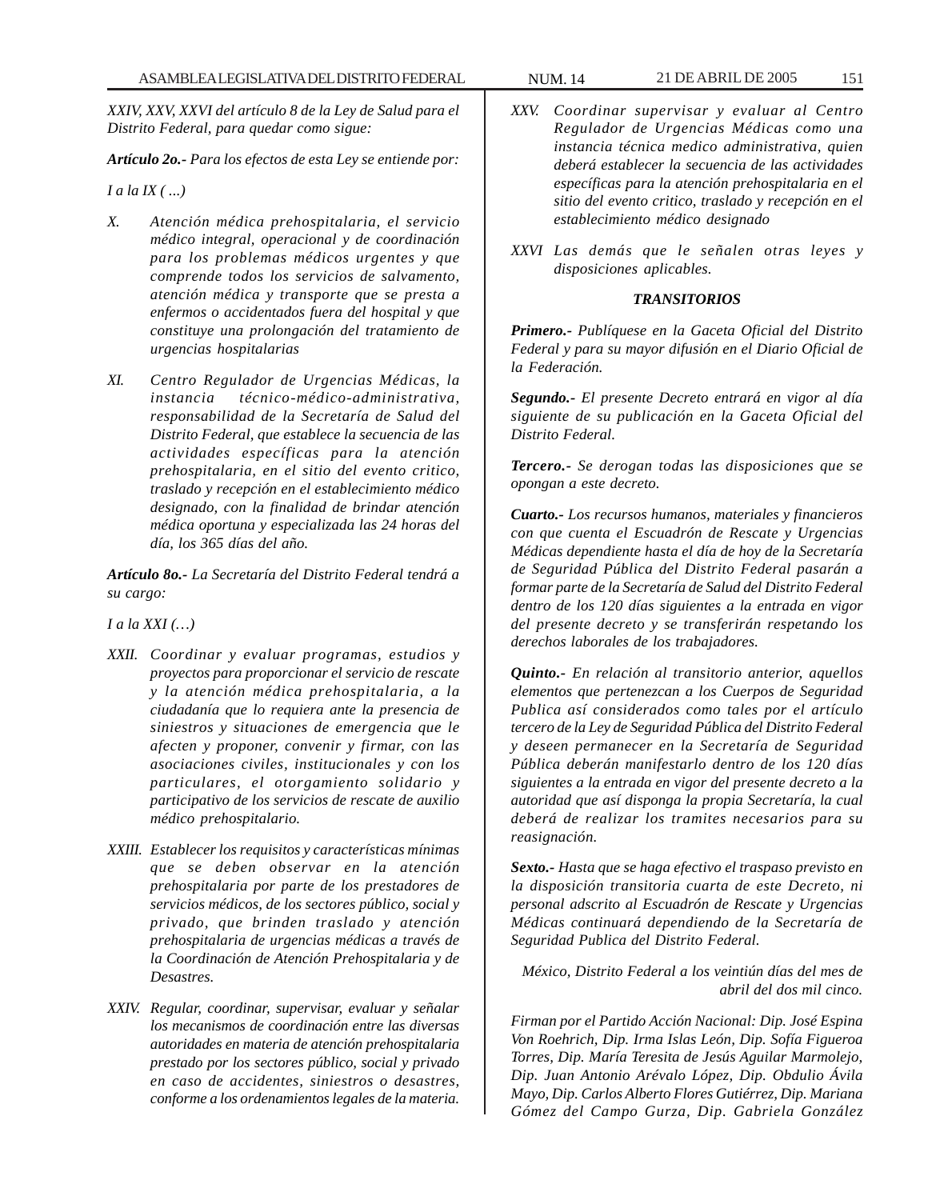*XXIV, XXV, XXVI del artículo 8 de la Ley de Salud para el Distrito Federal, para quedar como sigue:*

***Artículo 2o.-** Para los efectos de esta Ley se entiende por:*

*I a la IX ( ...)*

*X. Atención médica prehospitalaria, el servicio médico integral, operacional y de coordinación para los problemas médicos urgentes y que comprende todos los servicios de salvamento, atención médica y transporte que se presta a enfermos o accidentados fuera del hospital y que constituye una prolongación del tratamiento de urgencias hospitalarias*

*XI. Centro Regulador de Urgencias Médicas, la instancia técnico-médico-administrativa, responsabilidad de la Secretaría de Salud del Distrito Federal, que establece la secuencia de las actividades específicas para la atención prehospitalaria, en el sitio del evento critico, traslado y recepción en el establecimiento médico designado, con la finalidad de brindar atención médica oportuna y especializada las 24 horas del día, los 365 días del año.*

***Artículo 8o.-** La Secretaría del Distrito Federal tendrá a su cargo:*

*I a la XXI (…)*

*XXII. Coordinar y evaluar programas, estudios y proyectos para proporcionar el servicio de rescate y la atención médica prehospitalaria, a la ciudadanía que lo requiera ante la presencia de siniestros y situaciones de emergencia que le afecten y proponer, convenir y firmar, con las asociaciones civiles, institucionales y con los particulares, el otorgamiento solidario y participativo de los servicios de rescate de auxilio médico prehospitalario.*

*XXIII. Establecer los requisitos y características mínimas que se deben observar en la atención prehospitalaria por parte de los prestadores de servicios médicos, de los sectores público, social y privado, que brinden traslado y atención prehospitalaria de urgencias médicas a través de la Coordinación de Atención Prehospitalaria y de Desastres.*

*XXIV. Regular, coordinar, supervisar, evaluar y señalar los mecanismos de coordinación entre las diversas autoridades en materia de atención prehospitalaria prestado por los sectores público, social y privado en caso de accidentes, siniestros o desastres, conforme a los ordenamientos legales de la materia.*

*XXV. Coordinar supervisar y evaluar al Centro Regulador de Urgencias Médicas como una instancia técnica medico administrativa, quien deberá establecer la secuencia de las actividades específicas para la atención prehospitalaria en el sitio del evento critico, traslado y recepción en el establecimiento médico designado*

*XXVI Las demás que le señalen otras leyes y disposiciones aplicables.*

***TRANSITORIOS***

***Primero.-** Publíquese en la Gaceta Oficial del Distrito Federal y para su mayor difusión en el Diario Oficial de la Federación.*

***Segundo.-** El presente Decreto entrará en vigor al día siguiente de su publicación en la Gaceta Oficial del Distrito Federal.*

***Tercero.-** Se derogan todas las disposiciones que se opongan a este decreto.*

***Cuarto.-** Los recursos humanos, materiales y financieros con que cuenta el Escuadrón de Rescate y Urgencias Médicas dependiente hasta el día de hoy de la Secretaría de Seguridad Pública del Distrito Federal pasarán a formar parte de la Secretaría de Salud del Distrito Federal dentro de los 120 días siguientes a la entrada en vigor del presente decreto y se transferirán respetando los derechos laborales de los trabajadores.*

***Quinto.-** En relación al transitorio anterior, aquellos elementos que pertenezcan a los Cuerpos de Seguridad Publica así considerados como tales por el artículo tercero de la Ley de Seguridad Pública del Distrito Federal y deseen permanecer en la Secretaría de Seguridad Pública deberán manifestarlo dentro de los 120 días siguientes a la entrada en vigor del presente decreto a la autoridad que así disponga la propia Secretaría, la cual deberá de realizar los tramites necesarios para su reasignación.*

***Sexto.-** Hasta que se haga efectivo el traspaso previsto en la disposición transitoria cuarta de este Decreto, ni personal adscrito al Escuadrón de Rescate y Urgencias Médicas continuará dependiendo de la Secretaría de Seguridad Publica del Distrito Federal.*

*México, Distrito Federal a los veintiún días del mes de abril del dos mil cinco.*

*Firman por el Partido Acción Nacional: Dip. José Espina Von Roehrich, Dip. Irma Islas León, Dip. Sofía Figueroa Torres, Dip. María Teresita de Jesús Aguilar Marmolejo, Dip. Juan Antonio Arévalo López, Dip. Obdulio Ávila Mayo, Dip. Carlos Alberto Flores Gutiérrez, Dip. Mariana Gómez del Campo Gurza, Dip. Gabriela González*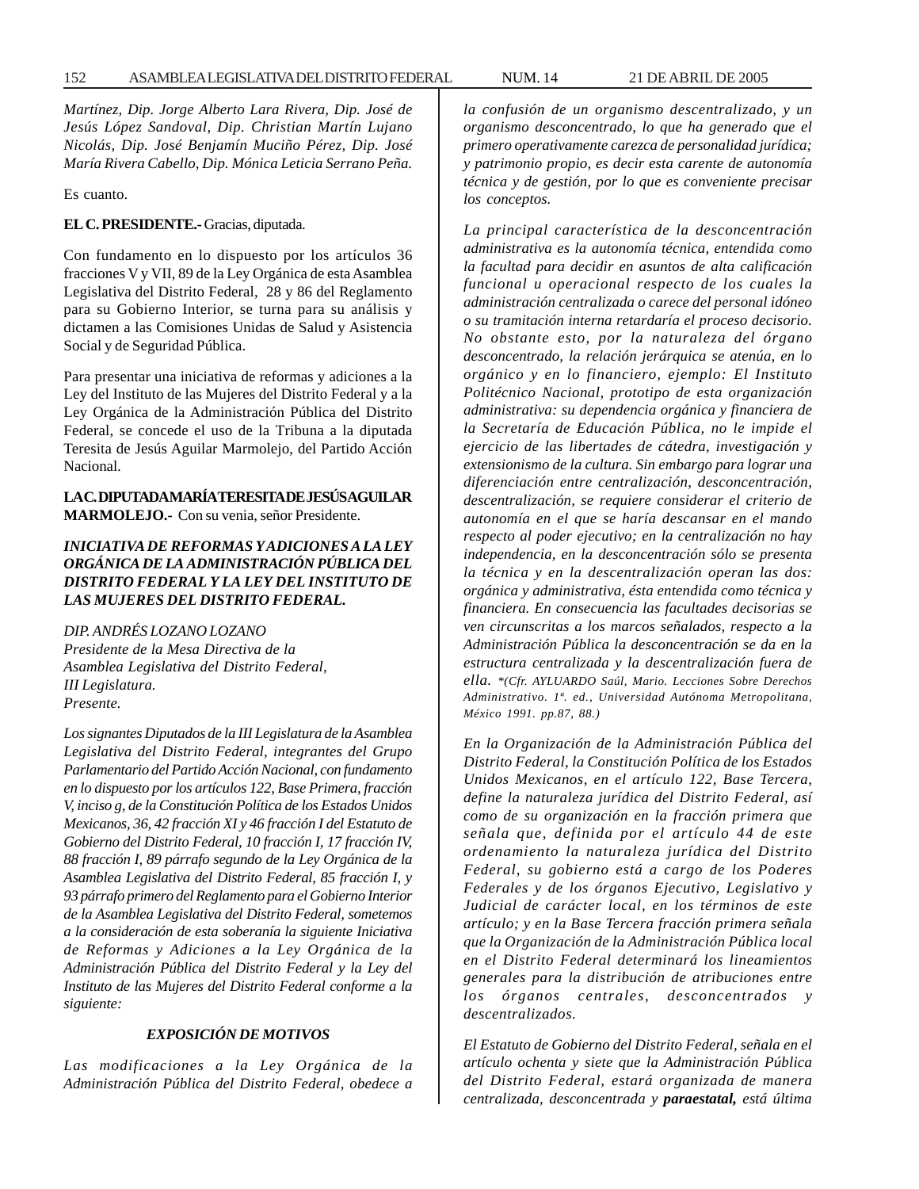*Martínez, Dip. Jorge Alberto Lara Rivera, Dip. José de Jesús López Sandoval, Dip. Christian Martín Lujano Nicolás, Dip. José Benjamín Muciño Pérez, Dip. José María Rivera Cabello, Dip. Mónica Leticia Serrano Peña.*

Es cuanto.

**EL C. PRESIDENTE.-** Gracias, diputada.

Con fundamento en lo dispuesto por los artículos 36 fracciones V y VII, 89 de la Ley Orgánica de esta Asamblea Legislativa del Distrito Federal, 28 y 86 del Reglamento para su Gobierno Interior, se turna para su análisis y dictamen a las Comisiones Unidas de Salud y Asistencia Social y de Seguridad Pública.

Para presentar una iniciativa de reformas y adiciones a la Ley del Instituto de las Mujeres del Distrito Federal y a la Ley Orgánica de la Administración Pública del Distrito Federal, se concede el uso de la Tribuna a la diputada Teresita de Jesús Aguilar Marmolejo, del Partido Acción Nacional.

**LA C. DIPUTADA MARÍA TERESITA DE JESÚS AGUILAR MARMOLEJO.-** Con su venia, señor Presidente.

***INICIATIVA DE REFORMAS Y ADICIONES A LA LEY ORGÁNICA DE LA ADMINISTRACIÓN PÚBLICA DEL DISTRITO FEDERAL Y LA LEY DEL INSTITUTO DE LAS MUJERES DEL DISTRITO FEDERAL.***

*DIP. ANDRÉS LOZANO LOZANO*
*Presidente de la Mesa Directiva de la*
*Asamblea Legislativa del Distrito Federal,*
*III Legislatura.*
*Presente.*

*Los signantes Diputados de la III Legislatura de la Asamblea Legislativa del Distrito Federal, integrantes del Grupo Parlamentario del Partido Acción Nacional, con fundamento en lo dispuesto por los artículos 122, Base Primera, fracción V, inciso g, de la Constitución Política de los Estados Unidos Mexicanos, 36, 42 fracción XI y 46 fracción I del Estatuto de Gobierno del Distrito Federal, 10 fracción I, 17 fracción IV, 88 fracción I, 89 párrafo segundo de la Ley Orgánica de la Asamblea Legislativa del Distrito Federal, 85 fracción I, y 93 párrafo primero del Reglamento para el Gobierno Interior de la Asamblea Legislativa del Distrito Federal, sometemos a la consideración de esta soberanía la siguiente Iniciativa de Reformas y Adiciones a la Ley Orgánica de la Administración Pública del Distrito Federal y la Ley del Instituto de las Mujeres del Distrito Federal conforme a la siguiente:*

***EXPOSICIÓN DE MOTIVOS***

*Las modificaciones a la Ley Orgánica de la Administración Pública del Distrito Federal, obedece a la confusión de un organismo descentralizado, y un organismo desconcentrado, lo que ha generado que el primero operativamente carezca de personalidad jurídica; y patrimonio propio, es decir esta carente de autonomía técnica y de gestión, por lo que es conveniente precisar los conceptos.*

*La principal característica de la desconcentración administrativa es la autonomía técnica, entendida como la facultad para decidir en asuntos de alta calificación funcional u operacional respecto de los cuales la administración centralizada o carece del personal idóneo o su tramitación interna retardaría el proceso decisorio. No obstante esto, por la naturaleza del órgano desconcentrado, la relación jerárquica se atenúa, en lo orgánico y en lo financiero, ejemplo: El Instituto Politécnico Nacional, prototipo de esta organización administrativa: su dependencia orgánica y financiera de la Secretaría de Educación Pública, no le impide el ejercicio de las libertades de cátedra, investigación y extensionismo de la cultura. Sin embargo para lograr una diferenciación entre centralización, desconcentración, descentralización, se requiere considerar el criterio de autonomía en el que se haría descansar en el mando respecto al poder ejecutivo; en la centralización no hay independencia, en la desconcentración sólo se presenta la técnica y en la descentralización operan las dos: orgánica y administrativa, ésta entendida como técnica y financiera. En consecuencia las facultades decisorias se ven circunscritas a los marcos señalados, respecto a la Administración Pública la desconcentración se da en la estructura centralizada y la descentralización fuera de ella. \*(Cfr. AYLUARDO Saúl, Mario. Lecciones Sobre Derechos Administrativo. 1ª. ed., Universidad Autónoma Metropolitana, México 1991. pp.87, 88.)*

*En la Organización de la Administración Pública del Distrito Federal, la Constitución Política de los Estados Unidos Mexicanos, en el artículo 122, Base Tercera, define la naturaleza jurídica del Distrito Federal, así como de su organización en la fracción primera que señala que, definida por el artículo 44 de este ordenamiento la naturaleza jurídica del Distrito Federal, su gobierno está a cargo de los Poderes Federales y de los órganos Ejecutivo, Legislativo y Judicial de carácter local, en los términos de este artículo; y en la Base Tercera fracción primera señala que la Organización de la Administración Pública local en el Distrito Federal determinará los lineamientos generales para la distribución de atribuciones entre los órganos centrales, desconcentrados y descentralizados.*

*El Estatuto de Gobierno del Distrito Federal, señala en el artículo ochenta y siete que la Administración Pública del Distrito Federal, estará organizada de manera centralizada, desconcentrada y **paraestatal,** está última*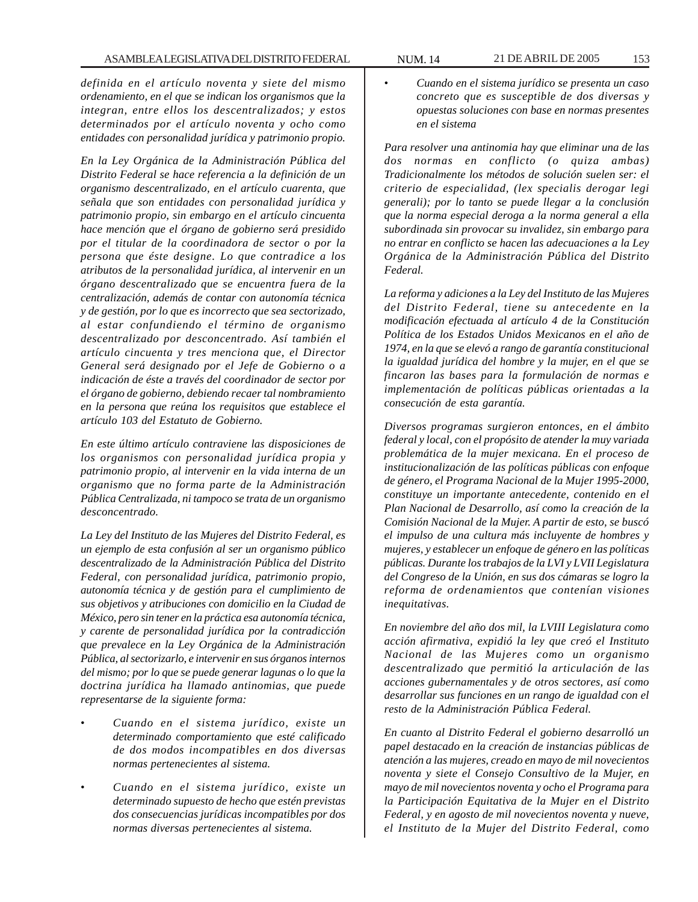*definida en el artículo noventa y siete del mismo ordenamiento, en el que se indican los organismos que la integran, entre ellos los descentralizados; y estos determinados por el artículo noventa y ocho como entidades con personalidad jurídica y patrimonio propio.*

*En la Ley Orgánica de la Administración Pública del Distrito Federal se hace referencia a la definición de un organismo descentralizado, en el artículo cuarenta, que señala que son entidades con personalidad jurídica y patrimonio propio, sin embargo en el artículo cincuenta hace mención que el órgano de gobierno será presidido por el titular de la coordinadora de sector o por la persona que éste designe. Lo que contradice a los atributos de la personalidad jurídica, al intervenir en un órgano descentralizado que se encuentra fuera de la centralización, además de contar con autonomía técnica y de gestión, por lo que es incorrecto que sea sectorizado, al estar confundiendo el término de organismo descentralizado por desconcentrado. Así también el artículo cincuenta y tres menciona que, el Director General será designado por el Jefe de Gobierno o a indicación de éste a través del coordinador de sector por el órgano de gobierno, debiendo recaer tal nombramiento en la persona que reúna los requisitos que establece el artículo 103 del Estatuto de Gobierno.*

*En este último artículo contraviene las disposiciones de los organismos con personalidad jurídica propia y patrimonio propio, al intervenir en la vida interna de un organismo que no forma parte de la Administración Pública Centralizada, ni tampoco se trata de un organismo desconcentrado.*

*La Ley del Instituto de las Mujeres del Distrito Federal, es un ejemplo de esta confusión al ser un organismo público descentralizado de la Administración Pública del Distrito Federal, con personalidad jurídica, patrimonio propio, autonomía técnica y de gestión para el cumplimiento de sus objetivos y atribuciones con domicilio en la Ciudad de México, pero sin tener en la práctica esa autonomía técnica, y carente de personalidad jurídica por la contradicción que prevalece en la Ley Orgánica de la Administración Pública, al sectorizarlo, e intervenir en sus órganos internos del mismo; por lo que se puede generar lagunas o lo que la doctrina jurídica ha llamado antinomias, que puede representarse de la siguiente forma:*

- *Cuando en el sistema jurídico, existe un determinado comportamiento que esté calificado de dos modos incompatibles en dos diversas normas pertenecientes al sistema.*
- *Cuando en el sistema jurídico, existe un determinado supuesto de hecho que estén previstas dos consecuencias jurídicas incompatibles por dos normas diversas pertenecientes al sistema.*
- *Cuando en el sistema jurídico se presenta un caso concreto que es susceptible de dos diversas y opuestas soluciones con base en normas presentes en el sistema*

*Para resolver una antinomia hay que eliminar una de las dos normas en conflicto (o quiza ambas) Tradicionalmente los métodos de solución suelen ser: el criterio de especialidad, (lex specialis derogar legi generali); por lo tanto se puede llegar a la conclusión que la norma especial deroga a la norma general a ella subordinada sin provocar su invalidez, sin embargo para no entrar en conflicto se hacen las adecuaciones a la Ley Orgánica de la Administración Pública del Distrito Federal.*

*La reforma y adiciones a la Ley del Instituto de las Mujeres del Distrito Federal, tiene su antecedente en la modificación efectuada al artículo 4 de la Constitución Política de los Estados Unidos Mexicanos en el año de 1974, en la que se elevó a rango de garantía constitucional la igualdad jurídica del hombre y la mujer, en el que se fincaron las bases para la formulación de normas e implementación de políticas públicas orientadas a la consecución de esta garantía.*

*Diversos programas surgieron entonces, en el ámbito federal y local, con el propósito de atender la muy variada problemática de la mujer mexicana. En el proceso de institucionalización de las políticas públicas con enfoque de género, el Programa Nacional de la Mujer 1995-2000, constituye un importante antecedente, contenido en el Plan Nacional de Desarrollo, así como la creación de la Comisión Nacional de la Mujer. A partir de esto, se buscó el impulso de una cultura más incluyente de hombres y mujeres, y establecer un enfoque de género en las políticas públicas. Durante los trabajos de la LVI y LVII Legislatura del Congreso de la Unión, en sus dos cámaras se logro la reforma de ordenamientos que contenían visiones inequitativas.*

*En noviembre del año dos mil, la LVIII Legislatura como acción afirmativa, expidió la ley que creó el Instituto Nacional de las Mujeres como un organismo descentralizado que permitió la articulación de las acciones gubernamentales y de otros sectores, así como desarrollar sus funciones en un rango de igualdad con el resto de la Administración Pública Federal.*

*En cuanto al Distrito Federal el gobierno desarrolló un papel destacado en la creación de instancias públicas de atención a las mujeres, creado en mayo de mil novecientos noventa y siete el Consejo Consultivo de la Mujer, en mayo de mil novecientos noventa y ocho el Programa para la Participación Equitativa de la Mujer en el Distrito Federal, y en agosto de mil novecientos noventa y nueve, el Instituto de la Mujer del Distrito Federal, como*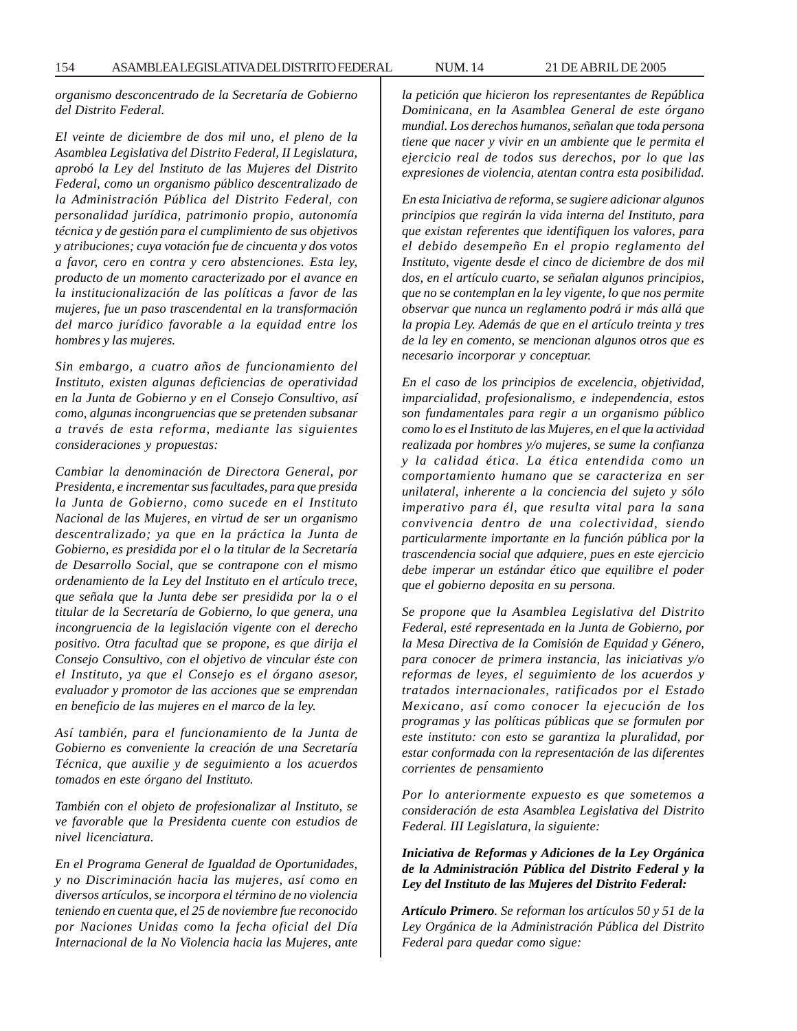*organismo desconcentrado de la Secretaría de Gobierno del Distrito Federal.*

*El veinte de diciembre de dos mil uno, el pleno de la Asamblea Legislativa del Distrito Federal, II Legislatura, aprobó la Ley del Instituto de las Mujeres del Distrito Federal, como un organismo público descentralizado de la Administración Pública del Distrito Federal, con personalidad jurídica, patrimonio propio, autonomía técnica y de gestión para el cumplimiento de sus objetivos y atribuciones; cuya votación fue de cincuenta y dos votos a favor, cero en contra y cero abstenciones. Esta ley, producto de un momento caracterizado por el avance en la institucionalización de las políticas a favor de las mujeres, fue un paso trascendental en la transformación del marco jurídico favorable a la equidad entre los hombres y las mujeres.*

*Sin embargo, a cuatro años de funcionamiento del Instituto, existen algunas deficiencias de operatividad en la Junta de Gobierno y en el Consejo Consultivo, así como, algunas incongruencias que se pretenden subsanar a través de esta reforma, mediante las siguientes consideraciones y propuestas:*

*Cambiar la denominación de Directora General, por Presidenta, e incrementar sus facultades, para que presida la Junta de Gobierno, como sucede en el Instituto Nacional de las Mujeres, en virtud de ser un organismo descentralizado; ya que en la práctica la Junta de Gobierno, es presidida por el o la titular de la Secretaría de Desarrollo Social, que se contrapone con el mismo ordenamiento de la Ley del Instituto en el artículo trece, que señala que la Junta debe ser presidida por la o el titular de la Secretaría de Gobierno, lo que genera, una incongruencia de la legislación vigente con el derecho positivo. Otra facultad que se propone, es que dirija el Consejo Consultivo, con el objetivo de vincular éste con el Instituto, ya que el Consejo es el órgano asesor, evaluador y promotor de las acciones que se emprendan en beneficio de las mujeres en el marco de la ley.*

*Así también, para el funcionamiento de la Junta de Gobierno es conveniente la creación de una Secretaría Técnica, que auxilie y de seguimiento a los acuerdos tomados en este órgano del Instituto.*

*También con el objeto de profesionalizar al Instituto, se ve favorable que la Presidenta cuente con estudios de nivel licenciatura.*

*En el Programa General de Igualdad de Oportunidades, y no Discriminación hacia las mujeres, así como en diversos artículos, se incorpora el término de no violencia teniendo en cuenta que, el 25 de noviembre fue reconocido por Naciones Unidas como la fecha oficial del Día Internacional de la No Violencia hacia las Mujeres, ante la petición que hicieron los representantes de República Dominicana, en la Asamblea General de este órgano mundial. Los derechos humanos, señalan que toda persona tiene que nacer y vivir en un ambiente que le permita el ejercicio real de todos sus derechos, por lo que las expresiones de violencia, atentan contra esta posibilidad.*

*En esta Iniciativa de reforma, se sugiere adicionar algunos principios que regirán la vida interna del Instituto, para que existan referentes que identifiquen los valores, para el debido desempeño En el propio reglamento del Instituto, vigente desde el cinco de diciembre de dos mil dos, en el artículo cuarto, se señalan algunos principios, que no se contemplan en la ley vigente, lo que nos permite observar que nunca un reglamento podrá ir más allá que la propia Ley. Además de que en el artículo treinta y tres de la ley en comento, se mencionan algunos otros que es necesario incorporar y conceptuar.*

*En el caso de los principios de excelencia, objetividad, imparcialidad, profesionalismo, e independencia, estos son fundamentales para regir a un organismo público como lo es el Instituto de las Mujeres, en el que la actividad realizada por hombres y/o mujeres, se sume la confianza y la calidad ética. La ética entendida como un comportamiento humano que se caracteriza en ser unilateral, inherente a la conciencia del sujeto y sólo imperativo para él, que resulta vital para la sana convivencia dentro de una colectividad, siendo particularmente importante en la función pública por la trascendencia social que adquiere, pues en este ejercicio debe imperar un estándar ético que equilibre el poder que el gobierno deposita en su persona.*

*Se propone que la Asamblea Legislativa del Distrito Federal, esté representada en la Junta de Gobierno, por la Mesa Directiva de la Comisión de Equidad y Género, para conocer de primera instancia, las iniciativas y/o reformas de leyes, el seguimiento de los acuerdos y tratados internacionales, ratificados por el Estado Mexicano, así como conocer la ejecución de los programas y las políticas públicas que se formulen por este instituto: con esto se garantiza la pluralidad, por estar conformada con la representación de las diferentes corrientes de pensamiento*

*Por lo anteriormente expuesto es que sometemos a consideración de esta Asamblea Legislativa del Distrito Federal. III Legislatura, la siguiente:*

***Iniciativa de Reformas y Adiciones de la Ley Orgánica de la Administración Pública del Distrito Federal y la Ley del Instituto de las Mujeres del Distrito Federal:***

***Artículo Primero**. Se reforman los artículos 50 y 51 de la Ley Orgánica de la Administración Pública del Distrito Federal para quedar como sigue:*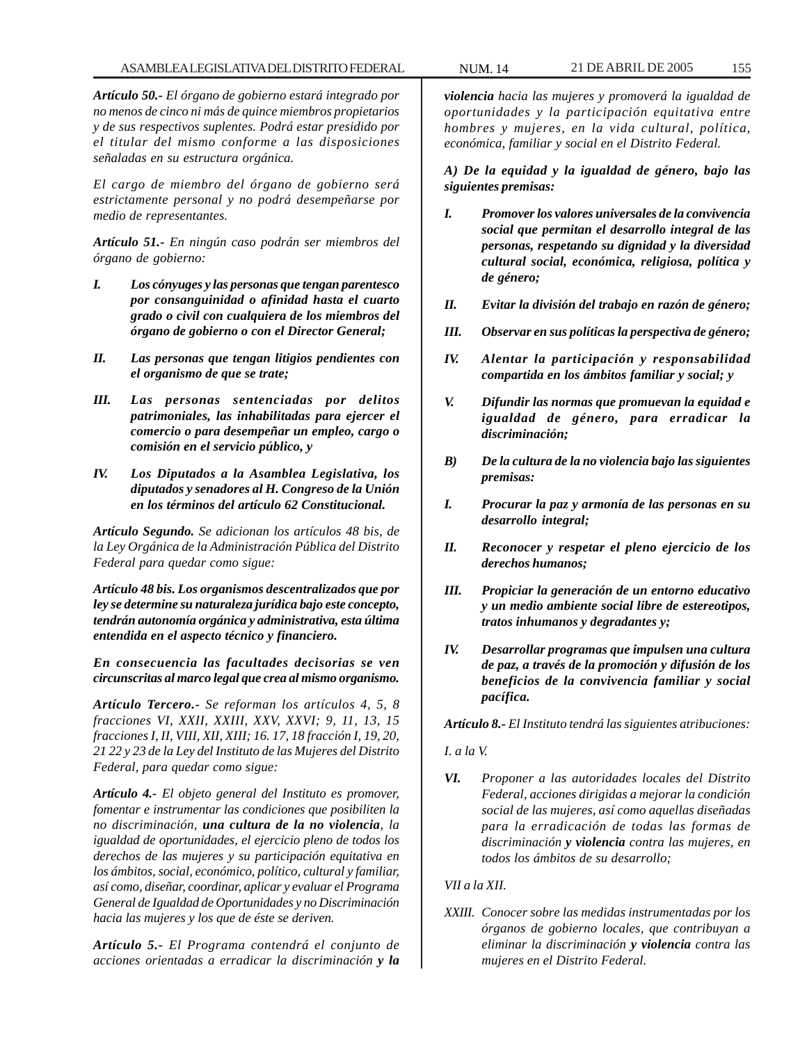*Artículo 50.- El órgano de gobierno estará integrado por no menos de cinco ni más de quince miembros propietarios y de sus respectivos suplentes. Podrá estar presidido por el titular del mismo conforme a las disposiciones señaladas en su estructura orgánica.*

*El cargo de miembro del órgano de gobierno será estrictamente personal y no podrá desempeñarse por medio de representantes.*

*Artículo 51.- En ningún caso podrán ser miembros del órgano de gobierno:*

***I. Los cónyuges y las personas que tengan parentesco por consanguinidad o afinidad hasta el cuarto grado o civil con cualquiera de los miembros del órgano de gobierno o con el Director General;***

***II. Las personas que tengan litigios pendientes con el organismo de que se trate;***

***III. Las personas sentenciadas por delitos patrimoniales, las inhabilitadas para ejercer el comercio o para desempeñar un empleo, cargo o comisión en el servicio público, y***

***IV. Los Diputados a la Asamblea Legislativa, los diputados y senadores al H. Congreso de la Unión en los términos del artículo 62 Constitucional.***

*Artículo Segundo. Se adicionan los artículos 48 bis, de la Ley Orgánica de la Administración Pública del Distrito Federal para quedar como sigue:*

***Artículo 48 bis. Los organismos descentralizados que por ley se determine su naturaleza jurídica bajo este concepto, tendrán autonomía orgánica y administrativa, esta última entendida en el aspecto técnico y financiero.***

***En consecuencia las facultades decisorias se ven circunscritas al marco legal que crea al mismo organismo.***

*Artículo Tercero.- Se reforman los artículos 4, 5, 8 fracciones VI, XXII, XXIII, XXV, XXVI; 9, 11, 13, 15 fracciones I, II, VIII, XII, XIII; 16. 17, 18 fracción I, 19, 20, 21 22 y 23 de la Ley del Instituto de las Mujeres del Distrito Federal, para quedar como sigue:*

*Artículo 4.- El objeto general del Instituto es promover, fomentar e instrumentar las condiciones que posibiliten la no discriminación, **una cultura de la no violencia**, la igualdad de oportunidades, el ejercicio pleno de todos los derechos de las mujeres y su participación equitativa en los ámbitos, social, económico, político, cultural y familiar, así como, diseñar, coordinar, aplicar y evaluar el Programa General de Igualdad de Oportunidades y no Discriminación hacia las mujeres y los que de éste se deriven.*

*Artículo 5.- El Programa contendrá el conjunto de acciones orientadas a erradicar la discriminación **y la violencia** hacia las mujeres y promoverá la igualdad de oportunidades y la participación equitativa entre hombres y mujeres, en la vida cultural, política, económica, familiar y social en el Distrito Federal.*

***A) De la equidad y la igualdad de género, bajo las siguientes premisas:***

***I. Promover los valores universales de la convivencia social que permitan el desarrollo integral de las personas, respetando su dignidad y la diversidad cultural social, económica, religiosa, política y de género;***

***II. Evitar la división del trabajo en razón de género;***

***III. Observar en sus políticas la perspectiva de género;***

***IV. Alentar la participación y responsabilidad compartida en los ámbitos familiar y social; y***

***V. Difundir las normas que promuevan la equidad e igualdad de género, para erradicar la discriminación;***

***B) De la cultura de la no violencia bajo las siguientes premisas:***

***I. Procurar la paz y armonía de las personas en su desarrollo integral;***

***II. Reconocer y respetar el pleno ejercicio de los derechos humanos;***

***III. Propiciar la generación de un entorno educativo y un medio ambiente social libre de estereotipos, tratos inhumanos y degradantes y;***

***IV. Desarrollar programas que impulsen una cultura de paz, a través de la promoción y difusión de los beneficios de la convivencia familiar y social pacífica.***

*Artículo 8.- El Instituto tendrá las siguientes atribuciones:*

*I. a la V.*

*VI. Proponer a las autoridades locales del Distrito Federal, acciones dirigidas a mejorar la condición social de las mujeres, así como aquellas diseñadas para la erradicación de todas las formas de discriminación **y violencia** contra las mujeres, en todos los ámbitos de su desarrollo;*

*VII a la XII.*

*XXIII. Conocer sobre las medidas instrumentadas por los órganos de gobierno locales, que contribuyan a eliminar la discriminación **y violencia** contra las mujeres en el Distrito Federal.*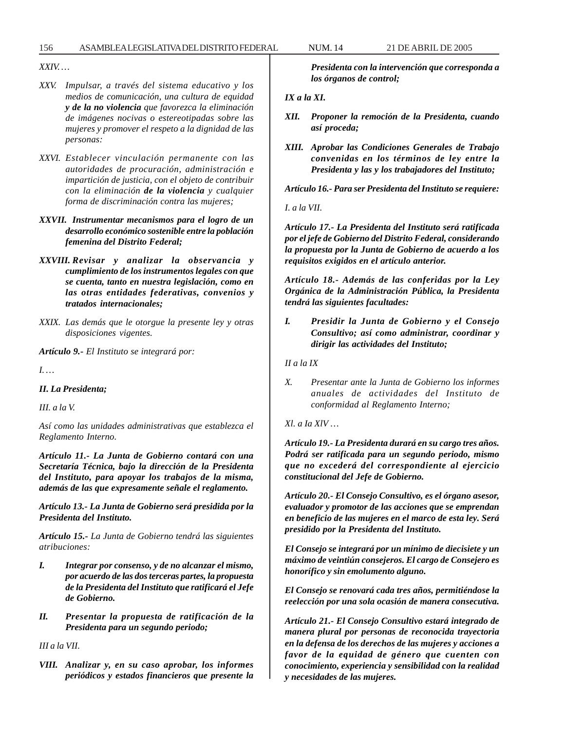*XXIV. …*

*XXV. Impulsar, a través del sistema educativo y los medios de comunicación, una cultura de equidad* ***y de la no violencia*** *que favorezca la eliminación de imágenes nocivas o estereotipadas sobre las mujeres y promover el respeto a la dignidad de las personas:*

*XXVI. Establecer vinculación permanente con las autoridades de procuración, administración e impartición de justicia, con el objeto de contribuir con la eliminación* ***de la violencia*** *y cualquier forma de discriminación contra las mujeres;*

***XXVII. Instrumentar mecanismos para el logro de un desarrollo económico sostenible entre la población femenina del Distrito Federal;***

***XXVIII. Revisar y analizar la observancia y cumplimiento de los instrumentos legales con que se cuenta, tanto en nuestra legislación, como en las otras entidades federativas, convenios y tratados internacionales;***

*XXIX. Las demás que le otorgue la presente ley y otras disposiciones vigentes.*

***Artículo 9.-*** *El Instituto se integrará por:*

*I. …*

***II. La Presidenta;***

*III. a la V.*

*Así como las unidades administrativas que establezca el Reglamento Interno.*

***Artículo 11.- La Junta de Gobierno contará con una Secretaría Técnica, bajo la dirección de la Presidenta del Instituto, para apoyar los trabajos de la misma, además de las que expresamente señale el reglamento.***

***Artículo 13.- La Junta de Gobierno será presidida por la Presidenta del Instituto.***

***Artículo 15.-*** *La Junta de Gobierno tendrá las siguientes atribuciones:*

***I. Integrar por consenso, y de no alcanzar el mismo, por acuerdo de las dos terceras partes, la propuesta de la Presidenta del Instituto que ratificará el Jefe de Gobierno.***

***II. Presentar la propuesta de ratificación de la Presidenta para un segundo periodo;***

*III a la VII.*

***VIII. Analizar y, en su caso aprobar, los informes periódicos y estados financieros que presente la Presidenta con la intervención que corresponda a los órganos de control;***

***IX a la XI.***

***XII. Proponer la remoción de la Presidenta, cuando así proceda;***

***XIII. Aprobar las Condiciones Generales de Trabajo convenidas en los términos de ley entre la Presidenta y las y los trabajadores del Instituto;***

***Artículo 16.- Para ser Presidenta del Instituto se requiere:***

*I. a la VII.*

***Artículo 17.- La Presidenta del Instituto será ratificada por el jefe de Gobierno del Distrito Federal, considerando la propuesta por la Junta de Gobierno de acuerdo a los requisitos exigidos en el artículo anterior.***

***Artículo 18.- Además de las conferidas por la Ley Orgánica de la Administración Pública, la Presidenta tendrá las siguientes facultades:***

***I. Presidir la Junta de Gobierno y el Consejo Consultivo; así como administrar, coordinar y dirigir las actividades del Instituto;***

*II a la IX*

*X. Presentar ante la Junta de Gobierno los informes anuales de actividades del Instituto de conformidad al Reglamento Interno;*

*Xl. a Ia XlV …*

***Artículo 19.- La Presidenta durará en su cargo tres años. Podrá ser ratificada para un segundo periodo, mismo que no excederá del correspondiente al ejercicio constitucional del Jefe de Gobierno.***

***Artículo 20.- El Consejo Consultivo, es el órgano asesor, evaluador y promotor de las acciones que se emprendan en beneficio de las mujeres en el marco de esta ley. Será presidido por la Presidenta del Instituto.***

***El Consejo se integrará por un mínimo de diecisiete y un máximo de veintiún consejeros. El cargo de Consejero es honorífico y sin emolumento alguno.***

***El Consejo se renovará cada tres años, permitiéndose la reelección por una sola ocasión de manera consecutiva.***

***Artículo 21.- El Consejo Consultivo estará integrado de manera plural por personas de reconocida trayectoria en la defensa de los derechos de las mujeres y acciones a favor de la equidad de género que cuenten con conocimiento, experiencia y sensibilidad con la realidad y necesidades de las mujeres.***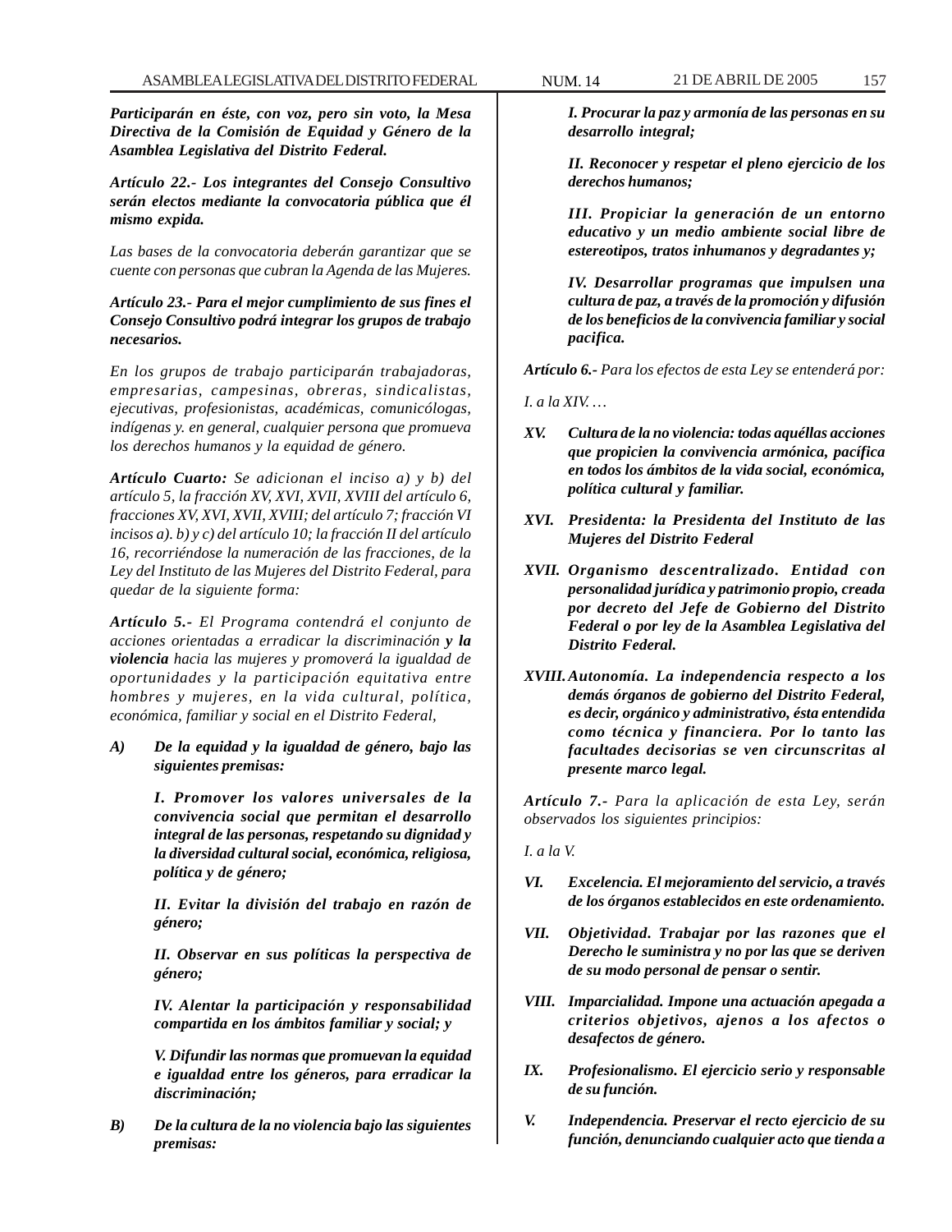***Participarán en éste, con voz, pero sin voto, la Mesa Directiva de la Comisión de Equidad y Género de la Asamblea Legislativa del Distrito Federal.***

***Artículo 22.- Los integrantes del Consejo Consultivo serán electos mediante la convocatoria pública que él mismo expida.***

*Las bases de la convocatoria deberán garantizar que se cuente con personas que cubran la Agenda de las Mujeres.*

***Artículo 23.- Para el mejor cumplimiento de sus fines el Consejo Consultivo podrá integrar los grupos de trabajo necesarios.***

*En los grupos de trabajo participarán trabajadoras, empresarias, campesinas, obreras, sindicalistas, ejecutivas, profesionistas, académicas, comunicólogas, indígenas y. en general, cualquier persona que promueva los derechos humanos y la equidad de género.*

***Artículo Cuarto:*** *Se adicionan el inciso a) y b) del artículo 5, la fracción XV, XVI, XVII, XVIII del artículo 6, fracciones XV, XVI, XVII, XVIII; del artículo 7; fracción VI incisos a). b) y c) del artículo 10; la fracción II del artículo 16, recorriéndose la numeración de las fracciones, de la Ley del Instituto de las Mujeres del Distrito Federal, para quedar de la siguiente forma:*

***Artículo 5.-*** *El Programa contendrá el conjunto de acciones orientadas a erradicar la discriminación* ***y la violencia*** *hacia las mujeres y promoverá la igualdad de oportunidades y la participación equitativa entre hombres y mujeres, en la vida cultural, política, económica, familiar y social en el Distrito Federal,*

***A) De la equidad y la igualdad de género, bajo las siguientes premisas:***

> ***I. Promover los valores universales de la convivencia social que permitan el desarrollo integral de las personas, respetando su dignidad y la diversidad cultural social, económica, religiosa, política y de género;***
>
> ***II. Evitar la división del trabajo en razón de género;***
>
> ***II. Observar en sus políticas la perspectiva de género;***
>
> ***IV. Alentar la participación y responsabilidad compartida en los ámbitos familiar y social; y***
>
> ***V. Difundir las normas que promuevan la equidad e igualdad entre los géneros, para erradicar la discriminación;***

***B) De la cultura de la no violencia bajo las siguientes premisas:***

> ***I. Procurar la paz y armonía de las personas en su desarrollo integral;***
>
> ***II. Reconocer y respetar el pleno ejercicio de los derechos humanos;***
>
> ***III. Propiciar la generación de un entorno educativo y un medio ambiente social libre de estereotipos, tratos inhumanos y degradantes y;***
>
> ***IV. Desarrollar programas que impulsen una cultura de paz, a través de la promoción y difusión de los beneficios de la convivencia familiar y social pacifica.***

***Artículo 6.-*** *Para los efectos de esta Ley se entenderá por:*

*I. a la XIV. …*

***XV. Cultura de la no violencia: todas aquéllas acciones que propicien la convivencia armónica, pacífica en todos los ámbitos de la vida social, económica, política cultural y familiar.***

***XVI. Presidenta: la Presidenta del Instituto de las Mujeres del Distrito Federal***

***XVII. Organismo descentralizado. Entidad con personalidad jurídica y patrimonio propio, creada por decreto del Jefe de Gobierno del Distrito Federal o por ley de la Asamblea Legislativa del Distrito Federal.***

***XVIII. Autonomía. La independencia respecto a los demás órganos de gobierno del Distrito Federal, es decir, orgánico y administrativo, ésta entendida como técnica y financiera. Por lo tanto las facultades decisorias se ven circunscritas al presente marco legal.***

***Artículo 7.-*** *Para la aplicación de esta Ley, serán observados los siguientes principios:*

*I. a la V.*

***VI. Excelencia. El mejoramiento del servicio, a través de los órganos establecidos en este ordenamiento.***

***VII. Objetividad. Trabajar por las razones que el Derecho le suministra y no por las que se deriven de su modo personal de pensar o sentir.***

***VIII. Imparcialidad. Impone una actuación apegada a criterios objetivos, ajenos a los afectos o desafectos de género.***

***IX. Profesionalismo. El ejercicio serio y responsable de su función.***

***V. Independencia. Preservar el recto ejercicio de su función, denunciando cualquier acto que tienda a***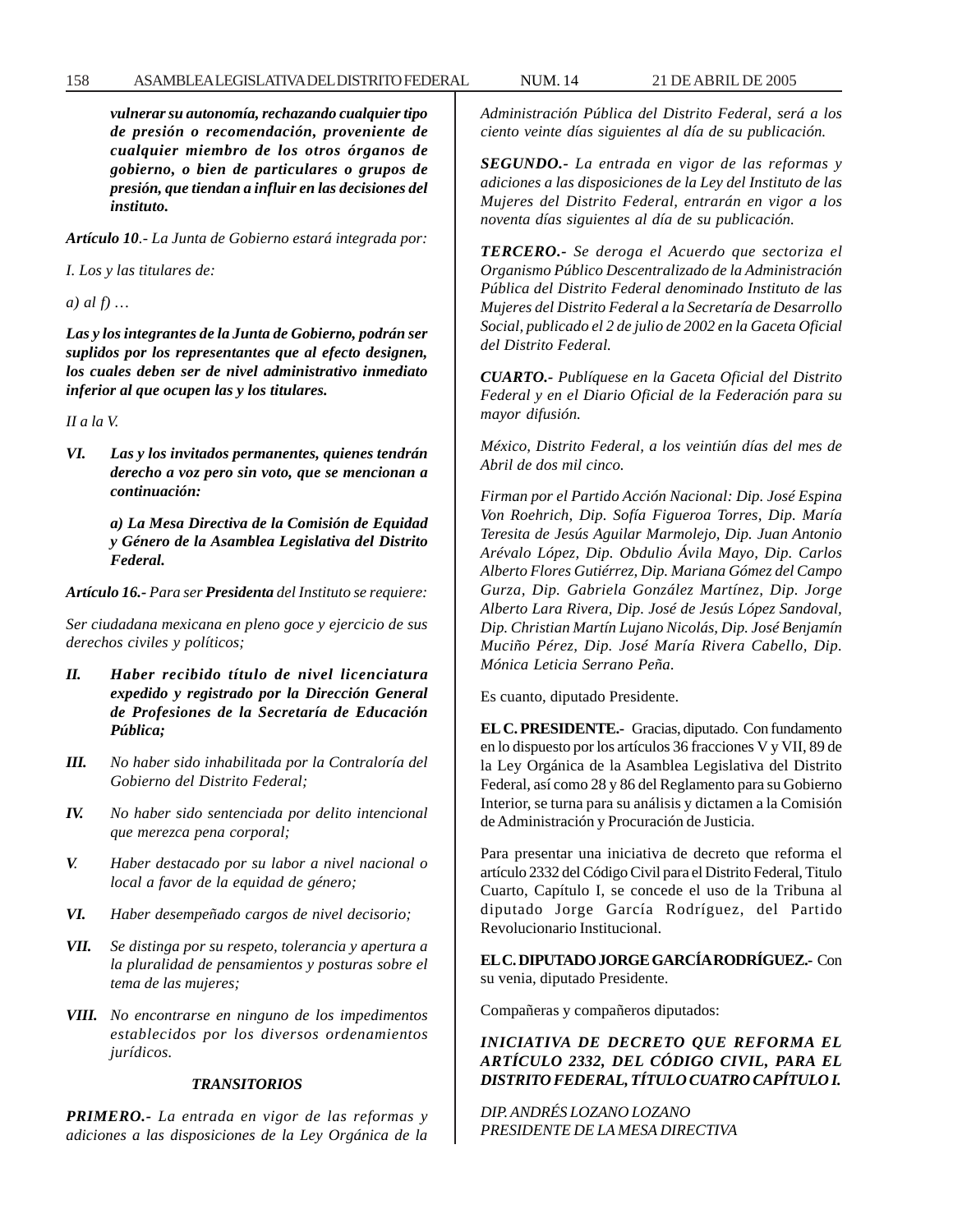***vulnerar su autonomía, rechazando cualquier tipo de presión o recomendación, proveniente de cualquier miembro de los otros órganos de gobierno, o bien de particulares o grupos de presión, que tiendan a influir en las decisiones del instituto.***

***Artículo 10**.- La Junta de Gobierno estará integrada por:*

*I. Los y las titulares de:*

*a) al f) …*

***Las y los integrantes de la Junta de Gobierno, podrán ser suplidos por los representantes que al efecto designen, los cuales deben ser de nivel administrativo inmediato inferior al que ocupen las y los titulares.***

*II a la V.*

***VI. Las y los invitados permanentes, quienes tendrán derecho a voz pero sin voto, que se mencionan a continuación:***

***a) La Mesa Directiva de la Comisión de Equidad y Género de la Asamblea Legislativa del Distrito Federal.***

***Artículo 16.-** Para ser **Presidenta** del Instituto se requiere:*

*Ser ciudadana mexicana en pleno goce y ejercicio de sus derechos civiles y políticos;*

***II. Haber recibido título de nivel licenciatura expedido y registrado por la Dirección General de Profesiones de la Secretaría de Educación Pública;***

***III.** No haber sido inhabilitada por la Contraloría del Gobierno del Distrito Federal;*

***IV.** No haber sido sentenciada por delito intencional que merezca pena corporal;*

***V.** Haber destacado por su labor a nivel nacional o local a favor de la equidad de género;*

***VI.** Haber desempeñado cargos de nivel decisorio;*

***VII.** Se distinga por su respeto, tolerancia y apertura a la pluralidad de pensamientos y posturas sobre el tema de las mujeres;*

***VIII.** No encontrarse en ninguno de los impedimentos establecidos por los diversos ordenamientos jurídicos.*

***TRANSITORIOS***

***PRIMERO.-** La entrada en vigor de las reformas y adiciones a las disposiciones de la Ley Orgánica de la Administración Pública del Distrito Federal, será a los ciento veinte días siguientes al día de su publicación.*

***SEGUNDO.-** La entrada en vigor de las reformas y adiciones a las disposiciones de la Ley del Instituto de las Mujeres del Distrito Federal, entrarán en vigor a los noventa días siguientes al día de su publicación.*

***TERCERO.-** Se deroga el Acuerdo que sectoriza el Organismo Público Descentralizado de la Administración Pública del Distrito Federal denominado Instituto de las Mujeres del Distrito Federal a la Secretaría de Desarrollo Social, publicado el 2 de julio de 2002 en la Gaceta Oficial del Distrito Federal.*

***CUARTO.-** Publíquese en la Gaceta Oficial del Distrito Federal y en el Diario Oficial de la Federación para su mayor difusión.*

*México, Distrito Federal, a los veintiún días del mes de Abril de dos mil cinco.*

*Firman por el Partido Acción Nacional: Dip. José Espina Von Roehrich, Dip. Sofía Figueroa Torres, Dip. María Teresita de Jesús Aguilar Marmolejo, Dip. Juan Antonio Arévalo López, Dip. Obdulio Ávila Mayo, Dip. Carlos Alberto Flores Gutiérrez, Dip. Mariana Gómez del Campo Gurza, Dip. Gabriela González Martínez, Dip. Jorge Alberto Lara Rivera, Dip. José de Jesús López Sandoval, Dip. Christian Martín Lujano Nicolás, Dip. José Benjamín Muciño Pérez, Dip. José María Rivera Cabello, Dip. Mónica Leticia Serrano Peña.*

Es cuanto, diputado Presidente.

**EL C. PRESIDENTE.-** Gracias, diputado. Con fundamento en lo dispuesto por los artículos 36 fracciones V y VII, 89 de la Ley Orgánica de la Asamblea Legislativa del Distrito Federal, así como 28 y 86 del Reglamento para su Gobierno Interior, se turna para su análisis y dictamen a la Comisión de Administración y Procuración de Justicia.

Para presentar una iniciativa de decreto que reforma el artículo 2332 del Código Civil para el Distrito Federal, Titulo Cuarto, Capítulo I, se concede el uso de la Tribuna al diputado Jorge García Rodríguez, del Partido Revolucionario Institucional.

**EL C. DIPUTADO JORGE GARCÍA RODRÍGUEZ.-** Con su venia, diputado Presidente.

Compañeras y compañeros diputados:

***INICIATIVA DE DECRETO QUE REFORMA EL ARTÍCULO 2332, DEL CÓDIGO CIVIL, PARA EL DISTRITO FEDERAL, TÍTULO CUATRO CAPÍTULO I.***

*DIP. ANDRÉS LOZANO LOZANO*
*PRESIDENTE DE LA MESA DIRECTIVA*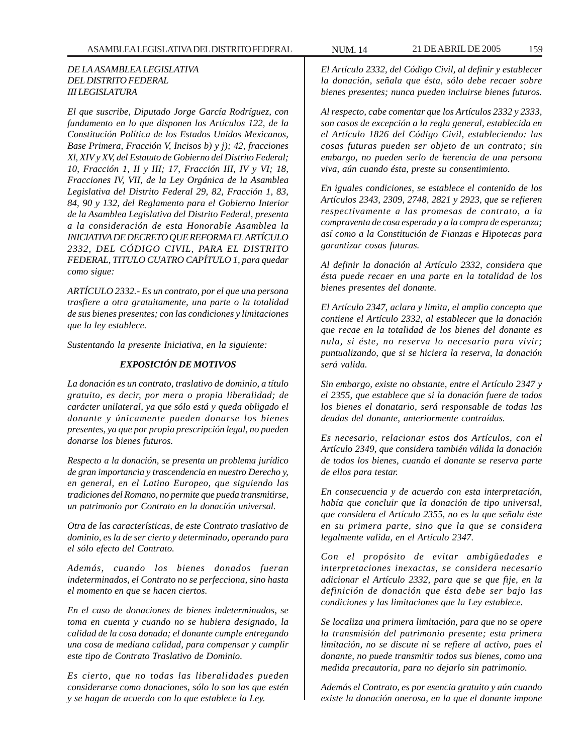*DE LA ASAMBLEA LEGISLATIVA*
*DEL DISTRITO FEDERAL*
*III LEGISLATURA*

*El que suscribe, Diputado Jorge García Rodríguez, con fundamento en lo que disponen los Artículos 122, de la Constitución Política de los Estados Unidos Mexicanos, Base Primera, Fracción V, Incisos b) y j); 42, fracciones Xl, XIV y XV, del Estatuto de Gobierno del Distrito Federal; 10, Fracción 1, II y III; 17, Fracción III, IV y VI; 18, Fracciones IV, VII, de la Ley Orgánica de la Asamblea Legislativa del Distrito Federal 29, 82, Fracción 1, 83, 84, 90 y 132, del Reglamento para el Gobierno Interior de la Asamblea Legislativa del Distrito Federal, presenta a la consideración de esta Honorable Asamblea la INICIATIVA DE DECRETO QUE REFORMA EL ARTÍCULO 2332, DEL CÓDIGO CIVIL, PARA EL DISTRITO FEDERAL, TITULO CUATRO CAPÍTULO 1, para quedar como sigue:*

*ARTÍCULO 2332.- Es un contrato, por el que una persona trasfiere a otra gratuitamente, una parte o la totalidad de sus bienes presentes; con las condiciones y limitaciones que la ley establece.*

*Sustentando la presente Iniciativa, en la siguiente:*

### *EXPOSICIÓN DE MOTIVOS*

*La donación es un contrato, traslativo de dominio, a título gratuito, es decir, por mera o propia liberalidad; de carácter unilateral, ya que sólo está y queda obligado el donante y únicamente pueden donarse los bienes presentes, ya que por propia prescripción legal, no pueden donarse los bienes futuros.*

*Respecto a la donación, se presenta un problema jurídico de gran importancia y trascendencia en nuestro Derecho y, en general, en el Latino Europeo, que siguiendo las tradiciones del Romano, no permite que pueda transmitirse, un patrimonio por Contrato en la donación universal.*

*Otra de las características, de este Contrato traslativo de dominio, es la de ser cierto y determinado, operando para el sólo efecto del Contrato.*

*Además, cuando los bienes donados fueran indeterminados, el Contrato no se perfecciona, sino hasta el momento en que se hacen ciertos.*

*En el caso de donaciones de bienes indeterminados, se toma en cuenta y cuando no se hubiera designado, la calidad de la cosa donada; el donante cumple entregando una cosa de mediana calidad, para compensar y cumplir este tipo de Contrato Traslativo de Dominio.*

*Es cierto, que no todas las liberalidades pueden considerarse como donaciones, sólo lo son las que estén y se hagan de acuerdo con lo que establece la Ley.*

*El Artículo 2332, del Código Civil, al definir y establecer la donación, señala que ésta, sólo debe recaer sobre bienes presentes; nunca pueden incluirse bienes futuros.*

*Al respecto, cabe comentar que los Artículos 2332 y 2333, son casos de excepción a la regla general, establecida en el Artículo 1826 del Código Civil, estableciendo: las cosas futuras pueden ser objeto de un contrato; sin embargo, no pueden serlo de herencia de una persona viva, aún cuando ésta, preste su consentimiento.*

*En iguales condiciones, se establece el contenido de los Artículos 2343, 2309, 2748, 2821 y 2923, que se refieren respectivamente a las promesas de contrato, a la compraventa de cosa esperada y a la compra de esperanza; así como a la Constitución de Fianzas e Hipotecas para garantizar cosas futuras.*

*Al definir la donación al Artículo 2332, considera que ésta puede recaer en una parte en la totalidad de los bienes presentes del donante.*

*El Artículo 2347, aclara y limita, el amplio concepto que contiene el Artículo 2332, al establecer que la donación que recae en la totalidad de los bienes del donante es nula, si éste, no reserva lo necesario para vivir; puntualizando, que si se hiciera la reserva, la donación será valida.*

*Sin embargo, existe no obstante, entre el Artículo 2347 y el 2355, que establece que si la donación fuere de todos los bienes el donatario, será responsable de todas las deudas del donante, anteriormente contraídas.*

*Es necesario, relacionar estos dos Artículos, con el Artículo 2349, que considera también válida la donación de todos los bienes, cuando el donante se reserva parte de ellos para testar.*

*En consecuencia y de acuerdo con esta interpretación, había que concluir que la donación de tipo universal, que considera el Artículo 2355, no es la que señala éste en su primera parte, sino que la que se considera legalmente valida, en el Artículo 2347.*

*Con el propósito de evitar ambigüedades e interpretaciones inexactas, se considera necesario adicionar el Artículo 2332, para que se que fije, en la definición de donación que ésta debe ser bajo las condiciones y las limitaciones que la Ley establece.*

*Se localiza una primera limitación, para que no se opere la transmisión del patrimonio presente; esta primera limitación, no se discute ni se refiere al activo, pues el donante, no puede transmitir todos sus bienes, como una medida precautoria, para no dejarlo sin patrimonio.*

*Además el Contrato, es por esencia gratuito y aún cuando existe la donación onerosa, en la que el donante impone*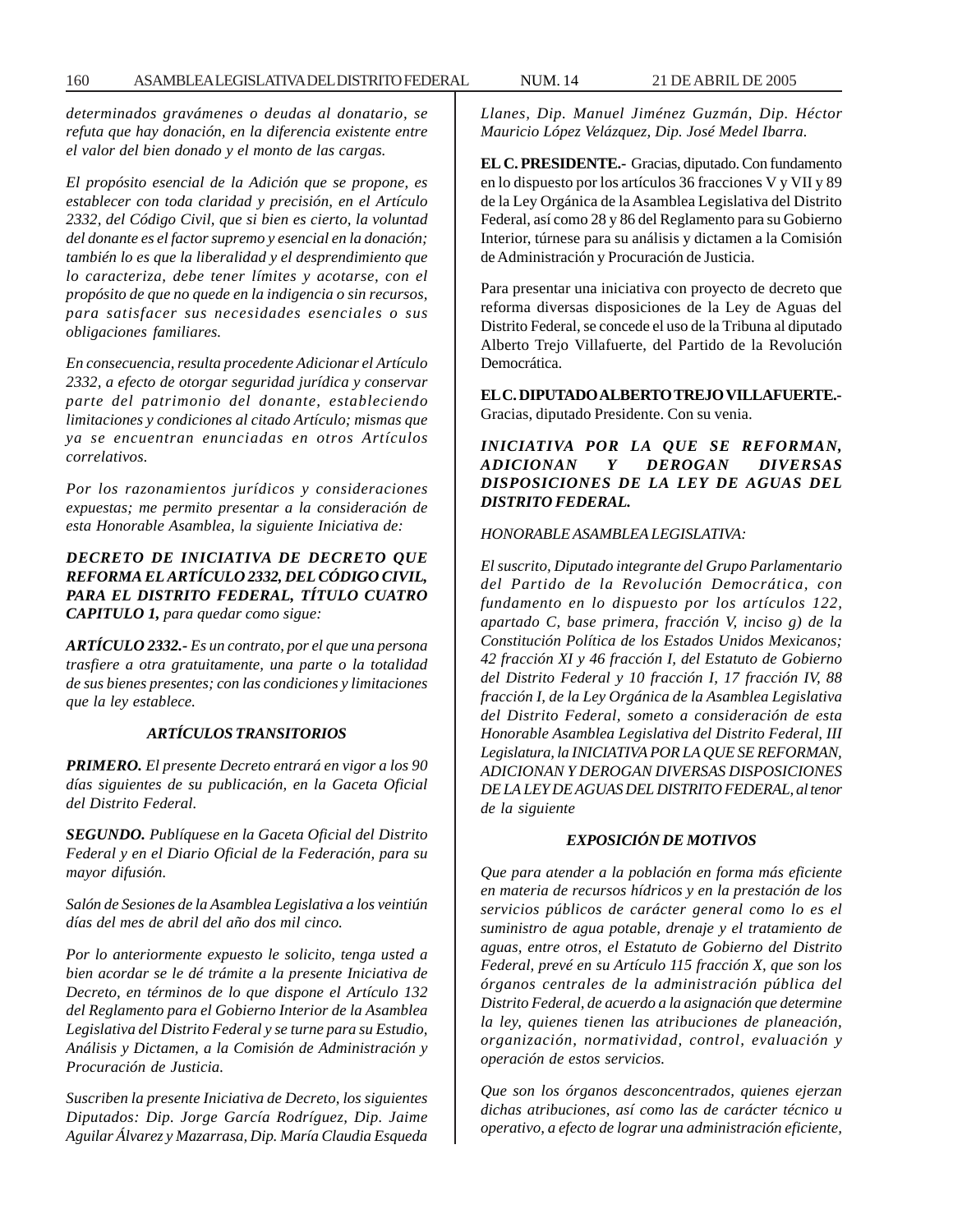*determinados gravámenes o deudas al donatario, se refuta que hay donación, en la diferencia existente entre el valor del bien donado y el monto de las cargas.*

*El propósito esencial de la Adición que se propone, es establecer con toda claridad y precisión, en el Artículo 2332, del Código Civil, que si bien es cierto, la voluntad del donante es el factor supremo y esencial en la donación; también lo es que la liberalidad y el desprendimiento que lo caracteriza, debe tener límites y acotarse, con el propósito de que no quede en la indigencia o sin recursos, para satisfacer sus necesidades esenciales o sus obligaciones familiares.*

*En consecuencia, resulta procedente Adicionar el Artículo 2332, a efecto de otorgar seguridad jurídica y conservar parte del patrimonio del donante, estableciendo limitaciones y condiciones al citado Artículo; mismas que ya se encuentran enunciadas en otros Artículos correlativos.*

*Por los razonamientos jurídicos y consideraciones expuestas; me permito presentar a la consideración de esta Honorable Asamblea, la siguiente Iniciativa de:*

***DECRETO DE INICIATIVA DE DECRETO QUE REFORMA EL ARTÍCULO 2332, DEL CÓDIGO CIVIL, PARA EL DISTRITO FEDERAL, TÍTULO CUATRO CAPITULO 1,** para quedar como sigue:*

***ARTÍCULO 2332.-** Es un contrato, por el que una persona trasfiere a otra gratuitamente, una parte o la totalidad de sus bienes presentes; con las condiciones y limitaciones que la ley establece.*

***ARTÍCULOS TRANSITORIOS***

***PRIMERO.** El presente Decreto entrará en vigor a los 90 días siguientes de su publicación, en la Gaceta Oficial del Distrito Federal.*

***SEGUNDO.** Publíquese en la Gaceta Oficial del Distrito Federal y en el Diario Oficial de la Federación, para su mayor difusión.*

*Salón de Sesiones de la Asamblea Legislativa a los veintiún días del mes de abril del año dos mil cinco.*

*Por lo anteriormente expuesto le solicito, tenga usted a bien acordar se le dé trámite a la presente Iniciativa de Decreto, en términos de lo que dispone el Artículo 132 del Reglamento para el Gobierno Interior de la Asamblea Legislativa del Distrito Federal y se turne para su Estudio, Análisis y Dictamen, a la Comisión de Administración y Procuración de Justicia.*

*Suscriben la presente Iniciativa de Decreto, los siguientes Diputados: Dip. Jorge García Rodríguez, Dip. Jaime Aguilar Álvarez y Mazarrasa, Dip. María Claudia Esqueda Llanes, Dip. Manuel Jiménez Guzmán, Dip. Héctor Mauricio López Velázquez, Dip. José Medel Ibarra.*

**EL C. PRESIDENTE.-** Gracias, diputado. Con fundamento en lo dispuesto por los artículos 36 fracciones V y VII y 89 de la Ley Orgánica de la Asamblea Legislativa del Distrito Federal, así como 28 y 86 del Reglamento para su Gobierno Interior, túrnese para su análisis y dictamen a la Comisión de Administración y Procuración de Justicia.

Para presentar una iniciativa con proyecto de decreto que reforma diversas disposiciones de la Ley de Aguas del Distrito Federal, se concede el uso de la Tribuna al diputado Alberto Trejo Villafuerte, del Partido de la Revolución Democrática.

**EL C. DIPUTADO ALBERTO TREJO VILLAFUERTE.-** Gracias, diputado Presidente. Con su venia.

***INICIATIVA POR LA QUE SE REFORMAN, ADICIONAN Y DEROGAN DIVERSAS DISPOSICIONES DE LA LEY DE AGUAS DEL DISTRITO FEDERAL.***

*HONORABLE ASAMBLEA LEGISLATIVA:*

*El suscrito, Diputado integrante del Grupo Parlamentario del Partido de la Revolución Democrática, con fundamento en lo dispuesto por los artículos 122, apartado C, base primera, fracción V, inciso g) de la Constitución Política de los Estados Unidos Mexicanos; 42 fracción XI y 46 fracción I, del Estatuto de Gobierno del Distrito Federal y 10 fracción I, 17 fracción IV, 88 fracción I, de la Ley Orgánica de la Asamblea Legislativa del Distrito Federal, someto a consideración de esta Honorable Asamblea Legislativa del Distrito Federal, III Legislatura, la INICIATIVA POR LA QUE SE REFORMAN, ADICIONAN Y DEROGAN DIVERSAS DISPOSICIONES DE LA LEY DE AGUAS DEL DISTRITO FEDERAL, al tenor de la siguiente*

***EXPOSICIÓN DE MOTIVOS***

*Que para atender a la población en forma más eficiente en materia de recursos hídricos y en la prestación de los servicios públicos de carácter general como lo es el suministro de agua potable, drenaje y el tratamiento de aguas, entre otros, el Estatuto de Gobierno del Distrito Federal, prevé en su Artículo 115 fracción X, que son los órganos centrales de la administración pública del Distrito Federal, de acuerdo a la asignación que determine la ley, quienes tienen las atribuciones de planeación, organización, normatividad, control, evaluación y operación de estos servicios.*

*Que son los órganos desconcentrados, quienes ejerzan dichas atribuciones, así como las de carácter técnico u operativo, a efecto de lograr una administración eficiente,*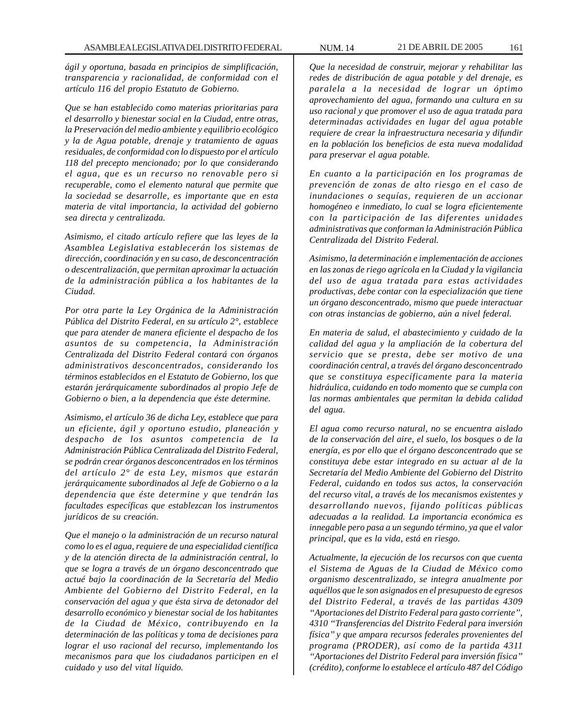*ágil y oportuna, basada en principios de simplificación, transparencia y racionalidad, de conformidad con el artículo 116 del propio Estatuto de Gobierno.*

*Que se han establecido como materias prioritarias para el desarrollo y bienestar social en la Ciudad, entre otras, la Preservación del medio ambiente y equilibrio ecológico y la de Agua potable, drenaje y tratamiento de aguas residuales, de conformidad con lo dispuesto por el artículo 118 del precepto mencionado; por lo que considerando el agua, que es un recurso no renovable pero si recuperable, como el elemento natural que permite que la sociedad se desarrolle, es importante que en esta materia de vital importancia, la actividad del gobierno sea directa y centralizada.*

*Asimismo, el citado artículo refiere que las leyes de la Asamblea Legislativa establecerán los sistemas de dirección, coordinación y en su caso, de desconcentración o descentralización, que permitan aproximar la actuación de la administración pública a los habitantes de la Ciudad.*

*Por otra parte la Ley Orgánica de la Administración Pública del Distrito Federal, en su artículo 2°, establece que para atender de manera eficiente el despacho de los asuntos de su competencia, la Administración Centralizada del Distrito Federal contará con órganos administrativos desconcentrados, considerando los términos establecidos en el Estatuto de Gobierno, los que estarán jerárquicamente subordinados al propio Jefe de Gobierno o bien, a la dependencia que éste determine.*

*Asimismo, el artículo 36 de dicha Ley, establece que para un eficiente, ágil y oportuno estudio, planeación y despacho de los asuntos competencia de la Administración Pública Centralizada del Distrito Federal, se podrán crear órganos desconcentrados en los términos del artículo 2° de esta Ley, mismos que estarán jerárquicamente subordinados al Jefe de Gobierno o a la dependencia que éste determine y que tendrán las facultades específicas que establezcan los instrumentos jurídicos de su creación.*

*Que el manejo o la administración de un recurso natural como lo es el agua, requiere de una especialidad científica y de la atención directa de la administración central, lo que se logra a través de un órgano desconcentrado que actué bajo la coordinación de la Secretaría del Medio Ambiente del Gobierno del Distrito Federal, en la conservación del agua y que ésta sirva de detonador del desarrollo económico y bienestar social de los habitantes de la Ciudad de México, contribuyendo en la determinación de las políticas y toma de decisiones para lograr el uso racional del recurso, implementando los mecanismos para que los ciudadanos participen en el cuidado y uso del vital líquido.*

*Que la necesidad de construir, mejorar y rehabilitar las redes de distribución de agua potable y del drenaje, es paralela a la necesidad de lograr un óptimo aprovechamiento del agua, formando una cultura en su uso racional y que promover el uso de agua tratada para determinadas actividades en lugar del agua potable requiere de crear la infraestructura necesaria y difundir en la población los beneficios de esta nueva modalidad para preservar el agua potable.*

*En cuanto a la participación en los programas de prevención de zonas de alto riesgo en el caso de inundaciones o sequías, requieren de un accionar homogéneo e inmediato, lo cual se logra eficientemente con la participación de las diferentes unidades administrativas que conforman la Administración Pública Centralizada del Distrito Federal.*

*Asimismo, la determinación e implementación de acciones en las zonas de riego agrícola en la Ciudad y la vigilancia del uso de agua tratada para estas actividades productivas, debe contar con la especialización que tiene un órgano desconcentrado, mismo que puede interactuar con otras instancias de gobierno, aún a nivel federal.*

*En materia de salud, el abastecimiento y cuidado de la calidad del agua y la ampliación de la cobertura del servicio que se presta, debe ser motivo de una coordinación central, a través del órgano desconcentrado que se constituya específicamente para la materia hidráulica, cuidando en todo momento que se cumpla con las normas ambientales que permitan la debida calidad del agua.*

*El agua como recurso natural, no se encuentra aislado de la conservación del aire, el suelo, los bosques o de la energía, es por ello que el órgano desconcentrado que se constituya debe estar integrado en su actuar al de la Secretaría del Medio Ambiente del Gobierno del Distrito Federal, cuidando en todos sus actos, la conservación del recurso vital, a través de los mecanismos existentes y desarrollando nuevos, fijando políticas públicas adecuadas a la realidad. La importancia económica es innegable pero pasa a un segundo término, ya que el valor principal, que es la vida, está en riesgo.*

*Actualmente, la ejecución de los recursos con que cuenta el Sistema de Aguas de la Ciudad de México como organismo descentralizado, se integra anualmente por aquéllos que le son asignados en el presupuesto de egresos del Distrito Federal, a través de las partidas 4309 "Aportaciones del Distrito Federal para gasto corriente", 4310 "Transferencias del Distrito Federal para inversión física" y que ampara recursos federales provenientes del programa (PRODER), así como de la partida 4311 "Aportaciones del Distrito Federal para inversión física" (crédito), conforme lo establece el artículo 487 del Código*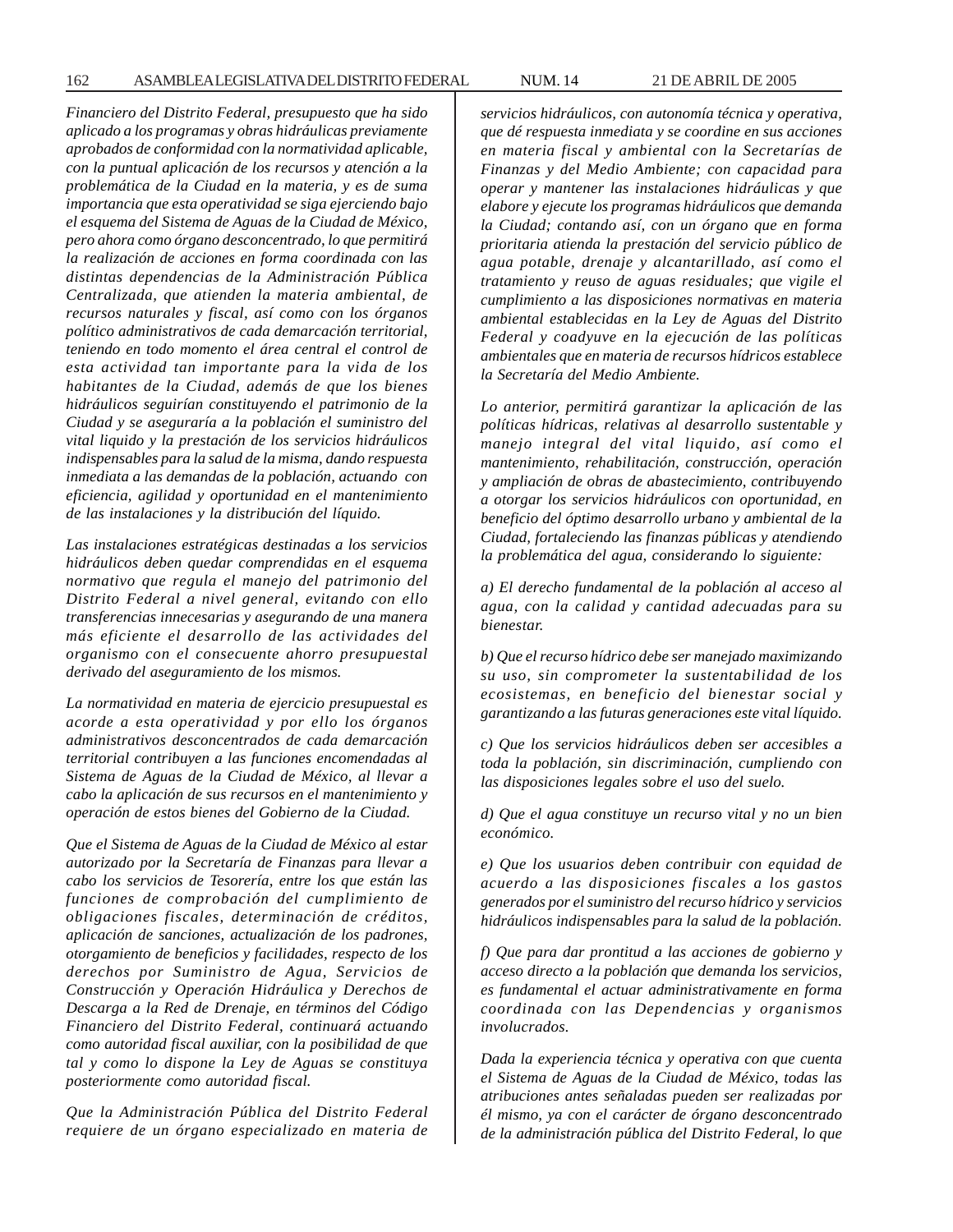*Financiero del Distrito Federal, presupuesto que ha sido aplicado a los programas y obras hidráulicas previamente aprobados de conformidad con la normatividad aplicable, con la puntual aplicación de los recursos y atención a la problemática de la Ciudad en la materia, y es de suma importancia que esta operatividad se siga ejerciendo bajo el esquema del Sistema de Aguas de la Ciudad de México, pero ahora como órgano desconcentrado, lo que permitirá la realización de acciones en forma coordinada con las distintas dependencias de la Administración Pública Centralizada, que atienden la materia ambiental, de recursos naturales y fiscal, así como con los órganos político administrativos de cada demarcación territorial, teniendo en todo momento el área central el control de esta actividad tan importante para la vida de los habitantes de la Ciudad, además de que los bienes hidráulicos seguirían constituyendo el patrimonio de la Ciudad y se aseguraría a la población el suministro del vital liquido y la prestación de los servicios hidráulicos indispensables para la salud de la misma, dando respuesta inmediata a las demandas de la población, actuando con eficiencia, agilidad y oportunidad en el mantenimiento de las instalaciones y la distribución del líquido.*

*Las instalaciones estratégicas destinadas a los servicios hidráulicos deben quedar comprendidas en el esquema normativo que regula el manejo del patrimonio del Distrito Federal a nivel general, evitando con ello transferencias innecesarias y asegurando de una manera más eficiente el desarrollo de las actividades del organismo con el consecuente ahorro presupuestal derivado del aseguramiento de los mismos.*

*La normatividad en materia de ejercicio presupuestal es acorde a esta operatividad y por ello los órganos administrativos desconcentrados de cada demarcación territorial contribuyen a las funciones encomendadas al Sistema de Aguas de la Ciudad de México, al llevar a cabo la aplicación de sus recursos en el mantenimiento y operación de estos bienes del Gobierno de la Ciudad.*

*Que el Sistema de Aguas de la Ciudad de México al estar autorizado por la Secretaría de Finanzas para llevar a cabo los servicios de Tesorería, entre los que están las funciones de comprobación del cumplimiento de obligaciones fiscales, determinación de créditos, aplicación de sanciones, actualización de los padrones, otorgamiento de beneficios y facilidades, respecto de los derechos por Suministro de Agua, Servicios de Construcción y Operación Hidráulica y Derechos de Descarga a la Red de Drenaje, en términos del Código Financiero del Distrito Federal, continuará actuando como autoridad fiscal auxiliar, con la posibilidad de que tal y como lo dispone la Ley de Aguas se constituya posteriormente como autoridad fiscal.*

*Que la Administración Pública del Distrito Federal requiere de un órgano especializado en materia de servicios hidráulicos, con autonomía técnica y operativa, que dé respuesta inmediata y se coordine en sus acciones en materia fiscal y ambiental con las Secretarías de Finanzas y del Medio Ambiente; con capacidad para operar y mantener las instalaciones hidráulicas y que elabore y ejecute los programas hidráulicos que demanda la Ciudad; contando así, con un órgano que en forma prioritaria atienda la prestación del servicio público de agua potable, drenaje y alcantarillado, así como el tratamiento y reuso de aguas residuales; que vigile el cumplimiento a las disposiciones normativas en materia ambiental establecidas en la Ley de Aguas del Distrito Federal y coadyuve en la ejecución de las políticas ambientales que en materia de recursos hídricos establece la Secretaría del Medio Ambiente.*

*Lo anterior, permitirá garantizar la aplicación de las políticas hídricas, relativas al desarrollo sustentable y manejo integral del vital liquido, así como el mantenimiento, rehabilitación, construcción, operación y ampliación de obras de abastecimiento, contribuyendo a otorgar los servicios hidráulicos con oportunidad, en beneficio del óptimo desarrollo urbano y ambiental de la Ciudad, fortaleciendo las finanzas públicas y atendiendo la problemática del agua, considerando lo siguiente:*

*a) El derecho fundamental de la población al acceso al agua, con la calidad y cantidad adecuadas para su bienestar.*

*b) Que el recurso hídrico debe ser manejado maximizando su uso, sin comprometer la sustentabilidad de los ecosistemas, en beneficio del bienestar social y garantizando a las futuras generaciones este vital líquido.*

*c) Que los servicios hidráulicos deben ser accesibles a toda la población, sin discriminación, cumpliendo con las disposiciones legales sobre el uso del suelo.*

*d) Que el agua constituye un recurso vital y no un bien económico.*

*e) Que los usuarios deben contribuir con equidad de acuerdo a las disposiciones fiscales a los gastos generados por el suministro del recurso hídrico y servicios hidráulicos indispensables para la salud de la población.*

*f) Que para dar prontitud a las acciones de gobierno y acceso directo a la población que demanda los servicios, es fundamental el actuar administrativamente en forma coordinada con las Dependencias y organismos involucrados.*

*Dada la experiencia técnica y operativa con que cuenta el Sistema de Aguas de la Ciudad de México, todas las atribuciones antes señaladas pueden ser realizadas por él mismo, ya con el carácter de órgano desconcentrado de la administración pública del Distrito Federal, lo que*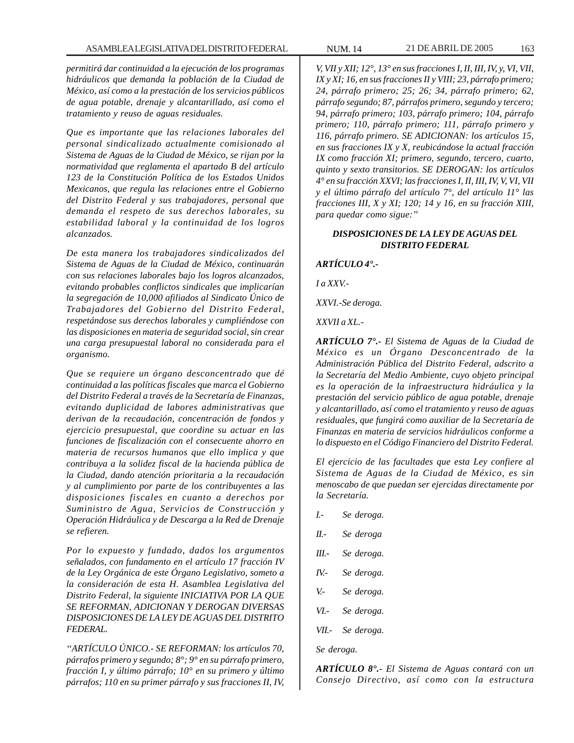*permitirá dar continuidad a la ejecución de los programas hidráulicos que demanda la población de la Ciudad de México, así como a la prestación de los servicios públicos de agua potable, drenaje y alcantarillado, así como el tratamiento y reuso de aguas residuales.*

*Que es importante que las relaciones laborales del personal sindicalizado actualmente comisionado al Sistema de Aguas de la Ciudad de México, se rijan por la normatividad que reglamenta el apartado B del artículo 123 de la Constitución Política de los Estados Unidos Mexicanos, que regula las relaciones entre el Gobierno del Distrito Federal y sus trabajadores, personal que demanda el respeto de sus derechos laborales, su estabilidad laboral y la continuidad de los logros alcanzados.*

*De esta manera los trabajadores sindicalizados del Sistema de Aguas de la Ciudad de México, continuarán con sus relaciones laborales bajo los logros alcanzados, evitando probables conflictos sindicales que implicarían la segregación de 10,000 afiliados al Sindicato Único de Trabajadores del Gobierno del Distrito Federal, respetándose sus derechos laborales y cumpliéndose con las disposiciones en materia de seguridad social, sin crear una carga presupuestal laboral no considerada para el organismo.*

*Que se requiere un órgano desconcentrado que dé continuidad a las políticas fiscales que marca el Gobierno del Distrito Federal a través de la Secretaría de Finanzas, evitando duplicidad de labores administrativas que derivan de la recaudación, concentración de fondos y ejercicio presupuestal, que coordine su actuar en las funciones de fiscalización con el consecuente ahorro en materia de recursos humanos que ello implica y que contribuya a la solidez fiscal de la hacienda pública de la Ciudad, dando atención prioritaria a la recaudación y al cumplimiento por parte de los contribuyentes a las disposiciones fiscales en cuanto a derechos por Suministro de Agua, Servicios de Construcción y Operación Hidráulica y de Descarga a la Red de Drenaje se refieren.*

*Por lo expuesto y fundado, dados los argumentos señalados, con fundamento en el artículo 17 fracción IV de la Ley Orgánica de este Órgano Legislativo, someto a la consideración de esta H. Asamblea Legislativa del Distrito Federal, la siguiente INICIATIVA POR LA QUE SE REFORMAN, ADICIONAN Y DEROGAN DIVERSAS DISPOSICIONES DE LA LEY DE AGUAS DEL DISTRITO FEDERAL.*

*"ARTÍCULO ÚNICO.- SE REFORMAN: los artículos 70, párrafos primero y segundo; 8°; 9° en su párrafo primero, fracción I, y último párrafo; 10° en su primero y último párrafos; 110 en su primer párrafo y sus fracciones II, IV, V, VII y XII; 12°, 13° en sus fracciones I, II, III, IV, y, VI, VII, IX y XI; 16, en sus fracciones II y VIII; 23, párrafo primero; 24, párrafo primero; 25; 26; 34, párrafo primero; 62, párrafo segundo; 87, párrafos primero, segundo y tercero; 94, párrafo primero; 103, párrafo primero; 104, párrafo primero; 110, párrafo primero; 111, párrafo primero y 116, párrafo primero. SE ADICIONAN: los artículos 15, en sus fracciones IX y X, reubicándose la actual fracción IX como fracción XI; primero, segundo, tercero, cuarto, quinto y sexto transitorios. SE DEROGAN: los artículos 4° en su fracción XXVI; las fracciones I, II, III, IV, V, VI, VII y el último párrafo del artículo 7°, del artículo 11° las fracciones III, X y XI; 120; 14 y 16, en su fracción XIII, para quedar como sigue:"*

***DISPOSICIONES DE LA LEY DE AGUAS DEL DISTRITO FEDERAL***

***ARTÍCULO 4°.-***

*I a XXV.-*

*XXVI.-Se deroga.*

*XXVII a XL.-*

***ARTÍCULO 7°.-*** *El Sistema de Aguas de la Ciudad de México es un Órgano Desconcentrado de la Administración Pública del Distrito Federal, adscrito a la Secretaría del Medio Ambiente, cuyo objeto principal es la operación de la infraestructura hidráulica y la prestación del servicio público de agua potable, drenaje y alcantarillado, así como el tratamiento y reuso de aguas residuales, que fungirá como auxiliar de la Secretaría de Finanzas en materia de servicios hidráulicos conforme a lo dispuesto en el Código Financiero del Distrito Federal.*

*El ejercicio de las facultades que esta Ley confiere al Sistema de Aguas de la Ciudad de México, es sin menoscabo de que puedan ser ejercidas directamente por la Secretaría.*

*I.- Se deroga.*

*II.- Se deroga*

*III.- Se deroga.*

*IV.- Se deroga.*

*V.- Se deroga.*

*VI.- Se deroga.*

*VII.- Se deroga.*

*Se deroga.*

***ARTÍCULO 8°.-*** *El Sistema de Aguas contará con un Consejo Directivo, así como con la estructura*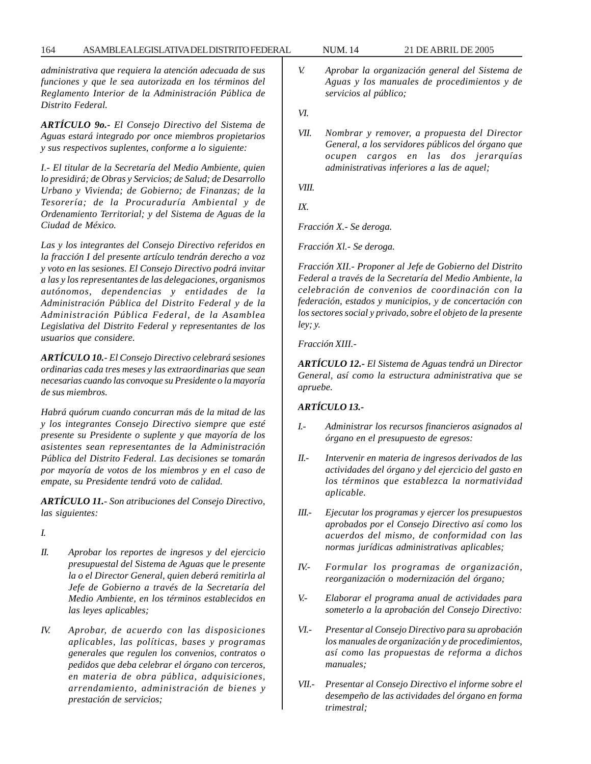*administrativa que requiera la atención adecuada de sus funciones y que le sea autorizada en los términos del Reglamento Interior de la Administración Pública de Distrito Federal.*

***ARTÍCULO 9o.-*** *El Consejo Directivo del Sistema de Aguas estará integrado por once miembros propietarios y sus respectivos suplentes, conforme a lo siguiente:*

*I.- El titular de la Secretaría del Medio Ambiente, quien lo presidirá; de Obras y Servicios; de Salud; de Desarrollo Urbano y Vivienda; de Gobierno; de Finanzas; de la Tesorería; de la Procuraduría Ambiental y de Ordenamiento Territorial; y del Sistema de Aguas de la Ciudad de México.*

*Las y los integrantes del Consejo Directivo referidos en la fracción I del presente artículo tendrán derecho a voz y voto en las sesiones. El Consejo Directivo podrá invitar a las y los representantes de las delegaciones, organismos autónomos, dependencias y entidades de la Administración Pública del Distrito Federal y de la Administración Pública Federal, de la Asamblea Legislativa del Distrito Federal y representantes de los usuarios que considere.*

***ARTÍCULO 10.-*** *El Consejo Directivo celebrará sesiones ordinarias cada tres meses y las extraordinarias que sean necesarias cuando las convoque su Presidente o la mayoría de sus miembros.*

*Habrá quórum cuando concurran más de la mitad de las y los integrantes Consejo Directivo siempre que esté presente su Presidente o suplente y que mayoría de los asistentes sean representantes de la Administración Pública del Distrito Federal. Las decisiones se tomarán por mayoría de votos de los miembros y en el caso de empate, su Presidente tendrá voto de calidad.*

***ARTÍCULO 11.-*** *Son atribuciones del Consejo Directivo, las siguientes:*

*I.*

*II. Aprobar los reportes de ingresos y del ejercicio presupuestal del Sistema de Aguas que le presente la o el Director General, quien deberá remitirla al Jefe de Gobierno a través de la Secretaría del Medio Ambiente, en los términos establecidos en las leyes aplicables;*

*IV. Aprobar, de acuerdo con las disposiciones aplicables, las políticas, bases y programas generales que regulen los convenios, contratos o pedidos que deba celebrar el órgano con terceros, en materia de obra pública, adquisiciones, arrendamiento, administración de bienes y prestación de servicios;*

*V. Aprobar la organización general del Sistema de Aguas y los manuales de procedimientos y de servicios al público;*

*VI.*

*VII. Nombrar y remover, a propuesta del Director General, a los servidores públicos del órgano que ocupen cargos en las dos jerarquías administrativas inferiores a las de aquel;*

*VIII.*

*IX.*

*Fracción X.- Se deroga.*

*Fracción Xl.- Se deroga.*

*Fracción XII.- Proponer al Jefe de Gobierno del Distrito Federal a través de la Secretaría del Medio Ambiente, la celebración de convenios de coordinación con la federación, estados y municipios, y de concertación con los sectores social y privado, sobre el objeto de la presente ley; y.*

*Fracción XIII.-*

***ARTÍCULO 12.-*** *El Sistema de Aguas tendrá un Director General, así como la estructura administrativa que se apruebe.*

***ARTÍCULO 13.-***

*I.- Administrar los recursos financieros asignados al órgano en el presupuesto de egresos:*

*II.- Intervenir en materia de ingresos derivados de las actividades del órgano y del ejercicio del gasto en los términos que establezca la normatividad aplicable.*

*III.- Ejecutar los programas y ejercer los presupuestos aprobados por el Consejo Directivo así como los acuerdos del mismo, de conformidad con las normas jurídicas administrativas aplicables;*

*IV.- Formular los programas de organización, reorganización o modernización del órgano;*

*V.- Elaborar el programa anual de actividades para someterlo a la aprobación del Consejo Directivo:*

*VI.- Presentar al Consejo Directivo para su aprobación los manuales de organización y de procedimientos, así como las propuestas de reforma a dichos manuales;*

*VII.- Presentar al Consejo Directivo el informe sobre el desempeño de las actividades del órgano en forma trimestral;*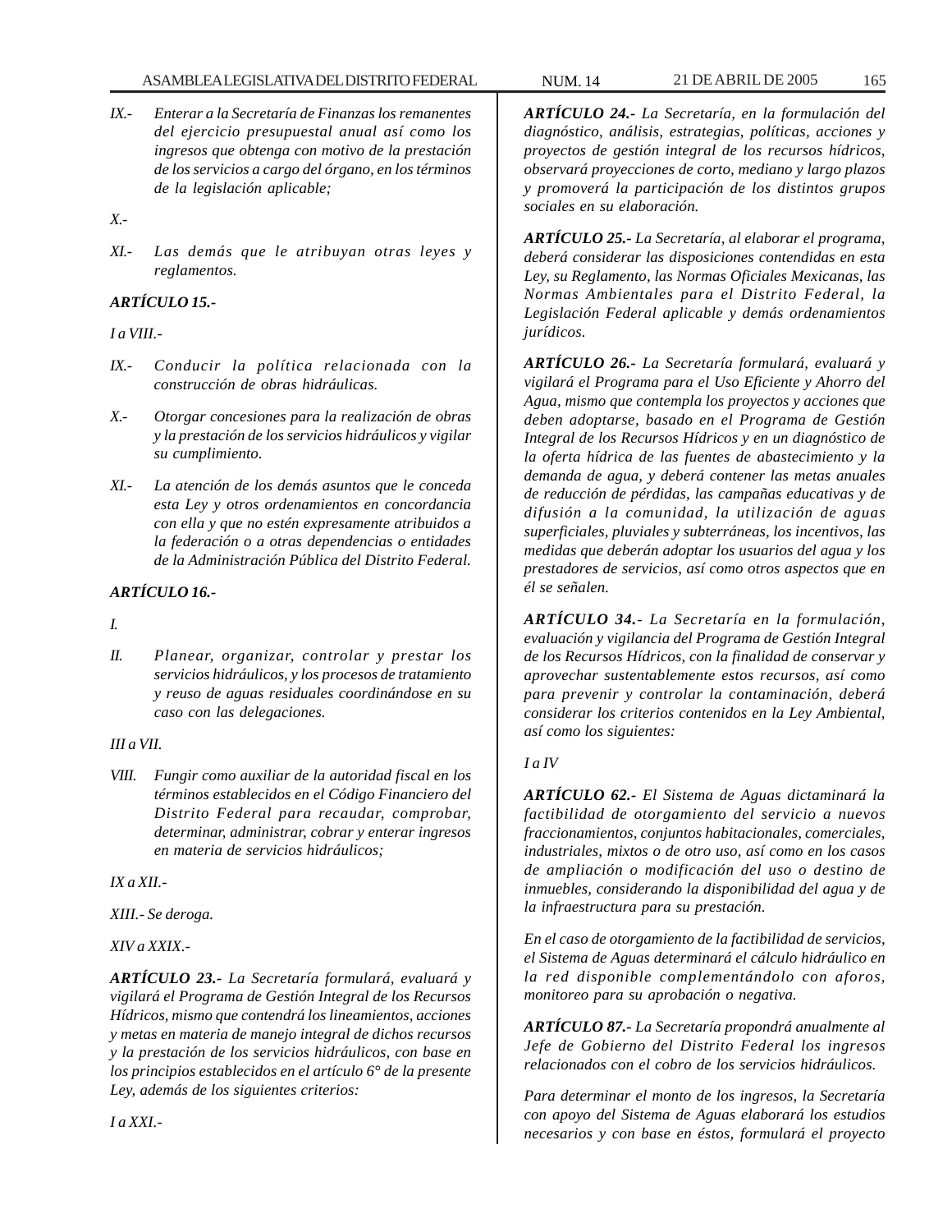*IX.- Enterar a la Secretaría de Finanzas los remanentes del ejercicio presupuestal anual así como los ingresos que obtenga con motivo de la prestación de los servicios a cargo del órgano, en los términos de la legislación aplicable;*

*X.-*

*XI.- Las demás que le atribuyan otras leyes y reglamentos.*

***ARTÍCULO 15.-***

*I a VIII.-*

*IX.- Conducir la política relacionada con la construcción de obras hidráulicas.*

*X.- Otorgar concesiones para la realización de obras y la prestación de los servicios hidráulicos y vigilar su cumplimiento.*

*XI.- La atención de los demás asuntos que le conceda esta Ley y otros ordenamientos en concordancia con ella y que no estén expresamente atribuidos a la federación o a otras dependencias o entidades de la Administración Pública del Distrito Federal.*

***ARTÍCULO 16.-***

*I.*

*II. Planear, organizar, controlar y prestar los servicios hidráulicos, y los procesos de tratamiento y reuso de aguas residuales coordinándose en su caso con las delegaciones.*

*III a VII.*

*VIII. Fungir como auxiliar de la autoridad fiscal en los términos establecidos en el Código Financiero del Distrito Federal para recaudar, comprobar, determinar, administrar, cobrar y enterar ingresos en materia de servicios hidráulicos;*

*IX a XII.-*

*XIII.- Se deroga.*

*XIV a XXIX.-*

***ARTÍCULO 23.-** La Secretaría formulará, evaluará y vigilará el Programa de Gestión Integral de los Recursos Hídricos, mismo que contendrá los lineamientos, acciones y metas en materia de manejo integral de dichos recursos y la prestación de los servicios hidráulicos, con base en los principios establecidos en el artículo 6° de la presente Ley, además de los siguientes criterios:*

*I a XXI.-*

***ARTÍCULO 24.-** La Secretaría, en la formulación del diagnóstico, análisis, estrategias, políticas, acciones y proyectos de gestión integral de los recursos hídricos, observará proyecciones de corto, mediano y largo plazos y promoverá la participación de los distintos grupos sociales en su elaboración.*

***ARTÍCULO 25.-** La Secretaría, al elaborar el programa, deberá considerar las disposiciones contendidas en esta Ley, su Reglamento, las Normas Oficiales Mexicanas, las Normas Ambientales para el Distrito Federal, la Legislación Federal aplicable y demás ordenamientos jurídicos.*

***ARTÍCULO 26.-** La Secretaría formulará, evaluará y vigilará el Programa para el Uso Eficiente y Ahorro del Agua, mismo que contempla los proyectos y acciones que deben adoptarse, basado en el Programa de Gestión Integral de los Recursos Hídricos y en un diagnóstico de la oferta hídrica de las fuentes de abastecimiento y la demanda de agua, y deberá contener las metas anuales de reducción de pérdidas, las campañas educativas y de difusión a la comunidad, la utilización de aguas superficiales, pluviales y subterráneas, los incentivos, las medidas que deberán adoptar los usuarios del agua y los prestadores de servicios, así como otros aspectos que en él se señalen.*

***ARTÍCULO 34.-** La Secretaría en la formulación, evaluación y vigilancia del Programa de Gestión Integral de los Recursos Hídricos, con la finalidad de conservar y aprovechar sustentablemente estos recursos, así como para prevenir y controlar la contaminación, deberá considerar los criterios contenidos en la Ley Ambiental, así como los siguientes:*

*I a IV*

***ARTÍCULO 62.-** El Sistema de Aguas dictaminará la factibilidad de otorgamiento del servicio a nuevos fraccionamientos, conjuntos habitacionales, comerciales, industriales, mixtos o de otro uso, así como en los casos de ampliación o modificación del uso o destino de inmuebles, considerando la disponibilidad del agua y de la infraestructura para su prestación.*

*En el caso de otorgamiento de la factibilidad de servicios, el Sistema de Aguas determinará el cálculo hidráulico en la red disponible complementándolo con aforos, monitoreo para su aprobación o negativa.*

***ARTÍCULO 87.-** La Secretaría propondrá anualmente al Jefe de Gobierno del Distrito Federal los ingresos relacionados con el cobro de los servicios hidráulicos.*

*Para determinar el monto de los ingresos, la Secretaría con apoyo del Sistema de Aguas elaborará los estudios necesarios y con base en éstos, formulará el proyecto*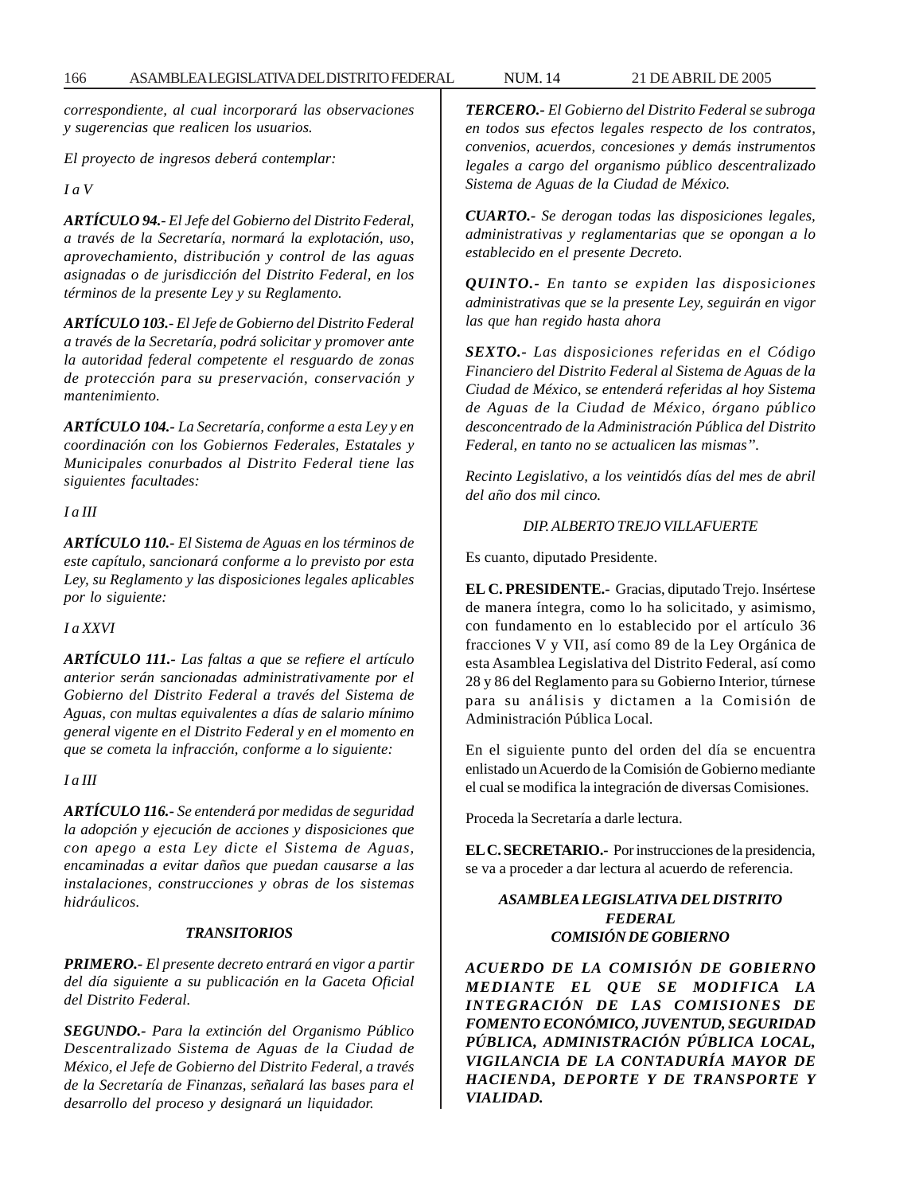*correspondiente, al cual incorporará las observaciones y sugerencias que realicen los usuarios.*

*El proyecto de ingresos deberá contemplar:*

*I a V*

***ARTÍCULO 94.-** El Jefe del Gobierno del Distrito Federal, a través de la Secretaría, normará la explotación, uso, aprovechamiento, distribución y control de las aguas asignadas o de jurisdicción del Distrito Federal, en los términos de la presente Ley y su Reglamento.*

***ARTÍCULO 103.-** El Jefe de Gobierno del Distrito Federal a través de la Secretaría, podrá solicitar y promover ante la autoridad federal competente el resguardo de zonas de protección para su preservación, conservación y mantenimiento.*

***ARTÍCULO 104.-** La Secretaría, conforme a esta Ley y en coordinación con los Gobiernos Federales, Estatales y Municipales conurbados al Distrito Federal tiene las siguientes facultades:*

*I a III*

***ARTÍCULO 110.-** El Sistema de Aguas en los términos de este capítulo, sancionará conforme a lo previsto por esta Ley, su Reglamento y las disposiciones legales aplicables por lo siguiente:*

*I a XXVI*

***ARTÍCULO 111.-** Las faltas a que se refiere el artículo anterior serán sancionadas administrativamente por el Gobierno del Distrito Federal a través del Sistema de Aguas, con multas equivalentes a días de salario mínimo general vigente en el Distrito Federal y en el momento en que se cometa la infracción, conforme a lo siguiente:*

*I a III*

***ARTÍCULO 116.-** Se entenderá por medidas de seguridad la adopción y ejecución de acciones y disposiciones que con apego a esta Ley dicte el Sistema de Aguas, encaminadas a evitar daños que puedan causarse a las instalaciones, construcciones y obras de los sistemas hidráulicos.*

***TRANSITORIOS***

***PRIMERO.-** El presente decreto entrará en vigor a partir del día siguiente a su publicación en la Gaceta Oficial del Distrito Federal.*

***SEGUNDO.-** Para la extinción del Organismo Público Descentralizado Sistema de Aguas de la Ciudad de México, el Jefe de Gobierno del Distrito Federal, a través de la Secretaría de Finanzas, señalará las bases para el desarrollo del proceso y designará un liquidador.*

***TERCERO.-** El Gobierno del Distrito Federal se subroga en todos sus efectos legales respecto de los contratos, convenios, acuerdos, concesiones y demás instrumentos legales a cargo del organismo público descentralizado Sistema de Aguas de la Ciudad de México.*

***CUARTO.-** Se derogan todas las disposiciones legales, administrativas y reglamentarias que se opongan a lo establecido en el presente Decreto.*

***QUINTO.-** En tanto se expiden las disposiciones administrativas que se la presente Ley, seguirán en vigor las que han regido hasta ahora*

***SEXTO.-** Las disposiciones referidas en el Código Financiero del Distrito Federal al Sistema de Aguas de la Ciudad de México, se entenderá referidas al hoy Sistema de Aguas de la Ciudad de México, órgano público desconcentrado de la Administración Pública del Distrito Federal, en tanto no se actualicen las mismas".*

*Recinto Legislativo, a los veintidós días del mes de abril del año dos mil cinco.*

*DIP. ALBERTO TREJO VILLAFUERTE*

Es cuanto, diputado Presidente.

**EL C. PRESIDENTE.-** Gracias, diputado Trejo. Insértese de manera íntegra, como lo ha solicitado, y asimismo, con fundamento en lo establecido por el artículo 36 fracciones V y VII, así como 89 de la Ley Orgánica de esta Asamblea Legislativa del Distrito Federal, así como 28 y 86 del Reglamento para su Gobierno Interior, túrnese para su análisis y dictamen a la Comisión de Administración Pública Local.

En el siguiente punto del orden del día se encuentra enlistado un Acuerdo de la Comisión de Gobierno mediante el cual se modifica la integración de diversas Comisiones.

Proceda la Secretaría a darle lectura.

**EL C. SECRETARIO.-** Por instrucciones de la presidencia, se va a proceder a dar lectura al acuerdo de referencia.

***ASAMBLEA LEGISLATIVA DEL DISTRITO FEDERAL***
***COMISIÓN DE GOBIERNO***

***ACUERDO DE LA COMISIÓN DE GOBIERNO MEDIANTE EL QUE SE MODIFICA LA INTEGRACIÓN DE LAS COMISIONES DE FOMENTO ECONÓMICO, JUVENTUD, SEGURIDAD PÚBLICA, ADMINISTRACIÓN PÚBLICA LOCAL, VIGILANCIA DE LA CONTADURÍA MAYOR DE HACIENDA, DEPORTE Y DE TRANSPORTE Y VIALIDAD.***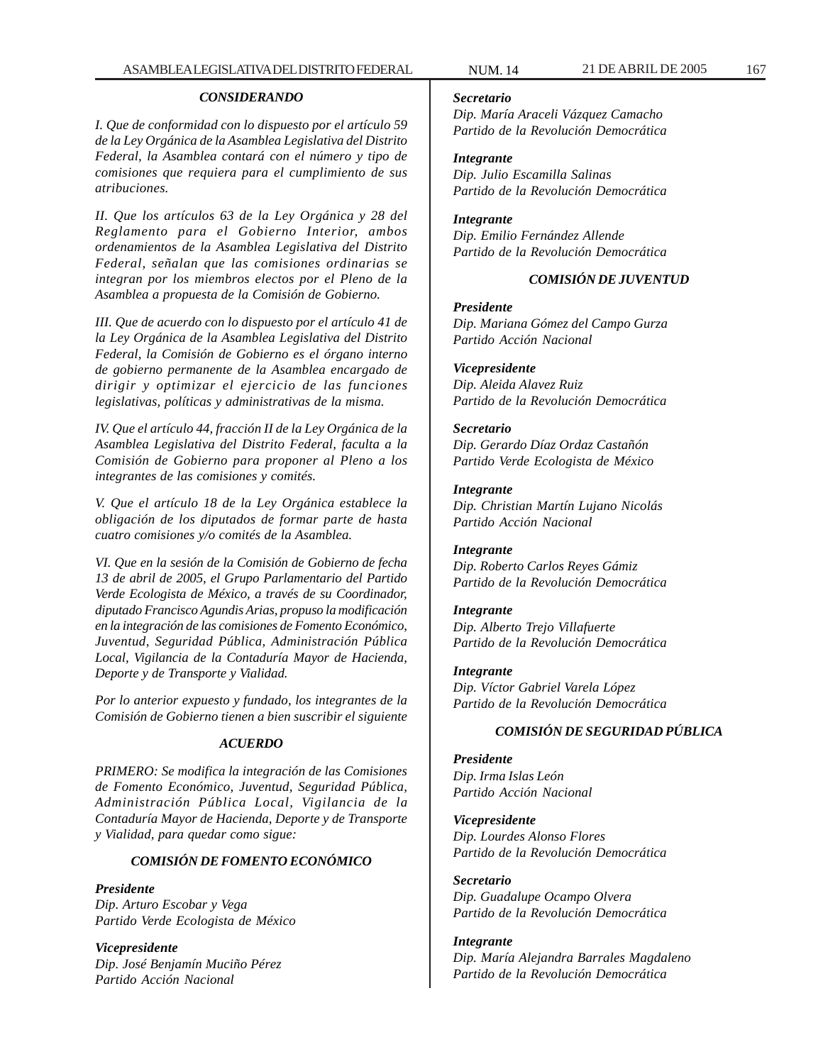***CONSIDERANDO***

*I. Que de conformidad con lo dispuesto por el artículo 59 de la Ley Orgánica de la Asamblea Legislativa del Distrito Federal, la Asamblea contará con el número y tipo de comisiones que requiera para el cumplimiento de sus atribuciones.*

*II. Que los artículos 63 de la Ley Orgánica y 28 del Reglamento para el Gobierno Interior, ambos ordenamientos de la Asamblea Legislativa del Distrito Federal, señalan que las comisiones ordinarias se integran por los miembros electos por el Pleno de la Asamblea a propuesta de la Comisión de Gobierno.*

*III. Que de acuerdo con lo dispuesto por el artículo 41 de la Ley Orgánica de la Asamblea Legislativa del Distrito Federal, la Comisión de Gobierno es el órgano interno de gobierno permanente de la Asamblea encargado de dirigir y optimizar el ejercicio de las funciones legislativas, políticas y administrativas de la misma.*

*IV. Que el artículo 44, fracción II de la Ley Orgánica de la Asamblea Legislativa del Distrito Federal, faculta a la Comisión de Gobierno para proponer al Pleno a los integrantes de las comisiones y comités.*

*V. Que el artículo 18 de la Ley Orgánica establece la obligación de los diputados de formar parte de hasta cuatro comisiones y/o comités de la Asamblea.*

*VI. Que en la sesión de la Comisión de Gobierno de fecha 13 de abril de 2005, el Grupo Parlamentario del Partido Verde Ecologista de México, a través de su Coordinador, diputado Francisco Agundis Arias, propuso la modificación en la integración de las comisiones de Fomento Económico, Juventud, Seguridad Pública, Administración Pública Local, Vigilancia de la Contaduría Mayor de Hacienda, Deporte y de Transporte y Vialidad.*

*Por lo anterior expuesto y fundado, los integrantes de la Comisión de Gobierno tienen a bien suscribir el siguiente*

***ACUERDO***

*PRIMERO: Se modifica la integración de las Comisiones de Fomento Económico, Juventud, Seguridad Pública, Administración Pública Local, Vigilancia de la Contaduría Mayor de Hacienda, Deporte y de Transporte y Vialidad, para quedar como sigue:*

***COMISIÓN DE FOMENTO ECONÓMICO***

***Presidente***
*Dip. Arturo Escobar y Vega*
*Partido Verde Ecologista de México*

***Vicepresidente***
*Dip. José Benjamín Muciño Pérez*
*Partido Acción Nacional*

***Secretario***
*Dip. María Araceli Vázquez Camacho*
*Partido de la Revolución Democrática*

***Integrante***
*Dip. Julio Escamilla Salinas*
*Partido de la Revolución Democrática*

***Integrante***
*Dip. Emilio Fernández Allende*
*Partido de la Revolución Democrática*

***COMISIÓN DE JUVENTUD***

***Presidente***
*Dip. Mariana Gómez del Campo Gurza*
*Partido Acción Nacional*

***Vicepresidente***
*Dip. Aleida Alavez Ruiz*
*Partido de la Revolución Democrática*

***Secretario***
*Dip. Gerardo Díaz Ordaz Castañón*
*Partido Verde Ecologista de México*

***Integrante***
*Dip. Christian Martín Lujano Nicolás*
*Partido Acción Nacional*

***Integrante***
*Dip. Roberto Carlos Reyes Gámiz*
*Partido de la Revolución Democrática*

***Integrante***
*Dip. Alberto Trejo Villafuerte*
*Partido de la Revolución Democrática*

***Integrante***
*Dip. Víctor Gabriel Varela López*
*Partido de la Revolución Democrática*

***COMISIÓN DE SEGURIDAD PÚBLICA***

***Presidente***
*Dip. Irma Islas León*
*Partido Acción Nacional*

***Vicepresidente***
*Dip. Lourdes Alonso Flores*
*Partido de la Revolución Democrática*

***Secretario***
*Dip. Guadalupe Ocampo Olvera*
*Partido de la Revolución Democrática*

***Integrante***
*Dip. María Alejandra Barrales Magdaleno*
*Partido de la Revolución Democrática*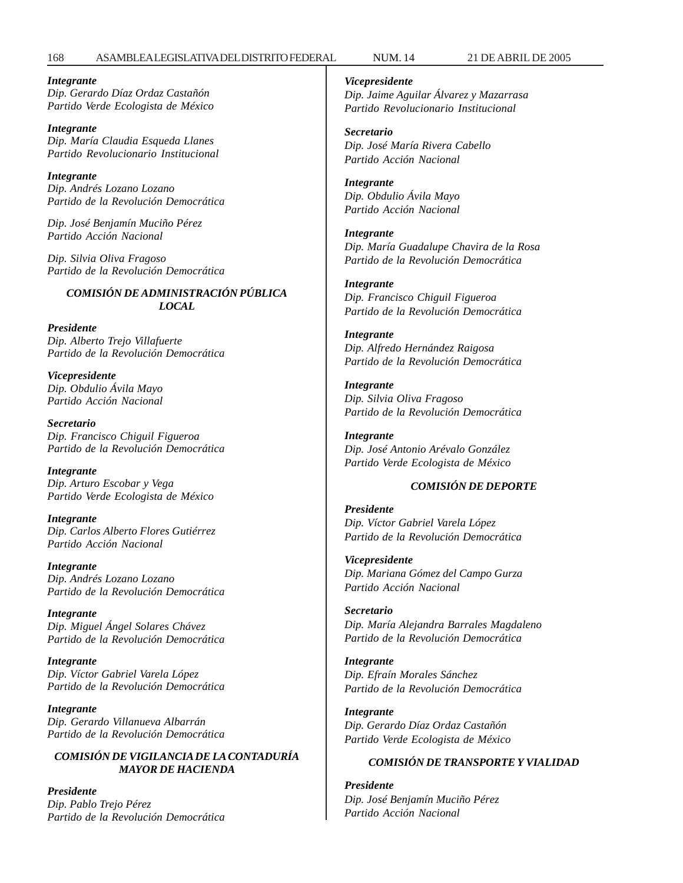***Integrante***
*Dip. Gerardo Díaz Ordaz Castañón*
*Partido Verde Ecologista de México*

***Integrante***
*Dip. María Claudia Esqueda Llanes*
*Partido Revolucionario Institucional*

***Integrante***
*Dip. Andrés Lozano Lozano*
*Partido de la Revolución Democrática*

*Dip. José Benjamín Muciño Pérez*
*Partido Acción Nacional*

*Dip. Silvia Oliva Fragoso*
*Partido de la Revolución Democrática*

### *COMISIÓN DE ADMINISTRACIÓN PÚBLICA LOCAL*

***Presidente***
*Dip. Alberto Trejo Villafuerte*
*Partido de la Revolución Democrática*

***Vicepresidente***
*Dip. Obdulio Ávila Mayo*
*Partido Acción Nacional*

***Secretario***
*Dip. Francisco Chiguil Figueroa*
*Partido de la Revolución Democrática*

***Integrante***
*Dip. Arturo Escobar y Vega*
*Partido Verde Ecologista de México*

***Integrante***
*Dip. Carlos Alberto Flores Gutiérrez*
*Partido Acción Nacional*

***Integrante***
*Dip. Andrés Lozano Lozano*
*Partido de la Revolución Democrática*

***Integrante***
*Dip. Miguel Ángel Solares Chávez*
*Partido de la Revolución Democrática*

***Integrante***
*Dip. Víctor Gabriel Varela López*
*Partido de la Revolución Democrática*

***Integrante***
*Dip. Gerardo Villanueva Albarrán*
*Partido de la Revolución Democrática*

### *COMISIÓN DE VIGILANCIA DE LA CONTADURÍA MAYOR DE HACIENDA*

***Presidente***
*Dip. Pablo Trejo Pérez*
*Partido de la Revolución Democrática*

***Vicepresidente***
*Dip. Jaime Aguilar Álvarez y Mazarrasa*
*Partido Revolucionario Institucional*

***Secretario***
*Dip. José María Rivera Cabello*
*Partido Acción Nacional*

***Integrante***
*Dip. Obdulio Ávila Mayo*
*Partido Acción Nacional*

***Integrante***
*Dip. María Guadalupe Chavira de la Rosa*
*Partido de la Revolución Democrática*

***Integrante***
*Dip. Francisco Chiguil Figueroa*
*Partido de la Revolución Democrática*

***Integrante***
*Dip. Alfredo Hernández Raigosa*
*Partido de la Revolución Democrática*

***Integrante***
*Dip. Silvia Oliva Fragoso*
*Partido de la Revolución Democrática*

***Integrante***
*Dip. José Antonio Arévalo González*
*Partido Verde Ecologista de México*

### *COMISIÓN DE DEPORTE*

***Presidente***
*Dip. Víctor Gabriel Varela López*
*Partido de la Revolución Democrática*

***Vicepresidente***
*Dip. Mariana Gómez del Campo Gurza*
*Partido Acción Nacional*

***Secretario***
*Dip. María Alejandra Barrales Magdaleno*
*Partido de la Revolución Democrática*

***Integrante***
*Dip. Efraín Morales Sánchez*
*Partido de la Revolución Democrática*

***Integrante***
*Dip. Gerardo Díaz Ordaz Castañón*
*Partido Verde Ecologista de México*

### *COMISIÓN DE TRANSPORTE Y VIALIDAD*

***Presidente***
*Dip. José Benjamín Muciño Pérez*
*Partido Acción Nacional*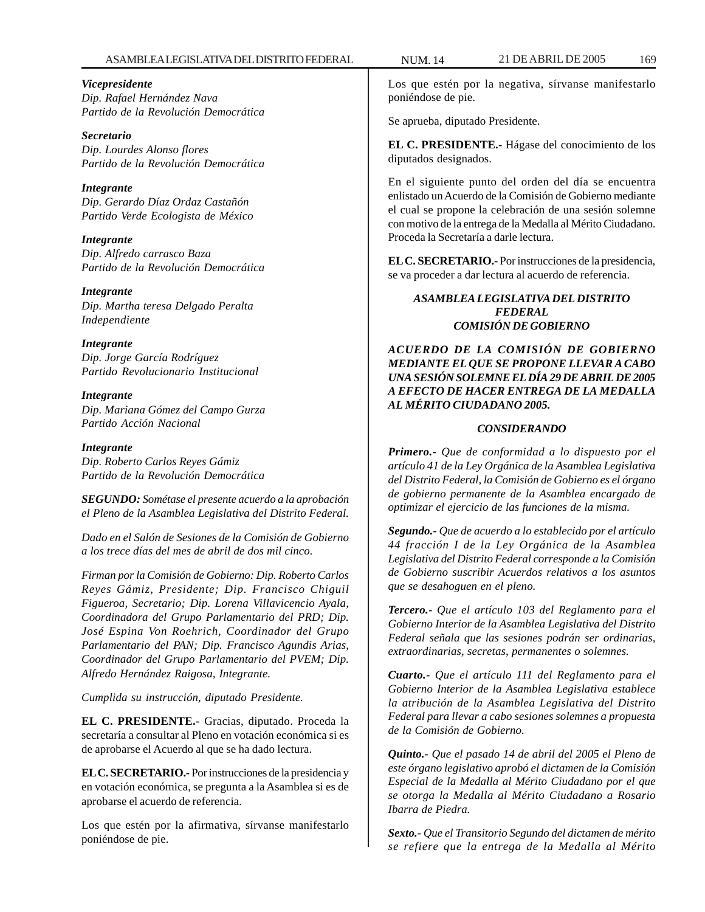***Vicepresidente***
*Dip. Rafael Hernández Nava*
*Partido de la Revolución Democrática*

***Secretario***
*Dip. Lourdes Alonso flores*
*Partido de la Revolución Democrática*

***Integrante***
*Dip. Gerardo Díaz Ordaz Castañón*
*Partido Verde Ecologista de México*

***Integrante***
*Dip. Alfredo carrasco Baza*
*Partido de la Revolución Democrática*

***Integrante***
*Dip. Martha teresa Delgado Peralta*
*Independiente*

***Integrante***
*Dip. Jorge García Rodríguez*
*Partido Revolucionario Institucional*

***Integrante***
*Dip. Mariana Gómez del Campo Gurza*
*Partido Acción Nacional*

***Integrante***
*Dip. Roberto Carlos Reyes Gámiz*
*Partido de la Revolución Democrática*

***SEGUNDO:*** *Sométase el presente acuerdo a la aprobación el Pleno de la Asamblea Legislativa del Distrito Federal.*

*Dado en el Salón de Sesiones de la Comisión de Gobierno a los trece días del mes de abril de dos mil cinco.*

*Firman por la Comisión de Gobierno: Dip. Roberto Carlos Reyes Gámiz, Presidente; Dip. Francisco Chiguil Figueroa, Secretario; Dip. Lorena Villavicencio Ayala, Coordinadora del Grupo Parlamentario del PRD; Dip. José Espina Von Roehrich, Coordinador del Grupo Parlamentario del PAN; Dip. Francisco Agundis Arias, Coordinador del Grupo Parlamentario del PVEM; Dip. Alfredo Hernández Raigosa, Integrante.*

*Cumplida su instrucción, diputado Presidente.*

**EL C. PRESIDENTE.-** Gracias, diputado. Proceda la secretaría a consultar al Pleno en votación económica si es de aprobarse el Acuerdo al que se ha dado lectura.

**EL C. SECRETARIO.-** Por instrucciones de la presidencia y en votación económica, se pregunta a la Asamblea si es de aprobarse el acuerdo de referencia.

Los que estén por la afirmativa, sírvanse manifestarlo poniéndose de pie.

Los que estén por la negativa, sírvanse manifestarlo poniéndose de pie.

Se aprueba, diputado Presidente.

**EL C. PRESIDENTE.-** Hágase del conocimiento de los diputados designados.

En el siguiente punto del orden del día se encuentra enlistado un Acuerdo de la Comisión de Gobierno mediante el cual se propone la celebración de una sesión solemne con motivo de la entrega de la Medalla al Mérito Ciudadano. Proceda la Secretaría a darle lectura.

**EL C. SECRETARIO.-** Por instrucciones de la presidencia, se va proceder a dar lectura al acuerdo de referencia.

***ASAMBLEA LEGISLATIVA DEL DISTRITO FEDERAL***
***COMISIÓN DE GOBIERNO***

***ACUERDO DE LA COMISIÓN DE GOBIERNO MEDIANTE EL QUE SE PROPONE LLEVAR A CABO UNA SESIÓN SOLEMNE EL DÍA 29 DE ABRIL DE 2005 A EFECTO DE HACER ENTREGA DE LA MEDALLA AL MÉRITO CIUDADANO 2005.***

***CONSIDERANDO***

***Primero.-*** *Que de conformidad a lo dispuesto por el artículo 41 de la Ley Orgánica de la Asamblea Legislativa del Distrito Federal, la Comisión de Gobierno es el órgano de gobierno permanente de la Asamblea encargado de optimizar el ejercicio de las funciones de la misma.*

***Segundo.-*** *Que de acuerdo a lo establecido por el artículo 44 fracción I de la Ley Orgánica de la Asamblea Legislativa del Distrito Federal corresponde a la Comisión de Gobierno suscribir Acuerdos relativos a los asuntos que se desahoguen en el pleno.*

***Tercero.-*** *Que el artículo 103 del Reglamento para el Gobierno Interior de la Asamblea Legislativa del Distrito Federal señala que las sesiones podrán ser ordinarias, extraordinarias, secretas, permanentes o solemnes.*

***Cuarto.-*** *Que el artículo 111 del Reglamento para el Gobierno Interior de la Asamblea Legislativa establece la atribución de la Asamblea Legislativa del Distrito Federal para llevar a cabo sesiones solemnes a propuesta de la Comisión de Gobierno.*

***Quinto.-*** *Que el pasado 14 de abril del 2005 el Pleno de este órgano legislativo aprobó el dictamen de la Comisión Especial de la Medalla al Mérito Ciudadano por el que se otorga la Medalla al Mérito Ciudadano a Rosario Ibarra de Piedra.*

***Sexto.-*** *Que el Transitorio Segundo del dictamen de mérito se refiere que la entrega de la Medalla al Mérito*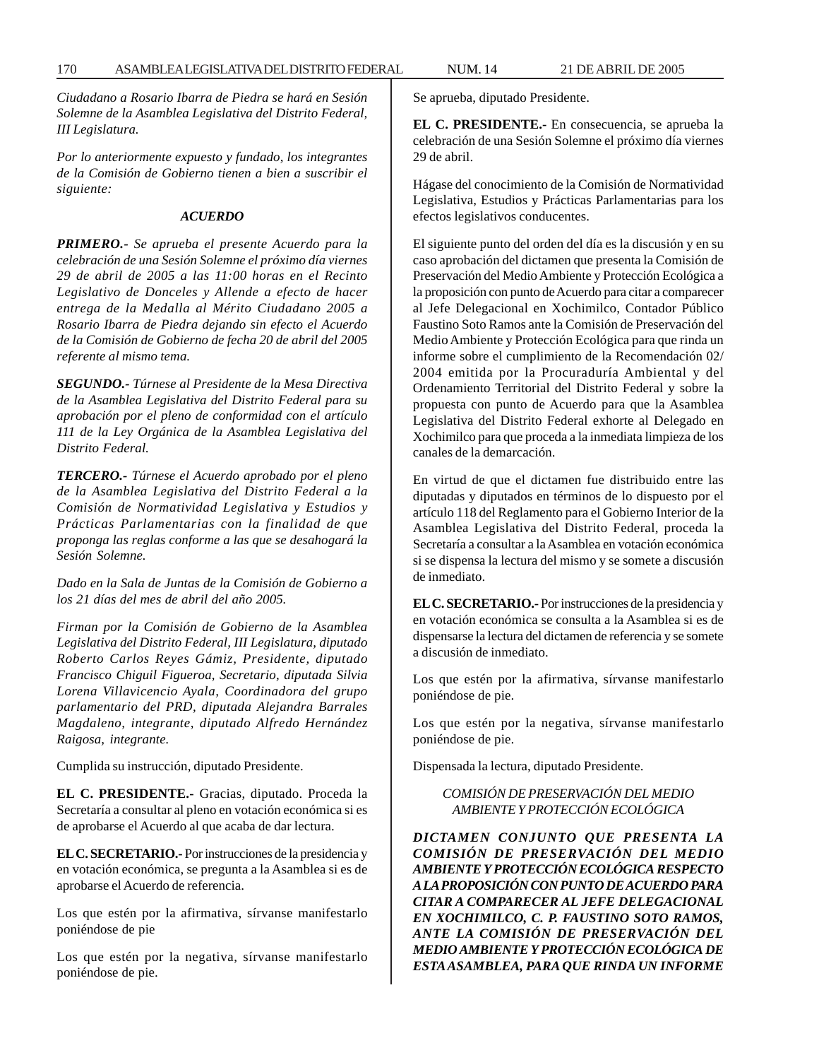*Ciudadano a Rosario Ibarra de Piedra se hará en Sesión Solemne de la Asamblea Legislativa del Distrito Federal, III Legislatura.*

*Por lo anteriormente expuesto y fundado, los integrantes de la Comisión de Gobierno tienen a bien a suscribir el siguiente:*

***ACUERDO***

***PRIMERO.-*** *Se aprueba el presente Acuerdo para la celebración de una Sesión Solemne el próximo día viernes 29 de abril de 2005 a las 11:00 horas en el Recinto Legislativo de Donceles y Allende a efecto de hacer entrega de la Medalla al Mérito Ciudadano 2005 a Rosario Ibarra de Piedra dejando sin efecto el Acuerdo de la Comisión de Gobierno de fecha 20 de abril del 2005 referente al mismo tema.*

***SEGUNDO.-*** *Túrnese al Presidente de la Mesa Directiva de la Asamblea Legislativa del Distrito Federal para su aprobación por el pleno de conformidad con el artículo 111 de la Ley Orgánica de la Asamblea Legislativa del Distrito Federal.*

***TERCERO.-*** *Túrnese el Acuerdo aprobado por el pleno de la Asamblea Legislativa del Distrito Federal a la Comisión de Normatividad Legislativa y Estudios y Prácticas Parlamentarias con la finalidad de que proponga las reglas conforme a las que se desahogará la Sesión Solemne.*

*Dado en la Sala de Juntas de la Comisión de Gobierno a los 21 días del mes de abril del año 2005.*

*Firman por la Comisión de Gobierno de la Asamblea Legislativa del Distrito Federal, III Legislatura, diputado Roberto Carlos Reyes Gámiz, Presidente, diputado Francisco Chiguil Figueroa, Secretario, diputada Silvia Lorena Villavicencio Ayala, Coordinadora del grupo parlamentario del PRD, diputada Alejandra Barrales Magdaleno, integrante, diputado Alfredo Hernández Raigosa, integrante.*

Cumplida su instrucción, diputado Presidente.

**EL C. PRESIDENTE.-** Gracias, diputado. Proceda la Secretaría a consultar al pleno en votación económica si es de aprobarse el Acuerdo al que acaba de dar lectura.

**EL C. SECRETARIO.-** Por instrucciones de la presidencia y en votación económica, se pregunta a la Asamblea si es de aprobarse el Acuerdo de referencia.

Los que estén por la afirmativa, sírvanse manifestarlo poniéndose de pie

Los que estén por la negativa, sírvanse manifestarlo poniéndose de pie.

Se aprueba, diputado Presidente.

**EL C. PRESIDENTE.-** En consecuencia, se aprueba la celebración de una Sesión Solemne el próximo día viernes 29 de abril.

Hágase del conocimiento de la Comisión de Normatividad Legislativa, Estudios y Prácticas Parlamentarias para los efectos legislativos conducentes.

El siguiente punto del orden del día es la discusión y en su caso aprobación del dictamen que presenta la Comisión de Preservación del Medio Ambiente y Protección Ecológica a la proposición con punto de Acuerdo para citar a comparecer al Jefe Delegacional en Xochimilco, Contador Público Faustino Soto Ramos ante la Comisión de Preservación del Medio Ambiente y Protección Ecológica para que rinda un informe sobre el cumplimiento de la Recomendación 02/2004 emitida por la Procuraduría Ambiental y del Ordenamiento Territorial del Distrito Federal y sobre la propuesta con punto de Acuerdo para que la Asamblea Legislativa del Distrito Federal exhorte al Delegado en Xochimilco para que proceda a la inmediata limpieza de los canales de la demarcación.

En virtud de que el dictamen fue distribuido entre las diputadas y diputados en términos de lo dispuesto por el artículo 118 del Reglamento para el Gobierno Interior de la Asamblea Legislativa del Distrito Federal, proceda la Secretaría a consultar a la Asamblea en votación económica si se dispensa la lectura del mismo y se somete a discusión de inmediato.

**EL C. SECRETARIO.-** Por instrucciones de la presidencia y en votación económica se consulta a la Asamblea si es de dispensarse la lectura del dictamen de referencia y se somete a discusión de inmediato.

Los que estén por la afirmativa, sírvanse manifestarlo poniéndose de pie.

Los que estén por la negativa, sírvanse manifestarlo poniéndose de pie.

Dispensada la lectura, diputado Presidente.

*COMISIÓN DE PRESERVACIÓN DEL MEDIO AMBIENTE Y PROTECCIÓN ECOLÓGICA*

***DICTAMEN CONJUNTO QUE PRESENTA LA COMISIÓN DE PRESERVACIÓN DEL MEDIO AMBIENTE Y PROTECCIÓN ECOLÓGICA RESPECTO A LA PROPOSICIÓN CON PUNTO DE ACUERDO PARA CITAR A COMPARECER AL JEFE DELEGACIONAL EN XOCHIMILCO, C. P. FAUSTINO SOTO RAMOS, ANTE LA COMISIÓN DE PRESERVACIÓN DEL MEDIO AMBIENTE Y PROTECCIÓN ECOLÓGICA DE ESTA ASAMBLEA, PARA QUE RINDA UN INFORME***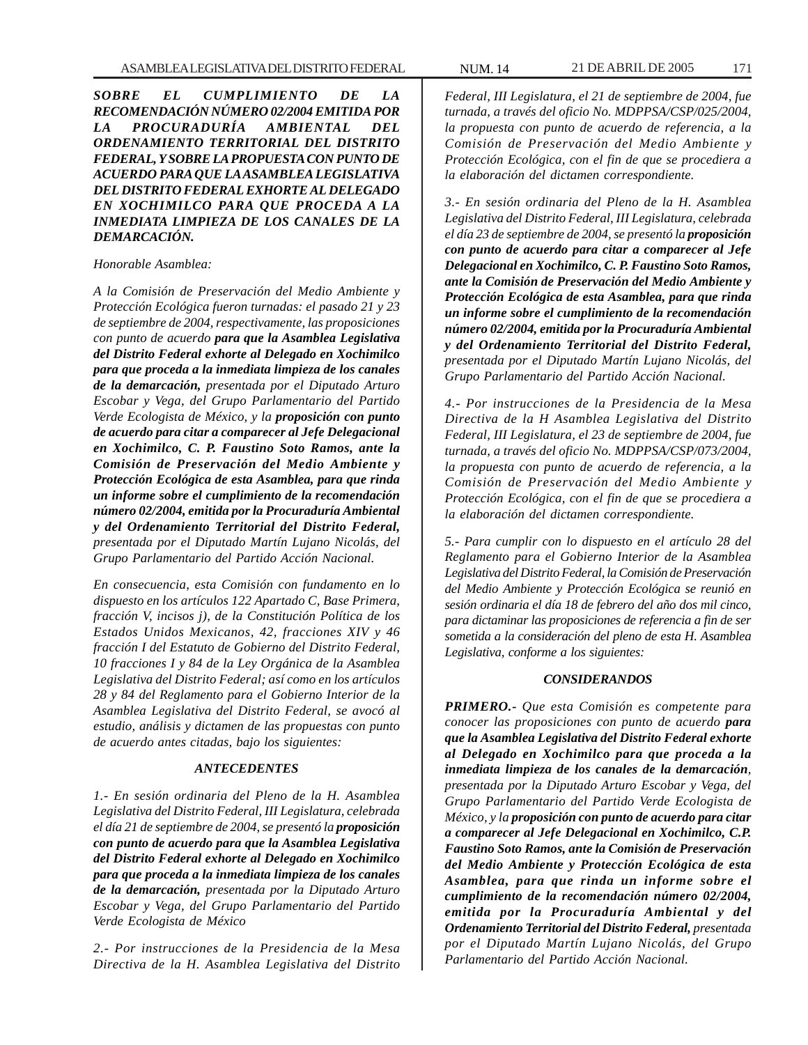***SOBRE EL CUMPLIMIENTO DE LA RECOMENDACIÓN NÚMERO 02/2004 EMITIDA POR LA PROCURADURÍA AMBIENTAL DEL ORDENAMIENTO TERRITORIAL DEL DISTRITO FEDERAL, Y SOBRE LA PROPUESTA CON PUNTO DE ACUERDO PARA QUE LA ASAMBLEA LEGISLATIVA DEL DISTRITO FEDERAL EXHORTE AL DELEGADO EN XOCHIMILCO PARA QUE PROCEDA A LA INMEDIATA LIMPIEZA DE LOS CANALES DE LA DEMARCACIÓN.***

*Honorable Asamblea:*

*A la Comisión de Preservación del Medio Ambiente y Protección Ecológica fueron turnadas: el pasado 21 y 23 de septiembre de 2004, respectivamente, las proposiciones con punto de acuerdo* ***para que la Asamblea Legislativa del Distrito Federal exhorte al Delegado en Xochimilco para que proceda a la inmediata limpieza de los canales de la demarcación,*** *presentada por el Diputado Arturo Escobar y Vega, del Grupo Parlamentario del Partido Verde Ecologista de México, y la* ***proposición con punto de acuerdo para citar a comparecer al Jefe Delegacional en Xochimilco, C. P. Faustino Soto Ramos, ante la Comisión de Preservación del Medio Ambiente y Protección Ecológica de esta Asamblea, para que rinda un informe sobre el cumplimiento de la recomendación número 02/2004, emitida por la Procuraduría Ambiental y del Ordenamiento Territorial del Distrito Federal,*** *presentada por el Diputado Martín Lujano Nicolás, del Grupo Parlamentario del Partido Acción Nacional.*

*En consecuencia, esta Comisión con fundamento en lo dispuesto en los artículos 122 Apartado C, Base Primera, fracción V, incisos j), de la Constitución Política de los Estados Unidos Mexicanos, 42, fracciones XIV y 46 fracción I del Estatuto de Gobierno del Distrito Federal, 10 fracciones I y 84 de la Ley Orgánica de la Asamblea Legislativa del Distrito Federal; así como en los artículos 28 y 84 del Reglamento para el Gobierno Interior de la Asamblea Legislativa del Distrito Federal, se avocó al estudio, análisis y dictamen de las propuestas con punto de acuerdo antes citadas, bajo los siguientes:*

***ANTECEDENTES***

*1.- En sesión ordinaria del Pleno de la H. Asamblea Legislativa del Distrito Federal, III Legislatura, celebrada el día 21 de septiembre de 2004, se presentó la* ***proposición con punto de acuerdo para que la Asamblea Legislativa del Distrito Federal exhorte al Delegado en Xochimilco para que proceda a la inmediata limpieza de los canales de la demarcación,*** *presentada por la Diputado Arturo Escobar y Vega, del Grupo Parlamentario del Partido Verde Ecologista de México*

*2.- Por instrucciones de la Presidencia de la Mesa Directiva de la H. Asamblea Legislativa del Distrito Federal, III Legislatura, el 21 de septiembre de 2004, fue turnada, a través del oficio No. MDPPSA/CSP/025/2004, la propuesta con punto de acuerdo de referencia, a la Comisión de Preservación del Medio Ambiente y Protección Ecológica, con el fin de que se procediera a la elaboración del dictamen correspondiente.*

*3.- En sesión ordinaria del Pleno de la H. Asamblea Legislativa del Distrito Federal, III Legislatura, celebrada el día 23 de septiembre de 2004, se presentó la* ***proposición con punto de acuerdo para citar a comparecer al Jefe Delegacional en Xochimilco, C. P. Faustino Soto Ramos, ante la Comisión de Preservación del Medio Ambiente y Protección Ecológica de esta Asamblea, para que rinda un informe sobre el cumplimiento de la recomendación número 02/2004, emitida por la Procuraduría Ambiental y del Ordenamiento Territorial del Distrito Federal,*** *presentada por el Diputado Martín Lujano Nicolás, del Grupo Parlamentario del Partido Acción Nacional.*

*4.- Por instrucciones de la Presidencia de la Mesa Directiva de la H Asamblea Legislativa del Distrito Federal, III Legislatura, el 23 de septiembre de 2004, fue turnada, a través del oficio No. MDPPSA/CSP/073/2004, la propuesta con punto de acuerdo de referencia, a la Comisión de Preservación del Medio Ambiente y Protección Ecológica, con el fin de que se procediera a la elaboración del dictamen correspondiente.*

*5.- Para cumplir con lo dispuesto en el artículo 28 del Reglamento para el Gobierno Interior de la Asamblea Legislativa del Distrito Federal, la Comisión de Preservación del Medio Ambiente y Protección Ecológica se reunió en sesión ordinaria el día 18 de febrero del año dos mil cinco, para dictaminar las proposiciones de referencia a fin de ser sometida a la consideración del pleno de esta H. Asamblea Legislativa, conforme a los siguientes:*

***CONSIDERANDOS***

***PRIMERO.-*** *Que esta Comisión es competente para conocer las proposiciones con punto de acuerdo* ***para que la Asamblea Legislativa del Distrito Federal exhorte al Delegado en Xochimilco para que proceda a la inmediata limpieza de los canales de la demarcación****, presentada por la Diputado Arturo Escobar y Vega, del Grupo Parlamentario del Partido Verde Ecologista de México, y la* ***proposición con punto de acuerdo para citar a comparecer al Jefe Delegacional en Xochimilco, C.P. Faustino Soto Ramos, ante la Comisión de Preservación del Medio Ambiente y Protección Ecológica de esta Asamblea, para que rinda un informe sobre el cumplimiento de la recomendación número 02/2004, emitida por la Procuraduría Ambiental y del Ordenamiento Territorial del Distrito Federal,*** *presentada por el Diputado Martín Lujano Nicolás, del Grupo Parlamentario del Partido Acción Nacional.*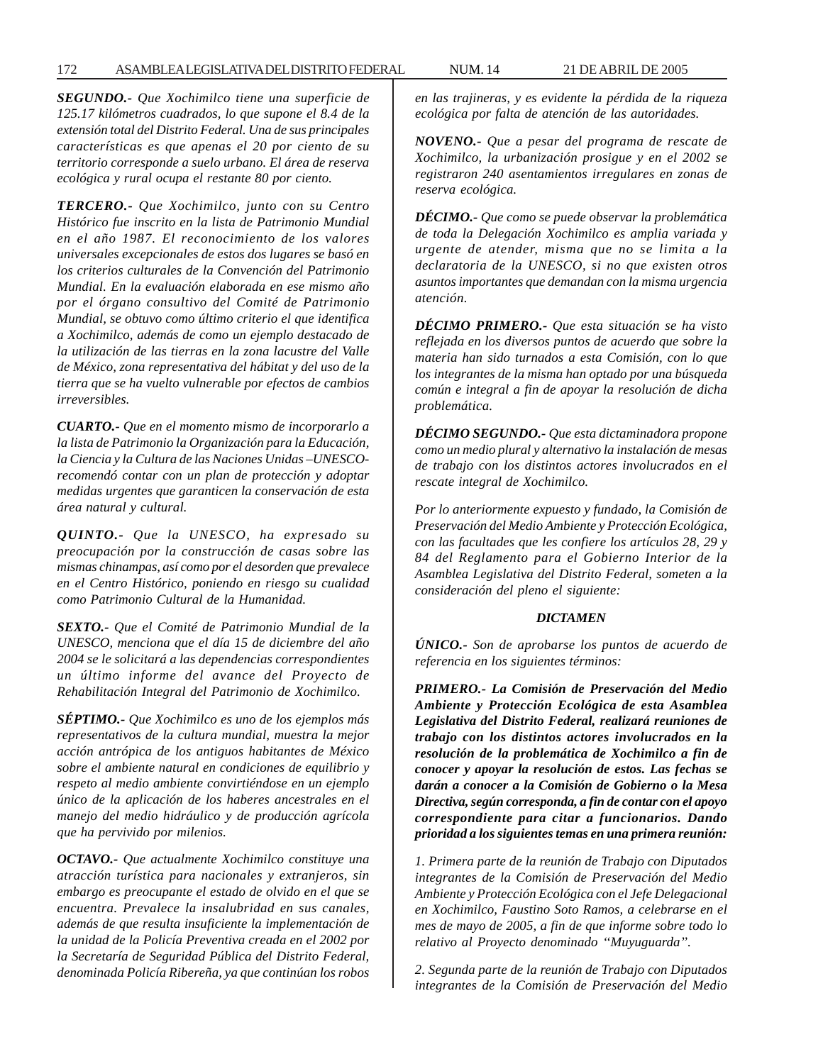***SEGUNDO.-*** *Que Xochimilco tiene una superficie de 125.17 kilómetros cuadrados, lo que supone el 8.4 de la extensión total del Distrito Federal. Una de sus principales características es que apenas el 20 por ciento de su territorio corresponde a suelo urbano. El área de reserva ecológica y rural ocupa el restante 80 por ciento.*

***TERCERO.-*** *Que Xochimilco, junto con su Centro Histórico fue inscrito en la lista de Patrimonio Mundial en el año 1987. El reconocimiento de los valores universales excepcionales de estos dos lugares se basó en los criterios culturales de la Convención del Patrimonio Mundial. En la evaluación elaborada en ese mismo año por el órgano consultivo del Comité de Patrimonio Mundial, se obtuvo como último criterio el que identifica a Xochimilco, además de como un ejemplo destacado de la utilización de las tierras en la zona lacustre del Valle de México, zona representativa del hábitat y del uso de la tierra que se ha vuelto vulnerable por efectos de cambios irreversibles.*

***CUARTO.-*** *Que en el momento mismo de incorporarlo a la lista de Patrimonio la Organización para la Educación, la Ciencia y la Cultura de las Naciones Unidas –UNESCO- recomendó contar con un plan de protección y adoptar medidas urgentes que garanticen la conservación de esta área natural y cultural.*

***QUINTO.-*** *Que la UNESCO, ha expresado su preocupación por la construcción de casas sobre las mismas chinampas, así como por el desorden que prevalece en el Centro Histórico, poniendo en riesgo su cualidad como Patrimonio Cultural de la Humanidad.*

***SEXTO.-*** *Que el Comité de Patrimonio Mundial de la UNESCO, menciona que el día 15 de diciembre del año 2004 se le solicitará a las dependencias correspondientes un último informe del avance del Proyecto de Rehabilitación Integral del Patrimonio de Xochimilco.*

***SÉPTIMO.-*** *Que Xochimilco es uno de los ejemplos más representativos de la cultura mundial, muestra la mejor acción antrópica de los antiguos habitantes de México sobre el ambiente natural en condiciones de equilibrio y respeto al medio ambiente convirtiéndose en un ejemplo único de la aplicación de los haberes ancestrales en el manejo del medio hidráulico y de producción agrícola que ha pervivido por milenios.*

***OCTAVO.-*** *Que actualmente Xochimilco constituye una atracción turística para nacionales y extranjeros, sin embargo es preocupante el estado de olvido en el que se encuentra. Prevalece la insalubridad en sus canales, además de que resulta insuficiente la implementación de la unidad de la Policía Preventiva creada en el 2002 por la Secretaría de Seguridad Pública del Distrito Federal, denominada Policía Ribereña, ya que continúan los robos en las trajineras, y es evidente la pérdida de la riqueza ecológica por falta de atención de las autoridades.*

***NOVENO.-*** *Que a pesar del programa de rescate de Xochimilco, la urbanización prosigue y en el 2002 se registraron 240 asentamientos irregulares en zonas de reserva ecológica.*

***DÉCIMO.-*** *Que como se puede observar la problemática de toda la Delegación Xochimilco es amplia variada y urgente de atender, misma que no se limita a la declaratoria de la UNESCO, si no que existen otros asuntos importantes que demandan con la misma urgencia atención.*

***DÉCIMO PRIMERO.-*** *Que esta situación se ha visto reflejada en los diversos puntos de acuerdo que sobre la materia han sido turnados a esta Comisión, con lo que los integrantes de la misma han optado por una búsqueda común e integral a fin de apoyar la resolución de dicha problemática.*

***DÉCIMO SEGUNDO.-*** *Que esta dictaminadora propone como un medio plural y alternativo la instalación de mesas de trabajo con los distintos actores involucrados en el rescate integral de Xochimilco.*

*Por lo anteriormente expuesto y fundado, la Comisión de Preservación del Medio Ambiente y Protección Ecológica, con las facultades que les confiere los artículos 28, 29 y 84 del Reglamento para el Gobierno Interior de la Asamblea Legislativa del Distrito Federal, someten a la consideración del pleno el siguiente:*

***DICTAMEN***

***ÚNICO.-*** *Son de aprobarse los puntos de acuerdo de referencia en los siguientes términos:*

***PRIMERO.- La Comisión de Preservación del Medio Ambiente y Protección Ecológica de esta Asamblea Legislativa del Distrito Federal, realizará reuniones de trabajo con los distintos actores involucrados en la resolución de la problemática de Xochimilco a fin de conocer y apoyar la resolución de estos. Las fechas se darán a conocer a la Comisión de Gobierno o la Mesa Directiva, según corresponda, a fin de contar con el apoyo correspondiente para citar a funcionarios. Dando prioridad a los siguientes temas en una primera reunión:***

*1. Primera parte de la reunión de Trabajo con Diputados integrantes de la Comisión de Preservación del Medio Ambiente y Protección Ecológica con el Jefe Delegacional en Xochimilco, Faustino Soto Ramos, a celebrarse en el mes de mayo de 2005, a fin de que informe sobre todo lo relativo al Proyecto denominado "Muyuguarda".*

*2. Segunda parte de la reunión de Trabajo con Diputados integrantes de la Comisión de Preservación del Medio*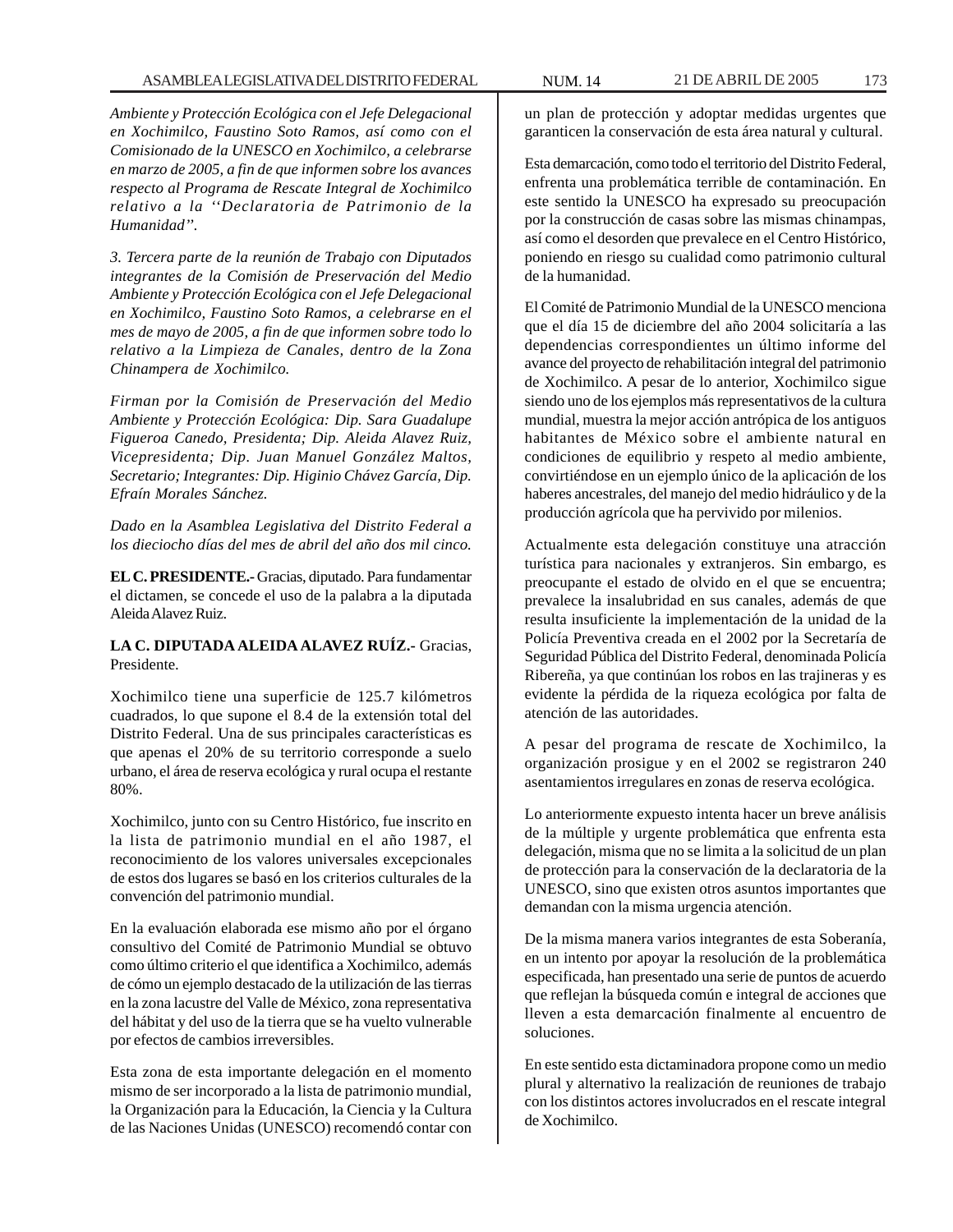*Ambiente y Protección Ecológica con el Jefe Delegacional en Xochimilco, Faustino Soto Ramos, así como con el Comisionado de la UNESCO en Xochimilco, a celebrarse en marzo de 2005, a fin de que informen sobre los avances respecto al Programa de Rescate Integral de Xochimilco relativo a la ''Declaratoria de Patrimonio de la Humanidad''.*

*3. Tercera parte de la reunión de Trabajo con Diputados integrantes de la Comisión de Preservación del Medio Ambiente y Protección Ecológica con el Jefe Delegacional en Xochimilco, Faustino Soto Ramos, a celebrarse en el mes de mayo de 2005, a fin de que informen sobre todo lo relativo a la Limpieza de Canales, dentro de la Zona Chinampera de Xochimilco.*

*Firman por la Comisión de Preservación del Medio Ambiente y Protección Ecológica: Dip. Sara Guadalupe Figueroa Canedo, Presidenta; Dip. Aleida Alavez Ruiz, Vicepresidenta; Dip. Juan Manuel González Maltos, Secretario; Integrantes: Dip. Higinio Chávez García, Dip. Efraín Morales Sánchez.*

*Dado en la Asamblea Legislativa del Distrito Federal a los dieciocho días del mes de abril del año dos mil cinco.*

**EL C. PRESIDENTE.-** Gracias, diputado. Para fundamentar el dictamen, se concede el uso de la palabra a la diputada Aleida Alavez Ruiz.

**LA C. DIPUTADA ALEIDA ALAVEZ RUÍZ.-** Gracias, Presidente.

Xochimilco tiene una superficie de 125.7 kilómetros cuadrados, lo que supone el 8.4 de la extensión total del Distrito Federal. Una de sus principales características es que apenas el 20% de su territorio corresponde a suelo urbano, el área de reserva ecológica y rural ocupa el restante 80%.

Xochimilco, junto con su Centro Histórico, fue inscrito en la lista de patrimonio mundial en el año 1987, el reconocimiento de los valores universales excepcionales de estos dos lugares se basó en los criterios culturales de la convención del patrimonio mundial.

En la evaluación elaborada ese mismo año por el órgano consultivo del Comité de Patrimonio Mundial se obtuvo como último criterio el que identifica a Xochimilco, además de cómo un ejemplo destacado de la utilización de las tierras en la zona lacustre del Valle de México, zona representativa del hábitat y del uso de la tierra que se ha vuelto vulnerable por efectos de cambios irreversibles.

Esta zona de esta importante delegación en el momento mismo de ser incorporado a la lista de patrimonio mundial, la Organización para la Educación, la Ciencia y la Cultura de las Naciones Unidas (UNESCO) recomendó contar con un plan de protección y adoptar medidas urgentes que garanticen la conservación de esta área natural y cultural.

Esta demarcación, como todo el territorio del Distrito Federal, enfrenta una problemática terrible de contaminación. En este sentido la UNESCO ha expresado su preocupación por la construcción de casas sobre las mismas chinampas, así como el desorden que prevalece en el Centro Histórico, poniendo en riesgo su cualidad como patrimonio cultural de la humanidad.

El Comité de Patrimonio Mundial de la UNESCO menciona que el día 15 de diciembre del año 2004 solicitaría a las dependencias correspondientes un último informe del avance del proyecto de rehabilitación integral del patrimonio de Xochimilco. A pesar de lo anterior, Xochimilco sigue siendo uno de los ejemplos más representativos de la cultura mundial, muestra la mejor acción antrópica de los antiguos habitantes de México sobre el ambiente natural en condiciones de equilibrio y respeto al medio ambiente, convirtiéndose en un ejemplo único de la aplicación de los haberes ancestrales, del manejo del medio hidráulico y de la producción agrícola que ha pervivido por milenios.

Actualmente esta delegación constituye una atracción turística para nacionales y extranjeros. Sin embargo, es preocupante el estado de olvido en el que se encuentra; prevalece la insalubridad en sus canales, además de que resulta insuficiente la implementación de la unidad de la Policía Preventiva creada en el 2002 por la Secretaría de Seguridad Pública del Distrito Federal, denominada Policía Ribereña, ya que continúan los robos en las trajineras y es evidente la pérdida de la riqueza ecológica por falta de atención de las autoridades.

A pesar del programa de rescate de Xochimilco, la organización prosigue y en el 2002 se registraron 240 asentamientos irregulares en zonas de reserva ecológica.

Lo anteriormente expuesto intenta hacer un breve análisis de la múltiple y urgente problemática que enfrenta esta delegación, misma que no se limita a la solicitud de un plan de protección para la conservación de la declaratoria de la UNESCO, sino que existen otros asuntos importantes que demandan con la misma urgencia atención.

De la misma manera varios integrantes de esta Soberanía, en un intento por apoyar la resolución de la problemática especificada, han presentado una serie de puntos de acuerdo que reflejan la búsqueda común e integral de acciones que lleven a esta demarcación finalmente al encuentro de soluciones.

En este sentido esta dictaminadora propone como un medio plural y alternativo la realización de reuniones de trabajo con los distintos actores involucrados en el rescate integral de Xochimilco.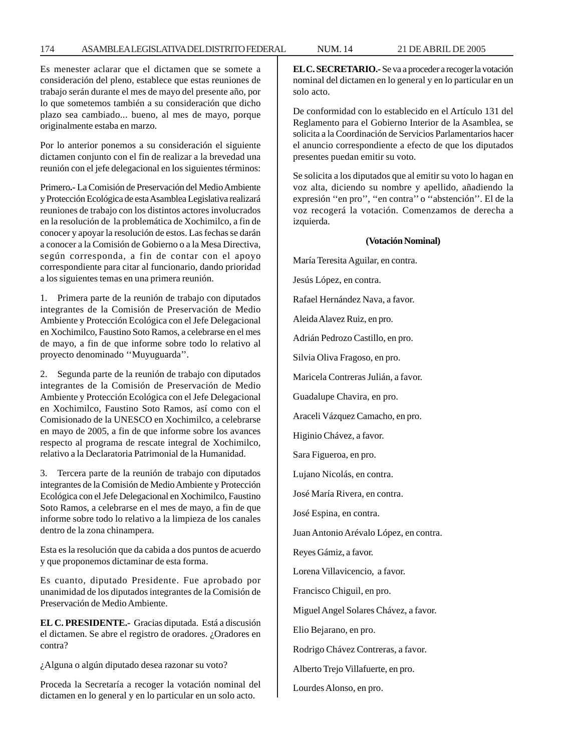Es menester aclarar que el dictamen que se somete a consideración del pleno, establece que estas reuniones de trabajo serán durante el mes de mayo del presente año, por lo que sometemos también a su consideración que dicho plazo sea cambiado... bueno, al mes de mayo, porque originalmente estaba en marzo.

Por lo anterior ponemos a su consideración el siguiente dictamen conjunto con el fin de realizar a la brevedad una reunión con el jefe delegacional en los siguientes términos:

Primero.- La Comisión de Preservación del Medio Ambiente y Protección Ecológica de esta Asamblea Legislativa realizará reuniones de trabajo con los distintos actores involucrados en la resolución de la problemática de Xochimilco, a fin de conocer y apoyar la resolución de estos. Las fechas se darán a conocer a la Comisión de Gobierno o a la Mesa Directiva, según corresponda, a fin de contar con el apoyo correspondiente para citar al funcionario, dando prioridad a los siguientes temas en una primera reunión.

1. Primera parte de la reunión de trabajo con diputados integrantes de la Comisión de Preservación de Medio Ambiente y Protección Ecológica con el Jefe Delegacional en Xochimilco, Faustino Soto Ramos, a celebrarse en el mes de mayo, a fin de que informe sobre todo lo relativo al proyecto denominado ''Muyuguarda''.

2. Segunda parte de la reunión de trabajo con diputados integrantes de la Comisión de Preservación de Medio Ambiente y Protección Ecológica con el Jefe Delegacional en Xochimilco, Faustino Soto Ramos, así como con el Comisionado de la UNESCO en Xochimilco, a celebrarse en mayo de 2005, a fin de que informe sobre los avances respecto al programa de rescate integral de Xochimilco, relativo a la Declaratoria Patrimonial de la Humanidad.

3. Tercera parte de la reunión de trabajo con diputados integrantes de la Comisión de Medio Ambiente y Protección Ecológica con el Jefe Delegacional en Xochimilco, Faustino Soto Ramos, a celebrarse en el mes de mayo, a fin de que informe sobre todo lo relativo a la limpieza de los canales dentro de la zona chinampera.

Esta es la resolución que da cabida a dos puntos de acuerdo y que proponemos dictaminar de esta forma.

Es cuanto, diputado Presidente. Fue aprobado por unanimidad de los diputados integrantes de la Comisión de Preservación de Medio Ambiente.

**EL C. PRESIDENTE.-** Gracias diputada. Está a discusión el dictamen. Se abre el registro de oradores. ¿Oradores en contra?

¿Alguna o algún diputado desea razonar su voto?

Proceda la Secretaría a recoger la votación nominal del dictamen en lo general y en lo particular en un solo acto.

**EL C. SECRETARIO.-** Se va a proceder a recoger la votación nominal del dictamen en lo general y en lo particular en un solo acto.

De conformidad con lo establecido en el Artículo 131 del Reglamento para el Gobierno Interior de la Asamblea, se solicita a la Coordinación de Servicios Parlamentarios hacer el anuncio correspondiente a efecto de que los diputados presentes puedan emitir su voto.

Se solicita a los diputados que al emitir su voto lo hagan en voz alta, diciendo su nombre y apellido, añadiendo la expresión ''en pro'', ''en contra'' o ''abstención''. El de la voz recogerá la votación. Comenzamos de derecha a izquierda.

**(Votación Nominal)**

María Teresita Aguilar, en contra.

Jesús López, en contra.

Rafael Hernández Nava, a favor.

Aleida Alavez Ruiz, en pro.

Adrián Pedrozo Castillo, en pro.

Silvia Oliva Fragoso, en pro.

Maricela Contreras Julián, a favor.

Guadalupe Chavira, en pro.

Araceli Vázquez Camacho, en pro.

Higinio Chávez, a favor.

Sara Figueroa, en pro.

Lujano Nicolás, en contra.

José María Rivera, en contra.

José Espina, en contra.

Juan Antonio Arévalo López, en contra.

Reyes Gámiz, a favor.

Lorena Villavicencio, a favor.

Francisco Chiguil, en pro.

Miguel Angel Solares Chávez, a favor.

Elio Bejarano, en pro.

Rodrigo Chávez Contreras, a favor.

Alberto Trejo Villafuerte, en pro.

Lourdes Alonso, en pro.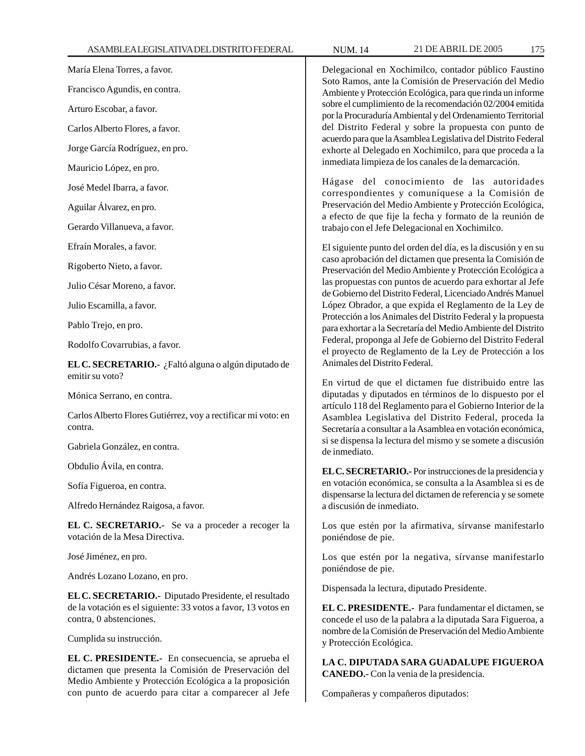María Elena Torres, a favor.

Francisco Agundis, en contra.

Arturo Escobar, a favor.

Carlos Alberto Flores, a favor.

Jorge García Rodríguez, en pro.

Mauricio López, en pro.

José Medel Ibarra, a favor.

Aguilar Álvarez, en pro.

Gerardo Villanueva, a favor.

Efraín Morales, a favor.

Rigoberto Nieto, a favor.

Julio César Moreno, a favor.

Julio Escamilla, a favor.

Pablo Trejo, en pro.

Rodolfo Covarrubias, a favor.

**EL C. SECRETARIO.-** ¿Faltó alguna o algún diputado de emitir su voto?

Mónica Serrano, en contra.

Carlos Alberto Flores Gutiérrez, voy a rectificar mi voto: en contra.

Gabriela González, en contra.

Obdulio Ávila, en contra.

Sofía Figueroa, en contra.

Alfredo Hernández Raigosa, a favor.

**EL C. SECRETARIO.-** Se va a proceder a recoger la votación de la Mesa Directiva.

José Jiménez, en pro.

Andrés Lozano Lozano, en pro.

**EL C. SECRETARIO.-** Diputado Presidente, el resultado de la votación es el siguiente: 33 votos a favor, 13 votos en contra, 0 abstenciones.

Cumplida su instrucción.

**EL C. PRESIDENTE.-** En consecuencia, se aprueba el dictamen que presenta la Comisión de Preservación del Medio Ambiente y Protección Ecológica a la proposición con punto de acuerdo para citar a comparecer al Jefe Delegacional en Xochimilco, contador público Faustino Soto Ramos, ante la Comisión de Preservación del Medio Ambiente y Protección Ecológica, para que rinda un informe sobre el cumplimiento de la recomendación 02/2004 emitida por la Procuraduría Ambiental y del Ordenamiento Territorial del Distrito Federal y sobre la propuesta con punto de acuerdo para que la Asamblea Legislativa del Distrito Federal exhorte al Delegado en Xochimilco, para que proceda a la inmediata limpieza de los canales de la demarcación.

Hágase del conocimiento de las autoridades correspondientes y comuníquese a la Comisión de Preservación del Medio Ambiente y Protección Ecológica, a efecto de que fije la fecha y formato de la reunión de trabajo con el Jefe Delegacional en Xochimilco.

El siguiente punto del orden del día, es la discusión y en su caso aprobación del dictamen que presenta la Comisión de Preservación del Medio Ambiente y Protección Ecológica a las propuestas con puntos de acuerdo para exhortar al Jefe de Gobierno del Distrito Federal, Licenciado Andrés Manuel López Obrador, a que expida el Reglamento de la Ley de Protección a los Animales del Distrito Federal y la propuesta para exhortar a la Secretaría del Medio Ambiente del Distrito Federal, proponga al Jefe de Gobierno del Distrito Federal el proyecto de Reglamento de la Ley de Protección a los Animales del Distrito Federal.

En virtud de que el dictamen fue distribuido entre las diputadas y diputados en términos de lo dispuesto por el artículo 118 del Reglamento para el Gobierno Interior de la Asamblea Legislativa del Distrito Federal, proceda la Secretaría a consultar a la Asamblea en votación económica, si se dispensa la lectura del mismo y se somete a discusión de inmediato.

**EL C. SECRETARIO.-** Por instrucciones de la presidencia y en votación económica, se consulta a la Asamblea si es de dispensarse la lectura del dictamen de referencia y se somete a discusión de inmediato.

Los que estén por la afirmativa, sírvanse manifestarlo poniéndose de pie.

Los que estén por la negativa, sírvanse manifestarlo poniéndose de pie.

Dispensada la lectura, diputado Presidente.

**EL C. PRESIDENTE.-** Para fundamentar el dictamen, se concede el uso de la palabra a la diputada Sara Figueroa, a nombre de la Comisión de Preservación del Medio Ambiente y Protección Ecológica.

**LA C. DIPUTADA SARA GUADALUPE FIGUEROA CANEDO.-** Con la venia de la presidencia.

Compañeras y compañeros diputados: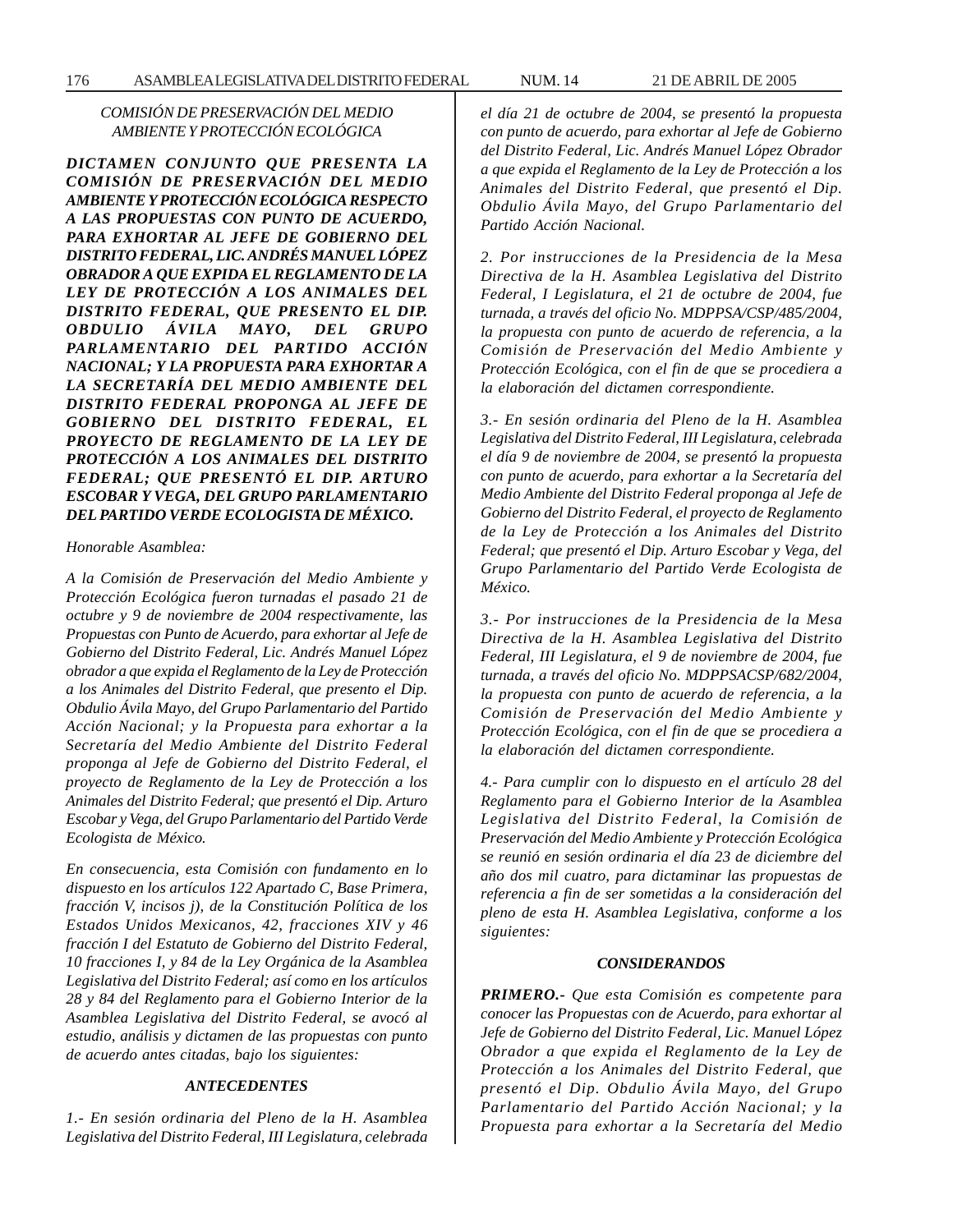*COMISIÓN DE PRESERVACIÓN DEL MEDIO AMBIENTE Y PROTECCIÓN ECOLÓGICA*

***DICTAMEN CONJUNTO QUE PRESENTA LA COMISIÓN DE PRESERVACIÓN DEL MEDIO AMBIENTE Y PROTECCIÓN ECOLÓGICA RESPECTO A LAS PROPUESTAS CON PUNTO DE ACUERDO, PARA EXHORTAR AL JEFE DE GOBIERNO DEL DISTRITO FEDERAL, LIC. ANDRÉS MANUEL LÓPEZ OBRADOR A QUE EXPIDA EL REGLAMENTO DE LA LEY DE PROTECCIÓN A LOS ANIMALES DEL DISTRITO FEDERAL, QUE PRESENTO EL DIP. OBDULIO ÁVILA MAYO, DEL GRUPO PARLAMENTARIO DEL PARTIDO ACCIÓN NACIONAL; Y LA PROPUESTA PARA EXHORTAR A LA SECRETARÍA DEL MEDIO AMBIENTE DEL DISTRITO FEDERAL PROPONGA AL JEFE DE GOBIERNO DEL DISTRITO FEDERAL, EL PROYECTO DE REGLAMENTO DE LA LEY DE PROTECCIÓN A LOS ANIMALES DEL DISTRITO FEDERAL; QUE PRESENTÓ EL DIP. ARTURO ESCOBAR Y VEGA, DEL GRUPO PARLAMENTARIO DEL PARTIDO VERDE ECOLOGISTA DE MÉXICO.***

*Honorable Asamblea:*

*A la Comisión de Preservación del Medio Ambiente y Protección Ecológica fueron turnadas el pasado 21 de octubre y 9 de noviembre de 2004 respectivamente, las Propuestas con Punto de Acuerdo, para exhortar al Jefe de Gobierno del Distrito Federal, Lic. Andrés Manuel López obrador a que expida el Reglamento de la Ley de Protección a los Animales del Distrito Federal, que presento el Dip. Obdulio Ávila Mayo, del Grupo Parlamentario del Partido Acción Nacional; y la Propuesta para exhortar a la Secretaría del Medio Ambiente del Distrito Federal proponga al Jefe de Gobierno del Distrito Federal, el proyecto de Reglamento de la Ley de Protección a los Animales del Distrito Federal; que presentó el Dip. Arturo Escobar y Vega, del Grupo Parlamentario del Partido Verde Ecologista de México.*

*En consecuencia, esta Comisión con fundamento en lo dispuesto en los artículos 122 Apartado C, Base Primera, fracción V, incisos j), de la Constitución Política de los Estados Unidos Mexicanos, 42, fracciones XIV y 46 fracción I del Estatuto de Gobierno del Distrito Federal, 10 fracciones I, y 84 de la Ley Orgánica de la Asamblea Legislativa del Distrito Federal; así como en los artículos 28 y 84 del Reglamento para el Gobierno Interior de la Asamblea Legislativa del Distrito Federal, se avocó al estudio, análisis y dictamen de las propuestas con punto de acuerdo antes citadas, bajo los siguientes:*

***ANTECEDENTES***

*1.- En sesión ordinaria del Pleno de la H. Asamblea Legislativa del Distrito Federal, III Legislatura, celebrada el día 21 de octubre de 2004, se presentó la propuesta con punto de acuerdo, para exhortar al Jefe de Gobierno del Distrito Federal, Lic. Andrés Manuel López Obrador a que expida el Reglamento de la Ley de Protección a los Animales del Distrito Federal, que presentó el Dip. Obdulio Ávila Mayo, del Grupo Parlamentario del Partido Acción Nacional.*

*2. Por instrucciones de la Presidencia de la Mesa Directiva de la H. Asamblea Legislativa del Distrito Federal, I Legislatura, el 21 de octubre de 2004, fue turnada, a través del oficio No. MDPPSA/CSP/485/2004, la propuesta con punto de acuerdo de referencia, a la Comisión de Preservación del Medio Ambiente y Protección Ecológica, con el fin de que se procediera a la elaboración del dictamen correspondiente.*

*3.- En sesión ordinaria del Pleno de la H. Asamblea Legislativa del Distrito Federal, III Legislatura, celebrada el día 9 de noviembre de 2004, se presentó la propuesta con punto de acuerdo, para exhortar a la Secretaría del Medio Ambiente del Distrito Federal proponga al Jefe de Gobierno del Distrito Federal, el proyecto de Reglamento de la Ley de Protección a los Animales del Distrito Federal; que presentó el Dip. Arturo Escobar y Vega, del Grupo Parlamentario del Partido Verde Ecologista de México.*

*3.- Por instrucciones de la Presidencia de la Mesa Directiva de la H. Asamblea Legislativa del Distrito Federal, III Legislatura, el 9 de noviembre de 2004, fue turnada, a través del oficio No. MDPPSACSP/682/2004, la propuesta con punto de acuerdo de referencia, a la Comisión de Preservación del Medio Ambiente y Protección Ecológica, con el fin de que se procediera a la elaboración del dictamen correspondiente.*

*4.- Para cumplir con lo dispuesto en el artículo 28 del Reglamento para el Gobierno Interior de la Asamblea Legislativa del Distrito Federal, la Comisión de Preservación del Medio Ambiente y Protección Ecológica se reunió en sesión ordinaria el día 23 de diciembre del año dos mil cuatro, para dictaminar las propuestas de referencia a fin de ser sometidas a la consideración del pleno de esta H. Asamblea Legislativa, conforme a los siguientes:*

***CONSIDERANDOS***

***PRIMERO.-*** *Que esta Comisión es competente para conocer las Propuestas con de Acuerdo, para exhortar al Jefe de Gobierno del Distrito Federal, Lic. Manuel López Obrador a que expida el Reglamento de la Ley de Protección a los Animales del Distrito Federal, que presentó el Dip. Obdulio Ávila Mayo, del Grupo Parlamentario del Partido Acción Nacional; y la Propuesta para exhortar a la Secretaría del Medio*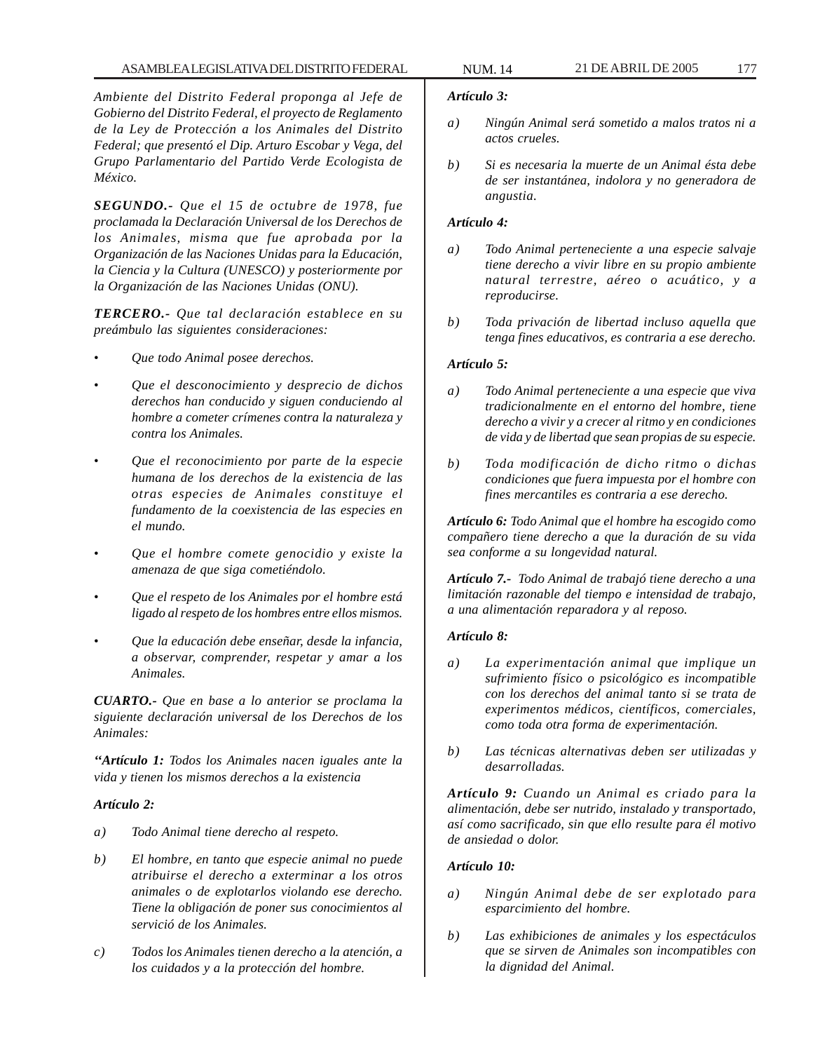*Ambiente del Distrito Federal proponga al Jefe de Gobierno del Distrito Federal, el proyecto de Reglamento de la Ley de Protección a los Animales del Distrito Federal; que presentó el Dip. Arturo Escobar y Vega, del Grupo Parlamentario del Partido Verde Ecologista de México.*

***SEGUNDO.-*** *Que el 15 de octubre de 1978, fue proclamada la Declaración Universal de los Derechos de los Animales, misma que fue aprobada por la Organización de las Naciones Unidas para la Educación, la Ciencia y la Cultura (UNESCO) y posteriormente por la Organización de las Naciones Unidas (ONU).*

***TERCERO.-*** *Que tal declaración establece en su preámbulo las siguientes consideraciones:*

- *Que todo Animal posee derechos.*
- *Que el desconocimiento y desprecio de dichos derechos han conducido y siguen conduciendo al hombre a cometer crímenes contra la naturaleza y contra los Animales.*
- *Que el reconocimiento por parte de la especie humana de los derechos de la existencia de las otras especies de Animales constituye el fundamento de la coexistencia de las especies en el mundo.*
- *Que el hombre comete genocidio y existe la amenaza de que siga cometiéndolo.*
- *Que el respeto de los Animales por el hombre está ligado al respeto de los hombres entre ellos mismos.*
- *Que la educación debe enseñar, desde la infancia, a observar, comprender, respetar y amar a los Animales.*

***CUARTO.-*** *Que en base a lo anterior se proclama la siguiente declaración universal de los Derechos de los Animales:*

***"Artículo 1:*** *Todos los Animales nacen iguales ante la vida y tienen los mismos derechos a la existencia*

***Artículo 2:***

*a) Todo Animal tiene derecho al respeto.*

*b) El hombre, en tanto que especie animal no puede atribuirse el derecho a exterminar a los otros animales o de explotarlos violando ese derecho. Tiene la obligación de poner sus conocimientos al servició de los Animales.*

*c) Todos los Animales tienen derecho a la atención, a los cuidados y a la protección del hombre.*

***Artículo 3:***

*a) Ningún Animal será sometido a malos tratos ni a actos crueles.*

*b) Si es necesaria la muerte de un Animal ésta debe de ser instantánea, indolora y no generadora de angustia.*

***Artículo 4:***

*a) Todo Animal perteneciente a una especie salvaje tiene derecho a vivir libre en su propio ambiente natural terrestre, aéreo o acuático, y a reproducirse.*

*b) Toda privación de libertad incluso aquella que tenga fines educativos, es contraria a ese derecho.*

***Artículo 5:***

*a) Todo Animal perteneciente a una especie que viva tradicionalmente en el entorno del hombre, tiene derecho a vivir y a crecer al ritmo y en condiciones de vida y de libertad que sean propias de su especie.*

*b) Toda modificación de dicho ritmo o dichas condiciones que fuera impuesta por el hombre con fines mercantiles es contraria a ese derecho.*

***Artículo 6:*** *Todo Animal que el hombre ha escogido como compañero tiene derecho a que la duración de su vida sea conforme a su longevidad natural.*

***Artículo 7.-*** *Todo Animal de trabajó tiene derecho a una limitación razonable del tiempo e intensidad de trabajo, a una alimentación reparadora y al reposo.*

***Artículo 8:***

*a) La experimentación animal que implique un sufrimiento físico o psicológico es incompatible con los derechos del animal tanto si se trata de experimentos médicos, científicos, comerciales, como toda otra forma de experimentación.*

*b) Las técnicas alternativas deben ser utilizadas y desarrolladas.*

***Artículo 9:*** *Cuando un Animal es criado para la alimentación, debe ser nutrido, instalado y transportado, así como sacrificado, sin que ello resulte para él motivo de ansiedad o dolor.*

***Artículo 10:***

*a) Ningún Animal debe de ser explotado para esparcimiento del hombre.*

*b) Las exhibiciones de animales y los espectáculos que se sirven de Animales son incompatibles con la dignidad del Animal.*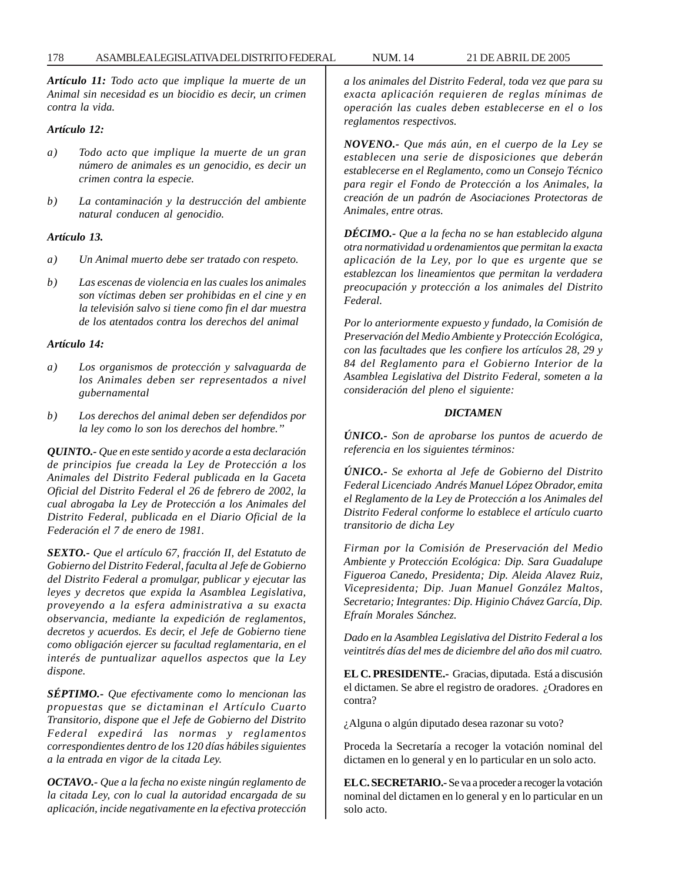*Artículo 11: Todo acto que implique la muerte de un Animal sin necesidad es un biocidio es decir, un crimen contra la vida.*

*Artículo 12:*

*a) Todo acto que implique la muerte de un gran número de animales es un genocidio, es decir un crimen contra la especie.*

*b) La contaminación y la destrucción del ambiente natural conducen al genocidio.*

*Artículo 13.*

*a) Un Animal muerto debe ser tratado con respeto.*

*b) Las escenas de violencia en las cuales los animales son víctimas deben ser prohibidas en el cine y en la televisión salvo si tiene como fin el dar muestra de los atentados contra los derechos del animal*

*Artículo 14:*

*a) Los organismos de protección y salvaguarda de los Animales deben ser representados a nivel gubernamental*

*b) Los derechos del animal deben ser defendidos por la ley como lo son los derechos del hombre."*

***QUINTO.-*** *Que en este sentido y acorde a esta declaración de principios fue creada la Ley de Protección a los Animales del Distrito Federal publicada en la Gaceta Oficial del Distrito Federal el 26 de febrero de 2002, la cual abrogaba la Ley de Protección a los Animales del Distrito Federal, publicada en el Diario Oficial de la Federación el 7 de enero de 1981.*

***SEXTO.-*** *Que el artículo 67, fracción II, del Estatuto de Gobierno del Distrito Federal, faculta al Jefe de Gobierno del Distrito Federal a promulgar, publicar y ejecutar las leyes y decretos que expida la Asamblea Legislativa, proveyendo a la esfera administrativa a su exacta observancia, mediante la expedición de reglamentos, decretos y acuerdos. Es decir, el Jefe de Gobierno tiene como obligación ejercer su facultad reglamentaria, en el interés de puntualizar aquellos aspectos que la Ley dispone.*

***SÉPTIMO.-*** *Que efectivamente como lo mencionan las propuestas que se dictaminan el Artículo Cuarto Transitorio, dispone que el Jefe de Gobierno del Distrito Federal expedirá las normas y reglamentos correspondientes dentro de los 120 días hábiles siguientes a la entrada en vigor de la citada Ley.*

***OCTAVO.-*** *Que a la fecha no existe ningún reglamento de la citada Ley, con lo cual la autoridad encargada de su aplicación, incide negativamente en la efectiva protección a los animales del Distrito Federal, toda vez que para su exacta aplicación requieren de reglas mínimas de operación las cuales deben establecerse en el o los reglamentos respectivos.*

***NOVENO.-*** *Que más aún, en el cuerpo de la Ley se establecen una serie de disposiciones que deberán establecerse en el Reglamento, como un Consejo Técnico para regir el Fondo de Protección a los Animales, la creación de un padrón de Asociaciones Protectoras de Animales, entre otras.*

***DÉCIMO.-*** *Que a la fecha no se han establecido alguna otra normatividad u ordenamientos que permitan la exacta aplicación de la Ley, por lo que es urgente que se establezcan los lineamientos que permitan la verdadera preocupación y protección a los animales del Distrito Federal.*

*Por lo anteriormente expuesto y fundado, la Comisión de Preservación del Medio Ambiente y Protección Ecológica, con las facultades que les confiere los artículos 28, 29 y 84 del Reglamento para el Gobierno Interior de la Asamblea Legislativa del Distrito Federal, someten a la consideración del pleno el siguiente:*

***DICTAMEN***

***ÚNICO.-*** *Son de aprobarse los puntos de acuerdo de referencia en los siguientes términos:*

***ÚNICO.-*** *Se exhorta al Jefe de Gobierno del Distrito Federal Licenciado Andrés Manuel López Obrador, emita el Reglamento de la Ley de Protección a los Animales del Distrito Federal conforme lo establece el artículo cuarto transitorio de dicha Ley*

*Firman por la Comisión de Preservación del Medio Ambiente y Protección Ecológica: Dip. Sara Guadalupe Figueroa Canedo, Presidenta; Dip. Aleida Alavez Ruiz, Vicepresidenta; Dip. Juan Manuel González Maltos, Secretario; Integrantes: Dip. Higinio Chávez García, Dip. Efraín Morales Sánchez.*

*Dado en la Asamblea Legislativa del Distrito Federal a los veintitrés días del mes de diciembre del año dos mil cuatro.*

**EL C. PRESIDENTE.-** Gracias, diputada. Está a discusión el dictamen. Se abre el registro de oradores. ¿Oradores en contra?

¿Alguna o algún diputado desea razonar su voto?

Proceda la Secretaría a recoger la votación nominal del dictamen en lo general y en lo particular en un solo acto.

**EL C. SECRETARIO.-** Se va a proceder a recoger la votación nominal del dictamen en lo general y en lo particular en un solo acto.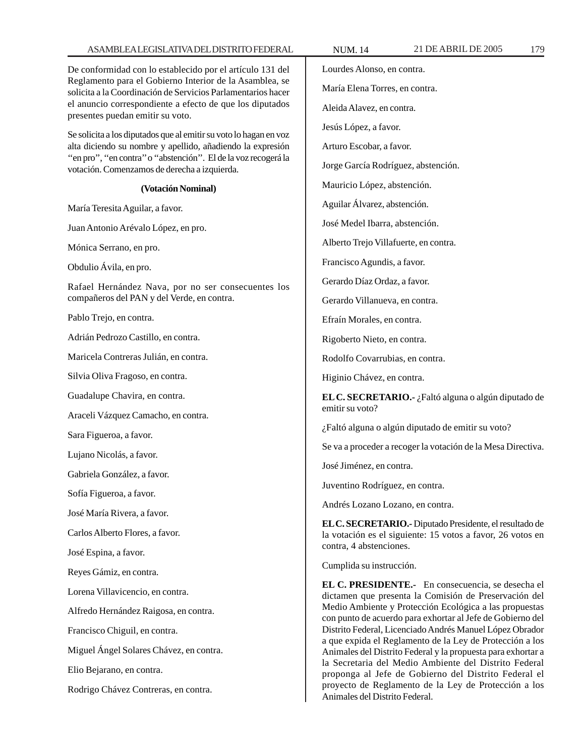De conformidad con lo establecido por el artículo 131 del Reglamento para el Gobierno Interior de la Asamblea, se solicita a la Coordinación de Servicios Parlamentarios hacer el anuncio correspondiente a efecto de que los diputados presentes puedan emitir su voto.

Se solicita a los diputados que al emitir su voto lo hagan en voz alta diciendo su nombre y apellido, añadiendo la expresión "en pro", "en contra" o "abstención". El de la voz recogerá la votación. Comenzamos de derecha a izquierda.

**(Votación Nominal)**

María Teresita Aguilar, a favor.

Juan Antonio Arévalo López, en pro.

Mónica Serrano, en pro.

Obdulio Ávila, en pro.

Rafael Hernández Nava, por no ser consecuentes los compañeros del PAN y del Verde, en contra.

Pablo Trejo, en contra.

Adrián Pedrozo Castillo, en contra.

Maricela Contreras Julián, en contra.

Silvia Oliva Fragoso, en contra.

Guadalupe Chavira, en contra.

Araceli Vázquez Camacho, en contra.

Sara Figueroa, a favor.

Lujano Nicolás, a favor.

Gabriela González, a favor.

Sofía Figueroa, a favor.

José María Rivera, a favor.

Carlos Alberto Flores, a favor.

José Espina, a favor.

Reyes Gámiz, en contra.

Lorena Villavicencio, en contra.

Alfredo Hernández Raigosa, en contra.

Francisco Chiguil, en contra.

Miguel Ángel Solares Chávez, en contra.

Elio Bejarano, en contra.

Rodrigo Chávez Contreras, en contra.

Lourdes Alonso, en contra.

María Elena Torres, en contra.

Aleida Alavez, en contra.

Jesús López, a favor.

Arturo Escobar, a favor.

Jorge García Rodríguez, abstención.

Mauricio López, abstención.

Aguilar Álvarez, abstención.

José Medel Ibarra, abstención.

Alberto Trejo Villafuerte, en contra.

Francisco Agundis, a favor.

Gerardo Díaz Ordaz, a favor.

Gerardo Villanueva, en contra.

Efraín Morales, en contra.

Rigoberto Nieto, en contra.

Rodolfo Covarrubias, en contra.

Higinio Chávez, en contra.

**EL C. SECRETARIO.-** ¿Faltó alguna o algún diputado de emitir su voto?

¿Faltó alguna o algún diputado de emitir su voto?

Se va a proceder a recoger la votación de la Mesa Directiva.

José Jiménez, en contra.

Juventino Rodríguez, en contra.

Andrés Lozano Lozano, en contra.

**EL C. SECRETARIO.-** Diputado Presidente, el resultado de la votación es el siguiente: 15 votos a favor, 26 votos en contra, 4 abstenciones.

Cumplida su instrucción.

**EL C. PRESIDENTE.-** En consecuencia, se desecha el dictamen que presenta la Comisión de Preservación del Medio Ambiente y Protección Ecológica a las propuestas con punto de acuerdo para exhortar al Jefe de Gobierno del Distrito Federal, Licenciado Andrés Manuel López Obrador a que expida el Reglamento de la Ley de Protección a los Animales del Distrito Federal y la propuesta para exhortar a la Secretaria del Medio Ambiente del Distrito Federal proponga al Jefe de Gobierno del Distrito Federal el proyecto de Reglamento de la Ley de Protección a los Animales del Distrito Federal.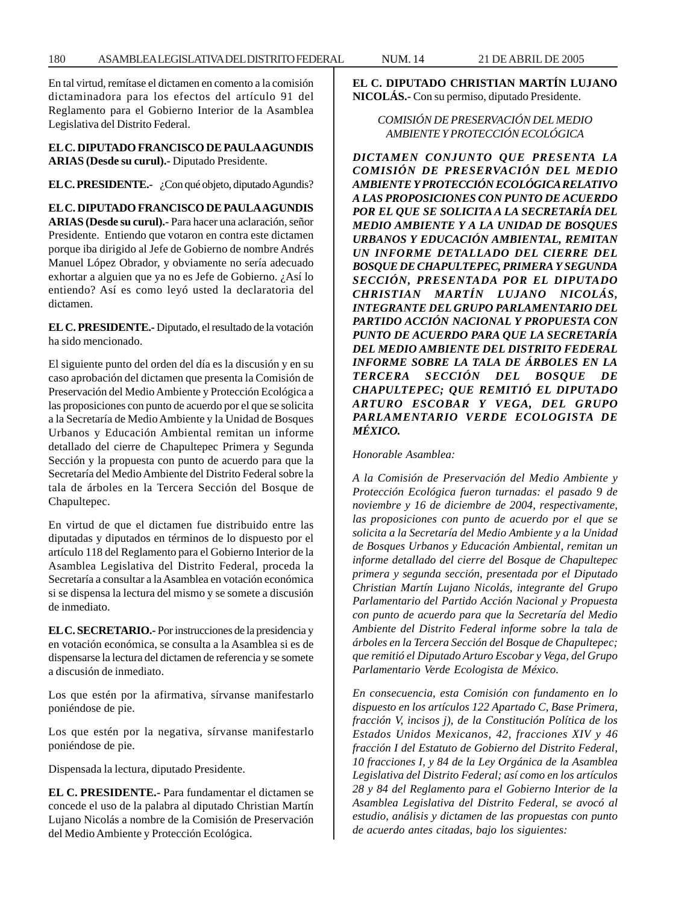En tal virtud, remítase el dictamen en comento a la comisión dictaminadora para los efectos del artículo 91 del Reglamento para el Gobierno Interior de la Asamblea Legislativa del Distrito Federal.

**EL C. DIPUTADO FRANCISCO DE PAULA AGUNDIS ARIAS (Desde su curul).-** Diputado Presidente.

**EL C. PRESIDENTE.-** ¿Con qué objeto, diputado Agundis?

**EL C. DIPUTADO FRANCISCO DE PAULA AGUNDIS ARIAS (Desde su curul).-** Para hacer una aclaración, señor Presidente. Entiendo que votaron en contra este dictamen porque iba dirigido al Jefe de Gobierno de nombre Andrés Manuel López Obrador, y obviamente no sería adecuado exhortar a alguien que ya no es Jefe de Gobierno. ¿Así lo entiendo? Así es como leyó usted la declaratoria del dictamen.

**EL C. PRESIDENTE.-** Diputado, el resultado de la votación ha sido mencionado.

El siguiente punto del orden del día es la discusión y en su caso aprobación del dictamen que presenta la Comisión de Preservación del Medio Ambiente y Protección Ecológica a las proposiciones con punto de acuerdo por el que se solicita a la Secretaría de Medio Ambiente y la Unidad de Bosques Urbanos y Educación Ambiental remitan un informe detallado del cierre de Chapultepec Primera y Segunda Sección y la propuesta con punto de acuerdo para que la Secretaría del Medio Ambiente del Distrito Federal sobre la tala de árboles en la Tercera Sección del Bosque de Chapultepec.

En virtud de que el dictamen fue distribuido entre las diputadas y diputados en términos de lo dispuesto por el artículo 118 del Reglamento para el Gobierno Interior de la Asamblea Legislativa del Distrito Federal, proceda la Secretaría a consultar a la Asamblea en votación económica si se dispensa la lectura del mismo y se somete a discusión de inmediato.

**EL C. SECRETARIO.-** Por instrucciones de la presidencia y en votación económica, se consulta a la Asamblea si es de dispensarse la lectura del dictamen de referencia y se somete a discusión de inmediato.

Los que estén por la afirmativa, sírvanse manifestarlo poniéndose de pie.

Los que estén por la negativa, sírvanse manifestarlo poniéndose de pie.

Dispensada la lectura, diputado Presidente.

**EL C. PRESIDENTE.-** Para fundamentar el dictamen se concede el uso de la palabra al diputado Christian Martín Lujano Nicolás a nombre de la Comisión de Preservación del Medio Ambiente y Protección Ecológica.

**EL C. DIPUTADO CHRISTIAN MARTÍN LUJANO NICOLÁS.-** Con su permiso, diputado Presidente.

*COMISIÓN DE PRESERVACIÓN DEL MEDIO AMBIENTE Y PROTECCIÓN ECOLÓGICA*

***DICTAMEN CONJUNTO QUE PRESENTA LA COMISIÓN DE PRESERVACIÓN DEL MEDIO AMBIENTE Y PROTECCIÓN ECOLÓGICA RELATIVO A LAS PROPOSICIONES CON PUNTO DE ACUERDO POR EL QUE SE SOLICITA A LA SECRETARÍA DEL MEDIO AMBIENTE Y A LA UNIDAD DE BOSQUES URBANOS Y EDUCACIÓN AMBIENTAL, REMITAN UN INFORME DETALLADO DEL CIERRE DEL BOSQUE DE CHAPULTEPEC, PRIMERA Y SEGUNDA SECCIÓN, PRESENTADA POR EL DIPUTADO CHRISTIAN MARTÍN LUJANO NICOLÁS, INTEGRANTE DEL GRUPO PARLAMENTARIO DEL PARTIDO ACCIÓN NACIONAL Y PROPUESTA CON PUNTO DE ACUERDO PARA QUE LA SECRETARÍA DEL MEDIO AMBIENTE DEL DISTRITO FEDERAL INFORME SOBRE LA TALA DE ÁRBOLES EN LA TERCERA SECCIÓN DEL BOSQUE DE CHAPULTEPEC; QUE REMITIÓ EL DIPUTADO ARTURO ESCOBAR Y VEGA, DEL GRUPO PARLAMENTARIO VERDE ECOLOGISTA DE MÉXICO.***

*Honorable Asamblea:*

*A la Comisión de Preservación del Medio Ambiente y Protección Ecológica fueron turnadas: el pasado 9 de noviembre y 16 de diciembre de 2004, respectivamente, las proposiciones con punto de acuerdo por el que se solicita a la Secretaría del Medio Ambiente y a la Unidad de Bosques Urbanos y Educación Ambiental, remitan un informe detallado del cierre del Bosque de Chapultepec primera y segunda sección, presentada por el Diputado Christian Martín Lujano Nicolás, integrante del Grupo Parlamentario del Partido Acción Nacional y Propuesta con punto de acuerdo para que la Secretaría del Medio Ambiente del Distrito Federal informe sobre la tala de árboles en la Tercera Sección del Bosque de Chapultepec; que remitió el Diputado Arturo Escobar y Vega, del Grupo Parlamentario Verde Ecologista de México.*

*En consecuencia, esta Comisión con fundamento en lo dispuesto en los artículos 122 Apartado C, Base Primera, fracción V, incisos j), de la Constitución Política de los Estados Unidos Mexicanos, 42, fracciones XIV y 46 fracción I del Estatuto de Gobierno del Distrito Federal, 10 fracciones I, y 84 de la Ley Orgánica de la Asamblea Legislativa del Distrito Federal; así como en los artículos 28 y 84 del Reglamento para el Gobierno Interior de la Asamblea Legislativa del Distrito Federal, se avocó al estudio, análisis y dictamen de las propuestas con punto de acuerdo antes citadas, bajo los siguientes:*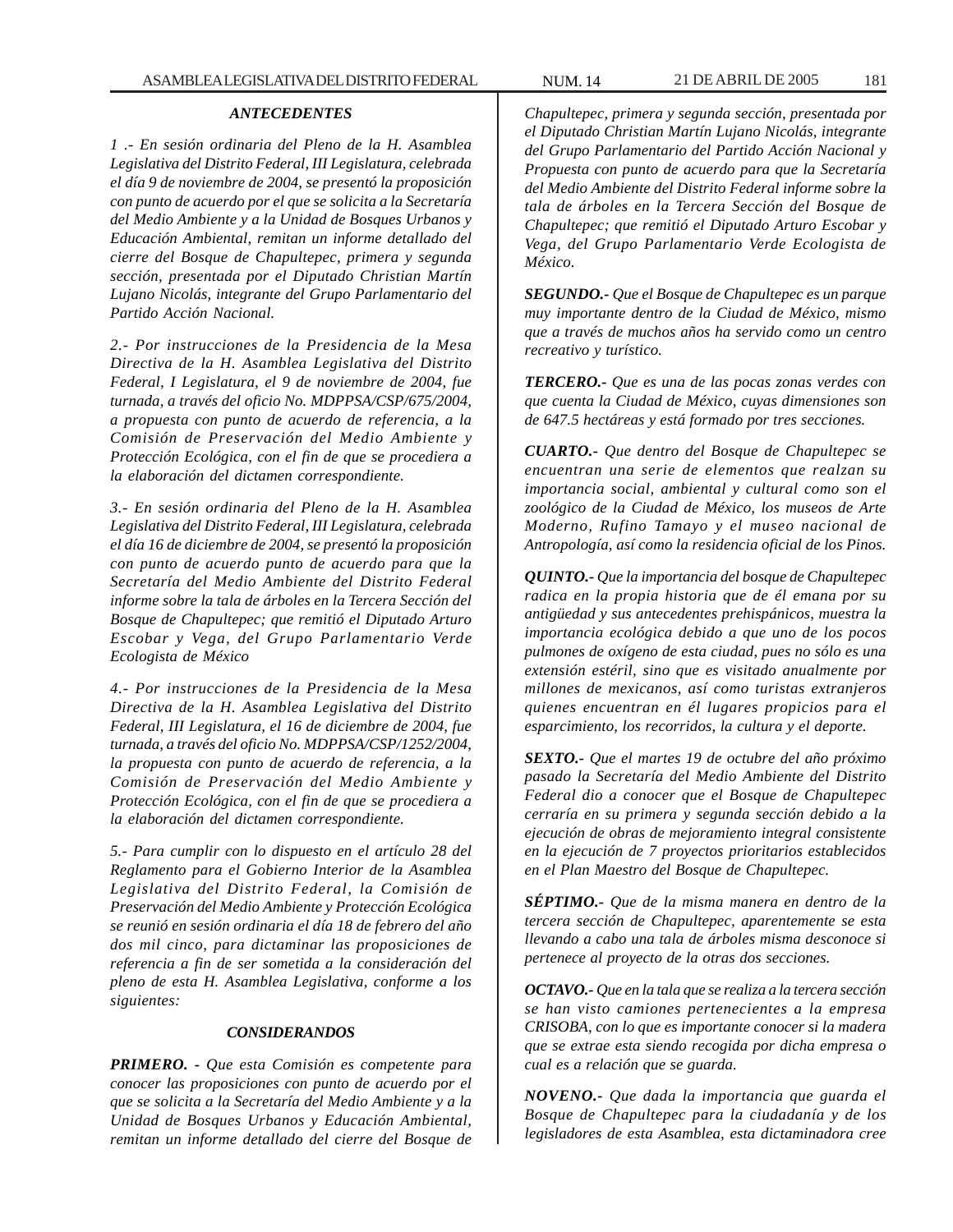### *ANTECEDENTES*

*1 .- En sesión ordinaria del Pleno de la H. Asamblea Legislativa del Distrito Federal, III Legislatura, celebrada el día 9 de noviembre de 2004, se presentó la proposición con punto de acuerdo por el que se solicita a la Secretaría del Medio Ambiente y a la Unidad de Bosques Urbanos y Educación Ambiental, remitan un informe detallado del cierre del Bosque de Chapultepec, primera y segunda sección, presentada por el Diputado Christian Martín Lujano Nicolás, integrante del Grupo Parlamentario del Partido Acción Nacional.*

*2.- Por instrucciones de la Presidencia de la Mesa Directiva de la H. Asamblea Legislativa del Distrito Federal, I Legislatura, el 9 de noviembre de 2004, fue turnada, a través del oficio No. MDPPSA/CSP/675/2004, a propuesta con punto de acuerdo de referencia, a la Comisión de Preservación del Medio Ambiente y Protección Ecológica, con el fin de que se procediera a la elaboración del dictamen correspondiente.*

*3.- En sesión ordinaria del Pleno de la H. Asamblea Legislativa del Distrito Federal, III Legislatura, celebrada el día 16 de diciembre de 2004, se presentó la proposición con punto de acuerdo punto de acuerdo para que la Secretaría del Medio Ambiente del Distrito Federal informe sobre la tala de árboles en la Tercera Sección del Bosque de Chapultepec; que remitió el Diputado Arturo Escobar y Vega, del Grupo Parlamentario Verde Ecologista de México*

*4.- Por instrucciones de la Presidencia de la Mesa Directiva de la H. Asamblea Legislativa del Distrito Federal, III Legislatura, el 16 de diciembre de 2004, fue turnada, a través del oficio No. MDPPSA/CSP/1252/2004, la propuesta con punto de acuerdo de referencia, a la Comisión de Preservación del Medio Ambiente y Protección Ecológica, con el fin de que se procediera a la elaboración del dictamen correspondiente.*

*5.- Para cumplir con lo dispuesto en el artículo 28 del Reglamento para el Gobierno Interior de la Asamblea Legislativa del Distrito Federal, la Comisión de Preservación del Medio Ambiente y Protección Ecológica se reunió en sesión ordinaria el día 18 de febrero del año dos mil cinco, para dictaminar las proposiciones de referencia a fin de ser sometida a la consideración del pleno de esta H. Asamblea Legislativa, conforme a los siguientes:*

### *CONSIDERANDOS*

***PRIMERO.*** *- Que esta Comisión es competente para conocer las proposiciones con punto de acuerdo por el que se solicita a la Secretaría del Medio Ambiente y a la Unidad de Bosques Urbanos y Educación Ambiental, remitan un informe detallado del cierre del Bosque de Chapultepec, primera y segunda sección, presentada por el Diputado Christian Martín Lujano Nicolás, integrante del Grupo Parlamentario del Partido Acción Nacional y Propuesta con punto de acuerdo para que la Secretaría del Medio Ambiente del Distrito Federal informe sobre la tala de árboles en la Tercera Sección del Bosque de Chapultepec; que remitió el Diputado Arturo Escobar y Vega, del Grupo Parlamentario Verde Ecologista de México.*

***SEGUNDO.-*** *Que el Bosque de Chapultepec es un parque muy importante dentro de la Ciudad de México, mismo que a través de muchos años ha servido como un centro recreativo y turístico.*

***TERCERO.-*** *Que es una de las pocas zonas verdes con que cuenta la Ciudad de México, cuyas dimensiones son de 647.5 hectáreas y está formado por tres secciones.*

***CUARTO.-*** *Que dentro del Bosque de Chapultepec se encuentran una serie de elementos que realzan su importancia social, ambiental y cultural como son el zoológico de la Ciudad de México, los museos de Arte Moderno, Rufino Tamayo y el museo nacional de Antropología, así como la residencia oficial de los Pinos.*

***QUINTO.-*** *Que la importancia del bosque de Chapultepec radica en la propia historia que de él emana por su antigüedad y sus antecedentes prehispánicos, muestra la importancia ecológica debido a que uno de los pocos pulmones de oxígeno de esta ciudad, pues no sólo es una extensión estéril, sino que es visitado anualmente por millones de mexicanos, así como turistas extranjeros quienes encuentran en él lugares propicios para el esparcimiento, los recorridos, la cultura y el deporte.*

***SEXTO.-*** *Que el martes 19 de octubre del año próximo pasado la Secretaría del Medio Ambiente del Distrito Federal dio a conocer que el Bosque de Chapultepec cerraría en su primera y segunda sección debido a la ejecución de obras de mejoramiento integral consistente en la ejecución de 7 proyectos prioritarios establecidos en el Plan Maestro del Bosque de Chapultepec.*

***SÉPTIMO.-*** *Que de la misma manera en dentro de la tercera sección de Chapultepec, aparentemente se esta llevando a cabo una tala de árboles misma desconoce si pertenece al proyecto de la otras dos secciones.*

***OCTAVO.-*** *Que en la tala que se realiza a la tercera sección se han visto camiones pertenecientes a la empresa CRISOBA, con lo que es importante conocer si la madera que se extrae esta siendo recogida por dicha empresa o cual es a relación que se guarda.*

***NOVENO.-*** *Que dada la importancia que guarda el Bosque de Chapultepec para la ciudadanía y de los legisladores de esta Asamblea, esta dictaminadora cree*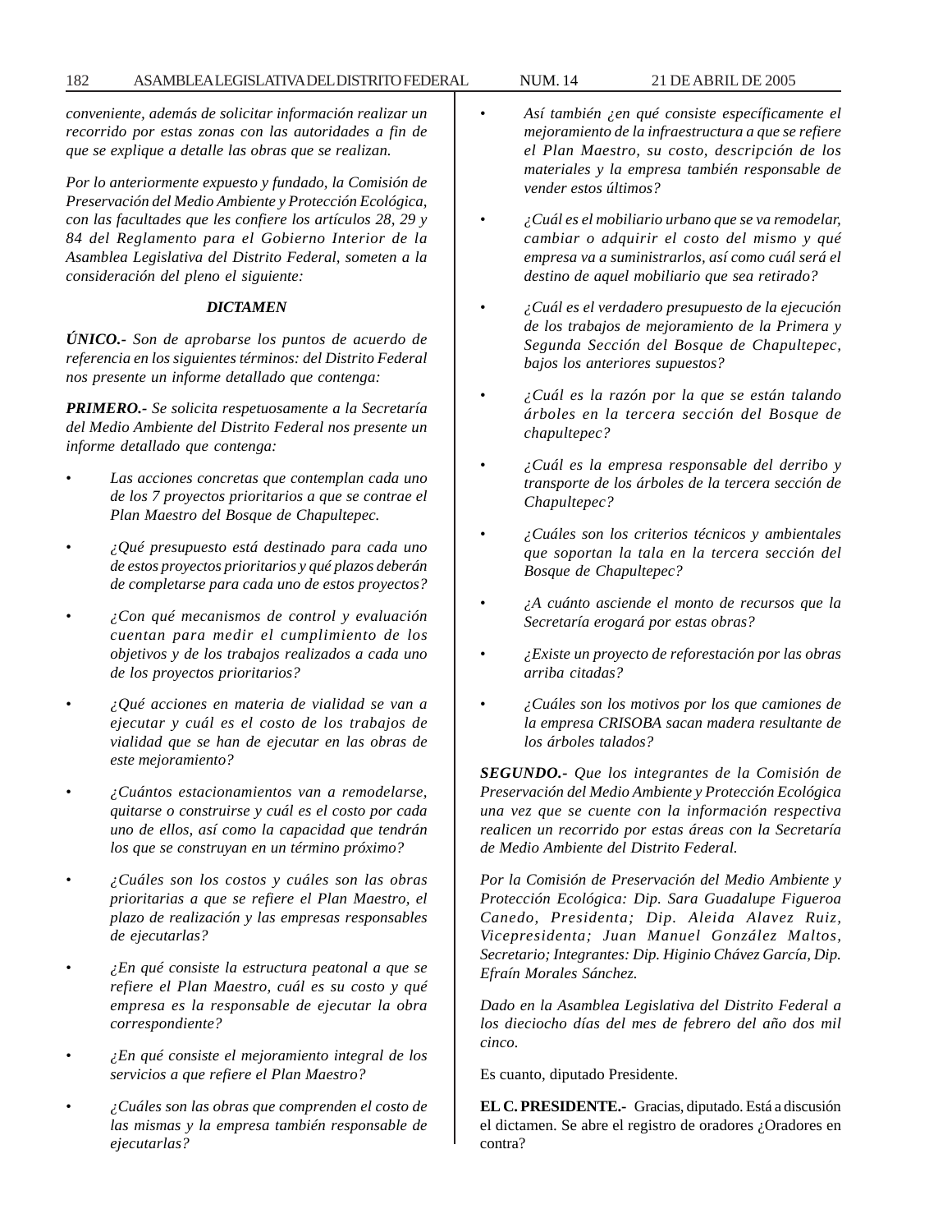*conveniente, además de solicitar información realizar un recorrido por estas zonas con las autoridades a fin de que se explique a detalle las obras que se realizan.*

*Por lo anteriormente expuesto y fundado, la Comisión de Preservación del Medio Ambiente y Protección Ecológica, con las facultades que les confiere los artículos 28, 29 y 84 del Reglamento para el Gobierno Interior de la Asamblea Legislativa del Distrito Federal, someten a la consideración del pleno el siguiente:*

***DICTAMEN***

***ÚNICO.-*** *Son de aprobarse los puntos de acuerdo de referencia en los siguientes términos: del Distrito Federal nos presente un informe detallado que contenga:*

***PRIMERO.-*** *Se solicita respetuosamente a la Secretaría del Medio Ambiente del Distrito Federal nos presente un informe detallado que contenga:*

- *Las acciones concretas que contemplan cada uno de los 7 proyectos prioritarios a que se contrae el Plan Maestro del Bosque de Chapultepec.*
- *¿Qué presupuesto está destinado para cada uno de estos proyectos prioritarios y qué plazos deberán de completarse para cada uno de estos proyectos?*
- *¿Con qué mecanismos de control y evaluación cuentan para medir el cumplimiento de los objetivos y de los trabajos realizados a cada uno de los proyectos prioritarios?*
- *¿Qué acciones en materia de vialidad se van a ejecutar y cuál es el costo de los trabajos de vialidad que se han de ejecutar en las obras de este mejoramiento?*
- *¿Cuántos estacionamientos van a remodelarse, quitarse o construirse y cuál es el costo por cada uno de ellos, así como la capacidad que tendrán los que se construyan en un término próximo?*
- *¿Cuáles son los costos y cuáles son las obras prioritarias a que se refiere el Plan Maestro, el plazo de realización y las empresas responsables de ejecutarlas?*
- *¿En qué consiste la estructura peatonal a que se refiere el Plan Maestro, cuál es su costo y qué empresa es la responsable de ejecutar la obra correspondiente?*
- *¿En qué consiste el mejoramiento integral de los servicios a que refiere el Plan Maestro?*
- *¿Cuáles son las obras que comprenden el costo de las mismas y la empresa también responsable de ejecutarlas?*
- *Así también ¿en qué consiste específicamente el mejoramiento de la infraestructura a que se refiere el Plan Maestro, su costo, descripción de los materiales y la empresa también responsable de vender estos últimos?*
- *¿Cuál es el mobiliario urbano que se va remodelar, cambiar o adquirir el costo del mismo y qué empresa va a suministrarlos, así como cuál será el destino de aquel mobiliario que sea retirado?*
- *¿Cuál es el verdadero presupuesto de la ejecución de los trabajos de mejoramiento de la Primera y Segunda Sección del Bosque de Chapultepec, bajos los anteriores supuestos?*
- *¿Cuál es la razón por la que se están talando árboles en la tercera sección del Bosque de chapultepec?*
- *¿Cuál es la empresa responsable del derribo y transporte de los árboles de la tercera sección de Chapultepec?*
- *¿Cuáles son los criterios técnicos y ambientales que soportan la tala en la tercera sección del Bosque de Chapultepec?*
- *¿A cuánto asciende el monto de recursos que la Secretaría erogará por estas obras?*
- *¿Existe un proyecto de reforestación por las obras arriba citadas?*
- *¿Cuáles son los motivos por los que camiones de la empresa CRISOBA sacan madera resultante de los árboles talados?*

***SEGUNDO.-*** *Que los integrantes de la Comisión de Preservación del Medio Ambiente y Protección Ecológica una vez que se cuente con la información respectiva realicen un recorrido por estas áreas con la Secretaría de Medio Ambiente del Distrito Federal.*

*Por la Comisión de Preservación del Medio Ambiente y Protección Ecológica: Dip. Sara Guadalupe Figueroa Canedo, Presidenta; Dip. Aleida Alavez Ruiz, Vicepresidenta; Juan Manuel González Maltos, Secretario; Integrantes: Dip. Higinio Chávez García, Dip. Efraín Morales Sánchez.*

*Dado en la Asamblea Legislativa del Distrito Federal a los dieciocho días del mes de febrero del año dos mil cinco.*

Es cuanto, diputado Presidente.

**EL C. PRESIDENTE.-** Gracias, diputado. Está a discusión el dictamen. Se abre el registro de oradores ¿Oradores en contra?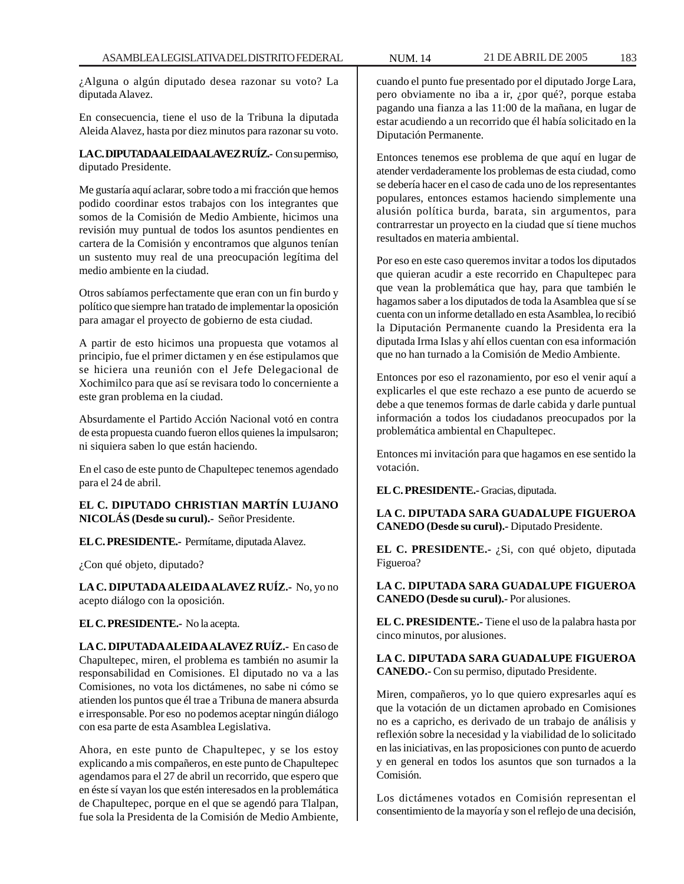¿Alguna o algún diputado desea razonar su voto? La diputada Alavez.

En consecuencia, tiene el uso de la Tribuna la diputada Aleida Alavez, hasta por diez minutos para razonar su voto.

**LA C. DIPUTADA ALEIDA ALAVEZ RUÍZ.-** Con su permiso, diputado Presidente.

Me gustaría aquí aclarar, sobre todo a mi fracción que hemos podido coordinar estos trabajos con los integrantes que somos de la Comisión de Medio Ambiente, hicimos una revisión muy puntual de todos los asuntos pendientes en cartera de la Comisión y encontramos que algunos tenían un sustento muy real de una preocupación legítima del medio ambiente en la ciudad.

Otros sabíamos perfectamente que eran con un fin burdo y político que siempre han tratado de implementar la oposición para amagar el proyecto de gobierno de esta ciudad.

A partir de esto hicimos una propuesta que votamos al principio, fue el primer dictamen y en ése estipulamos que se hiciera una reunión con el Jefe Delegacional de Xochimilco para que así se revisara todo lo concerniente a este gran problema en la ciudad.

Absurdamente el Partido Acción Nacional votó en contra de esta propuesta cuando fueron ellos quienes la impulsaron; ni siquiera saben lo que están haciendo.

En el caso de este punto de Chapultepec tenemos agendado para el 24 de abril.

**EL C. DIPUTADO CHRISTIAN MARTÍN LUJANO NICOLÁS (Desde su curul).-** Señor Presidente.

**EL C. PRESIDENTE.-** Permítame, diputada Alavez.

¿Con qué objeto, diputado?

**LA C. DIPUTADA ALEIDA ALAVEZ RUÍZ.-** No, yo no acepto diálogo con la oposición.

**EL C. PRESIDENTE.-** No la acepta.

**LA C. DIPUTADA ALEIDA ALAVEZ RUÍZ.-** En caso de Chapultepec, miren, el problema es también no asumir la responsabilidad en Comisiones. El diputado no va a las Comisiones, no vota los dictámenes, no sabe ni cómo se atienden los puntos que él trae a Tribuna de manera absurda e irresponsable. Por eso no podemos aceptar ningún diálogo con esa parte de esta Asamblea Legislativa.

Ahora, en este punto de Chapultepec, y se los estoy explicando a mis compañeros, en este punto de Chapultepec agendamos para el 27 de abril un recorrido, que espero que en éste sí vayan los que estén interesados en la problemática de Chapultepec, porque en el que se agendó para Tlalpan, fue sola la Presidenta de la Comisión de Medio Ambiente, cuando el punto fue presentado por el diputado Jorge Lara, pero obviamente no iba a ir, ¿por qué?, porque estaba pagando una fianza a las 11:00 de la mañana, en lugar de estar acudiendo a un recorrido que él había solicitado en la Diputación Permanente.

Entonces tenemos ese problema de que aquí en lugar de atender verdaderamente los problemas de esta ciudad, como se debería hacer en el caso de cada uno de los representantes populares, entonces estamos haciendo simplemente una alusión política burda, barata, sin argumentos, para contrarrestar un proyecto en la ciudad que sí tiene muchos resultados en materia ambiental.

Por eso en este caso queremos invitar a todos los diputados que quieran acudir a este recorrido en Chapultepec para que vean la problemática que hay, para que también le hagamos saber a los diputados de toda la Asamblea que sí se cuenta con un informe detallado en esta Asamblea, lo recibió la Diputación Permanente cuando la Presidenta era la diputada Irma Islas y ahí ellos cuentan con esa información que no han turnado a la Comisión de Medio Ambiente.

Entonces por eso el razonamiento, por eso el venir aquí a explicarles el que este rechazo a ese punto de acuerdo se debe a que tenemos formas de darle cabida y darle puntual información a todos los ciudadanos preocupados por la problemática ambiental en Chapultepec.

Entonces mi invitación para que hagamos en ese sentido la votación.

**EL C. PRESIDENTE.-** Gracias, diputada.

**LA C. DIPUTADA SARA GUADALUPE FIGUEROA CANEDO (Desde su curul).-** Diputado Presidente.

**EL C. PRESIDENTE.-** ¿Si, con qué objeto, diputada Figueroa?

**LA C. DIPUTADA SARA GUADALUPE FIGUEROA CANEDO (Desde su curul).-** Por alusiones.

**EL C. PRESIDENTE.-** Tiene el uso de la palabra hasta por cinco minutos, por alusiones.

**LA C. DIPUTADA SARA GUADALUPE FIGUEROA CANEDO.-** Con su permiso, diputado Presidente.

Miren, compañeros, yo lo que quiero expresarles aquí es que la votación de un dictamen aprobado en Comisiones no es a capricho, es derivado de un trabajo de análisis y reflexión sobre la necesidad y la viabilidad de lo solicitado en las iniciativas, en las proposiciones con punto de acuerdo y en general en todos los asuntos que son turnados a la Comisión.

Los dictámenes votados en Comisión representan el consentimiento de la mayoría y son el reflejo de una decisión,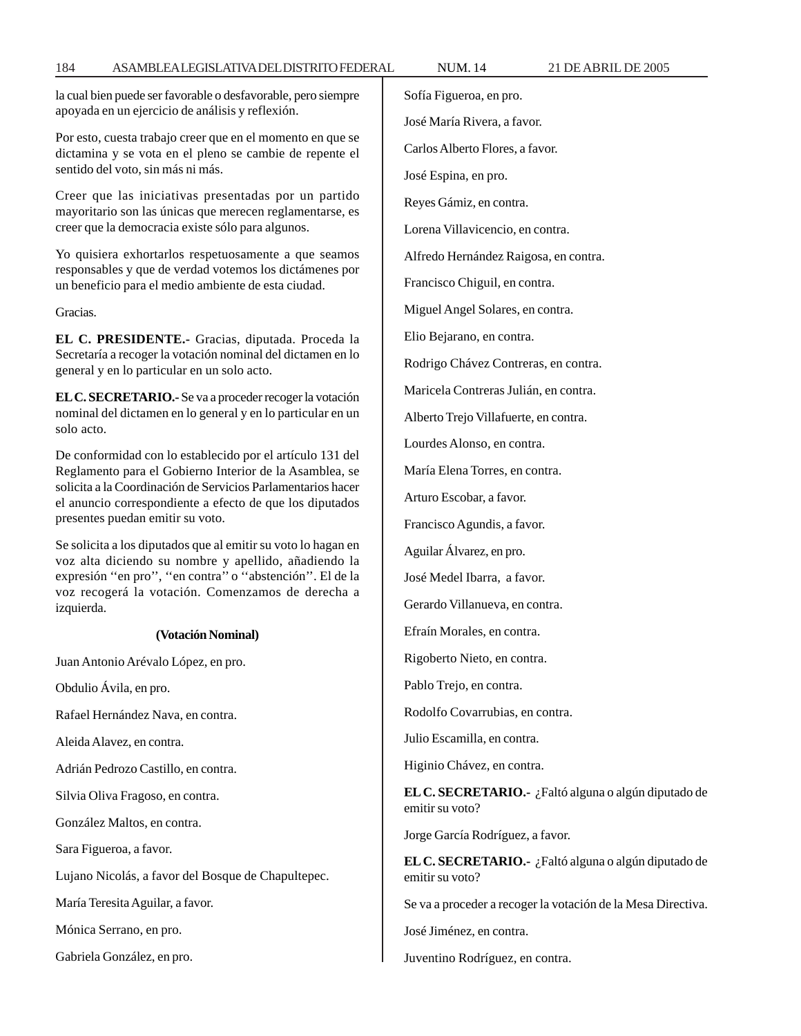la cual bien puede ser favorable o desfavorable, pero siempre apoyada en un ejercicio de análisis y reflexión.

Por esto, cuesta trabajo creer que en el momento en que se dictamina y se vota en el pleno se cambie de repente el sentido del voto, sin más ni más.

Creer que las iniciativas presentadas por un partido mayoritario son las únicas que merecen reglamentarse, es creer que la democracia existe sólo para algunos.

Yo quisiera exhortarlos respetuosamente a que seamos responsables y que de verdad votemos los dictámenes por un beneficio para el medio ambiente de esta ciudad.

Gracias.

**EL C. PRESIDENTE.-** Gracias, diputada. Proceda la Secretaría a recoger la votación nominal del dictamen en lo general y en lo particular en un solo acto.

**EL C. SECRETARIO.-** Se va a proceder recoger la votación nominal del dictamen en lo general y en lo particular en un solo acto.

De conformidad con lo establecido por el artículo 131 del Reglamento para el Gobierno Interior de la Asamblea, se solicita a la Coordinación de Servicios Parlamentarios hacer el anuncio correspondiente a efecto de que los diputados presentes puedan emitir su voto.

Se solicita a los diputados que al emitir su voto lo hagan en voz alta diciendo su nombre y apellido, añadiendo la expresión ''en pro'', ''en contra'' o ''abstención''. El de la voz recogerá la votación. Comenzamos de derecha a izquierda.

**(Votación Nominal)**

Juan Antonio Arévalo López, en pro.

Obdulio Ávila, en pro.

Rafael Hernández Nava, en contra.

Aleida Alavez, en contra.

Adrián Pedrozo Castillo, en contra.

Silvia Oliva Fragoso, en contra.

González Maltos, en contra.

Sara Figueroa, a favor.

Lujano Nicolás, a favor del Bosque de Chapultepec.

María Teresita Aguilar, a favor.

Mónica Serrano, en pro.

Gabriela González, en pro.

Sofía Figueroa, en pro.

José María Rivera, a favor.

Carlos Alberto Flores, a favor.

José Espina, en pro.

Reyes Gámiz, en contra.

Lorena Villavicencio, en contra.

Alfredo Hernández Raigosa, en contra.

Francisco Chiguil, en contra.

Miguel Angel Solares, en contra.

Elio Bejarano, en contra.

Rodrigo Chávez Contreras, en contra.

Maricela Contreras Julián, en contra.

Alberto Trejo Villafuerte, en contra.

Lourdes Alonso, en contra.

María Elena Torres, en contra.

Arturo Escobar, a favor.

Francisco Agundis, a favor.

Aguilar Álvarez, en pro.

José Medel Ibarra, a favor.

Gerardo Villanueva, en contra.

Efraín Morales, en contra.

Rigoberto Nieto, en contra.

Pablo Trejo, en contra.

Rodolfo Covarrubias, en contra.

Julio Escamilla, en contra.

Higinio Chávez, en contra.

**EL C. SECRETARIO.-** ¿Faltó alguna o algún diputado de emitir su voto?

Jorge García Rodríguez, a favor.

**EL C. SECRETARIO.-** ¿Faltó alguna o algún diputado de emitir su voto?

Se va a proceder a recoger la votación de la Mesa Directiva.

José Jiménez, en contra.

Juventino Rodríguez, en contra.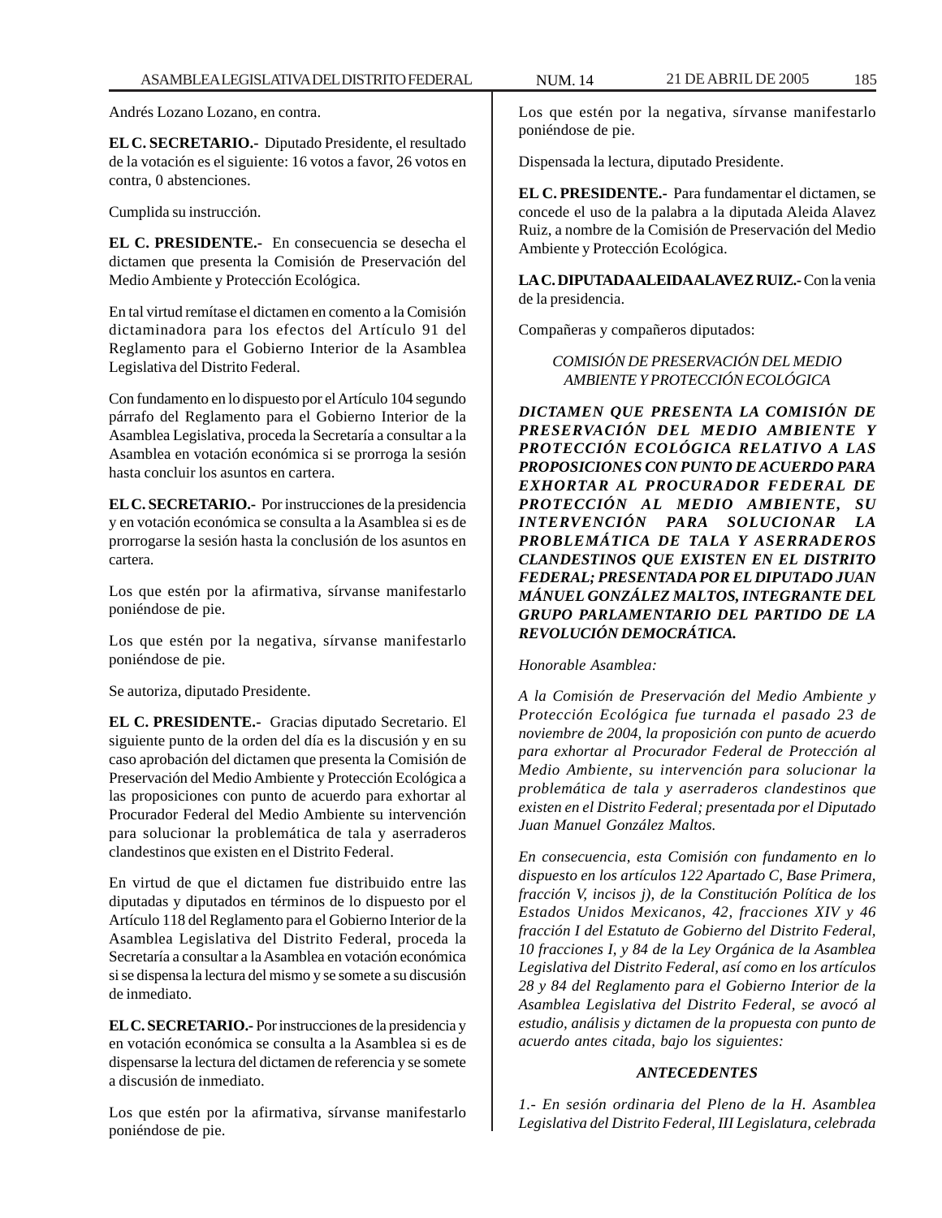Andrés Lozano Lozano, en contra.

**EL C. SECRETARIO.-** Diputado Presidente, el resultado de la votación es el siguiente: 16 votos a favor, 26 votos en contra, 0 abstenciones.

Cumplida su instrucción.

**EL C. PRESIDENTE.-** En consecuencia se desecha el dictamen que presenta la Comisión de Preservación del Medio Ambiente y Protección Ecológica.

En tal virtud remítase el dictamen en comento a la Comisión dictaminadora para los efectos del Artículo 91 del Reglamento para el Gobierno Interior de la Asamblea Legislativa del Distrito Federal.

Con fundamento en lo dispuesto por el Artículo 104 segundo párrafo del Reglamento para el Gobierno Interior de la Asamblea Legislativa, proceda la Secretaría a consultar a la Asamblea en votación económica si se prorroga la sesión hasta concluir los asuntos en cartera.

**EL C. SECRETARIO.-** Por instrucciones de la presidencia y en votación económica se consulta a la Asamblea si es de prorrogarse la sesión hasta la conclusión de los asuntos en cartera.

Los que estén por la afirmativa, sírvanse manifestarlo poniéndose de pie.

Los que estén por la negativa, sírvanse manifestarlo poniéndose de pie.

Se autoriza, diputado Presidente.

**EL C. PRESIDENTE.-** Gracias diputado Secretario. El siguiente punto de la orden del día es la discusión y en su caso aprobación del dictamen que presenta la Comisión de Preservación del Medio Ambiente y Protección Ecológica a las proposiciones con punto de acuerdo para exhortar al Procurador Federal del Medio Ambiente su intervención para solucionar la problemática de tala y aserraderos clandestinos que existen en el Distrito Federal.

En virtud de que el dictamen fue distribuido entre las diputadas y diputados en términos de lo dispuesto por el Artículo 118 del Reglamento para el Gobierno Interior de la Asamblea Legislativa del Distrito Federal, proceda la Secretaría a consultar a la Asamblea en votación económica si se dispensa la lectura del mismo y se somete a su discusión de inmediato.

**EL C. SECRETARIO.-** Por instrucciones de la presidencia y en votación económica se consulta a la Asamblea si es de dispensarse la lectura del dictamen de referencia y se somete a discusión de inmediato.

Los que estén por la afirmativa, sírvanse manifestarlo poniéndose de pie.

Los que estén por la negativa, sírvanse manifestarlo poniéndose de pie.

Dispensada la lectura, diputado Presidente.

**EL C. PRESIDENTE.-** Para fundamentar el dictamen, se concede el uso de la palabra a la diputada Aleida Alavez Ruiz, a nombre de la Comisión de Preservación del Medio Ambiente y Protección Ecológica.

**LA C. DIPUTADA ALEIDA ALAVEZ RUIZ.-** Con la venia de la presidencia.

Compañeras y compañeros diputados:

*COMISIÓN DE PRESERVACIÓN DEL MEDIO AMBIENTE Y PROTECCIÓN ECOLÓGICA*

***DICTAMEN QUE PRESENTA LA COMISIÓN DE PRESERVACIÓN DEL MEDIO AMBIENTE Y PROTECCIÓN ECOLÓGICA RELATIVO A LAS PROPOSICIONES CON PUNTO DE ACUERDO PARA EXHORTAR AL PROCURADOR FEDERAL DE PROTECCIÓN AL MEDIO AMBIENTE, SU INTERVENCIÓN PARA SOLUCIONAR LA PROBLEMÁTICA DE TALA Y ASERRADEROS CLANDESTINOS QUE EXISTEN EN EL DISTRITO FEDERAL; PRESENTADA POR EL DIPUTADO JUAN MÁNUEL GONZÁLEZ MALTOS, INTEGRANTE DEL GRUPO PARLAMENTARIO DEL PARTIDO DE LA REVOLUCIÓN DEMOCRÁTICA.***

*Honorable Asamblea:*

*A la Comisión de Preservación del Medio Ambiente y Protección Ecológica fue turnada el pasado 23 de noviembre de 2004, la proposición con punto de acuerdo para exhortar al Procurador Federal de Protección al Medio Ambiente, su intervención para solucionar la problemática de tala y aserraderos clandestinos que existen en el Distrito Federal; presentada por el Diputado Juan Manuel González Maltos.*

*En consecuencia, esta Comisión con fundamento en lo dispuesto en los artículos 122 Apartado C, Base Primera, fracción V, incisos j), de la Constitución Política de los Estados Unidos Mexicanos, 42, fracciones XIV y 46 fracción I del Estatuto de Gobierno del Distrito Federal, 10 fracciones I, y 84 de la Ley Orgánica de la Asamblea Legislativa del Distrito Federal, así como en los artículos 28 y 84 del Reglamento para el Gobierno Interior de la Asamblea Legislativa del Distrito Federal, se avocó al estudio, análisis y dictamen de la propuesta con punto de acuerdo antes citada, bajo los siguientes:*

***ANTECEDENTES***

*1.- En sesión ordinaria del Pleno de la H. Asamblea Legislativa del Distrito Federal, III Legislatura, celebrada*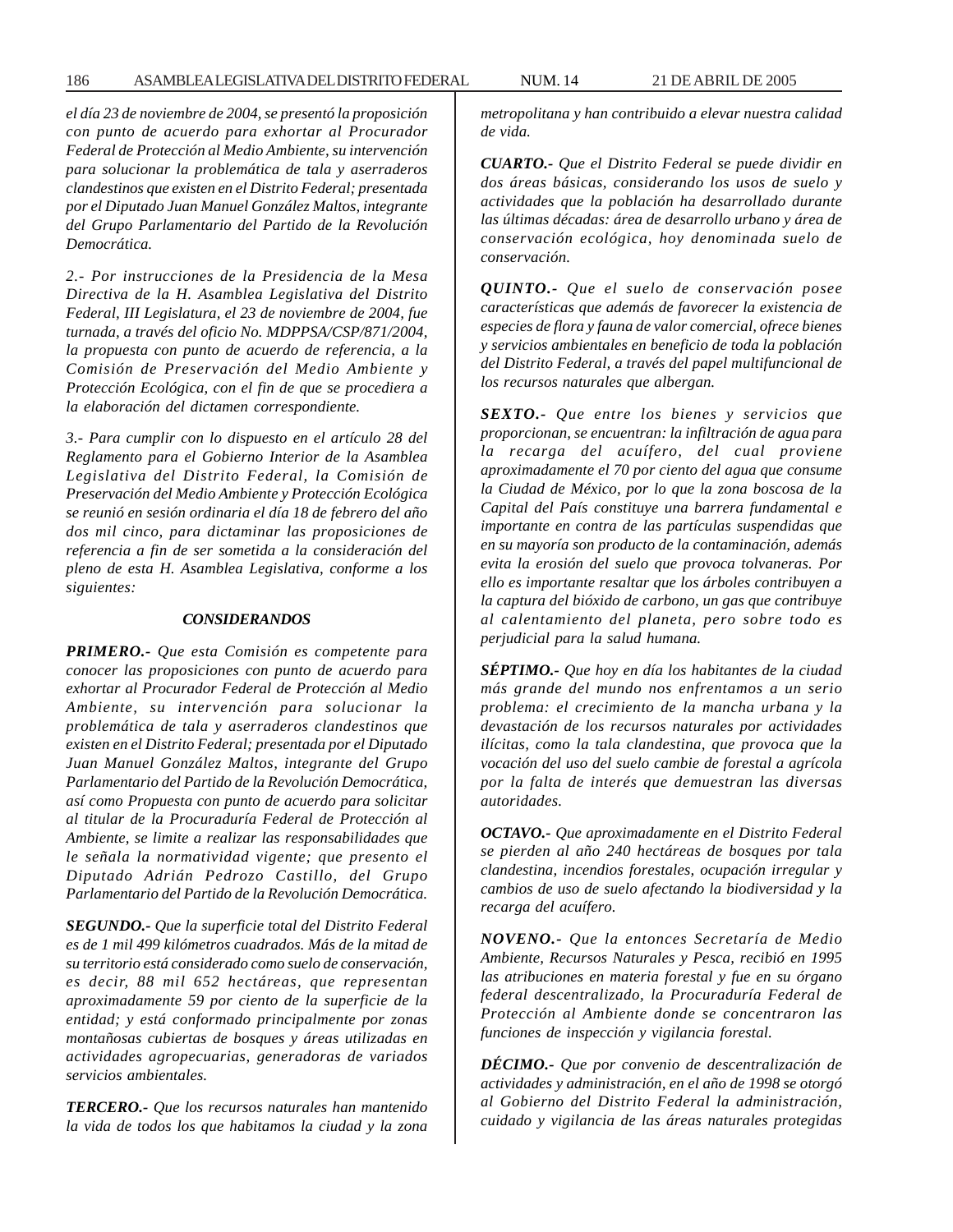*el día 23 de noviembre de 2004, se presentó la proposición con punto de acuerdo para exhortar al Procurador Federal de Protección al Medio Ambiente, su intervención para solucionar la problemática de tala y aserraderos clandestinos que existen en el Distrito Federal; presentada por el Diputado Juan Manuel González Maltos, integrante del Grupo Parlamentario del Partido de la Revolución Democrática.*

*2.- Por instrucciones de la Presidencia de la Mesa Directiva de la H. Asamblea Legislativa del Distrito Federal, III Legislatura, el 23 de noviembre de 2004, fue turnada, a través del oficio No. MDPPSA/CSP/871/2004, la propuesta con punto de acuerdo de referencia, a la Comisión de Preservación del Medio Ambiente y Protección Ecológica, con el fin de que se procediera a la elaboración del dictamen correspondiente.*

*3.- Para cumplir con lo dispuesto en el artículo 28 del Reglamento para el Gobierno Interior de la Asamblea Legislativa del Distrito Federal, la Comisión de Preservación del Medio Ambiente y Protección Ecológica se reunió en sesión ordinaria el día 18 de febrero del año dos mil cinco, para dictaminar las proposiciones de referencia a fin de ser sometida a la consideración del pleno de esta H. Asamblea Legislativa, conforme a los siguientes:*

### *CONSIDERANDOS*

***PRIMERO.-*** *Que esta Comisión es competente para conocer las proposiciones con punto de acuerdo para exhortar al Procurador Federal de Protección al Medio Ambiente, su intervención para solucionar la problemática de tala y aserraderos clandestinos que existen en el Distrito Federal; presentada por el Diputado Juan Manuel González Maltos, integrante del Grupo Parlamentario del Partido de la Revolución Democrática, así como Propuesta con punto de acuerdo para solicitar al titular de la Procuraduría Federal de Protección al Ambiente, se limite a realizar las responsabilidades que le señala la normatividad vigente; que presento el Diputado Adrián Pedrozo Castillo, del Grupo Parlamentario del Partido de la Revolución Democrática.*

***SEGUNDO.-*** *Que la superficie total del Distrito Federal es de 1 mil 499 kilómetros cuadrados. Más de la mitad de su territorio está considerado como suelo de conservación, es decir, 88 mil 652 hectáreas, que representan aproximadamente 59 por ciento de la superficie de la entidad; y está conformado principalmente por zonas montañosas cubiertas de bosques y áreas utilizadas en actividades agropecuarias, generadoras de variados servicios ambientales.*

***TERCERO.-*** *Que los recursos naturales han mantenido la vida de todos los que habitamos la ciudad y la zona metropolitana y han contribuido a elevar nuestra calidad de vida.*

***CUARTO.-*** *Que el Distrito Federal se puede dividir en dos áreas básicas, considerando los usos de suelo y actividades que la población ha desarrollado durante las últimas décadas: área de desarrollo urbano y área de conservación ecológica, hoy denominada suelo de conservación.*

***QUINTO.-*** *Que el suelo de conservación posee características que además de favorecer la existencia de especies de flora y fauna de valor comercial, ofrece bienes y servicios ambientales en beneficio de toda la población del Distrito Federal, a través del papel multifuncional de los recursos naturales que albergan.*

***SEXTO.-*** *Que entre los bienes y servicios que proporcionan, se encuentran: la infiltración de agua para la recarga del acuífero, del cual proviene aproximadamente el 70 por ciento del agua que consume la Ciudad de México, por lo que la zona boscosa de la Capital del País constituye una barrera fundamental e importante en contra de las partículas suspendidas que en su mayoría son producto de la contaminación, además evita la erosión del suelo que provoca tolvaneras. Por ello es importante resaltar que los árboles contribuyen a la captura del bióxido de carbono, un gas que contribuye al calentamiento del planeta, pero sobre todo es perjudicial para la salud humana.*

***SÉPTIMO.-*** *Que hoy en día los habitantes de la ciudad más grande del mundo nos enfrentamos a un serio problema: el crecimiento de la mancha urbana y la devastación de los recursos naturales por actividades ilícitas, como la tala clandestina, que provoca que la vocación del uso del suelo cambie de forestal a agrícola por la falta de interés que demuestran las diversas autoridades.*

***OCTAVO.-*** *Que aproximadamente en el Distrito Federal se pierden al año 240 hectáreas de bosques por tala clandestina, incendios forestales, ocupación irregular y cambios de uso de suelo afectando la biodiversidad y la recarga del acuífero.*

***NOVENO.-*** *Que la entonces Secretaría de Medio Ambiente, Recursos Naturales y Pesca, recibió en 1995 las atribuciones en materia forestal y fue en su órgano federal descentralizado, la Procuraduría Federal de Protección al Ambiente donde se concentraron las funciones de inspección y vigilancia forestal.*

***DÉCIMO.-*** *Que por convenio de descentralización de actividades y administración, en el año de 1998 se otorgó al Gobierno del Distrito Federal la administración, cuidado y vigilancia de las áreas naturales protegidas*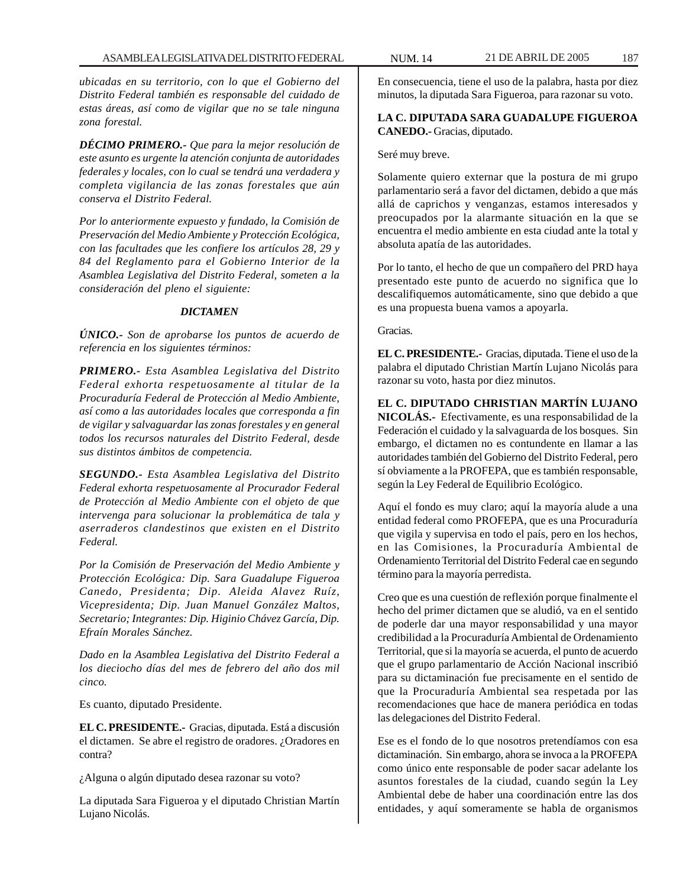*ubicadas en su territorio, con lo que el Gobierno del Distrito Federal también es responsable del cuidado de estas áreas, así como de vigilar que no se tale ninguna zona forestal.*

***DÉCIMO PRIMERO.-*** *Que para la mejor resolución de este asunto es urgente la atención conjunta de autoridades federales y locales, con lo cual se tendrá una verdadera y completa vigilancia de las zonas forestales que aún conserva el Distrito Federal.*

*Por lo anteriormente expuesto y fundado, la Comisión de Preservación del Medio Ambiente y Protección Ecológica, con las facultades que les confiere los artículos 28, 29 y 84 del Reglamento para el Gobierno Interior de la Asamblea Legislativa del Distrito Federal, someten a la consideración del pleno el siguiente:*

***DICTAMEN***

***ÚNICO.-*** *Son de aprobarse los puntos de acuerdo de referencia en los siguientes términos:*

***PRIMERO.-*** *Esta Asamblea Legislativa del Distrito Federal exhorta respetuosamente al titular de la Procuraduría Federal de Protección al Medio Ambiente, así como a las autoridades locales que corresponda a fin de vigilar y salvaguardar las zonas forestales y en general todos los recursos naturales del Distrito Federal, desde sus distintos ámbitos de competencia.*

***SEGUNDO.-*** *Esta Asamblea Legislativa del Distrito Federal exhorta respetuosamente al Procurador Federal de Protección al Medio Ambiente con el objeto de que intervenga para solucionar la problemática de tala y aserraderos clandestinos que existen en el Distrito Federal.*

*Por la Comisión de Preservación del Medio Ambiente y Protección Ecológica: Dip. Sara Guadalupe Figueroa Canedo, Presidenta; Dip. Aleida Alavez Ruíz, Vicepresidenta; Dip. Juan Manuel González Maltos, Secretario; Integrantes: Dip. Higinio Chávez García, Dip. Efraín Morales Sánchez.*

*Dado en la Asamblea Legislativa del Distrito Federal a los dieciocho días del mes de febrero del año dos mil cinco.*

Es cuanto, diputado Presidente.

**EL C. PRESIDENTE.-** Gracias, diputada. Está a discusión el dictamen. Se abre el registro de oradores. ¿Oradores en contra?

¿Alguna o algún diputado desea razonar su voto?

La diputada Sara Figueroa y el diputado Christian Martín Lujano Nicolás.

En consecuencia, tiene el uso de la palabra, hasta por diez minutos, la diputada Sara Figueroa, para razonar su voto.

**LA C. DIPUTADA SARA GUADALUPE FIGUEROA CANEDO.-** Gracias, diputado.

Seré muy breve.

Solamente quiero externar que la postura de mi grupo parlamentario será a favor del dictamen, debido a que más allá de caprichos y venganzas, estamos interesados y preocupados por la alarmante situación en la que se encuentra el medio ambiente en esta ciudad ante la total y absoluta apatía de las autoridades.

Por lo tanto, el hecho de que un compañero del PRD haya presentado este punto de acuerdo no significa que lo descalifiquemos automáticamente, sino que debido a que es una propuesta buena vamos a apoyarla.

Gracias.

**EL C. PRESIDENTE.-** Gracias, diputada. Tiene el uso de la palabra el diputado Christian Martín Lujano Nicolás para razonar su voto, hasta por diez minutos.

**EL C. DIPUTADO CHRISTIAN MARTÍN LUJANO NICOLÁS.-** Efectivamente, es una responsabilidad de la Federación el cuidado y la salvaguarda de los bosques. Sin embargo, el dictamen no es contundente en llamar a las autoridades también del Gobierno del Distrito Federal, pero sí obviamente a la PROFEPA, que es también responsable, según la Ley Federal de Equilibrio Ecológico.

Aquí el fondo es muy claro; aquí la mayoría alude a una entidad federal como PROFEPA, que es una Procuraduría que vigila y supervisa en todo el país, pero en los hechos, en las Comisiones, la Procuraduría Ambiental de Ordenamiento Territorial del Distrito Federal cae en segundo término para la mayoría perredista.

Creo que es una cuestión de reflexión porque finalmente el hecho del primer dictamen que se aludió, va en el sentido de poderle dar una mayor responsabilidad y una mayor credibilidad a la Procuraduría Ambiental de Ordenamiento Territorial, que si la mayoría se acuerda, el punto de acuerdo que el grupo parlamentario de Acción Nacional inscribió para su dictaminación fue precisamente en el sentido de que la Procuraduría Ambiental sea respetada por las recomendaciones que hace de manera periódica en todas las delegaciones del Distrito Federal.

Ese es el fondo de lo que nosotros pretendíamos con esa dictaminación. Sin embargo, ahora se invoca a la PROFEPA como único ente responsable de poder sacar adelante los asuntos forestales de la ciudad, cuando según la Ley Ambiental debe de haber una coordinación entre las dos entidades, y aquí someramente se habla de organismos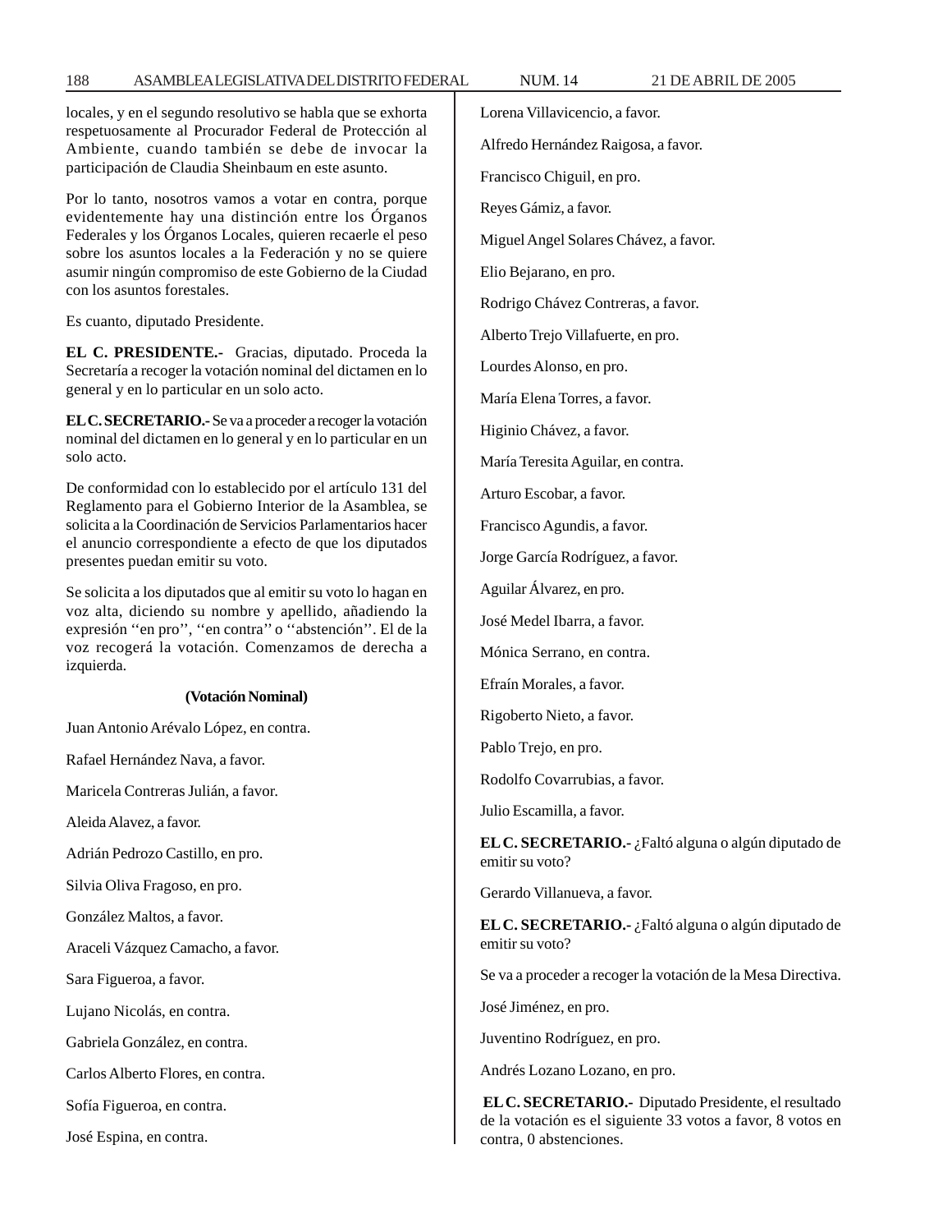locales, y en el segundo resolutivo se habla que se exhorta respetuosamente al Procurador Federal de Protección al Ambiente, cuando también se debe de invocar la participación de Claudia Sheinbaum en este asunto.

Por lo tanto, nosotros vamos a votar en contra, porque evidentemente hay una distinción entre los Órganos Federales y los Órganos Locales, quieren recaerle el peso sobre los asuntos locales a la Federación y no se quiere asumir ningún compromiso de este Gobierno de la Ciudad con los asuntos forestales.

Es cuanto, diputado Presidente.

**EL C. PRESIDENTE.-** Gracias, diputado. Proceda la Secretaría a recoger la votación nominal del dictamen en lo general y en lo particular en un solo acto.

**EL C. SECRETARIO.-** Se va a proceder a recoger la votación nominal del dictamen en lo general y en lo particular en un solo acto.

De conformidad con lo establecido por el artículo 131 del Reglamento para el Gobierno Interior de la Asamblea, se solicita a la Coordinación de Servicios Parlamentarios hacer el anuncio correspondiente a efecto de que los diputados presentes puedan emitir su voto.

Se solicita a los diputados que al emitir su voto lo hagan en voz alta, diciendo su nombre y apellido, añadiendo la expresión ''en pro'', ''en contra'' o ''abstención''. El de la voz recogerá la votación. Comenzamos de derecha a izquierda.

**(Votación Nominal)**

Juan Antonio Arévalo López, en contra.

Rafael Hernández Nava, a favor.

Maricela Contreras Julián, a favor.

Aleida Alavez, a favor.

Adrián Pedrozo Castillo, en pro.

Silvia Oliva Fragoso, en pro.

González Maltos, a favor.

Araceli Vázquez Camacho, a favor.

Sara Figueroa, a favor.

Lujano Nicolás, en contra.

Gabriela González, en contra.

Carlos Alberto Flores, en contra.

Sofía Figueroa, en contra.

José Espina, en contra.

Lorena Villavicencio, a favor.

Alfredo Hernández Raigosa, a favor.

Francisco Chiguil, en pro.

Reyes Gámiz, a favor.

Miguel Angel Solares Chávez, a favor.

Elio Bejarano, en pro.

Rodrigo Chávez Contreras, a favor.

Alberto Trejo Villafuerte, en pro.

Lourdes Alonso, en pro.

María Elena Torres, a favor.

Higinio Chávez, a favor.

María Teresita Aguilar, en contra.

Arturo Escobar, a favor.

Francisco Agundis, a favor.

Jorge García Rodríguez, a favor.

Aguilar Álvarez, en pro.

José Medel Ibarra, a favor.

Mónica Serrano, en contra.

Efraín Morales, a favor.

Rigoberto Nieto, a favor.

Pablo Trejo, en pro.

Rodolfo Covarrubias, a favor.

Julio Escamilla, a favor.

**EL C. SECRETARIO.-** ¿Faltó alguna o algún diputado de emitir su voto?

Gerardo Villanueva, a favor.

**EL C. SECRETARIO.-** ¿Faltó alguna o algún diputado de emitir su voto?

Se va a proceder a recoger la votación de la Mesa Directiva.

José Jiménez, en pro.

Juventino Rodríguez, en pro.

Andrés Lozano Lozano, en pro.

**EL C. SECRETARIO.-** Diputado Presidente, el resultado de la votación es el siguiente 33 votos a favor, 8 votos en contra, 0 abstenciones.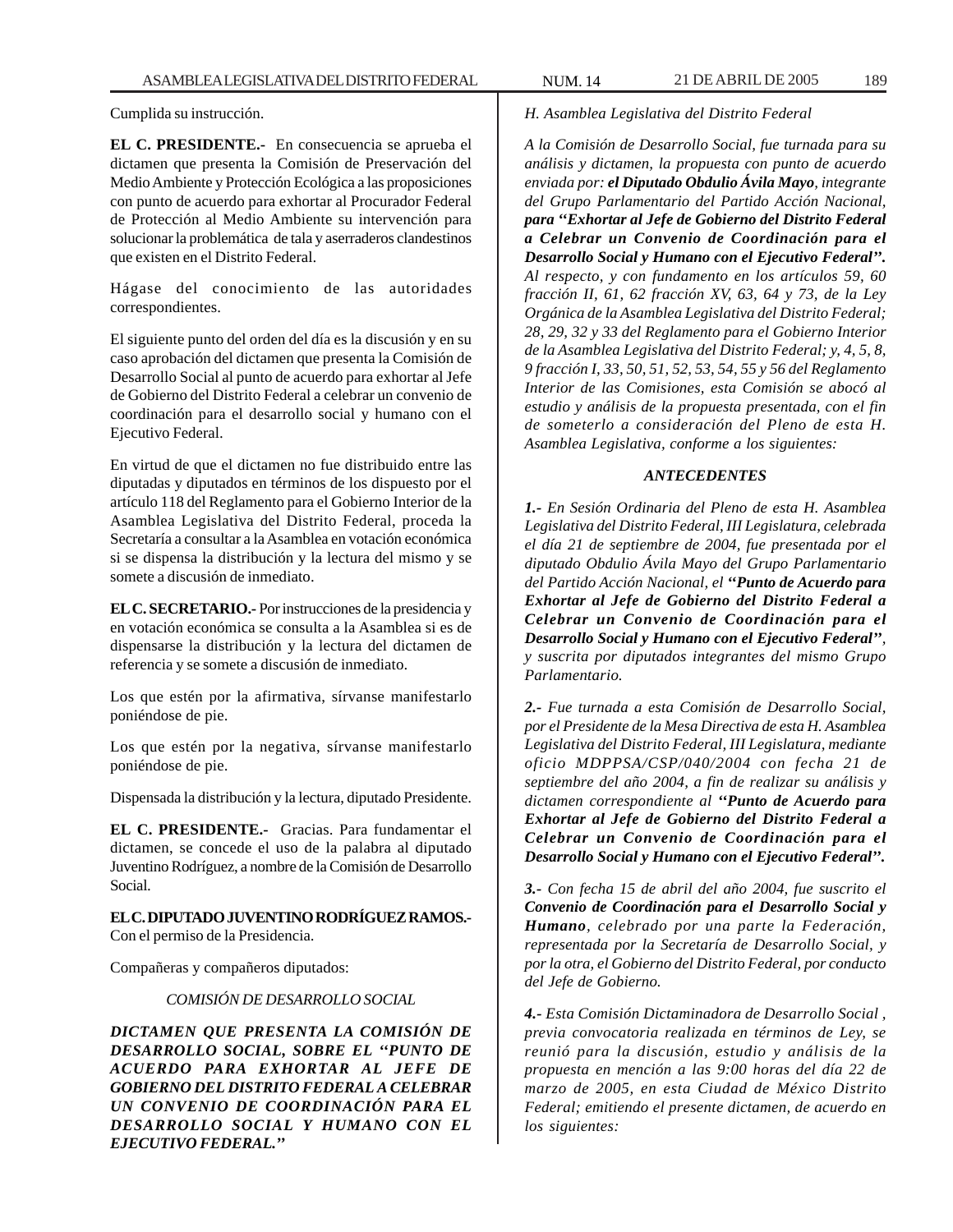Cumplida su instrucción.

**EL C. PRESIDENTE.-** En consecuencia se aprueba el dictamen que presenta la Comisión de Preservación del Medio Ambiente y Protección Ecológica a las proposiciones con punto de acuerdo para exhortar al Procurador Federal de Protección al Medio Ambiente su intervención para solucionar la problemática de tala y aserraderos clandestinos que existen en el Distrito Federal.

Hágase del conocimiento de las autoridades correspondientes.

El siguiente punto del orden del día es la discusión y en su caso aprobación del dictamen que presenta la Comisión de Desarrollo Social al punto de acuerdo para exhortar al Jefe de Gobierno del Distrito Federal a celebrar un convenio de coordinación para el desarrollo social y humano con el Ejecutivo Federal.

En virtud de que el dictamen no fue distribuido entre las diputadas y diputados en términos de los dispuesto por el artículo 118 del Reglamento para el Gobierno Interior de la Asamblea Legislativa del Distrito Federal, proceda la Secretaría a consultar a la Asamblea en votación económica si se dispensa la distribución y la lectura del mismo y se somete a discusión de inmediato.

**EL C. SECRETARIO.-** Por instrucciones de la presidencia y en votación económica se consulta a la Asamblea si es de dispensarse la distribución y la lectura del dictamen de referencia y se somete a discusión de inmediato.

Los que estén por la afirmativa, sírvanse manifestarlo poniéndose de pie.

Los que estén por la negativa, sírvanse manifestarlo poniéndose de pie.

Dispensada la distribución y la lectura, diputado Presidente.

**EL C. PRESIDENTE.-** Gracias. Para fundamentar el dictamen, se concede el uso de la palabra al diputado Juventino Rodríguez, a nombre de la Comisión de Desarrollo Social.

**EL C. DIPUTADO JUVENTINO RODRÍGUEZ RAMOS.-** Con el permiso de la Presidencia.

Compañeras y compañeros diputados:

*COMISIÓN DE DESARROLLO SOCIAL*

***DICTAMEN QUE PRESENTA LA COMISIÓN DE DESARROLLO SOCIAL, SOBRE EL "PUNTO DE ACUERDO PARA EXHORTAR AL JEFE DE GOBIERNO DEL DISTRITO FEDERAL A CELEBRAR UN CONVENIO DE COORDINACIÓN PARA EL DESARROLLO SOCIAL Y HUMANO CON EL EJECUTIVO FEDERAL."***

*H. Asamblea Legislativa del Distrito Federal*

*A la Comisión de Desarrollo Social, fue turnada para su análisis y dictamen, la propuesta con punto de acuerdo enviada por:* ***el Diputado Obdulio Ávila Mayo****, integrante del Grupo Parlamentario del Partido Acción Nacional,* ***para "Exhortar al Jefe de Gobierno del Distrito Federal a Celebrar un Convenio de Coordinación para el Desarrollo Social y Humano con el Ejecutivo Federal".*** *Al respecto, y con fundamento en los artículos 59, 60 fracción II, 61, 62 fracción XV, 63, 64 y 73, de la Ley Orgánica de la Asamblea Legislativa del Distrito Federal; 28, 29, 32 y 33 del Reglamento para el Gobierno Interior de la Asamblea Legislativa del Distrito Federal; y, 4, 5, 8, 9 fracción I, 33, 50, 51, 52, 53, 54, 55 y 56 del Reglamento Interior de las Comisiones, esta Comisión se abocó al estudio y análisis de la propuesta presentada, con el fin de someterlo a consideración del Pleno de esta H. Asamblea Legislativa, conforme a los siguientes:*

***ANTECEDENTES***

***1.-*** *En Sesión Ordinaria del Pleno de esta H. Asamblea Legislativa del Distrito Federal, III Legislatura, celebrada el día 21 de septiembre de 2004, fue presentada por el diputado Obdulio Ávila Mayo del Grupo Parlamentario del Partido Acción Nacional, el* ***"Punto de Acuerdo para Exhortar al Jefe de Gobierno del Distrito Federal a Celebrar un Convenio de Coordinación para el Desarrollo Social y Humano con el Ejecutivo Federal"****, y suscrita por diputados integrantes del mismo Grupo Parlamentario.*

***2.-*** *Fue turnada a esta Comisión de Desarrollo Social, por el Presidente de la Mesa Directiva de esta H. Asamblea Legislativa del Distrito Federal, III Legislatura, mediante oficio MDPPSA/CSP/040/2004 con fecha 21 de septiembre del año 2004, a fin de realizar su análisis y dictamen correspondiente al* ***"Punto de Acuerdo para Exhortar al Jefe de Gobierno del Distrito Federal a Celebrar un Convenio de Coordinación para el Desarrollo Social y Humano con el Ejecutivo Federal".***

***3.-*** *Con fecha 15 de abril del año 2004, fue suscrito el* ***Convenio de Coordinación para el Desarrollo Social y Humano****, celebrado por una parte la Federación, representada por la Secretaría de Desarrollo Social, y por la otra, el Gobierno del Distrito Federal, por conducto del Jefe de Gobierno.*

***4.-*** *Esta Comisión Dictaminadora de Desarrollo Social , previa convocatoria realizada en términos de Ley, se reunió para la discusión, estudio y análisis de la propuesta en mención a las 9:00 horas del día 22 de marzo de 2005, en esta Ciudad de México Distrito Federal; emitiendo el presente dictamen, de acuerdo en los siguientes:*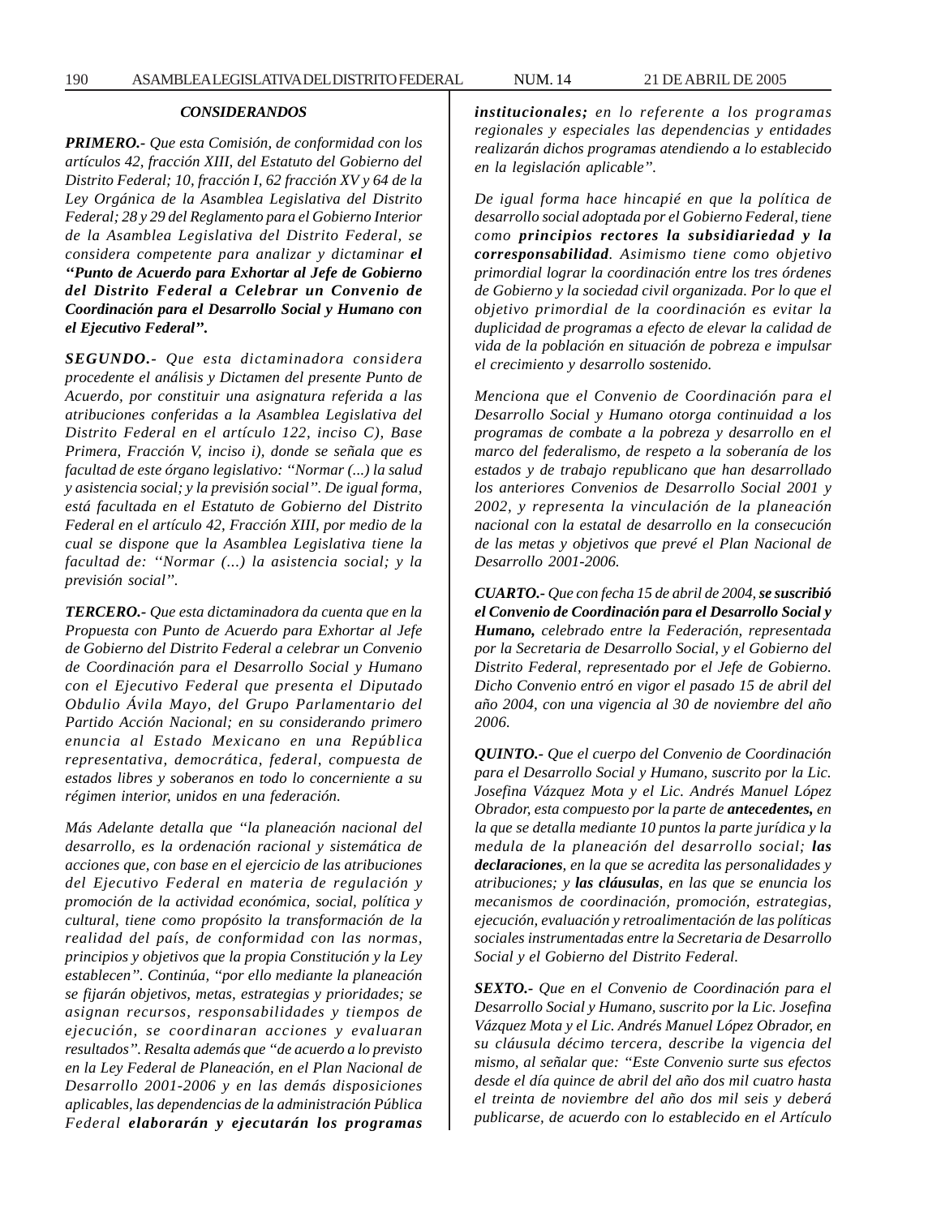### *CONSIDERANDOS*

***PRIMERO.-*** *Que esta Comisión, de conformidad con los artículos 42, fracción XIII, del Estatuto del Gobierno del Distrito Federal; 10, fracción I, 62 fracción XV y 64 de la Ley Orgánica de la Asamblea Legislativa del Distrito Federal; 28 y 29 del Reglamento para el Gobierno Interior de la Asamblea Legislativa del Distrito Federal, se considera competente para analizar y dictaminar* ***el "Punto de Acuerdo para Exhortar al Jefe de Gobierno del Distrito Federal a Celebrar un Convenio de Coordinación para el Desarrollo Social y Humano con el Ejecutivo Federal".***

***SEGUNDO.-*** *Que esta dictaminadora considera procedente el análisis y Dictamen del presente Punto de Acuerdo, por constituir una asignatura referida a las atribuciones conferidas a la Asamblea Legislativa del Distrito Federal en el artículo 122, inciso C), Base Primera, Fracción V, inciso i), donde se señala que es facultad de este órgano legislativo: "Normar (...) la salud y asistencia social; y la previsión social". De igual forma, está facultada en el Estatuto de Gobierno del Distrito Federal en el artículo 42, Fracción XIII, por medio de la cual se dispone que la Asamblea Legislativa tiene la facultad de: "Normar (...) la asistencia social; y la previsión social".*

***TERCERO.-*** *Que esta dictaminadora da cuenta que en la Propuesta con Punto de Acuerdo para Exhortar al Jefe de Gobierno del Distrito Federal a celebrar un Convenio de Coordinación para el Desarrollo Social y Humano con el Ejecutivo Federal que presenta el Diputado Obdulio Ávila Mayo, del Grupo Parlamentario del Partido Acción Nacional; en su considerando primero enuncia al Estado Mexicano en una República representativa, democrática, federal, compuesta de estados libres y soberanos en todo lo concerniente a su régimen interior, unidos en una federación.*

*Más Adelante detalla que "la planeación nacional del desarrollo, es la ordenación racional y sistemática de acciones que, con base en el ejercicio de las atribuciones del Ejecutivo Federal en materia de regulación y promoción de la actividad económica, social, política y cultural, tiene como propósito la transformación de la realidad del país, de conformidad con las normas, principios y objetivos que la propia Constitución y la Ley establecen". Continúa, "por ello mediante la planeación se fijarán objetivos, metas, estrategias y prioridades; se asignan recursos, responsabilidades y tiempos de ejecución, se coordinaran acciones y evaluaran resultados". Resalta además que "de acuerdo a lo previsto en la Ley Federal de Planeación, en el Plan Nacional de Desarrollo 2001-2006 y en las demás disposiciones aplicables, las dependencias de la administración Pública Federal* ***elaborarán y ejecutarán los programas institucionales;*** *en lo referente a los programas regionales y especiales las dependencias y entidades realizarán dichos programas atendiendo a lo establecido en la legislación aplicable".*

*De igual forma hace hincapié en que la política de desarrollo social adoptada por el Gobierno Federal, tiene como* ***principios rectores la subsidiariedad y la corresponsabilidad****. Asimismo tiene como objetivo primordial lograr la coordinación entre los tres órdenes de Gobierno y la sociedad civil organizada. Por lo que el objetivo primordial de la coordinación es evitar la duplicidad de programas a efecto de elevar la calidad de vida de la población en situación de pobreza e impulsar el crecimiento y desarrollo sostenido.*

*Menciona que el Convenio de Coordinación para el Desarrollo Social y Humano otorga continuidad a los programas de combate a la pobreza y desarrollo en el marco del federalismo, de respeto a la soberanía de los estados y de trabajo republicano que han desarrollado los anteriores Convenios de Desarrollo Social 2001 y 2002, y representa la vinculación de la planeación nacional con la estatal de desarrollo en la consecución de las metas y objetivos que prevé el Plan Nacional de Desarrollo 2001-2006.*

***CUARTO.-*** *Que con fecha 15 de abril de 2004,* ***se suscribió el Convenio de Coordinación para el Desarrollo Social y Humano,*** *celebrado entre la Federación, representada por la Secretaria de Desarrollo Social, y el Gobierno del Distrito Federal, representado por el Jefe de Gobierno. Dicho Convenio entró en vigor el pasado 15 de abril del año 2004, con una vigencia al 30 de noviembre del año 2006.*

***QUINTO.-*** *Que el cuerpo del Convenio de Coordinación para el Desarrollo Social y Humano, suscrito por la Lic. Josefina Vázquez Mota y el Lic. Andrés Manuel López Obrador, esta compuesto por la parte de* ***antecedentes,*** *en la que se detalla mediante 10 puntos la parte jurídica y la medula de la planeación del desarrollo social;* ***las declaraciones****, en la que se acredita las personalidades y atribuciones; y* ***las cláusulas****, en las que se enuncia los mecanismos de coordinación, promoción, estrategias, ejecución, evaluación y retroalimentación de las políticas sociales instrumentadas entre la Secretaria de Desarrollo Social y el Gobierno del Distrito Federal.*

***SEXTO.-*** *Que en el Convenio de Coordinación para el Desarrollo Social y Humano, suscrito por la Lic. Josefina Vázquez Mota y el Lic. Andrés Manuel López Obrador, en su cláusula décimo tercera, describe la vigencia del mismo, al señalar que: "Este Convenio surte sus efectos desde el día quince de abril del año dos mil cuatro hasta el treinta de noviembre del año dos mil seis y deberá publicarse, de acuerdo con lo establecido en el Artículo*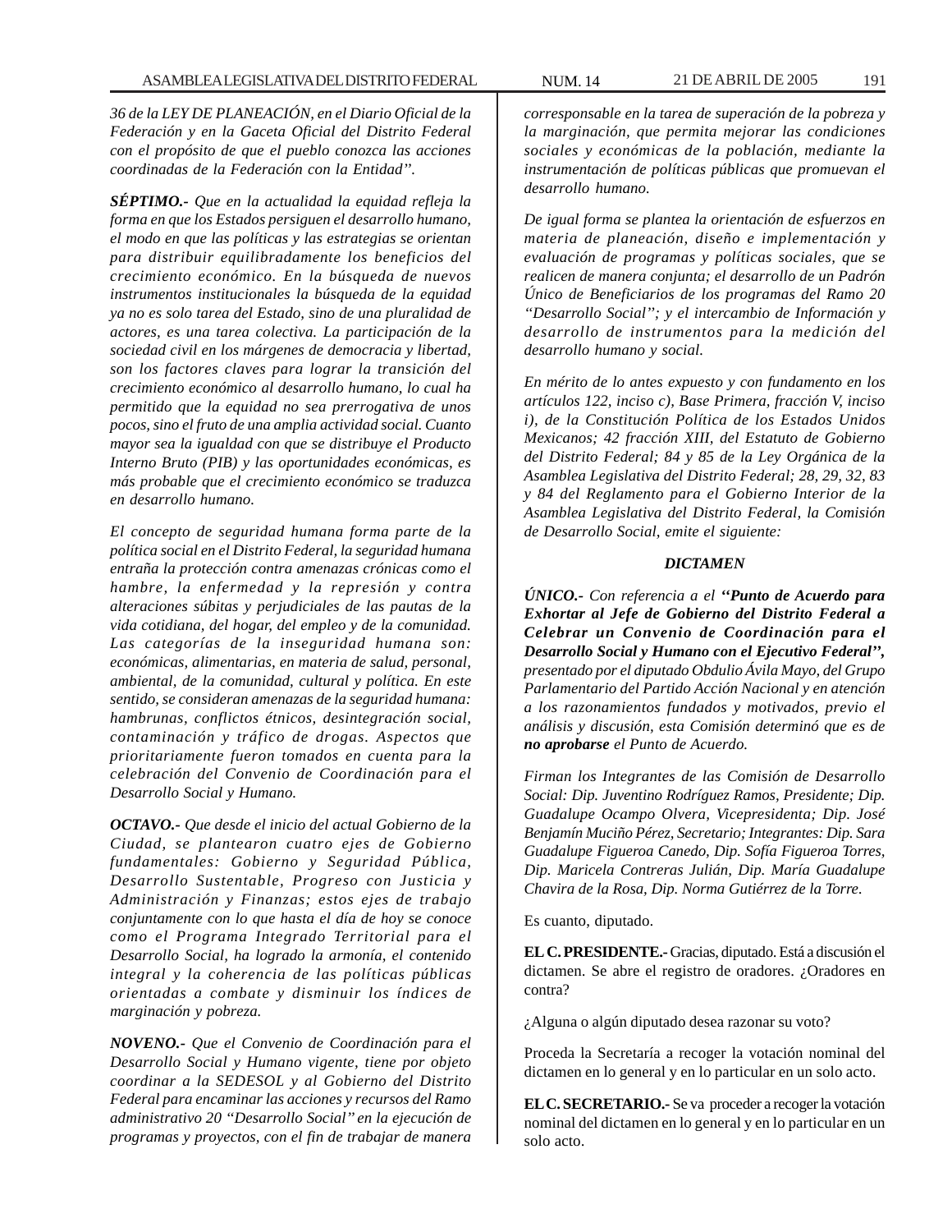*36 de la LEY DE PLANEACIÓN, en el Diario Oficial de la Federación y en la Gaceta Oficial del Distrito Federal con el propósito de que el pueblo conozca las acciones coordinadas de la Federación con la Entidad".*

***SÉPTIMO.-*** *Que en la actualidad la equidad refleja la forma en que los Estados persiguen el desarrollo humano, el modo en que las políticas y las estrategias se orientan para distribuir equilibradamente los beneficios del crecimiento económico. En la búsqueda de nuevos instrumentos institucionales la búsqueda de la equidad ya no es solo tarea del Estado, sino de una pluralidad de actores, es una tarea colectiva. La participación de la sociedad civil en los márgenes de democracia y libertad, son los factores claves para lograr la transición del crecimiento económico al desarrollo humano, lo cual ha permitido que la equidad no sea prerrogativa de unos pocos, sino el fruto de una amplia actividad social. Cuanto mayor sea la igualdad con que se distribuye el Producto Interno Bruto (PIB) y las oportunidades económicas, es más probable que el crecimiento económico se traduzca en desarrollo humano.*

*El concepto de seguridad humana forma parte de la política social en el Distrito Federal, la seguridad humana entraña la protección contra amenazas crónicas como el hambre, la enfermedad y la represión y contra alteraciones súbitas y perjudiciales de las pautas de la vida cotidiana, del hogar, del empleo y de la comunidad. Las categorías de la inseguridad humana son: económicas, alimentarias, en materia de salud, personal, ambiental, de la comunidad, cultural y política. En este sentido, se consideran amenazas de la seguridad humana: hambrunas, conflictos étnicos, desintegración social, contaminación y tráfico de drogas. Aspectos que prioritariamente fueron tomados en cuenta para la celebración del Convenio de Coordinación para el Desarrollo Social y Humano.*

***OCTAVO.-*** *Que desde el inicio del actual Gobierno de la Ciudad, se plantearon cuatro ejes de Gobierno fundamentales: Gobierno y Seguridad Pública, Desarrollo Sustentable, Progreso con Justicia y Administración y Finanzas; estos ejes de trabajo conjuntamente con lo que hasta el día de hoy se conoce como el Programa Integrado Territorial para el Desarrollo Social, ha logrado la armonía, el contenido integral y la coherencia de las políticas públicas orientadas a combate y disminuir los índices de marginación y pobreza.*

***NOVENO.-*** *Que el Convenio de Coordinación para el Desarrollo Social y Humano vigente, tiene por objeto coordinar a la SEDESOL y al Gobierno del Distrito Federal para encaminar las acciones y recursos del Ramo administrativo 20 "Desarrollo Social" en la ejecución de programas y proyectos, con el fin de trabajar de manera corresponsable en la tarea de superación de la pobreza y la marginación, que permita mejorar las condiciones sociales y económicas de la población, mediante la instrumentación de políticas públicas que promuevan el desarrollo humano.*

*De igual forma se plantea la orientación de esfuerzos en materia de planeación, diseño e implementación y evaluación de programas y políticas sociales, que se realicen de manera conjunta; el desarrollo de un Padrón Único de Beneficiarios de los programas del Ramo 20 "Desarrollo Social"; y el intercambio de Información y desarrollo de instrumentos para la medición del desarrollo humano y social.*

*En mérito de lo antes expuesto y con fundamento en los artículos 122, inciso c), Base Primera, fracción V, inciso i), de la Constitución Política de los Estados Unidos Mexicanos; 42 fracción XIII, del Estatuto de Gobierno del Distrito Federal; 84 y 85 de la Ley Orgánica de la Asamblea Legislativa del Distrito Federal; 28, 29, 32, 83 y 84 del Reglamento para el Gobierno Interior de la Asamblea Legislativa del Distrito Federal, la Comisión de Desarrollo Social, emite el siguiente:*

***DICTAMEN***

***ÚNICO.-*** *Con referencia a el* ***"Punto de Acuerdo para Exhortar al Jefe de Gobierno del Distrito Federal a Celebrar un Convenio de Coordinación para el Desarrollo Social y Humano con el Ejecutivo Federal",*** *presentado por el diputado Obdulio Ávila Mayo, del Grupo Parlamentario del Partido Acción Nacional y en atención a los razonamientos fundados y motivados, previo el análisis y discusión, esta Comisión determinó que es de* ***no aprobarse*** *el Punto de Acuerdo.*

*Firman los Integrantes de las Comisión de Desarrollo Social: Dip. Juventino Rodríguez Ramos, Presidente; Dip. Guadalupe Ocampo Olvera, Vicepresidenta; Dip. José Benjamín Muciño Pérez, Secretario; Integrantes: Dip. Sara Guadalupe Figueroa Canedo, Dip. Sofía Figueroa Torres, Dip. Maricela Contreras Julián, Dip. María Guadalupe Chavira de la Rosa, Dip. Norma Gutiérrez de la Torre.*

Es cuanto, diputado.

**EL C. PRESIDENTE.-** Gracias, diputado. Está a discusión el dictamen. Se abre el registro de oradores. ¿Oradores en contra?

¿Alguna o algún diputado desea razonar su voto?

Proceda la Secretaría a recoger la votación nominal del dictamen en lo general y en lo particular en un solo acto.

**EL C. SECRETARIO.-** Se va proceder a recoger la votación nominal del dictamen en lo general y en lo particular en un solo acto.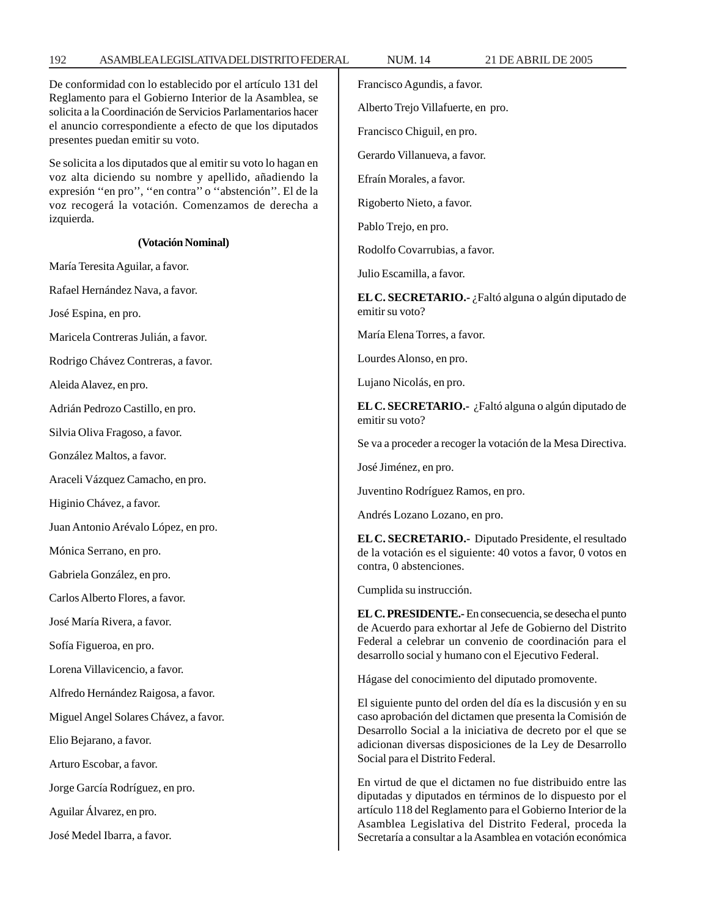De conformidad con lo establecido por el artículo 131 del Reglamento para el Gobierno Interior de la Asamblea, se solicita a la Coordinación de Servicios Parlamentarios hacer el anuncio correspondiente a efecto de que los diputados presentes puedan emitir su voto.

Se solicita a los diputados que al emitir su voto lo hagan en voz alta diciendo su nombre y apellido, añadiendo la expresión ''en pro'', ''en contra'' o ''abstención''. El de la voz recogerá la votación. Comenzamos de derecha a izquierda.

**(Votación Nominal)**

María Teresita Aguilar, a favor.

Rafael Hernández Nava, a favor.

José Espina, en pro.

Maricela Contreras Julián, a favor.

Rodrigo Chávez Contreras, a favor.

Aleida Alavez, en pro.

Adrián Pedrozo Castillo, en pro.

Silvia Oliva Fragoso, a favor.

González Maltos, a favor.

Araceli Vázquez Camacho, en pro.

Higinio Chávez, a favor.

Juan Antonio Arévalo López, en pro.

Mónica Serrano, en pro.

Gabriela González, en pro.

Carlos Alberto Flores, a favor.

José María Rivera, a favor.

Sofía Figueroa, en pro.

Lorena Villavicencio, a favor.

Alfredo Hernández Raigosa, a favor.

Miguel Angel Solares Chávez, a favor.

Elio Bejarano, a favor.

Arturo Escobar, a favor.

Jorge García Rodríguez, en pro.

Aguilar Álvarez, en pro.

José Medel Ibarra, a favor.

Francisco Agundis, a favor.

Alberto Trejo Villafuerte, en pro.

Francisco Chiguil, en pro.

Gerardo Villanueva, a favor.

Efraín Morales, a favor.

Rigoberto Nieto, a favor.

Pablo Trejo, en pro.

Rodolfo Covarrubias, a favor.

Julio Escamilla, a favor.

**EL C. SECRETARIO.-** ¿Faltó alguna o algún diputado de emitir su voto?

María Elena Torres, a favor.

Lourdes Alonso, en pro.

Lujano Nicolás, en pro.

**EL C. SECRETARIO.-** ¿Faltó alguna o algún diputado de emitir su voto?

Se va a proceder a recoger la votación de la Mesa Directiva.

José Jiménez, en pro.

Juventino Rodríguez Ramos, en pro.

Andrés Lozano Lozano, en pro.

**EL C. SECRETARIO.-** Diputado Presidente, el resultado de la votación es el siguiente: 40 votos a favor, 0 votos en contra, 0 abstenciones.

Cumplida su instrucción.

**EL C. PRESIDENTE.-** En consecuencia, se desecha el punto de Acuerdo para exhortar al Jefe de Gobierno del Distrito Federal a celebrar un convenio de coordinación para el desarrollo social y humano con el Ejecutivo Federal.

Hágase del conocimiento del diputado promovente.

El siguiente punto del orden del día es la discusión y en su caso aprobación del dictamen que presenta la Comisión de Desarrollo Social a la iniciativa de decreto por el que se adicionan diversas disposiciones de la Ley de Desarrollo Social para el Distrito Federal.

En virtud de que el dictamen no fue distribuido entre las diputadas y diputados en términos de lo dispuesto por el artículo 118 del Reglamento para el Gobierno Interior de la Asamblea Legislativa del Distrito Federal, proceda la Secretaría a consultar a la Asamblea en votación económica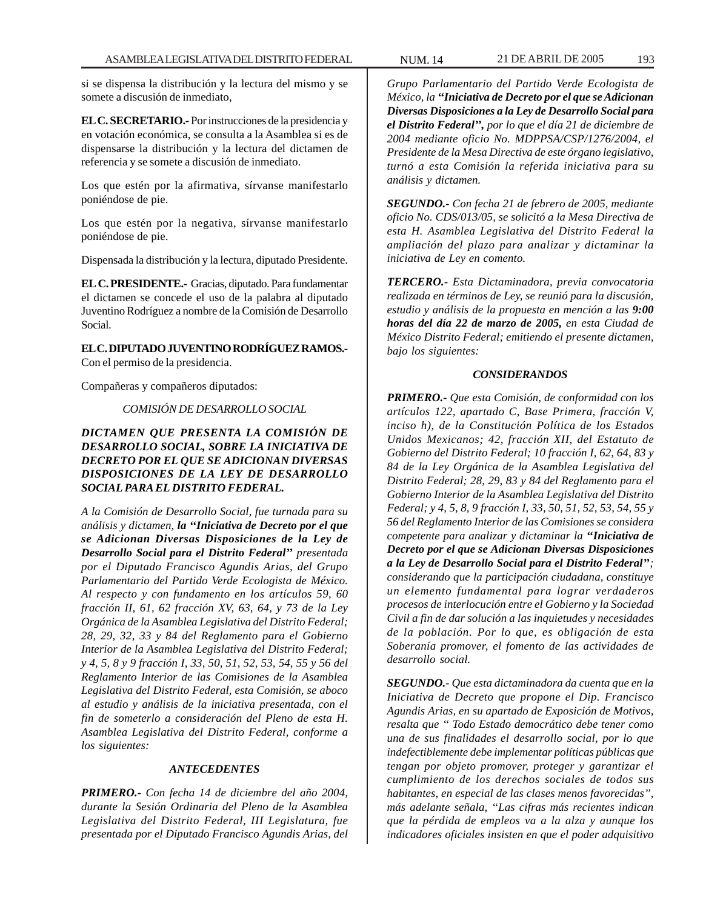si se dispensa la distribución y la lectura del mismo y se somete a discusión de inmediato,

**EL C. SECRETARIO.-** Por instrucciones de la presidencia y en votación económica, se consulta a la Asamblea si es de dispensarse la distribución y la lectura del dictamen de referencia y se somete a discusión de inmediato.

Los que estén por la afirmativa, sírvanse manifestarlo poniéndose de pie.

Los que estén por la negativa, sírvanse manifestarlo poniéndose de pie.

Dispensada la distribución y la lectura, diputado Presidente.

**EL C. PRESIDENTE.-** Gracias, diputado. Para fundamentar el dictamen se concede el uso de la palabra al diputado Juventino Rodríguez a nombre de la Comisión de Desarrollo Social.

**EL C. DIPUTADO JUVENTINO RODRÍGUEZ RAMOS.-** Con el permiso de la presidencia.

Compañeras y compañeros diputados:

*COMISIÓN DE DESARROLLO SOCIAL*

***DICTAMEN QUE PRESENTA LA COMISIÓN DE DESARROLLO SOCIAL, SOBRE LA INICIATIVA DE DECRETO POR EL QUE SE ADICIONAN DIVERSAS DISPOSICIONES DE LA LEY DE DESARROLLO SOCIAL PARA EL DISTRITO FEDERAL.***

*A la Comisión de Desarrollo Social, fue turnada para su análisis y dictamen,* ***la "Iniciativa de Decreto por el que se Adicionan Diversas Disposiciones de la Ley de Desarrollo Social para el Distrito Federal"*** *presentada por el Diputado Francisco Agundis Arias, del Grupo Parlamentario del Partido Verde Ecologista de México. Al respecto y con fundamento en los artículos 59, 60 fracción II, 61, 62 fracción XV, 63, 64, y 73 de la Ley Orgánica de la Asamblea Legislativa del Distrito Federal; 28, 29, 32, 33 y 84 del Reglamento para el Gobierno Interior de la Asamblea Legislativa del Distrito Federal; y 4, 5, 8 y 9 fracción I, 33, 50, 51, 52, 53, 54, 55 y 56 del Reglamento Interior de las Comisiones de la Asamblea Legislativa del Distrito Federal, esta Comisión, se aboco al estudio y análisis de la iniciativa presentada, con el fin de someterlo a consideración del Pleno de esta H. Asamblea Legislativa del Distrito Federal, conforme a los siguientes:*

***ANTECEDENTES***

***PRIMERO.-*** *Con fecha 14 de diciembre del año 2004, durante la Sesión Ordinaria del Pleno de la Asamblea Legislativa del Distrito Federal, III Legislatura, fue presentada por el Diputado Francisco Agundis Arias, del Grupo Parlamentario del Partido Verde Ecologista de México, la* ***"Iniciativa de Decreto por el que se Adicionan Diversas Disposiciones a la Ley de Desarrollo Social para el Distrito Federal",*** *por lo que el día 21 de diciembre de 2004 mediante oficio No. MDPPSA/CSP/1276/2004, el Presidente de la Mesa Directiva de este órgano legislativo, turnó a esta Comisión la referida iniciativa para su análisis y dictamen.*

***SEGUNDO.-*** *Con fecha 21 de febrero de 2005, mediante oficio No. CDS/013/05, se solicitó a la Mesa Directiva de esta H. Asamblea Legislativa del Distrito Federal la ampliación del plazo para analizar y dictaminar la iniciativa de Ley en comento.*

***TERCERO.-*** *Esta Dictaminadora, previa convocatoria realizada en términos de Ley, se reunió para la discusión, estudio y análisis de la propuesta en mención a las* ***9:00 horas del día 22 de marzo de 2005,*** *en esta Ciudad de México Distrito Federal; emitiendo el presente dictamen, bajo los siguientes:*

***CONSIDERANDOS***

***PRIMERO.-*** *Que esta Comisión, de conformidad con los artículos 122, apartado C, Base Primera, fracción V, inciso h), de la Constitución Política de los Estados Unidos Mexicanos; 42, fracción XII, del Estatuto de Gobierno del Distrito Federal; 10 fracción I, 62, 64, 83 y 84 de la Ley Orgánica de la Asamblea Legislativa del Distrito Federal; 28, 29, 83 y 84 del Reglamento para el Gobierno Interior de la Asamblea Legislativa del Distrito Federal; y 4, 5, 8, 9 fracción I, 33, 50, 51, 52, 53, 54, 55 y 56 del Reglamento Interior de las Comisiones se considera competente para analizar y dictaminar la* ***"Iniciativa de Decreto por el que se Adicionan Diversas Disposiciones a la Ley de Desarrollo Social para el Distrito Federal"****; considerando que la participación ciudadana, constituye un elemento fundamental para lograr verdaderos procesos de interlocución entre el Gobierno y la Sociedad Civil a fin de dar solución a las inquietudes y necesidades de la población. Por lo que, es obligación de esta Soberanía promover, el fomento de las actividades de desarrollo social.*

***SEGUNDO.-*** *Que esta dictaminadora da cuenta que en la Iniciativa de Decreto que propone el Dip. Francisco Agundis Arias, en su apartado de Exposición de Motivos, resalta que " Todo Estado democrático debe tener como una de sus finalidades el desarrollo social, por lo que indefectiblemente debe implementar políticas públicas que tengan por objeto promover, proteger y garantizar el cumplimiento de los derechos sociales de todos sus habitantes, en especial de las clases menos favorecidas", más adelante señala, "Las cifras más recientes indican que la pérdida de empleos va a la alza y aunque los indicadores oficiales insisten en que el poder adquisitivo*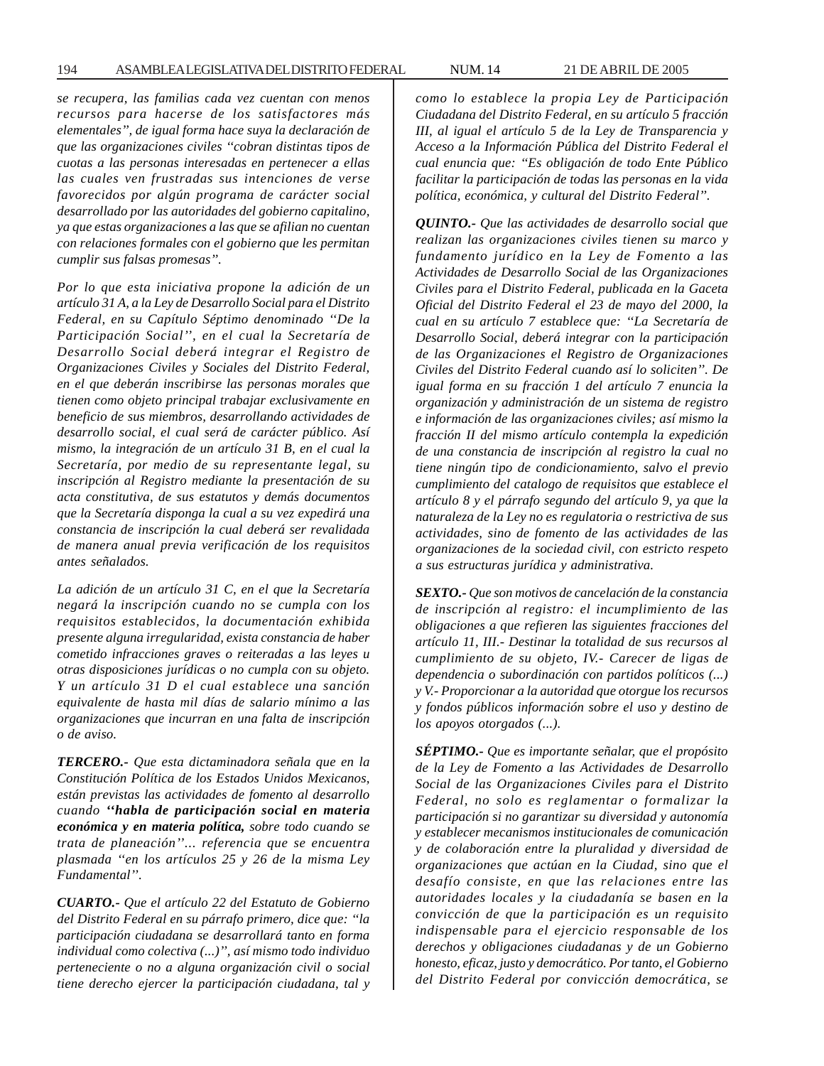*se recupera, las familias cada vez cuentan con menos recursos para hacerse de los satisfactores más elementales", de igual forma hace suya la declaración de que las organizaciones civiles "cobran distintas tipos de cuotas a las personas interesadas en pertenecer a ellas las cuales ven frustradas sus intenciones de verse favorecidos por algún programa de carácter social desarrollado por las autoridades del gobierno capitalino, ya que estas organizaciones a las que se afilian no cuentan con relaciones formales con el gobierno que les permitan cumplir sus falsas promesas".*

*Por lo que esta iniciativa propone la adición de un artículo 31 A, a la Ley de Desarrollo Social para el Distrito Federal, en su Capítulo Séptimo denominado ''De la Participación Social'', en el cual la Secretaría de Desarrollo Social deberá integrar el Registro de Organizaciones Civiles y Sociales del Distrito Federal, en el que deberán inscribirse las personas morales que tienen como objeto principal trabajar exclusivamente en beneficio de sus miembros, desarrollando actividades de desarrollo social, el cual será de carácter público. Así mismo, la integración de un artículo 31 B, en el cual la Secretaría, por medio de su representante legal, su inscripción al Registro mediante la presentación de su acta constitutiva, de sus estatutos y demás documentos que la Secretaría disponga la cual a su vez expedirá una constancia de inscripción la cual deberá ser revalidada de manera anual previa verificación de los requisitos antes señalados.*

*La adición de un artículo 31 C, en el que la Secretaría negará la inscripción cuando no se cumpla con los requisitos establecidos, la documentación exhibida presente alguna irregularidad, exista constancia de haber cometido infracciones graves o reiteradas a las leyes u otras disposiciones jurídicas o no cumpla con su objeto. Y un artículo 31 D el cual establece una sanción equivalente de hasta mil días de salario mínimo a las organizaciones que incurran en una falta de inscripción o de aviso.*

***TERCERO.-*** *Que esta dictaminadora señala que en la Constitución Política de los Estados Unidos Mexicanos, están previstas las actividades de fomento al desarrollo cuando* ***''habla de participación social en materia económica y en materia política,*** *sobre todo cuando se trata de planeación''… referencia que se encuentra plasmada ''en los artículos 25 y 26 de la misma Ley Fundamental''.*

***CUARTO.-*** *Que el artículo 22 del Estatuto de Gobierno del Distrito Federal en su párrafo primero, dice que: "la participación ciudadana se desarrollará tanto en forma individual como colectiva (...)", así mismo todo individuo perteneciente o no a alguna organización civil o social tiene derecho ejercer la participación ciudadana, tal y como lo establece la propia Ley de Participación Ciudadana del Distrito Federal, en su artículo 5 fracción III, al igual el artículo 5 de la Ley de Transparencia y Acceso a la Información Pública del Distrito Federal el cual enuncia que: "Es obligación de todo Ente Público facilitar la participación de todas las personas en la vida política, económica, y cultural del Distrito Federal".*

***QUINTO.-*** *Que las actividades de desarrollo social que realizan las organizaciones civiles tienen su marco y fundamento jurídico en la Ley de Fomento a las Actividades de Desarrollo Social de las Organizaciones Civiles para el Distrito Federal, publicada en la Gaceta Oficial del Distrito Federal el 23 de mayo del 2000, la cual en su artículo 7 establece que: "La Secretaría de Desarrollo Social, deberá integrar con la participación de las Organizaciones el Registro de Organizaciones Civiles del Distrito Federal cuando así lo soliciten". De igual forma en su fracción 1 del artículo 7 enuncia la organización y administración de un sistema de registro e información de las organizaciones civiles; así mismo la fracción II del mismo artículo contempla la expedición de una constancia de inscripción al registro la cual no tiene ningún tipo de condicionamiento, salvo el previo cumplimiento del catalogo de requisitos que establece el artículo 8 y el párrafo segundo del artículo 9, ya que la naturaleza de la Ley no es regulatoria o restrictiva de sus actividades, sino de fomento de las actividades de las organizaciones de la sociedad civil, con estricto respeto a sus estructuras jurídica y administrativa.*

***SEXTO.-*** *Que son motivos de cancelación de la constancia de inscripción al registro: el incumplimiento de las obligaciones a que refieren las siguientes fracciones del artículo 11, III.- Destinar la totalidad de sus recursos al cumplimiento de su objeto, IV.- Carecer de ligas de dependencia o subordinación con partidos políticos (...) y V.- Proporcionar a la autoridad que otorgue los recursos y fondos públicos información sobre el uso y destino de los apoyos otorgados (...).*

***SÉPTIMO.-*** *Que es importante señalar, que el propósito de la Ley de Fomento a las Actividades de Desarrollo Social de las Organizaciones Civiles para el Distrito Federal, no solo es reglamentar o formalizar la participación si no garantizar su diversidad y autonomía y establecer mecanismos institucionales de comunicación y de colaboración entre la pluralidad y diversidad de organizaciones que actúan en la Ciudad, sino que el desafío consiste, en que las relaciones entre las autoridades locales y la ciudadanía se basen en la convicción de que la participación es un requisito indispensable para el ejercicio responsable de los derechos y obligaciones ciudadanas y de un Gobierno honesto, eficaz, justo y democrático. Por tanto, el Gobierno del Distrito Federal por convicción democrática, se*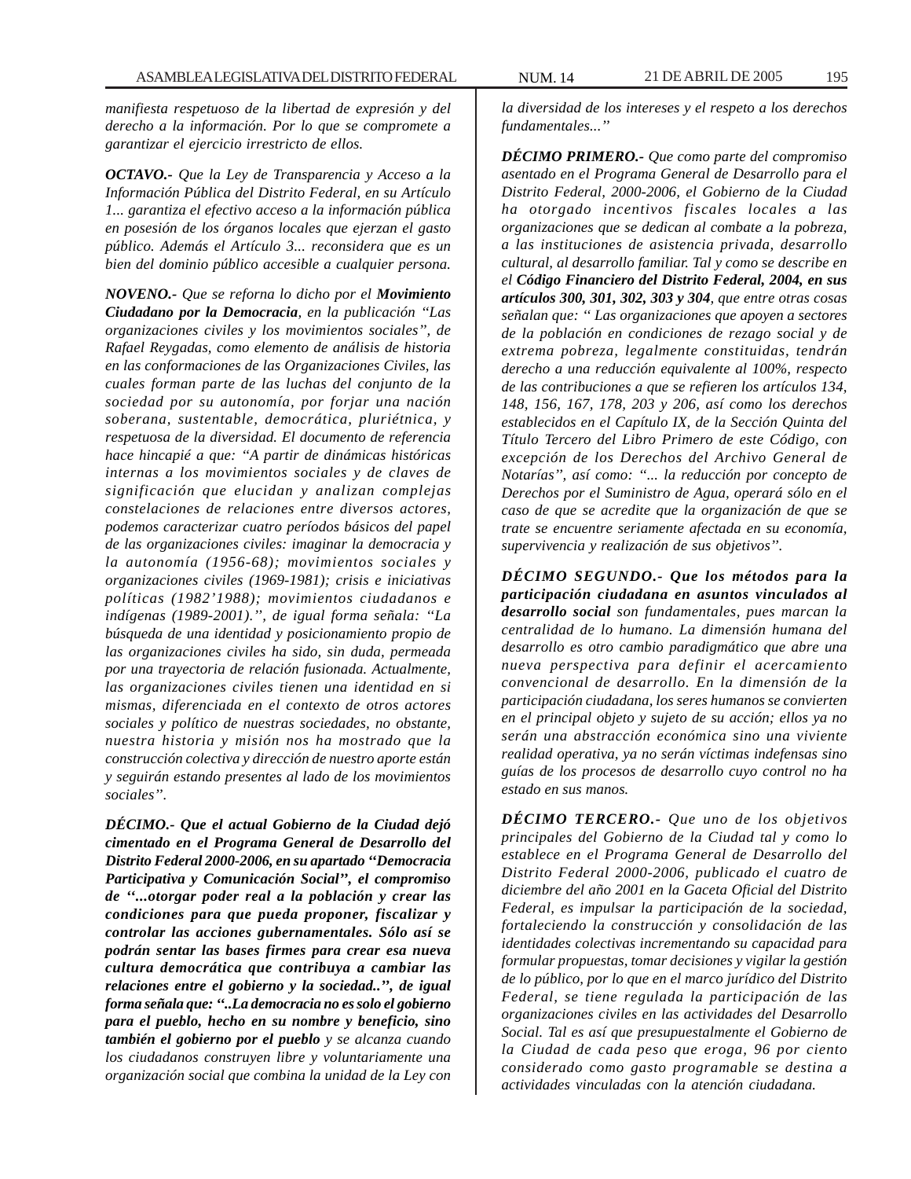*manifiesta respetuoso de la libertad de expresión y del derecho a la información. Por lo que se compromete a garantizar el ejercicio irrestricto de ellos.*

***OCTAVO.-*** *Que la Ley de Transparencia y Acceso a la Información Pública del Distrito Federal, en su Artículo 1... garantiza el efectivo acceso a la información pública en posesión de los órganos locales que ejerzan el gasto público. Además el Artículo 3... reconsidera que es un bien del dominio público accesible a cualquier persona.*

***NOVENO.-*** *Que se reforna lo dicho por el* ***Movimiento Ciudadano por la Democracia****, en la publicación "Las organizaciones civiles y los movimientos sociales", de Rafael Reygadas, como elemento de análisis de historia en las conformaciones de las Organizaciones Civiles, las cuales forman parte de las luchas del conjunto de la sociedad por su autonomía, por forjar una nación soberana, sustentable, democrática, pluriétnica, y respetuosa de la diversidad. El documento de referencia hace hincapié a que: "A partir de dinámicas históricas internas a los movimientos sociales y de claves de significación que elucidan y analizan complejas constelaciones de relaciones entre diversos actores, podemos caracterizar cuatro períodos básicos del papel de las organizaciones civiles: imaginar la democracia y la autonomía (1956-68); movimientos sociales y organizaciones civiles (1969-1981); crisis e iniciativas políticas (1982'1988); movimientos ciudadanos e indígenas (1989-2001).", de igual forma señala: "La búsqueda de una identidad y posicionamiento propio de las organizaciones civiles ha sido, sin duda, permeada por una trayectoria de relación fusionada. Actualmente, las organizaciones civiles tienen una identidad en si mismas, diferenciada en el contexto de otros actores sociales y político de nuestras sociedades, no obstante, nuestra historia y misión nos ha mostrado que la construcción colectiva y dirección de nuestro aporte están y seguirán estando presentes al lado de los movimientos sociales".*

***DÉCIMO.- Que el actual Gobierno de la Ciudad dejó cimentado en el Programa General de Desarrollo del Distrito Federal 2000-2006, en su apartado "Democracia Participativa y Comunicación Social", el compromiso de "...otorgar poder real a la población y crear las condiciones para que pueda proponer, fiscalizar y controlar las acciones gubernamentales. Sólo así se podrán sentar las bases firmes para crear esa nueva cultura democrática que contribuya a cambiar las relaciones entre el gobierno y la sociedad..", de igual forma señala que: "..La democracia no es solo el gobierno para el pueblo, hecho en su nombre y beneficio, sino también el gobierno por el pueblo*** *y se alcanza cuando los ciudadanos construyen libre y voluntariamente una organización social que combina la unidad de la Ley con la diversidad de los intereses y el respeto a los derechos fundamentales..."*

***DÉCIMO PRIMERO.-*** *Que como parte del compromiso asentado en el Programa General de Desarrollo para el Distrito Federal, 2000-2006, el Gobierno de la Ciudad ha otorgado incentivos fiscales locales a las organizaciones que se dedican al combate a la pobreza, a las instituciones de asistencia privada, desarrollo cultural, al desarrollo familiar. Tal y como se describe en el* ***Código Financiero del Distrito Federal, 2004, en sus artículos 300, 301, 302, 303 y 304****, que entre otras cosas señalan que: " Las organizaciones que apoyen a sectores de la población en condiciones de rezago social y de extrema pobreza, legalmente constituidas, tendrán derecho a una reducción equivalente al 100%, respecto de las contribuciones a que se refieren los artículos 134, 148, 156, 167, 178, 203 y 206, así como los derechos establecidos en el Capítulo IX, de la Sección Quinta del Título Tercero del Libro Primero de este Código, con excepción de los Derechos del Archivo General de Notarías", así como: "... la reducción por concepto de Derechos por el Suministro de Agua, operará sólo en el caso de que se acredite que la organización de que se trate se encuentre seriamente afectada en su economía, supervivencia y realización de sus objetivos".*

***DÉCIMO SEGUNDO.- Que los métodos para la participación ciudadana en asuntos vinculados al desarrollo social*** *son fundamentales, pues marcan la centralidad de lo humano. La dimensión humana del desarrollo es otro cambio paradigmático que abre una nueva perspectiva para definir el acercamiento convencional de desarrollo. En la dimensión de la participación ciudadana, los seres humanos se convierten en el principal objeto y sujeto de su acción; ellos ya no serán una abstracción económica sino una viviente realidad operativa, ya no serán víctimas indefensas sino guías de los procesos de desarrollo cuyo control no ha estado en sus manos.*

***DÉCIMO TERCERO.-*** *Que uno de los objetivos principales del Gobierno de la Ciudad tal y como lo establece en el Programa General de Desarrollo del Distrito Federal 2000-2006, publicado el cuatro de diciembre del año 2001 en la Gaceta Oficial del Distrito Federal, es impulsar la participación de la sociedad, fortaleciendo la construcción y consolidación de las identidades colectivas incrementando su capacidad para formular propuestas, tomar decisiones y vigilar la gestión de lo público, por lo que en el marco jurídico del Distrito Federal, se tiene regulada la participación de las organizaciones civiles en las actividades del Desarrollo Social. Tal es así que presupuestalmente el Gobierno de la Ciudad de cada peso que eroga, 96 por ciento considerado como gasto programable se destina a actividades vinculadas con la atención ciudadana.*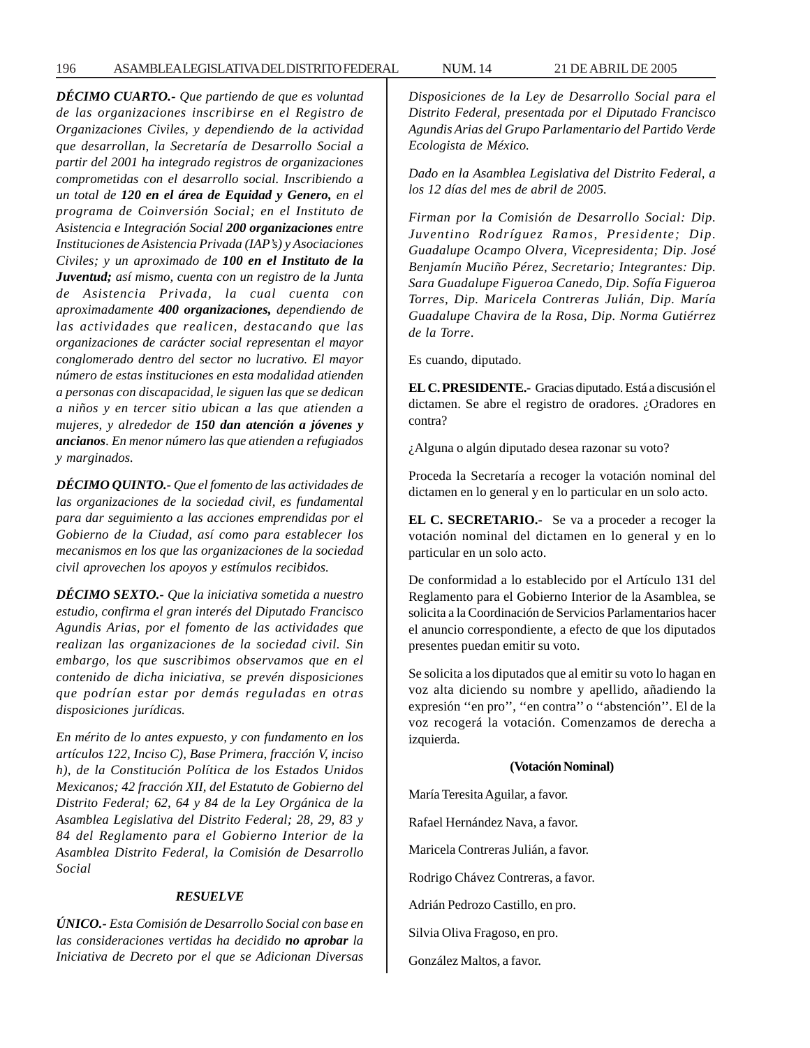*DÉCIMO CUARTO.- Que partiendo de que es voluntad de las organizaciones inscribirse en el Registro de Organizaciones Civiles, y dependiendo de la actividad que desarrollan, la Secretaría de Desarrollo Social a partir del 2001 ha integrado registros de organizaciones comprometidas con el desarrollo social. Inscribiendo a un total de **120 en el área de Equidad y Genero,** en el programa de Coinversión Social; en el Instituto de Asistencia e Integración Social **200 organizaciones** entre Instituciones de Asistencia Privada (IAP's) y Asociaciones Civiles; y un aproximado de **100 en el Instituto de la Juventud;** así mismo, cuenta con un registro de la Junta de Asistencia Privada, la cual cuenta con aproximadamente **400 organizaciones,** dependiendo de las actividades que realicen, destacando que las organizaciones de carácter social representan el mayor conglomerado dentro del sector no lucrativo. El mayor número de estas instituciones en esta modalidad atienden a personas con discapacidad, le siguen las que se dedican a niños y en tercer sitio ubican a las que atienden a mujeres, y alrededor de **150 dan atención a jóvenes y ancianos**. En menor número las que atienden a refugiados y marginados.*

*DÉCIMO QUINTO.- Que el fomento de las actividades de las organizaciones de la sociedad civil, es fundamental para dar seguimiento a las acciones emprendidas por el Gobierno de la Ciudad, así como para establecer los mecanismos en los que las organizaciones de la sociedad civil aprovechen los apoyos y estímulos recibidos.*

*DÉCIMO SEXTO.- Que la iniciativa sometida a nuestro estudio, confirma el gran interés del Diputado Francisco Agundis Arias, por el fomento de las actividades que realizan las organizaciones de la sociedad civil. Sin embargo, los que suscribimos observamos que en el contenido de dicha iniciativa, se prevén disposiciones que podrían estar por demás reguladas en otras disposiciones jurídicas.*

*En mérito de lo antes expuesto, y con fundamento en los artículos 122, Inciso C), Base Primera, fracción V, inciso h), de la Constitución Política de los Estados Unidos Mexicanos; 42 fracción XII, del Estatuto de Gobierno del Distrito Federal; 62, 64 y 84 de la Ley Orgánica de la Asamblea Legislativa del Distrito Federal; 28, 29, 83 y 84 del Reglamento para el Gobierno Interior de la Asamblea Distrito Federal, la Comisión de Desarrollo Social*

***RESUELVE***

*ÚNICO.- Esta Comisión de Desarrollo Social con base en las consideraciones vertidas ha decidido **no aprobar** la Iniciativa de Decreto por el que se Adicionan Diversas Disposiciones de la Ley de Desarrollo Social para el Distrito Federal, presentada por el Diputado Francisco Agundis Arias del Grupo Parlamentario del Partido Verde Ecologista de México.*

*Dado en la Asamblea Legislativa del Distrito Federal, a los 12 días del mes de abril de 2005.*

*Firman por la Comisión de Desarrollo Social: Dip. Juventino Rodríguez Ramos, Presidente; Dip. Guadalupe Ocampo Olvera, Vicepresidenta; Dip. José Benjamín Muciño Pérez, Secretario; Integrantes: Dip. Sara Guadalupe Figueroa Canedo, Dip. Sofía Figueroa Torres, Dip. Maricela Contreras Julián, Dip. María Guadalupe Chavira de la Rosa, Dip. Norma Gutiérrez de la Torre.*

Es cuando, diputado.

**EL C. PRESIDENTE.-** Gracias diputado. Está a discusión el dictamen. Se abre el registro de oradores. ¿Oradores en contra?

¿Alguna o algún diputado desea razonar su voto?

Proceda la Secretaría a recoger la votación nominal del dictamen en lo general y en lo particular en un solo acto.

**EL C. SECRETARIO.-** Se va a proceder a recoger la votación nominal del dictamen en lo general y en lo particular en un solo acto.

De conformidad a lo establecido por el Artículo 131 del Reglamento para el Gobierno Interior de la Asamblea, se solicita a la Coordinación de Servicios Parlamentarios hacer el anuncio correspondiente, a efecto de que los diputados presentes puedan emitir su voto.

Se solicita a los diputados que al emitir su voto lo hagan en voz alta diciendo su nombre y apellido, añadiendo la expresión ''en pro'', ''en contra'' o ''abstención''. El de la voz recogerá la votación. Comenzamos de derecha a izquierda.

**(Votación Nominal)**

María Teresita Aguilar, a favor.

Rafael Hernández Nava, a favor.

Maricela Contreras Julián, a favor.

Rodrigo Chávez Contreras, a favor.

Adrián Pedrozo Castillo, en pro.

Silvia Oliva Fragoso, en pro.

González Maltos, a favor.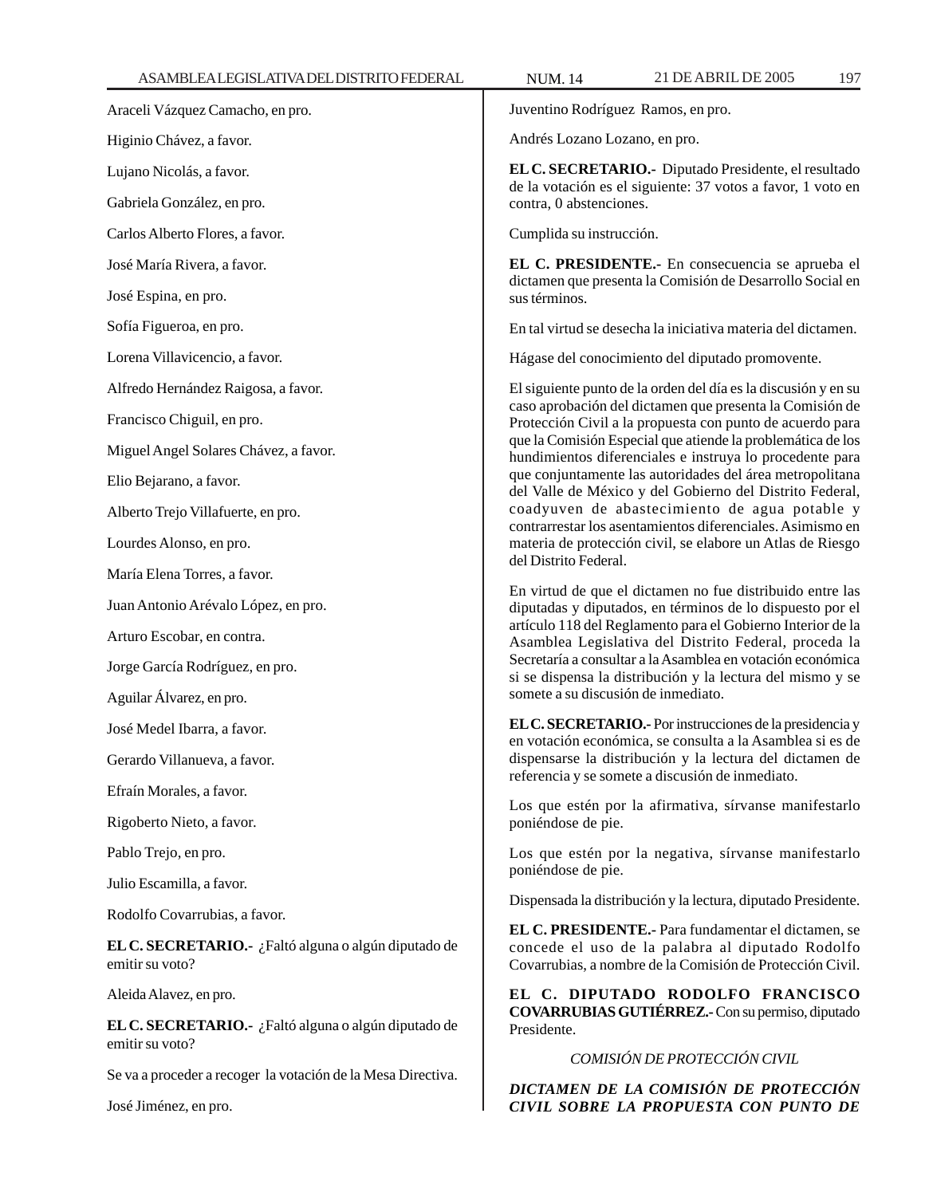Araceli Vázquez Camacho, en pro.

Higinio Chávez, a favor.

Lujano Nicolás, a favor.

Gabriela González, en pro.

Carlos Alberto Flores, a favor.

José María Rivera, a favor.

José Espina, en pro.

Sofía Figueroa, en pro.

Lorena Villavicencio, a favor.

Alfredo Hernández Raigosa, a favor.

Francisco Chiguil, en pro.

Miguel Angel Solares Chávez, a favor.

Elio Bejarano, a favor.

Alberto Trejo Villafuerte, en pro.

Lourdes Alonso, en pro.

María Elena Torres, a favor.

Juan Antonio Arévalo López, en pro.

Arturo Escobar, en contra.

Jorge García Rodríguez, en pro.

Aguilar Álvarez, en pro.

José Medel Ibarra, a favor.

Gerardo Villanueva, a favor.

Efraín Morales, a favor.

Rigoberto Nieto, a favor.

Pablo Trejo, en pro.

Julio Escamilla, a favor.

Rodolfo Covarrubias, a favor.

**EL C. SECRETARIO.-** ¿Faltó alguna o algún diputado de emitir su voto?

Aleida Alavez, en pro.

**EL C. SECRETARIO.-** ¿Faltó alguna o algún diputado de emitir su voto?

Se va a proceder a recoger la votación de la Mesa Directiva.

José Jiménez, en pro.

Juventino Rodríguez Ramos, en pro.

Andrés Lozano Lozano, en pro.

**EL C. SECRETARIO.-** Diputado Presidente, el resultado de la votación es el siguiente: 37 votos a favor, 1 voto en contra, 0 abstenciones.

Cumplida su instrucción.

**EL C. PRESIDENTE.-** En consecuencia se aprueba el dictamen que presenta la Comisión de Desarrollo Social en sus términos.

En tal virtud se desecha la iniciativa materia del dictamen.

Hágase del conocimiento del diputado promovente.

El siguiente punto de la orden del día es la discusión y en su caso aprobación del dictamen que presenta la Comisión de Protección Civil a la propuesta con punto de acuerdo para que la Comisión Especial que atiende la problemática de los hundimientos diferenciales e instruya lo procedente para que conjuntamente las autoridades del área metropolitana del Valle de México y del Gobierno del Distrito Federal, coadyuven de abastecimiento de agua potable y contrarrestar los asentamientos diferenciales. Asimismo en materia de protección civil, se elabore un Atlas de Riesgo del Distrito Federal.

En virtud de que el dictamen no fue distribuido entre las diputadas y diputados, en términos de lo dispuesto por el artículo 118 del Reglamento para el Gobierno Interior de la Asamblea Legislativa del Distrito Federal, proceda la Secretaría a consultar a la Asamblea en votación económica si se dispensa la distribución y la lectura del mismo y se somete a su discusión de inmediato.

**EL C. SECRETARIO.-** Por instrucciones de la presidencia y en votación económica, se consulta a la Asamblea si es de dispensarse la distribución y la lectura del dictamen de referencia y se somete a discusión de inmediato.

Los que estén por la afirmativa, sírvanse manifestarlo poniéndose de pie.

Los que estén por la negativa, sírvanse manifestarlo poniéndose de pie.

Dispensada la distribución y la lectura, diputado Presidente.

**EL C. PRESIDENTE.-** Para fundamentar el dictamen, se concede el uso de la palabra al diputado Rodolfo Covarrubias, a nombre de la Comisión de Protección Civil.

**EL C. DIPUTADO RODOLFO FRANCISCO COVARRUBIAS GUTIÉRREZ.-** Con su permiso, diputado Presidente.

*COMISIÓN DE PROTECCIÓN CIVIL*

***DICTAMEN DE LA COMISIÓN DE PROTECCIÓN CIVIL SOBRE LA PROPUESTA CON PUNTO DE***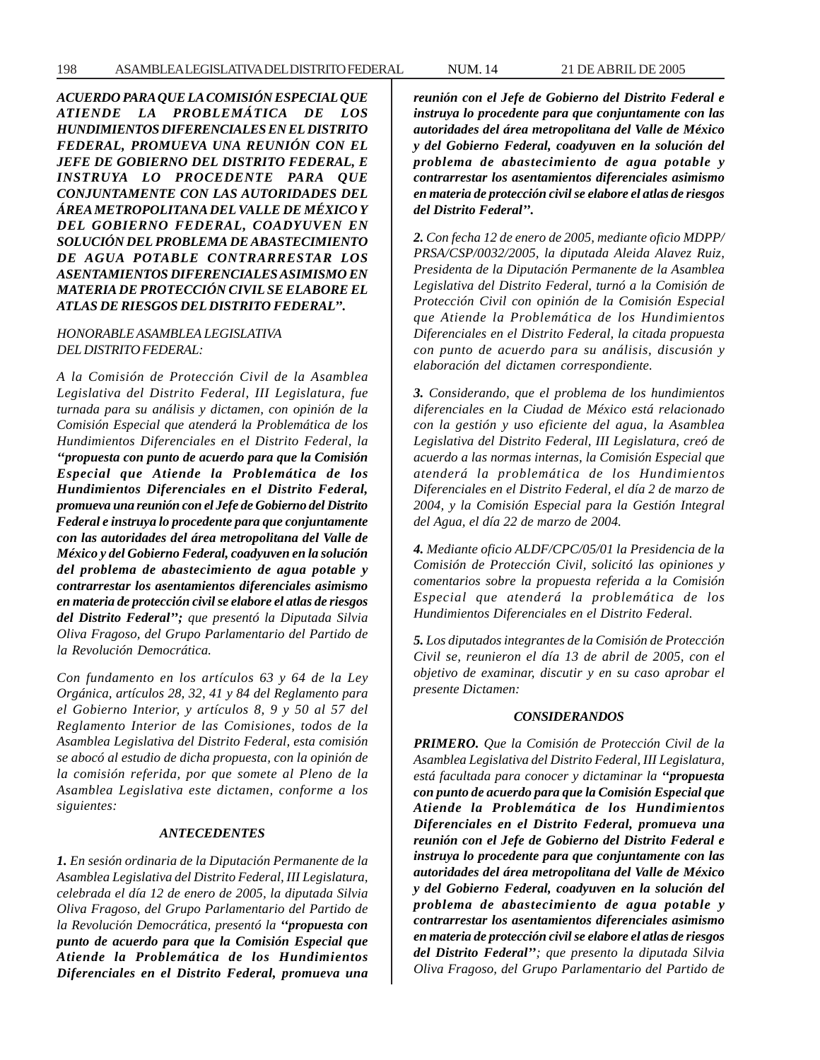***ACUERDO PARA QUE LA COMISIÓN ESPECIAL QUE ATIENDE LA PROBLEMÁTICA DE LOS HUNDIMIENTOS DIFERENCIALES EN EL DISTRITO FEDERAL, PROMUEVA UNA REUNIÓN CON EL JEFE DE GOBIERNO DEL DISTRITO FEDERAL, E INSTRUYA LO PROCEDENTE PARA QUE CONJUNTAMENTE CON LAS AUTORIDADES DEL ÁREA METROPOLITANA DEL VALLE DE MÉXICO Y DEL GOBIERNO FEDERAL, COADYUVEN EN SOLUCIÓN DEL PROBLEMA DE ABASTECIMIENTO DE AGUA POTABLE CONTRARRESTAR LOS ASENTAMIENTOS DIFERENCIALES ASIMISMO EN MATERIA DE PROTECCIÓN CIVIL SE ELABORE EL ATLAS DE RIESGOS DEL DISTRITO FEDERAL”.***

*HONORABLE ASAMBLEA LEGISLATIVA DEL DISTRITO FEDERAL:*

*A la Comisión de Protección Civil de la Asamblea Legislativa del Distrito Federal, III Legislatura, fue turnada para su análisis y dictamen, con opinión de la Comisión Especial que atenderá la Problemática de los Hundimientos Diferenciales en el Distrito Federal, la* ***“propuesta con punto de acuerdo para que la Comisión Especial que Atiende la Problemática de los Hundimientos Diferenciales en el Distrito Federal, promueva una reunión con el Jefe de Gobierno del Distrito Federal e instruya lo procedente para que conjuntamente con las autoridades del área metropolitana del Valle de México y del Gobierno Federal, coadyuven en la solución del problema de abastecimiento de agua potable y contrarrestar los asentamientos diferenciales asimismo en materia de protección civil se elabore el atlas de riesgos del Distrito Federal”;*** *que presentó la Diputada Silvia Oliva Fragoso, del Grupo Parlamentario del Partido de la Revolución Democrática.*

*Con fundamento en los artículos 63 y 64 de la Ley Orgánica, artículos 28, 32, 41 y 84 del Reglamento para el Gobierno Interior, y artículos 8, 9 y 50 al 57 del Reglamento Interior de las Comisiones, todos de la Asamblea Legislativa del Distrito Federal, esta comisión se abocó al estudio de dicha propuesta, con la opinión de la comisión referida, por que somete al Pleno de la Asamblea Legislativa este dictamen, conforme a los siguientes:*

***ANTECEDENTES***

***1.*** *En sesión ordinaria de la Diputación Permanente de la Asamblea Legislativa del Distrito Federal, III Legislatura, celebrada el día 12 de enero de 2005, la diputada Silvia Oliva Fragoso, del Grupo Parlamentario del Partido de la Revolución Democrática, presentó la* ***“propuesta con punto de acuerdo para que la Comisión Especial que Atiende la Problemática de los Hundimientos Diferenciales en el Distrito Federal, promueva una reunión con el Jefe de Gobierno del Distrito Federal e instruya lo procedente para que conjuntamente con las autoridades del área metropolitana del Valle de México y del Gobierno Federal, coadyuven en la solución del problema de abastecimiento de agua potable y contrarrestar los asentamientos diferenciales asimismo en materia de protección civil se elabore el atlas de riesgos del Distrito Federal”.***

***2.*** *Con fecha 12 de enero de 2005, mediante oficio MDPP/PRSA/CSP/0032/2005, la diputada Aleida Alavez Ruiz, Presidenta de la Diputación Permanente de la Asamblea Legislativa del Distrito Federal, turnó a la Comisión de Protección Civil con opinión de la Comisión Especial que Atiende la Problemática de los Hundimientos Diferenciales en el Distrito Federal, la citada propuesta con punto de acuerdo para su análisis, discusión y elaboración del dictamen correspondiente.*

***3.*** *Considerando, que el problema de los hundimientos diferenciales en la Ciudad de México está relacionado con la gestión y uso eficiente del agua, la Asamblea Legislativa del Distrito Federal, III Legislatura, creó de acuerdo a las normas internas, la Comisión Especial que atenderá la problemática de los Hundimientos Diferenciales en el Distrito Federal, el día 2 de marzo de 2004, y la Comisión Especial para la Gestión Integral del Agua, el día 22 de marzo de 2004.*

***4.*** *Mediante oficio ALDF/CPC/05/01 la Presidencia de la Comisión de Protección Civil, solicitó las opiniones y comentarios sobre la propuesta referida a la Comisión Especial que atenderá la problemática de los Hundimientos Diferenciales en el Distrito Federal.*

***5.*** *Los diputados integrantes de la Comisión de Protección Civil se, reunieron el día 13 de abril de 2005, con el objetivo de examinar, discutir y en su caso aprobar el presente Dictamen:*

***CONSIDERANDOS***

***PRIMERO.*** *Que la Comisión de Protección Civil de la Asamblea Legislativa del Distrito Federal, III Legislatura, está facultada para conocer y dictaminar la* ***“propuesta con punto de acuerdo para que la Comisión Especial que Atiende la Problemática de los Hundimientos Diferenciales en el Distrito Federal, promueva una reunión con el Jefe de Gobierno del Distrito Federal e instruya lo procedente para que conjuntamente con las autoridades del área metropolitana del Valle de México y del Gobierno Federal, coadyuven en la solución del problema de abastecimiento de agua potable y contrarrestar los asentamientos diferenciales asimismo en materia de protección civil se elabore el atlas de riesgos del Distrito Federal”****; que presento la diputada Silvia Oliva Fragoso, del Grupo Parlamentario del Partido de*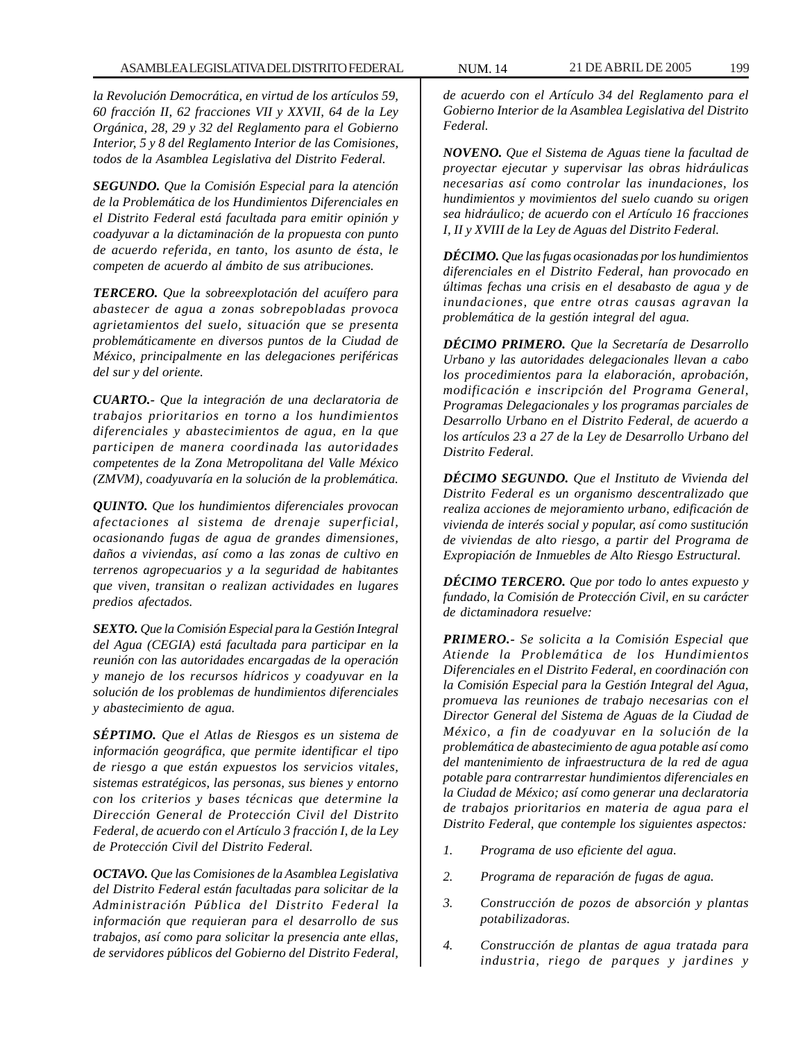*la Revolución Democrática, en virtud de los artículos 59, 60 fracción II, 62 fracciones VII y XXVII, 64 de la Ley Orgánica, 28, 29 y 32 del Reglamento para el Gobierno Interior, 5 y 8 del Reglamento Interior de las Comisiones, todos de la Asamblea Legislativa del Distrito Federal.*

***SEGUNDO.*** *Que la Comisión Especial para la atención de la Problemática de los Hundimientos Diferenciales en el Distrito Federal está facultada para emitir opinión y coadyuvar a la dictaminación de la propuesta con punto de acuerdo referida, en tanto, los asunto de ésta, le competen de acuerdo al ámbito de sus atribuciones.*

***TERCERO.*** *Que la sobreexplotación del acuífero para abastecer de agua a zonas sobrepobladas provoca agrietamientos del suelo, situación que se presenta problemáticamente en diversos puntos de la Ciudad de México, principalmente en las delegaciones periféricas del sur y del oriente.*

***CUARTO.-*** *Que la integración de una declaratoria de trabajos prioritarios en torno a los hundimientos diferenciales y abastecimientos de agua, en la que participen de manera coordinada las autoridades competentes de la Zona Metropolitana del Valle México (ZMVM), coadyuvaría en la solución de la problemática.*

***QUINTO.*** *Que los hundimientos diferenciales provocan afectaciones al sistema de drenaje superficial, ocasionando fugas de agua de grandes dimensiones, daños a viviendas, así como a las zonas de cultivo en terrenos agropecuarios y a la seguridad de habitantes que viven, transitan o realizan actividades en lugares predios afectados.*

***SEXTO.*** *Que la Comisión Especial para la Gestión Integral del Agua (CEGIA) está facultada para participar en la reunión con las autoridades encargadas de la operación y manejo de los recursos hídricos y coadyuvar en la solución de los problemas de hundimientos diferenciales y abastecimiento de agua.*

***SÉPTIMO.*** *Que el Atlas de Riesgos es un sistema de información geográfica, que permite identificar el tipo de riesgo a que están expuestos los servicios vitales, sistemas estratégicos, las personas, sus bienes y entorno con los criterios y bases técnicas que determine la Dirección General de Protección Civil del Distrito Federal, de acuerdo con el Artículo 3 fracción I, de la Ley de Protección Civil del Distrito Federal.*

***OCTAVO.*** *Que las Comisiones de la Asamblea Legislativa del Distrito Federal están facultadas para solicitar de la Administración Pública del Distrito Federal la información que requieran para el desarrollo de sus trabajos, así como para solicitar la presencia ante ellas, de servidores públicos del Gobierno del Distrito Federal, de acuerdo con el Artículo 34 del Reglamento para el Gobierno Interior de la Asamblea Legislativa del Distrito Federal.*

***NOVENO.*** *Que el Sistema de Aguas tiene la facultad de proyectar ejecutar y supervisar las obras hidráulicas necesarias así como controlar las inundaciones, los hundimientos y movimientos del suelo cuando su origen sea hidráulico; de acuerdo con el Artículo 16 fracciones I, II y XVIII de la Ley de Aguas del Distrito Federal.*

***DÉCIMO.*** *Que las fugas ocasionadas por los hundimientos diferenciales en el Distrito Federal, han provocado en últimas fechas una crisis en el desabasto de agua y de inundaciones, que entre otras causas agravan la problemática de la gestión integral del agua.*

***DÉCIMO PRIMERO.*** *Que la Secretaría de Desarrollo Urbano y las autoridades delegacionales llevan a cabo los procedimientos para la elaboración, aprobación, modificación e inscripción del Programa General, Programas Delegacionales y los programas parciales de Desarrollo Urbano en el Distrito Federal, de acuerdo a los artículos 23 a 27 de la Ley de Desarrollo Urbano del Distrito Federal.*

***DÉCIMO SEGUNDO.*** *Que el Instituto de Vivienda del Distrito Federal es un organismo descentralizado que realiza acciones de mejoramiento urbano, edificación de vivienda de interés social y popular, así como sustitución de viviendas de alto riesgo, a partir del Programa de Expropiación de Inmuebles de Alto Riesgo Estructural.*

***DÉCIMO TERCERO.*** *Que por todo lo antes expuesto y fundado, la Comisión de Protección Civil, en su carácter de dictaminadora resuelve:*

***PRIMERO.-*** *Se solicita a la Comisión Especial que Atiende la Problemática de los Hundimientos Diferenciales en el Distrito Federal, en coordinación con la Comisión Especial para la Gestión Integral del Agua, promueva las reuniones de trabajo necesarias con el Director General del Sistema de Aguas de la Ciudad de México, a fin de coadyuvar en la solución de la problemática de abastecimiento de agua potable así como del mantenimiento de infraestructura de la red de agua potable para contrarrestar hundimientos diferenciales en la Ciudad de México; así como generar una declaratoria de trabajos prioritarios en materia de agua para el Distrito Federal, que contemple los siguientes aspectos:*

1. *Programa de uso eficiente del agua.*
2. *Programa de reparación de fugas de agua.*
3. *Construcción de pozos de absorción y plantas potabilizadoras.*
4. *Construcción de plantas de agua tratada para industria, riego de parques y jardines y*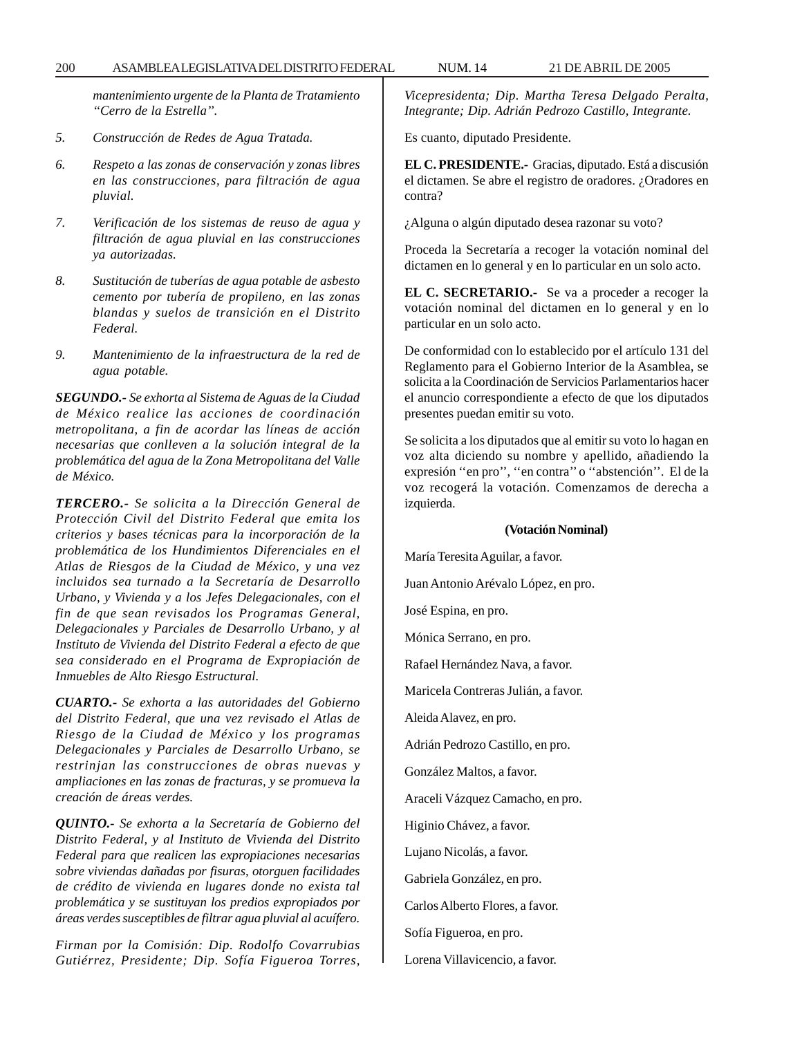*mantenimiento urgente de la Planta de Tratamiento ''Cerro de la Estrella''.*

5. *Construcción de Redes de Agua Tratada.*

6. *Respeto a las zonas de conservación y zonas libres en las construcciones, para filtración de agua pluvial.*

7. *Verificación de los sistemas de reuso de agua y filtración de agua pluvial en las construcciones ya autorizadas.*

8. *Sustitución de tuberías de agua potable de asbesto cemento por tubería de propileno, en las zonas blandas y suelos de transición en el Distrito Federal.*

9. *Mantenimiento de la infraestructura de la red de agua potable.*

***SEGUNDO.-*** *Se exhorta al Sistema de Aguas de la Ciudad de México realice las acciones de coordinación metropolitana, a fin de acordar las líneas de acción necesarias que conlleven a la solución integral de la problemática del agua de la Zona Metropolitana del Valle de México.*

***TERCERO.-*** *Se solicita a la Dirección General de Protección Civil del Distrito Federal que emita los criterios y bases técnicas para la incorporación de la problemática de los Hundimientos Diferenciales en el Atlas de Riesgos de la Ciudad de México, y una vez incluidos sea turnado a la Secretaría de Desarrollo Urbano, y Vivienda y a los Jefes Delegacionales, con el fin de que sean revisados los Programas General, Delegacionales y Parciales de Desarrollo Urbano, y al Instituto de Vivienda del Distrito Federal a efecto de que sea considerado en el Programa de Expropiación de Inmuebles de Alto Riesgo Estructural.*

***CUARTO.-*** *Se exhorta a las autoridades del Gobierno del Distrito Federal, que una vez revisado el Atlas de Riesgo de la Ciudad de México y los programas Delegacionales y Parciales de Desarrollo Urbano, se restrinjan las construcciones de obras nuevas y ampliaciones en las zonas de fracturas, y se promueva la creación de áreas verdes.*

***QUINTO.-*** *Se exhorta a la Secretaría de Gobierno del Distrito Federal, y al Instituto de Vivienda del Distrito Federal para que realicen las expropiaciones necesarias sobre viviendas dañadas por fisuras, otorguen facilidades de crédito de vivienda en lugares donde no exista tal problemática y se sustituyan los predios expropiados por áreas verdes susceptibles de filtrar agua pluvial al acuífero.*

*Firman por la Comisión: Dip. Rodolfo Covarrubias Gutiérrez, Presidente; Dip. Sofía Figueroa Torres, Vicepresidenta; Dip. Martha Teresa Delgado Peralta, Integrante; Dip. Adrián Pedrozo Castillo, Integrante.*

Es cuanto, diputado Presidente.

**EL C. PRESIDENTE.-** Gracias, diputado. Está a discusión el dictamen. Se abre el registro de oradores. ¿Oradores en contra?

¿Alguna o algún diputado desea razonar su voto?

Proceda la Secretaría a recoger la votación nominal del dictamen en lo general y en lo particular en un solo acto.

**EL C. SECRETARIO.-** Se va a proceder a recoger la votación nominal del dictamen en lo general y en lo particular en un solo acto.

De conformidad con lo establecido por el artículo 131 del Reglamento para el Gobierno Interior de la Asamblea, se solicita a la Coordinación de Servicios Parlamentarios hacer el anuncio correspondiente a efecto de que los diputados presentes puedan emitir su voto.

Se solicita a los diputados que al emitir su voto lo hagan en voz alta diciendo su nombre y apellido, añadiendo la expresión ''en pro'', ''en contra'' o ''abstención''. El de la voz recogerá la votación. Comenzamos de derecha a izquierda.

**(Votación Nominal)**

María Teresita Aguilar, a favor.

Juan Antonio Arévalo López, en pro.

José Espina, en pro.

Mónica Serrano, en pro.

Rafael Hernández Nava, a favor.

Maricela Contreras Julián, a favor.

Aleida Alavez, en pro.

Adrián Pedrozo Castillo, en pro.

González Maltos, a favor.

Araceli Vázquez Camacho, en pro.

Higinio Chávez, a favor.

Lujano Nicolás, a favor.

Gabriela González, en pro.

Carlos Alberto Flores, a favor.

Sofía Figueroa, en pro.

Lorena Villavicencio, a favor.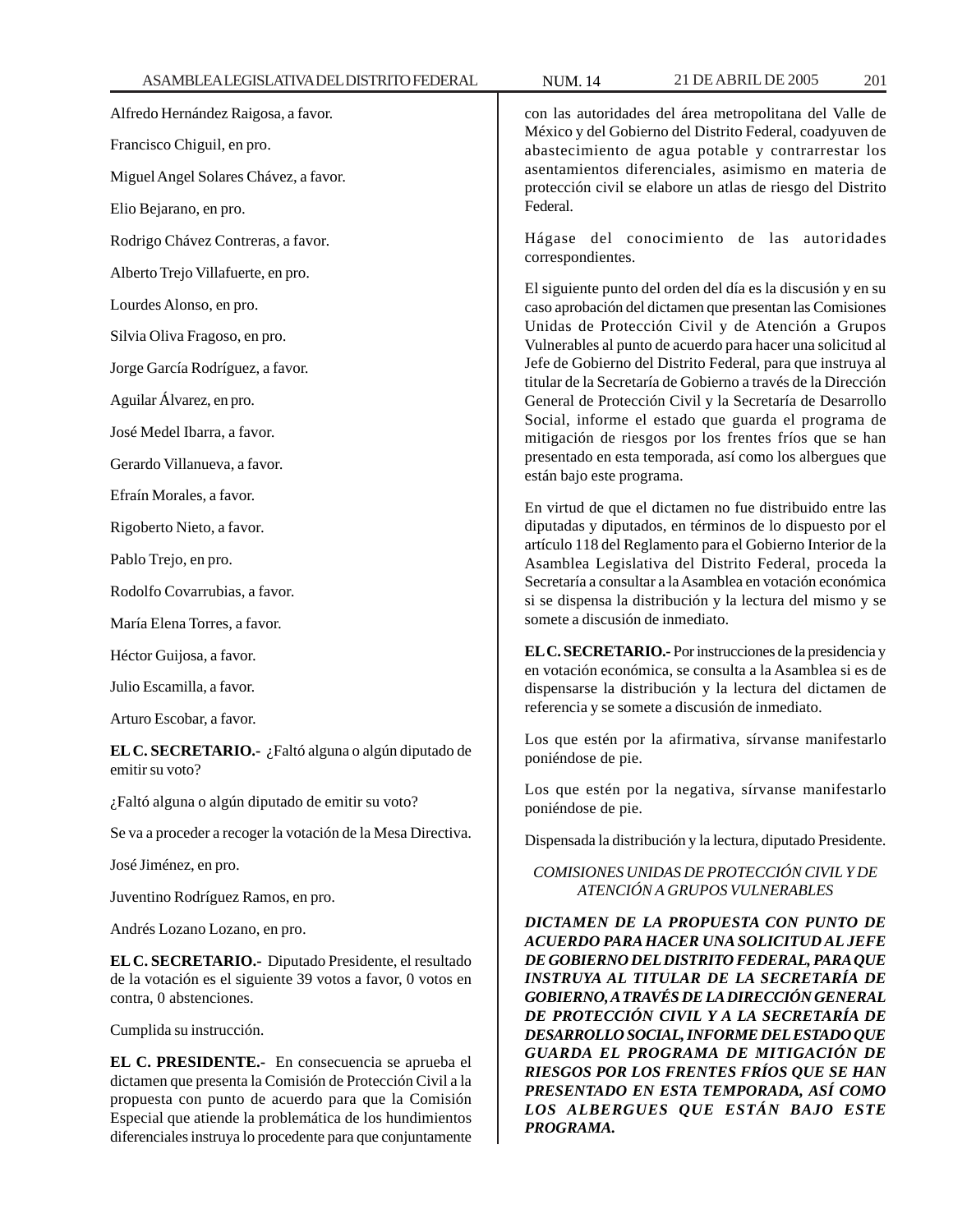Alfredo Hernández Raigosa, a favor.

Francisco Chiguil, en pro.

Miguel Angel Solares Chávez, a favor.

Elio Bejarano, en pro.

Rodrigo Chávez Contreras, a favor.

Alberto Trejo Villafuerte, en pro.

Lourdes Alonso, en pro.

Silvia Oliva Fragoso, en pro.

Jorge García Rodríguez, a favor.

Aguilar Álvarez, en pro.

José Medel Ibarra, a favor.

Gerardo Villanueva, a favor.

Efraín Morales, a favor.

Rigoberto Nieto, a favor.

Pablo Trejo, en pro.

Rodolfo Covarrubias, a favor.

María Elena Torres, a favor.

Héctor Guijosa, a favor.

Julio Escamilla, a favor.

Arturo Escobar, a favor.

**EL C. SECRETARIO.-** ¿Faltó alguna o algún diputado de emitir su voto?

¿Faltó alguna o algún diputado de emitir su voto?

Se va a proceder a recoger la votación de la Mesa Directiva.

José Jiménez, en pro.

Juventino Rodríguez Ramos, en pro.

Andrés Lozano Lozano, en pro.

**EL C. SECRETARIO.-** Diputado Presidente, el resultado de la votación es el siguiente 39 votos a favor, 0 votos en contra, 0 abstenciones.

Cumplida su instrucción.

**EL C. PRESIDENTE.-** En consecuencia se aprueba el dictamen que presenta la Comisión de Protección Civil a la propuesta con punto de acuerdo para que la Comisión Especial que atiende la problemática de los hundimientos diferenciales instruya lo procedente para que conjuntamente con las autoridades del área metropolitana del Valle de México y del Gobierno del Distrito Federal, coadyuven de abastecimiento de agua potable y contrarrestar los asentamientos diferenciales, asimismo en materia de protección civil se elabore un atlas de riesgo del Distrito Federal.

Hágase del conocimiento de las autoridades correspondientes.

El siguiente punto del orden del día es la discusión y en su caso aprobación del dictamen que presentan las Comisiones Unidas de Protección Civil y de Atención a Grupos Vulnerables al punto de acuerdo para hacer una solicitud al Jefe de Gobierno del Distrito Federal, para que instruya al titular de la Secretaría de Gobierno a través de la Dirección General de Protección Civil y la Secretaría de Desarrollo Social, informe el estado que guarda el programa de mitigación de riesgos por los frentes fríos que se han presentado en esta temporada, así como los albergues que están bajo este programa.

En virtud de que el dictamen no fue distribuido entre las diputadas y diputados, en términos de lo dispuesto por el artículo 118 del Reglamento para el Gobierno Interior de la Asamblea Legislativa del Distrito Federal, proceda la Secretaría a consultar a la Asamblea en votación económica si se dispensa la distribución y la lectura del mismo y se somete a discusión de inmediato.

**EL C. SECRETARIO.-** Por instrucciones de la presidencia y en votación económica, se consulta a la Asamblea si es de dispensarse la distribución y la lectura del dictamen de referencia y se somete a discusión de inmediato.

Los que estén por la afirmativa, sírvanse manifestarlo poniéndose de pie.

Los que estén por la negativa, sírvanse manifestarlo poniéndose de pie.

Dispensada la distribución y la lectura, diputado Presidente.

*COMISIONES UNIDAS DE PROTECCIÓN CIVIL Y DE ATENCIÓN A GRUPOS VULNERABLES*

***DICTAMEN DE LA PROPUESTA CON PUNTO DE ACUERDO PARA HACER UNA SOLICITUD AL JEFE DE GOBIERNO DEL DISTRITO FEDERAL, PARA QUE INSTRUYA AL TITULAR DE LA SECRETARÍA DE GOBIERNO, A TRAVÉS DE LA DIRECCIÓN GENERAL DE PROTECCIÓN CIVIL Y A LA SECRETARÍA DE DESARROLLO SOCIAL, INFORME DEL ESTADO QUE GUARDA EL PROGRAMA DE MITIGACIÓN DE RIESGOS POR LOS FRENTES FRÍOS QUE SE HAN PRESENTADO EN ESTA TEMPORADA, ASÍ COMO LOS ALBERGUES QUE ESTÁN BAJO ESTE PROGRAMA.***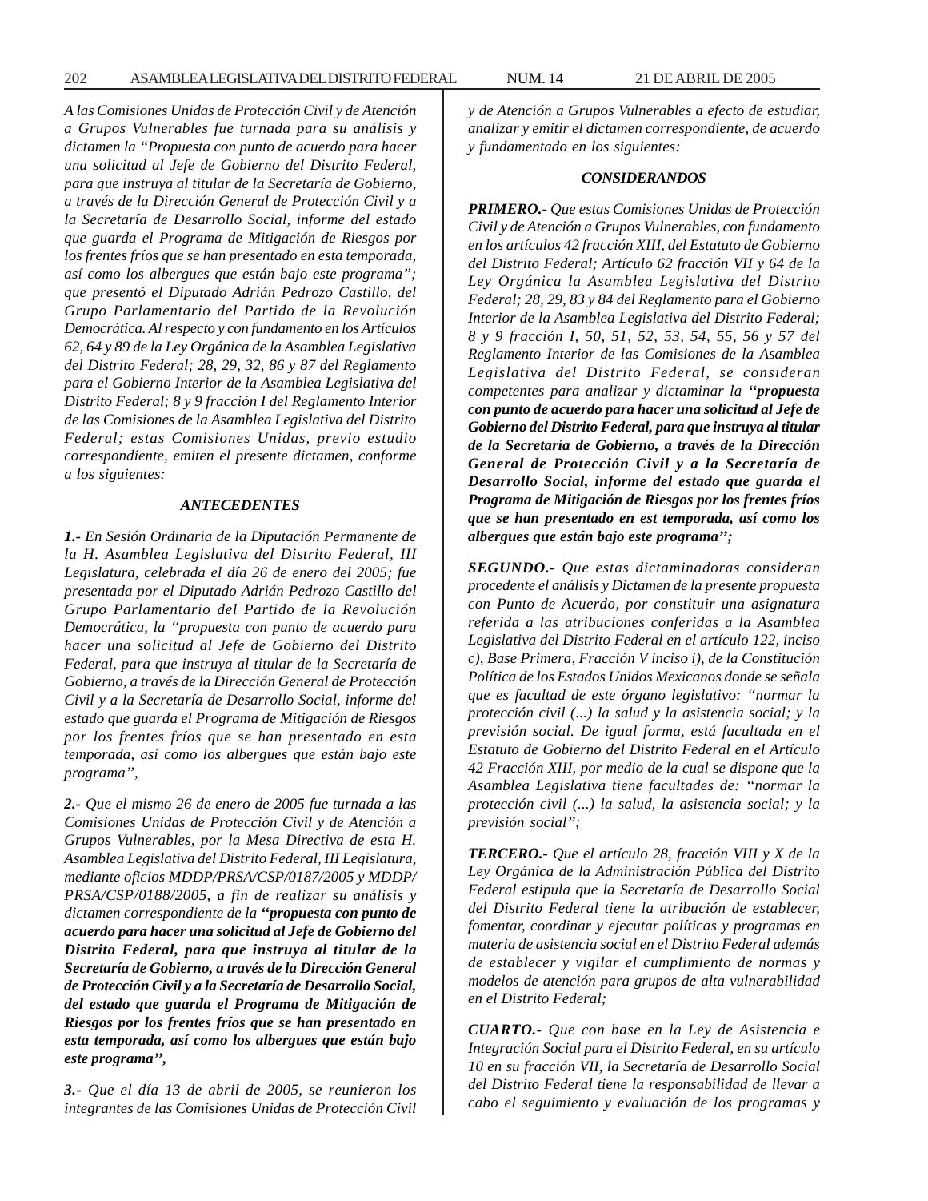*A las Comisiones Unidas de Protección Civil y de Atención a Grupos Vulnerables fue turnada para su análisis y dictamen la "Propuesta con punto de acuerdo para hacer una solicitud al Jefe de Gobierno del Distrito Federal, para que instruya al titular de la Secretaría de Gobierno, a través de la Dirección General de Protección Civil y a la Secretaría de Desarrollo Social, informe del estado que guarda el Programa de Mitigación de Riesgos por los frentes fríos que se han presentado en esta temporada, así como los albergues que están bajo este programa"; que presentó el Diputado Adrián Pedrozo Castillo, del Grupo Parlamentario del Partido de la Revolución Democrática. Al respecto y con fundamento en los Artículos 62, 64 y 89 de la Ley Orgánica de la Asamblea Legislativa del Distrito Federal; 28, 29, 32, 86 y 87 del Reglamento para el Gobierno Interior de la Asamblea Legislativa del Distrito Federal; 8 y 9 fracción I del Reglamento Interior de las Comisiones de la Asamblea Legislativa del Distrito Federal; estas Comisiones Unidas, previo estudio correspondiente, emiten el presente dictamen, conforme a los siguientes:*

### *ANTECEDENTES*

***1.-*** *En Sesión Ordinaria de la Diputación Permanente de la H. Asamblea Legislativa del Distrito Federal, III Legislatura, celebrada el día 26 de enero del 2005; fue presentada por el Diputado Adrián Pedrozo Castillo del Grupo Parlamentario del Partido de la Revolución Democrática, la "propuesta con punto de acuerdo para hacer una solicitud al Jefe de Gobierno del Distrito Federal, para que instruya al titular de la Secretaría de Gobierno, a través de la Dirección General de Protección Civil y a la Secretaría de Desarrollo Social, informe del estado que guarda el Programa de Mitigación de Riesgos por los frentes fríos que se han presentado en esta temporada, así como los albergues que están bajo este programa",*

***2.-*** *Que el mismo 26 de enero de 2005 fue turnada a las Comisiones Unidas de Protección Civil y de Atención a Grupos Vulnerables, por la Mesa Directiva de esta H. Asamblea Legislativa del Distrito Federal, III Legislatura, mediante oficios MDDP/PRSA/CSP/0187/2005 y MDDP/PRSA/CSP/0188/2005, a fin de realizar su análisis y dictamen correspondiente de la* ***"propuesta con punto de acuerdo para hacer una solicitud al Jefe de Gobierno del Distrito Federal, para que instruya al titular de la Secretaría de Gobierno, a través de la Dirección General de Protección Civil y a la Secretaría de Desarrollo Social, del estado que guarda el Programa de Mitigación de Riesgos por los frentes fríos que se han presentado en esta temporada, así como los albergues que están bajo este programa",***

***3.-*** *Que el día 13 de abril de 2005, se reunieron los integrantes de las Comisiones Unidas de Protección Civil y de Atención a Grupos Vulnerables a efecto de estudiar, analizar y emitir el dictamen correspondiente, de acuerdo y fundamentado en los siguientes:*

### *CONSIDERANDOS*

***PRIMERO.-*** *Que estas Comisiones Unidas de Protección Civil y de Atención a Grupos Vulnerables, con fundamento en los artículos 42 fracción XIII, del Estatuto de Gobierno del Distrito Federal; Artículo 62 fracción VII y 64 de la Ley Orgánica la Asamblea Legislativa del Distrito Federal; 28, 29, 83 y 84 del Reglamento para el Gobierno Interior de la Asamblea Legislativa del Distrito Federal; 8 y 9 fracción I, 50, 51, 52, 53, 54, 55, 56 y 57 del Reglamento Interior de las Comisiones de la Asamblea Legislativa del Distrito Federal, se consideran competentes para analizar y dictaminar la* ***"propuesta con punto de acuerdo para hacer una solicitud al Jefe de Gobierno del Distrito Federal, para que instruya al titular de la Secretaría de Gobierno, a través de la Dirección General de Protección Civil y a la Secretaría de Desarrollo Social, informe del estado que guarda el Programa de Mitigación de Riesgos por los frentes fríos que se han presentado en est temporada, así como los albergues que están bajo este programa";***

***SEGUNDO.-*** *Que estas dictaminadoras consideran procedente el análisis y Dictamen de la presente propuesta con Punto de Acuerdo, por constituir una asignatura referida a las atribuciones conferidas a la Asamblea Legislativa del Distrito Federal en el artículo 122, inciso c), Base Primera, Fracción V inciso i), de la Constitución Política de los Estados Unidos Mexicanos donde se señala que es facultad de este órgano legislativo: "normar la protección civil (...) la salud y la asistencia social; y la previsión social. De igual forma, está facultada en el Estatuto de Gobierno del Distrito Federal en el Artículo 42 Fracción XIII, por medio de la cual se dispone que la Asamblea Legislativa tiene facultades de: "normar la protección civil (...) la salud, la asistencia social; y la previsión social";*

***TERCERO.-*** *Que el artículo 28, fracción VIII y X de la Ley Orgánica de la Administración Pública del Distrito Federal estipula que la Secretaría de Desarrollo Social del Distrito Federal tiene la atribución de establecer, fomentar, coordinar y ejecutar políticas y programas en materia de asistencia social en el Distrito Federal además de establecer y vigilar el cumplimiento de normas y modelos de atención para grupos de alta vulnerabilidad en el Distrito Federal;*

***CUARTO.-*** *Que con base en la Ley de Asistencia e Integración Social para el Distrito Federal, en su artículo 10 en su fracción VII, la Secretaría de Desarrollo Social del Distrito Federal tiene la responsabilidad de llevar a cabo el seguimiento y evaluación de los programas y*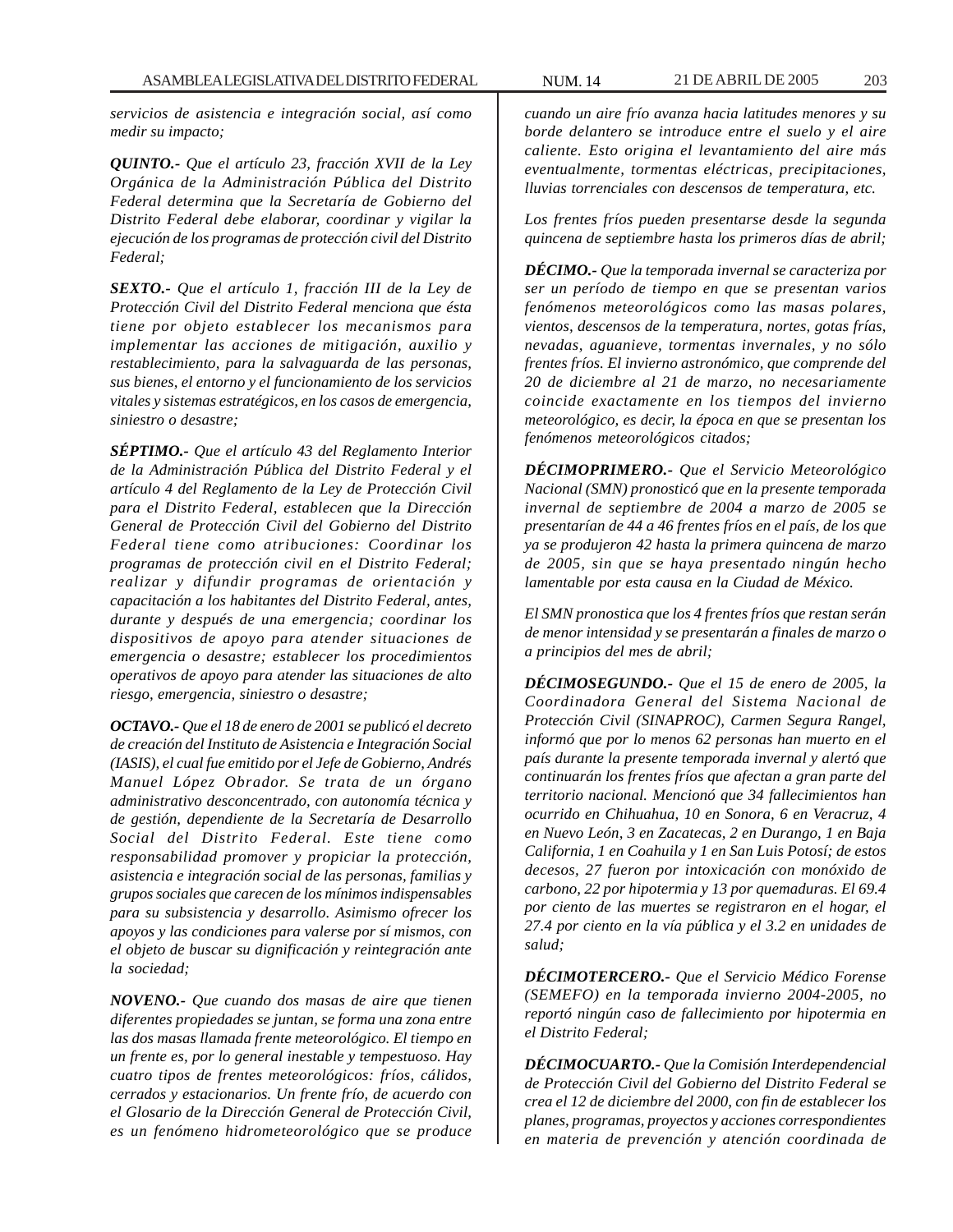*servicios de asistencia e integración social, así como medir su impacto;*

***QUINTO.-*** *Que el artículo 23, fracción XVII de la Ley Orgánica de la Administración Pública del Distrito Federal determina que la Secretaría de Gobierno del Distrito Federal debe elaborar, coordinar y vigilar la ejecución de los programas de protección civil del Distrito Federal;*

***SEXTO.-*** *Que el artículo 1, fracción III de la Ley de Protección Civil del Distrito Federal menciona que ésta tiene por objeto establecer los mecanismos para implementar las acciones de mitigación, auxilio y restablecimiento, para la salvaguarda de las personas, sus bienes, el entorno y el funcionamiento de los servicios vitales y sistemas estratégicos, en los casos de emergencia, siniestro o desastre;*

***SÉPTIMO.-*** *Que el artículo 43 del Reglamento Interior de la Administración Pública del Distrito Federal y el artículo 4 del Reglamento de la Ley de Protección Civil para el Distrito Federal, establecen que la Dirección General de Protección Civil del Gobierno del Distrito Federal tiene como atribuciones: Coordinar los programas de protección civil en el Distrito Federal; realizar y difundir programas de orientación y capacitación a los habitantes del Distrito Federal, antes, durante y después de una emergencia; coordinar los dispositivos de apoyo para atender situaciones de emergencia o desastre; establecer los procedimientos operativos de apoyo para atender las situaciones de alto riesgo, emergencia, siniestro o desastre;*

***OCTAVO.-*** *Que el 18 de enero de 2001 se publicó el decreto de creación del Instituto de Asistencia e Integración Social (IASIS), el cual fue emitido por el Jefe de Gobierno, Andrés Manuel López Obrador. Se trata de un órgano administrativo desconcentrado, con autonomía técnica y de gestión, dependiente de la Secretaría de Desarrollo Social del Distrito Federal. Este tiene como responsabilidad promover y propiciar la protección, asistencia e integración social de las personas, familias y grupos sociales que carecen de los mínimos indispensables para su subsistencia y desarrollo. Asimismo ofrecer los apoyos y las condiciones para valerse por sí mismos, con el objeto de buscar su dignificación y reintegración ante la sociedad;*

***NOVENO.-*** *Que cuando dos masas de aire que tienen diferentes propiedades se juntan, se forma una zona entre las dos masas llamada frente meteorológico. El tiempo en un frente es, por lo general inestable y tempestuoso. Hay cuatro tipos de frentes meteorológicos: fríos, cálidos, cerrados y estacionarios. Un frente frío, de acuerdo con el Glosario de la Dirección General de Protección Civil, es un fenómeno hidrometeorológico que se produce cuando un aire frío avanza hacia latitudes menores y su borde delantero se introduce entre el suelo y el aire caliente. Esto origina el levantamiento del aire más eventualmente, tormentas eléctricas, precipitaciones, lluvias torrenciales con descensos de temperatura, etc.*

*Los frentes fríos pueden presentarse desde la segunda quincena de septiembre hasta los primeros días de abril;*

***DÉCIMO.-*** *Que la temporada invernal se caracteriza por ser un período de tiempo en que se presentan varios fenómenos meteorológicos como las masas polares, vientos, descensos de la temperatura, nortes, gotas frías, nevadas, aguanieve, tormentas invernales, y no sólo frentes fríos. El invierno astronómico, que comprende del 20 de diciembre al 21 de marzo, no necesariamente coincide exactamente en los tiempos del invierno meteorológico, es decir, la época en que se presentan los fenómenos meteorológicos citados;*

***DÉCIMOPRIMERO.-*** *Que el Servicio Meteorológico Nacional (SMN) pronosticó que en la presente temporada invernal de septiembre de 2004 a marzo de 2005 se presentarían de 44 a 46 frentes fríos en el país, de los que ya se produjeron 42 hasta la primera quincena de marzo de 2005, sin que se haya presentado ningún hecho lamentable por esta causa en la Ciudad de México.*

*El SMN pronostica que los 4 frentes fríos que restan serán de menor intensidad y se presentarán a finales de marzo o a principios del mes de abril;*

***DÉCIMOSEGUNDO.-*** *Que el 15 de enero de 2005, la Coordinadora General del Sistema Nacional de Protección Civil (SINAPROC), Carmen Segura Rangel, informó que por lo menos 62 personas han muerto en el país durante la presente temporada invernal y alertó que continuarán los frentes fríos que afectan a gran parte del territorio nacional. Mencionó que 34 fallecimientos han ocurrido en Chihuahua, 10 en Sonora, 6 en Veracruz, 4 en Nuevo León, 3 en Zacatecas, 2 en Durango, 1 en Baja California, 1 en Coahuila y 1 en San Luis Potosí; de estos decesos, 27 fueron por intoxicación con monóxido de carbono, 22 por hipotermia y 13 por quemaduras. El 69.4 por ciento de las muertes se registraron en el hogar, el 27.4 por ciento en la vía pública y el 3.2 en unidades de salud;*

***DÉCIMOTERCERO.-*** *Que el Servicio Médico Forense (SEMEFO) en la temporada invierno 2004-2005, no reportó ningún caso de fallecimiento por hipotermia en el Distrito Federal;*

***DÉCIMOCUARTO.-*** *Que la Comisión Interdependencial de Protección Civil del Gobierno del Distrito Federal se crea el 12 de diciembre del 2000, con fin de establecer los planes, programas, proyectos y acciones correspondientes en materia de prevención y atención coordinada de*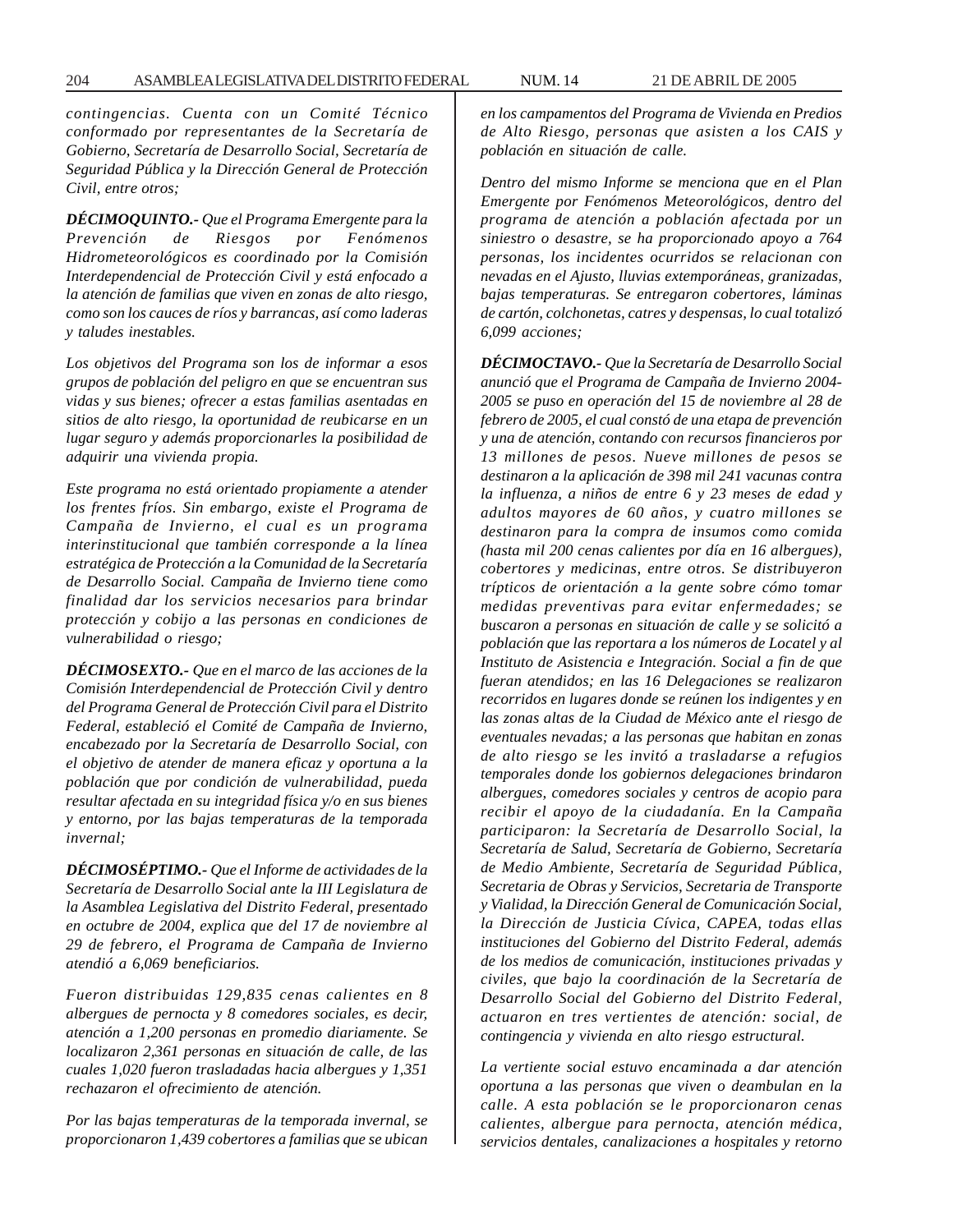*contingencias. Cuenta con un Comité Técnico conformado por representantes de la Secretaría de Gobierno, Secretaría de Desarrollo Social, Secretaría de Seguridad Pública y la Dirección General de Protección Civil, entre otros;*

***DÉCIMOQUINTO.-*** *Que el Programa Emergente para la Prevención de Riesgos por Fenómenos Hidrometeorológicos es coordinado por la Comisión Interdependencial de Protección Civil y está enfocado a la atención de familias que viven en zonas de alto riesgo, como son los cauces de ríos y barrancas, así como laderas y taludes inestables.*

*Los objetivos del Programa son los de informar a esos grupos de población del peligro en que se encuentran sus vidas y sus bienes; ofrecer a estas familias asentadas en sitios de alto riesgo, la oportunidad de reubicarse en un lugar seguro y además proporcionarles la posibilidad de adquirir una vivienda propia.*

*Este programa no está orientado propiamente a atender los frentes fríos. Sin embargo, existe el Programa de Campaña de Invierno, el cual es un programa interinstitucional que también corresponde a la línea estratégica de Protección a la Comunidad de la Secretaría de Desarrollo Social. Campaña de Invierno tiene como finalidad dar los servicios necesarios para brindar protección y cobijo a las personas en condiciones de vulnerabilidad o riesgo;*

***DÉCIMOSEXTO.-*** *Que en el marco de las acciones de la Comisión Interdependencial de Protección Civil y dentro del Programa General de Protección Civil para el Distrito Federal, estableció el Comité de Campaña de Invierno, encabezado por la Secretaría de Desarrollo Social, con el objetivo de atender de manera eficaz y oportuna a la población que por condición de vulnerabilidad, pueda resultar afectada en su integridad física y/o en sus bienes y entorno, por las bajas temperaturas de la temporada invernal;*

***DÉCIMOSÉPTIMO.-*** *Que el Informe de actividades de la Secretaría de Desarrollo Social ante la III Legislatura de la Asamblea Legislativa del Distrito Federal, presentado en octubre de 2004, explica que del 17 de noviembre al 29 de febrero, el Programa de Campaña de Invierno atendió a 6,069 beneficiarios.*

*Fueron distribuidas 129,835 cenas calientes en 8 albergues de pernocta y 8 comedores sociales, es decir, atención a 1,200 personas en promedio diariamente. Se localizaron 2,361 personas en situación de calle, de las cuales 1,020 fueron trasladadas hacia albergues y 1,351 rechazaron el ofrecimiento de atención.*

*Por las bajas temperaturas de la temporada invernal, se proporcionaron 1,439 cobertores a familias que se ubican en los campamentos del Programa de Vivienda en Predios de Alto Riesgo, personas que asisten a los CAIS y población en situación de calle.*

*Dentro del mismo Informe se menciona que en el Plan Emergente por Fenómenos Meteorológicos, dentro del programa de atención a población afectada por un siniestro o desastre, se ha proporcionado apoyo a 764 personas, los incidentes ocurridos se relacionan con nevadas en el Ajusto, lluvias extemporáneas, granizadas, bajas temperaturas. Se entregaron cobertores, láminas de cartón, colchonetas, catres y despensas, lo cual totalizó 6,099 acciones;*

***DÉCIMOCTAVO.-*** *Que la Secretaría de Desarrollo Social anunció que el Programa de Campaña de Invierno 2004-2005 se puso en operación del 15 de noviembre al 28 de febrero de 2005, el cual constó de una etapa de prevención y una de atención, contando con recursos financieros por 13 millones de pesos. Nueve millones de pesos se destinaron a la aplicación de 398 mil 241 vacunas contra la influenza, a niños de entre 6 y 23 meses de edad y adultos mayores de 60 años, y cuatro millones se destinaron para la compra de insumos como comida (hasta mil 200 cenas calientes por día en 16 albergues), cobertores y medicinas, entre otros. Se distribuyeron trípticos de orientación a la gente sobre cómo tomar medidas preventivas para evitar enfermedades; se buscaron a personas en situación de calle y se solicitó a población que las reportara a los números de Locatel y al Instituto de Asistencia e Integración. Social a fin de que fueran atendidos; en las 16 Delegaciones se realizaron recorridos en lugares donde se reúnen los indigentes y en las zonas altas de la Ciudad de México ante el riesgo de eventuales nevadas; a las personas que habitan en zonas de alto riesgo se les invitó a trasladarse a refugios temporales donde los gobiernos delegaciones brindaron albergues, comedores sociales y centros de acopio para recibir el apoyo de la ciudadanía. En la Campaña participaron: la Secretaría de Desarrollo Social, la Secretaría de Salud, Secretaría de Gobierno, Secretaría de Medio Ambiente, Secretaría de Seguridad Pública, Secretaria de Obras y Servicios, Secretaria de Transporte y Vialidad, la Dirección General de Comunicación Social, la Dirección de Justicia Cívica, CAPEA, todas ellas instituciones del Gobierno del Distrito Federal, además de los medios de comunicación, instituciones privadas y civiles, que bajo la coordinación de la Secretaría de Desarrollo Social del Gobierno del Distrito Federal, actuaron en tres vertientes de atención: social, de contingencia y vivienda en alto riesgo estructural.*

*La vertiente social estuvo encaminada a dar atención oportuna a las personas que viven o deambulan en la calle. A esta población se le proporcionaron cenas calientes, albergue para pernocta, atención médica, servicios dentales, canalizaciones a hospitales y retorno*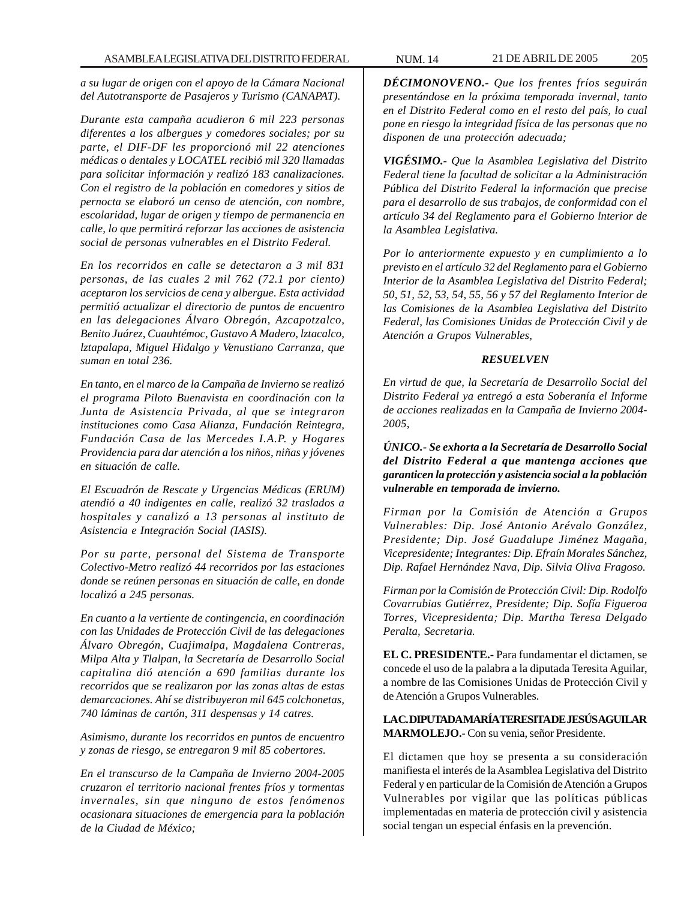*a su lugar de origen con el apoyo de la Cámara Nacional del Autotransporte de Pasajeros y Turismo (CANAPAT).*

*Durante esta campaña acudieron 6 mil 223 personas diferentes a los albergues y comedores sociales; por su parte, el DIF-DF les proporcionó mil 22 atenciones médicas o dentales y LOCATEL recibió mil 320 llamadas para solicitar información y realizó 183 canalizaciones. Con el registro de la población en comedores y sitios de pernocta se elaboró un censo de atención, con nombre, escolaridad, lugar de origen y tiempo de permanencia en calle, lo que permitirá reforzar las acciones de asistencia social de personas vulnerables en el Distrito Federal.*

*En los recorridos en calle se detectaron a 3 mil 831 personas, de las cuales 2 mil 762 (72.1 por ciento) aceptaron los servicios de cena y albergue. Esta actividad permitió actualizar el directorio de puntos de encuentro en las delegaciones Álvaro Obregón, Azcapotzalco, Benito Juárez, Cuauhtémoc, Gustavo A Madero, lztacalco, lztapalapa, Miguel Hidalgo y Venustiano Carranza, que suman en total 236.*

*En tanto, en el marco de la Campaña de Invierno se realizó el programa Piloto Buenavista en coordinación con la Junta de Asistencia Privada, al que se integraron instituciones como Casa Alianza, Fundación Reintegra, Fundación Casa de las Mercedes I.A.P. y Hogares Providencia para dar atención a los niños, niñas y jóvenes en situación de calle.*

*El Escuadrón de Rescate y Urgencias Médicas (ERUM) atendió a 40 indigentes en calle, realizó 32 traslados a hospitales y canalizó a 13 personas al instituto de Asistencia e Integración Social (IASIS).*

*Por su parte, personal del Sistema de Transporte Colectivo-Metro realizó 44 recorridos por las estaciones donde se reúnen personas en situación de calle, en donde localizó a 245 personas.*

*En cuanto a la vertiente de contingencia, en coordinación con las Unidades de Protección Civil de las delegaciones Álvaro Obregón, Cuajimalpa, Magdalena Contreras, Milpa Alta y Tlalpan, la Secretaría de Desarrollo Social capitalina dió atención a 690 familias durante los recorridos que se realizaron por las zonas altas de estas demarcaciones. Ahí se distribuyeron mil 645 colchonetas, 740 láminas de cartón, 311 despensas y 14 catres.*

*Asimismo, durante los recorridos en puntos de encuentro y zonas de riesgo, se entregaron 9 mil 85 cobertores.*

*En el transcurso de la Campaña de Invierno 2004-2005 cruzaron el territorio nacional frentes fríos y tormentas invernales, sin que ninguno de estos fenómenos ocasionara situaciones de emergencia para la población de la Ciudad de México;*

***DÉCIMONOVENO.-*** *Que los frentes fríos seguirán presentándose en la próxima temporada invernal, tanto en el Distrito Federal como en el resto del país, lo cual pone en riesgo la integridad física de las personas que no disponen de una protección adecuada;*

***VIGÉSIMO.-*** *Que la Asamblea Legislativa del Distrito Federal tiene la facultad de solicitar a la Administración Pública del Distrito Federal la información que precise para el desarrollo de sus trabajos, de conformidad con el artículo 34 del Reglamento para el Gobierno lnterior de la Asamblea Legislativa.*

*Por lo anteriormente expuesto y en cumplimiento a lo previsto en el artículo 32 del Reglamento para el Gobierno Interior de la Asamblea Legislativa del Distrito Federal; 50, 51, 52, 53, 54, 55, 56 y 57 del Reglamento Interior de las Comisiones de la Asamblea Legislativa del Distrito Federal, las Comisiones Unidas de Protección Civil y de Atención a Grupos Vulnerables,*

***RESUELVEN***

*En virtud de que, la Secretaría de Desarrollo Social del Distrito Federal ya entregó a esta Soberanía el Informe de acciones realizadas en la Campaña de Invierno 2004-2005,*

***ÚNICO.- Se exhorta a la Secretaría de Desarrollo Social del Distrito Federal a que mantenga acciones que garanticen la protección y asistencia social a la población vulnerable en temporada de invierno.***

*Firman por la Comisión de Atención a Grupos Vulnerables: Dip. José Antonio Arévalo González, Presidente; Dip. José Guadalupe Jiménez Magaña, Vicepresidente; Integrantes: Dip. Efraín Morales Sánchez, Dip. Rafael Hernández Nava, Dip. Silvia Oliva Fragoso.*

*Firman por la Comisión de Protección Civil: Dip. Rodolfo Covarrubias Gutiérrez, Presidente; Dip. Sofía Figueroa Torres, Vicepresidenta; Dip. Martha Teresa Delgado Peralta, Secretaria.*

**EL C. PRESIDENTE.-** Para fundamentar el dictamen, se concede el uso de la palabra a la diputada Teresita Aguilar, a nombre de las Comisiones Unidas de Protección Civil y de Atención a Grupos Vulnerables.

**LA C. DIPUTADA MARÍA TERESITA DE JESÚS AGUILAR MARMOLEJO.-** Con su venia, señor Presidente.

El dictamen que hoy se presenta a su consideración manifiesta el interés de la Asamblea Legislativa del Distrito Federal y en particular de la Comisión de Atención a Grupos Vulnerables por vigilar que las políticas públicas implementadas en materia de protección civil y asistencia social tengan un especial énfasis en la prevención.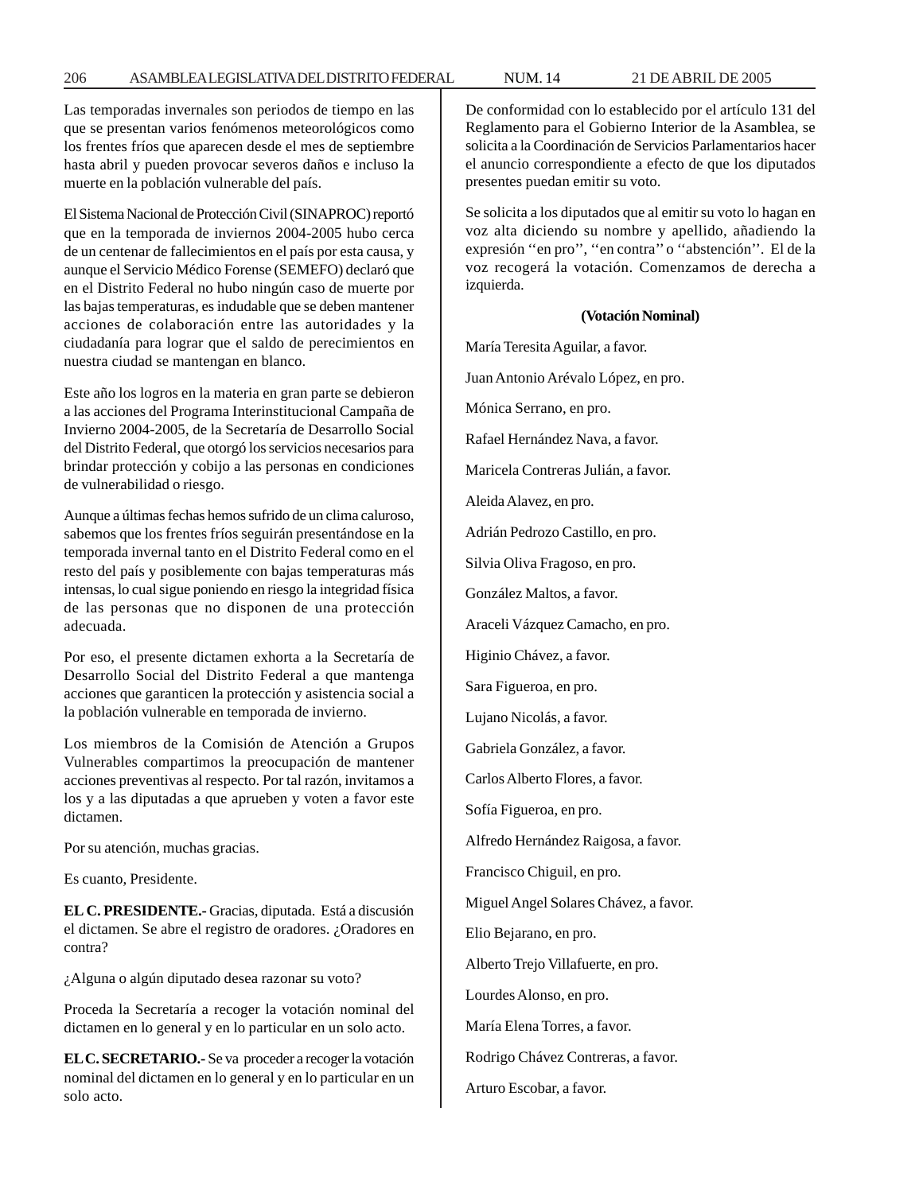Las temporadas invernales son periodos de tiempo en las que se presentan varios fenómenos meteorológicos como los frentes fríos que aparecen desde el mes de septiembre hasta abril y pueden provocar severos daños e incluso la muerte en la población vulnerable del país.

El Sistema Nacional de Protección Civil (SINAPROC) reportó que en la temporada de inviernos 2004-2005 hubo cerca de un centenar de fallecimientos en el país por esta causa, y aunque el Servicio Médico Forense (SEMEFO) declaró que en el Distrito Federal no hubo ningún caso de muerte por las bajas temperaturas, es indudable que se deben mantener acciones de colaboración entre las autoridades y la ciudadanía para lograr que el saldo de perecimientos en nuestra ciudad se mantengan en blanco.

Este año los logros en la materia en gran parte se debieron a las acciones del Programa Interinstitucional Campaña de Invierno 2004-2005, de la Secretaría de Desarrollo Social del Distrito Federal, que otorgó los servicios necesarios para brindar protección y cobijo a las personas en condiciones de vulnerabilidad o riesgo.

Aunque a últimas fechas hemos sufrido de un clima caluroso, sabemos que los frentes fríos seguirán presentándose en la temporada invernal tanto en el Distrito Federal como en el resto del país y posiblemente con bajas temperaturas más intensas, lo cual sigue poniendo en riesgo la integridad física de las personas que no disponen de una protección adecuada.

Por eso, el presente dictamen exhorta a la Secretaría de Desarrollo Social del Distrito Federal a que mantenga acciones que garanticen la protección y asistencia social a la población vulnerable en temporada de invierno.

Los miembros de la Comisión de Atención a Grupos Vulnerables compartimos la preocupación de mantener acciones preventivas al respecto. Por tal razón, invitamos a los y a las diputadas a que aprueben y voten a favor este dictamen.

Por su atención, muchas gracias.

Es cuanto, Presidente.

**EL C. PRESIDENTE.-** Gracias, diputada. Está a discusión el dictamen. Se abre el registro de oradores. ¿Oradores en contra?

¿Alguna o algún diputado desea razonar su voto?

Proceda la Secretaría a recoger la votación nominal del dictamen en lo general y en lo particular en un solo acto.

**EL C. SECRETARIO.-** Se va proceder a recoger la votación nominal del dictamen en lo general y en lo particular en un solo acto.

De conformidad con lo establecido por el artículo 131 del Reglamento para el Gobierno Interior de la Asamblea, se solicita a la Coordinación de Servicios Parlamentarios hacer el anuncio correspondiente a efecto de que los diputados presentes puedan emitir su voto.

Se solicita a los diputados que al emitir su voto lo hagan en voz alta diciendo su nombre y apellido, añadiendo la expresión ''en pro'', ''en contra'' o ''abstención''. El de la voz recogerá la votación. Comenzamos de derecha a izquierda.

**(Votación Nominal)**

María Teresita Aguilar, a favor.

Juan Antonio Arévalo López, en pro.

Mónica Serrano, en pro.

Rafael Hernández Nava, a favor.

Maricela Contreras Julián, a favor.

Aleida Alavez, en pro.

Adrián Pedrozo Castillo, en pro.

Silvia Oliva Fragoso, en pro.

González Maltos, a favor.

Araceli Vázquez Camacho, en pro.

Higinio Chávez, a favor.

Sara Figueroa, en pro.

Lujano Nicolás, a favor.

Gabriela González, a favor.

Carlos Alberto Flores, a favor.

Sofía Figueroa, en pro.

Alfredo Hernández Raigosa, a favor.

Francisco Chiguil, en pro.

Miguel Angel Solares Chávez, a favor.

Elio Bejarano, en pro.

Alberto Trejo Villafuerte, en pro.

Lourdes Alonso, en pro.

María Elena Torres, a favor.

Rodrigo Chávez Contreras, a favor.

Arturo Escobar, a favor.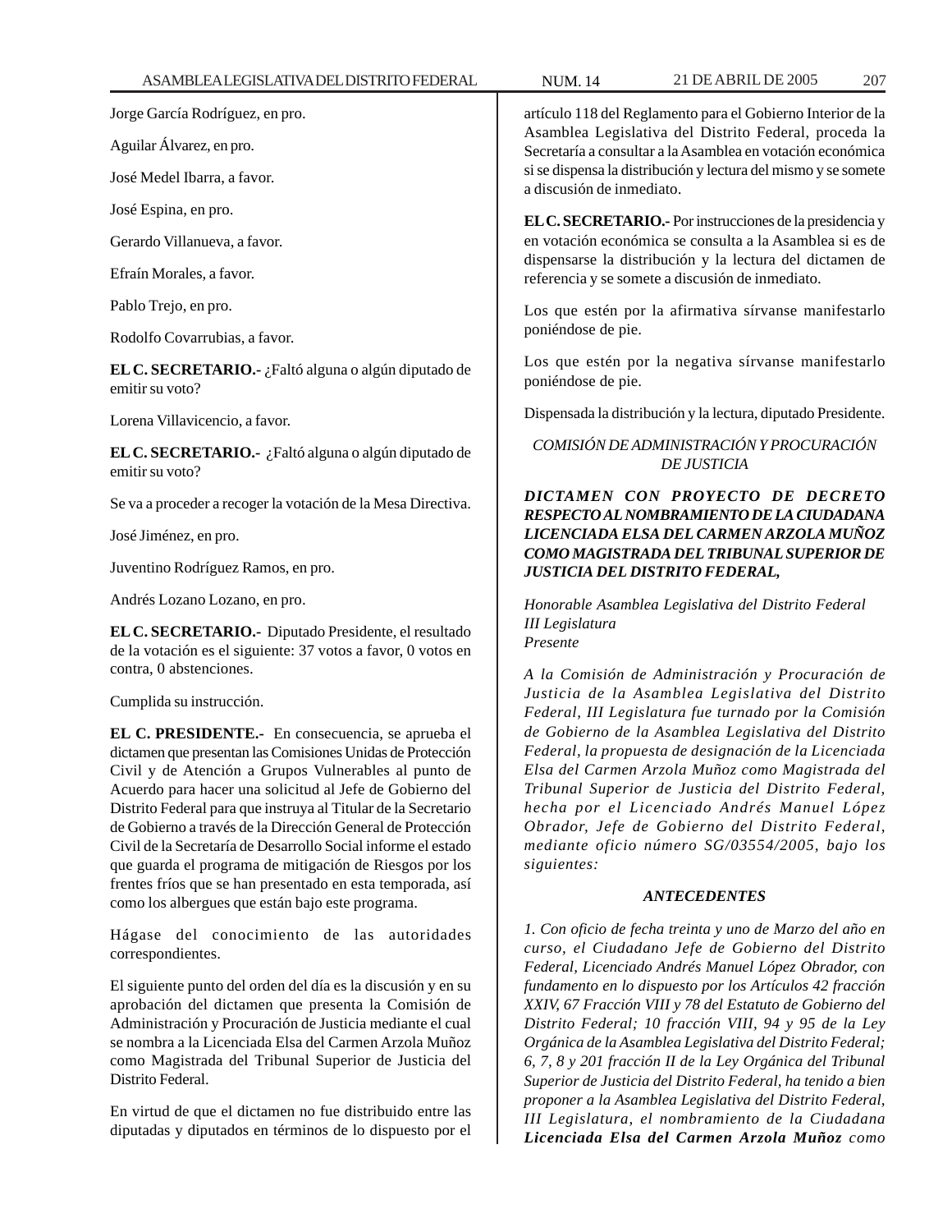Jorge García Rodríguez, en pro.

Aguilar Álvarez, en pro.

José Medel Ibarra, a favor.

José Espina, en pro.

Gerardo Villanueva, a favor.

Efraín Morales, a favor.

Pablo Trejo, en pro.

Rodolfo Covarrubias, a favor.

**EL C. SECRETARIO.-** ¿Faltó alguna o algún diputado de emitir su voto?

Lorena Villavicencio, a favor.

**EL C. SECRETARIO.-** ¿Faltó alguna o algún diputado de emitir su voto?

Se va a proceder a recoger la votación de la Mesa Directiva.

José Jiménez, en pro.

Juventino Rodríguez Ramos, en pro.

Andrés Lozano Lozano, en pro.

**EL C. SECRETARIO.-** Diputado Presidente, el resultado de la votación es el siguiente: 37 votos a favor, 0 votos en contra, 0 abstenciones.

Cumplida su instrucción.

**EL C. PRESIDENTE.-** En consecuencia, se aprueba el dictamen que presentan las Comisiones Unidas de Protección Civil y de Atención a Grupos Vulnerables al punto de Acuerdo para hacer una solicitud al Jefe de Gobierno del Distrito Federal para que instruya al Titular de la Secretario de Gobierno a través de la Dirección General de Protección Civil de la Secretaría de Desarrollo Social informe el estado que guarda el programa de mitigación de Riesgos por los frentes fríos que se han presentado en esta temporada, así como los albergues que están bajo este programa.

Hágase del conocimiento de las autoridades correspondientes.

El siguiente punto del orden del día es la discusión y en su aprobación del dictamen que presenta la Comisión de Administración y Procuración de Justicia mediante el cual se nombra a la Licenciada Elsa del Carmen Arzola Muñoz como Magistrada del Tribunal Superior de Justicia del Distrito Federal.

En virtud de que el dictamen no fue distribuido entre las diputadas y diputados en términos de lo dispuesto por el artículo 118 del Reglamento para el Gobierno Interior de la Asamblea Legislativa del Distrito Federal, proceda la Secretaría a consultar a la Asamblea en votación económica si se dispensa la distribución y lectura del mismo y se somete a discusión de inmediato.

**EL C. SECRETARIO.-** Por instrucciones de la presidencia y en votación económica se consulta a la Asamblea si es de dispensarse la distribución y la lectura del dictamen de referencia y se somete a discusión de inmediato.

Los que estén por la afirmativa sírvanse manifestarlo poniéndose de pie.

Los que estén por la negativa sírvanse manifestarlo poniéndose de pie.

Dispensada la distribución y la lectura, diputado Presidente.

*COMISIÓN DE ADMINISTRACIÓN Y PROCURACIÓN DE JUSTICIA*

***DICTAMEN CON PROYECTO DE DECRETO RESPECTO AL NOMBRAMIENTO DE LA CIUDADANA LICENCIADA ELSA DEL CARMEN ARZOLA MUÑOZ COMO MAGISTRADA DEL TRIBUNAL SUPERIOR DE JUSTICIA DEL DISTRITO FEDERAL,***

*Honorable Asamblea Legislativa del Distrito Federal*
*III Legislatura*
*Presente*

*A la Comisión de Administración y Procuración de Justicia de la Asamblea Legislativa del Distrito Federal, III Legislatura fue turnado por la Comisión de Gobierno de la Asamblea Legislativa del Distrito Federal, la propuesta de designación de la Licenciada Elsa del Carmen Arzola Muñoz como Magistrada del Tribunal Superior de Justicia del Distrito Federal, hecha por el Licenciado Andrés Manuel López Obrador, Jefe de Gobierno del Distrito Federal, mediante oficio número SG/03554/2005, bajo los siguientes:*

***ANTECEDENTES***

*1. Con oficio de fecha treinta y uno de Marzo del año en curso, el Ciudadano Jefe de Gobierno del Distrito Federal, Licenciado Andrés Manuel López Obrador, con fundamento en lo dispuesto por los Artículos 42 fracción XXIV, 67 Fracción VIII y 78 del Estatuto de Gobierno del Distrito Federal; 10 fracción VIII, 94 y 95 de la Ley Orgánica de la Asamblea Legislativa del Distrito Federal; 6, 7, 8 y 201 fracción II de la Ley Orgánica del Tribunal Superior de Justicia del Distrito Federal, ha tenido a bien proponer a la Asamblea Legislativa del Distrito Federal, III Legislatura, el nombramiento de la Ciudadana* ***Licenciada Elsa del Carmen Arzola Muñoz*** *como*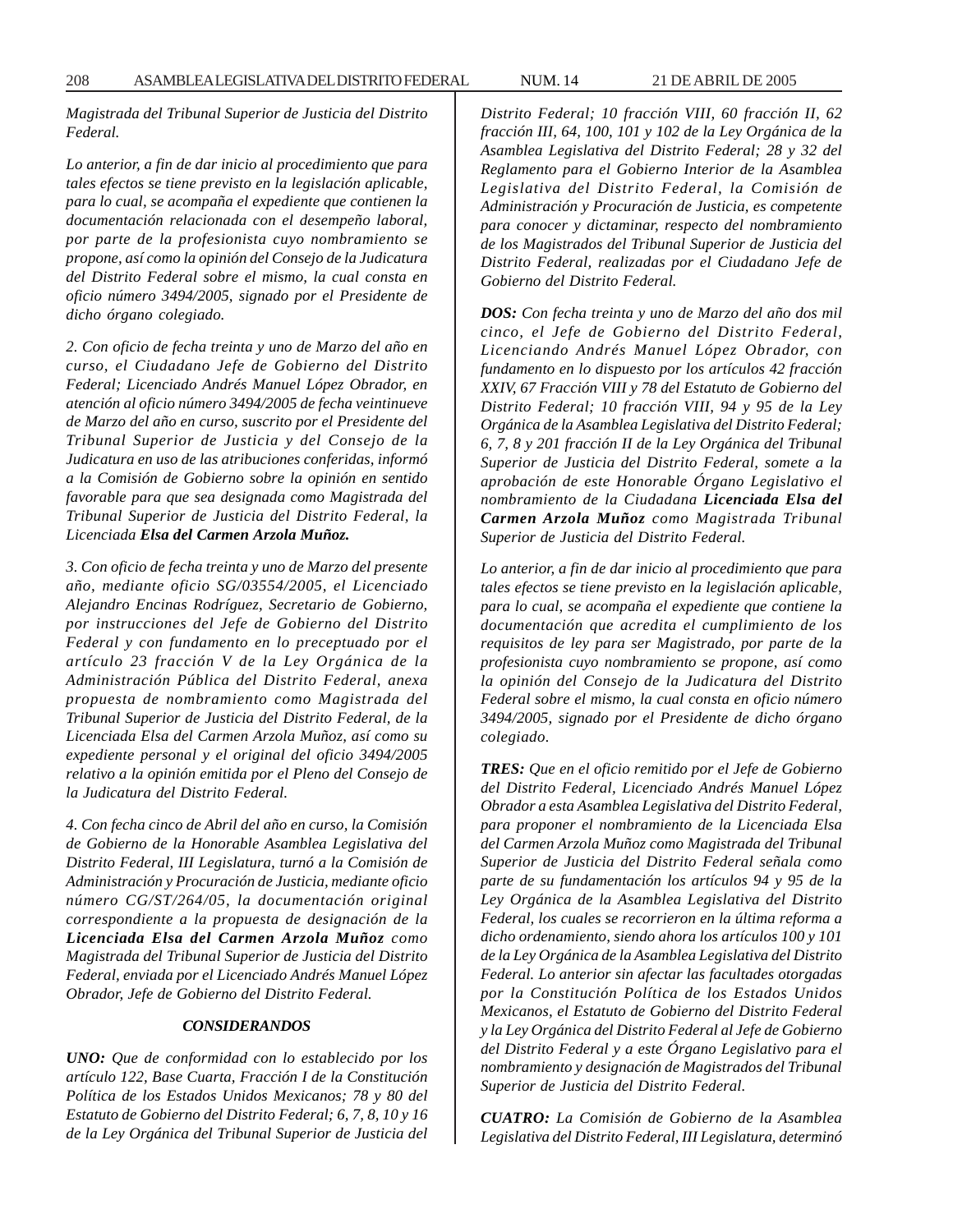*Magistrada del Tribunal Superior de Justicia del Distrito Federal.*

*Lo anterior, a fin de dar inicio al procedimiento que para tales efectos se tiene previsto en la legislación aplicable, para lo cual, se acompaña el expediente que contienen la documentación relacionada con el desempeño laboral, por parte de la profesionista cuyo nombramiento se propone, así como la opinión del Consejo de la Judicatura del Distrito Federal sobre el mismo, la cual consta en oficio número 3494/2005, signado por el Presidente de dicho órgano colegiado.*

*2. Con oficio de fecha treinta y uno de Marzo del año en curso, el Ciudadano Jefe de Gobierno del Distrito Federal; Licenciado Andrés Manuel López Obrador, en atención al oficio número 3494/2005 de fecha veintinueve de Marzo del año en curso, suscrito por el Presidente del Tribunal Superior de Justicia y del Consejo de la Judicatura en uso de las atribuciones conferidas, informó a la Comisión de Gobierno sobre la opinión en sentido favorable para que sea designada como Magistrada del Tribunal Superior de Justicia del Distrito Federal, la Licenciada* ***Elsa del Carmen Arzola Muñoz.***

*3. Con oficio de fecha treinta y uno de Marzo del presente año, mediante oficio SG/03554/2005, el Licenciado Alejandro Encinas Rodríguez, Secretario de Gobierno, por instrucciones del Jefe de Gobierno del Distrito Federal y con fundamento en lo preceptuado por el artículo 23 fracción V de la Ley Orgánica de la Administración Pública del Distrito Federal, anexa propuesta de nombramiento como Magistrada del Tribunal Superior de Justicia del Distrito Federal, de la Licenciada Elsa del Carmen Arzola Muñoz, así como su expediente personal y el original del oficio 3494/2005 relativo a la opinión emitida por el Pleno del Consejo de la Judicatura del Distrito Federal.*

*4. Con fecha cinco de Abril del año en curso, la Comisión de Gobierno de la Honorable Asamblea Legislativa del Distrito Federal, III Legislatura, turnó a la Comisión de Administración y Procuración de Justicia, mediante oficio número CG/ST/264/05, la documentación original correspondiente a la propuesta de designación de la* ***Licenciada Elsa del Carmen Arzola Muñoz*** *como Magistrada del Tribunal Superior de Justicia del Distrito Federal, enviada por el Licenciado Andrés Manuel López Obrador, Jefe de Gobierno del Distrito Federal.*

***CONSIDERANDOS***

***UNO:*** *Que de conformidad con lo establecido por los artículo 122, Base Cuarta, Fracción I de la Constitución Política de los Estados Unidos Mexicanos; 78 y 80 del Estatuto de Gobierno del Distrito Federal; 6, 7, 8, 10 y 16 de la Ley Orgánica del Tribunal Superior de Justicia del Distrito Federal; 10 fracción VIII, 60 fracción II, 62 fracción III, 64, 100, 101 y 102 de la Ley Orgánica de la Asamblea Legislativa del Distrito Federal; 28 y 32 del Reglamento para el Gobierno Interior de la Asamblea Legislativa del Distrito Federal, la Comisión de Administración y Procuración de Justicia, es competente para conocer y dictaminar, respecto del nombramiento de los Magistrados del Tribunal Superior de Justicia del Distrito Federal, realizadas por el Ciudadano Jefe de Gobierno del Distrito Federal.*

***DOS:*** *Con fecha treinta y uno de Marzo del año dos mil cinco, el Jefe de Gobierno del Distrito Federal, Licenciando Andrés Manuel López Obrador, con fundamento en lo dispuesto por los artículos 42 fracción XXIV, 67 Fracción VIII y 78 del Estatuto de Gobierno del Distrito Federal; 10 fracción VIII, 94 y 95 de la Ley Orgánica de la Asamblea Legislativa del Distrito Federal; 6, 7, 8 y 201 fracción II de la Ley Orgánica del Tribunal Superior de Justicia del Distrito Federal, somete a la aprobación de este Honorable Órgano Legislativo el nombramiento de la Ciudadana* ***Licenciada Elsa del Carmen Arzola Muñoz*** *como Magistrada Tribunal Superior de Justicia del Distrito Federal.*

*Lo anterior, a fin de dar inicio al procedimiento que para tales efectos se tiene previsto en la legislación aplicable, para lo cual, se acompaña el expediente que contiene la documentación que acredita el cumplimiento de los requisitos de ley para ser Magistrado, por parte de la profesionista cuyo nombramiento se propone, así como la opinión del Consejo de la Judicatura del Distrito Federal sobre el mismo, la cual consta en oficio número 3494/2005, signado por el Presidente de dicho órgano colegiado.*

***TRES:*** *Que en el oficio remitido por el Jefe de Gobierno del Distrito Federal, Licenciado Andrés Manuel López Obrador a esta Asamblea Legislativa del Distrito Federal, para proponer el nombramiento de la Licenciada Elsa del Carmen Arzola Muñoz como Magistrada del Tribunal Superior de Justicia del Distrito Federal señala como parte de su fundamentación los artículos 94 y 95 de la Ley Orgánica de la Asamblea Legislativa del Distrito Federal, los cuales se recorrieron en la última reforma a dicho ordenamiento, siendo ahora los artículos 100 y 101 de la Ley Orgánica de la Asamblea Legislativa del Distrito Federal. Lo anterior sin afectar las facultades otorgadas por la Constitución Política de los Estados Unidos Mexicanos, el Estatuto de Gobierno del Distrito Federal y la Ley Orgánica del Distrito Federal al Jefe de Gobierno del Distrito Federal y a este Órgano Legislativo para el nombramiento y designación de Magistrados del Tribunal Superior de Justicia del Distrito Federal.*

***CUATRO:*** *La Comisión de Gobierno de la Asamblea Legislativa del Distrito Federal, III Legislatura, determinó*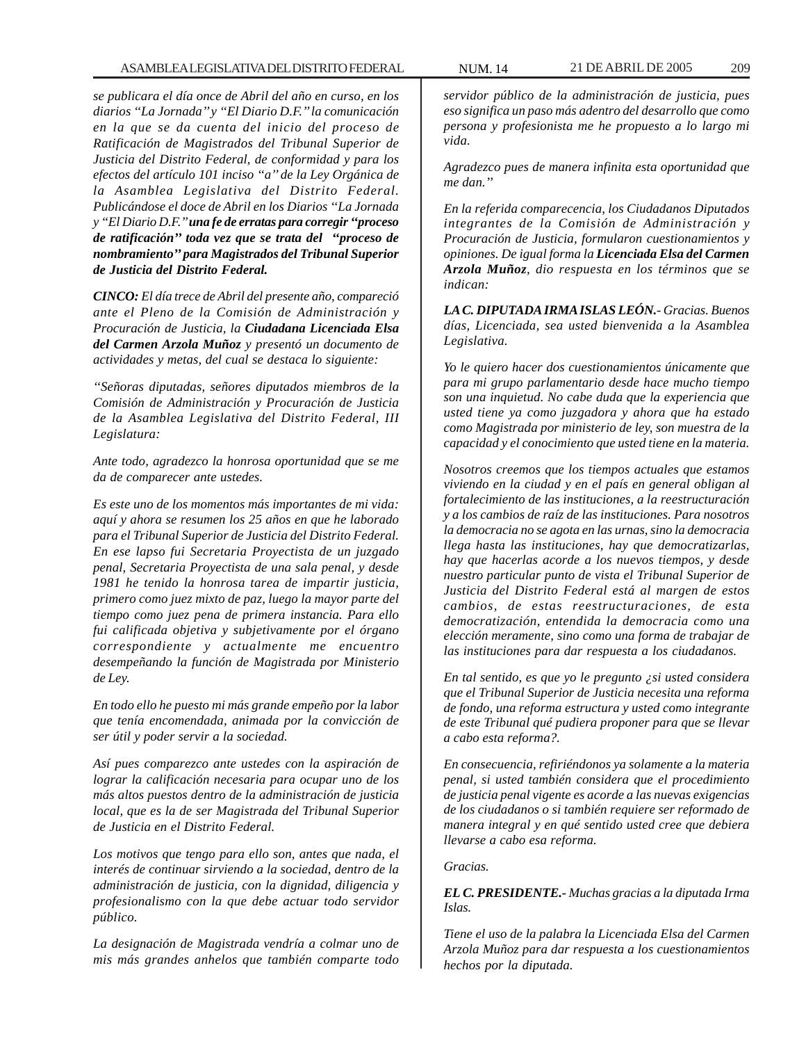*se publicara el día once de Abril del año en curso, en los diarios "La Jornada" y "El Diario D.F." la comunicación en la que se da cuenta del inicio del proceso de Ratificación de Magistrados del Tribunal Superior de Justicia del Distrito Federal, de conformidad y para los efectos del artículo 101 inciso "a" de la Ley Orgánica de la Asamblea Legislativa del Distrito Federal. Publicándose el doce de Abril en los Diarios "La Jornada y "El Diario D.F."* ***una fe de erratas para corregir "proceso de ratificación" toda vez que se trata del "proceso de nombramiento" para Magistrados del Tribunal Superior de Justicia del Distrito Federal.***

***CINCO:*** *El día trece de Abril del presente año, compareció ante el Pleno de la Comisión de Administración y Procuración de Justicia, la* ***Ciudadana Licenciada Elsa del Carmen Arzola Muñoz*** *y presentó un documento de actividades y metas, del cual se destaca lo siguiente:*

*"Señoras diputadas, señores diputados miembros de la Comisión de Administración y Procuración de Justicia de la Asamblea Legislativa del Distrito Federal, III Legislatura:*

*Ante todo, agradezco la honrosa oportunidad que se me da de comparecer ante ustedes.*

*Es este uno de los momentos más importantes de mi vida: aquí y ahora se resumen los 25 años en que he laborado para el Tribunal Superior de Justicia del Distrito Federal. En ese lapso fui Secretaria Proyectista de un juzgado penal, Secretaria Proyectista de una sala penal, y desde 1981 he tenido la honrosa tarea de impartir justicia, primero como juez mixto de paz, luego la mayor parte del tiempo como juez pena de primera instancia. Para ello fui calificada objetiva y subjetivamente por el órgano correspondiente y actualmente me encuentro desempeñando la función de Magistrada por Ministerio de Ley.*

*En todo ello he puesto mi más grande empeño por la labor que tenía encomendada, animada por la convicción de ser útil y poder servir a la sociedad.*

*Así pues comparezco ante ustedes con la aspiración de lograr la calificación necesaria para ocupar uno de los más altos puestos dentro de la administración de justicia local, que es la de ser Magistrada del Tribunal Superior de Justicia en el Distrito Federal.*

*Los motivos que tengo para ello son, antes que nada, el interés de continuar sirviendo a la sociedad, dentro de la administración de justicia, con la dignidad, diligencia y profesionalismo con la que debe actuar todo servidor público.*

*La designación de Magistrada vendría a colmar uno de mis más grandes anhelos que también comparte todo servidor público de la administración de justicia, pues eso significa un paso más adentro del desarrollo que como persona y profesionista me he propuesto a lo largo mi vida.*

*Agradezco pues de manera infinita esta oportunidad que me dan."*

*En la referida comparecencia, los Ciudadanos Diputados integrantes de la Comisión de Administración y Procuración de Justicia, formularon cuestionamientos y opiniones. De igual forma la* ***Licenciada Elsa del Carmen Arzola Muñoz****, dio respuesta en los términos que se indican:*

***LA C. DIPUTADA IRMA ISLAS LEÓN.-*** *Gracias. Buenos días, Licenciada, sea usted bienvenida a la Asamblea Legislativa.*

*Yo le quiero hacer dos cuestionamientos únicamente que para mi grupo parlamentario desde hace mucho tiempo son una inquietud. No cabe duda que la experiencia que usted tiene ya como juzgadora y ahora que ha estado como Magistrada por ministerio de ley, son muestra de la capacidad y el conocimiento que usted tiene en la materia.*

*Nosotros creemos que los tiempos actuales que estamos viviendo en la ciudad y en el país en general obligan al fortalecimiento de las instituciones, a la reestructuración y a los cambios de raíz de las instituciones. Para nosotros la democracia no se agota en las urnas, sino la democracia llega hasta las instituciones, hay que democratizarlas, hay que hacerlas acorde a los nuevos tiempos, y desde nuestro particular punto de vista el Tribunal Superior de Justicia del Distrito Federal está al margen de estos cambios, de estas reestructuraciones, de esta democratización, entendida la democracia como una elección meramente, sino como una forma de trabajar de las instituciones para dar respuesta a los ciudadanos.*

*En tal sentido, es que yo le pregunto ¿si usted considera que el Tribunal Superior de Justicia necesita una reforma de fondo, una reforma estructura y usted como integrante de este Tribunal qué pudiera proponer para que se llevar a cabo esta reforma?.*

*En consecuencia, refiriéndonos ya solamente a la materia penal, si usted también considera que el procedimiento de justicia penal vigente es acorde a las nuevas exigencias de los ciudadanos o si también requiere ser reformado de manera integral y en qué sentido usted cree que debiera llevarse a cabo esa reforma.*

*Gracias.*

***EL C. PRESIDENTE.-*** *Muchas gracias a la diputada Irma Islas.*

*Tiene el uso de la palabra la Licenciada Elsa del Carmen Arzola Muñoz para dar respuesta a los cuestionamientos hechos por la diputada.*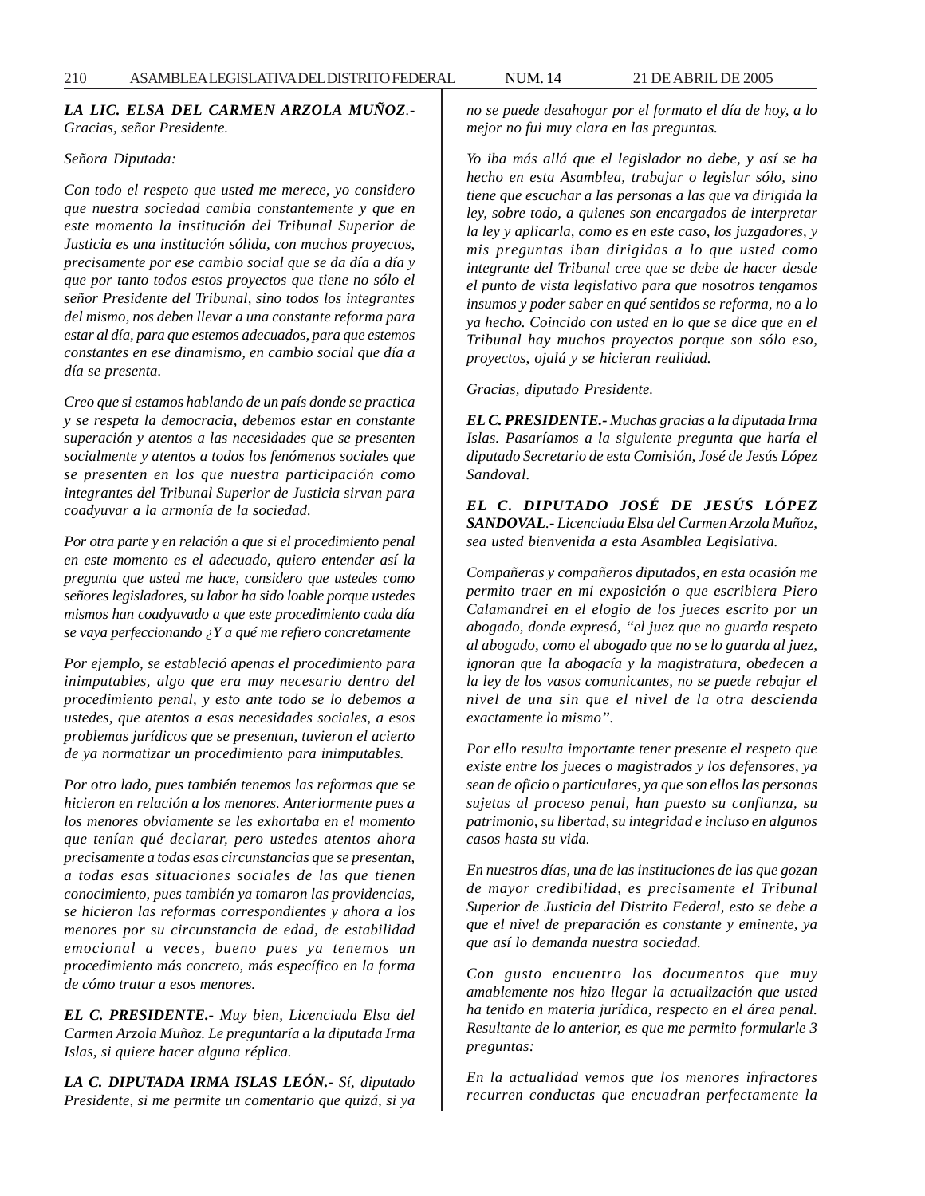***LA LIC. ELSA DEL CARMEN ARZOLA MUÑOZ**.- Gracias, señor Presidente.*

*Señora Diputada:*

*Con todo el respeto que usted me merece, yo considero que nuestra sociedad cambia constantemente y que en este momento la institución del Tribunal Superior de Justicia es una institución sólida, con muchos proyectos, precisamente por ese cambio social que se da día a día y que por tanto todos estos proyectos que tiene no sólo el señor Presidente del Tribunal, sino todos los integrantes del mismo, nos deben llevar a una constante reforma para estar al día, para que estemos adecuados, para que estemos constantes en ese dinamismo, en cambio social que día a día se presenta.*

*Creo que si estamos hablando de un país donde se practica y se respeta la democracia, debemos estar en constante superación y atentos a las necesidades que se presenten socialmente y atentos a todos los fenómenos sociales que se presenten en los que nuestra participación como integrantes del Tribunal Superior de Justicia sirvan para coadyuvar a la armonía de la sociedad.*

*Por otra parte y en relación a que si el procedimiento penal en este momento es el adecuado, quiero entender así la pregunta que usted me hace, considero que ustedes como señores legisladores, su labor ha sido loable porque ustedes mismos han coadyuvado a que este procedimiento cada día se vaya perfeccionando ¿Y a qué me refiero concretamente*

*Por ejemplo, se estableció apenas el procedimiento para inimputables, algo que era muy necesario dentro del procedimiento penal, y esto ante todo se lo debemos a ustedes, que atentos a esas necesidades sociales, a esos problemas jurídicos que se presentan, tuvieron el acierto de ya normatizar un procedimiento para inimputables.*

*Por otro lado, pues también tenemos las reformas que se hicieron en relación a los menores. Anteriormente pues a los menores obviamente se les exhortaba en el momento que tenían qué declarar, pero ustedes atentos ahora precisamente a todas esas circunstancias que se presentan, a todas esas situaciones sociales de las que tienen conocimiento, pues también ya tomaron las providencias, se hicieron las reformas correspondientes y ahora a los menores por su circunstancia de edad, de estabilidad emocional a veces, bueno pues ya tenemos un procedimiento más concreto, más específico en la forma de cómo tratar a esos menores.*

***EL C. PRESIDENTE.-** Muy bien, Licenciada Elsa del Carmen Arzola Muñoz. Le preguntaría a la diputada Irma Islas, si quiere hacer alguna réplica.*

***LA C. DIPUTADA IRMA ISLAS LEÓN.-** Sí, diputado Presidente, si me permite un comentario que quizá, si ya no se puede desahogar por el formato el día de hoy, a lo mejor no fui muy clara en las preguntas.*

*Yo iba más allá que el legislador no debe, y así se ha hecho en esta Asamblea, trabajar o legislar sólo, sino tiene que escuchar a las personas a las que va dirigida la ley, sobre todo, a quienes son encargados de interpretar la ley y aplicarla, como es en este caso, los juzgadores, y mis preguntas iban dirigidas a lo que usted como integrante del Tribunal cree que se debe de hacer desde el punto de vista legislativo para que nosotros tengamos insumos y poder saber en qué sentidos se reforma, no a lo ya hecho. Coincido con usted en lo que se dice que en el Tribunal hay muchos proyectos porque son sólo eso, proyectos, ojalá y se hicieran realidad.*

*Gracias, diputado Presidente.*

***EL C. PRESIDENTE.-** Muchas gracias a la diputada Irma Islas. Pasaríamos a la siguiente pregunta que haría el diputado Secretario de esta Comisión, José de Jesús López Sandoval.*

***EL C. DIPUTADO JOSÉ DE JESÚS LÓPEZ SANDOVAL**.- Licenciada Elsa del Carmen Arzola Muñoz, sea usted bienvenida a esta Asamblea Legislativa.*

*Compañeras y compañeros diputados, en esta ocasión me permito traer en mi exposición o que escribiera Piero Calamandrei en el elogio de los jueces escrito por un abogado, donde expresó, "el juez que no guarda respeto al abogado, como el abogado que no se lo guarda al juez, ignoran que la abogacía y la magistratura, obedecen a la ley de los vasos comunicantes, no se puede rebajar el nivel de una sin que el nivel de la otra descienda exactamente lo mismo".*

*Por ello resulta importante tener presente el respeto que existe entre los jueces o magistrados y los defensores, ya sean de oficio o particulares, ya que son ellos las personas sujetas al proceso penal, han puesto su confianza, su patrimonio, su libertad, su integridad e incluso en algunos casos hasta su vida.*

*En nuestros días, una de las instituciones de las que gozan de mayor credibilidad, es precisamente el Tribunal Superior de Justicia del Distrito Federal, esto se debe a que el nivel de preparación es constante y eminente, ya que así lo demanda nuestra sociedad.*

*Con gusto encuentro los documentos que muy amablemente nos hizo llegar la actualización que usted ha tenido en materia jurídica, respecto en el área penal. Resultante de lo anterior, es que me permito formularle 3 preguntas:*

*En la actualidad vemos que los menores infractores recurren conductas que encuadran perfectamente la*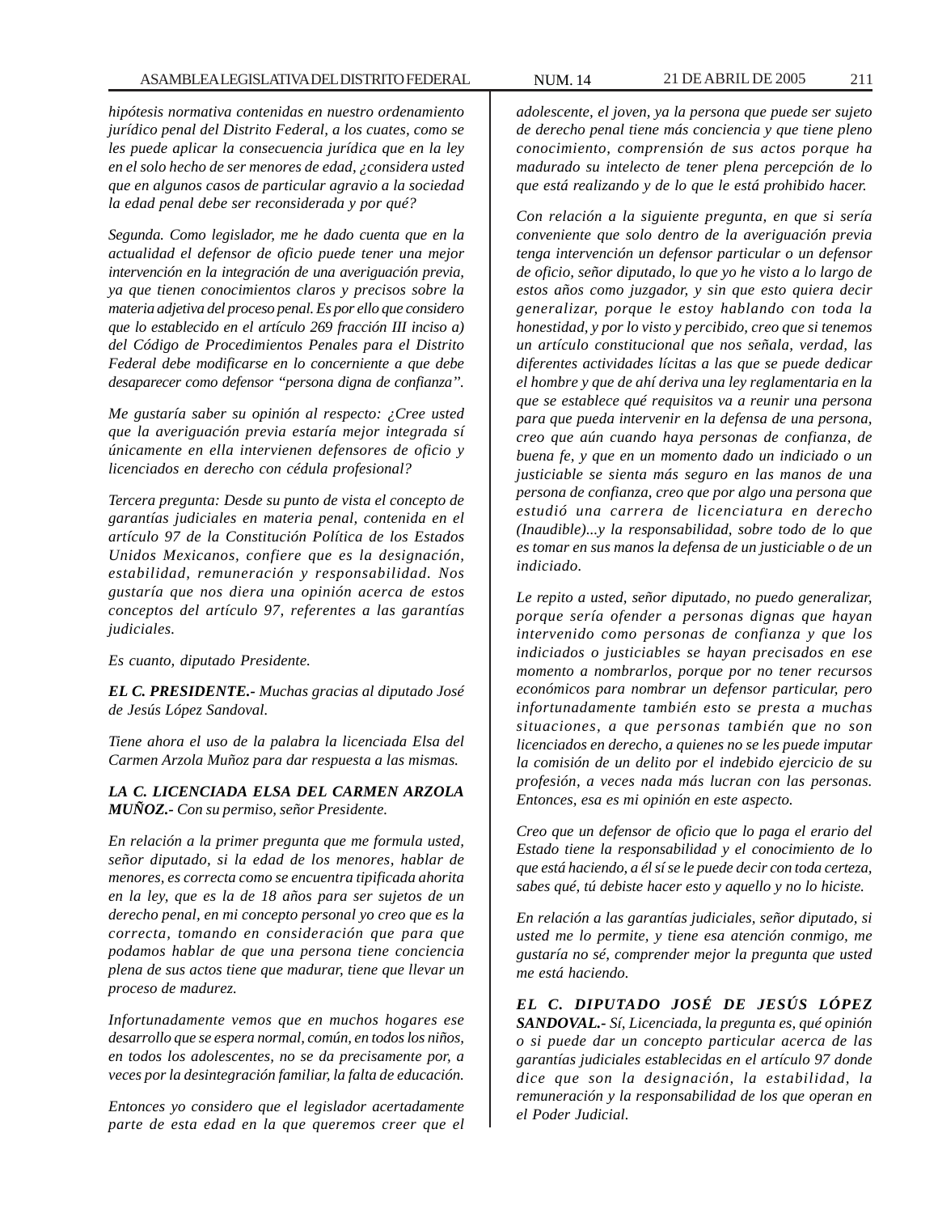*hipótesis normativa contenidas en nuestro ordenamiento jurídico penal del Distrito Federal, a los cuates, como se les puede aplicar la consecuencia jurídica que en la ley en el solo hecho de ser menores de edad, ¿considera usted que en algunos casos de particular agravio a la sociedad la edad penal debe ser reconsiderada y por qué?*

*Segunda. Como legislador, me he dado cuenta que en la actualidad el defensor de oficio puede tener una mejor intervención en la integración de una averiguación previa, ya que tienen conocimientos claros y precisos sobre la materia adjetiva del proceso penal. Es por ello que considero que lo establecido en el artículo 269 fracción III inciso a) del Código de Procedimientos Penales para el Distrito Federal debe modificarse en lo concerniente a que debe desaparecer como defensor "persona digna de confianza".*

*Me gustaría saber su opinión al respecto: ¿Cree usted que la averiguación previa estaría mejor integrada sí únicamente en ella intervienen defensores de oficio y licenciados en derecho con cédula profesional?*

*Tercera pregunta: Desde su punto de vista el concepto de garantías judiciales en materia penal, contenida en el artículo 97 de la Constitución Política de los Estados Unidos Mexicanos, confiere que es la designación, estabilidad, remuneración y responsabilidad. Nos gustaría que nos diera una opinión acerca de estos conceptos del artículo 97, referentes a las garantías judiciales.*

*Es cuanto, diputado Presidente.*

***EL C. PRESIDENTE.-*** *Muchas gracias al diputado José de Jesús López Sandoval.*

*Tiene ahora el uso de la palabra la licenciada Elsa del Carmen Arzola Muñoz para dar respuesta a las mismas.*

***LA C. LICENCIADA ELSA DEL CARMEN ARZOLA MUÑOZ.-*** *Con su permiso, señor Presidente.*

*En relación a la primer pregunta que me formula usted, señor diputado, si la edad de los menores, hablar de menores, es correcta como se encuentra tipificada ahorita en la ley, que es la de 18 años para ser sujetos de un derecho penal, en mi concepto personal yo creo que es la correcta, tomando en consideración que para que podamos hablar de que una persona tiene conciencia plena de sus actos tiene que madurar, tiene que llevar un proceso de madurez.*

*Infortunadamente vemos que en muchos hogares ese desarrollo que se espera normal, común, en todos los niños, en todos los adolescentes, no se da precisamente por, a veces por la desintegración familiar, la falta de educación.*

*Entonces yo considero que el legislador acertadamente parte de esta edad en la que queremos creer que el adolescente, el joven, ya la persona que puede ser sujeto de derecho penal tiene más conciencia y que tiene pleno conocimiento, comprensión de sus actos porque ha madurado su intelecto de tener plena percepción de lo que está realizando y de lo que le está prohibido hacer.*

*Con relación a la siguiente pregunta, en que si sería conveniente que solo dentro de la averiguación previa tenga intervención un defensor particular o un defensor de oficio, señor diputado, lo que yo he visto a lo largo de estos años como juzgador, y sin que esto quiera decir generalizar, porque le estoy hablando con toda la honestidad, y por lo visto y percibido, creo que si tenemos un artículo constitucional que nos señala, verdad, las diferentes actividades lícitas a las que se puede dedicar el hombre y que de ahí deriva una ley reglamentaria en la que se establece qué requisitos va a reunir una persona para que pueda intervenir en la defensa de una persona, creo que aún cuando haya personas de confianza, de buena fe, y que en un momento dado un indiciado o un justiciable se sienta más seguro en las manos de una persona de confianza, creo que por algo una persona que estudió una carrera de licenciatura en derecho (Inaudible)...y la responsabilidad, sobre todo de lo que es tomar en sus manos la defensa de un justiciable o de un indiciado.*

*Le repito a usted, señor diputado, no puedo generalizar, porque sería ofender a personas dignas que hayan intervenido como personas de confianza y que los indiciados o justiciables se hayan precisados en ese momento a nombrarlos, porque por no tener recursos económicos para nombrar un defensor particular, pero infortunadamente también esto se presta a muchas situaciones, a que personas también que no son licenciados en derecho, a quienes no se les puede imputar la comisión de un delito por el indebido ejercicio de su profesión, a veces nada más lucran con las personas. Entonces, esa es mi opinión en este aspecto.*

*Creo que un defensor de oficio que lo paga el erario del Estado tiene la responsabilidad y el conocimiento de lo que está haciendo, a él sí se le puede decir con toda certeza, sabes qué, tú debiste hacer esto y aquello y no lo hiciste.*

*En relación a las garantías judiciales, señor diputado, si usted me lo permite, y tiene esa atención conmigo, me gustaría no sé, comprender mejor la pregunta que usted me está haciendo.*

***EL C. DIPUTADO JOSÉ DE JESÚS LÓPEZ SANDOVAL.-*** *Sí, Licenciada, la pregunta es, qué opinión o si puede dar un concepto particular acerca de las garantías judiciales establecidas en el artículo 97 donde dice que son la designación, la estabilidad, la remuneración y la responsabilidad de los que operan en el Poder Judicial.*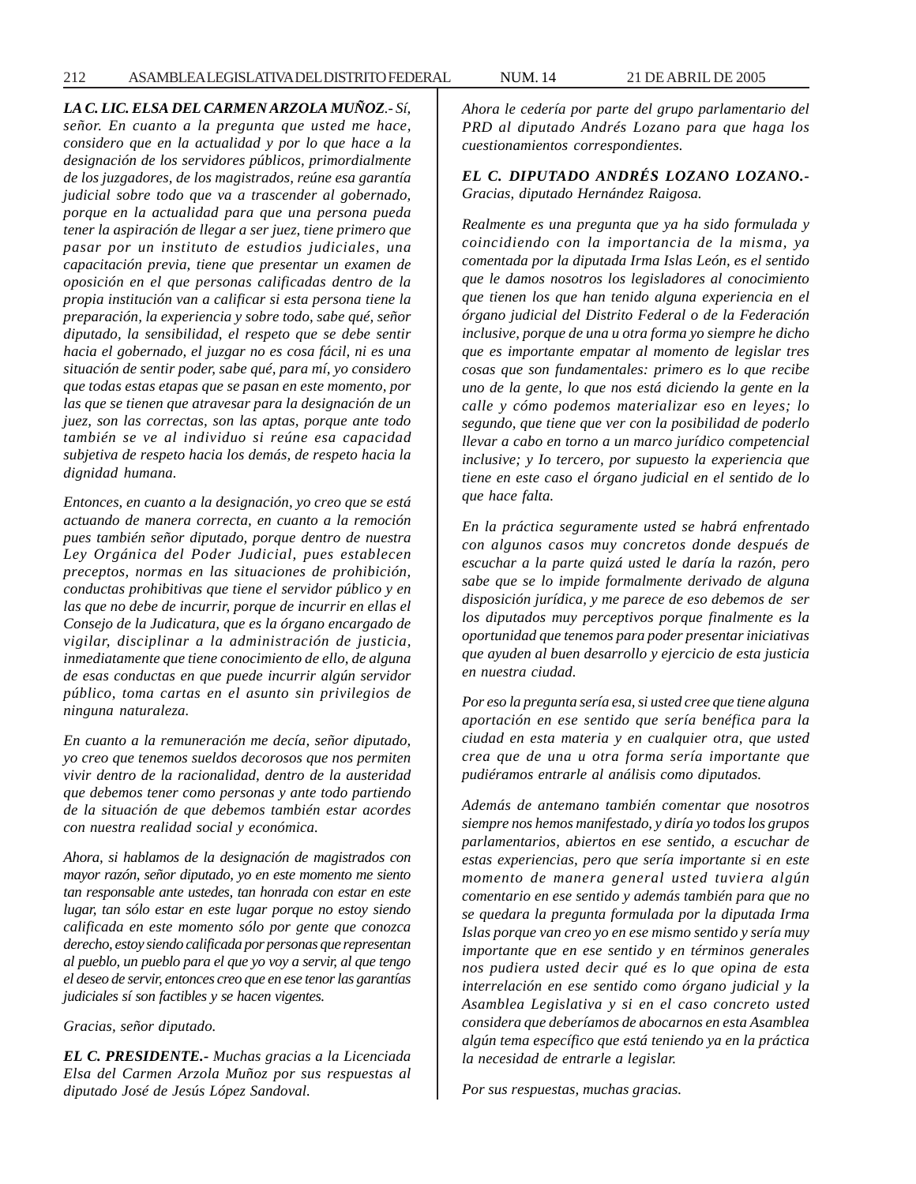***LA C. LIC. ELSA DEL CARMEN ARZOLA MUÑOZ**.- Sí, señor. En cuanto a la pregunta que usted me hace, considero que en la actualidad y por lo que hace a la designación de los servidores públicos, primordialmente de los juzgadores, de los magistrados, reúne esa garantía judicial sobre todo que va a trascender al gobernado, porque en la actualidad para que una persona pueda tener la aspiración de llegar a ser juez, tiene primero que pasar por un instituto de estudios judiciales, una capacitación previa, tiene que presentar un examen de oposición en el que personas calificadas dentro de la propia institución van a calificar si esta persona tiene la preparación, la experiencia y sobre todo, sabe qué, señor diputado, la sensibilidad, el respeto que se debe sentir hacia el gobernado, el juzgar no es cosa fácil, ni es una situación de sentir poder, sabe qué, para mí, yo considero que todas estas etapas que se pasan en este momento, por las que se tienen que atravesar para la designación de un juez, son las correctas, son las aptas, porque ante todo también se ve al individuo si reúne esa capacidad subjetiva de respeto hacia los demás, de respeto hacia la dignidad humana.*

*Entonces, en cuanto a la designación, yo creo que se está actuando de manera correcta, en cuanto a la remoción pues también señor diputado, porque dentro de nuestra Ley Orgánica del Poder Judicial, pues establecen preceptos, normas en las situaciones de prohibición, conductas prohibitivas que tiene el servidor público y en las que no debe de incurrir, porque de incurrir en ellas el Consejo de la Judicatura, que es la órgano encargado de vigilar, disciplinar a la administración de justicia, inmediatamente que tiene conocimiento de ello, de alguna de esas conductas en que puede incurrir algún servidor público, toma cartas en el asunto sin privilegios de ninguna naturaleza.*

*En cuanto a la remuneración me decía, señor diputado, yo creo que tenemos sueldos decorosos que nos permiten vivir dentro de la racionalidad, dentro de la austeridad que debemos tener como personas y ante todo partiendo de la situación de que debemos también estar acordes con nuestra realidad social y económica.*

*Ahora, si hablamos de la designación de magistrados con mayor razón, señor diputado, yo en este momento me siento tan responsable ante ustedes, tan honrada con estar en este lugar, tan sólo estar en este lugar porque no estoy siendo calificada en este momento sólo por gente que conozca derecho, estoy siendo calificada por personas que representan al pueblo, un pueblo para el que yo voy a servir, al que tengo el deseo de servir, entonces creo que en ese tenor las garantías judiciales sí son factibles y se hacen vigentes.*

*Gracias, señor diputado.*

***EL C. PRESIDENTE.**- Muchas gracias a la Licenciada Elsa del Carmen Arzola Muñoz por sus respuestas al diputado José de Jesús López Sandoval.*

*Ahora le cedería por parte del grupo parlamentario del PRD al diputado Andrés Lozano para que haga los cuestionamientos correspondientes.*

***EL C. DIPUTADO ANDRÉS LOZANO LOZANO.**- Gracias, diputado Hernández Raigosa.*

*Realmente es una pregunta que ya ha sido formulada y coincidiendo con la importancia de la misma, ya comentada por la diputada Irma Islas León, es el sentido que le damos nosotros los legisladores al conocimiento que tienen los que han tenido alguna experiencia en el órgano judicial del Distrito Federal o de la Federación inclusive, porque de una u otra forma yo siempre he dicho que es importante empatar al momento de legislar tres cosas que son fundamentales: primero es lo que recibe uno de la gente, lo que nos está diciendo la gente en la calle y cómo podemos materializar eso en leyes; lo segundo, que tiene que ver con la posibilidad de poderlo llevar a cabo en torno a un marco jurídico competencial inclusive; y Io tercero, por supuesto la experiencia que tiene en este caso el órgano judicial en el sentido de lo que hace falta.*

*En la práctica seguramente usted se habrá enfrentado con algunos casos muy concretos donde después de escuchar a la parte quizá usted le daría la razón, pero sabe que se lo impide formalmente derivado de alguna disposición jurídica, y me parece de eso debemos de ser los diputados muy perceptivos porque finalmente es la oportunidad que tenemos para poder presentar iniciativas que ayuden al buen desarrollo y ejercicio de esta justicia en nuestra ciudad.*

*Por eso la pregunta sería esa, si usted cree que tiene alguna aportación en ese sentido que sería benéfica para la ciudad en esta materia y en cualquier otra, que usted crea que de una u otra forma sería importante que pudiéramos entrarle al análisis como diputados.*

*Además de antemano también comentar que nosotros siempre nos hemos manifestado, y diría yo todos los grupos parlamentarios, abiertos en ese sentido, a escuchar de estas experiencias, pero que sería importante si en este momento de manera general usted tuviera algún comentario en ese sentido y además también para que no se quedara la pregunta formulada por la diputada Irma Islas porque van creo yo en ese mismo sentido y sería muy importante que en ese sentido y en términos generales nos pudiera usted decir qué es lo que opina de esta interrelación en ese sentido como órgano judicial y la Asamblea Legislativa y si en el caso concreto usted considera que deberíamos de abocarnos en esta Asamblea algún tema específico que está teniendo ya en la práctica la necesidad de entrarle a legislar.*

*Por sus respuestas, muchas gracias.*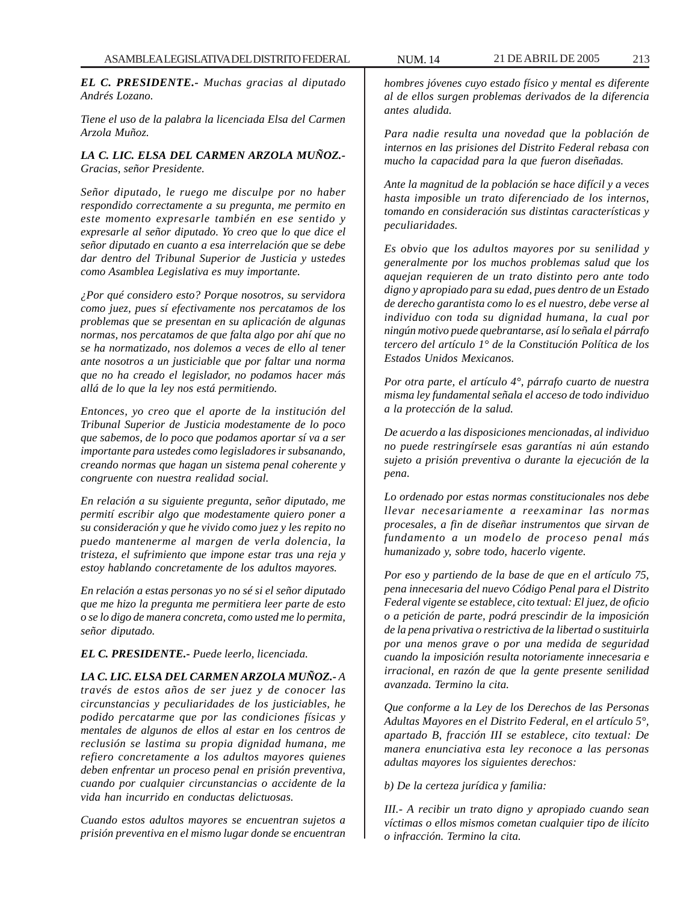***EL C. PRESIDENTE.-*** *Muchas gracias al diputado Andrés Lozano.*

*Tiene el uso de la palabra la licenciada Elsa del Carmen Arzola Muñoz.*

***LA C. LIC. ELSA DEL CARMEN ARZOLA MUÑOZ.-*** *Gracias, señor Presidente.*

*Señor diputado, le ruego me disculpe por no haber respondido correctamente a su pregunta, me permito en este momento expresarle también en ese sentido y expresarle al señor diputado. Yo creo que lo que dice el señor diputado en cuanto a esa interrelación que se debe dar dentro del Tribunal Superior de Justicia y ustedes como Asamblea Legislativa es muy importante.*

*¿Por qué considero esto? Porque nosotros, su servidora como juez, pues sí efectivamente nos percatamos de los problemas que se presentan en su aplicación de algunas normas, nos percatamos de que falta algo por ahí que no se ha normatizado, nos dolemos a veces de ello al tener ante nosotros a un justiciable que por faltar una norma que no ha creado el legislador, no podamos hacer más allá de lo que la ley nos está permitiendo.*

*Entonces, yo creo que el aporte de la institución del Tribunal Superior de Justicia modestamente de lo poco que sabemos, de lo poco que podamos aportar sí va a ser importante para ustedes como legisladores ir subsanando, creando normas que hagan un sistema penal coherente y congruente con nuestra realidad social.*

*En relación a su siguiente pregunta, señor diputado, me permití escribir algo que modestamente quiero poner a su consideración y que he vivido como juez y les repito no puedo mantenerme al margen de verla dolencia, la tristeza, el sufrimiento que impone estar tras una reja y estoy hablando concretamente de los adultos mayores.*

*En relación a estas personas yo no sé si el señor diputado que me hizo la pregunta me permitiera leer parte de esto o se lo digo de manera concreta, como usted me lo permita, señor diputado.*

***EL C. PRESIDENTE.-*** *Puede leerlo, licenciada.*

***LA C. LIC. ELSA DEL CARMEN ARZOLA MUÑOZ.-*** *A través de estos años de ser juez y de conocer las circunstancias y peculiaridades de los justiciables, he podido percatarme que por las condiciones físicas y mentales de algunos de ellos al estar en los centros de reclusión se lastima su propia dignidad humana, me refiero concretamente a los adultos mayores quienes deben enfrentar un proceso penal en prisión preventiva, cuando por cualquier circunstancias o accidente de la vida han incurrido en conductas delictuosas.*

*Cuando estos adultos mayores se encuentran sujetos a prisión preventiva en el mismo lugar donde se encuentran hombres jóvenes cuyo estado físico y mental es diferente al de ellos surgen problemas derivados de la diferencia antes aludida.*

*Para nadie resulta una novedad que la población de internos en las prisiones del Distrito Federal rebasa con mucho la capacidad para la que fueron diseñadas.*

*Ante la magnitud de la población se hace difícil y a veces hasta imposible un trato diferenciado de los internos, tomando en consideración sus distintas características y peculiaridades.*

*Es obvio que los adultos mayores por su senilidad y generalmente por los muchos problemas salud que los aquejan requieren de un trato distinto pero ante todo digno y apropiado para su edad, pues dentro de un Estado de derecho garantista como lo es el nuestro, debe verse al individuo con toda su dignidad humana, la cual por ningún motivo puede quebrantarse, así lo señala el párrafo tercero del artículo 1° de la Constitución Política de los Estados Unidos Mexicanos.*

*Por otra parte, el artículo 4°, párrafo cuarto de nuestra misma ley fundamental señala el acceso de todo individuo a la protección de la salud.*

*De acuerdo a las disposiciones mencionadas, al individuo no puede restringírsele esas garantías ni aún estando sujeto a prisión preventiva o durante la ejecución de la pena.*

*Lo ordenado por estas normas constitucionales nos debe llevar necesariamente a reexaminar las normas procesales, a fin de diseñar instrumentos que sirvan de fundamento a un modelo de proceso penal más humanizado y, sobre todo, hacerlo vigente.*

*Por eso y partiendo de la base de que en el artículo 75, pena innecesaria del nuevo Código Penal para el Distrito Federal vigente se establece, cito textual: El juez, de oficio o a petición de parte, podrá prescindir de la imposición de la pena privativa o restrictiva de la libertad o sustituirla por una menos grave o por una medida de seguridad cuando la imposición resulta notoriamente innecesaria e irracional, en razón de que la gente presente senilidad avanzada. Termino la cita.*

*Que conforme a la Ley de los Derechos de las Personas Adultas Mayores en el Distrito Federal, en el artículo 5°, apartado B, fracción III se establece, cito textual: De manera enunciativa esta ley reconoce a las personas adultas mayores los siguientes derechos:*

*b) De la certeza jurídica y familia:*

*III.- A recibir un trato digno y apropiado cuando sean víctimas o ellos mismos cometan cualquier tipo de ilícito o infracción. Termino la cita.*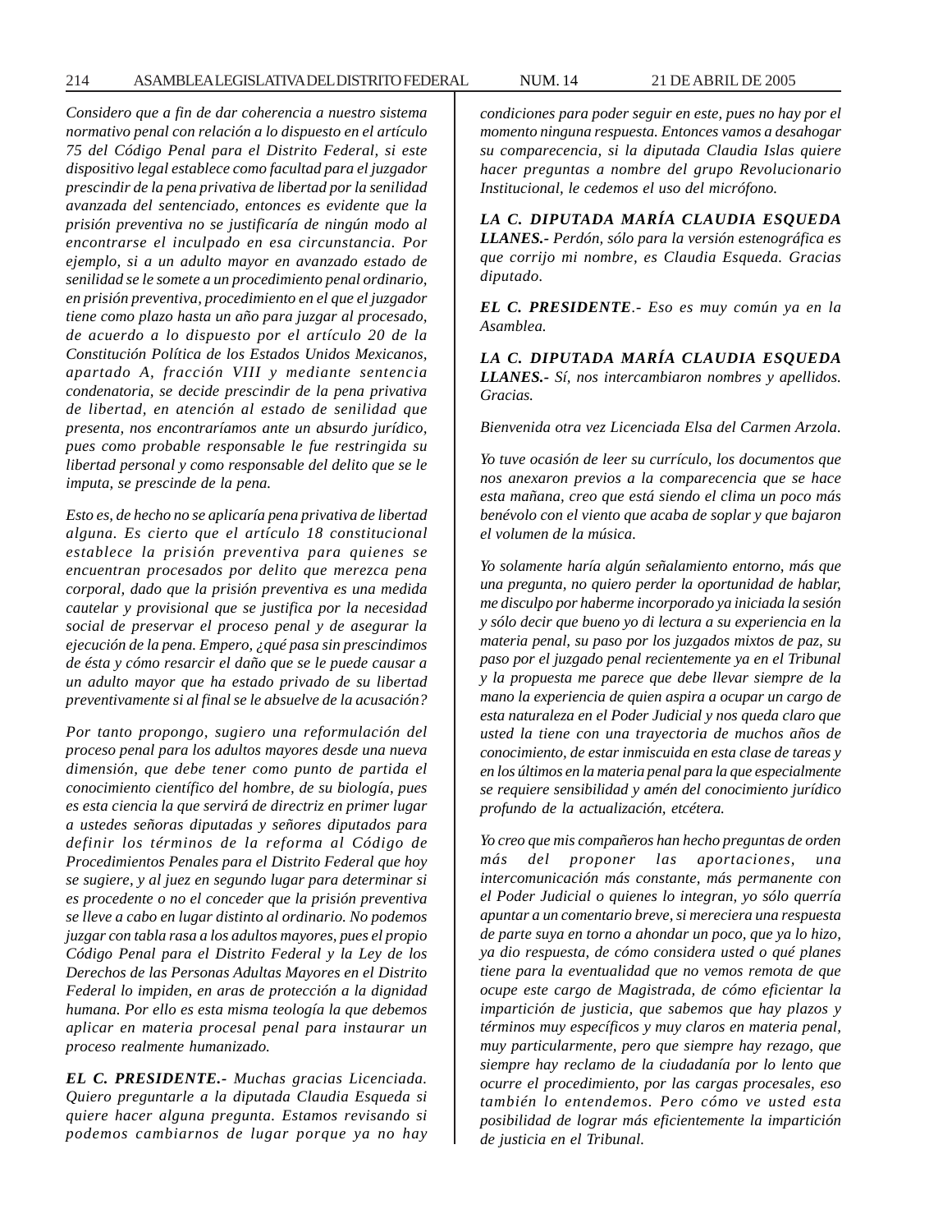*Considero que a fin de dar coherencia a nuestro sistema normativo penal con relación a lo dispuesto en el artículo 75 del Código Penal para el Distrito Federal, si este dispositivo legal establece como facultad para el juzgador prescindir de la pena privativa de libertad por la senilidad avanzada del sentenciado, entonces es evidente que la prisión preventiva no se justificaría de ningún modo al encontrarse el inculpado en esa circunstancia. Por ejemplo, si a un adulto mayor en avanzado estado de senilidad se le somete a un procedimiento penal ordinario, en prisión preventiva, procedimiento en el que el juzgador tiene como plazo hasta un año para juzgar al procesado, de acuerdo a lo dispuesto por el artículo 20 de la Constitución Política de los Estados Unidos Mexicanos, apartado A, fracción VIII y mediante sentencia condenatoria, se decide prescindir de la pena privativa de libertad, en atención al estado de senilidad que presenta, nos encontraríamos ante un absurdo jurídico, pues como probable responsable le fue restringida su libertad personal y como responsable del delito que se le imputa, se prescinde de la pena.*

*Esto es, de hecho no se aplicaría pena privativa de libertad alguna. Es cierto que el artículo 18 constitucional establece la prisión preventiva para quienes se encuentran procesados por delito que merezca pena corporal, dado que la prisión preventiva es una medida cautelar y provisional que se justifica por la necesidad social de preservar el proceso penal y de asegurar la ejecución de la pena. Empero, ¿qué pasa sin prescindimos de ésta y cómo resarcir el daño que se le puede causar a un adulto mayor que ha estado privado de su libertad preventivamente si al final se le absuelve de la acusación?*

*Por tanto propongo, sugiero una reformulación del proceso penal para los adultos mayores desde una nueva dimensión, que debe tener como punto de partida el conocimiento científico del hombre, de su biología, pues es esta ciencia la que servirá de directriz en primer lugar a ustedes señoras diputadas y señores diputados para definir los términos de la reforma al Código de Procedimientos Penales para el Distrito Federal que hoy se sugiere, y al juez en segundo lugar para determinar si es procedente o no el conceder que la prisión preventiva se lleve a cabo en lugar distinto al ordinario. No podemos juzgar con tabla rasa a los adultos mayores, pues el propio Código Penal para el Distrito Federal y la Ley de los Derechos de las Personas Adultas Mayores en el Distrito Federal lo impiden, en aras de protección a la dignidad humana. Por ello es esta misma teología la que debemos aplicar en materia procesal penal para instaurar un proceso realmente humanizado.*

***EL C. PRESIDENTE.-** Muchas gracias Licenciada. Quiero preguntarle a la diputada Claudia Esqueda si quiere hacer alguna pregunta. Estamos revisando si podemos cambiarnos de lugar porque ya no hay condiciones para poder seguir en este, pues no hay por el momento ninguna respuesta. Entonces vamos a desahogar su comparecencia, si la diputada Claudia Islas quiere hacer preguntas a nombre del grupo Revolucionario Institucional, le cedemos el uso del micrófono.*

***LA C. DIPUTADA MARÍA CLAUDIA ESQUEDA LLANES.-** Perdón, sólo para la versión estenográfica es que corrijo mi nombre, es Claudia Esqueda. Gracias diputado.*

***EL C. PRESIDENTE.-** Eso es muy común ya en la Asamblea.*

***LA C. DIPUTADA MARÍA CLAUDIA ESQUEDA LLANES.-** Sí, nos intercambiaron nombres y apellidos. Gracias.*

*Bienvenida otra vez Licenciada Elsa del Carmen Arzola.*

*Yo tuve ocasión de leer su currículo, los documentos que nos anexaron previos a la comparecencia que se hace esta mañana, creo que está siendo el clima un poco más benévolo con el viento que acaba de soplar y que bajaron el volumen de la música.*

*Yo solamente haría algún señalamiento entorno, más que una pregunta, no quiero perder la oportunidad de hablar, me disculpo por haberme incorporado ya iniciada la sesión y sólo decir que bueno yo di lectura a su experiencia en la materia penal, su paso por los juzgados mixtos de paz, su paso por el juzgado penal recientemente ya en el Tribunal y la propuesta me parece que debe llevar siempre de la mano la experiencia de quien aspira a ocupar un cargo de esta naturaleza en el Poder Judicial y nos queda claro que usted la tiene con una trayectoria de muchos años de conocimiento, de estar inmiscuida en esta clase de tareas y en los últimos en la materia penal para la que especialmente se requiere sensibilidad y amén del conocimiento jurídico profundo de la actualización, etcétera.*

*Yo creo que mis compañeros han hecho preguntas de orden más del proponer las aportaciones, una intercomunicación más constante, más permanente con el Poder Judicial o quienes lo integran, yo sólo querría apuntar a un comentario breve, si mereciera una respuesta de parte suya en torno a ahondar un poco, que ya lo hizo, ya dio respuesta, de cómo considera usted o qué planes tiene para la eventualidad que no vemos remota de que ocupe este cargo de Magistrada, de cómo eficientar la impartición de justicia, que sabemos que hay plazos y términos muy específicos y muy claros en materia penal, muy particularmente, pero que siempre hay rezago, que siempre hay reclamo de la ciudadanía por lo lento que ocurre el procedimiento, por las cargas procesales, eso también lo entendemos. Pero cómo ve usted esta posibilidad de lograr más eficientemente la impartición de justicia en el Tribunal.*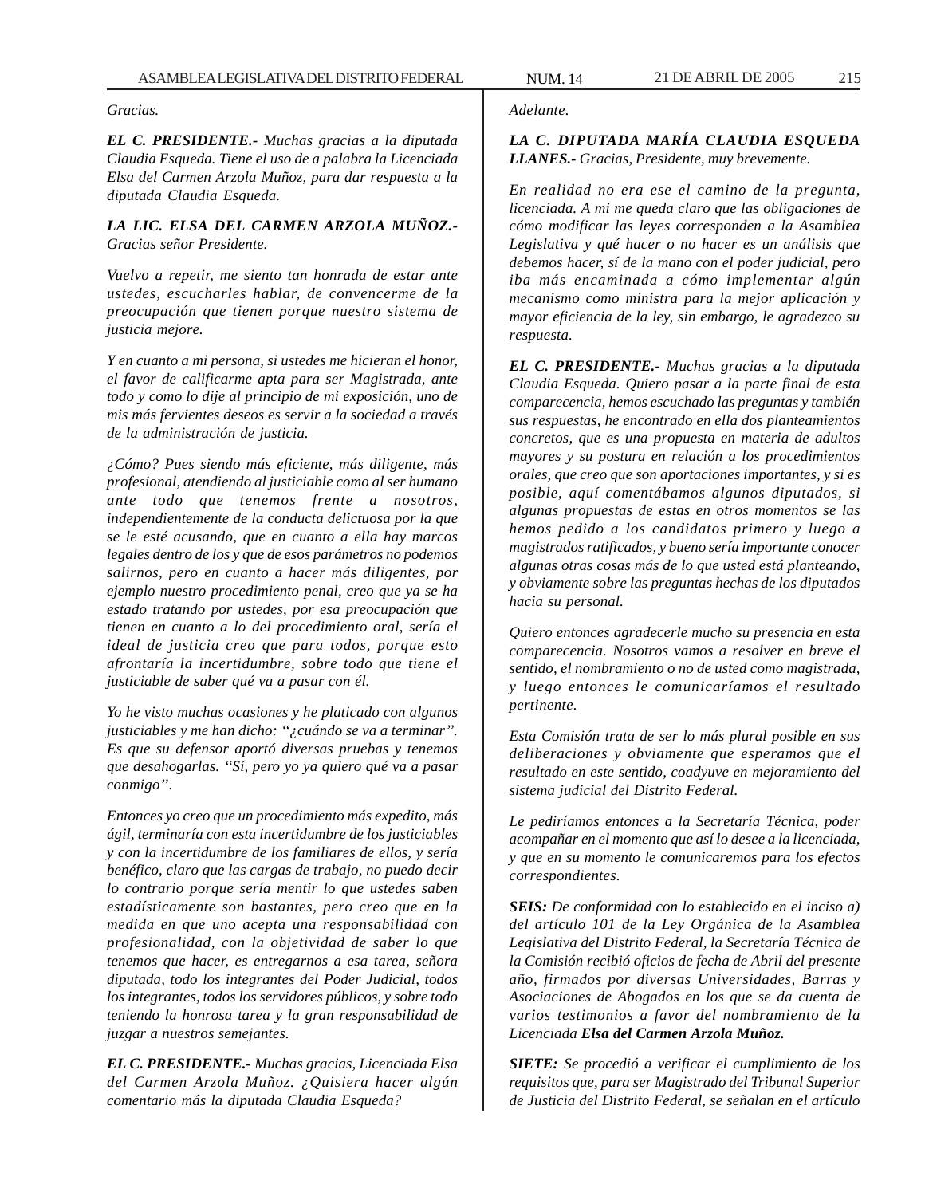*Gracias.*

***EL C. PRESIDENTE.-*** *Muchas gracias a la diputada Claudia Esqueda. Tiene el uso de a palabra la Licenciada Elsa del Carmen Arzola Muñoz, para dar respuesta a la diputada Claudia Esqueda.*

***LA LIC. ELSA DEL CARMEN ARZOLA MUÑOZ.-*** *Gracias señor Presidente.*

*Vuelvo a repetir, me siento tan honrada de estar ante ustedes, escucharles hablar, de convencerme de la preocupación que tienen porque nuestro sistema de justicia mejore.*

*Y en cuanto a mi persona, si ustedes me hicieran el honor, el favor de calificarme apta para ser Magistrada, ante todo y como lo dije al principio de mi exposición, uno de mis más fervientes deseos es servir a la sociedad a través de la administración de justicia.*

*¿Cómo? Pues siendo más eficiente, más diligente, más profesional, atendiendo al justiciable como al ser humano ante todo que tenemos frente a nosotros, independientemente de la conducta delictuosa por la que se le esté acusando, que en cuanto a ella hay marcos legales dentro de los y que de esos parámetros no podemos salirnos, pero en cuanto a hacer más diligentes, por ejemplo nuestro procedimiento penal, creo que ya se ha estado tratando por ustedes, por esa preocupación que tienen en cuanto a lo del procedimiento oral, sería el ideal de justicia creo que para todos, porque esto afrontaría la incertidumbre, sobre todo que tiene el justiciable de saber qué va a pasar con él.*

*Yo he visto muchas ocasiones y he platicado con algunos justiciables y me han dicho: "¿cuándo se va a terminar". Es que su defensor aportó diversas pruebas y tenemos que desahogarlas. "Sí, pero yo ya quiero qué va a pasar conmigo".*

*Entonces yo creo que un procedimiento más expedito, más ágil, terminaría con esta incertidumbre de los justiciables y con la incertidumbre de los familiares de ellos, y sería benéfico, claro que las cargas de trabajo, no puedo decir lo contrario porque sería mentir lo que ustedes saben estadísticamente son bastantes, pero creo que en la medida en que uno acepta una responsabilidad con profesionalidad, con la objetividad de saber lo que tenemos que hacer, es entregarnos a esa tarea, señora diputada, todo los integrantes del Poder Judicial, todos los integrantes, todos los servidores públicos, y sobre todo teniendo la honrosa tarea y la gran responsabilidad de juzgar a nuestros semejantes.*

***EL C. PRESIDENTE.-*** *Muchas gracias, Licenciada Elsa del Carmen Arzola Muñoz. ¿Quisiera hacer algún comentario más la diputada Claudia Esqueda?*

*Adelante.*

***LA C. DIPUTADA MARÍA CLAUDIA ESQUEDA LLANES.-*** *Gracias, Presidente, muy brevemente.*

*En realidad no era ese el camino de la pregunta, licenciada. A mi me queda claro que las obligaciones de cómo modificar las leyes corresponden a la Asamblea Legislativa y qué hacer o no hacer es un análisis que debemos hacer, sí de la mano con el poder judicial, pero iba más encaminada a cómo implementar algún mecanismo como ministra para la mejor aplicación y mayor eficiencia de la ley, sin embargo, le agradezco su respuesta.*

***EL C. PRESIDENTE.-*** *Muchas gracias a la diputada Claudia Esqueda. Quiero pasar a la parte final de esta comparecencia, hemos escuchado las preguntas y también sus respuestas, he encontrado en ella dos planteamientos concretos, que es una propuesta en materia de adultos mayores y su postura en relación a los procedimientos orales, que creo que son aportaciones importantes, y si es posible, aquí comentábamos algunos diputados, si algunas propuestas de estas en otros momentos se las hemos pedido a los candidatos primero y luego a magistrados ratificados, y bueno sería importante conocer algunas otras cosas más de lo que usted está planteando, y obviamente sobre las preguntas hechas de los diputados hacia su personal.*

*Quiero entonces agradecerle mucho su presencia en esta comparecencia. Nosotros vamos a resolver en breve el sentido, el nombramiento o no de usted como magistrada, y luego entonces le comunicaríamos el resultado pertinente.*

*Esta Comisión trata de ser lo más plural posible en sus deliberaciones y obviamente que esperamos que el resultado en este sentido, coadyuve en mejoramiento del sistema judicial del Distrito Federal.*

*Le pediríamos entonces a la Secretaría Técnica, poder acompañar en el momento que así lo desee a la licenciada, y que en su momento le comunicaremos para los efectos correspondientes.*

***SEIS:*** *De conformidad con lo establecido en el inciso a) del artículo 101 de la Ley Orgánica de la Asamblea Legislativa del Distrito Federal, la Secretaría Técnica de la Comisión recibió oficios de fecha de Abril del presente año, firmados por diversas Universidades, Barras y Asociaciones de Abogados en los que se da cuenta de varios testimonios a favor del nombramiento de la Licenciada **Elsa del Carmen Arzola Muñoz.***

***SIETE:*** *Se procedió a verificar el cumplimiento de los requisitos que, para ser Magistrado del Tribunal Superior de Justicia del Distrito Federal, se señalan en el artículo*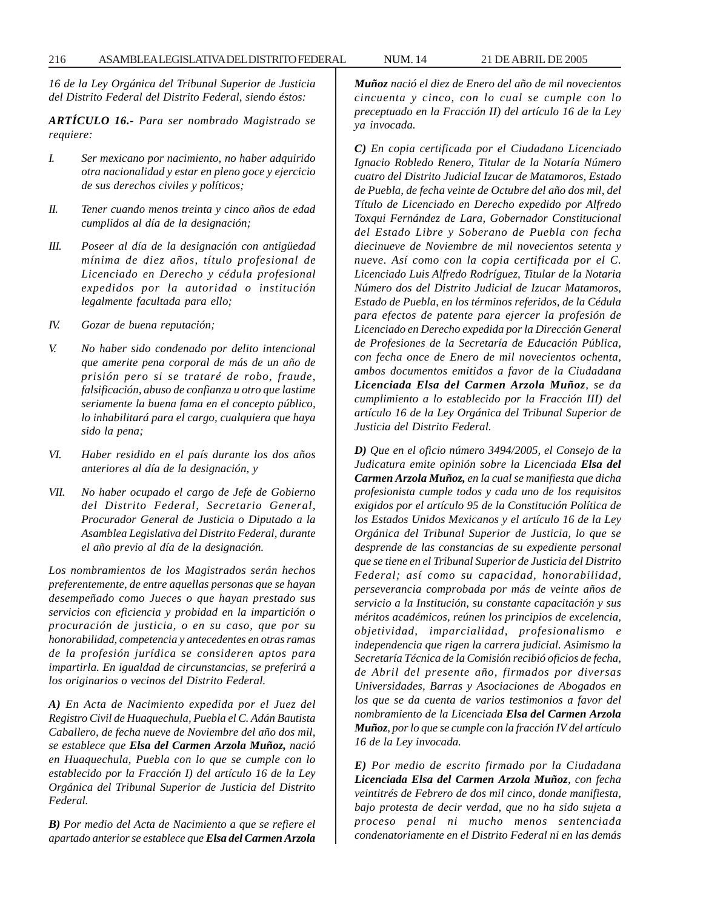*16 de la Ley Orgánica del Tribunal Superior de Justicia del Distrito Federal del Distrito Federal, siendo éstos:*

***ARTÍCULO 16.-*** *Para ser nombrado Magistrado se requiere:*

*I. Ser mexicano por nacimiento, no haber adquirido otra nacionalidad y estar en pleno goce y ejercicio de sus derechos civiles y políticos;*

*II. Tener cuando menos treinta y cinco años de edad cumplidos al día de la designación;*

*III. Poseer al día de la designación con antigüedad mínima de diez años, título profesional de Licenciado en Derecho y cédula profesional expedidos por la autoridad o institución legalmente facultada para ello;*

*IV. Gozar de buena reputación;*

*V. No haber sido condenado por delito intencional que amerite pena corporal de más de un año de prisión pero si se trataré de robo, fraude, falsificación, abuso de confianza u otro que lastime seriamente la buena fama en el concepto público, lo inhabilitará para el cargo, cualquiera que haya sido la pena;*

*VI. Haber residido en el país durante los dos años anteriores al día de la designación, y*

*VII. No haber ocupado el cargo de Jefe de Gobierno del Distrito Federal, Secretario General, Procurador General de Justicia o Diputado a la Asamblea Legislativa del Distrito Federal, durante el año previo al día de la designación.*

*Los nombramientos de los Magistrados serán hechos preferentemente, de entre aquellas personas que se hayan desempeñado como Jueces o que hayan prestado sus servicios con eficiencia y probidad en la impartición o procuración de justicia, o en su caso, que por su honorabilidad, competencia y antecedentes en otras ramas de la profesión jurídica se consideren aptos para impartirla. En igualdad de circunstancias, se preferirá a los originarios o vecinos del Distrito Federal.*

***A)*** *En Acta de Nacimiento expedida por el Juez del Registro Civil de Huaquechula, Puebla el C. Adán Bautista Caballero, de fecha nueve de Noviembre del año dos mil, se establece que* ***Elsa del Carmen Arzola Muñoz,*** *nació en Huaquechula, Puebla con lo que se cumple con lo establecido por la Fracción I) del artículo 16 de la Ley Orgánica del Tribunal Superior de Justicia del Distrito Federal.*

***B)*** *Por medio del Acta de Nacimiento a que se refiere el apartado anterior se establece que* ***Elsa del Carmen Arzola Muñoz*** *nació el diez de Enero del año de mil novecientos cincuenta y cinco, con lo cual se cumple con lo preceptuado en la Fracción II) del artículo 16 de la Ley ya invocada.*

***C)*** *En copia certificada por el Ciudadano Licenciado Ignacio Robledo Renero, Titular de la Notaría Número cuatro del Distrito Judicial Izucar de Matamoros, Estado de Puebla, de fecha veinte de Octubre del año dos mil, del Título de Licenciado en Derecho expedido por Alfredo Toxqui Fernández de Lara, Gobernador Constitucional del Estado Libre y Soberano de Puebla con fecha diecinueve de Noviembre de mil novecientos setenta y nueve. Así como con la copia certificada por el C. Licenciado Luis Alfredo Rodríguez, Titular de la Notaria Número dos del Distrito Judicial de Izucar Matamoros, Estado de Puebla, en los términos referidos, de la Cédula para efectos de patente para ejercer la profesión de Licenciado en Derecho expedida por la Dirección General de Profesiones de la Secretaría de Educación Pública, con fecha once de Enero de mil novecientos ochenta, ambos documentos emitidos a favor de la Ciudadana* ***Licenciada Elsa del Carmen Arzola Muñoz****, se da cumplimiento a lo establecido por la Fracción III) del artículo 16 de la Ley Orgánica del Tribunal Superior de Justicia del Distrito Federal.*

***D)*** *Que en el oficio número 3494/2005, el Consejo de la Judicatura emite opinión sobre la Licenciada* ***Elsa del Carmen Arzola Muñoz,*** *en la cual se manifiesta que dicha profesionista cumple todos y cada uno de los requisitos exigidos por el artículo 95 de la Constitución Política de los Estados Unidos Mexicanos y el artículo 16 de la Ley Orgánica del Tribunal Superior de Justicia, lo que se desprende de las constancias de su expediente personal que se tiene en el Tribunal Superior de Justicia del Distrito Federal; así como su capacidad, honorabilidad, perseverancia comprobada por más de veinte años de servicio a la Institución, su constante capacitación y sus méritos académicos, reúnen los principios de excelencia, objetividad, imparcialidad, profesionalismo e independencia que rigen la carrera judicial. Asimismo la Secretaría Técnica de la Comisión recibió oficios de fecha, de Abril del presente año, firmados por diversas Universidades, Barras y Asociaciones de Abogados en los que se da cuenta de varios testimonios a favor del nombramiento de la Licenciada* ***Elsa del Carmen Arzola Muñoz****, por lo que se cumple con la fracción IV del artículo 16 de la Ley invocada.*

***E)*** *Por medio de escrito firmado por la Ciudadana* ***Licenciada Elsa del Carmen Arzola Muñoz****, con fecha veintitrés de Febrero de dos mil cinco, donde manifiesta, bajo protesta de decir verdad, que no ha sido sujeta a proceso penal ni mucho menos sentenciada condenatoriamente en el Distrito Federal ni en las demás*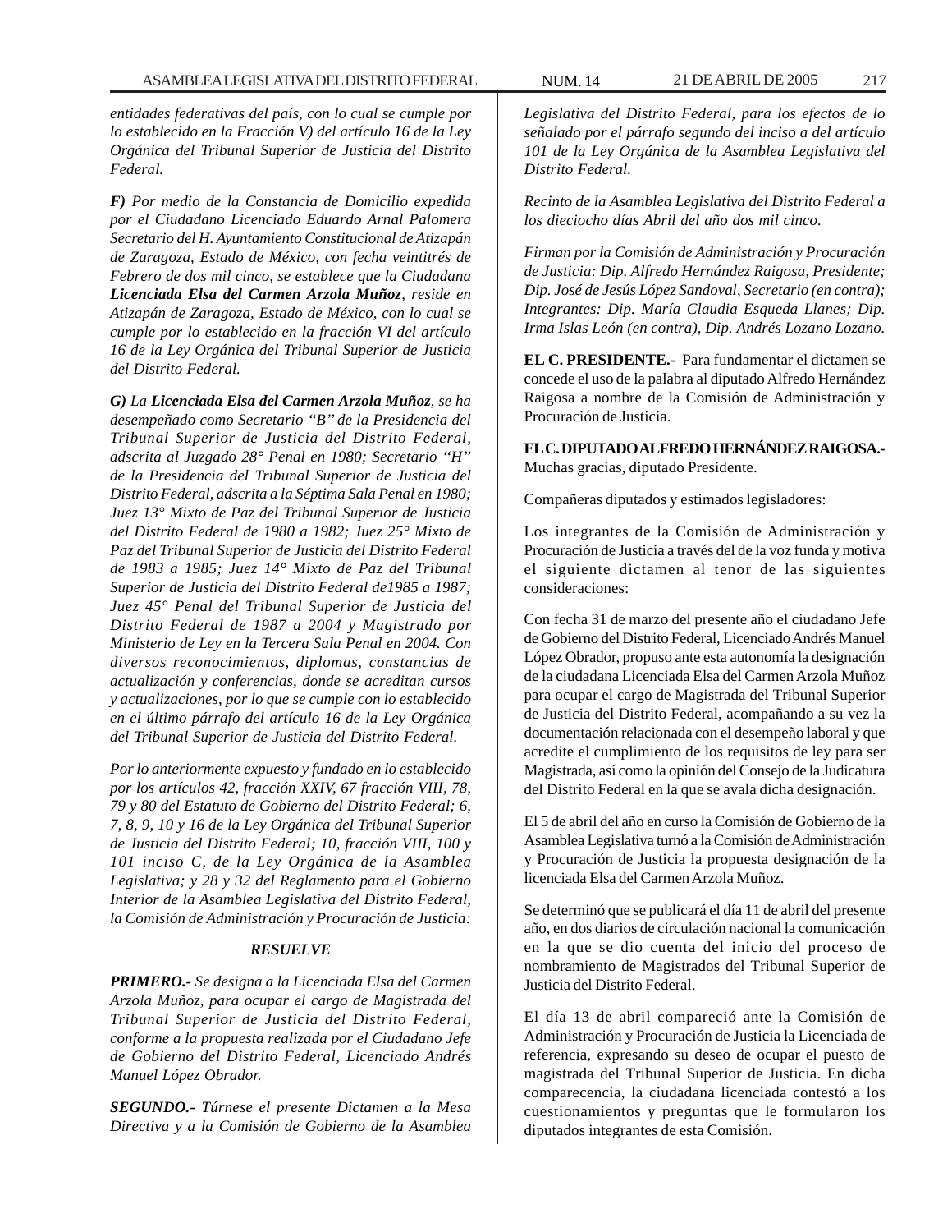*entidades federativas del país, con lo cual se cumple por lo establecido en la Fracción V) del artículo 16 de la Ley Orgánica del Tribunal Superior de Justicia del Distrito Federal.*

***F)*** *Por medio de la Constancia de Domicilio expedida por el Ciudadano Licenciado Eduardo Arnal Palomera Secretario del H. Ayuntamiento Constitucional de Atizapán de Zaragoza, Estado de México, con fecha veintitrés de Febrero de dos mil cinco, se establece que la Ciudadana* ***Licenciada Elsa del Carmen Arzola Muñoz****, reside en Atizapán de Zaragoza, Estado de México, con lo cual se cumple por lo establecido en la fracción VI del artículo 16 de la Ley Orgánica del Tribunal Superior de Justicia del Distrito Federal.*

***G)*** *La* ***Licenciada Elsa del Carmen Arzola Muñoz****, se ha desempeñado como Secretario "B" de la Presidencia del Tribunal Superior de Justicia del Distrito Federal, adscrita al Juzgado 28° Penal en 1980; Secretario "H" de la Presidencia del Tribunal Superior de Justicia del Distrito Federal, adscrita a la Séptima Sala Penal en 1980; Juez 13° Mixto de Paz del Tribunal Superior de Justicia del Distrito Federal de 1980 a 1982; Juez 25° Mixto de Paz del Tribunal Superior de Justicia del Distrito Federal de 1983 a 1985; Juez 14° Mixto de Paz del Tribunal Superior de Justicia del Distrito Federal de1985 a 1987; Juez 45° Penal del Tribunal Superior de Justicia del Distrito Federal de 1987 a 2004 y Magistrado por Ministerio de Ley en la Tercera Sala Penal en 2004. Con diversos reconocimientos, diplomas, constancias de actualización y conferencias, donde se acreditan cursos y actualizaciones, por lo que se cumple con lo establecido en el último párrafo del artículo 16 de la Ley Orgánica del Tribunal Superior de Justicia del Distrito Federal.*

*Por lo anteriormente expuesto y fundado en lo establecido por los artículos 42, fracción XXIV, 67 fracción VIII, 78, 79 y 80 del Estatuto de Gobierno del Distrito Federal; 6, 7, 8, 9, 10 y 16 de la Ley Orgánica del Tribunal Superior de Justicia del Distrito Federal; 10, fracción VIII, 100 y 101 inciso C, de la Ley Orgánica de la Asamblea Legislativa; y 28 y 32 del Reglamento para el Gobierno Interior de la Asamblea Legislativa del Distrito Federal, la Comisión de Administración y Procuración de Justicia:*

***RESUELVE***

***PRIMERO.-*** *Se designa a la Licenciada Elsa del Carmen Arzola Muñoz, para ocupar el cargo de Magistrada del Tribunal Superior de Justicia del Distrito Federal, conforme a la propuesta realizada por el Ciudadano Jefe de Gobierno del Distrito Federal, Licenciado Andrés Manuel López Obrador.*

***SEGUNDO.-*** *Túrnese el presente Dictamen a la Mesa Directiva y a la Comisión de Gobierno de la Asamblea Legislativa del Distrito Federal, para los efectos de lo señalado por el párrafo segundo del inciso a del artículo 101 de la Ley Orgánica de la Asamblea Legislativa del Distrito Federal.*

*Recinto de la Asamblea Legislativa del Distrito Federal a los dieciocho días Abril del año dos mil cinco.*

*Firman por la Comisión de Administración y Procuración de Justicia: Dip. Alfredo Hernández Raigosa, Presidente; Dip. José de Jesús López Sandoval, Secretario (en contra); Integrantes: Dip. María Claudia Esqueda Llanes; Dip. Irma Islas León (en contra), Dip. Andrés Lozano Lozano.*

**EL C. PRESIDENTE.-** Para fundamentar el dictamen se concede el uso de la palabra al diputado Alfredo Hernández Raigosa a nombre de la Comisión de Administración y Procuración de Justicia.

**EL C. DIPUTADO ALFREDO HERNÁNDEZ RAIGOSA.-** Muchas gracias, diputado Presidente.

Compañeras diputados y estimados legisladores:

Los integrantes de la Comisión de Administración y Procuración de Justicia a través del de la voz funda y motiva el siguiente dictamen al tenor de las siguientes consideraciones:

Con fecha 31 de marzo del presente año el ciudadano Jefe de Gobierno del Distrito Federal, Licenciado Andrés Manuel López Obrador, propuso ante esta autonomía la designación de la ciudadana Licenciada Elsa del Carmen Arzola Muñoz para ocupar el cargo de Magistrada del Tribunal Superior de Justicia del Distrito Federal, acompañando a su vez la documentación relacionada con el desempeño laboral y que acredite el cumplimiento de los requisitos de ley para ser Magistrada, así como la opinión del Consejo de la Judicatura del Distrito Federal en la que se avala dicha designación.

El 5 de abril del año en curso la Comisión de Gobierno de la Asamblea Legislativa turnó a la Comisión de Administración y Procuración de Justicia la propuesta designación de la licenciada Elsa del Carmen Arzola Muñoz.

Se determinó que se publicará el día 11 de abril del presente año, en dos diarios de circulación nacional la comunicación en la que se dio cuenta del inicio del proceso de nombramiento de Magistrados del Tribunal Superior de Justicia del Distrito Federal.

El día 13 de abril compareció ante la Comisión de Administración y Procuración de Justicia la Licenciada de referencia, expresando su deseo de ocupar el puesto de magistrada del Tribunal Superior de Justicia. En dicha comparecencia, la ciudadana licenciada contestó a los cuestionamientos y preguntas que le formularon los diputados integrantes de esta Comisión.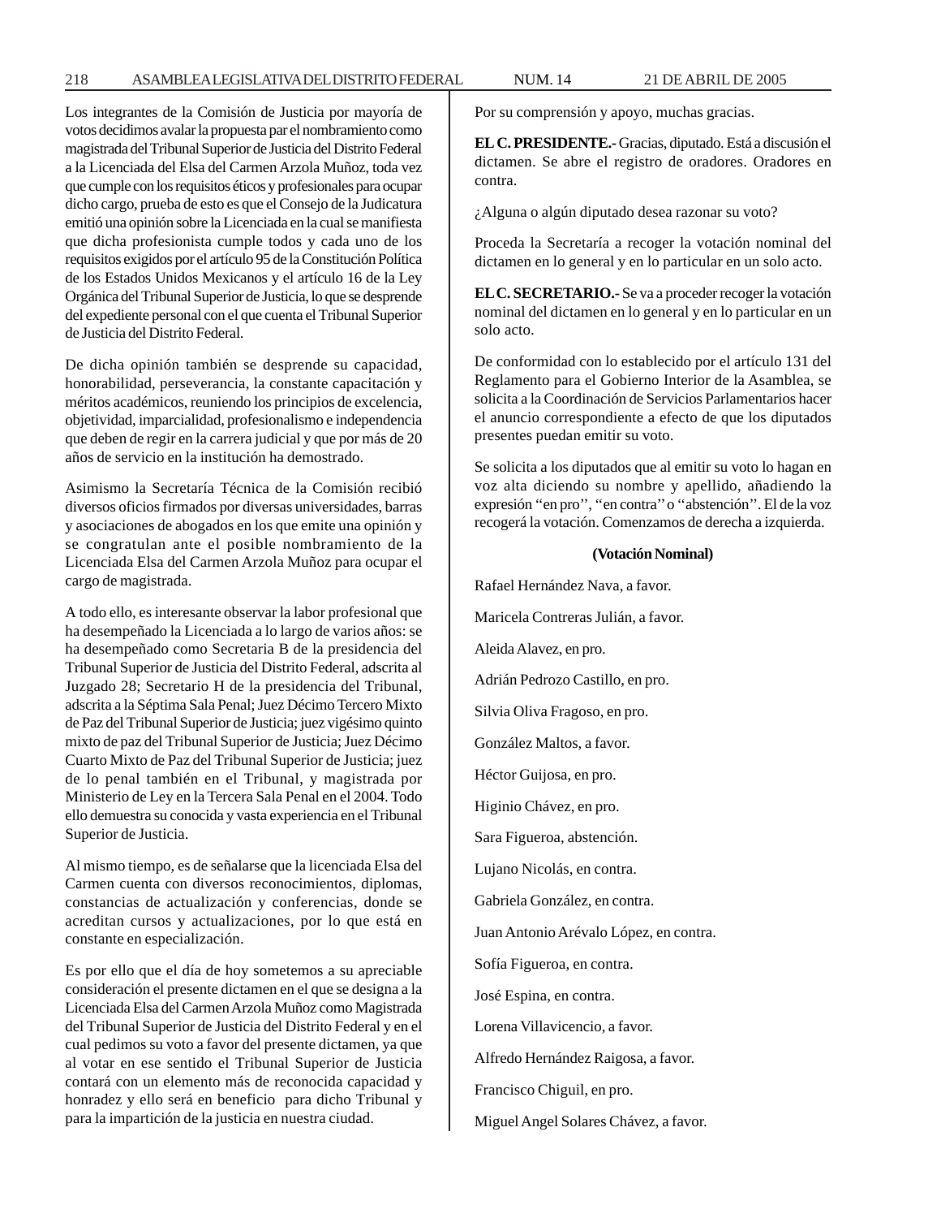Los integrantes de la Comisión de Justicia por mayoría de votos decidimos avalar la propuesta par el nombramiento como magistrada del Tribunal Superior de Justicia del Distrito Federal a la Licenciada del Elsa del Carmen Arzola Muñoz, toda vez que cumple con los requisitos éticos y profesionales para ocupar dicho cargo, prueba de esto es que el Consejo de la Judicatura emitió una opinión sobre la Licenciada en la cual se manifiesta que dicha profesionista cumple todos y cada uno de los requisitos exigidos por el artículo 95 de la Constitución Política de los Estados Unidos Mexicanos y el artículo 16 de la Ley Orgánica del Tribunal Superior de Justicia, lo que se desprende del expediente personal con el que cuenta el Tribunal Superior de Justicia del Distrito Federal.

De dicha opinión también se desprende su capacidad, honorabilidad, perseverancia, la constante capacitación y méritos académicos, reuniendo los principios de excelencia, objetividad, imparcialidad, profesionalismo e independencia que deben de regir en la carrera judicial y que por más de 20 años de servicio en la institución ha demostrado.

Asimismo la Secretaría Técnica de la Comisión recibió diversos oficios firmados por diversas universidades, barras y asociaciones de abogados en los que emite una opinión y se congratulan ante el posible nombramiento de la Licenciada Elsa del Carmen Arzola Muñoz para ocupar el cargo de magistrada.

A todo ello, es interesante observar la labor profesional que ha desempeñado la Licenciada a lo largo de varios años: se ha desempeñado como Secretaria B de la presidencia del Tribunal Superior de Justicia del Distrito Federal, adscrita al Juzgado 28; Secretario H de la presidencia del Tribunal, adscrita a la Séptima Sala Penal; Juez Décimo Tercero Mixto de Paz del Tribunal Superior de Justicia; juez vigésimo quinto mixto de paz del Tribunal Superior de Justicia; Juez Décimo Cuarto Mixto de Paz del Tribunal Superior de Justicia; juez de lo penal también en el Tribunal, y magistrada por Ministerio de Ley en la Tercera Sala Penal en el 2004. Todo ello demuestra su conocida y vasta experiencia en el Tribunal Superior de Justicia.

Al mismo tiempo, es de señalarse que la licenciada Elsa del Carmen cuenta con diversos reconocimientos, diplomas, constancias de actualización y conferencias, donde se acreditan cursos y actualizaciones, por lo que está en constante en especialización.

Es por ello que el día de hoy sometemos a su apreciable consideración el presente dictamen en el que se designa a la Licenciada Elsa del Carmen Arzola Muñoz como Magistrada del Tribunal Superior de Justicia del Distrito Federal y en el cual pedimos su voto a favor del presente dictamen, ya que al votar en ese sentido el Tribunal Superior de Justicia contará con un elemento más de reconocida capacidad y honradez y ello será en beneficio para dicho Tribunal y para la impartición de la justicia en nuestra ciudad.

Por su comprensión y apoyo, muchas gracias.

**EL C. PRESIDENTE.-** Gracias, diputado. Está a discusión el dictamen. Se abre el registro de oradores. Oradores en contra.

¿Alguna o algún diputado desea razonar su voto?

Proceda la Secretaría a recoger la votación nominal del dictamen en lo general y en lo particular en un solo acto.

**EL C. SECRETARIO.-** Se va a proceder recoger la votación nominal del dictamen en lo general y en lo particular en un solo acto.

De conformidad con lo establecido por el artículo 131 del Reglamento para el Gobierno Interior de la Asamblea, se solicita a la Coordinación de Servicios Parlamentarios hacer el anuncio correspondiente a efecto de que los diputados presentes puedan emitir su voto.

Se solicita a los diputados que al emitir su voto lo hagan en voz alta diciendo su nombre y apellido, añadiendo la expresión "en pro", "en contra" o "abstención". El de la voz recogerá la votación. Comenzamos de derecha a izquierda.

**(Votación Nominal)**

Rafael Hernández Nava, a favor.

Maricela Contreras Julián, a favor.

Aleida Alavez, en pro.

Adrián Pedrozo Castillo, en pro.

Silvia Oliva Fragoso, en pro.

González Maltos, a favor.

Héctor Guijosa, en pro.

Higinio Chávez, en pro.

Sara Figueroa, abstención.

Lujano Nicolás, en contra.

Gabriela González, en contra.

Juan Antonio Arévalo López, en contra.

Sofía Figueroa, en contra.

José Espina, en contra.

Lorena Villavicencio, a favor.

Alfredo Hernández Raigosa, a favor.

Francisco Chiguil, en pro.

Miguel Angel Solares Chávez, a favor.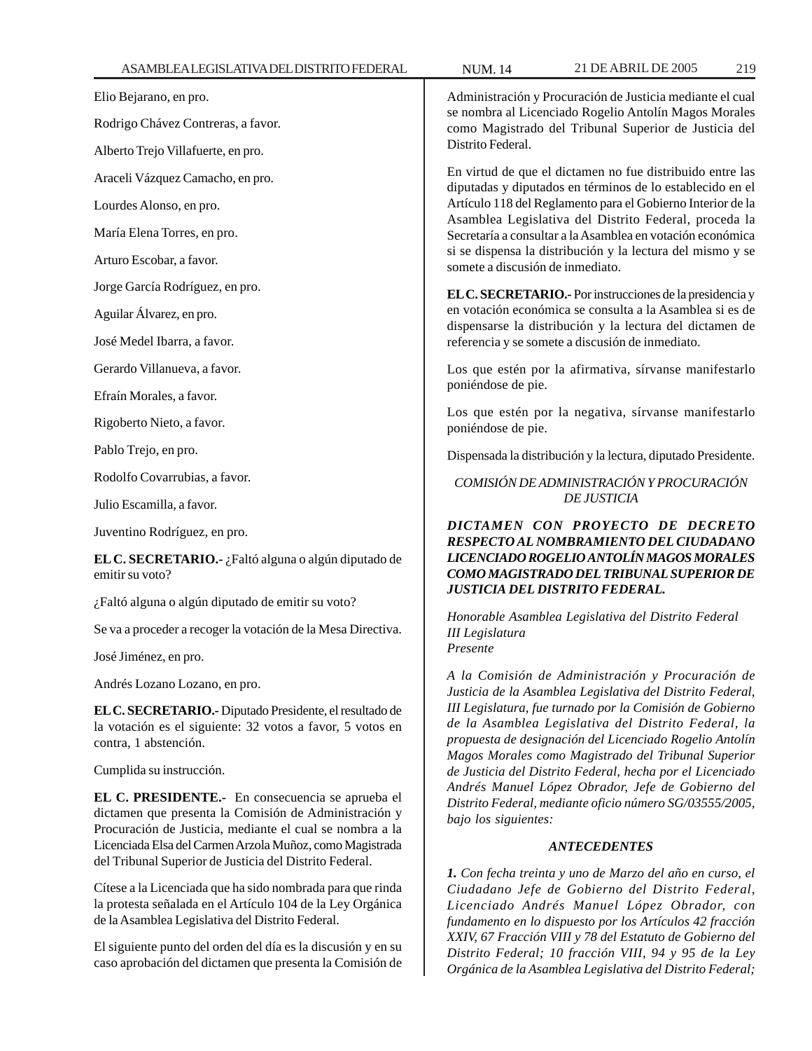Elio Bejarano, en pro.

Rodrigo Chávez Contreras, a favor.

Alberto Trejo Villafuerte, en pro.

Araceli Vázquez Camacho, en pro.

Lourdes Alonso, en pro.

María Elena Torres, en pro.

Arturo Escobar, a favor.

Jorge García Rodríguez, en pro.

Aguilar Álvarez, en pro.

José Medel Ibarra, a favor.

Gerardo Villanueva, a favor.

Efraín Morales, a favor.

Rigoberto Nieto, a favor.

Pablo Trejo, en pro.

Rodolfo Covarrubias, a favor.

Julio Escamilla, a favor.

Juventino Rodríguez, en pro.

**EL C. SECRETARIO.-** ¿Faltó alguna o algún diputado de emitir su voto?

¿Faltó alguna o algún diputado de emitir su voto?

Se va a proceder a recoger la votación de la Mesa Directiva.

José Jiménez, en pro.

Andrés Lozano Lozano, en pro.

**EL C. SECRETARIO.-** Diputado Presidente, el resultado de la votación es el siguiente: 32 votos a favor, 5 votos en contra, 1 abstención.

Cumplida su instrucción.

**EL C. PRESIDENTE.-** En consecuencia se aprueba el dictamen que presenta la Comisión de Administración y Procuración de Justicia, mediante el cual se nombra a la Licenciada Elsa del Carmen Arzola Muñoz, como Magistrada del Tribunal Superior de Justicia del Distrito Federal.

Cítese a la Licenciada que ha sido nombrada para que rinda la protesta señalada en el Artículo 104 de la Ley Orgánica de la Asamblea Legislativa del Distrito Federal.

El siguiente punto del orden del día es la discusión y en su caso aprobación del dictamen que presenta la Comisión de Administración y Procuración de Justicia mediante el cual se nombra al Licenciado Rogelio Antolín Magos Morales como Magistrado del Tribunal Superior de Justicia del Distrito Federal.

En virtud de que el dictamen no fue distribuido entre las diputadas y diputados en términos de lo establecido en el Artículo 118 del Reglamento para el Gobierno Interior de la Asamblea Legislativa del Distrito Federal, proceda la Secretaría a consultar a la Asamblea en votación económica si se dispensa la distribución y la lectura del mismo y se somete a discusión de inmediato.

**EL C. SECRETARIO.-** Por instrucciones de la presidencia y en votación económica se consulta a la Asamblea si es de dispensarse la distribución y la lectura del dictamen de referencia y se somete a discusión de inmediato.

Los que estén por la afirmativa, sírvanse manifestarlo poniéndose de pie.

Los que estén por la negativa, sírvanse manifestarlo poniéndose de pie.

Dispensada la distribución y la lectura, diputado Presidente.

*COMISIÓN DE ADMINISTRACIÓN Y PROCURACIÓN DE JUSTICIA*

***DICTAMEN CON PROYECTO DE DECRETO RESPECTO AL NOMBRAMIENTO DEL CIUDADANO LICENCIADO ROGELIO ANTOLÍN MAGOS MORALES COMO MAGISTRADO DEL TRIBUNAL SUPERIOR DE JUSTICIA DEL DISTRITO FEDERAL.***

*Honorable Asamblea Legislativa del Distrito Federal*
*III Legislatura*
*Presente*

*A la Comisión de Administración y Procuración de Justicia de la Asamblea Legislativa del Distrito Federal, III Legislatura, fue turnado por la Comisión de Gobierno de la Asamblea Legislativa del Distrito Federal, la propuesta de designación del Licenciado Rogelio Antolín Magos Morales como Magistrado del Tribunal Superior de Justicia del Distrito Federal, hecha por el Licenciado Andrés Manuel López Obrador, Jefe de Gobierno del Distrito Federal, mediante oficio número SG/03555/2005, bajo los siguientes:*

***ANTECEDENTES***

***1.*** *Con fecha treinta y uno de Marzo del año en curso, el Ciudadano Jefe de Gobierno del Distrito Federal, Licenciado Andrés Manuel López Obrador, con fundamento en lo dispuesto por los Artículos 42 fracción XXIV, 67 Fracción VIII y 78 del Estatuto de Gobierno del Distrito Federal; 10 fracción VIII, 94 y 95 de la Ley Orgánica de la Asamblea Legislativa del Distrito Federal;*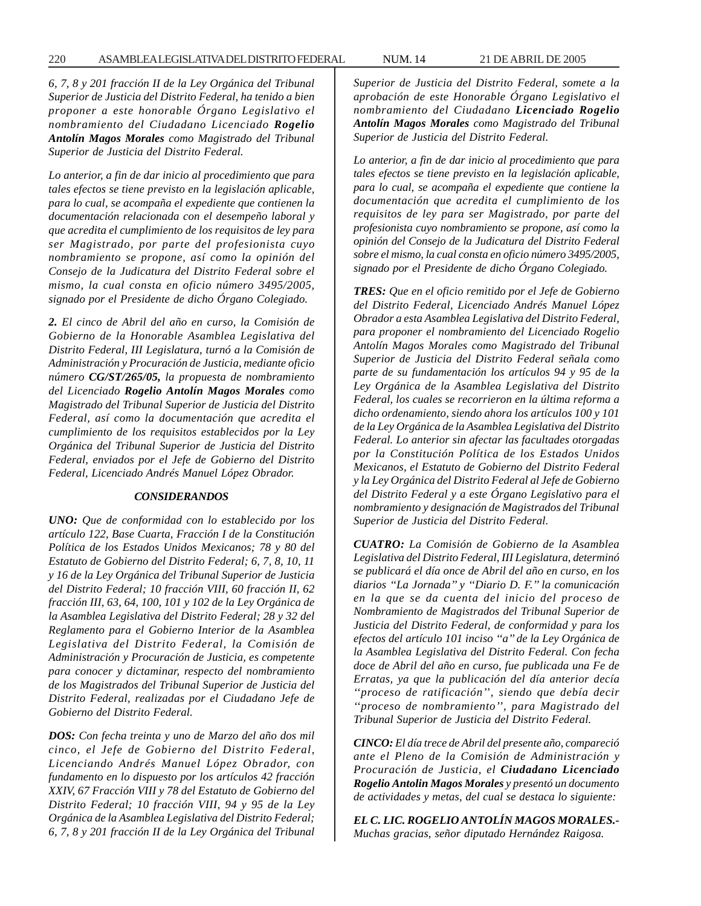*6, 7, 8 y 201 fracción II de la Ley Orgánica del Tribunal Superior de Justicia del Distrito Federal, ha tenido a bien proponer a este honorable Órgano Legislativo el nombramiento del Ciudadano Licenciado **Rogelio Antolín Magos Morales** como Magistrado del Tribunal Superior de Justicia del Distrito Federal.*

*Lo anterior, a fin de dar inicio al procedimiento que para tales efectos se tiene previsto en la legislación aplicable, para lo cual, se acompaña el expediente que contienen la documentación relacionada con el desempeño laboral y que acredita el cumplimiento de los requisitos de ley para ser Magistrado, por parte del profesionista cuyo nombramiento se propone, así como la opinión del Consejo de la Judicatura del Distrito Federal sobre el mismo, la cual consta en oficio número 3495/2005, signado por el Presidente de dicho Órgano Colegiado.*

***2.** El cinco de Abril del año en curso, la Comisión de Gobierno de la Honorable Asamblea Legislativa del Distrito Federal, III Legislatura, turnó a la Comisión de Administración y Procuración de Justicia, mediante oficio número **CG/ST/265/05,** la propuesta de nombramiento del Licenciado **Rogelio Antolín Magos Morales** como Magistrado del Tribunal Superior de Justicia del Distrito Federal, así como la documentación que acredita el cumplimiento de los requisitos establecidos por la Ley Orgánica del Tribunal Superior de Justicia del Distrito Federal, enviados por el Jefe de Gobierno del Distrito Federal, Licenciado Andrés Manuel López Obrador.*

### *CONSIDERANDOS*

***UNO:** Que de conformidad con lo establecido por los artículo 122, Base Cuarta, Fracción I de la Constitución Política de los Estados Unidos Mexicanos; 78 y 80 del Estatuto de Gobierno del Distrito Federal; 6, 7, 8, 10, 11 y 16 de la Ley Orgánica del Tribunal Superior de Justicia del Distrito Federal; 10 fracción VIII, 60 fracción II, 62 fracción III, 63, 64, 100, 101 y 102 de la Ley Orgánica de la Asamblea Legislativa del Distrito Federal; 28 y 32 del Reglamento para el Gobierno Interior de la Asamblea Legislativa del Distrito Federal, la Comisión de Administración y Procuración de Justicia, es competente para conocer y dictaminar, respecto del nombramiento de los Magistrados del Tribunal Superior de Justicia del Distrito Federal, realizadas por el Ciudadano Jefe de Gobierno del Distrito Federal.*

***DOS:** Con fecha treinta y uno de Marzo del año dos mil cinco, el Jefe de Gobierno del Distrito Federal, Licenciando Andrés Manuel López Obrador, con fundamento en lo dispuesto por los artículos 42 fracción XXIV, 67 Fracción VIII y 78 del Estatuto de Gobierno del Distrito Federal; 10 fracción VIII, 94 y 95 de la Ley Orgánica de la Asamblea Legislativa del Distrito Federal; 6, 7, 8 y 201 fracción II de la Ley Orgánica del Tribunal Superior de Justicia del Distrito Federal, somete a la aprobación de este Honorable Órgano Legislativo el nombramiento del Ciudadano **Licenciado Rogelio Antolín Magos Morales** como Magistrado del Tribunal Superior de Justicia del Distrito Federal.*

*Lo anterior, a fin de dar inicio al procedimiento que para tales efectos se tiene previsto en la legislación aplicable, para lo cual, se acompaña el expediente que contiene la documentación que acredita el cumplimiento de los requisitos de ley para ser Magistrado, por parte del profesionista cuyo nombramiento se propone, así como la opinión del Consejo de la Judicatura del Distrito Federal sobre el mismo, la cual consta en oficio número 3495/2005, signado por el Presidente de dicho Órgano Colegiado.*

***TRES:** Que en el oficio remitido por el Jefe de Gobierno del Distrito Federal, Licenciado Andrés Manuel López Obrador a esta Asamblea Legislativa del Distrito Federal, para proponer el nombramiento del Licenciado Rogelio Antolín Magos Morales como Magistrado del Tribunal Superior de Justicia del Distrito Federal señala como parte de su fundamentación los artículos 94 y 95 de la Ley Orgánica de la Asamblea Legislativa del Distrito Federal, los cuales se recorrieron en la última reforma a dicho ordenamiento, siendo ahora los artículos 100 y 101 de la Ley Orgánica de la Asamblea Legislativa del Distrito Federal. Lo anterior sin afectar las facultades otorgadas por la Constitución Política de los Estados Unidos Mexicanos, el Estatuto de Gobierno del Distrito Federal y la Ley Orgánica del Distrito Federal al Jefe de Gobierno del Distrito Federal y a este Órgano Legislativo para el nombramiento y designación de Magistrados del Tribunal Superior de Justicia del Distrito Federal.*

***CUATRO:** La Comisión de Gobierno de la Asamblea Legislativa del Distrito Federal, III Legislatura, determinó se publicará el día once de Abril del año en curso, en los diarios "La Jornada" y "Diario D. F." la comunicación en la que se da cuenta del inicio del proceso de Nombramiento de Magistrados del Tribunal Superior de Justicia del Distrito Federal, de conformidad y para los efectos del artículo 101 inciso "a" de la Ley Orgánica de la Asamblea Legislativa del Distrito Federal. Con fecha doce de Abril del año en curso, fue publicada una Fe de Erratas, ya que la publicación del día anterior decía ''proceso de ratificación'', siendo que debía decir ''proceso de nombramiento'', para Magistrado del Tribunal Superior de Justicia del Distrito Federal.*

***CINCO:** El día trece de Abril del presente año, compareció ante el Pleno de la Comisión de Administración y Procuración de Justicia, el **Ciudadano Licenciado Rogelio Antolin Magos Morales** y presentó un documento de actividades y metas, del cual se destaca lo siguiente:*

***EL C. LIC. ROGELIO ANTOLÍN MAGOS MORALES.-** Muchas gracias, señor diputado Hernández Raigosa.*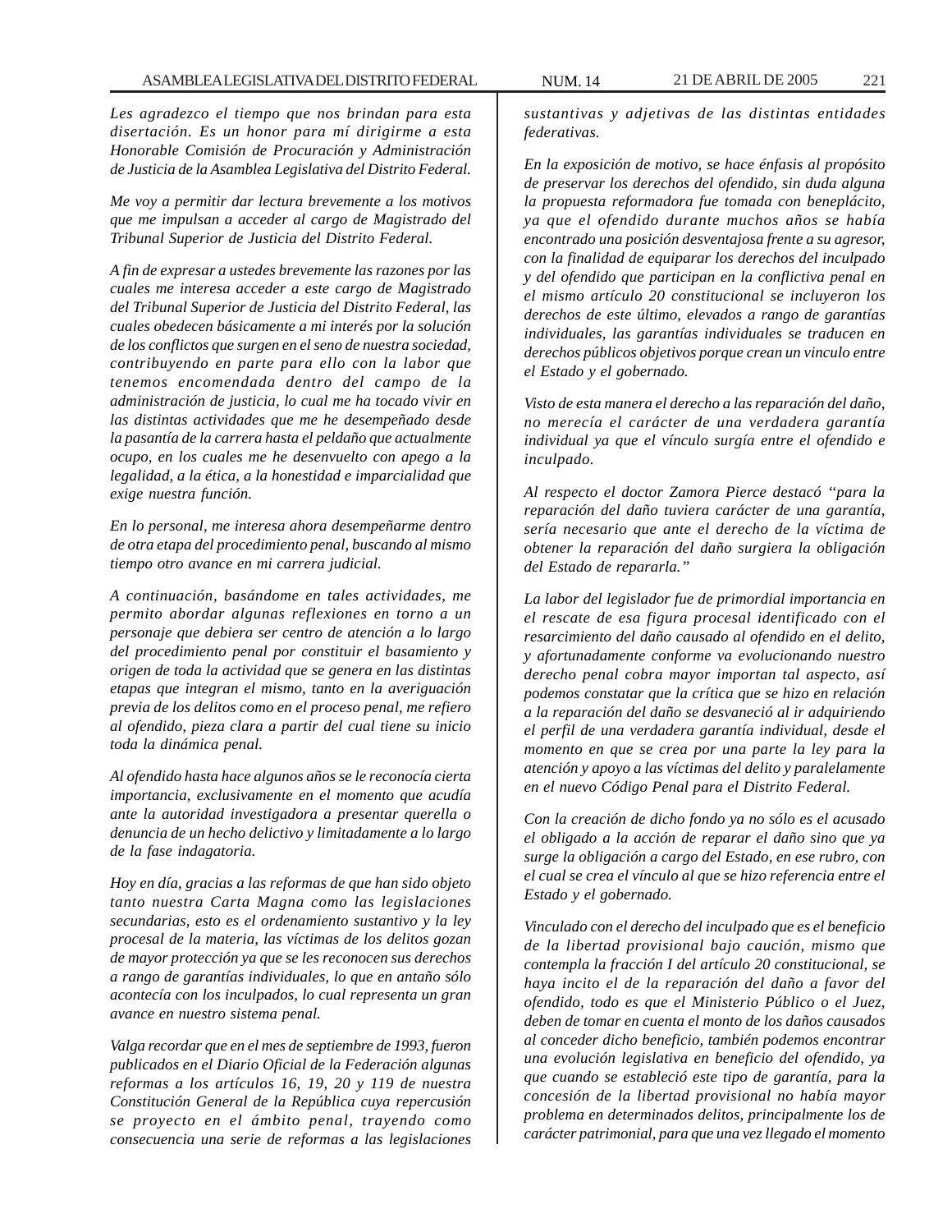*Les agradezco el tiempo que nos brindan para esta disertación. Es un honor para mí dirigirme a esta Honorable Comisión de Procuración y Administración de Justicia de la Asamblea Legislativa del Distrito Federal.*

*Me voy a permitir dar lectura brevemente a los motivos que me impulsan a acceder al cargo de Magistrado del Tribunal Superior de Justicia del Distrito Federal.*

*A fin de expresar a ustedes brevemente las razones por las cuales me interesa acceder a este cargo de Magistrado del Tribunal Superior de Justicia del Distrito Federal, las cuales obedecen básicamente a mi interés por la solución de los conflictos que surgen en el seno de nuestra sociedad, contribuyendo en parte para ello con la labor que tenemos encomendada dentro del campo de la administración de justicia, lo cual me ha tocado vivir en las distintas actividades que me he desempeñado desde la pasantía de la carrera hasta el peldaño que actualmente ocupo, en los cuales me he desenvuelto con apego a la legalidad, a la ética, a la honestidad e imparcialidad que exige nuestra función.*

*En lo personal, me interesa ahora desempeñarme dentro de otra etapa del procedimiento penal, buscando al mismo tiempo otro avance en mi carrera judicial.*

*A continuación, basándome en tales actividades, me permito abordar algunas reflexiones en torno a un personaje que debiera ser centro de atención a lo largo del procedimiento penal por constituir el basamiento y origen de toda la actividad que se genera en las distintas etapas que integran el mismo, tanto en la averiguación previa de los delitos como en el proceso penal, me refiero al ofendido, pieza clara a partir del cual tiene su inicio toda la dinámica penal.*

*Al ofendido hasta hace algunos años se le reconocía cierta importancia, exclusivamente en el momento que acudía ante la autoridad investigadora a presentar querella o denuncia de un hecho delictivo y limitadamente a lo largo de la fase indagatoria.*

*Hoy en día, gracias a las reformas de que han sido objeto tanto nuestra Carta Magna como las legislaciones secundarias, esto es el ordenamiento sustantivo y la ley procesal de la materia, las víctimas de los delitos gozan de mayor protección ya que se les reconocen sus derechos a rango de garantías individuales, lo que en antaño sólo acontecía con los inculpados, lo cual representa un gran avance en nuestro sistema penal.*

*Valga recordar que en el mes de septiembre de 1993, fueron publicados en el Diario Oficial de la Federación algunas reformas a los artículos 16, 19, 20 y 119 de nuestra Constitución General de la República cuya repercusión se proyecto en el ámbito penal, trayendo como consecuencia una serie de reformas a las legislaciones sustantivas y adjetivas de las distintas entidades federativas.*

*En la exposición de motivo, se hace énfasis al propósito de preservar los derechos del ofendido, sin duda alguna la propuesta reformadora fue tomada con beneplácito, ya que el ofendido durante muchos años se había encontrado una posición desventajosa frente a su agresor, con la finalidad de equiparar los derechos del inculpado y del ofendido que participan en la conflictiva penal en el mismo artículo 20 constitucional se incluyeron los derechos de este último, elevados a rango de garantías individuales, las garantías individuales se traducen en derechos públicos objetivos porque crean un vinculo entre el Estado y el gobernado.*

*Visto de esta manera el derecho a las reparación del daño, no merecía el carácter de una verdadera garantía individual ya que el vínculo surgía entre el ofendido e inculpado.*

*Al respecto el doctor Zamora Pierce destacó "para la reparación del daño tuviera carácter de una garantía, sería necesario que ante el derecho de la víctima de obtener la reparación del daño surgiera la obligación del Estado de repararla."*

*La labor del legislador fue de primordial importancia en el rescate de esa figura procesal identificado con el resarcimiento del daño causado al ofendido en el delito, y afortunadamente conforme va evolucionando nuestro derecho penal cobra mayor importan tal aspecto, así podemos constatar que la crítica que se hizo en relación a la reparación del daño se desvaneció al ir adquiriendo el perfil de una verdadera garantía individual, desde el momento en que se crea por una parte la ley para la atención y apoyo a las víctimas del delito y paralelamente en el nuevo Código Penal para el Distrito Federal.*

*Con la creación de dicho fondo ya no sólo es el acusado el obligado a la acción de reparar el daño sino que ya surge la obligación a cargo del Estado, en ese rubro, con el cual se crea el vínculo al que se hizo referencia entre el Estado y el gobernado.*

*Vinculado con el derecho del inculpado que es el beneficio de la libertad provisional bajo caución, mismo que contempla la fracción I del artículo 20 constitucional, se haya incito el de la reparación del daño a favor del ofendido, todo es que el Ministerio Público o el Juez, deben de tomar en cuenta el monto de los daños causados al conceder dicho beneficio, también podemos encontrar una evolución legislativa en beneficio del ofendido, ya que cuando se estableció este tipo de garantía, para la concesión de la libertad provisional no había mayor problema en determinados delitos, principalmente los de carácter patrimonial, para que una vez llegado el momento*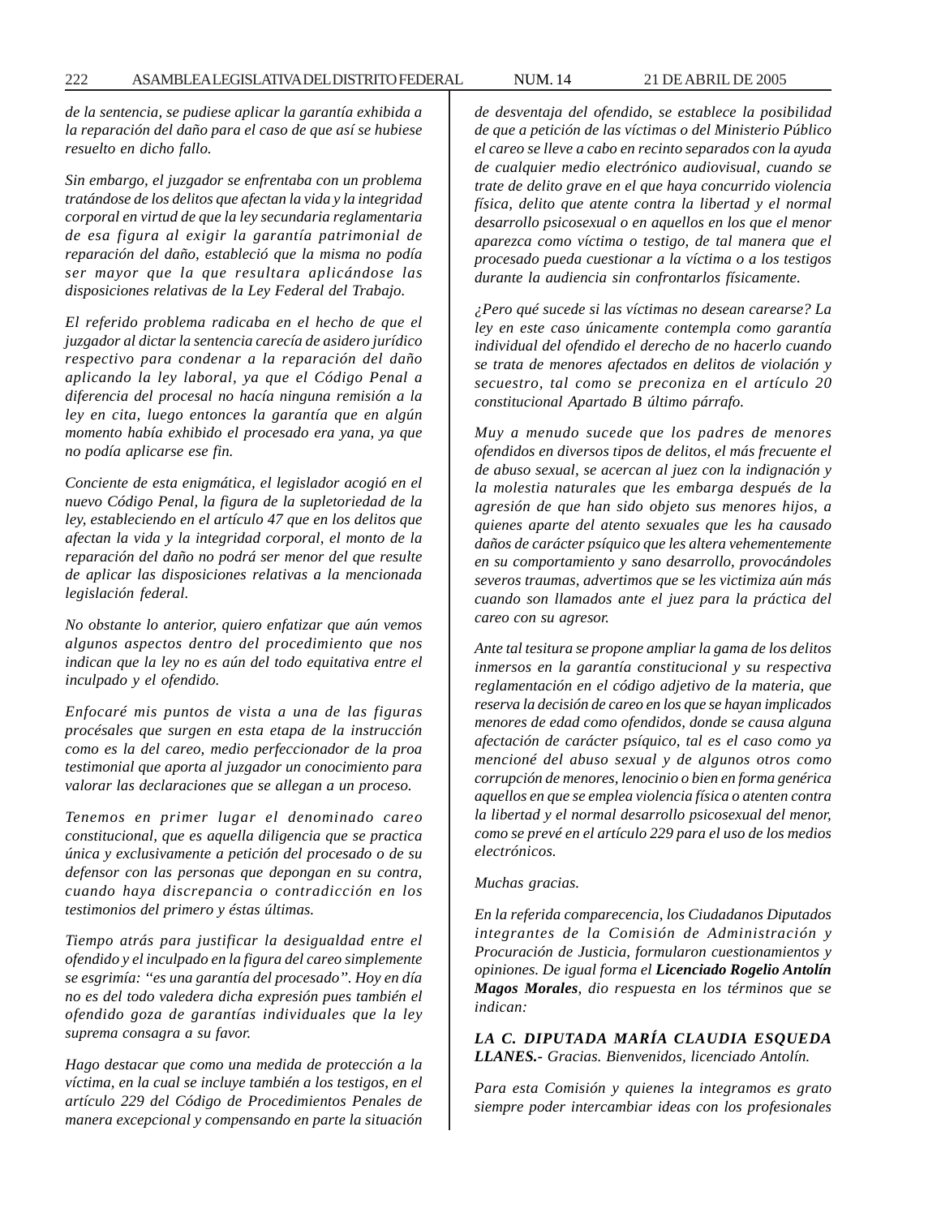*de la sentencia, se pudiese aplicar la garantía exhibida a la reparación del daño para el caso de que así se hubiese resuelto en dicho fallo.*

*Sin embargo, el juzgador se enfrentaba con un problema tratándose de los delitos que afectan la vida y la integridad corporal en virtud de que la ley secundaria reglamentaria de esa figura al exigir la garantía patrimonial de reparación del daño, estableció que la misma no podía ser mayor que la que resultara aplicándose las disposiciones relativas de la Ley Federal del Trabajo.*

*El referido problema radicaba en el hecho de que el juzgador al dictar la sentencia carecía de asidero jurídico respectivo para condenar a la reparación del daño aplicando la ley laboral, ya que el Código Penal a diferencia del procesal no hacía ninguna remisión a la ley en cita, luego entonces la garantía que en algún momento había exhibido el procesado era yana, ya que no podía aplicarse ese fin.*

*Conciente de esta enigmática, el legislador acogió en el nuevo Código Penal, la figura de la supletoriedad de la ley, estableciendo en el artículo 47 que en los delitos que afectan la vida y la integridad corporal, el monto de la reparación del daño no podrá ser menor del que resulte de aplicar las disposiciones relativas a la mencionada legislación federal.*

*No obstante lo anterior, quiero enfatizar que aún vemos algunos aspectos dentro del procedimiento que nos indican que la ley no es aún del todo equitativa entre el inculpado y el ofendido.*

*Enfocaré mis puntos de vista a una de las figuras procésales que surgen en esta etapa de la instrucción como es la del careo, medio perfeccionador de la proa testimonial que aporta al juzgador un conocimiento para valorar las declaraciones que se allegan a un proceso.*

*Tenemos en primer lugar el denominado careo constitucional, que es aquella diligencia que se practica única y exclusivamente a petición del procesado o de su defensor con las personas que depongan en su contra, cuando haya discrepancia o contradicción en los testimonios del primero y éstas últimas.*

*Tiempo atrás para justificar la desigualdad entre el ofendido y el inculpado en la figura del careo simplemente se esgrimía: "es una garantía del procesado". Hoy en día no es del todo valedera dicha expresión pues también el ofendido goza de garantías individuales que la ley suprema consagra a su favor.*

*Hago destacar que como una medida de protección a la víctima, en la cual se incluye también a los testigos, en el artículo 229 del Código de Procedimientos Penales de manera excepcional y compensando en parte la situación de desventaja del ofendido, se establece la posibilidad de que a petición de las víctimas o del Ministerio Público el careo se lleve a cabo en recinto separados con la ayuda de cualquier medio electrónico audiovisual, cuando se trate de delito grave en el que haya concurrido violencia física, delito que atente contra la libertad y el normal desarrollo psicosexual o en aquellos en los que el menor aparezca como víctima o testigo, de tal manera que el procesado pueda cuestionar a la víctima o a los testigos durante la audiencia sin confrontarlos físicamente.*

*¿Pero qué sucede si las víctimas no desean carearse? La ley en este caso únicamente contempla como garantía individual del ofendido el derecho de no hacerlo cuando se trata de menores afectados en delitos de violación y secuestro, tal como se preconiza en el artículo 20 constitucional Apartado B último párrafo.*

*Muy a menudo sucede que los padres de menores ofendidos en diversos tipos de delitos, el más frecuente el de abuso sexual, se acercan al juez con la indignación y la molestia naturales que les embarga después de la agresión de que han sido objeto sus menores hijos, a quienes aparte del atento sexuales que les ha causado daños de carácter psíquico que les altera vehementemente en su comportamiento y sano desarrollo, provocándoles severos traumas, advertimos que se les victimiza aún más cuando son llamados ante el juez para la práctica del careo con su agresor.*

*Ante tal tesitura se propone ampliar la gama de los delitos inmersos en la garantía constitucional y su respectiva reglamentación en el código adjetivo de la materia, que reserva la decisión de careo en los que se hayan implicados menores de edad como ofendidos, donde se causa alguna afectación de carácter psíquico, tal es el caso como ya mencioné del abuso sexual y de algunos otros como corrupción de menores, lenocinio o bien en forma genérica aquellos en que se emplea violencia física o atenten contra la libertad y el normal desarrollo psicosexual del menor, como se prevé en el artículo 229 para el uso de los medios electrónicos.*

*Muchas gracias.*

*En la referida comparecencia, los Ciudadanos Diputados integrantes de la Comisión de Administración y Procuración de Justicia, formularon cuestionamientos y opiniones. De igual forma el* ***Licenciado Rogelio Antolín Magos Morales****, dio respuesta en los términos que se indican:*

***LA C. DIPUTADA MARÍA CLAUDIA ESQUEDA LLANES.-*** *Gracias. Bienvenidos, licenciado Antolín.*

*Para esta Comisión y quienes la integramos es grato siempre poder intercambiar ideas con los profesionales*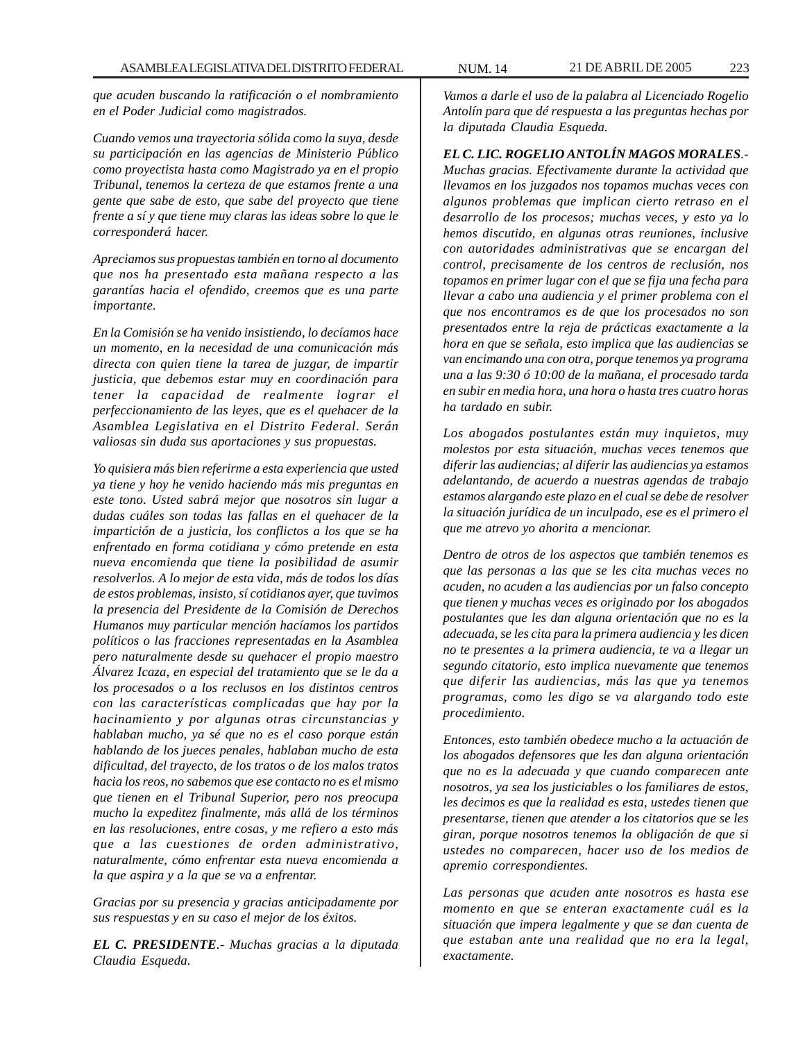*que acuden buscando la ratificación o el nombramiento en el Poder Judicial como magistrados.*

*Cuando vemos una trayectoria sólida como la suya, desde su participación en las agencias de Ministerio Público como proyectista hasta como Magistrado ya en el propio Tribunal, tenemos la certeza de que estamos frente a una gente que sabe de esto, que sabe del proyecto que tiene frente a sí y que tiene muy claras las ideas sobre lo que le corresponderá hacer.*

*Apreciamos sus propuestas también en torno al documento que nos ha presentado esta mañana respecto a las garantías hacia el ofendido, creemos que es una parte importante.*

*En la Comisión se ha venido insistiendo, lo decíamos hace un momento, en la necesidad de una comunicación más directa con quien tiene la tarea de juzgar, de impartir justicia, que debemos estar muy en coordinación para tener la capacidad de realmente lograr el perfeccionamiento de las leyes, que es el quehacer de la Asamblea Legislativa en el Distrito Federal. Serán valiosas sin duda sus aportaciones y sus propuestas.*

*Yo quisiera más bien referirme a esta experiencia que usted ya tiene y hoy he venido haciendo más mis preguntas en este tono. Usted sabrá mejor que nosotros sin lugar a dudas cuáles son todas las fallas en el quehacer de la impartición de a justicia, los conflictos a los que se ha enfrentado en forma cotidiana y cómo pretende en esta nueva encomienda que tiene la posibilidad de asumir resolverlos. A lo mejor de esta vida, más de todos los días de estos problemas, insisto, sí cotidianos ayer, que tuvimos la presencia del Presidente de la Comisión de Derechos Humanos muy particular mención hacíamos los partidos políticos o las fracciones representadas en la Asamblea pero naturalmente desde su quehacer el propio maestro Álvarez Icaza, en especial del tratamiento que se le da a los procesados o a los reclusos en los distintos centros con las características complicadas que hay por la hacinamiento y por algunas otras circunstancias y hablaban mucho, ya sé que no es el caso porque están hablando de los jueces penales, hablaban mucho de esta dificultad, del trayecto, de los tratos o de los malos tratos hacia los reos, no sabemos que ese contacto no es el mismo que tienen en el Tribunal Superior, pero nos preocupa mucho la expeditez finalmente, más allá de los términos en las resoluciones, entre cosas, y me refiero a esto más que a las cuestiones de orden administrativo, naturalmente, cómo enfrentar esta nueva encomienda a la que aspira y a la que se va a enfrentar.*

*Gracias por su presencia y gracias anticipadamente por sus respuestas y en su caso el mejor de los éxitos.*

***EL C. PRESIDENTE**.- Muchas gracias a la diputada Claudia Esqueda.*

*Vamos a darle el uso de la palabra al Licenciado Rogelio Antolín para que dé respuesta a las preguntas hechas por la diputada Claudia Esqueda.*

***EL C. LIC. ROGELIO ANTOLÍN MAGOS MORALES**.- Muchas gracias. Efectivamente durante la actividad que llevamos en los juzgados nos topamos muchas veces con algunos problemas que implican cierto retraso en el desarrollo de los procesos; muchas veces, y esto ya lo hemos discutido, en algunas otras reuniones, inclusive con autoridades administrativas que se encargan del control, precisamente de los centros de reclusión, nos topamos en primer lugar con el que se fija una fecha para llevar a cabo una audiencia y el primer problema con el que nos encontramos es de que los procesados no son presentados entre la reja de prácticas exactamente a la hora en que se señala, esto implica que las audiencias se van encimando una con otra, porque tenemos ya programa una a las 9:30 ó 10:00 de la mañana, el procesado tarda en subir en media hora, una hora o hasta tres cuatro horas ha tardado en subir.*

*Los abogados postulantes están muy inquietos, muy molestos por esta situación, muchas veces tenemos que diferir las audiencias; al diferir las audiencias ya estamos adelantando, de acuerdo a nuestras agendas de trabajo estamos alargando este plazo en el cual se debe de resolver la situación jurídica de un inculpado, ese es el primero el que me atrevo yo ahorita a mencionar.*

*Dentro de otros de los aspectos que también tenemos es que las personas a las que se les cita muchas veces no acuden, no acuden a las audiencias por un falso concepto que tienen y muchas veces es originado por los abogados postulantes que les dan alguna orientación que no es la adecuada, se les cita para la primera audiencia y les dicen no te presentes a la primera audiencia, te va a llegar un segundo citatorio, esto implica nuevamente que tenemos que diferir las audiencias, más las que ya tenemos programas, como les digo se va alargando todo este procedimiento.*

*Entonces, esto también obedece mucho a la actuación de los abogados defensores que les dan alguna orientación que no es la adecuada y que cuando comparecen ante nosotros, ya sea los justiciables o los familiares de estos, les decimos es que la realidad es esta, ustedes tienen que presentarse, tienen que atender a los citatorios que se les giran, porque nosotros tenemos la obligación de que si ustedes no comparecen, hacer uso de los medios de apremio correspondientes.*

*Las personas que acuden ante nosotros es hasta ese momento en que se enteran exactamente cuál es la situación que impera legalmente y que se dan cuenta de que estaban ante una realidad que no era la legal, exactamente.*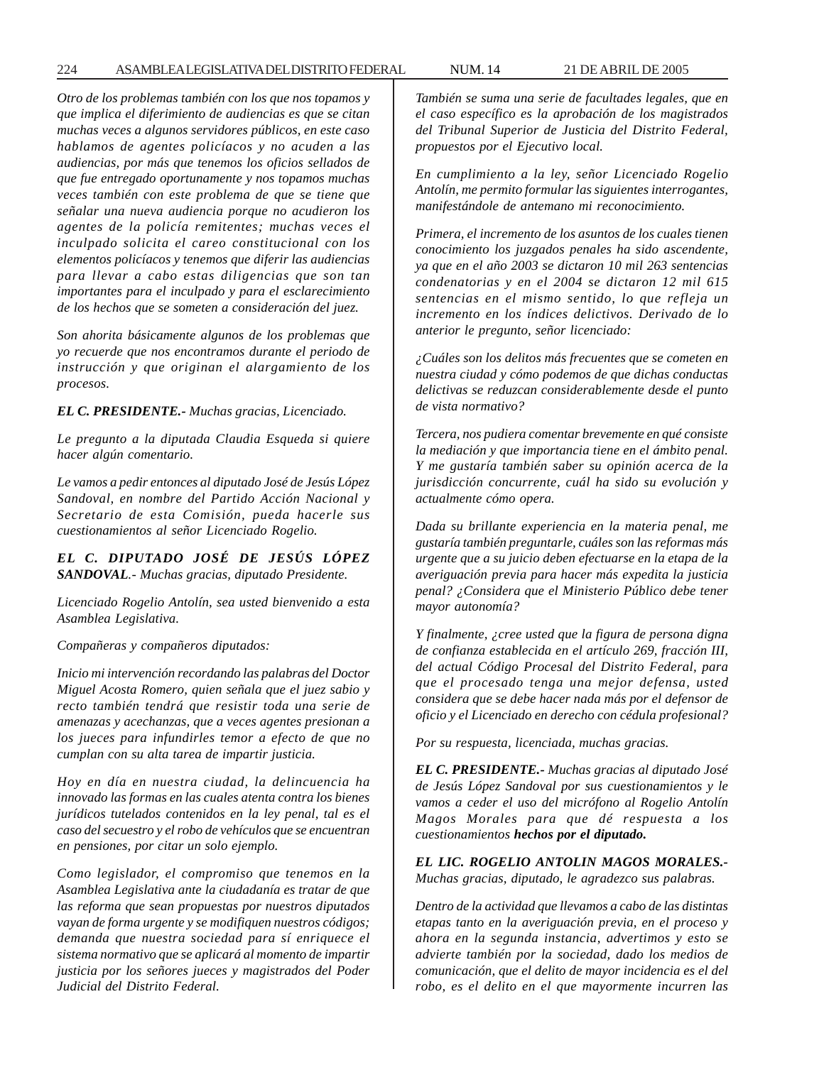*Otro de los problemas también con los que nos topamos y que implica el diferimiento de audiencias es que se citan muchas veces a algunos servidores públicos, en este caso hablamos de agentes policíacos y no acuden a las audiencias, por más que tenemos los oficios sellados de que fue entregado oportunamente y nos topamos muchas veces también con este problema de que se tiene que señalar una nueva audiencia porque no acudieron los agentes de la policía remitentes; muchas veces el inculpado solicita el careo constitucional con los elementos policíacos y tenemos que diferir las audiencias para llevar a cabo estas diligencias que son tan importantes para el inculpado y para el esclarecimiento de los hechos que se someten a consideración del juez.*

*Son ahorita básicamente algunos de los problemas que yo recuerde que nos encontramos durante el periodo de instrucción y que originan el alargamiento de los procesos.*

***EL C. PRESIDENTE.-*** *Muchas gracias, Licenciado.*

*Le pregunto a la diputada Claudia Esqueda si quiere hacer algún comentario.*

*Le vamos a pedir entonces al diputado José de Jesús López Sandoval, en nombre del Partido Acción Nacional y Secretario de esta Comisión, pueda hacerle sus cuestionamientos al señor Licenciado Rogelio.*

***EL C. DIPUTADO JOSÉ DE JESÚS LÓPEZ SANDOVAL.-*** *Muchas gracias, diputado Presidente.*

*Licenciado Rogelio Antolín, sea usted bienvenido a esta Asamblea Legislativa.*

*Compañeras y compañeros diputados:*

*Inicio mi intervención recordando las palabras del Doctor Miguel Acosta Romero, quien señala que el juez sabio y recto también tendrá que resistir toda una serie de amenazas y acechanzas, que a veces agentes presionan a los jueces para infundirles temor a efecto de que no cumplan con su alta tarea de impartir justicia.*

*Hoy en día en nuestra ciudad, la delincuencia ha innovado las formas en las cuales atenta contra los bienes jurídicos tutelados contenidos en la ley penal, tal es el caso del secuestro y el robo de vehículos que se encuentran en pensiones, por citar un solo ejemplo.*

*Como legislador, el compromiso que tenemos en la Asamblea Legislativa ante la ciudadanía es tratar de que las reforma que sean propuestas por nuestros diputados vayan de forma urgente y se modifiquen nuestros códigos; demanda que nuestra sociedad para sí enriquece el sistema normativo que se aplicará al momento de impartir justicia por los señores jueces y magistrados del Poder Judicial del Distrito Federal.*

*También se suma una serie de facultades legales, que en el caso específico es la aprobación de los magistrados del Tribunal Superior de Justicia del Distrito Federal, propuestos por el Ejecutivo local.*

*En cumplimiento a la ley, señor Licenciado Rogelio Antolín, me permito formular las siguientes interrogantes, manifestándole de antemano mi reconocimiento.*

*Primera, el incremento de los asuntos de los cuales tienen conocimiento los juzgados penales ha sido ascendente, ya que en el año 2003 se dictaron 10 mil 263 sentencias condenatorias y en el 2004 se dictaron 12 mil 615 sentencias en el mismo sentido, lo que refleja un incremento en los índices delictivos. Derivado de lo anterior le pregunto, señor licenciado:*

*¿Cuáles son los delitos más frecuentes que se cometen en nuestra ciudad y cómo podemos de que dichas conductas delictivas se reduzcan considerablemente desde el punto de vista normativo?*

*Tercera, nos pudiera comentar brevemente en qué consiste la mediación y que importancia tiene en el ámbito penal. Y me gustaría también saber su opinión acerca de la jurisdicción concurrente, cuál ha sido su evolución y actualmente cómo opera.*

*Dada su brillante experiencia en la materia penal, me gustaría también preguntarle, cuáles son las reformas más urgente que a su juicio deben efectuarse en la etapa de la averiguación previa para hacer más expedita la justicia penal? ¿Considera que el Ministerio Público debe tener mayor autonomía?*

*Y finalmente, ¿cree usted que la figura de persona digna de confianza establecida en el artículo 269, fracción III, del actual Código Procesal del Distrito Federal, para que el procesado tenga una mejor defensa, usted considera que se debe hacer nada más por el defensor de oficio y el Licenciado en derecho con cédula profesional?*

*Por su respuesta, licenciada, muchas gracias.*

***EL C. PRESIDENTE.-*** *Muchas gracias al diputado José de Jesús López Sandoval por sus cuestionamientos y le vamos a ceder el uso del micrófono al Rogelio Antolín Magos Morales para que dé respuesta a los cuestionamientos* ***hechos por el diputado.***

***EL LIC. ROGELIO ANTOLIN MAGOS MORALES.-*** *Muchas gracias, diputado, le agradezco sus palabras.*

*Dentro de la actividad que llevamos a cabo de las distintas etapas tanto en la averiguación previa, en el proceso y ahora en la segunda instancia, advertimos y esto se advierte también por la sociedad, dado los medios de comunicación, que el delito de mayor incidencia es el del robo, es el delito en el que mayormente incurren las*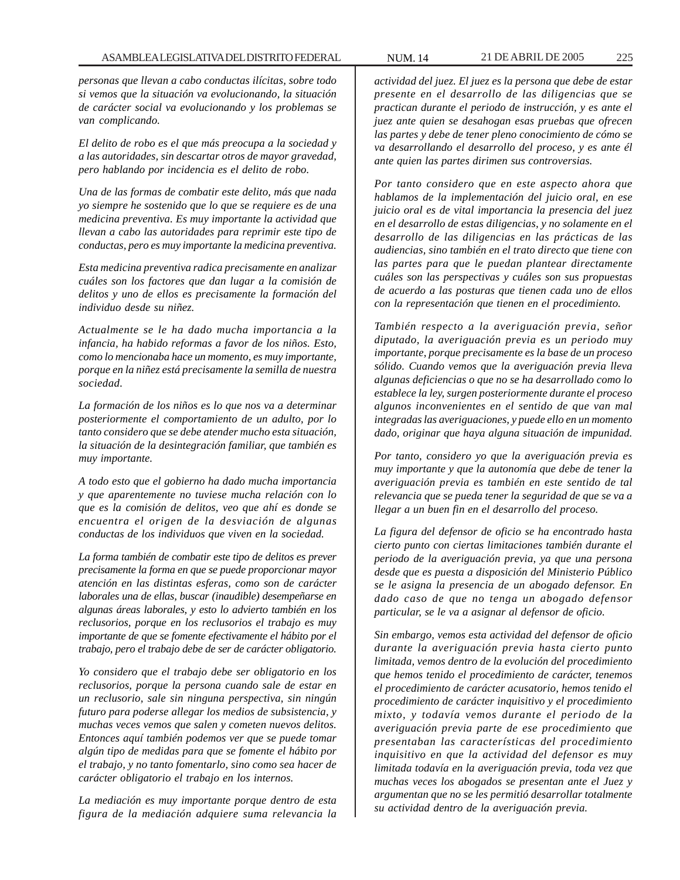*personas que llevan a cabo conductas ilícitas, sobre todo si vemos que la situación va evolucionando, la situación de carácter social va evolucionando y los problemas se van complicando.*

*El delito de robo es el que más preocupa a la sociedad y a las autoridades, sin descartar otros de mayor gravedad, pero hablando por incidencia es el delito de robo.*

*Una de las formas de combatir este delito, más que nada yo siempre he sostenido que lo que se requiere es de una medicina preventiva. Es muy importante la actividad que llevan a cabo las autoridades para reprimir este tipo de conductas, pero es muy importante la medicina preventiva.*

*Esta medicina preventiva radica precisamente en analizar cuáles son los factores que dan lugar a la comisión de delitos y uno de ellos es precisamente la formación del individuo desde su niñez.*

*Actualmente se le ha dado mucha importancia a la infancia, ha habido reformas a favor de los niños. Esto, como lo mencionaba hace un momento, es muy importante, porque en la niñez está precisamente la semilla de nuestra sociedad.*

*La formación de los niños es lo que nos va a determinar posteriormente el comportamiento de un adulto, por lo tanto considero que se debe atender mucho esta situación, la situación de la desintegración familiar, que también es muy importante.*

*A todo esto que el gobierno ha dado mucha importancia y que aparentemente no tuviese mucha relación con lo que es la comisión de delitos, veo que ahí es donde se encuentra el origen de la desviación de algunas conductas de los individuos que viven en la sociedad.*

*La forma también de combatir este tipo de delitos es prever precisamente la forma en que se puede proporcionar mayor atención en las distintas esferas, como son de carácter laborales una de ellas, buscar (inaudible) desempeñarse en algunas áreas laborales, y esto lo advierto también en los reclusorios, porque en los reclusorios el trabajo es muy importante de que se fomente efectivamente el hábito por el trabajo, pero el trabajo debe de ser de carácter obligatorio.*

*Yo considero que el trabajo debe ser obligatorio en los reclusorios, porque la persona cuando sale de estar en un reclusorio, sale sin ninguna perspectiva, sin ningún futuro para poderse allegar los medios de subsistencia, y muchas veces vemos que salen y cometen nuevos delitos. Entonces aquí también podemos ver que se puede tomar algún tipo de medidas para que se fomente el hábito por el trabajo, y no tanto fomentarlo, sino como sea hacer de carácter obligatorio el trabajo en los internos.*

*La mediación es muy importante porque dentro de esta figura de la mediación adquiere suma relevancia la actividad del juez. El juez es la persona que debe de estar presente en el desarrollo de las diligencias que se practican durante el periodo de instrucción, y es ante el juez ante quien se desahogan esas pruebas que ofrecen las partes y debe de tener pleno conocimiento de cómo se va desarrollando el desarrollo del proceso, y es ante él ante quien las partes dirimen sus controversias.*

*Por tanto considero que en este aspecto ahora que hablamos de la implementación del juicio oral, en ese juicio oral es de vital importancia la presencia del juez en el desarrollo de estas diligencias, y no solamente en el desarrollo de las diligencias en las prácticas de las audiencias, sino también en el trato directo que tiene con las partes para que le puedan plantear directamente cuáles son las perspectivas y cuáles son sus propuestas de acuerdo a las posturas que tienen cada uno de ellos con la representación que tienen en el procedimiento.*

*También respecto a la averiguación previa, señor diputado, la averiguación previa es un periodo muy importante, porque precisamente es la base de un proceso sólido. Cuando vemos que la averiguación previa lleva algunas deficiencias o que no se ha desarrollado como lo establece la ley, surgen posteriormente durante el proceso algunos inconvenientes en el sentido de que van mal integradas las averiguaciones, y puede ello en un momento dado, originar que haya alguna situación de impunidad.*

*Por tanto, considero yo que la averiguación previa es muy importante y que la autonomía que debe de tener la averiguación previa es también en este sentido de tal relevancia que se pueda tener la seguridad de que se va a llegar a un buen fin en el desarrollo del proceso.*

*La figura del defensor de oficio se ha encontrado hasta cierto punto con ciertas limitaciones también durante el periodo de la averiguación previa, ya que una persona desde que es puesta a disposición del Ministerio Público se le asigna la presencia de un abogado defensor. En dado caso de que no tenga un abogado defensor particular, se le va a asignar al defensor de oficio.*

*Sin embargo, vemos esta actividad del defensor de oficio durante la averiguación previa hasta cierto punto limitada, vemos dentro de la evolución del procedimiento que hemos tenido el procedimiento de carácter, tenemos el procedimiento de carácter acusatorio, hemos tenido el procedimiento de carácter inquisitivo y el procedimiento mixto, y todavía vemos durante el periodo de la averiguación previa parte de ese procedimiento que presentaban las características del procedimiento inquisitivo en que la actividad del defensor es muy limitada todavía en la averiguación previa, toda vez que muchas veces los abogados se presentan ante el Juez y argumentan que no se les permitió desarrollar totalmente su actividad dentro de la averiguación previa.*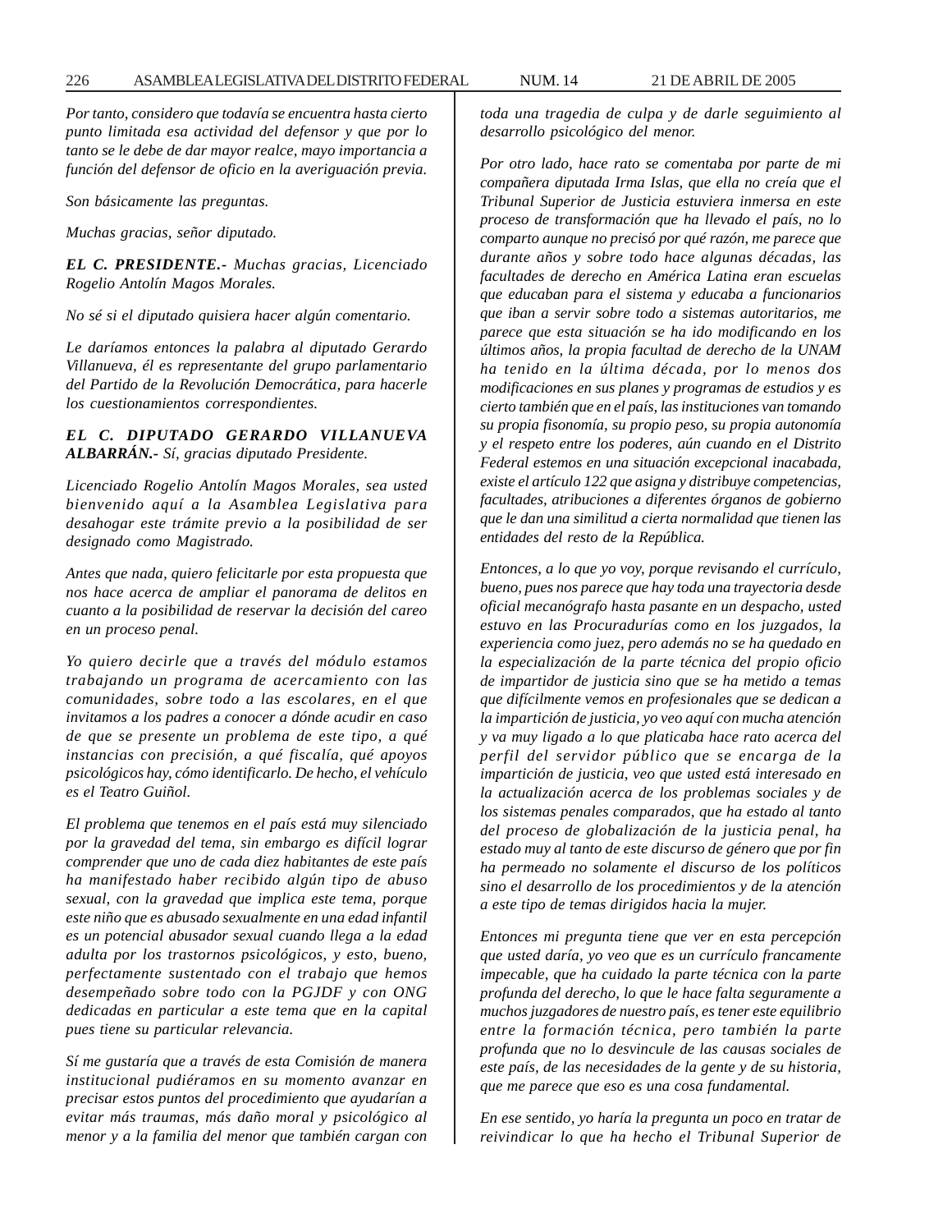*Por tanto, considero que todavía se encuentra hasta cierto punto limitada esa actividad del defensor y que por lo tanto se le debe de dar mayor realce, mayo importancia a función del defensor de oficio en la averiguación previa.*

*Son básicamente las preguntas.*

*Muchas gracias, señor diputado.*

***EL C. PRESIDENTE.-*** *Muchas gracias, Licenciado Rogelio Antolín Magos Morales.*

*No sé si el diputado quisiera hacer algún comentario.*

*Le daríamos entonces la palabra al diputado Gerardo Villanueva, él es representante del grupo parlamentario del Partido de la Revolución Democrática, para hacerle los cuestionamientos correspondientes.*

***EL C. DIPUTADO GERARDO VILLANUEVA ALBARRÁN.-*** *Sí, gracias diputado Presidente.*

*Licenciado Rogelio Antolín Magos Morales, sea usted bienvenido aquí a la Asamblea Legislativa para desahogar este trámite previo a la posibilidad de ser designado como Magistrado.*

*Antes que nada, quiero felicitarle por esta propuesta que nos hace acerca de ampliar el panorama de delitos en cuanto a la posibilidad de reservar la decisión del careo en un proceso penal.*

*Yo quiero decirle que a través del módulo estamos trabajando un programa de acercamiento con las comunidades, sobre todo a las escolares, en el que invitamos a los padres a conocer a dónde acudir en caso de que se presente un problema de este tipo, a qué instancias con precisión, a qué fiscalía, qué apoyos psicológicos hay, cómo identificarlo. De hecho, el vehículo es el Teatro Guiñol.*

*El problema que tenemos en el país está muy silenciado por la gravedad del tema, sin embargo es difícil lograr comprender que uno de cada diez habitantes de este país ha manifestado haber recibido algún tipo de abuso sexual, con la gravedad que implica este tema, porque este niño que es abusado sexualmente en una edad infantil es un potencial abusador sexual cuando llega a la edad adulta por los trastornos psicológicos, y esto, bueno, perfectamente sustentado con el trabajo que hemos desempeñado sobre todo con la PGJDF y con ONG dedicadas en particular a este tema que en la capital pues tiene su particular relevancia.*

*Sí me gustaría que a través de esta Comisión de manera institucional pudiéramos en su momento avanzar en precisar estos puntos del procedimiento que ayudarían a evitar más traumas, más daño moral y psicológico al menor y a la familia del menor que también cargan con toda una tragedia de culpa y de darle seguimiento al desarrollo psicológico del menor.*

*Por otro lado, hace rato se comentaba por parte de mi compañera diputada Irma Islas, que ella no creía que el Tribunal Superior de Justicia estuviera inmersa en este proceso de transformación que ha llevado el país, no lo comparto aunque no precisó por qué razón, me parece que durante años y sobre todo hace algunas décadas, las facultades de derecho en América Latina eran escuelas que educaban para el sistema y educaba a funcionarios que iban a servir sobre todo a sistemas autoritarios, me parece que esta situación se ha ido modificando en los últimos años, la propia facultad de derecho de la UNAM ha tenido en la última década, por lo menos dos modificaciones en sus planes y programas de estudios y es cierto también que en el país, las instituciones van tomando su propia fisonomía, su propio peso, su propia autonomía y el respeto entre los poderes, aún cuando en el Distrito Federal estemos en una situación excepcional inacabada, existe el artículo 122 que asigna y distribuye competencias, facultades, atribuciones a diferentes órganos de gobierno que le dan una similitud a cierta normalidad que tienen las entidades del resto de la República.*

*Entonces, a lo que yo voy, porque revisando el currículo, bueno, pues nos parece que hay toda una trayectoria desde oficial mecanógrafo hasta pasante en un despacho, usted estuvo en las Procuradurías como en los juzgados, la experiencia como juez, pero además no se ha quedado en la especialización de la parte técnica del propio oficio de impartidor de justicia sino que se ha metido a temas que difícilmente vemos en profesionales que se dedican a la impartición de justicia, yo veo aquí con mucha atención y va muy ligado a lo que platicaba hace rato acerca del perfil del servidor público que se encarga de la impartición de justicia, veo que usted está interesado en la actualización acerca de los problemas sociales y de los sistemas penales comparados, que ha estado al tanto del proceso de globalización de la justicia penal, ha estado muy al tanto de este discurso de género que por fin ha permeado no solamente el discurso de los políticos sino el desarrollo de los procedimientos y de la atención a este tipo de temas dirigidos hacia la mujer.*

*Entonces mi pregunta tiene que ver en esta percepción que usted daría, yo veo que es un currículo francamente impecable, que ha cuidado la parte técnica con la parte profunda del derecho, lo que le hace falta seguramente a muchos juzgadores de nuestro país, es tener este equilibrio entre la formación técnica, pero también la parte profunda que no lo desvincule de las causas sociales de este país, de las necesidades de la gente y de su historia, que me parece que eso es una cosa fundamental.*

*En ese sentido, yo haría la pregunta un poco en tratar de reivindicar lo que ha hecho el Tribunal Superior de*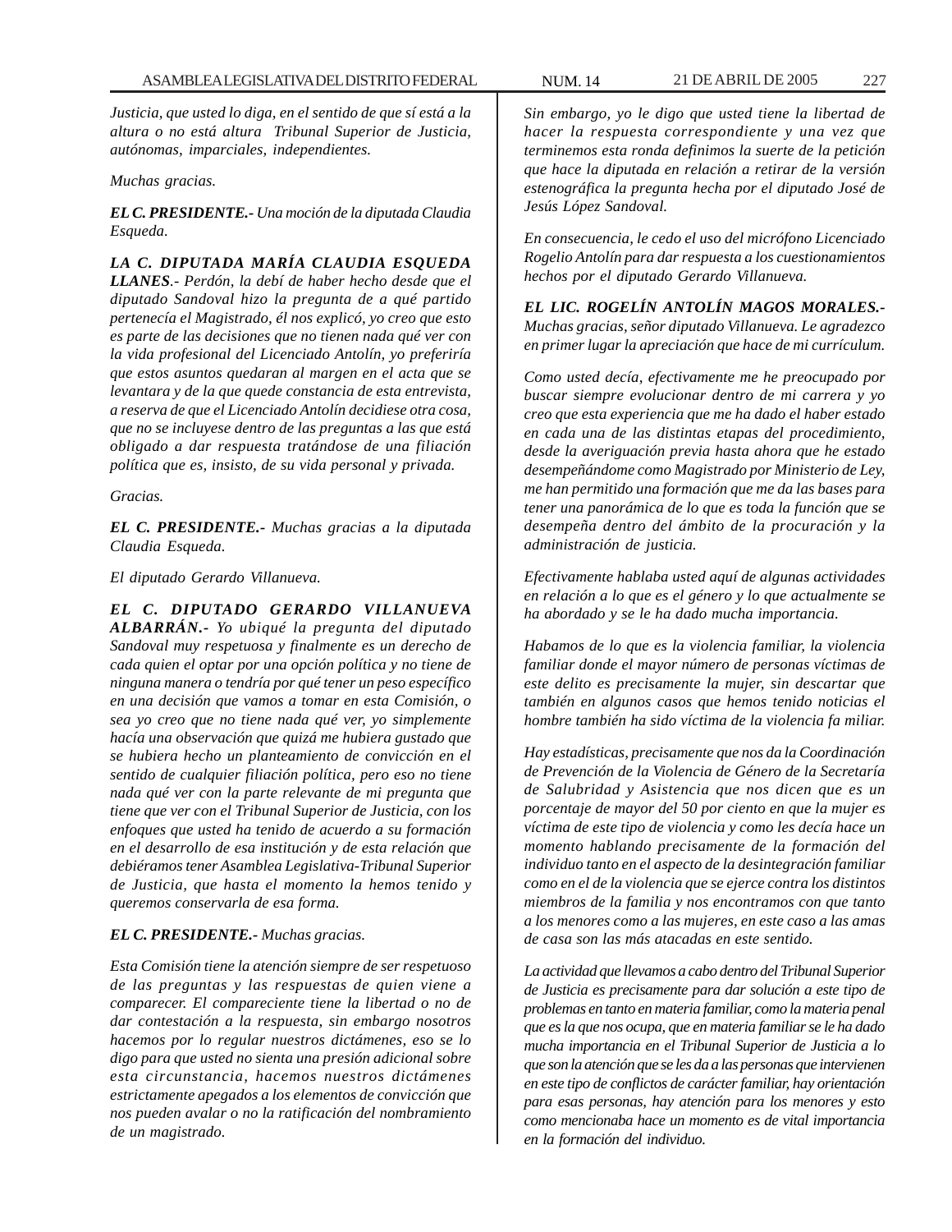*Justicia, que usted lo diga, en el sentido de que sí está a la altura o no está altura Tribunal Superior de Justicia, autónomas, imparciales, independientes.*

*Muchas gracias.*

***EL C. PRESIDENTE.-** Una moción de la diputada Claudia Esqueda.*

***LA C. DIPUTADA MARÍA CLAUDIA ESQUEDA LLANES**.- Perdón, la debí de haber hecho desde que el diputado Sandoval hizo la pregunta de a qué partido pertenecía el Magistrado, él nos explicó, yo creo que esto es parte de las decisiones que no tienen nada qué ver con la vida profesional del Licenciado Antolín, yo preferiría que estos asuntos quedaran al margen en el acta que se levantara y de la que quede constancia de esta entrevista, a reserva de que el Licenciado Antolín decidiese otra cosa, que no se incluyese dentro de las preguntas a las que está obligado a dar respuesta tratándose de una filiación política que es, insisto, de su vida personal y privada.*

*Gracias.*

***EL C. PRESIDENTE.-** Muchas gracias a la diputada Claudia Esqueda.*

*El diputado Gerardo Villanueva.*

***EL C. DIPUTADO GERARDO VILLANUEVA ALBARRÁN.-** Yo ubiqué la pregunta del diputado Sandoval muy respetuosa y finalmente es un derecho de cada quien el optar por una opción política y no tiene de ninguna manera o tendría por qué tener un peso específico en una decisión que vamos a tomar en esta Comisión, o sea yo creo que no tiene nada qué ver, yo simplemente hacía una observación que quizá me hubiera gustado que se hubiera hecho un planteamiento de convicción en el sentido de cualquier filiación política, pero eso no tiene nada qué ver con la parte relevante de mi pregunta que tiene que ver con el Tribunal Superior de Justicia, con los enfoques que usted ha tenido de acuerdo a su formación en el desarrollo de esa institución y de esta relación que debiéramos tener Asamblea Legislativa-Tribunal Superior de Justicia, que hasta el momento la hemos tenido y queremos conservarla de esa forma.*

***EL C. PRESIDENTE.-** Muchas gracias.*

*Esta Comisión tiene la atención siempre de ser respetuoso de las preguntas y las respuestas de quien viene a comparecer. El compareciente tiene la libertad o no de dar contestación a la respuesta, sin embargo nosotros hacemos por lo regular nuestros dictámenes, eso se lo digo para que usted no sienta una presión adicional sobre esta circunstancia, hacemos nuestros dictámenes estrictamente apegados a los elementos de convicción que nos pueden avalar o no la ratificación del nombramiento de un magistrado.*

*Sin embargo, yo le digo que usted tiene la libertad de hacer la respuesta correspondiente y una vez que terminemos esta ronda definimos la suerte de la petición que hace la diputada en relación a retirar de la versión estenográfica la pregunta hecha por el diputado José de Jesús López Sandoval.*

*En consecuencia, le cedo el uso del micrófono Licenciado Rogelio Antolín para dar respuesta a los cuestionamientos hechos por el diputado Gerardo Villanueva.*

***EL LIC. ROGELÍN ANTOLÍN MAGOS MORALES.-** Muchas gracias, señor diputado Villanueva. Le agradezco en primer lugar la apreciación que hace de mi currículum.*

*Como usted decía, efectivamente me he preocupado por buscar siempre evolucionar dentro de mi carrera y yo creo que esta experiencia que me ha dado el haber estado en cada una de las distintas etapas del procedimiento, desde la averiguación previa hasta ahora que he estado desempeñándome como Magistrado por Ministerio de Ley, me han permitido una formación que me da las bases para tener una panorámica de lo que es toda la función que se desempeña dentro del ámbito de la procuración y la administración de justicia.*

*Efectivamente hablaba usted aquí de algunas actividades en relación a lo que es el género y lo que actualmente se ha abordado y se le ha dado mucha importancia.*

*Habamos de lo que es la violencia familiar, la violencia familiar donde el mayor número de personas víctimas de este delito es precisamente la mujer, sin descartar que también en algunos casos que hemos tenido noticias el hombre también ha sido víctima de la violencia fa miliar.*

*Hay estadísticas, precisamente que nos da la Coordinación de Prevención de la Violencia de Género de la Secretaría de Salubridad y Asistencia que nos dicen que es un porcentaje de mayor del 50 por ciento en que la mujer es víctima de este tipo de violencia y como les decía hace un momento hablando precisamente de la formación del individuo tanto en el aspecto de la desintegración familiar como en el de la violencia que se ejerce contra los distintos miembros de la familia y nos encontramos con que tanto a los menores como a las mujeres, en este caso a las amas de casa son las más atacadas en este sentido.*

*La actividad que llevamos a cabo dentro del Tribunal Superior de Justicia es precisamente para dar solución a este tipo de problemas en tanto en materia familiar, como la materia penal que es la que nos ocupa, que en materia familiar se le ha dado mucha importancia en el Tribunal Superior de Justicia a lo que son la atención que se les da a las personas que intervienen en este tipo de conflictos de carácter familiar, hay orientación para esas personas, hay atención para los menores y esto como mencionaba hace un momento es de vital importancia en la formación del individuo.*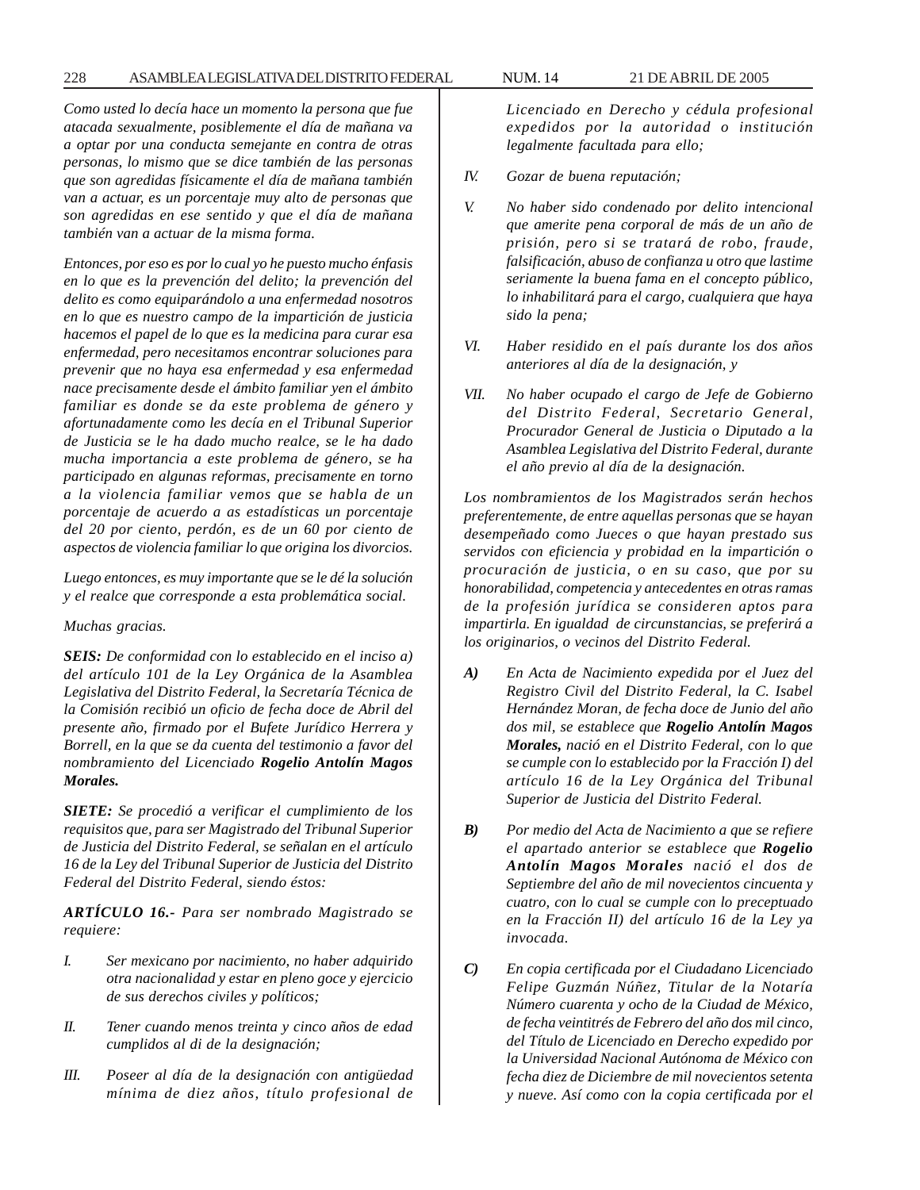*Como usted lo decía hace un momento la persona que fue atacada sexualmente, posiblemente el día de mañana va a optar por una conducta semejante en contra de otras personas, lo mismo que se dice también de las personas que son agredidas físicamente el día de mañana también van a actuar, es un porcentaje muy alto de personas que son agredidas en ese sentido y que el día de mañana también van a actuar de la misma forma.*

*Entonces, por eso es por lo cual yo he puesto mucho énfasis en lo que es la prevención del delito; la prevención del delito es como equiparándolo a una enfermedad nosotros en lo que es nuestro campo de la impartición de justicia hacemos el papel de lo que es la medicina para curar esa enfermedad, pero necesitamos encontrar soluciones para prevenir que no haya esa enfermedad y esa enfermedad nace precisamente desde el ámbito familiar yen el ámbito familiar es donde se da este problema de género y afortunadamente como les decía en el Tribunal Superior de Justicia se le ha dado mucho realce, se le ha dado mucha importancia a este problema de género, se ha participado en algunas reformas, precisamente en torno a la violencia familiar vemos que se habla de un porcentaje de acuerdo a as estadísticas un porcentaje del 20 por ciento, perdón, es de un 60 por ciento de aspectos de violencia familiar lo que origina los divorcios.*

*Luego entonces, es muy importante que se le dé la solución y el realce que corresponde a esta problemática social.*

*Muchas gracias.*

***SEIS:*** *De conformidad con lo establecido en el inciso a) del artículo 101 de la Ley Orgánica de la Asamblea Legislativa del Distrito Federal, la Secretaría Técnica de la Comisión recibió un oficio de fecha doce de Abril del presente año, firmado por el Bufete Jurídico Herrera y Borrell, en la que se da cuenta del testimonio a favor del nombramiento del Licenciado* ***Rogelio Antolín Magos Morales.***

***SIETE:*** *Se procedió a verificar el cumplimiento de los requisitos que, para ser Magistrado del Tribunal Superior de Justicia del Distrito Federal, se señalan en el artículo 16 de la Ley del Tribunal Superior de Justicia del Distrito Federal del Distrito Federal, siendo éstos:*

***ARTÍCULO 16.-*** *Para ser nombrado Magistrado se requiere:*

*I. Ser mexicano por nacimiento, no haber adquirido otra nacionalidad y estar en pleno goce y ejercicio de sus derechos civiles y políticos;*

*II. Tener cuando menos treinta y cinco años de edad cumplidos al di de la designación;*

*III. Poseer al día de la designación con antigüedad mínima de diez años, título profesional de Licenciado en Derecho y cédula profesional expedidos por la autoridad o institución legalmente facultada para ello;*

*IV. Gozar de buena reputación;*

*V. No haber sido condenado por delito intencional que amerite pena corporal de más de un año de prisión, pero si se tratará de robo, fraude, falsificación, abuso de confianza u otro que lastime seriamente la buena fama en el concepto público, lo inhabilitará para el cargo, cualquiera que haya sido la pena;*

*VI. Haber residido en el país durante los dos años anteriores al día de la designación, y*

*VII. No haber ocupado el cargo de Jefe de Gobierno del Distrito Federal, Secretario General, Procurador General de Justicia o Diputado a la Asamblea Legislativa del Distrito Federal, durante el año previo al día de la designación.*

*Los nombramientos de los Magistrados serán hechos preferentemente, de entre aquellas personas que se hayan desempeñado como Jueces o que hayan prestado sus servidos con eficiencia y probidad en la impartición o procuración de justicia, o en su caso, que por su honorabilidad, competencia y antecedentes en otras ramas de la profesión jurídica se consideren aptos para impartirla. En igualdad de circunstancias, se preferirá a los originarios, o vecinos del Distrito Federal.*

***A)*** *En Acta de Nacimiento expedida por el Juez del Registro Civil del Distrito Federal, la C. Isabel Hernández Moran, de fecha doce de Junio del año dos mil, se establece que* ***Rogelio Antolín Magos Morales,*** *nació en el Distrito Federal, con lo que se cumple con lo establecido por la Fracción I) del artículo 16 de la Ley Orgánica del Tribunal Superior de Justicia del Distrito Federal.*

***B)*** *Por medio del Acta de Nacimiento a que se refiere el apartado anterior se establece que* ***Rogelio Antolín Magos Morales*** *nació el dos de Septiembre del año de mil novecientos cincuenta y cuatro, con lo cual se cumple con lo preceptuado en la Fracción II) del artículo 16 de la Ley ya invocada.*

***C)*** *En copia certificada por el Ciudadano Licenciado Felipe Guzmán Núñez, Titular de la Notaría Número cuarenta y ocho de la Ciudad de México, de fecha veintitrés de Febrero del año dos mil cinco, del Título de Licenciado en Derecho expedido por la Universidad Nacional Autónoma de México con fecha diez de Diciembre de mil novecientos setenta y nueve. Así como con la copia certificada por el*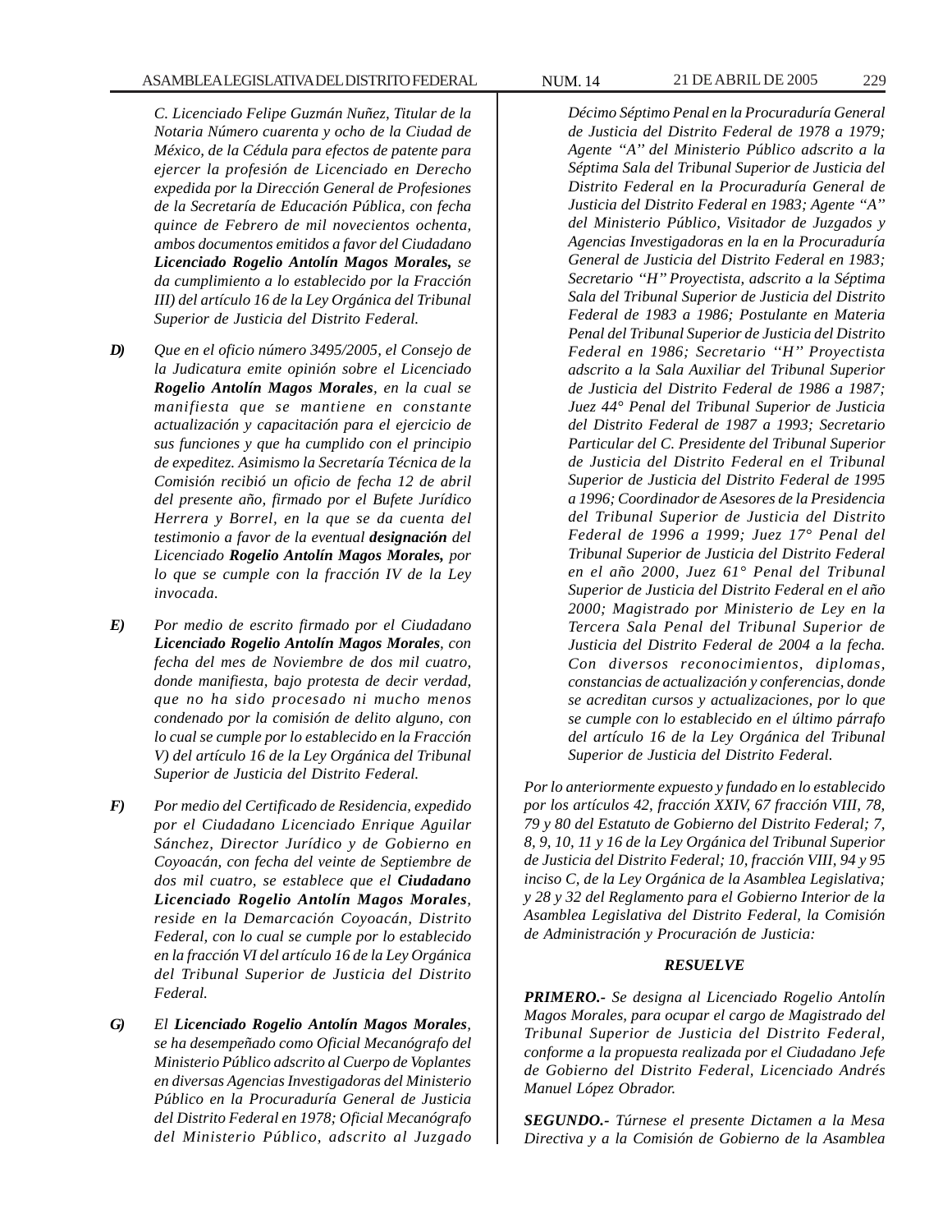*C. Licenciado Felipe Guzmán Nuñez, Titular de la Notaria Número cuarenta y ocho de la Ciudad de México, de la Cédula para efectos de patente para ejercer la profesión de Licenciado en Derecho expedida por la Dirección General de Profesiones de la Secretaría de Educación Pública, con fecha quince de Febrero de mil novecientos ochenta, ambos documentos emitidos a favor del Ciudadano* ***Licenciado Rogelio Antolín Magos Morales,*** *se da cumplimiento a lo establecido por la Fracción III) del artículo 16 de la Ley Orgánica del Tribunal Superior de Justicia del Distrito Federal.*

***D)*** *Que en el oficio número 3495/2005, el Consejo de la Judicatura emite opinión sobre el Licenciado* ***Rogelio Antolín Magos Morales****, en la cual se manifiesta que se mantiene en constante actualización y capacitación para el ejercicio de sus funciones y que ha cumplido con el principio de expeditez. Asimismo la Secretaría Técnica de la Comisión recibió un oficio de fecha 12 de abril del presente año, firmado por el Bufete Jurídico Herrera y Borrel, en la que se da cuenta del testimonio a favor de la eventual* ***designación*** *del Licenciado* ***Rogelio Antolín Magos Morales,*** *por lo que se cumple con la fracción IV de la Ley invocada.*

***E)*** *Por medio de escrito firmado por el Ciudadano* ***Licenciado Rogelio Antolín Magos Morales****, con fecha del mes de Noviembre de dos mil cuatro, donde manifiesta, bajo protesta de decir verdad, que no ha sido procesado ni mucho menos condenado por la comisión de delito alguno, con lo cual se cumple por lo establecido en la Fracción V) del artículo 16 de la Ley Orgánica del Tribunal Superior de Justicia del Distrito Federal.*

***F)*** *Por medio del Certificado de Residencia, expedido por el Ciudadano Licenciado Enrique Aguilar Sánchez, Director Jurídico y de Gobierno en Coyoacán, con fecha del veinte de Septiembre de dos mil cuatro, se establece que el* ***Ciudadano Licenciado Rogelio Antolín Magos Morales****, reside en la Demarcación Coyoacán, Distrito Federal, con lo cual se cumple por lo establecido en la fracción VI del artículo 16 de la Ley Orgánica del Tribunal Superior de Justicia del Distrito Federal.*

***G)*** *El* ***Licenciado Rogelio Antolín Magos Morales****, se ha desempeñado como Oficial Mecanógrafo del Ministerio Público adscrito al Cuerpo de Voplantes en diversas Agencias Investigadoras del Ministerio Público en la Procuraduría General de Justicia del Distrito Federal en 1978; Oficial Mecanógrafo del Ministerio Público, adscrito al Juzgado Décimo Séptimo Penal en la Procuraduría General de Justicia del Distrito Federal de 1978 a 1979; Agente "A" del Ministerio Público adscrito a la Séptima Sala del Tribunal Superior de Justicia del Distrito Federal en la Procuraduría General de Justicia del Distrito Federal en 1983; Agente "A" del Ministerio Público, Visitador de Juzgados y Agencias Investigadoras en la en la Procuraduría General de Justicia del Distrito Federal en 1983; Secretario "H" Proyectista, adscrito a la Séptima Sala del Tribunal Superior de Justicia del Distrito Federal de 1983 a 1986; Postulante en Materia Penal del Tribunal Superior de Justicia del Distrito Federal en 1986; Secretario "H" Proyectista adscrito a la Sala Auxiliar del Tribunal Superior de Justicia del Distrito Federal de 1986 a 1987; Juez 44° Penal del Tribunal Superior de Justicia del Distrito Federal de 1987 a 1993; Secretario Particular del C. Presidente del Tribunal Superior de Justicia del Distrito Federal en el Tribunal Superior de Justicia del Distrito Federal de 1995 a 1996; Coordinador de Asesores de la Presidencia del Tribunal Superior de Justicia del Distrito Federal de 1996 a 1999; Juez 17° Penal del Tribunal Superior de Justicia del Distrito Federal en el año 2000, Juez 61° Penal del Tribunal Superior de Justicia del Distrito Federal en el año 2000; Magistrado por Ministerio de Ley en la Tercera Sala Penal del Tribunal Superior de Justicia del Distrito Federal de 2004 a la fecha. Con diversos reconocimientos, diplomas, constancias de actualización y conferencias, donde se acreditan cursos y actualizaciones, por lo que se cumple con lo establecido en el último párrafo del artículo 16 de la Ley Orgánica del Tribunal Superior de Justicia del Distrito Federal.*

*Por lo anteriormente expuesto y fundado en lo establecido por los artículos 42, fracción XXIV, 67 fracción VIII, 78, 79 y 80 del Estatuto de Gobierno del Distrito Federal; 7, 8, 9, 10, 11 y 16 de la Ley Orgánica del Tribunal Superior de Justicia del Distrito Federal; 10, fracción VIII, 94 y 95 inciso C, de la Ley Orgánica de la Asamblea Legislativa; y 28 y 32 del Reglamento para el Gobierno Interior de la Asamblea Legislativa del Distrito Federal, la Comisión de Administración y Procuración de Justicia:*

***RESUELVE***

***PRIMERO.-*** *Se designa al Licenciado Rogelio Antolín Magos Morales, para ocupar el cargo de Magistrado del Tribunal Superior de Justicia del Distrito Federal, conforme a la propuesta realizada por el Ciudadano Jefe de Gobierno del Distrito Federal, Licenciado Andrés Manuel López Obrador.*

***SEGUNDO.-*** *Túrnese el presente Dictamen a la Mesa Directiva y a la Comisión de Gobierno de la Asamblea*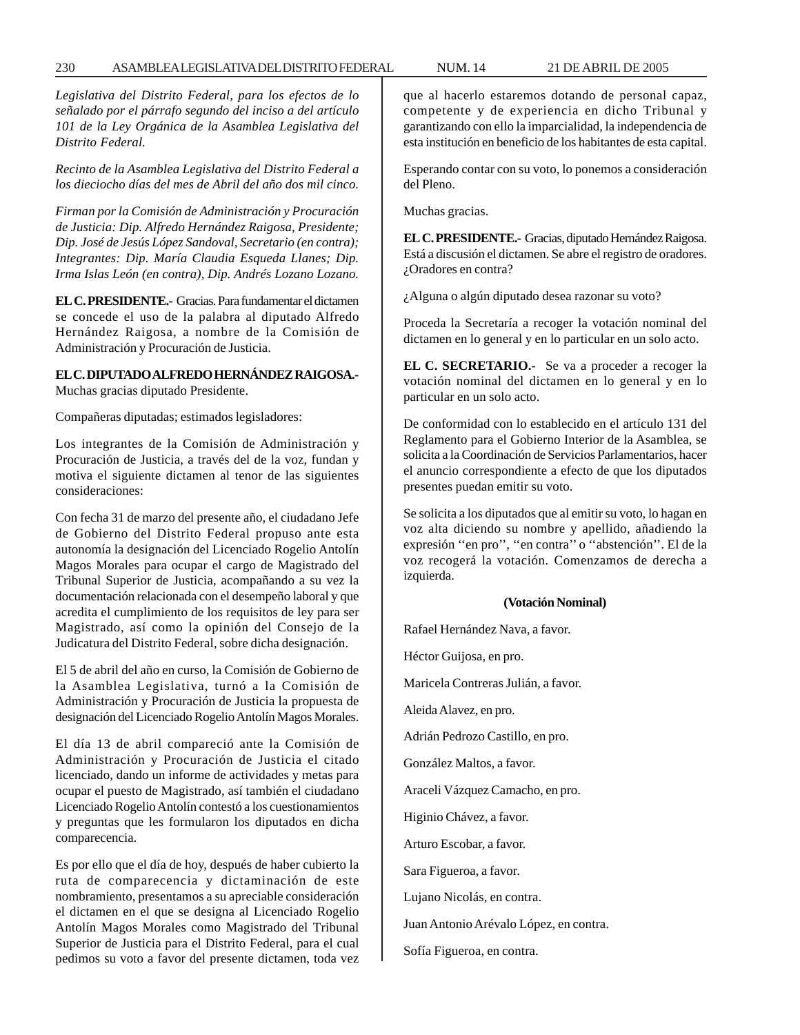*Legislativa del Distrito Federal, para los efectos de lo señalado por el párrafo segundo del inciso a del artículo 101 de la Ley Orgánica de la Asamblea Legislativa del Distrito Federal.*

*Recinto de la Asamblea Legislativa del Distrito Federal a los dieciocho días del mes de Abril del año dos mil cinco.*

*Firman por la Comisión de Administración y Procuración de Justicia: Dip. Alfredo Hernández Raigosa, Presidente; Dip. José de Jesús López Sandoval, Secretario (en contra); Integrantes: Dip. María Claudia Esqueda Llanes; Dip. Irma Islas León (en contra), Dip. Andrés Lozano Lozano.*

**EL C. PRESIDENTE.-** Gracias. Para fundamentar el dictamen se concede el uso de la palabra al diputado Alfredo Hernández Raigosa, a nombre de la Comisión de Administración y Procuración de Justicia.

**EL C. DIPUTADO ALFREDO HERNÁNDEZ RAIGOSA.-** Muchas gracias diputado Presidente.

Compañeras diputadas; estimados legisladores:

Los integrantes de la Comisión de Administración y Procuración de Justicia, a través del de la voz, fundan y motiva el siguiente dictamen al tenor de las siguientes consideraciones:

Con fecha 31 de marzo del presente año, el ciudadano Jefe de Gobierno del Distrito Federal propuso ante esta autonomía la designación del Licenciado Rogelio Antolín Magos Morales para ocupar el cargo de Magistrado del Tribunal Superior de Justicia, acompañando a su vez la documentación relacionada con el desempeño laboral y que acredita el cumplimiento de los requisitos de ley para ser Magistrado, así como la opinión del Consejo de la Judicatura del Distrito Federal, sobre dicha designación.

El 5 de abril del año en curso, la Comisión de Gobierno de la Asamblea Legislativa, turnó a la Comisión de Administración y Procuración de Justicia la propuesta de designación del Licenciado Rogelio Antolín Magos Morales.

El día 13 de abril compareció ante la Comisión de Administración y Procuración de Justicia el citado licenciado, dando un informe de actividades y metas para ocupar el puesto de Magistrado, así también el ciudadano Licenciado Rogelio Antolín contestó a los cuestionamientos y preguntas que les formularon los diputados en dicha comparecencia.

Es por ello que el día de hoy, después de haber cubierto la ruta de comparecencia y dictaminación de este nombramiento, presentamos a su apreciable consideración el dictamen en el que se designa al Licenciado Rogelio Antolín Magos Morales como Magistrado del Tribunal Superior de Justicia para el Distrito Federal, para el cual pedimos su voto a favor del presente dictamen, toda vez que al hacerlo estaremos dotando de personal capaz, competente y de experiencia en dicho Tribunal y garantizando con ello la imparcialidad, la independencia de esta institución en beneficio de los habitantes de esta capital.

Esperando contar con su voto, lo ponemos a consideración del Pleno.

Muchas gracias.

**EL C. PRESIDENTE.-** Gracias, diputado Hernández Raigosa. Está a discusión el dictamen. Se abre el registro de oradores. ¿Oradores en contra?

¿Alguna o algún diputado desea razonar su voto?

Proceda la Secretaría a recoger la votación nominal del dictamen en lo general y en lo particular en un solo acto.

**EL C. SECRETARIO.-** Se va a proceder a recoger la votación nominal del dictamen en lo general y en lo particular en un solo acto.

De conformidad con lo establecido en el artículo 131 del Reglamento para el Gobierno Interior de la Asamblea, se solicita a la Coordinación de Servicios Parlamentarios, hacer el anuncio correspondiente a efecto de que los diputados presentes puedan emitir su voto.

Se solicita a los diputados que al emitir su voto, lo hagan en voz alta diciendo su nombre y apellido, añadiendo la expresión ''en pro'', ''en contra'' o ''abstención''. El de la voz recogerá la votación. Comenzamos de derecha a izquierda.

**(Votación Nominal)**

Rafael Hernández Nava, a favor.

Héctor Guijosa, en pro.

Maricela Contreras Julián, a favor.

Aleida Alavez, en pro.

Adrián Pedrozo Castillo, en pro.

González Maltos, a favor.

Araceli Vázquez Camacho, en pro.

Higinio Chávez, a favor.

Arturo Escobar, a favor.

Sara Figueroa, a favor.

Lujano Nicolás, en contra.

Juan Antonio Arévalo López, en contra.

Sofía Figueroa, en contra.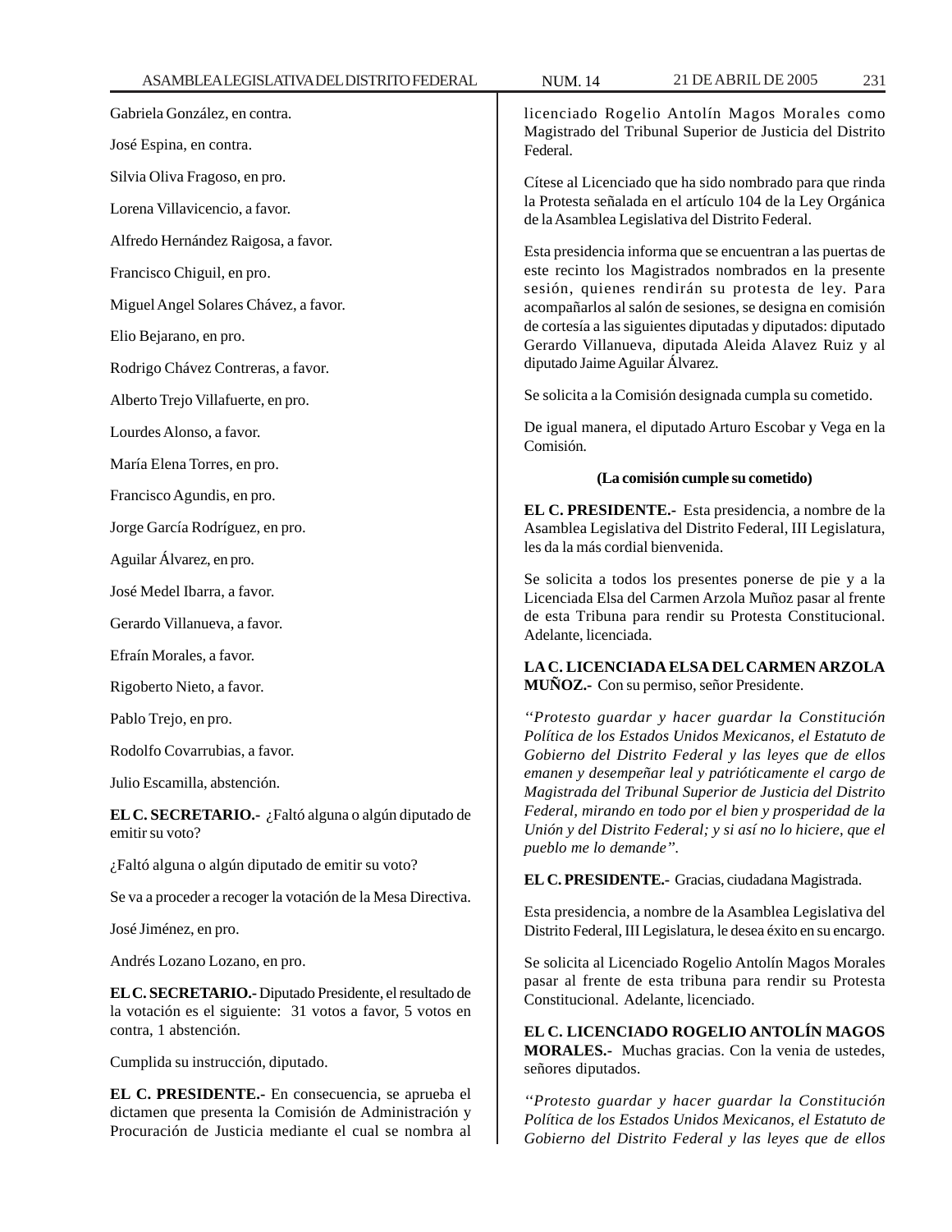Gabriela González, en contra.

José Espina, en contra.

Silvia Oliva Fragoso, en pro.

Lorena Villavicencio, a favor.

Alfredo Hernández Raigosa, a favor.

Francisco Chiguil, en pro.

Miguel Angel Solares Chávez, a favor.

Elio Bejarano, en pro.

Rodrigo Chávez Contreras, a favor.

Alberto Trejo Villafuerte, en pro.

Lourdes Alonso, a favor.

María Elena Torres, en pro.

Francisco Agundis, en pro.

Jorge García Rodríguez, en pro.

Aguilar Álvarez, en pro.

José Medel Ibarra, a favor.

Gerardo Villanueva, a favor.

Efraín Morales, a favor.

Rigoberto Nieto, a favor.

Pablo Trejo, en pro.

Rodolfo Covarrubias, a favor.

Julio Escamilla, abstención.

**EL C. SECRETARIO.-** ¿Faltó alguna o algún diputado de emitir su voto?

¿Faltó alguna o algún diputado de emitir su voto?

Se va a proceder a recoger la votación de la Mesa Directiva.

José Jiménez, en pro.

Andrés Lozano Lozano, en pro.

**EL C. SECRETARIO.-** Diputado Presidente, el resultado de la votación es el siguiente: 31 votos a favor, 5 votos en contra, 1 abstención.

Cumplida su instrucción, diputado.

**EL C. PRESIDENTE.-** En consecuencia, se aprueba el dictamen que presenta la Comisión de Administración y Procuración de Justicia mediante el cual se nombra al licenciado Rogelio Antolín Magos Morales como Magistrado del Tribunal Superior de Justicia del Distrito Federal.

Cítese al Licenciado que ha sido nombrado para que rinda la Protesta señalada en el artículo 104 de la Ley Orgánica de la Asamblea Legislativa del Distrito Federal.

Esta presidencia informa que se encuentran a las puertas de este recinto los Magistrados nombrados en la presente sesión, quienes rendirán su protesta de ley. Para acompañarlos al salón de sesiones, se designa en comisión de cortesía a las siguientes diputadas y diputados: diputado Gerardo Villanueva, diputada Aleida Alavez Ruiz y al diputado Jaime Aguilar Álvarez.

Se solicita a la Comisión designada cumpla su cometido.

De igual manera, el diputado Arturo Escobar y Vega en la Comisión.

**(La comisión cumple su cometido)**

**EL C. PRESIDENTE.-** Esta presidencia, a nombre de la Asamblea Legislativa del Distrito Federal, III Legislatura, les da la más cordial bienvenida.

Se solicita a todos los presentes ponerse de pie y a la Licenciada Elsa del Carmen Arzola Muñoz pasar al frente de esta Tribuna para rendir su Protesta Constitucional. Adelante, licenciada.

**LA C. LICENCIADA ELSA DEL CARMEN ARZOLA MUÑOZ.-** Con su permiso, señor Presidente.

*"Protesto guardar y hacer guardar la Constitución Política de los Estados Unidos Mexicanos, el Estatuto de Gobierno del Distrito Federal y las leyes que de ellos emanen y desempeñar leal y patrióticamente el cargo de Magistrada del Tribunal Superior de Justicia del Distrito Federal, mirando en todo por el bien y prosperidad de la Unión y del Distrito Federal; y si así no lo hiciere, que el pueblo me lo demande".*

**EL C. PRESIDENTE.-** Gracias, ciudadana Magistrada.

Esta presidencia, a nombre de la Asamblea Legislativa del Distrito Federal, III Legislatura, le desea éxito en su encargo.

Se solicita al Licenciado Rogelio Antolín Magos Morales pasar al frente de esta tribuna para rendir su Protesta Constitucional. Adelante, licenciado.

**EL C. LICENCIADO ROGELIO ANTOLÍN MAGOS MORALES.-** Muchas gracias. Con la venia de ustedes, señores diputados.

*"Protesto guardar y hacer guardar la Constitución Política de los Estados Unidos Mexicanos, el Estatuto de Gobierno del Distrito Federal y las leyes que de ellos*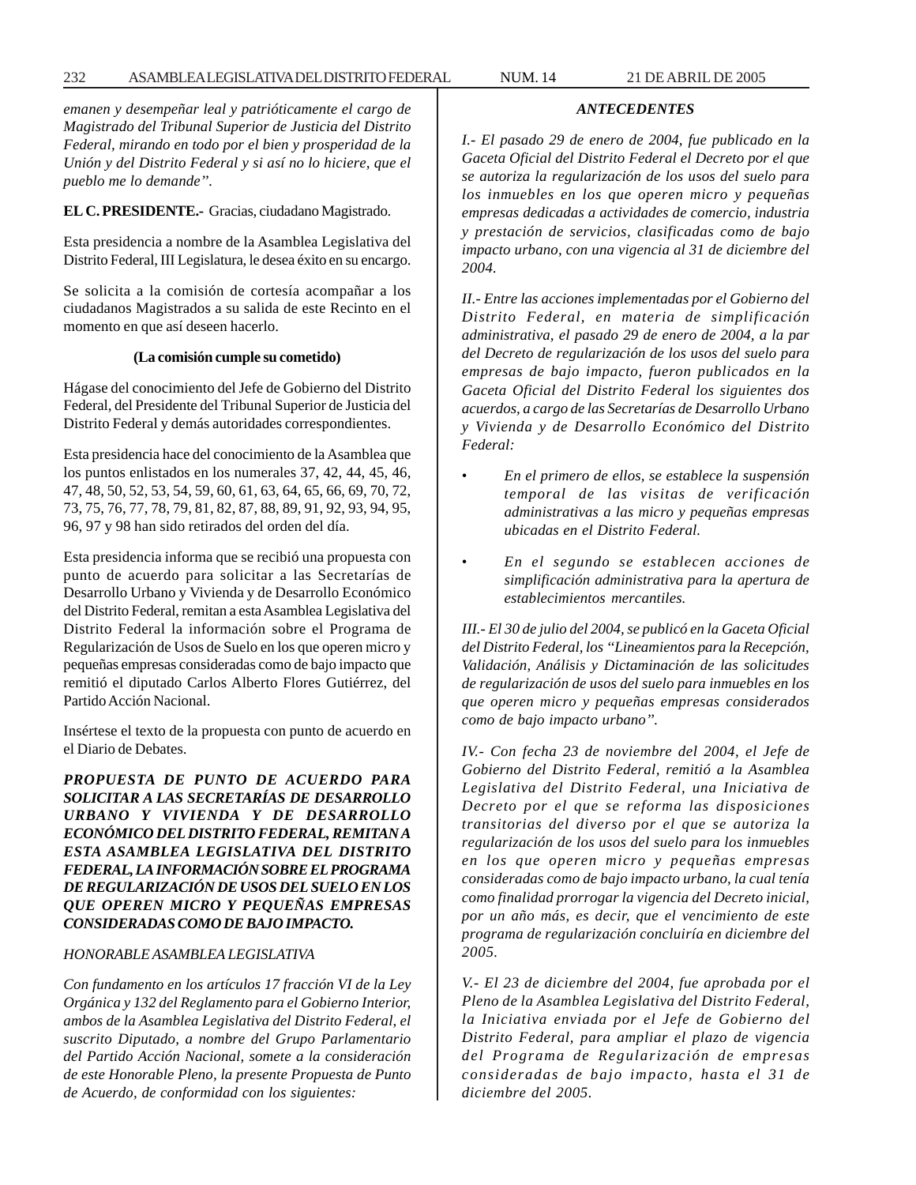*emanen y desempeñar leal y patrióticamente el cargo de Magistrado del Tribunal Superior de Justicia del Distrito Federal, mirando en todo por el bien y prosperidad de la Unión y del Distrito Federal y si así no lo hiciere, que el pueblo me lo demande".*

**EL C. PRESIDENTE.-** Gracias, ciudadano Magistrado.

Esta presidencia a nombre de la Asamblea Legislativa del Distrito Federal, III Legislatura, le desea éxito en su encargo.

Se solicita a la comisión de cortesía acompañar a los ciudadanos Magistrados a su salida de este Recinto en el momento en que así deseen hacerlo.

**(La comisión cumple su cometido)**

Hágase del conocimiento del Jefe de Gobierno del Distrito Federal, del Presidente del Tribunal Superior de Justicia del Distrito Federal y demás autoridades correspondientes.

Esta presidencia hace del conocimiento de la Asamblea que los puntos enlistados en los numerales 37, 42, 44, 45, 46, 47, 48, 50, 52, 53, 54, 59, 60, 61, 63, 64, 65, 66, 69, 70, 72, 73, 75, 76, 77, 78, 79, 81, 82, 87, 88, 89, 91, 92, 93, 94, 95, 96, 97 y 98 han sido retirados del orden del día.

Esta presidencia informa que se recibió una propuesta con punto de acuerdo para solicitar a las Secretarías de Desarrollo Urbano y Vivienda y de Desarrollo Económico del Distrito Federal, remitan a esta Asamblea Legislativa del Distrito Federal la información sobre el Programa de Regularización de Usos de Suelo en los que operen micro y pequeñas empresas consideradas como de bajo impacto que remitió el diputado Carlos Alberto Flores Gutiérrez, del Partido Acción Nacional.

Insértese el texto de la propuesta con punto de acuerdo en el Diario de Debates.

***PROPUESTA DE PUNTO DE ACUERDO PARA SOLICITAR A LAS SECRETARÍAS DE DESARROLLO URBANO Y VIVIENDA Y DE DESARROLLO ECONÓMICO DEL DISTRITO FEDERAL, REMITAN A ESTA ASAMBLEA LEGISLATIVA DEL DISTRITO FEDERAL, LA INFORMACIÓN SOBRE EL PROGRAMA DE REGULARIZACIÓN DE USOS DEL SUELO EN LOS QUE OPEREN MICRO Y PEQUEÑAS EMPRESAS CONSIDERADAS COMO DE BAJO IMPACTO.***

*HONORABLE ASAMBLEA LEGISLATIVA*

*Con fundamento en los artículos 17 fracción VI de la Ley Orgánica y 132 del Reglamento para el Gobierno Interior, ambos de la Asamblea Legislativa del Distrito Federal, el suscrito Diputado, a nombre del Grupo Parlamentario del Partido Acción Nacional, somete a la consideración de este Honorable Pleno, la presente Propuesta de Punto de Acuerdo, de conformidad con los siguientes:*

***ANTECEDENTES***

*I.- El pasado 29 de enero de 2004, fue publicado en la Gaceta Oficial del Distrito Federal el Decreto por el que se autoriza la regularización de los usos del suelo para los inmuebles en los que operen micro y pequeñas empresas dedicadas a actividades de comercio, industria y prestación de servicios, clasificadas como de bajo impacto urbano, con una vigencia al 31 de diciembre del 2004.*

*II.- Entre las acciones implementadas por el Gobierno del Distrito Federal, en materia de simplificación administrativa, el pasado 29 de enero de 2004, a la par del Decreto de regularización de los usos del suelo para empresas de bajo impacto, fueron publicados en la Gaceta Oficial del Distrito Federal los siguientes dos acuerdos, a cargo de las Secretarías de Desarrollo Urbano y Vivienda y de Desarrollo Económico del Distrito Federal:*

- *En el primero de ellos, se establece la suspensión temporal de las visitas de verificación administrativas a las micro y pequeñas empresas ubicadas en el Distrito Federal.*
- *En el segundo se establecen acciones de simplificación administrativa para la apertura de establecimientos mercantiles.*

*III.- El 30 de julio del 2004, se publicó en la Gaceta Oficial del Distrito Federal, los "Lineamientos para la Recepción, Validación, Análisis y Dictaminación de las solicitudes de regularización de usos del suelo para inmuebles en los que operen micro y pequeñas empresas considerados como de bajo impacto urbano".*

*IV.- Con fecha 23 de noviembre del 2004, el Jefe de Gobierno del Distrito Federal, remitió a la Asamblea Legislativa del Distrito Federal, una Iniciativa de Decreto por el que se reforma las disposiciones transitorias del diverso por el que se autoriza la regularización de los usos del suelo para los inmuebles en los que operen micro y pequeñas empresas consideradas como de bajo impacto urbano, la cual tenía como finalidad prorrogar la vigencia del Decreto inicial, por un año más, es decir, que el vencimiento de este programa de regularización concluiría en diciembre del 2005.*

*V.- El 23 de diciembre del 2004, fue aprobada por el Pleno de la Asamblea Legislativa del Distrito Federal, la Iniciativa enviada por el Jefe de Gobierno del Distrito Federal, para ampliar el plazo de vigencia del Programa de Regularización de empresas consideradas de bajo impacto, hasta el 31 de diciembre del 2005.*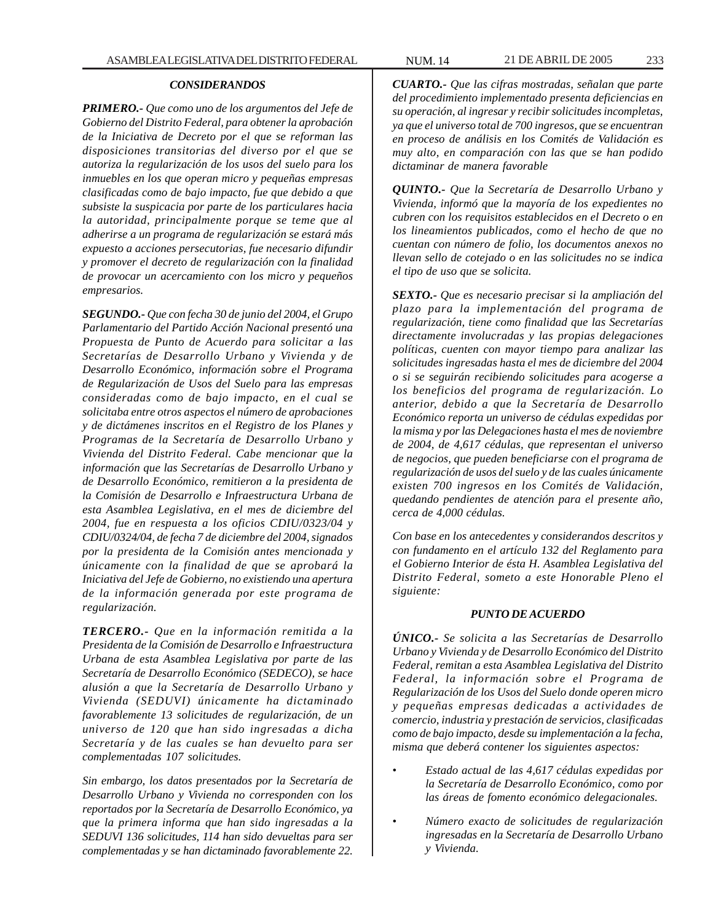### *CONSIDERANDOS*

***PRIMERO.-*** *Que como uno de los argumentos del Jefe de Gobierno del Distrito Federal, para obtener la aprobación de la Iniciativa de Decreto por el que se reforman las disposiciones transitorias del diverso por el que se autoriza la regularización de los usos del suelo para los inmuebles en los que operan micro y pequeñas empresas clasificadas como de bajo impacto, fue que debido a que subsiste la suspicacia por parte de los particulares hacia la autoridad, principalmente porque se teme que al adherirse a un programa de regularización se estará más expuesto a acciones persecutorias, fue necesario difundir y promover el decreto de regularización con la finalidad de provocar un acercamiento con los micro y pequeños empresarios.*

***SEGUNDO.-*** *Que con fecha 30 de junio del 2004, el Grupo Parlamentario del Partido Acción Nacional presentó una Propuesta de Punto de Acuerdo para solicitar a las Secretarías de Desarrollo Urbano y Vivienda y de Desarrollo Económico, información sobre el Programa de Regularización de Usos del Suelo para las empresas consideradas como de bajo impacto, en el cual se solicitaba entre otros aspectos el número de aprobaciones y de dictámenes inscritos en el Registro de los Planes y Programas de la Secretaría de Desarrollo Urbano y Vivienda del Distrito Federal. Cabe mencionar que la información que las Secretarías de Desarrollo Urbano y de Desarrollo Económico, remitieron a la presidenta de la Comisión de Desarrollo e Infraestructura Urbana de esta Asamblea Legislativa, en el mes de diciembre del 2004, fue en respuesta a los oficios CDIU/0323/04 y CDIU/0324/04, de fecha 7 de diciembre del 2004, signados por la presidenta de la Comisión antes mencionada y únicamente con la finalidad de que se aprobará la Iniciativa del Jefe de Gobierno, no existiendo una apertura de la información generada por este programa de regularización.*

***TERCERO.-*** *Que en la información remitida a la Presidenta de la Comisión de Desarrollo e Infraestructura Urbana de esta Asamblea Legislativa por parte de las Secretaría de Desarrollo Económico (SEDECO), se hace alusión a que la Secretaría de Desarrollo Urbano y Vivienda (SEDUVI) únicamente ha dictaminado favorablemente 13 solicitudes de regularización, de un universo de 120 que han sido ingresadas a dicha Secretaría y de las cuales se han devuelto para ser complementadas 107 solicitudes.*

*Sin embargo, los datos presentados por la Secretaría de Desarrollo Urbano y Vivienda no corresponden con los reportados por la Secretaría de Desarrollo Económico, ya que la primera informa que han sido ingresadas a la SEDUVI 136 solicitudes, 114 han sido devueltas para ser complementadas y se han dictaminado favorablemente 22.*

***CUARTO.-*** *Que las cifras mostradas, señalan que parte del procedimiento implementado presenta deficiencias en su operación, al ingresar y recibir solicitudes incompletas, ya que el universo total de 700 ingresos, que se encuentran en proceso de análisis en los Comités de Validación es muy alto, en comparación con las que se han podido dictaminar de manera favorable*

***QUINTO.-*** *Que la Secretaría de Desarrollo Urbano y Vivienda, informó que la mayoría de los expedientes no cubren con los requisitos establecidos en el Decreto o en los lineamientos publicados, como el hecho de que no cuentan con número de folio, los documentos anexos no llevan sello de cotejado o en las solicitudes no se indica el tipo de uso que se solicita.*

***SEXTO.-*** *Que es necesario precisar si la ampliación del plazo para la implementación del programa de regularización, tiene como finalidad que las Secretarías directamente involucradas y las propias delegaciones políticas, cuenten con mayor tiempo para analizar las solicitudes ingresadas hasta el mes de diciembre del 2004 o si se seguirán recibiendo solicitudes para acogerse a los beneficios del programa de regularización. Lo anterior, debido a que la Secretaría de Desarrollo Económico reporta un universo de cédulas expedidas por la misma y por las Delegaciones hasta el mes de noviembre de 2004, de 4,617 cédulas, que representan el universo de negocios, que pueden beneficiarse con el programa de regularización de usos del suelo y de las cuales únicamente existen 700 ingresos en los Comités de Validación, quedando pendientes de atención para el presente año, cerca de 4,000 cédulas.*

*Con base en los antecedentes y considerandos descritos y con fundamento en el artículo 132 del Reglamento para el Gobierno Interior de ésta H. Asamblea Legislativa del Distrito Federal, someto a este Honorable Pleno el siguiente:*

### *PUNTO DE ACUERDO*

***ÚNICO.-*** *Se solicita a las Secretarías de Desarrollo Urbano y Vivienda y de Desarrollo Económico del Distrito Federal, remitan a esta Asamblea Legislativa del Distrito Federal, la información sobre el Programa de Regularización de los Usos del Suelo donde operen micro y pequeñas empresas dedicadas a actividades de comercio, industria y prestación de servicios, clasificadas como de bajo impacto, desde su implementación a la fecha, misma que deberá contener los siguientes aspectos:*

- *Estado actual de las 4,617 cédulas expedidas por la Secretaría de Desarrollo Económico, como por las áreas de fomento económico delegacionales.*
- *Número exacto de solicitudes de regularización ingresadas en la Secretaría de Desarrollo Urbano y Vivienda.*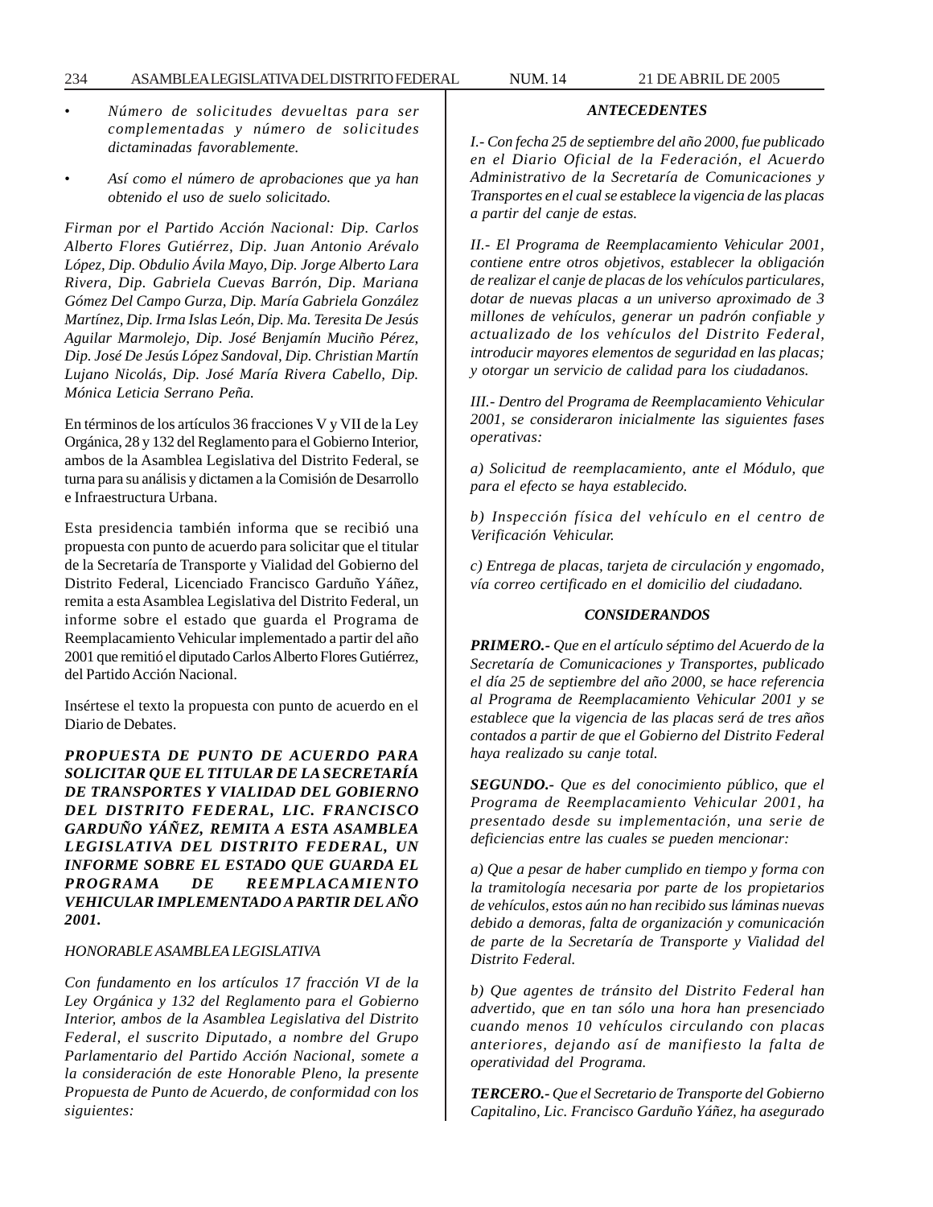- *Número de solicitudes devueltas para ser complementadas y número de solicitudes dictaminadas favorablemente.*

- *Así como el número de aprobaciones que ya han obtenido el uso de suelo solicitado.*

*Firman por el Partido Acción Nacional: Dip. Carlos Alberto Flores Gutiérrez, Dip. Juan Antonio Arévalo López, Dip. Obdulio Ávila Mayo, Dip. Jorge Alberto Lara Rivera, Dip. Gabriela Cuevas Barrón, Dip. Mariana Gómez Del Campo Gurza, Dip. María Gabriela González Martínez, Dip. Irma Islas León, Dip. Ma. Teresita De Jesús Aguilar Marmolejo, Dip. José Benjamín Muciño Pérez, Dip. José De Jesús López Sandoval, Dip. Christian Martín Lujano Nicolás, Dip. José María Rivera Cabello, Dip. Mónica Leticia Serrano Peña.*

En términos de los artículos 36 fracciones V y VII de la Ley Orgánica, 28 y 132 del Reglamento para el Gobierno Interior, ambos de la Asamblea Legislativa del Distrito Federal, se turna para su análisis y dictamen a la Comisión de Desarrollo e Infraestructura Urbana.

Esta presidencia también informa que se recibió una propuesta con punto de acuerdo para solicitar que el titular de la Secretaría de Transporte y Vialidad del Gobierno del Distrito Federal, Licenciado Francisco Garduño Yáñez, remita a esta Asamblea Legislativa del Distrito Federal, un informe sobre el estado que guarda el Programa de Reemplacamiento Vehicular implementado a partir del año 2001 que remitió el diputado Carlos Alberto Flores Gutiérrez, del Partido Acción Nacional.

Insértese el texto la propuesta con punto de acuerdo en el Diario de Debates.

***PROPUESTA DE PUNTO DE ACUERDO PARA SOLICITAR QUE EL TITULAR DE LA SECRETARÍA DE TRANSPORTES Y VIALIDAD DEL GOBIERNO DEL DISTRITO FEDERAL, LIC. FRANCISCO GARDUÑO YÁÑEZ, REMITA A ESTA ASAMBLEA LEGISLATIVA DEL DISTRITO FEDERAL, UN INFORME SOBRE EL ESTADO QUE GUARDA EL PROGRAMA DE REEMPLACAMIENTO VEHICULAR IMPLEMENTADO A PARTIR DEL AÑO 2001.***

*HONORABLE ASAMBLEA LEGISLATIVA*

*Con fundamento en los artículos 17 fracción VI de la Ley Orgánica y 132 del Reglamento para el Gobierno Interior, ambos de la Asamblea Legislativa del Distrito Federal, el suscrito Diputado, a nombre del Grupo Parlamentario del Partido Acción Nacional, somete a la consideración de este Honorable Pleno, la presente Propuesta de Punto de Acuerdo, de conformidad con los siguientes:*

***ANTECEDENTES***

*I.- Con fecha 25 de septiembre del año 2000, fue publicado en el Diario Oficial de la Federación, el Acuerdo Administrativo de la Secretaría de Comunicaciones y Transportes en el cual se establece la vigencia de las placas a partir del canje de estas.*

*II.- El Programa de Reemplacamiento Vehicular 2001, contiene entre otros objetivos, establecer la obligación de realizar el canje de placas de los vehículos particulares, dotar de nuevas placas a un universo aproximado de 3 millones de vehículos, generar un padrón confiable y actualizado de los vehículos del Distrito Federal, introducir mayores elementos de seguridad en las placas; y otorgar un servicio de calidad para los ciudadanos.*

*III.- Dentro del Programa de Reemplacamiento Vehicular 2001, se consideraron inicialmente las siguientes fases operativas:*

*a) Solicitud de reemplacamiento, ante el Módulo, que para el efecto se haya establecido.*

*b) Inspección física del vehículo en el centro de Verificación Vehicular.*

*c) Entrega de placas, tarjeta de circulación y engomado, vía correo certificado en el domicilio del ciudadano.*

***CONSIDERANDOS***

***PRIMERO.-*** *Que en el artículo séptimo del Acuerdo de la Secretaría de Comunicaciones y Transportes, publicado el día 25 de septiembre del año 2000, se hace referencia al Programa de Reemplacamiento Vehicular 2001 y se establece que la vigencia de las placas será de tres años contados a partir de que el Gobierno del Distrito Federal haya realizado su canje total.*

***SEGUNDO.-*** *Que es del conocimiento público, que el Programa de Reemplacamiento Vehicular 2001, ha presentado desde su implementación, una serie de deficiencias entre las cuales se pueden mencionar:*

*a) Que a pesar de haber cumplido en tiempo y forma con la tramitología necesaria por parte de los propietarios de vehículos, estos aún no han recibido sus láminas nuevas debido a demoras, falta de organización y comunicación de parte de la Secretaría de Transporte y Vialidad del Distrito Federal.*

*b) Que agentes de tránsito del Distrito Federal han advertido, que en tan sólo una hora han presenciado cuando menos 10 vehículos circulando con placas anteriores, dejando así de manifiesto la falta de operatividad del Programa.*

***TERCERO.-*** *Que el Secretario de Transporte del Gobierno Capitalino, Lic. Francisco Garduño Yáñez, ha asegurado*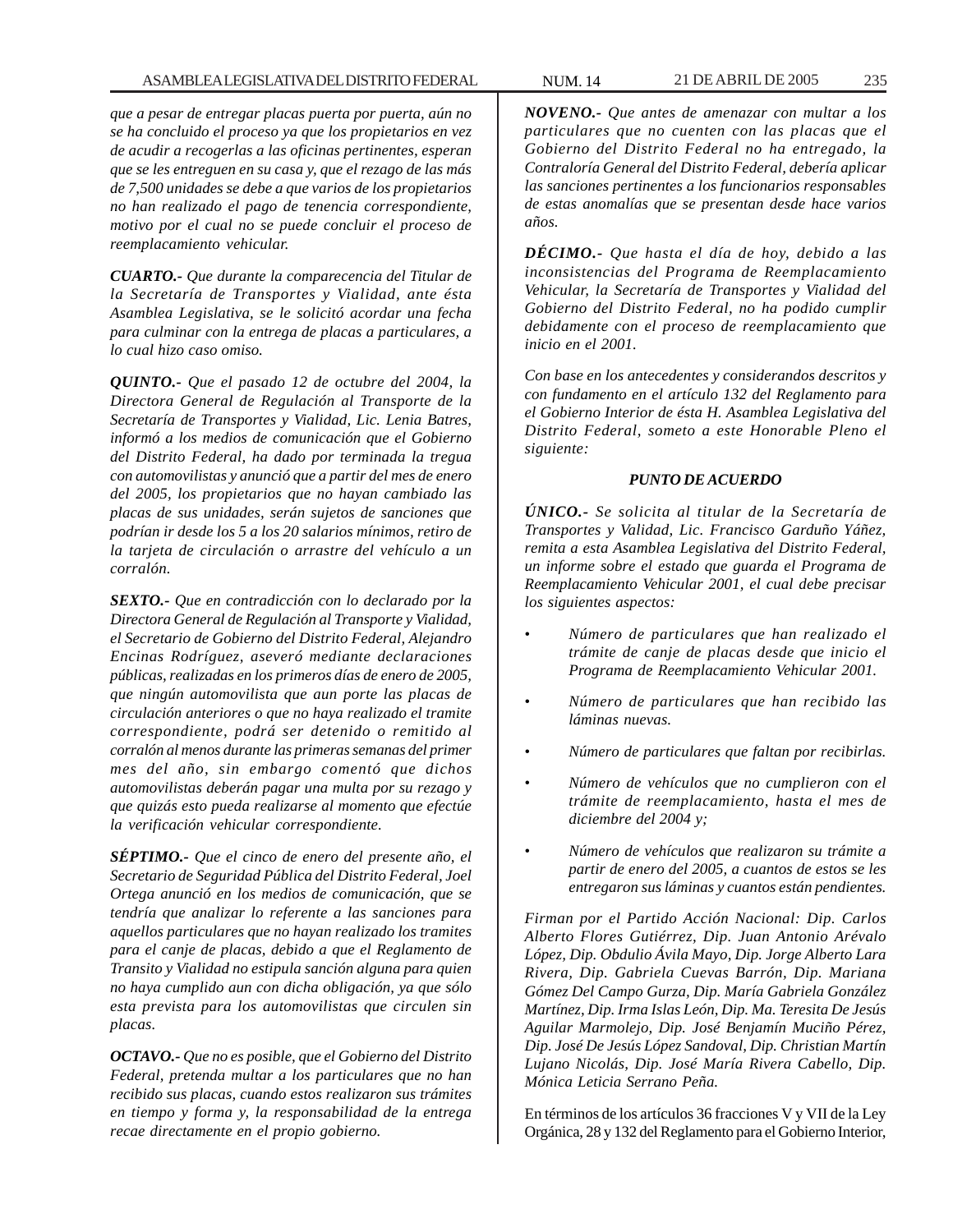*que a pesar de entregar placas puerta por puerta, aún no se ha concluido el proceso ya que los propietarios en vez de acudir a recogerlas a las oficinas pertinentes, esperan que se les entreguen en su casa y, que el rezago de las más de 7,500 unidades se debe a que varios de los propietarios no han realizado el pago de tenencia correspondiente, motivo por el cual no se puede concluir el proceso de reemplacamiento vehicular.*

***CUARTO.-*** *Que durante la comparecencia del Titular de la Secretaría de Transportes y Vialidad, ante ésta Asamblea Legislativa, se le solicitó acordar una fecha para culminar con la entrega de placas a particulares, a lo cual hizo caso omiso.*

***QUINTO.-*** *Que el pasado 12 de octubre del 2004, la Directora General de Regulación al Transporte de la Secretaría de Transportes y Vialidad, Lic. Lenia Batres, informó a los medios de comunicación que el Gobierno del Distrito Federal, ha dado por terminada la tregua con automovilistas y anunció que a partir del mes de enero del 2005, los propietarios que no hayan cambiado las placas de sus unidades, serán sujetos de sanciones que podrían ir desde los 5 a los 20 salarios mínimos, retiro de la tarjeta de circulación o arrastre del vehículo a un corralón.*

***SEXTO.-*** *Que en contradicción con lo declarado por la Directora General de Regulación al Transporte y Vialidad, el Secretario de Gobierno del Distrito Federal, Alejandro Encinas Rodríguez, aseveró mediante declaraciones públicas, realizadas en los primeros días de enero de 2005, que ningún automovilista que aun porte las placas de circulación anteriores o que no haya realizado el tramite correspondiente, podrá ser detenido o remitido al corralón al menos durante las primeras semanas del primer mes del año, sin embargo comentó que dichos automovilistas deberán pagar una multa por su rezago y que quizás esto pueda realizarse al momento que efectúe la verificación vehicular correspondiente.*

***SÉPTIMO.-*** *Que el cinco de enero del presente año, el Secretario de Seguridad Pública del Distrito Federal, Joel Ortega anunció en los medios de comunicación, que se tendría que analizar lo referente a las sanciones para aquellos particulares que no hayan realizado los tramites para el canje de placas, debido a que el Reglamento de Transito y Vialidad no estipula sanción alguna para quien no haya cumplido aun con dicha obligación, ya que sólo esta prevista para los automovilistas que circulen sin placas.*

***OCTAVO.-*** *Que no es posible, que el Gobierno del Distrito Federal, pretenda multar a los particulares que no han recibido sus placas, cuando estos realizaron sus trámites en tiempo y forma y, la responsabilidad de la entrega recae directamente en el propio gobierno.*

***NOVENO.-*** *Que antes de amenazar con multar a los particulares que no cuenten con las placas que el Gobierno del Distrito Federal no ha entregado, la Contraloría General del Distrito Federal, debería aplicar las sanciones pertinentes a los funcionarios responsables de estas anomalías que se presentan desde hace varios años.*

***DÉCIMO.-*** *Que hasta el día de hoy, debido a las inconsistencias del Programa de Reemplacamiento Vehicular, la Secretaría de Transportes y Vialidad del Gobierno del Distrito Federal, no ha podido cumplir debidamente con el proceso de reemplacamiento que inicio en el 2001.*

*Con base en los antecedentes y considerandos descritos y con fundamento en el artículo 132 del Reglamento para el Gobierno Interior de ésta H. Asamblea Legislativa del Distrito Federal, someto a este Honorable Pleno el siguiente:*

***PUNTO DE ACUERDO***

***ÚNICO.-*** *Se solicita al titular de la Secretaría de Transportes y Validad, Lic. Francisco Garduño Yáñez, remita a esta Asamblea Legislativa del Distrito Federal, un informe sobre el estado que guarda el Programa de Reemplacamiento Vehicular 2001, el cual debe precisar los siguientes aspectos:*

- *Número de particulares que han realizado el trámite de canje de placas desde que inicio el Programa de Reemplacamiento Vehicular 2001.*
- *Número de particulares que han recibido las láminas nuevas.*
- *Número de particulares que faltan por recibirlas.*
- *Número de vehículos que no cumplieron con el trámite de reemplacamiento, hasta el mes de diciembre del 2004 y;*
- *Número de vehículos que realizaron su trámite a partir de enero del 2005, a cuantos de estos se les entregaron sus láminas y cuantos están pendientes.*

*Firman por el Partido Acción Nacional: Dip. Carlos Alberto Flores Gutiérrez, Dip. Juan Antonio Arévalo López, Dip. Obdulio Ávila Mayo, Dip. Jorge Alberto Lara Rivera, Dip. Gabriela Cuevas Barrón, Dip. Mariana Gómez Del Campo Gurza, Dip. María Gabriela González Martínez, Dip. Irma Islas León, Dip. Ma. Teresita De Jesús Aguilar Marmolejo, Dip. José Benjamín Muciño Pérez, Dip. José De Jesús López Sandoval, Dip. Christian Martín Lujano Nicolás, Dip. José María Rivera Cabello, Dip. Mónica Leticia Serrano Peña.*

En términos de los artículos 36 fracciones V y VII de la Ley Orgánica, 28 y 132 del Reglamento para el Gobierno Interior,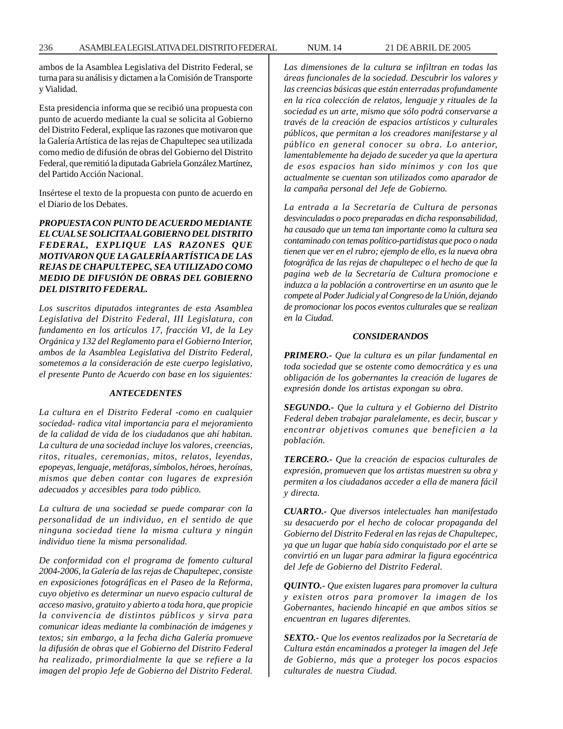ambos de la Asamblea Legislativa del Distrito Federal, se turna para su análisis y dictamen a la Comisión de Transporte y Vialidad.

Esta presidencia informa que se recibió una propuesta con punto de acuerdo mediante la cual se solicita al Gobierno del Distrito Federal, explique las razones que motivaron que la Galería Artística de las rejas de Chapultepec sea utilizada como medio de difusión de obras del Gobierno del Distrito Federal, que remitió la diputada Gabriela González Martínez, del Partido Acción Nacional.

Insértese el texto de la propuesta con punto de acuerdo en el Diario de los Debates.

***PROPUESTA CON PUNTO DE ACUERDO MEDIANTE EL CUAL SE SOLICITA AL GOBIERNO DEL DISTRITO FEDERAL, EXPLIQUE LAS RAZONES QUE MOTIVARON QUE LA GALERÍA ARTÍSTICA DE LAS REJAS DE CHAPULTEPEC, SEA UTILIZADO COMO MEDIO DE DIFUSIÓN DE OBRAS DEL GOBIERNO DEL DISTRITO FEDERAL.***

*Los suscritos diputados integrantes de esta Asamblea Legislativa del Distrito Federal, III Legislatura, con fundamento en los artículos 17, fracción VI, de la Ley Orgánica y 132 del Reglamento para el Gobierno Interior, ambos de la Asamblea Legislativa del Distrito Federal, sometemos a la consideración de este cuerpo legislativo, el presente Punto de Acuerdo con base en los siguientes:*

***ANTECEDENTES***

*La cultura en el Distrito Federal -como en cualquier sociedad- radica vital importancia para el mejoramiento de la calidad de vida de los ciudadanos que ahí habitan. La cultura de una sociedad incluye los valores, creencias, ritos, rituales, ceremonias, mitos, relatos, leyendas, epopeyas, lenguaje, metáforas, símbolos, héroes, heroínas, mismos que deben contar con lugares de expresión adecuados y accesibles para todo público.*

*La cultura de una sociedad se puede comparar con la personalidad de un individuo, en el sentido de que ninguna sociedad tiene la misma cultura y ningún individuo tiene la misma personalidad.*

*De conformidad con el programa de fomento cultural 2004-2006, la Galería de las rejas de Chapultepec, consiste en exposiciones fotográficas en el Paseo de la Reforma, cuyo objetivo es determinar un nuevo espacio cultural de acceso masivo, gratuito y abierto a toda hora, que propicie la convivencia de distintos públicos y sirva para comunicar ideas mediante la combinación de imágenes y textos; sin embargo, a la fecha dicha Galería promueve la difusión de obras que el Gobierno del Distrito Federal ha realizado, primordialmente la que se refiere a la imagen del propio Jefe de Gobierno del Distrito Federal.*

*Las dimensiones de la cultura se infiltran en todas las áreas funcionales de la sociedad. Descubrir los valores y las creencias básicas que están enterradas profundamente en la rica colección de relatos, lenguaje y rituales de la sociedad es un arte, mismo que sólo podrá conservarse a través de la creación de espacios artísticos y culturales públicos, que permitan a los creadores manifestarse y al público en general conocer su obra. Lo anterior, lamentablemente ha dejado de suceder ya que la apertura de esos espacios han sido mínimos y con los que actualmente se cuentan son utilizados como aparador de la campaña personal del Jefe de Gobierno.*

*La entrada a la Secretaría de Cultura de personas desvinculadas o poco preparadas en dicha responsabilidad, ha causado que un tema tan importante como la cultura sea contaminado con temas político-partidistas que poco o nada tienen que ver en el rubro; ejemplo de ello, es la nueva obra fotográfica de las rejas de chapultepec o el hecho de que la pagina web de la Secretaría de Cultura promocione e induzca a la población a controvertirse en un asunto que le compete al Poder Judicial y al Congreso de la Unión, dejando de promocionar los pocos eventos culturales que se realizan en la Ciudad.*

***CONSIDERANDOS***

***PRIMERO.-*** *Que la cultura es un pilar fundamental en toda sociedad que se ostente como democrática y es una obligación de los gobernantes la creación de lugares de expresión donde los artistas expongan su obra.*

***SEGUNDO.-*** *Que la cultura y el Gobierno del Distrito Federal deben trabajar paralelamente, es decir, buscar y encontrar objetivos comunes que beneficien a la población.*

***TERCERO.-*** *Que la creación de espacios culturales de expresión, promueven que los artistas muestren su obra y permiten a los ciudadanos acceder a ella de manera fácil y directa.*

***CUARTO.-*** *Que diversos intelectuales han manifestado su desacuerdo por el hecho de colocar propaganda del Gobierno del Distrito Federal en las rejas de Chapultepec, ya que un lugar que había sido conquistado por el arte se convirtió en un lugar para admirar la figura egocéntrica del Jefe de Gobierno del Distrito Federal.*

***QUINTO.-*** *Que existen lugares para promover la cultura y existen otros para promover la imagen de los Gobernantes, haciendo hincapié en que ambos sitios se encuentran en lugares diferentes.*

***SEXTO.-*** *Que los eventos realizados por la Secretaría de Cultura están encaminados a proteger la imagen del Jefe de Gobierno, más que a proteger los pocos espacios culturales de nuestra Ciudad.*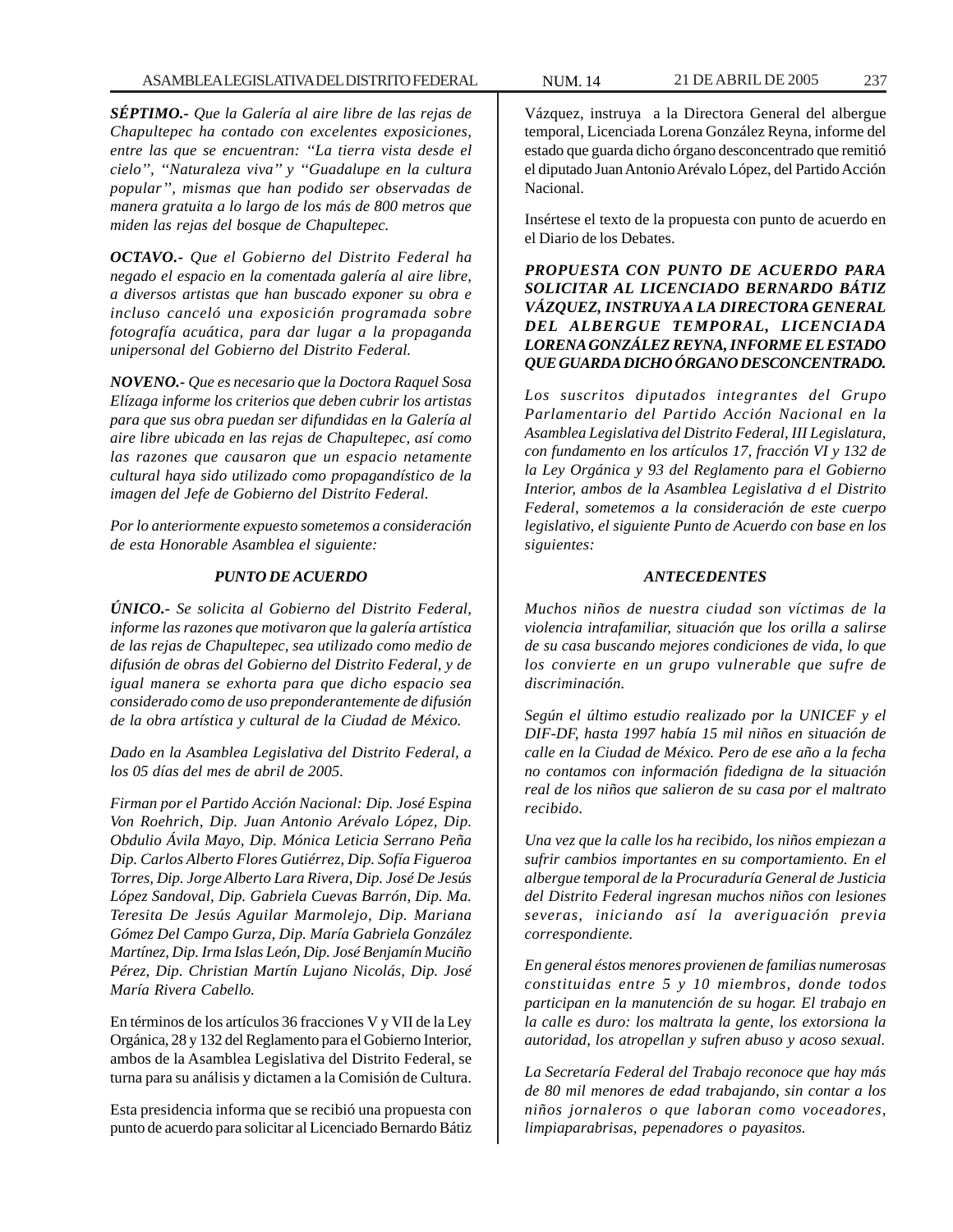***SÉPTIMO.-*** *Que la Galería al aire libre de las rejas de Chapultepec ha contado con excelentes exposiciones, entre las que se encuentran: "La tierra vista desde el cielo", "Naturaleza viva" y "Guadalupe en la cultura popular", mismas que han podido ser observadas de manera gratuita a lo largo de los más de 800 metros que miden las rejas del bosque de Chapultepec.*

***OCTAVO.-*** *Que el Gobierno del Distrito Federal ha negado el espacio en la comentada galería al aire libre, a diversos artistas que han buscado exponer su obra e incluso canceló una exposición programada sobre fotografía acuática, para dar lugar a la propaganda unipersonal del Gobierno del Distrito Federal.*

***NOVENO.-*** *Que es necesario que la Doctora Raquel Sosa Elízaga informe los criterios que deben cubrir los artistas para que sus obra puedan ser difundidas en la Galería al aire libre ubicada en las rejas de Chapultepec, así como las razones que causaron que un espacio netamente cultural haya sido utilizado como propagandístico de la imagen del Jefe de Gobierno del Distrito Federal.*

*Por lo anteriormente expuesto sometemos a consideración de esta Honorable Asamblea el siguiente:*

***PUNTO DE ACUERDO***

***ÚNICO.-*** *Se solicita al Gobierno del Distrito Federal, informe las razones que motivaron que la galería artística de las rejas de Chapultepec, sea utilizado como medio de difusión de obras del Gobierno del Distrito Federal, y de igual manera se exhorta para que dicho espacio sea considerado como de uso preponderantemente de difusión de la obra artística y cultural de la Ciudad de México.*

*Dado en la Asamblea Legislativa del Distrito Federal, a los 05 días del mes de abril de 2005.*

*Firman por el Partido Acción Nacional: Dip. José Espina Von Roehrich, Dip. Juan Antonio Arévalo López, Dip. Obdulio Ávila Mayo, Dip. Mónica Leticia Serrano Peña Dip. Carlos Alberto Flores Gutiérrez, Dip. Sofía Figueroa Torres, Dip. Jorge Alberto Lara Rivera, Dip. José De Jesús López Sandoval, Dip. Gabriela Cuevas Barrón, Dip. Ma. Teresita De Jesús Aguilar Marmolejo, Dip. Mariana Gómez Del Campo Gurza, Dip. María Gabriela González Martínez, Dip. Irma Islas León, Dip. José Benjamín Muciño Pérez, Dip. Christian Martín Lujano Nicolás, Dip. José María Rivera Cabello.*

En términos de los artículos 36 fracciones V y VII de la Ley Orgánica, 28 y 132 del Reglamento para el Gobierno Interior, ambos de la Asamblea Legislativa del Distrito Federal, se turna para su análisis y dictamen a la Comisión de Cultura.

Esta presidencia informa que se recibió una propuesta con punto de acuerdo para solicitar al Licenciado Bernardo Bátiz Vázquez, instruya a la Directora General del albergue temporal, Licenciada Lorena González Reyna, informe del estado que guarda dicho órgano desconcentrado que remitió el diputado Juan Antonio Arévalo López, del Partido Acción Nacional.

Insértese el texto de la propuesta con punto de acuerdo en el Diario de los Debates.

***PROPUESTA CON PUNTO DE ACUERDO PARA SOLICITAR AL LICENCIADO BERNARDO BÁTIZ VÁZQUEZ, INSTRUYA A LA DIRECTORA GENERAL DEL ALBERGUE TEMPORAL, LICENCIADA LORENA GONZÁLEZ REYNA, INFORME EL ESTADO QUE GUARDA DICHO ÓRGANO DESCONCENTRADO.***

*Los suscritos diputados integrantes del Grupo Parlamentario del Partido Acción Nacional en la Asamblea Legislativa del Distrito Federal, III Legislatura, con fundamento en los artículos 17, fracción VI y 132 de la Ley Orgánica y 93 del Reglamento para el Gobierno Interior, ambos de la Asamblea Legislativa d el Distrito Federal, sometemos a la consideración de este cuerpo legislativo, el siguiente Punto de Acuerdo con base en los siguientes:*

***ANTECEDENTES***

*Muchos niños de nuestra ciudad son víctimas de la violencia intrafamiliar, situación que los orilla a salirse de su casa buscando mejores condiciones de vida, lo que los convierte en un grupo vulnerable que sufre de discriminación.*

*Según el último estudio realizado por la UNICEF y el DIF-DF, hasta 1997 había 15 mil niños en situación de calle en la Ciudad de México. Pero de ese año a la fecha no contamos con información fidedigna de la situación real de los niños que salieron de su casa por el maltrato recibido.*

*Una vez que la calle los ha recibido, los niños empiezan a sufrir cambios importantes en su comportamiento. En el albergue temporal de la Procuraduría General de Justicia del Distrito Federal ingresan muchos niños con lesiones severas, iniciando así la averiguación previa correspondiente.*

*En general éstos menores provienen de familias numerosas constituidas entre 5 y 10 miembros, donde todos participan en la manutención de su hogar. El trabajo en la calle es duro: los maltrata la gente, los extorsiona la autoridad, los atropellan y sufren abuso y acoso sexual.*

*La Secretaría Federal del Trabajo reconoce que hay más de 80 mil menores de edad trabajando, sin contar a los niños jornaleros o que laboran como voceadores, limpiaparabrisas, pepenadores o payasitos.*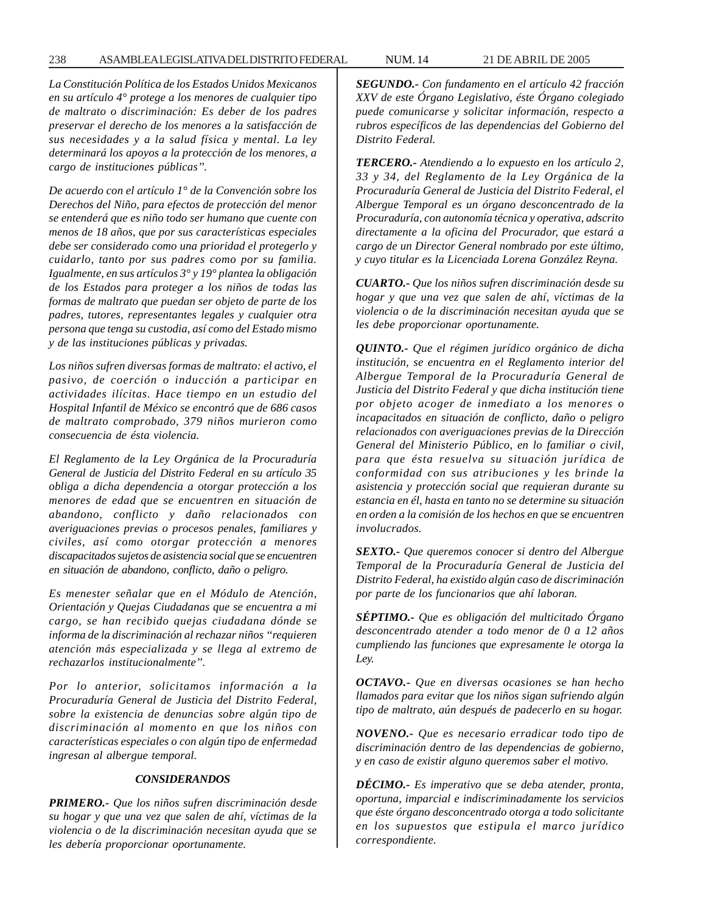*La Constitución Política de los Estados Unidos Mexicanos en su artículo 4° protege a los menores de cualquier tipo de maltrato o discriminación: Es deber de los padres preservar el derecho de los menores a la satisfacción de sus necesidades y a la salud física y mental. La ley determinará los apoyos a la protección de los menores, a cargo de instituciones públicas".*

*De acuerdo con el artículo 1° de la Convención sobre los Derechos del Niño, para efectos de protección del menor se entenderá que es niño todo ser humano que cuente con menos de 18 años, que por sus características especiales debe ser considerado como una prioridad el protegerlo y cuidarlo, tanto por sus padres como por su familia. Igualmente, en sus artículos 3° y 19° plantea la obligación de los Estados para proteger a los niños de todas las formas de maltrato que puedan ser objeto de parte de los padres, tutores, representantes legales y cualquier otra persona que tenga su custodia, así como del Estado mismo y de las instituciones públicas y privadas.*

*Los niños sufren diversas formas de maltrato: el activo, el pasivo, de coerción o inducción a participar en actividades ilícitas. Hace tiempo en un estudio del Hospital Infantil de México se encontró que de 686 casos de maltrato comprobado, 379 niños murieron como consecuencia de ésta violencia.*

*El Reglamento de la Ley Orgánica de la Procuraduría General de Justicia del Distrito Federal en su artículo 35 obliga a dicha dependencia a otorgar protección a los menores de edad que se encuentren en situación de abandono, conflicto y daño relacionados con averiguaciones previas o procesos penales, familiares y civiles, así como otorgar protección a menores discapacitados sujetos de asistencia social que se encuentren en situación de abandono, conflicto, daño o peligro.*

*Es menester señalar que en el Módulo de Atención, Orientación y Quejas Ciudadanas que se encuentra a mi cargo, se han recibido quejas ciudadana dónde se informa de la discriminación al rechazar niños "requieren atención más especializada y se llega al extremo de rechazarlos institucionalmente".*

*Por lo anterior, solicitamos información a la Procuraduría General de Justicia del Distrito Federal, sobre la existencia de denuncias sobre algún tipo de discriminación al momento en que los niños con características especiales o con algún tipo de enfermedad ingresan al albergue temporal.*

**_CONSIDERANDOS_**

***PRIMERO.-*** *Que los niños sufren discriminación desde su hogar y que una vez que salen de ahí, víctimas de la violencia o de la discriminación necesitan ayuda que se les debería proporcionar oportunamente.*

***SEGUNDO.-*** *Con fundamento en el artículo 42 fracción XXV de este Órgano Legislativo, éste Órgano colegiado puede comunicarse y solicitar información, respecto a rubros específicos de las dependencias del Gobierno del Distrito Federal.*

***TERCERO.-*** *Atendiendo a lo expuesto en los artículo 2, 33 y 34, del Reglamento de la Ley Orgánica de la Procuraduría General de Justicia del Distrito Federal, el Albergue Temporal es un órgano desconcentrado de la Procuraduría, con autonomía técnica y operativa, adscrito directamente a la oficina del Procurador, que estará a cargo de un Director General nombrado por este último, y cuyo titular es la Licenciada Lorena González Reyna.*

***CUARTO.-*** *Que los niños sufren discriminación desde su hogar y que una vez que salen de ahí, víctimas de la violencia o de la discriminación necesitan ayuda que se les debe proporcionar oportunamente.*

***QUINTO.-*** *Que el régimen jurídico orgánico de dicha institución, se encuentra en el Reglamento interior del Albergue Temporal de la Procuraduría General de Justicia del Distrito Federal y que dicha institución tiene por objeto acoger de inmediato a los menores o incapacitados en situación de conflicto, daño o peligro relacionados con averiguaciones previas de la Dirección General del Ministerio Público, en lo familiar o civil, para que ésta resuelva su situación jurídica de conformidad con sus atribuciones y les brinde la asistencia y protección social que requieran durante su estancia en él, hasta en tanto no se determine su situación en orden a la comisión de los hechos en que se encuentren involucrados.*

***SEXTO.-*** *Que queremos conocer si dentro del Albergue Temporal de la Procuraduría General de Justicia del Distrito Federal, ha existido algún caso de discriminación por parte de los funcionarios que ahí laboran.*

***SÉPTIMO.-*** *Que es obligación del multicitado Órgano desconcentrado atender a todo menor de 0 a 12 años cumpliendo las funciones que expresamente le otorga la Ley.*

***OCTAVO.-*** *Que en diversas ocasiones se han hecho llamados para evitar que los niños sigan sufriendo algún tipo de maltrato, aún después de padecerlo en su hogar.*

***NOVENO.-*** *Que es necesario erradicar todo tipo de discriminación dentro de las dependencias de gobierno, y en caso de existir alguno queremos saber el motivo.*

***DÉCIMO.-*** *Es imperativo que se deba atender, pronta, oportuna, imparcial e indiscriminadamente los servicios que éste órgano desconcentrado otorga a todo solicitante en los supuestos que estipula el marco jurídico correspondiente.*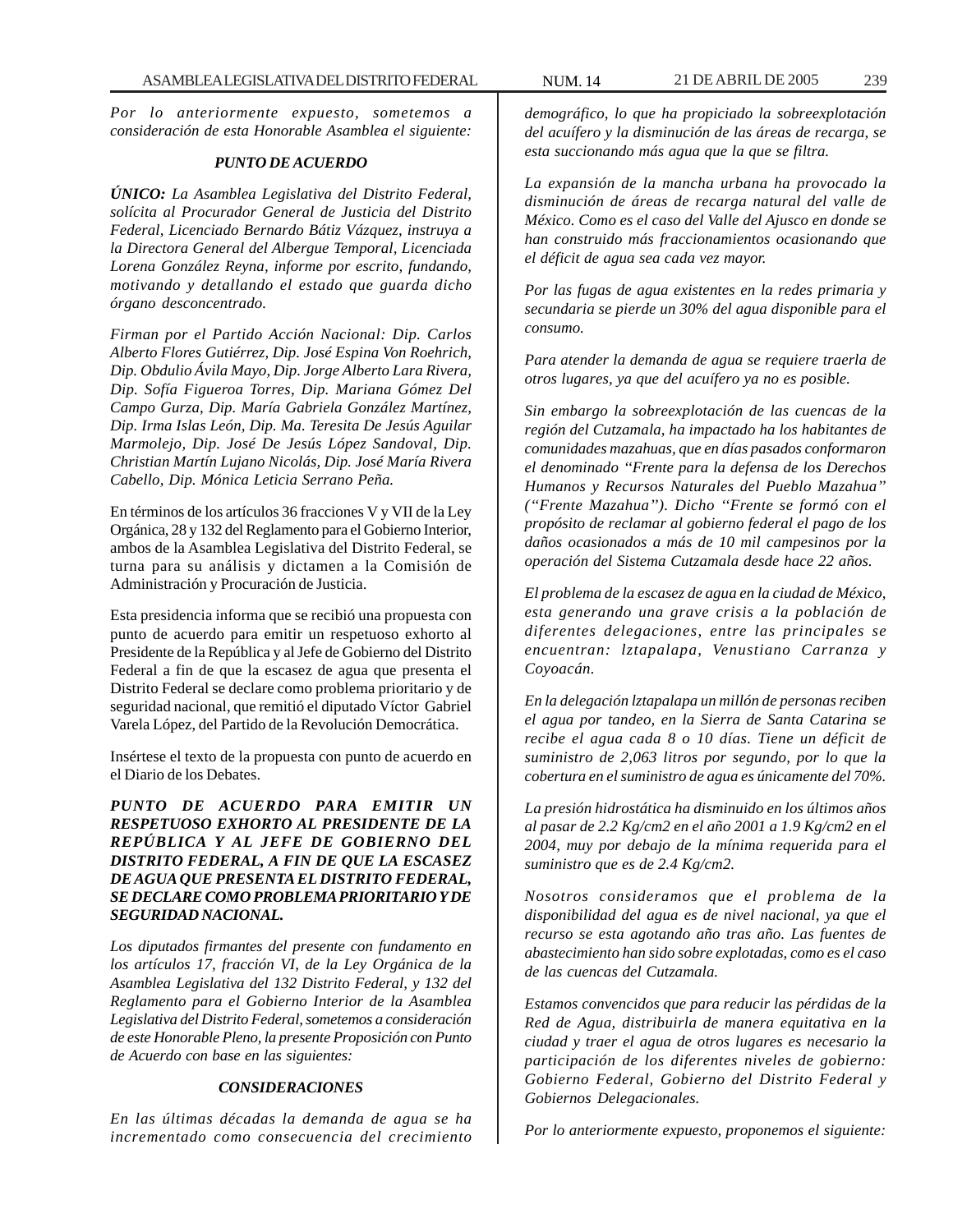*Por lo anteriormente expuesto, sometemos a consideración de esta Honorable Asamblea el siguiente:*

***PUNTO DE ACUERDO***

***ÚNICO:*** *La Asamblea Legislativa del Distrito Federal, solícita al Procurador General de Justicia del Distrito Federal, Licenciado Bernardo Bátiz Vázquez, instruya a la Directora General del Albergue Temporal, Licenciada Lorena González Reyna, informe por escrito, fundando, motivando y detallando el estado que guarda dicho órgano desconcentrado.*

*Firman por el Partido Acción Nacional: Dip. Carlos Alberto Flores Gutiérrez, Dip. José Espina Von Roehrich, Dip. Obdulio Ávila Mayo, Dip. Jorge Alberto Lara Rivera, Dip. Sofía Figueroa Torres, Dip. Mariana Gómez Del Campo Gurza, Dip. María Gabriela González Martínez, Dip. Irma Islas León, Dip. Ma. Teresita De Jesús Aguilar Marmolejo, Dip. José De Jesús López Sandoval, Dip. Christian Martín Lujano Nicolás, Dip. José María Rivera Cabello, Dip. Mónica Leticia Serrano Peña.*

En términos de los artículos 36 fracciones V y VII de la Ley Orgánica, 28 y 132 del Reglamento para el Gobierno Interior, ambos de la Asamblea Legislativa del Distrito Federal, se turna para su análisis y dictamen a la Comisión de Administración y Procuración de Justicia.

Esta presidencia informa que se recibió una propuesta con punto de acuerdo para emitir un respetuoso exhorto al Presidente de la República y al Jefe de Gobierno del Distrito Federal a fin de que la escasez de agua que presenta el Distrito Federal se declare como problema prioritario y de seguridad nacional, que remitió el diputado Víctor Gabriel Varela López, del Partido de la Revolución Democrática.

Insértese el texto de la propuesta con punto de acuerdo en el Diario de los Debates.

***PUNTO DE ACUERDO PARA EMITIR UN RESPETUOSO EXHORTO AL PRESIDENTE DE LA REPÚBLICA Y AL JEFE DE GOBIERNO DEL DISTRITO FEDERAL, A FIN DE QUE LA ESCASEZ DE AGUA QUE PRESENTA EL DISTRITO FEDERAL, SE DECLARE COMO PROBLEMA PRIORITARIO Y DE SEGURIDAD NACIONAL.***

*Los diputados firmantes del presente con fundamento en los artículos 17, fracción VI, de la Ley Orgánica de la Asamblea Legislativa del 132 Distrito Federal, y 132 del Reglamento para el Gobierno Interior de la Asamblea Legislativa del Distrito Federal, sometemos a consideración de este Honorable Pleno, la presente Proposición con Punto de Acuerdo con base en las siguientes:*

***CONSIDERACIONES***

*En las últimas décadas la demanda de agua se ha incrementado como consecuencia del crecimiento demográfico, lo que ha propiciado la sobreexplotación del acuífero y la disminución de las áreas de recarga, se esta succionando más agua que la que se filtra.*

*La expansión de la mancha urbana ha provocado la disminución de áreas de recarga natural del valle de México. Como es el caso del Valle del Ajusco en donde se han construido más fraccionamientos ocasionando que el déficit de agua sea cada vez mayor.*

*Por las fugas de agua existentes en la redes primaria y secundaria se pierde un 30% del agua disponible para el consumo.*

*Para atender la demanda de agua se requiere traerla de otros lugares, ya que del acuífero ya no es posible.*

*Sin embargo la sobreexplotación de las cuencas de la región del Cutzamala, ha impactado ha los habitantes de comunidades mazahuas, que en días pasados conformaron el denominado ''Frente para la defensa de los Derechos Humanos y Recursos Naturales del Pueblo Mazahua'' (''Frente Mazahua''). Dicho ''Frente se formó con el propósito de reclamar al gobierno federal el pago de los daños ocasionados a más de 10 mil campesinos por la operación del Sistema Cutzamala desde hace 22 años.*

*El problema de la escasez de agua en la ciudad de México, esta generando una grave crisis a la población de diferentes delegaciones, entre las principales se encuentran: lztapalapa, Venustiano Carranza y Coyoacán.*

*En la delegación lztapalapa un millón de personas reciben el agua por tandeo, en la Sierra de Santa Catarina se recibe el agua cada 8 o 10 días. Tiene un déficit de suministro de 2,063 litros por segundo, por lo que la cobertura en el suministro de agua es únicamente del 70%.*

*La presión hidrostática ha disminuido en los últimos años al pasar de 2.2 Kg/cm2 en el año 2001 a 1.9 Kg/cm2 en el 2004, muy por debajo de la mínima requerida para el suministro que es de 2.4 Kg/cm2.*

*Nosotros consideramos que el problema de la disponibilidad del agua es de nivel nacional, ya que el recurso se esta agotando año tras año. Las fuentes de abastecimiento han sido sobre explotadas, como es el caso de las cuencas del Cutzamala.*

*Estamos convencidos que para reducir las pérdidas de la Red de Agua, distribuirla de manera equitativa en la ciudad y traer el agua de otros lugares es necesario la participación de los diferentes niveles de gobierno: Gobierno Federal, Gobierno del Distrito Federal y Gobiernos Delegacionales.*

*Por lo anteriormente expuesto, proponemos el siguiente:*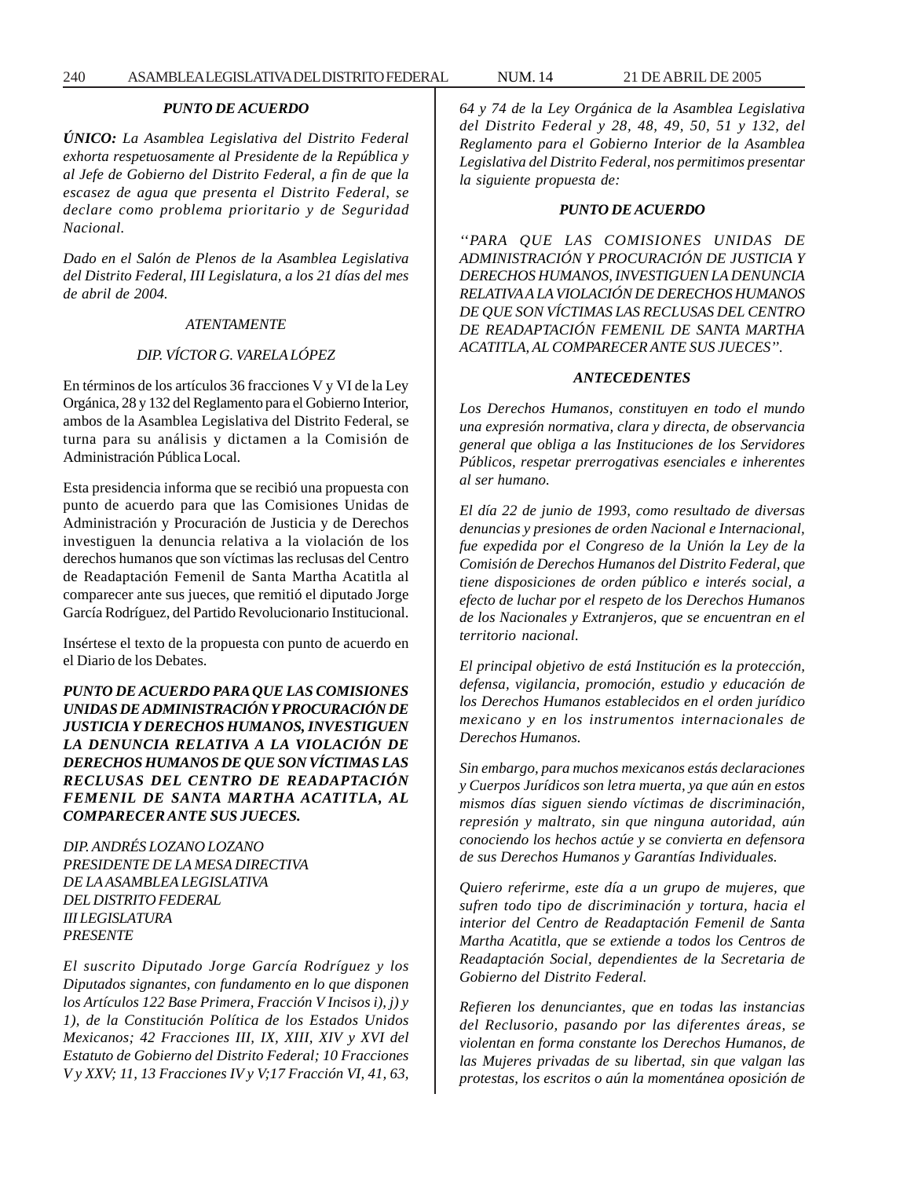*PUNTO DE ACUERDO*

***ÚNICO:*** *La Asamblea Legislativa del Distrito Federal exhorta respetuosamente al Presidente de la República y al Jefe de Gobierno del Distrito Federal, a fin de que la escasez de agua que presenta el Distrito Federal, se declare como problema prioritario y de Seguridad Nacional.*

*Dado en el Salón de Plenos de la Asamblea Legislativa del Distrito Federal, III Legislatura, a los 21 días del mes de abril de 2004.*

*ATENTAMENTE*

*DIP. VÍCTOR G. VARELA LÓPEZ*

En términos de los artículos 36 fracciones V y VI de la Ley Orgánica, 28 y 132 del Reglamento para el Gobierno Interior, ambos de la Asamblea Legislativa del Distrito Federal, se turna para su análisis y dictamen a la Comisión de Administración Pública Local.

Esta presidencia informa que se recibió una propuesta con punto de acuerdo para que las Comisiones Unidas de Administración y Procuración de Justicia y de Derechos investiguen la denuncia relativa a la violación de los derechos humanos que son víctimas las reclusas del Centro de Readaptación Femenil de Santa Martha Acatitla al comparecer ante sus jueces, que remitió el diputado Jorge García Rodríguez, del Partido Revolucionario Institucional.

Insértese el texto de la propuesta con punto de acuerdo en el Diario de los Debates.

***PUNTO DE ACUERDO PARA QUE LAS COMISIONES UNIDAS DE ADMINISTRACIÓN Y PROCURACIÓN DE JUSTICIA Y DERECHOS HUMANOS, INVESTIGUEN LA DENUNCIA RELATIVA A LA VIOLACIÓN DE DERECHOS HUMANOS DE QUE SON VÍCTIMAS LAS RECLUSAS DEL CENTRO DE READAPTACIÓN FEMENIL DE SANTA MARTHA ACATITLA, AL COMPARECER ANTE SUS JUECES.***

*DIP. ANDRÉS LOZANO LOZANO*
*PRESIDENTE DE LA MESA DIRECTIVA*
*DE LA ASAMBLEA LEGISLATIVA*
*DEL DISTRITO FEDERAL*
*III LEGISLATURA*
*PRESENTE*

*El suscrito Diputado Jorge García Rodríguez y los Diputados signantes, con fundamento en lo que disponen los Artículos 122 Base Primera, Fracción V Incisos i), j) y 1), de la Constitución Política de los Estados Unidos Mexicanos; 42 Fracciones III, IX, XIII, XIV y XVI del Estatuto de Gobierno del Distrito Federal; 10 Fracciones V y XXV; 11, 13 Fracciones IV y V;17 Fracción VI, 41, 63, 64 y 74 de la Ley Orgánica de la Asamblea Legislativa del Distrito Federal y 28, 48, 49, 50, 51 y 132, del Reglamento para el Gobierno Interior de la Asamblea Legislativa del Distrito Federal, nos permitimos presentar la siguiente propuesta de:*

***PUNTO DE ACUERDO***

*''PARA QUE LAS COMISIONES UNIDAS DE ADMINISTRACIÓN Y PROCURACIÓN DE JUSTICIA Y DERECHOS HUMANOS, INVESTIGUEN LA DENUNCIA RELATIVA A LA VIOLACIÓN DE DERECHOS HUMANOS DE QUE SON VÍCTIMAS LAS RECLUSAS DEL CENTRO DE READAPTACIÓN FEMENIL DE SANTA MARTHA ACATITLA, AL COMPARECER ANTE SUS JUECES''.*

***ANTECEDENTES***

*Los Derechos Humanos, constituyen en todo el mundo una expresión normativa, clara y directa, de observancia general que obliga a las Instituciones de los Servidores Públicos, respetar prerrogativas esenciales e inherentes al ser humano.*

*El día 22 de junio de 1993, como resultado de diversas denuncias y presiones de orden Nacional e Internacional, fue expedida por el Congreso de la Unión la Ley de la Comisión de Derechos Humanos del Distrito Federal, que tiene disposiciones de orden público e interés social, a efecto de luchar por el respeto de los Derechos Humanos de los Nacionales y Extranjeros, que se encuentran en el territorio nacional.*

*El principal objetivo de está Institución es la protección, defensa, vigilancia, promoción, estudio y educación de los Derechos Humanos establecidos en el orden jurídico mexicano y en los instrumentos internacionales de Derechos Humanos.*

*Sin embargo, para muchos mexicanos estás declaraciones y Cuerpos Jurídicos son letra muerta, ya que aún en estos mismos días siguen siendo víctimas de discriminación, represión y maltrato, sin que ninguna autoridad, aún conociendo los hechos actúe y se convierta en defensora de sus Derechos Humanos y Garantías Individuales.*

*Quiero referirme, este día a un grupo de mujeres, que sufren todo tipo de discriminación y tortura, hacia el interior del Centro de Readaptación Femenil de Santa Martha Acatitla, que se extiende a todos los Centros de Readaptación Social, dependientes de la Secretaria de Gobierno del Distrito Federal.*

*Refieren los denunciantes, que en todas las instancias del Reclusorio, pasando por las diferentes áreas, se violentan en forma constante los Derechos Humanos, de las Mujeres privadas de su libertad, sin que valgan las protestas, los escritos o aún la momentánea oposición de*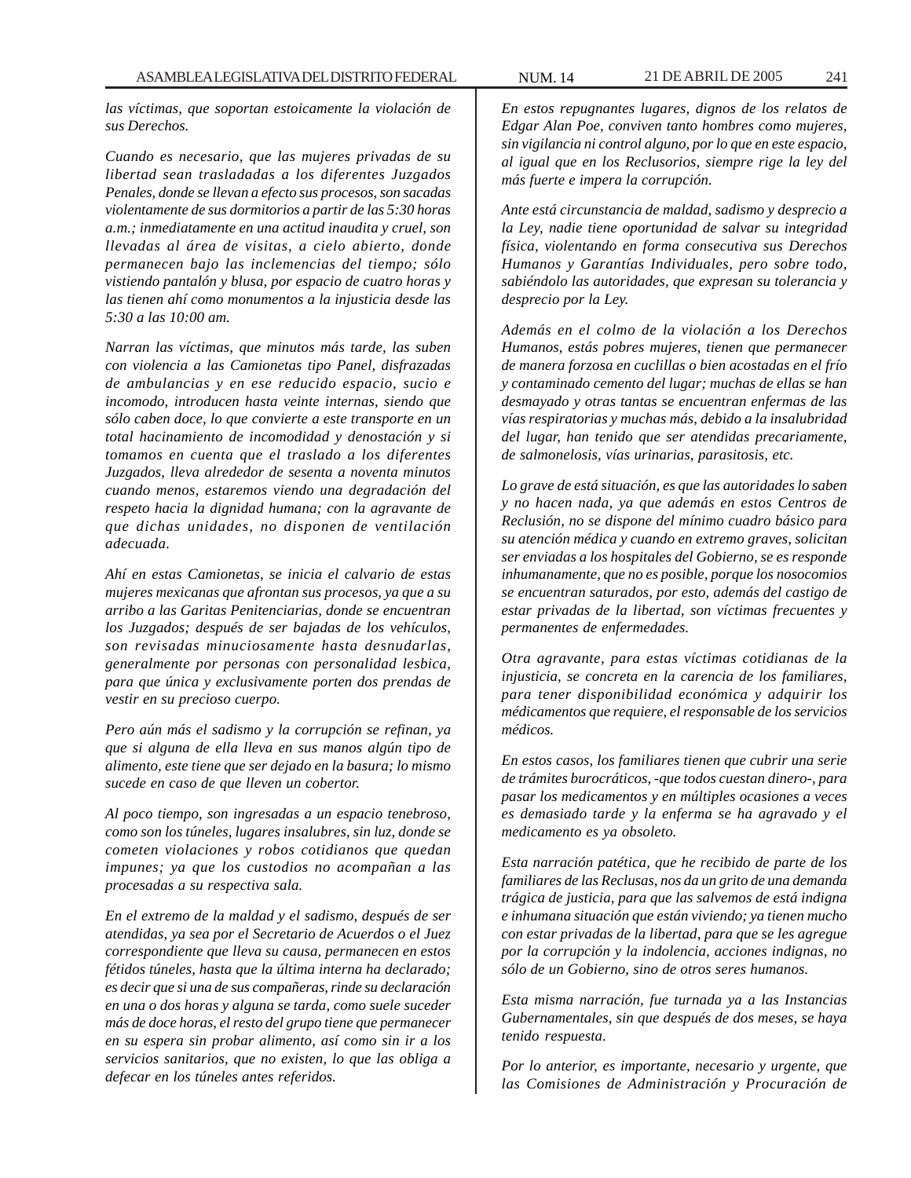*las víctimas, que soportan estoicamente la violación de sus Derechos.*

*Cuando es necesario, que las mujeres privadas de su libertad sean trasladadas a los diferentes Juzgados Penales, donde se llevan a efecto sus procesos, son sacadas violentamente de sus dormitorios a partir de las 5:30 horas a.m.; inmediatamente en una actitud inaudita y cruel, son llevadas al área de visitas, a cielo abierto, donde permanecen bajo las inclemencias del tiempo; sólo vistiendo pantalón y blusa, por espacio de cuatro horas y las tienen ahí como monumentos a la injusticia desde las 5:30 a las 10:00 am.*

*Narran las víctimas, que minutos más tarde, las suben con violencia a las Camionetas tipo Panel, disfrazadas de ambulancias y en ese reducido espacio, sucio e incomodo, introducen hasta veinte internas, siendo que sólo caben doce, lo que convierte a este transporte en un total hacinamiento de incomodidad y denostación y si tomamos en cuenta que el traslado a los diferentes Juzgados, lleva alrededor de sesenta a noventa minutos cuando menos, estaremos viendo una degradación del respeto hacia la dignidad humana; con la agravante de que dichas unidades, no disponen de ventilación adecuada.*

*Ahí en estas Camionetas, se inicia el calvario de estas mujeres mexicanas que afrontan sus procesos, ya que a su arribo a las Garitas Penitenciarias, donde se encuentran los Juzgados; después de ser bajadas de los vehículos, son revisadas minuciosamente hasta desnudarlas, generalmente por personas con personalidad lesbica, para que única y exclusivamente porten dos prendas de vestir en su precioso cuerpo.*

*Pero aún más el sadismo y la corrupción se refinan, ya que si alguna de ella lleva en sus manos algún tipo de alimento, este tiene que ser dejado en la basura; lo mismo sucede en caso de que lleven un cobertor.*

*Al poco tiempo, son ingresadas a un espacio tenebroso, como son los túneles, lugares insalubres, sin luz, donde se cometen violaciones y robos cotidianos que quedan impunes; ya que los custodios no acompañan a las procesadas a su respectiva sala.*

*En el extremo de la maldad y el sadismo, después de ser atendidas, ya sea por el Secretario de Acuerdos o el Juez correspondiente que lleva su causa, permanecen en estos fétidos túneles, hasta que la última interna ha declarado; es decir que si una de sus compañeras, rinde su declaración en una o dos horas y alguna se tarda, como suele suceder más de doce horas, el resto del grupo tiene que permanecer en su espera sin probar alimento, así como sin ir a los servicios sanitarios, que no existen, lo que las obliga a defecar en los túneles antes referidos.*

*En estos repugnantes lugares, dignos de los relatos de Edgar Alan Poe, conviven tanto hombres como mujeres, sin vigilancia ni control alguno, por lo que en este espacio, al igual que en los Reclusorios, siempre rige la ley del más fuerte e impera la corrupción.*

*Ante está circunstancia de maldad, sadismo y desprecio a la Ley, nadie tiene oportunidad de salvar su integridad física, violentando en forma consecutiva sus Derechos Humanos y Garantías Individuales, pero sobre todo, sabiéndolo las autoridades, que expresan su tolerancia y desprecio por la Ley.*

*Además en el colmo de la violación a los Derechos Humanos, estás pobres mujeres, tienen que permanecer de manera forzosa en cuclillas o bien acostadas en el frío y contaminado cemento del lugar; muchas de ellas se han desmayado y otras tantas se encuentran enfermas de las vías respiratorias y muchas más, debido a la insalubridad del lugar, han tenido que ser atendidas precariamente, de salmonelosis, vías urinarias, parasitosis, etc.*

*Lo grave de está situación, es que las autoridades lo saben y no hacen nada, ya que además en estos Centros de Reclusión, no se dispone del mínimo cuadro básico para su atención médica y cuando en extremo graves, solicitan ser enviadas a los hospitales del Gobierno, se es responde inhumanamente, que no es posible, porque los nosocomios se encuentran saturados, por esto, además del castigo de estar privadas de la libertad, son víctimas frecuentes y permanentes de enfermedades.*

*Otra agravante, para estas víctimas cotidianas de la injusticia, se concreta en la carencia de los familiares, para tener disponibilidad económica y adquirir los médicamentos que requiere, el responsable de los servicios médicos.*

*En estos casos, los familiares tienen que cubrir una serie de trámites burocráticos, -que todos cuestan dinero-, para pasar los medicamentos y en múltiples ocasiones a veces es demasiado tarde y la enferma se ha agravado y el medicamento es ya obsoleto.*

*Esta narración patética, que he recibido de parte de los familiares de las Reclusas, nos da un grito de una demanda trágica de justicia, para que las salvemos de está indigna e inhumana situación que están viviendo; ya tienen mucho con estar privadas de la libertad, para que se les agregue por la corrupción y la indolencia, acciones indignas, no sólo de un Gobierno, sino de otros seres humanos.*

*Esta misma narración, fue turnada ya a las Instancias Gubernamentales, sin que después de dos meses, se haya tenido respuesta.*

*Por lo anterior, es importante, necesario y urgente, que las Comisiones de Administración y Procuración de*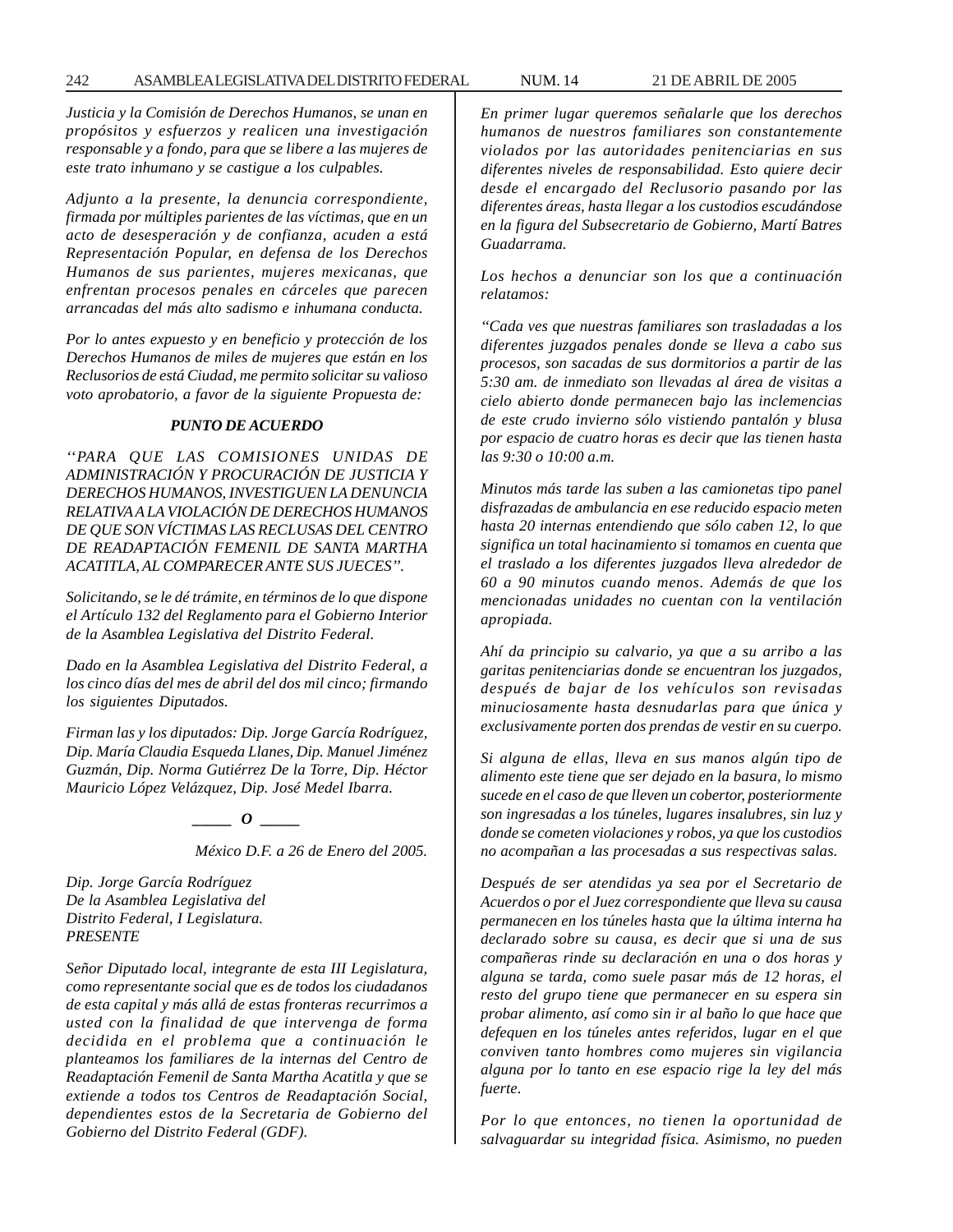*Justicia y la Comisión de Derechos Humanos, se unan en propósitos y esfuerzos y realicen una investigación responsable y a fondo, para que se libere a las mujeres de este trato inhumano y se castigue a los culpables.*

*Adjunto a la presente, la denuncia correspondiente, firmada por múltiples parientes de las víctimas, que en un acto de desesperación y de confianza, acuden a está Representación Popular, en defensa de los Derechos Humanos de sus parientes, mujeres mexicanas, que enfrentan procesos penales en cárceles que parecen arrancadas del más alto sadismo e inhumana conducta.*

*Por lo antes expuesto y en beneficio y protección de los Derechos Humanos de miles de mujeres que están en los Reclusorios de está Ciudad, me permito solicitar su valioso voto aprobatorio, a favor de la siguiente Propuesta de:*

***PUNTO DE ACUERDO***

*''PARA QUE LAS COMISIONES UNIDAS DE ADMINISTRACIÓN Y PROCURACIÓN DE JUSTICIA Y DERECHOS HUMANOS, INVESTIGUEN LA DENUNCIA RELATIVA A LA VIOLACIÓN DE DERECHOS HUMANOS DE QUE SON VÍCTIMAS LAS RECLUSAS DEL CENTRO DE READAPTACIÓN FEMENIL DE SANTA MARTHA ACATITLA, AL COMPARECER ANTE SUS JUECES''.*

*Solicitando, se le dé trámite, en términos de lo que dispone el Artículo 132 del Reglamento para el Gobierno Interior de la Asamblea Legislativa del Distrito Federal.*

*Dado en la Asamblea Legislativa del Distrito Federal, a los cinco días del mes de abril del dos mil cinco; firmando los siguientes Diputados.*

*Firman las y los diputados: Dip. Jorge García Rodríguez, Dip. María Claudia Esqueda Llanes, Dip. Manuel Jiménez Guzmán, Dip. Norma Gutiérrez De la Torre, Dip. Héctor Mauricio López Velázquez, Dip. José Medel Ibarra.*

***\_\_\_\_\_ O \_\_\_\_\_***

*México D.F. a 26 de Enero del 2005.*

*Dip. Jorge García Rodríguez*
*De la Asamblea Legislativa del*
*Distrito Federal, I Legislatura.*
*PRESENTE*

*Señor Diputado local, integrante de esta III Legislatura, como representante social que es de todos los ciudadanos de esta capital y más allá de estas fronteras recurrimos a usted con la finalidad de que intervenga de forma decidida en el problema que a continuación le planteamos los familiares de la internas del Centro de Readaptación Femenil de Santa Martha Acatitla y que se extiende a todos tos Centros de Readaptación Social, dependientes estos de la Secretaria de Gobierno del Gobierno del Distrito Federal (GDF).*

*En primer lugar queremos señalarle que los derechos humanos de nuestros familiares son constantemente violados por las autoridades penitenciarias en sus diferentes niveles de responsabilidad. Esto quiere decir desde el encargado del Reclusorio pasando por las diferentes áreas, hasta llegar a los custodios escudándose en la figura del Subsecretario de Gobierno, Martí Batres Guadarrama.*

*Los hechos a denunciar son los que a continuación relatamos:*

*"Cada ves que nuestras familiares son trasladadas a los diferentes juzgados penales donde se lleva a cabo sus procesos, son sacadas de sus dormitorios a partir de las 5:30 am. de inmediato son llevadas al área de visitas a cielo abierto donde permanecen bajo las inclemencias de este crudo invierno sólo vistiendo pantalón y blusa por espacio de cuatro horas es decir que las tienen hasta las 9:30 o 10:00 a.m.*

*Minutos más tarde las suben a las camionetas tipo panel disfrazadas de ambulancia en ese reducido espacio meten hasta 20 internas entendiendo que sólo caben 12, lo que significa un total hacinamiento si tomamos en cuenta que el traslado a los diferentes juzgados lleva alrededor de 60 a 90 minutos cuando menos. Además de que los mencionadas unidades no cuentan con la ventilación apropiada.*

*Ahí da principio su calvario, ya que a su arribo a las garitas penitenciarias donde se encuentran los juzgados, después de bajar de los vehículos son revisadas minuciosamente hasta desnudarlas para que única y exclusivamente porten dos prendas de vestir en su cuerpo.*

*Si alguna de ellas, lleva en sus manos algún tipo de alimento este tiene que ser dejado en la basura, lo mismo sucede en el caso de que lleven un cobertor, posteriormente son ingresadas a los túneles, lugares insalubres, sin luz y donde se cometen violaciones y robos, ya que los custodios no acompañan a las procesadas a sus respectivas salas.*

*Después de ser atendidas ya sea por el Secretario de Acuerdos o por el Juez correspondiente que lleva su causa permanecen en los túneles hasta que la última interna ha declarado sobre su causa, es decir que si una de sus compañeras rinde su declaración en una o dos horas y alguna se tarda, como suele pasar más de 12 horas, el resto del grupo tiene que permanecer en su espera sin probar alimento, así como sin ir al baño lo que hace que defequen en los túneles antes referidos, lugar en el que conviven tanto hombres como mujeres sin vigilancia alguna por lo tanto en ese espacio rige la ley del más fuerte.*

*Por lo que entonces, no tienen la oportunidad de salvaguardar su integridad física. Asimismo, no pueden*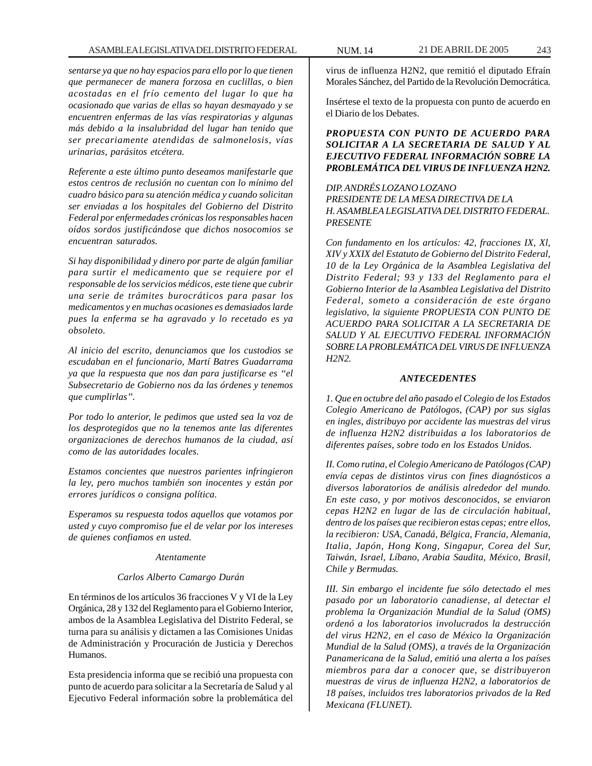*sentarse ya que no hay espacios para ello por lo que tienen que permanecer de manera forzosa en cuclillas, o bien acostadas en el frío cemento del lugar lo que ha ocasionado que varias de ellas so hayan desmayado y se encuentren enfermas de las vías respiratorias y algunas más debido a la insalubridad del lugar han tenido que ser precariamente atendidas de salmonelosis, vías urinarias, parásitos etcétera.*

*Referente a este último punto deseamos manifestarle que estos centros de reclusión no cuentan con lo mínimo del cuadro básico para su atención médica y cuando solicitan ser enviadas a los hospitales del Gobierno del Distrito Federal por enfermedades crónicas los responsables hacen oídos sordos justificándose que dichos nosocomios se encuentran saturados.*

*Si hay disponibilidad y dinero por parte de algún familiar para surtir el medicamento que se requiere por el responsable de los servicios médicos, este tiene que cubrir una serie de trámites burocráticos para pasar los medicamentos y en muchas ocasiones es demasiados larde pues la enferma se ha agravado y lo recetado es ya obsoleto.*

*Al inicio del escrito, denunciamos que los custodios se escudaban en el funcionario, Martí Batres Guadarrama ya que la respuesta que nos dan para justificarse es "el Subsecretario de Gobierno nos da las órdenes y tenemos que cumplirlas".*

*Por todo lo anterior, le pedimos que usted sea la voz de los desprotegidos que no la tenemos ante las diferentes organizaciones de derechos humanos de la ciudad, así como de las autoridades locales.*

*Estamos concientes que nuestros parientes infringieron la ley, pero muchos también son inocentes y están por errores jurídicos o consigna política.*

*Esperamos su respuesta todos aquellos que votamos por usted y cuyo compromiso fue el de velar por los intereses de quienes confiamos en usted.*

*Atentamente*

*Carlos Alberto Camargo Durán*

En términos de los artículos 36 fracciones V y VI de la Ley Orgánica, 28 y 132 del Reglamento para el Gobierno Interior, ambos de la Asamblea Legislativa del Distrito Federal, se turna para su análisis y dictamen a las Comisiones Unidas de Administración y Procuración de Justicia y Derechos Humanos.

Esta presidencia informa que se recibió una propuesta con punto de acuerdo para solicitar a la Secretaría de Salud y al Ejecutivo Federal información sobre la problemática del virus de influenza H2N2, que remitió el diputado Efraín Morales Sánchez, del Partido de la Revolución Democrática.

Insértese el texto de la propuesta con punto de acuerdo en el Diario de los Debates.

***PROPUESTA CON PUNTO DE ACUERDO PARA SOLICITAR A LA SECRETARIA DE SALUD Y AL EJECUTIVO FEDERAL INFORMACIÓN SOBRE LA PROBLEMÁTICA DEL VIRUS DE INFLUENZA H2N2.***

*DIP. ANDRÉS LOZANO LOZANO*
*PRESIDENTE DE LA MESA DIRECTIVA DE LA*
*H. ASAMBLEA LEGISLATIVA DEL DISTRITO FEDERAL.*
*PRESENTE*

*Con fundamento en los artículos: 42, fracciones IX, Xl, XIV y XXIX del Estatuto de Gobierno del Distrito Federal, 10 de la Ley Orgánica de la Asamblea Legislativa del Distrito Federal; 93 y 133 del Reglamento para el Gobierno Interior de la Asamblea Legislativa del Distrito Federal, someto a consideración de este órgano legislativo, la siguiente PROPUESTA CON PUNTO DE ACUERDO PARA SOLICITAR A LA SECRETARIA DE SALUD Y AL EJECUTIVO FEDERAL INFORMACIÓN SOBRE LA PROBLEMÁTICA DEL VIRUS DE INFLUENZA H2N2.*

***ANTECEDENTES***

*1. Que en octubre del año pasado el Colegio de los Estados Colegio Americano de Patólogos, (CAP) por sus siglas en ingles, distribuyo por accidente las muestras del virus de influenza H2N2 distribuidas a los laboratorios de diferentes países, sobre todo en los Estados Unidos.*

*II. Como rutina, el Colegio Americano de Patólogos (CAP) envía cepas de distintos virus con fines diagnósticos a diversos laboratorios de análisis alrededor del mundo. En este caso, y por motivos desconocidos, se enviaron cepas H2N2 en lugar de las de circulación habitual, dentro de los países que recibieron estas cepas; entre ellos, la recibieron: USA, Canadá, Bélgica, Francia, Alemania, Italia, Japón, Hong Kong, Singapur, Corea del Sur, Taiwán, Israel, Líbano, Arabia Saudita, México, Brasil, Chile y Bermudas.*

*III. Sin embargo el incidente fue sólo detectado el mes pasado por un laboratorio canadiense, al detectar el problema la Organización Mundial de la Salud (OMS) ordenó a los laboratorios involucrados la destrucción del virus H2N2, en el caso de México la Organización Mundial de la Salud (OMS), a través de la Organización Panamericana de la Salud, emitió una alerta a los países miembros para dar a conocer que, se distribuyeron muestras de virus de influenza H2N2, a laboratorios de 18 países, incluidos tres laboratorios privados de la Red Mexicana (FLUNET).*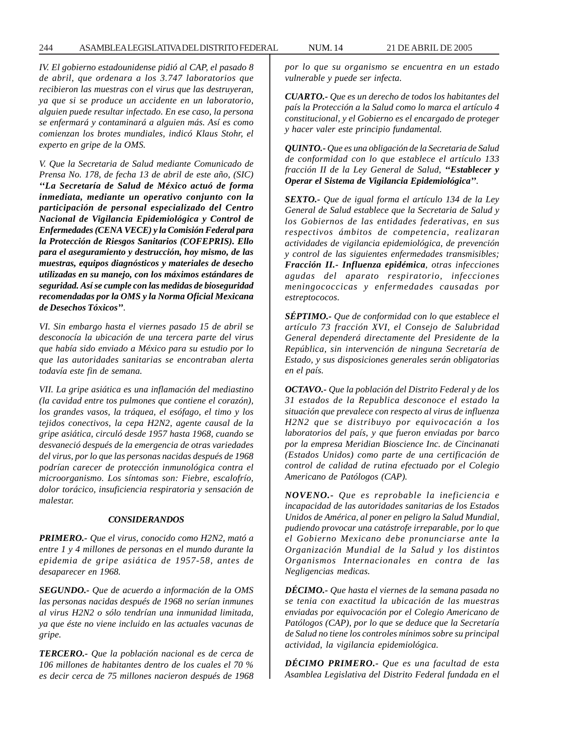*IV. El gobierno estadounidense pidió al CAP, el pasado 8 de abril, que ordenara a los 3.747 laboratorios que recibieron las muestras con el virus que las destruyeran, ya que si se produce un accidente en un laboratorio, alguien puede resultar infectado. En ese caso, la persona se enfermará y contaminará a alguien más. Así es como comienzan los brotes mundiales, indicó Klaus Stohr, el experto en gripe de la OMS.*

*V. Que la Secretaria de Salud mediante Comunicado de Prensa No. 178, de fecha 13 de abril de este año, (SIC)* ***''La Secretaría de Salud de México actuó de forma inmediata, mediante un operativo conjunto con la participación de personal especializado del Centro Nacional de Vigilancia Epidemiológica y Control de Enfermedades (CENA VECE) y la Comisión Federal para la Protección de Riesgos Sanitarios (COFEPRIS). Ello para el aseguramiento y destrucción, hoy mismo, de las muestras, equipos diagnósticos y materiales de desecho utilizadas en su manejo, con los máximos estándares de seguridad. Así se cumple con las medidas de bioseguridad recomendadas por la OMS y la Norma Oficial Mexicana de Desechos Tóxicos''****.*

*VI. Sin embargo hasta el viernes pasado 15 de abril se desconocía la ubicación de una tercera parte del virus que había sido enviado a México para su estudio por lo que las autoridades sanitarias se encontraban alerta todavía este fin de semana.*

*VII. La gripe asiática es una inflamación del mediastino (la cavidad entre tos pulmones que contiene el corazón), los grandes vasos, la tráquea, el esófago, el timo y los tejidos conectivos, la cepa H2N2, agente causal de la gripe asiática, circuló desde 1957 hasta 1968, cuando se desvaneció después de la emergencia de otras variedades del virus, por lo que las personas nacidas después de 1968 podrían carecer de protección inmunológica contra el microorganismo. Los síntomas son: Fiebre, escalofrío, dolor torácico, insuficiencia respiratoria y sensación de malestar.*

***CONSIDERANDOS***

***PRIMERO.-*** *Que el virus, conocido como H2N2, mató a entre 1 y 4 millones de personas en el mundo durante la epidemia de gripe asiática de 1957-58, antes de desaparecer en 1968.*

***SEGUNDO.-*** *Que de acuerdo a información de la OMS las personas nacidas después de 1968 no serían inmunes al virus H2N2 o sólo tendrían una inmunidad limitada, ya que éste no viene incluido en las actuales vacunas de gripe.*

***TERCERO.-*** *Que la población nacional es de cerca de 106 millones de habitantes dentro de los cuales el 70 % es decir cerca de 75 millones nacieron después de 1968 por lo que su organismo se encuentra en un estado vulnerable y puede ser infecta.*

***CUARTO.-*** *Que es un derecho de todos los habitantes del país la Protección a la Salud como lo marca el artículo 4 constitucional, y el Gobierno es el encargado de proteger y hacer valer este principio fundamental.*

***QUINTO.-*** *Que es una obligación de la Secretaria de Salud de conformidad con lo que establece el artículo 133 fracción II de la Ley General de Salud,* ***''Establecer y Operar el Sistema de Vigilancia Epidemiológica''****.*

***SEXTO.-*** *Que de igual forma el artículo 134 de la Ley General de Salud establece que la Secretaria de Salud y los Gobiernos de las entidades federativas, en sus respectivos ámbitos de competencia, realizaran actividades de vigilancia epidemiológica, de prevención y control de las siguientes enfermedades transmisibles;* ***Fracción II.- Influenza epidémica****, otras infecciones agudas del aparato respiratorio, infecciones meningococcicas y enfermedades causadas por estreptococos.*

***SÉPTIMO.-*** *Que de conformidad con lo que establece el artículo 73 fracción XVI, el Consejo de Salubridad General dependerá directamente del Presidente de la República, sin intervención de ninguna Secretaría de Estado, y sus disposiciones generales serán obligatorias en el país.*

***OCTAVO.-*** *Que la población del Distrito Federal y de los 31 estados de la Republica desconoce el estado la situación que prevalece con respecto al virus de influenza H2N2 que se distribuyo por equivocación a los laboratorios del país, y que fueron enviadas por barco por la empresa Meridian Bioscience Inc. de Cincinanati (Estados Unidos) como parte de una certificación de control de calidad de rutina efectuado por el Colegio Americano de Patólogos (CAP).*

***NOVENO.-*** *Que es reprobable la ineficiencia e incapacidad de las autoridades sanitarias de los Estados Unidos de América, al poner en peligro la Salud Mundial, pudiendo provocar una catástrofe irreparable, por lo que el Gobierno Mexicano debe pronunciarse ante la Organización Mundial de la Salud y los distintos Organismos Internacionales en contra de las Negligencias medicas.*

***DÉCIMO.-*** *Que hasta el viernes de la semana pasada no se tenia con exactitud la ubicación de las muestras enviadas por equivocación por el Colegio Americano de Patólogos (CAP), por lo que se deduce que la Secretaría de Salud no tiene los controles mínimos sobre su principal actividad, la vigilancia epidemiológica.*

***DÉCIMO PRIMERO.-*** *Que es una facultad de esta Asamblea Legislativa del Distrito Federal fundada en el*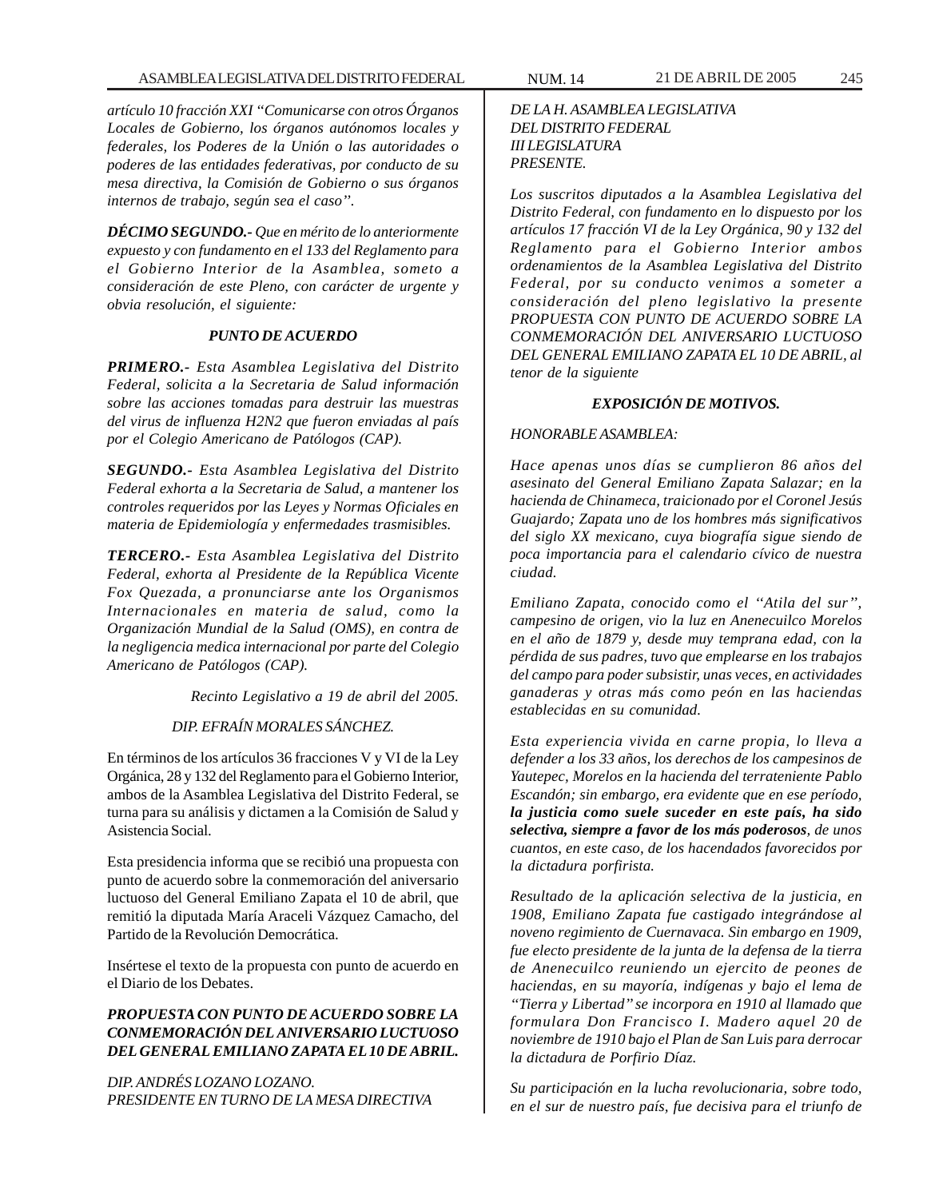*artículo 10 fracción XXI "Comunicarse con otros Órganos Locales de Gobierno, los órganos autónomos locales y federales, los Poderes de la Unión o las autoridades o poderes de las entidades federativas, por conducto de su mesa directiva, la Comisión de Gobierno o sus órganos internos de trabajo, según sea el caso".*

***DÉCIMO SEGUNDO.-*** *Que en mérito de lo anteriormente expuesto y con fundamento en el 133 del Reglamento para el Gobierno Interior de la Asamblea, someto a consideración de este Pleno, con carácter de urgente y obvia resolución, el siguiente:*

***PUNTO DE ACUERDO***

***PRIMERO.-*** *Esta Asamblea Legislativa del Distrito Federal, solicita a la Secretaria de Salud información sobre las acciones tomadas para destruir las muestras del virus de influenza H2N2 que fueron enviadas al país por el Colegio Americano de Patólogos (CAP).*

***SEGUNDO.-*** *Esta Asamblea Legislativa del Distrito Federal exhorta a la Secretaria de Salud, a mantener los controles requeridos por las Leyes y Normas Oficiales en materia de Epidemiología y enfermedades trasmisibles.*

***TERCERO.-*** *Esta Asamblea Legislativa del Distrito Federal, exhorta al Presidente de la República Vicente Fox Quezada, a pronunciarse ante los Organismos Internacionales en materia de salud, como la Organización Mundial de la Salud (OMS), en contra de la negligencia medica internacional por parte del Colegio Americano de Patólogos (CAP).*

*Recinto Legislativo a 19 de abril del 2005.*

*DIP. EFRAÍN MORALES SÁNCHEZ.*

En términos de los artículos 36 fracciones V y VI de la Ley Orgánica, 28 y 132 del Reglamento para el Gobierno Interior, ambos de la Asamblea Legislativa del Distrito Federal, se turna para su análisis y dictamen a la Comisión de Salud y Asistencia Social.

Esta presidencia informa que se recibió una propuesta con punto de acuerdo sobre la conmemoración del aniversario luctuoso del General Emiliano Zapata el 10 de abril, que remitió la diputada María Araceli Vázquez Camacho, del Partido de la Revolución Democrática.

Insértese el texto de la propuesta con punto de acuerdo en el Diario de los Debates.

***PROPUESTA CON PUNTO DE ACUERDO SOBRE LA CONMEMORACIÓN DEL ANIVERSARIO LUCTUOSO DEL GENERAL EMILIANO ZAPATA EL 10 DE ABRIL.***

*DIP. ANDRÉS LOZANO LOZANO.*
*PRESIDENTE EN TURNO DE LA MESA DIRECTIVA*
*DE LA H. ASAMBLEA LEGISLATIVA*
*DEL DISTRITO FEDERAL*
*III LEGISLATURA*
*PRESENTE.*

*Los suscritos diputados a la Asamblea Legislativa del Distrito Federal, con fundamento en lo dispuesto por los artículos 17 fracción VI de la Ley Orgánica, 90 y 132 del Reglamento para el Gobierno Interior ambos ordenamientos de la Asamblea Legislativa del Distrito Federal, por su conducto venimos a someter a consideración del pleno legislativo la presente PROPUESTA CON PUNTO DE ACUERDO SOBRE LA CONMEMORACIÓN DEL ANIVERSARIO LUCTUOSO DEL GENERAL EMILIANO ZAPATA EL 10 DE ABRIL, al tenor de la siguiente*

***EXPOSICIÓN DE MOTIVOS.***

*HONORABLE ASAMBLEA:*

*Hace apenas unos días se cumplieron 86 años del asesinato del General Emiliano Zapata Salazar; en la hacienda de Chinameca, traicionado por el Coronel Jesús Guajardo; Zapata uno de los hombres más significativos del siglo XX mexicano, cuya biografía sigue siendo de poca importancia para el calendario cívico de nuestra ciudad.*

*Emiliano Zapata, conocido como el "Atila del sur", campesino de origen, vio la luz en Anenecuilco Morelos en el año de 1879 y, desde muy temprana edad, con la pérdida de sus padres, tuvo que emplearse en los trabajos del campo para poder subsistir, unas veces, en actividades ganaderas y otras más como peón en las haciendas establecidas en su comunidad.*

*Esta experiencia vivida en carne propia, lo lleva a defender a los 33 años, los derechos de los campesinos de Yautepec, Morelos en la hacienda del terrateniente Pablo Escandón; sin embargo, era evidente que en ese período,* ***la justicia como suele suceder en este país, ha sido selectiva, siempre a favor de los más poderosos****, de unos cuantos, en este caso, de los hacendados favorecidos por la dictadura porfirista.*

*Resultado de la aplicación selectiva de la justicia, en 1908, Emiliano Zapata fue castigado integrándose al noveno regimiento de Cuernavaca. Sin embargo en 1909, fue electo presidente de la junta de la defensa de la tierra de Anenecuilco reuniendo un ejercito de peones de haciendas, en su mayoría, indígenas y bajo el lema de "Tierra y Libertad" se incorpora en 1910 al llamado que formulara Don Francisco I. Madero aquel 20 de noviembre de 1910 bajo el Plan de San Luis para derrocar la dictadura de Porfirio Díaz.*

*Su participación en la lucha revolucionaria, sobre todo, en el sur de nuestro país, fue decisiva para el triunfo de*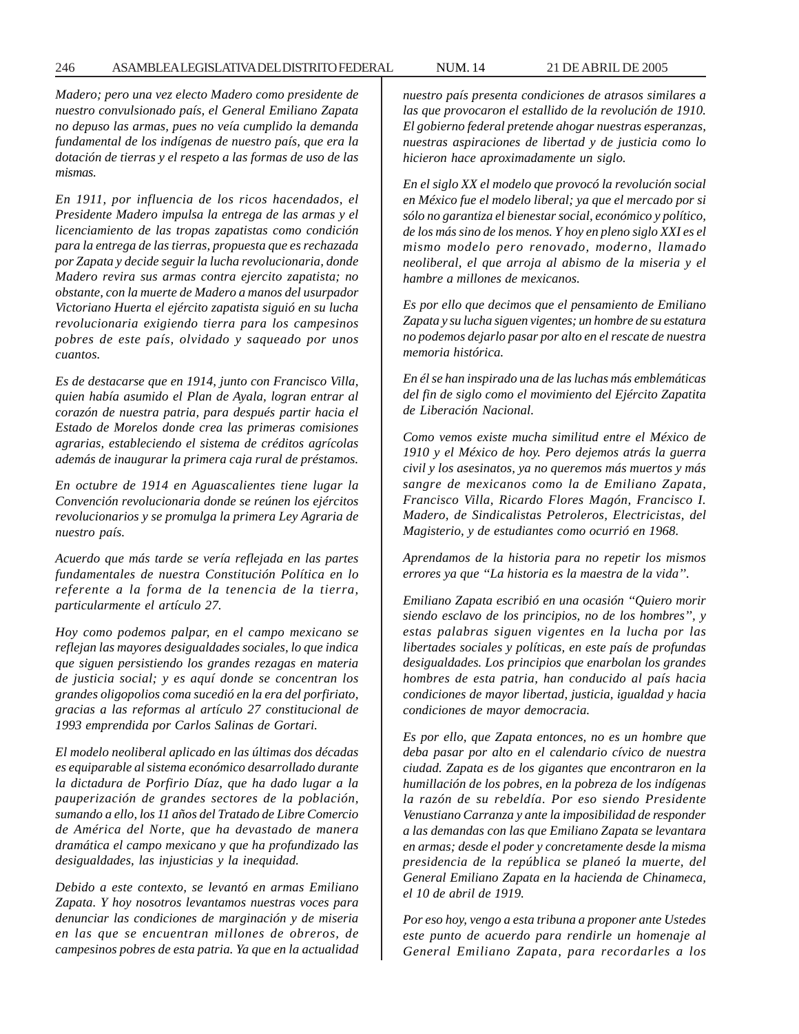*Madero; pero una vez electo Madero como presidente de nuestro convulsionado país, el General Emiliano Zapata no depuso las armas, pues no veía cumplido la demanda fundamental de los indígenas de nuestro país, que era la dotación de tierras y el respeto a las formas de uso de las mismas.*

*En 1911, por influencia de los ricos hacendados, el Presidente Madero impulsa la entrega de las armas y el licenciamiento de las tropas zapatistas como condición para la entrega de las tierras, propuesta que es rechazada por Zapata y decide seguir la lucha revolucionaria, donde Madero revira sus armas contra ejercito zapatista; no obstante, con la muerte de Madero a manos del usurpador Victoriano Huerta el ejército zapatista siguió en su lucha revolucionaria exigiendo tierra para los campesinos pobres de este país, olvidado y saqueado por unos cuantos.*

*Es de destacarse que en 1914, junto con Francisco Villa, quien había asumido el Plan de Ayala, logran entrar al corazón de nuestra patria, para después partir hacia el Estado de Morelos donde crea las primeras comisiones agrarias, estableciendo el sistema de créditos agrícolas además de inaugurar la primera caja rural de préstamos.*

*En octubre de 1914 en Aguascalientes tiene lugar la Convención revolucionaria donde se reúnen los ejércitos revolucionarios y se promulga la primera Ley Agraria de nuestro país.*

*Acuerdo que más tarde se vería reflejada en las partes fundamentales de nuestra Constitución Política en lo referente a la forma de la tenencia de la tierra, particularmente el artículo 27.*

*Hoy como podemos palpar, en el campo mexicano se reflejan las mayores desigualdades sociales, lo que indica que siguen persistiendo los grandes rezagas en materia de justicia social; y es aquí donde se concentran los grandes oligopolios coma sucedió en la era del porfiriato, gracias a las reformas al artículo 27 constitucional de 1993 emprendida por Carlos Salinas de Gortari.*

*El modelo neoliberal aplicado en las últimas dos décadas es equiparable al sistema económico desarrollado durante la dictadura de Porfirio Díaz, que ha dado lugar a la pauperización de grandes sectores de la población, sumando a ello, los 11 años del Tratado de Libre Comercio de América del Norte, que ha devastado de manera dramática el campo mexicano y que ha profundizado las desigualdades, las injusticias y la inequidad.*

*Debido a este contexto, se levantó en armas Emiliano Zapata. Y hoy nosotros levantamos nuestras voces para denunciar las condiciones de marginación y de miseria en las que se encuentran millones de obreros, de campesinos pobres de esta patria. Ya que en la actualidad nuestro país presenta condiciones de atrasos similares a las que provocaron el estallido de la revolución de 1910. El gobierno federal pretende ahogar nuestras esperanzas, nuestras aspiraciones de libertad y de justicia como lo hicieron hace aproximadamente un siglo.*

*En el siglo XX el modelo que provocó la revolución social en México fue el modelo liberal; ya que el mercado por si sólo no garantiza el bienestar social, económico y político, de los más sino de los menos. Y hoy en pleno siglo XXI es el mismo modelo pero renovado, moderno, llamado neoliberal, el que arroja al abismo de la miseria y el hambre a millones de mexicanos.*

*Es por ello que decimos que el pensamiento de Emiliano Zapata y su lucha siguen vigentes; un hombre de su estatura no podemos dejarlo pasar por alto en el rescate de nuestra memoria histórica.*

*En él se han inspirado una de las luchas más emblemáticas del fin de siglo como el movimiento del Ejército Zapatita de Liberación Nacional.*

*Como vemos existe mucha similitud entre el México de 1910 y el México de hoy. Pero dejemos atrás la guerra civil y los asesinatos, ya no queremos más muertos y más sangre de mexicanos como la de Emiliano Zapata, Francisco Villa, Ricardo Flores Magón, Francisco I. Madero, de Sindicalistas Petroleros, Electricistas, del Magisterio, y de estudiantes como ocurrió en 1968.*

*Aprendamos de la historia para no repetir los mismos errores ya que "La historia es la maestra de la vida".*

*Emiliano Zapata escribió en una ocasión "Quiero morir siendo esclavo de los principios, no de los hombres", y estas palabras siguen vigentes en la lucha por las libertades sociales y políticas, en este país de profundas desigualdades. Los principios que enarbolan los grandes hombres de esta patria, han conducido al país hacia condiciones de mayor libertad, justicia, igualdad y hacia condiciones de mayor democracia.*

*Es por ello, que Zapata entonces, no es un hombre que deba pasar por alto en el calendario cívico de nuestra ciudad. Zapata es de los gigantes que encontraron en la humillación de los pobres, en la pobreza de los indígenas la razón de su rebeldía. Por eso siendo Presidente Venustiano Carranza y ante la imposibilidad de responder a las demandas con las que Emiliano Zapata se levantara en armas; desde el poder y concretamente desde la misma presidencia de la república se planeó la muerte, del General Emiliano Zapata en la hacienda de Chinameca, el 10 de abril de 1919.*

*Por eso hoy, vengo a esta tribuna a proponer ante Ustedes este punto de acuerdo para rendirle un homenaje al General Emiliano Zapata, para recordarles a los*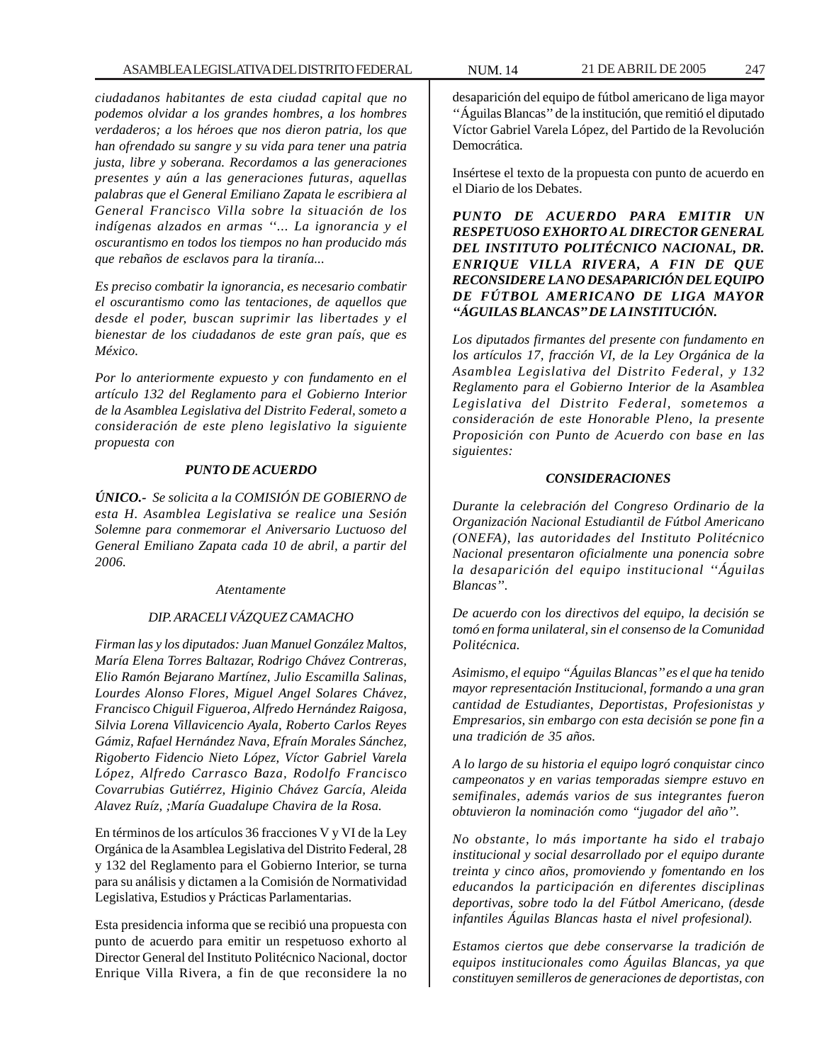*ciudadanos habitantes de esta ciudad capital que no podemos olvidar a los grandes hombres, a los hombres verdaderos; a los héroes que nos dieron patria, los que han ofrendado su sangre y su vida para tener una patria justa, libre y soberana. Recordamos a las generaciones presentes y aún a las generaciones futuras, aquellas palabras que el General Emiliano Zapata le escribiera al General Francisco Villa sobre la situación de los indígenas alzados en armas ''… La ignorancia y el oscurantismo en todos los tiempos no han producido más que rebaños de esclavos para la tiranía...*

*Es preciso combatir la ignorancia, es necesario combatir el oscurantismo como las tentaciones, de aquellos que desde el poder, buscan suprimir las libertades y el bienestar de los ciudadanos de este gran país, que es México.*

*Por lo anteriormente expuesto y con fundamento en el artículo 132 del Reglamento para el Gobierno Interior de la Asamblea Legislativa del Distrito Federal, someto a consideración de este pleno legislativo la siguiente propuesta con*

***PUNTO DE ACUERDO***

***ÚNICO.-*** *Se solicita a la COMISIÓN DE GOBIERNO de esta H. Asamblea Legislativa se realice una Sesión Solemne para conmemorar el Aniversario Luctuoso del General Emiliano Zapata cada 10 de abril, a partir del 2006.*

*Atentamente*

*DIP. ARACELI VÁZQUEZ CAMACHO*

*Firman las y los diputados: Juan Manuel González Maltos, María Elena Torres Baltazar, Rodrigo Chávez Contreras, Elio Ramón Bejarano Martínez, Julio Escamilla Salinas, Lourdes Alonso Flores, Miguel Angel Solares Chávez, Francisco Chiguil Figueroa, Alfredo Hernández Raigosa, Silvia Lorena Villavicencio Ayala, Roberto Carlos Reyes Gámiz, Rafael Hernández Nava, Efraín Morales Sánchez, Rigoberto Fidencio Nieto López, Víctor Gabriel Varela López, Alfredo Carrasco Baza, Rodolfo Francisco Covarrubias Gutiérrez, Higinio Chávez García, Aleida Alavez Ruíz, ;María Guadalupe Chavira de la Rosa.*

En términos de los artículos 36 fracciones V y VI de la Ley Orgánica de la Asamblea Legislativa del Distrito Federal, 28 y 132 del Reglamento para el Gobierno Interior, se turna para su análisis y dictamen a la Comisión de Normatividad Legislativa, Estudios y Prácticas Parlamentarias.

Esta presidencia informa que se recibió una propuesta con punto de acuerdo para emitir un respetuoso exhorto al Director General del Instituto Politécnico Nacional, doctor Enrique Villa Rivera, a fin de que reconsidere la no desaparición del equipo de fútbol americano de liga mayor ''Águilas Blancas'' de la institución, que remitió el diputado Víctor Gabriel Varela López, del Partido de la Revolución Democrática.

Insértese el texto de la propuesta con punto de acuerdo en el Diario de los Debates.

***PUNTO DE ACUERDO PARA EMITIR UN RESPETUOSO EXHORTO AL DIRECTOR GENERAL DEL INSTITUTO POLITÉCNICO NACIONAL, DR. ENRIQUE VILLA RIVERA, A FIN DE QUE RECONSIDERE LA NO DESAPARICIÓN DEL EQUIPO DE FÚTBOL AMERICANO DE LIGA MAYOR "ÁGUILAS BLANCAS" DE LA INSTITUCIÓN.***

*Los diputados firmantes del presente con fundamento en los artículos 17, fracción VI, de la Ley Orgánica de la Asamblea Legislativa del Distrito Federal, y 132 Reglamento para el Gobierno Interior de la Asamblea Legislativa del Distrito Federal, sometemos a consideración de este Honorable Pleno, la presente Proposición con Punto de Acuerdo con base en las siguientes:*

***CONSIDERACIONES***

*Durante la celebración del Congreso Ordinario de la Organización Nacional Estudiantil de Fútbol Americano (ONEFA), las autoridades del Instituto Politécnico Nacional presentaron oficialmente una ponencia sobre la desaparición del equipo institucional ''Águilas Blancas''.*

*De acuerdo con los directivos del equipo, la decisión se tomó en forma unilateral, sin el consenso de la Comunidad Politécnica.*

*Asimismo, el equipo "Águilas Blancas'' es el que ha tenido mayor representación Institucional, formando a una gran cantidad de Estudiantes, Deportistas, Profesionistas y Empresarios, sin embargo con esta decisión se pone fin a una tradición de 35 años.*

*A lo largo de su historia el equipo logró conquistar cinco campeonatos y en varias temporadas siempre estuvo en semifinales, además varios de sus integrantes fueron obtuvieron la nominación como "jugador del año".*

*No obstante, lo más importante ha sido el trabajo institucional y social desarrollado por el equipo durante treinta y cinco años, promoviendo y fomentando en los educandos la participación en diferentes disciplinas deportivas, sobre todo la del Fútbol Americano, (desde infantiles Águilas Blancas hasta el nivel profesional).*

*Estamos ciertos que debe conservarse la tradición de equipos institucionales como Águilas Blancas, ya que constituyen semilleros de generaciones de deportistas, con*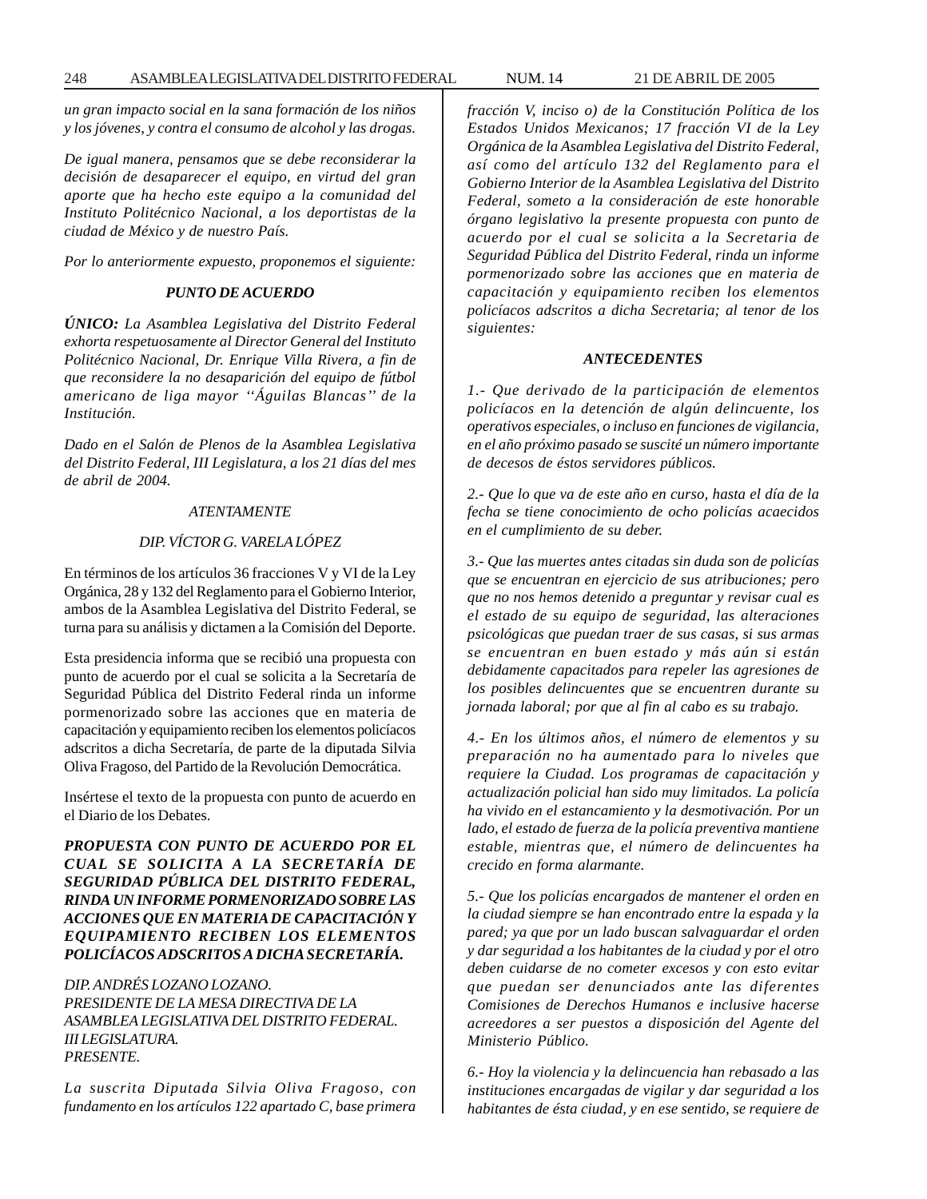*un gran impacto social en la sana formación de los niños y los jóvenes, y contra el consumo de alcohol y las drogas.*

*De igual manera, pensamos que se debe reconsiderar la decisión de desaparecer el equipo, en virtud del gran aporte que ha hecho este equipo a la comunidad del Instituto Politécnico Nacional, a los deportistas de la ciudad de México y de nuestro País.*

*Por lo anteriormente expuesto, proponemos el siguiente:*

***PUNTO DE ACUERDO***

***ÚNICO:*** *La Asamblea Legislativa del Distrito Federal exhorta respetuosamente al Director General del Instituto Politécnico Nacional, Dr. Enrique Villa Rivera, a fin de que reconsidere la no desaparición del equipo de fútbol americano de liga mayor ''Águilas Blancas'' de la Institución.*

*Dado en el Salón de Plenos de la Asamblea Legislativa del Distrito Federal, III Legislatura, a los 21 días del mes de abril de 2004.*

*ATENTAMENTE*

*DIP. VÍCTOR G. VARELA LÓPEZ*

En términos de los artículos 36 fracciones V y VI de la Ley Orgánica, 28 y 132 del Reglamento para el Gobierno Interior, ambos de la Asamblea Legislativa del Distrito Federal, se turna para su análisis y dictamen a la Comisión del Deporte.

Esta presidencia informa que se recibió una propuesta con punto de acuerdo por el cual se solicita a la Secretaría de Seguridad Pública del Distrito Federal rinda un informe pormenorizado sobre las acciones que en materia de capacitación y equipamiento reciben los elementos policíacos adscritos a dicha Secretaría, de parte de la diputada Silvia Oliva Fragoso, del Partido de la Revolución Democrática.

Insértese el texto de la propuesta con punto de acuerdo en el Diario de los Debates.

***PROPUESTA CON PUNTO DE ACUERDO POR EL CUAL SE SOLICITA A LA SECRETARÍA DE SEGURIDAD PÚBLICA DEL DISTRITO FEDERAL, RINDA UN INFORME PORMENORIZADO SOBRE LAS ACCIONES QUE EN MATERIA DE CAPACITACIÓN Y EQUIPAMIENTO RECIBEN LOS ELEMENTOS POLICÍACOS ADSCRITOS A DICHA SECRETARÍA.***

*DIP. ANDRÉS LOZANO LOZANO.*
*PRESIDENTE DE LA MESA DIRECTIVA DE LA ASAMBLEA LEGISLATIVA DEL DISTRITO FEDERAL.*
*III LEGISLATURA.*
*PRESENTE.*

*La suscrita Diputada Silvia Oliva Fragoso, con fundamento en los artículos 122 apartado C, base primera fracción V, inciso o) de la Constitución Política de los Estados Unidos Mexicanos; 17 fracción VI de la Ley Orgánica de la Asamblea Legislativa del Distrito Federal, así como del artículo 132 del Reglamento para el Gobierno Interior de la Asamblea Legislativa del Distrito Federal, someto a la consideración de este honorable órgano legislativo la presente propuesta con punto de acuerdo por el cual se solicita a la Secretaria de Seguridad Pública del Distrito Federal, rinda un informe pormenorizado sobre las acciones que en materia de capacitación y equipamiento reciben los elementos policíacos adscritos a dicha Secretaria; al tenor de los siguientes:*

***ANTECEDENTES***

*1.- Que derivado de la participación de elementos policíacos en la detención de algún delincuente, los operativos especiales, o incluso en funciones de vigilancia, en el año próximo pasado se suscité un número importante de decesos de éstos servidores públicos.*

*2.- Que lo que va de este año en curso, hasta el día de la fecha se tiene conocimiento de ocho policías acaecidos en el cumplimiento de su deber.*

*3.- Que las muertes antes citadas sin duda son de policías que se encuentran en ejercicio de sus atribuciones; pero que no nos hemos detenido a preguntar y revisar cual es el estado de su equipo de seguridad, las alteraciones psicológicas que puedan traer de sus casas, si sus armas se encuentran en buen estado y más aún si están debidamente capacitados para repeler las agresiones de los posibles delincuentes que se encuentren durante su jornada laboral; por que al fin al cabo es su trabajo.*

*4.- En los últimos años, el número de elementos y su preparación no ha aumentado para lo niveles que requiere la Ciudad. Los programas de capacitación y actualización policial han sido muy limitados. La policía ha vivido en el estancamiento y la desmotivación. Por un lado, el estado de fuerza de la policía preventiva mantiene estable, mientras que, el número de delincuentes ha crecido en forma alarmante.*

*5.- Que los policías encargados de mantener el orden en la ciudad siempre se han encontrado entre la espada y la pared; ya que por un lado buscan salvaguardar el orden y dar seguridad a los habitantes de la ciudad y por el otro deben cuidarse de no cometer excesos y con esto evitar que puedan ser denunciados ante las diferentes Comisiones de Derechos Humanos e inclusive hacerse acreedores a ser puestos a disposición del Agente del Ministerio Público.*

*6.- Hoy la violencia y la delincuencia han rebasado a las instituciones encargadas de vigilar y dar seguridad a los habitantes de ésta ciudad, y en ese sentido, se requiere de*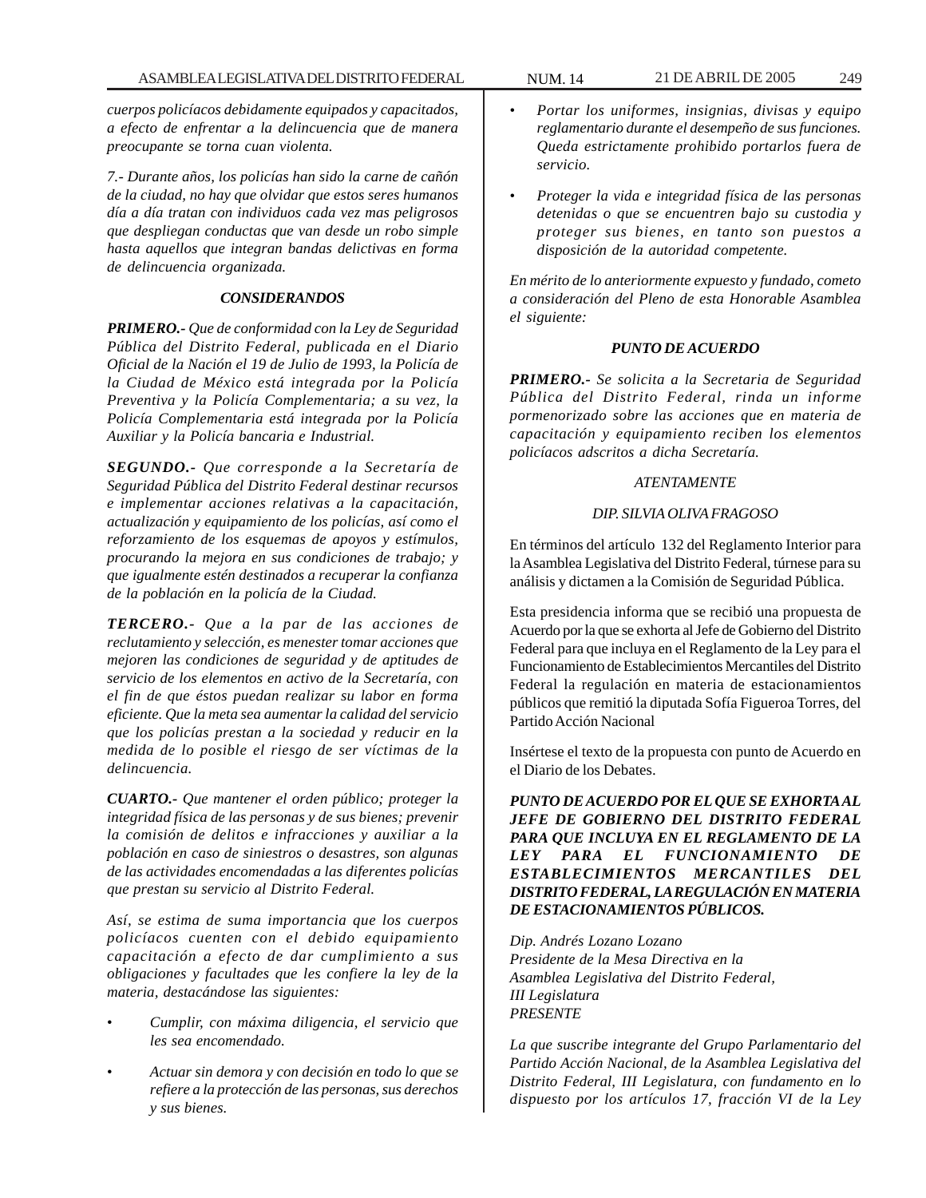*cuerpos policíacos debidamente equipados y capacitados, a efecto de enfrentar a la delincuencia que de manera preocupante se torna cuan violenta.*

*7.- Durante años, los policías han sido la carne de cañón de la ciudad, no hay que olvidar que estos seres humanos día a día tratan con individuos cada vez mas peligrosos que despliegan conductas que van desde un robo simple hasta aquellos que integran bandas delictivas en forma de delincuencia organizada.*

***CONSIDERANDOS***

***PRIMERO.-*** *Que de conformidad con la Ley de Seguridad Pública del Distrito Federal, publicada en el Diario Oficial de la Nación el 19 de Julio de 1993, la Policía de la Ciudad de México está integrada por la Policía Preventiva y la Policía Complementaria; a su vez, la Policía Complementaria está integrada por la Policía Auxiliar y la Policía bancaria e Industrial.*

***SEGUNDO.-*** *Que corresponde a la Secretaría de Seguridad Pública del Distrito Federal destinar recursos e implementar acciones relativas a la capacitación, actualización y equipamiento de los policías, así como el reforzamiento de los esquemas de apoyos y estímulos, procurando la mejora en sus condiciones de trabajo; y que igualmente estén destinados a recuperar la confianza de la población en la policía de la Ciudad.*

***TERCERO.-*** *Que a la par de las acciones de reclutamiento y selección, es menester tomar acciones que mejoren las condiciones de seguridad y de aptitudes de servicio de los elementos en activo de la Secretaría, con el fin de que éstos puedan realizar su labor en forma eficiente. Que la meta sea aumentar la calidad del servicio que los policías prestan a la sociedad y reducir en la medida de lo posible el riesgo de ser víctimas de la delincuencia.*

***CUARTO.-*** *Que mantener el orden público; proteger la integridad física de las personas y de sus bienes; prevenir la comisión de delitos e infracciones y auxiliar a la población en caso de siniestros o desastres, son algunas de las actividades encomendadas a las diferentes policías que prestan su servicio al Distrito Federal.*

*Así, se estima de suma importancia que los cuerpos policíacos cuenten con el debido equipamiento capacitación a efecto de dar cumplimiento a sus obligaciones y facultades que les confiere la ley de la materia, destacándose las siguientes:*

- *Cumplir, con máxima diligencia, el servicio que les sea encomendado.*
- *Actuar sin demora y con decisión en todo lo que se refiere a la protección de las personas, sus derechos y sus bienes.*
- *Portar los uniformes, insignias, divisas y equipo reglamentario durante el desempeño de sus funciones. Queda estrictamente prohibido portarlos fuera de servicio.*
- *Proteger la vida e integridad física de las personas detenidas o que se encuentren bajo su custodia y proteger sus bienes, en tanto son puestos a disposición de la autoridad competente.*

*En mérito de lo anteriormente expuesto y fundado, cometo a consideración del Pleno de esta Honorable Asamblea el siguiente:*

***PUNTO DE ACUERDO***

***PRIMERO.-*** *Se solicita a la Secretaria de Seguridad Pública del Distrito Federal, rinda un informe pormenorizado sobre las acciones que en materia de capacitación y equipamiento reciben los elementos policíacos adscritos a dicha Secretaría.*

*ATENTAMENTE*

*DIP. SILVIA OLIVA FRAGOSO*

En términos del artículo 132 del Reglamento Interior para la Asamblea Legislativa del Distrito Federal, túrnese para su análisis y dictamen a la Comisión de Seguridad Pública.

Esta presidencia informa que se recibió una propuesta de Acuerdo por la que se exhorta al Jefe de Gobierno del Distrito Federal para que incluya en el Reglamento de la Ley para el Funcionamiento de Establecimientos Mercantiles del Distrito Federal la regulación en materia de estacionamientos públicos que remitió la diputada Sofía Figueroa Torres, del Partido Acción Nacional

Insértese el texto de la propuesta con punto de Acuerdo en el Diario de los Debates.

***PUNTO DE ACUERDO POR EL QUE SE EXHORTA AL JEFE DE GOBIERNO DEL DISTRITO FEDERAL PARA QUE INCLUYA EN EL REGLAMENTO DE LA LEY PARA EL FUNCIONAMIENTO DE ESTABLECIMIENTOS MERCANTILES DEL DISTRITO FEDERAL, LA REGULACIÓN EN MATERIA DE ESTACIONAMIENTOS PÚBLICOS.***

*Dip. Andrés Lozano Lozano*
*Presidente de la Mesa Directiva en la*
*Asamblea Legislativa del Distrito Federal,*
*III Legislatura*
*PRESENTE*

*La que suscribe integrante del Grupo Parlamentario del Partido Acción Nacional, de la Asamblea Legislativa del Distrito Federal, III Legislatura, con fundamento en lo dispuesto por los artículos 17, fracción VI de la Ley*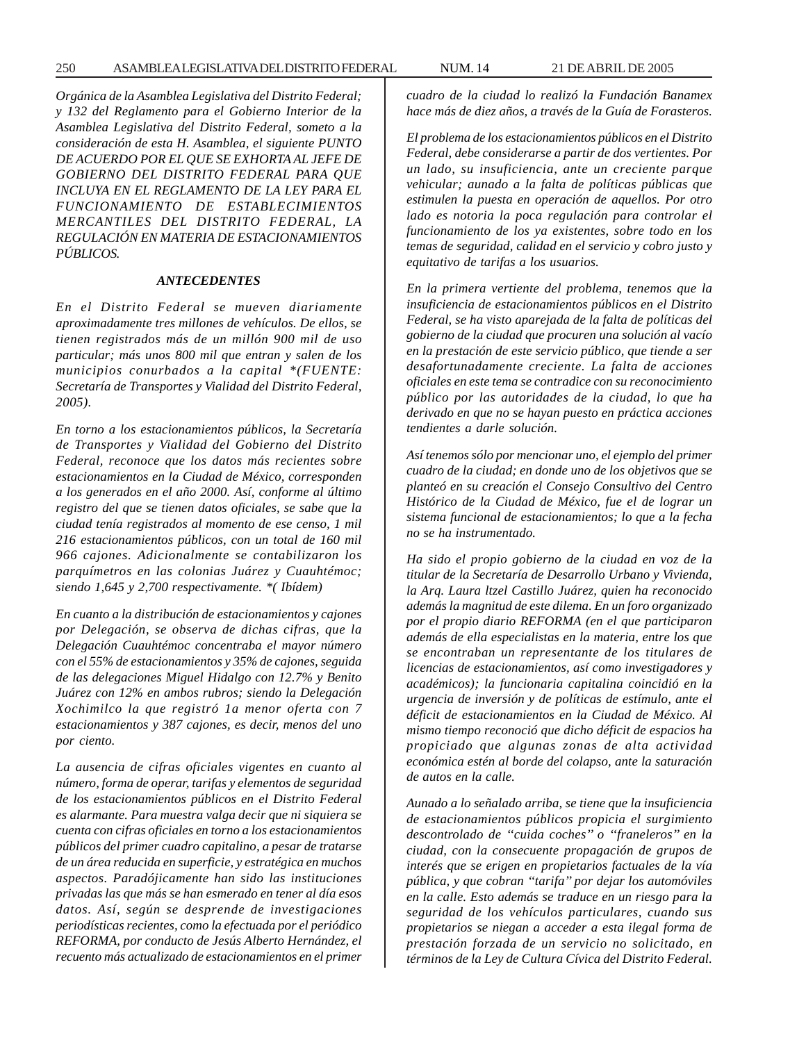*Orgánica de la Asamblea Legislativa del Distrito Federal; y 132 del Reglamento para el Gobierno Interior de la Asamblea Legislativa del Distrito Federal, someto a la consideración de esta H. Asamblea, el siguiente PUNTO DE ACUERDO POR EL QUE SE EXHORTA AL JEFE DE GOBIERNO DEL DISTRITO FEDERAL PARA QUE INCLUYA EN EL REGLAMENTO DE LA LEY PARA EL FUNCIONAMIENTO DE ESTABLECIMIENTOS MERCANTILES DEL DISTRITO FEDERAL, LA REGULACIÓN EN MATERIA DE ESTACIONAMIENTOS PÚBLICOS.*

## *ANTECEDENTES*

*En el Distrito Federal se mueven diariamente aproximadamente tres millones de vehículos. De ellos, se tienen registrados más de un millón 900 mil de uso particular; más unos 800 mil que entran y salen de los municipios conurbados a la capital *(FUENTE: Secretaría de Transportes y Vialidad del Distrito Federal, 2005).*

*En torno a los estacionamientos públicos, la Secretaría de Transportes y Vialidad del Gobierno del Distrito Federal, reconoce que los datos más recientes sobre estacionamientos en la Ciudad de México, corresponden a los generados en el año 2000. Así, conforme al último registro del que se tienen datos oficiales, se sabe que la ciudad tenía registrados al momento de ese censo, 1 mil 216 estacionamientos públicos, con un total de 160 mil 966 cajones. Adicionalmente se contabilizaron los parquímetros en las colonias Juárez y Cuauhtémoc; siendo 1,645 y 2,700 respectivamente. *( Ibídem)*

*En cuanto a la distribución de estacionamientos y cajones por Delegación, se observa de dichas cifras, que la Delegación Cuauhtémoc concentraba el mayor número con el 55% de estacionamientos y 35% de cajones, seguida de las delegaciones Miguel Hidalgo con 12.7% y Benito Juárez con 12% en ambos rubros; siendo la Delegación Xochimilco la que registró 1a menor oferta con 7 estacionamientos y 387 cajones, es decir, menos del uno por ciento.*

*La ausencia de cifras oficiales vigentes en cuanto al número, forma de operar, tarifas y elementos de seguridad de los estacionamientos públicos en el Distrito Federal es alarmante. Para muestra valga decir que ni siquiera se cuenta con cifras oficiales en torno a los estacionamientos públicos del primer cuadro capitalino, a pesar de tratarse de un área reducida en superficie, y estratégica en muchos aspectos. Paradójicamente han sido las instituciones privadas las que más se han esmerado en tener al día esos datos. Así, según se desprende de investigaciones periodísticas recientes, como la efectuada por el periódico REFORMA, por conducto de Jesús Alberto Hernández, el recuento más actualizado de estacionamientos en el primer cuadro de la ciudad lo realizó la Fundación Banamex hace más de diez años, a través de la Guía de Forasteros.*

*El problema de los estacionamientos públicos en el Distrito Federal, debe considerarse a partir de dos vertientes. Por un lado, su insuficiencia, ante un creciente parque vehicular; aunado a la falta de políticas públicas que estimulen la puesta en operación de aquellos. Por otro lado es notoria la poca regulación para controlar el funcionamiento de los ya existentes, sobre todo en los temas de seguridad, calidad en el servicio y cobro justo y equitativo de tarifas a los usuarios.*

*En la primera vertiente del problema, tenemos que la insuficiencia de estacionamientos públicos en el Distrito Federal, se ha visto aparejada de la falta de políticas del gobierno de la ciudad que procuren una solución al vacío en la prestación de este servicio público, que tiende a ser desafortunadamente creciente. La falta de acciones oficiales en este tema se contradice con su reconocimiento público por las autoridades de la ciudad, lo que ha derivado en que no se hayan puesto en práctica acciones tendientes a darle solución.*

*Así tenemos sólo por mencionar uno, el ejemplo del primer cuadro de la ciudad; en donde uno de los objetivos que se planteó en su creación el Consejo Consultivo del Centro Histórico de la Ciudad de México, fue el de lograr un sistema funcional de estacionamientos; lo que a la fecha no se ha instrumentado.*

*Ha sido el propio gobierno de la ciudad en voz de la titular de la Secretaría de Desarrollo Urbano y Vivienda, la Arq. Laura ltzel Castillo Juárez, quien ha reconocido además la magnitud de este dilema. En un foro organizado por el propio diario REFORMA (en el que participaron además de ella especialistas en la materia, entre los que se encontraban un representante de los titulares de licencias de estacionamientos, así como investigadores y académicos); la funcionaria capitalina coincidió en la urgencia de inversión y de políticas de estímulo, ante el déficit de estacionamientos en la Ciudad de México. Al mismo tiempo reconoció que dicho déficit de espacios ha propiciado que algunas zonas de alta actividad económica estén al borde del colapso, ante la saturación de autos en la calle.*

*Aunado a lo señalado arriba, se tiene que la insuficiencia de estacionamientos públicos propicia el surgimiento descontrolado de "cuida coches" o "franeleros" en la ciudad, con la consecuente propagación de grupos de interés que se erigen en propietarios factuales de la vía pública, y que cobran "tarifa" por dejar los automóviles en la calle. Esto además se traduce en un riesgo para la seguridad de los vehículos particulares, cuando sus propietarios se niegan a acceder a esta ilegal forma de prestación forzada de un servicio no solicitado, en términos de la Ley de Cultura Cívica del Distrito Federal.*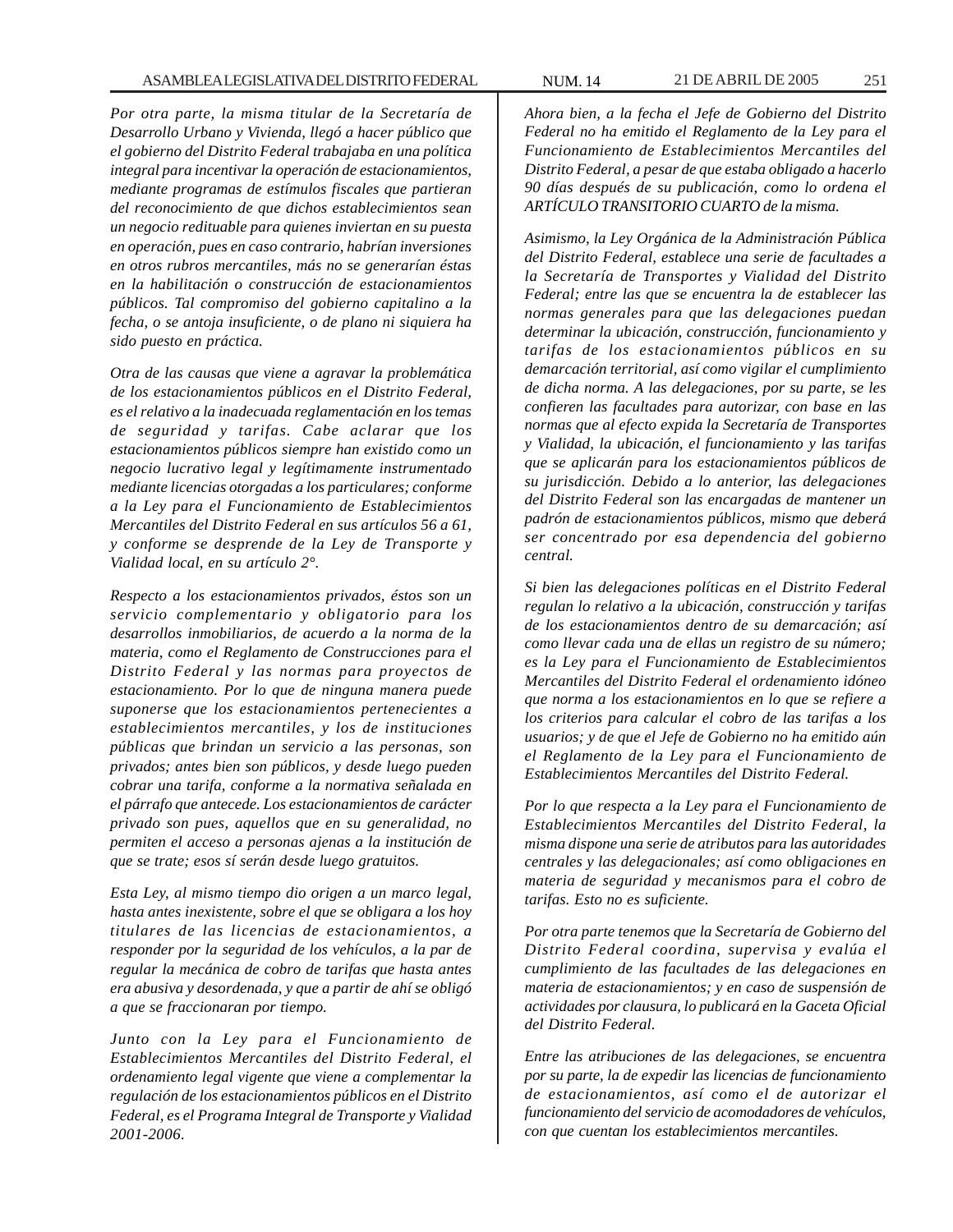*Por otra parte, la misma titular de la Secretaría de Desarrollo Urbano y Vivienda, llegó a hacer público que el gobierno del Distrito Federal trabajaba en una política integral para incentivar la operación de estacionamientos, mediante programas de estímulos fiscales que partieran del reconocimiento de que dichos establecimientos sean un negocio redituable para quienes inviertan en su puesta en operación, pues en caso contrario, habrían inversiones en otros rubros mercantiles, más no se generarían éstas en la habilitación o construcción de estacionamientos públicos. Tal compromiso del gobierno capitalino a la fecha, o se antoja insuficiente, o de plano ni siquiera ha sido puesto en práctica.*

*Otra de las causas que viene a agravar la problemática de los estacionamientos públicos en el Distrito Federal, es el relativo a la inadecuada reglamentación en los temas de seguridad y tarifas. Cabe aclarar que los estacionamientos públicos siempre han existido como un negocio lucrativo legal y legítimamente instrumentado mediante licencias otorgadas a los particulares; conforme a la Ley para el Funcionamiento de Establecimientos Mercantiles del Distrito Federal en sus artículos 56 a 61, y conforme se desprende de la Ley de Transporte y Vialidad local, en su artículo 2°.*

*Respecto a los estacionamientos privados, éstos son un servicio complementario y obligatorio para los desarrollos inmobiliarios, de acuerdo a la norma de la materia, como el Reglamento de Construcciones para el Distrito Federal y las normas para proyectos de estacionamiento. Por lo que de ninguna manera puede suponerse que los estacionamientos pertenecientes a establecimientos mercantiles, y los de instituciones públicas que brindan un servicio a las personas, son privados; antes bien son públicos, y desde luego pueden cobrar una tarifa, conforme a la normativa señalada en el párrafo que antecede. Los estacionamientos de carácter privado son pues, aquellos que en su generalidad, no permiten el acceso a personas ajenas a la institución de que se trate; esos sí serán desde luego gratuitos.*

*Esta Ley, al mismo tiempo dio origen a un marco legal, hasta antes inexistente, sobre el que se obligara a los hoy titulares de las licencias de estacionamientos, a responder por la seguridad de los vehículos, a la par de regular la mecánica de cobro de tarifas que hasta antes era abusiva y desordenada, y que a partir de ahí se obligó a que se fraccionaran por tiempo.*

*Junto con la Ley para el Funcionamiento de Establecimientos Mercantiles del Distrito Federal, el ordenamiento legal vigente que viene a complementar la regulación de los estacionamientos públicos en el Distrito Federal, es el Programa Integral de Transporte y Vialidad 2001-2006.*

*Ahora bien, a la fecha el Jefe de Gobierno del Distrito Federal no ha emitido el Reglamento de la Ley para el Funcionamiento de Establecimientos Mercantiles del Distrito Federal, a pesar de que estaba obligado a hacerlo 90 días después de su publicación, como lo ordena el ARTÍCULO TRANSITORIO CUARTO de la misma.*

*Asimismo, la Ley Orgánica de la Administración Pública del Distrito Federal, establece una serie de facultades a la Secretaría de Transportes y Vialidad del Distrito Federal; entre las que se encuentra la de establecer las normas generales para que las delegaciones puedan determinar la ubicación, construcción, funcionamiento y tarifas de los estacionamientos públicos en su demarcación territorial, así como vigilar el cumplimiento de dicha norma. A las delegaciones, por su parte, se les confieren las facultades para autorizar, con base en las normas que al efecto expida la Secretaría de Transportes y Vialidad, la ubicación, el funcionamiento y las tarifas que se aplicarán para los estacionamientos públicos de su jurisdicción. Debido a lo anterior, las delegaciones del Distrito Federal son las encargadas de mantener un padrón de estacionamientos públicos, mismo que deberá ser concentrado por esa dependencia del gobierno central.*

*Si bien las delegaciones políticas en el Distrito Federal regulan lo relativo a la ubicación, construcción y tarifas de los estacionamientos dentro de su demarcación; así como llevar cada una de ellas un registro de su número; es la Ley para el Funcionamiento de Establecimientos Mercantiles del Distrito Federal el ordenamiento idóneo que norma a los estacionamientos en lo que se refiere a los criterios para calcular el cobro de las tarifas a los usuarios; y de que el Jefe de Gobierno no ha emitido aún el Reglamento de la Ley para el Funcionamiento de Establecimientos Mercantiles del Distrito Federal.*

*Por lo que respecta a la Ley para el Funcionamiento de Establecimientos Mercantiles del Distrito Federal, la misma dispone una serie de atributos para las autoridades centrales y las delegacionales; así como obligaciones en materia de seguridad y mecanismos para el cobro de tarifas. Esto no es suficiente.*

*Por otra parte tenemos que la Secretaría de Gobierno del Distrito Federal coordina, supervisa y evalúa el cumplimiento de las facultades de las delegaciones en materia de estacionamientos; y en caso de suspensión de actividades por clausura, lo publicará en la Gaceta Oficial del Distrito Federal.*

*Entre las atribuciones de las delegaciones, se encuentra por su parte, la de expedir las licencias de funcionamiento de estacionamientos, así como el de autorizar el funcionamiento del servicio de acomodadores de vehículos, con que cuentan los establecimientos mercantiles.*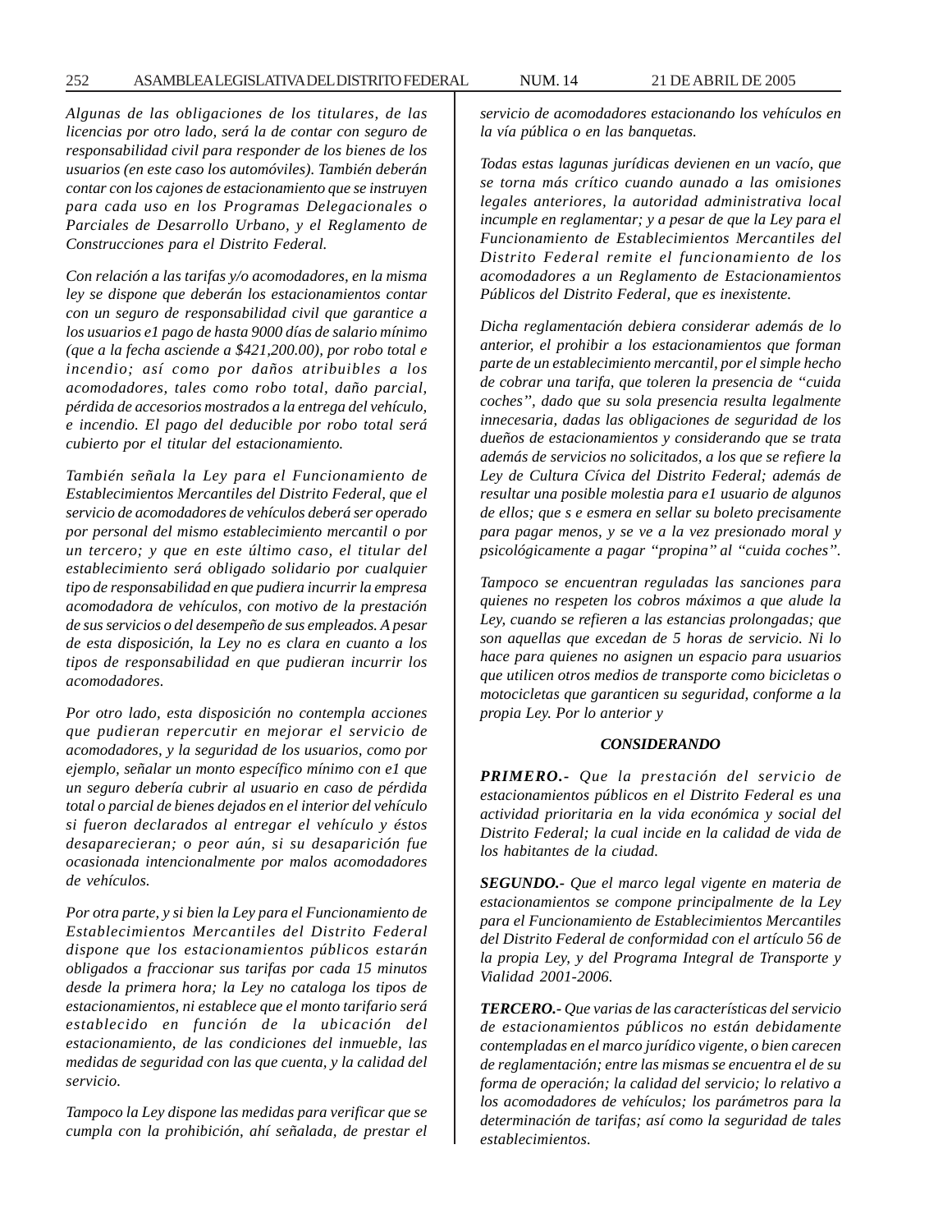*Algunas de las obligaciones de los titulares, de las licencias por otro lado, será la de contar con seguro de responsabilidad civil para responder de los bienes de los usuarios (en este caso los automóviles). También deberán contar con los cajones de estacionamiento que se instruyen para cada uso en los Programas Delegacionales o Parciales de Desarrollo Urbano, y el Reglamento de Construcciones para el Distrito Federal.*

*Con relación a las tarifas y/o acomodadores, en la misma ley se dispone que deberán los estacionamientos contar con un seguro de responsabilidad civil que garantice a los usuarios e1 pago de hasta 9000 días de salario mínimo (que a la fecha asciende a $421,200.00), por robo total e incendio; así como por daños atribuibles a los acomodadores, tales como robo total, daño parcial, pérdida de accesorios mostrados a la entrega del vehículo, e incendio. El pago del deducible por robo total será cubierto por el titular del estacionamiento.*

*También señala la Ley para el Funcionamiento de Establecimientos Mercantiles del Distrito Federal, que el servicio de acomodadores de vehículos deberá ser operado por personal del mismo establecimiento mercantil o por un tercero; y que en este último caso, el titular del establecimiento será obligado solidario por cualquier tipo de responsabilidad en que pudiera incurrir la empresa acomodadora de vehículos, con motivo de la prestación de sus servicios o del desempeño de sus empleados. A pesar de esta disposición, la Ley no es clara en cuanto a los tipos de responsabilidad en que pudieran incurrir los acomodadores.*

*Por otro lado, esta disposición no contempla acciones que pudieran repercutir en mejorar el servicio de acomodadores, y la seguridad de los usuarios, como por ejemplo, señalar un monto específico mínimo con e1 que un seguro debería cubrir al usuario en caso de pérdida total o parcial de bienes dejados en el interior del vehículo si fueron declarados al entregar el vehículo y éstos desaparecieran; o peor aún, si su desaparición fue ocasionada intencionalmente por malos acomodadores de vehículos.*

*Por otra parte, y si bien la Ley para el Funcionamiento de Establecimientos Mercantiles del Distrito Federal dispone que los estacionamientos públicos estarán obligados a fraccionar sus tarifas por cada 15 minutos desde la primera hora; la Ley no cataloga los tipos de estacionamientos, ni establece que el monto tarifario será establecido en función de la ubicación del estacionamiento, de las condiciones del inmueble, las medidas de seguridad con las que cuenta, y la calidad del servicio.*

*Tampoco la Ley dispone las medidas para verificar que se cumpla con la prohibición, ahí señalada, de prestar el servicio de acomodadores estacionando los vehículos en la vía pública o en las banquetas.*

*Todas estas lagunas jurídicas devienen en un vacío, que se torna más crítico cuando aunado a las omisiones legales anteriores, la autoridad administrativa local incumple en reglamentar; y a pesar de que la Ley para el Funcionamiento de Establecimientos Mercantiles del Distrito Federal remite el funcionamiento de los acomodadores a un Reglamento de Estacionamientos Públicos del Distrito Federal, que es inexistente.*

*Dicha reglamentación debiera considerar además de lo anterior, el prohibir a los estacionamientos que forman parte de un establecimiento mercantil, por el simple hecho de cobrar una tarifa, que toleren la presencia de "cuida coches", dado que su sola presencia resulta legalmente innecesaria, dadas las obligaciones de seguridad de los dueños de estacionamientos y considerando que se trata además de servicios no solicitados, a los que se refiere la Ley de Cultura Cívica del Distrito Federal; además de resultar una posible molestia para e1 usuario de algunos de ellos; que s e esmera en sellar su boleto precisamente para pagar menos, y se ve a la vez presionado moral y psicológicamente a pagar "propina" al "cuida coches".*

*Tampoco se encuentran reguladas las sanciones para quienes no respeten los cobros máximos a que alude la Ley, cuando se refieren a las estancias prolongadas; que son aquellas que excedan de 5 horas de servicio. Ni lo hace para quienes no asignen un espacio para usuarios que utilicen otros medios de transporte como bicicletas o motocicletas que garanticen su seguridad, conforme a la propia Ley. Por lo anterior y*

**CONSIDERANDO**

***PRIMERO.-*** *Que la prestación del servicio de estacionamientos públicos en el Distrito Federal es una actividad prioritaria en la vida económica y social del Distrito Federal; la cual incide en la calidad de vida de los habitantes de la ciudad.*

***SEGUNDO.-*** *Que el marco legal vigente en materia de estacionamientos se compone principalmente de la Ley para el Funcionamiento de Establecimientos Mercantiles del Distrito Federal de conformidad con el artículo 56 de la propia Ley, y del Programa Integral de Transporte y Vialidad 2001-2006.*

***TERCERO.-*** *Que varias de las características del servicio de estacionamientos públicos no están debidamente contempladas en el marco jurídico vigente, o bien carecen de reglamentación; entre las mismas se encuentra el de su forma de operación; la calidad del servicio; lo relativo a los acomodadores de vehículos; los parámetros para la determinación de tarifas; así como la seguridad de tales establecimientos.*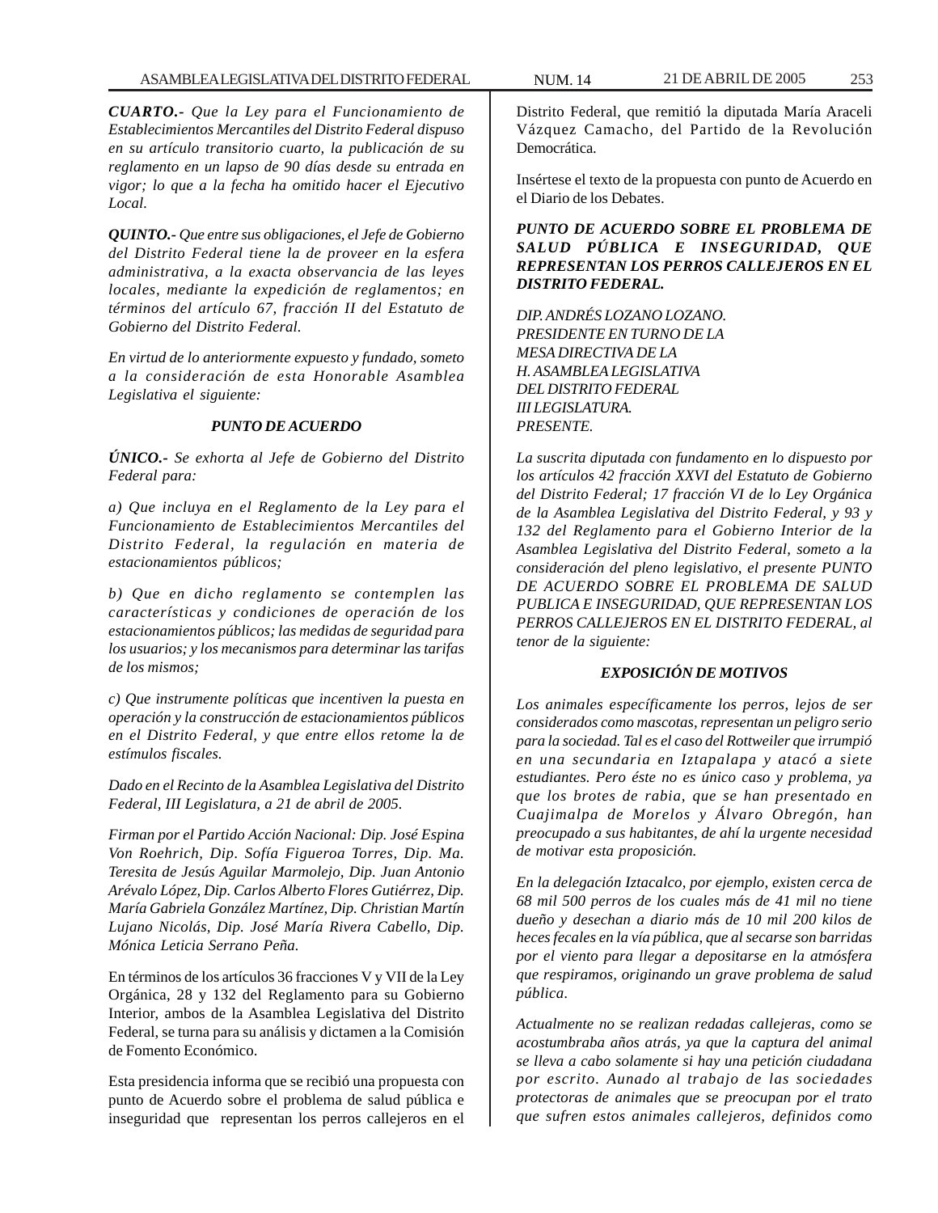*CUARTO.- Que la Ley para el Funcionamiento de Establecimientos Mercantiles del Distrito Federal dispuso en su artículo transitorio cuarto, la publicación de su reglamento en un lapso de 90 días desde su entrada en vigor; lo que a la fecha ha omitido hacer el Ejecutivo Local.*

*QUINTO.- Que entre sus obligaciones, el Jefe de Gobierno del Distrito Federal tiene la de proveer en la esfera administrativa, a la exacta observancia de las leyes locales, mediante la expedición de reglamentos; en términos del artículo 67, fracción II del Estatuto de Gobierno del Distrito Federal.*

*En virtud de lo anteriormente expuesto y fundado, someto a la consideración de esta Honorable Asamblea Legislativa el siguiente:*

***PUNTO DE ACUERDO***

*ÚNICO.- Se exhorta al Jefe de Gobierno del Distrito Federal para:*

*a) Que incluya en el Reglamento de la Ley para el Funcionamiento de Establecimientos Mercantiles del Distrito Federal, la regulación en materia de estacionamientos públicos;*

*b) Que en dicho reglamento se contemplen las características y condiciones de operación de los estacionamientos públicos; las medidas de seguridad para los usuarios; y los mecanismos para determinar las tarifas de los mismos;*

*c) Que instrumente políticas que incentiven la puesta en operación y la construcción de estacionamientos públicos en el Distrito Federal, y que entre ellos retome la de estímulos fiscales.*

*Dado en el Recinto de la Asamblea Legislativa del Distrito Federal, III Legislatura, a 21 de abril de 2005.*

*Firman por el Partido Acción Nacional: Dip. José Espina Von Roehrich, Dip. Sofía Figueroa Torres, Dip. Ma. Teresita de Jesús Aguilar Marmolejo, Dip. Juan Antonio Arévalo López, Dip. Carlos Alberto Flores Gutiérrez, Dip. María Gabriela González Martínez, Dip. Christian Martín Lujano Nicolás, Dip. José María Rivera Cabello, Dip. Mónica Leticia Serrano Peña.*

En términos de los artículos 36 fracciones V y VII de la Ley Orgánica, 28 y 132 del Reglamento para su Gobierno Interior, ambos de la Asamblea Legislativa del Distrito Federal, se turna para su análisis y dictamen a la Comisión de Fomento Económico.

Esta presidencia informa que se recibió una propuesta con punto de Acuerdo sobre el problema de salud pública e inseguridad que representan los perros callejeros en el Distrito Federal, que remitió la diputada María Araceli Vázquez Camacho, del Partido de la Revolución Democrática.

Insértese el texto de la propuesta con punto de Acuerdo en el Diario de los Debates.

***PUNTO DE ACUERDO SOBRE EL PROBLEMA DE SALUD PÚBLICA E INSEGURIDAD, QUE REPRESENTAN LOS PERROS CALLEJEROS EN EL DISTRITO FEDERAL.***

*DIP. ANDRÉS LOZANO LOZANO.*
*PRESIDENTE EN TURNO DE LA*
*MESA DIRECTIVA DE LA*
*H. ASAMBLEA LEGISLATIVA*
*DEL DISTRITO FEDERAL*
*III LEGISLATURA.*
*PRESENTE.*

*La suscrita diputada con fundamento en lo dispuesto por los artículos 42 fracción XXVI del Estatuto de Gobierno del Distrito Federal; 17 fracción VI de lo Ley Orgánica de la Asamblea Legislativa del Distrito Federal, y 93 y 132 del Reglamento para el Gobierno Interior de la Asamblea Legislativa del Distrito Federal, someto a la consideración del pleno legislativo, el presente PUNTO DE ACUERDO SOBRE EL PROBLEMA DE SALUD PUBLICA E INSEGURIDAD, QUE REPRESENTAN LOS PERROS CALLEJEROS EN EL DISTRITO FEDERAL, al tenor de la siguiente:*

***EXPOSICIÓN DE MOTIVOS***

*Los animales específicamente los perros, lejos de ser considerados como mascotas, representan un peligro serio para la sociedad. Tal es el caso del Rottweiler que irrumpió en una secundaria en Iztapalapa y atacó a siete estudiantes. Pero éste no es único caso y problema, ya que los brotes de rabia, que se han presentado en Cuajimalpa de Morelos y Álvaro Obregón, han preocupado a sus habitantes, de ahí la urgente necesidad de motivar esta proposición.*

*En la delegación Iztacalco, por ejemplo, existen cerca de 68 mil 500 perros de los cuales más de 41 mil no tiene dueño y desechan a diario más de 10 mil 200 kilos de heces fecales en la vía pública, que al secarse son barridas por el viento para llegar a depositarse en la atmósfera que respiramos, originando un grave problema de salud pública.*

*Actualmente no se realizan redadas callejeras, como se acostumbraba años atrás, ya que la captura del animal se lleva a cabo solamente si hay una petición ciudadana por escrito. Aunado al trabajo de las sociedades protectoras de animales que se preocupan por el trato que sufren estos animales callejeros, definidos como*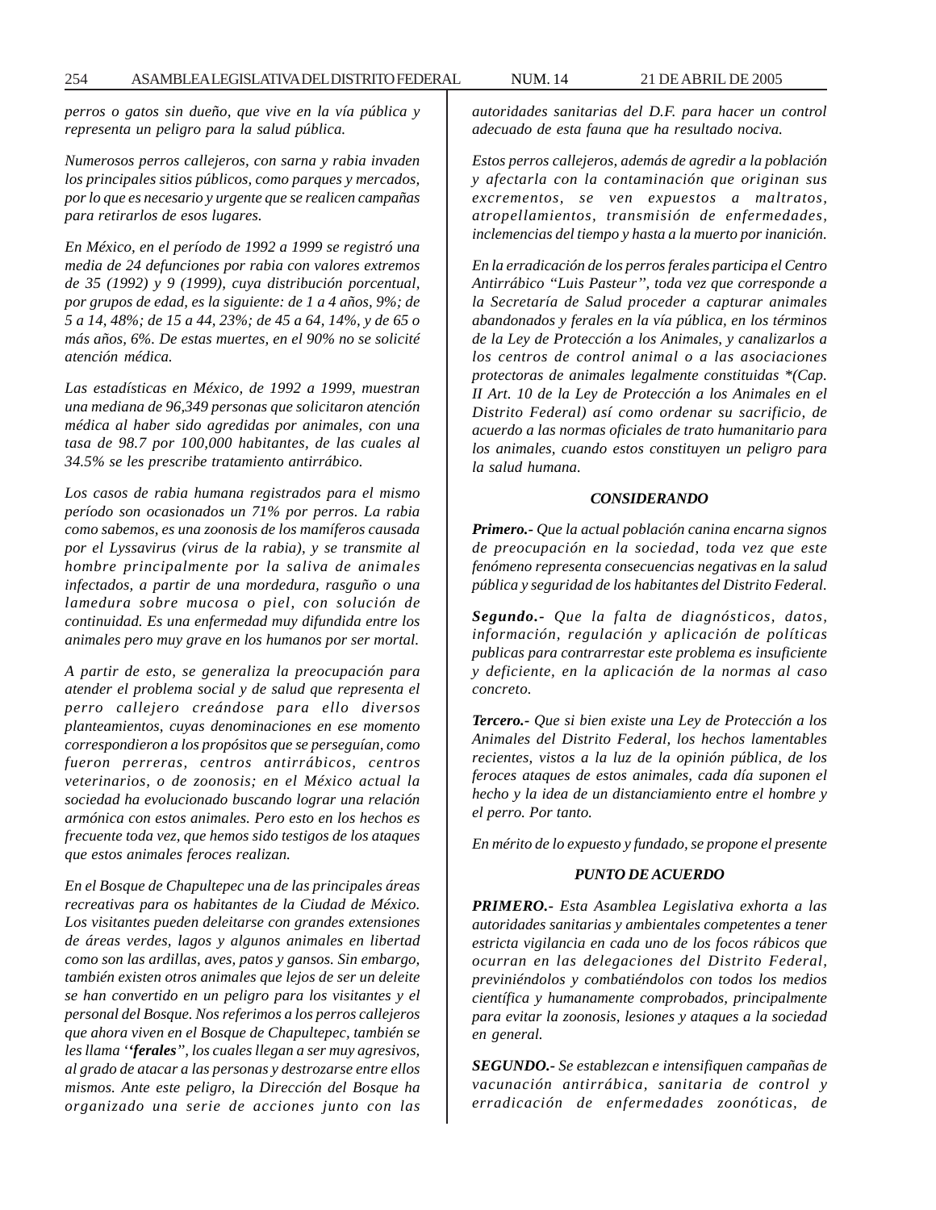*perros o gatos sin dueño, que vive en la vía pública y representa un peligro para la salud pública.*

*Numerosos perros callejeros, con sarna y rabia invaden los principales sitios públicos, como parques y mercados, por lo que es necesario y urgente que se realicen campañas para retirarlos de esos lugares.*

*En México, en el período de 1992 a 1999 se registró una media de 24 defunciones por rabia con valores extremos de 35 (1992) y 9 (1999), cuya distribución porcentual, por grupos de edad, es la siguiente: de 1 a 4 años, 9%; de 5 a 14, 48%; de 15 a 44, 23%; de 45 a 64, 14%, y de 65 o más años, 6%. De estas muertes, en el 90% no se solicité atención médica.*

*Las estadísticas en México, de 1992 a 1999, muestran una mediana de 96,349 personas que solicitaron atención médica al haber sido agredidas por animales, con una tasa de 98.7 por 100,000 habitantes, de las cuales al 34.5% se les prescribe tratamiento antirrábico.*

*Los casos de rabia humana registrados para el mismo período son ocasionados un 71% por perros. La rabia como sabemos, es una zoonosis de los mamíferos causada por el Lyssavirus (virus de la rabia), y se transmite al hombre principalmente por la saliva de animales infectados, a partir de una mordedura, rasguño o una lamedura sobre mucosa o piel, con solución de continuidad. Es una enfermedad muy difundida entre los animales pero muy grave en los humanos por ser mortal.*

*A partir de esto, se generaliza la preocupación para atender el problema social y de salud que representa el perro callejero creándose para ello diversos planteamientos, cuyas denominaciones en ese momento correspondieron a los propósitos que se perseguían, como fueron perreras, centros antirrábicos, centros veterinarios, o de zoonosis; en el México actual la sociedad ha evolucionado buscando lograr una relación armónica con estos animales. Pero esto en los hechos es frecuente toda vez, que hemos sido testigos de los ataques que estos animales feroces realizan.*

*En el Bosque de Chapultepec una de las principales áreas recreativas para os habitantes de la Ciudad de México. Los visitantes pueden deleitarse con grandes extensiones de áreas verdes, lagos y algunos animales en libertad como son las ardillas, aves, patos y gansos. Sin embargo, también existen otros animales que lejos de ser un deleite se han convertido en un peligro para los visitantes y el personal del Bosque. Nos referimos a los perros callejeros que ahora viven en el Bosque de Chapultepec, también se les llama* ‘‘***ferales***’’*, los cuales llegan a ser muy agresivos, al grado de atacar a las personas y destrozarse entre ellos mismos. Ante este peligro, la Dirección del Bosque ha organizado una serie de acciones junto con las autoridades sanitarias del D.F. para hacer un control adecuado de esta fauna que ha resultado nociva.*

*Estos perros callejeros, además de agredir a la población y afectarla con la contaminación que originan sus excrementos, se ven expuestos a maltratos, atropellamientos, transmisión de enfermedades, inclemencias del tiempo y hasta a la muerto por inanición.*

*En la erradicación de los perros ferales participa el Centro Antirrábico "Luis Pasteur", toda vez que corresponde a la Secretaría de Salud proceder a capturar animales abandonados y ferales en la vía pública, en los términos de la Ley de Protección a los Animales, y canalizarlos a los centros de control animal o a las asociaciones protectoras de animales legalmente constituidas *(Cap. II Art. 10 de la Ley de Protección a los Animales en el Distrito Federal) así como ordenar su sacrificio, de acuerdo a las normas oficiales de trato humanitario para los animales, cuando estos constituyen un peligro para la salud humana.*

### *CONSIDERANDO*

***Primero.-*** *Que la actual población canina encarna signos de preocupación en la sociedad, toda vez que este fenómeno representa consecuencias negativas en la salud pública y seguridad de los habitantes del Distrito Federal.*

***Segundo.-*** *Que la falta de diagnósticos, datos, información, regulación y aplicación de políticas publicas para contrarrestar este problema es insuficiente y deficiente, en la aplicación de la normas al caso concreto.*

***Tercero.-*** *Que si bien existe una Ley de Protección a los Animales del Distrito Federal, los hechos lamentables recientes, vistos a la luz de la opinión pública, de los feroces ataques de estos animales, cada día suponen el hecho y la idea de un distanciamiento entre el hombre y el perro. Por tanto.*

*En mérito de lo expuesto y fundado, se propone el presente*

### *PUNTO DE ACUERDO*

***PRIMERO.-*** *Esta Asamblea Legislativa exhorta a las autoridades sanitarias y ambientales competentes a tener estricta vigilancia en cada uno de los focos rábicos que ocurran en las delegaciones del Distrito Federal, previniéndolos y combatiéndolos con todos los medios científica y humanamente comprobados, principalmente para evitar la zoonosis, lesiones y ataques a la sociedad en general.*

***SEGUNDO.-*** *Se establezcan e intensifiquen campañas de vacunación antirrábica, sanitaria de control y erradicación de enfermedades zoonóticas, de*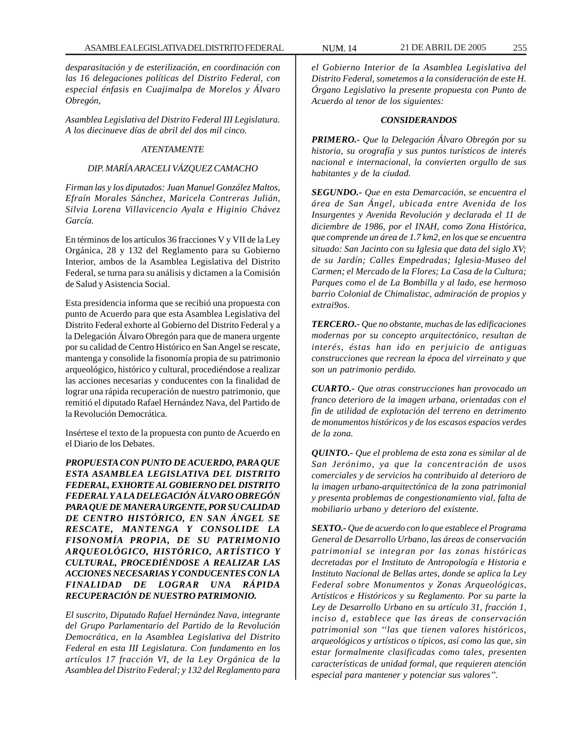*desparasitación y de esterilización, en coordinación con las 16 delegaciones políticas del Distrito Federal, con especial énfasis en Cuajimalpa de Morelos y Álvaro Obregón,*

*Asamblea Legislativa del Distrito Federal III Legislatura. A los diecinueve días de abril del dos mil cinco.*

*ATENTAMENTE*

*DIP. MARÍA ARACELI VÁZQUEZ CAMACHO*

*Firman las y los diputados: Juan Manuel González Maltos, Efraín Morales Sánchez, Maricela Contreras Julián, Silvia Lorena Villavicencio Ayala e Higinio Chávez García.*

En términos de los artículos 36 fracciones V y VII de la Ley Orgánica, 28 y 132 del Reglamento para su Gobierno Interior, ambos de la Asamblea Legislativa del Distrito Federal, se turna para su análisis y dictamen a la Comisión de Salud y Asistencia Social.

Esta presidencia informa que se recibió una propuesta con punto de Acuerdo para que esta Asamblea Legislativa del Distrito Federal exhorte al Gobierno del Distrito Federal y a la Delegación Álvaro Obregón para que de manera urgente por su calidad de Centro Histórico en San Angel se rescate, mantenga y consolide la fisonomía propia de su patrimonio arqueológico, histórico y cultural, procediéndose a realizar las acciones necesarias y conducentes con la finalidad de lograr una rápida recuperación de nuestro patrimonio, que remitió el diputado Rafael Hernández Nava, del Partido de la Revolución Democrática.

Insértese el texto de la propuesta con punto de Acuerdo en el Diario de los Debates.

***PROPUESTA CON PUNTO DE ACUERDO, PARA QUE ESTA ASAMBLEA LEGISLATIVA DEL DISTRITO FEDERAL, EXHORTE AL GOBIERNO DEL DISTRITO FEDERAL Y A LA DELEGACIÓN ÁLVARO OBREGÓN PARA QUE DE MANERA URGENTE, POR SU CALIDAD DE CENTRO HISTÓRICO, EN SAN ÁNGEL SE RESCATE, MANTENGA Y CONSOLIDE LA FISONOMÍA PROPIA, DE SU PATRIMONIO ARQUEOLÓGICO, HISTÓRICO, ARTÍSTICO Y CULTURAL, PROCEDIÉNDOSE A REALIZAR LAS ACCIONES NECESARIAS Y CONDUCENTES CON LA FINALIDAD DE LOGRAR UNA RÁPIDA RECUPERACIÓN DE NUESTRO PATRIMONIO.***

*El suscrito, Diputado Rafael Hernández Nava, integrante del Grupo Parlamentario del Partido de la Revolución Democrática, en la Asamblea Legislativa del Distrito Federal en esta III Legislatura. Con fundamento en los artículos 17 fracción VI, de la Ley Orgánica de la Asamblea del Distrito Federal; y 132 del Reglamento para el Gobierno Interior de la Asamblea Legislativa del Distrito Federal, sometemos a la consideración de este H. Órgano Legislativo la presente propuesta con Punto de Acuerdo al tenor de los siguientes:*

***CONSIDERANDOS***

***PRIMERO.-*** *Que la Delegación Álvaro Obregón por su historia, su orografía y sus puntos turísticos de interés nacional e internacional, la convierten orgullo de sus habitantes y de la ciudad.*

***SEGUNDO.-*** *Que en esta Demarcación, se encuentra el área de San Ángel, ubicada entre Avenida de los Insurgentes y Avenida Revolución y declarada el 11 de diciembre de 1986, por el INAH, como Zona Histórica, que comprende un área de 1.7 km2, en los que se encuentra situado: San Jacinto con su Iglesia que data del siglo XV; de su Jardín; Calles Empedradas; Iglesia-Museo del Carmen; el Mercado de la Flores; La Casa de la Cultura; Parques como el de La Bombilla y al lado, ese hermoso barrio Colonial de Chimalistac, admiración de propios y extrai9os.*

***TERCERO.-*** *Que no obstante, muchas de las edificaciones modernas por su concepto arquitectónico, resultan de interés, éstas han ido en perjuicio de antiguas construcciones que recrean la época del virreinato y que son un patrimonio perdido.*

***CUARTO.-*** *Que otras construcciones han provocado un franco deterioro de la imagen urbana, orientadas con el fin de utilidad de explotación del terreno en detrimento de monumentos históricos y de los escasos espacios verdes de la zona.*

***QUINTO.-*** *Que el problema de esta zona es similar al de San Jerónimo, ya que la concentración de usos comerciales y de servicios ha contribuido al deterioro de la imagen urbano-arquitectónica de la zona patrimonial y presenta problemas de congestionamiento vial, falta de mobiliario urbano y deterioro del existente.*

***SEXTO.-*** *Que de acuerdo con lo que establece el Programa General de Desarrollo Urbano, las áreas de conservación patrimonial se integran por las zonas históricas decretadas por el Instituto de Antropología e Historia e Instituto Nacional de Bellas artes, donde se aplica la Ley Federal sobre Monumentos y Zonas Arqueológicas, Artísticos e Históricos y su Reglamento. Por su parte la Ley de Desarrollo Urbano en su artículo 31, fracción 1, inciso d, establece que las áreas de conservación patrimonial son ''las que tienen valores históricos, arqueológicos y artísticos o típicos, así como las que, sin estar formalmente clasificadas como tales, presenten características de unidad formal, que requieren atención especial para mantener y potenciar sus valores''.*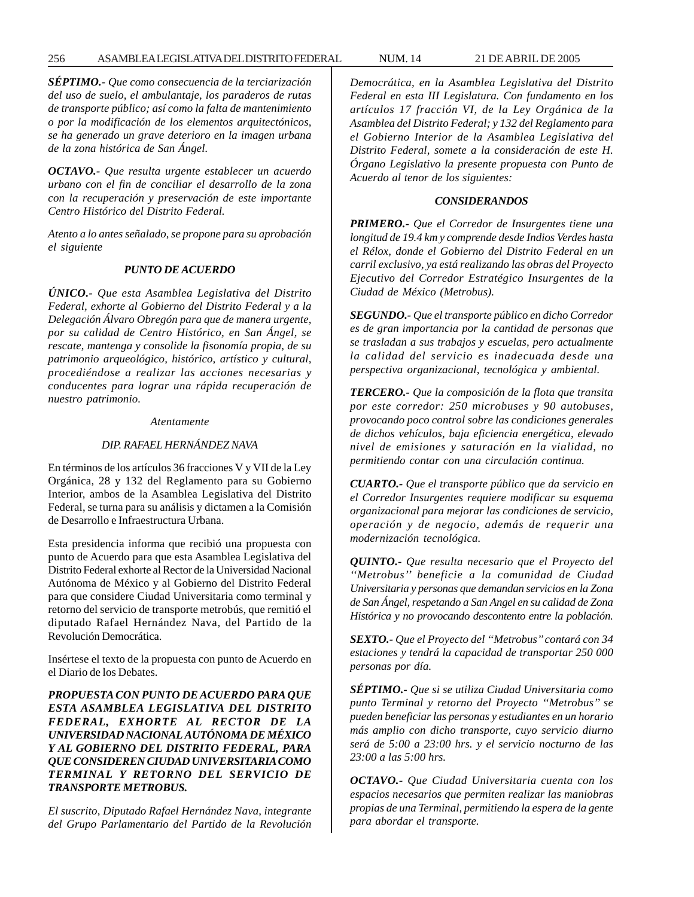***SÉPTIMO.-*** *Que como consecuencia de la terciarización del uso de suelo, el ambulantaje, los paraderos de rutas de transporte público; así como la falta de mantenimiento o por la modificación de los elementos arquitectónicos, se ha generado un grave deterioro en la imagen urbana de la zona histórica de San Ángel.*

***OCTAVO.-*** *Que resulta urgente establecer un acuerdo urbano con el fin de conciliar el desarrollo de la zona con la recuperación y preservación de este importante Centro Histórico del Distrito Federal.*

*Atento a lo antes señalado, se propone para su aprobación el siguiente*

***PUNTO DE ACUERDO***

***ÚNICO.-*** *Que esta Asamblea Legislativa del Distrito Federal, exhorte al Gobierno del Distrito Federal y a la Delegación Álvaro Obregón para que de manera urgente, por su calidad de Centro Histórico, en San Ángel, se rescate, mantenga y consolide la fisonomía propia, de su patrimonio arqueológico, histórico, artístico y cultural, procediéndose a realizar las acciones necesarias y conducentes para lograr una rápida recuperación de nuestro patrimonio.*

*Atentamente*

*DIP. RAFAEL HERNÁNDEZ NAVA*

En términos de los artículos 36 fracciones V y VII de la Ley Orgánica, 28 y 132 del Reglamento para su Gobierno Interior, ambos de la Asamblea Legislativa del Distrito Federal, se turna para su análisis y dictamen a la Comisión de Desarrollo e Infraestructura Urbana.

Esta presidencia informa que recibió una propuesta con punto de Acuerdo para que esta Asamblea Legislativa del Distrito Federal exhorte al Rector de la Universidad Nacional Autónoma de México y al Gobierno del Distrito Federal para que considere Ciudad Universitaria como terminal y retorno del servicio de transporte metrobús, que remitió el diputado Rafael Hernández Nava, del Partido de la Revolución Democrática.

Insértese el texto de la propuesta con punto de Acuerdo en el Diario de los Debates.

***PROPUESTA CON PUNTO DE ACUERDO PARA QUE ESTA ASAMBLEA LEGISLATIVA DEL DISTRITO FEDERAL, EXHORTE AL RECTOR DE LA UNIVERSIDAD NACIONAL AUTÓNOMA DE MÉXICO Y AL GOBIERNO DEL DISTRITO FEDERAL, PARA QUE CONSIDEREN CIUDAD UNIVERSITARIA COMO TERMINAL Y RETORNO DEL SERVICIO DE TRANSPORTE METROBUS.***

*El suscrito, Diputado Rafael Hernández Nava, integrante del Grupo Parlamentario del Partido de la Revolución Democrática, en la Asamblea Legislativa del Distrito Federal en esta III Legislatura. Con fundamento en los artículos 17 fracción VI, de la Ley Orgánica de la Asamblea del Distrito Federal; y 132 del Reglamento para el Gobierno Interior de la Asamblea Legislativa del Distrito Federal, somete a la consideración de este H. Órgano Legislativo la presente propuesta con Punto de Acuerdo al tenor de los siguientes:*

***CONSIDERANDOS***

***PRIMERO.-*** *Que el Corredor de Insurgentes tiene una longitud de 19.4 km y comprende desde Indios Verdes hasta el Rélox, donde el Gobierno del Distrito Federal en un carril exclusivo, ya está realizando las obras del Proyecto Ejecutivo del Corredor Estratégico Insurgentes de la Ciudad de México (Metrobus).*

***SEGUNDO.-*** *Que el transporte público en dicho Corredor es de gran importancia por la cantidad de personas que se trasladan a sus trabajos y escuelas, pero actualmente la calidad del servicio es inadecuada desde una perspectiva organizacional, tecnológica y ambiental.*

***TERCERO.-*** *Que la composición de la flota que transita por este corredor: 250 microbuses y 90 autobuses, provocando poco control sobre las condiciones generales de dichos vehículos, baja eficiencia energética, elevado nivel de emisiones y saturación en la vialidad, no permitiendo contar con una circulación continua.*

***CUARTO.-*** *Que el transporte público que da servicio en el Corredor Insurgentes requiere modificar su esquema organizacional para mejorar las condiciones de servicio, operación y de negocio, además de requerir una modernización tecnológica.*

***QUINTO.-*** *Que resulta necesario que el Proyecto del ''Metrobus'' beneficie a la comunidad de Ciudad Universitaria y personas que demandan servicios en la Zona de San Ángel, respetando a San Angel en su calidad de Zona Histórica y no provocando descontento entre la población.*

***SEXTO.-*** *Que el Proyecto del "Metrobus" contará con 34 estaciones y tendrá la capacidad de transportar 250 000 personas por día.*

***SÉPTIMO.-*** *Que si se utiliza Ciudad Universitaria como punto Terminal y retorno del Proyecto "Metrobus" se pueden beneficiar las personas y estudiantes en un horario más amplio con dicho transporte, cuyo servicio diurno será de 5:00 a 23:00 hrs. y el servicio nocturno de las 23:00 a las 5:00 hrs.*

***OCTAVO.-*** *Que Ciudad Universitaria cuenta con los espacios necesarios que permiten realizar las maniobras propias de una Terminal, permitiendo la espera de la gente para abordar el transporte.*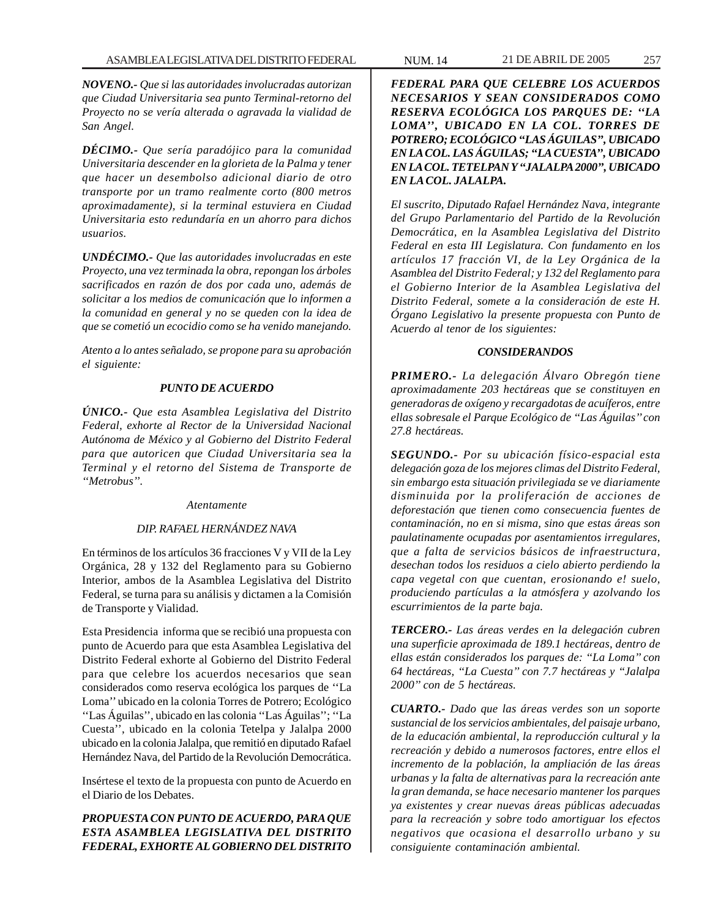***NOVENO.-*** *Que si las autoridades involucradas autorizan que Ciudad Universitaria sea punto Terminal-retorno del Proyecto no se vería alterada o agravada la vialidad de San Angel.*

***DÉCIMO.-*** *Que sería paradójico para la comunidad Universitaria descender en la glorieta de la Palma y tener que hacer un desembolso adicional diario de otro transporte por un tramo realmente corto (800 metros aproximadamente), si la terminal estuviera en Ciudad Universitaria esto redundaría en un ahorro para dichos usuarios.*

***UNDÉCIMO.-*** *Que las autoridades involucradas en este Proyecto, una vez terminada la obra, repongan los árboles sacrificados en razón de dos por cada uno, además de solicitar a los medios de comunicación que lo informen a la comunidad en general y no se queden con la idea de que se cometió un ecocidio como se ha venido manejando.*

*Atento a lo antes señalado, se propone para su aprobación el siguiente:*

***PUNTO DE ACUERDO***

***ÚNICO.-*** *Que esta Asamblea Legislativa del Distrito Federal, exhorte al Rector de la Universidad Nacional Autónoma de México y al Gobierno del Distrito Federal para que autoricen que Ciudad Universitaria sea la Terminal y el retorno del Sistema de Transporte de ''Metrobus''.*

*Atentamente*

*DIP. RAFAEL HERNÁNDEZ NAVA*

En términos de los artículos 36 fracciones V y VII de la Ley Orgánica, 28 y 132 del Reglamento para su Gobierno Interior, ambos de la Asamblea Legislativa del Distrito Federal, se turna para su análisis y dictamen a la Comisión de Transporte y Vialidad.

Esta Presidencia informa que se recibió una propuesta con punto de Acuerdo para que esta Asamblea Legislativa del Distrito Federal exhorte al Gobierno del Distrito Federal para que celebre los acuerdos necesarios que sean considerados como reserva ecológica los parques de ''La Loma'' ubicado en la colonia Torres de Potrero; Ecológico ''Las Águilas'', ubicado en las colonia ''Las Águilas''; ''La Cuesta'', ubicado en la colonia Tetelpa y Jalalpa 2000 ubicado en la colonia Jalalpa, que remitió en diputado Rafael Hernández Nava, del Partido de la Revolución Democrática.

Insértese el texto de la propuesta con punto de Acuerdo en el Diario de los Debates.

***PROPUESTA CON PUNTO DE ACUERDO, PARA QUE ESTA ASAMBLEA LEGISLATIVA DEL DISTRITO FEDERAL, EXHORTE AL GOBIERNO DEL DISTRITO FEDERAL PARA QUE CELEBRE LOS ACUERDOS NECESARIOS Y SEAN CONSIDERADOS COMO RESERVA ECOLÓGICA LOS PARQUES DE: ''LA LOMA'', UBICADO EN LA COL. TORRES DE POTRERO; ECOLÓGICO "LAS ÁGUILAS", UBICADO EN LA COL. LAS ÁGUILAS; "LA CUESTA", UBICADO EN LA COL. TETELPAN Y "JALALPA 2000", UBICADO EN LA COL. JALALPA.***

*El suscrito, Diputado Rafael Hernández Nava, integrante del Grupo Parlamentario del Partido de la Revolución Democrática, en la Asamblea Legislativa del Distrito Federal en esta III Legislatura. Con fundamento en los artículos 17 fracción VI, de la Ley Orgánica de la Asamblea del Distrito Federal; y 132 del Reglamento para el Gobierno Interior de la Asamblea Legislativa del Distrito Federal, somete a la consideración de este H. Órgano Legislativo la presente propuesta con Punto de Acuerdo al tenor de los siguientes:*

***CONSIDERANDOS***

***PRIMERO.-*** *La delegación Álvaro Obregón tiene aproximadamente 203 hectáreas que se constituyen en generadoras de oxígeno y recargadotas de acuíferos, entre ellas sobresale el Parque Ecológico de "Las Águilas" con 27.8 hectáreas.*

***SEGUNDO.-*** *Por su ubicación físico-espacial esta delegación goza de los mejores climas del Distrito Federal, sin embargo esta situación privilegiada se ve diariamente disminuida por la proliferación de acciones de deforestación que tienen como consecuencia fuentes de contaminación, no en si misma, sino que estas áreas son paulatinamente ocupadas por asentamientos irregulares, que a falta de servicios básicos de infraestructura, desechan todos los residuos a cielo abierto perdiendo la capa vegetal con que cuentan, erosionando e! suelo, produciendo partículas a la atmósfera y azolvando los escurrimientos de la parte baja.*

***TERCERO.-*** *Las áreas verdes en la delegación cubren una superficie aproximada de 189.1 hectáreas, dentro de ellas están considerados los parques de: "La Loma" con 64 hectáreas, "La Cuesta" con 7.7 hectáreas y "Jalalpa 2000" con de 5 hectáreas.*

***CUARTO.-*** *Dado que las áreas verdes son un soporte sustancial de los servicios ambientales, del paisaje urbano, de la educación ambiental, la reproducción cultural y la recreación y debido a numerosos factores, entre ellos el incremento de la población, la ampliación de las áreas urbanas y la falta de alternativas para la recreación ante la gran demanda, se hace necesario mantener los parques ya existentes y crear nuevas áreas públicas adecuadas para la recreación y sobre todo amortiguar los efectos negativos que ocasiona el desarrollo urbano y su consiguiente contaminación ambiental.*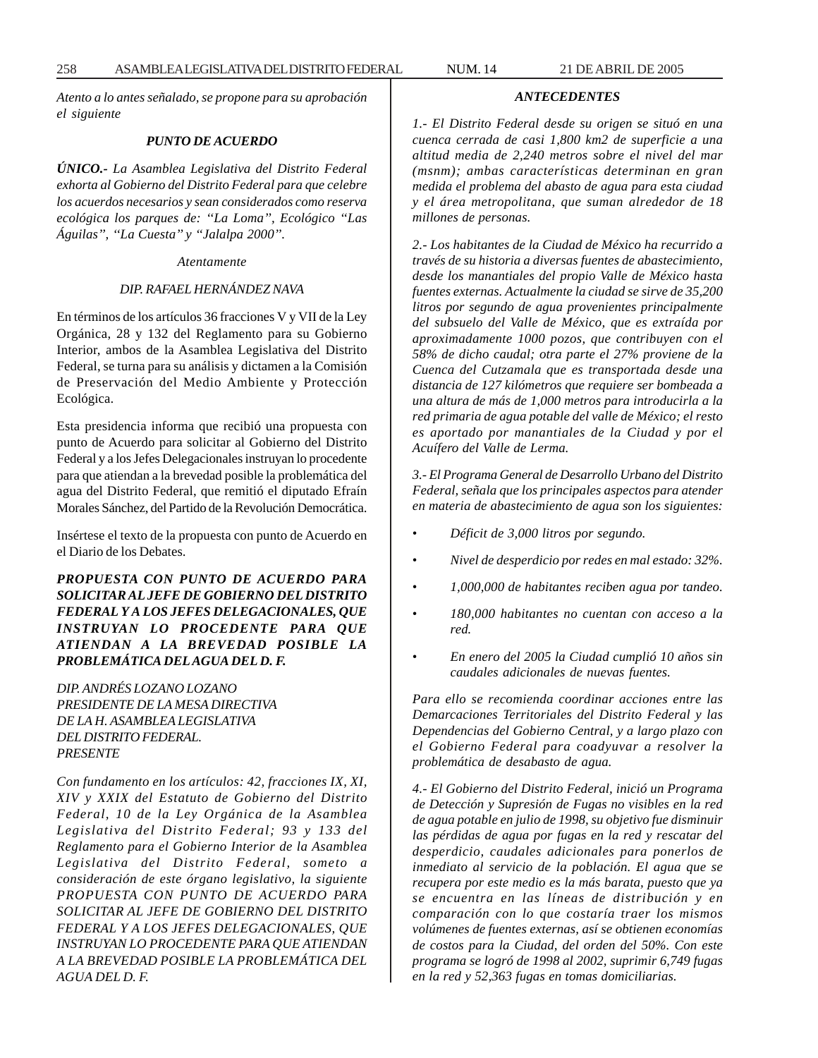*Atento a lo antes señalado, se propone para su aprobación el siguiente*

***PUNTO DE ACUERDO***

***ÚNICO.-*** *La Asamblea Legislativa del Distrito Federal exhorta al Gobierno del Distrito Federal para que celebre los acuerdos necesarios y sean considerados como reserva ecológica los parques de: "La Loma", Ecológico "Las Águilas", "La Cuesta" y "Jalalpa 2000".*

*Atentamente*

*DIP. RAFAEL HERNÁNDEZ NAVA*

En términos de los artículos 36 fracciones V y VII de la Ley Orgánica, 28 y 132 del Reglamento para su Gobierno Interior, ambos de la Asamblea Legislativa del Distrito Federal, se turna para su análisis y dictamen a la Comisión de Preservación del Medio Ambiente y Protección Ecológica.

Esta presidencia informa que recibió una propuesta con punto de Acuerdo para solicitar al Gobierno del Distrito Federal y a los Jefes Delegacionales instruyan lo procedente para que atiendan a la brevedad posible la problemática del agua del Distrito Federal, que remitió el diputado Efraín Morales Sánchez, del Partido de la Revolución Democrática.

Insértese el texto de la propuesta con punto de Acuerdo en el Diario de los Debates.

***PROPUESTA CON PUNTO DE ACUERDO PARA SOLICITAR AL JEFE DE GOBIERNO DEL DISTRITO FEDERAL Y A LOS JEFES DELEGACIONALES, QUE INSTRUYAN LO PROCEDENTE PARA QUE ATIENDAN A LA BREVEDAD POSIBLE LA PROBLEMÁTICA DEL AGUA DEL D. F.***

*DIP. ANDRÉS LOZANO LOZANO*
*PRESIDENTE DE LA MESA DIRECTIVA*
*DE LA H. ASAMBLEA LEGISLATIVA*
*DEL DISTRITO FEDERAL.*
*PRESENTE*

*Con fundamento en los artículos: 42, fracciones IX, XI, XIV y XXIX del Estatuto de Gobierno del Distrito Federal, 10 de la Ley Orgánica de la Asamblea Legislativa del Distrito Federal; 93 y 133 del Reglamento para el Gobierno Interior de la Asamblea Legislativa del Distrito Federal, someto a consideración de este órgano legislativo, la siguiente PROPUESTA CON PUNTO DE ACUERDO PARA SOLICITAR AL JEFE DE GOBIERNO DEL DISTRITO FEDERAL Y A LOS JEFES DELEGACIONALES, QUE INSTRUYAN LO PROCEDENTE PARA QUE ATIENDAN A LA BREVEDAD POSIBLE LA PROBLEMÁTICA DEL AGUA DEL D. F.*

***ANTECEDENTES***

*1.- El Distrito Federal desde su origen se situó en una cuenca cerrada de casi 1,800 km2 de superficie a una altitud media de 2,240 metros sobre el nivel del mar (msnm); ambas características determinan en gran medida el problema del abasto de agua para esta ciudad y el área metropolitana, que suman alrededor de 18 millones de personas.*

*2.- Los habitantes de la Ciudad de México ha recurrido a través de su historia a diversas fuentes de abastecimiento, desde los manantiales del propio Valle de México hasta fuentes externas. Actualmente la ciudad se sirve de 35,200 litros por segundo de agua provenientes principalmente del subsuelo del Valle de México, que es extraída por aproximadamente 1000 pozos, que contribuyen con el 58% de dicho caudal; otra parte el 27% proviene de la Cuenca del Cutzamala que es transportada desde una distancia de 127 kilómetros que requiere ser bombeada a una altura de más de 1,000 metros para introducirla a la red primaria de agua potable del valle de México; el resto es aportado por manantiales de la Ciudad y por el Acuífero del Valle de Lerma.*

*3.- El Programa General de Desarrollo Urbano del Distrito Federal, señala que los principales aspectos para atender en materia de abastecimiento de agua son los siguientes:*

- *Déficit de 3,000 litros por segundo.*
- *Nivel de desperdicio por redes en mal estado: 32%.*
- *1,000,000 de habitantes reciben agua por tandeo.*
- *180,000 habitantes no cuentan con acceso a la red.*
- *En enero del 2005 la Ciudad cumplió 10 años sin caudales adicionales de nuevas fuentes.*

*Para ello se recomienda coordinar acciones entre las Demarcaciones Territoriales del Distrito Federal y las Dependencias del Gobierno Central, y a largo plazo con el Gobierno Federal para coadyuvar a resolver la problemática de desabasto de agua.*

*4.- El Gobierno del Distrito Federal, inició un Programa de Detección y Supresión de Fugas no visibles en la red de agua potable en julio de 1998, su objetivo fue disminuir las pérdidas de agua por fugas en la red y rescatar del desperdicio, caudales adicionales para ponerlos de inmediato al servicio de la población. El agua que se recupera por este medio es la más barata, puesto que ya se encuentra en las líneas de distribución y en comparación con lo que costaría traer los mismos volúmenes de fuentes externas, así se obtienen economías de costos para la Ciudad, del orden del 50%. Con este programa se logró de 1998 al 2002, suprimir 6,749 fugas en la red y 52,363 fugas en tomas domiciliarias.*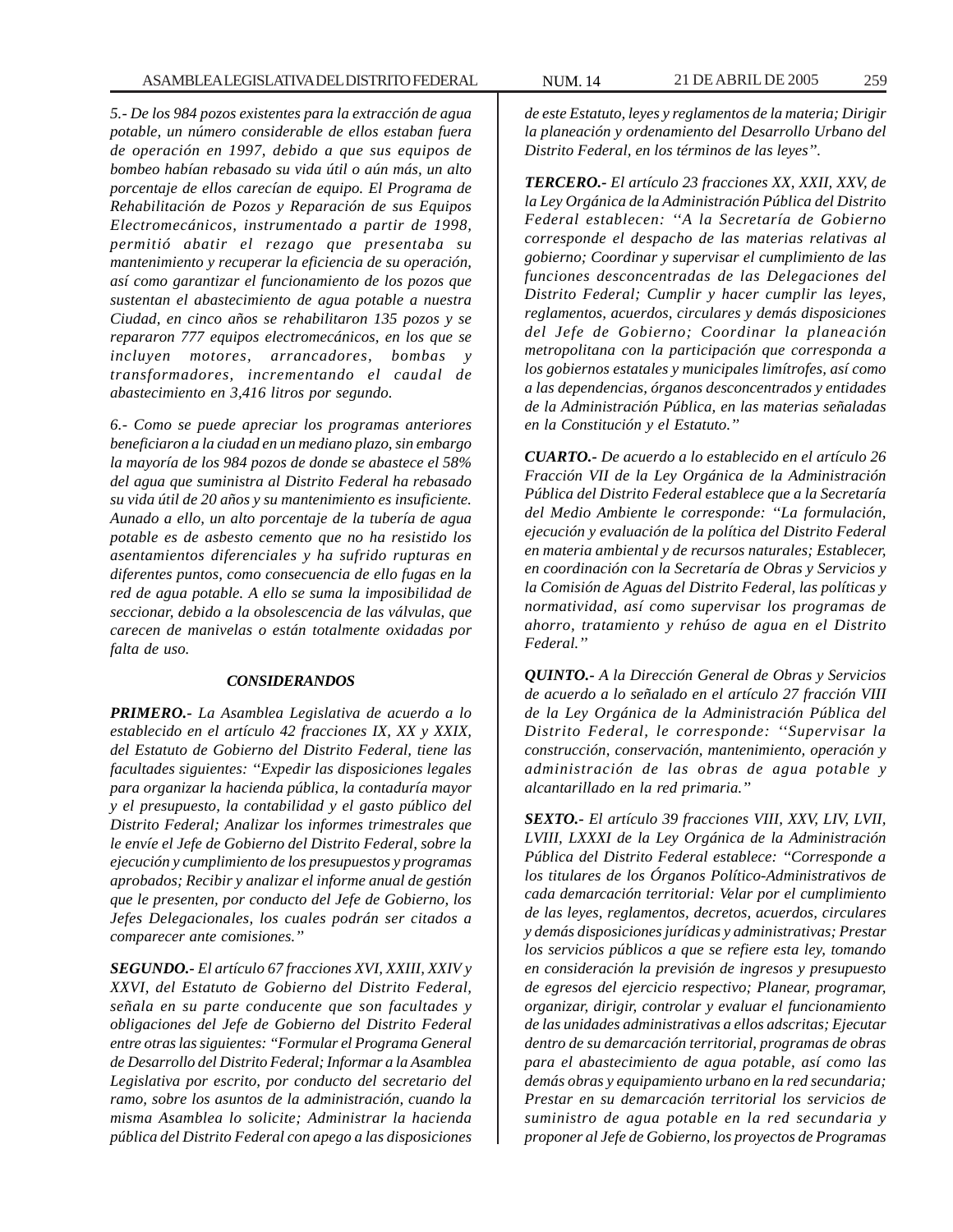*5.- De los 984 pozos existentes para la extracción de agua potable, un número considerable de ellos estaban fuera de operación en 1997, debido a que sus equipos de bombeo habían rebasado su vida útil o aún más, un alto porcentaje de ellos carecían de equipo. El Programa de Rehabilitación de Pozos y Reparación de sus Equipos Electromecánicos, instrumentado a partir de 1998, permitió abatir el rezago que presentaba su mantenimiento y recuperar la eficiencia de su operación, así como garantizar el funcionamiento de los pozos que sustentan el abastecimiento de agua potable a nuestra Ciudad, en cinco años se rehabilitaron 135 pozos y se repararon 777 equipos electromecánicos, en los que se incluyen motores, arrancadores, bombas y transformadores, incrementando el caudal de abastecimiento en 3,416 litros por segundo.*

*6.- Como se puede apreciar los programas anteriores beneficiaron a la ciudad en un mediano plazo, sin embargo la mayoría de los 984 pozos de donde se abastece el 58% del agua que suministra al Distrito Federal ha rebasado su vida útil de 20 años y su mantenimiento es insuficiente. Aunado a ello, un alto porcentaje de la tubería de agua potable es de asbesto cemento que no ha resistido los asentamientos diferenciales y ha sufrido rupturas en diferentes puntos, como consecuencia de ello fugas en la red de agua potable. A ello se suma la imposibilidad de seccionar, debido a la obsolescencia de las válvulas, que carecen de manivelas o están totalmente oxidadas por falta de uso.*

***CONSIDERANDOS***

***PRIMERO.-** La Asamblea Legislativa de acuerdo a lo establecido en el artículo 42 fracciones IX, XX y XXIX, del Estatuto de Gobierno del Distrito Federal, tiene las facultades siguientes: "Expedir las disposiciones legales para organizar la hacienda pública, la contaduría mayor y el presupuesto, la contabilidad y el gasto público del Distrito Federal; Analizar los informes trimestrales que le envíe el Jefe de Gobierno del Distrito Federal, sobre la ejecución y cumplimiento de los presupuestos y programas aprobados; Recibir y analizar el informe anual de gestión que le presenten, por conducto del Jefe de Gobierno, los Jefes Delegacionales, los cuales podrán ser citados a comparecer ante comisiones."*

***SEGUNDO.-** El artículo 67 fracciones XVI, XXIII, XXIV y XXVI, del Estatuto de Gobierno del Distrito Federal, señala en su parte conducente que son facultades y obligaciones del Jefe de Gobierno del Distrito Federal entre otras las siguientes: "Formular el Programa General de Desarrollo del Distrito Federal; Informar a la Asamblea Legislativa por escrito, por conducto del secretario del ramo, sobre los asuntos de la administración, cuando la misma Asamblea lo solicite; Administrar la hacienda pública del Distrito Federal con apego a las disposiciones de este Estatuto, leyes y reglamentos de la materia; Dirigir la planeación y ordenamiento del Desarrollo Urbano del Distrito Federal, en los términos de las leyes".*

***TERCERO.-** El artículo 23 fracciones XX, XXII, XXV, de la Ley Orgánica de la Administración Pública del Distrito Federal establecen: "A la Secretaría de Gobierno corresponde el despacho de las materias relativas al gobierno; Coordinar y supervisar el cumplimiento de las funciones desconcentradas de las Delegaciones del Distrito Federal; Cumplir y hacer cumplir las leyes, reglamentos, acuerdos, circulares y demás disposiciones del Jefe de Gobierno; Coordinar la planeación metropolitana con la participación que corresponda a los gobiernos estatales y municipales limítrofes, así como a las dependencias, órganos desconcentrados y entidades de la Administración Pública, en las materias señaladas en la Constitución y el Estatuto."*

***CUARTO.-** De acuerdo a lo establecido en el artículo 26 Fracción VII de la Ley Orgánica de la Administración Pública del Distrito Federal establece que a la Secretaría del Medio Ambiente le corresponde: "La formulación, ejecución y evaluación de la política del Distrito Federal en materia ambiental y de recursos naturales; Establecer, en coordinación con la Secretaría de Obras y Servicios y la Comisión de Aguas del Distrito Federal, las políticas y normatividad, así como supervisar los programas de ahorro, tratamiento y rehúso de agua en el Distrito Federal."*

***QUINTO.-** A la Dirección General de Obras y Servicios de acuerdo a lo señalado en el artículo 27 fracción VIII de la Ley Orgánica de la Administración Pública del Distrito Federal, le corresponde: "Supervisar la construcción, conservación, mantenimiento, operación y administración de las obras de agua potable y alcantarillado en la red primaria."*

***SEXTO.-** El artículo 39 fracciones VIII, XXV, LIV, LVII, LVIII, LXXXI de la Ley Orgánica de la Administración Pública del Distrito Federal establece: "Corresponde a los titulares de los Órganos Político-Administrativos de cada demarcación territorial: Velar por el cumplimiento de las leyes, reglamentos, decretos, acuerdos, circulares y demás disposiciones jurídicas y administrativas; Prestar los servicios públicos a que se refiere esta ley, tomando en consideración la previsión de ingresos y presupuesto de egresos del ejercicio respectivo; Planear, programar, organizar, dirigir, controlar y evaluar el funcionamiento de las unidades administrativas a ellos adscritas; Ejecutar dentro de su demarcación territorial, programas de obras para el abastecimiento de agua potable, así como las demás obras y equipamiento urbano en la red secundaria; Prestar en su demarcación territorial los servicios de suministro de agua potable en la red secundaria y proponer al Jefe de Gobierno, los proyectos de Programas*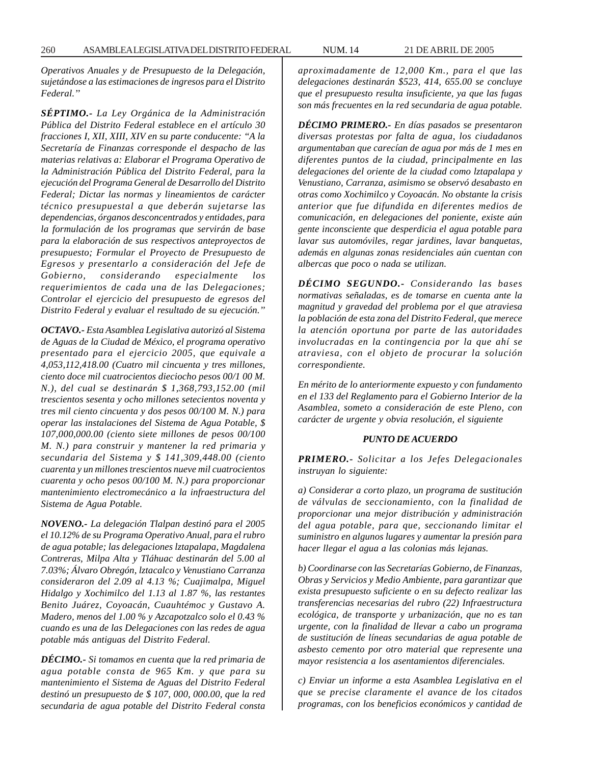*Operativos Anuales y de Presupuesto de la Delegación, sujetándose a las estimaciones de ingresos para el Distrito Federal."*

***SÉPTIMO.-*** *La Ley Orgánica de la Administración Pública del Distrito Federal establece en el artículo 30 fracciones I, XII, XIII, XIV en su parte conducente: "A la Secretaría de Finanzas corresponde el despacho de las materias relativas a: Elaborar el Programa Operativo de la Administración Pública del Distrito Federal, para la ejecución del Programa General de Desarrollo del Distrito Federal; Dictar las normas y lineamientos de carácter técnico presupuestal a que deberán sujetarse las dependencias, órganos desconcentrados y entidades, para la formulación de los programas que servirán de base para la elaboración de sus respectivos anteproyectos de presupuesto; Formular el Proyecto de Presupuesto de Egresos y presentarlo a consideración del Jefe de Gobierno, considerando especialmente los requerimientos de cada una de las Delegaciones; Controlar el ejercicio del presupuesto de egresos del Distrito Federal y evaluar el resultado de su ejecución."*

***OCTAVO.-*** *Esta Asamblea Legislativa autorizó al Sistema de Aguas de la Ciudad de México, el programa operativo presentado para el ejercicio 2005, que equivale a 4,053,112,418.00 (Cuatro mil cincuenta y tres millones, ciento doce mil cuatrocientos dieciocho pesos 00/1 00 M. N.), del cual se destinarán $ 1,368,793,152.00 (mil trescientos sesenta y ocho millones setecientos noventa y tres mil ciento cincuenta y dos pesos 00/100 M. N.) para operar las instalaciones del Sistema de Agua Potable, $ 107,000,000.00 (ciento siete millones de pesos 00/100 M. N.) para construir y mantener la red primaria y secundaria del Sistema y $ 141,309,448.00 (ciento cuarenta y un millones trescientos nueve mil cuatrocientos cuarenta y ocho pesos 00/100 M. N.) para proporcionar mantenimiento electromecánico a la infraestructura del Sistema de Agua Potable.*

***NOVENO.-*** *La delegación Tlalpan destinó para el 2005 el 10.12% de su Programa Operativo Anual, para el rubro de agua potable; las delegaciones lztapalapa, Magdalena Contreras, Milpa Alta y Tláhuac destinarán del 5.00 al 7.03%; Álvaro Obregón, lztacalco y Venustiano Carranza consideraron del 2.09 al 4.13 %; Cuajimalpa, Miguel Hidalgo y Xochimilco del 1.13 al 1.87 %, las restantes Benito Juárez, Coyoacán, Cuauhtémoc y Gustavo A. Madero, menos del 1.00 % y Azcapotzalco solo el 0.43 % cuando es una de las Delegaciones con las redes de agua potable más antiguas del Distrito Federal.*

***DÉCIMO.-*** *Si tomamos en cuenta que la red primaria de agua potable consta de 965 Km. y que para su mantenimiento el Sistema de Aguas del Distrito Federal destinó un presupuesto de $ 107, 000, 000.00, que la red secundaria de agua potable del Distrito Federal consta aproximadamente de 12,000 Km., para el que las delegaciones destinarán $523, 414, 655.00 se concluye que el presupuesto resulta insuficiente, ya que las fugas son más frecuentes en la red secundaria de agua potable.*

***DÉCIMO PRIMERO.-*** *En días pasados se presentaron diversas protestas por falta de agua, los ciudadanos argumentaban que carecían de agua por más de 1 mes en diferentes puntos de la ciudad, principalmente en las delegaciones del oriente de la ciudad como lztapalapa y Venustiano, Carranza, asimismo se observó desabasto en otras como Xochimilco y Coyoacán. No obstante la crisis anterior que fue difundida en diferentes medios de comunicación, en delegaciones del poniente, existe aún gente inconsciente que desperdicia el agua potable para lavar sus automóviles, regar jardines, lavar banquetas, además en algunas zonas residenciales aún cuentan con albercas que poco o nada se utilizan.*

***DÉCIMO SEGUNDO.-*** *Considerando las bases normativas señaladas, es de tomarse en cuenta ante la magnitud y gravedad del problema por el que atraviesa la población de esta zona del Distrito Federal, que merece la atención oportuna por parte de las autoridades involucradas en la contingencia por la que ahí se atraviesa, con el objeto de procurar la solución correspondiente.*

*En mérito de lo anteriormente expuesto y con fundamento en el 133 del Reglamento para el Gobierno Interior de la Asamblea, someto a consideración de este Pleno, con carácter de urgente y obvia resolución, el siguiente*

***PUNTO DE ACUERDO***

***PRIMERO.-*** *Solicitar a los Jefes Delegacionales instruyan lo siguiente:*

*a) Considerar a corto plazo, un programa de sustitución de válvulas de seccionamiento, con la finalidad de proporcionar una mejor distribución y administración del agua potable, para que, seccionando limitar el suministro en algunos lugares y aumentar la presión para hacer llegar el agua a las colonias más lejanas.*

*b) Coordinarse con las Secretarías Gobierno, de Finanzas, Obras y Servicios y Medio Ambiente, para garantizar que exista presupuesto suficiente o en su defecto realizar las transferencias necesarias del rubro (22) Infraestructura ecológica, de transporte y urbanización, que no es tan urgente, con la finalidad de llevar a cabo un programa de sustitución de líneas secundarias de agua potable de asbesto cemento por otro material que represente una mayor resistencia a los asentamientos diferenciales.*

*c) Enviar un informe a esta Asamblea Legislativa en el que se precise claramente el avance de los citados programas, con los beneficios económicos y cantidad de*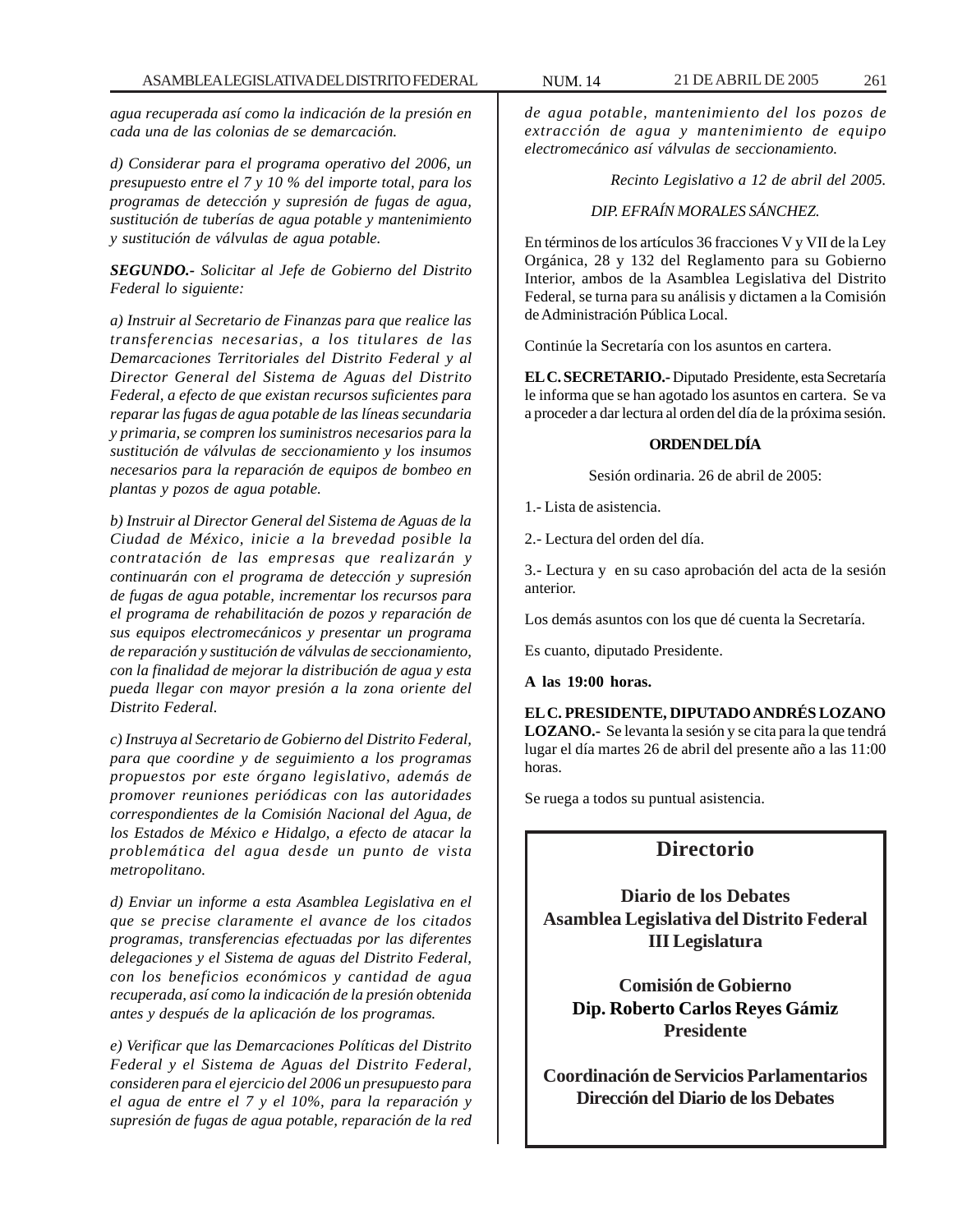*agua recuperada así como la indicación de la presión en cada una de las colonias de se demarcación.*

*d) Considerar para el programa operativo del 2006, un presupuesto entre el 7 y 10 % del importe total, para los programas de detección y supresión de fugas de agua, sustitución de tuberías de agua potable y mantenimiento y sustitución de válvulas de agua potable.*

***SEGUNDO.-** Solicitar al Jefe de Gobierno del Distrito Federal lo siguiente:*

*a) Instruir al Secretario de Finanzas para que realice las transferencias necesarias, a los titulares de las Demarcaciones Territoriales del Distrito Federal y al Director General del Sistema de Aguas del Distrito Federal, a efecto de que existan recursos suficientes para reparar las fugas de agua potable de las líneas secundaria y primaria, se compren los suministros necesarios para la sustitución de válvulas de seccionamiento y los insumos necesarios para la reparación de equipos de bombeo en plantas y pozos de agua potable.*

*b) Instruir al Director General del Sistema de Aguas de la Ciudad de México, inicie a la brevedad posible la contratación de las empresas que realizarán y continuarán con el programa de detección y supresión de fugas de agua potable, incrementar los recursos para el programa de rehabilitación de pozos y reparación de sus equipos electromecánicos y presentar un programa de reparación y sustitución de válvulas de seccionamiento, con la finalidad de mejorar la distribución de agua y esta pueda llegar con mayor presión a la zona oriente del Distrito Federal.*

*c) Instruya al Secretario de Gobierno del Distrito Federal, para que coordine y de seguimiento a los programas propuestos por este órgano legislativo, además de promover reuniones periódicas con las autoridades correspondientes de la Comisión Nacional del Agua, de los Estados de México e Hidalgo, a efecto de atacar la problemática del agua desde un punto de vista metropolitano.*

*d) Enviar un informe a esta Asamblea Legislativa en el que se precise claramente el avance de los citados programas, transferencias efectuadas por las diferentes delegaciones y el Sistema de aguas del Distrito Federal, con los beneficios económicos y cantidad de agua recuperada, así como la indicación de la presión obtenida antes y después de la aplicación de los programas.*

*e) Verificar que las Demarcaciones Políticas del Distrito Federal y el Sistema de Aguas del Distrito Federal, consideren para el ejercicio del 2006 un presupuesto para el agua de entre el 7 y el 10%, para la reparación y supresión de fugas de agua potable, reparación de la red de agua potable, mantenimiento del los pozos de extracción de agua y mantenimiento de equipo electromecánico así válvulas de seccionamiento.*

*Recinto Legislativo a 12 de abril del 2005.*

*DIP. EFRAÍN MORALES SÁNCHEZ.*

En términos de los artículos 36 fracciones V y VII de la Ley Orgánica, 28 y 132 del Reglamento para su Gobierno Interior, ambos de la Asamblea Legislativa del Distrito Federal, se turna para su análisis y dictamen a la Comisión de Administración Pública Local.

Continúe la Secretaría con los asuntos en cartera.

**EL C. SECRETARIO.-** Diputado Presidente, esta Secretaría le informa que se han agotado los asuntos en cartera. Se va a proceder a dar lectura al orden del día de la próxima sesión.

**ORDEN DEL DÍA**

Sesión ordinaria. 26 de abril de 2005:

1.- Lista de asistencia.

2.- Lectura del orden del día.

3.- Lectura y en su caso aprobación del acta de la sesión anterior.

Los demás asuntos con los que dé cuenta la Secretaría.

Es cuanto, diputado Presidente.

**A las 19:00 horas.**

**EL C. PRESIDENTE, DIPUTADO ANDRÉS LOZANO LOZANO.-** Se levanta la sesión y se cita para la que tendrá lugar el día martes 26 de abril del presente año a las 11:00 horas.

Se ruega a todos su puntual asistencia.

## Directorio

**Diario de los Debates**
**Asamblea Legislativa del Distrito Federal**
**III Legislatura**

**Comisión de Gobierno**
**Dip. Roberto Carlos Reyes Gámiz**
**Presidente**

**Coordinación de Servicios Parlamentarios**
**Dirección del Diario de los Debates**